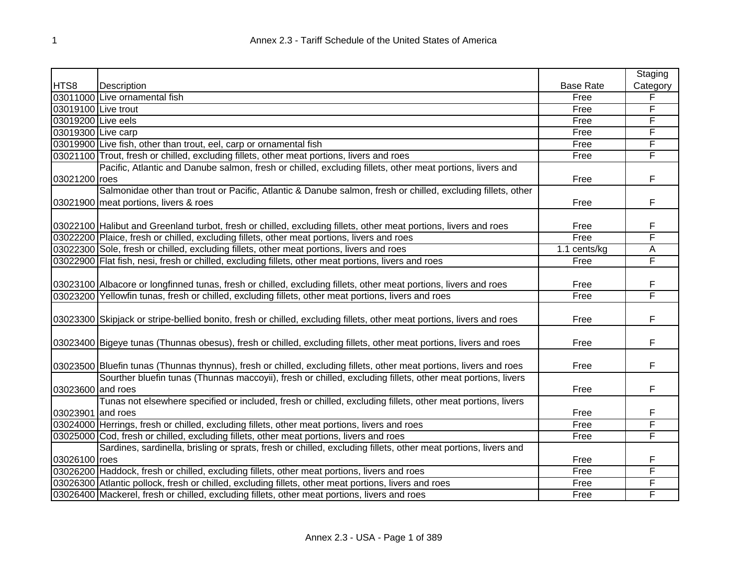# Annex 2.3 - Tariff Schedule of the United States of America

| HTS8 | Description | Base Rate | Staging Category |
|---|---|---|---|
| 03011000 | Live ornamental fish | Free | F |
| 03019100 | Live trout | Free | F |
| 03019200 | Live eels | Free | F |
| 03019300 | Live carp | Free | F |
| 03019900 | Live fish, other than trout, eel, carp or ornamental fish | Free | F |
| 03021100 | Trout, fresh or chilled, excluding fillets, other meat portions, livers and roes | Free | F |
| 03021200 | Pacific, Atlantic and Danube salmon, fresh or chilled, excluding fillets, other meat portions, livers and roes | Free | F |
| 03021900 | Salmonidae other than trout or Pacific, Atlantic & Danube salmon, fresh or chilled, excluding fillets, other meat portions, livers & roes | Free | F |
| 03022100 | Halibut and Greenland turbot, fresh or chilled, excluding fillets, other meat portions, livers and roes | Free | F |
| 03022200 | Plaice, fresh or chilled, excluding fillets, other meat portions, livers and roes | Free | F |
| 03022300 | Sole, fresh or chilled, excluding fillets, other meat portions, livers and roes | 1.1 cents/kg | A |
| 03022900 | Flat fish, nesi, fresh or chilled, excluding fillets, other meat portions, livers and roes | Free | F |
| 03023100 | Albacore or longfinned tunas, fresh or chilled, excluding fillets, other meat portions, livers and roes | Free | F |
| 03023200 | Yellowfin tunas, fresh or chilled, excluding fillets, other meat portions, livers and roes | Free | F |
| 03023300 | Skipjack or stripe-bellied bonito, fresh or chilled, excluding fillets, other meat portions, livers and roes | Free | F |
| 03023400 | Bigeye tunas (Thunnas obesus), fresh or chilled, excluding fillets, other meat portions, livers and roes | Free | F |
| 03023500 | Bluefin tunas (Thunnas thynnus), fresh or chilled, excluding fillets, other meat portions, livers and roes | Free | F |
| 03023600 | Souther bluefin tunas (Thunnas maccoyii), fresh or chilled, excluding fillets, other meat portions, livers and roes | Free | F |
| 03023901 | Tunas not elsewhere specified or included, fresh or chilled, excluding fillets, other meat portions, livers and roes | Free | F |
| 03024000 | Herrings, fresh or chilled, excluding fillets, other meat portions, livers and roes | Free | F |
| 03025000 | Cod, fresh or chilled, excluding fillets, other meat portions, livers and roes | Free | F |
| 03026100 | Sardines, sardinella, brisling or sprats, fresh or chilled, excluding fillets, other meat portions, livers and roes | Free | F |
| 03026200 | Haddock, fresh or chilled, excluding fillets, other meat portions, livers and roes | Free | F |
| 03026300 | Atlantic pollock, fresh or chilled, excluding fillets, other meat portions, livers and roes | Free | F |
| 03026400 | Mackerel, fresh or chilled, excluding fillets, other meat portions, livers and roes | Free | F |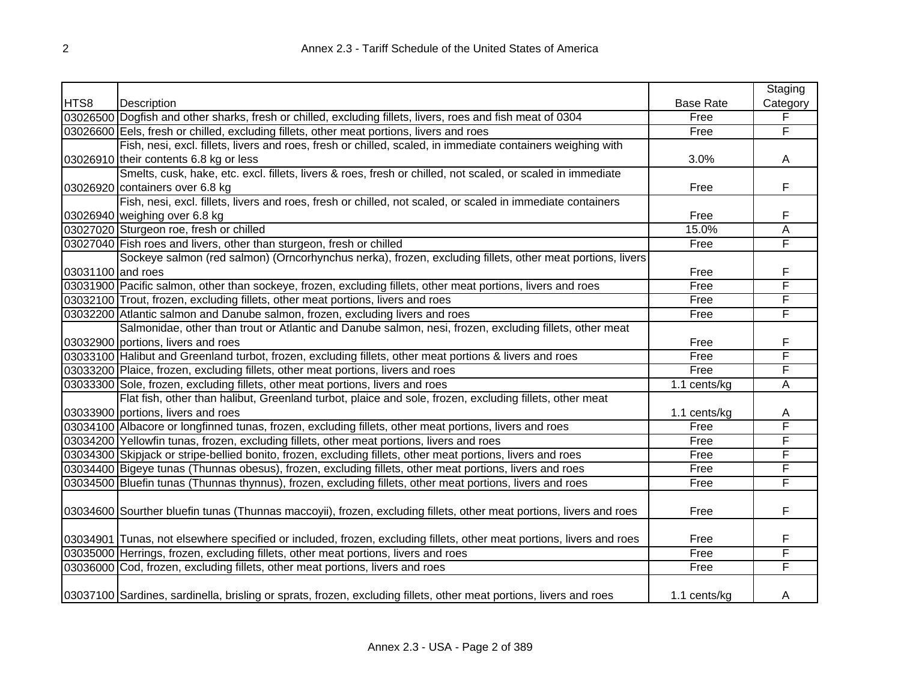| HTS8 | Description | Base Rate | Staging Category |
|---|---|---|---|
| 03026500 | Dogfish and other sharks, fresh or chilled, excluding fillets, livers, roes and fish meat of 0304 | Free | F |
| 03026600 | Eels, fresh or chilled, excluding fillets, other meat portions, livers and roes | Free | F |
| 03026910 | Fish, nesi, excl. fillets, livers and roes, fresh or chilled, scaled, in immediate containers weighing with their contents 6.8 kg or less | 3.0% | A |
| 03026920 | Smelts, cusk, hake, etc. excl. fillets, livers & roes, fresh or chilled, not scaled, or scaled in immediate containers over 6.8 kg | Free | F |
| 03026940 | Fish, nesi, excl. fillets, livers and roes, fresh or chilled, not scaled, or scaled in immediate containers weighing over 6.8 kg | Free | F |
| 03027020 | Sturgeon roe, fresh or chilled | 15.0% | A |
| 03027040 | Fish roes and livers, other than sturgeon, fresh or chilled | Free | F |
| 03031100 | Sockeye salmon (red salmon) (Orncorhynchus nerka), frozen, excluding fillets, other meat portions, livers and roes | Free | F |
| 03031900 | Pacific salmon, other than sockeye, frozen, excluding fillets, other meat portions, livers and roes | Free | F |
| 03032100 | Trout, frozen, excluding fillets, other meat portions, livers and roes | Free | F |
| 03032200 | Atlantic salmon and Danube salmon, frozen, excluding livers and roes | Free | F |
| 03032900 | Salmonidae, other than trout or Atlantic and Danube salmon, nesi, frozen, excluding fillets, other meat portions, livers and roes | Free | F |
| 03033100 | Halibut and Greenland turbot, frozen, excluding fillets, other meat portions & livers and roes | Free | F |
| 03033200 | Plaice, frozen, excluding fillets, other meat portions, livers and roes | Free | F |
| 03033300 | Sole, frozen, excluding fillets, other meat portions, livers and roes | 1.1 cents/kg | A |
| 03033900 | Flat fish, other than halibut, Greenland turbot, plaice and sole, frozen, excluding fillets, other meat portions, livers and roes | 1.1 cents/kg | A |
| 03034100 | Albacore or longfinned tunas, frozen, excluding fillets, other meat portions, livers and roes | Free | F |
| 03034200 | Yellowfin tunas, frozen, excluding fillets, other meat portions, livers and roes | Free | F |
| 03034300 | Skipjack or stripe-bellied bonito, frozen, excluding fillets, other meat portions, livers and roes | Free | F |
| 03034400 | Bigeye tunas (Thunnas obesus), frozen, excluding fillets, other meat portions, livers and roes | Free | F |
| 03034500 | Bluefin tunas (Thunnas thynnus), frozen, excluding fillets, other meat portions, livers and roes | Free | F |
| 03034600 | Sourther bluefin tunas (Thunnas maccoyii), frozen, excluding fillets, other meat portions, livers and roes | Free | F |
| 03034901 | Tunas, not elsewhere specified or included, frozen, excluding fillets, other meat portions, livers and roes | Free | F |
| 03035000 | Herrings, frozen, excluding fillets, other meat portions, livers and roes | Free | F |
| 03036000 | Cod, frozen, excluding fillets, other meat portions, livers and roes | Free | F |
| 03037100 | Sardines, sardinella, brisling or sprats, frozen, excluding fillets, other meat portions, livers and roes | 1.1 cents/kg | A |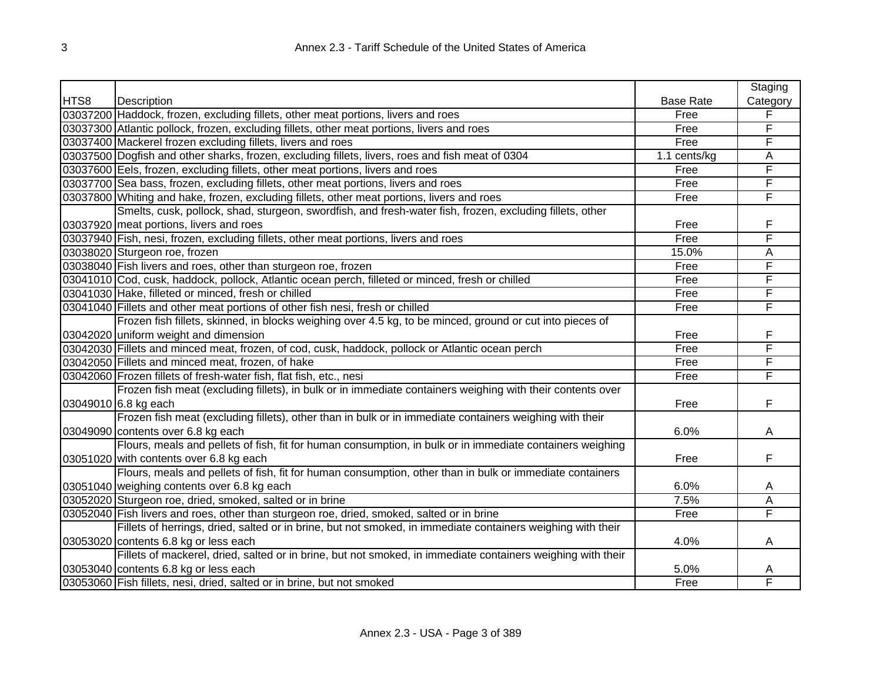| HTS8 | Description | Base Rate | Staging Category |
|---|---|---|---|
| 03037200 | Haddock, frozen, excluding fillets, other meat portions, livers and roes | Free | F |
| 03037300 | Atlantic pollock, frozen, excluding fillets, other meat portions, livers and roes | Free | F |
| 03037400 | Mackerel frozen excluding fillets, livers and roes | Free | F |
| 03037500 | Dogfish and other sharks, frozen, excluding fillets, livers, roes and fish meat of 0304 | 1.1 cents/kg | A |
| 03037600 | Eels, frozen, excluding fillets, other meat portions, livers and roes | Free | F |
| 03037700 | Sea bass, frozen, excluding fillets, other meat portions, livers and roes | Free | F |
| 03037800 | Whiting and hake, frozen, excluding fillets, other meat portions, livers and roes | Free | F |
| 03037920 | Smelts, cusk, pollock, shad, sturgeon, swordfish, and fresh-water fish, frozen, excluding fillets, other meat portions, livers and roes | Free | F |
| 03037940 | Fish, nesi, frozen, excluding fillets, other meat portions, livers and roes | Free | F |
| 03038020 | Sturgeon roe, frozen | 15.0% | A |
| 03038040 | Fish livers and roes, other than sturgeon roe, frozen | Free | F |
| 03041010 | Cod, cusk, haddock, pollock, Atlantic ocean perch, filleted or minced, fresh or chilled | Free | F |
| 03041030 | Hake, filleted or minced, fresh or chilled | Free | F |
| 03041040 | Fillets and other meat portions of other fish nesi, fresh or chilled | Free | F |
| 03042020 | Frozen fish fillets, skinned, in blocks weighing over 4.5 kg, to be minced, ground or cut into pieces of uniform weight and dimension | Free | F |
| 03042030 | Fillets and minced meat, frozen, of cod, cusk, haddock, pollock or Atlantic ocean perch | Free | F |
| 03042050 | Fillets and minced meat, frozen, of hake | Free | F |
| 03042060 | Frozen fillets of fresh-water fish, flat fish, etc., nesi | Free | F |
| 03049010 | Frozen fish meat (excluding fillets), in bulk or in immediate containers weighing with their contents over 6.8 kg each | Free | F |
| 03049090 | Frozen fish meat (excluding fillets), other than in bulk or in immediate containers weighing with their contents over 6.8 kg each | 6.0% | A |
| 03051020 | Flours, meals and pellets of fish, fit for human consumption, in bulk or in immediate containers weighing with contents over 6.8 kg each | Free | F |
| 03051040 | Flours, meals and pellets of fish, fit for human consumption, other than in bulk or immediate containers weighing contents over 6.8 kg each | 6.0% | A |
| 03052020 | Sturgeon roe, dried, smoked, salted or in brine | 7.5% | A |
| 03052040 | Fish livers and roes, other than sturgeon roe, dried, smoked, salted or in brine | Free | F |
| 03053020 | Fillets of herrings, dried, salted or in brine, but not smoked, in immediate containers weighing with their contents 6.8 kg or less each | 4.0% | A |
| 03053040 | Fillets of mackerel, dried, salted or in brine, but not smoked, in immediate containers weighing with their contents 6.8 kg or less each | 5.0% | A |
| 03053060 | Fish fillets, nesi, dried, salted or in brine, but not smoked | Free | F |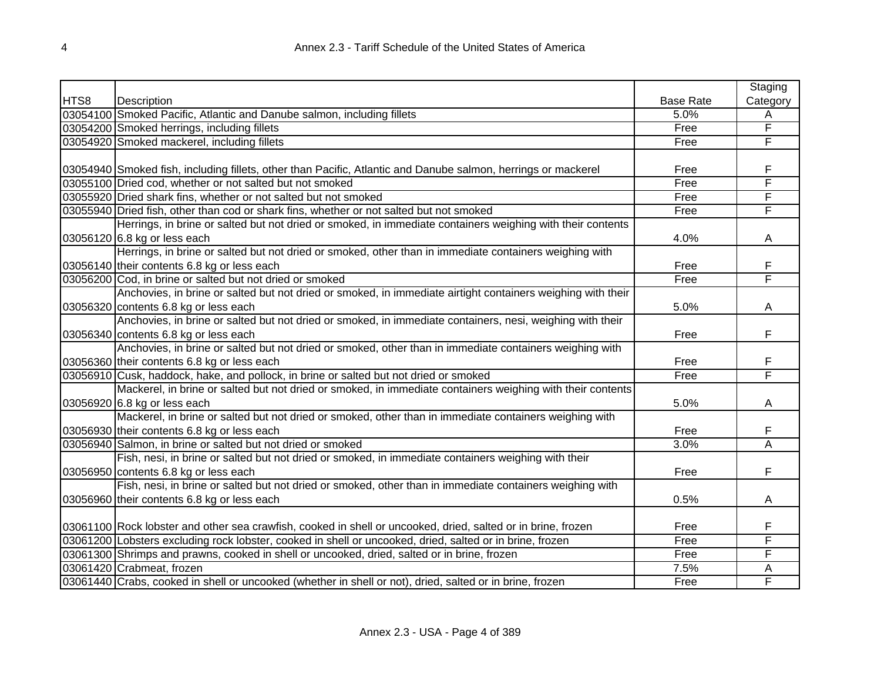| HTS8 | Description | Base Rate | Staging Category |
|---|---|---|---|
| 03054100 | Smoked Pacific, Atlantic and Danube salmon, including fillets | 5.0% | A |
| 03054200 | Smoked herrings, including fillets | Free | F |
| 03054920 | Smoked mackerel, including fillets | Free | F |
| 03054940 | Smoked fish, including fillets, other than Pacific, Atlantic and Danube salmon, herrings or mackerel | Free | F |
| 03055100 | Dried cod, whether or not salted but not smoked | Free | F |
| 03055920 | Dried shark fins, whether or not salted but not smoked | Free | F |
| 03055940 | Dried fish, other than cod or shark fins, whether or not salted but not smoked | Free | F |
| 03056120 | Herrings, in brine or salted but not dried or smoked, in immediate containers weighing with their contents 6.8 kg or less each | 4.0% | A |
| 03056140 | Herrings, in brine or salted but not dried or smoked, other than in immediate containers weighing with their contents 6.8 kg or less each | Free | F |
| 03056200 | Cod, in brine or salted but not dried or smoked | Free | F |
| 03056320 | Anchovies, in brine or salted but not dried or smoked, in immediate airtight containers weighing with their contents 6.8 kg or less each | 5.0% | A |
| 03056340 | Anchovies, in brine or salted but not dried or smoked, in immediate containers, nesi, weighing with their contents 6.8 kg or less each | Free | F |
| 03056360 | Anchovies, in brine or salted but not dried or smoked, other than in immediate containers weighing with their contents 6.8 kg or less each | Free | F |
| 03056910 | Cusk, haddock, hake, and pollock, in brine or salted but not dried or smoked | Free | F |
| 03056920 | Mackerel, in brine or salted but not dried or smoked, in immediate containers weighing with their contents 6.8 kg or less each | 5.0% | A |
| 03056930 | Mackerel, in brine or salted but not dried or smoked, other than in immediate containers weighing with their contents 6.8 kg or less each | Free | F |
| 03056940 | Salmon, in brine or salted but not dried or smoked | 3.0% | A |
| 03056950 | Fish, nesi, in brine or salted but not dried or smoked, in immediate containers weighing with their contents 6.8 kg or less each | Free | F |
| 03056960 | Fish, nesi, in brine or salted but not dried or smoked, other than in immediate containers weighing with their contents 6.8 kg or less each | 0.5% | A |
| 03061100 | Rock lobster and other sea crawfish, cooked in shell or uncooked, dried, salted or in brine, frozen | Free | F |
| 03061200 | Lobsters excluding rock lobster, cooked in shell or uncooked, dried, salted or in brine, frozen | Free | F |
| 03061300 | Shrimps and prawns, cooked in shell or uncooked, dried, salted or in brine, frozen | Free | F |
| 03061420 | Crabmeat, frozen | 7.5% | A |
| 03061440 | Crabs, cooked in shell or uncooked (whether in shell or not), dried, salted or in brine, frozen | Free | F |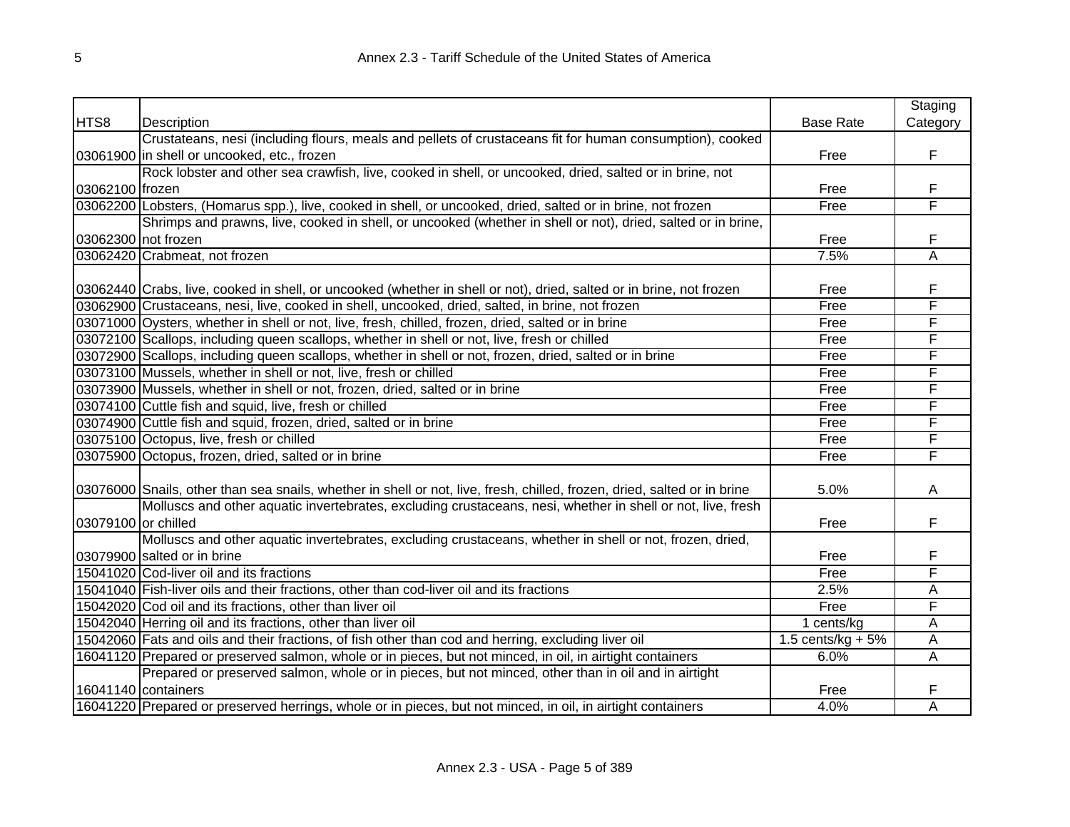| HTS8 | Description | Base Rate | Staging Category |
|---|---|---|---|
| 03061900 | Crustateans, nesi (including flours, meals and pellets of crustaceans fit for human consumption), cooked in shell or uncooked, etc., frozen | Free | F |
| 03062100 | Rock lobster and other sea crawfish, live, cooked in shell, or uncooked, dried, salted or in brine, not frozen | Free | F |
| 03062200 | Lobsters, (Homarus spp.), live, cooked in shell, or uncooked, dried, salted or in brine, not frozen | Free | F |
| 03062300 | Shrimps and prawns, live, cooked in shell, or uncooked (whether in shell or not), dried, salted or in brine, not frozen | Free | F |
| 03062420 | Crabmeat, not frozen | 7.5% | A |
| 03062440 | Crabs, live, cooked in shell, or uncooked (whether in shell or not), dried, salted or in brine, not frozen | Free | F |
| 03062900 | Crustaceans, nesi, live, cooked in shell, uncooked, dried, salted, in brine, not frozen | Free | F |
| 03071000 | Oysters, whether in shell or not, live, fresh, chilled, frozen, dried, salted or in brine | Free | F |
| 03072100 | Scallops, including queen scallops, whether in shell or not, live, fresh or chilled | Free | F |
| 03072900 | Scallops, including queen scallops, whether in shell or not, frozen, dried, salted or in brine | Free | F |
| 03073100 | Mussels, whether in shell or not, live, fresh or chilled | Free | F |
| 03073900 | Mussels, whether in shell or not, frozen, dried, salted or in brine | Free | F |
| 03074100 | Cuttle fish and squid, live, fresh or chilled | Free | F |
| 03074900 | Cuttle fish and squid, frozen, dried, salted or in brine | Free | F |
| 03075100 | Octopus, live, fresh or chilled | Free | F |
| 03075900 | Octopus, frozen, dried, salted or in brine | Free | F |
| 03076000 | Snails, other than sea snails, whether in shell or not, live, fresh, chilled, frozen, dried, salted or in brine | 5.0% | A |
| 03079100 | Molluscs and other aquatic invertebrates, excluding crustaceans, nesi, whether in shell or not, live, fresh or chilled | Free | F |
| 03079900 | Molluscs and other aquatic invertebrates, excluding crustaceans, whether in shell or not, frozen, dried, salted or in brine | Free | F |
| 15041020 | Cod-liver oil and its fractions | Free | F |
| 15041040 | Fish-liver oils and their fractions, other than cod-liver oil and its fractions | 2.5% | A |
| 15042020 | Cod oil and its fractions, other than liver oil | Free | F |
| 15042040 | Herring oil and its fractions, other than liver oil | 1 cents/kg | A |
| 15042060 | Fats and oils and their fractions, of fish other than cod and herring, excluding liver oil | 1.5 cents/kg + 5% | A |
| 16041120 | Prepared or preserved salmon, whole or in pieces, but not minced, in oil, in airtight containers | 6.0% | A |
| 16041140 | Prepared or preserved salmon, whole or in pieces, but not minced, other than in oil and in airtight containers | Free | F |
| 16041220 | Prepared or preserved herrings, whole or in pieces, but not minced, in oil, in airtight containers | 4.0% | A |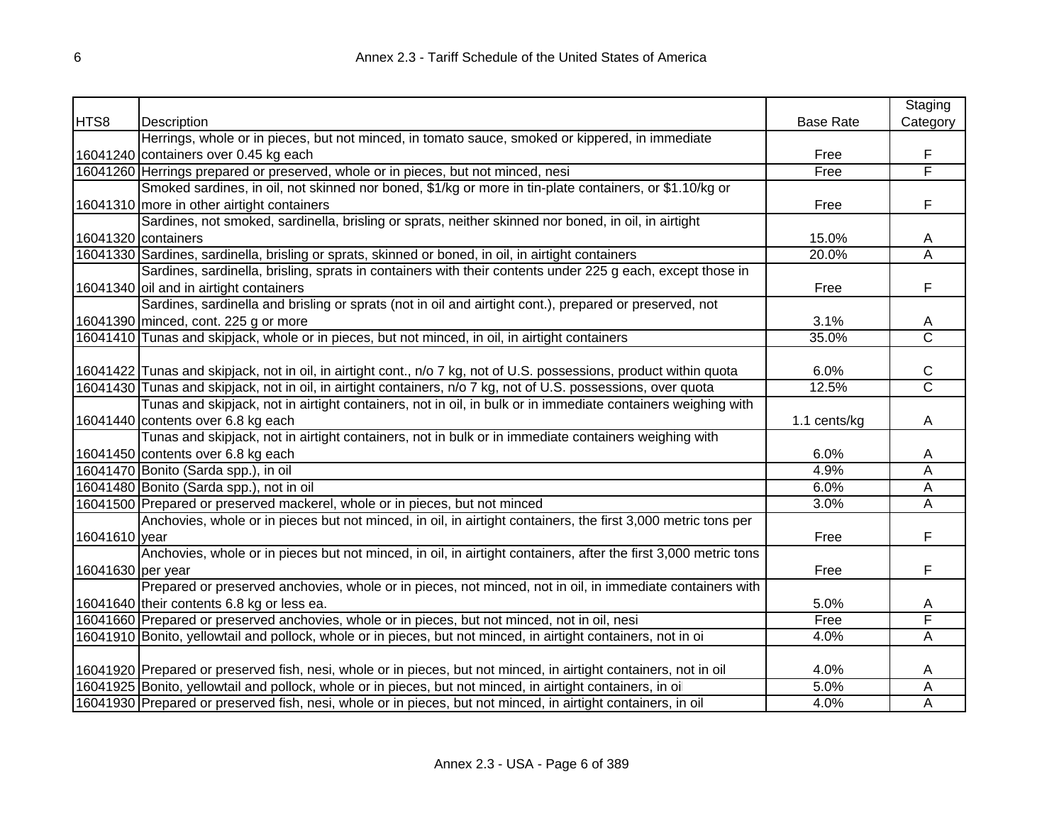| HTS8 | Description | Base Rate | Staging Category |
|---|---|---|---|
| 16041240 | Herrings, whole or in pieces, but not minced, in tomato sauce, smoked or kippered, in immediate containers over 0.45 kg each | Free | F |
| 16041260 | Herrings prepared or preserved, whole or in pieces, but not minced, nesi | Free | F |
| 16041310 | Smoked sardines, in oil, not skinned nor boned, $1/kg or more in tin-plate containers, or $1.10/kg or more in other airtight containers | Free | F |
| 16041320 | Sardines, not smoked, sardinella, brisling or sprats, neither skinned nor boned, in oil, in airtight containers | 15.0% | A |
| 16041330 | Sardines, sardinella, brisling or sprats, skinned or boned, in oil, in airtight containers | 20.0% | A |
| 16041340 | Sardines, sardinella, brisling, sprats in containers with their contents under 225 g each, except those in oil and in airtight containers | Free | F |
| 16041390 | Sardines, sardinella and brisling or sprats (not in oil and airtight cont.), prepared or preserved, not minced, cont. 225 g or more | 3.1% | A |
| 16041410 | Tunas and skipjack, whole or in pieces, but not minced, in oil, in airtight containers | 35.0% | C |
| 16041422 | Tunas and skipjack, not in oil, in airtight cont., n/o 7 kg, not of U.S. possessions, product within quota | 6.0% | C |
| 16041430 | Tunas and skipjack, not in oil, in airtight containers, n/o 7 kg, not of U.S. possessions, over quota | 12.5% | C |
| 16041440 | Tunas and skipjack, not in airtight containers, not in oil, in bulk or in immediate containers weighing with contents over 6.8 kg each | 1.1 cents/kg | A |
| 16041450 | Tunas and skipjack, not in airtight containers, not in bulk or in immediate containers weighing with contents over 6.8 kg each | 6.0% | A |
| 16041470 | Bonito (Sarda spp.), in oil | 4.9% | A |
| 16041480 | Bonito (Sarda spp.), not in oil | 6.0% | A |
| 16041500 | Prepared or preserved mackerel, whole or in pieces, but not minced | 3.0% | A |
| 16041610 | Anchovies, whole or in pieces but not minced, in oil, in airtight containers, the first 3,000 metric tons per year | Free | F |
| 16041630 | Anchovies, whole or in pieces but not minced, in oil, in airtight containers, after the first 3,000 metric tons per year | Free | F |
| 16041640 | Prepared or preserved anchovies, whole or in pieces, not minced, not in oil, in immediate containers with their contents 6.8 kg or less ea. | 5.0% | A |
| 16041660 | Prepared or preserved anchovies, whole or in pieces, but not minced, not in oil, nesi | Free | F |
| 16041910 | Bonito, yellowtail and pollock, whole or in pieces, but not minced, in airtight containers, not in oi | 4.0% | A |
| 16041920 | Prepared or preserved fish, nesi, whole or in pieces, but not minced, in airtight containers, not in oil | 4.0% | A |
| 16041925 | Bonito, yellowtail and pollock, whole or in pieces, but not minced, in airtight containers, in oi | 5.0% | A |
| 16041930 | Prepared or preserved fish, nesi, whole or in pieces, but not minced, in airtight containers, in oil | 4.0% | A |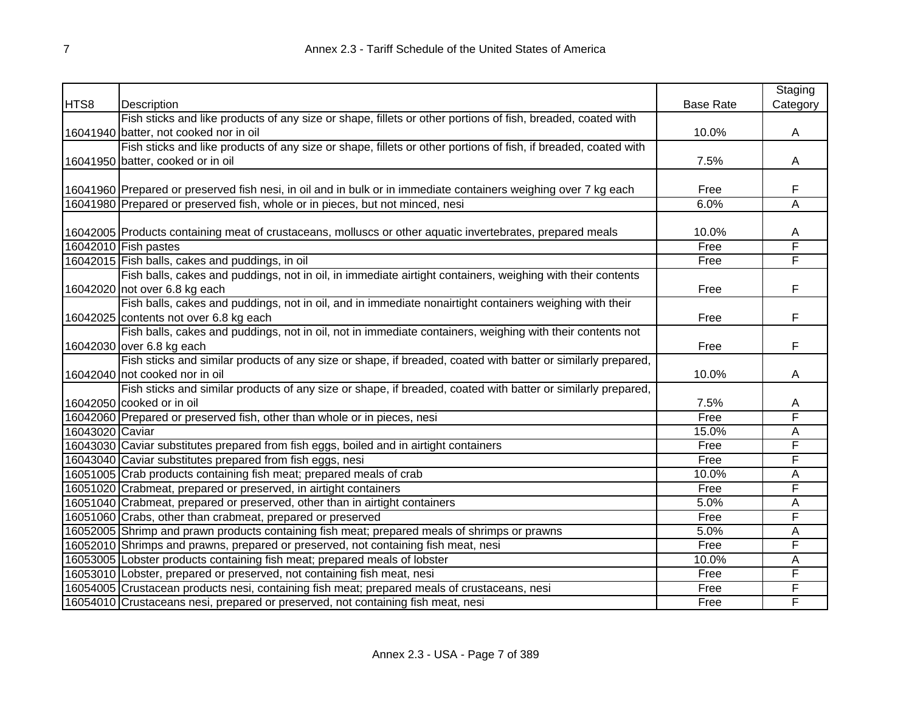| HTS8 | Description | Base Rate | Staging Category |
|---|---|---|---|
| 16041940 | Fish sticks and like products of any size or shape, fillets or other portions of fish, breaded, coated with batter, not cooked nor in oil | 10.0% | A |
| 16041950 | Fish sticks and like products of any size or shape, fillets or other portions of fish, if breaded, coated with batter, cooked or in oil | 7.5% | A |
| 16041960 | Prepared or preserved fish nesi, in oil and in bulk or in immediate containers weighing over 7 kg each | Free | F |
| 16041980 | Prepared or preserved fish, whole or in pieces, but not minced, nesi | 6.0% | A |
| 16042005 | Products containing meat of crustaceans, molluscs or other aquatic invertebrates, prepared meals | 10.0% | A |
| 16042010 | Fish pastes | Free | F |
| 16042015 | Fish balls, cakes and puddings, in oil | Free | F |
| 16042020 | Fish balls, cakes and puddings, not in oil, in immediate airtight containers, weighing with their contents not over 6.8 kg each | Free | F |
| 16042025 | Fish balls, cakes and puddings, not in oil, and in immediate nonairtight containers weighing with their contents not over 6.8 kg each | Free | F |
| 16042030 | Fish balls, cakes and puddings, not in oil, not in immediate containers, weighing with their contents not over 6.8 kg each | Free | F |
| 16042040 | Fish sticks and similar products of any size or shape, if breaded, coated with batter or similarly prepared, not cooked nor in oil | 10.0% | A |
| 16042050 | Fish sticks and similar products of any size or shape, if breaded, coated with batter or similarly prepared, cooked or in oil | 7.5% | A |
| 16042060 | Prepared or preserved fish, other than whole or in pieces, nesi | Free | F |
| 16043020 | Caviar | 15.0% | A |
| 16043030 | Caviar substitutes prepared from fish eggs, boiled and in airtight containers | Free | F |
| 16043040 | Caviar substitutes prepared from fish eggs, nesi | Free | F |
| 16051005 | Crab products containing fish meat; prepared meals of crab | 10.0% | A |
| 16051020 | Crabmeat, prepared or preserved, in airtight containers | Free | F |
| 16051040 | Crabmeat, prepared or preserved, other than in airtight containers | 5.0% | A |
| 16051060 | Crabs, other than crabmeat, prepared or preserved | Free | F |
| 16052005 | Shrimp and prawn products containing fish meat; prepared meals of shrimps or prawns | 5.0% | A |
| 16052010 | Shrimps and prawns, prepared or preserved, not containing fish meat, nesi | Free | F |
| 16053005 | Lobster products containing fish meat; prepared meals of lobster | 10.0% | A |
| 16053010 | Lobster, prepared or preserved, not containing fish meat, nesi | Free | F |
| 16054005 | Crustacean products nesi, containing fish meat; prepared meals of crustaceans, nesi | Free | F |
| 16054010 | Crustaceans nesi, prepared or preserved, not containing fish meat, nesi | Free | F |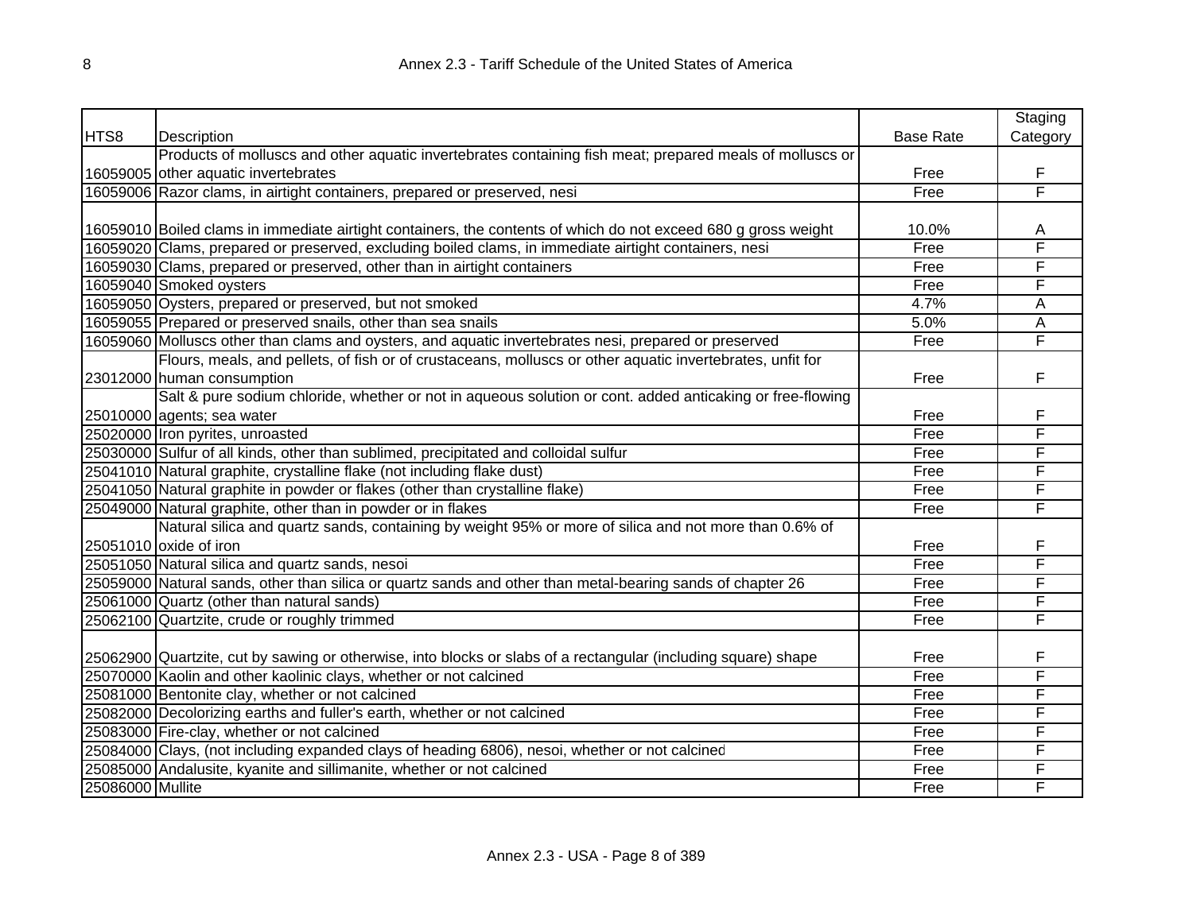| HTS8 | Description | Base Rate | Staging Category |
|---|---|---|---|
| 16059005 | Products of molluscs and other aquatic invertebrates containing fish meat; prepared meals of molluscs or other aquatic invertebrates | Free | F |
| 16059006 | Razor clams, in airtight containers, prepared or preserved, nesi | Free | F |
| 16059010 | Boiled clams in immediate airtight containers, the contents of which do not exceed 680 g gross weight | 10.0% | A |
| 16059020 | Clams, prepared or preserved, excluding boiled clams, in immediate airtight containers, nesi | Free | F |
| 16059030 | Clams, prepared or preserved, other than in airtight containers | Free | F |
| 16059040 | Smoked oysters | Free | F |
| 16059050 | Oysters, prepared or preserved, but not smoked | 4.7% | A |
| 16059055 | Prepared or preserved snails, other than sea snails | 5.0% | A |
| 16059060 | Molluscs other than clams and oysters, and aquatic invertebrates nesi, prepared or preserved | Free | F |
| 23012000 | Flours, meals, and pellets, of fish or of crustaceans, molluscs or other aquatic invertebrates, unfit for human consumption | Free | F |
| 25010000 | Salt & pure sodium chloride, whether or not in aqueous solution or cont. added anticaking or free-flowing agents; sea water | Free | F |
| 25020000 | Iron pyrites, unroasted | Free | F |
| 25030000 | Sulfur of all kinds, other than sublimed, precipitated and colloidal sulfur | Free | F |
| 25041010 | Natural graphite, crystalline flake (not including flake dust) | Free | F |
| 25041050 | Natural graphite in powder or flakes (other than crystalline flake) | Free | F |
| 25049000 | Natural graphite, other than in powder or in flakes | Free | F |
| 25051010 | Natural silica and quartz sands, containing by weight 95% or more of silica and not more than 0.6% of oxide of iron | Free | F |
| 25051050 | Natural silica and quartz sands, nesoi | Free | F |
| 25059000 | Natural sands, other than silica or quartz sands and other than metal-bearing sands of chapter 26 | Free | F |
| 25061000 | Quartz (other than natural sands) | Free | F |
| 25062100 | Quartzite, crude or roughly trimmed | Free | F |
| 25062900 | Quartzite, cut by sawing or otherwise, into blocks or slabs of a rectangular (including square) shape | Free | F |
| 25070000 | Kaolin and other kaolinic clays, whether or not calcined | Free | F |
| 25081000 | Bentonite clay, whether or not calcined | Free | F |
| 25082000 | Decolorizing earths and fuller's earth, whether or not calcined | Free | F |
| 25083000 | Fire-clay, whether or not calcined | Free | F |
| 25084000 | Clays, (not including expanded clays of heading 6806), nesoi, whether or not calcined | Free | F |
| 25085000 | Andalusite, kyanite and sillimanite, whether or not calcined | Free | F |
| 25086000 | Mullite | Free | F |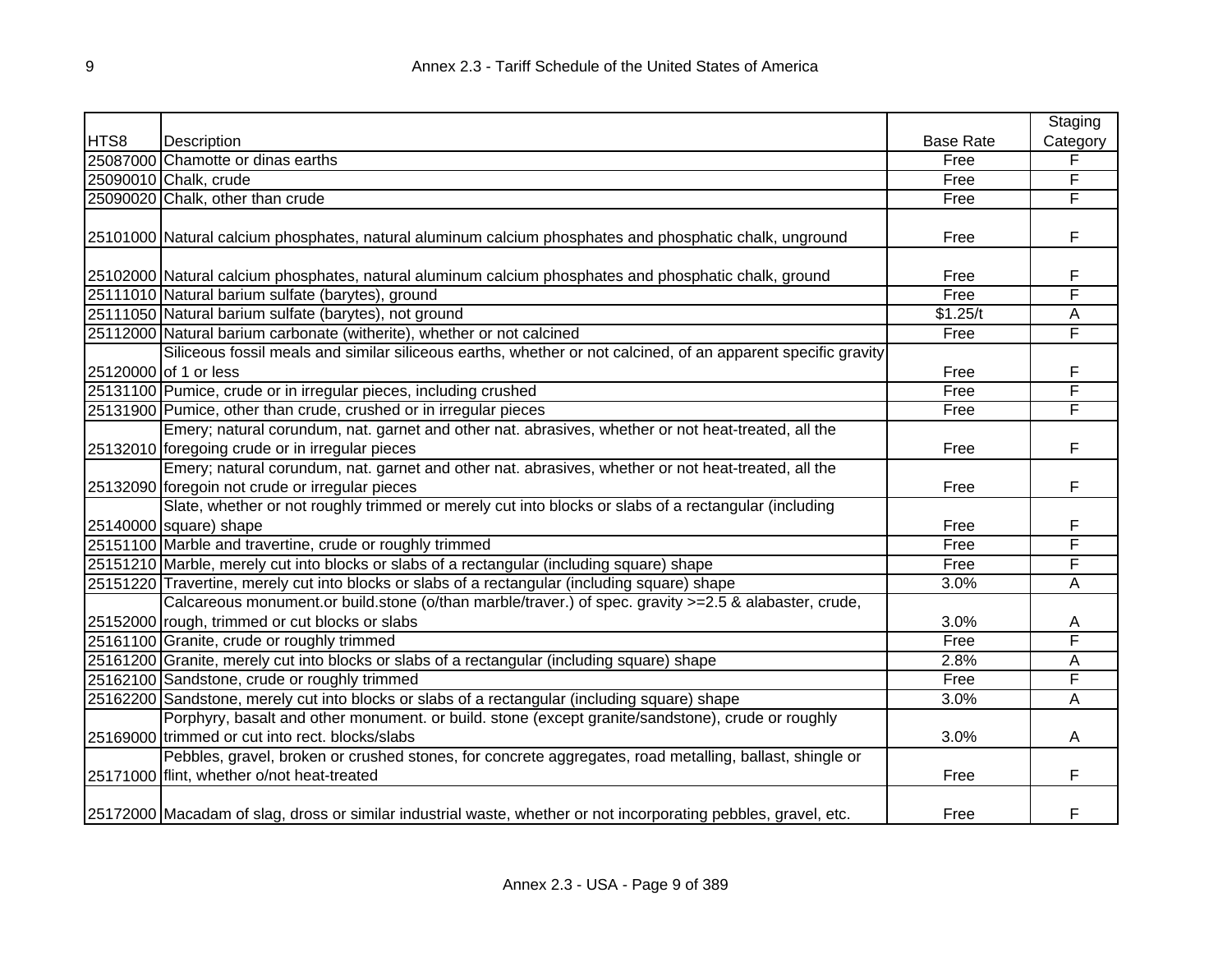| HTS8 | Description | Base Rate | Staging Category |
|---|---|---|---|
| 25087000 | Chamotte or dinas earths | Free | F |
| 25090010 | Chalk, crude | Free | F |
| 25090020 | Chalk, other than crude | Free | F |
| 25101000 | Natural calcium phosphates, natural aluminum calcium phosphates and phosphatic chalk, unground | Free | F |
| 25102000 | Natural calcium phosphates, natural aluminum calcium phosphates and phosphatic chalk, ground | Free | F |
| 25111010 | Natural barium sulfate (barytes), ground | Free | F |
| 25111050 | Natural barium sulfate (barytes), not ground | $1.25/t | A |
| 25112000 | Natural barium carbonate (witherite), whether or not calcined | Free | F |
| 25120000 | Siliceous fossil meals and similar siliceous earths, whether or not calcined, of an apparent specific gravity of 1 or less | Free | F |
| 25131100 | Pumice, crude or in irregular pieces, including crushed | Free | F |
| 25131900 | Pumice, other than crude, crushed or in irregular pieces | Free | F |
| 25132010 | Emery; natural corundum, nat. garnet and other nat. abrasives, whether or not heat-treated, all the foregoing crude or in irregular pieces | Free | F |
| 25132090 | Emery; natural corundum, nat. garnet and other nat. abrasives, whether or not heat-treated, all the foregoin not crude or irregular pieces | Free | F |
| 25140000 | Slate, whether or not roughly trimmed or merely cut into blocks or slabs of a rectangular (including square) shape | Free | F |
| 25151100 | Marble and travertine, crude or roughly trimmed | Free | F |
| 25151210 | Marble, merely cut into blocks or slabs of a rectangular (including square) shape | Free | F |
| 25151220 | Travertine, merely cut into blocks or slabs of a rectangular (including square) shape | 3.0% | A |
| 25152000 | Calcareous monument.or build.stone (o/than marble/traver.) of spec. gravity >=2.5 & alabaster, crude, rough, trimmed or cut blocks or slabs | 3.0% | A |
| 25161100 | Granite, crude or roughly trimmed | Free | F |
| 25161200 | Granite, merely cut into blocks or slabs of a rectangular (including square) shape | 2.8% | A |
| 25162100 | Sandstone, crude or roughly trimmed | Free | F |
| 25162200 | Sandstone, merely cut into blocks or slabs of a rectangular (including square) shape | 3.0% | A |
| 25169000 | Porphyry, basalt and other monument. or build. stone (except granite/sandstone), crude or roughly trimmed or cut into rect. blocks/slabs | 3.0% | A |
| 25171000 | Pebbles, gravel, broken or crushed stones, for concrete aggregates, road metalling, ballast, shingle or flint, whether o/not heat-treated | Free | F |
| 25172000 | Macadam of slag, dross or similar industrial waste, whether or not incorporating pebbles, gravel, etc. | Free | F |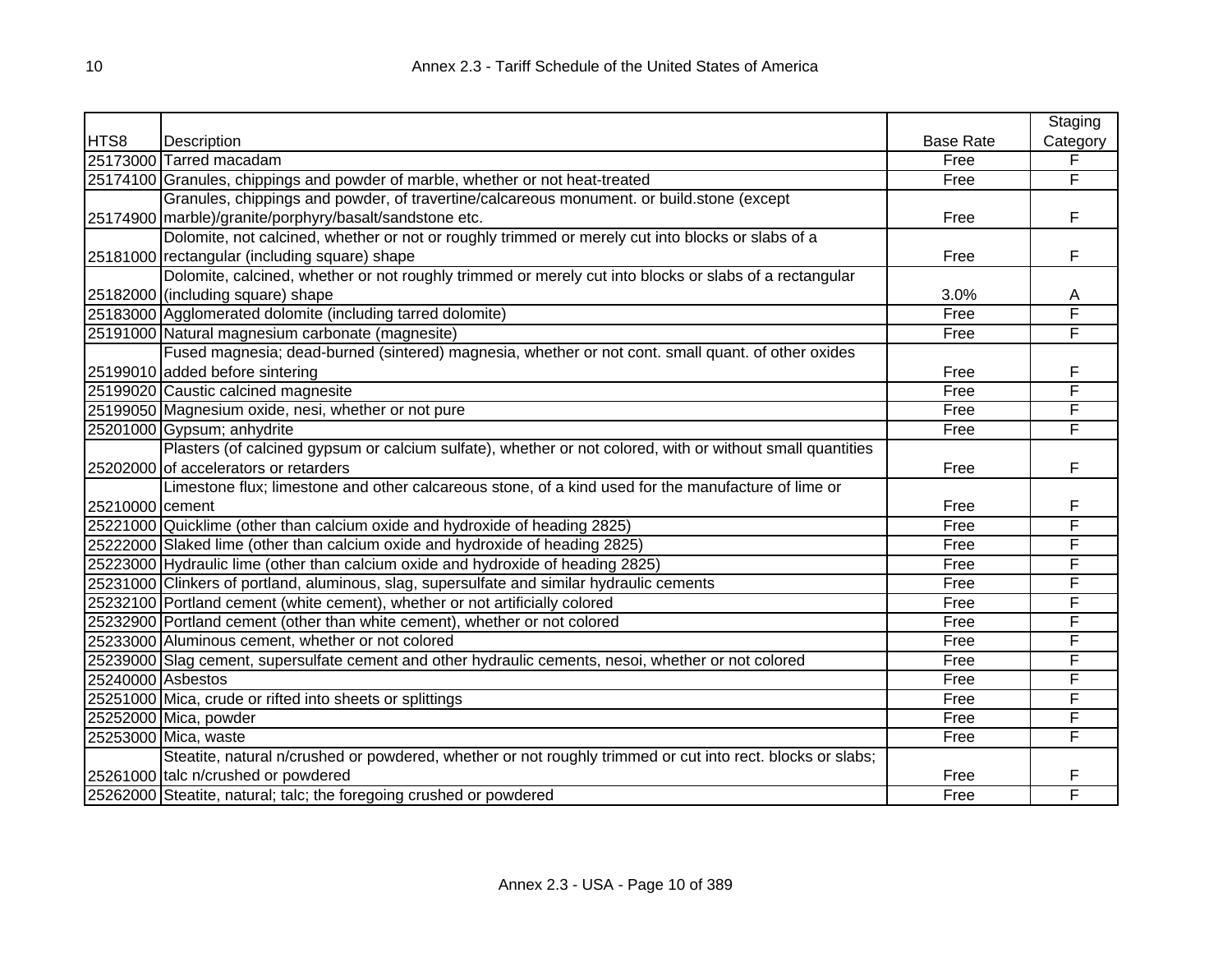| HTS8 | Description | Base Rate | Staging Category |
|---|---|---|---|
| 25173000 | Tarred macadam | Free | F |
| 25174100 | Granules, chippings and powder of marble, whether or not heat-treated | Free | F |
| 25174900 | Granules, chippings and powder, of travertine/calcareous monument. or build.stone (except marble)/granite/porphyry/basalt/sandstone etc. | Free | F |
| 25181000 | Dolomite, not calcined, whether or not or roughly trimmed or merely cut into blocks or slabs of a rectangular (including square) shape | Free | F |
| 25182000 | Dolomite, calcined, whether or not roughly trimmed or merely cut into blocks or slabs of a rectangular (including square) shape | 3.0% | A |
| 25183000 | Agglomerated dolomite (including tarred dolomite) | Free | F |
| 25191000 | Natural magnesium carbonate (magnesite) | Free | F |
| 25199010 | Fused magnesia; dead-burned (sintered) magnesia, whether or not cont. small quant. of other oxides added before sintering | Free | F |
| 25199020 | Caustic calcined magnesite | Free | F |
| 25199050 | Magnesium oxide, nesi, whether or not pure | Free | F |
| 25201000 | Gypsum; anhydrite | Free | F |
| 25202000 | Plasters (of calcined gypsum or calcium sulfate), whether or not colored, with or without small quantities of accelerators or retarders | Free | F |
| 25210000 | Limestone flux; limestone and other calcareous stone, of a kind used for the manufacture of lime or cement | Free | F |
| 25221000 | Quicklime (other than calcium oxide and hydroxide of heading 2825) | Free | F |
| 25222000 | Slaked lime (other than calcium oxide and hydroxide of heading 2825) | Free | F |
| 25223000 | Hydraulic lime (other than calcium oxide and hydroxide of heading 2825) | Free | F |
| 25231000 | Clinkers of portland, aluminous, slag, supersulfate and similar hydraulic cements | Free | F |
| 25232100 | Portland cement (white cement), whether or not artificially colored | Free | F |
| 25232900 | Portland cement (other than white cement), whether or not colored | Free | F |
| 25233000 | Aluminous cement, whether or not colored | Free | F |
| 25239000 | Slag cement, supersulfate cement and other hydraulic cements, nesoi, whether or not colored | Free | F |
| 25240000 | Asbestos | Free | F |
| 25251000 | Mica, crude or rifted into sheets or splittings | Free | F |
| 25252000 | Mica, powder | Free | F |
| 25253000 | Mica, waste | Free | F |
| 25261000 | Steatite, natural n/crushed or powdered, whether or not roughly trimmed or cut into rect. blocks or slabs; talc n/crushed or powdered | Free | F |
| 25262000 | Steatite, natural; talc; the foregoing crushed or powdered | Free | F |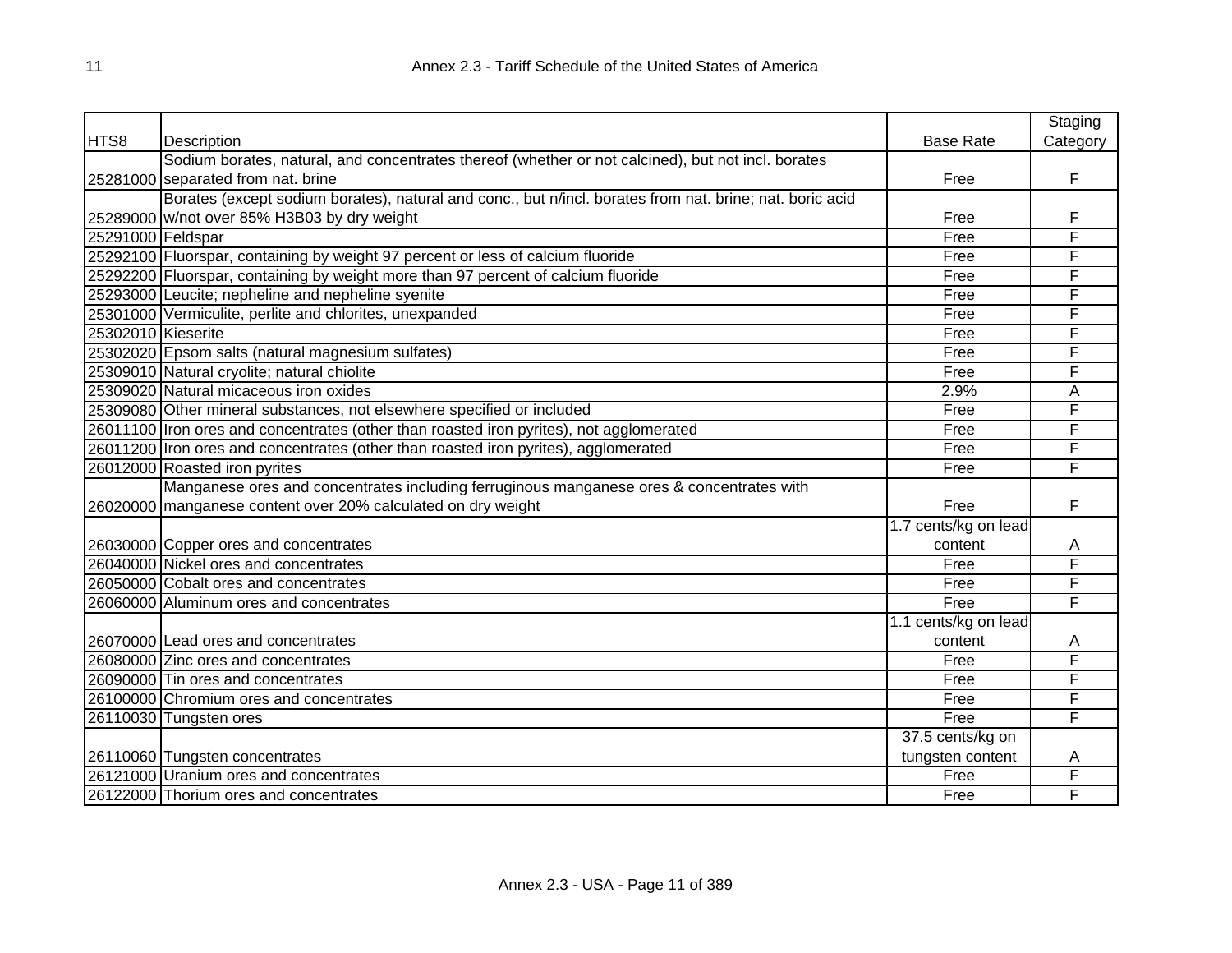| HTS8 | Description | Base Rate | Staging Category |
|---|---|---|---|
| 25281000 | Sodium borates, natural, and concentrates thereof (whether or not calcined), but not incl. borates separated from nat. brine | Free | F |
| 25289000 | Borates (except sodium borates), natural and conc., but n/incl. borates from nat. brine; nat. boric acid w/not over 85% H3B03 by dry weight | Free | F |
| 25291000 | Feldspar | Free | F |
| 25292100 | Fluorspar, containing by weight 97 percent or less of calcium fluoride | Free | F |
| 25292200 | Fluorspar, containing by weight more than 97 percent of calcium fluoride | Free | F |
| 25293000 | Leucite; nepheline and nepheline syenite | Free | F |
| 25301000 | Vermiculite, perlite and chlorites, unexpanded | Free | F |
| 25302010 | Kieserite | Free | F |
| 25302020 | Epsom salts (natural magnesium sulfates) | Free | F |
| 25309010 | Natural cryolite; natural chiolite | Free | F |
| 25309020 | Natural micaceous iron oxides | 2.9% | A |
| 25309080 | Other mineral substances, not elsewhere specified or included | Free | F |
| 26011100 | Iron ores and concentrates (other than roasted iron pyrites), not agglomerated | Free | F |
| 26011200 | Iron ores and concentrates (other than roasted iron pyrites), agglomerated | Free | F |
| 26012000 | Roasted iron pyrites | Free | F |
| 26020000 | Manganese ores and concentrates including ferruginous manganese ores & concentrates with manganese content over 20% calculated on dry weight | Free | F |
| 26030000 | Copper ores and concentrates | 1.7 cents/kg on lead content | A |
| 26040000 | Nickel ores and concentrates | Free | F |
| 26050000 | Cobalt ores and concentrates | Free | F |
| 26060000 | Aluminum ores and concentrates | Free | F |
| 26070000 | Lead ores and concentrates | 1.1 cents/kg on lead content | A |
| 26080000 | Zinc ores and concentrates | Free | F |
| 26090000 | Tin ores and concentrates | Free | F |
| 26100000 | Chromium ores and concentrates | Free | F |
| 26110030 | Tungsten ores | Free | F |
| 26110060 | Tungsten concentrates | 37.5 cents/kg on tungsten content | A |
| 26121000 | Uranium ores and concentrates | Free | F |
| 26122000 | Thorium ores and concentrates | Free | F |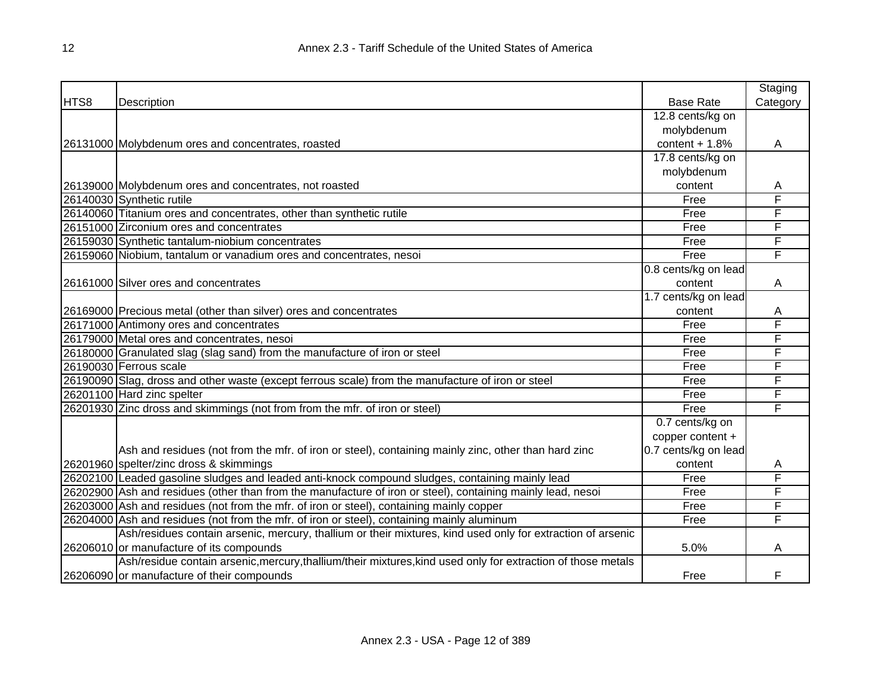# Annex 2.3 - Tariff Schedule of the United States of America

| HTS8 | Description | Base Rate | Staging Category |
|---|---|---|---|
| 26131000 | Molybdenum ores and concentrates, roasted | 12.8 cents/kg on molybdenum content + 1.8% | A |
| 26139000 | Molybdenum ores and concentrates, not roasted | 17.8 cents/kg on molybdenum content | A |
| 26140030 | Synthetic rutile | Free | F |
| 26140060 | Titanium ores and concentrates, other than synthetic rutile | Free | F |
| 26151000 | Zirconium ores and concentrates | Free | F |
| 26159030 | Synthetic tantalum-niobium concentrates | Free | F |
| 26159060 | Niobium, tantalum or vanadium ores and concentrates, nesoi | Free | F |
| 26161000 | Silver ores and concentrates | 0.8 cents/kg on lead content | A |
| 26169000 | Precious metal (other than silver) ores and concentrates | 1.7 cents/kg on lead content | A |
| 26171000 | Antimony ores and concentrates | Free | F |
| 26179000 | Metal ores and concentrates, nesoi | Free | F |
| 26180000 | Granulated slag (slag sand) from the manufacture of iron or steel | Free | F |
| 26190030 | Ferrous scale | Free | F |
| 26190090 | Slag, dross and other waste (except ferrous scale) from the manufacture of iron or steel | Free | F |
| 26201100 | Hard zinc spelter | Free | F |
| 26201930 | Zinc dross and skimmings (not from from the mfr. of iron or steel) | Free | F |
| 26201960 | Ash and residues (not from the mfr. of iron or steel), containing mainly zinc, other than hard zinc spelter/zinc dross & skimmings | 0.7 cents/kg on copper content + 0.7 cents/kg on lead content | A |
| 26202100 | Leaded gasoline sludges and leaded anti-knock compound sludges, containing mainly lead | Free | F |
| 26202900 | Ash and residues (other than from the manufacture of iron or steel), containing mainly lead, nesoi | Free | F |
| 26203000 | Ash and residues (not from the mfr. of iron or steel), containing mainly copper | Free | F |
| 26204000 | Ash and residues (not from the mfr. of iron or steel), containing mainly aluminum | Free | F |
| 26206010 | Ash/residues contain arsenic, mercury, thallium or their mixtures, kind used only for extraction of arsenic or manufacture of its compounds | 5.0% | A |
| 26206090 | Ash/residue contain arsenic,mercury,thallium/their mixtures,kind used only for extraction of those metals or manufacture of their compounds | Free | F |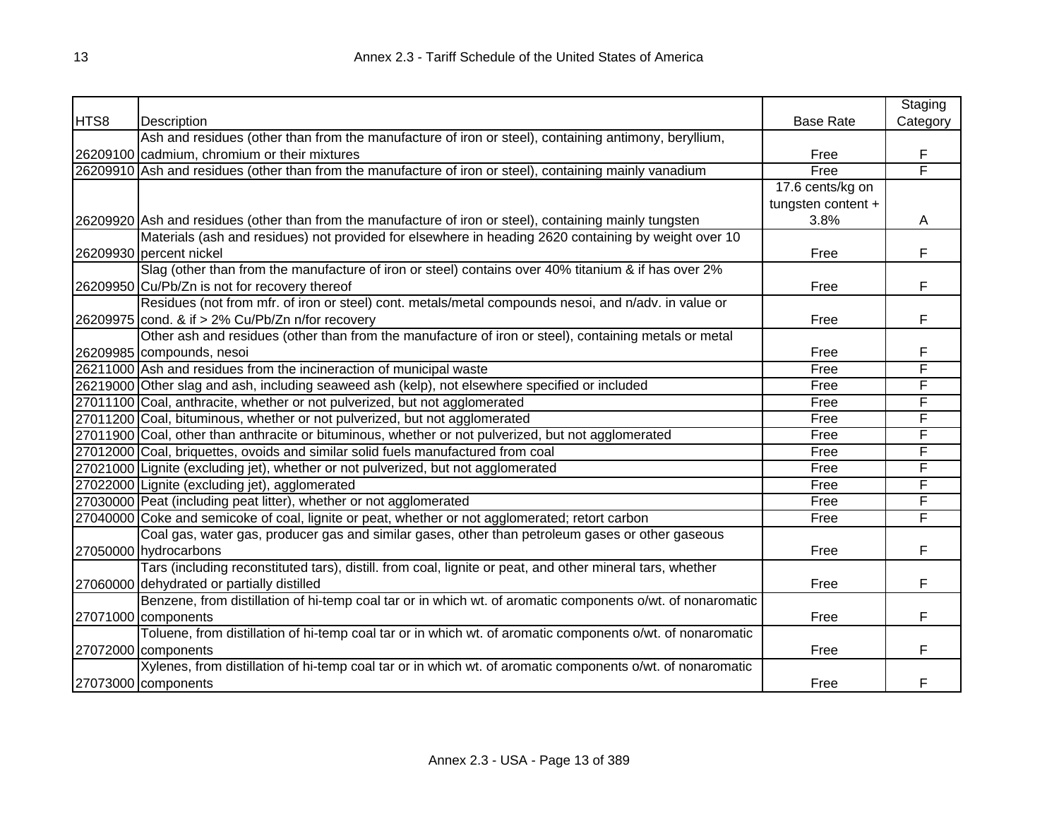| HTS8 | Description | Base Rate | Staging Category |
|---|---|---|---|
| 26209100 | Ash and residues (other than from the manufacture of iron or steel), containing antimony, beryllium, cadmium, chromium or their mixtures | Free | F |
| 26209910 | Ash and residues (other than from the manufacture of iron or steel), containing mainly vanadium | Free | F |
| 26209920 | Ash and residues (other than from the manufacture of iron or steel), containing mainly tungsten | 17.6 cents/kg on tungsten content + 3.8% | A |
| 26209930 | Materials (ash and residues) not provided for elsewhere in heading 2620 containing by weight over 10 percent nickel | Free | F |
| 26209950 | Slag (other than from the manufacture of iron or steel) contains over 40% titanium & if has over 2% Cu/Pb/Zn is not for recovery thereof | Free | F |
| 26209975 | Residues (not from mfr. of iron or steel) cont. metals/metal compounds nesoi, and n/adv. in value or cond. & if > 2% Cu/Pb/Zn n/for recovery | Free | F |
| 26209985 | Other ash and residues (other than from the manufacture of iron or steel), containing metals or metal compounds, nesoi | Free | F |
| 26211000 | Ash and residues from the incineraction of municipal waste | Free | F |
| 26219000 | Other slag and ash, including seaweed ash (kelp), not elsewhere specified or included | Free | F |
| 27011100 | Coal, anthracite, whether or not pulverized, but not agglomerated | Free | F |
| 27011200 | Coal, bituminous, whether or not pulverized, but not agglomerated | Free | F |
| 27011900 | Coal, other than anthracite or bituminous, whether or not pulverized, but not agglomerated | Free | F |
| 27012000 | Coal, briquettes, ovoids and similar solid fuels manufactured from coal | Free | F |
| 27021000 | Lignite (excluding jet), whether or not pulverized, but not agglomerated | Free | F |
| 27022000 | Lignite (excluding jet), agglomerated | Free | F |
| 27030000 | Peat (including peat litter), whether or not agglomerated | Free | F |
| 27040000 | Coke and semicoke of coal, lignite or peat, whether or not agglomerated; retort carbon | Free | F |
| 27050000 | Coal gas, water gas, producer gas and similar gases, other than petroleum gases or other gaseous hydrocarbons | Free | F |
| 27060000 | Tars (including reconstituted tars), distill. from coal, lignite or peat, and other mineral tars, whether dehydrated or partially distilled | Free | F |
| 27071000 | Benzene, from distillation of hi-temp coal tar or in which wt. of aromatic components o/wt. of nonaromatic components | Free | F |
| 27072000 | Toluene, from distillation of hi-temp coal tar or in which wt. of aromatic components o/wt. of nonaromatic components | Free | F |
| 27073000 | Xylenes, from distillation of hi-temp coal tar or in which wt. of aromatic components o/wt. of nonaromatic components | Free | F |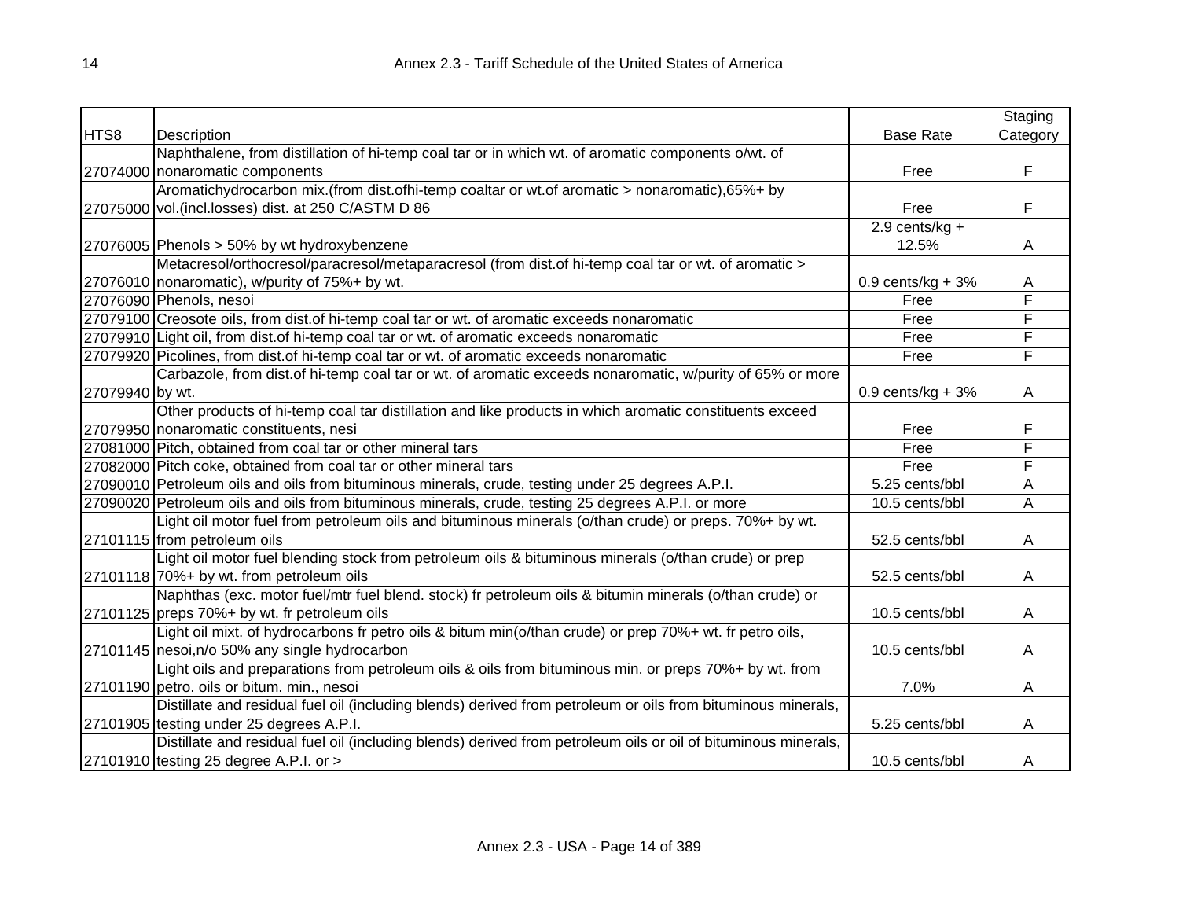| HTS8 | Description | Base Rate | Staging Category |
|---|---|---|---|
| 27074000 | Naphthalene, from distillation of hi-temp coal tar or in which wt. of aromatic components o/wt. of nonaromatic components | Free | F |
| 27075000 | Aromatichydrocarbon mix.(from dist.ofhi-temp coaltar or wt.of aromatic > nonaromatic),65%+ by vol.(incl.losses) dist. at 250 C/ASTM D 86 | Free | F |
| 27076005 | Phenols > 50% by wt hydroxybenzene | 2.9 cents/kg + 12.5% | A |
| 27076010 | Metacresol/orthocresol/paracresol/metaparacresol (from dist.of hi-temp coal tar or wt. of aromatic > nonaromatic), w/purity of 75%+ by wt. | 0.9 cents/kg + 3% | A |
| 27076090 | Phenols, nesoi | Free | F |
| 27079100 | Creosote oils, from dist.of hi-temp coal tar or wt. of aromatic exceeds nonaromatic | Free | F |
| 27079910 | Light oil, from dist.of hi-temp coal tar or wt. of aromatic exceeds nonaromatic | Free | F |
| 27079920 | Picolines, from dist.of hi-temp coal tar or wt. of aromatic exceeds nonaromatic | Free | F |
| 27079940 | Carbazole, from dist.of hi-temp coal tar or wt. of aromatic exceeds nonaromatic, w/purity of 65% or more by wt. | 0.9 cents/kg + 3% | A |
| 27079950 | Other products of hi-temp coal tar distillation and like products in which aromatic constituents exceed nonaromatic constituents, nesi | Free | F |
| 27081000 | Pitch, obtained from coal tar or other mineral tars | Free | F |
| 27082000 | Pitch coke, obtained from coal tar or other mineral tars | Free | F |
| 27090010 | Petroleum oils and oils from bituminous minerals, crude, testing under 25 degrees A.P.I. | 5.25 cents/bbl | A |
| 27090020 | Petroleum oils and oils from bituminous minerals, crude, testing 25 degrees A.P.I. or more | 10.5 cents/bbl | A |
| 27101115 | Light oil motor fuel from petroleum oils and bituminous minerals (o/than crude) or preps. 70%+ by wt. from petroleum oils | 52.5 cents/bbl | A |
| 27101118 | Light oil motor fuel blending stock from petroleum oils & bituminous minerals (o/than crude) or prep 70%+ by wt. from petroleum oils | 52.5 cents/bbl | A |
| 27101125 | Naphthas (exc. motor fuel/mtr fuel blend. stock) fr petroleum oils & bitumin minerals (o/than crude) or preps 70%+ by wt. fr petroleum oils | 10.5 cents/bbl | A |
| 27101145 | Light oil mixt. of hydrocarbons fr petro oils & bitum min(o/than crude) or prep 70%+ wt. fr petro oils, nesoi,n/o 50% any single hydrocarbon | 10.5 cents/bbl | A |
| 27101190 | Light oils and preparations from petroleum oils & oils from bituminous min. or preps 70%+ by wt. from petro. oils or bitum. min., nesoi | 7.0% | A |
| 27101905 | Distillate and residual fuel oil (including blends) derived from petroleum or oils from bituminous minerals, testing under 25 degrees A.P.I. | 5.25 cents/bbl | A |
| 27101910 | Distillate and residual fuel oil (including blends) derived from petroleum oils or oil of bituminous minerals, testing 25 degree A.P.I. or > | 10.5 cents/bbl | A |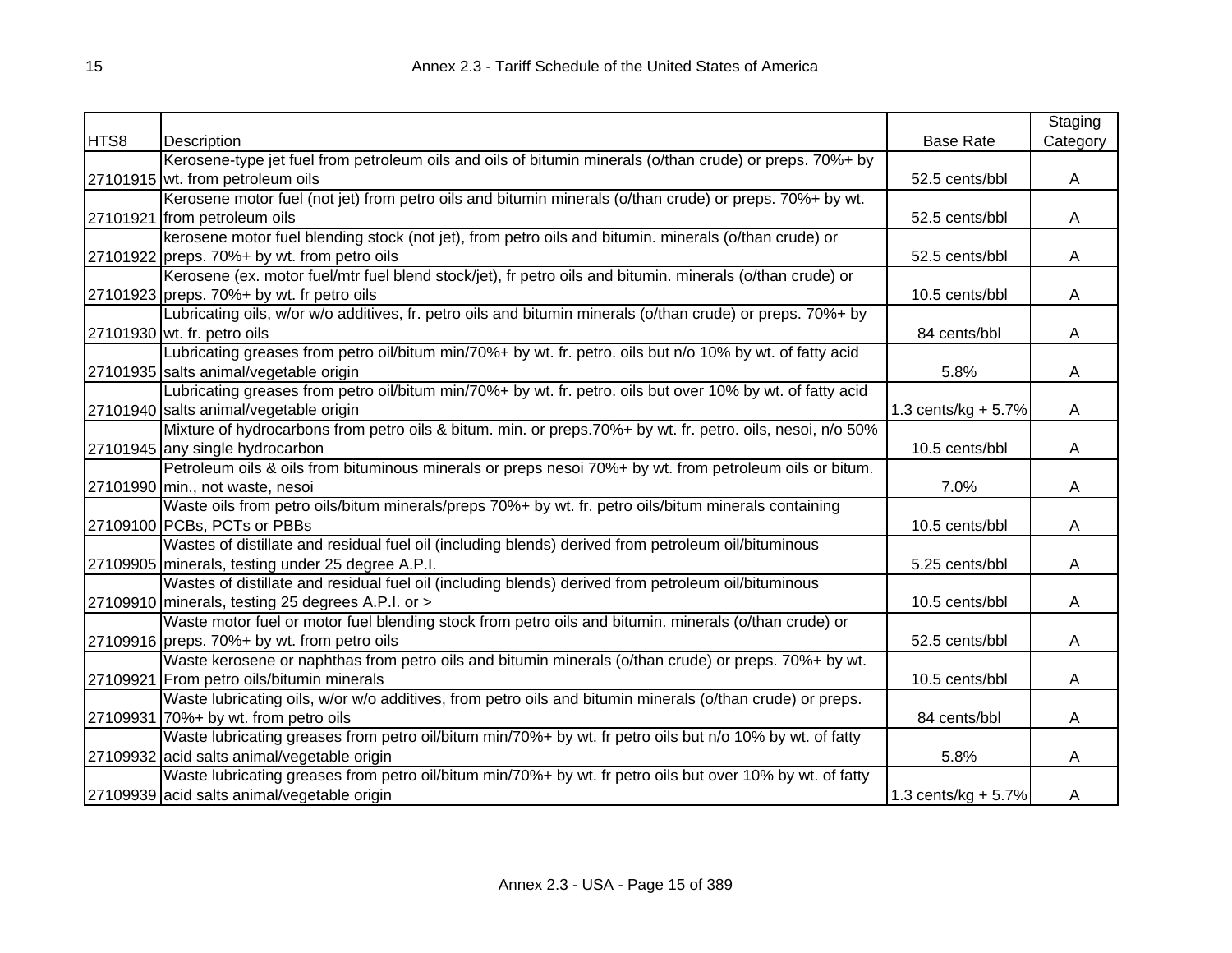| HTS8 | Description | Base Rate | Staging Category |
|---|---|---|---|
| 27101915 | Kerosene-type jet fuel from petroleum oils and oils of bitumin minerals (o/than crude) or preps. 70%+ by wt. from petroleum oils | 52.5 cents/bbl | A |
| 27101921 | Kerosene motor fuel (not jet) from petro oils and bitumin minerals (o/than crude) or preps. 70%+ by wt. from petroleum oils | 52.5 cents/bbl | A |
| 27101922 | kerosene motor fuel blending stock (not jet), from petro oils and bitumin. minerals (o/than crude) or preps. 70%+ by wt. from petro oils | 52.5 cents/bbl | A |
| 27101923 | Kerosene (ex. motor fuel/mtr fuel blend stock/jet), fr petro oils and bitumin. minerals (o/than crude) or preps. 70%+ by wt. fr petro oils | 10.5 cents/bbl | A |
| 27101930 | Lubricating oils, w/or w/o additives, fr. petro oils and bitumin minerals (o/than crude) or preps. 70%+ by wt. fr. petro oils | 84 cents/bbl | A |
| 27101935 | Lubricating greases from petro oil/bitum min/70%+ by wt. fr. petro. oils but n/o 10% by wt. of fatty acid salts animal/vegetable origin | 5.8% | A |
| 27101940 | Lubricating greases from petro oil/bitum min/70%+ by wt. fr. petro. oils but over 10% by wt. of fatty acid salts animal/vegetable origin | 1.3 cents/kg + 5.7% | A |
| 27101945 | Mixture of hydrocarbons from petro oils & bitum. min. or preps.70%+ by wt. fr. petro. oils, nesoi, n/o 50% any single hydrocarbon | 10.5 cents/bbl | A |
| 27101990 | Petroleum oils & oils from bituminous minerals or preps nesoi 70%+ by wt. from petroleum oils or bitum. min., not waste, nesoi | 7.0% | A |
| 27109100 | Waste oils from petro oils/bitum minerals/preps 70%+ by wt. fr. petro oils/bitum minerals containing PCBs, PCTs or PBBs | 10.5 cents/bbl | A |
| 27109905 | Wastes of distillate and residual fuel oil (including blends) derived from petroleum oil/bituminous minerals, testing under 25 degree A.P.I. | 5.25 cents/bbl | A |
| 27109910 | Wastes of distillate and residual fuel oil (including blends) derived from petroleum oil/bituminous minerals, testing 25 degrees A.P.I. or > | 10.5 cents/bbl | A |
| 27109916 | Waste motor fuel or motor fuel blending stock from petro oils and bitumin. minerals (o/than crude) or preps. 70%+ by wt. from petro oils | 52.5 cents/bbl | A |
| 27109921 | Waste kerosene or naphthas from petro oils and bitumin minerals (o/than crude) or preps. 70%+ by wt. From petro oils/bitumin minerals | 10.5 cents/bbl | A |
| 27109931 | Waste lubricating oils, w/or w/o additives, from petro oils and bitumin minerals (o/than crude) or preps. 70%+ by wt. from petro oils | 84 cents/bbl | A |
| 27109932 | Waste lubricating greases from petro oil/bitum min/70%+ by wt. fr petro oils but n/o 10% by wt. of fatty acid salts animal/vegetable origin | 5.8% | A |
| 27109939 | Waste lubricating greases from petro oil/bitum min/70%+ by wt. fr petro oils but over 10% by wt. of fatty acid salts animal/vegetable origin | 1.3 cents/kg + 5.7% | A |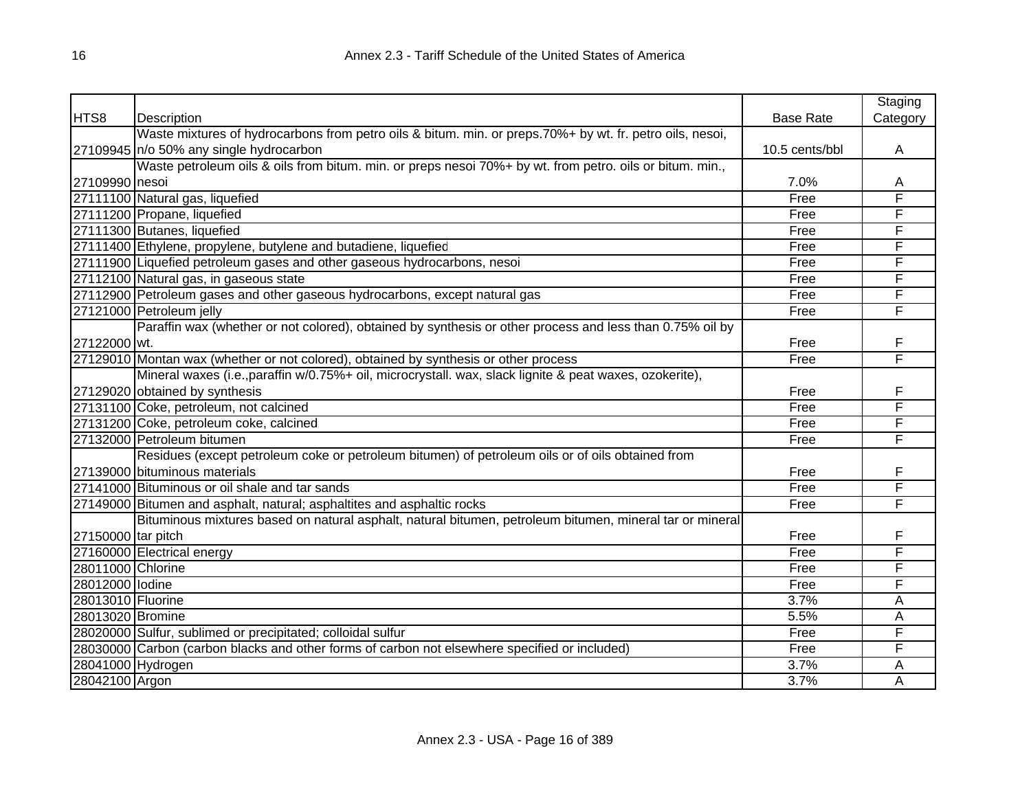| HTS8 | Description | Base Rate | Staging Category |
|---|---|---|---|
| 27109945 | Waste mixtures of hydrocarbons from petro oils & bitum. min. or preps.70%+ by wt. fr. petro oils, nesoi, n/o 50% any single hydrocarbon | 10.5 cents/bbl | A |
| 27109990 | Waste petroleum oils & oils from bitum. min. or preps nesoi 70%+ by wt. from petro. oils or bitum. min., nesoi | 7.0% | A |
| 27111100 | Natural gas, liquefied | Free | F |
| 27111200 | Propane, liquefied | Free | F |
| 27111300 | Butanes, liquefied | Free | F |
| 27111400 | Ethylene, propylene, butylene and butadiene, liquefied | Free | F |
| 27111900 | Liquefied petroleum gases and other gaseous hydrocarbons, nesoi | Free | F |
| 27112100 | Natural gas, in gaseous state | Free | F |
| 27112900 | Petroleum gases and other gaseous hydrocarbons, except natural gas | Free | F |
| 27121000 | Petroleum jelly | Free | F |
| 27122000 | Paraffin wax (whether or not colored), obtained by synthesis or other process and less than 0.75% oil by wt. | Free | F |
| 27129010 | Montan wax (whether or not colored), obtained by synthesis or other process | Free | F |
| 27129020 | Mineral waxes (i.e.,paraffin w/0.75%+ oil, microcrystall. wax, slack lignite & peat waxes, ozokerite), obtained by synthesis | Free | F |
| 27131100 | Coke, petroleum, not calcined | Free | F |
| 27131200 | Coke, petroleum coke, calcined | Free | F |
| 27132000 | Petroleum bitumen | Free | F |
| 27139000 | Residues (except petroleum coke or petroleum bitumen) of petroleum oils or of oils obtained from bituminous materials | Free | F |
| 27141000 | Bituminous or oil shale and tar sands | Free | F |
| 27149000 | Bitumen and asphalt, natural; asphaltites and asphaltic rocks | Free | F |
| 27150000 | Bituminous mixtures based on natural asphalt, natural bitumen, petroleum bitumen, mineral tar or mineral tar pitch | Free | F |
| 27160000 | Electrical energy | Free | F |
| 28011000 | Chlorine | Free | F |
| 28012000 | Iodine | Free | F |
| 28013010 | Fluorine | 3.7% | A |
| 28013020 | Bromine | 5.5% | A |
| 28020000 | Sulfur, sublimed or precipitated; colloidal sulfur | Free | F |
| 28030000 | Carbon (carbon blacks and other forms of carbon not elsewhere specified or included) | Free | F |
| 28041000 | Hydrogen | 3.7% | A |
| 28042100 | Argon | 3.7% | A |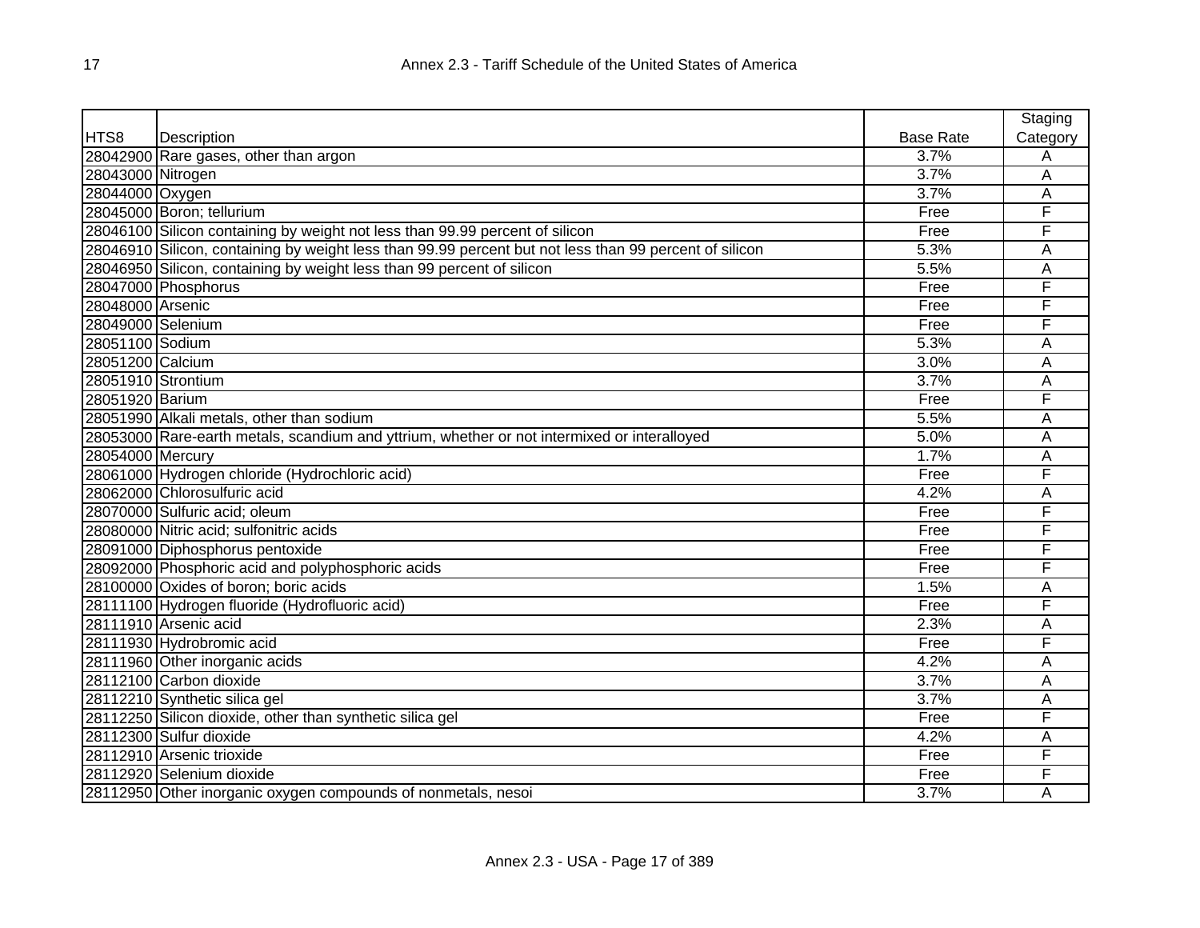| HTS8 | Description | Base Rate | Staging Category |
|---|---|---|---|
| 28042900 | Rare gases, other than argon | 3.7% | A |
| 28043000 | Nitrogen | 3.7% | A |
| 28044000 | Oxygen | 3.7% | A |
| 28045000 | Boron; tellurium | Free | F |
| 28046100 | Silicon containing by weight not less than 99.99 percent of silicon | Free | F |
| 28046910 | Silicon, containing by weight less than 99.99 percent but not less than 99 percent of silicon | 5.3% | A |
| 28046950 | Silicon, containing by weight less than 99 percent of silicon | 5.5% | A |
| 28047000 | Phosphorus | Free | F |
| 28048000 | Arsenic | Free | F |
| 28049000 | Selenium | Free | F |
| 28051100 | Sodium | 5.3% | A |
| 28051200 | Calcium | 3.0% | A |
| 28051910 | Strontium | 3.7% | A |
| 28051920 | Barium | Free | F |
| 28051990 | Alkali metals, other than sodium | 5.5% | A |
| 28053000 | Rare-earth metals, scandium and yttrium, whether or not intermixed or interalloyed | 5.0% | A |
| 28054000 | Mercury | 1.7% | A |
| 28061000 | Hydrogen chloride (Hydrochloric acid) | Free | F |
| 28062000 | Chlorosulfuric acid | 4.2% | A |
| 28070000 | Sulfuric acid; oleum | Free | F |
| 28080000 | Nitric acid; sulfonitric acids | Free | F |
| 28091000 | Diphosphorus pentoxide | Free | F |
| 28092000 | Phosphoric acid and polyphosphoric acids | Free | F |
| 28100000 | Oxides of boron; boric acids | 1.5% | A |
| 28111100 | Hydrogen fluoride (Hydrofluoric acid) | Free | F |
| 28111910 | Arsenic acid | 2.3% | A |
| 28111930 | Hydrobromic acid | Free | F |
| 28111960 | Other inorganic acids | 4.2% | A |
| 28112100 | Carbon dioxide | 3.7% | A |
| 28112210 | Synthetic silica gel | 3.7% | A |
| 28112250 | Silicon dioxide, other than synthetic silica gel | Free | F |
| 28112300 | Sulfur dioxide | 4.2% | A |
| 28112910 | Arsenic trioxide | Free | F |
| 28112920 | Selenium dioxide | Free | F |
| 28112950 | Other inorganic oxygen compounds of nonmetals, nesoi | 3.7% | A |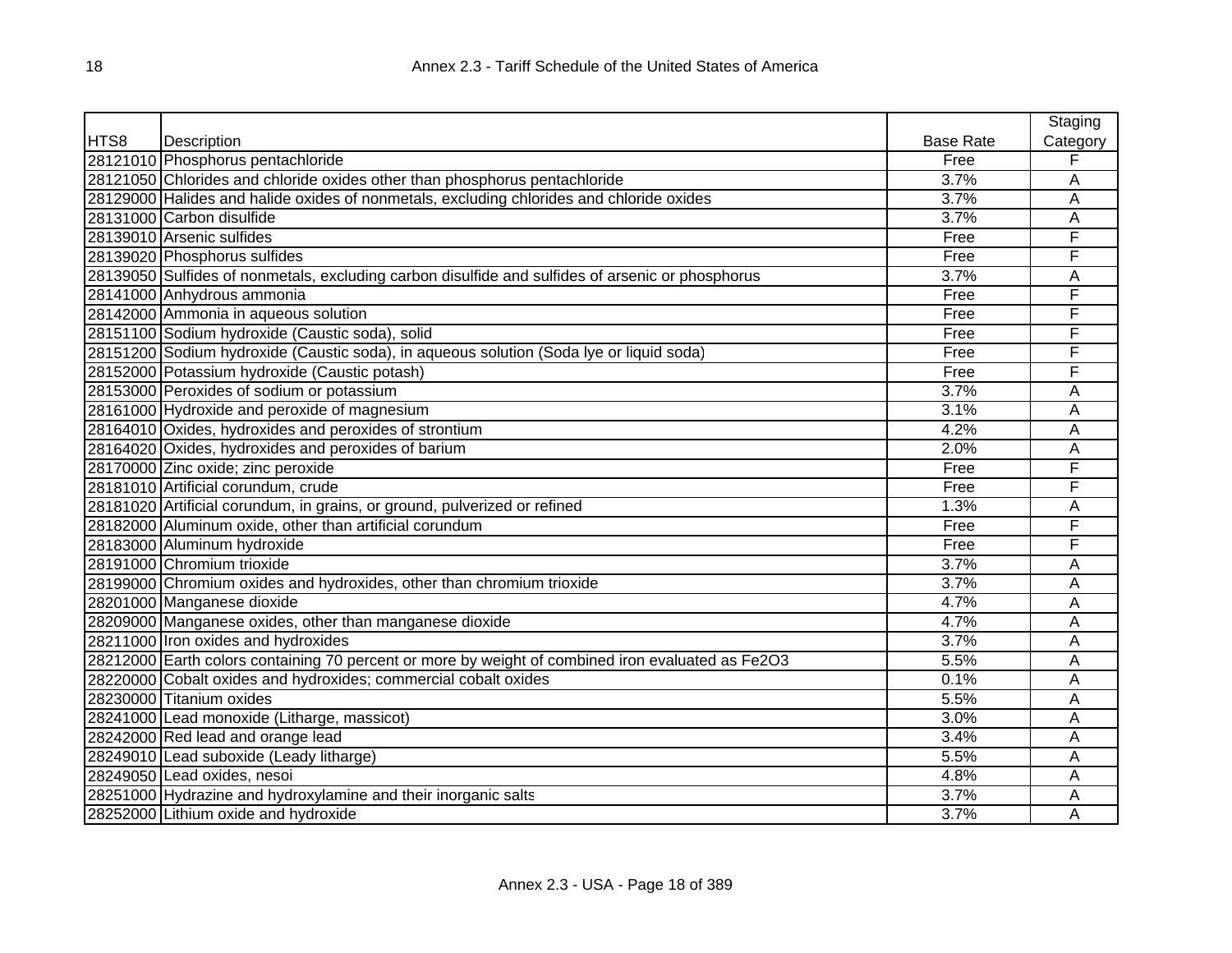| HTS8 | Description | Base Rate | Staging Category |
|---|---|---|---|
| 28121010 | Phosphorus pentachloride | Free | F |
| 28121050 | Chlorides and chloride oxides other than phosphorus pentachloride | 3.7% | A |
| 28129000 | Halides and halide oxides of nonmetals, excluding chlorides and chloride oxides | 3.7% | A |
| 28131000 | Carbon disulfide | 3.7% | A |
| 28139010 | Arsenic sulfides | Free | F |
| 28139020 | Phosphorus sulfides | Free | F |
| 28139050 | Sulfides of nonmetals, excluding carbon disulfide and sulfides of arsenic or phosphorus | 3.7% | A |
| 28141000 | Anhydrous ammonia | Free | F |
| 28142000 | Ammonia in aqueous solution | Free | F |
| 28151100 | Sodium hydroxide (Caustic soda), solid | Free | F |
| 28151200 | Sodium hydroxide (Caustic soda), in aqueous solution (Soda lye or liquid soda) | Free | F |
| 28152000 | Potassium hydroxide (Caustic potash) | Free | F |
| 28153000 | Peroxides of sodium or potassium | 3.7% | A |
| 28161000 | Hydroxide and peroxide of magnesium | 3.1% | A |
| 28164010 | Oxides, hydroxides and peroxides of strontium | 4.2% | A |
| 28164020 | Oxides, hydroxides and peroxides of barium | 2.0% | A |
| 28170000 | Zinc oxide; zinc peroxide | Free | F |
| 28181010 | Artificial corundum, crude | Free | F |
| 28181020 | Artificial corundum, in grains, or ground, pulverized or refined | 1.3% | A |
| 28182000 | Aluminum oxide, other than artificial corundum | Free | F |
| 28183000 | Aluminum hydroxide | Free | F |
| 28191000 | Chromium trioxide | 3.7% | A |
| 28199000 | Chromium oxides and hydroxides, other than chromium trioxide | 3.7% | A |
| 28201000 | Manganese dioxide | 4.7% | A |
| 28209000 | Manganese oxides, other than manganese dioxide | 4.7% | A |
| 28211000 | Iron oxides and hydroxides | 3.7% | A |
| 28212000 | Earth colors containing 70 percent or more by weight of combined iron evaluated as $Fe_2O_3$ | 5.5% | A |
| 28220000 | Cobalt oxides and hydroxides; commercial cobalt oxides | 0.1% | A |
| 28230000 | Titanium oxides | 5.5% | A |
| 28241000 | Lead monoxide (Litharge, massicot) | 3.0% | A |
| 28242000 | Red lead and orange lead | 3.4% | A |
| 28249010 | Lead suboxide (Leady litharge) | 5.5% | A |
| 28249050 | Lead oxides, nesoi | 4.8% | A |
| 28251000 | Hydrazine and hydroxylamine and their inorganic salts | 3.7% | A |
| 28252000 | Lithium oxide and hydroxide | 3.7% | A |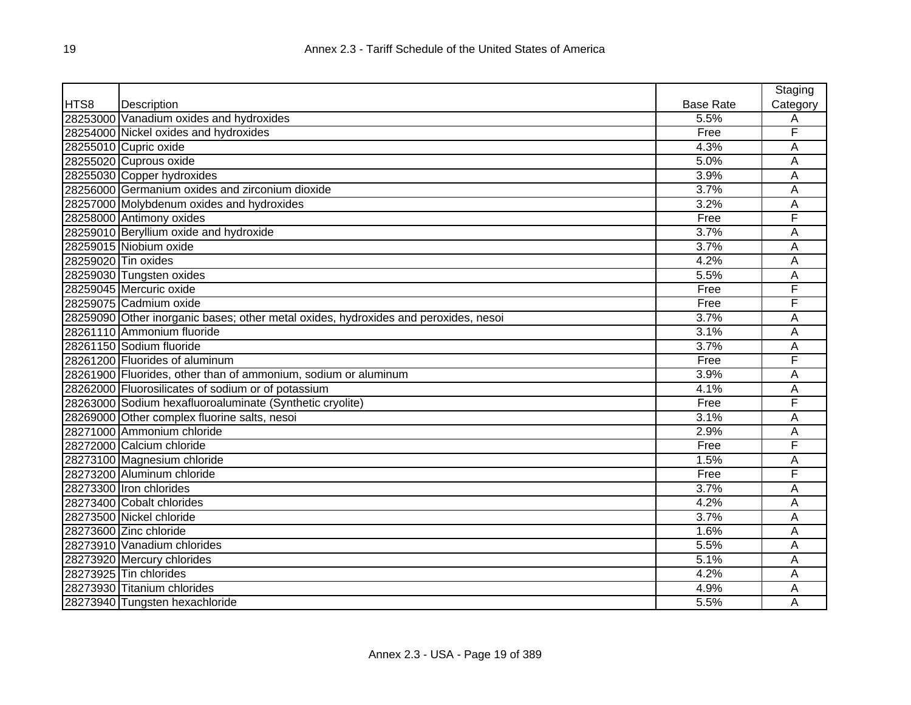| HTS8 | Description | Base Rate | Staging Category |
|---|---|---|---|
| 28253000 | Vanadium oxides and hydroxides | 5.5% | A |
| 28254000 | Nickel oxides and hydroxides | Free | F |
| 28255010 | Cupric oxide | 4.3% | A |
| 28255020 | Cuprous oxide | 5.0% | A |
| 28255030 | Copper hydroxides | 3.9% | A |
| 28256000 | Germanium oxides and zirconium dioxide | 3.7% | A |
| 28257000 | Molybdenum oxides and hydroxides | 3.2% | A |
| 28258000 | Antimony oxides | Free | F |
| 28259010 | Beryllium oxide and hydroxide | 3.7% | A |
| 28259015 | Niobium oxide | 3.7% | A |
| 28259020 | Tin oxides | 4.2% | A |
| 28259030 | Tungsten oxides | 5.5% | A |
| 28259045 | Mercuric oxide | Free | F |
| 28259075 | Cadmium oxide | Free | F |
| 28259090 | Other inorganic bases; other metal oxides, hydroxides and peroxides, nesoi | 3.7% | A |
| 28261110 | Ammonium fluoride | 3.1% | A |
| 28261150 | Sodium fluoride | 3.7% | A |
| 28261200 | Fluorides of aluminum | Free | F |
| 28261900 | Fluorides, other than of ammonium, sodium or aluminum | 3.9% | A |
| 28262000 | Fluorosilicates of sodium or of potassium | 4.1% | A |
| 28263000 | Sodium hexafluoroaluminate (Synthetic cryolite) | Free | F |
| 28269000 | Other complex fluorine salts, nesoi | 3.1% | A |
| 28271000 | Ammonium chloride | 2.9% | A |
| 28272000 | Calcium chloride | Free | F |
| 28273100 | Magnesium chloride | 1.5% | A |
| 28273200 | Aluminum chloride | Free | F |
| 28273300 | Iron chlorides | 3.7% | A |
| 28273400 | Cobalt chlorides | 4.2% | A |
| 28273500 | Nickel chloride | 3.7% | A |
| 28273600 | Zinc chloride | 1.6% | A |
| 28273910 | Vanadium chlorides | 5.5% | A |
| 28273920 | Mercury chlorides | 5.1% | A |
| 28273925 | Tin chlorides | 4.2% | A |
| 28273930 | Titanium chlorides | 4.9% | A |
| 28273940 | Tungsten hexachloride | 5.5% | A |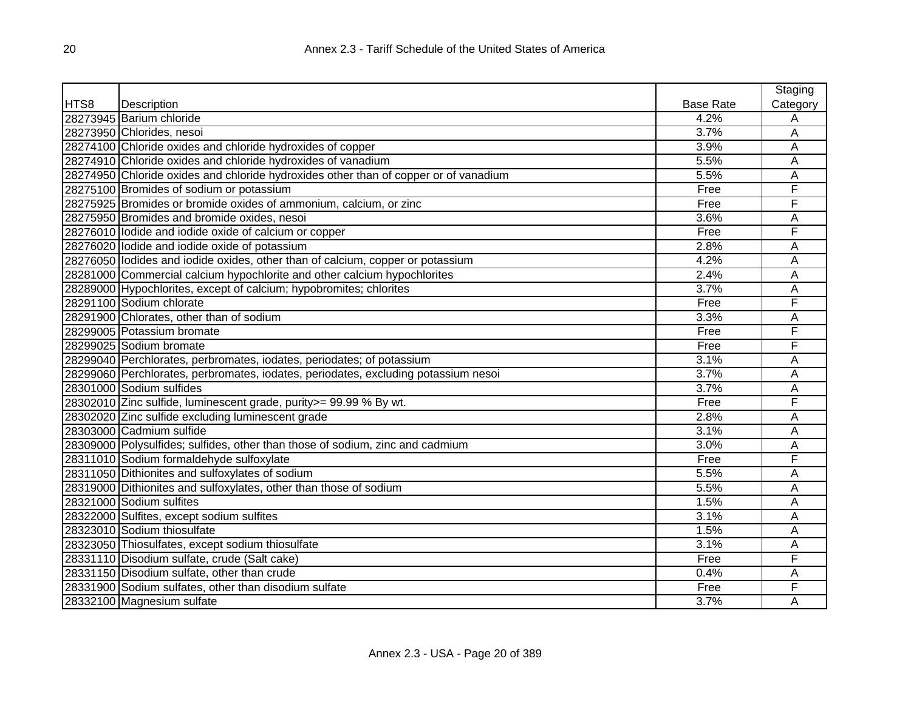| HTS8 | Description | Base Rate | Staging Category |
|---|---|---|---|
| 28273945 | Barium chloride | 4.2% | A |
| 28273950 | Chlorides, nesoi | 3.7% | A |
| 28274100 | Chloride oxides and chloride hydroxides of copper | 3.9% | A |
| 28274910 | Chloride oxides and chloride hydroxides of vanadium | 5.5% | A |
| 28274950 | Chloride oxides and chloride hydroxides other than of copper or of vanadium | 5.5% | A |
| 28275100 | Bromides of sodium or potassium | Free | F |
| 28275925 | Bromides or bromide oxides of ammonium, calcium, or zinc | Free | F |
| 28275950 | Bromides and bromide oxides, nesoi | 3.6% | A |
| 28276010 | Iodide and iodide oxide of calcium or copper | Free | F |
| 28276020 | Iodide and iodide oxide of potassium | 2.8% | A |
| 28276050 | Iodides and iodide oxides, other than of calcium, copper or potassium | 4.2% | A |
| 28281000 | Commercial calcium hypochlorite and other calcium hypochlorites | 2.4% | A |
| 28289000 | Hypochlorites, except of calcium; hypobromites; chlorites | 3.7% | A |
| 28291100 | Sodium chlorate | Free | F |
| 28291900 | Chlorates, other than of sodium | 3.3% | A |
| 28299005 | Potassium bromate | Free | F |
| 28299025 | Sodium bromate | Free | F |
| 28299040 | Perchlorates, perbromates, iodates, periodates; of potassium | 3.1% | A |
| 28299060 | Perchlorates, perbromates, iodates, periodates, excluding potassium nesoi | 3.7% | A |
| 28301000 | Sodium sulfides | 3.7% | A |
| 28302010 | Zinc sulfide, luminescent grade, purity>= 99.99 % By wt. | Free | F |
| 28302020 | Zinc sulfide excluding luminescent grade | 2.8% | A |
| 28303000 | Cadmium sulfide | 3.1% | A |
| 28309000 | Polysulfides; sulfides, other than those of sodium, zinc and cadmium | 3.0% | A |
| 28311010 | Sodium formaldehyde sulfoxylate | Free | F |
| 28311050 | Dithionites and sulfoxylates of sodium | 5.5% | A |
| 28319000 | Dithionites and sulfoxylates, other than those of sodium | 5.5% | A |
| 28321000 | Sodium sulfites | 1.5% | A |
| 28322000 | Sulfites, except sodium sulfites | 3.1% | A |
| 28323010 | Sodium thiosulfate | 1.5% | A |
| 28323050 | Thiosulfates, except sodium thiosulfate | 3.1% | A |
| 28331110 | Disodium sulfate, crude (Salt cake) | Free | F |
| 28331150 | Disodium sulfate, other than crude | 0.4% | A |
| 28331900 | Sodium sulfates, other than disodium sulfate | Free | F |
| 28332100 | Magnesium sulfate | 3.7% | A |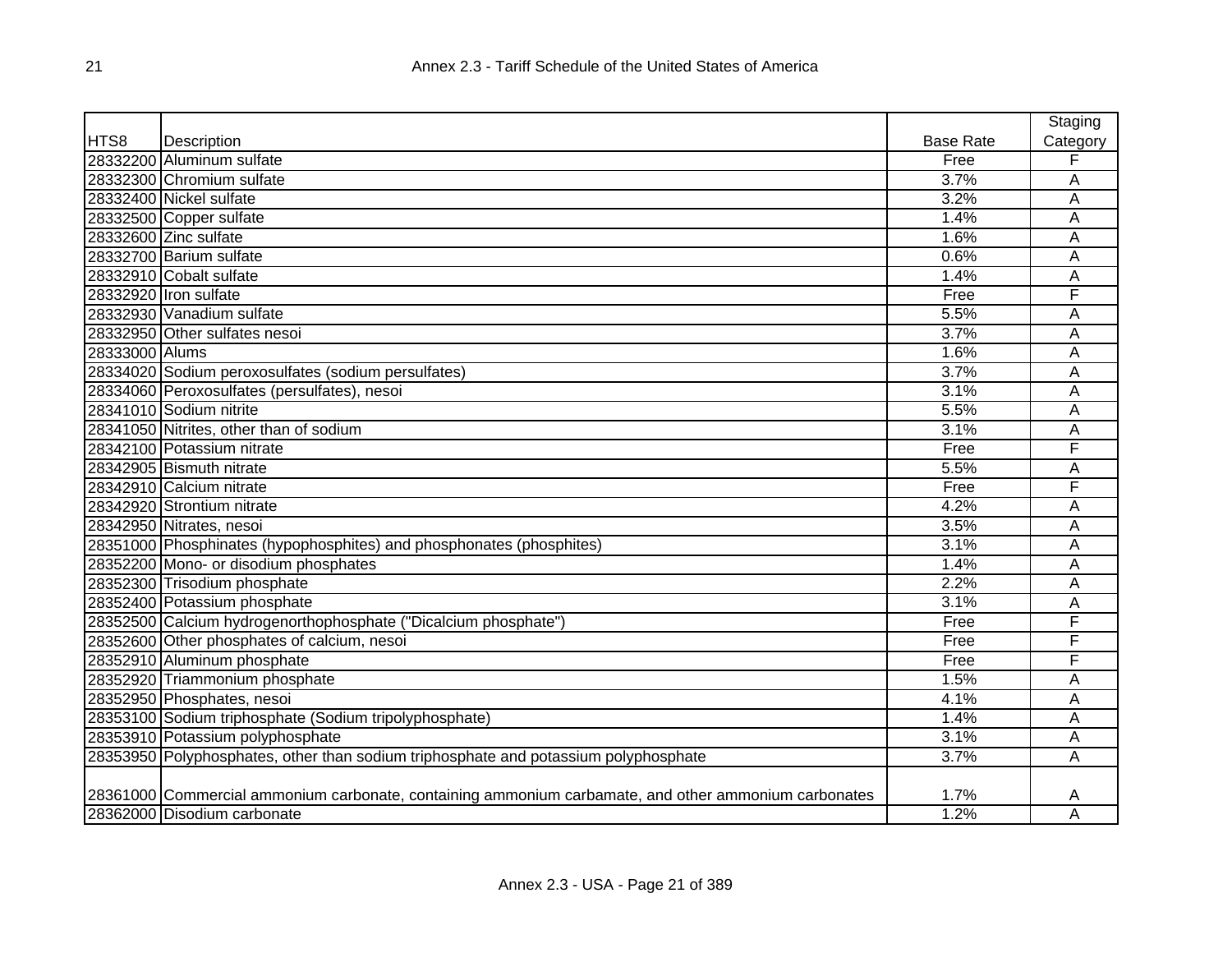| HTS8 | Description | Base Rate | Staging Category |
|---|---|---|---|
| 28332200 | Aluminum sulfate | Free | F |
| 28332300 | Chromium sulfate | 3.7% | A |
| 28332400 | Nickel sulfate | 3.2% | A |
| 28332500 | Copper sulfate | 1.4% | A |
| 28332600 | Zinc sulfate | 1.6% | A |
| 28332700 | Barium sulfate | 0.6% | A |
| 28332910 | Cobalt sulfate | 1.4% | A |
| 28332920 | Iron sulfate | Free | F |
| 28332930 | Vanadium sulfate | 5.5% | A |
| 28332950 | Other sulfates nesoi | 3.7% | A |
| 28333000 | Alums | 1.6% | A |
| 28334020 | Sodium peroxosulfates (sodium persulfates) | 3.7% | A |
| 28334060 | Peroxosulfates (persulfates), nesoi | 3.1% | A |
| 28341010 | Sodium nitrite | 5.5% | A |
| 28341050 | Nitrites, other than of sodium | 3.1% | A |
| 28342100 | Potassium nitrate | Free | F |
| 28342905 | Bismuth nitrate | 5.5% | A |
| 28342910 | Calcium nitrate | Free | F |
| 28342920 | Strontium nitrate | 4.2% | A |
| 28342950 | Nitrates, nesoi | 3.5% | A |
| 28351000 | Phosphinates (hypophosphites) and phosphonates (phosphites) | 3.1% | A |
| 28352200 | Mono- or disodium phosphates | 1.4% | A |
| 28352300 | Trisodium phosphate | 2.2% | A |
| 28352400 | Potassium phosphate | 3.1% | A |
| 28352500 | Calcium hydrogenorthophosphate ("Dicalcium phosphate") | Free | F |
| 28352600 | Other phosphates of calcium, nesoi | Free | F |
| 28352910 | Aluminum phosphate | Free | F |
| 28352920 | Triammonium phosphate | 1.5% | A |
| 28352950 | Phosphates, nesoi | 4.1% | A |
| 28353100 | Sodium triphosphate (Sodium tripolyphosphate) | 1.4% | A |
| 28353910 | Potassium polyphosphate | 3.1% | A |
| 28353950 | Polyphosphates, other than sodium triphosphate and potassium polyphosphate | 3.7% | A |
| 28361000 | Commercial ammonium carbonate, containing ammonium carbamate, and other ammonium carbonates | 1.7% | A |
| 28362000 | Disodium carbonate | 1.2% | A |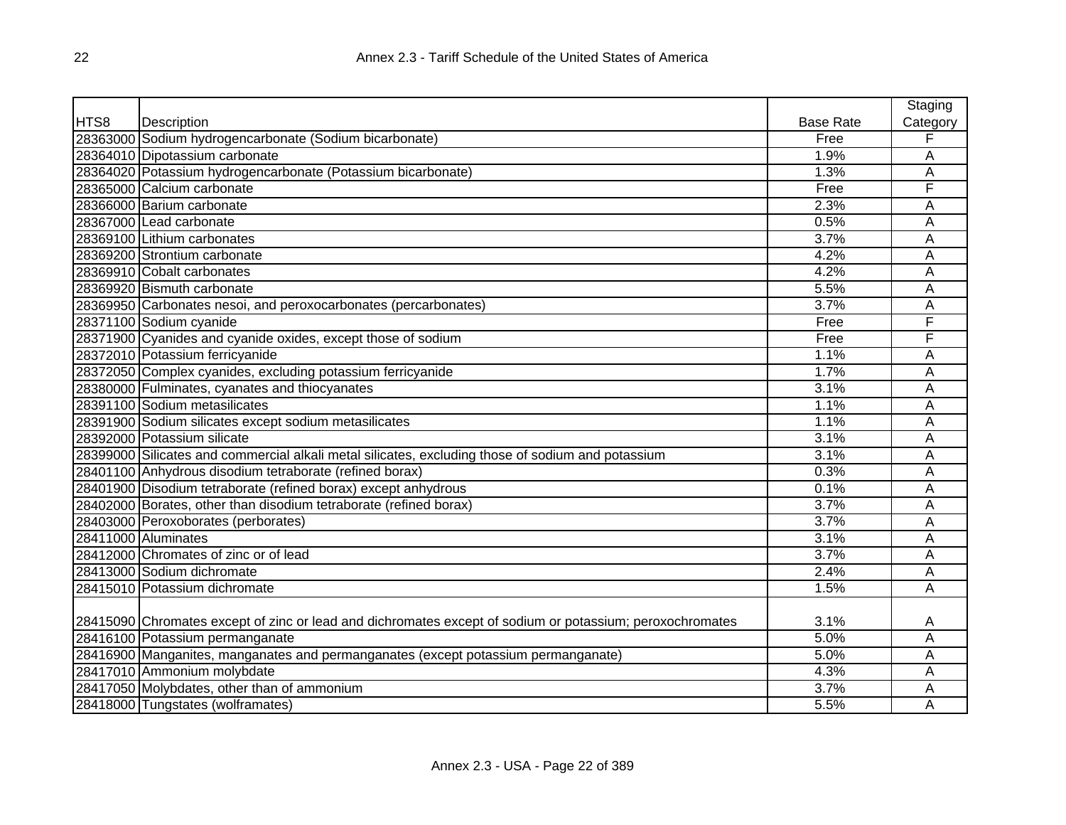| HTS8 | Description | Base Rate | Staging Category |
|---|---|---|---|
| 28363000 | Sodium hydrogencarbonate (Sodium bicarbonate) | Free | F |
| 28364010 | Dipotassium carbonate | 1.9% | A |
| 28364020 | Potassium hydrogencarbonate (Potassium bicarbonate) | 1.3% | A |
| 28365000 | Calcium carbonate | Free | F |
| 28366000 | Barium carbonate | 2.3% | A |
| 28367000 | Lead carbonate | 0.5% | A |
| 28369100 | Lithium carbonates | 3.7% | A |
| 28369200 | Strontium carbonate | 4.2% | A |
| 28369910 | Cobalt carbonates | 4.2% | A |
| 28369920 | Bismuth carbonate | 5.5% | A |
| 28369950 | Carbonates nesoi, and peroxocarbonates (percarbonates) | 3.7% | A |
| 28371100 | Sodium cyanide | Free | F |
| 28371900 | Cyanides and cyanide oxides, except those of sodium | Free | F |
| 28372010 | Potassium ferricyanide | 1.1% | A |
| 28372050 | Complex cyanides, excluding potassium ferricyanide | 1.7% | A |
| 28380000 | Fulminates, cyanates and thiocyanates | 3.1% | A |
| 28391100 | Sodium metasilicates | 1.1% | A |
| 28391900 | Sodium silicates except sodium metasilicates | 1.1% | A |
| 28392000 | Potassium silicate | 3.1% | A |
| 28399000 | Silicates and commercial alkali metal silicates, excluding those of sodium and potassium | 3.1% | A |
| 28401100 | Anhydrous disodium tetraborate (refined borax) | 0.3% | A |
| 28401900 | Disodium tetraborate (refined borax) except anhydrous | 0.1% | A |
| 28402000 | Borates, other than disodium tetraborate (refined borax) | 3.7% | A |
| 28403000 | Peroxoborates (perborates) | 3.7% | A |
| 28411000 | Aluminates | 3.1% | A |
| 28412000 | Chromates of zinc or of lead | 3.7% | A |
| 28413000 | Sodium dichromate | 2.4% | A |
| 28415010 | Potassium dichromate | 1.5% | A |
| 28415090 | Chromates except of zinc or lead and dichromates except of sodium or potassium; peroxochromates | 3.1% | A |
| 28416100 | Potassium permanganate | 5.0% | A |
| 28416900 | Manganites, manganates and permanganates (except potassium permanganate) | 5.0% | A |
| 28417010 | Ammonium molybdate | 4.3% | A |
| 28417050 | Molybdates, other than of ammonium | 3.7% | A |
| 28418000 | Tungstates (wolframates) | 5.5% | A |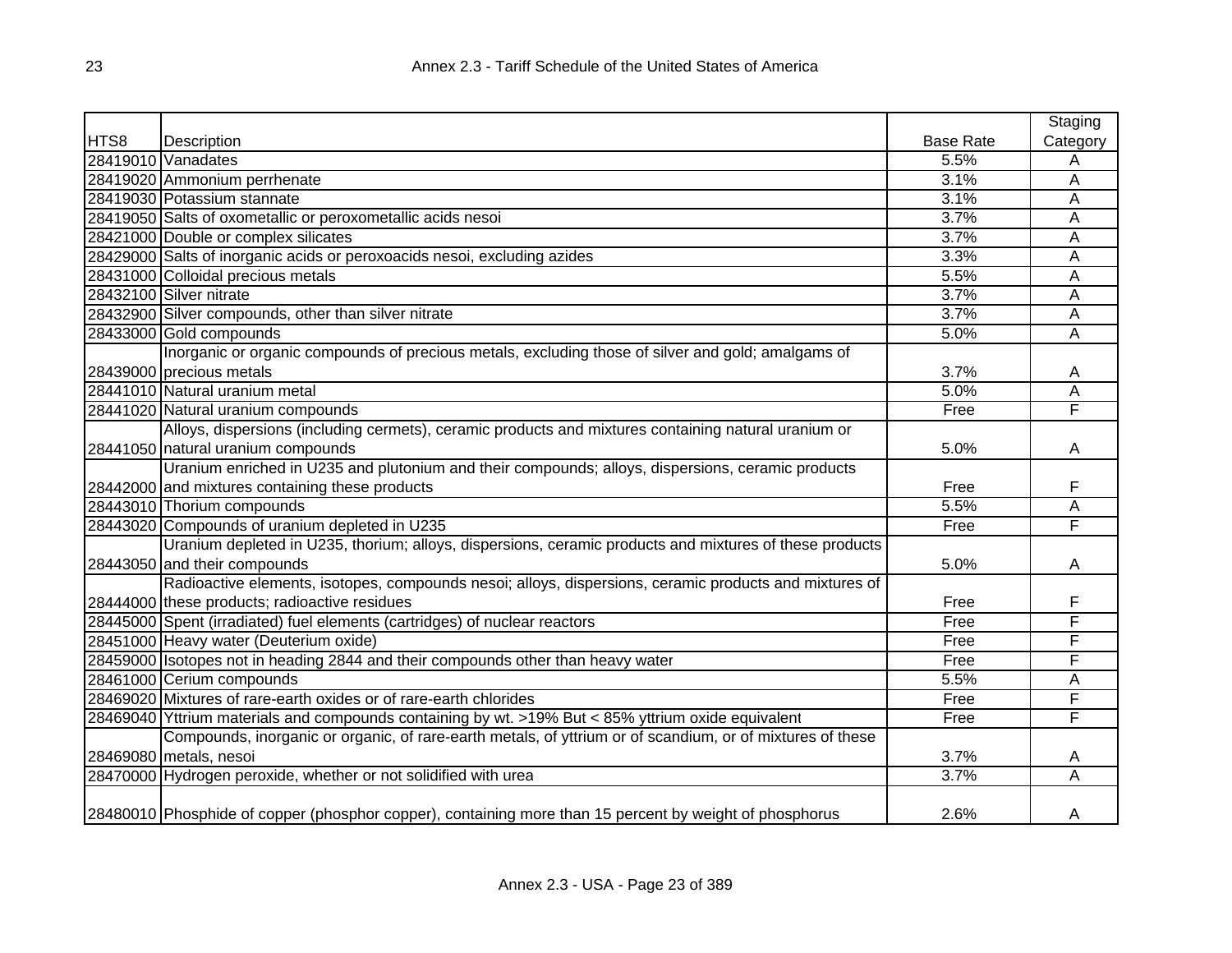| HTS8 | Description | Base Rate | Staging Category |
|---|---|---|---|
| 28419010 | Vanadates | 5.5% | A |
| 28419020 | Ammonium perrhenate | 3.1% | A |
| 28419030 | Potassium stannate | 3.1% | A |
| 28419050 | Salts of oxometallic or peroxometallic acids nesoi | 3.7% | A |
| 28421000 | Double or complex silicates | 3.7% | A |
| 28429000 | Salts of inorganic acids or peroxoacids nesoi, excluding azides | 3.3% | A |
| 28431000 | Colloidal precious metals | 5.5% | A |
| 28432100 | Silver nitrate | 3.7% | A |
| 28432900 | Silver compounds, other than silver nitrate | 3.7% | A |
| 28433000 | Gold compounds | 5.0% | A |
| 28439000 | Inorganic or organic compounds of precious metals, excluding those of silver and gold; amalgams of precious metals | 3.7% | A |
| 28441010 | Natural uranium metal | 5.0% | A |
| 28441020 | Natural uranium compounds | Free | F |
| 28441050 | Alloys, dispersions (including cermets), ceramic products and mixtures containing natural uranium or natural uranium compounds | 5.0% | A |
| 28442000 | Uranium enriched in U235 and plutonium and their compounds; alloys, dispersions, ceramic products and mixtures containing these products | Free | F |
| 28443010 | Thorium compounds | 5.5% | A |
| 28443020 | Compounds of uranium depleted in U235 | Free | F |
| 28443050 | Uranium depleted in U235, thorium; alloys, dispersions, ceramic products and mixtures of these products and their compounds | 5.0% | A |
| 28444000 | Radioactive elements, isotopes, compounds nesoi; alloys, dispersions, ceramic products and mixtures of these products; radioactive residues | Free | F |
| 28445000 | Spent (irradiated) fuel elements (cartridges) of nuclear reactors | Free | F |
| 28451000 | Heavy water (Deuterium oxide) | Free | F |
| 28459000 | Isotopes not in heading 2844 and their compounds other than heavy water | Free | F |
| 28461000 | Cerium compounds | 5.5% | A |
| 28469020 | Mixtures of rare-earth oxides or of rare-earth chlorides | Free | F |
| 28469040 | Yttrium materials and compounds containing by wt. >19% But < 85% yttrium oxide equivalent | Free | F |
| 28469080 | Compounds, inorganic or organic, of rare-earth metals, of yttrium or of scandium, or of mixtures of these metals, nesoi | 3.7% | A |
| 28470000 | Hydrogen peroxide, whether or not solidified with urea | 3.7% | A |
| 28480010 | Phosphide of copper (phosphor copper), containing more than 15 percent by weight of phosphorus | 2.6% | A |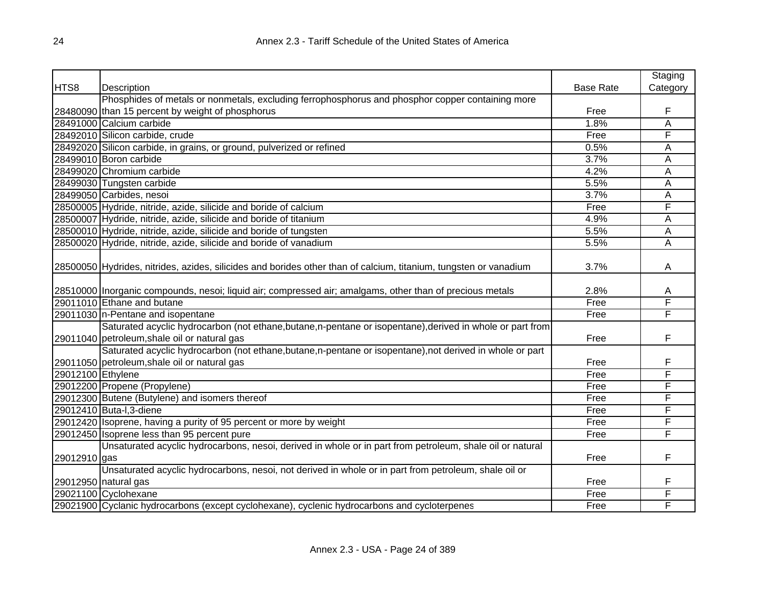| HTS8 | Description | Base Rate | Staging Category |
|---|---|---|---|
| 28480090 | Phosphides of metals or nonmetals, excluding ferrophosphorus and phosphor copper containing more than 15 percent by weight of phosphorus | Free | F |
| 28491000 | Calcium carbide | 1.8% | A |
| 28492010 | Silicon carbide, crude | Free | F |
| 28492020 | Silicon carbide, in grains, or ground, pulverized or refined | 0.5% | A |
| 28499010 | Boron carbide | 3.7% | A |
| 28499020 | Chromium carbide | 4.2% | A |
| 28499030 | Tungsten carbide | 5.5% | A |
| 28499050 | Carbides, nesoi | 3.7% | A |
| 28500005 | Hydride, nitride, azide, silicide and boride of calcium | Free | F |
| 28500007 | Hydride, nitride, azide, silicide and boride of titanium | 4.9% | A |
| 28500010 | Hydride, nitride, azide, silicide and boride of tungsten | 5.5% | A |
| 28500020 | Hydride, nitride, azide, silicide and boride of vanadium | 5.5% | A |
| 28500050 | Hydrides, nitrides, azides, silicides and borides other than of calcium, titanium, tungsten or vanadium | 3.7% | A |
| 28510000 | Inorganic compounds, nesoi; liquid air; compressed air; amalgams, other than of precious metals | 2.8% | A |
| 29011010 | Ethane and butane | Free | F |
| 29011030 | n-Pentane and isopentane | Free | F |
| 29011040 | Saturated acyclic hydrocarbon (not ethane,butane,n-pentane or isopentane),derived in whole or part from petroleum,shale oil or natural gas | Free | F |
| 29011050 | Saturated acyclic hydrocarbon (not ethane,butane,n-pentane or isopentane),not derived in whole or part petroleum,shale oil or natural gas | Free | F |
| 29012100 | Ethylene | Free | F |
| 29012200 | Propene (Propylene) | Free | F |
| 29012300 | Butene (Butylene) and isomers thereof | Free | F |
| 29012410 | Buta-l,3-diene | Free | F |
| 29012420 | Isoprene, having a purity of 95 percent or more by weight | Free | F |
| 29012450 | Isoprene less than 95 percent pure | Free | F |
| 29012910 | Unsaturated acyclic hydrocarbons, nesoi, derived in whole or in part from petroleum, shale oil or natural gas | Free | F |
| 29012950 | Unsaturated acyclic hydrocarbons, nesoi, not derived in whole or in part from petroleum, shale oil or natural gas | Free | F |
| 29021100 | Cyclohexane | Free | F |
| 29021900 | Cyclanic hydrocarbons (except cyclohexane), cyclenic hydrocarbons and cycloterpenes | Free | F |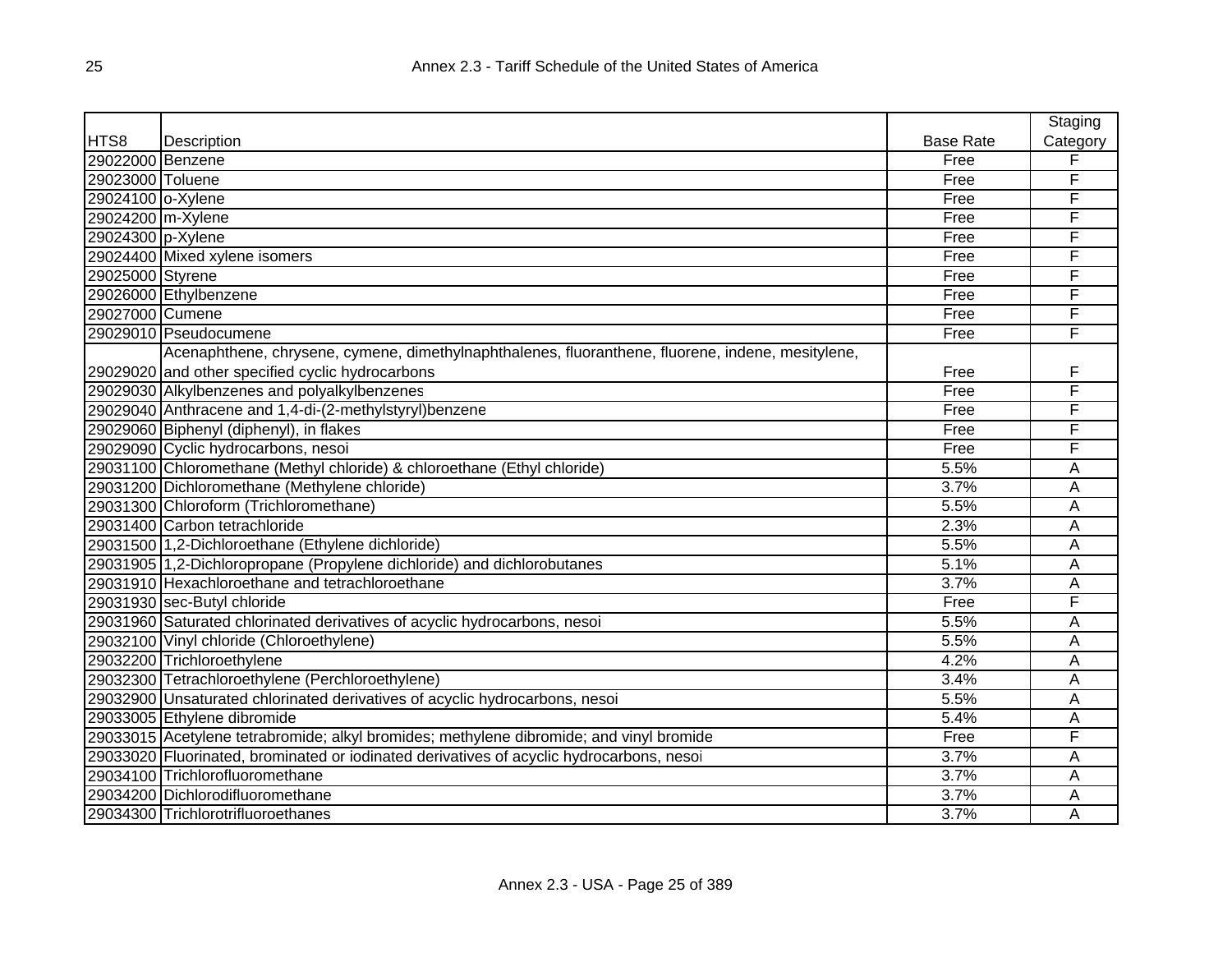| HTS8 | Description | Base Rate | Staging Category |
|---|---|---|---|
| 29022000 | Benzene | Free | F |
| 29023000 | Toluene | Free | F |
| 29024100 | o-Xylene | Free | F |
| 29024200 | m-Xylene | Free | F |
| 29024300 | p-Xylene | Free | F |
| 29024400 | Mixed xylene isomers | Free | F |
| 29025000 | Styrene | Free | F |
| 29026000 | Ethylbenzene | Free | F |
| 29027000 | Cumene | Free | F |
| 29029010 | Pseudocumene | Free | F |
| 29029020 | Acenaphthene, chrysene, cymene, dimethylnaphthalenes, fluoranthene, fluorene, indene, mesitylene, and other specified cyclic hydrocarbons | Free | F |
| 29029030 | Alkylbenzenes and polyalkylbenzenes | Free | F |
| 29029040 | Anthracene and 1,4-di-(2-methylstyryl)benzene | Free | F |
| 29029060 | Biphenyl (diphenyl), in flakes | Free | F |
| 29029090 | Cyclic hydrocarbons, nesoi | Free | F |
| 29031100 | Chloromethane (Methyl chloride) & chloroethane (Ethyl chloride) | 5.5% | A |
| 29031200 | Dichloromethane (Methylene chloride) | 3.7% | A |
| 29031300 | Chloroform (Trichloromethane) | 5.5% | A |
| 29031400 | Carbon tetrachloride | 2.3% | A |
| 29031500 | 1,2-Dichloroethane (Ethylene dichloride) | 5.5% | A |
| 29031905 | 1,2-Dichloropropane (Propylene dichloride) and dichlorobutanes | 5.1% | A |
| 29031910 | Hexachloroethane and tetrachloroethane | 3.7% | A |
| 29031930 | sec-Butyl chloride | Free | F |
| 29031960 | Saturated chlorinated derivatives of acyclic hydrocarbons, nesoi | 5.5% | A |
| 29032100 | Vinyl chloride (Chloroethylene) | 5.5% | A |
| 29032200 | Trichloroethylene | 4.2% | A |
| 29032300 | Tetrachloroethylene (Perchloroethylene) | 3.4% | A |
| 29032900 | Unsaturated chlorinated derivatives of acyclic hydrocarbons, nesoi | 5.5% | A |
| 29033005 | Ethylene dibromide | 5.4% | A |
| 29033015 | Acetylene tetrabromide; alkyl bromides; methylene dibromide; and vinyl bromide | Free | F |
| 29033020 | Fluorinated, brominated or iodinated derivatives of acyclic hydrocarbons, nesoi | 3.7% | A |
| 29034100 | Trichlorofluoromethane | 3.7% | A |
| 29034200 | Dichlorodifluoromethane | 3.7% | A |
| 29034300 | Trichlorotrifluoroethanes | 3.7% | A |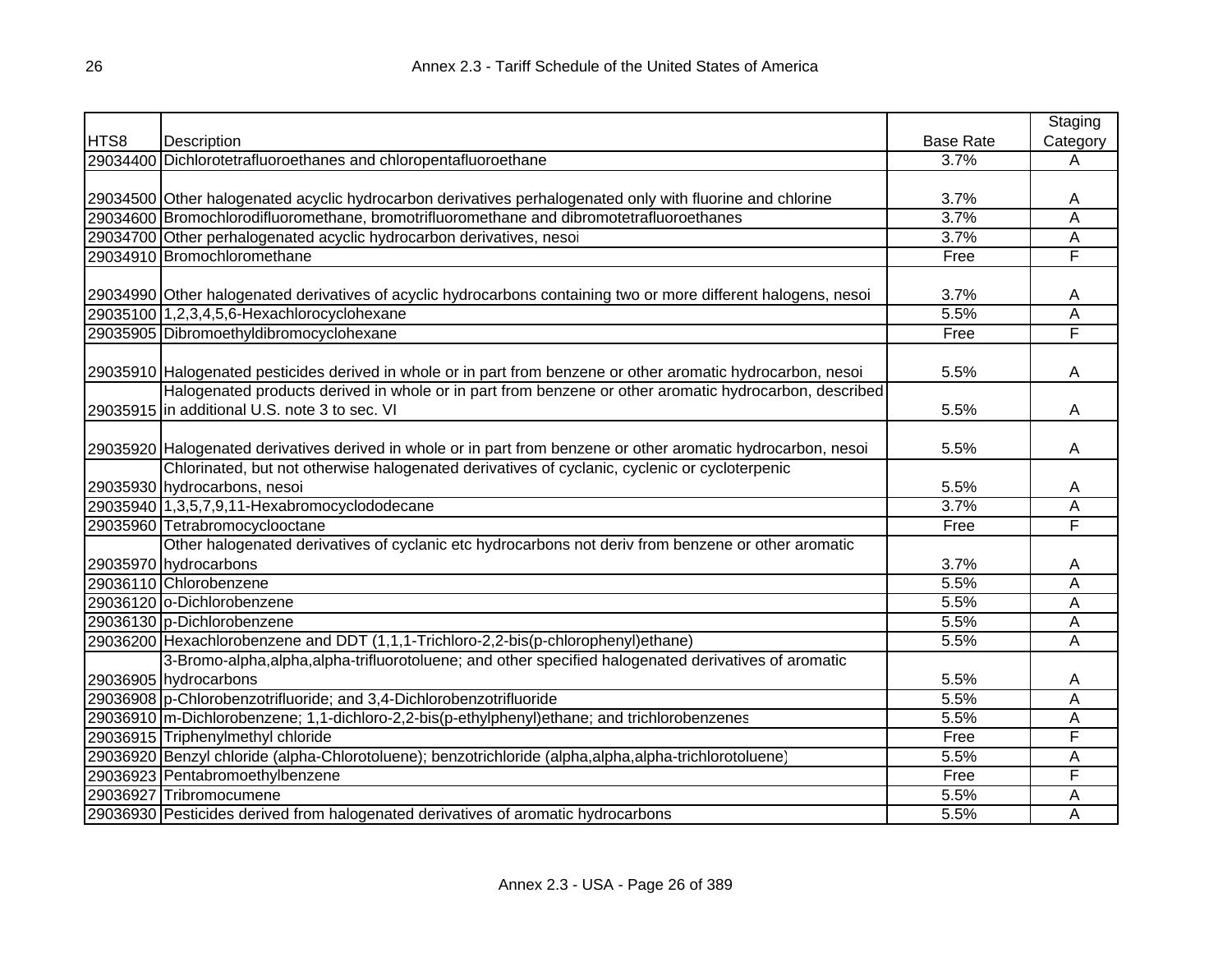| HTS8 | Description | Base Rate | Staging Category |
|---|---|---|---|
| 29034400 | Dichlorotetrafluoroethanes and chloropentafluoroethane | 3.7% | A |
| 29034500 | Other halogenated acyclic hydrocarbon derivatives perhalogenated only with fluorine and chlorine | 3.7% | A |
| 29034600 | Bromochlorodifluoromethane, bromotrifluoromethane and dibromotetrafluoroethanes | 3.7% | A |
| 29034700 | Other perhalogenated acyclic hydrocarbon derivatives, nesoi | 3.7% | A |
| 29034910 | Bromochloromethane | Free | F |
| 29034990 | Other halogenated derivatives of acyclic hydrocarbons containing two or more different halogens, nesoi | 3.7% | A |
| 29035100 | 1,2,3,4,5,6-Hexachlorocyclohexane | 5.5% | A |
| 29035905 | Dibromoethyldibromocyclohexane | Free | F |
| 29035910 | Halogenated pesticides derived in whole or in part from benzene or other aromatic hydrocarbon, nesoi | 5.5% | A |
| 29035915 | Halogenated products derived in whole or in part from benzene or other aromatic hydrocarbon, described in additional U.S. note 3 to sec. VI | 5.5% | A |
| 29035920 | Halogenated derivatives derived in whole or in part from benzene or other aromatic hydrocarbon, nesoi | 5.5% | A |
| 29035930 | Chlorinated, but not otherwise halogenated derivatives of cyclanic, cyclenic or cycloterpenic hydrocarbons, nesoi | 5.5% | A |
| 29035940 | 1,3,5,7,9,11-Hexabromocyclododecane | 3.7% | A |
| 29035960 | Tetrabromocyclooctane | Free | F |
| 29035970 | Other halogenated derivatives of cyclanic etc hydrocarbons not deriv from benzene or other aromatic hydrocarbons | 3.7% | A |
| 29036110 | Chlorobenzene | 5.5% | A |
| 29036120 | o-Dichlorobenzene | 5.5% | A |
| 29036130 | p-Dichlorobenzene | 5.5% | A |
| 29036200 | Hexachlorobenzene and DDT (1,1,1-Trichloro-2,2-bis(p-chlorophenyl)ethane) | 5.5% | A |
| 29036905 | 3-Bromo-alpha,alpha,alpha-trifluorotoluene; and other specified halogenated derivatives of aromatic hydrocarbons | 5.5% | A |
| 29036908 | p-Chlorobenzotrifluoride; and 3,4-Dichlorobenzotrifluoride | 5.5% | A |
| 29036910 | m-Dichlorobenzene; 1,1-dichloro-2,2-bis(p-ethylphenyl)ethane; and trichlorobenzenes | 5.5% | A |
| 29036915 | Triphenylmethyl chloride | Free | F |
| 29036920 | Benzyl chloride (alpha-Chlorotoluene); benzotrichloride (alpha,alpha,alpha-trichlorotoluene) | 5.5% | A |
| 29036923 | Pentabromoethylbenzene | Free | F |
| 29036927 | Tribromocumene | 5.5% | A |
| 29036930 | Pesticides derived from halogenated derivatives of aromatic hydrocarbons | 5.5% | A |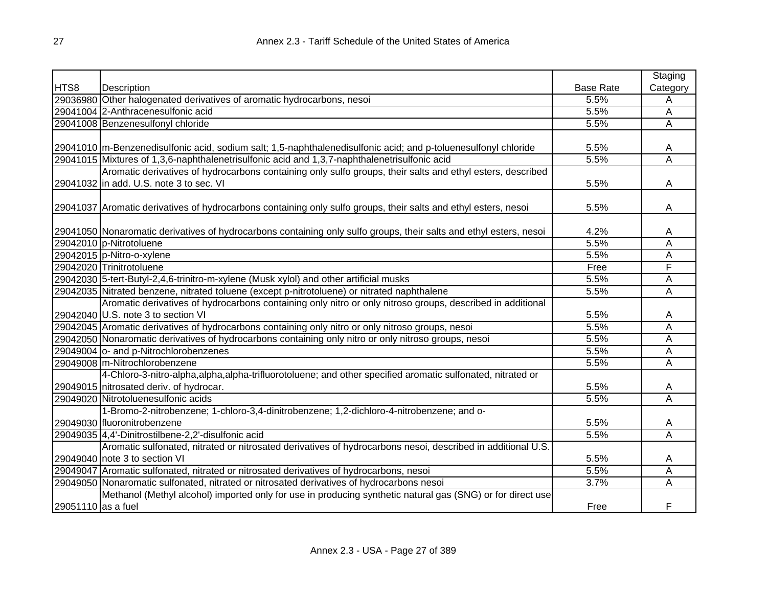| HTS8 | Description | Base Rate | Staging Category |
|---|---|---|---|
| 29036980 | Other halogenated derivatives of aromatic hydrocarbons, nesoi | 5.5% | A |
| 29041004 | 2-Anthracenesulfonic acid | 5.5% | A |
| 29041008 | Benzenesulfonyl chloride | 5.5% | A |
| 29041010 | m-Benzenedisulfonic acid, sodium salt; 1,5-naphthalenedisulfonic acid; and p-toluenesulfonyl chloride | 5.5% | A |
| 29041015 | Mixtures of 1,3,6-naphthalenetrisulfonic acid and 1,3,7-naphthalenetrisulfonic acid | 5.5% | A |
| 29041032 | Aromatic derivatives of hydrocarbons containing only sulfo groups, their salts and ethyl esters, described in add. U.S. note 3 to sec. VI | 5.5% | A |
| 29041037 | Aromatic derivatives of hydrocarbons containing only sulfo groups, their salts and ethyl esters, nesoi | 5.5% | A |
| 29041050 | Nonaromatic derivatives of hydrocarbons containing only sulfo groups, their salts and ethyl esters, nesoi | 4.2% | A |
| 29042010 | p-Nitrotoluene | 5.5% | A |
| 29042015 | p-Nitro-o-xylene | 5.5% | A |
| 29042020 | Trinitrotoluene | Free | F |
| 29042030 | 5-tert-Butyl-2,4,6-trinitro-m-xylene (Musk xylol) and other artificial musks | 5.5% | A |
| 29042035 | Nitrated benzene, nitrated toluene (except p-nitrotoluene) or nitrated naphthalene | 5.5% | A |
| 29042040 | Aromatic derivatives of hydrocarbons containing only nitro or only nitroso groups, described in additional U.S. note 3 to section VI | 5.5% | A |
| 29042045 | Aromatic derivatives of hydrocarbons containing only nitro or only nitroso groups, nesoi | 5.5% | A |
| 29042050 | Nonaromatic derivatives of hydrocarbons containing only nitro or only nitroso groups, nesoi | 5.5% | A |
| 29049004 | o- and p-Nitrochlorobenzenes | 5.5% | A |
| 29049008 | m-Nitrochlorobenzene | 5.5% | A |
| 29049015 | 4-Chloro-3-nitro-alpha,alpha,alpha-trifluorotoluene; and other specified aromatic sulfonated, nitrated or nitrosated deriv. of hydrocar. | 5.5% | A |
| 29049020 | Nitrotoluenesulfonic acids | 5.5% | A |
| 29049030 | 1-Bromo-2-nitrobenzene; 1-chloro-3,4-dinitrobenzene; 1,2-dichloro-4-nitrobenzene; and o-fluoronitrobenzene | 5.5% | A |
| 29049035 | 4,4'-Dinitrostilbene-2,2'-disulfonic acid | 5.5% | A |
| 29049040 | Aromatic sulfonated, nitrated or nitrosated derivatives of hydrocarbons nesoi, described in additional U.S. note 3 to section VI | 5.5% | A |
| 29049047 | Aromatic sulfonated, nitrated or nitrosated derivatives of hydrocarbons, nesoi | 5.5% | A |
| 29049050 | Nonaromatic sulfonated, nitrated or nitrosated derivatives of hydrocarbons nesoi | 3.7% | A |
| 29051110 | Methanol (Methyl alcohol) imported only for use in producing synthetic natural gas (SNG) or for direct use as a fuel | Free | F |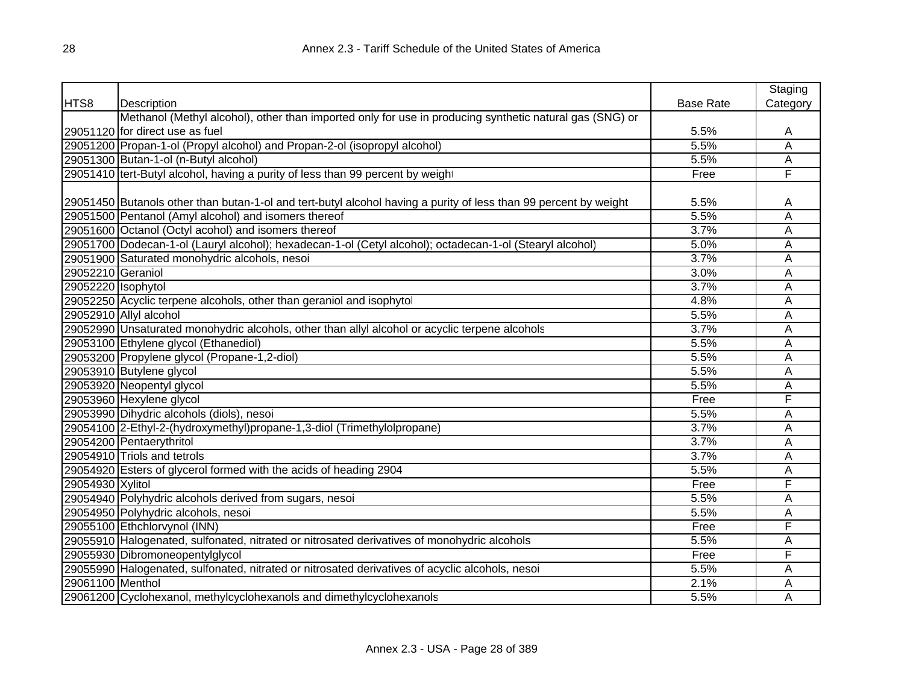| HTS8 | Description | Base Rate | Staging Category |
|---|---|---|---|
| 29051120 | Methanol (Methyl alcohol), other than imported only for use in producing synthetic natural gas (SNG) or for direct use as fuel | 5.5% | A |
| 29051200 | Propan-1-ol (Propyl alcohol) and Propan-2-ol (isopropyl alcohol) | 5.5% | A |
| 29051300 | Butan-1-ol (n-Butyl alcohol) | 5.5% | A |
| 29051410 | tert-Butyl alcohol, having a purity of less than 99 percent by weight | Free | F |
| 29051450 | Butanols other than butan-1-ol and tert-butyl alcohol having a purity of less than 99 percent by weight | 5.5% | A |
| 29051500 | Pentanol (Amyl alcohol) and isomers thereof | 5.5% | A |
| 29051600 | Octanol (Octyl acohol) and isomers thereof | 3.7% | A |
| 29051700 | Dodecan-1-ol (Lauryl alcohol); hexadecan-1-ol (Cetyl alcohol); octadecan-1-ol (Stearyl alcohol) | 5.0% | A |
| 29051900 | Saturated monohydric alcohols, nesoi | 3.7% | A |
| 29052210 | Geraniol | 3.0% | A |
| 29052220 | Isophytol | 3.7% | A |
| 29052250 | Acyclic terpene alcohols, other than geraniol and isophytol | 4.8% | A |
| 29052910 | Allyl alcohol | 5.5% | A |
| 29052990 | Unsaturated monohydric alcohols, other than allyl alcohol or acyclic terpene alcohols | 3.7% | A |
| 29053100 | Ethylene glycol (Ethanediol) | 5.5% | A |
| 29053200 | Propylene glycol (Propane-1,2-diol) | 5.5% | A |
| 29053910 | Butylene glycol | 5.5% | A |
| 29053920 | Neopentyl glycol | 5.5% | A |
| 29053960 | Hexylene glycol | Free | F |
| 29053990 | Dihydric alcohols (diols), nesoi | 5.5% | A |
| 29054100 | 2-Ethyl-2-(hydroxymethyl)propane-1,3-diol (Trimethylolpropane) | 3.7% | A |
| 29054200 | Pentaerythritol | 3.7% | A |
| 29054910 | Triols and tetrols | 3.7% | A |
| 29054920 | Esters of glycerol formed with the acids of heading 2904 | 5.5% | A |
| 29054930 | Xylitol | Free | F |
| 29054940 | Polyhydric alcohols derived from sugars, nesoi | 5.5% | A |
| 29054950 | Polyhydric alcohols, nesoi | 5.5% | A |
| 29055100 | Ethchlorvynol (INN) | Free | F |
| 29055910 | Halogenated, sulfonated, nitrated or nitrosated derivatives of monohydric alcohols | 5.5% | A |
| 29055930 | Dibromoneopentylglycol | Free | F |
| 29055990 | Halogenated, sulfonated, nitrated or nitrosated derivatives of acyclic alcohols, nesoi | 5.5% | A |
| 29061100 | Menthol | 2.1% | A |
| 29061200 | Cyclohexanol, methylcyclohexanols and dimethylcyclohexanols | 5.5% | A |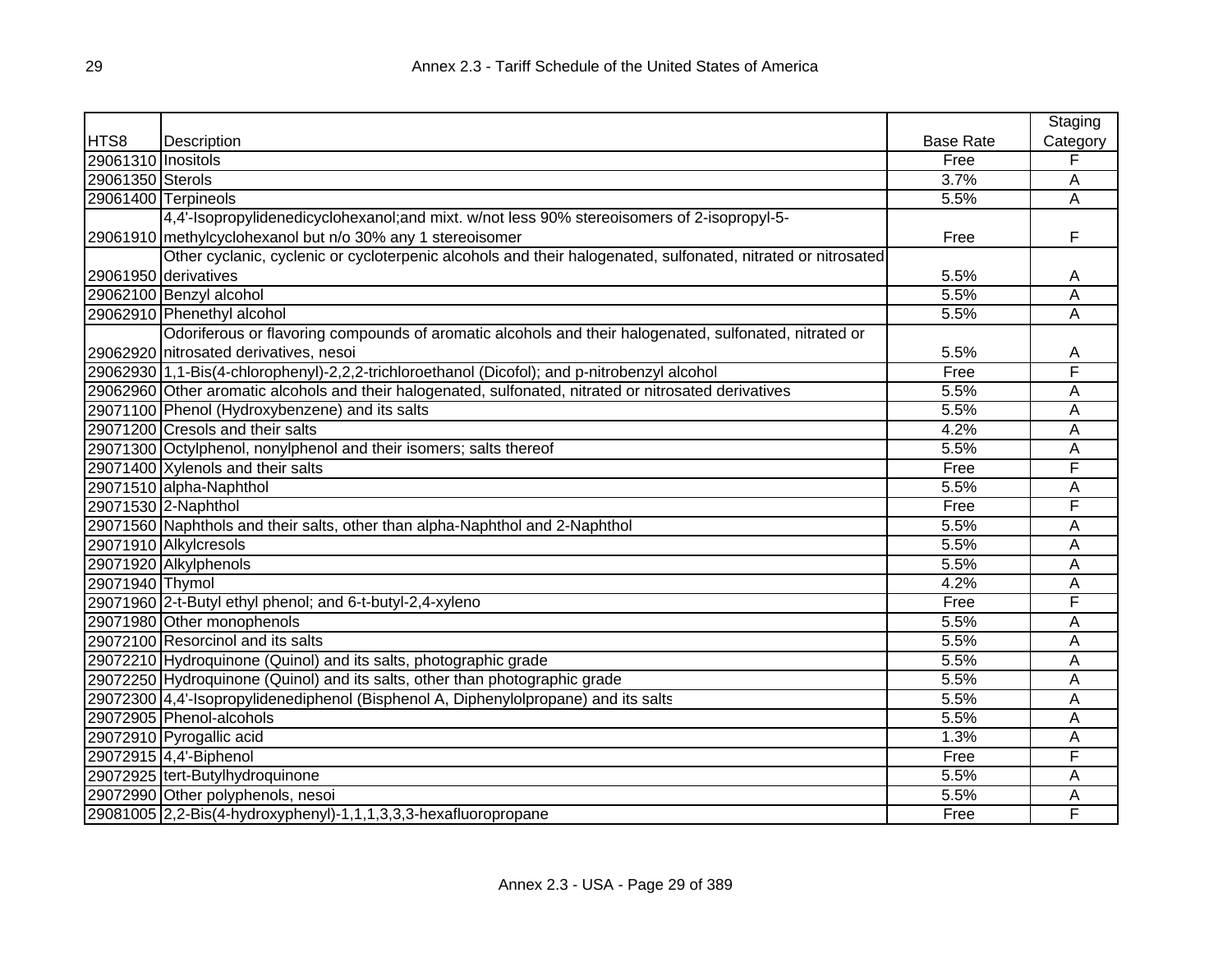| HTS8 | Description | Base Rate | Staging Category |
|---|---|---|---|
| 29061310 | Inositols | Free | F |
| 29061350 | Sterols | 3.7% | A |
| 29061400 | Terpineols | 5.5% | A |
| 29061910 | 4,4'-Isopropylidenedicyclohexanol;and mixt. w/not less 90% stereoisomers of 2-isopropyl-5-methylcyclohexanol but n/o 30% any 1 stereoisomer | Free | F |
| 29061950 | Other cyclanic, cyclenic or cycloterpenic alcohols and their halogenated, sulfonated, nitrated or nitrosated derivatives | 5.5% | A |
| 29062100 | Benzyl alcohol | 5.5% | A |
| 29062910 | Phenethyl alcohol | 5.5% | A |
| 29062920 | Odoriferous or flavoring compounds of aromatic alcohols and their halogenated, sulfonated, nitrated or nitrosated derivatives, nesoi | 5.5% | A |
| 29062930 | 1,1-Bis(4-chlorophenyl)-2,2,2-trichloroethanol (Dicofol); and p-nitrobenzyl alcohol | Free | F |
| 29062960 | Other aromatic alcohols and their halogenated, sulfonated, nitrated or nitrosated derivatives | 5.5% | A |
| 29071100 | Phenol (Hydroxybenzene) and its salts | 5.5% | A |
| 29071200 | Cresols and their salts | 4.2% | A |
| 29071300 | Octylphenol, nonylphenol and their isomers; salts thereof | 5.5% | A |
| 29071400 | Xylenols and their salts | Free | F |
| 29071510 | alpha-Naphthol | 5.5% | A |
| 29071530 | 2-Naphthol | Free | F |
| 29071560 | Naphthols and their salts, other than alpha-Naphthol and 2-Naphthol | 5.5% | A |
| 29071910 | Alkylcresols | 5.5% | A |
| 29071920 | Alkylphenols | 5.5% | A |
| 29071940 | Thymol | 4.2% | A |
| 29071960 | 2-t-Butyl ethyl phenol; and 6-t-butyl-2,4-xyleno | Free | F |
| 29071980 | Other monophenols | 5.5% | A |
| 29072100 | Resorcinol and its salts | 5.5% | A |
| 29072210 | Hydroquinone (Quinol) and its salts, photographic grade | 5.5% | A |
| 29072250 | Hydroquinone (Quinol) and its salts, other than photographic grade | 5.5% | A |
| 29072300 | 4,4'-Isopropylidenediphenol (Bisphenol A, Diphenylolpropane) and its salts | 5.5% | A |
| 29072905 | Phenol-alcohols | 5.5% | A |
| 29072910 | Pyrogallic acid | 1.3% | A |
| 29072915 | 4,4'-Biphenol | Free | F |
| 29072925 | tert-Butylhydroquinone | 5.5% | A |
| 29072990 | Other polyphenols, nesoi | 5.5% | A |
| 29081005 | 2,2-Bis(4-hydroxyphenyl)-1,1,1,3,3,3-hexafluoropropane | Free | F |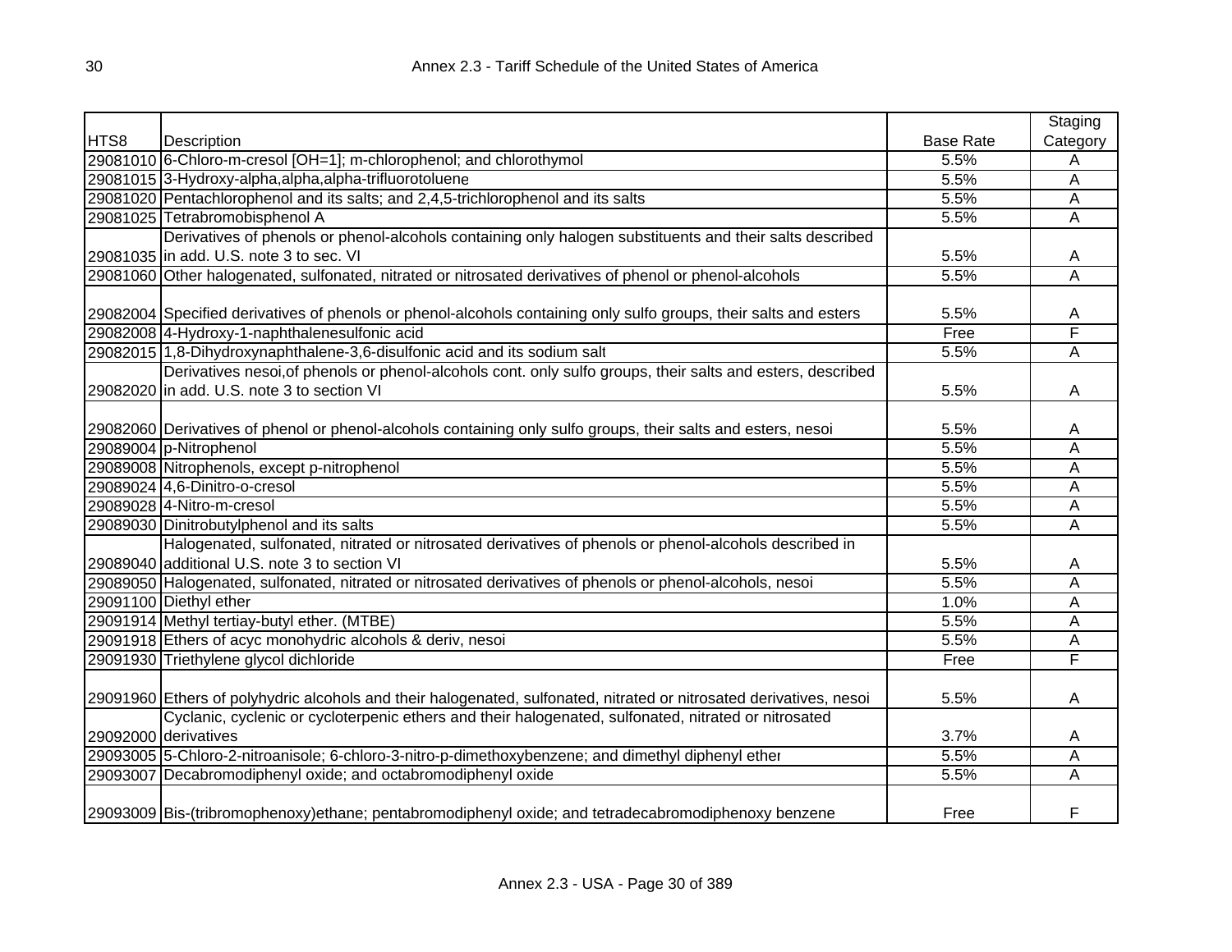| HTS8 | Description | Base Rate | Staging Category |
|---|---|---|---|
| 29081010 | 6-Chloro-m-cresol [OH=1]; m-chlorophenol; and chlorothymol | 5.5% | A |
| 29081015 | 3-Hydroxy-alpha,alpha,alpha-trifluorotoluene | 5.5% | A |
| 29081020 | Pentachlorophenol and its salts; and 2,4,5-trichlorophenol and its salts | 5.5% | A |
| 29081025 | Tetrabromobisphenol A | 5.5% | A |
| 29081035 | Derivatives of phenols or phenol-alcohols containing only halogen substituents and their salts described in add. U.S. note 3 to sec. VI | 5.5% | A |
| 29081060 | Other halogenated, sulfonated, nitrated or nitrosated derivatives of phenol or phenol-alcohols | 5.5% | A |
| 29082004 | Specified derivatives of phenols or phenol-alcohols containing only sulfo groups, their salts and esters | 5.5% | A |
| 29082008 | 4-Hydroxy-1-naphthalenesulfonic acid | Free | F |
| 29082015 | 1,8-Dihydroxynaphthalene-3,6-disulfonic acid and its sodium salt | 5.5% | A |
| 29082020 | Derivatives nesoi,of phenols or phenol-alcohols cont. only sulfo groups, their salts and esters, described in add. U.S. note 3 to section VI | 5.5% | A |
| 29082060 | Derivatives of phenol or phenol-alcohols containing only sulfo groups, their salts and esters, nesoi | 5.5% | A |
| 29089004 | p-Nitrophenol | 5.5% | A |
| 29089008 | Nitrophenols, except p-nitrophenol | 5.5% | A |
| 29089024 | 4,6-Dinitro-o-cresol | 5.5% | A |
| 29089028 | 4-Nitro-m-cresol | 5.5% | A |
| 29089030 | Dinitrobutylphenol and its salts | 5.5% | A |
| 29089040 | Halogenated, sulfonated, nitrated or nitrosated derivatives of phenols or phenol-alcohols described in additional U.S. note 3 to section VI | 5.5% | A |
| 29089050 | Halogenated, sulfonated, nitrated or nitrosated derivatives of phenols or phenol-alcohols, nesoi | 5.5% | A |
| 29091100 | Diethyl ether | 1.0% | A |
| 29091914 | Methyl tertiay-butyl ether. (MTBE) | 5.5% | A |
| 29091918 | Ethers of acyc monohydric alcohols & deriv, nesoi | 5.5% | A |
| 29091930 | Triethylene glycol dichloride | Free | F |
| 29091960 | Ethers of polyhydric alcohols and their halogenated, sulfonated, nitrated or nitrosated derivatives, nesoi | 5.5% | A |
| 29092000 | Cyclanic, cyclenic or cycloterpenic ethers and their halogenated, sulfonated, nitrated or nitrosated derivatives | 3.7% | A |
| 29093005 | 5-Chloro-2-nitroanisole; 6-chloro-3-nitro-p-dimethoxybenzene; and dimethyl diphenyl ether | 5.5% | A |
| 29093007 | Decabromodiphenyl oxide; and octabromodiphenyl oxide | 5.5% | A |
| 29093009 | Bis-(tribromophenoxy)ethane; pentabromodiphenyl oxide; and tetradecabromodiphenoxy benzene | Free | F |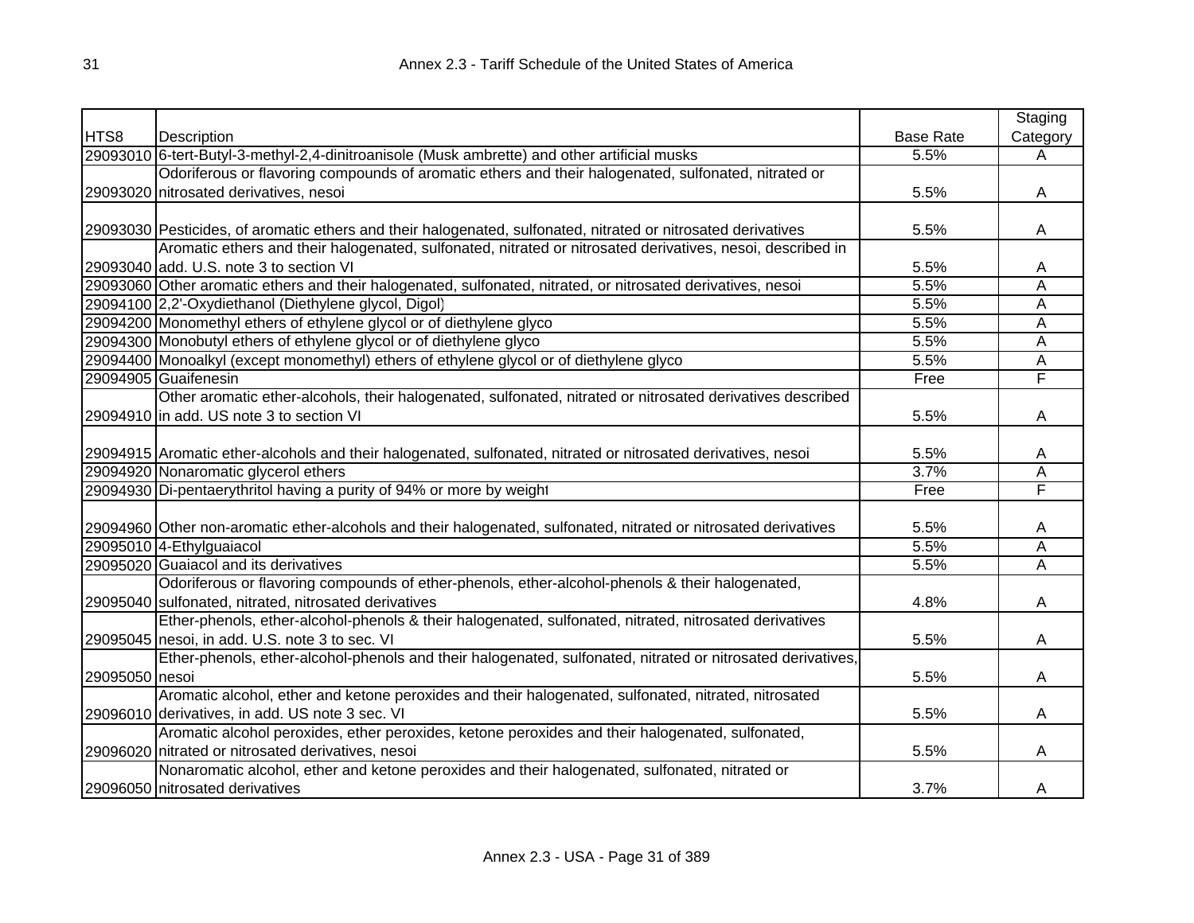| HTS8 | Description | Base Rate | Staging Category |
|---|---|---|---|
| 29093010 | 6-tert-Butyl-3-methyl-2,4-dinitroanisole (Musk ambrette) and other artificial musks | 5.5% | A |
| 29093020 | Odoriferous or flavoring compounds of aromatic ethers and their halogenated, sulfonated, nitrated or nitrosated derivatives, nesoi | 5.5% | A |
| 29093030 | Pesticides, of aromatic ethers and their halogenated, sulfonated, nitrated or nitrosated derivatives | 5.5% | A |
| 29093040 | Aromatic ethers and their halogenated, sulfonated, nitrated or nitrosated derivatives, nesoi, described in add. U.S. note 3 to section VI | 5.5% | A |
| 29093060 | Other aromatic ethers and their halogenated, sulfonated, nitrated, or nitrosated derivatives, nesoi | 5.5% | A |
| 29094100 | 2,2'-Oxydiethanol (Diethylene glycol, Digol) | 5.5% | A |
| 29094200 | Monomethyl ethers of ethylene glycol or of diethylene glyco | 5.5% | A |
| 29094300 | Monobutyl ethers of ethylene glycol or of diethylene glyco | 5.5% | A |
| 29094400 | Monoalkyl (except monomethyl) ethers of ethylene glycol or of diethylene glyco | 5.5% | A |
| 29094905 | Guaifenesin | Free | F |
| 29094910 | Other aromatic ether-alcohols, their halogenated, sulfonated, nitrated or nitrosated derivatives described in add. US note 3 to section VI | 5.5% | A |
| 29094915 | Aromatic ether-alcohols and their halogenated, sulfonated, nitrated or nitrosated derivatives, nesoi | 5.5% | A |
| 29094920 | Nonaromatic glycerol ethers | 3.7% | A |
| 29094930 | Di-pentaerythritol having a purity of 94% or more by weight | Free | F |
| 29094960 | Other non-aromatic ether-alcohols and their halogenated, sulfonated, nitrated or nitrosated derivatives | 5.5% | A |
| 29095010 | 4-Ethylguaiacol | 5.5% | A |
| 29095020 | Guaiacol and its derivatives | 5.5% | A |
| 29095040 | Odoriferous or flavoring compounds of ether-phenols, ether-alcohol-phenols & their halogenated, sulfonated, nitrated, nitrosated derivatives | 4.8% | A |
| 29095045 | Ether-phenols, ether-alcohol-phenols & their halogenated, sulfonated, nitrated, nitrosated derivatives nesoi, in add. U.S. note 3 to sec. VI | 5.5% | A |
| 29095050 | Ether-phenols, ether-alcohol-phenols and their halogenated, sulfonated, nitrated or nitrosated derivatives, nesoi | 5.5% | A |
| 29096010 | Aromatic alcohol, ether and ketone peroxides and their halogenated, sulfonated, nitrated, nitrosated derivatives, in add. US note 3 sec. VI | 5.5% | A |
| 29096020 | Aromatic alcohol peroxides, ether peroxides, ketone peroxides and their halogenated, sulfonated, nitrated or nitrosated derivatives, nesoi | 5.5% | A |
| 29096050 | Nonaromatic alcohol, ether and ketone peroxides and their halogenated, sulfonated, nitrated or nitrosated derivatives | 3.7% | A |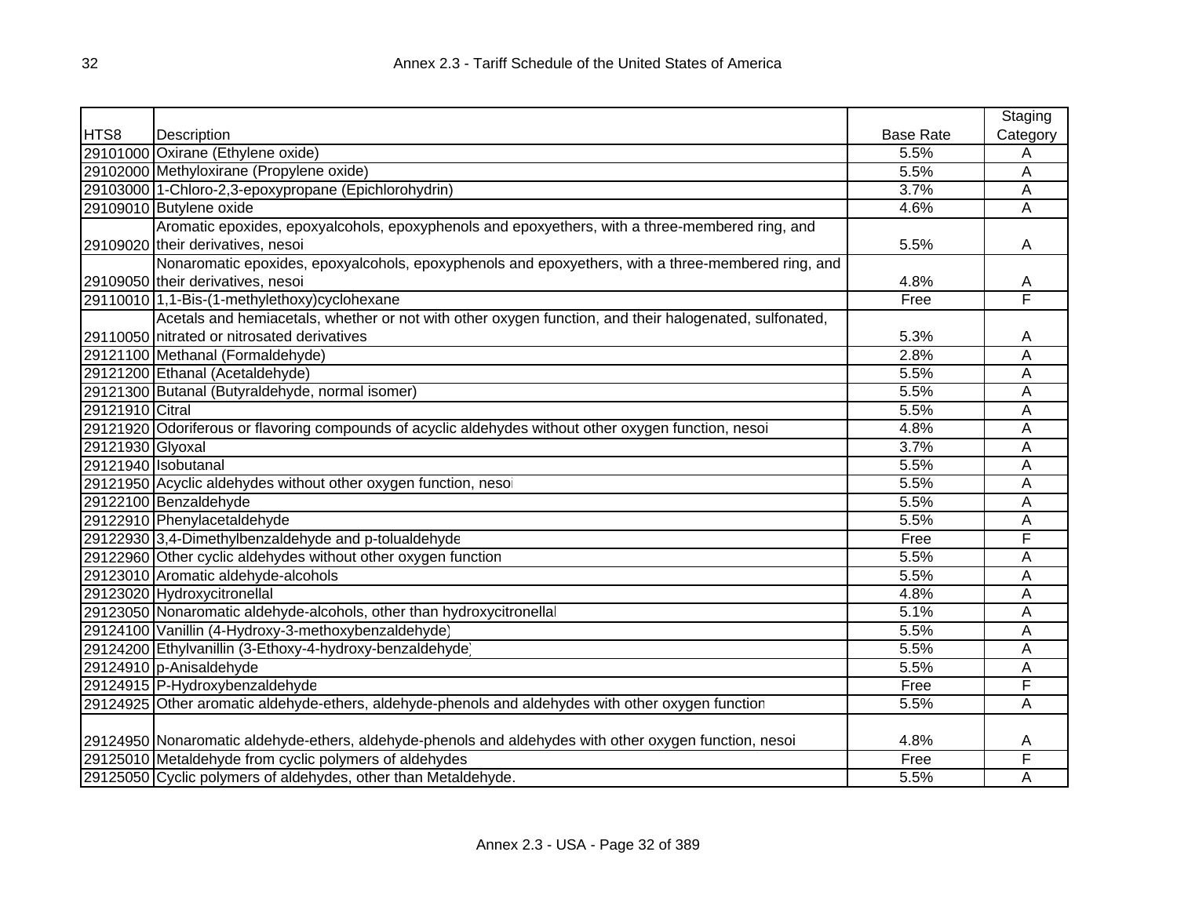| HTS8 | Description | Base Rate | Staging Category |
|---|---|---|---|
| 29101000 | Oxirane (Ethylene oxide) | 5.5% | A |
| 29102000 | Methyloxirane (Propylene oxide) | 5.5% | A |
| 29103000 | 1-Chloro-2,3-epoxypropane (Epichlorohydrin) | 3.7% | A |
| 29109010 | Butylene oxide | 4.6% | A |
| 29109020 | Aromatic epoxides, epoxyalcohols, epoxyphenols and epoxyethers, with a three-membered ring, and their derivatives, nesoi | 5.5% | A |
| 29109050 | Nonaromatic epoxides, epoxyalcohols, epoxyphenols and epoxyethers, with a three-membered ring, and their derivatives, nesoi | 4.8% | A |
| 29110010 | 1,1-Bis-(1-methylethoxy)cyclohexane | Free | F |
| 29110050 | Acetals and hemiacetals, whether or not with other oxygen function, and their halogenated, sulfonated, nitrated or nitrosated derivatives | 5.3% | A |
| 29121100 | Methanal (Formaldehyde) | 2.8% | A |
| 29121200 | Ethanal (Acetaldehyde) | 5.5% | A |
| 29121300 | Butanal (Butyraldehyde, normal isomer) | 5.5% | A |
| 29121910 | Citral | 5.5% | A |
| 29121920 | Odoriferous or flavoring compounds of acyclic aldehydes without other oxygen function, nesoi | 4.8% | A |
| 29121930 | Glyoxal | 3.7% | A |
| 29121940 | Isobutanal | 5.5% | A |
| 29121950 | Acyclic aldehydes without other oxygen function, nesoi | 5.5% | A |
| 29122100 | Benzaldehyde | 5.5% | A |
| 29122910 | Phenylacetaldehyde | 5.5% | A |
| 29122930 | 3,4-Dimethylbenzaldehyde and p-tolualdehyde | Free | F |
| 29122960 | Other cyclic aldehydes without other oxygen function | 5.5% | A |
| 29123010 | Aromatic aldehyde-alcohols | 5.5% | A |
| 29123020 | Hydroxycitronellal | 4.8% | A |
| 29123050 | Nonaromatic aldehyde-alcohols, other than hydroxycitronellal | 5.1% | A |
| 29124100 | Vanillin (4-Hydroxy-3-methoxybenzaldehyde) | 5.5% | A |
| 29124200 | Ethylvanillin (3-Ethoxy-4-hydroxy-benzaldehyde) | 5.5% | A |
| 29124910 | p-Anisaldehyde | 5.5% | A |
| 29124915 | P-Hydroxybenzaldehyde | Free | F |
| 29124925 | Other aromatic aldehyde-ethers, aldehyde-phenols and aldehydes with other oxygen function | 5.5% | A |
| 29124950 | Nonaromatic aldehyde-ethers, aldehyde-phenols and aldehydes with other oxygen function, nesoi | 4.8% | A |
| 29125010 | Metaldehyde from cyclic polymers of aldehydes | Free | F |
| 29125050 | Cyclic polymers of aldehydes, other than Metaldehyde. | 5.5% | A |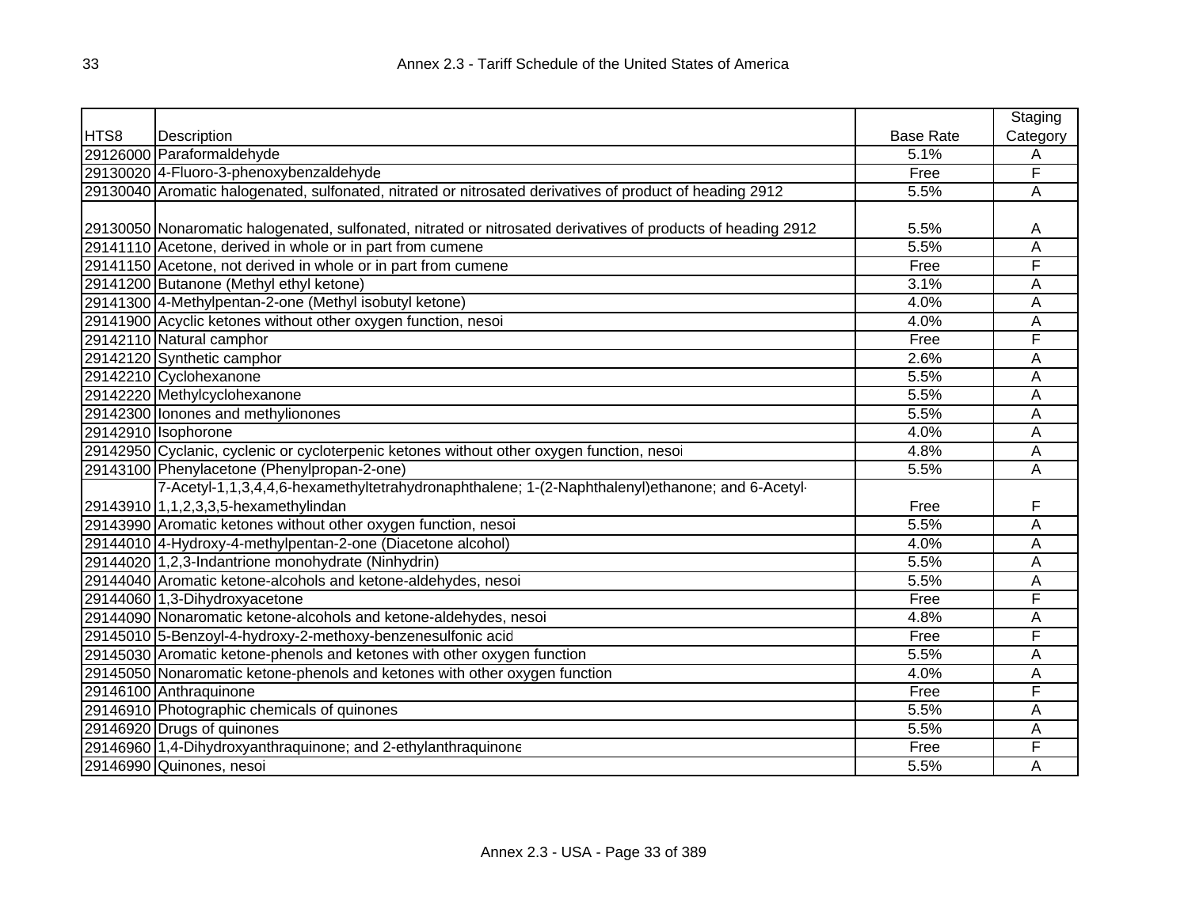| HTS8 | Description | Base Rate | Staging Category |
|---|---|---|---|
| 29126000 | Paraformaldehyde | 5.1% | A |
| 29130020 | 4-Fluoro-3-phenoxybenzaldehyde | Free | F |
| 29130040 | Aromatic halogenated, sulfonated, nitrated or nitrosated derivatives of product of heading 2912 | 5.5% | A |
| 29130050 | Nonaromatic halogenated, sulfonated, nitrated or nitrosated derivatives of products of heading 2912 | 5.5% | A |
| 29141110 | Acetone, derived in whole or in part from cumene | 5.5% | A |
| 29141150 | Acetone, not derived in whole or in part from cumene | Free | F |
| 29141200 | Butanone (Methyl ethyl ketone) | 3.1% | A |
| 29141300 | 4-Methylpentan-2-one (Methyl isobutyl ketone) | 4.0% | A |
| 29141900 | Acyclic ketones without other oxygen function, nesoi | 4.0% | A |
| 29142110 | Natural camphor | Free | F |
| 29142120 | Synthetic camphor | 2.6% | A |
| 29142210 | Cyclohexanone | 5.5% | A |
| 29142220 | Methylcyclohexanone | 5.5% | A |
| 29142300 | Ionones and methylionones | 5.5% | A |
| 29142910 | Isophorone | 4.0% | A |
| 29142950 | Cyclanic, cyclenic or cycloterpenic ketones without other oxygen function, nesoi | 4.8% | A |
| 29143100 | Phenylacetone (Phenylpropan-2-one) | 5.5% | A |
| 29143910 | 7-Acetyl-1,1,3,4,4,6-hexamethyltetrahydronaphthalene; 1-(2-Naphthalenyl)ethanone; and 6-Acetyl-1,1,2,3,3,5-hexamethylindan | Free | F |
| 29143990 | Aromatic ketones without other oxygen function, nesoi | 5.5% | A |
| 29144010 | 4-Hydroxy-4-methylpentan-2-one (Diacetone alcohol) | 4.0% | A |
| 29144020 | 1,2,3-Indantrione monohydrate (Ninhydrin) | 5.5% | A |
| 29144040 | Aromatic ketone-alcohols and ketone-aldehydes, nesoi | 5.5% | A |
| 29144060 | 1,3-Dihydroxyacetone | Free | F |
| 29144090 | Nonaromatic ketone-alcohols and ketone-aldehydes, nesoi | 4.8% | A |
| 29145010 | 5-Benzoyl-4-hydroxy-2-methoxy-benzenesulfonic acid | Free | F |
| 29145030 | Aromatic ketone-phenols and ketones with other oxygen function | 5.5% | A |
| 29145050 | Nonaromatic ketone-phenols and ketones with other oxygen function | 4.0% | A |
| 29146100 | Anthraquinone | Free | F |
| 29146910 | Photographic chemicals of quinones | 5.5% | A |
| 29146920 | Drugs of quinones | 5.5% | A |
| 29146960 | 1,4-Dihydroxyanthraquinone; and 2-ethylanthraquinone | Free | F |
| 29146990 | Quinones, nesoi | 5.5% | A |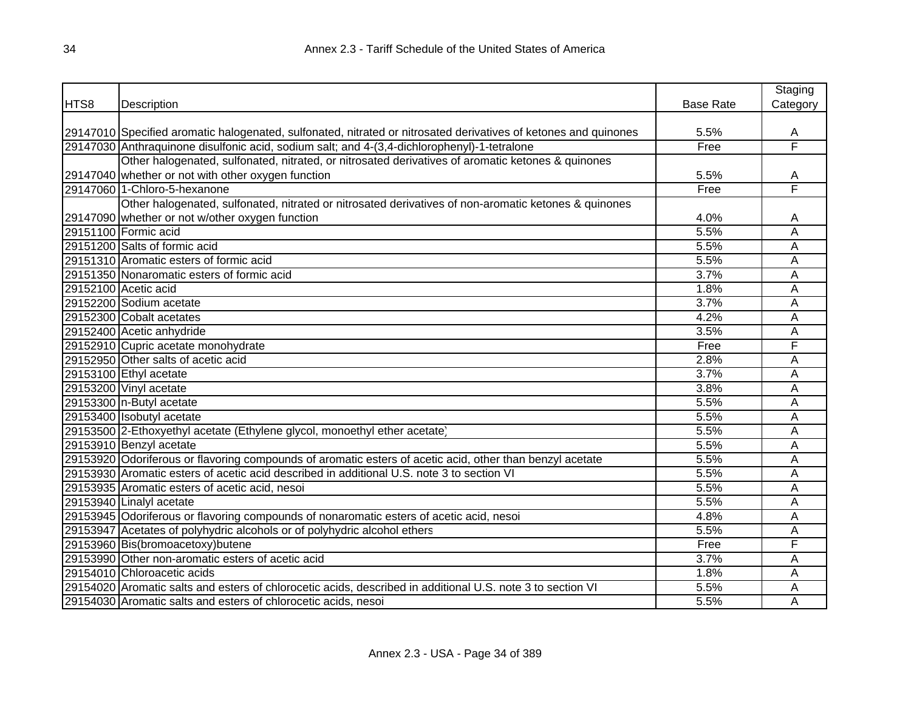| HTS8 | Description | Base Rate | Staging Category |
|---|---|---|---|
| 29147010 | Specified aromatic halogenated, sulfonated, nitrated or nitrosated derivatives of ketones and quinones | 5.5% | A |
| 29147030 | Anthraquinone disulfonic acid, sodium salt; and 4-(3,4-dichlorophenyl)-1-tetralone | Free | F |
| 29147040 | Other halogenated, sulfonated, nitrated, or nitrosated derivatives of aromatic ketones & quinones whether or not with other oxygen function | 5.5% | A |
| 29147060 | 1-Chloro-5-hexanone | Free | F |
| 29147090 | Other halogenated, sulfonated, nitrated or nitrosated derivatives of non-aromatic ketones & quinones whether or not w/other oxygen function | 4.0% | A |
| 29151100 | Formic acid | 5.5% | A |
| 29151200 | Salts of formic acid | 5.5% | A |
| 29151310 | Aromatic esters of formic acid | 5.5% | A |
| 29151350 | Nonaromatic esters of formic acid | 3.7% | A |
| 29152100 | Acetic acid | 1.8% | A |
| 29152200 | Sodium acetate | 3.7% | A |
| 29152300 | Cobalt acetates | 4.2% | A |
| 29152400 | Acetic anhydride | 3.5% | A |
| 29152910 | Cupric acetate monohydrate | Free | F |
| 29152950 | Other salts of acetic acid | 2.8% | A |
| 29153100 | Ethyl acetate | 3.7% | A |
| 29153200 | Vinyl acetate | 3.8% | A |
| 29153300 | n-Butyl acetate | 5.5% | A |
| 29153400 | Isobutyl acetate | 5.5% | A |
| 29153500 | 2-Ethoxyethyl acetate (Ethylene glycol, monoethyl ether acetate) | 5.5% | A |
| 29153910 | Benzyl acetate | 5.5% | A |
| 29153920 | Odoriferous or flavoring compounds of aromatic esters of acetic acid, other than benzyl acetate | 5.5% | A |
| 29153930 | Aromatic esters of acetic acid described in additional U.S. note 3 to section VI | 5.5% | A |
| 29153935 | Aromatic esters of acetic acid, nesoi | 5.5% | A |
| 29153940 | Linalyl acetate | 5.5% | A |
| 29153945 | Odoriferous or flavoring compounds of nonaromatic esters of acetic acid, nesoi | 4.8% | A |
| 29153947 | Acetates of polyhydric alcohols or of polyhydric alcohol ethers | 5.5% | A |
| 29153960 | Bis(bromoacetoxy)butene | Free | F |
| 29153990 | Other non-aromatic esters of acetic acid | 3.7% | A |
| 29154010 | Chloroacetic acids | 1.8% | A |
| 29154020 | Aromatic salts and esters of chlorocetic acids, described in additional U.S. note 3 to section VI | 5.5% | A |
| 29154030 | Aromatic salts and esters of chlorocetic acids, nesoi | 5.5% | A |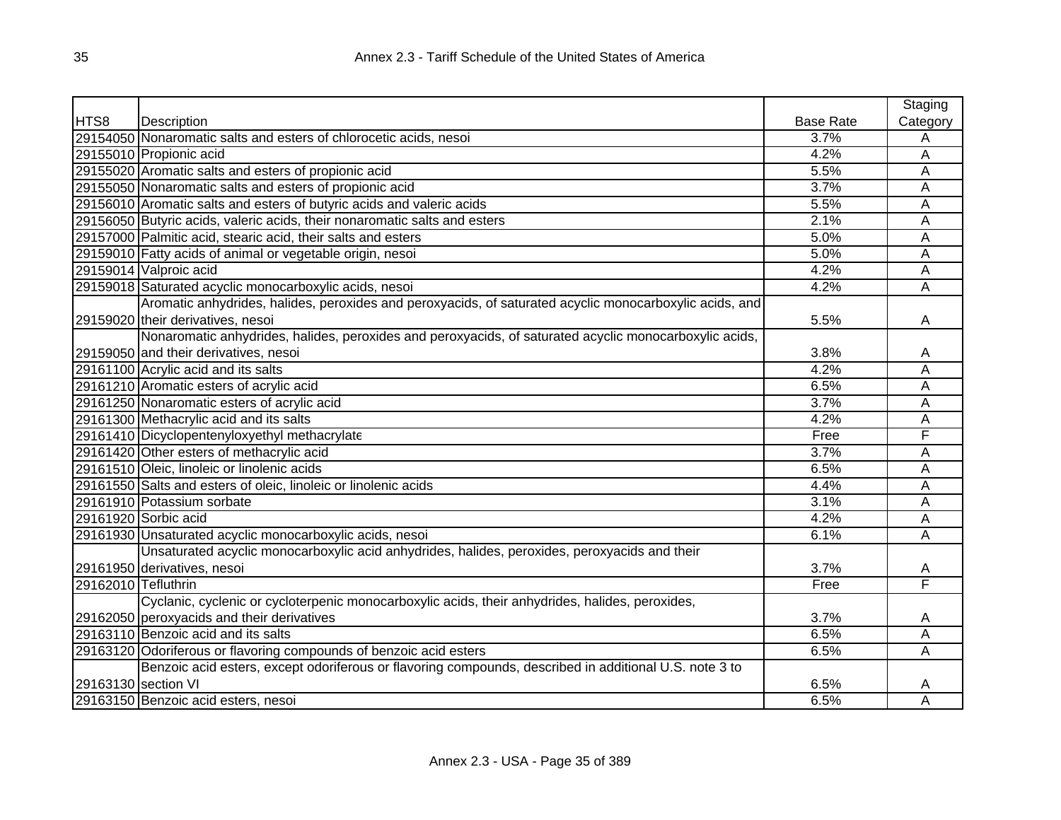# Annex 2.3 - Tariff Schedule of the United States of America

| HTS8 | Description | Base Rate | Staging Category |
|---|---|---|---|
| 29154050 | Nonaromatic salts and esters of chlorocetic acids, nesoi | 3.7% | A |
| 29155010 | Propionic acid | 4.2% | A |
| 29155020 | Aromatic salts and esters of propionic acid | 5.5% | A |
| 29155050 | Nonaromatic salts and esters of propionic acid | 3.7% | A |
| 29156010 | Aromatic salts and esters of butyric acids and valeric acids | 5.5% | A |
| 29156050 | Butyric acids, valeric acids, their nonaromatic salts and esters | 2.1% | A |
| 29157000 | Palmitic acid, stearic acid, their salts and esters | 5.0% | A |
| 29159010 | Fatty acids of animal or vegetable origin, nesoi | 5.0% | A |
| 29159014 | Valproic acid | 4.2% | A |
| 29159018 | Saturated acyclic monocarboxylic acids, nesoi | 4.2% | A |
| 29159020 | Aromatic anhydrides, halides, peroxides and peroxyacids, of saturated acyclic monocarboxylic acids, and their derivatives, nesoi | 5.5% | A |
| 29159050 | Nonaromatic anhydrides, halides, peroxides and peroxyacids, of saturated acyclic monocarboxylic acids, and their derivatives, nesoi | 3.8% | A |
| 29161100 | Acrylic acid and its salts | 4.2% | A |
| 29161210 | Aromatic esters of acrylic acid | 6.5% | A |
| 29161250 | Nonaromatic esters of acrylic acid | 3.7% | A |
| 29161300 | Methacrylic acid and its salts | 4.2% | A |
| 29161410 | Dicyclopentenyloxyethyl methacrylate | Free | F |
| 29161420 | Other esters of methacrylic acid | 3.7% | A |
| 29161510 | Oleic, linoleic or linolenic acids | 6.5% | A |
| 29161550 | Salts and esters of oleic, linoleic or linolenic acids | 4.4% | A |
| 29161910 | Potassium sorbate | 3.1% | A |
| 29161920 | Sorbic acid | 4.2% | A |
| 29161930 | Unsaturated acyclic monocarboxylic acids, nesoi | 6.1% | A |
| 29161950 | Unsaturated acyclic monocarboxylic acid anhydrides, halides, peroxides, peroxyacids and their derivatives, nesoi | 3.7% | A |
| 29162010 | Tefluthrin | Free | F |
| 29162050 | Cyclanic, cyclenic or cycloterpenic monocarboxylic acids, their anhydrides, halides, peroxides, peroxyacids and their derivatives | 3.7% | A |
| 29163110 | Benzoic acid and its salts | 6.5% | A |
| 29163120 | Odoriferous or flavoring compounds of benzoic acid esters | 6.5% | A |
| 29163130 | Benzoic acid esters, except odoriferous or flavoring compounds, described in additional U.S. note 3 to section VI | 6.5% | A |
| 29163150 | Benzoic acid esters, nesoi | 6.5% | A |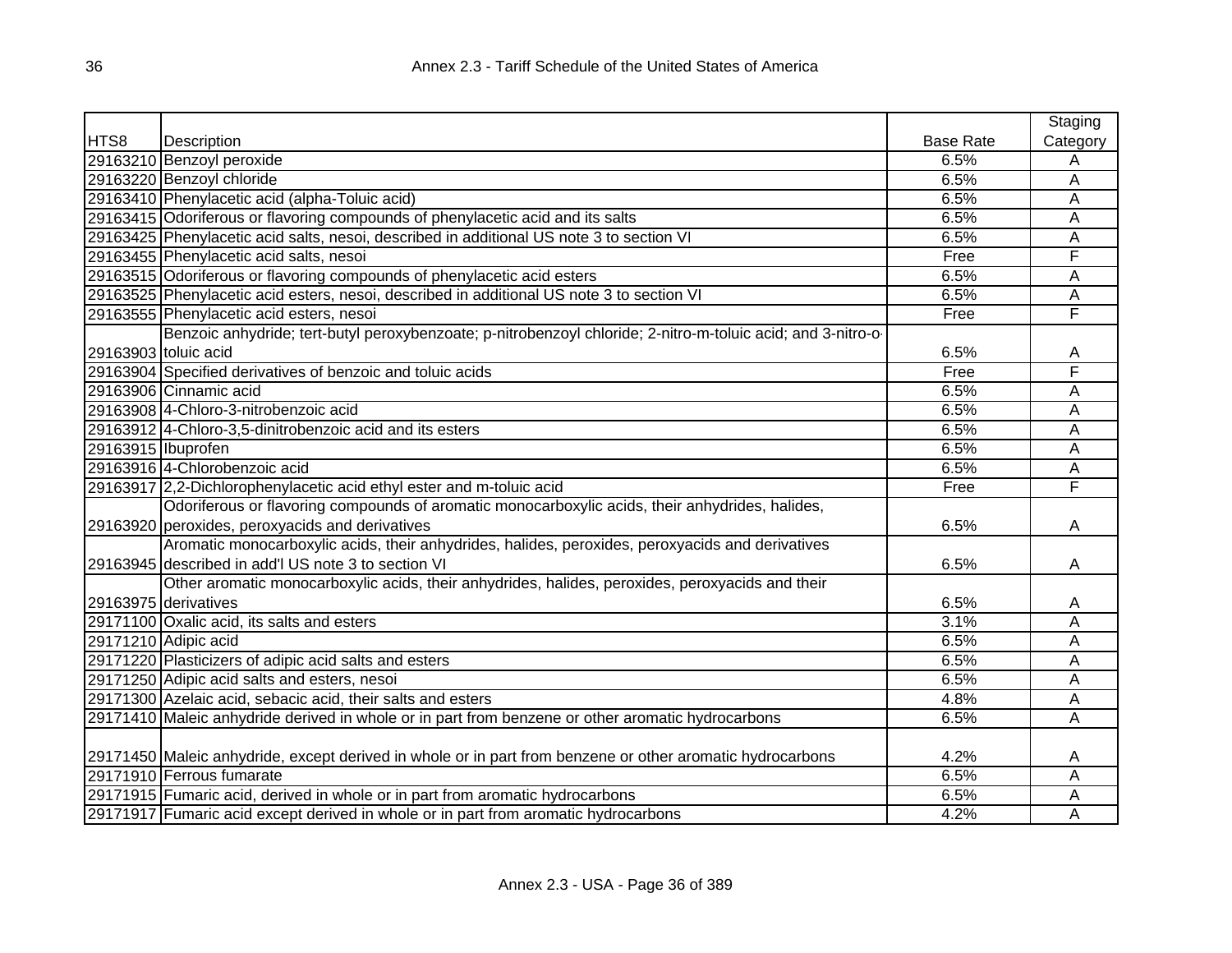| HTS8 | Description | Base Rate | Staging Category |
|---|---|---|---|
| 29163210 | Benzoyl peroxide | 6.5% | A |
| 29163220 | Benzoyl chloride | 6.5% | A |
| 29163410 | Phenylacetic acid (alpha-Toluic acid) | 6.5% | A |
| 29163415 | Odoriferous or flavoring compounds of phenylacetic acid and its salts | 6.5% | A |
| 29163425 | Phenylacetic acid salts, nesoi, described in additional US note 3 to section VI | 6.5% | A |
| 29163455 | Phenylacetic acid salts, nesoi | Free | F |
| 29163515 | Odoriferous or flavoring compounds of phenylacetic acid esters | 6.5% | A |
| 29163525 | Phenylacetic acid esters, nesoi, described in additional US note 3 to section VI | 6.5% | A |
| 29163555 | Phenylacetic acid esters, nesoi | Free | F |
| 29163903 | Benzoic anhydride; tert-butyl peroxybenzoate; p-nitrobenzoyl chloride; 2-nitro-m-toluic acid; and 3-nitro-o-toluic acid | 6.5% | A |
| 29163904 | Specified derivatives of benzoic and toluic acids | Free | F |
| 29163906 | Cinnamic acid | 6.5% | A |
| 29163908 | 4-Chloro-3-nitrobenzoic acid | 6.5% | A |
| 29163912 | 4-Chloro-3,5-dinitrobenzoic acid and its esters | 6.5% | A |
| 29163915 | Ibuprofen | 6.5% | A |
| 29163916 | 4-Chlorobenzoic acid | 6.5% | A |
| 29163917 | 2,2-Dichlorophenylacetic acid ethyl ester and m-toluic acid | Free | F |
| 29163920 | Odoriferous or flavoring compounds of aromatic monocarboxylic acids, their anhydrides, halides, peroxides, peroxyacids and derivatives | 6.5% | A |
| 29163945 | Aromatic monocarboxylic acids, their anhydrides, halides, peroxides, peroxyacids and derivatives described in add'l US note 3 to section VI | 6.5% | A |
| 29163975 | Other aromatic monocarboxylic acids, their anhydrides, halides, peroxides, peroxyacids and their derivatives | 6.5% | A |
| 29171100 | Oxalic acid, its salts and esters | 3.1% | A |
| 29171210 | Adipic acid | 6.5% | A |
| 29171220 | Plasticizers of adipic acid salts and esters | 6.5% | A |
| 29171250 | Adipic acid salts and esters, nesoi | 6.5% | A |
| 29171300 | Azelaic acid, sebacic acid, their salts and esters | 4.8% | A |
| 29171410 | Maleic anhydride derived in whole or in part from benzene or other aromatic hydrocarbons | 6.5% | A |
| 29171450 | Maleic anhydride, except derived in whole or in part from benzene or other aromatic hydrocarbons | 4.2% | A |
| 29171910 | Ferrous fumarate | 6.5% | A |
| 29171915 | Fumaric acid, derived in whole or in part from aromatic hydrocarbons | 6.5% | A |
| 29171917 | Fumaric acid except derived in whole or in part from aromatic hydrocarbons | 4.2% | A |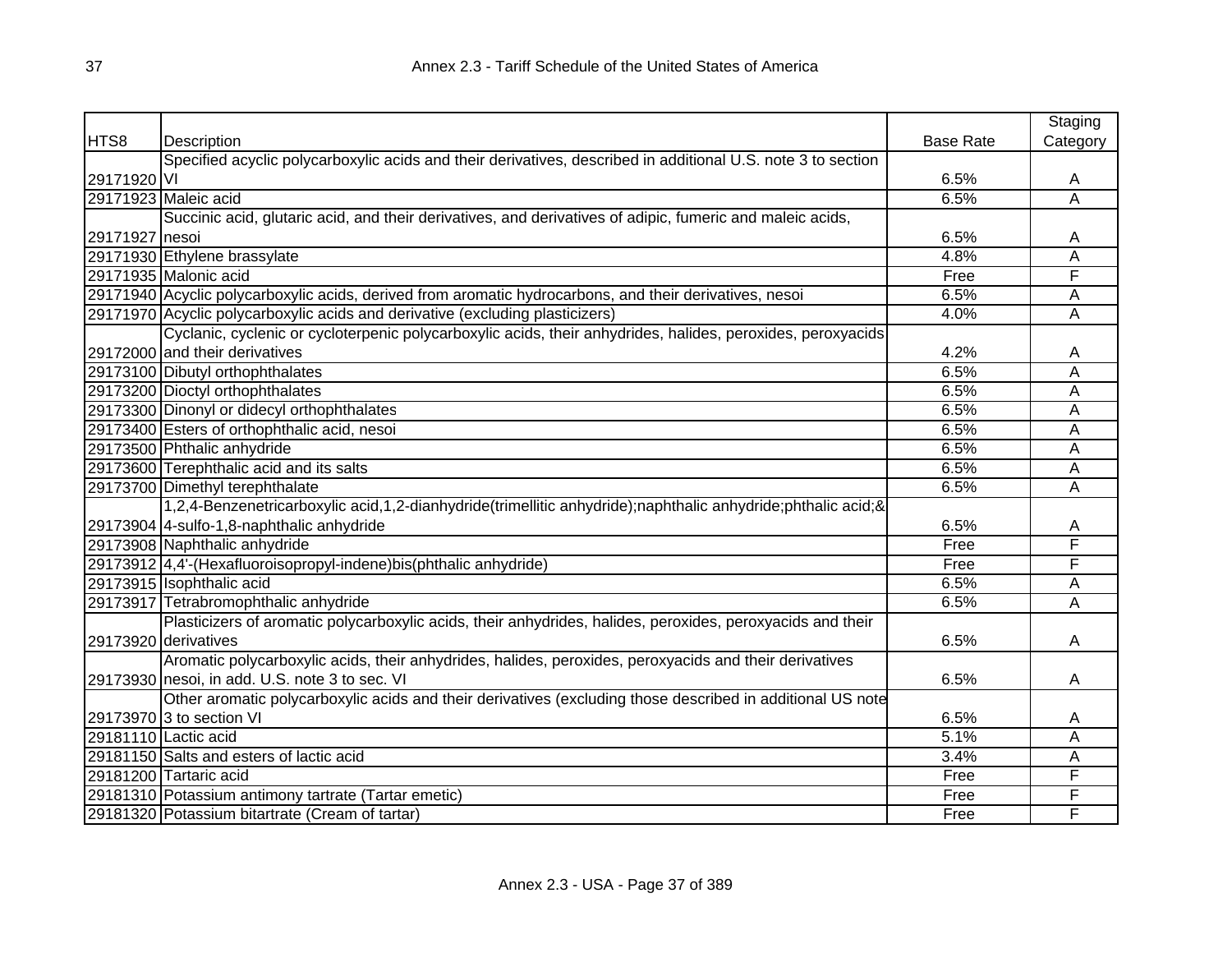| HTS8 | Description | Base Rate | Staging Category |
|---|---|---|---|
| 29171920 | Specified acyclic polycarboxylic acids and their derivatives, described in additional U.S. note 3 to section VI | 6.5% | A |
| 29171923 | Maleic acid | 6.5% | A |
| 29171927 | Succinic acid, glutaric acid, and their derivatives, and derivatives of adipic, fumeric and maleic acids, nesoi | 6.5% | A |
| 29171930 | Ethylene brassylate | 4.8% | A |
| 29171935 | Malonic acid | Free | F |
| 29171940 | Acyclic polycarboxylic acids, derived from aromatic hydrocarbons, and their derivatives, nesoi | 6.5% | A |
| 29171970 | Acyclic polycarboxylic acids and derivative (excluding plasticizers) | 4.0% | A |
| 29172000 | Cyclanic, cyclenic or cycloterpenic polycarboxylic acids, their anhydrides, halides, peroxides, peroxyacids and their derivatives | 4.2% | A |
| 29173100 | Dibutyl orthophthalates | 6.5% | A |
| 29173200 | Dioctyl orthophthalates | 6.5% | A |
| 29173300 | Dinonyl or didecyl orthophthalates | 6.5% | A |
| 29173400 | Esters of orthophthalic acid, nesoi | 6.5% | A |
| 29173500 | Phthalic anhydride | 6.5% | A |
| 29173600 | Terephthalic acid and its salts | 6.5% | A |
| 29173700 | Dimethyl terephthalate | 6.5% | A |
| 29173904 | 1,2,4-Benzenetricarboxylic acid,1,2-dianhydride(trimellitic anhydride);naphthalic anhydride;phthalic acid;& 4-sulfo-1,8-naphthalic anhydride | 6.5% | A |
| 29173908 | Naphthalic anhydride | Free | F |
| 29173912 | 4,4'-(Hexafluoroisopropyl-indene)bis(phthalic anhydride) | Free | F |
| 29173915 | Isophthalic acid | 6.5% | A |
| 29173917 | Tetrabromophthalic anhydride | 6.5% | A |
| 29173920 | Plasticizers of aromatic polycarboxylic acids, their anhydrides, halides, peroxides, peroxyacids and their derivatives | 6.5% | A |
| 29173930 | Aromatic polycarboxylic acids, their anhydrides, halides, peroxides, peroxyacids and their derivatives nesoi, in add. U.S. note 3 to sec. VI | 6.5% | A |
| 29173970 | Other aromatic polycarboxylic acids and their derivatives (excluding those described in additional US note 3 to section VI | 6.5% | A |
| 29181110 | Lactic acid | 5.1% | A |
| 29181150 | Salts and esters of lactic acid | 3.4% | A |
| 29181200 | Tartaric acid | Free | F |
| 29181310 | Potassium antimony tartrate (Tartar emetic) | Free | F |
| 29181320 | Potassium bitartrate (Cream of tartar) | Free | F |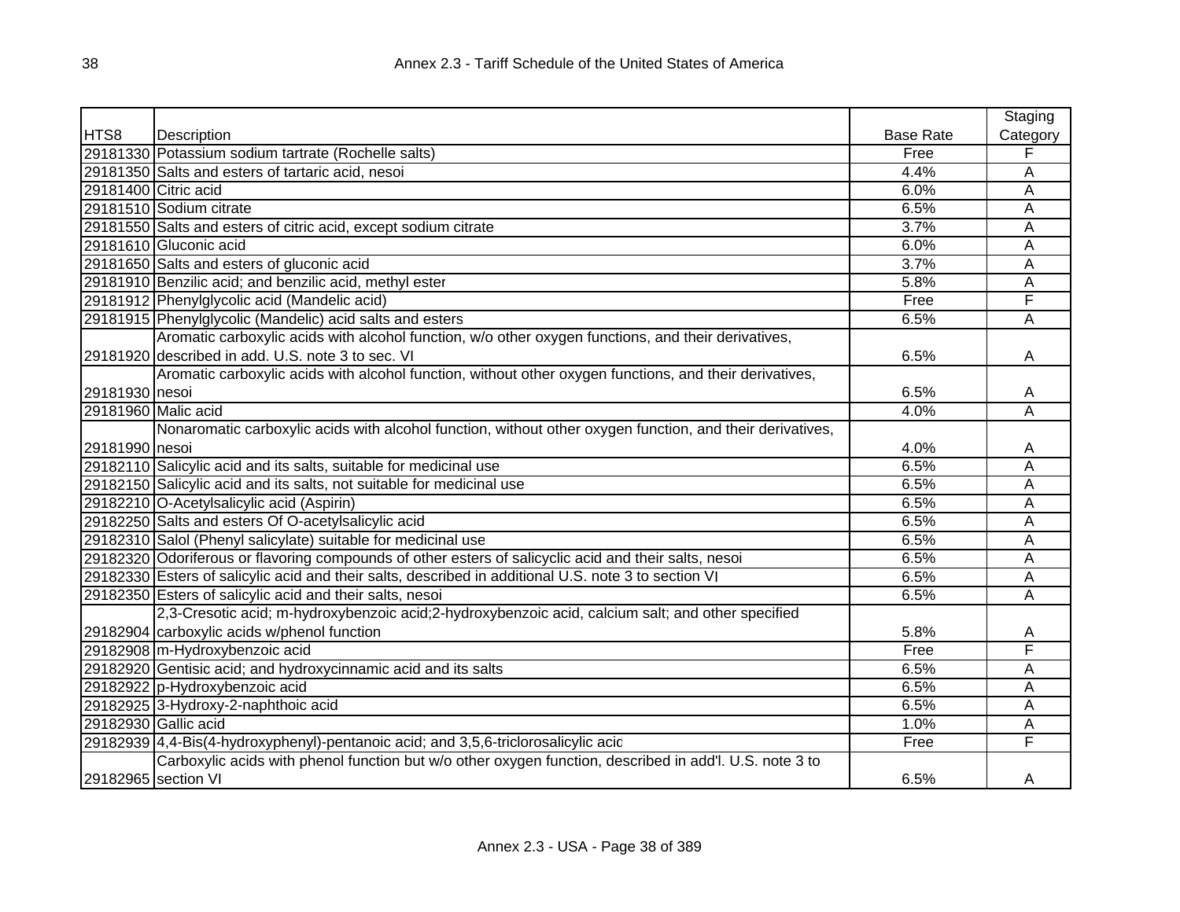| HTS8 | Description | Base Rate | Staging Category |
|---|---|---|---|
| 29181330 | Potassium sodium tartrate (Rochelle salts) | Free | F |
| 29181350 | Salts and esters of tartaric acid, nesoi | 4.4% | A |
| 29181400 | Citric acid | 6.0% | A |
| 29181510 | Sodium citrate | 6.5% | A |
| 29181550 | Salts and esters of citric acid, except sodium citrate | 3.7% | A |
| 29181610 | Gluconic acid | 6.0% | A |
| 29181650 | Salts and esters of gluconic acid | 3.7% | A |
| 29181910 | Benzilic acid; and benzilic acid, methyl ester | 5.8% | A |
| 29181912 | Phenylglycolic acid (Mandelic acid) | Free | F |
| 29181915 | Phenylglycolic (Mandelic) acid salts and esters | 6.5% | A |
| 29181920 | Aromatic carboxylic acids with alcohol function, w/o other oxygen functions, and their derivatives, described in add. U.S. note 3 to sec. VI | 6.5% | A |
| 29181930 | Aromatic carboxylic acids with alcohol function, without other oxygen functions, and their derivatives, nesoi | 6.5% | A |
| 29181960 | Malic acid | 4.0% | A |
| 29181990 | Nonaromatic carboxylic acids with alcohol function, without other oxygen function, and their derivatives, nesoi | 4.0% | A |
| 29182110 | Salicylic acid and its salts, suitable for medicinal use | 6.5% | A |
| 29182150 | Salicylic acid and its salts, not suitable for medicinal use | 6.5% | A |
| 29182210 | O-Acetylsalicylic acid (Aspirin) | 6.5% | A |
| 29182250 | Salts and esters Of O-acetylsalicylic acid | 6.5% | A |
| 29182310 | Salol (Phenyl salicylate) suitable for medicinal use | 6.5% | A |
| 29182320 | Odoriferous or flavoring compounds of other esters of salicyclic acid and their salts, nesoi | 6.5% | A |
| 29182330 | Esters of salicylic acid and their salts, described in additional U.S. note 3 to section VI | 6.5% | A |
| 29182350 | Esters of salicylic acid and their salts, nesoi | 6.5% | A |
| 29182904 | 2,3-Cresotic acid; m-hydroxybenzoic acid;2-hydroxybenzoic acid, calcium salt; and other specified carboxylic acids w/phenol function | 5.8% | A |
| 29182908 | m-Hydroxybenzoic acid | Free | F |
| 29182920 | Gentisic acid; and hydroxycinnamic acid and its salts | 6.5% | A |
| 29182922 | p-Hydroxybenzoic acid | 6.5% | A |
| 29182925 | 3-Hydroxy-2-naphthoic acid | 6.5% | A |
| 29182930 | Gallic acid | 1.0% | A |
| 29182939 | 4,4-Bis(4-hydroxyphenyl)-pentanoic acid; and 3,5,6-triclorosalicylic acid | Free | F |
| 29182965 | Carboxylic acids with phenol function but w/o other oxygen function, described in add'l. U.S. note 3 to section VI | 6.5% | A |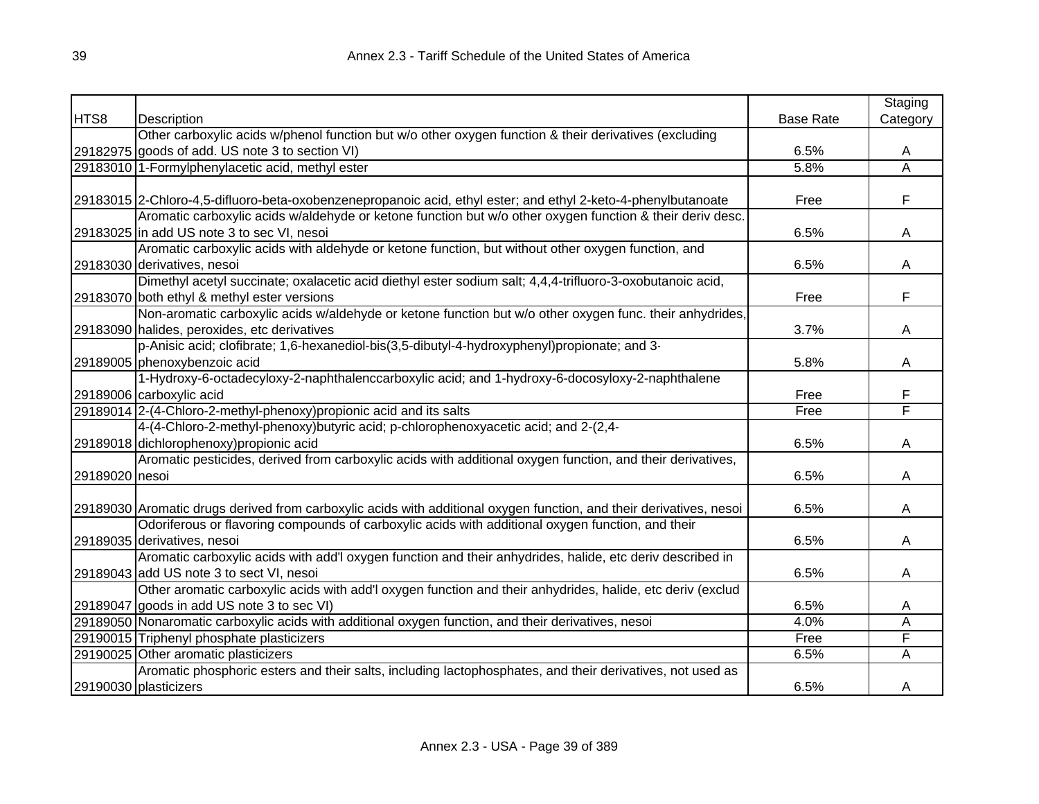| HTS8 | Description | Base Rate | Staging Category |
|---|---|---|---|
| 29182975 | Other carboxylic acids w/phenol function but w/o other oxygen function & their derivatives (excluding goods of add. US note 3 to section VI) | 6.5% | A |
| 29183010 | 1-Formylphenylacetic acid, methyl ester | 5.8% | A |
| 29183015 | 2-Chloro-4,5-difluoro-beta-oxobenzenepropanoic acid, ethyl ester; and ethyl 2-keto-4-phenylbutanoate | Free | F |
| 29183025 | Aromatic carboxylic acids w/aldehyde or ketone function but w/o other oxygen function & their deriv desc. in add US note 3 to sec VI, nesoi | 6.5% | A |
| 29183030 | Aromatic carboxylic acids with aldehyde or ketone function, but without other oxygen function, and derivatives, nesoi | 6.5% | A |
| 29183070 | Dimethyl acetyl succinate; oxalacetic acid diethyl ester sodium salt; 4,4,4-trifluoro-3-oxobutanoic acid, both ethyl & methyl ester versions | Free | F |
| 29183090 | Non-aromatic carboxylic acids w/aldehyde or ketone function but w/o other oxygen func. their anhydrides, halides, peroxides, etc derivatives | 3.7% | A |
| 29189005 | p-Anisic acid; clofibrate; 1,6-hexanediol-bis(3,5-dibutyl-4-hydroxyphenyl)propionate; and 3-phenoxybenzoic acid | 5.8% | A |
| 29189006 | 1-Hydroxy-6-octadecyloxy-2-naphthalenccarboxylic acid; and 1-hydroxy-6-docosyloxy-2-naphthalene carboxylic acid | Free | F |
| 29189014 | 2-(4-Chloro-2-methyl-phenoxy)propionic acid and its salts | Free | F |
| 29189018 | 4-(4-Chloro-2-methyl-phenoxy)butyric acid; p-chlorophenoxyacetic acid; and 2-(2,4-dichlorophenoxy)propionic acid | 6.5% | A |
| 29189020 | Aromatic pesticides, derived from carboxylic acids with additional oxygen function, and their derivatives, nesoi | 6.5% | A |
| 29189030 | Aromatic drugs derived from carboxylic acids with additional oxygen function, and their derivatives, nesoi | 6.5% | A |
| 29189035 | Odoriferous or flavoring compounds of carboxylic acids with additional oxygen function, and their derivatives, nesoi | 6.5% | A |
| 29189043 | Aromatic carboxylic acids with add'l oxygen function and their anhydrides, halide, etc deriv described in add US note 3 to sect VI, nesoi | 6.5% | A |
| 29189047 | Other aromatic carboxylic acids with add'l oxygen function and their anhydrides, halide, etc deriv (exclud goods in add US note 3 to sec VI) | 6.5% | A |
| 29189050 | Nonaromatic carboxylic acids with additional oxygen function, and their derivatives, nesoi | 4.0% | A |
| 29190015 | Triphenyl phosphate plasticizers | Free | F |
| 29190025 | Other aromatic plasticizers | 6.5% | A |
| 29190030 | Aromatic phosphoric esters and their salts, including lactophosphates, and their derivatives, not used as plasticizers | 6.5% | A |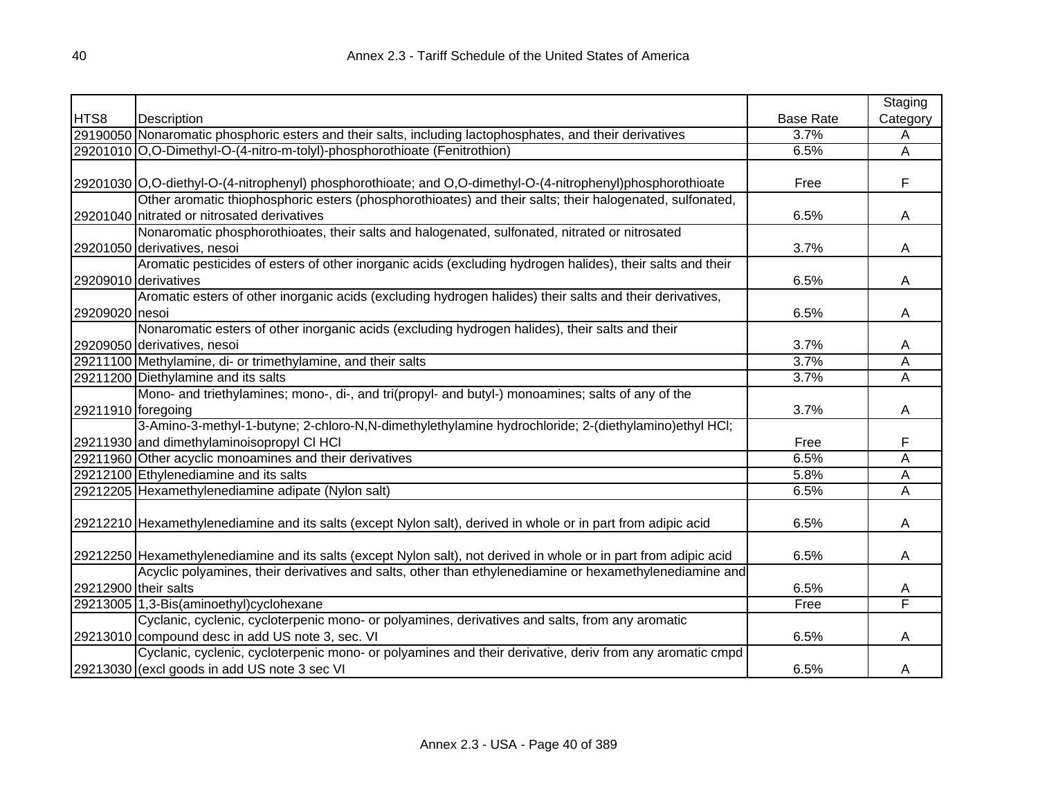| HTS8 | Description | Base Rate | Staging Category |
|---|---|---|---|
| 29190050 | Nonaromatic phosphoric esters and their salts, including lactophosphates, and their derivatives | 3.7% | A |
| 29201010 | O,O-Dimethyl-O-(4-nitro-m-tolyl)-phosphorothioate (Fenitrothion) | 6.5% | A |
| 29201030 | O,O-diethyl-O-(4-nitrophenyl) phosphorothioate; and O,O-dimethyl-O-(4-nitrophenyl)phosphorothioate | Free | F |
| 29201040 | Other aromatic thiophosphoric esters (phosphorothioates) and their salts; their halogenated, sulfonated, nitrated or nitrosated derivatives | 6.5% | A |
| 29201050 | Nonaromatic phosphorothioates, their salts and halogenated, sulfonated, nitrated or nitrosated derivatives, nesoi | 3.7% | A |
| 29209010 | Aromatic pesticides of esters of other inorganic acids (excluding hydrogen halides), their salts and their derivatives | 6.5% | A |
| 29209020 | Aromatic esters of other inorganic acids (excluding hydrogen halides) their salts and their derivatives, nesoi | 6.5% | A |
| 29209050 | Nonaromatic esters of other inorganic acids (excluding hydrogen halides), their salts and their derivatives, nesoi | 3.7% | A |
| 29211100 | Methylamine, di- or trimethylamine, and their salts | 3.7% | A |
| 29211200 | Diethylamine and its salts | 3.7% | A |
| 29211910 | Mono- and triethylamines; mono-, di-, and tri(propyl- and butyl-) monoamines; salts of any of the foregoing | 3.7% | A |
| 29211930 | 3-Amino-3-methyl-1-butyne; 2-chloro-N,N-dimethylethylamine hydrochloride; 2-(diethylamino)ethyl HCl; and dimethylaminoisopropyl Cl HCl | Free | F |
| 29211960 | Other acyclic monoamines and their derivatives | 6.5% | A |
| 29212100 | Ethylenediamine and its salts | 5.8% | A |
| 29212205 | Hexamethylenediamine adipate (Nylon salt) | 6.5% | A |
| 29212210 | Hexamethylenediamine and its salts (except Nylon salt), derived in whole or in part from adipic acid | 6.5% | A |
| 29212250 | Hexamethylenediamine and its salts (except Nylon salt), not derived in whole or in part from adipic acid | 6.5% | A |
| 29212900 | Acyclic polyamines, their derivatives and salts, other than ethylenediamine or hexamethylenediamine and their salts | 6.5% | A |
| 29213005 | 1,3-Bis(aminoethyl)cyclohexane | Free | F |
| 29213010 | Cyclanic, cyclenic, cycloterpenic mono- or polyamines, derivatives and salts, from any aromatic compound desc in add US note 3, sec. VI | 6.5% | A |
| 29213030 | Cyclanic, cyclenic, cycloterpenic mono- or polyamines and their derivative, deriv from any aromatic cmpd (excl goods in add US note 3 sec VI | 6.5% | A |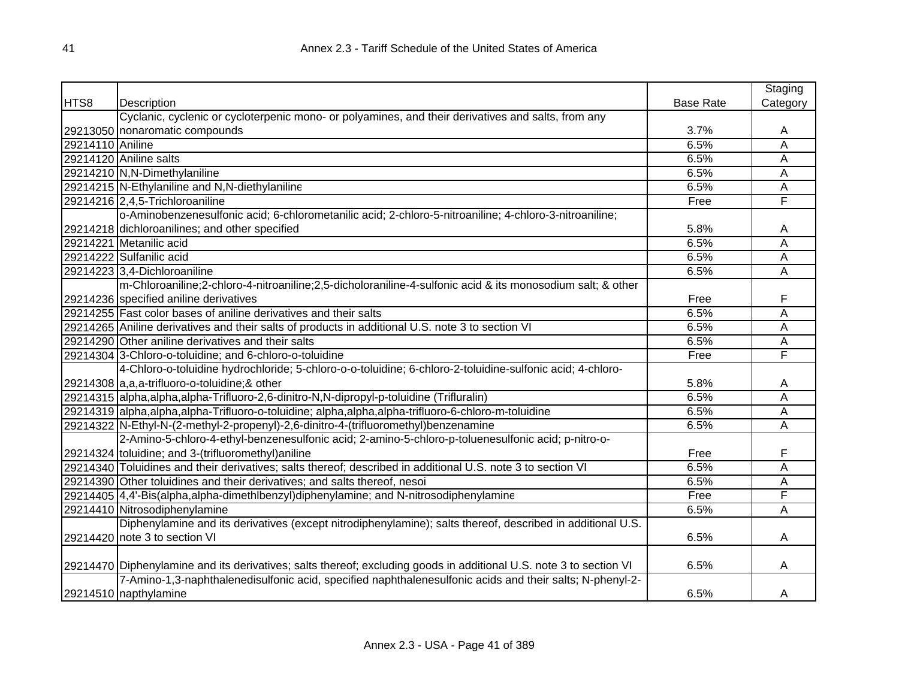| HTS8 | Description | Base Rate | Staging Category |
|---|---|---|---|
| 29213050 | Cyclanic, cyclenic or cycloterpenic mono- or polyamines, and their derivatives and salts, from any nonaromatic compounds | 3.7% | A |
| 29214110 | Aniline | 6.5% | A |
| 29214120 | Aniline salts | 6.5% | A |
| 29214210 | N,N-Dimethylaniline | 6.5% | A |
| 29214215 | N-Ethylaniline and N,N-diethylaniline | 6.5% | A |
| 29214216 | 2,4,5-Trichloroaniline | Free | F |
| 29214218 | o-Aminobenzenesulfonic acid; 6-chlorometanilic acid; 2-chloro-5-nitroaniline; 4-chloro-3-nitroaniline; dichloroanilines; and other specified | 5.8% | A |
| 29214221 | Metanilic acid | 6.5% | A |
| 29214222 | Sulfanilic acid | 6.5% | A |
| 29214223 | 3,4-Dichloroaniline | 6.5% | A |
| 29214236 | m-Chloroaniline;2-chloro-4-nitroaniline;2,5-dicholoraniline-4-sulfonic acid & its monosodium salt; & other specified aniline derivatives | Free | F |
| 29214255 | Fast color bases of aniline derivatives and their salts | 6.5% | A |
| 29214265 | Aniline derivatives and their salts of products in additional U.S. note 3 to section VI | 6.5% | A |
| 29214290 | Other aniline derivatives and their salts | 6.5% | A |
| 29214304 | 3-Chloro-o-toluidine; and 6-chloro-o-toluidine | Free | F |
| 29214308 | 4-Chloro-o-toluidine hydrochloride; 5-chloro-o-o-toluidine; 6-chloro-2-toluidine-sulfonic acid; 4-chloro-a,a,a-trifluoro-o-toluidine;& other | 5.8% | A |
| 29214315 | alpha,alpha,alpha-Trifluoro-2,6-dinitro-N,N-dipropyl-p-toluidine (Trifluralin) | 6.5% | A |
| 29214319 | alpha,alpha,alpha-Trifluoro-o-toluidine; alpha,alpha,alpha-trifluoro-6-chloro-m-toluidine | 6.5% | A |
| 29214322 | N-Ethyl-N-(2-methyl-2-propenyl)-2,6-dinitro-4-(trifluoromethyl)benzenamine | 6.5% | A |
| 29214324 | 2-Amino-5-chloro-4-ethyl-benzenesulfonic acid; 2-amino-5-chloro-p-toluenesulfonic acid; p-nitro-o-toluidine; and 3-(trifluoromethyl)aniline | Free | F |
| 29214340 | Toluidines and their derivatives; salts thereof; described in additional U.S. note 3 to section VI | 6.5% | A |
| 29214390 | Other toluidines and their derivatives; and salts thereof, nesoi | 6.5% | A |
| 29214405 | 4,4'-Bis(alpha,alpha-dimethlbenzyl)diphenylamine; and N-nitrosodiphenylamine | Free | F |
| 29214410 | Nitrosodiphenylamine | 6.5% | A |
| 29214420 | Diphenylamine and its derivatives (except nitrodiphenylamine); salts thereof, described in additional U.S. note 3 to section VI | 6.5% | A |
| 29214470 | Diphenylamine and its derivatives; salts thereof; excluding goods in additional U.S. note 3 to section VI | 6.5% | A |
| 29214510 | 7-Amino-1,3-naphthalenedisulfonic acid, specified naphthalenesulfonic acids and their salts; N-phenyl-2-napthylamine | 6.5% | A |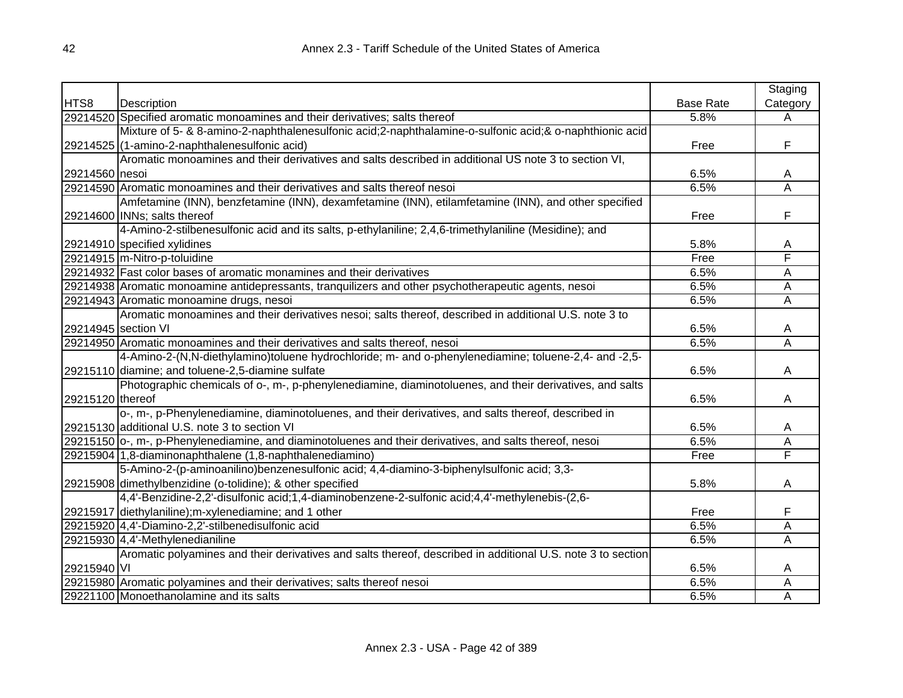| HTS8 | Description | Base Rate | Staging Category |
|---|---|---|---|
| 29214520 | Specified aromatic monoamines and their derivatives; salts thereof | 5.8% | A |
| 29214525 | Mixture of 5- & 8-amino-2-naphthalenesulfonic acid;2-naphthalamine-o-sulfonic acid;& o-naphthionic acid (1-amino-2-naphthalenesulfonic acid) | Free | F |
| 29214560 | Aromatic monoamines and their derivatives and salts described in additional US note 3 to section VI, nesoi | 6.5% | A |
| 29214590 | Aromatic monoamines and their derivatives and salts thereof nesoi | 6.5% | A |
| 29214600 | Amfetamine (INN), benzfetamine (INN), dexamfetamine (INN), etilamfetamine (INN), and other specified INNs; salts thereof | Free | F |
| 29214910 | 4-Amino-2-stilbenesulfonic acid and its salts, p-ethylaniline; 2,4,6-trimethylaniline (Mesidine); and specified xylidines | 5.8% | A |
| 29214915 | m-Nitro-p-toluidine | Free | F |
| 29214932 | Fast color bases of aromatic monamines and their derivatives | 6.5% | A |
| 29214938 | Aromatic monoamine antidepressants, tranquilizers and other psychotherapeutic agents, nesoi | 6.5% | A |
| 29214943 | Aromatic monoamine drugs, nesoi | 6.5% | A |
| 29214945 | Aromatic monoamines and their derivatives nesoi; salts thereof, described in additional U.S. note 3 to section VI | 6.5% | A |
| 29214950 | Aromatic monoamines and their derivatives and salts thereof, nesoi | 6.5% | A |
| 29215110 | 4-Amino-2-(N,N-diethylamino)toluene hydrochloride; m- and o-phenylenediamine; toluene-2,4- and -2,5-diamine; and toluene-2,5-diamine sulfate | 6.5% | A |
| 29215120 | Photographic chemicals of o-, m-, p-phenylenediamine, diaminotoluenes, and their derivatives, and salts thereof | 6.5% | A |
| 29215130 | o-, m-, p-Phenylenediamine, diaminotoluenes, and their derivatives, and salts thereof, described in additional U.S. note 3 to section VI | 6.5% | A |
| 29215150 | o-, m-, p-Phenylenediamine, and diaminotoluenes and their derivatives, and salts thereof, nesoi | 6.5% | A |
| 29215904 | 1,8-diaminonaphthalene (1,8-naphthalenediamino) | Free | F |
| 29215908 | 5-Amino-2-(p-aminoanilino)benzenesulfonic acid; 4,4-diamino-3-biphenylsulfonic acid; 3,3-dimethylbenzidine (o-tolidine); & other specified | 5.8% | A |
| 29215917 | 4,4'-Benzidine-2,2'-disulfonic acid;1,4-diaminobenzene-2-sulfonic acid;4,4'-methylenebis-(2,6-diethylaniline);m-xylenediamine; and 1 other | Free | F |
| 29215920 | 4,4'-Diamino-2,2'-stilbenedisulfonic acid | 6.5% | A |
| 29215930 | 4,4'-Methylenedianiline | 6.5% | A |
| 29215940 | Aromatic polyamines and their derivatives and salts thereof, described in additional U.S. note 3 to section VI | 6.5% | A |
| 29215980 | Aromatic polyamines and their derivatives; salts thereof nesoi | 6.5% | A |
| 29221100 | Monoethanolamine and its salts | 6.5% | A |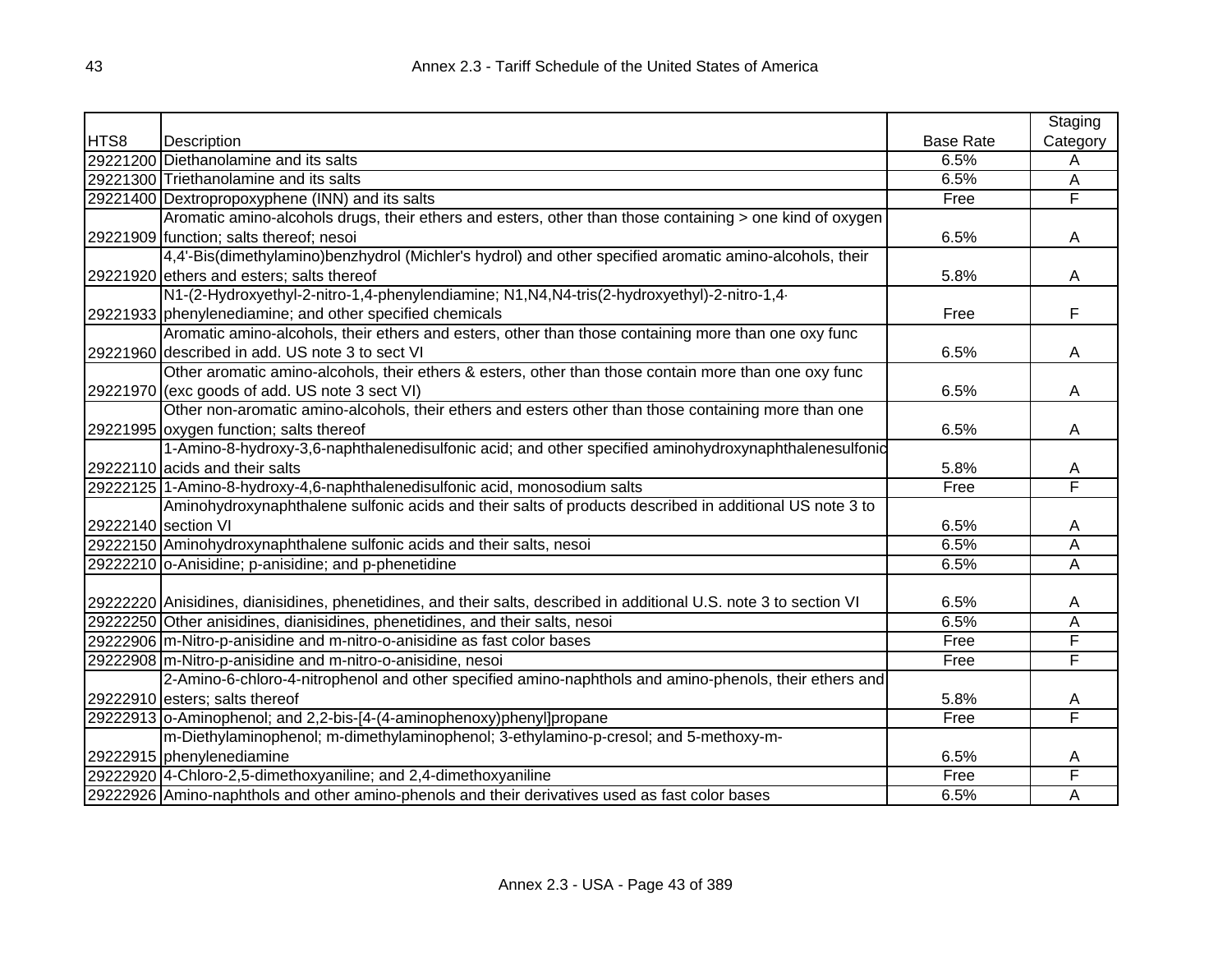| HTS8 | Description | Base Rate | Staging Category |
|---|---|---|---|
| 29221200 | Diethanolamine and its salts | 6.5% | A |
| 29221300 | Triethanolamine and its salts | 6.5% | A |
| 29221400 | Dextropropoxyphene (INN) and its salts | Free | F |
| 29221909 | Aromatic amino-alcohols drugs, their ethers and esters, other than those containing > one kind of oxygen function; salts thereof; nesoi | 6.5% | A |
| 29221920 | 4,4'-Bis(dimethylamino)benzhydrol (Michler's hydrol) and other specified aromatic amino-alcohols, their ethers and esters; salts thereof | 5.8% | A |
| 29221933 | N1-(2-Hydroxyethyl-2-nitro-1,4-phenylendiamine; N1,N4,N4-tris(2-hydroxyethyl)-2-nitro-1,4-phenylenediamine; and other specified chemicals | Free | F |
| 29221960 | Aromatic amino-alcohols, their ethers and esters, other than those containing more than one oxy func described in add. US note 3 to sect VI | 6.5% | A |
| 29221970 | Other aromatic amino-alcohols, their ethers & esters, other than those contain more than one oxy func (exc goods of add. US note 3 sect VI) | 6.5% | A |
| 29221995 | Other non-aromatic amino-alcohols, their ethers and esters other than those containing more than one oxygen function; salts thereof | 6.5% | A |
| 29222110 | 1-Amino-8-hydroxy-3,6-naphthalenedisulfonic acid; and other specified aminohydroxynaphthalenesulfonic acids and their salts | 5.8% | A |
| 29222125 | 1-Amino-8-hydroxy-4,6-naphthalenedisulfonic acid, monosodium salts | Free | F |
| 29222140 | Aminohydroxynaphthalene sulfonic acids and their salts of products described in additional US note 3 to section VI | 6.5% | A |
| 29222150 | Aminohydroxynaphthalene sulfonic acids and their salts, nesoi | 6.5% | A |
| 29222210 | o-Anisidine; p-anisidine; and p-phenetidine | 6.5% | A |
| 29222220 | Anisidines, dianisidines, phenetidines, and their salts, described in additional U.S. note 3 to section VI | 6.5% | A |
| 29222250 | Other anisidines, dianisidines, phenetidines, and their salts, nesoi | 6.5% | A |
| 29222906 | m-Nitro-p-anisidine and m-nitro-o-anisidine as fast color bases | Free | F |
| 29222908 | m-Nitro-p-anisidine and m-nitro-o-anisidine, nesoi | Free | F |
| 29222910 | 2-Amino-6-chloro-4-nitrophenol and other specified amino-naphthols and amino-phenols, their ethers and esters; salts thereof | 5.8% | A |
| 29222913 | o-Aminophenol; and 2,2-bis-[4-(4-aminophenoxy)phenyl]propane | Free | F |
| 29222915 | m-Diethylaminophenol; m-dimethylaminophenol; 3-ethylamino-p-cresol; and 5-methoxy-m-phenylenediamine | 6.5% | A |
| 29222920 | 4-Chloro-2,5-dimethoxyaniline; and 2,4-dimethoxyaniline | Free | F |
| 29222926 | Amino-naphthols and other amino-phenols and their derivatives used as fast color bases | 6.5% | A |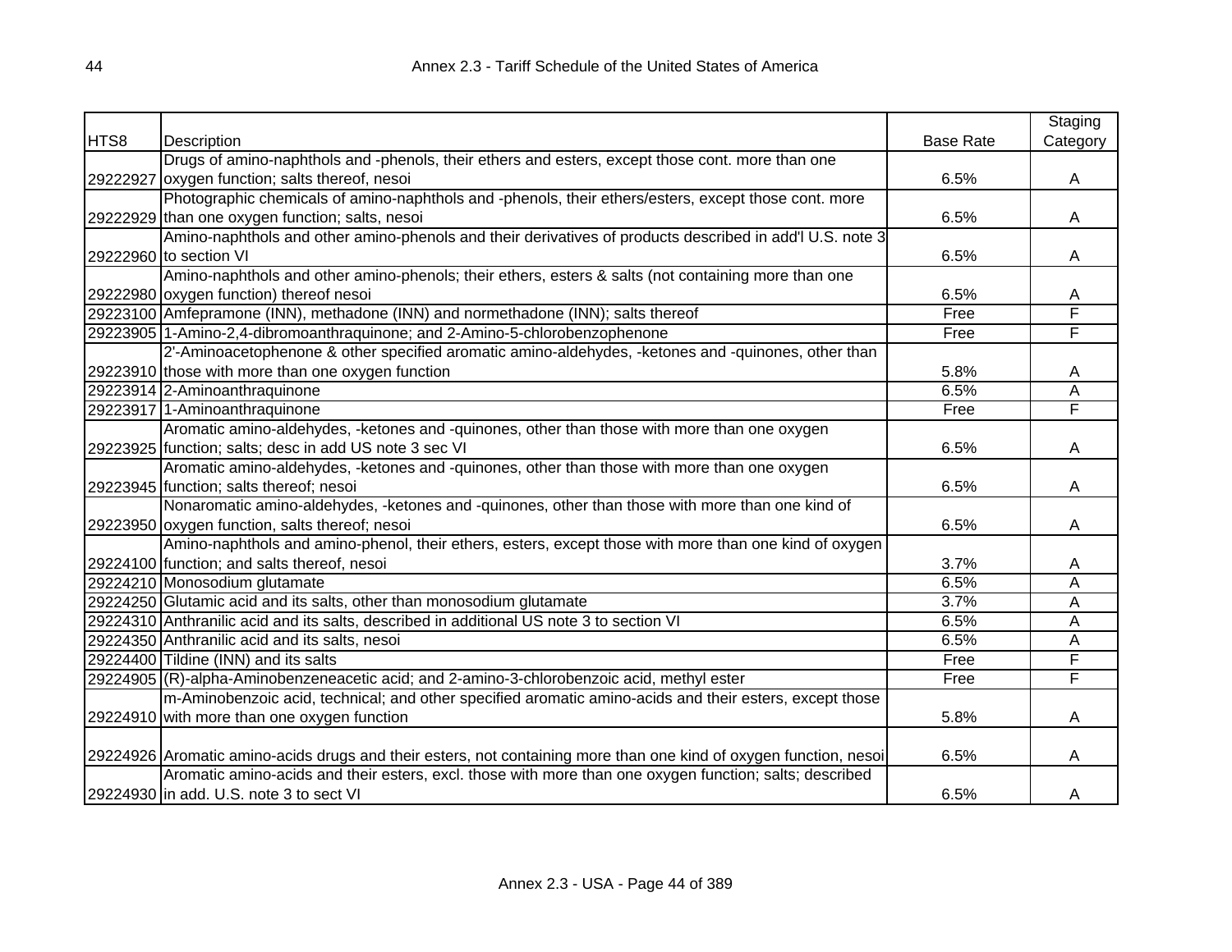| HTS8 | Description | Base Rate | Staging Category |
|---|---|---|---|
| 29222927 | Drugs of amino-naphthols and -phenols, their ethers and esters, except those cont. more than one oxygen function; salts thereof, nesoi | 6.5% | A |
| 29222929 | Photographic chemicals of amino-naphthols and -phenols, their ethers/esters, except those cont. more than one oxygen function; salts, nesoi | 6.5% | A |
| 29222960 | Amino-naphthols and other amino-phenols and their derivatives of products described in add'l U.S. note 3 to section VI | 6.5% | A |
| 29222980 | Amino-naphthols and other amino-phenols; their ethers, esters & salts (not containing more than one oxygen function) thereof nesoi | 6.5% | A |
| 29223100 | Amfepramone (INN), methadone (INN) and normethadone (INN); salts thereof | Free | F |
| 29223905 | 1-Amino-2,4-dibromoanthraquinone; and 2-Amino-5-chlorobenzophenone | Free | F |
| 29223910 | 2'-Aminoacetophenone & other specified aromatic amino-aldehydes, -ketones and -quinones, other than those with more than one oxygen function | 5.8% | A |
| 29223914 | 2-Aminoanthraquinone | 6.5% | A |
| 29223917 | 1-Aminoanthraquinone | Free | F |
| 29223925 | Aromatic amino-aldehydes, -ketones and -quinones, other than those with more than one oxygen function; salts; desc in add US note 3 sec VI | 6.5% | A |
| 29223945 | Aromatic amino-aldehydes, -ketones and -quinones, other than those with more than one oxygen function; salts thereof; nesoi | 6.5% | A |
| 29223950 | Nonaromatic amino-aldehydes, -ketones and -quinones, other than those with more than one kind of oxygen function, salts thereof; nesoi | 6.5% | A |
| 29224100 | Amino-naphthols and amino-phenol, their ethers, esters, except those with more than one kind of oxygen function; and salts thereof, nesoi | 3.7% | A |
| 29224210 | Monosodium glutamate | 6.5% | A |
| 29224250 | Glutamic acid and its salts, other than monosodium glutamate | 3.7% | A |
| 29224310 | Anthranilic acid and its salts, described in additional US note 3 to section VI | 6.5% | A |
| 29224350 | Anthranilic acid and its salts, nesoi | 6.5% | A |
| 29224400 | Tildine (INN) and its salts | Free | F |
| 29224905 | (R)-alpha-Aminobenzeneacetic acid; and 2-amino-3-chlorobenzoic acid, methyl ester | Free | F |
| 29224910 | m-Aminobenzoic acid, technical; and other specified aromatic amino-acids and their esters, except those with more than one oxygen function | 5.8% | A |
| 29224926 | Aromatic amino-acids drugs and their esters, not containing more than one kind of oxygen function, nesoi | 6.5% | A |
| 29224930 | Aromatic amino-acids and their esters, excl. those with more than one oxygen function; salts; described in add. U.S. note 3 to sect VI | 6.5% | A |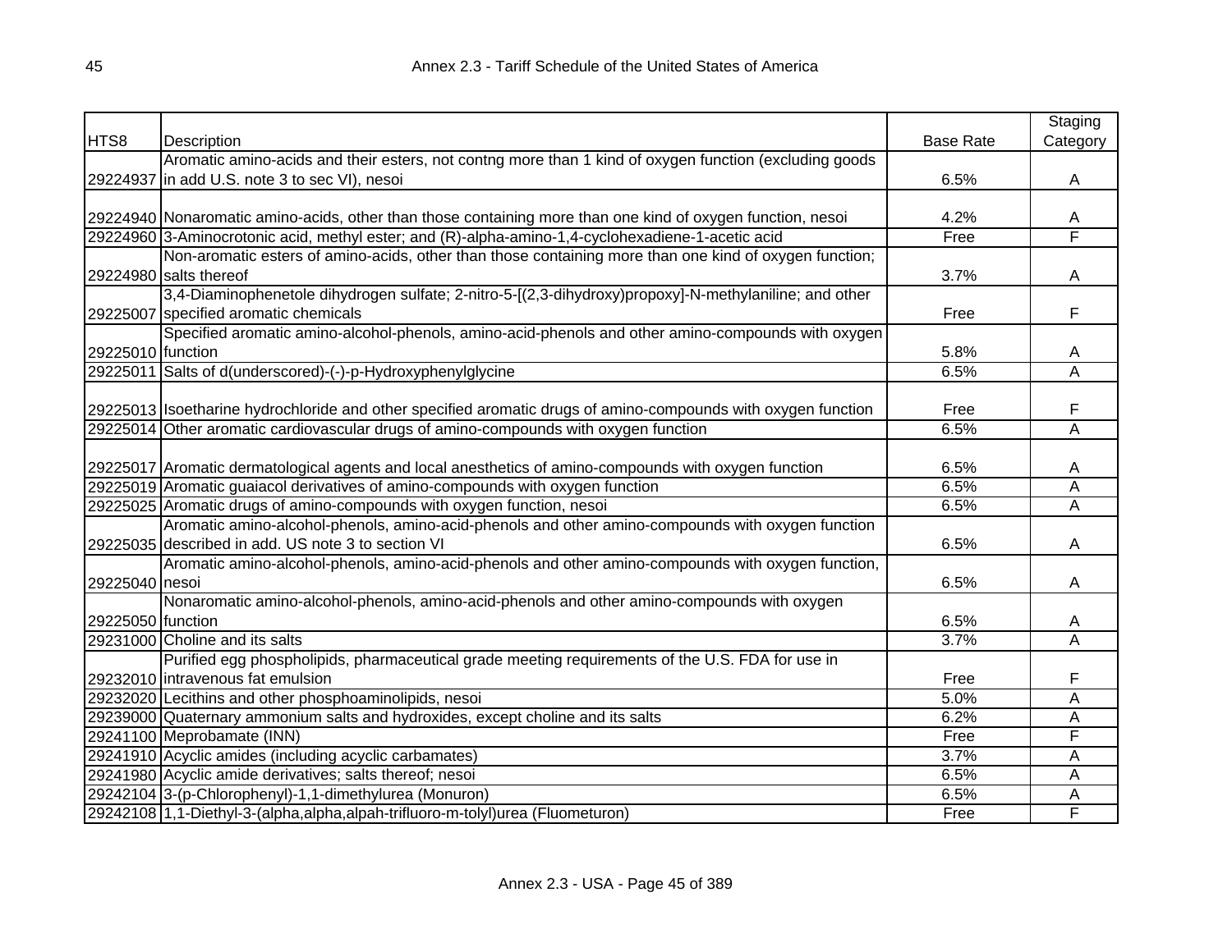| HTS8 | Description | Base Rate | Staging Category |
|---|---|---|---|
| 29224937 | Aromatic amino-acids and their esters, not contng more than 1 kind of oxygen function (excluding goods in add U.S. note 3 to sec VI), nesoi | 6.5% | A |
| 29224940 | Nonaromatic amino-acids, other than those containing more than one kind of oxygen function, nesoi | 4.2% | A |
| 29224960 | 3-Aminocrotonic acid, methyl ester; and (R)-alpha-amino-1,4-cyclohexadiene-1-acetic acid | Free | F |
| 29224980 | Non-aromatic esters of amino-acids, other than those containing more than one kind of oxygen function; salts thereof | 3.7% | A |
| 29225007 | 3,4-Diaminophenetole dihydrogen sulfate; 2-nitro-5-[(2,3-dihydroxy)propoxy]-N-methylaniline; and other specified aromatic chemicals | Free | F |
| 29225010 | Specified aromatic amino-alcohol-phenols, amino-acid-phenols and other amino-compounds with oxygen function | 5.8% | A |
| 29225011 | Salts of d(underscored)-(-)-p-Hydroxyphenylglycine | 6.5% | A |
| 29225013 | Isoetharine hydrochloride and other specified aromatic drugs of amino-compounds with oxygen function | Free | F |
| 29225014 | Other aromatic cardiovascular drugs of amino-compounds with oxygen function | 6.5% | A |
| 29225017 | Aromatic dermatological agents and local anesthetics of amino-compounds with oxygen function | 6.5% | A |
| 29225019 | Aromatic guaiacol derivatives of amino-compounds with oxygen function | 6.5% | A |
| 29225025 | Aromatic drugs of amino-compounds with oxygen function, nesoi | 6.5% | A |
| 29225035 | Aromatic amino-alcohol-phenols, amino-acid-phenols and other amino-compounds with oxygen function described in add. US note 3 to section VI | 6.5% | A |
| 29225040 | Aromatic amino-alcohol-phenols, amino-acid-phenols and other amino-compounds with oxygen function, nesoi | 6.5% | A |
| 29225050 | Nonaromatic amino-alcohol-phenols, amino-acid-phenols and other amino-compounds with oxygen function | 6.5% | A |
| 29231000 | Choline and its salts | 3.7% | A |
| 29232010 | Purified egg phospholipids, pharmaceutical grade meeting requirements of the U.S. FDA for use in intravenous fat emulsion | Free | F |
| 29232020 | Lecithins and other phosphoaminolipids, nesoi | 5.0% | A |
| 29239000 | Quaternary ammonium salts and hydroxides, except choline and its salts | 6.2% | A |
| 29241100 | Meprobamate (INN) | Free | F |
| 29241910 | Acyclic amides (including acyclic carbamates) | 3.7% | A |
| 29241980 | Acyclic amide derivatives; salts thereof; nesoi | 6.5% | A |
| 29242104 | 3-(p-Chlorophenyl)-1,1-dimethylurea (Monuron) | 6.5% | A |
| 29242108 | 1,1-Diethyl-3-(alpha,alpha,alpah-trifluoro-m-tolyl)urea (Fluometuron) | Free | F |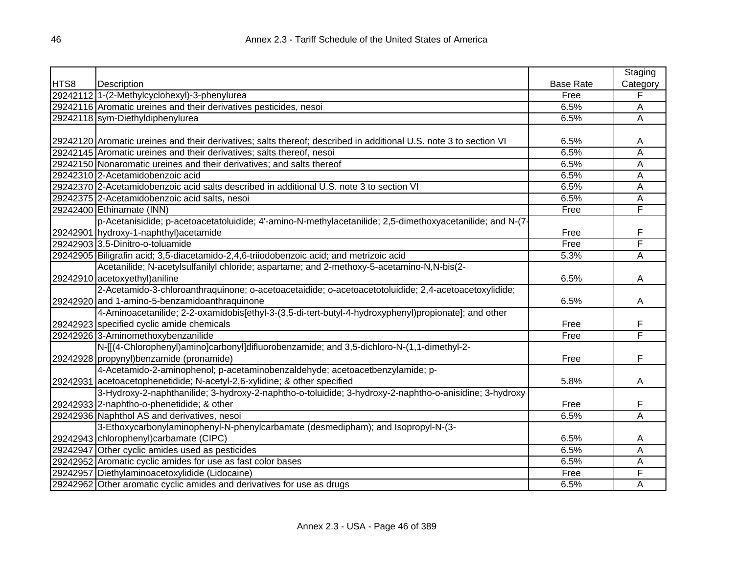| HTS8 | Description | Base Rate | Staging Category |
|---|---|---|---|
| 29242112 | 1-(2-Methylcyclohexyl)-3-phenylurea | Free | F |
| 29242116 | Aromatic ureines and their derivatives pesticides, nesoi | 6.5% | A |
| 29242118 | sym-Diethyldiphenylurea | 6.5% | A |
| 29242120 | Aromatic ureines and their derivatives; salts thereof; described in additional U.S. note 3 to section VI | 6.5% | A |
| 29242145 | Aromatic ureines and their derivatives; salts thereof, nesoi | 6.5% | A |
| 29242150 | Nonaromatic ureines and their derivatives; and salts thereof | 6.5% | A |
| 29242310 | 2-Acetamidobenzoic acid | 6.5% | A |
| 29242370 | 2-Acetamidobenzoic acid salts described in additional U.S. note 3 to section VI | 6.5% | A |
| 29242375 | 2-Acetamidobenzoic acid salts, nesoi | 6.5% | A |
| 29242400 | Ethinamate (INN) | Free | F |
| 29242901 | p-Acetanisidide; p-acetoacetatoluidide; 4'-amino-N-methylacetanilide; 2,5-dimethoxyacetanilide; and N-(7-hydroxy-1-naphthyl)acetamide | Free | F |
| 29242903 | 3,5-Dinitro-o-toluamide | Free | F |
| 29242905 | Biligrafin acid; 3,5-diacetamido-2,4,6-triiodobenzoic acid; and metrizoic acid | 5.3% | A |
| 29242910 | Acetanilide; N-acetylsulfanilyl chloride; aspartame; and 2-methoxy-5-acetamino-N,N-bis(2-acetoxyethyl)aniline | 6.5% | A |
| 29242920 | 2-Acetamido-3-chloroanthraquinone; o-acetoacetaidide; o-acetoacetotoluidide; 2,4-acetoacetoxylidide; and 1-amino-5-benzamidoanthraquinone | 6.5% | A |
| 29242923 | 4-Aminoacetanilide; 2-2-oxamidobis[ethyl-3-(3,5-di-tert-butyl-4-hydroxyphenyl)propionate]; and other specified cyclic amide chemicals | Free | F |
| 29242926 | 3-Aminomethoxybenzanilide | Free | F |
| 29242928 | N-[[(4-Chlorophenyl)amino]carbonyl]difluorobenzamide; and 3,5-dichloro-N-(1,1-dimethyl-2-propynyl)benzamide (pronamide) | Free | F |
| 29242931 | 4-Acetamido-2-aminophenol; p-acetaminobenzaldehyde; acetoacetbenzylamide; p-acetoacetophenetidide; N-acetyl-2,6-xylidine; & other specified | 5.8% | A |
| 29242933 | 3-Hydroxy-2-naphthanilide; 3-hydroxy-2-naphtho-o-toluidide; 3-hydroxy-2-naphtho-o-anisidine; 3-hydroxy 2-naphtho-o-phenetidide; & other | Free | F |
| 29242936 | Naphthol AS and derivatives, nesoi | 6.5% | A |
| 29242943 | 3-Ethoxycarbonylaminophenyl-N-phenylcarbamate (desmedipham); and Isopropyl-N-(3-chlorophenyl)carbamate (CIPC) | 6.5% | A |
| 29242947 | Other cyclic amides used as pesticides | 6.5% | A |
| 29242952 | Aromatic cyclic amides for use as fast color bases | 6.5% | A |
| 29242957 | Diethylaminoacetoxylidide (Lidocaine) | Free | F |
| 29242962 | Other aromatic cyclic amides and derivatives for use as drugs | 6.5% | A |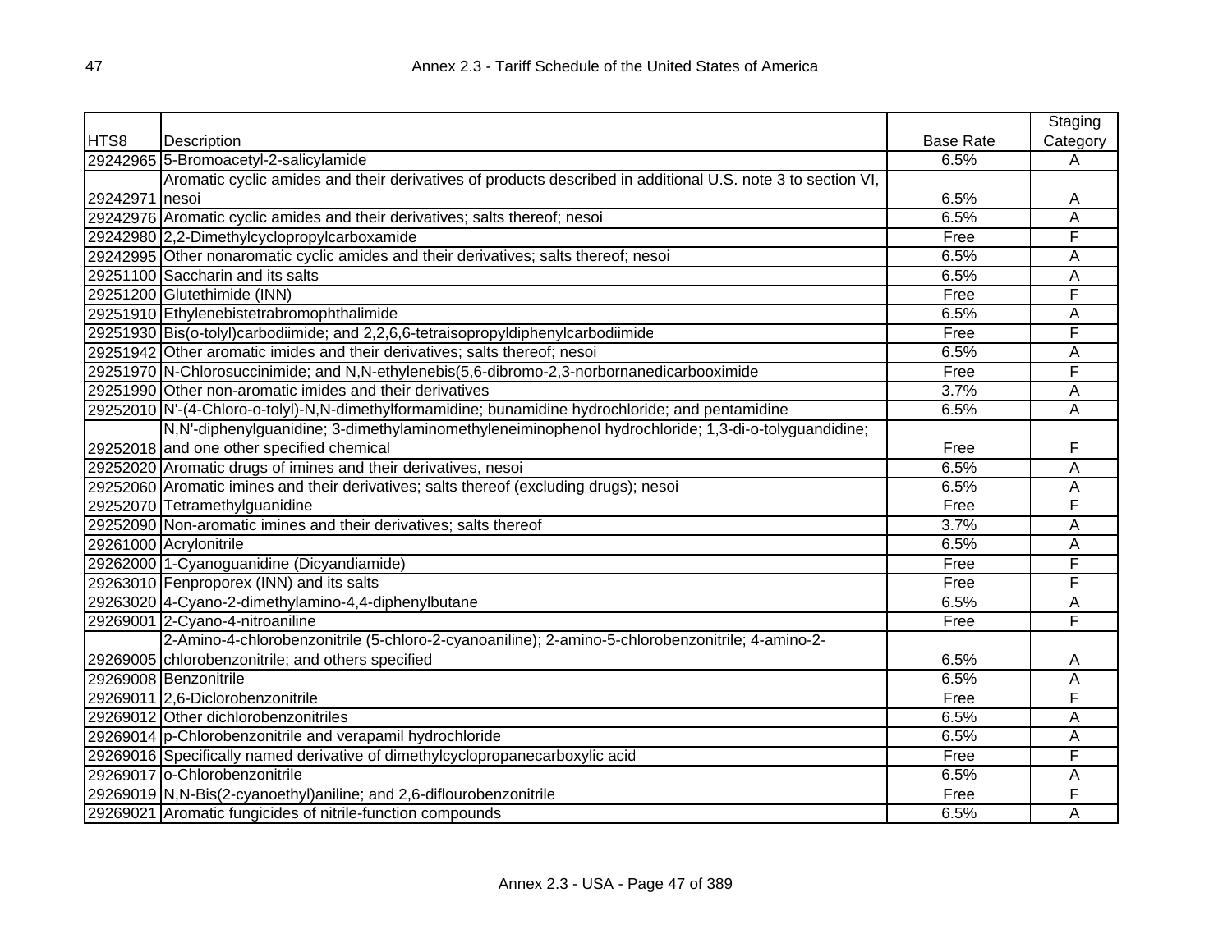| HTS8 | Description | Base Rate | Staging Category |
|---|---|---|---|
| 29242965 | 5-Bromoacetyl-2-salicylamide | 6.5% | A |
| 29242971 | Aromatic cyclic amides and their derivatives of products described in additional U.S. note 3 to section VI, nesoi | 6.5% | A |
| 29242976 | Aromatic cyclic amides and their derivatives; salts thereof; nesoi | 6.5% | A |
| 29242980 | 2,2-Dimethylcyclopropylcarboxamide | Free | F |
| 29242995 | Other nonaromatic cyclic amides and their derivatives; salts thereof; nesoi | 6.5% | A |
| 29251100 | Saccharin and its salts | 6.5% | A |
| 29251200 | Glutethimide (INN) | Free | F |
| 29251910 | Ethylenebistetrabromophthalimide | 6.5% | A |
| 29251930 | Bis(o-tolyl)carbodiimide; and 2,2,6,6-tetraisopropyldiphenylcarbodiimide | Free | F |
| 29251942 | Other aromatic imides and their derivatives; salts thereof; nesoi | 6.5% | A |
| 29251970 | N-Chlorosuccinimide; and N,N-ethylenebis(5,6-dibromo-2,3-norbornanedicarbooximide | Free | F |
| 29251990 | Other non-aromatic imides and their derivatives | 3.7% | A |
| 29252010 | N'-(4-Chloro-o-tolyl)-N,N-dimethylformamidine; bunamidine hydrochloride; and pentamidine | 6.5% | A |
| 29252018 | N,N'-diphenylguanidine; 3-dimethylaminomethyleneiminophenol hydrochloride; 1,3-di-o-tolyguandidine; and one other specified chemical | Free | F |
| 29252020 | Aromatic drugs of imines and their derivatives, nesoi | 6.5% | A |
| 29252060 | Aromatic imines and their derivatives; salts thereof (excluding drugs); nesoi | 6.5% | A |
| 29252070 | Tetramethylguanidine | Free | F |
| 29252090 | Non-aromatic imines and their derivatives; salts thereof | 3.7% | A |
| 29261000 | Acrylonitrile | 6.5% | A |
| 29262000 | 1-Cyanoguanidine (Dicyandiamide) | Free | F |
| 29263010 | Fenproporex (INN) and its salts | Free | F |
| 29263020 | 4-Cyano-2-dimethylamino-4,4-diphenylbutane | 6.5% | A |
| 29269001 | 2-Cyano-4-nitroaniline | Free | F |
| 29269005 | 2-Amino-4-chlorobenzonitrile (5-chloro-2-cyanoaniline); 2-amino-5-chlorobenzonitrile; 4-amino-2-chlorobenzonitrile; and others specified | 6.5% | A |
| 29269008 | Benzonitrile | 6.5% | A |
| 29269011 | 2,6-Diclorobenzonitrile | Free | F |
| 29269012 | Other dichlorobenzonitriles | 6.5% | A |
| 29269014 | p-Chlorobenzonitrile and verapamil hydrochloride | 6.5% | A |
| 29269016 | Specifically named derivative of dimethylcyclopropanecarboxylic acid | Free | F |
| 29269017 | o-Chlorobenzonitrile | 6.5% | A |
| 29269019 | N,N-Bis(2-cyanoethyl)aniline; and 2,6-diflourobenzonitrile | Free | F |
| 29269021 | Aromatic fungicides of nitrile-function compounds | 6.5% | A |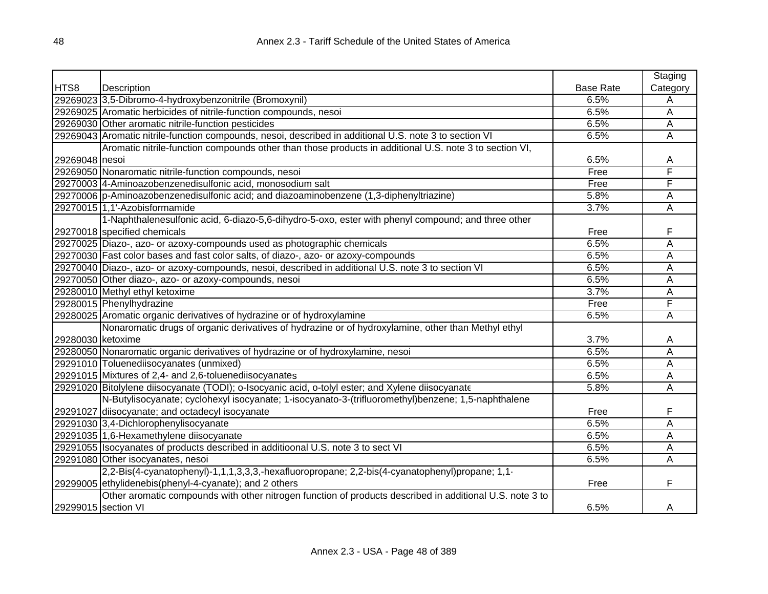| HTS8 | Description | Base Rate | Staging Category |
|---|---|---|---|
| 29269023 | 3,5-Dibromo-4-hydroxybenzonitrile (Bromoxynil) | 6.5% | A |
| 29269025 | Aromatic herbicides of nitrile-function compounds, nesoi | 6.5% | A |
| 29269030 | Other aromatic nitrile-function pesticides | 6.5% | A |
| 29269043 | Aromatic nitrile-function compounds, nesoi, described in additional U.S. note 3 to section VI | 6.5% | A |
| 29269048 | Aromatic nitrile-function compounds other than those products in additional U.S. note 3 to section VI, nesoi | 6.5% | A |
| 29269050 | Nonaromatic nitrile-function compounds, nesoi | Free | F |
| 29270003 | 4-Aminoazobenzenedisulfonic acid, monosodium salt | Free | F |
| 29270006 | p-Aminoazobenzenedisulfonic acid; and diazoaminobenzene (1,3-diphenyltriazine) | 5.8% | A |
| 29270015 | 1,1'-Azobisformamide | 3.7% | A |
| 29270018 | 1-Naphthalenesulfonic acid, 6-diazo-5,6-dihydro-5-oxo, ester with phenyl compound; and three other specified chemicals | Free | F |
| 29270025 | Diazo-, azo- or azoxy-compounds used as photographic chemicals | 6.5% | A |
| 29270030 | Fast color bases and fast color salts, of diazo-, azo- or azoxy-compounds | 6.5% | A |
| 29270040 | Diazo-, azo- or azoxy-compounds, nesoi, described in additional U.S. note 3 to section VI | 6.5% | A |
| 29270050 | Other diazo-, azo- or azoxy-compounds, nesoi | 6.5% | A |
| 29280010 | Methyl ethyl ketoxime | 3.7% | A |
| 29280015 | Phenylhydrazine | Free | F |
| 29280025 | Aromatic organic derivatives of hydrazine or of hydroxylamine | 6.5% | A |
| 29280030 | Nonaromatic drugs of organic derivatives of hydrazine or of hydroxylamine, other than Methyl ethyl ketoxime | 3.7% | A |
| 29280050 | Nonaromatic organic derivatives of hydrazine or of hydroxylamine, nesoi | 6.5% | A |
| 29291010 | Toluenediisocyanates (unmixed) | 6.5% | A |
| 29291015 | Mixtures of 2,4- and 2,6-toluenediisocyanates | 6.5% | A |
| 29291020 | Bitolylene diisocyanate (TODI); o-Isocyanic acid, o-tolyl ester; and Xylene diisocyanate | 5.8% | A |
| 29291027 | N-Butylisocyanate; cyclohexyl isocyanate; 1-isocyanato-3-(trifluoromethyl)benzene; 1,5-naphthalene diisocyanate; and octadecyl isocyanate | Free | F |
| 29291030 | 3,4-Dichlorophenylisocyanate | 6.5% | A |
| 29291035 | 1,6-Hexamethylene diisocyanate | 6.5% | A |
| 29291055 | Isocyanates of products described in additioonal U.S. note 3 to sect VI | 6.5% | A |
| 29291080 | Other isocyanates, nesoi | 6.5% | A |
| 29299005 | 2,2-Bis(4-cyanatophenyl)-1,1,1,3,3,3,-hexafluoropropane; 2,2-bis(4-cyanatophenyl)propane; 1,1-ethylidenebis(phenyl-4-cyanate); and 2 others | Free | F |
| 29299015 | Other aromatic compounds with other nitrogen function of products described in additional U.S. note 3 to section VI | 6.5% | A |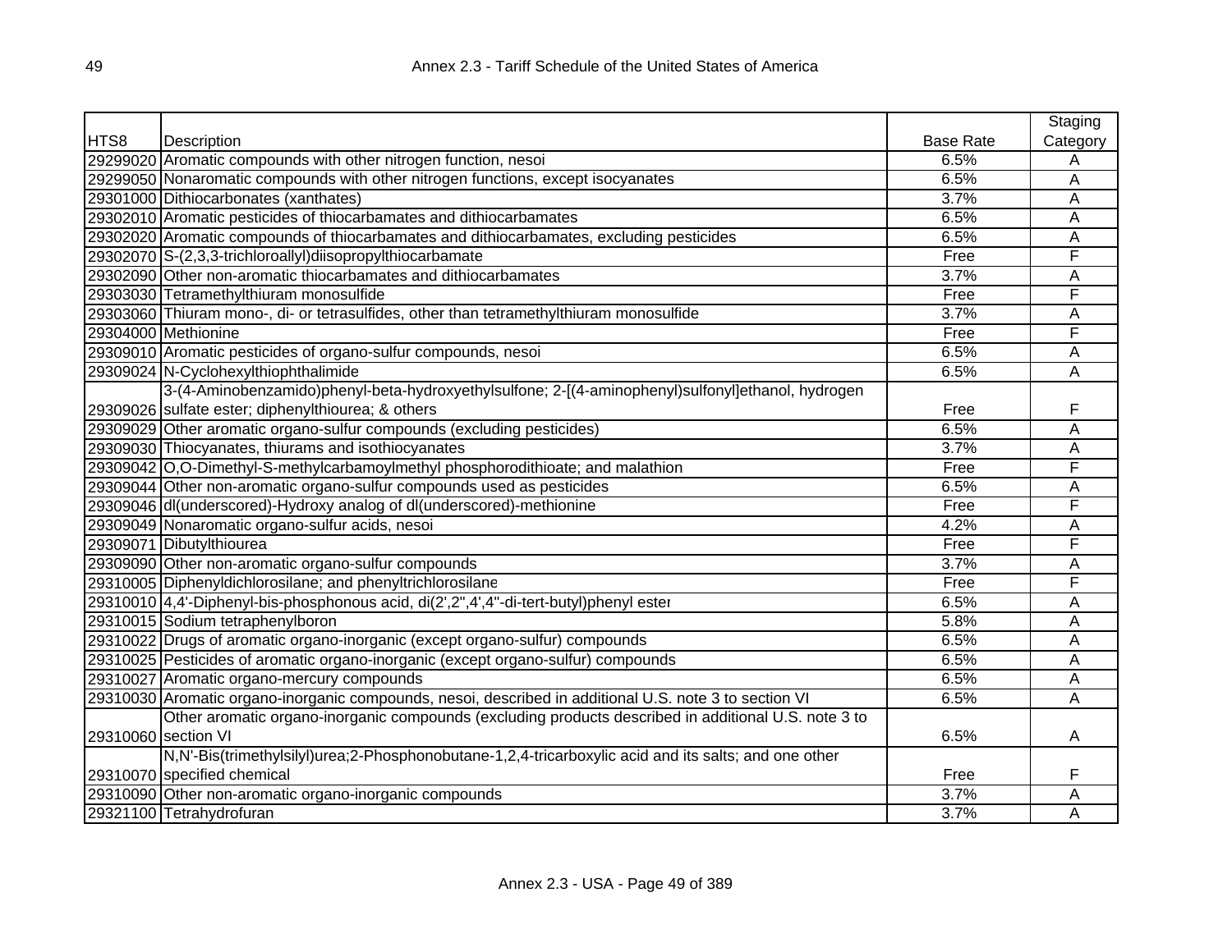| HTS8 | Description | Base Rate | Staging Category |
|---|---|---|---|
| 29299020 | Aromatic compounds with other nitrogen function, nesoi | 6.5% | A |
| 29299050 | Nonaromatic compounds with other nitrogen functions, except isocyanates | 6.5% | A |
| 29301000 | Dithiocarbonates (xanthates) | 3.7% | A |
| 29302010 | Aromatic pesticides of thiocarbamates and dithiocarbamates | 6.5% | A |
| 29302020 | Aromatic compounds of thiocarbamates and dithiocarbamates, excluding pesticides | 6.5% | A |
| 29302070 | S-(2,3,3-trichloroallyl)diisopropylthiocarbamate | Free | F |
| 29302090 | Other non-aromatic thiocarbamates and dithiocarbamates | 3.7% | A |
| 29303030 | Tetramethylthiuram monosulfide | Free | F |
| 29303060 | Thiuram mono-, di- or tetrasulfides, other than tetramethylthiuram monosulfide | 3.7% | A |
| 29304000 | Methionine | Free | F |
| 29309010 | Aromatic pesticides of organo-sulfur compounds, nesoi | 6.5% | A |
| 29309024 | N-Cyclohexylthiophthalimide | 6.5% | A |
| 29309026 | 3-(4-Aminobenzamido)phenyl-beta-hydroxyethylsulfone; 2-[(4-aminophenyl)sulfonyl]ethanol, hydrogen sulfate ester; diphenylthiourea; & others | Free | F |
| 29309029 | Other aromatic organo-sulfur compounds (excluding pesticides) | 6.5% | A |
| 29309030 | Thiocyanates, thiurams and isothiocyanates | 3.7% | A |
| 29309042 | O,O-Dimethyl-S-methylcarbamoylmethyl phosphorodithioate; and malathion | Free | F |
| 29309044 | Other non-aromatic organo-sulfur compounds used as pesticides | 6.5% | A |
| 29309046 | dl(underscored)-Hydroxy analog of dl(underscored)-methionine | Free | F |
| 29309049 | Nonaromatic organo-sulfur acids, nesoi | 4.2% | A |
| 29309071 | Dibutylthiourea | Free | F |
| 29309090 | Other non-aromatic organo-sulfur compounds | 3.7% | A |
| 29310005 | Diphenyldichlorosilane; and phenyltrichlorosilane | Free | F |
| 29310010 | 4,4'-Diphenyl-bis-phosphonous acid, di(2',2",4',4"-di-tert-butyl)phenyl ester | 6.5% | A |
| 29310015 | Sodium tetraphenylboron | 5.8% | A |
| 29310022 | Drugs of aromatic organo-inorganic (except organo-sulfur) compounds | 6.5% | A |
| 29310025 | Pesticides of aromatic organo-inorganic (except organo-sulfur) compounds | 6.5% | A |
| 29310027 | Aromatic organo-mercury compounds | 6.5% | A |
| 29310030 | Aromatic organo-inorganic compounds, nesoi, described in additional U.S. note 3 to section VI | 6.5% | A |
| 29310060 | Other aromatic organo-inorganic compounds (excluding products described in additional U.S. note 3 to section VI | 6.5% | A |
| 29310070 | N,N'-Bis(trimethylsilyl)urea;2-Phosphonobutane-1,2,4-tricarboxylic acid and its salts; and one other specified chemical | Free | F |
| 29310090 | Other non-aromatic organo-inorganic compounds | 3.7% | A |
| 29321100 | Tetrahydrofuran | 3.7% | A |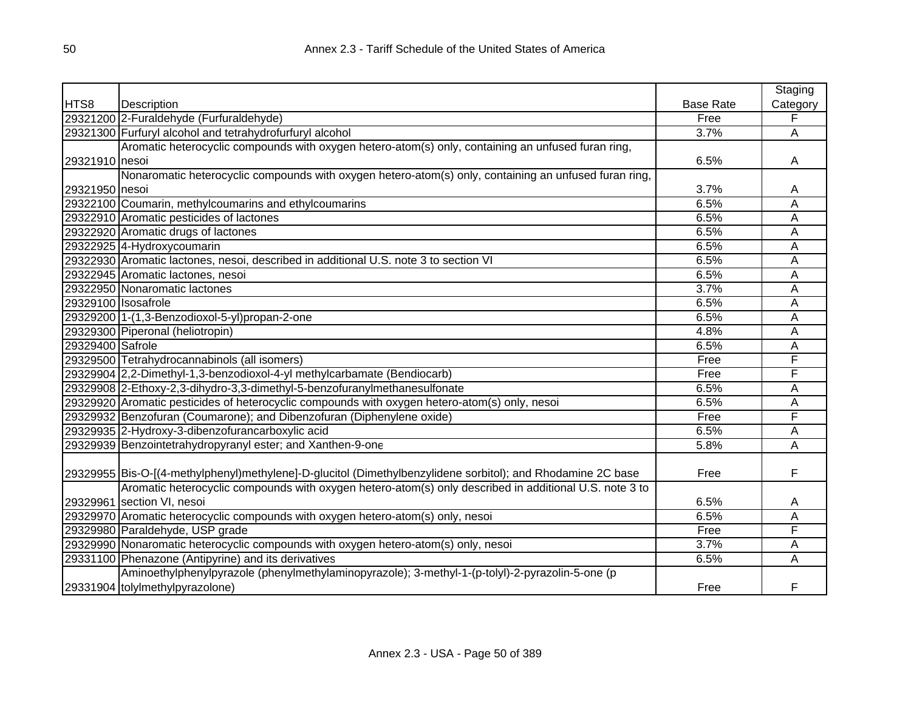| HTS8 | Description | Base Rate | Staging Category |
|---|---|---|---|
| 29321200 | 2-Furaldehyde (Furfuraldehyde) | Free | F |
| 29321300 | Furfuryl alcohol and tetrahydrofurfuryl alcohol | 3.7% | A |
| 29321910 | Aromatic heterocyclic compounds with oxygen hetero-atom(s) only, containing an unfused furan ring, nesoi | 6.5% | A |
| 29321950 | Nonaromatic heterocyclic compounds with oxygen hetero-atom(s) only, containing an unfused furan ring, nesoi | 3.7% | A |
| 29322100 | Coumarin, methylcoumarins and ethylcoumarins | 6.5% | A |
| 29322910 | Aromatic pesticides of lactones | 6.5% | A |
| 29322920 | Aromatic drugs of lactones | 6.5% | A |
| 29322925 | 4-Hydroxycoumarin | 6.5% | A |
| 29322930 | Aromatic lactones, nesoi, described in additional U.S. note 3 to section VI | 6.5% | A |
| 29322945 | Aromatic lactones, nesoi | 6.5% | A |
| 29322950 | Nonaromatic lactones | 3.7% | A |
| 29329100 | Isosafrole | 6.5% | A |
| 29329200 | 1-(1,3-Benzodioxol-5-yl)propan-2-one | 6.5% | A |
| 29329300 | Piperonal (heliotropin) | 4.8% | A |
| 29329400 | Safrole | 6.5% | A |
| 29329500 | Tetrahydrocannabinols (all isomers) | Free | F |
| 29329904 | 2,2-Dimethyl-1,3-benzodioxol-4-yl methylcarbamate (Bendiocarb) | Free | F |
| 29329908 | 2-Ethoxy-2,3-dihydro-3,3-dimethyl-5-benzofuranylmethanesulfonate | 6.5% | A |
| 29329920 | Aromatic pesticides of heterocyclic compounds with oxygen hetero-atom(s) only, nesoi | 6.5% | A |
| 29329932 | Benzofuran (Coumarone); and Dibenzofuran (Diphenylene oxide) | Free | F |
| 29329935 | 2-Hydroxy-3-dibenzofurancarboxylic acid | 6.5% | A |
| 29329939 | Benzointetrahydropyranyl ester; and Xanthen-9-one | 5.8% | A |
| 29329955 | Bis-O-[(4-methylphenyl)methylene]-D-glucitol (Dimethylbenzylidene sorbitol); and Rhodamine 2C base | Free | F |
| 29329961 | Aromatic heterocyclic compounds with oxygen hetero-atom(s) only described in additional U.S. note 3 to section VI, nesoi | 6.5% | A |
| 29329970 | Aromatic heterocyclic compounds with oxygen hetero-atom(s) only, nesoi | 6.5% | A |
| 29329980 | Paraldehyde, USP grade | Free | F |
| 29329990 | Nonaromatic heterocyclic compounds with oxygen hetero-atom(s) only, nesoi | 3.7% | A |
| 29331100 | Phenazone (Antipyrine) and its derivatives | 6.5% | A |
| 29331904 | Aminoethylphenylpyrazole (phenylmethylaminopyrazole); 3-methyl-1-(p-tolyl)-2-pyrazolin-5-one (p tolylmethylpyrazolone) | Free | F |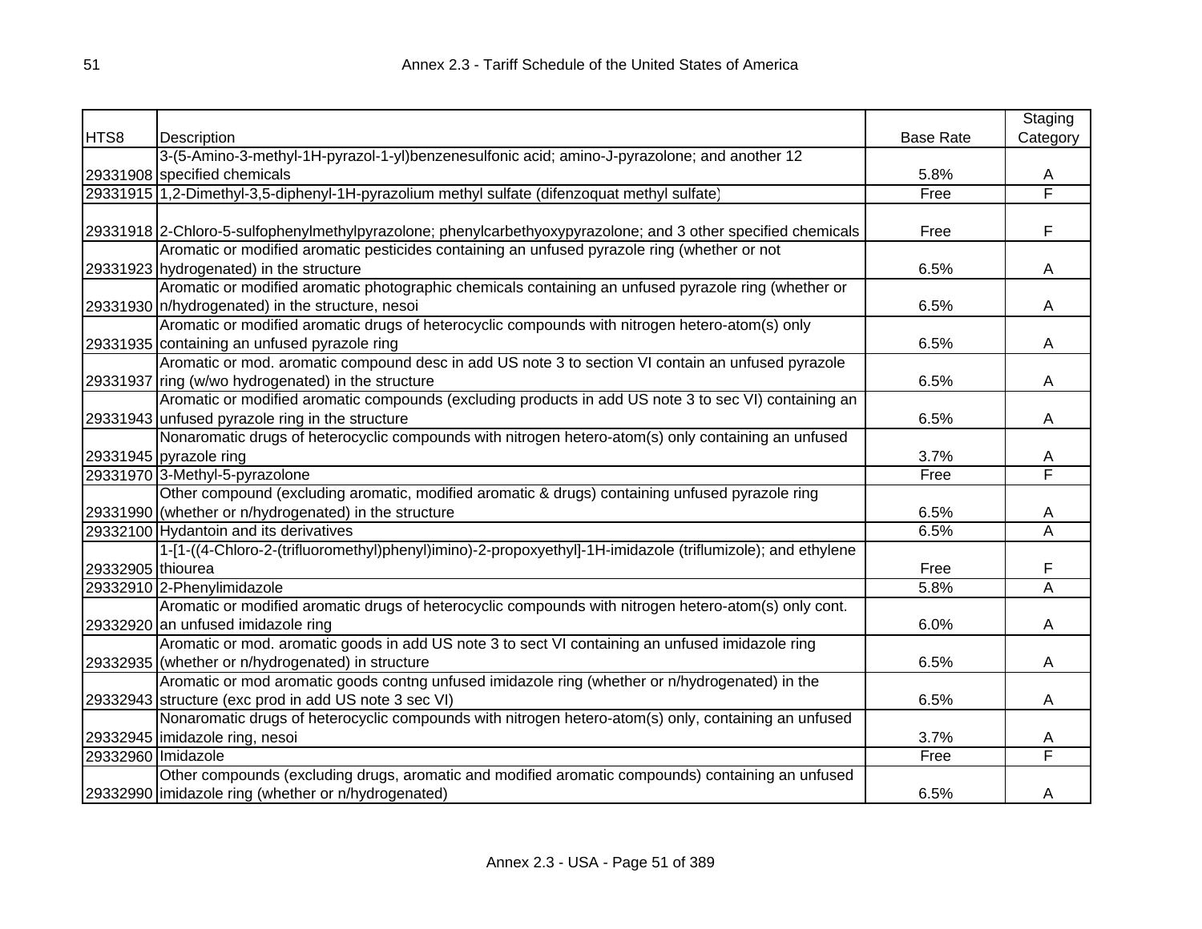| HTS8 | Description | Base Rate | Staging Category |
|---|---|---|---|
| 29331908 | 3-(5-Amino-3-methyl-1H-pyrazol-1-yl)benzenesulfonic acid; amino-J-pyrazolone; and another 12 specified chemicals | 5.8% | A |
| 29331915 | 1,2-Dimethyl-3,5-diphenyl-1H-pyrazolium methyl sulfate (difenzoquat methyl sulfate) | Free | F |
| 29331918 | 2-Chloro-5-sulfophenylmethylpyrazolone; phenylcarbethyoxypyrazolone; and 3 other specified chemicals | Free | F |
| 29331923 | Aromatic or modified aromatic pesticides containing an unfused pyrazole ring (whether or not hydrogenated) in the structure | 6.5% | A |
| 29331930 | Aromatic or modified aromatic photographic chemicals containing an unfused pyrazole ring (whether or n/hydrogenated) in the structure, nesoi | 6.5% | A |
| 29331935 | Aromatic or modified aromatic drugs of heterocyclic compounds with nitrogen hetero-atom(s) only containing an unfused pyrazole ring | 6.5% | A |
| 29331937 | Aromatic or mod. aromatic compound desc in add US note 3 to section VI contain an unfused pyrazole ring (w/wo hydrogenated) in the structure | 6.5% | A |
| 29331943 | Aromatic or modified aromatic compounds (excluding products in add US note 3 to sec VI) containing an unfused pyrazole ring in the structure | 6.5% | A |
| 29331945 | Nonaromatic drugs of heterocyclic compounds with nitrogen hetero-atom(s) only containing an unfused pyrazole ring | 3.7% | A |
| 29331970 | 3-Methyl-5-pyrazolone | Free | F |
| 29331990 | Other compound (excluding aromatic, modified aromatic & drugs) containing unfused pyrazole ring (whether or n/hydrogenated) in the structure | 6.5% | A |
| 29332100 | Hydantoin and its derivatives | 6.5% | A |
| 29332905 | 1-[1-((4-Chloro-2-(trifluoromethyl)phenyl)imino)-2-propoxyethyl]-1H-imidazole (triflumizole); and ethylene thiourea | Free | F |
| 29332910 | 2-Phenylimidazole | 5.8% | A |
| 29332920 | Aromatic or modified aromatic drugs of heterocyclic compounds with nitrogen hetero-atom(s) only cont. an unfused imidazole ring | 6.0% | A |
| 29332935 | Aromatic or mod. aromatic goods in add US note 3 to sect VI containing an unfused imidazole ring (whether or n/hydrogenated) in structure | 6.5% | A |
| 29332943 | Aromatic or mod aromatic goods contng unfused imidazole ring (whether or n/hydrogenated) in the structure (exc prod in add US note 3 sec VI) | 6.5% | A |
| 29332945 | Nonaromatic drugs of heterocyclic compounds with nitrogen hetero-atom(s) only, containing an unfused imidazole ring, nesoi | 3.7% | A |
| 29332960 | Imidazole | Free | F |
| 29332990 | Other compounds (excluding drugs, aromatic and modified aromatic compounds) containing an unfused imidazole ring (whether or n/hydrogenated) | 6.5% | A |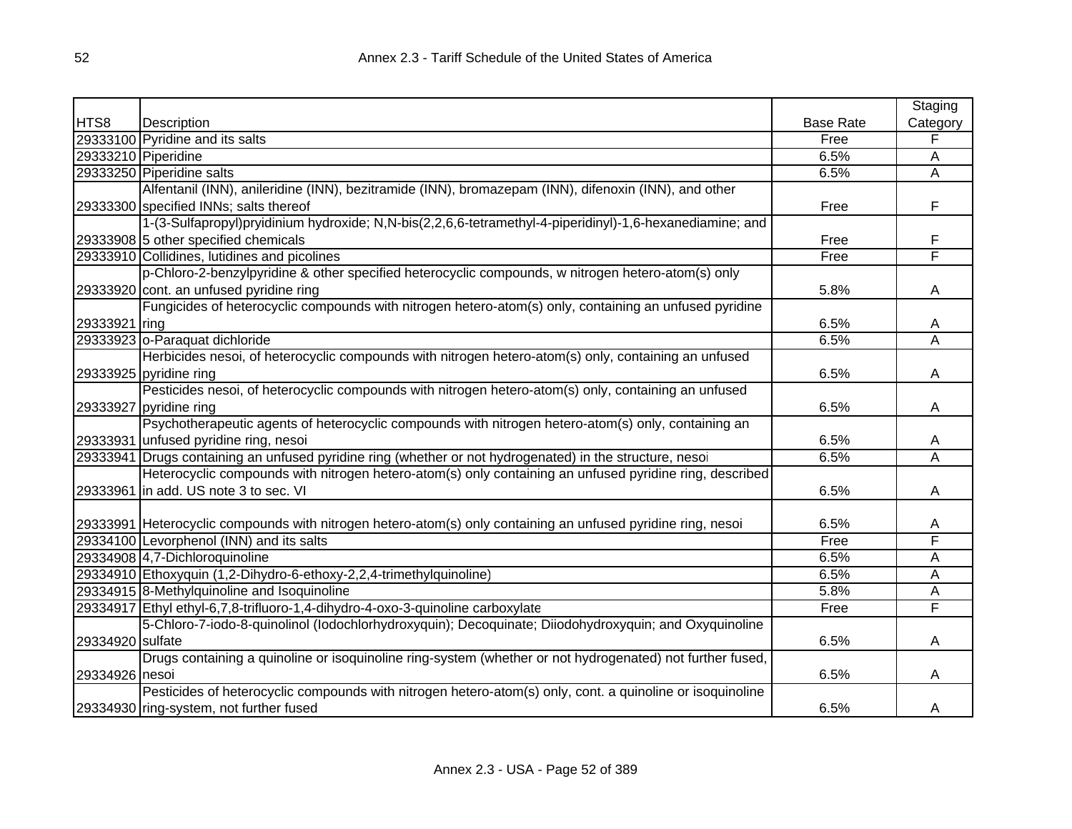# Annex 2.3 - Tariff Schedule of the United States of America

| HTS8 | Description | Base Rate | Staging Category |
|---|---|---|---|
| 29333100 | Pyridine and its salts | Free | F |
| 29333210 | Piperidine | 6.5% | A |
| 29333250 | Piperidine salts | 6.5% | A |
| 29333300 | Alfentanil (INN), anileridine (INN), bezitramide (INN), bromazepam (INN), difenoxin (INN), and other specified INNs; salts thereof | Free | F |
| 29333908 | 1-(3-Sulfapropyl)pryidinium hydroxide; N,N-bis(2,2,6,6-tetramethyl-4-piperidinyl)-1,6-hexanediamine; and 5 other specified chemicals | Free | F |
| 29333910 | Collidines, lutidines and picolines | Free | F |
| 29333920 | p-Chloro-2-benzylpyridine & other specified heterocyclic compounds, w nitrogen hetero-atom(s) only cont. an unfused pyridine ring | 5.8% | A |
| 29333921 | Fungicides of heterocyclic compounds with nitrogen hetero-atom(s) only, containing an unfused pyridine ring | 6.5% | A |
| 29333923 | o-Paraquat dichloride | 6.5% | A |
| 29333925 | Herbicides nesoi, of heterocyclic compounds with nitrogen hetero-atom(s) only, containing an unfused pyridine ring | 6.5% | A |
| 29333927 | Pesticides nesoi, of heterocyclic compounds with nitrogen hetero-atom(s) only, containing an unfused pyridine ring | 6.5% | A |
| 29333931 | Psychotherapeutic agents of heterocyclic compounds with nitrogen hetero-atom(s) only, containing an unfused pyridine ring, nesoi | 6.5% | A |
| 29333941 | Drugs containing an unfused pyridine ring (whether or not hydrogenated) in the structure, nesoi | 6.5% | A |
| 29333961 | Heterocyclic compounds with nitrogen hetero-atom(s) only containing an unfused pyridine ring, described in add. US note 3 to sec. VI | 6.5% | A |
| 29333991 | Heterocyclic compounds with nitrogen hetero-atom(s) only containing an unfused pyridine ring, nesoi | 6.5% | A |
| 29334100 | Levorphenol (INN) and its salts | Free | F |
| 29334908 | 4,7-Dichloroquinoline | 6.5% | A |
| 29334910 | Ethoxyquin (1,2-Dihydro-6-ethoxy-2,2,4-trimethylquinoline) | 6.5% | A |
| 29334915 | 8-Methylquinoline and Isoquinoline | 5.8% | A |
| 29334917 | Ethyl ethyl-6,7,8-trifluoro-1,4-dihydro-4-oxo-3-quinoline carboxylate | Free | F |
| 29334920 | 5-Chloro-7-iodo-8-quinolinol (Iodochlorhydroxyquin); Decoquinate; Diiodohydroxyquin; and Oxyquinoline sulfate | 6.5% | A |
| 29334926 | Drugs containing a quinoline or isoquinoline ring-system (whether or not hydrogenated) not further fused, nesoi | 6.5% | A |
| 29334930 | Pesticides of heterocyclic compounds with nitrogen hetero-atom(s) only, cont. a quinoline or isoquinoline ring-system, not further fused | 6.5% | A |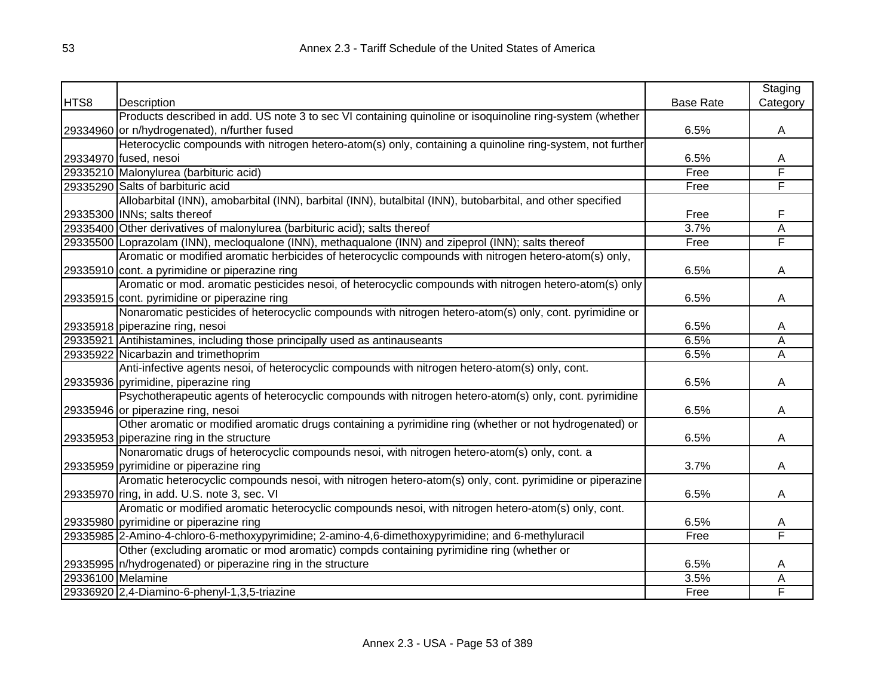| HTS8 | Description | Base Rate | Staging Category |
|---|---|---|---|
| 29334960 | Products described in add. US note 3 to sec VI containing quinoline or isoquinoline ring-system (whether or n/hydrogenated), n/further fused | 6.5% | A |
| 29334970 | Heterocyclic compounds with nitrogen hetero-atom(s) only, containing a quinoline ring-system, not further fused, nesoi | 6.5% | A |
| 29335210 | Malonylurea (barbituric acid) | Free | F |
| 29335290 | Salts of barbituric acid | Free | F |
| 29335300 | Allobarbital (INN), amobarbital (INN), barbital (INN), butalbital (INN), butobarbital, and other specified INNs; salts thereof | Free | F |
| 29335400 | Other derivatives of malonylurea (barbituric acid); salts thereof | 3.7% | A |
| 29335500 | Loprazolam (INN), mecloqualone (INN), methaqualone (INN) and zipeprol (INN); salts thereof | Free | F |
| 29335910 | Aromatic or modified aromatic herbicides of heterocyclic compounds with nitrogen hetero-atom(s) only, cont. a pyrimidine or piperazine ring | 6.5% | A |
| 29335915 | Aromatic or mod. aromatic pesticides nesoi, of heterocyclic compounds with nitrogen hetero-atom(s) only cont. pyrimidine or piperazine ring | 6.5% | A |
| 29335918 | Nonaromatic pesticides of heterocyclic compounds with nitrogen hetero-atom(s) only, cont. pyrimidine or piperazine ring, nesoi | 6.5% | A |
| 29335921 | Antihistamines, including those principally used as antinauseants | 6.5% | A |
| 29335922 | Nicarbazin and trimethoprim | 6.5% | A |
| 29335936 | Anti-infective agents nesoi, of heterocyclic compounds with nitrogen hetero-atom(s) only, cont. pyrimidine, piperazine ring | 6.5% | A |
| 29335946 | Psychotherapeutic agents of heterocyclic compounds with nitrogen hetero-atom(s) only, cont. pyrimidine or piperazine ring, nesoi | 6.5% | A |
| 29335953 | Other aromatic or modified aromatic drugs containing a pyrimidine ring (whether or not hydrogenated) or piperazine ring in the structure | 6.5% | A |
| 29335959 | Nonaromatic drugs of heterocyclic compounds nesoi, with nitrogen hetero-atom(s) only, cont. a pyrimidine or piperazine ring | 3.7% | A |
| 29335970 | Aromatic heterocyclic compounds nesoi, with nitrogen hetero-atom(s) only, cont. pyrimidine or piperazine ring, in add. U.S. note 3, sec. VI | 6.5% | A |
| 29335980 | Aromatic or modified aromatic heterocyclic compounds nesoi, with nitrogen hetero-atom(s) only, cont. pyrimidine or piperazine ring | 6.5% | A |
| 29335985 | 2-Amino-4-chloro-6-methoxypyrimidine; 2-amino-4,6-dimethoxypyrimidine; and 6-methyluracil | Free | F |
| 29335995 | Other (excluding aromatic or mod aromatic) compds containing pyrimidine ring (whether or n/hydrogenated) or piperazine ring in the structure | 6.5% | A |
| 29336100 | Melamine | 3.5% | A |
| 29336920 | 2,4-Diamino-6-phenyl-1,3,5-triazine | Free | F |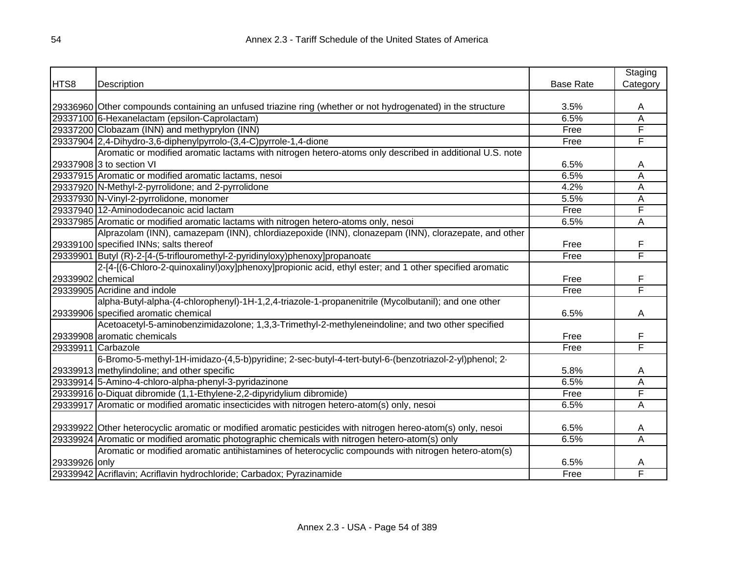| HTS8 | Description | Base Rate | Staging Category |
|---|---|---|---|
| 29336960 | Other compounds containing an unfused triazine ring (whether or not hydrogenated) in the structure | 3.5% | A |
| 29337100 | 6-Hexanelactam (epsilon-Caprolactam) | 6.5% | A |
| 29337200 | Clobazam (INN) and methyprylon (INN) | Free | F |
| 29337904 | 2,4-Dihydro-3,6-diphenylpyrrolo-(3,4-C)pyrrole-1,4-dione | Free | F |
| 29337908 | Aromatic or modified aromatic lactams with nitrogen hetero-atoms only described in additional U.S. note 3 to section VI | 6.5% | A |
| 29337915 | Aromatic or modified aromatic lactams, nesoi | 6.5% | A |
| 29337920 | N-Methyl-2-pyrrolidone; and 2-pyrrolidone | 4.2% | A |
| 29337930 | N-Vinyl-2-pyrrolidone, monomer | 5.5% | A |
| 29337940 | 12-Aminododecanoic acid lactam | Free | F |
| 29337985 | Aromatic or modified aromatic lactams with nitrogen hetero-atoms only, nesoi | 6.5% | A |
| 29339100 | Alprazolam (INN), camazepam (INN), chlordiazepoxide (INN), clonazepam (INN), clorazepate, and other specified INNs; salts thereof | Free | F |
| 29339901 | Butyl (R)-2-[4-(5-triflouromethyl-2-pyridinyloxy)phenoxy]propanoate | Free | F |
| 29339902 | 2-[4-[(6-Chloro-2-quinoxalinyl)oxy]phenoxy]propionic acid, ethyl ester; and 1 other specified aromatic chemical | Free | F |
| 29339905 | Acridine and indole | Free | F |
| 29339906 | alpha-Butyl-alpha-(4-chlorophenyl)-1H-1,2,4-triazole-1-propanenitrile (Mycolbutanil); and one other specified aromatic chemical | 6.5% | A |
| 29339908 | Acetoacetyl-5-aminobenzimidazolone; 1,3,3-Trimethyl-2-methyleneindoline; and two other specified aromatic chemicals | Free | F |
| 29339911 | Carbazole | Free | F |
| 29339913 | 6-Bromo-5-methyl-1H-imidazo-(4,5-b)pyridine; 2-sec-butyl-4-tert-butyl-6-(benzotriazol-2-yl)phenol; 2-methylindoline; and other specific | 5.8% | A |
| 29339914 | 5-Amino-4-chloro-alpha-phenyl-3-pyridazinone | 6.5% | A |
| 29339916 | o-Diquat dibromide (1,1-Ethylene-2,2-dipyridylium dibromide) | Free | F |
| 29339917 | Aromatic or modified aromatic insecticides with nitrogen hetero-atom(s) only, nesoi | 6.5% | A |
| 29339922 | Other heterocyclic aromatic or modified aromatic pesticides with nitrogen hereo-atom(s) only, nesoi | 6.5% | A |
| 29339924 | Aromatic or modified aromatic photographic chemicals with nitrogen hetero-atom(s) only | 6.5% | A |
| 29339926 | Aromatic or modified aromatic antihistamines of heterocyclic compounds with nitrogen hetero-atom(s) only | 6.5% | A |
| 29339942 | Acriflavin; Acriflavin hydrochloride; Carbadox; Pyrazinamide | Free | F |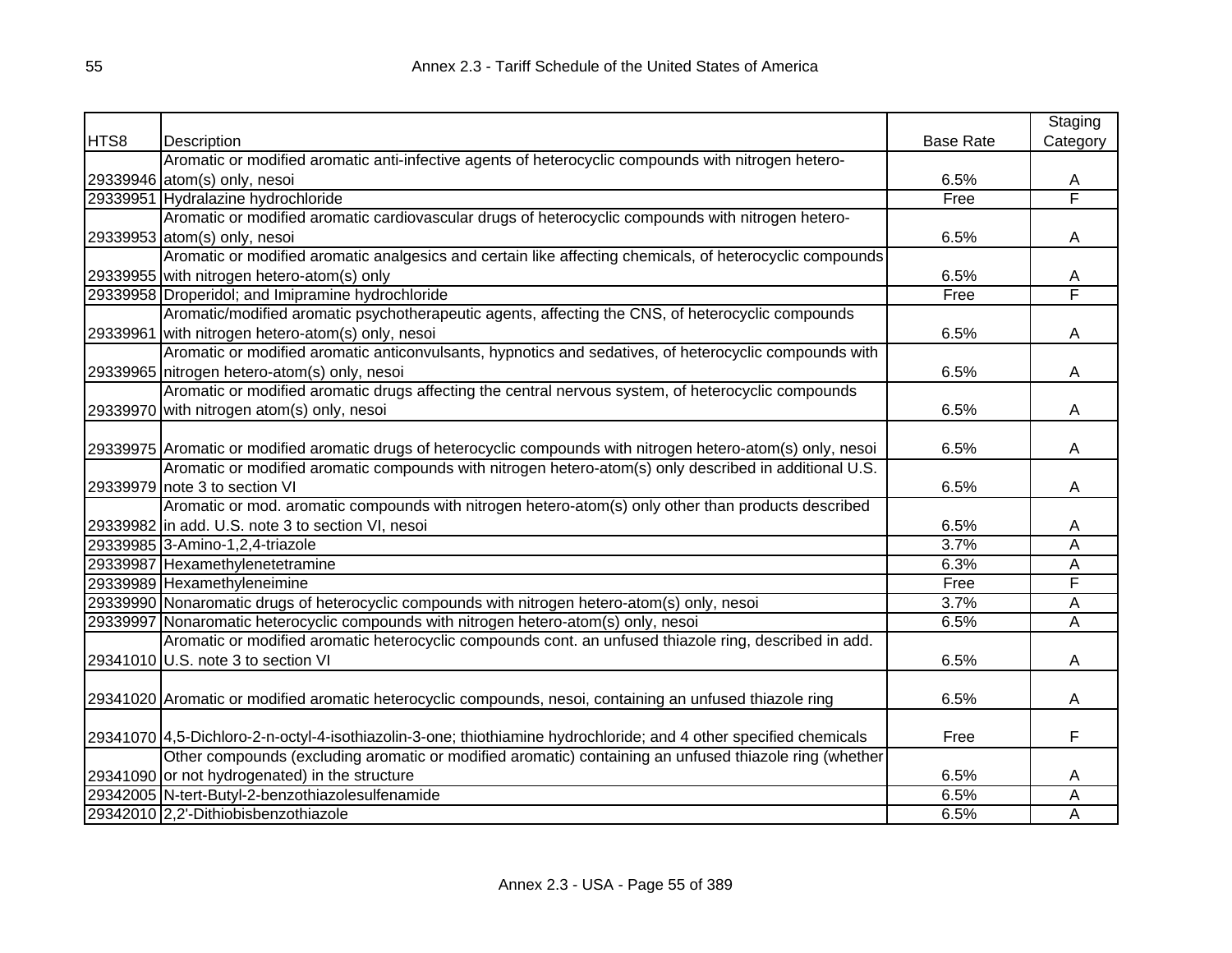| HTS8 | Description | Base Rate | Staging Category |
|---|---|---|---|
| 29339946 | Aromatic or modified aromatic anti-infective agents of heterocyclic compounds with nitrogen hetero-atom(s) only, nesoi | 6.5% | A |
| 29339951 | Hydralazine hydrochloride | Free | F |
| 29339953 | Aromatic or modified aromatic cardiovascular drugs of heterocyclic compounds with nitrogen hetero-atom(s) only, nesoi | 6.5% | A |
| 29339955 | Aromatic or modified aromatic analgesics and certain like affecting chemicals, of heterocyclic compounds with nitrogen hetero-atom(s) only | 6.5% | A |
| 29339958 | Droperidol; and Imipramine hydrochloride | Free | F |
| 29339961 | Aromatic/modified aromatic psychotherapeutic agents, affecting the CNS, of heterocyclic compounds with nitrogen hetero-atom(s) only, nesoi | 6.5% | A |
| 29339965 | Aromatic or modified aromatic anticonvulsants, hypnotics and sedatives, of heterocyclic compounds with nitrogen hetero-atom(s) only, nesoi | 6.5% | A |
| 29339970 | Aromatic or modified aromatic drugs affecting the central nervous system, of heterocyclic compounds with nitrogen atom(s) only, nesoi | 6.5% | A |
| 29339975 | Aromatic or modified aromatic drugs of heterocyclic compounds with nitrogen hetero-atom(s) only, nesoi | 6.5% | A |
| 29339979 | Aromatic or modified aromatic compounds with nitrogen hetero-atom(s) only described in additional U.S. note 3 to section VI | 6.5% | A |
| 29339982 | Aromatic or mod. aromatic compounds with nitrogen hetero-atom(s) only other than products described in add. U.S. note 3 to section VI, nesoi | 6.5% | A |
| 29339985 | 3-Amino-1,2,4-triazole | 3.7% | A |
| 29339987 | Hexamethylenetetramine | 6.3% | A |
| 29339989 | Hexamethyleneimine | Free | F |
| 29339990 | Nonaromatic drugs of heterocyclic compounds with nitrogen hetero-atom(s) only, nesoi | 3.7% | A |
| 29339997 | Nonaromatic heterocyclic compounds with nitrogen hetero-atom(s) only, nesoi | 6.5% | A |
| 29341010 | Aromatic or modified aromatic heterocyclic compounds cont. an unfused thiazole ring, described in add. U.S. note 3 to section VI | 6.5% | A |
| 29341020 | Aromatic or modified aromatic heterocyclic compounds, nesoi, containing an unfused thiazole ring | 6.5% | A |
| 29341070 | 4,5-Dichloro-2-n-octyl-4-isothiazolin-3-one; thiothiamine hydrochloride; and 4 other specified chemicals | Free | F |
| 29341090 | Other compounds (excluding aromatic or modified aromatic) containing an unfused thiazole ring (whether or not hydrogenated) in the structure | 6.5% | A |
| 29342005 | N-tert-Butyl-2-benzothiazolesulfenamide | 6.5% | A |
| 29342010 | 2,2'-Dithiobisbenzothiazole | 6.5% | A |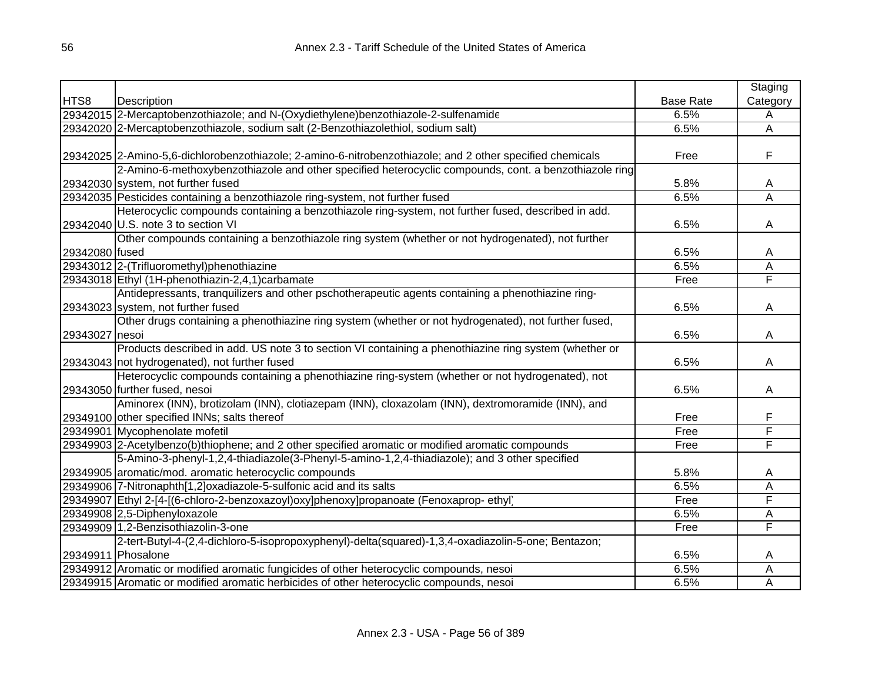| HTS8 | Description | Base Rate | Staging Category |
|---|---|---|---|
| 29342015 | 2-Mercaptobenzothiazole; and N-(Oxydiethylene)benzothiazole-2-sulfenamide | 6.5% | A |
| 29342020 | 2-Mercaptobenzothiazole, sodium salt (2-Benzothiazolethiol, sodium salt) | 6.5% | A |
| 29342025 | 2-Amino-5,6-dichlorobenzothiazole; 2-amino-6-nitrobenzothiazole; and 2 other specified chemicals | Free | F |
| 29342030 | 2-Amino-6-methoxybenzothiazole and other specified heterocyclic compounds, cont. a benzothiazole ring system, not further fused | 5.8% | A |
| 29342035 | Pesticides containing a benzothiazole ring-system, not further fused | 6.5% | A |
| 29342040 | Heterocyclic compounds containing a benzothiazole ring-system, not further fused, described in add. U.S. note 3 to section VI | 6.5% | A |
| 29342080 | Other compounds containing a benzothiazole ring system (whether or not hydrogenated), not further fused | 6.5% | A |
| 29343012 | 2-(Trifluoromethyl)phenothiazine | 6.5% | A |
| 29343018 | Ethyl (1H-phenothiazin-2,4,1)carbamate | Free | F |
| 29343023 | Antidepressants, tranquilizers and other pschotherapeutic agents containing a phenothiazine ring-system, not further fused | 6.5% | A |
| 29343027 | Other drugs containing a phenothiazine ring system (whether or not hydrogenated), not further fused, nesoi | 6.5% | A |
| 29343043 | Products described in add. US note 3 to section VI containing a phenothiazine ring system (whether or not hydrogenated), not further fused | 6.5% | A |
| 29343050 | Heterocyclic compounds containing a phenothiazine ring-system (whether or not hydrogenated), not further fused, nesoi | 6.5% | A |
| 29349100 | Aminorex (INN), brotizolam (INN), clotiazepam (INN), cloxazolam (INN), dextromoramide (INN), and other specified INNs; salts thereof | Free | F |
| 29349901 | Mycophenolate mofetil | Free | F |
| 29349903 | 2-Acetylbenzo(b)thiophene; and 2 other specified aromatic or modified aromatic compounds | Free | F |
| 29349905 | 5-Amino-3-phenyl-1,2,4-thiadiazole(3-Phenyl-5-amino-1,2,4-thiadiazole); and 3 other specified aromatic/mod. aromatic heterocyclic compounds | 5.8% | A |
| 29349906 | 7-Nitronaphth[1,2]oxadiazole-5-sulfonic acid and its salts | 6.5% | A |
| 29349907 | Ethyl 2-[4-[(6-chloro-2-benzoxazoyl)oxy]phenoxy]propanoate (Fenoxaprop- ethyl) | Free | F |
| 29349908 | 2,5-Diphenyloxazole | 6.5% | A |
| 29349909 | 1,2-Benzisothiazolin-3-one | Free | F |
| 29349911 | 2-tert-Butyl-4-(2,4-dichloro-5-isopropoxyphenyl)-delta(squared)-1,3,4-oxadiazolin-5-one; Bentazon; Phosalone | 6.5% | A |
| 29349912 | Aromatic or modified aromatic fungicides of other heterocyclic compounds, nesoi | 6.5% | A |
| 29349915 | Aromatic or modified aromatic herbicides of other heterocyclic compounds, nesoi | 6.5% | A |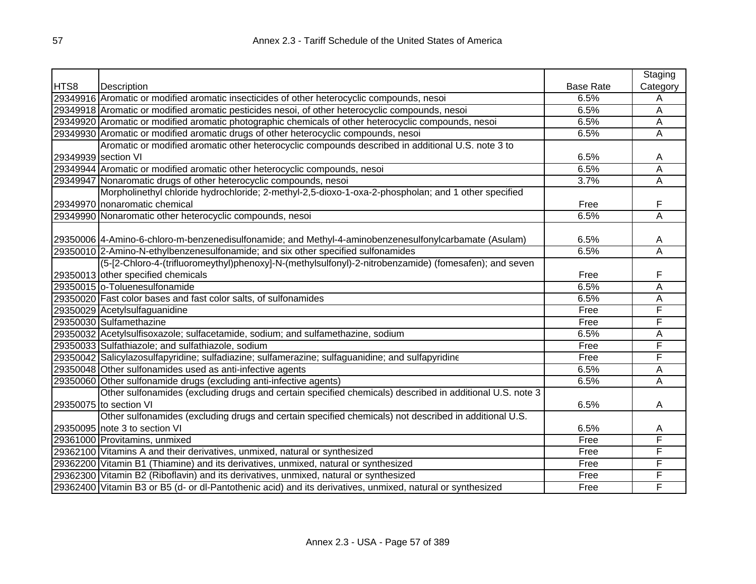| HTS8 | Description | Base Rate | Staging Category |
|---|---|---|---|
| 29349916 | Aromatic or modified aromatic insecticides of other heterocyclic compounds, nesoi | 6.5% | A |
| 29349918 | Aromatic or modified aromatic pesticides nesoi, of other heterocyclic compounds, nesoi | 6.5% | A |
| 29349920 | Aromatic or modified aromatic photographic chemicals of other heterocyclic compounds, nesoi | 6.5% | A |
| 29349930 | Aromatic or modified aromatic drugs of other heterocyclic compounds, nesoi | 6.5% | A |
| 29349939 | Aromatic or modified aromatic other heterocyclic compounds described in additional U.S. note 3 to section VI | 6.5% | A |
| 29349944 | Aromatic or modified aromatic other heterocyclic compounds, nesoi | 6.5% | A |
| 29349947 | Nonaromatic drugs of other heterocyclic compounds, nesoi | 3.7% | A |
| 29349970 | Morpholinethyl chloride hydrochloride; 2-methyl-2,5-dioxo-1-oxa-2-phospholan; and 1 other specified nonaromatic chemical | Free | F |
| 29349990 | Nonaromatic other heterocyclic compounds, nesoi | 6.5% | A |
| 29350006 | 4-Amino-6-chloro-m-benzenedisulfonamide; and Methyl-4-aminobenzenesulfonylcarbamate (Asulam) | 6.5% | A |
| 29350010 | 2-Amino-N-ethylbenzenesulfonamide; and six other specified sulfonamides | 6.5% | A |
| 29350013 | (5-[2-Chloro-4-(trifluoromeythyl)phenoxy]-N-(methylsulfonyl)-2-nitrobenzamide) (fomesafen); and seven other specified chemicals | Free | F |
| 29350015 | o-Toluenesulfonamide | 6.5% | A |
| 29350020 | Fast color bases and fast color salts, of sulfonamides | 6.5% | A |
| 29350029 | Acetylsulfaguanidine | Free | F |
| 29350030 | Sulfamethazine | Free | F |
| 29350032 | Acetylsulfisoxazole; sulfacetamide, sodium; and sulfamethazine, sodium | 6.5% | A |
| 29350033 | Sulfathiazole; and sulfathiazole, sodium | Free | F |
| 29350042 | Salicylazosulfapyridine; sulfadiazine; sulfamerazine; sulfaguanidine; and sulfapyridine | Free | F |
| 29350048 | Other sulfonamides used as anti-infective agents | 6.5% | A |
| 29350060 | Other sulfonamide drugs (excluding anti-infective agents) | 6.5% | A |
| 29350075 | Other sulfonamides (excluding drugs and certain specified chemicals) described in additional U.S. note 3 to section VI | 6.5% | A |
| 29350095 | Other sulfonamides (excluding drugs and certain specified chemicals) not described in additional U.S. note 3 to section VI | 6.5% | A |
| 29361000 | Provitamins, unmixed | Free | F |
| 29362100 | Vitamins A and their derivatives, unmixed, natural or synthesized | Free | F |
| 29362200 | Vitamin B1 (Thiamine) and its derivatives, unmixed, natural or synthesized | Free | F |
| 29362300 | Vitamin B2 (Riboflavin) and its derivatives, unmixed, natural or synthesized | Free | F |
| 29362400 | Vitamin B3 or B5 (d- or dl-Pantothenic acid) and its derivatives, unmixed, natural or synthesized | Free | F |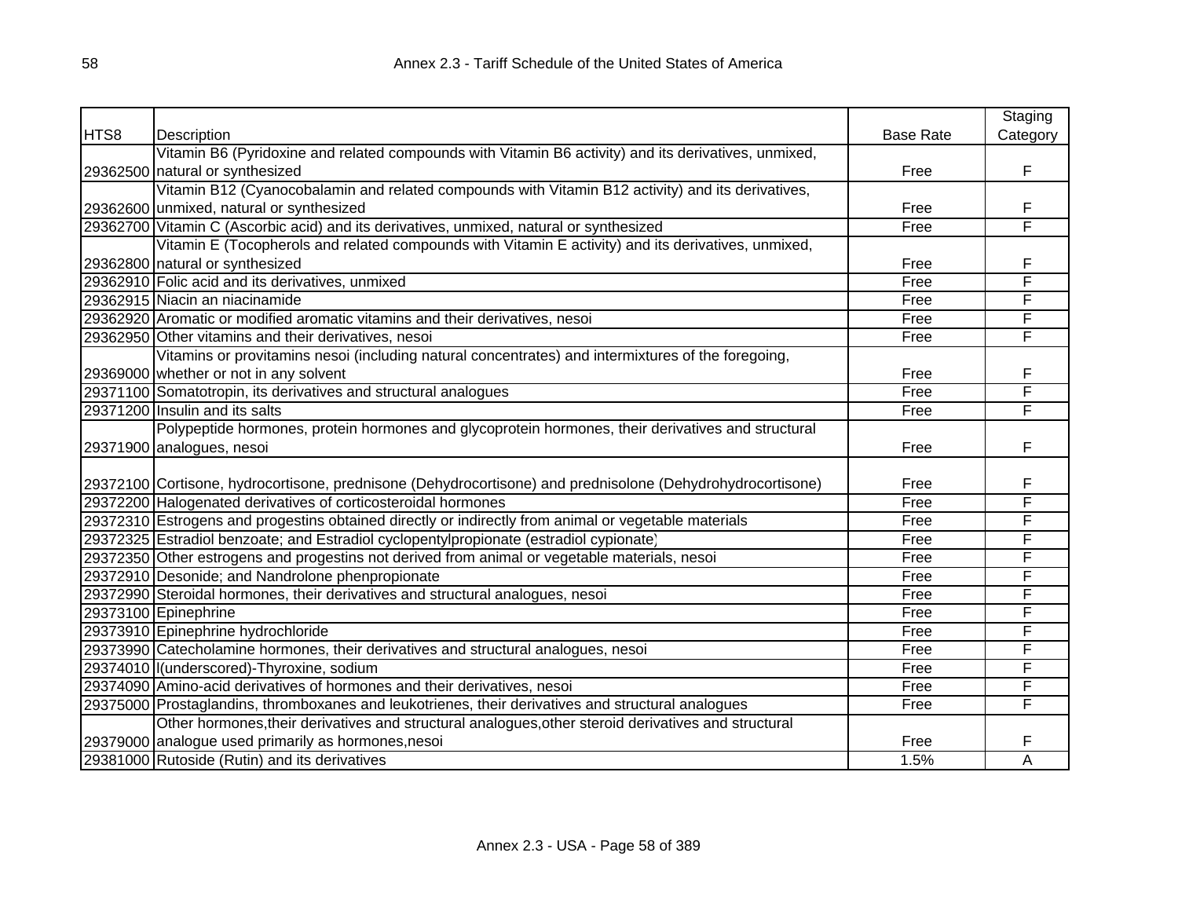| HTS8 | Description | Base Rate | Staging Category |
|---|---|---|---|
| 29362500 | Vitamin B6 (Pyridoxine and related compounds with Vitamin B6 activity) and its derivatives, unmixed, natural or synthesized | Free | F |
| 29362600 | Vitamin B12 (Cyanocobalamin and related compounds with Vitamin B12 activity) and its derivatives, unmixed, natural or synthesized | Free | F |
| 29362700 | Vitamin C (Ascorbic acid) and its derivatives, unmixed, natural or synthesized | Free | F |
| 29362800 | Vitamin E (Tocopherols and related compounds with Vitamin E activity) and its derivatives, unmixed, natural or synthesized | Free | F |
| 29362910 | Folic acid and its derivatives, unmixed | Free | F |
| 29362915 | Niacin an niacinamide | Free | F |
| 29362920 | Aromatic or modified aromatic vitamins and their derivatives, nesoi | Free | F |
| 29362950 | Other vitamins and their derivatives, nesoi | Free | F |
| 29369000 | Vitamins or provitamins nesoi (including natural concentrates) and intermixtures of the foregoing, whether or not in any solvent | Free | F |
| 29371100 | Somatotropin, its derivatives and structural analogues | Free | F |
| 29371200 | Insulin and its salts | Free | F |
| 29371900 | Polypeptide hormones, protein hormones and glycoprotein hormones, their derivatives and structural analogues, nesoi | Free | F |
| 29372100 | Cortisone, hydrocortisone, prednisone (Dehydrocortisone) and prednisolone (Dehydrohydrocortisone) | Free | F |
| 29372200 | Halogenated derivatives of corticosteroidal hormones | Free | F |
| 29372310 | Estrogens and progestins obtained directly or indirectly from animal or vegetable materials | Free | F |
| 29372325 | Estradiol benzoate; and Estradiol cyclopentylpropionate (estradiol cypionate) | Free | F |
| 29372350 | Other estrogens and progestins not derived from animal or vegetable materials, nesoi | Free | F |
| 29372910 | Desonide; and Nandrolone phenpropionate | Free | F |
| 29372990 | Steroidal hormones, their derivatives and structural analogues, nesoi | Free | F |
| 29373100 | Epinephrine | Free | F |
| 29373910 | Epinephrine hydrochloride | Free | F |
| 29373990 | Catecholamine hormones, their derivatives and structural analogues, nesoi | Free | F |
| 29374010 | l(underscored)-Thyroxine, sodium | Free | F |
| 29374090 | Amino-acid derivatives of hormones and their derivatives, nesoi | Free | F |
| 29375000 | Prostaglandins, thromboxanes and leukotrienes, their derivatives and structural analogues | Free | F |
| 29379000 | Other hormones,their derivatives and structural analogues,other steroid derivatives and structural analogue used primarily as hormones,nesoi | Free | F |
| 29381000 | Rutoside (Rutin) and its derivatives | 1.5% | A |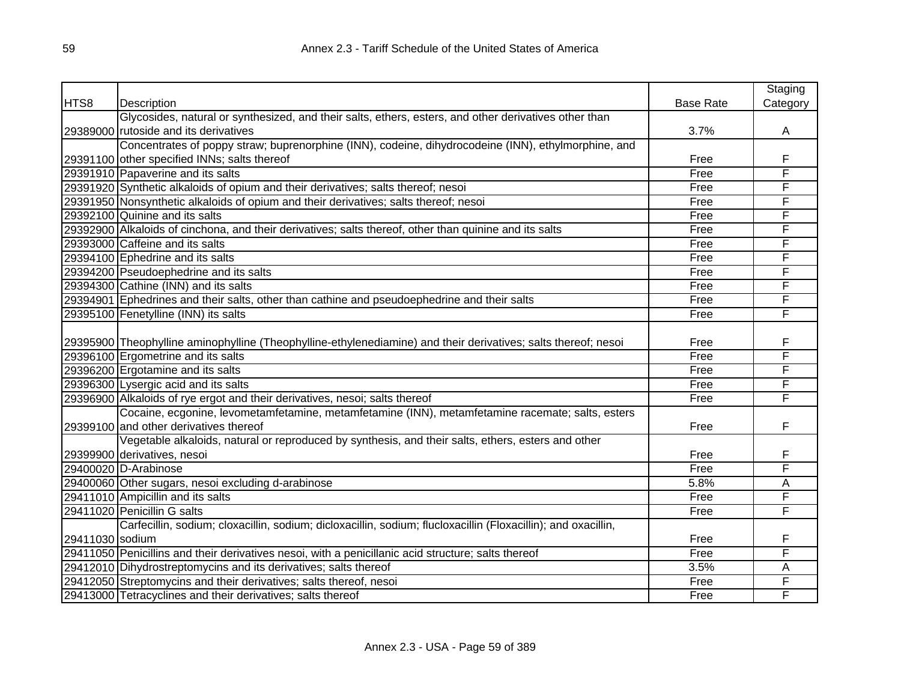| HTS8 | Description | Base Rate | Staging Category |
|---|---|---|---|
| 29389000 | Glycosides, natural or synthesized, and their salts, ethers, esters, and other derivatives other than rutoside and its derivatives | 3.7% | A |
| 29391100 | Concentrates of poppy straw; buprenorphine (INN), codeine, dihydrocodeine (INN), ethylmorphine, and other specified INNs; salts thereof | Free | F |
| 29391910 | Papaverine and its salts | Free | F |
| 29391920 | Synthetic alkaloids of opium and their derivatives; salts thereof; nesoi | Free | F |
| 29391950 | Nonsynthetic alkaloids of opium and their derivatives; salts thereof; nesoi | Free | F |
| 29392100 | Quinine and its salts | Free | F |
| 29392900 | Alkaloids of cinchona, and their derivatives; salts thereof, other than quinine and its salts | Free | F |
| 29393000 | Caffeine and its salts | Free | F |
| 29394100 | Ephedrine and its salts | Free | F |
| 29394200 | Pseudoephedrine and its salts | Free | F |
| 29394300 | Cathine (INN) and its salts | Free | F |
| 29394901 | Ephedrines and their salts, other than cathine and pseudoephedrine and their salts | Free | F |
| 29395100 | Fenetylline (INN) its salts | Free | F |
| 29395900 | Theophylline aminophylline (Theophylline-ethylenediamine) and their derivatives; salts thereof; nesoi | Free | F |
| 29396100 | Ergometrine and its salts | Free | F |
| 29396200 | Ergotamine and its salts | Free | F |
| 29396300 | Lysergic acid and its salts | Free | F |
| 29396900 | Alkaloids of rye ergot and their derivatives, nesoi; salts thereof | Free | F |
| 29399100 | Cocaine, ecgonine, levometamfetamine, metamfetamine (INN), metamfetamine racemate; salts, esters and other derivatives thereof | Free | F |
| 29399900 | Vegetable alkaloids, natural or reproduced by synthesis, and their salts, ethers, esters and other derivatives, nesoi | Free | F |
| 29400020 | D-Arabinose | Free | F |
| 29400060 | Other sugars, nesoi excluding d-arabinose | 5.8% | A |
| 29411010 | Ampicillin and its salts | Free | F |
| 29411020 | Penicillin G salts | Free | F |
| 29411030 | Carfecillin, sodium; cloxacillin, sodium; dicloxacillin, sodium; flucloxacillin (Floxacillin); and oxacillin, sodium | Free | F |
| 29411050 | Penicillins and their derivatives nesoi, with a penicillanic acid structure; salts thereof | Free | F |
| 29412010 | Dihydrostreptomycins and its derivatives; salts thereof | 3.5% | A |
| 29412050 | Streptomycins and their derivatives; salts thereof, nesoi | Free | F |
| 29413000 | Tetracyclines and their derivatives; salts thereof | Free | F |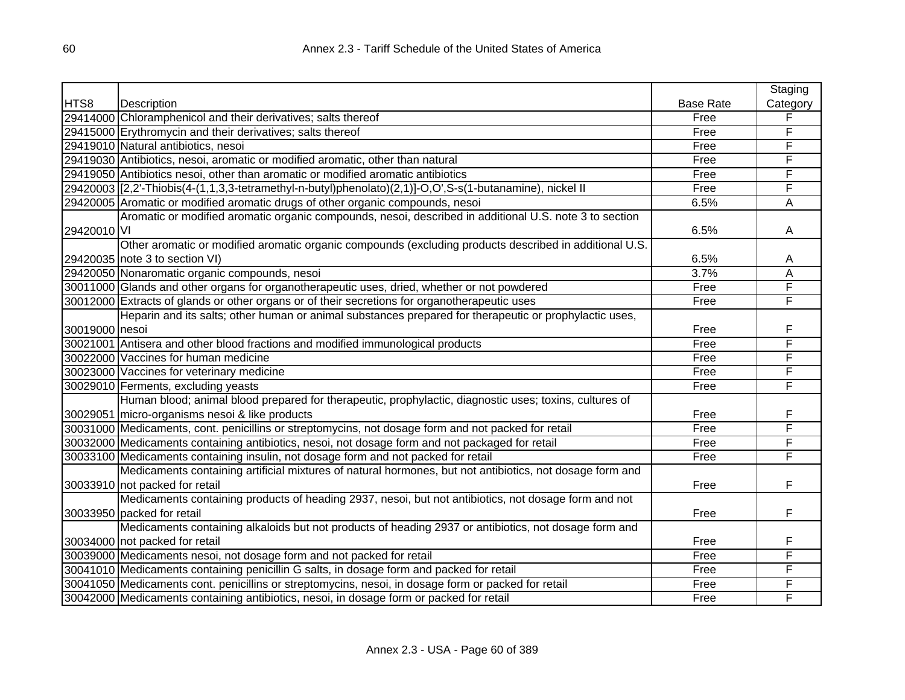| HTS8 | Description | Base Rate | Staging Category |
|---|---|---|---|
| 29414000 | Chloramphenicol and their derivatives; salts thereof | Free | F |
| 29415000 | Erythromycin and their derivatives; salts thereof | Free | F |
| 29419010 | Natural antibiotics, nesoi | Free | F |
| 29419030 | Antibiotics, nesoi, aromatic or modified aromatic, other than natural | Free | F |
| 29419050 | Antibiotics nesoi, other than aromatic or modified aromatic antibiotics | Free | F |
| 29420003 | [2,2'-Thiobis(4-(1,1,3,3-tetramethyl-n-butyl)phenolato)(2,1)]-O,O',S-s(1-butanamine), nickel II | Free | F |
| 29420005 | Aromatic or modified aromatic drugs of other organic compounds, nesoi | 6.5% | A |
| 29420010 | Aromatic or modified aromatic organic compounds, nesoi, described in additional U.S. note 3 to section VI | 6.5% | A |
| 29420035 | Other aromatic or modified aromatic organic compounds (excluding products described in additional U.S. note 3 to section VI) | 6.5% | A |
| 29420050 | Nonaromatic organic compounds, nesoi | 3.7% | A |
| 30011000 | Glands and other organs for organotherapeutic uses, dried, whether or not powdered | Free | F |
| 30012000 | Extracts of glands or other organs or of their secretions for organotherapeutic uses | Free | F |
| 30019000 | Heparin and its salts; other human or animal substances prepared for therapeutic or prophylactic uses, nesoi | Free | F |
| 30021001 | Antisera and other blood fractions and modified immunological products | Free | F |
| 30022000 | Vaccines for human medicine | Free | F |
| 30023000 | Vaccines for veterinary medicine | Free | F |
| 30029010 | Ferments, excluding yeasts | Free | F |
| 30029051 | Human blood; animal blood prepared for therapeutic, prophylactic, diagnostic uses; toxins, cultures of micro-organisms nesoi & like products | Free | F |
| 30031000 | Medicaments, cont. penicillins or streptomycins, not dosage form and not packed for retail | Free | F |
| 30032000 | Medicaments containing antibiotics, nesoi, not dosage form and not packaged for retail | Free | F |
| 30033100 | Medicaments containing insulin, not dosage form and not packed for retail | Free | F |
| 30033910 | Medicaments containing artificial mixtures of natural hormones, but not antibiotics, not dosage form and not packed for retail | Free | F |
| 30033950 | Medicaments containing products of heading 2937, nesoi, but not antibiotics, not dosage form and not packed for retail | Free | F |
| 30034000 | Medicaments containing alkaloids but not products of heading 2937 or antibiotics, not dosage form and not packed for retail | Free | F |
| 30039000 | Medicaments nesoi, not dosage form and not packed for retail | Free | F |
| 30041010 | Medicaments containing penicillin G salts, in dosage form and packed for retail | Free | F |
| 30041050 | Medicaments cont. penicillins or streptomycins, nesoi, in dosage form or packed for retail | Free | F |
| 30042000 | Medicaments containing antibiotics, nesoi, in dosage form or packed for retail | Free | F |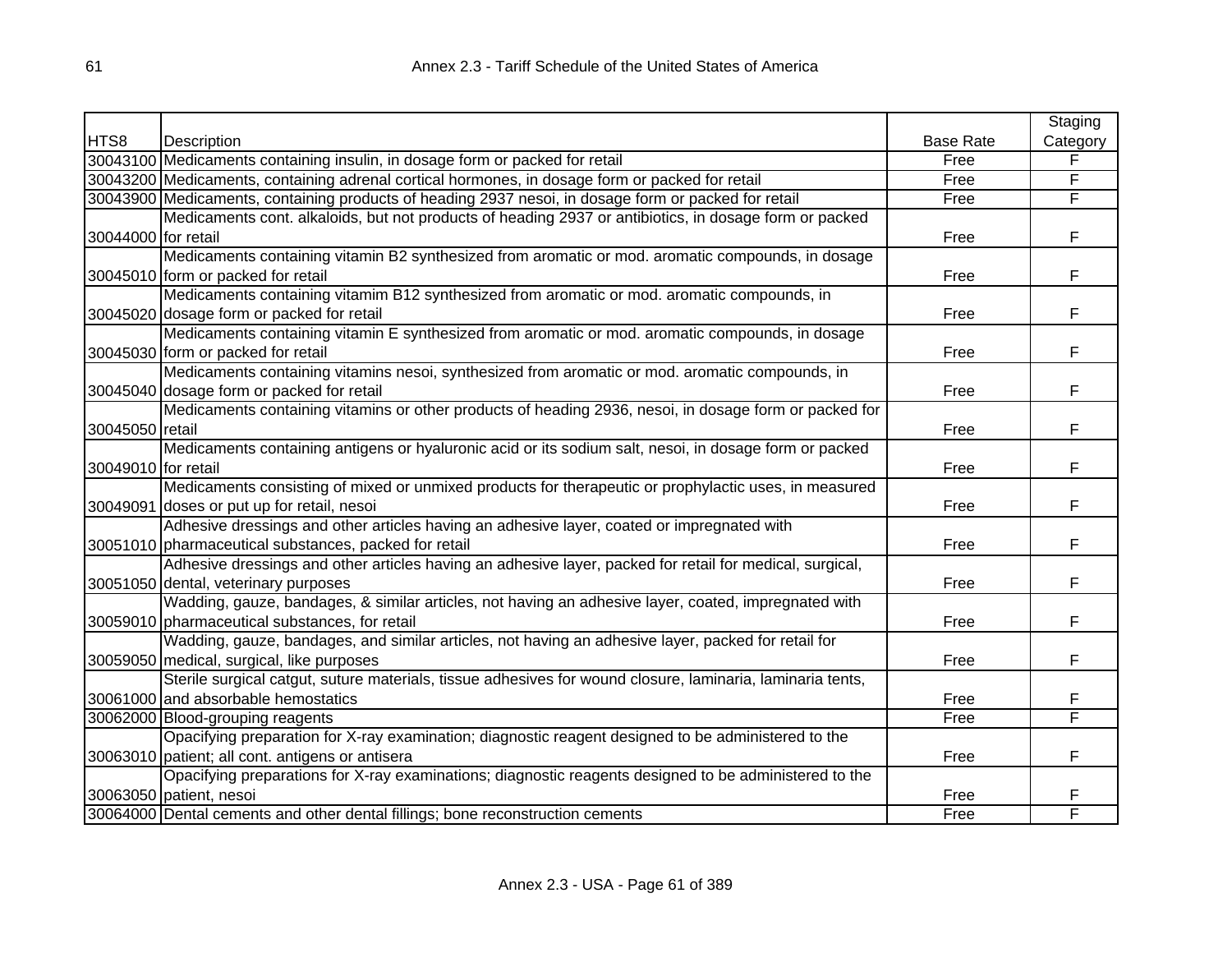| HTS8 | Description | Base Rate | Staging Category |
|---|---|---|---|
| 30043100 | Medicaments containing insulin, in dosage form or packed for retail | Free | F |
| 30043200 | Medicaments, containing adrenal cortical hormones, in dosage form or packed for retail | Free | F |
| 30043900 | Medicaments, containing products of heading 2937 nesoi, in dosage form or packed for retail | Free | F |
| 30044000 | Medicaments cont. alkaloids, but not products of heading 2937 or antibiotics, in dosage form or packed for retail | Free | F |
| 30045010 | Medicaments containing vitamin B2 synthesized from aromatic or mod. aromatic compounds, in dosage form or packed for retail | Free | F |
| 30045020 | Medicaments containing vitamim B12 synthesized from aromatic or mod. aromatic compounds, in dosage form or packed for retail | Free | F |
| 30045030 | Medicaments containing vitamin E synthesized from aromatic or mod. aromatic compounds, in dosage form or packed for retail | Free | F |
| 30045040 | Medicaments containing vitamins nesoi, synthesized from aromatic or mod. aromatic compounds, in dosage form or packed for retail | Free | F |
| 30045050 | Medicaments containing vitamins or other products of heading 2936, nesoi, in dosage form or packed for retail | Free | F |
| 30049010 | Medicaments containing antigens or hyaluronic acid or its sodium salt, nesoi, in dosage form or packed for retail | Free | F |
| 30049091 | Medicaments consisting of mixed or unmixed products for therapeutic or prophylactic uses, in measured doses or put up for retail, nesoi | Free | F |
| 30051010 | Adhesive dressings and other articles having an adhesive layer, coated or impregnated with pharmaceutical substances, packed for retail | Free | F |
| 30051050 | Adhesive dressings and other articles having an adhesive layer, packed for retail for medical, surgical, dental, veterinary purposes | Free | F |
| 30059010 | Wadding, gauze, bandages, & similar articles, not having an adhesive layer, coated, impregnated with pharmaceutical substances, for retail | Free | F |
| 30059050 | Wadding, gauze, bandages, and similar articles, not having an adhesive layer, packed for retail for medical, surgical, like purposes | Free | F |
| 30061000 | Sterile surgical catgut, suture materials, tissue adhesives for wound closure, laminaria, laminaria tents, and absorbable hemostatics | Free | F |
| 30062000 | Blood-grouping reagents | Free | F |
| 30063010 | Opacifying preparation for X-ray examination; diagnostic reagent designed to be administered to the patient; all cont. antigens or antisera | Free | F |
| 30063050 | Opacifying preparations for X-ray examinations; diagnostic reagents designed to be administered to the patient, nesoi | Free | F |
| 30064000 | Dental cements and other dental fillings; bone reconstruction cements | Free | F |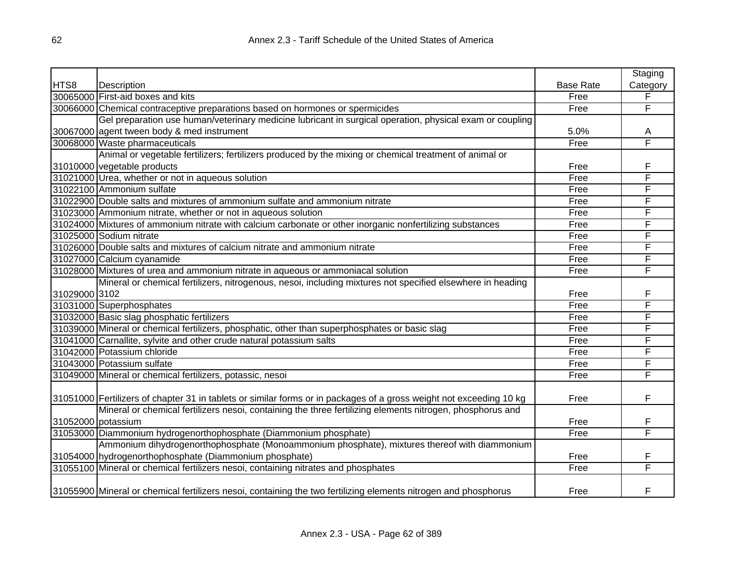| HTS8 | Description | Base Rate | Staging Category |
|---|---|---|---|
| 30065000 | First-aid boxes and kits | Free | F |
| 30066000 | Chemical contraceptive preparations based on hormones or spermicides | Free | F |
| 30067000 | Gel preparation use human/veterinary medicine lubricant in surgical operation, physical exam or coupling agent tween body & med instrument | 5.0% | A |
| 30068000 | Waste pharmaceuticals | Free | F |
| 31010000 | Animal or vegetable fertilizers; fertilizers produced by the mixing or chemical treatment of animal or vegetable products | Free | F |
| 31021000 | Urea, whether or not in aqueous solution | Free | F |
| 31022100 | Ammonium sulfate | Free | F |
| 31022900 | Double salts and mixtures of ammonium sulfate and ammonium nitrate | Free | F |
| 31023000 | Ammonium nitrate, whether or not in aqueous solution | Free | F |
| 31024000 | Mixtures of ammonium nitrate with calcium carbonate or other inorganic nonfertilizing substances | Free | F |
| 31025000 | Sodium nitrate | Free | F |
| 31026000 | Double salts and mixtures of calcium nitrate and ammonium nitrate | Free | F |
| 31027000 | Calcium cyanamide | Free | F |
| 31028000 | Mixtures of urea and ammonium nitrate in aqueous or ammoniacal solution | Free | F |
| 31029000 | Mineral or chemical fertilizers, nitrogenous, nesoi, including mixtures not specified elsewhere in heading 3102 | Free | F |
| 31031000 | Superphosphates | Free | F |
| 31032000 | Basic slag phosphatic fertilizers | Free | F |
| 31039000 | Mineral or chemical fertilizers, phosphatic, other than superphosphates or basic slag | Free | F |
| 31041000 | Carnallite, sylvite and other crude natural potassium salts | Free | F |
| 31042000 | Potassium chloride | Free | F |
| 31043000 | Potassium sulfate | Free | F |
| 31049000 | Mineral or chemical fertilizers, potassic, nesoi | Free | F |
| 31051000 | Fertilizers of chapter 31 in tablets or similar forms or in packages of a gross weight not exceeding 10 kg | Free | F |
| 31052000 | Mineral or chemical fertilizers nesoi, containing the three fertilizing elements nitrogen, phosphorus and potassium | Free | F |
| 31053000 | Diammonium hydrogenorthophosphate (Diammonium phosphate) | Free | F |
| 31054000 | Ammonium dihydrogenorthophosphate (Monoammonium phosphate), mixtures thereof with diammonium hydrogenorthophosphate (Diammonium phosphate) | Free | F |
| 31055100 | Mineral or chemical fertilizers nesoi, containing nitrates and phosphates | Free | F |
| 31055900 | Mineral or chemical fertilizers nesoi, containing the two fertilizing elements nitrogen and phosphorus | Free | F |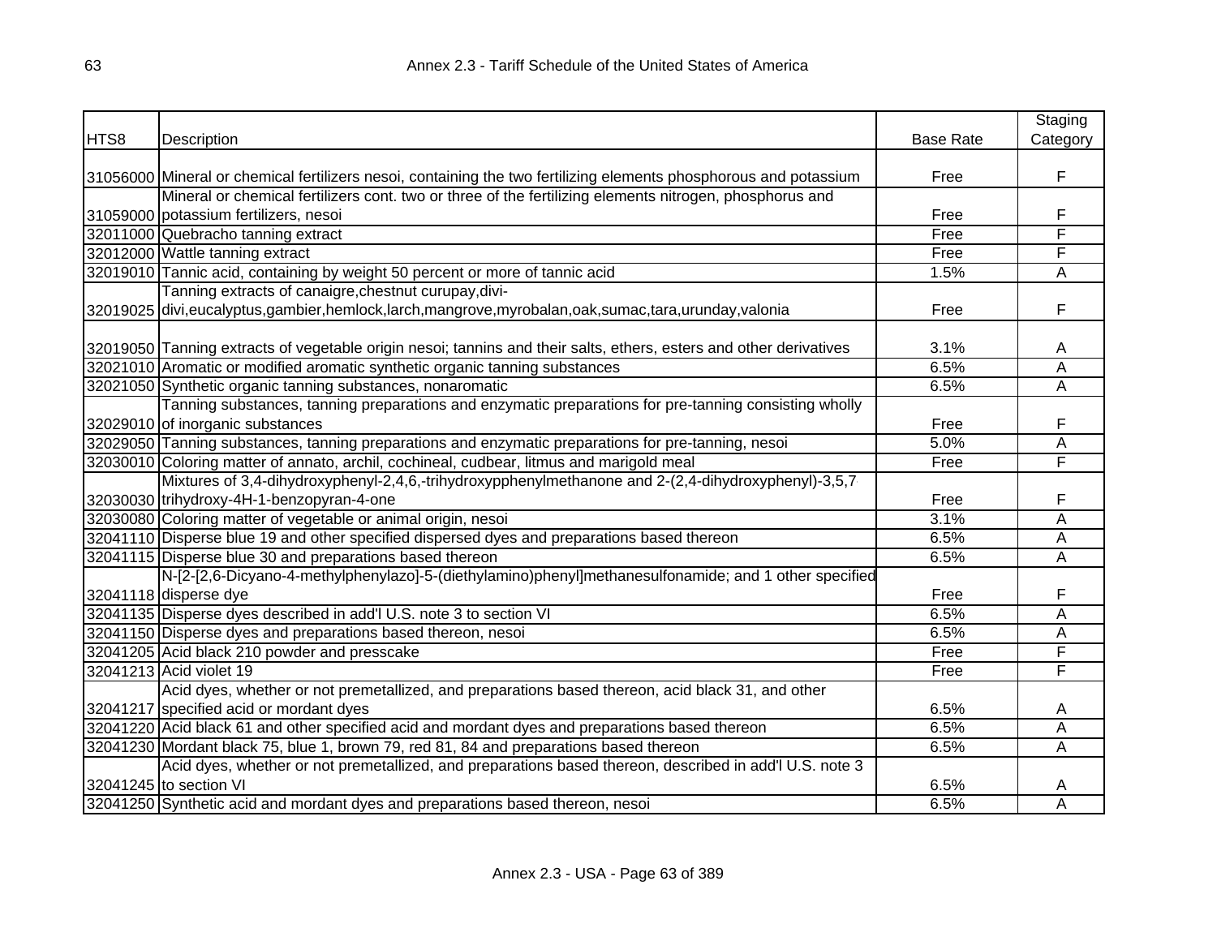| HTS8 | Description | Base Rate | Staging Category |
|---|---|---|---|
| 31056000 | Mineral or chemical fertilizers nesoi, containing the two fertilizing elements phosphorous and potassium | Free | F |
| 31059000 | Mineral or chemical fertilizers cont. two or three of the fertilizing elements nitrogen, phosphorus and potassium fertilizers, nesoi | Free | F |
| 32011000 | Quebracho tanning extract | Free | F |
| 32012000 | Wattle tanning extract | Free | F |
| 32019010 | Tannic acid, containing by weight 50 percent or more of tannic acid | 1.5% | A |
| 32019025 | Tanning extracts of canaigre,chestnut curupay,divi-divi,eucalyptus,gambier,hemlock,larch,mangrove,myrobalan,oak,sumac,tara,urunday,valonia | Free | F |
| 32019050 | Tanning extracts of vegetable origin nesoi; tannins and their salts, ethers, esters and other derivatives | 3.1% | A |
| 32021010 | Aromatic or modified aromatic synthetic organic tanning substances | 6.5% | A |
| 32021050 | Synthetic organic tanning substances, nonaromatic | 6.5% | A |
| 32029010 | Tanning substances, tanning preparations and enzymatic preparations for pre-tanning consisting wholly of inorganic substances | Free | F |
| 32029050 | Tanning substances, tanning preparations and enzymatic preparations for pre-tanning, nesoi | 5.0% | A |
| 32030010 | Coloring matter of annato, archil, cochineal, cudbear, litmus and marigold meal | Free | F |
| 32030030 | Mixtures of 3,4-dihydroxyphenyl-2,4,6,-trihydroxypphenylmethanone and 2-(2,4-dihydroxyphenyl)-3,5,7-trihydroxy-4H-1-benzopyran-4-one | Free | F |
| 32030080 | Coloring matter of vegetable or animal origin, nesoi | 3.1% | A |
| 32041110 | Disperse blue 19 and other specified dispersed dyes and preparations based thereon | 6.5% | A |
| 32041115 | Disperse blue 30 and preparations based thereon | 6.5% | A |
| 32041118 | N-[2-[2,6-Dicyano-4-methylphenylazo]-5-(diethylamino)phenyl]methanesulfonamide; and 1 other specified disperse dye | Free | F |
| 32041135 | Disperse dyes described in add'l U.S. note 3 to section VI | 6.5% | A |
| 32041150 | Disperse dyes and preparations based thereon, nesoi | 6.5% | A |
| 32041205 | Acid black 210 powder and presscake | Free | F |
| 32041213 | Acid violet 19 | Free | F |
| 32041217 | Acid dyes, whether or not premetallized, and preparations based thereon, acid black 31, and other specified acid or mordant dyes | 6.5% | A |
| 32041220 | Acid black 61 and other specified acid and mordant dyes and preparations based thereon | 6.5% | A |
| 32041230 | Mordant black 75, blue 1, brown 79, red 81, 84 and preparations based thereon | 6.5% | A |
| 32041245 | Acid dyes, whether or not premetallized, and preparations based thereon, described in add'l U.S. note 3 to section VI | 6.5% | A |
| 32041250 | Synthetic acid and mordant dyes and preparations based thereon, nesoi | 6.5% | A |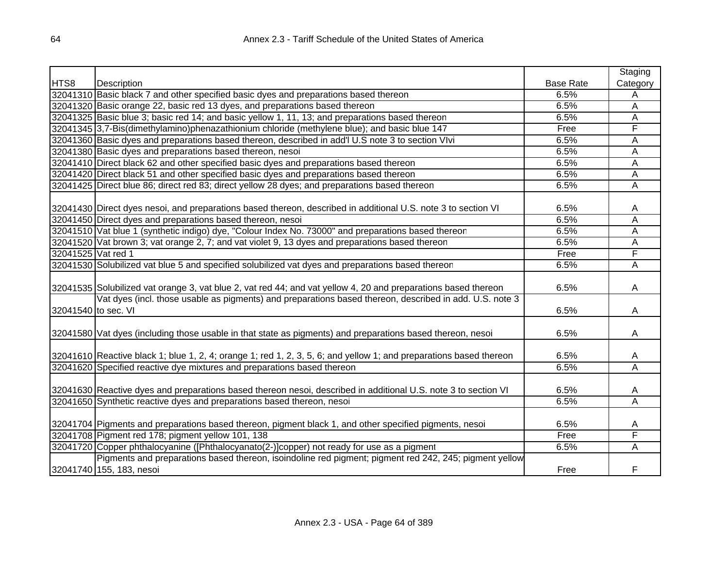| HTS8 | Description | Base Rate | Staging Category |
|---|---|---|---|
| 32041310 | Basic black 7 and other specified basic dyes and preparations based thereon | 6.5% | A |
| 32041320 | Basic orange 22, basic red 13 dyes, and preparations based thereon | 6.5% | A |
| 32041325 | Basic blue 3; basic red 14; and basic yellow 1, 11, 13; and preparations based thereon | 6.5% | A |
| 32041345 | 3,7-Bis(dimethylamino)phenazathionium chloride (methylene blue); and basic blue 147 | Free | F |
| 32041360 | Basic dyes and preparations based thereon, described in add'l U.S note 3 to section VIvi | 6.5% | A |
| 32041380 | Basic dyes and preparations based thereon, nesoi | 6.5% | A |
| 32041410 | Direct black 62 and other specified basic dyes and preparations based thereon | 6.5% | A |
| 32041420 | Direct black 51 and other specified basic dyes and preparations based thereon | 6.5% | A |
| 32041425 | Direct blue 86; direct red 83; direct yellow 28 dyes; and preparations based thereon | 6.5% | A |
| 32041430 | Direct dyes nesoi, and preparations based thereon, described in additional U.S. note 3 to section VI | 6.5% | A |
| 32041450 | Direct dyes and preparations based thereon, nesoi | 6.5% | A |
| 32041510 | Vat blue 1 (synthetic indigo) dye, "Colour Index No. 73000" and preparations based thereon | 6.5% | A |
| 32041520 | Vat brown 3; vat orange 2, 7; and vat violet 9, 13 dyes and preparations based thereon | 6.5% | A |
| 32041525 | Vat red 1 | Free | F |
| 32041530 | Solubilized vat blue 5 and specified solubilized vat dyes and preparations based thereon | 6.5% | A |
| 32041535 | Solubilized vat orange 3, vat blue 2, vat red 44; and vat yellow 4, 20 and preparations based thereon | 6.5% | A |
| 32041540 | Vat dyes (incl. those usable as pigments) and preparations based thereon, described in add. U.S. note 3 to sec. VI | 6.5% | A |
| 32041580 | Vat dyes (including those usable in that state as pigments) and preparations based thereon, nesoi | 6.5% | A |
| 32041610 | Reactive black 1; blue 1, 2, 4; orange 1; red 1, 2, 3, 5, 6; and yellow 1; and preparations based thereon | 6.5% | A |
| 32041620 | Specified reactive dye mixtures and preparations based thereon | 6.5% | A |
| 32041630 | Reactive dyes and preparations based thereon nesoi, described in additional U.S. note 3 to section VI | 6.5% | A |
| 32041650 | Synthetic reactive dyes and preparations based thereon, nesoi | 6.5% | A |
| 32041704 | Pigments and preparations based thereon, pigment black 1, and other specified pigments, nesoi | 6.5% | A |
| 32041708 | Pigment red 178; pigment yellow 101, 138 | Free | F |
| 32041720 | Copper phthalocyanine ([Phthalocyanato(2-)]copper) not ready for use as a pigment | 6.5% | A |
| 32041740 | Pigments and preparations based thereon, isoindoline red pigment; pigment red 242, 245; pigment yellow 155, 183, nesoi | Free | F |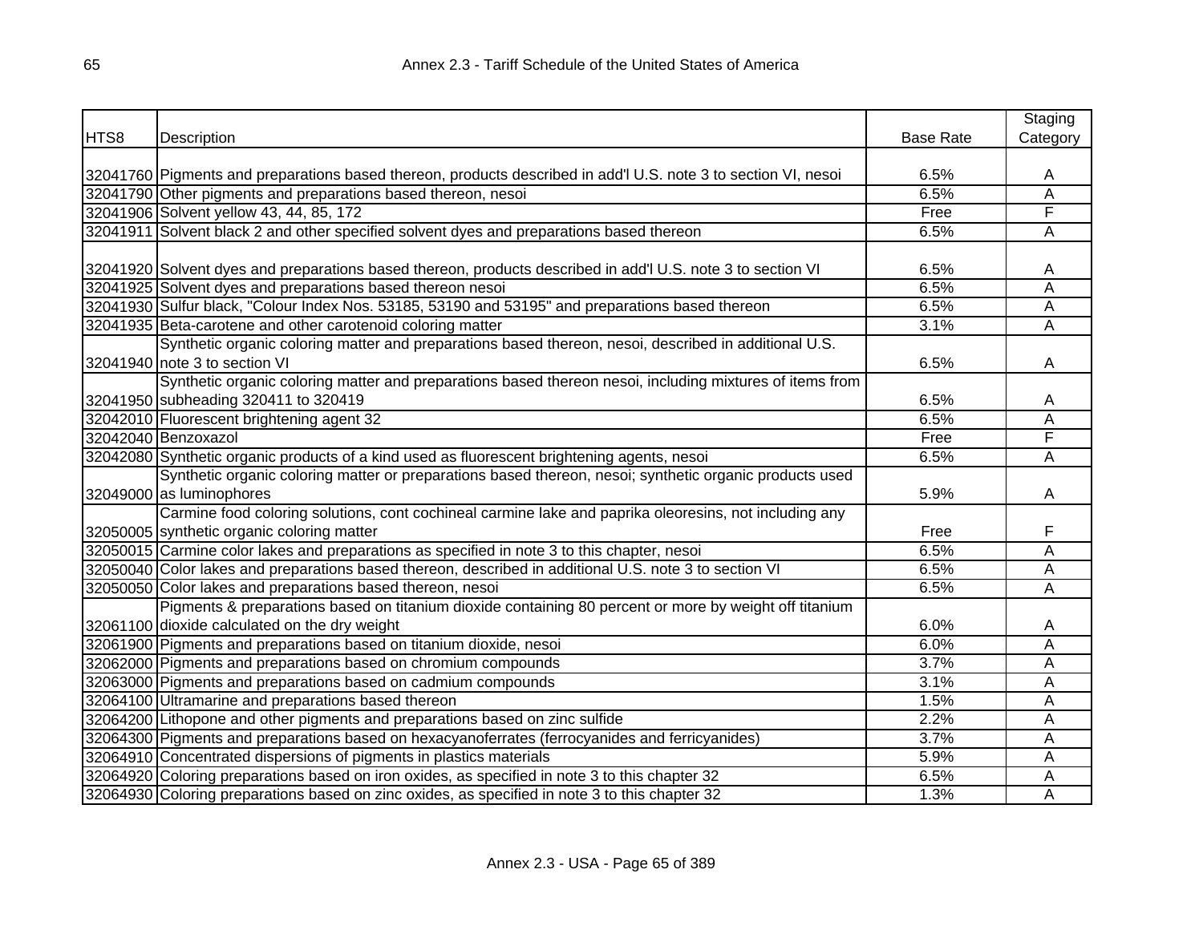| HTS8 | Description | Base Rate | Staging Category |
|---|---|---|---|
| 32041760 | Pigments and preparations based thereon, products described in add'l U.S. note 3 to section VI, nesoi | 6.5% | A |
| 32041790 | Other pigments and preparations based thereon, nesoi | 6.5% | A |
| 32041906 | Solvent yellow 43, 44, 85, 172 | Free | F |
| 32041911 | Solvent black 2 and other specified solvent dyes and preparations based thereon | 6.5% | A |
| 32041920 | Solvent dyes and preparations based thereon, products described in add'l U.S. note 3 to section VI | 6.5% | A |
| 32041925 | Solvent dyes and preparations based thereon nesoi | 6.5% | A |
| 32041930 | Sulfur black, "Colour Index Nos. 53185, 53190 and 53195" and preparations based thereon | 6.5% | A |
| 32041935 | Beta-carotene and other carotenoid coloring matter | 3.1% | A |
| 32041940 | Synthetic organic coloring matter and preparations based thereon, nesoi, described in additional U.S. note 3 to section VI | 6.5% | A |
| 32041950 | Synthetic organic coloring matter and preparations based thereon nesoi, including mixtures of items from subheading 320411 to 320419 | 6.5% | A |
| 32042010 | Fluorescent brightening agent 32 | 6.5% | A |
| 32042040 | Benzoxazol | Free | F |
| 32042080 | Synthetic organic products of a kind used as fluorescent brightening agents, nesoi | 6.5% | A |
| 32049000 | Synthetic organic coloring matter or preparations based thereon, nesoi; synthetic organic products used as luminophores | 5.9% | A |
| 32050005 | Carmine food coloring solutions, cont cochineal carmine lake and paprika oleoresins, not including any synthetic organic coloring matter | Free | F |
| 32050015 | Carmine color lakes and preparations as specified in note 3 to this chapter, nesoi | 6.5% | A |
| 32050040 | Color lakes and preparations based thereon, described in additional U.S. note 3 to section VI | 6.5% | A |
| 32050050 | Color lakes and preparations based thereon, nesoi | 6.5% | A |
| 32061100 | Pigments & preparations based on titanium dioxide containing 80 percent or more by weight off titanium dioxide calculated on the dry weight | 6.0% | A |
| 32061900 | Pigments and preparations based on titanium dioxide, nesoi | 6.0% | A |
| 32062000 | Pigments and preparations based on chromium compounds | 3.7% | A |
| 32063000 | Pigments and preparations based on cadmium compounds | 3.1% | A |
| 32064100 | Ultramarine and preparations based thereon | 1.5% | A |
| 32064200 | Lithopone and other pigments and preparations based on zinc sulfide | 2.2% | A |
| 32064300 | Pigments and preparations based on hexacyanoferrates (ferrocyanides and ferricyanides) | 3.7% | A |
| 32064910 | Concentrated dispersions of pigments in plastics materials | 5.9% | A |
| 32064920 | Coloring preparations based on iron oxides, as specified in note 3 to this chapter 32 | 6.5% | A |
| 32064930 | Coloring preparations based on zinc oxides, as specified in note 3 to this chapter 32 | 1.3% | A |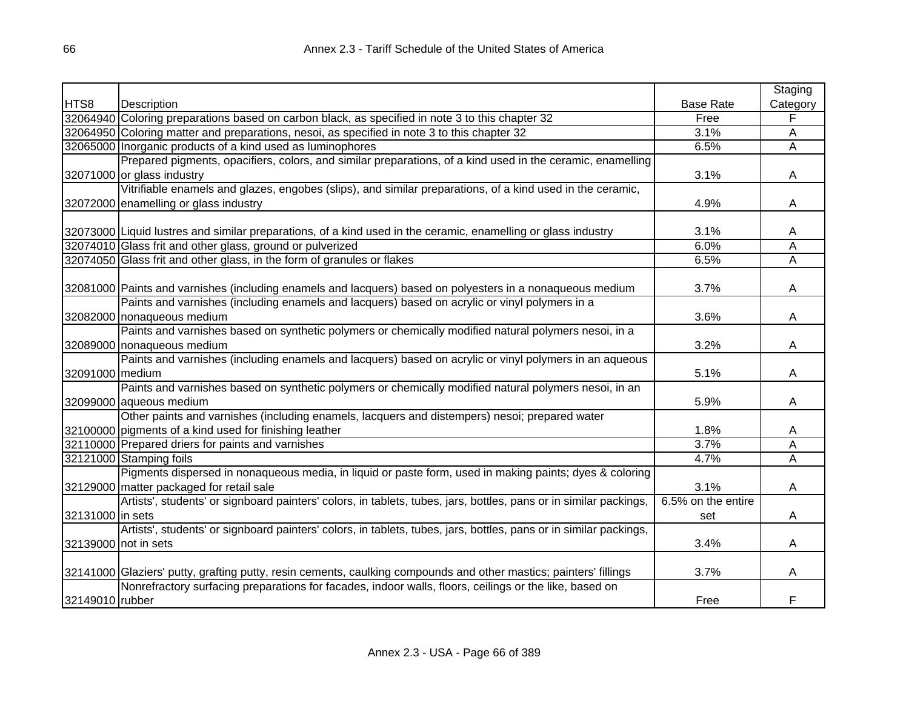| HTS8 | Description | Base Rate | Staging Category |
|---|---|---|---|
| 32064940 | Coloring preparations based on carbon black, as specified in note 3 to this chapter 32 | Free | F |
| 32064950 | Coloring matter and preparations, nesoi, as specified in note 3 to this chapter 32 | 3.1% | A |
| 32065000 | Inorganic products of a kind used as luminophores | 6.5% | A |
| 32071000 | Prepared pigments, opacifiers, colors, and similar preparations, of a kind used in the ceramic, enamelling or glass industry | 3.1% | A |
| 32072000 | Vitrifiable enamels and glazes, engobes (slips), and similar preparations, of a kind used in the ceramic, enamelling or glass industry | 4.9% | A |
| 32073000 | Liquid lustres and similar preparations, of a kind used in the ceramic, enamelling or glass industry | 3.1% | A |
| 32074010 | Glass frit and other glass, ground or pulverized | 6.0% | A |
| 32074050 | Glass frit and other glass, in the form of granules or flakes | 6.5% | A |
| 32081000 | Paints and varnishes (including enamels and lacquers) based on polyesters in a nonaqueous medium | 3.7% | A |
| 32082000 | Paints and varnishes (including enamels and lacquers) based on acrylic or vinyl polymers in a nonaqueous medium | 3.6% | A |
| 32089000 | Paints and varnishes based on synthetic polymers or chemically modified natural polymers nesoi, in a nonaqueous medium | 3.2% | A |
| 32091000 | Paints and varnishes (including enamels and lacquers) based on acrylic or vinyl polymers in an aqueous medium | 5.1% | A |
| 32099000 | Paints and varnishes based on synthetic polymers or chemically modified natural polymers nesoi, in an aqueous medium | 5.9% | A |
| 32100000 | Other paints and varnishes (including enamels, lacquers and distempers) nesoi; prepared water pigments of a kind used for finishing leather | 1.8% | A |
| 32110000 | Prepared driers for paints and varnishes | 3.7% | A |
| 32121000 | Stamping foils | 4.7% | A |
| 32129000 | Pigments dispersed in nonaqueous media, in liquid or paste form, used in making paints; dyes & coloring matter packaged for retail sale | 3.1% | A |
| 32131000 | Artists', students' or signboard painters' colors, in tablets, tubes, jars, bottles, pans or in similar packings, in sets | 6.5% on the entire set | A |
| 32139000 | Artists', students' or signboard painters' colors, in tablets, tubes, jars, bottles, pans or in similar packings, not in sets | 3.4% | A |
| 32141000 | Glaziers' putty, grafting putty, resin cements, caulking compounds and other mastics; painters' fillings | 3.7% | A |
| 32149010 | Nonrefractory surfacing preparations for facades, indoor walls, floors, ceilings or the like, based on rubber | Free | F |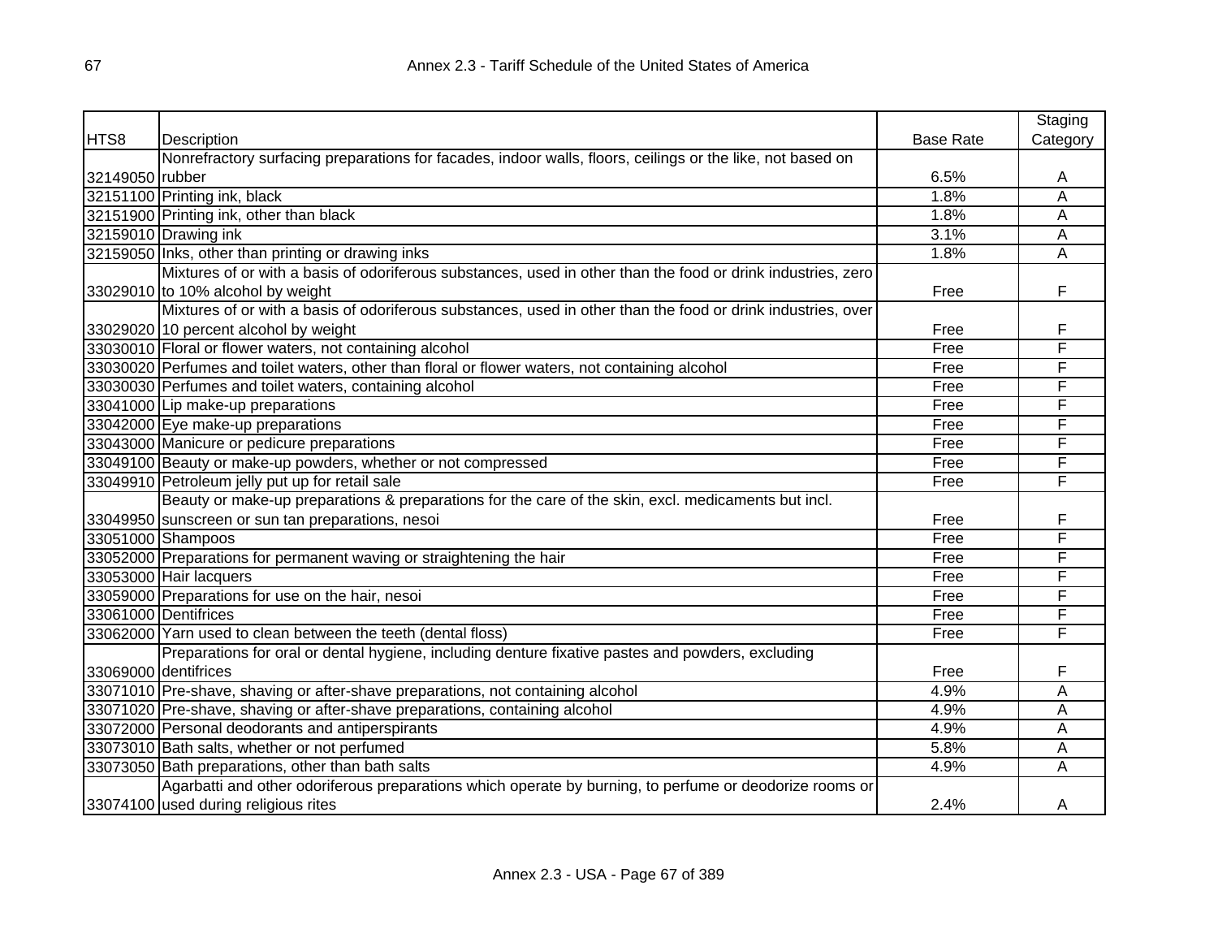| HTS8 | Description | Base Rate | Staging Category |
|---|---|---|---|
| 32149050 | Nonrefractory surfacing preparations for facades, indoor walls, floors, ceilings or the like, not based on rubber | 6.5% | A |
| 32151100 | Printing ink, black | 1.8% | A |
| 32151900 | Printing ink, other than black | 1.8% | A |
| 32159010 | Drawing ink | 3.1% | A |
| 32159050 | Inks, other than printing or drawing inks | 1.8% | A |
| 33029010 | Mixtures of or with a basis of odoriferous substances, used in other than the food or drink industries, zero to 10% alcohol by weight | Free | F |
| 33029020 | Mixtures of or with a basis of odoriferous substances, used in other than the food or drink industries, over 10 percent alcohol by weight | Free | F |
| 33030010 | Floral or flower waters, not containing alcohol | Free | F |
| 33030020 | Perfumes and toilet waters, other than floral or flower waters, not containing alcohol | Free | F |
| 33030030 | Perfumes and toilet waters, containing alcohol | Free | F |
| 33041000 | Lip make-up preparations | Free | F |
| 33042000 | Eye make-up preparations | Free | F |
| 33043000 | Manicure or pedicure preparations | Free | F |
| 33049100 | Beauty or make-up powders, whether or not compressed | Free | F |
| 33049910 | Petroleum jelly put up for retail sale | Free | F |
| 33049950 | Beauty or make-up preparations & preparations for the care of the skin, excl. medicaments but incl. sunscreen or sun tan preparations, nesoi | Free | F |
| 33051000 | Shampoos | Free | F |
| 33052000 | Preparations for permanent waving or straightening the hair | Free | F |
| 33053000 | Hair lacquers | Free | F |
| 33059000 | Preparations for use on the hair, nesoi | Free | F |
| 33061000 | Dentifrices | Free | F |
| 33062000 | Yarn used to clean between the teeth (dental floss) | Free | F |
| 33069000 | Preparations for oral or dental hygiene, including denture fixative pastes and powders, excluding dentifrices | Free | F |
| 33071010 | Pre-shave, shaving or after-shave preparations, not containing alcohol | 4.9% | A |
| 33071020 | Pre-shave, shaving or after-shave preparations, containing alcohol | 4.9% | A |
| 33072000 | Personal deodorants and antiperspirants | 4.9% | A |
| 33073010 | Bath salts, whether or not perfumed | 5.8% | A |
| 33073050 | Bath preparations, other than bath salts | 4.9% | A |
| 33074100 | Agarbatti and other odoriferous preparations which operate by burning, to perfume or deodorize rooms or used during religious rites | 2.4% | A |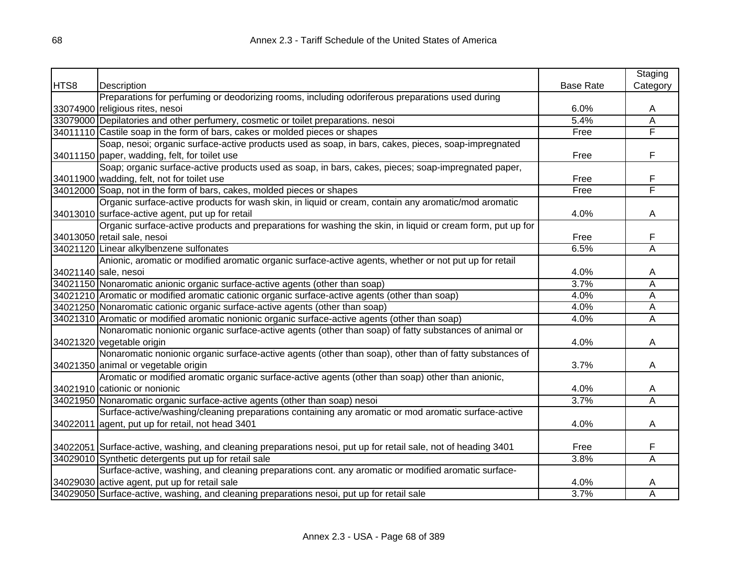| HTS8 | Description | Base Rate | Staging Category |
|---|---|---|---|
| 33074900 | Preparations for perfuming or deodorizing rooms, including odoriferous preparations used during religious rites, nesoi | 6.0% | A |
| 33079000 | Depilatories and other perfumery, cosmetic or toilet preparations. nesoi | 5.4% | A |
| 34011110 | Castile soap in the form of bars, cakes or molded pieces or shapes | Free | F |
| 34011150 | Soap, nesoi; organic surface-active products used as soap, in bars, cakes, pieces, soap-impregnated paper, wadding, felt, for toilet use | Free | F |
| 34011900 | Soap; organic surface-active products used as soap, in bars, cakes, pieces; soap-impregnated paper, wadding, felt, not for toilet use | Free | F |
| 34012000 | Soap, not in the form of bars, cakes, molded pieces or shapes | Free | F |
| 34013010 | Organic surface-active products for wash skin, in liquid or cream, contain any aromatic/mod aromatic surface-active agent, put up for retail | 4.0% | A |
| 34013050 | Organic surface-active products and preparations for washing the skin, in liquid or cream form, put up for retail sale, nesoi | Free | F |
| 34021120 | Linear alkylbenzene sulfonates | 6.5% | A |
| 34021140 | Anionic, aromatic or modified aromatic organic surface-active agents, whether or not put up for retail sale, nesoi | 4.0% | A |
| 34021150 | Nonaromatic anionic organic surface-active agents (other than soap) | 3.7% | A |
| 34021210 | Aromatic or modified aromatic cationic organic surface-active agents (other than soap) | 4.0% | A |
| 34021250 | Nonaromatic cationic organic surface-active agents (other than soap) | 4.0% | A |
| 34021310 | Aromatic or modified aromatic nonionic organic surface-active agents (other than soap) | 4.0% | A |
| 34021320 | Nonaromatic nonionic organic surface-active agents (other than soap) of fatty substances of animal or vegetable origin | 4.0% | A |
| 34021350 | Nonaromatic nonionic organic surface-active agents (other than soap), other than of fatty substances of animal or vegetable origin | 3.7% | A |
| 34021910 | Aromatic or modified aromatic organic surface-active agents (other than soap) other than anionic, cationic or nonionic | 4.0% | A |
| 34021950 | Nonaromatic organic surface-active agents (other than soap) nesoi | 3.7% | A |
| 34022011 | Surface-active/washing/cleaning preparations containing any aromatic or mod aromatic surface-active agent, put up for retail, not head 3401 | 4.0% | A |
| 34022051 | Surface-active, washing, and cleaning preparations nesoi, put up for retail sale, not of heading 3401 | Free | F |
| 34029010 | Synthetic detergents put up for retail sale | 3.8% | A |
| 34029030 | Surface-active, washing, and cleaning preparations cont. any aromatic or modified aromatic surface-active agent, put up for retail sale | 4.0% | A |
| 34029050 | Surface-active, washing, and cleaning preparations nesoi, put up for retail sale | 3.7% | A |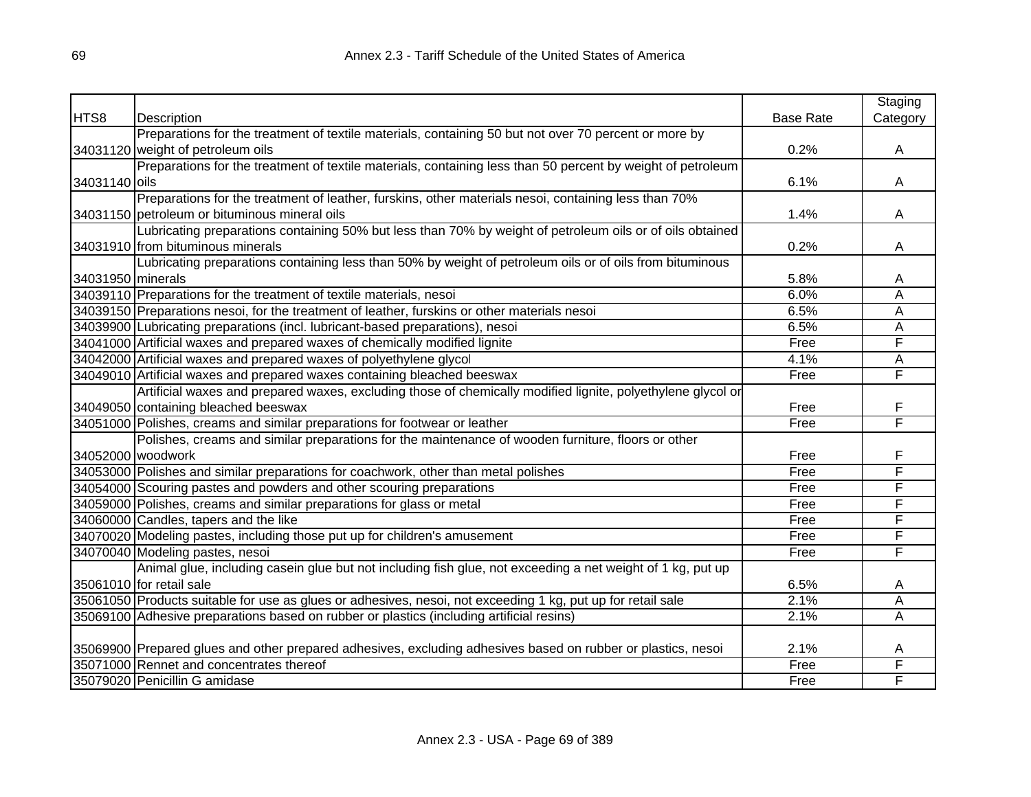| HTS8 | Description | Base Rate | Staging Category |
|---|---|---|---|
| 34031120 | Preparations for the treatment of textile materials, containing 50 but not over 70 percent or more by weight of petroleum oils | 0.2% | A |
| 34031140 | Preparations for the treatment of textile materials, containing less than 50 percent by weight of petroleum oils | 6.1% | A |
| 34031150 | Preparations for the treatment of leather, furskins, other materials nesoi, containing less than 70% petroleum or bituminous mineral oils | 1.4% | A |
| 34031910 | Lubricating preparations containing 50% but less than 70% by weight of petroleum oils or of oils obtained from bituminous minerals | 0.2% | A |
| 34031950 | Lubricating preparations containing less than 50% by weight of petroleum oils or of oils from bituminous minerals | 5.8% | A |
| 34039110 | Preparations for the treatment of textile materials, nesoi | 6.0% | A |
| 34039150 | Preparations nesoi, for the treatment of leather, furskins or other materials nesoi | 6.5% | A |
| 34039900 | Lubricating preparations (incl. lubricant-based preparations), nesoi | 6.5% | A |
| 34041000 | Artificial waxes and prepared waxes of chemically modified lignite | Free | F |
| 34042000 | Artificial waxes and prepared waxes of polyethylene glycol | 4.1% | A |
| 34049010 | Artificial waxes and prepared waxes containing bleached beeswax | Free | F |
| 34049050 | Artificial waxes and prepared waxes, excluding those of chemically modified lignite, polyethylene glycol or containing bleached beeswax | Free | F |
| 34051000 | Polishes, creams and similar preparations for footwear or leather | Free | F |
| 34052000 | Polishes, creams and similar preparations for the maintenance of wooden furniture, floors or other woodwork | Free | F |
| 34053000 | Polishes and similar preparations for coachwork, other than metal polishes | Free | F |
| 34054000 | Scouring pastes and powders and other scouring preparations | Free | F |
| 34059000 | Polishes, creams and similar preparations for glass or metal | Free | F |
| 34060000 | Candles, tapers and the like | Free | F |
| 34070020 | Modeling pastes, including those put up for children's amusement | Free | F |
| 34070040 | Modeling pastes, nesoi | Free | F |
| 35061010 | Animal glue, including casein glue but not including fish glue, not exceeding a net weight of 1 kg, put up for retail sale | 6.5% | A |
| 35061050 | Products suitable for use as glues or adhesives, nesoi, not exceeding 1 kg, put up for retail sale | 2.1% | A |
| 35069100 | Adhesive preparations based on rubber or plastics (including artificial resins) | 2.1% | A |
| 35069900 | Prepared glues and other prepared adhesives, excluding adhesives based on rubber or plastics, nesoi | 2.1% | A |
| 35071000 | Rennet and concentrates thereof | Free | F |
| 35079020 | Penicillin G amidase | Free | F |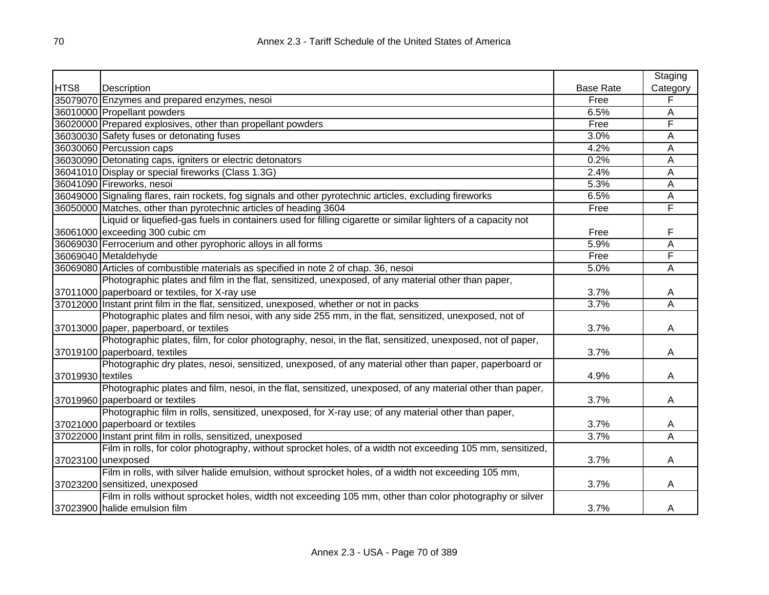| HTS8 | Description | Base Rate | Staging Category |
|---|---|---|---|
| 35079070 | Enzymes and prepared enzymes, nesoi | Free | F |
| 36010000 | Propellant powders | 6.5% | A |
| 36020000 | Prepared explosives, other than propellant powders | Free | F |
| 36030030 | Safety fuses or detonating fuses | 3.0% | A |
| 36030060 | Percussion caps | 4.2% | A |
| 36030090 | Detonating caps, igniters or electric detonators | 0.2% | A |
| 36041010 | Display or special fireworks (Class 1.3G) | 2.4% | A |
| 36041090 | Fireworks, nesoi | 5.3% | A |
| 36049000 | Signaling flares, rain rockets, fog signals and other pyrotechnic articles, excluding fireworks | 6.5% | A |
| 36050000 | Matches, other than pyrotechnic articles of heading 3604 | Free | F |
| 36061000 | Liquid or liquefied-gas fuels in containers used for filling cigarette or similar lighters of a capacity not exceeding 300 cubic cm | Free | F |
| 36069030 | Ferrocerium and other pyrophoric alloys in all forms | 5.9% | A |
| 36069040 | Metaldehyde | Free | F |
| 36069080 | Articles of combustible materials as specified in note 2 of chap. 36, nesoi | 5.0% | A |
| 37011000 | Photographic plates and film in the flat, sensitized, unexposed, of any material other than paper, paperboard or textiles, for X-ray use | 3.7% | A |
| 37012000 | Instant print film in the flat, sensitized, unexposed, whether or not in packs | 3.7% | A |
| 37013000 | Photographic plates and film nesoi, with any side 255 mm, in the flat, sensitized, unexposed, not of paper, paperboard, or textiles | 3.7% | A |
| 37019100 | Photographic plates, film, for color photography, nesoi, in the flat, sensitized, unexposed, not of paper, paperboard, textiles | 3.7% | A |
| 37019930 | Photographic dry plates, nesoi, sensitized, unexposed, of any material other than paper, paperboard or textiles | 4.9% | A |
| 37019960 | Photographic plates and film, nesoi, in the flat, sensitized, unexposed, of any material other than paper, paperboard or textiles | 3.7% | A |
| 37021000 | Photographic film in rolls, sensitized, unexposed, for X-ray use; of any material other than paper, paperboard or textiles | 3.7% | A |
| 37022000 | Instant print film in rolls, sensitized, unexposed | 3.7% | A |
| 37023100 | Film in rolls, for color photography, without sprocket holes, of a width not exceeding 105 mm, sensitized, unexposed | 3.7% | A |
| 37023200 | Film in rolls, with silver halide emulsion, without sprocket holes, of a width not exceeding 105 mm, sensitized, unexposed | 3.7% | A |
| 37023900 | Film in rolls without sprocket holes, width not exceeding 105 mm, other than color photography or silver halide emulsion film | 3.7% | A |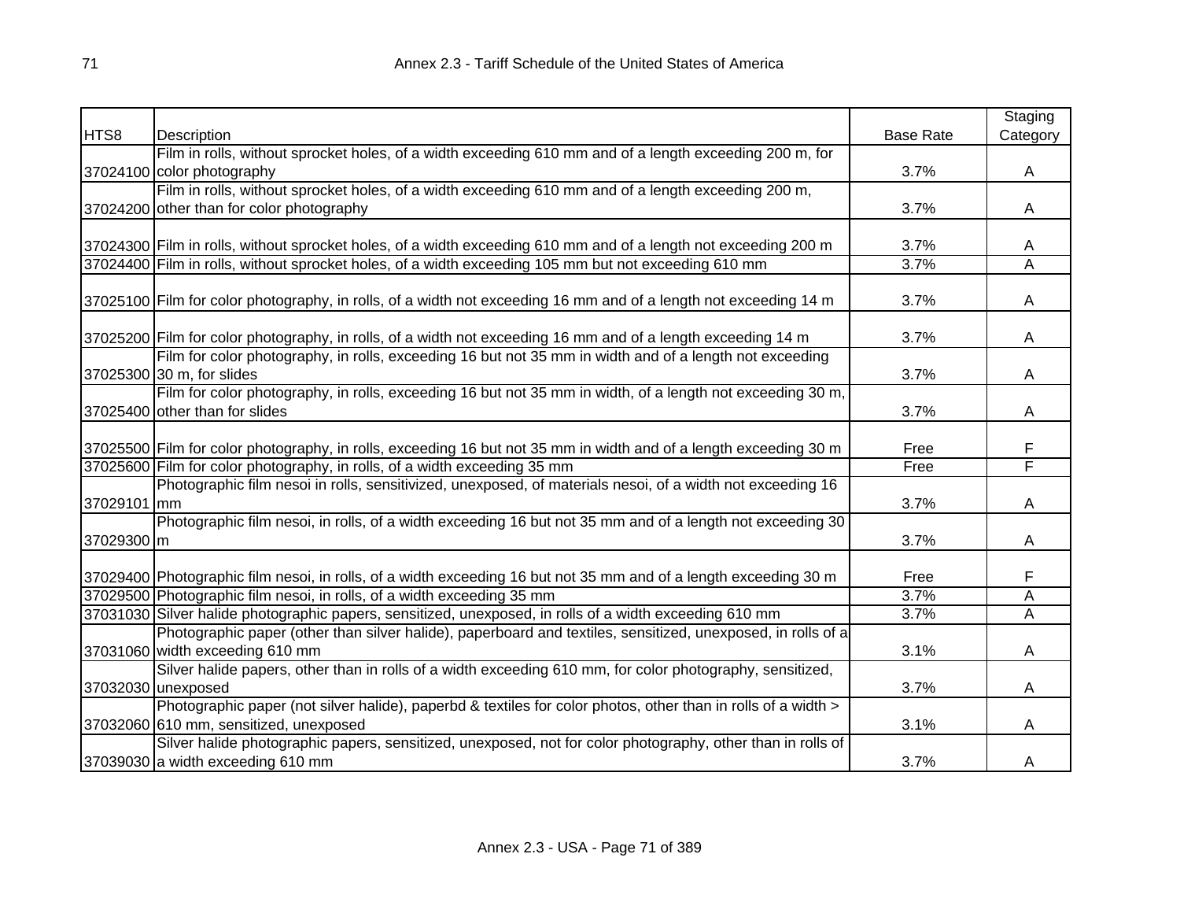| HTS8 | Description | Base Rate | Staging Category |
|---|---|---|---|
| 37024100 | Film in rolls, without sprocket holes, of a width exceeding 610 mm and of a length exceeding 200 m, for color photography | 3.7% | A |
| 37024200 | Film in rolls, without sprocket holes, of a width exceeding 610 mm and of a length exceeding 200 m, other than for color photography | 3.7% | A |
| 37024300 | Film in rolls, without sprocket holes, of a width exceeding 610 mm and of a length not exceeding 200 m | 3.7% | A |
| 37024400 | Film in rolls, without sprocket holes, of a width exceeding 105 mm but not exceeding 610 mm | 3.7% | A |
| 37025100 | Film for color photography, in rolls, of a width not exceeding 16 mm and of a length not exceeding 14 m | 3.7% | A |
| 37025200 | Film for color photography, in rolls, of a width not exceeding 16 mm and of a length exceeding 14 m | 3.7% | A |
| 37025300 | Film for color photography, in rolls, exceeding 16 but not 35 mm in width and of a length not exceeding 30 m, for slides | 3.7% | A |
| 37025400 | Film for color photography, in rolls, exceeding 16 but not 35 mm in width, of a length not exceeding 30 m, other than for slides | 3.7% | A |
| 37025500 | Film for color photography, in rolls, exceeding 16 but not 35 mm in width and of a length exceeding 30 m | Free | F |
| 37025600 | Film for color photography, in rolls, of a width exceeding 35 mm | Free | F |
| 37029101 | Photographic film nesoi in rolls, sensitivized, unexposed, of materials nesoi, of a width not exceeding 16 mm | 3.7% | A |
| 37029300 | Photographic film nesoi, in rolls, of a width exceeding 16 but not 35 mm and of a length not exceeding 30 m | 3.7% | A |
| 37029400 | Photographic film nesoi, in rolls, of a width exceeding 16 but not 35 mm and of a length exceeding 30 m | Free | F |
| 37029500 | Photographic film nesoi, in rolls, of a width exceeding 35 mm | 3.7% | A |
| 37031030 | Silver halide photographic papers, sensitized, unexposed, in rolls of a width exceeding 610 mm | 3.7% | A |
| 37031060 | Photographic paper (other than silver halide), paperboard and textiles, sensitized, unexposed, in rolls of a width exceeding 610 mm | 3.1% | A |
| 37032030 | Silver halide papers, other than in rolls of a width exceeding 610 mm, for color photography, sensitized, unexposed | 3.7% | A |
| 37032060 | Photographic paper (not silver halide), paperbd & textiles for color photos, other than in rolls of a width > 610 mm, sensitized, unexposed | 3.1% | A |
| 37039030 | Silver halide photographic papers, sensitized, unexposed, not for color photography, other than in rolls of a width exceeding 610 mm | 3.7% | A |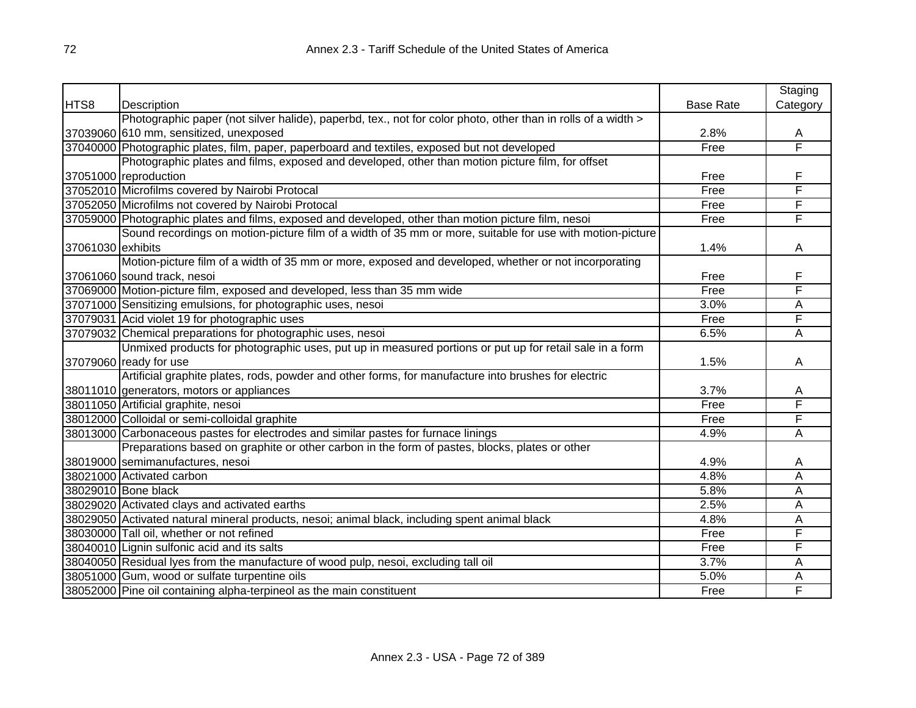| HTS8 | Description | Base Rate | Staging Category |
|---|---|---|---|
| 37039060 | Photographic paper (not silver halide), paperbd, tex., not for color photo, other than in rolls of a width > 610 mm, sensitized, unexposed | 2.8% | A |
| 37040000 | Photographic plates, film, paper, paperboard and textiles, exposed but not developed | Free | F |
| 37051000 | Photographic plates and films, exposed and developed, other than motion picture film, for offset reproduction | Free | F |
| 37052010 | Microfilms covered by Nairobi Protocal | Free | F |
| 37052050 | Microfilms not covered by Nairobi Protocal | Free | F |
| 37059000 | Photographic plates and films, exposed and developed, other than motion picture film, nesoi | Free | F |
| 37061030 | Sound recordings on motion-picture film of a width of 35 mm or more, suitable for use with motion-picture exhibits | 1.4% | A |
| 37061060 | Motion-picture film of a width of 35 mm or more, exposed and developed, whether or not incorporating sound track, nesoi | Free | F |
| 37069000 | Motion-picture film, exposed and developed, less than 35 mm wide | Free | F |
| 37071000 | Sensitizing emulsions, for photographic uses, nesoi | 3.0% | A |
| 37079031 | Acid violet 19 for photographic uses | Free | F |
| 37079032 | Chemical preparations for photographic uses, nesoi | 6.5% | A |
| 37079060 | Unmixed products for photographic uses, put up in measured portions or put up for retail sale in a form ready for use | 1.5% | A |
| 38011010 | Artificial graphite plates, rods, powder and other forms, for manufacture into brushes for electric generators, motors or appliances | 3.7% | A |
| 38011050 | Artificial graphite, nesoi | Free | F |
| 38012000 | Colloidal or semi-colloidal graphite | Free | F |
| 38013000 | Carbonaceous pastes for electrodes and similar pastes for furnace linings | 4.9% | A |
| 38019000 | Preparations based on graphite or other carbon in the form of pastes, blocks, plates or other semimanufactures, nesoi | 4.9% | A |
| 38021000 | Activated carbon | 4.8% | A |
| 38029010 | Bone black | 5.8% | A |
| 38029020 | Activated clays and activated earths | 2.5% | A |
| 38029050 | Activated natural mineral products, nesoi; animal black, including spent animal black | 4.8% | A |
| 38030000 | Tall oil, whether or not refined | Free | F |
| 38040010 | Lignin sulfonic acid and its salts | Free | F |
| 38040050 | Residual lyes from the manufacture of wood pulp, nesoi, excluding tall oil | 3.7% | A |
| 38051000 | Gum, wood or sulfate turpentine oils | 5.0% | A |
| 38052000 | Pine oil containing alpha-terpineol as the main constituent | Free | F |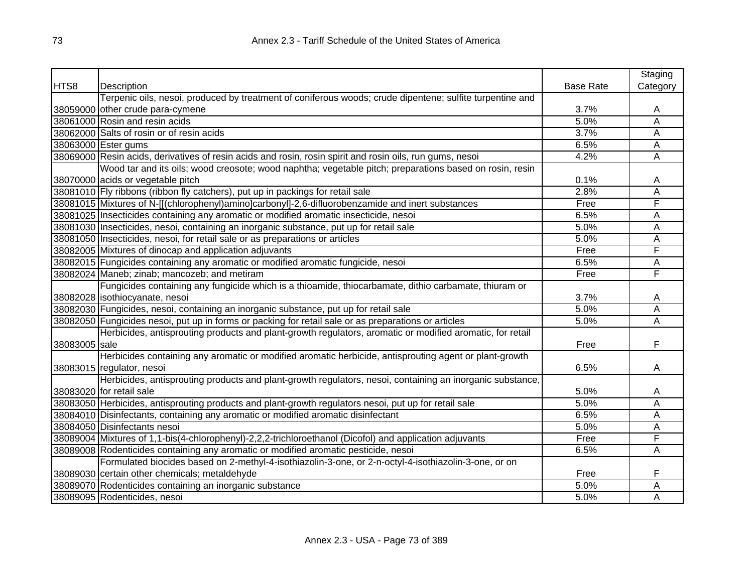| HTS8 | Description | Base Rate | Staging Category |
|---|---|---|---|
| 38059000 | Terpenic oils, nesoi, produced by treatment of coniferous woods; crude dipentene; sulfite turpentine and other crude para-cymene | 3.7% | A |
| 38061000 | Rosin and resin acids | 5.0% | A |
| 38062000 | Salts of rosin or of resin acids | 3.7% | A |
| 38063000 | Ester gums | 6.5% | A |
| 38069000 | Resin acids, derivatives of resin acids and rosin, rosin spirit and rosin oils, run gums, nesoi | 4.2% | A |
| 38070000 | Wood tar and its oils; wood creosote; wood naphtha; vegetable pitch; preparations based on rosin, resin acids or vegetable pitch | 0.1% | A |
| 38081010 | Fly ribbons (ribbon fly catchers), put up in packings for retail sale | 2.8% | A |
| 38081015 | Mixtures of N-[[(chlorophenyl)amino]carbonyl]-2,6-difluorobenzamide and inert substances | Free | F |
| 38081025 | Insecticides containing any aromatic or modified aromatic insecticide, nesoi | 6.5% | A |
| 38081030 | Insecticides, nesoi, containing an inorganic substance, put up for retail sale | 5.0% | A |
| 38081050 | Insecticides, nesoi, for retail sale or as preparations or articles | 5.0% | A |
| 38082005 | Mixtures of dinocap and application adjuvants | Free | F |
| 38082015 | Fungicides containing any aromatic or modified aromatic fungicide, nesoi | 6.5% | A |
| 38082024 | Maneb; zinab; mancozeb; and metiram | Free | F |
| 38082028 | Fungicides containing any fungicide which is a thioamide, thiocarbamate, dithio carbamate, thiuram or isothiocyanate, nesoi | 3.7% | A |
| 38082030 | Fungicides, nesoi, containing an inorganic substance, put up for retail sale | 5.0% | A |
| 38082050 | Fungicides nesoi, put up in forms or packing for retail sale or as preparations or articles | 5.0% | A |
| 38083005 | Herbicides, antisprouting products and plant-growth regulators, aromatic or modified aromatic, for retail sale | Free | F |
| 38083015 | Herbicides containing any aromatic or modified aromatic herbicide, antisprouting agent or plant-growth regulator, nesoi | 6.5% | A |
| 38083020 | Herbicides, antisprouting products and plant-growth regulators, nesoi, containing an inorganic substance, for retail sale | 5.0% | A |
| 38083050 | Herbicides, antisprouting products and plant-growth regulators nesoi, put up for retail sale | 5.0% | A |
| 38084010 | Disinfectants, containing any aromatic or modified aromatic disinfectant | 6.5% | A |
| 38084050 | Disinfectants nesoi | 5.0% | A |
| 38089004 | Mixtures of 1,1-bis(4-chlorophenyl)-2,2,2-trichloroethanol (Dicofol) and application adjuvants | Free | F |
| 38089008 | Rodenticides containing any aromatic or modified aromatic pesticide, nesoi | 6.5% | A |
| 38089030 | Formulated biocides based on 2-methyl-4-isothiazolin-3-one, or 2-n-octyl-4-isothiazolin-3-one, or on certain other chemicals; metaldehyde | Free | F |
| 38089070 | Rodenticides containing an inorganic substance | 5.0% | A |
| 38089095 | Rodenticides, nesoi | 5.0% | A |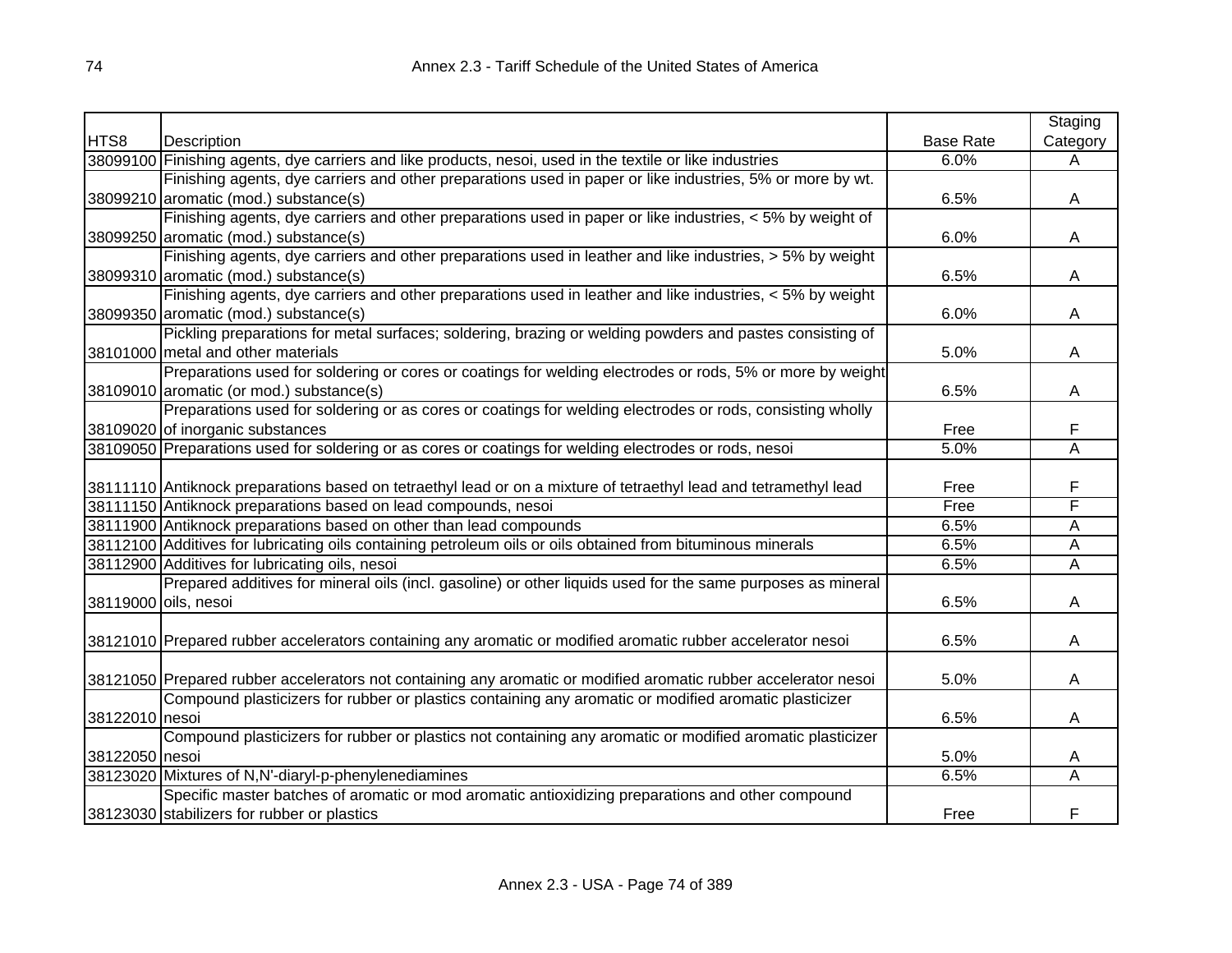| HTS8 | Description | Base Rate | Staging Category |
|---|---|---|---|
| 38099100 | Finishing agents, dye carriers and like products, nesoi, used in the textile or like industries | 6.0% | A |
| 38099210 | Finishing agents, dye carriers and other preparations used in paper or like industries, 5% or more by wt. aromatic (mod.) substance(s) | 6.5% | A |
| 38099250 | Finishing agents, dye carriers and other preparations used in paper or like industries, < 5% by weight of aromatic (mod.) substance(s) | 6.0% | A |
| 38099310 | Finishing agents, dye carriers and other preparations used in leather and like industries, > 5% by weight aromatic (mod.) substance(s) | 6.5% | A |
| 38099350 | Finishing agents, dye carriers and other preparations used in leather and like industries, < 5% by weight aromatic (mod.) substance(s) | 6.0% | A |
| 38101000 | Pickling preparations for metal surfaces; soldering, brazing or welding powders and pastes consisting of metal and other materials | 5.0% | A |
| 38109010 | Preparations used for soldering or cores or coatings for welding electrodes or rods, 5% or more by weight aromatic (or mod.) substance(s) | 6.5% | A |
| 38109020 | Preparations used for soldering or as cores or coatings for welding electrodes or rods, consisting wholly of inorganic substances | Free | F |
| 38109050 | Preparations used for soldering or as cores or coatings for welding electrodes or rods, nesoi | 5.0% | A |
| 38111110 | Antiknock preparations based on tetraethyl lead or on a mixture of tetraethyl lead and tetramethyl lead | Free | F |
| 38111150 | Antiknock preparations based on lead compounds, nesoi | Free | F |
| 38111900 | Antiknock preparations based on other than lead compounds | 6.5% | A |
| 38112100 | Additives for lubricating oils containing petroleum oils or oils obtained from bituminous minerals | 6.5% | A |
| 38112900 | Additives for lubricating oils, nesoi | 6.5% | A |
| 38119000 | Prepared additives for mineral oils (incl. gasoline) or other liquids used for the same purposes as mineral oils, nesoi | 6.5% | A |
| 38121010 | Prepared rubber accelerators containing any aromatic or modified aromatic rubber accelerator nesoi | 6.5% | A |
| 38121050 | Prepared rubber accelerators not containing any aromatic or modified aromatic rubber accelerator nesoi | 5.0% | A |
| 38122010 | Compound plasticizers for rubber or plastics containing any aromatic or modified aromatic plasticizer nesoi | 6.5% | A |
| 38122050 | Compound plasticizers for rubber or plastics not containing any aromatic or modified aromatic plasticizer nesoi | 5.0% | A |
| 38123020 | Mixtures of N,N'-diaryl-p-phenylenediamines | 6.5% | A |
| 38123030 | Specific master batches of aromatic or mod aromatic antioxidizing preparations and other compound stabilizers for rubber or plastics | Free | F |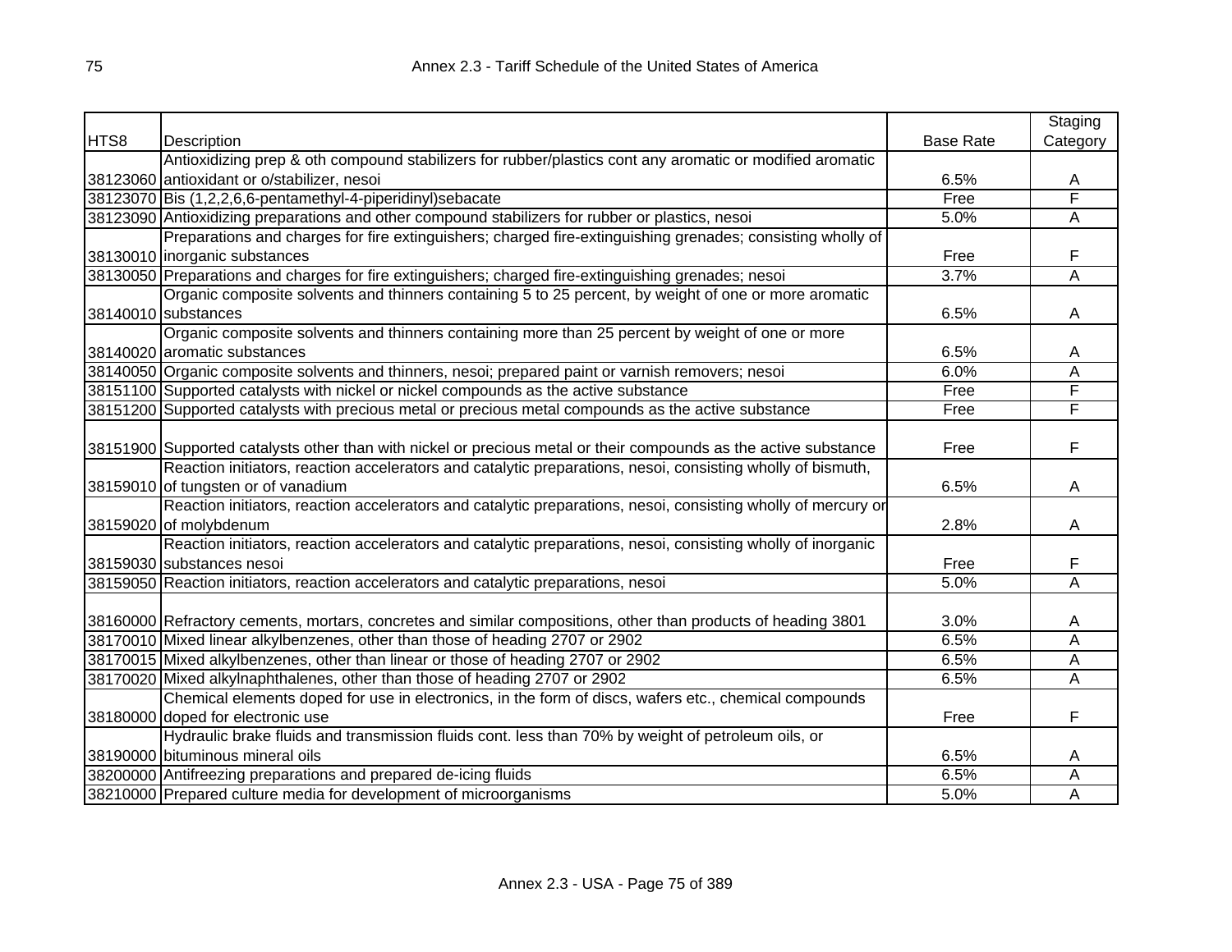| HTS8 | Description | Base Rate | Staging Category |
|---|---|---|---|
| 38123060 | Antioxidizing prep & oth compound stabilizers for rubber/plastics cont any aromatic or modified aromatic antioxidant or o/stabilizer, nesoi | 6.5% | A |
| 38123070 | Bis (1,2,2,6,6-pentamethyl-4-piperidinyl)sebacate | Free | F |
| 38123090 | Antioxidizing preparations and other compound stabilizers for rubber or plastics, nesoi | 5.0% | A |
| 38130010 | Preparations and charges for fire extinguishers; charged fire-extinguishing grenades; consisting wholly of inorganic substances | Free | F |
| 38130050 | Preparations and charges for fire extinguishers; charged fire-extinguishing grenades; nesoi | 3.7% | A |
| 38140010 | Organic composite solvents and thinners containing 5 to 25 percent, by weight of one or more aromatic substances | 6.5% | A |
| 38140020 | Organic composite solvents and thinners containing more than 25 percent by weight of one or more aromatic substances | 6.5% | A |
| 38140050 | Organic composite solvents and thinners, nesoi; prepared paint or varnish removers; nesoi | 6.0% | A |
| 38151100 | Supported catalysts with nickel or nickel compounds as the active substance | Free | F |
| 38151200 | Supported catalysts with precious metal or precious metal compounds as the active substance | Free | F |
| 38151900 | Supported catalysts other than with nickel or precious metal or their compounds as the active substance | Free | F |
| 38159010 | Reaction initiators, reaction accelerators and catalytic preparations, nesoi, consisting wholly of bismuth, of tungsten or of vanadium | 6.5% | A |
| 38159020 | Reaction initiators, reaction accelerators and catalytic preparations, nesoi, consisting wholly of mercury or of molybdenum | 2.8% | A |
| 38159030 | Reaction initiators, reaction accelerators and catalytic preparations, nesoi, consisting wholly of inorganic substances nesoi | Free | F |
| 38159050 | Reaction initiators, reaction accelerators and catalytic preparations, nesoi | 5.0% | A |
| 38160000 | Refractory cements, mortars, concretes and similar compositions, other than products of heading 3801 | 3.0% | A |
| 38170010 | Mixed linear alkylbenzenes, other than those of heading 2707 or 2902 | 6.5% | A |
| 38170015 | Mixed alkylbenzenes, other than linear or those of heading 2707 or 2902 | 6.5% | A |
| 38170020 | Mixed alkylnaphthalenes, other than those of heading 2707 or 2902 | 6.5% | A |
| 38180000 | Chemical elements doped for use in electronics, in the form of discs, wafers etc., chemical compounds doped for electronic use | Free | F |
| 38190000 | Hydraulic brake fluids and transmission fluids cont. less than 70% by weight of petroleum oils, or bituminous mineral oils | 6.5% | A |
| 38200000 | Antifreezing preparations and prepared de-icing fluids | 6.5% | A |
| 38210000 | Prepared culture media for development of microorganisms | 5.0% | A |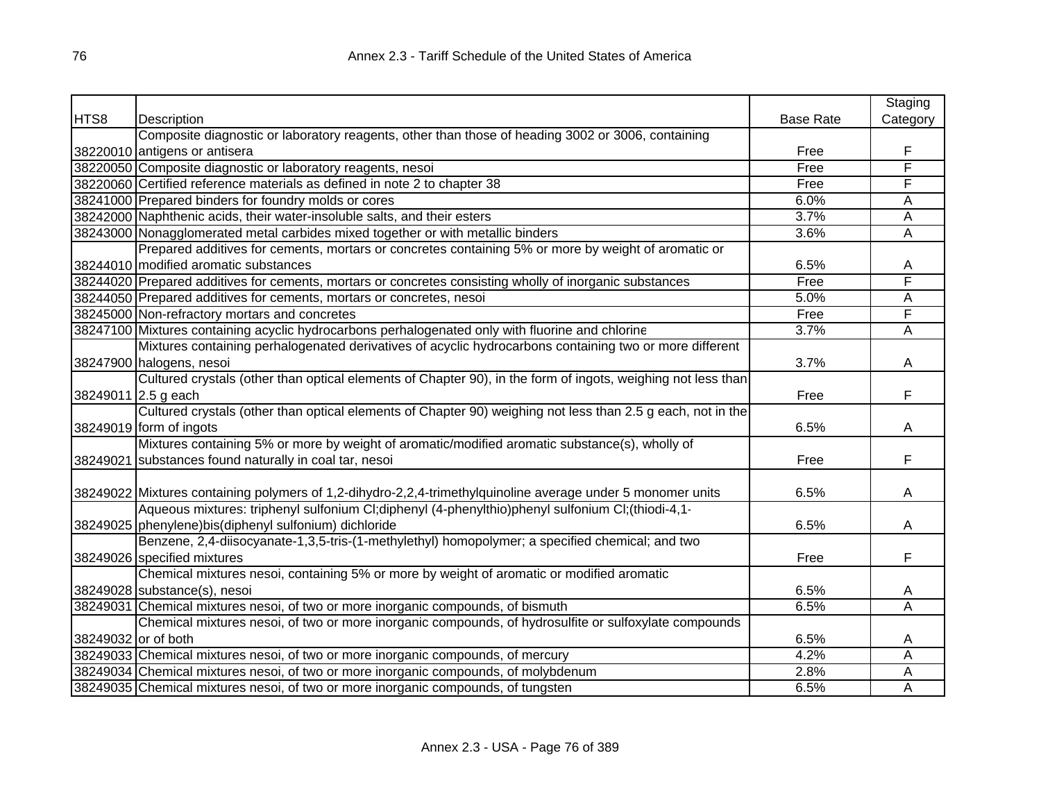| HTS8 | Description | Base Rate | Staging Category |
|---|---|---|---|
| 38220010 | Composite diagnostic or laboratory reagents, other than those of heading 3002 or 3006, containing antigens or antisera | Free | F |
| 38220050 | Composite diagnostic or laboratory reagents, nesoi | Free | F |
| 38220060 | Certified reference materials as defined in note 2 to chapter 38 | Free | F |
| 38241000 | Prepared binders for foundry molds or cores | 6.0% | A |
| 38242000 | Naphthenic acids, their water-insoluble salts, and their esters | 3.7% | A |
| 38243000 | Nonagglomerated metal carbides mixed together or with metallic binders | 3.6% | A |
| 38244010 | Prepared additives for cements, mortars or concretes containing 5% or more by weight of aromatic or modified aromatic substances | 6.5% | A |
| 38244020 | Prepared additives for cements, mortars or concretes consisting wholly of inorganic substances | Free | F |
| 38244050 | Prepared additives for cements, mortars or concretes, nesoi | 5.0% | A |
| 38245000 | Non-refractory mortars and concretes | Free | F |
| 38247100 | Mixtures containing acyclic hydrocarbons perhalogenated only with fluorine and chlorine | 3.7% | A |
| 38247900 | Mixtures containing perhalogenated derivatives of acyclic hydrocarbons containing two or more different halogens, nesoi | 3.7% | A |
| 38249011 | Cultured crystals (other than optical elements of Chapter 90), in the form of ingots, weighing not less than 2.5 g each | Free | F |
| 38249019 | Cultured crystals (other than optical elements of Chapter 90) weighing not less than 2.5 g each, not in the form of ingots | 6.5% | A |
| 38249021 | Mixtures containing 5% or more by weight of aromatic/modified aromatic substance(s), wholly of substances found naturally in coal tar, nesoi | Free | F |
| 38249022 | Mixtures containing polymers of 1,2-dihydro-2,2,4-trimethylquinoline average under 5 monomer units | 6.5% | A |
| 38249025 | Aqueous mixtures: triphenyl sulfonium Cl;diphenyl (4-phenylthio)phenyl sulfonium Cl;(thiodi-4,1-phenylene)bis(diphenyl sulfonium) dichloride | 6.5% | A |
| 38249026 | Benzene, 2,4-diisocyanate-1,3,5-tris-(1-methylethyl) homopolymer; a specified chemical; and two specified mixtures | Free | F |
| 38249028 | Chemical mixtures nesoi, containing 5% or more by weight of aromatic or modified aromatic substance(s), nesoi | 6.5% | A |
| 38249031 | Chemical mixtures nesoi, of two or more inorganic compounds, of bismuth | 6.5% | A |
| 38249032 | Chemical mixtures nesoi, of two or more inorganic compounds, of hydrosulfite or sulfoxylate compounds or of both | 6.5% | A |
| 38249033 | Chemical mixtures nesoi, of two or more inorganic compounds, of mercury | 4.2% | A |
| 38249034 | Chemical mixtures nesoi, of two or more inorganic compounds, of molybdenum | 2.8% | A |
| 38249035 | Chemical mixtures nesoi, of two or more inorganic compounds, of tungsten | 6.5% | A |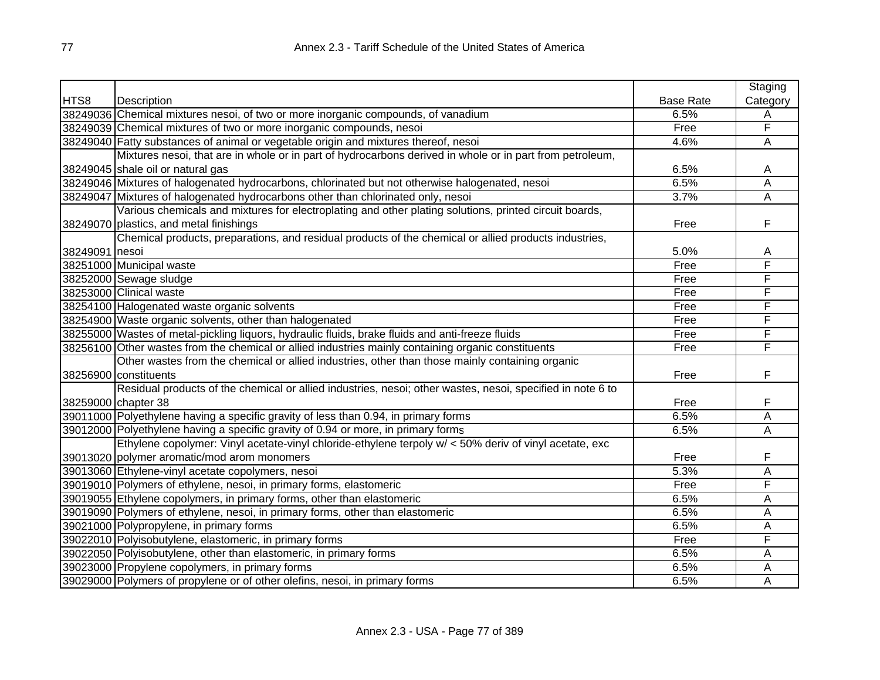| HTS8 | Description | Base Rate | Staging Category |
|---|---|---|---|
| 38249036 | Chemical mixtures nesoi, of two or more inorganic compounds, of vanadium | 6.5% | A |
| 38249039 | Chemical mixtures of two or more inorganic compounds, nesoi | Free | F |
| 38249040 | Fatty substances of animal or vegetable origin and mixtures thereof, nesoi | 4.6% | A |
| 38249045 | Mixtures nesoi, that are in whole or in part of hydrocarbons derived in whole or in part from petroleum, shale oil or natural gas | 6.5% | A |
| 38249046 | Mixtures of halogenated hydrocarbons, chlorinated but not otherwise halogenated, nesoi | 6.5% | A |
| 38249047 | Mixtures of halogenated hydrocarbons other than chlorinated only, nesoi | 3.7% | A |
| 38249070 | Various chemicals and mixtures for electroplating and other plating solutions, printed circuit boards, plastics, and metal finishings | Free | F |
| 38249091 | Chemical products, preparations, and residual products of the chemical or allied products industries, nesoi | 5.0% | A |
| 38251000 | Municipal waste | Free | F |
| 38252000 | Sewage sludge | Free | F |
| 38253000 | Clinical waste | Free | F |
| 38254100 | Halogenated waste organic solvents | Free | F |
| 38254900 | Waste organic solvents, other than halogenated | Free | F |
| 38255000 | Wastes of metal-pickling liquors, hydraulic fluids, brake fluids and anti-freeze fluids | Free | F |
| 38256100 | Other wastes from the chemical or allied industries mainly containing organic constituents | Free | F |
| 38256900 | Other wastes from the chemical or allied industries, other than those mainly containing organic constituents | Free | F |
| 38259000 | Residual products of the chemical or allied industries, nesoi; other wastes, nesoi, specified in note 6 to chapter 38 | Free | F |
| 39011000 | Polyethylene having a specific gravity of less than 0.94, in primary forms | 6.5% | A |
| 39012000 | Polyethylene having a specific gravity of 0.94 or more, in primary forms | 6.5% | A |
| 39013020 | Ethylene copolymer: Vinyl acetate-vinyl chloride-ethylene terpoly w/ < 50% deriv of vinyl acetate, exc polymer aromatic/mod arom monomers | Free | F |
| 39013060 | Ethylene-vinyl acetate copolymers, nesoi | 5.3% | A |
| 39019010 | Polymers of ethylene, nesoi, in primary forms, elastomeric | Free | F |
| 39019055 | Ethylene copolymers, in primary forms, other than elastomeric | 6.5% | A |
| 39019090 | Polymers of ethylene, nesoi, in primary forms, other than elastomeric | 6.5% | A |
| 39021000 | Polypropylene, in primary forms | 6.5% | A |
| 39022010 | Polyisobutylene, elastomeric, in primary forms | Free | F |
| 39022050 | Polyisobutylene, other than elastomeric, in primary forms | 6.5% | A |
| 39023000 | Propylene copolymers, in primary forms | 6.5% | A |
| 39029000 | Polymers of propylene or of other olefins, nesoi, in primary forms | 6.5% | A |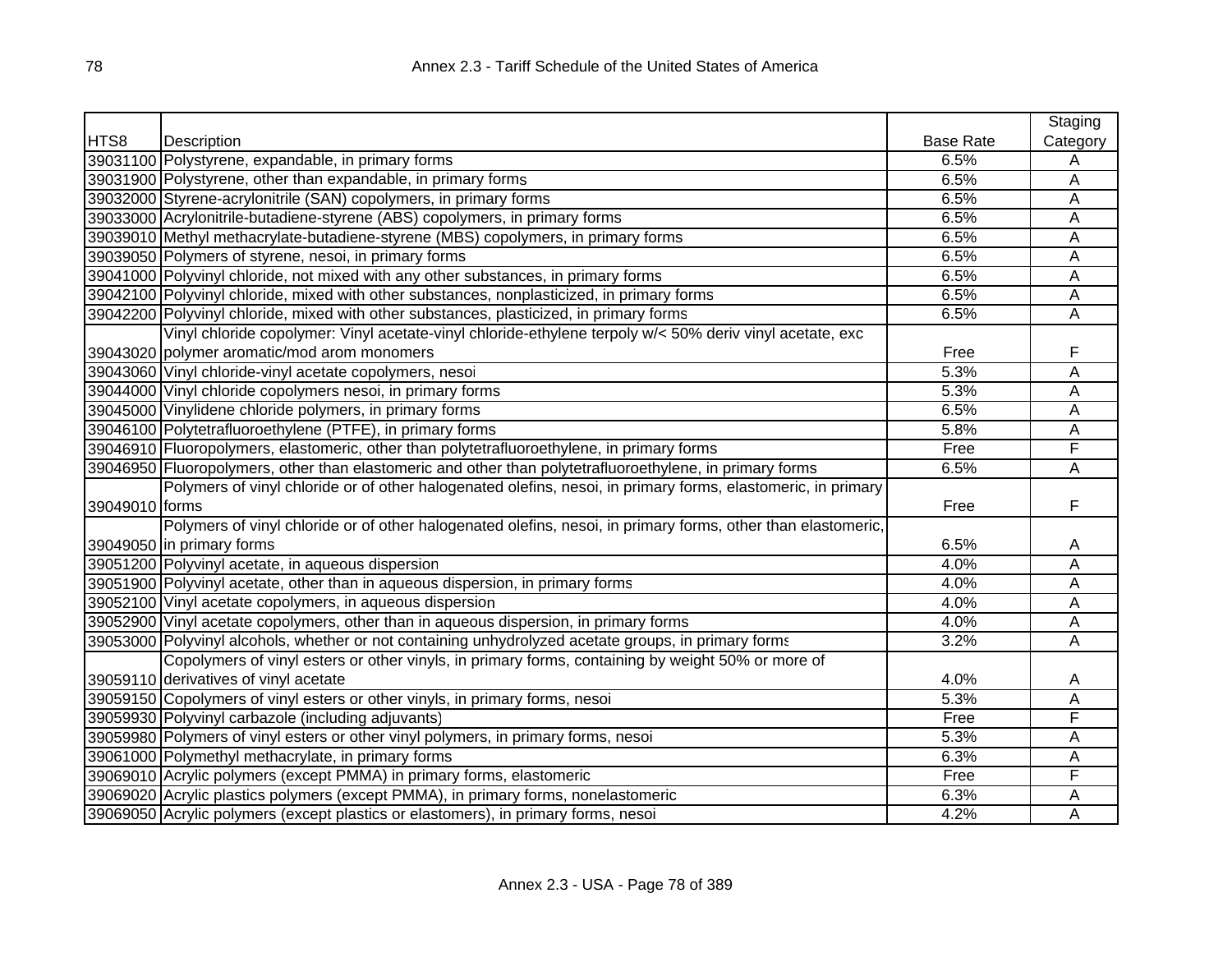| HTS8 | Description | Base Rate | Staging Category |
|---|---|---|---|
| 39031100 | Polystyrene, expandable, in primary forms | 6.5% | A |
| 39031900 | Polystyrene, other than expandable, in primary forms | 6.5% | A |
| 39032000 | Styrene-acrylonitrile (SAN) copolymers, in primary forms | 6.5% | A |
| 39033000 | Acrylonitrile-butadiene-styrene (ABS) copolymers, in primary forms | 6.5% | A |
| 39039010 | Methyl methacrylate-butadiene-styrene (MBS) copolymers, in primary forms | 6.5% | A |
| 39039050 | Polymers of styrene, nesoi, in primary forms | 6.5% | A |
| 39041000 | Polyvinyl chloride, not mixed with any other substances, in primary forms | 6.5% | A |
| 39042100 | Polyvinyl chloride, mixed with other substances, nonplasticized, in primary forms | 6.5% | A |
| 39042200 | Polyvinyl chloride, mixed with other substances, plasticized, in primary forms | 6.5% | A |
| 39043020 | Vinyl chloride copolymer: Vinyl acetate-vinyl chloride-ethylene terpoly w/< 50% deriv vinyl acetate, exc polymer aromatic/mod arom monomers | Free | F |
| 39043060 | Vinyl chloride-vinyl acetate copolymers, nesoi | 5.3% | A |
| 39044000 | Vinyl chloride copolymers nesoi, in primary forms | 5.3% | A |
| 39045000 | Vinylidene chloride polymers, in primary forms | 6.5% | A |
| 39046100 | Polytetrafluoroethylene (PTFE), in primary forms | 5.8% | A |
| 39046910 | Fluoropolymers, elastomeric, other than polytetrafluoroethylene, in primary forms | Free | F |
| 39046950 | Fluoropolymers, other than elastomeric and other than polytetrafluoroethylene, in primary forms | 6.5% | A |
| 39049010 | Polymers of vinyl chloride or of other halogenated olefins, nesoi, in primary forms, elastomeric, in primary forms | Free | F |
| 39049050 | Polymers of vinyl chloride or of other halogenated olefins, nesoi, in primary forms, other than elastomeric, in primary forms | 6.5% | A |
| 39051200 | Polyvinyl acetate, in aqueous dispersion | 4.0% | A |
| 39051900 | Polyvinyl acetate, other than in aqueous dispersion, in primary forms | 4.0% | A |
| 39052100 | Vinyl acetate copolymers, in aqueous dispersion | 4.0% | A |
| 39052900 | Vinyl acetate copolymers, other than in aqueous dispersion, in primary forms | 4.0% | A |
| 39053000 | Polyvinyl alcohols, whether or not containing unhydrolyzed acetate groups, in primary forms | 3.2% | A |
| 39059110 | Copolymers of vinyl esters or other vinyls, in primary forms, containing by weight 50% or more of derivatives of vinyl acetate | 4.0% | A |
| 39059150 | Copolymers of vinyl esters or other vinyls, in primary forms, nesoi | 5.3% | A |
| 39059930 | Polyvinyl carbazole (including adjuvants) | Free | F |
| 39059980 | Polymers of vinyl esters or other vinyl polymers, in primary forms, nesoi | 5.3% | A |
| 39061000 | Polymethyl methacrylate, in primary forms | 6.3% | A |
| 39069010 | Acrylic polymers (except PMMA) in primary forms, elastomeric | Free | F |
| 39069020 | Acrylic plastics polymers (except PMMA), in primary forms, nonelastomeric | 6.3% | A |
| 39069050 | Acrylic polymers (except plastics or elastomers), in primary forms, nesoi | 4.2% | A |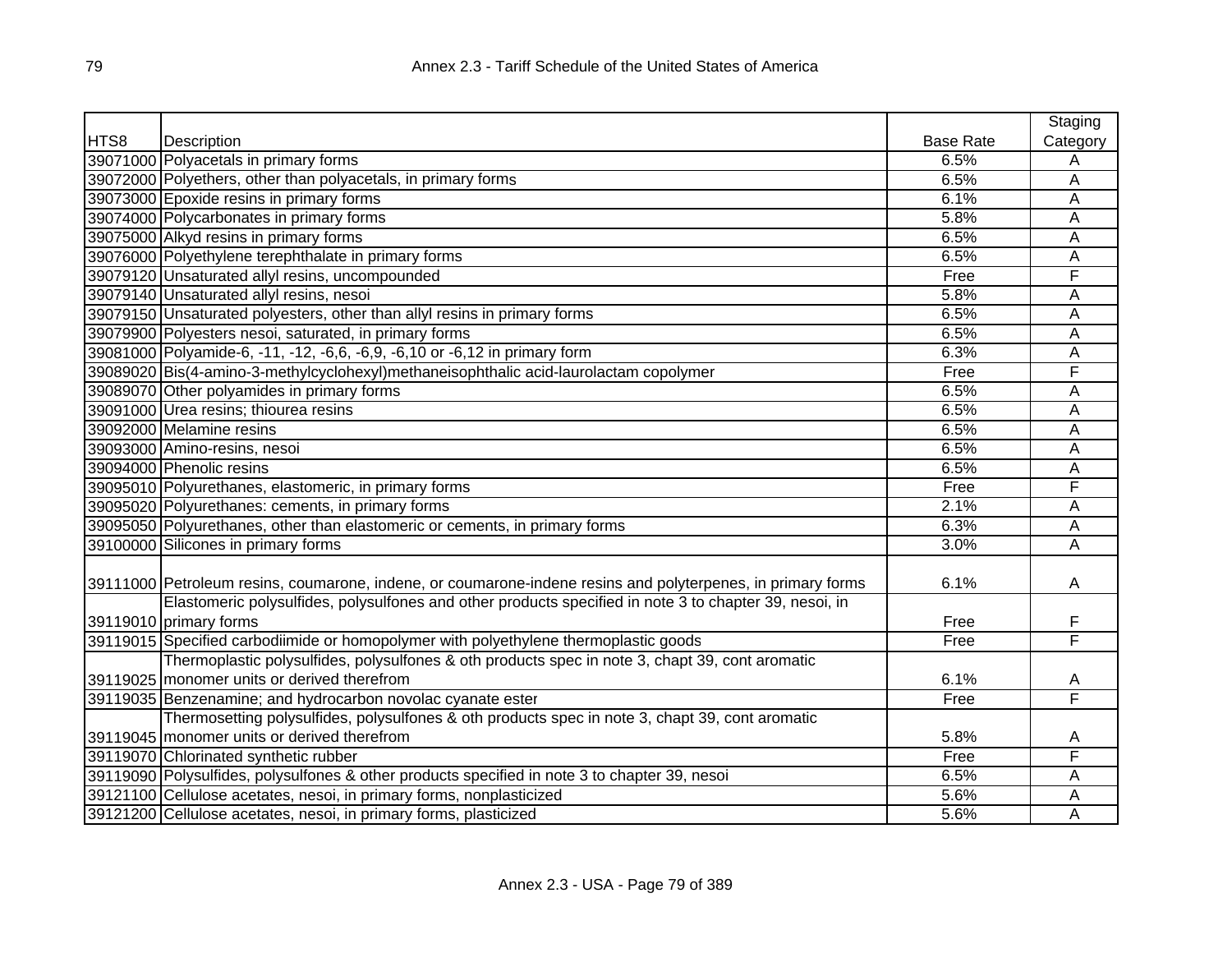| HTS8 | Description | Base Rate | Staging Category |
|---|---|---|---|
| 39071000 | Polyacetals in primary forms | 6.5% | A |
| 39072000 | Polyethers, other than polyacetals, in primary forms | 6.5% | A |
| 39073000 | Epoxide resins in primary forms | 6.1% | A |
| 39074000 | Polycarbonates in primary forms | 5.8% | A |
| 39075000 | Alkyd resins in primary forms | 6.5% | A |
| 39076000 | Polyethylene terephthalate in primary forms | 6.5% | A |
| 39079120 | Unsaturated allyl resins, uncompounded | Free | F |
| 39079140 | Unsaturated allyl resins, nesoi | 5.8% | A |
| 39079150 | Unsaturated polyesters, other than allyl resins in primary forms | 6.5% | A |
| 39079900 | Polyesters nesoi, saturated, in primary forms | 6.5% | A |
| 39081000 | Polyamide-6, -11, -12, -6,6, -6,9, -6,10 or -6,12 in primary form | 6.3% | A |
| 39089020 | Bis(4-amino-3-methylcyclohexyl)methaneisophthalic acid-laurolactam copolymer | Free | F |
| 39089070 | Other polyamides in primary forms | 6.5% | A |
| 39091000 | Urea resins; thiourea resins | 6.5% | A |
| 39092000 | Melamine resins | 6.5% | A |
| 39093000 | Amino-resins, nesoi | 6.5% | A |
| 39094000 | Phenolic resins | 6.5% | A |
| 39095010 | Polyurethanes, elastomeric, in primary forms | Free | F |
| 39095020 | Polyurethanes: cements, in primary forms | 2.1% | A |
| 39095050 | Polyurethanes, other than elastomeric or cements, in primary forms | 6.3% | A |
| 39100000 | Silicones in primary forms | 3.0% | A |
| 39111000 | Petroleum resins, coumarone, indene, or coumarone-indene resins and polyterpenes, in primary forms | 6.1% | A |
| 39119010 | Elastomeric polysulfides, polysulfones and other products specified in note 3 to chapter 39, nesoi, in primary forms | Free | F |
| 39119015 | Specified carbodiimide or homopolymer with polyethylene thermoplastic goods | Free | F |
| 39119025 | Thermoplastic polysulfides, polysulfones & oth products spec in note 3, chapt 39, cont aromatic monomer units or derived therefrom | 6.1% | A |
| 39119035 | Benzenamine; and hydrocarbon novolac cyanate ester | Free | F |
| 39119045 | Thermosetting polysulfides, polysulfones & oth products spec in note 3, chapt 39, cont aromatic monomer units or derived therefrom | 5.8% | A |
| 39119070 | Chlorinated synthetic rubber | Free | F |
| 39119090 | Polysulfides, polysulfones & other products specified in note 3 to chapter 39, nesoi | 6.5% | A |
| 39121100 | Cellulose acetates, nesoi, in primary forms, nonplasticized | 5.6% | A |
| 39121200 | Cellulose acetates, nesoi, in primary forms, plasticized | 5.6% | A |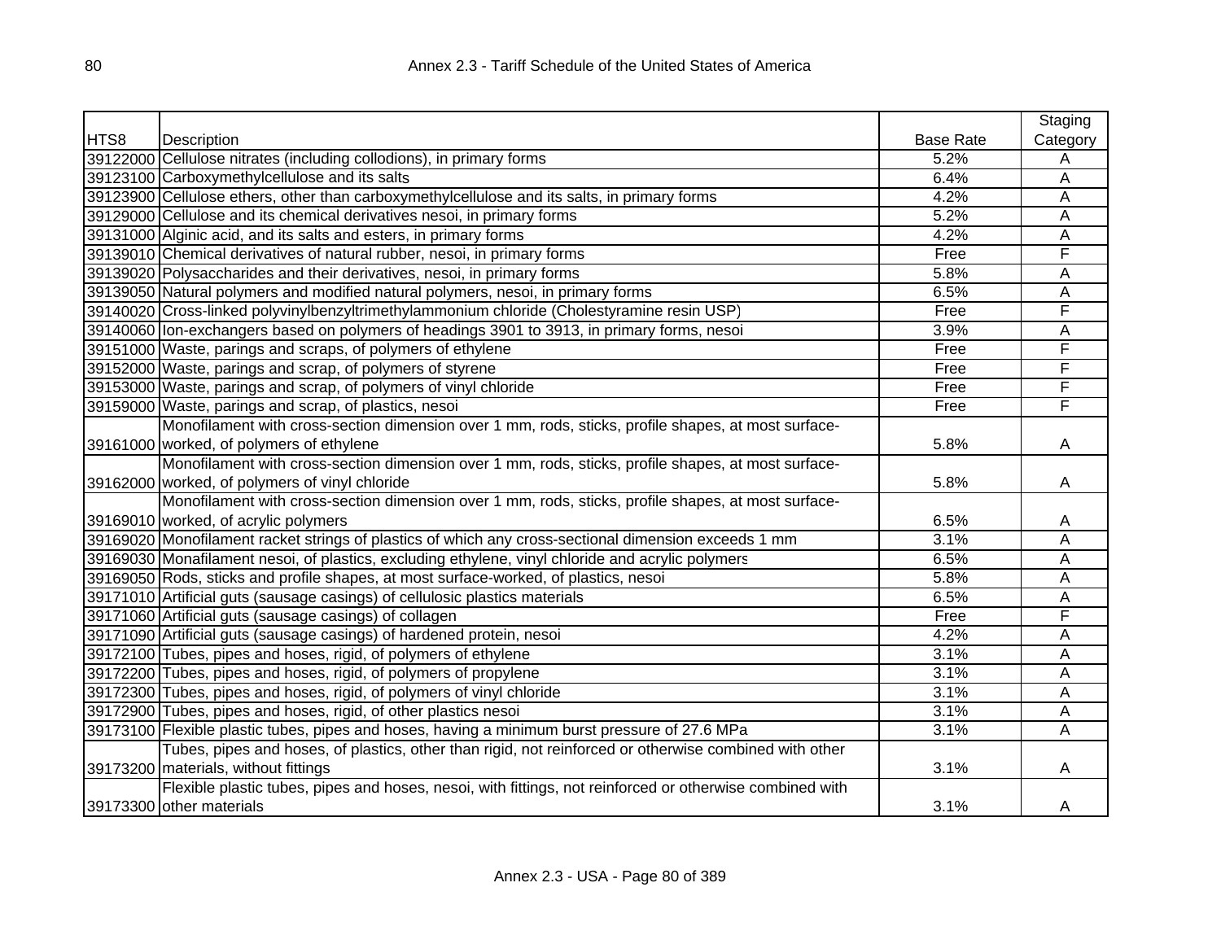| HTS8 | Description | Base Rate | Staging Category |
|---|---|---|---|
| 39122000 | Cellulose nitrates (including collodions), in primary forms | 5.2% | A |
| 39123100 | Carboxymethylcellulose and its salts | 6.4% | A |
| 39123900 | Cellulose ethers, other than carboxymethylcellulose and its salts, in primary forms | 4.2% | A |
| 39129000 | Cellulose and its chemical derivatives nesoi, in primary forms | 5.2% | A |
| 39131000 | Alginic acid, and its salts and esters, in primary forms | 4.2% | A |
| 39139010 | Chemical derivatives of natural rubber, nesoi, in primary forms | Free | F |
| 39139020 | Polysaccharides and their derivatives, nesoi, in primary forms | 5.8% | A |
| 39139050 | Natural polymers and modified natural polymers, nesoi, in primary forms | 6.5% | A |
| 39140020 | Cross-linked polyvinylbenzyltrimethylammonium chloride (Cholestyramine resin USP) | Free | F |
| 39140060 | Ion-exchangers based on polymers of headings 3901 to 3913, in primary forms, nesoi | 3.9% | A |
| 39151000 | Waste, parings and scraps, of polymers of ethylene | Free | F |
| 39152000 | Waste, parings and scrap, of polymers of styrene | Free | F |
| 39153000 | Waste, parings and scrap, of polymers of vinyl chloride | Free | F |
| 39159000 | Waste, parings and scrap, of plastics, nesoi | Free | F |
| 39161000 | Monofilament with cross-section dimension over 1 mm, rods, sticks, profile shapes, at most surface-worked, of polymers of ethylene | 5.8% | A |
| 39162000 | Monofilament with cross-section dimension over 1 mm, rods, sticks, profile shapes, at most surface-worked, of polymers of vinyl chloride | 5.8% | A |
| 39169010 | Monofilament with cross-section dimension over 1 mm, rods, sticks, profile shapes, at most surface-worked, of acrylic polymers | 6.5% | A |
| 39169020 | Monofilament racket strings of plastics of which any cross-sectional dimension exceeds 1 mm | 3.1% | A |
| 39169030 | Monafilament nesoi, of plastics, excluding ethylene, vinyl chloride and acrylic polymers | 6.5% | A |
| 39169050 | Rods, sticks and profile shapes, at most surface-worked, of plastics, nesoi | 5.8% | A |
| 39171010 | Artificial guts (sausage casings) of cellulosic plastics materials | 6.5% | A |
| 39171060 | Artificial guts (sausage casings) of collagen | Free | F |
| 39171090 | Artificial guts (sausage casings) of hardened protein, nesoi | 4.2% | A |
| 39172100 | Tubes, pipes and hoses, rigid, of polymers of ethylene | 3.1% | A |
| 39172200 | Tubes, pipes and hoses, rigid, of polymers of propylene | 3.1% | A |
| 39172300 | Tubes, pipes and hoses, rigid, of polymers of vinyl chloride | 3.1% | A |
| 39172900 | Tubes, pipes and hoses, rigid, of other plastics nesoi | 3.1% | A |
| 39173100 | Flexible plastic tubes, pipes and hoses, having a minimum burst pressure of 27.6 MPa | 3.1% | A |
| 39173200 | Tubes, pipes and hoses, of plastics, other than rigid, not reinforced or otherwise combined with other materials, without fittings | 3.1% | A |
| 39173300 | Flexible plastic tubes, pipes and hoses, nesoi, with fittings, not reinforced or otherwise combined with other materials | 3.1% | A |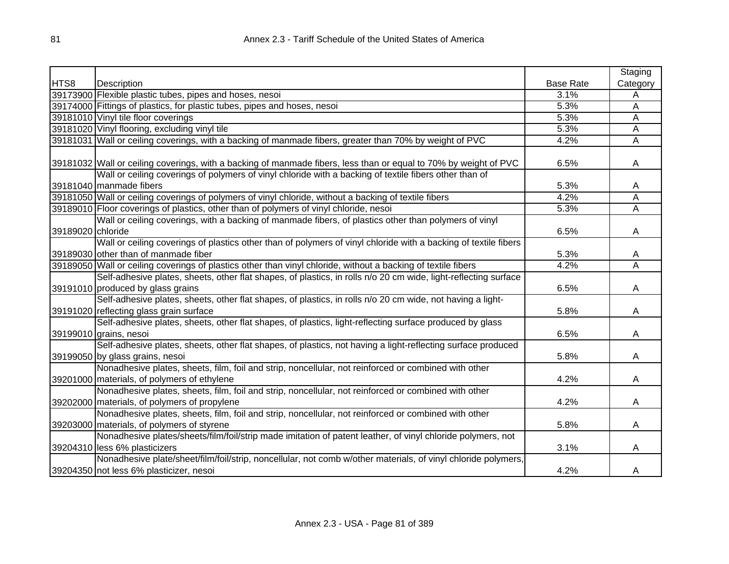| HTS8 | Description | Base Rate | Staging Category |
|---|---|---|---|
| 39173900 | Flexible plastic tubes, pipes and hoses, nesoi | 3.1% | A |
| 39174000 | Fittings of plastics, for plastic tubes, pipes and hoses, nesoi | 5.3% | A |
| 39181010 | Vinyl tile floor coverings | 5.3% | A |
| 39181020 | Vinyl flooring, excluding vinyl tile | 5.3% | A |
| 39181031 | Wall or ceiling coverings, with a backing of manmade fibers, greater than 70% by weight of PVC | 4.2% | A |
| 39181032 | Wall or ceiling coverings, with a backing of manmade fibers, less than or equal to 70% by weight of PVC | 6.5% | A |
| 39181040 | Wall or ceiling coverings of polymers of vinyl chloride with a backing of textile fibers other than of manmade fibers | 5.3% | A |
| 39181050 | Wall or ceiling coverings of polymers of vinyl chloride, without a backing of textile fibers | 4.2% | A |
| 39189010 | Floor coverings of plastics, other than of polymers of vinyl chloride, nesoi | 5.3% | A |
| 39189020 | Wall or ceiling coverings, with a backing of manmade fibers, of plastics other than polymers of vinyl chloride | 6.5% | A |
| 39189030 | Wall or ceiling coverings of plastics other than of polymers of vinyl chloride with a backing of textile fibers other than of manmade fiber | 5.3% | A |
| 39189050 | Wall or ceiling coverings of plastics other than vinyl chloride, without a backing of textile fibers | 4.2% | A |
| 39191010 | Self-adhesive plates, sheets, other flat shapes, of plastics, in rolls n/o 20 cm wide, light-reflecting surface produced by glass grains | 6.5% | A |
| 39191020 | Self-adhesive plates, sheets, other flat shapes, of plastics, in rolls n/o 20 cm wide, not having a light-reflecting glass grain surface | 5.8% | A |
| 39199010 | Self-adhesive plates, sheets, other flat shapes, of plastics, light-reflecting surface produced by glass grains, nesoi | 6.5% | A |
| 39199050 | Self-adhesive plates, sheets, other flat shapes, of plastics, not having a light-reflecting surface produced by glass grains, nesoi | 5.8% | A |
| 39201000 | Nonadhesive plates, sheets, film, foil and strip, noncellular, not reinforced or combined with other materials, of polymers of ethylene | 4.2% | A |
| 39202000 | Nonadhesive plates, sheets, film, foil and strip, noncellular, not reinforced or combined with other materials, of polymers of propylene | 4.2% | A |
| 39203000 | Nonadhesive plates, sheets, film, foil and strip, noncellular, not reinforced or combined with other materials, of polymers of styrene | 5.8% | A |
| 39204310 | Nonadhesive plates/sheets/film/foil/strip made imitation of patent leather, of vinyl chloride polymers, not less 6% plasticizers | 3.1% | A |
| 39204350 | Nonadhesive plate/sheet/film/foil/strip, noncellular, not comb w/other materials, of vinyl chloride polymers, not less 6% plasticizer, nesoi | 4.2% | A |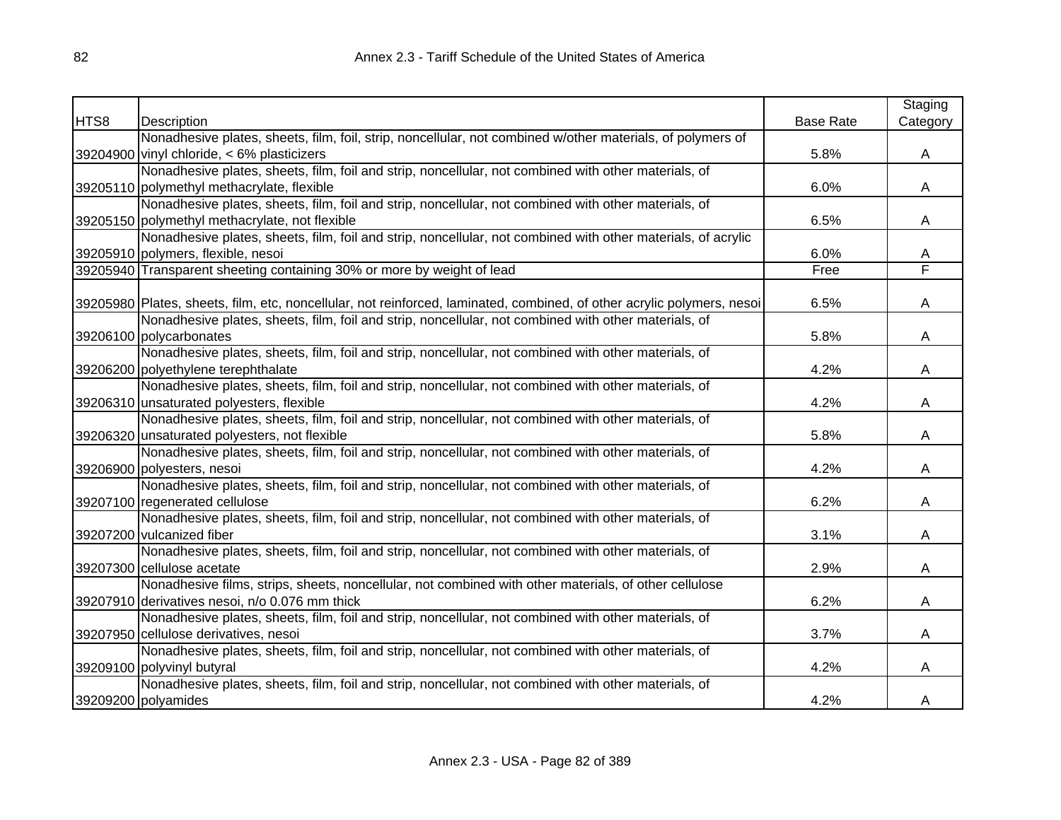| HTS8 | Description | Base Rate | Staging Category |
|---|---|---|---|
| 39204900 | Nonadhesive plates, sheets, film, foil, strip, noncellular, not combined w/other materials, of polymers of vinyl chloride, < 6% plasticizers | 5.8% | A |
| 39205110 | Nonadhesive plates, sheets, film, foil and strip, noncellular, not combined with other materials, of polymethyl methacrylate, flexible | 6.0% | A |
| 39205150 | Nonadhesive plates, sheets, film, foil and strip, noncellular, not combined with other materials, of polymethyl methacrylate, not flexible | 6.5% | A |
| 39205910 | Nonadhesive plates, sheets, film, foil and strip, noncellular, not combined with other materials, of acrylic polymers, flexible, nesoi | 6.0% | A |
| 39205940 | Transparent sheeting containing 30% or more by weight of lead | Free | F |
| 39205980 | Plates, sheets, film, etc, noncellular, not reinforced, laminated, combined, of other acrylic polymers, nesoi | 6.5% | A |
| 39206100 | Nonadhesive plates, sheets, film, foil and strip, noncellular, not combined with other materials, of polycarbonates | 5.8% | A |
| 39206200 | Nonadhesive plates, sheets, film, foil and strip, noncellular, not combined with other materials, of polyethylene terephthalate | 4.2% | A |
| 39206310 | Nonadhesive plates, sheets, film, foil and strip, noncellular, not combined with other materials, of unsaturated polyesters, flexible | 4.2% | A |
| 39206320 | Nonadhesive plates, sheets, film, foil and strip, noncellular, not combined with other materials, of unsaturated polyesters, not flexible | 5.8% | A |
| 39206900 | Nonadhesive plates, sheets, film, foil and strip, noncellular, not combined with other materials, of polyesters, nesoi | 4.2% | A |
| 39207100 | Nonadhesive plates, sheets, film, foil and strip, noncellular, not combined with other materials, of regenerated cellulose | 6.2% | A |
| 39207200 | Nonadhesive plates, sheets, film, foil and strip, noncellular, not combined with other materials, of vulcanized fiber | 3.1% | A |
| 39207300 | Nonadhesive plates, sheets, film, foil and strip, noncellular, not combined with other materials, of cellulose acetate | 2.9% | A |
| 39207910 | Nonadhesive films, strips, sheets, noncellular, not combined with other materials, of other cellulose derivatives nesoi, n/o 0.076 mm thick | 6.2% | A |
| 39207950 | Nonadhesive plates, sheets, film, foil and strip, noncellular, not combined with other materials, of cellulose derivatives, nesoi | 3.7% | A |
| 39209100 | Nonadhesive plates, sheets, film, foil and strip, noncellular, not combined with other materials, of polyvinyl butyral | 4.2% | A |
| 39209200 | Nonadhesive plates, sheets, film, foil and strip, noncellular, not combined with other materials, of polyamides | 4.2% | A |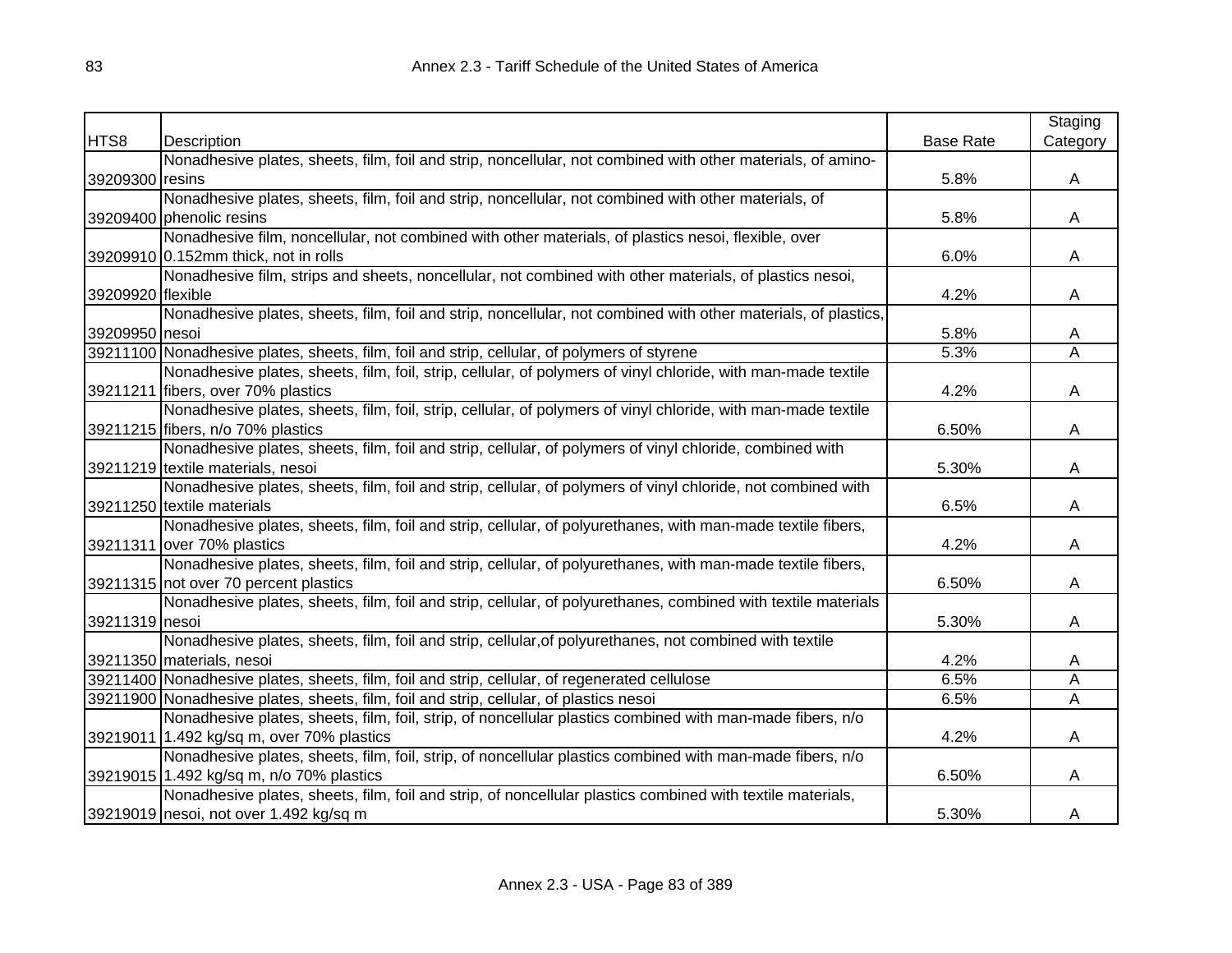| HTS8 | Description | Base Rate | Staging Category |
|---|---|---|---|
| 39209300 | Nonadhesive plates, sheets, film, foil and strip, noncellular, not combined with other materials, of amino-resins | 5.8% | A |
| 39209400 | Nonadhesive plates, sheets, film, foil and strip, noncellular, not combined with other materials, of phenolic resins | 5.8% | A |
| 39209910 | Nonadhesive film, noncellular, not combined with other materials, of plastics nesoi, flexible, over 0.152mm thick, not in rolls | 6.0% | A |
| 39209920 | Nonadhesive film, strips and sheets, noncellular, not combined with other materials, of plastics nesoi, flexible | 4.2% | A |
| 39209950 | Nonadhesive plates, sheets, film, foil and strip, noncellular, not combined with other materials, of plastics, nesoi | 5.8% | A |
| 39211100 | Nonadhesive plates, sheets, film, foil and strip, cellular, of polymers of styrene | 5.3% | A |
| 39211211 | Nonadhesive plates, sheets, film, foil, strip, cellular, of polymers of vinyl chloride, with man-made textile fibers, over 70% plastics | 4.2% | A |
| 39211215 | Nonadhesive plates, sheets, film, foil, strip, cellular, of polymers of vinyl chloride, with man-made textile fibers, n/o 70% plastics | 6.50% | A |
| 39211219 | Nonadhesive plates, sheets, film, foil and strip, cellular, of polymers of vinyl chloride, combined with textile materials, nesoi | 5.30% | A |
| 39211250 | Nonadhesive plates, sheets, film, foil and strip, cellular, of polymers of vinyl chloride, not combined with textile materials | 6.5% | A |
| 39211311 | Nonadhesive plates, sheets, film, foil and strip, cellular, of polyurethanes, with man-made textile fibers, over 70% plastics | 4.2% | A |
| 39211315 | Nonadhesive plates, sheets, film, foil and strip, cellular, of polyurethanes, with man-made textile fibers, not over 70 percent plastics | 6.50% | A |
| 39211319 | Nonadhesive plates, sheets, film, foil and strip, cellular, of polyurethanes, combined with textile materials nesoi | 5.30% | A |
| 39211350 | Nonadhesive plates, sheets, film, foil and strip, cellular,of polyurethanes, not combined with textile materials, nesoi | 4.2% | A |
| 39211400 | Nonadhesive plates, sheets, film, foil and strip, cellular, of regenerated cellulose | 6.5% | A |
| 39211900 | Nonadhesive plates, sheets, film, foil and strip, cellular, of plastics nesoi | 6.5% | A |
| 39219011 | Nonadhesive plates, sheets, film, foil, strip, of noncellular plastics combined with man-made fibers, n/o 1.492 kg/sq m, over 70% plastics | 4.2% | A |
| 39219015 | Nonadhesive plates, sheets, film, foil, strip, of noncellular plastics combined with man-made fibers, n/o 1.492 kg/sq m, n/o 70% plastics | 6.50% | A |
| 39219019 | Nonadhesive plates, sheets, film, foil and strip, of noncellular plastics combined with textile materials, nesoi, not over 1.492 kg/sq m | 5.30% | A |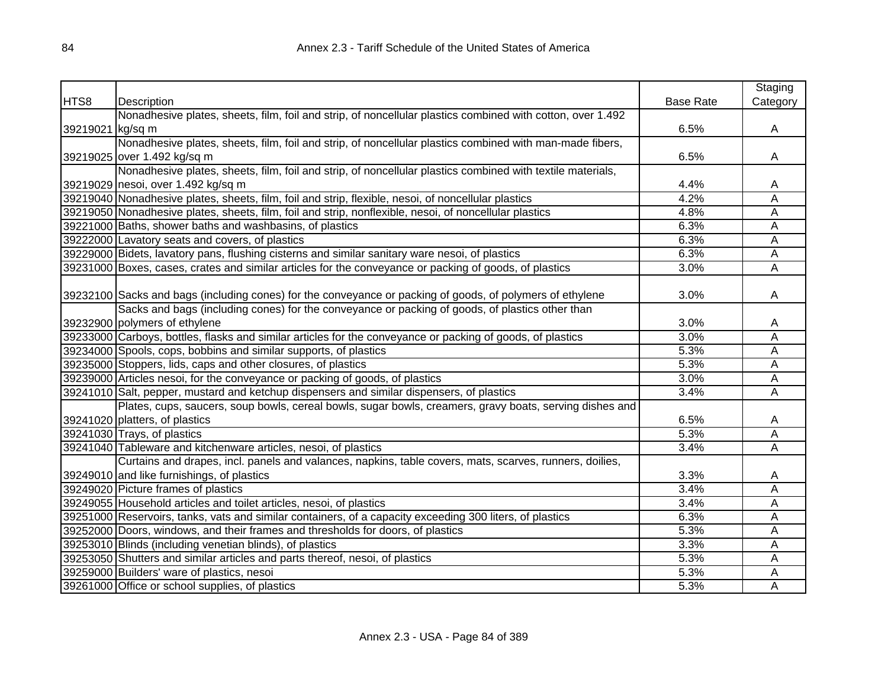| HTS8 | Description | Base Rate | Staging Category |
|---|---|---|---|
| 39219021 | Nonadhesive plates, sheets, film, foil and strip, of noncellular plastics combined with cotton, over 1.492 kg/sq m | 6.5% | A |
| 39219025 | Nonadhesive plates, sheets, film, foil and strip, of noncellular plastics combined with man-made fibers, over 1.492 kg/sq m | 6.5% | A |
| 39219029 | Nonadhesive plates, sheets, film, foil and strip, of noncellular plastics combined with textile materials, nesoi, over 1.492 kg/sq m | 4.4% | A |
| 39219040 | Nonadhesive plates, sheets, film, foil and strip, flexible, nesoi, of noncellular plastics | 4.2% | A |
| 39219050 | Nonadhesive plates, sheets, film, foil and strip, nonflexible, nesoi, of noncellular plastics | 4.8% | A |
| 39221000 | Baths, shower baths and washbasins, of plastics | 6.3% | A |
| 39222000 | Lavatory seats and covers, of plastics | 6.3% | A |
| 39229000 | Bidets, lavatory pans, flushing cisterns and similar sanitary ware nesoi, of plastics | 6.3% | A |
| 39231000 | Boxes, cases, crates and similar articles for the conveyance or packing of goods, of plastics | 3.0% | A |
| 39232100 | Sacks and bags (including cones) for the conveyance or packing of goods, of polymers of ethylene | 3.0% | A |
| 39232900 | Sacks and bags (including cones) for the conveyance or packing of goods, of plastics other than polymers of ethylene | 3.0% | A |
| 39233000 | Carboys, bottles, flasks and similar articles for the conveyance or packing of goods, of plastics | 3.0% | A |
| 39234000 | Spools, cops, bobbins and similar supports, of plastics | 5.3% | A |
| 39235000 | Stoppers, lids, caps and other closures, of plastics | 5.3% | A |
| 39239000 | Articles nesoi, for the conveyance or packing of goods, of plastics | 3.0% | A |
| 39241010 | Salt, pepper, mustard and ketchup dispensers and similar dispensers, of plastics | 3.4% | A |
| 39241020 | Plates, cups, saucers, soup bowls, cereal bowls, sugar bowls, creamers, gravy boats, serving dishes and platters, of plastics | 6.5% | A |
| 39241030 | Trays, of plastics | 5.3% | A |
| 39241040 | Tableware and kitchenware articles, nesoi, of plastics | 3.4% | A |
| 39249010 | Curtains and drapes, incl. panels and valances, napkins, table covers, mats, scarves, runners, doilies, and like furnishings, of plastics | 3.3% | A |
| 39249020 | Picture frames of plastics | 3.4% | A |
| 39249055 | Household articles and toilet articles, nesoi, of plastics | 3.4% | A |
| 39251000 | Reservoirs, tanks, vats and similar containers, of a capacity exceeding 300 liters, of plastics | 6.3% | A |
| 39252000 | Doors, windows, and their frames and thresholds for doors, of plastics | 5.3% | A |
| 39253010 | Blinds (including venetian blinds), of plastics | 3.3% | A |
| 39253050 | Shutters and similar articles and parts thereof, nesoi, of plastics | 5.3% | A |
| 39259000 | Builders' ware of plastics, nesoi | 5.3% | A |
| 39261000 | Office or school supplies, of plastics | 5.3% | A |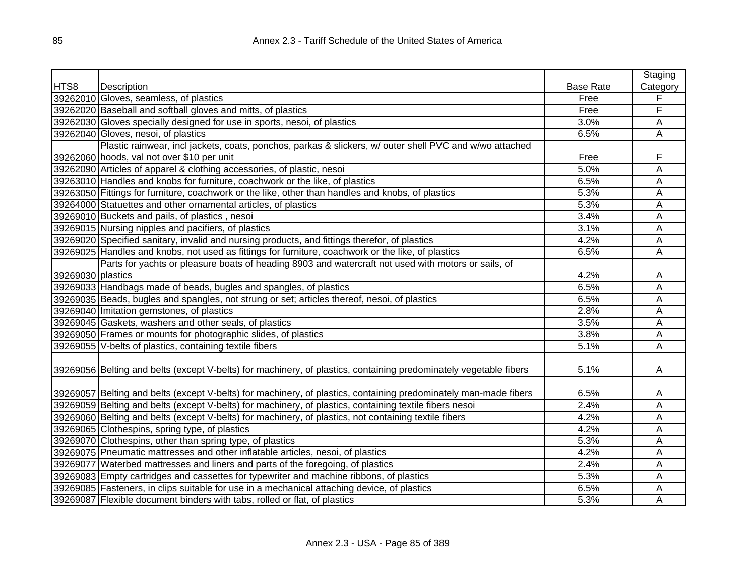| HTS8 | Description | Base Rate | Staging Category |
|---|---|---|---|
| 39262010 | Gloves, seamless, of plastics | Free | F |
| 39262020 | Baseball and softball gloves and mitts, of plastics | Free | F |
| 39262030 | Gloves specially designed for use in sports, nesoi, of plastics | 3.0% | A |
| 39262040 | Gloves, nesoi, of plastics | 6.5% | A |
| 39262060 | Plastic rainwear, incl jackets, coats, ponchos, parkas & slickers, w/ outer shell PVC and w/wo attached hoods, val not over $10 per unit | Free | F |
| 39262090 | Articles of apparel & clothing accessories, of plastic, nesoi | 5.0% | A |
| 39263010 | Handles and knobs for furniture, coachwork or the like, of plastics | 6.5% | A |
| 39263050 | Fittings for furniture, coachwork or the like, other than handles and knobs, of plastics | 5.3% | A |
| 39264000 | Statuettes and other ornamental articles, of plastics | 5.3% | A |
| 39269010 | Buckets and pails, of plastics , nesoi | 3.4% | A |
| 39269015 | Nursing nipples and pacifiers, of plastics | 3.1% | A |
| 39269020 | Specified sanitary, invalid and nursing products, and fittings therefor, of plastics | 4.2% | A |
| 39269025 | Handles and knobs, not used as fittings for furniture, coachwork or the like, of plastics | 6.5% | A |
| 39269030 | Parts for yachts or pleasure boats of heading 8903 and watercraft not used with motors or sails, of plastics | 4.2% | A |
| 39269033 | Handbags made of beads, bugles and spangles, of plastics | 6.5% | A |
| 39269035 | Beads, bugles and spangles, not strung or set; articles thereof, nesoi, of plastics | 6.5% | A |
| 39269040 | Imitation gemstones, of plastics | 2.8% | A |
| 39269045 | Gaskets, washers and other seals, of plastics | 3.5% | A |
| 39269050 | Frames or mounts for photographic slides, of plastics | 3.8% | A |
| 39269055 | V-belts of plastics, containing textile fibers | 5.1% | A |
| 39269056 | Belting and belts (except V-belts) for machinery, of plastics, containing predominately vegetable fibers | 5.1% | A |
| 39269057 | Belting and belts (except V-belts) for machinery, of plastics, containing predominately man-made fibers | 6.5% | A |
| 39269059 | Belting and belts (except V-belts) for machinery, of plastics, containing textile fibers nesoi | 2.4% | A |
| 39269060 | Belting and belts (except V-belts) for machinery, of plastics, not containing textile fibers | 4.2% | A |
| 39269065 | Clothespins, spring type, of plastics | 4.2% | A |
| 39269070 | Clothespins, other than spring type, of plastics | 5.3% | A |
| 39269075 | Pneumatic mattresses and other inflatable articles, nesoi, of plastics | 4.2% | A |
| 39269077 | Waterbed mattresses and liners and parts of the foregoing, of plastics | 2.4% | A |
| 39269083 | Empty cartridges and cassettes for typewriter and machine ribbons, of plastics | 5.3% | A |
| 39269085 | Fasteners, in clips suitable for use in a mechanical attaching device, of plastics | 6.5% | A |
| 39269087 | Flexible document binders with tabs, rolled or flat, of plastics | 5.3% | A |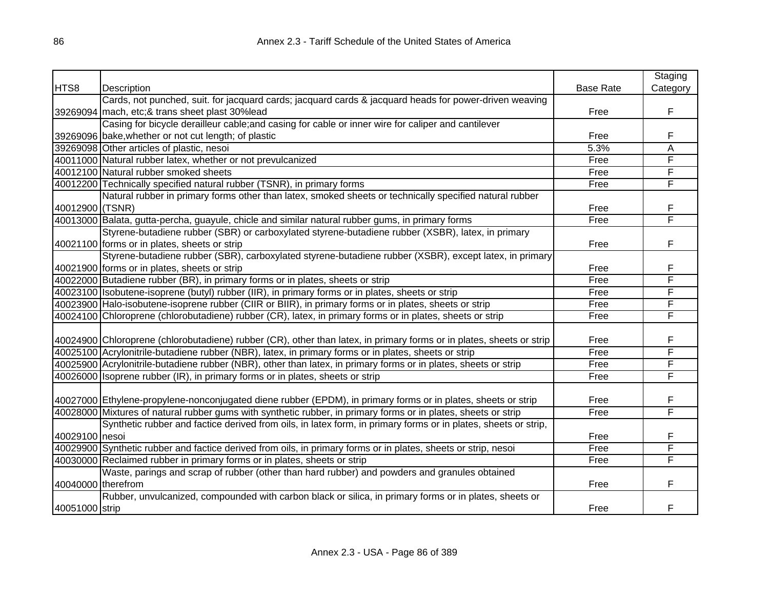| HTS8 | Description | Base Rate | Staging Category |
|---|---|---|---|
| 39269094 | Cards, not punched, suit. for jacquard cards; jacquard cards & jacquard heads for power-driven weaving mach, etc;& trans sheet plast 30%lead | Free | F |
| 39269096 | Casing for bicycle derailleur cable;and casing for cable or inner wire for caliper and cantilever bake,whether or not cut length; of plastic | Free | F |
| 39269098 | Other articles of plastic, nesoi | 5.3% | A |
| 40011000 | Natural rubber latex, whether or not prevulcanized | Free | F |
| 40012100 | Natural rubber smoked sheets | Free | F |
| 40012200 | Technically specified natural rubber (TSNR), in primary forms | Free | F |
| 40012900 | Natural rubber in primary forms other than latex, smoked sheets or technically specified natural rubber (TSNR) | Free | F |
| 40013000 | Balata, gutta-percha, guayule, chicle and similar natural rubber gums, in primary forms | Free | F |
| 40021100 | Styrene-butadiene rubber (SBR) or carboxylated styrene-butadiene rubber (XSBR), latex, in primary forms or in plates, sheets or strip | Free | F |
| 40021900 | Styrene-butadiene rubber (SBR), carboxylated styrene-butadiene rubber (XSBR), except latex, in primary forms or in plates, sheets or strip | Free | F |
| 40022000 | Butadiene rubber (BR), in primary forms or in plates, sheets or strip | Free | F |
| 40023100 | Isobutene-isoprene (butyl) rubber (IIR), in primary forms or in plates, sheets or strip | Free | F |
| 40023900 | Halo-isobutene-isoprene rubber (CIIR or BIIR), in primary forms or in plates, sheets or strip | Free | F |
| 40024100 | Chloroprene (chlorobutadiene) rubber (CR), latex, in primary forms or in plates, sheets or strip | Free | F |
| 40024900 | Chloroprene (chlorobutadiene) rubber (CR), other than latex, in primary forms or in plates, sheets or strip | Free | F |
| 40025100 | Acrylonitrile-butadiene rubber (NBR), latex, in primary forms or in plates, sheets or strip | Free | F |
| 40025900 | Acrylonitrile-butadiene rubber (NBR), other than latex, in primary forms or in plates, sheets or strip | Free | F |
| 40026000 | Isoprene rubber (IR), in primary forms or in plates, sheets or strip | Free | F |
| 40027000 | Ethylene-propylene-nonconjugated diene rubber (EPDM), in primary forms or in plates, sheets or strip | Free | F |
| 40028000 | Mixtures of natural rubber gums with synthetic rubber, in primary forms or in plates, sheets or strip | Free | F |
| 40029100 | Synthetic rubber and factice derived from oils, in latex form, in primary forms or in plates, sheets or strip, nesoi | Free | F |
| 40029900 | Synthetic rubber and factice derived from oils, in primary forms or in plates, sheets or strip, nesoi | Free | F |
| 40030000 | Reclaimed rubber in primary forms or in plates, sheets or strip | Free | F |
| 40040000 | Waste, parings and scrap of rubber (other than hard rubber) and powders and granules obtained therefrom | Free | F |
| 40051000 | Rubber, unvulcanized, compounded with carbon black or silica, in primary forms or in plates, sheets or strip | Free | F |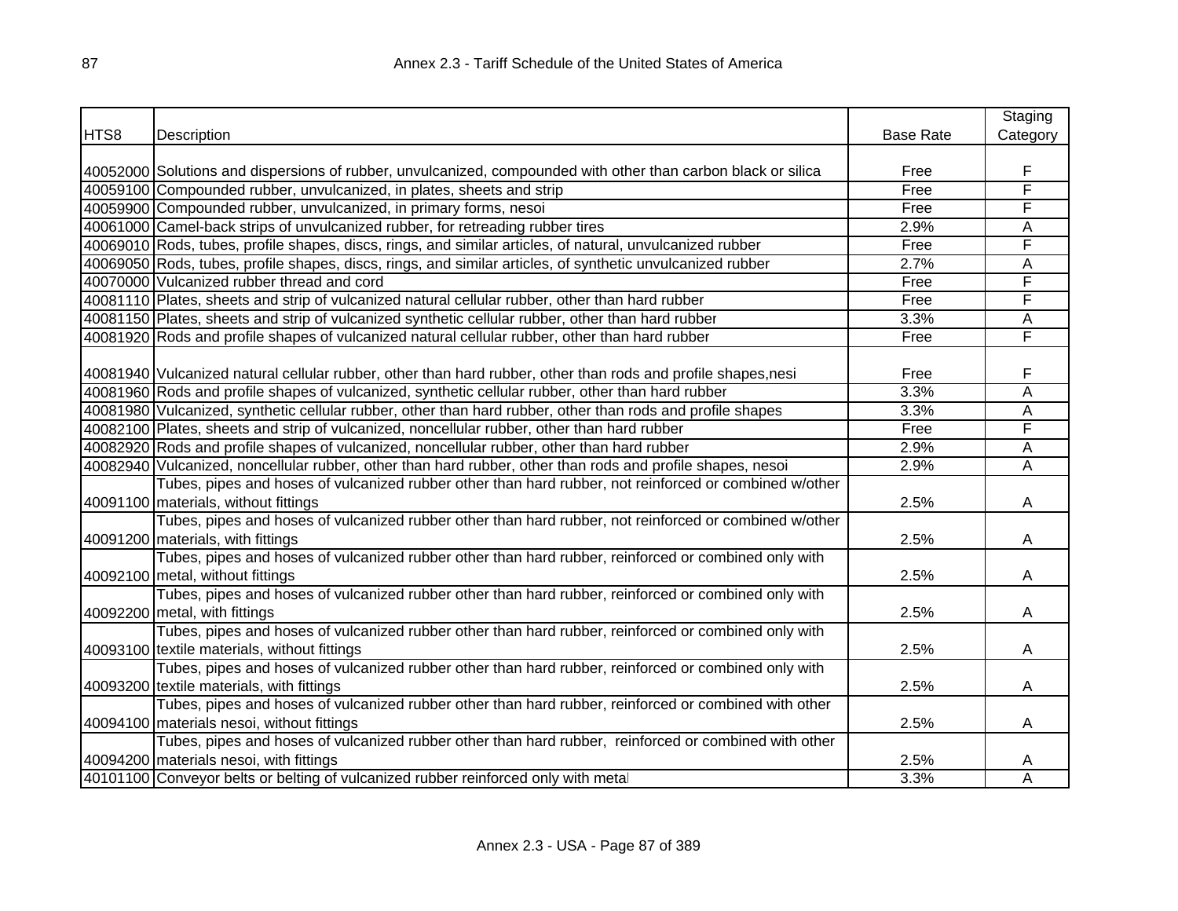| HTS8 | Description | Base Rate | Staging Category |
|---|---|---|---|
| 40052000 | Solutions and dispersions of rubber, unvulcanized, compounded with other than carbon black or silica | Free | F |
| 40059100 | Compounded rubber, unvulcanized, in plates, sheets and strip | Free | F |
| 40059900 | Compounded rubber, unvulcanized, in primary forms, nesoi | Free | F |
| 40061000 | Camel-back strips of unvulcanized rubber, for retreading rubber tires | 2.9% | A |
| 40069010 | Rods, tubes, profile shapes, discs, rings, and similar articles, of natural, unvulcanized rubber | Free | F |
| 40069050 | Rods, tubes, profile shapes, discs, rings, and similar articles, of synthetic unvulcanized rubber | 2.7% | A |
| 40070000 | Vulcanized rubber thread and cord | Free | F |
| 40081110 | Plates, sheets and strip of vulcanized natural cellular rubber, other than hard rubber | Free | F |
| 40081150 | Plates, sheets and strip of vulcanized synthetic cellular rubber, other than hard rubber | 3.3% | A |
| 40081920 | Rods and profile shapes of vulcanized natural cellular rubber, other than hard rubber | Free | F |
| 40081940 | Vulcanized natural cellular rubber, other than hard rubber, other than rods and profile shapes,nesi | Free | F |
| 40081960 | Rods and profile shapes of vulcanized, synthetic cellular rubber, other than hard rubber | 3.3% | A |
| 40081980 | Vulcanized, synthetic cellular rubber, other than hard rubber, other than rods and profile shapes | 3.3% | A |
| 40082100 | Plates, sheets and strip of vulcanized, noncellular rubber, other than hard rubber | Free | F |
| 40082920 | Rods and profile shapes of vulcanized, noncellular rubber, other than hard rubber | 2.9% | A |
| 40082940 | Vulcanized, noncellular rubber, other than hard rubber, other than rods and profile shapes, nesoi | 2.9% | A |
| 40091100 | Tubes, pipes and hoses of vulcanized rubber other than hard rubber, not reinforced or combined w/other materials, without fittings | 2.5% | A |
| 40091200 | Tubes, pipes and hoses of vulcanized rubber other than hard rubber, not reinforced or combined w/other materials, with fittings | 2.5% | A |
| 40092100 | Tubes, pipes and hoses of vulcanized rubber other than hard rubber, reinforced or combined only with metal, without fittings | 2.5% | A |
| 40092200 | Tubes, pipes and hoses of vulcanized rubber other than hard rubber, reinforced or combined only with metal, with fittings | 2.5% | A |
| 40093100 | Tubes, pipes and hoses of vulcanized rubber other than hard rubber, reinforced or combined only with textile materials, without fittings | 2.5% | A |
| 40093200 | Tubes, pipes and hoses of vulcanized rubber other than hard rubber, reinforced or combined only with textile materials, with fittings | 2.5% | A |
| 40094100 | Tubes, pipes and hoses of vulcanized rubber other than hard rubber, reinforced or combined with other materials nesoi, without fittings | 2.5% | A |
| 40094200 | Tubes, pipes and hoses of vulcanized rubber other than hard rubber, reinforced or combined with other materials nesoi, with fittings | 2.5% | A |
| 40101100 | Conveyor belts or belting of vulcanized rubber reinforced only with metal | 3.3% | A |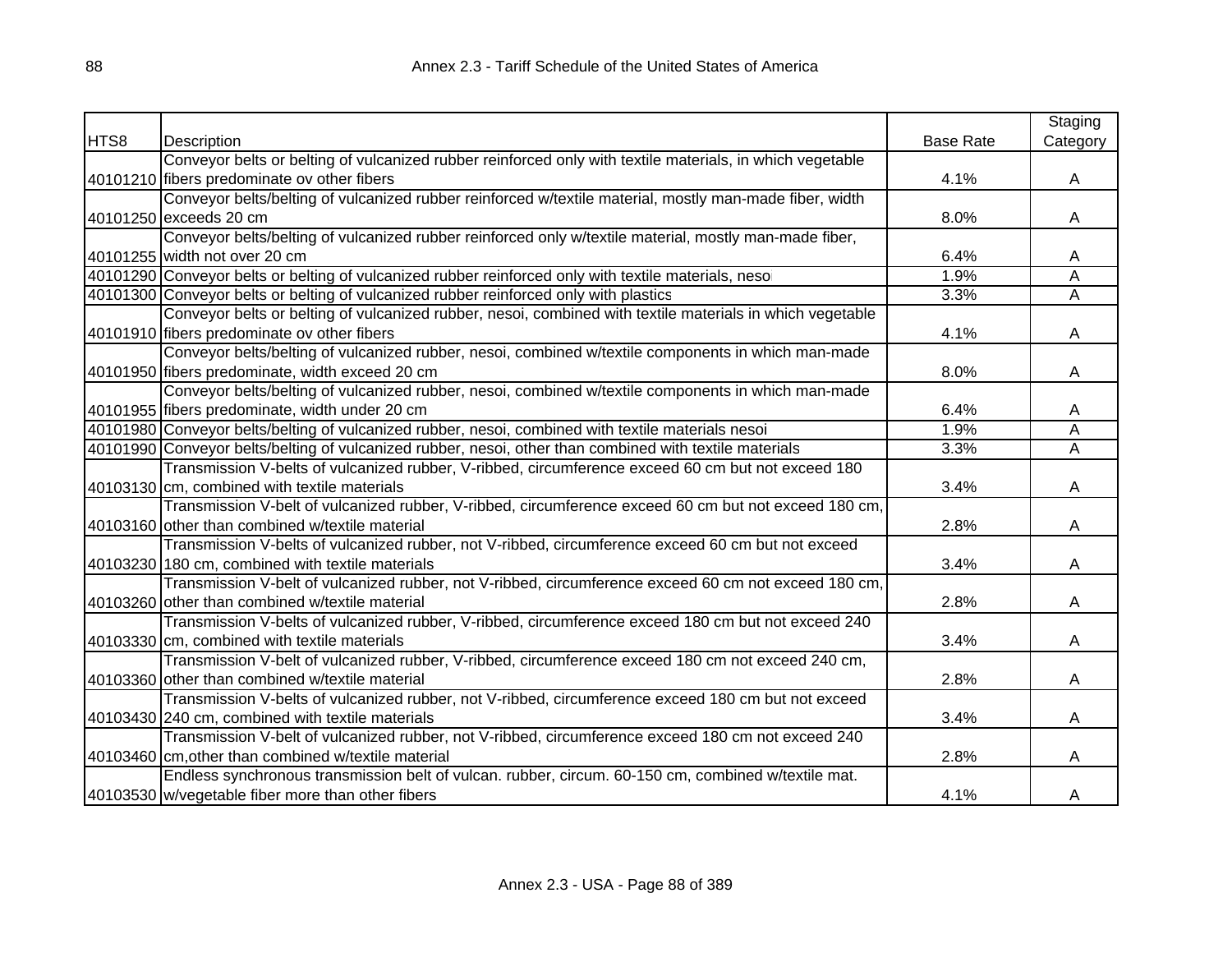| HTS8 | Description | Base Rate | Staging Category |
|---|---|---|---|
| 40101210 | Conveyor belts or belting of vulcanized rubber reinforced only with textile materials, in which vegetable fibers predominate ov other fibers | 4.1% | A |
| 40101250 | Conveyor belts/belting of vulcanized rubber reinforced w/textile material, mostly man-made fiber, width exceeds 20 cm | 8.0% | A |
| 40101255 | Conveyor belts/belting of vulcanized rubber reinforced only w/textile material, mostly man-made fiber, width not over 20 cm | 6.4% | A |
| 40101290 | Conveyor belts or belting of vulcanized rubber reinforced only with textile materials, nesoi | 1.9% | A |
| 40101300 | Conveyor belts or belting of vulcanized rubber reinforced only with plastics | 3.3% | A |
| 40101910 | Conveyor belts or belting of vulcanized rubber, nesoi, combined with textile materials in which vegetable fibers predominate ov other fibers | 4.1% | A |
| 40101950 | Conveyor belts/belting of vulcanized rubber, nesoi, combined w/textile components in which man-made fibers predominate, width exceed 20 cm | 8.0% | A |
| 40101955 | Conveyor belts/belting of vulcanized rubber, nesoi, combined w/textile components in which man-made fibers predominate, width under 20 cm | 6.4% | A |
| 40101980 | Conveyor belts/belting of vulcanized rubber, nesoi, combined with textile materials nesoi | 1.9% | A |
| 40101990 | Conveyor belts/belting of vulcanized rubber, nesoi, other than combined with textile materials | 3.3% | A |
| 40103130 | Transmission V-belts of vulcanized rubber, V-ribbed, circumference exceed 60 cm but not exceed 180 cm, combined with textile materials | 3.4% | A |
| 40103160 | Transmission V-belt of vulcanized rubber, V-ribbed, circumference exceed 60 cm but not exceed 180 cm, other than combined w/textile material | 2.8% | A |
| 40103230 | Transmission V-belts of vulcanized rubber, not V-ribbed, circumference exceed 60 cm but not exceed 180 cm, combined with textile materials | 3.4% | A |
| 40103260 | Transmission V-belt of vulcanized rubber, not V-ribbed, circumference exceed 60 cm not exceed 180 cm, other than combined w/textile material | 2.8% | A |
| 40103330 | Transmission V-belts of vulcanized rubber, V-ribbed, circumference exceed 180 cm but not exceed 240 cm, combined with textile materials | 3.4% | A |
| 40103360 | Transmission V-belt of vulcanized rubber, V-ribbed, circumference exceed 180 cm not exceed 240 cm, other than combined w/textile material | 2.8% | A |
| 40103430 | Transmission V-belts of vulcanized rubber, not V-ribbed, circumference exceed 180 cm but not exceed 240 cm, combined with textile materials | 3.4% | A |
| 40103460 | Transmission V-belt of vulcanized rubber, not V-ribbed, circumference exceed 180 cm not exceed 240 cm,other than combined w/textile material | 2.8% | A |
| 40103530 | Endless synchronous transmission belt of vulcan. rubber, circum. 60-150 cm, combined w/textile mat. w/vegetable fiber more than other fibers | 4.1% | A |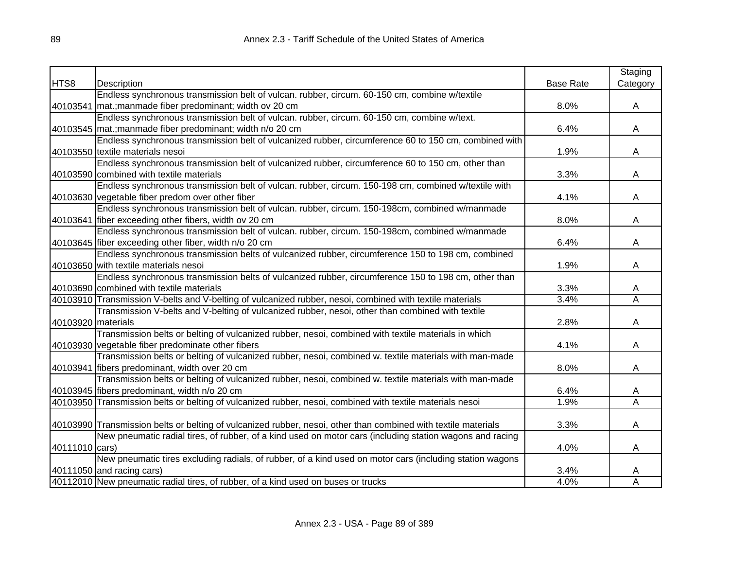| HTS8 | Description | Base Rate | Staging Category |
|---|---|---|---|
| 40103541 | Endless synchronous transmission belt of vulcan. rubber, circum. 60-150 cm, combine w/textile mat.;manmade fiber predominant; width ov 20 cm | 8.0% | A |
| 40103545 | Endless synchronous transmission belt of vulcan. rubber, circum. 60-150 cm, combine w/text. mat.;manmade fiber predominant; width n/o 20 cm | 6.4% | A |
| 40103550 | Endless synchronous transmission belt of vulcanized rubber, circumference 60 to 150 cm, combined with textile materials nesoi | 1.9% | A |
| 40103590 | Endless synchronous transmission belt of vulcanized rubber, circumference 60 to 150 cm, other than combined with textile materials | 3.3% | A |
| 40103630 | Endless synchronous transmission belt of vulcan. rubber, circum. 150-198 cm, combined w/textile with vegetable fiber predom over other fiber | 4.1% | A |
| 40103641 | Endless synchronous transmission belt of vulcan. rubber, circum. 150-198cm, combined w/manmade fiber exceeding other fibers, width ov 20 cm | 8.0% | A |
| 40103645 | Endless synchronous transmission belt of vulcan. rubber, circum. 150-198cm, combined w/manmade fiber exceeding other fiber, width n/o 20 cm | 6.4% | A |
| 40103650 | Endless synchronous transmission belts of vulcanized rubber, circumference 150 to 198 cm, combined with textile materials nesoi | 1.9% | A |
| 40103690 | Endless synchronous transmission belts of vulcanized rubber, circumference 150 to 198 cm, other than combined with textile materials | 3.3% | A |
| 40103910 | Transmission V-belts and V-belting of vulcanized rubber, nesoi, combined with textile materials | 3.4% | A |
| 40103920 | Transmission V-belts and V-belting of vulcanized rubber, nesoi, other than combined with textile materials | 2.8% | A |
| 40103930 | Transmission belts or belting of vulcanized rubber, nesoi, combined with textile materials in which vegetable fiber predominate other fibers | 4.1% | A |
| 40103941 | Transmission belts or belting of vulcanized rubber, nesoi, combined w. textile materials with man-made fibers predominant, width over 20 cm | 8.0% | A |
| 40103945 | Transmission belts or belting of vulcanized rubber, nesoi, combined w. textile materials with man-made fibers predominant, width n/o 20 cm | 6.4% | A |
| 40103950 | Transmission belts or belting of vulcanized rubber, nesoi, combined with textile materials nesoi | 1.9% | A |
| 40103990 | Transmission belts or belting of vulcanized rubber, nesoi, other than combined with textile materials | 3.3% | A |
| 40111010 | New pneumatic radial tires, of rubber, of a kind used on motor cars (including station wagons and racing cars) | 4.0% | A |
| 40111050 | New pneumatic tires excluding radials, of rubber, of a kind used on motor cars (including station wagons and racing cars) | 3.4% | A |
| 40112010 | New pneumatic radial tires, of rubber, of a kind used on buses or trucks | 4.0% | A |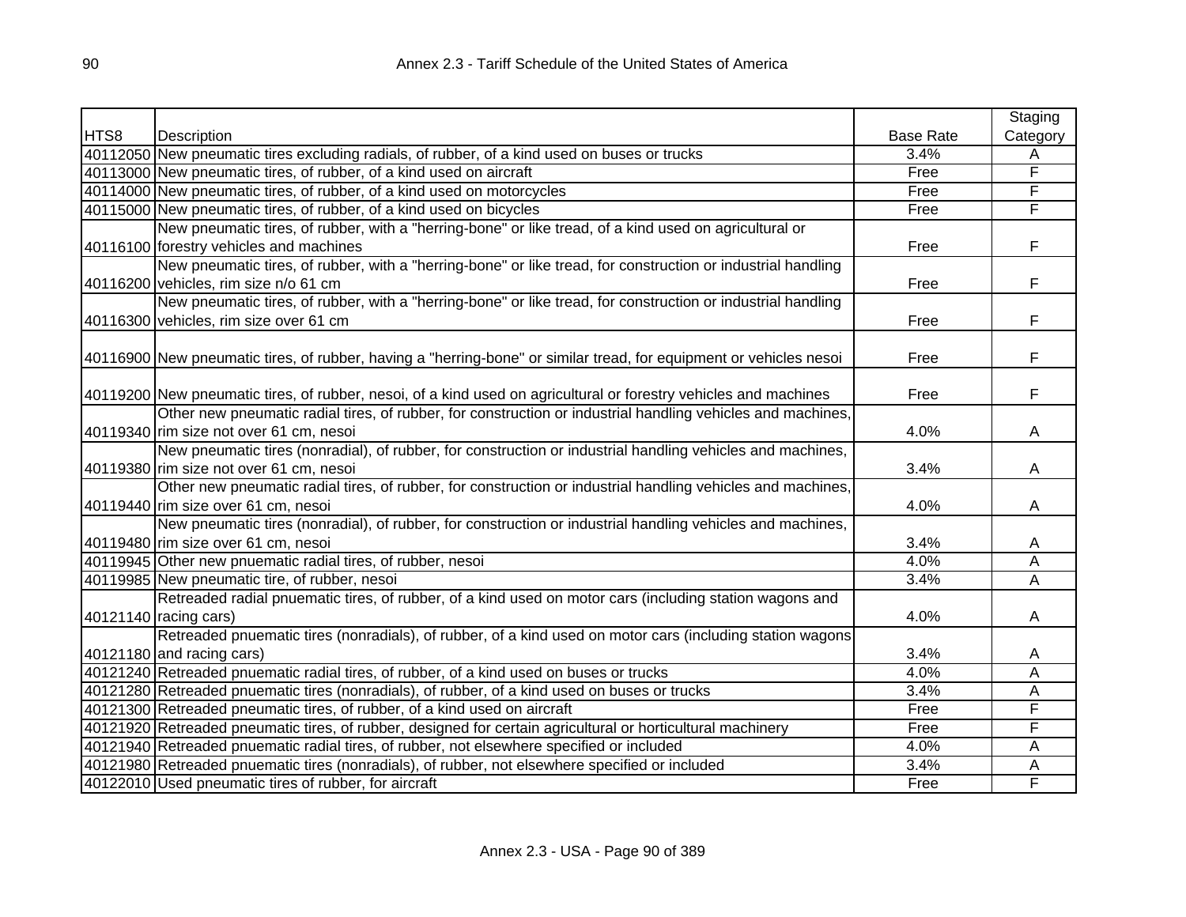| HTS8 | Description | Base Rate | Staging Category |
|---|---|---|---|
| 40112050 | New pneumatic tires excluding radials, of rubber, of a kind used on buses or trucks | 3.4% | A |
| 40113000 | New pneumatic tires, of rubber, of a kind used on aircraft | Free | F |
| 40114000 | New pneumatic tires, of rubber, of a kind used on motorcycles | Free | F |
| 40115000 | New pneumatic tires, of rubber, of a kind used on bicycles | Free | F |
| 40116100 | New pneumatic tires, of rubber, with a "herring-bone" or like tread, of a kind used on agricultural or forestry vehicles and machines | Free | F |
| 40116200 | New pneumatic tires, of rubber, with a "herring-bone" or like tread, for construction or industrial handling vehicles, rim size n/o 61 cm | Free | F |
| 40116300 | New pneumatic tires, of rubber, with a "herring-bone" or like tread, for construction or industrial handling vehicles, rim size over 61 cm | Free | F |
| 40116900 | New pneumatic tires, of rubber, having a "herring-bone" or similar tread, for equipment or vehicles nesoi | Free | F |
| 40119200 | New pneumatic tires, of rubber, nesoi, of a kind used on agricultural or forestry vehicles and machines | Free | F |
| 40119340 | Other new pneumatic radial tires, of rubber, for construction or industrial handling vehicles and machines, rim size not over 61 cm, nesoi | 4.0% | A |
| 40119380 | New pneumatic tires (nonradial), of rubber, for construction or industrial handling vehicles and machines, rim size not over 61 cm, nesoi | 3.4% | A |
| 40119440 | Other new pneumatic radial tires, of rubber, for construction or industrial handling vehicles and machines, rim size over 61 cm, nesoi | 4.0% | A |
| 40119480 | New pneumatic tires (nonradial), of rubber, for construction or industrial handling vehicles and machines, rim size over 61 cm, nesoi | 3.4% | A |
| 40119945 | Other new pnuematic radial tires, of rubber, nesoi | 4.0% | A |
| 40119985 | New pneumatic tire, of rubber, nesoi | 3.4% | A |
| 40121140 | Retreaded radial pnuematic tires, of rubber, of a kind used on motor cars (including station wagons and racing cars) | 4.0% | A |
| 40121180 | Retreaded pnuematic tires (nonradials), of rubber, of a kind used on motor cars (including station wagons and racing cars) | 3.4% | A |
| 40121240 | Retreaded pnuematic radial tires, of rubber, of a kind used on buses or trucks | 4.0% | A |
| 40121280 | Retreaded pnuematic tires (nonradials), of rubber, of a kind used on buses or trucks | 3.4% | A |
| 40121300 | Retreaded pneumatic tires, of rubber, of a kind used on aircraft | Free | F |
| 40121920 | Retreaded pneumatic tires, of rubber, designed for certain agricultural or horticultural machinery | Free | F |
| 40121940 | Retreaded pnuematic radial tires, of rubber, not elsewhere specified or included | 4.0% | A |
| 40121980 | Retreaded pnuematic tires (nonradials), of rubber, not elsewhere specified or included | 3.4% | A |
| 40122010 | Used pneumatic tires of rubber, for aircraft | Free | F |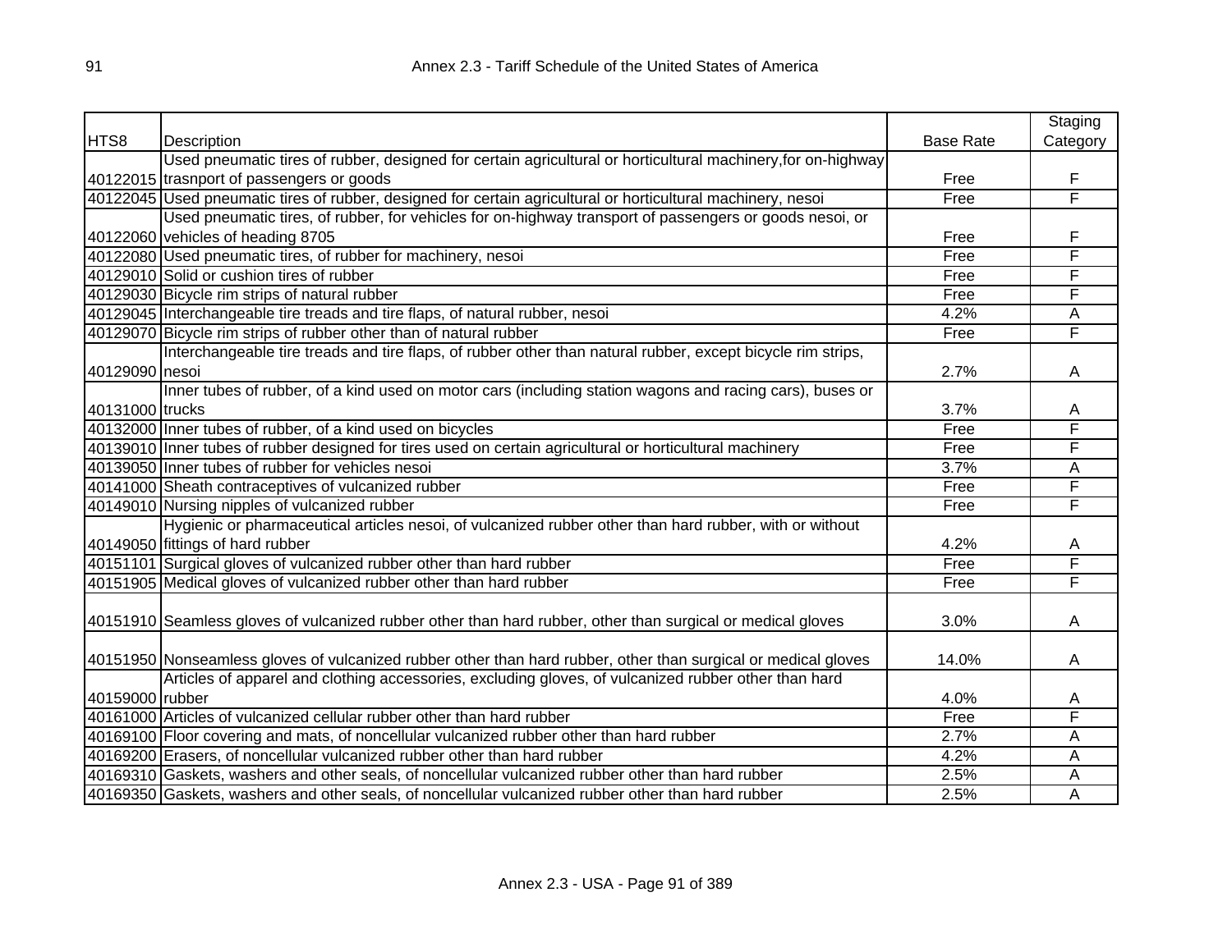| HTS8 | Description | Base Rate | Staging Category |
|---|---|---|---|
| 40122015 | Used pneumatic tires of rubber, designed for certain agricultural or horticultural machinery,for on-highway trasnport of passengers or goods | Free | F |
| 40122045 | Used pneumatic tires of rubber, designed for certain agricultural or horticultural machinery, nesoi | Free | F |
| 40122060 | Used pneumatic tires, of rubber, for vehicles for on-highway transport of passengers or goods nesoi, or vehicles of heading 8705 | Free | F |
| 40122080 | Used pneumatic tires, of rubber for machinery, nesoi | Free | F |
| 40129010 | Solid or cushion tires of rubber | Free | F |
| 40129030 | Bicycle rim strips of natural rubber | Free | F |
| 40129045 | Interchangeable tire treads and tire flaps, of natural rubber, nesoi | 4.2% | A |
| 40129070 | Bicycle rim strips of rubber other than of natural rubber | Free | F |
| 40129090 | Interchangeable tire treads and tire flaps, of rubber other than natural rubber, except bicycle rim strips, nesoi | 2.7% | A |
| 40131000 | Inner tubes of rubber, of a kind used on motor cars (including station wagons and racing cars), buses or trucks | 3.7% | A |
| 40132000 | Inner tubes of rubber, of a kind used on bicycles | Free | F |
| 40139010 | Inner tubes of rubber designed for tires used on certain agricultural or horticultural machinery | Free | F |
| 40139050 | Inner tubes of rubber for vehicles nesoi | 3.7% | A |
| 40141000 | Sheath contraceptives of vulcanized rubber | Free | F |
| 40149010 | Nursing nipples of vulcanized rubber | Free | F |
| 40149050 | Hygienic or pharmaceutical articles nesoi, of vulcanized rubber other than hard rubber, with or without fittings of hard rubber | 4.2% | A |
| 40151101 | Surgical gloves of vulcanized rubber other than hard rubber | Free | F |
| 40151905 | Medical gloves of vulcanized rubber other than hard rubber | Free | F |
| 40151910 | Seamless gloves of vulcanized rubber other than hard rubber, other than surgical or medical gloves | 3.0% | A |
| 40151950 | Nonseamless gloves of vulcanized rubber other than hard rubber, other than surgical or medical gloves | 14.0% | A |
| 40159000 | Articles of apparel and clothing accessories, excluding gloves, of vulcanized rubber other than hard rubber | 4.0% | A |
| 40161000 | Articles of vulcanized cellular rubber other than hard rubber | Free | F |
| 40169100 | Floor covering and mats, of noncellular vulcanized rubber other than hard rubber | 2.7% | A |
| 40169200 | Erasers, of noncellular vulcanized rubber other than hard rubber | 4.2% | A |
| 40169310 | Gaskets, washers and other seals, of noncellular vulcanized rubber other than hard rubber | 2.5% | A |
| 40169350 | Gaskets, washers and other seals, of noncellular vulcanized rubber other than hard rubber | 2.5% | A |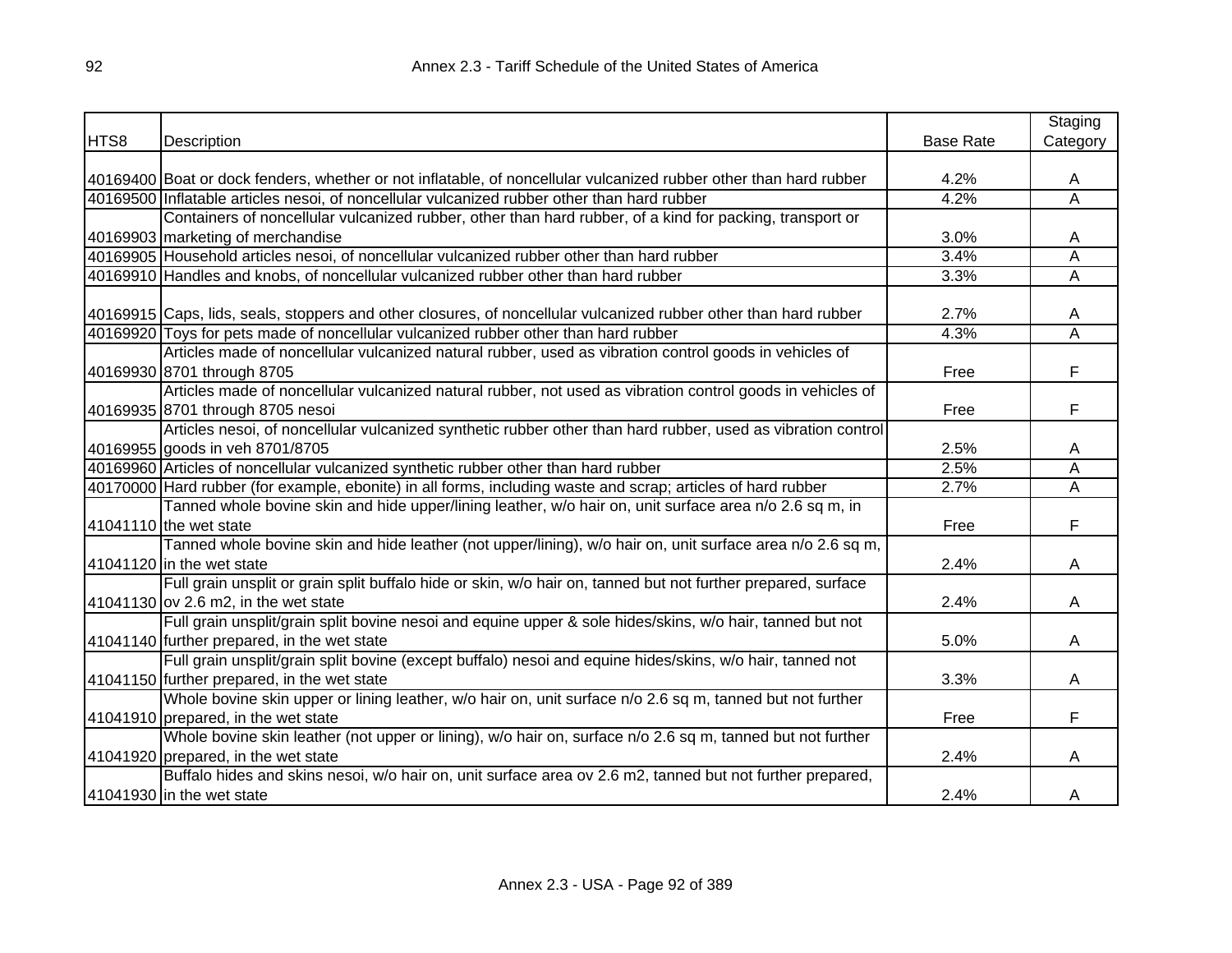| HTS8 | Description | Base Rate | Staging Category |
|---|---|---|---|
| 40169400 | Boat or dock fenders, whether or not inflatable, of noncellular vulcanized rubber other than hard rubber | 4.2% | A |
| 40169500 | Inflatable articles nesoi, of noncellular vulcanized rubber other than hard rubber | 4.2% | A |
| 40169903 | Containers of noncellular vulcanized rubber, other than hard rubber, of a kind for packing, transport or marketing of merchandise | 3.0% | A |
| 40169905 | Household articles nesoi, of noncellular vulcanized rubber other than hard rubber | 3.4% | A |
| 40169910 | Handles and knobs, of noncellular vulcanized rubber other than hard rubber | 3.3% | A |
| 40169915 | Caps, lids, seals, stoppers and other closures, of noncellular vulcanized rubber other than hard rubber | 2.7% | A |
| 40169920 | Toys for pets made of noncellular vulcanized rubber other than hard rubber | 4.3% | A |
| 40169930 | Articles made of noncellular vulcanized natural rubber, used as vibration control goods in vehicles of 8701 through 8705 | Free | F |
| 40169935 | Articles made of noncellular vulcanized natural rubber, not used as vibration control goods in vehicles of 8701 through 8705 nesoi | Free | F |
| 40169955 | Articles nesoi, of noncellular vulcanized synthetic rubber other than hard rubber, used as vibration control goods in veh 8701/8705 | 2.5% | A |
| 40169960 | Articles of noncellular vulcanized synthetic rubber other than hard rubber | 2.5% | A |
| 40170000 | Hard rubber (for example, ebonite) in all forms, including waste and scrap; articles of hard rubber | 2.7% | A |
| 41041110 | Tanned whole bovine skin and hide upper/lining leather, w/o hair on, unit surface area n/o 2.6 sq m, in the wet state | Free | F |
| 41041120 | Tanned whole bovine skin and hide leather (not upper/lining), w/o hair on, unit surface area n/o 2.6 sq m, in the wet state | 2.4% | A |
| 41041130 | Full grain unsplit or grain split buffalo hide or skin, w/o hair on, tanned but not further prepared, surface ov 2.6 m2, in the wet state | 2.4% | A |
| 41041140 | Full grain unsplit/grain split bovine nesoi and equine upper & sole hides/skins, w/o hair, tanned but not further prepared, in the wet state | 5.0% | A |
| 41041150 | Full grain unsplit/grain split bovine (except buffalo) nesoi and equine hides/skins, w/o hair, tanned not further prepared, in the wet state | 3.3% | A |
| 41041910 | Whole bovine skin upper or lining leather, w/o hair on, unit surface n/o 2.6 sq m, tanned but not further prepared, in the wet state | Free | F |
| 41041920 | Whole bovine skin leather (not upper or lining), w/o hair on, surface n/o 2.6 sq m, tanned but not further prepared, in the wet state | 2.4% | A |
| 41041930 | Buffalo hides and skins nesoi, w/o hair on, unit surface area ov 2.6 m2, tanned but not further prepared, in the wet state | 2.4% | A |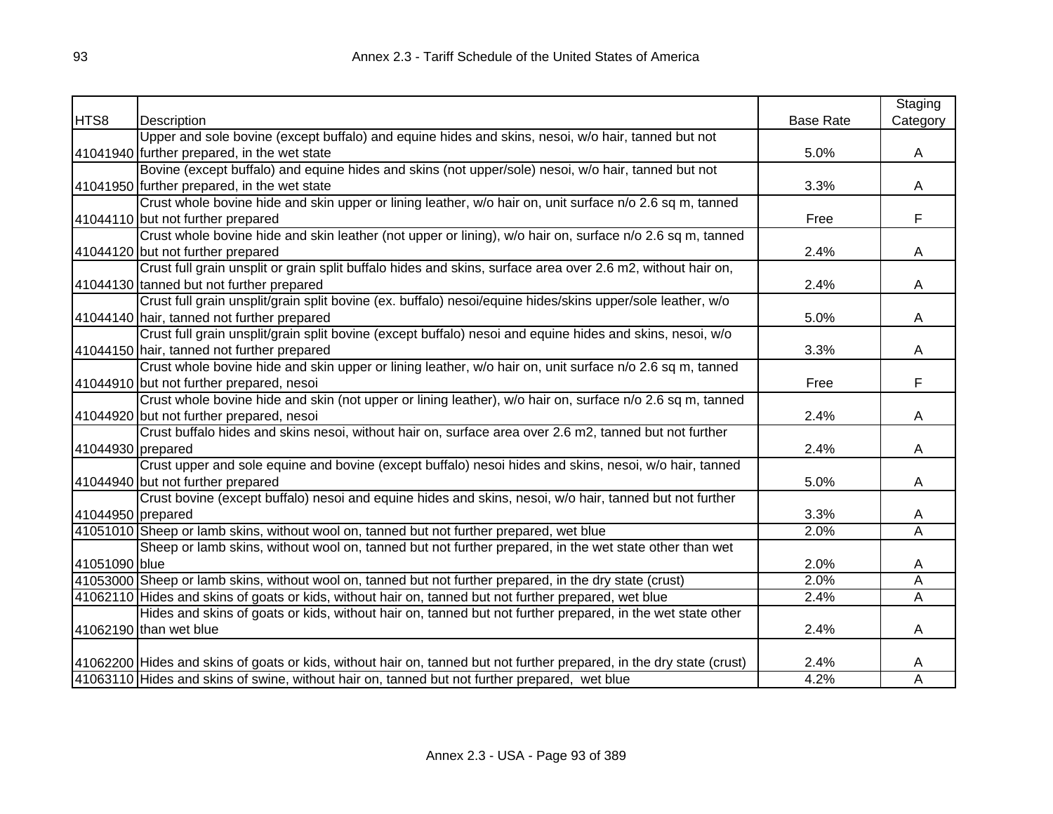| HTS8 | Description | Base Rate | Staging Category |
|---|---|---|---|
| 41041940 | Upper and sole bovine (except buffalo) and equine hides and skins, nesoi, w/o hair, tanned but not further prepared, in the wet state | 5.0% | A |
| 41041950 | Bovine (except buffalo) and equine hides and skins (not upper/sole) nesoi, w/o hair, tanned but not further prepared, in the wet state | 3.3% | A |
| 41044110 | Crust whole bovine hide and skin upper or lining leather, w/o hair on, unit surface n/o 2.6 sq m, tanned but not further prepared | Free | F |
| 41044120 | Crust whole bovine hide and skin leather (not upper or lining), w/o hair on, surface n/o 2.6 sq m, tanned but not further prepared | 2.4% | A |
| 41044130 | Crust full grain unsplit or grain split buffalo hides and skins, surface area over 2.6 m2, without hair on, tanned but not further prepared | 2.4% | A |
| 41044140 | Crust full grain unsplit/grain split bovine (ex. buffalo) nesoi/equine hides/skins upper/sole leather, w/o hair, tanned not further prepared | 5.0% | A |
| 41044150 | Crust full grain unsplit/grain split bovine (except buffalo) nesoi and equine hides and skins, nesoi, w/o hair, tanned not further prepared | 3.3% | A |
| 41044910 | Crust whole bovine hide and skin upper or lining leather, w/o hair on, unit surface n/o 2.6 sq m, tanned but not further prepared, nesoi | Free | F |
| 41044920 | Crust whole bovine hide and skin (not upper or lining leather), w/o hair on, surface n/o 2.6 sq m, tanned but not further prepared, nesoi | 2.4% | A |
| 41044930 | Crust buffalo hides and skins nesoi, without hair on, surface area over 2.6 m2, tanned but not further prepared | 2.4% | A |
| 41044940 | Crust upper and sole equine and bovine (except buffalo) nesoi hides and skins, nesoi, w/o hair, tanned but not further prepared | 5.0% | A |
| 41044950 | Crust bovine (except buffalo) nesoi and equine hides and skins, nesoi, w/o hair, tanned but not further prepared | 3.3% | A |
| 41051010 | Sheep or lamb skins, without wool on, tanned but not further prepared, wet blue | 2.0% | A |
| 41051090 | Sheep or lamb skins, without wool on, tanned but not further prepared, in the wet state other than wet blue | 2.0% | A |
| 41053000 | Sheep or lamb skins, without wool on, tanned but not further prepared, in the dry state (crust) | 2.0% | A |
| 41062110 | Hides and skins of goats or kids, without hair on, tanned but not further prepared, wet blue | 2.4% | A |
| 41062190 | Hides and skins of goats or kids, without hair on, tanned but not further prepared, in the wet state other than wet blue | 2.4% | A |
| 41062200 | Hides and skins of goats or kids, without hair on, tanned but not further prepared, in the dry state (crust) | 2.4% | A |
| 41063110 | Hides and skins of swine, without hair on, tanned but not further prepared, wet blue | 4.2% | A |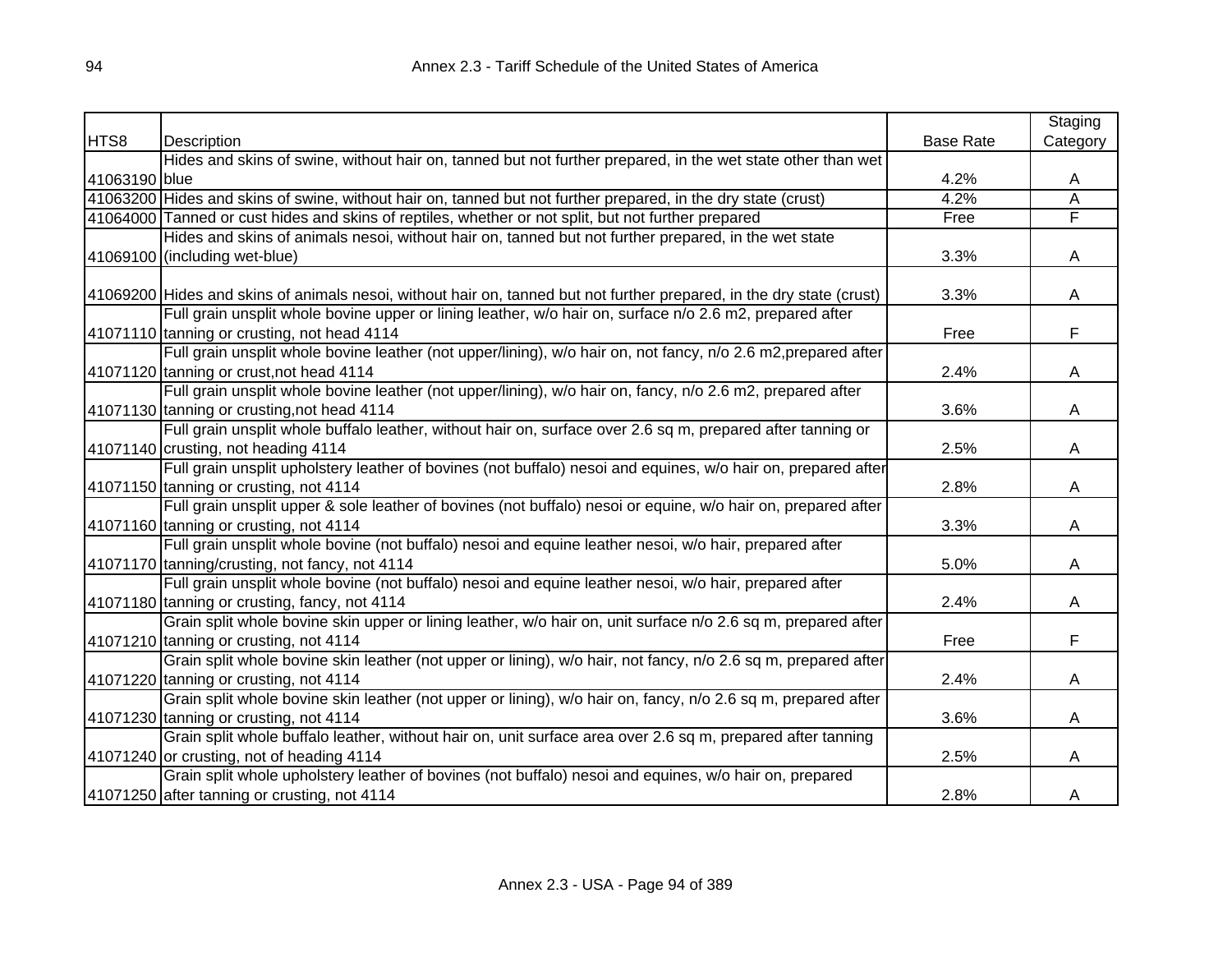| HTS8 | Description | Base Rate | Staging Category |
|---|---|---|---|
| 41063190 | Hides and skins of swine, without hair on, tanned but not further prepared, in the wet state other than wet blue | 4.2% | A |
| 41063200 | Hides and skins of swine, without hair on, tanned but not further prepared, in the dry state (crust) | 4.2% | A |
| 41064000 | Tanned or cust hides and skins of reptiles, whether or not split, but not further prepared | Free | F |
| 41069100 | Hides and skins of animals nesoi, without hair on, tanned but not further prepared, in the wet state (including wet-blue) | 3.3% | A |
| 41069200 | Hides and skins of animals nesoi, without hair on, tanned but not further prepared, in the dry state (crust) | 3.3% | A |
| 41071110 | Full grain unsplit whole bovine upper or lining leather, w/o hair on, surface n/o 2.6 m2, prepared after tanning or crusting, not head 4114 | Free | F |
| 41071120 | Full grain unsplit whole bovine leather (not upper/lining), w/o hair on, not fancy, n/o 2.6 m2,prepared after tanning or crust,not head 4114 | 2.4% | A |
| 41071130 | Full grain unsplit whole bovine leather (not upper/lining), w/o hair on, fancy, n/o 2.6 m2, prepared after tanning or crusting,not head 4114 | 3.6% | A |
| 41071140 | Full grain unsplit whole buffalo leather, without hair on, surface over 2.6 sq m, prepared after tanning or crusting, not heading 4114 | 2.5% | A |
| 41071150 | Full grain unsplit upholstery leather of bovines (not buffalo) nesoi and equines, w/o hair on, prepared after tanning or crusting, not 4114 | 2.8% | A |
| 41071160 | Full grain unsplit upper & sole leather of bovines (not buffalo) nesoi or equine, w/o hair on, prepared after tanning or crusting, not 4114 | 3.3% | A |
| 41071170 | Full grain unsplit whole bovine (not buffalo) nesoi and equine leather nesoi, w/o hair, prepared after tanning/crusting, not fancy, not 4114 | 5.0% | A |
| 41071180 | Full grain unsplit whole bovine (not buffalo) nesoi and equine leather nesoi, w/o hair, prepared after tanning or crusting, fancy, not 4114 | 2.4% | A |
| 41071210 | Grain split whole bovine skin upper or lining leather, w/o hair on, unit surface n/o 2.6 sq m, prepared after tanning or crusting, not 4114 | Free | F |
| 41071220 | Grain split whole bovine skin leather (not upper or lining), w/o hair, not fancy, n/o 2.6 sq m, prepared after tanning or crusting, not 4114 | 2.4% | A |
| 41071230 | Grain split whole bovine skin leather (not upper or lining), w/o hair on, fancy, n/o 2.6 sq m, prepared after tanning or crusting, not 4114 | 3.6% | A |
| 41071240 | Grain split whole buffalo leather, without hair on, unit surface area over 2.6 sq m, prepared after tanning or crusting, not of heading 4114 | 2.5% | A |
| 41071250 | Grain split whole upholstery leather of bovines (not buffalo) nesoi and equines, w/o hair on, prepared after tanning or crusting, not 4114 | 2.8% | A |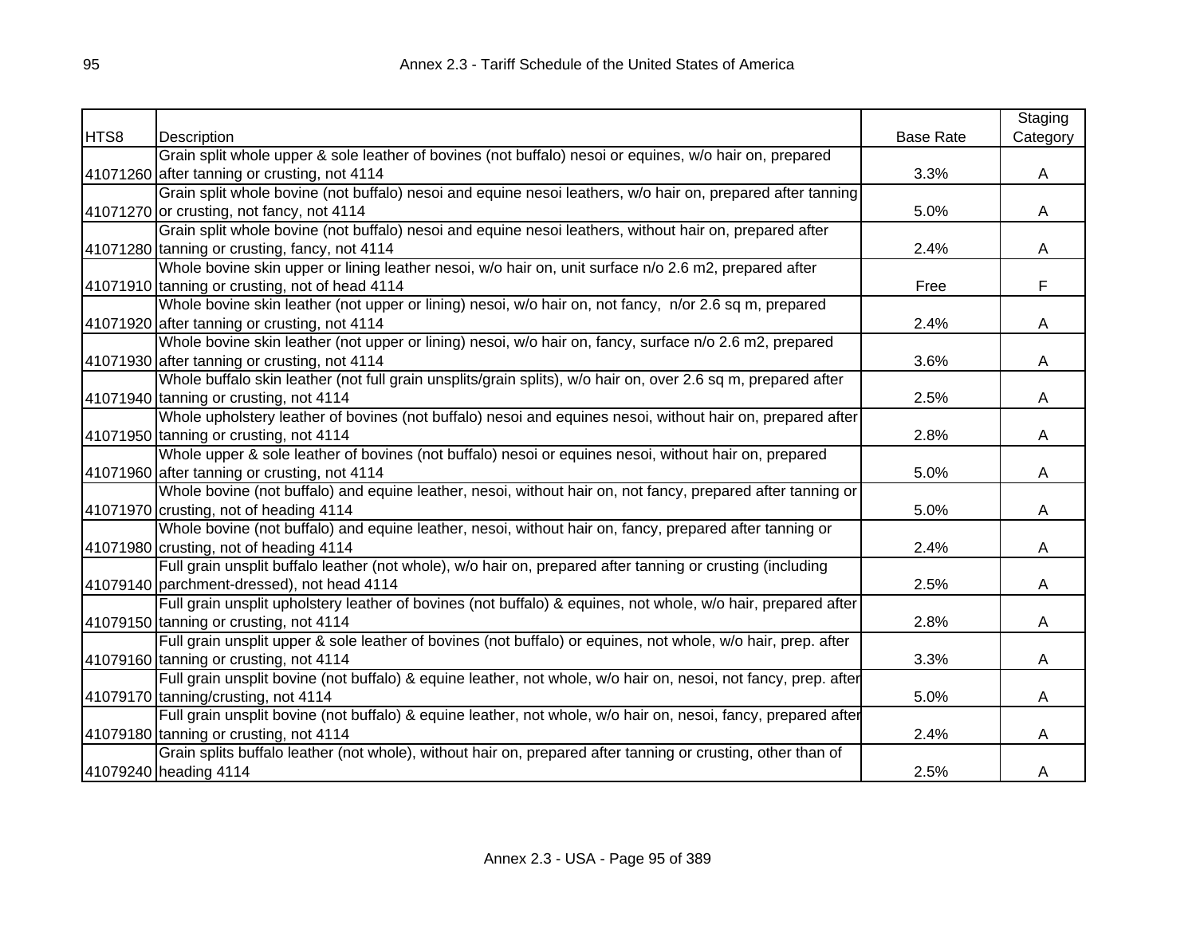| HTS8 | Description | Base Rate | Staging Category |
|---|---|---|---|
| 41071260 | Grain split whole upper & sole leather of bovines (not buffalo) nesoi or equines, w/o hair on, prepared after tanning or crusting, not 4114 | 3.3% | A |
| 41071270 | Grain split whole bovine (not buffalo) nesoi and equine nesoi leathers, w/o hair on, prepared after tanning or crusting, not fancy, not 4114 | 5.0% | A |
| 41071280 | Grain split whole bovine (not buffalo) nesoi and equine nesoi leathers, without hair on, prepared after tanning or crusting, fancy, not 4114 | 2.4% | A |
| 41071910 | Whole bovine skin upper or lining leather nesoi, w/o hair on, unit surface n/o 2.6 m2, prepared after tanning or crusting, not of head 4114 | Free | F |
| 41071920 | Whole bovine skin leather (not upper or lining) nesoi, w/o hair on, not fancy, n/or 2.6 sq m, prepared after tanning or crusting, not 4114 | 2.4% | A |
| 41071930 | Whole bovine skin leather (not upper or lining) nesoi, w/o hair on, fancy, surface n/o 2.6 m2, prepared after tanning or crusting, not 4114 | 3.6% | A |
| 41071940 | Whole buffalo skin leather (not full grain unsplits/grain splits), w/o hair on, over 2.6 sq m, prepared after tanning or crusting, not 4114 | 2.5% | A |
| 41071950 | Whole upholstery leather of bovines (not buffalo) nesoi and equines nesoi, without hair on, prepared after tanning or crusting, not 4114 | 2.8% | A |
| 41071960 | Whole upper & sole leather of bovines (not buffalo) nesoi or equines nesoi, without hair on, prepared after tanning or crusting, not 4114 | 5.0% | A |
| 41071970 | Whole bovine (not buffalo) and equine leather, nesoi, without hair on, not fancy, prepared after tanning or crusting, not of heading 4114 | 5.0% | A |
| 41071980 | Whole bovine (not buffalo) and equine leather, nesoi, without hair on, fancy, prepared after tanning or crusting, not of heading 4114 | 2.4% | A |
| 41079140 | Full grain unsplit buffalo leather (not whole), w/o hair on, prepared after tanning or crusting (including parchment-dressed), not head 4114 | 2.5% | A |
| 41079150 | Full grain unsplit upholstery leather of bovines (not buffalo) & equines, not whole, w/o hair, prepared after tanning or crusting, not 4114 | 2.8% | A |
| 41079160 | Full grain unsplit upper & sole leather of bovines (not buffalo) or equines, not whole, w/o hair, prep. after tanning or crusting, not 4114 | 3.3% | A |
| 41079170 | Full grain unsplit bovine (not buffalo) & equine leather, not whole, w/o hair on, nesoi, not fancy, prep. after tanning/crusting, not 4114 | 5.0% | A |
| 41079180 | Full grain unsplit bovine (not buffalo) & equine leather, not whole, w/o hair on, nesoi, fancy, prepared after tanning or crusting, not 4114 | 2.4% | A |
| 41079240 | Grain splits buffalo leather (not whole), without hair on, prepared after tanning or crusting, other than of heading 4114 | 2.5% | A |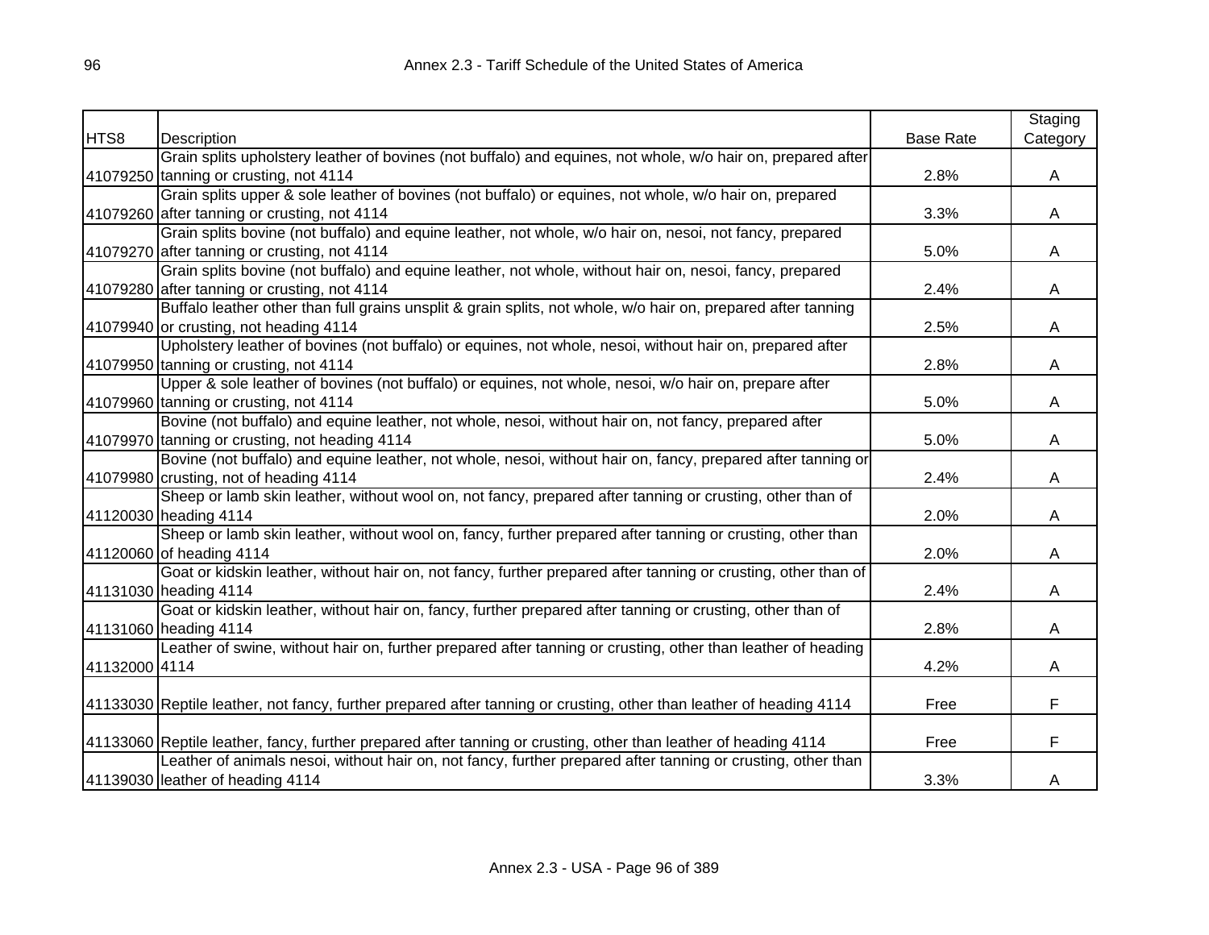| HTS8 | Description | Base Rate | Staging Category |
|---|---|---|---|
| 41079250 | Grain splits upholstery leather of bovines (not buffalo) and equines, not whole, w/o hair on, prepared after tanning or crusting, not 4114 | 2.8% | A |
| 41079260 | Grain splits upper & sole leather of bovines (not buffalo) or equines, not whole, w/o hair on, prepared after tanning or crusting, not 4114 | 3.3% | A |
| 41079270 | Grain splits bovine (not buffalo) and equine leather, not whole, w/o hair on, nesoi, not fancy, prepared after tanning or crusting, not 4114 | 5.0% | A |
| 41079280 | Grain splits bovine (not buffalo) and equine leather, not whole, without hair on, nesoi, fancy, prepared after tanning or crusting, not 4114 | 2.4% | A |
| 41079940 | Buffalo leather other than full grains unsplit & grain splits, not whole, w/o hair on, prepared after tanning or crusting, not heading 4114 | 2.5% | A |
| 41079950 | Upholstery leather of bovines (not buffalo) or equines, not whole, nesoi, without hair on, prepared after tanning or crusting, not 4114 | 2.8% | A |
| 41079960 | Upper & sole leather of bovines (not buffalo) or equines, not whole, nesoi, w/o hair on, prepare after tanning or crusting, not 4114 | 5.0% | A |
| 41079970 | Bovine (not buffalo) and equine leather, not whole, nesoi, without hair on, not fancy, prepared after tanning or crusting, not heading 4114 | 5.0% | A |
| 41079980 | Bovine (not buffalo) and equine leather, not whole, nesoi, without hair on, fancy, prepared after tanning or crusting, not of heading 4114 | 2.4% | A |
| 41120030 | Sheep or lamb skin leather, without wool on, not fancy, prepared after tanning or crusting, other than of heading 4114 | 2.0% | A |
| 41120060 | Sheep or lamb skin leather, without wool on, fancy, further prepared after tanning or crusting, other than of heading 4114 | 2.0% | A |
| 41131030 | Goat or kidskin leather, without hair on, not fancy, further prepared after tanning or crusting, other than of heading 4114 | 2.4% | A |
| 41131060 | Goat or kidskin leather, without hair on, fancy, further prepared after tanning or crusting, other than of heading 4114 | 2.8% | A |
| 41132000 | Leather of swine, without hair on, further prepared after tanning or crusting, other than leather of heading 4114 | 4.2% | A |
| 41133030 | Reptile leather, not fancy, further prepared after tanning or crusting, other than leather of heading 4114 | Free | F |
| 41133060 | Reptile leather, fancy, further prepared after tanning or crusting, other than leather of heading 4114 | Free | F |
| 41139030 | Leather of animals nesoi, without hair on, not fancy, further prepared after tanning or crusting, other than leather of heading 4114 | 3.3% | A |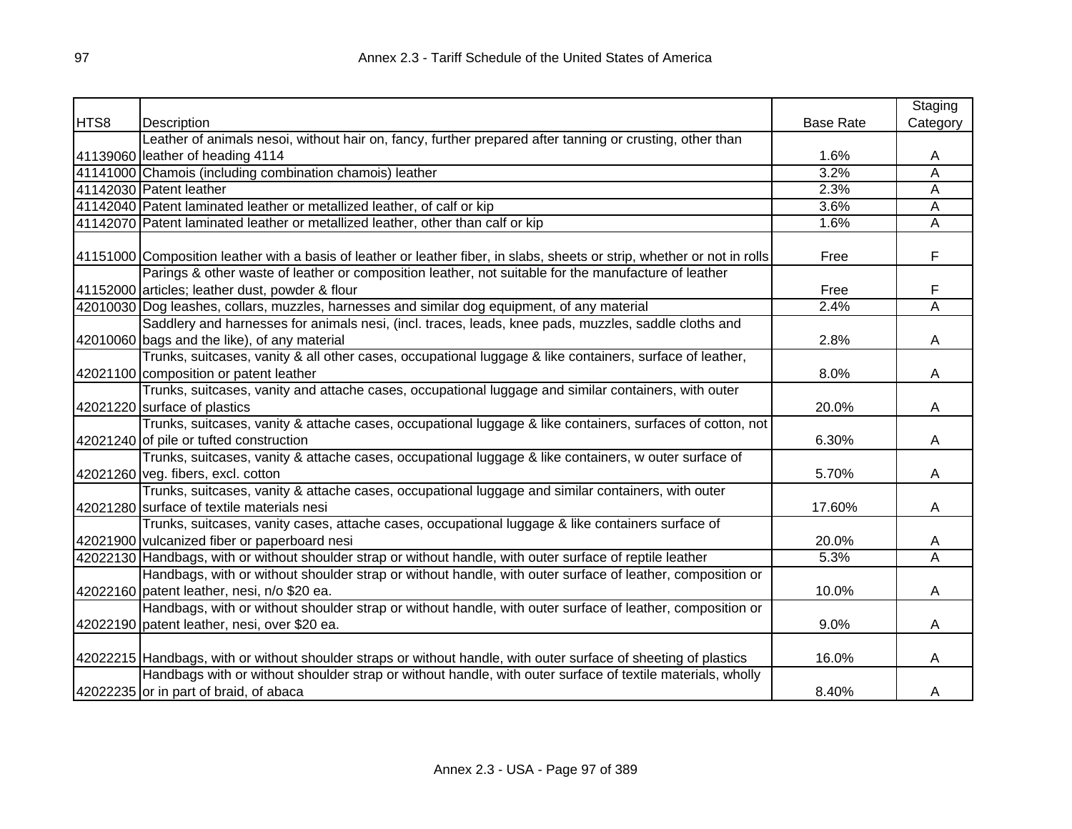| HTS8 | Description | Base Rate | Staging Category |
|---|---|---|---|
| 41139060 | Leather of animals nesoi, without hair on, fancy, further prepared after tanning or crusting, other than leather of heading 4114 | 1.6% | A |
| 41141000 | Chamois (including combination chamois) leather | 3.2% | A |
| 41142030 | Patent leather | 2.3% | A |
| 41142040 | Patent laminated leather or metallized leather, of calf or kip | 3.6% | A |
| 41142070 | Patent laminated leather or metallized leather, other than calf or kip | 1.6% | A |
| 41151000 | Composition leather with a basis of leather or leather fiber, in slabs, sheets or strip, whether or not in rolls | Free | F |
| 41152000 | Parings & other waste of leather or composition leather, not suitable for the manufacture of leather articles; leather dust, powder & flour | Free | F |
| 42010030 | Dog leashes, collars, muzzles, harnesses and similar dog equipment, of any material | 2.4% | A |
| 42010060 | Saddlery and harnesses for animals nesi, (incl. traces, leads, knee pads, muzzles, saddle cloths and bags and the like), of any material | 2.8% | A |
| 42021100 | Trunks, suitcases, vanity & all other cases, occupational luggage & like containers, surface of leather, composition or patent leather | 8.0% | A |
| 42021220 | Trunks, suitcases, vanity and attache cases, occupational luggage and similar containers, with outer surface of plastics | 20.0% | A |
| 42021240 | Trunks, suitcases, vanity & attache cases, occupational luggage & like containers, surfaces of cotton, not of pile or tufted construction | 6.30% | A |
| 42021260 | Trunks, suitcases, vanity & attache cases, occupational luggage & like containers, w outer surface of veg. fibers, excl. cotton | 5.70% | A |
| 42021280 | Trunks, suitcases, vanity & attache cases, occupational luggage and similar containers, with outer surface of textile materials nesi | 17.60% | A |
| 42021900 | Trunks, suitcases, vanity cases, attache cases, occupational luggage & like containers surface of vulcanized fiber or paperboard nesi | 20.0% | A |
| 42022130 | Handbags, with or without shoulder strap or without handle, with outer surface of reptile leather | 5.3% | A |
| 42022160 | Handbags, with or without shoulder strap or without handle, with outer surface of leather, composition or patent leather, nesi, n/o $20 ea. | 10.0% | A |
| 42022190 | Handbags, with or without shoulder strap or without handle, with outer surface of leather, composition or patent leather, nesi, over $20 ea. | 9.0% | A |
| 42022215 | Handbags, with or without shoulder straps or without handle, with outer surface of sheeting of plastics | 16.0% | A |
| 42022235 | Handbags with or without shoulder strap or without handle, with outer surface of textile materials, wholly or in part of braid, of abaca | 8.40% | A |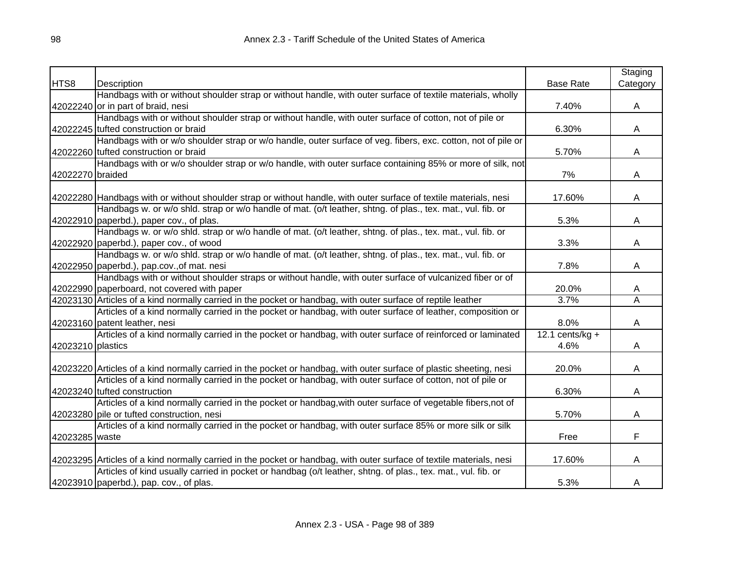| HTS8 | Description | Base Rate | Staging Category |
|---|---|---|---|
| 42022240 | Handbags with or without shoulder strap or without handle, with outer surface of textile materials, wholly or in part of braid, nesi | 7.40% | A |
| 42022245 | Handbags with or without shoulder strap or without handle, with outer surface of cotton, not of pile or tufted construction or braid | 6.30% | A |
| 42022260 | Handbags with or w/o shoulder strap or w/o handle, outer surface of veg. fibers, exc. cotton, not of pile or tufted construction or braid | 5.70% | A |
| 42022270 | Handbags with or w/o shoulder strap or w/o handle, with outer surface containing 85% or more of silk, not braided | 7% | A |
| 42022280 | Handbags with or without shoulder strap or without handle, with outer surface of textile materials, nesi | 17.60% | A |
| 42022910 | Handbags w. or w/o shld. strap or w/o handle of mat. (o/t leather, shtng. of plas., tex. mat., vul. fib. or paperbd.), paper cov., of plas. | 5.3% | A |
| 42022920 | Handbags w. or w/o shld. strap or w/o handle of mat. (o/t leather, shtng. of plas., tex. mat., vul. fib. or paperbd.), paper cov., of wood | 3.3% | A |
| 42022950 | Handbags w. or w/o shld. strap or w/o handle of mat. (o/t leather, shtng. of plas., tex. mat., vul. fib. or paperbd.), pap.cov.,of mat. nesi | 7.8% | A |
| 42022990 | Handbags with or without shoulder straps or without handle, with outer surface of vulcanized fiber or of paperboard, not covered with paper | 20.0% | A |
| 42023130 | Articles of a kind normally carried in the pocket or handbag, with outer surface of reptile leather | 3.7% | A |
| 42023160 | Articles of a kind normally carried in the pocket or handbag, with outer surface of leather, composition or patent leather, nesi | 8.0% | A |
| 42023210 | Articles of a kind normally carried in the pocket or handbag, with outer surface of reinforced or laminated plastics | 12.1 cents/kg + 4.6% | A |
| 42023220 | Articles of a kind normally carried in the pocket or handbag, with outer surface of plastic sheeting, nesi | 20.0% | A |
| 42023240 | Articles of a kind normally carried in the pocket or handbag, with outer surface of cotton, not of pile or tufted construction | 6.30% | A |
| 42023280 | Articles of a kind normally carried in the pocket or handbag,with outer surface of vegetable fibers,not of pile or tufted construction, nesi | 5.70% | A |
| 42023285 | Articles of a kind normally carried in the pocket or handbag, with outer surface 85% or more silk or silk waste | Free | F |
| 42023295 | Articles of a kind normally carried in the pocket or handbag, with outer surface of textile materials, nesi | 17.60% | A |
| 42023910 | Articles of kind usually carried in pocket or handbag (o/t leather, shtng. of plas., tex. mat., vul. fib. or paperbd.), pap. cov., of plas. | 5.3% | A |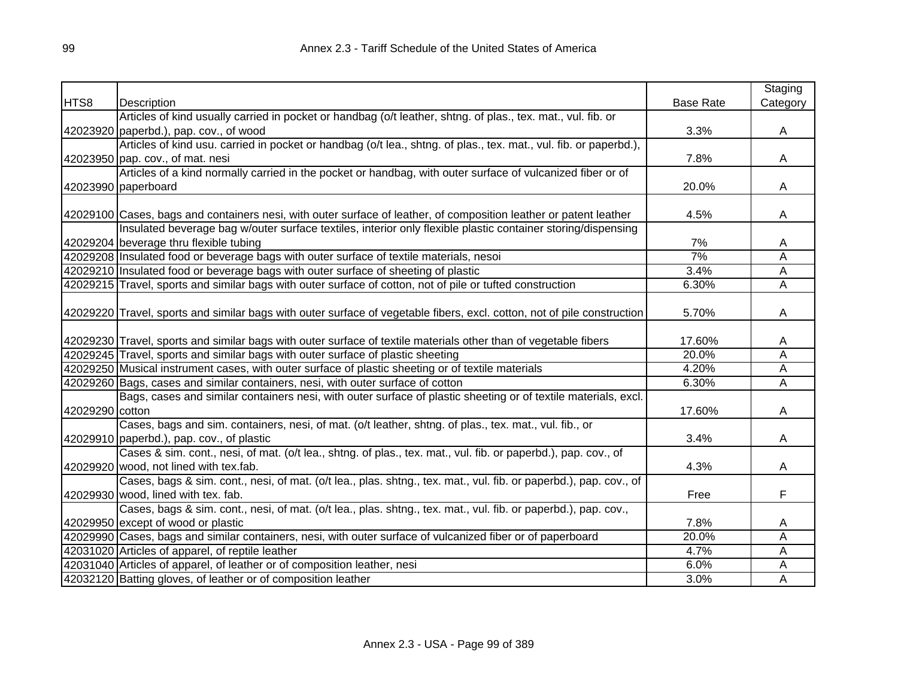| HTS8 | Description | Base Rate | Staging Category |
|---|---|---|---|
| 42023920 | Articles of kind usually carried in pocket or handbag (o/t leather, shtng. of plas., tex. mat., vul. fib. or paperbd.), pap. cov., of wood | 3.3% | A |
| 42023950 | Articles of kind usu. carried in pocket or handbag (o/t lea., shtng. of plas., tex. mat., vul. fib. or paperbd.), pap. cov., of mat. nesi | 7.8% | A |
| 42023990 | Articles of a kind normally carried in the pocket or handbag, with outer surface of vulcanized fiber or of paperboard | 20.0% | A |
| 42029100 | Cases, bags and containers nesi, with outer surface of leather, of composition leather or patent leather | 4.5% | A |
| 42029204 | Insulated beverage bag w/outer surface textiles, interior only flexible plastic container storing/dispensing beverage thru flexible tubing | 7% | A |
| 42029208 | Insulated food or beverage bags with outer surface of textile materials, nesoi | 7% | A |
| 42029210 | Insulated food or beverage bags with outer surface of sheeting of plastic | 3.4% | A |
| 42029215 | Travel, sports and similar bags with outer surface of cotton, not of pile or tufted construction | 6.30% | A |
| 42029220 | Travel, sports and similar bags with outer surface of vegetable fibers, excl. cotton, not of pile construction | 5.70% | A |
| 42029230 | Travel, sports and similar bags with outer surface of textile materials other than of vegetable fibers | 17.60% | A |
| 42029245 | Travel, sports and similar bags with outer surface of plastic sheeting | 20.0% | A |
| 42029250 | Musical instrument cases, with outer surface of plastic sheeting or of textile materials | 4.20% | A |
| 42029260 | Bags, cases and similar containers, nesi, with outer surface of cotton | 6.30% | A |
| 42029290 | Bags, cases and similar containers nesi, with outer surface of plastic sheeting or of textile materials, excl. cotton | 17.60% | A |
| 42029910 | Cases, bags and sim. containers, nesi, of mat. (o/t leather, shtng. of plas., tex. mat., vul. fib., or paperbd.), pap. cov., of plastic | 3.4% | A |
| 42029920 | Cases & sim. cont., nesi, of mat. (o/t lea., shtng. of plas., tex. mat., vul. fib. or paperbd.), pap. cov., of wood, not lined with tex.fab. | 4.3% | A |
| 42029930 | Cases, bags & sim. cont., nesi, of mat. (o/t lea., plas. shtng., tex. mat., vul. fib. or paperbd.), pap. cov., of wood, lined with tex. fab. | Free | F |
| 42029950 | Cases, bags & sim. cont., nesi, of mat. (o/t lea., plas. shtng., tex. mat., vul. fib. or paperbd.), pap. cov., except of wood or plastic | 7.8% | A |
| 42029990 | Cases, bags and similar containers, nesi, with outer surface of vulcanized fiber or of paperboard | 20.0% | A |
| 42031020 | Articles of apparel, of reptile leather | 4.7% | A |
| 42031040 | Articles of apparel, of leather or of composition leather, nesi | 6.0% | A |
| 42032120 | Batting gloves, of leather or of composition leather | 3.0% | A |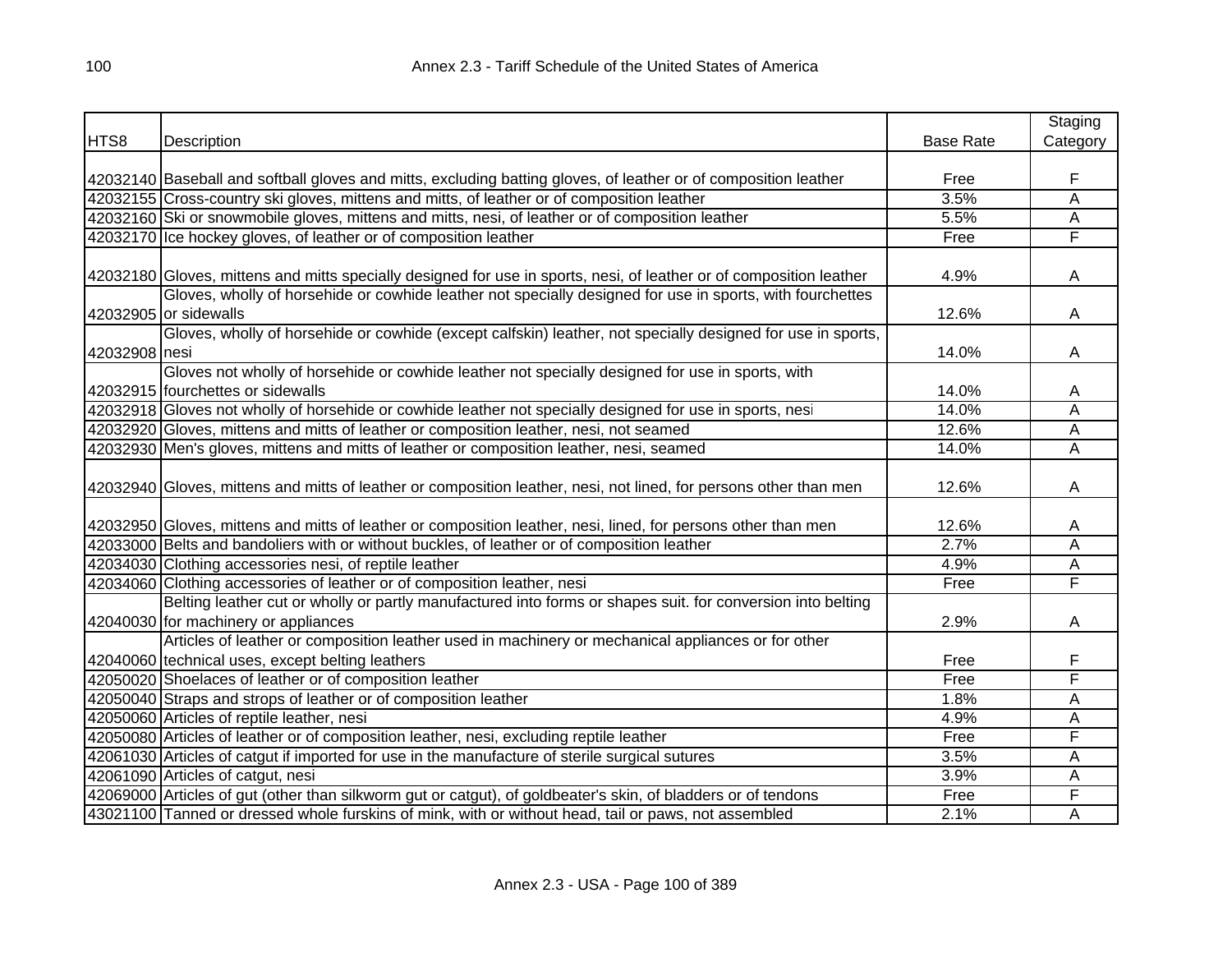| HTS8 | Description | Base Rate | Staging Category |
|---|---|---|---|
| 42032140 | Baseball and softball gloves and mitts, excluding batting gloves, of leather or of composition leather | Free | F |
| 42032155 | Cross-country ski gloves, mittens and mitts, of leather or of composition leather | 3.5% | A |
| 42032160 | Ski or snowmobile gloves, mittens and mitts, nesi, of leather or of composition leather | 5.5% | A |
| 42032170 | Ice hockey gloves, of leather or of composition leather | Free | F |
| 42032180 | Gloves, mittens and mitts specially designed for use in sports, nesi, of leather or of composition leather | 4.9% | A |
| 42032905 | Gloves, wholly of horsehide or cowhide leather not specially designed for use in sports, with fourchettes or sidewalls | 12.6% | A |
| 42032908 | Gloves, wholly of horsehide or cowhide (except calfskin) leather, not specially designed for use in sports, nesi | 14.0% | A |
| 42032915 | Gloves not wholly of horsehide or cowhide leather not specially designed for use in sports, with fourchettes or sidewalls | 14.0% | A |
| 42032918 | Gloves not wholly of horsehide or cowhide leather not specially designed for use in sports, nesi | 14.0% | A |
| 42032920 | Gloves, mittens and mitts of leather or composition leather, nesi, not seamed | 12.6% | A |
| 42032930 | Men's gloves, mittens and mitts of leather or composition leather, nesi, seamed | 14.0% | A |
| 42032940 | Gloves, mittens and mitts of leather or composition leather, nesi, not lined, for persons other than men | 12.6% | A |
| 42032950 | Gloves, mittens and mitts of leather or composition leather, nesi, lined, for persons other than men | 12.6% | A |
| 42033000 | Belts and bandoliers with or without buckles, of leather or of composition leather | 2.7% | A |
| 42034030 | Clothing accessories nesi, of reptile leather | 4.9% | A |
| 42034060 | Clothing accessories of leather or of composition leather, nesi | Free | F |
| 42040030 | Belting leather cut or wholly or partly manufactured into forms or shapes suit. for conversion into belting for machinery or appliances | 2.9% | A |
| 42040060 | Articles of leather or composition leather used in machinery or mechanical appliances or for other technical uses, except belting leathers | Free | F |
| 42050020 | Shoelaces of leather or of composition leather | Free | F |
| 42050040 | Straps and strops of leather or of composition leather | 1.8% | A |
| 42050060 | Articles of reptile leather, nesi | 4.9% | A |
| 42050080 | Articles of leather or of composition leather, nesi, excluding reptile leather | Free | F |
| 42061030 | Articles of catgut if imported for use in the manufacture of sterile surgical sutures | 3.5% | A |
| 42061090 | Articles of catgut, nesi | 3.9% | A |
| 42069000 | Articles of gut (other than silkworm gut or catgut), of goldbeater's skin, of bladders or of tendons | Free | F |
| 43021100 | Tanned or dressed whole furskins of mink, with or without head, tail or paws, not assembled | 2.1% | A |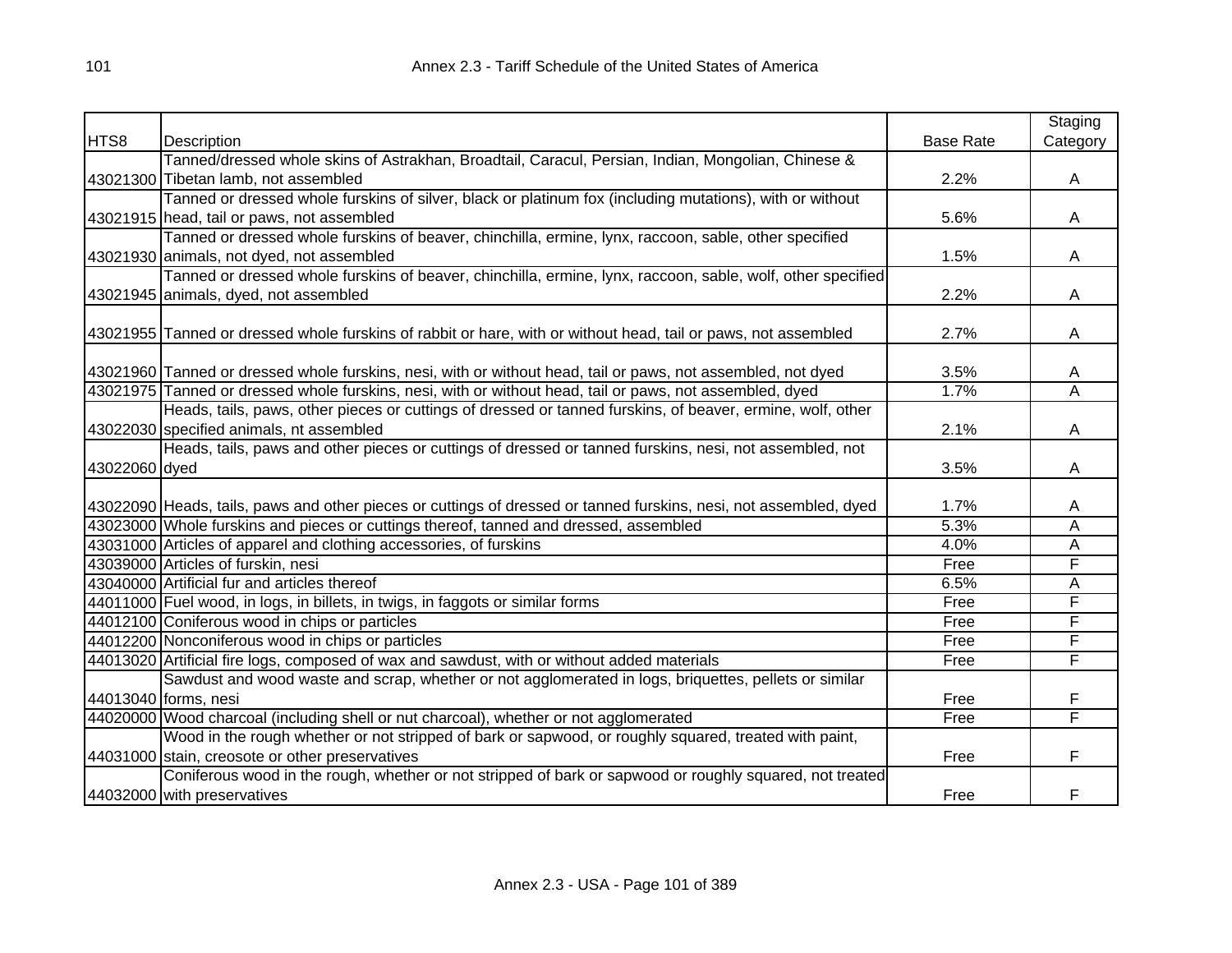| HTS8 | Description | Base Rate | Staging Category |
|---|---|---|---|
| 43021300 | Tanned/dressed whole skins of Astrakhan, Broadtail, Caracul, Persian, Indian, Mongolian, Chinese & Tibetan lamb, not assembled | 2.2% | A |
| 43021915 | Tanned or dressed whole furskins of silver, black or platinum fox (including mutations), with or without head, tail or paws, not assembled | 5.6% | A |
| 43021930 | Tanned or dressed whole furskins of beaver, chinchilla, ermine, lynx, raccoon, sable, other specified animals, not dyed, not assembled | 1.5% | A |
| 43021945 | Tanned or dressed whole furskins of beaver, chinchilla, ermine, lynx, raccoon, sable, wolf, other specified animals, dyed, not assembled | 2.2% | A |
| 43021955 | Tanned or dressed whole furskins of rabbit or hare, with or without head, tail or paws, not assembled | 2.7% | A |
| 43021960 | Tanned or dressed whole furskins, nesi, with or without head, tail or paws, not assembled, not dyed | 3.5% | A |
| 43021975 | Tanned or dressed whole furskins, nesi, with or without head, tail or paws, not assembled, dyed | 1.7% | A |
| 43022030 | Heads, tails, paws, other pieces or cuttings of dressed or tanned furskins, of beaver, ermine, wolf, other specified animals, nt assembled | 2.1% | A |
| 43022060 | Heads, tails, paws and other pieces or cuttings of dressed or tanned furskins, nesi, not assembled, not dyed | 3.5% | A |
| 43022090 | Heads, tails, paws and other pieces or cuttings of dressed or tanned furskins, nesi, not assembled, dyed | 1.7% | A |
| 43023000 | Whole furskins and pieces or cuttings thereof, tanned and dressed, assembled | 5.3% | A |
| 43031000 | Articles of apparel and clothing accessories, of furskins | 4.0% | A |
| 43039000 | Articles of furskin, nesi | Free | F |
| 43040000 | Artificial fur and articles thereof | 6.5% | A |
| 44011000 | Fuel wood, in logs, in billets, in twigs, in faggots or similar forms | Free | F |
| 44012100 | Coniferous wood in chips or particles | Free | F |
| 44012200 | Nonconiferous wood in chips or particles | Free | F |
| 44013020 | Artificial fire logs, composed of wax and sawdust, with or without added materials | Free | F |
| 44013040 | Sawdust and wood waste and scrap, whether or not agglomerated in logs, briquettes, pellets or similar forms, nesi | Free | F |
| 44020000 | Wood charcoal (including shell or nut charcoal), whether or not agglomerated | Free | F |
| 44031000 | Wood in the rough whether or not stripped of bark or sapwood, or roughly squared, treated with paint, stain, creosote or other preservatives | Free | F |
| 44032000 | Coniferous wood in the rough, whether or not stripped of bark or sapwood or roughly squared, not treated with preservatives | Free | F |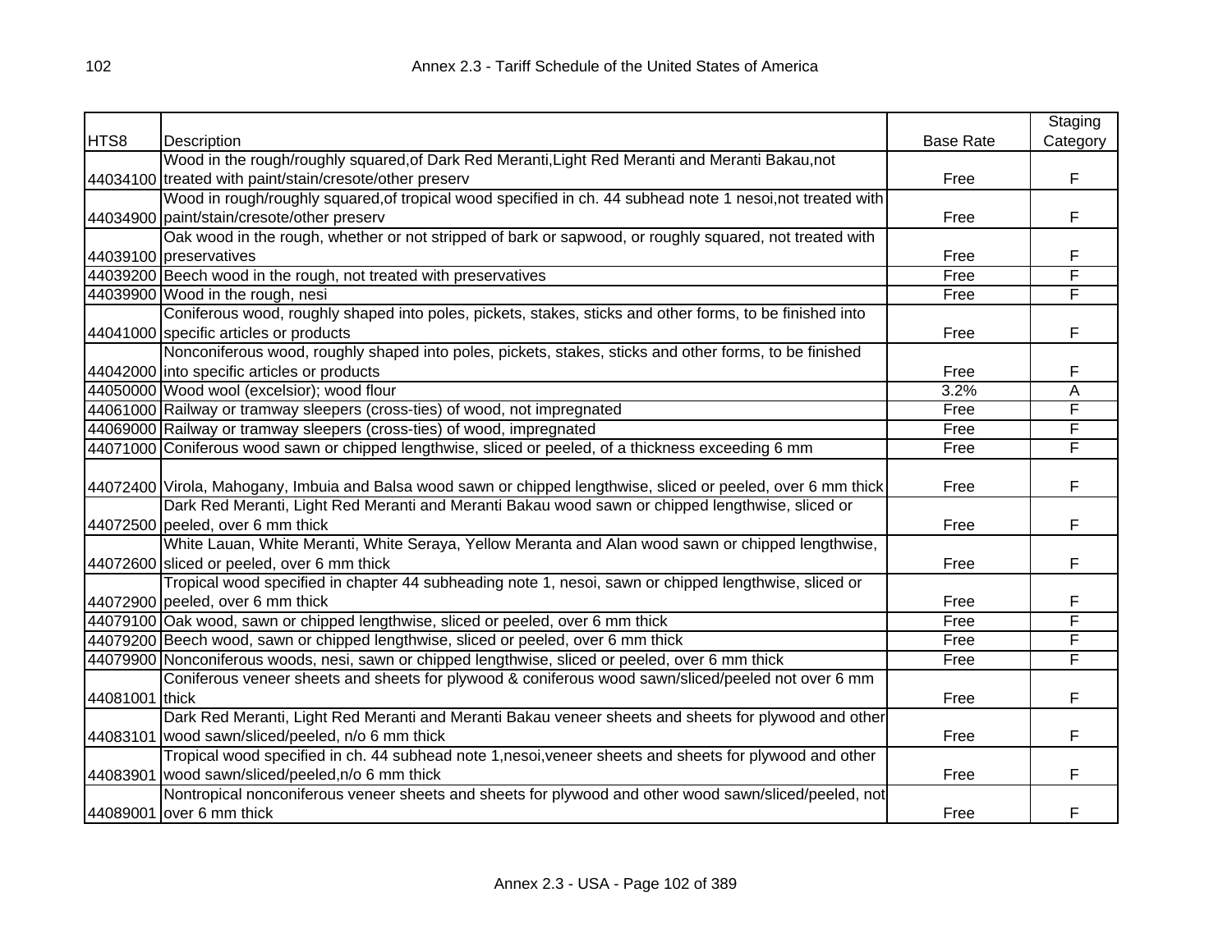| HTS8 | Description | Base Rate | Staging Category |
|---|---|---|---|
| 44034100 | Wood in the rough/roughly squared,of Dark Red Meranti,Light Red Meranti and Meranti Bakau,not treated with paint/stain/cresote/other preserv | Free | F |
| 44034900 | Wood in rough/roughly squared,of tropical wood specified in ch. 44 subhead note 1 nesoi,not treated with paint/stain/cresote/other preserv | Free | F |
| 44039100 | Oak wood in the rough, whether or not stripped of bark or sapwood, or roughly squared, not treated with preservatives | Free | F |
| 44039200 | Beech wood in the rough, not treated with preservatives | Free | F |
| 44039900 | Wood in the rough, nesi | Free | F |
| 44041000 | Coniferous wood, roughly shaped into poles, pickets, stakes, sticks and other forms, to be finished into specific articles or products | Free | F |
| 44042000 | Nonconiferous wood, roughly shaped into poles, pickets, stakes, sticks and other forms, to be finished into specific articles or products | Free | F |
| 44050000 | Wood wool (excelsior); wood flour | 3.2% | A |
| 44061000 | Railway or tramway sleepers (cross-ties) of wood, not impregnated | Free | F |
| 44069000 | Railway or tramway sleepers (cross-ties) of wood, impregnated | Free | F |
| 44071000 | Coniferous wood sawn or chipped lengthwise, sliced or peeled, of a thickness exceeding 6 mm | Free | F |
| 44072400 | Virola, Mahogany, Imbuia and Balsa wood sawn or chipped lengthwise, sliced or peeled, over 6 mm thick | Free | F |
| 44072500 | Dark Red Meranti, Light Red Meranti and Meranti Bakau wood sawn or chipped lengthwise, sliced or peeled, over 6 mm thick | Free | F |
| 44072600 | White Lauan, White Meranti, White Seraya, Yellow Meranta and Alan wood sawn or chipped lengthwise, sliced or peeled, over 6 mm thick | Free | F |
| 44072900 | Tropical wood specified in chapter 44 subheading note 1, nesoi, sawn or chipped lengthwise, sliced or peeled, over 6 mm thick | Free | F |
| 44079100 | Oak wood, sawn or chipped lengthwise, sliced or peeled, over 6 mm thick | Free | F |
| 44079200 | Beech wood, sawn or chipped lengthwise, sliced or peeled, over 6 mm thick | Free | F |
| 44079900 | Nonconiferous woods, nesi, sawn or chipped lengthwise, sliced or peeled, over 6 mm thick | Free | F |
| 44081001 | Coniferous veneer sheets and sheets for plywood & coniferous wood sawn/sliced/peeled not over 6 mm thick | Free | F |
| 44083101 | Dark Red Meranti, Light Red Meranti and Meranti Bakau veneer sheets and sheets for plywood and other wood sawn/sliced/peeled, n/o 6 mm thick | Free | F |
| 44083901 | Tropical wood specified in ch. 44 subhead note 1,nesoi,veneer sheets and sheets for plywood and other wood sawn/sliced/peeled,n/o 6 mm thick | Free | F |
| 44089001 | Nontropical nonconiferous veneer sheets and sheets for plywood and other wood sawn/sliced/peeled, not over 6 mm thick | Free | F |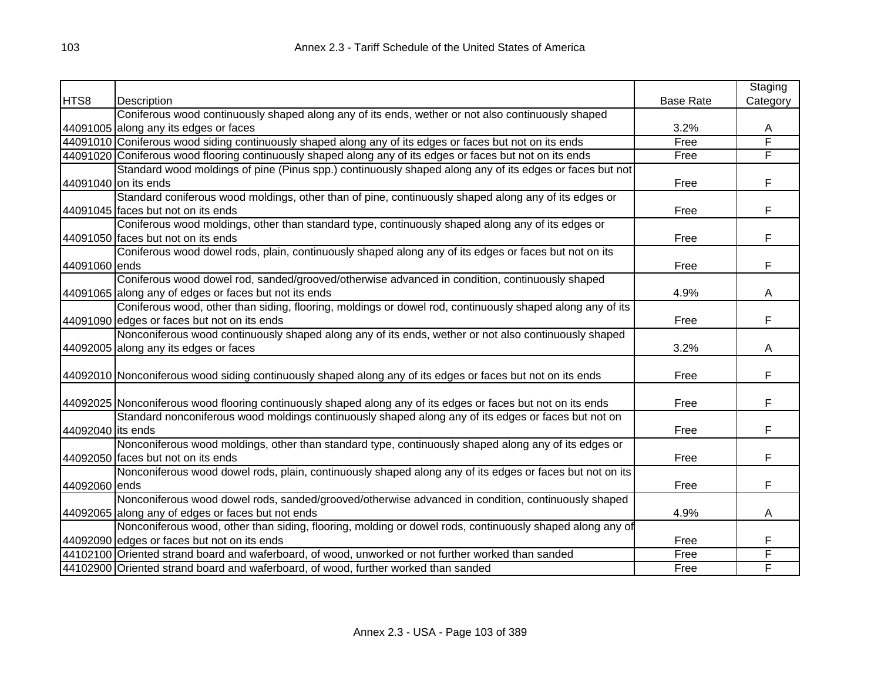# Annex 2.3 - Tariff Schedule of the United States of America

| HTS8 | Description | Base Rate | Staging Category |
|---|---|---|---|
| 44091005 | Coniferous wood continuously shaped along any of its ends, wether or not also continuously shaped along any its edges or faces | 3.2% | A |
| 44091010 | Coniferous wood siding continuously shaped along any of its edges or faces but not on its ends | Free | F |
| 44091020 | Coniferous wood flooring continuously shaped along any of its edges or faces but not on its ends | Free | F |
| 44091040 | Standard wood moldings of pine (Pinus spp.) continuously shaped along any of its edges or faces but not on its ends | Free | F |
| 44091045 | Standard coniferous wood moldings, other than of pine, continuously shaped along any of its edges or faces but not on its ends | Free | F |
| 44091050 | Coniferous wood moldings, other than standard type, continuously shaped along any of its edges or faces but not on its ends | Free | F |
| 44091060 | Coniferous wood dowel rods, plain, continuously shaped along any of its edges or faces but not on its ends | Free | F |
| 44091065 | Coniferous wood dowel rod, sanded/grooved/otherwise advanced in condition, continuously shaped along any of edges or faces but not its ends | 4.9% | A |
| 44091090 | Coniferous wood, other than siding, flooring, moldings or dowel rod, continuously shaped along any of its edges or faces but not on its ends | Free | F |
| 44092005 | Nonconiferous wood continuously shaped along any of its ends, wether or not also continuously shaped along any its edges or faces | 3.2% | A |
| 44092010 | Nonconiferous wood siding continuously shaped along any of its edges or faces but not on its ends | Free | F |
| 44092025 | Nonconiferous wood flooring continuously shaped along any of its edges or faces but not on its ends | Free | F |
| 44092040 | Standard nonconiferous wood moldings continuously shaped along any of its edges or faces but not on its ends | Free | F |
| 44092050 | Nonconiferous wood moldings, other than standard type, continuously shaped along any of its edges or faces but not on its ends | Free | F |
| 44092060 | Nonconiferous wood dowel rods, plain, continuously shaped along any of its edges or faces but not on its ends | Free | F |
| 44092065 | Nonconiferous wood dowel rods, sanded/grooved/otherwise advanced in condition, continuously shaped along any of edges or faces but not ends | 4.9% | A |
| 44092090 | Nonconiferous wood, other than siding, flooring, molding or dowel rods, continuously shaped along any of edges or faces but not on its ends | Free | F |
| 44102100 | Oriented strand board and waferboard, of wood, unworked or not further worked than sanded | Free | F |
| 44102900 | Oriented strand board and waferboard, of wood, further worked than sanded | Free | F |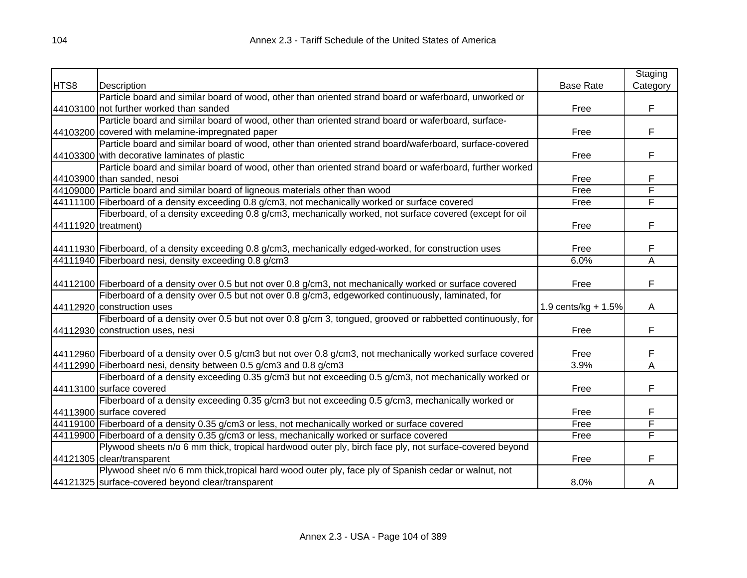| HTS8 | Description | Base Rate | Staging Category |
|---|---|---|---|
| 44103100 | Particle board and similar board of wood, other than oriented strand board or waferboard, unworked or not further worked than sanded | Free | F |
| 44103200 | Particle board and similar board of wood, other than oriented strand board or waferboard, surface-covered with melamine-impregnated paper | Free | F |
| 44103300 | Particle board and similar board of wood, other than oriented strand board/waferboard, surface-covered with decorative laminates of plastic | Free | F |
| 44103900 | Particle board and similar board of wood, other than oriented strand board or waferboard, further worked than sanded, nesoi | Free | F |
| 44109000 | Particle board and similar board of ligneous materials other than wood | Free | F |
| 44111100 | Fiberboard of a density exceeding 0.8 g/cm3, not mechanically worked or surface covered | Free | F |
| 44111920 | Fiberboard, of a density exceeding 0.8 g/cm3, mechanically worked, not surface covered (except for oil treatment) | Free | F |
| 44111930 | Fiberboard, of a density exceeding 0.8 g/cm3, mechanically edged-worked, for construction uses | Free | F |
| 44111940 | Fiberboard nesi, density exceeding 0.8 g/cm3 | 6.0% | A |
| 44112100 | Fiberboard of a density over 0.5 but not over 0.8 g/cm3, not mechanically worked or surface covered | Free | F |
| 44112920 | Fiberboard of a density over 0.5 but not over 0.8 g/cm3, edgeworked continuously, laminated, for construction uses | 1.9 cents/kg + 1.5% | A |
| 44112930 | Fiberboard of a density over 0.5 but not over 0.8 g/cm 3, tongued, grooved or rabbetted continuously, for construction uses, nesi | Free | F |
| 44112960 | Fiberboard of a density over 0.5 g/cm3 but not over 0.8 g/cm3, not mechanically worked surface covered | Free | F |
| 44112990 | Fiberboard nesi, density between 0.5 g/cm3 and 0.8 g/cm3 | 3.9% | A |
| 44113100 | Fiberboard of a density exceeding 0.35 g/cm3 but not exceeding 0.5 g/cm3, not mechanically worked or surface covered | Free | F |
| 44113900 | Fiberboard of a density exceeding 0.35 g/cm3 but not exceeding 0.5 g/cm3, mechanically worked or surface covered | Free | F |
| 44119100 | Fiberboard of a density 0.35 g/cm3 or less, not mechanically worked or surface covered | Free | F |
| 44119900 | Fiberboard of a density 0.35 g/cm3 or less, mechanically worked or surface covered | Free | F |
| 44121305 | Plywood sheets n/o 6 mm thick, tropical hardwood outer ply, birch face ply, not surface-covered beyond clear/transparent | Free | F |
| 44121325 | Plywood sheet n/o 6 mm thick,tropical hard wood outer ply, face ply of Spanish cedar or walnut, not surface-covered beyond clear/transparent | 8.0% | A |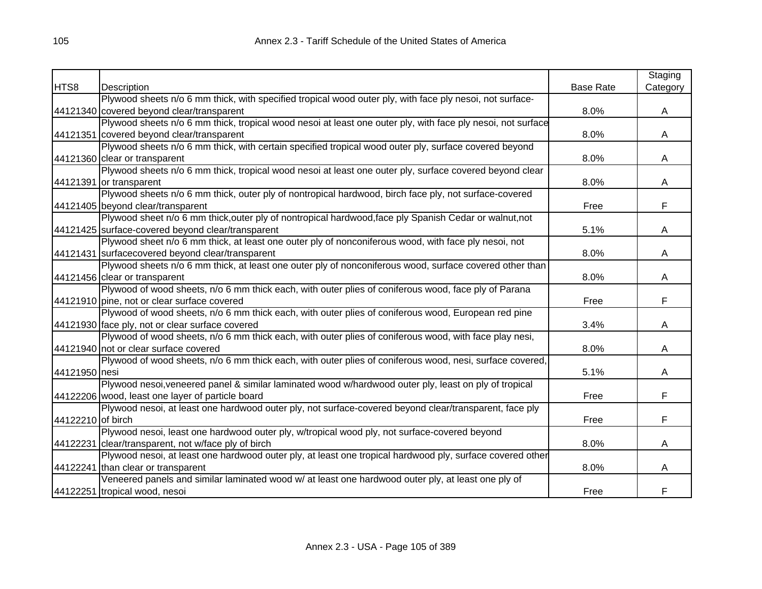| HTS8 | Description | Base Rate | Staging Category |
|---|---|---|---|
| 44121340 | Plywood sheets n/o 6 mm thick, with specified tropical wood outer ply, with face ply nesoi, not surface-covered beyond clear/transparent | 8.0% | A |
| 44121351 | Plywood sheets n/o 6 mm thick, tropical wood nesoi at least one outer ply, with face ply nesoi, not surface covered beyond clear/transparent | 8.0% | A |
| 44121360 | Plywood sheets n/o 6 mm thick, with certain specified tropical wood outer ply, surface covered beyond clear or transparent | 8.0% | A |
| 44121391 | Plywood sheets n/o 6 mm thick, tropical wood nesoi at least one outer ply, surface covered beyond clear or transparent | 8.0% | A |
| 44121405 | Plywood sheets n/o 6 mm thick, outer ply of nontropical hardwood, birch face ply, not surface-covered beyond clear/transparent | Free | F |
| 44121425 | Plywood sheet n/o 6 mm thick,outer ply of nontropical hardwood,face ply Spanish Cedar or walnut,not surface-covered beyond clear/transparent | 5.1% | A |
| 44121431 | Plywood sheet n/o 6 mm thick, at least one outer ply of nonconiferous wood, with face ply nesoi, not surfacecovered beyond clear/transparent | 8.0% | A |
| 44121456 | Plywood sheets n/o 6 mm thick, at least one outer ply of nonconiferous wood, surface covered other than clear or transparent | 8.0% | A |
| 44121910 | Plywood of wood sheets, n/o 6 mm thick each, with outer plies of coniferous wood, face ply of Parana pine, not or clear surface covered | Free | F |
| 44121930 | Plywood of wood sheets, n/o 6 mm thick each, with outer plies of coniferous wood, European red pine face ply, not or clear surface covered | 3.4% | A |
| 44121940 | Plywood of wood sheets, n/o 6 mm thick each, with outer plies of coniferous wood, with face play nesi, not or clear surface covered | 8.0% | A |
| 44121950 | Plywood of wood sheets, n/o 6 mm thick each, with outer plies of coniferous wood, nesi, surface covered, nesi | 5.1% | A |
| 44122206 | Plywood nesoi,veneered panel & similar laminated wood w/hardwood outer ply, least on ply of tropical wood, least one layer of particle board | Free | F |
| 44122210 | Plywood nesoi, at least one hardwood outer ply, not surface-covered beyond clear/transparent, face ply of birch | Free | F |
| 44122231 | Plywood nesoi, least one hardwood outer ply, w/tropical wood ply, not surface-covered beyond clear/transparent, not w/face ply of birch | 8.0% | A |
| 44122241 | Plywood nesoi, at least one hardwood outer ply, at least one tropical hardwood ply, surface covered other than clear or transparent | 8.0% | A |
| 44122251 | Veneered panels and similar laminated wood w/ at least one hardwood outer ply, at least one ply of tropical wood, nesoi | Free | F |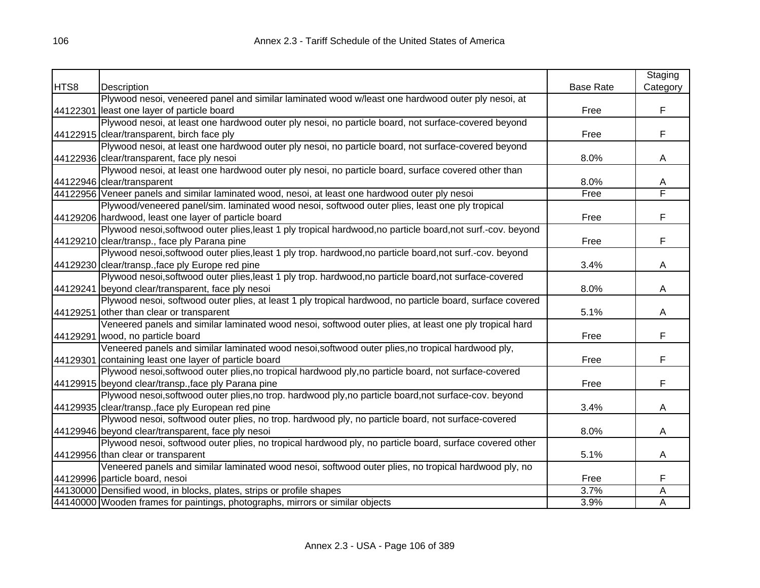| HTS8 | Description | Base Rate | Staging Category |
|---|---|---|---|
| 44122301 | Plywood nesoi, veneered panel and similar laminated wood w/least one hardwood outer ply nesoi, at least one layer of particle board | Free | F |
| 44122915 | Plywood nesoi, at least one hardwood outer ply nesoi, no particle board, not surface-covered beyond clear/transparent, birch face ply | Free | F |
| 44122936 | Plywood nesoi, at least one hardwood outer ply nesoi, no particle board, not surface-covered beyond clear/transparent, face ply nesoi | 8.0% | A |
| 44122946 | Plywood nesoi, at least one hardwood outer ply nesoi, no particle board, surface covered other than clear/transparent | 8.0% | A |
| 44122956 | Veneer panels and similar laminated wood, nesoi, at least one hardwood outer ply nesoi | Free | F |
| 44129206 | Plywood/veneered panel/sim. laminated wood nesoi, softwood outer plies, least one ply tropical hardwood, least one layer of particle board | Free | F |
| 44129210 | Plywood nesoi,softwood outer plies,least 1 ply tropical hardwood,no particle board,not surf.-cov. beyond clear/transp., face ply Parana pine | Free | F |
| 44129230 | Plywood nesoi,softwood outer plies,least 1 ply trop. hardwood,no particle board,not surf.-cov. beyond clear/transp.,face ply Europe red pine | 3.4% | A |
| 44129241 | Plywood nesoi,softwood outer plies,least 1 ply trop. hardwood,no particle board,not surface-covered beyond clear/transparent, face ply nesoi | 8.0% | A |
| 44129251 | Plywood nesoi, softwood outer plies, at least 1 ply tropical hardwood, no particle board, surface covered other than clear or transparent | 5.1% | A |
| 44129291 | Veneered panels and similar laminated wood nesoi, softwood outer plies, at least one ply tropical hard wood, no particle board | Free | F |
| 44129301 | Veneered panels and similar laminated wood nesoi,softwood outer plies,no tropical hardwood ply, containing least one layer of particle board | Free | F |
| 44129915 | Plywood nesoi,softwood outer plies,no tropical hardwood ply,no particle board, not surface-covered beyond clear/transp.,face ply Parana pine | Free | F |
| 44129935 | Plywood nesoi,softwood outer plies,no trop. hardwood ply,no particle board,not surface-cov. beyond clear/transp.,face ply European red pine | 3.4% | A |
| 44129946 | Plywood nesoi, softwood outer plies, no trop. hardwood ply, no particle board, not surface-covered beyond clear/transparent, face ply nesoi | 8.0% | A |
| 44129956 | Plywood nesoi, softwood outer plies, no tropical hardwood ply, no particle board, surface covered other than clear or transparent | 5.1% | A |
| 44129996 | Veneered panels and similar laminated wood nesoi, softwood outer plies, no tropical hardwood ply, no particle board, nesoi | Free | F |
| 44130000 | Densified wood, in blocks, plates, strips or profile shapes | 3.7% | A |
| 44140000 | Wooden frames for paintings, photographs, mirrors or similar objects | 3.9% | A |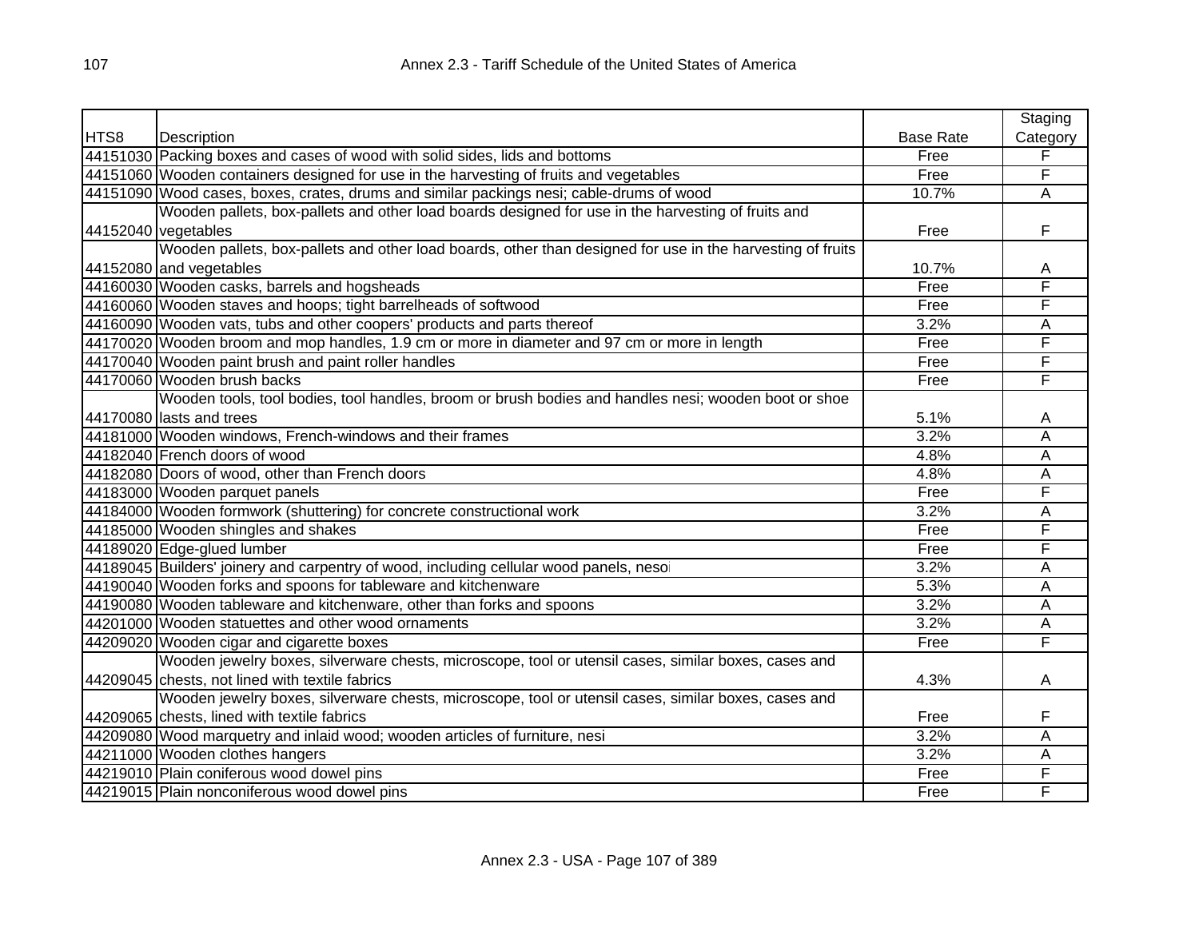| HTS8 | Description | Base Rate | Staging Category |
|---|---|---|---|
| 44151030 | Packing boxes and cases of wood with solid sides, lids and bottoms | Free | F |
| 44151060 | Wooden containers designed for use in the harvesting of fruits and vegetables | Free | F |
| 44151090 | Wood cases, boxes, crates, drums and similar packings nesi; cable-drums of wood | 10.7% | A |
| 44152040 | Wooden pallets, box-pallets and other load boards designed for use in the harvesting of fruits and vegetables | Free | F |
| 44152080 | Wooden pallets, box-pallets and other load boards, other than designed for use in the harvesting of fruits and vegetables | 10.7% | A |
| 44160030 | Wooden casks, barrels and hogsheads | Free | F |
| 44160060 | Wooden staves and hoops; tight barrelheads of softwood | Free | F |
| 44160090 | Wooden vats, tubs and other coopers' products and parts thereof | 3.2% | A |
| 44170020 | Wooden broom and mop handles, 1.9 cm or more in diameter and 97 cm or more in length | Free | F |
| 44170040 | Wooden paint brush and paint roller handles | Free | F |
| 44170060 | Wooden brush backs | Free | F |
| 44170080 | Wooden tools, tool bodies, tool handles, broom or brush bodies and handles nesi; wooden boot or shoe lasts and trees | 5.1% | A |
| 44181000 | Wooden windows, French-windows and their frames | 3.2% | A |
| 44182040 | French doors of wood | 4.8% | A |
| 44182080 | Doors of wood, other than French doors | 4.8% | A |
| 44183000 | Wooden parquet panels | Free | F |
| 44184000 | Wooden formwork (shuttering) for concrete constructional work | 3.2% | A |
| 44185000 | Wooden shingles and shakes | Free | F |
| 44189020 | Edge-glued lumber | Free | F |
| 44189045 | Builders' joinery and carpentry of wood, including cellular wood panels, nesoi | 3.2% | A |
| 44190040 | Wooden forks and spoons for tableware and kitchenware | 5.3% | A |
| 44190080 | Wooden tableware and kitchenware, other than forks and spoons | 3.2% | A |
| 44201000 | Wooden statuettes and other wood ornaments | 3.2% | A |
| 44209020 | Wooden cigar and cigarette boxes | Free | F |
| 44209045 | Wooden jewelry boxes, silverware chests, microscope, tool or utensil cases, similar boxes, cases and chests, not lined with textile fabrics | 4.3% | A |
| 44209065 | Wooden jewelry boxes, silverware chests, microscope, tool or utensil cases, similar boxes, cases and chests, lined with textile fabrics | Free | F |
| 44209080 | Wood marquetry and inlaid wood; wooden articles of furniture, nesi | 3.2% | A |
| 44211000 | Wooden clothes hangers | 3.2% | A |
| 44219010 | Plain coniferous wood dowel pins | Free | F |
| 44219015 | Plain nonconiferous wood dowel pins | Free | F |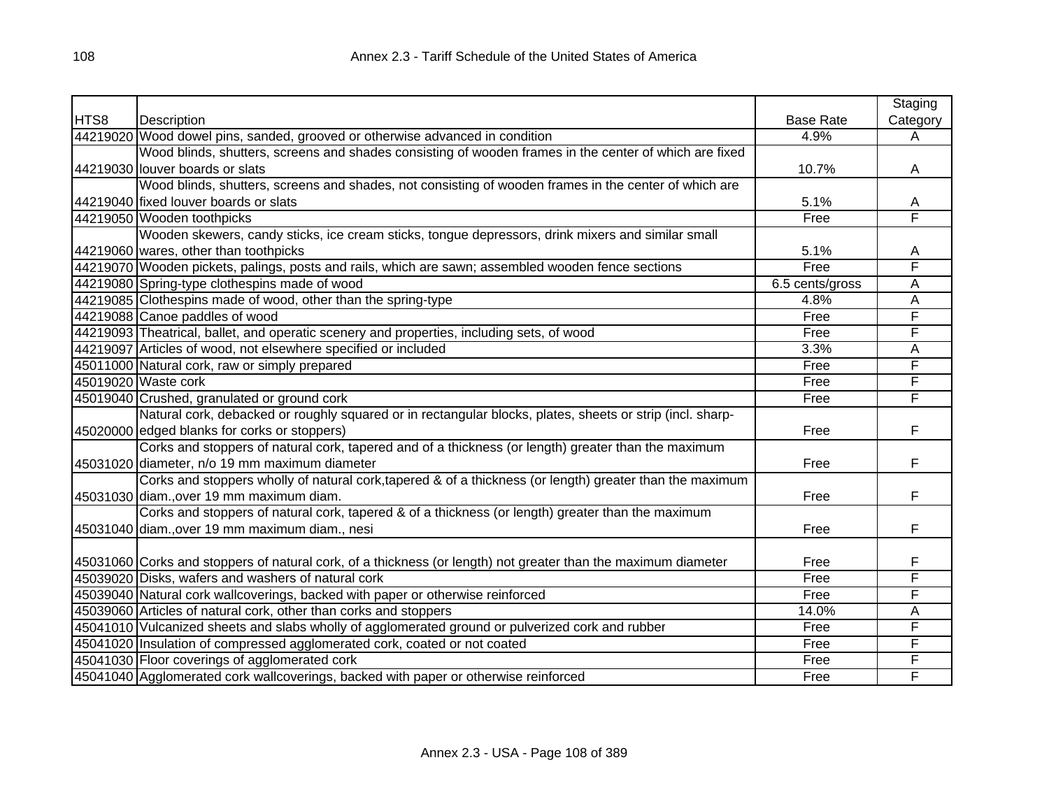| HTS8 | Description | Base Rate | Staging Category |
|---|---|---|---|
| 44219020 | Wood dowel pins, sanded, grooved or otherwise advanced in condition | 4.9% | A |
| 44219030 | Wood blinds, shutters, screens and shades consisting of wooden frames in the center of which are fixed louver boards or slats | 10.7% | A |
| 44219040 | Wood blinds, shutters, screens and shades, not consisting of wooden frames in the center of which are fixed louver boards or slats | 5.1% | A |
| 44219050 | Wooden toothpicks | Free | F |
| 44219060 | Wooden skewers, candy sticks, ice cream sticks, tongue depressors, drink mixers and similar small wares, other than toothpicks | 5.1% | A |
| 44219070 | Wooden pickets, palings, posts and rails, which are sawn; assembled wooden fence sections | Free | F |
| 44219080 | Spring-type clothespins made of wood | 6.5 cents/gross | A |
| 44219085 | Clothespins made of wood, other than the spring-type | 4.8% | A |
| 44219088 | Canoe paddles of wood | Free | F |
| 44219093 | Theatrical, ballet, and operatic scenery and properties, including sets, of wood | Free | F |
| 44219097 | Articles of wood, not elsewhere specified or included | 3.3% | A |
| 45011000 | Natural cork, raw or simply prepared | Free | F |
| 45019020 | Waste cork | Free | F |
| 45019040 | Crushed, granulated or ground cork | Free | F |
| 45020000 | Natural cork, debacked or roughly squared or in rectangular blocks, plates, sheets or strip (incl. sharp-edged blanks for corks or stoppers) | Free | F |
| 45031020 | Corks and stoppers of natural cork, tapered and of a thickness (or length) greater than the maximum diameter, n/o 19 mm maximum diameter | Free | F |
| 45031030 | Corks and stoppers wholly of natural cork,tapered & of a thickness (or length) greater than the maximum diam.,over 19 mm maximum diam. | Free | F |
| 45031040 | Corks and stoppers of natural cork, tapered & of a thickness (or length) greater than the maximum diam.,over 19 mm maximum diam., nesi | Free | F |
| 45031060 | Corks and stoppers of natural cork, of a thickness (or length) not greater than the maximum diameter | Free | F |
| 45039020 | Disks, wafers and washers of natural cork | Free | F |
| 45039040 | Natural cork wallcoverings, backed with paper or otherwise reinforced | Free | F |
| 45039060 | Articles of natural cork, other than corks and stoppers | 14.0% | A |
| 45041010 | Vulcanized sheets and slabs wholly of agglomerated ground or pulverized cork and rubber | Free | F |
| 45041020 | Insulation of compressed agglomerated cork, coated or not coated | Free | F |
| 45041030 | Floor coverings of agglomerated cork | Free | F |
| 45041040 | Agglomerated cork wallcoverings, backed with paper or otherwise reinforced | Free | F |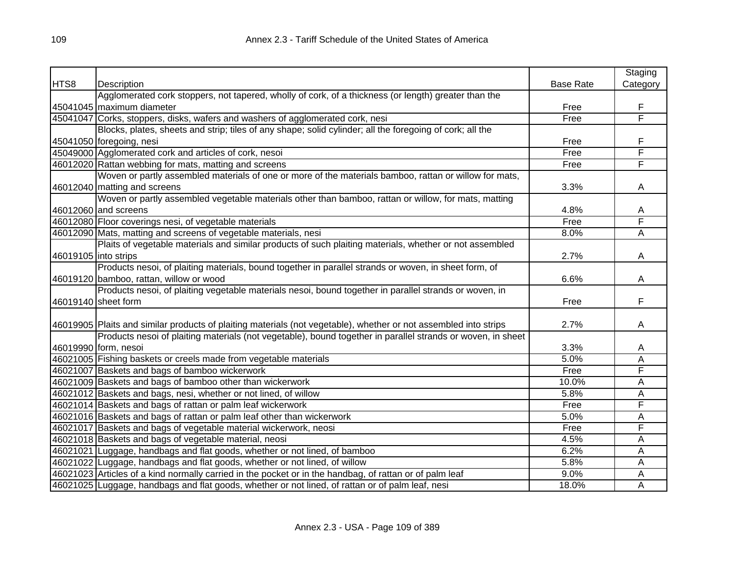| HTS8 | Description | Base Rate | Staging Category |
|---|---|---|---|
| 45041045 | Agglomerated cork stoppers, not tapered, wholly of cork, of a thickness (or length) greater than the maximum diameter | Free | F |
| 45041047 | Corks, stoppers, disks, wafers and washers of agglomerated cork, nesi | Free | F |
| 45041050 | Blocks, plates, sheets and strip; tiles of any shape; solid cylinder; all the foregoing of cork; all the foregoing, nesi | Free | F |
| 45049000 | Agglomerated cork and articles of cork, nesoi | Free | F |
| 46012020 | Rattan webbing for mats, matting and screens | Free | F |
| 46012040 | Woven or partly assembled materials of one or more of the materials bamboo, rattan or willow for mats, matting and screens | 3.3% | A |
| 46012060 | Woven or partly assembled vegetable materials other than bamboo, rattan or willow, for mats, matting and screens | 4.8% | A |
| 46012080 | Floor coverings nesi, of vegetable materials | Free | F |
| 46012090 | Mats, matting and screens of vegetable materials, nesi | 8.0% | A |
| 46019105 | Plaits of vegetable materials and similar products of such plaiting materials, whether or not assembled into strips | 2.7% | A |
| 46019120 | Products nesoi, of plaiting materials, bound together in parallel strands or woven, in sheet form, of bamboo, rattan, willow or wood | 6.6% | A |
| 46019140 | Products nesoi, of plaiting vegetable materials nesoi, bound together in parallel strands or woven, in sheet form | Free | F |
| 46019905 | Plaits and similar products of plaiting materials (not vegetable), whether or not assembled into strips | 2.7% | A |
| 46019990 | Products nesoi of plaiting materials (not vegetable), bound together in parallel strands or woven, in sheet form, nesoi | 3.3% | A |
| 46021005 | Fishing baskets or creels made from vegetable materials | 5.0% | A |
| 46021007 | Baskets and bags of bamboo wickerwork | Free | F |
| 46021009 | Baskets and bags of bamboo other than wickerwork | 10.0% | A |
| 46021012 | Baskets and bags, nesi, whether or not lined, of willow | 5.8% | A |
| 46021014 | Baskets and bags of rattan or palm leaf wickerwork | Free | F |
| 46021016 | Baskets and bags of rattan or palm leaf other than wickerwork | 5.0% | A |
| 46021017 | Baskets and bags of vegetable material wickerwork, neosi | Free | F |
| 46021018 | Baskets and bags of vegetable material, neosi | 4.5% | A |
| 46021021 | Luggage, handbags and flat goods, whether or not lined, of bamboo | 6.2% | A |
| 46021022 | Luggage, handbags and flat goods, whether or not lined, of willow | 5.8% | A |
| 46021023 | Articles of a kind normally carried in the pocket or in the handbag, of rattan or of palm leaf | 9.0% | A |
| 46021025 | Luggage, handbags and flat goods, whether or not lined, of rattan or of palm leaf, nesi | 18.0% | A |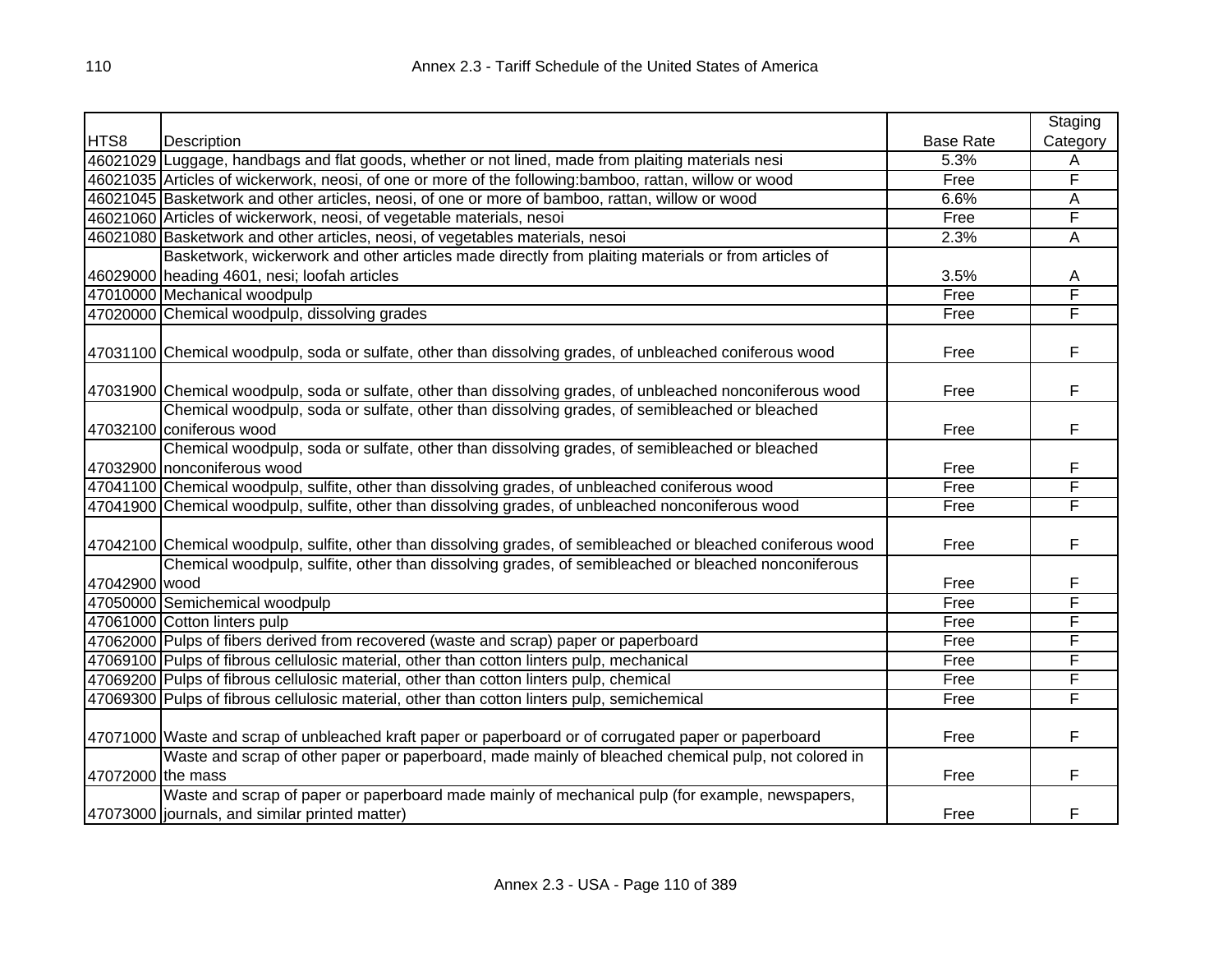| HTS8 | Description | Base Rate | Staging Category |
|---|---|---|---|
| 46021029 | Luggage, handbags and flat goods, whether or not lined, made from plaiting materials nesi | 5.3% | A |
| 46021035 | Articles of wickerwork, neosi, of one or more of the following:bamboo, rattan, willow or wood | Free | F |
| 46021045 | Basketwork and other articles, neosi, of one or more of bamboo, rattan, willow or wood | 6.6% | A |
| 46021060 | Articles of wickerwork, neosi, of vegetable materials, nesoi | Free | F |
| 46021080 | Basketwork and other articles, neosi, of vegetables materials, nesoi | 2.3% | A |
| 46029000 | Basketwork, wickerwork and other articles made directly from plaiting materials or from articles of heading 4601, nesi; loofah articles | 3.5% | A |
| 47010000 | Mechanical woodpulp | Free | F |
| 47020000 | Chemical woodpulp, dissolving grades | Free | F |
| 47031100 | Chemical woodpulp, soda or sulfate, other than dissolving grades, of unbleached coniferous wood | Free | F |
| 47031900 | Chemical woodpulp, soda or sulfate, other than dissolving grades, of unbleached nonconiferous wood | Free | F |
| 47032100 | Chemical woodpulp, soda or sulfate, other than dissolving grades, of semibleached or bleached coniferous wood | Free | F |
| 47032900 | Chemical woodpulp, soda or sulfate, other than dissolving grades, of semibleached or bleached nonconiferous wood | Free | F |
| 47041100 | Chemical woodpulp, sulfite, other than dissolving grades, of unbleached coniferous wood | Free | F |
| 47041900 | Chemical woodpulp, sulfite, other than dissolving grades, of unbleached nonconiferous wood | Free | F |
| 47042100 | Chemical woodpulp, sulfite, other than dissolving grades, of semibleached or bleached coniferous wood | Free | F |
| 47042900 | Chemical woodpulp, sulfite, other than dissolving grades, of semibleached or bleached nonconiferous wood | Free | F |
| 47050000 | Semichemical woodpulp | Free | F |
| 47061000 | Cotton linters pulp | Free | F |
| 47062000 | Pulps of fibers derived from recovered (waste and scrap) paper or paperboard | Free | F |
| 47069100 | Pulps of fibrous cellulosic material, other than cotton linters pulp, mechanical | Free | F |
| 47069200 | Pulps of fibrous cellulosic material, other than cotton linters pulp, chemical | Free | F |
| 47069300 | Pulps of fibrous cellulosic material, other than cotton linters pulp, semichemical | Free | F |
| 47071000 | Waste and scrap of unbleached kraft paper or paperboard or of corrugated paper or paperboard | Free | F |
| 47072000 | Waste and scrap of other paper or paperboard, made mainly of bleached chemical pulp, not colored in the mass | Free | F |
| 47073000 | Waste and scrap of paper or paperboard made mainly of mechanical pulp (for example, newspapers, journals, and similar printed matter) | Free | F |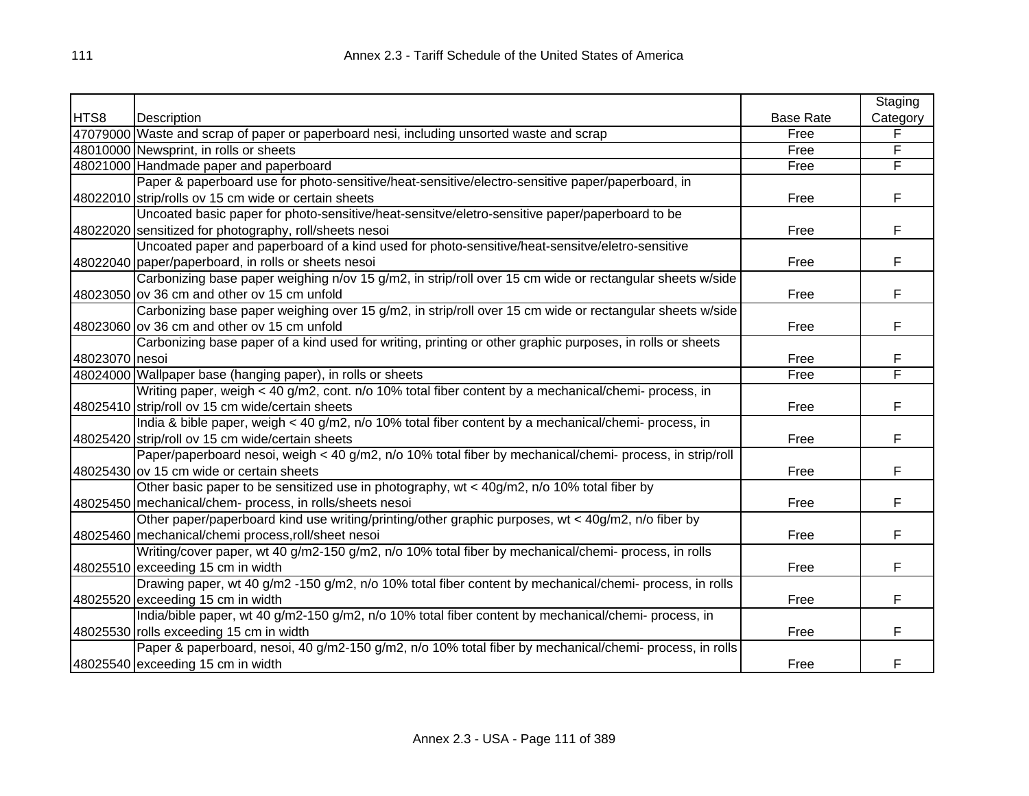| HTS8 | Description | Base Rate | Staging Category |
|---|---|---|---|
| 47079000 | Waste and scrap of paper or paperboard nesi, including unsorted waste and scrap | Free | F |
| 48010000 | Newsprint, in rolls or sheets | Free | F |
| 48021000 | Handmade paper and paperboard | Free | F |
| 48022010 | Paper & paperboard use for photo-sensitive/heat-sensitive/electro-sensitive paper/paperboard, in strip/rolls ov 15 cm wide or certain sheets | Free | F |
| 48022020 | Uncoated basic paper for photo-sensitive/heat-sensitve/eletro-sensitive paper/paperboard to be sensitized for photography, roll/sheets nesoi | Free | F |
| 48022040 | Uncoated paper and paperboard of a kind used for photo-sensitive/heat-sensitve/eletro-sensitive paper/paperboard, in rolls or sheets nesoi | Free | F |
| 48023050 | Carbonizing base paper weighing n/ov 15 g/m2, in strip/roll over 15 cm wide or rectangular sheets w/side ov 36 cm and other ov 15 cm unfold | Free | F |
| 48023060 | Carbonizing base paper weighing over 15 g/m2, in strip/roll over 15 cm wide or rectangular sheets w/side ov 36 cm and other ov 15 cm unfold | Free | F |
| 48023070 | Carbonizing base paper of a kind used for writing, printing or other graphic purposes, in rolls or sheets nesoi | Free | F |
| 48024000 | Wallpaper base (hanging paper), in rolls or sheets | Free | F |
| 48025410 | Writing paper, weigh < 40 g/m2, cont. n/o 10% total fiber content by a mechanical/chemi- process, in strip/roll ov 15 cm wide/certain sheets | Free | F |
| 48025420 | India & bible paper, weigh < 40 g/m2, n/o 10% total fiber content by a mechanical/chemi- process, in strip/roll ov 15 cm wide/certain sheets | Free | F |
| 48025430 | Paper/paperboard nesoi, weigh < 40 g/m2, n/o 10% total fiber by mechanical/chemi- process, in strip/roll ov 15 cm wide or certain sheets | Free | F |
| 48025450 | Other basic paper to be sensitized use in photography, wt < 40g/m2, n/o 10% total fiber by mechanical/chem- process, in rolls/sheets nesoi | Free | F |
| 48025460 | Other paper/paperboard kind use writing/printing/other graphic purposes, wt < 40g/m2, n/o fiber by mechanical/chemi process,roll/sheet nesoi | Free | F |
| 48025510 | Writing/cover paper, wt 40 g/m2-150 g/m2, n/o 10% total fiber by mechanical/chemi- process, in rolls exceeding 15 cm in width | Free | F |
| 48025520 | Drawing paper, wt 40 g/m2 -150 g/m2, n/o 10% total fiber content by mechanical/chemi- process, in rolls exceeding 15 cm in width | Free | F |
| 48025530 | India/bible paper, wt 40 g/m2-150 g/m2, n/o 10% total fiber content by mechanical/chemi- process, in rolls exceeding 15 cm in width | Free | F |
| 48025540 | Paper & paperboard, nesoi, 40 g/m2-150 g/m2, n/o 10% total fiber by mechanical/chemi- process, in rolls exceeding 15 cm in width | Free | F |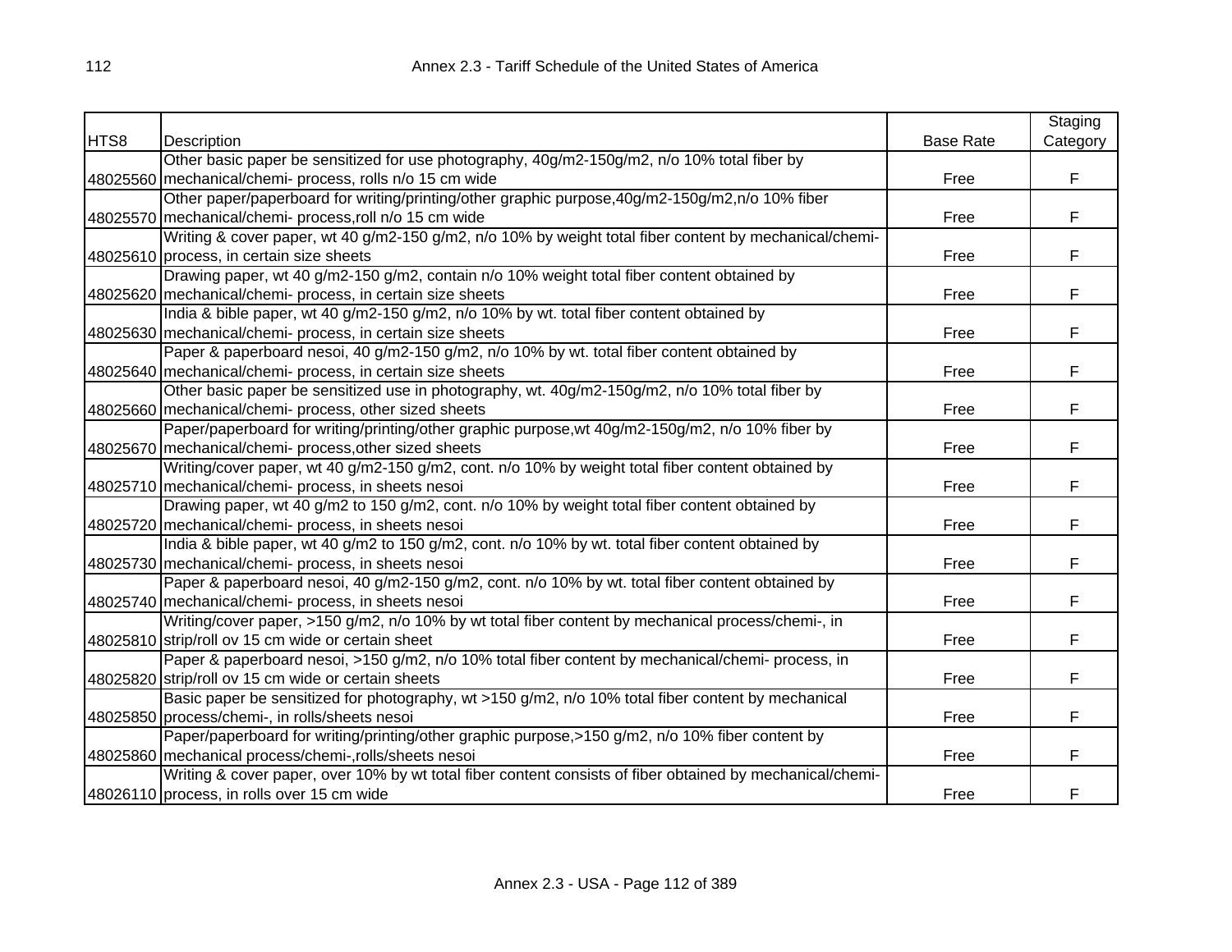| HTS8 | Description | Base Rate | Staging Category |
|---|---|---|---|
| 48025560 | Other basic paper be sensitized for use photography, 40g/m2-150g/m2, n/o 10% total fiber by mechanical/chemi- process, rolls n/o 15 cm wide | Free | F |
| 48025570 | Other paper/paperboard for writing/printing/other graphic purpose,40g/m2-150g/m2,n/o 10% fiber mechanical/chemi- process,roll n/o 15 cm wide | Free | F |
| 48025610 | Writing & cover paper, wt 40 g/m2-150 g/m2, n/o 10% by weight total fiber content by mechanical/chemi- process, in certain size sheets | Free | F |
| 48025620 | Drawing paper, wt 40 g/m2-150 g/m2, contain n/o 10% weight total fiber content obtained by mechanical/chemi- process, in certain size sheets | Free | F |
| 48025630 | India & bible paper, wt 40 g/m2-150 g/m2, n/o 10% by wt. total fiber content obtained by mechanical/chemi- process, in certain size sheets | Free | F |
| 48025640 | Paper & paperboard nesoi, 40 g/m2-150 g/m2, n/o 10% by wt. total fiber content obtained by mechanical/chemi- process, in certain size sheets | Free | F |
| 48025660 | Other basic paper be sensitized use in photography, wt. 40g/m2-150g/m2, n/o 10% total fiber by mechanical/chemi- process, other sized sheets | Free | F |
| 48025670 | Paper/paperboard for writing/printing/other graphic purpose,wt 40g/m2-150g/m2, n/o 10% fiber by mechanical/chemi- process,other sized sheets | Free | F |
| 48025710 | Writing/cover paper, wt 40 g/m2-150 g/m2, cont. n/o 10% by weight total fiber content obtained by mechanical/chemi- process, in sheets nesoi | Free | F |
| 48025720 | Drawing paper, wt 40 g/m2 to 150 g/m2, cont. n/o 10% by weight total fiber content obtained by mechanical/chemi- process, in sheets nesoi | Free | F |
| 48025730 | India & bible paper, wt 40 g/m2 to 150 g/m2, cont. n/o 10% by wt. total fiber content obtained by mechanical/chemi- process, in sheets nesoi | Free | F |
| 48025740 | Paper & paperboard nesoi, 40 g/m2-150 g/m2, cont. n/o 10% by wt. total fiber content obtained by mechanical/chemi- process, in sheets nesoi | Free | F |
| 48025810 | Writing/cover paper, >150 g/m2, n/o 10% by wt total fiber content by mechanical process/chemi-, in strip/roll ov 15 cm wide or certain sheet | Free | F |
| 48025820 | Paper & paperboard nesoi, >150 g/m2, n/o 10% total fiber content by mechanical/chemi- process, in strip/roll ov 15 cm wide or certain sheets | Free | F |
| 48025850 | Basic paper be sensitized for photography, wt >150 g/m2, n/o 10% total fiber content by mechanical process/chemi-, in rolls/sheets nesoi | Free | F |
| 48025860 | Paper/paperboard for writing/printing/other graphic purpose,>150 g/m2, n/o 10% fiber content by mechanical process/chemi-,rolls/sheets nesoi | Free | F |
| 48026110 | Writing & cover paper, over 10% by wt total fiber content consists of fiber obtained by mechanical/chemi- process, in rolls over 15 cm wide | Free | F |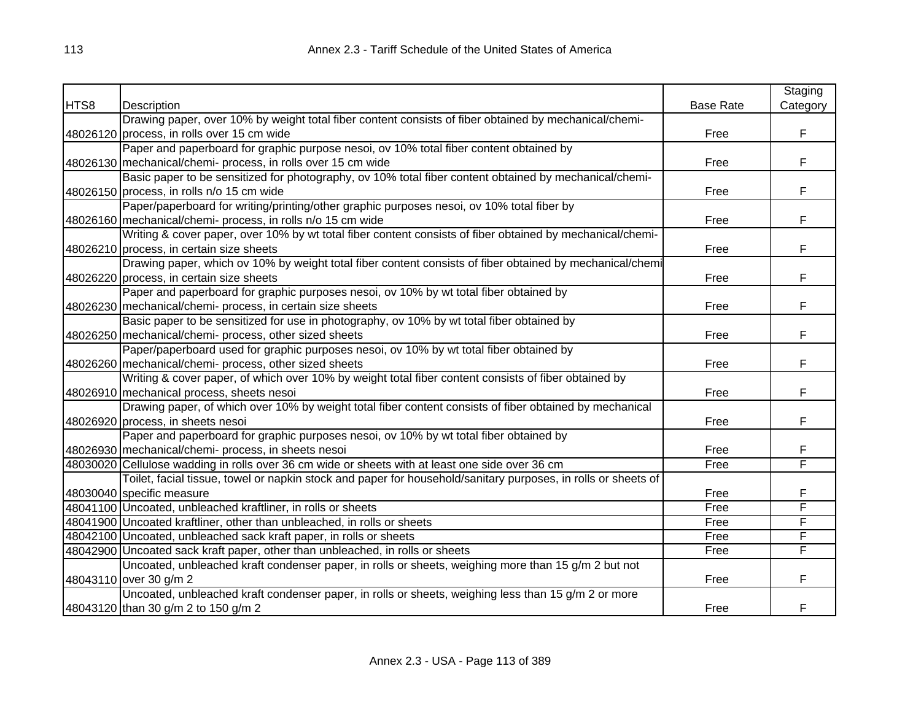| HTS8 | Description | Base Rate | Staging Category |
|---|---|---|---|
| 48026120 | Drawing paper, over 10% by weight total fiber content consists of fiber obtained by mechanical/chemi- process, in rolls over 15 cm wide | Free | F |
| 48026130 | Paper and paperboard for graphic purpose nesoi, ov 10% total fiber content obtained by mechanical/chemi- process, in rolls over 15 cm wide | Free | F |
| 48026150 | Basic paper to be sensitized for photography, ov 10% total fiber content obtained by mechanical/chemi- process, in rolls n/o 15 cm wide | Free | F |
| 48026160 | Paper/paperboard for writing/printing/other graphic purposes nesoi, ov 10% total fiber by mechanical/chemi- process, in rolls n/o 15 cm wide | Free | F |
| 48026210 | Writing & cover paper, over 10% by wt total fiber content consists of fiber obtained by mechanical/chemi- process, in certain size sheets | Free | F |
| 48026220 | Drawing paper, which ov 10% by weight total fiber content consists of fiber obtained by mechanical/chemi process, in certain size sheets | Free | F |
| 48026230 | Paper and paperboard for graphic purposes nesoi, ov 10% by wt total fiber obtained by mechanical/chemi- process, in certain size sheets | Free | F |
| 48026250 | Basic paper to be sensitized for use in photography, ov 10% by wt total fiber obtained by mechanical/chemi- process, other sized sheets | Free | F |
| 48026260 | Paper/paperboard used for graphic purposes nesoi, ov 10% by wt total fiber obtained by mechanical/chemi- process, other sized sheets | Free | F |
| 48026910 | Writing & cover paper, of which over 10% by weight total fiber content consists of fiber obtained by mechanical process, sheets nesoi | Free | F |
| 48026920 | Drawing paper, of which over 10% by weight total fiber content consists of fiber obtained by mechanical process, in sheets nesoi | Free | F |
| 48026930 | Paper and paperboard for graphic purposes nesoi, ov 10% by wt total fiber obtained by mechanical/chemi- process, in sheets nesoi | Free | F |
| 48030020 | Cellulose wadding in rolls over 36 cm wide or sheets with at least one side over 36 cm | Free | F |
| 48030040 | Toilet, facial tissue, towel or napkin stock and paper for household/sanitary purposes, in rolls or sheets of specific measure | Free | F |
| 48041100 | Uncoated, unbleached kraftliner, in rolls or sheets | Free | F |
| 48041900 | Uncoated kraftliner, other than unbleached, in rolls or sheets | Free | F |
| 48042100 | Uncoated, unbleached sack kraft paper, in rolls or sheets | Free | F |
| 48042900 | Uncoated sack kraft paper, other than unbleached, in rolls or sheets | Free | F |
| 48043110 | Uncoated, unbleached kraft condenser paper, in rolls or sheets, weighing more than 15 g/m 2 but not over 30 g/m 2 | Free | F |
| 48043120 | Uncoated, unbleached kraft condenser paper, in rolls or sheets, weighing less than 15 g/m 2 or more than 30 g/m 2 to 150 g/m 2 | Free | F |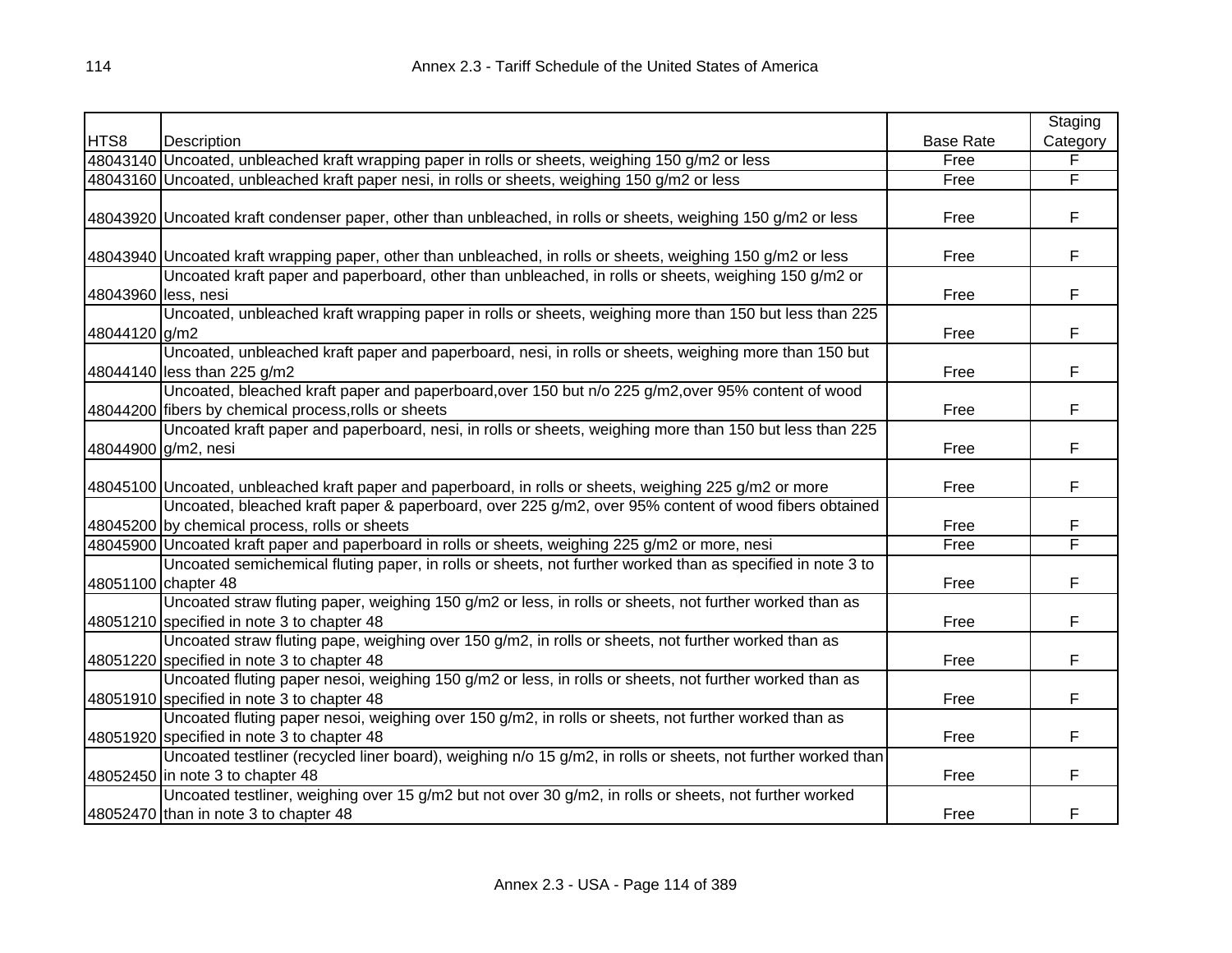| HTS8 | Description | Base Rate | Staging Category |
|---|---|---|---|
| 48043140 | Uncoated, unbleached kraft wrapping paper in rolls or sheets, weighing 150 g/m2 or less | Free | F |
| 48043160 | Uncoated, unbleached kraft paper nesi, in rolls or sheets, weighing 150 g/m2 or less | Free | F |
| 48043920 | Uncoated kraft condenser paper, other than unbleached, in rolls or sheets, weighing 150 g/m2 or less | Free | F |
| 48043940 | Uncoated kraft wrapping paper, other than unbleached, in rolls or sheets, weighing 150 g/m2 or less | Free | F |
| 48043960 | Uncoated kraft paper and paperboard, other than unbleached, in rolls or sheets, weighing 150 g/m2 or less, nesi | Free | F |
| 48044120 | Uncoated, unbleached kraft wrapping paper in rolls or sheets, weighing more than 150 but less than 225 g/m2 | Free | F |
| 48044140 | Uncoated, unbleached kraft paper and paperboard, nesi, in rolls or sheets, weighing more than 150 but less than 225 g/m2 | Free | F |
| 48044200 | Uncoated, bleached kraft paper and paperboard,over 150 but n/o 225 g/m2,over 95% content of wood fibers by chemical process,rolls or sheets | Free | F |
| 48044900 | Uncoated kraft paper and paperboard, nesi, in rolls or sheets, weighing more than 150 but less than 225 g/m2, nesi | Free | F |
| 48045100 | Uncoated, unbleached kraft paper and paperboard, in rolls or sheets, weighing 225 g/m2 or more | Free | F |
| 48045200 | Uncoated, bleached kraft paper & paperboard, over 225 g/m2, over 95% content of wood fibers obtained by chemical process, rolls or sheets | Free | F |
| 48045900 | Uncoated kraft paper and paperboard in rolls or sheets, weighing 225 g/m2 or more, nesi | Free | F |
| 48051100 | Uncoated semichemical fluting paper, in rolls or sheets, not further worked than as specified in note 3 to chapter 48 | Free | F |
| 48051210 | Uncoated straw fluting paper, weighing 150 g/m2 or less, in rolls or sheets, not further worked than as specified in note 3 to chapter 48 | Free | F |
| 48051220 | Uncoated straw fluting pape, weighing over 150 g/m2, in rolls or sheets, not further worked than as specified in note 3 to chapter 48 | Free | F |
| 48051910 | Uncoated fluting paper nesoi, weighing 150 g/m2 or less, in rolls or sheets, not further worked than as specified in note 3 to chapter 48 | Free | F |
| 48051920 | Uncoated fluting paper nesoi, weighing over 150 g/m2, in rolls or sheets, not further worked than as specified in note 3 to chapter 48 | Free | F |
| 48052450 | Uncoated testliner (recycled liner board), weighing n/o 15 g/m2, in rolls or sheets, not further worked than in note 3 to chapter 48 | Free | F |
| 48052470 | Uncoated testliner, weighing over 15 g/m2 but not over 30 g/m2, in rolls or sheets, not further worked than in note 3 to chapter 48 | Free | F |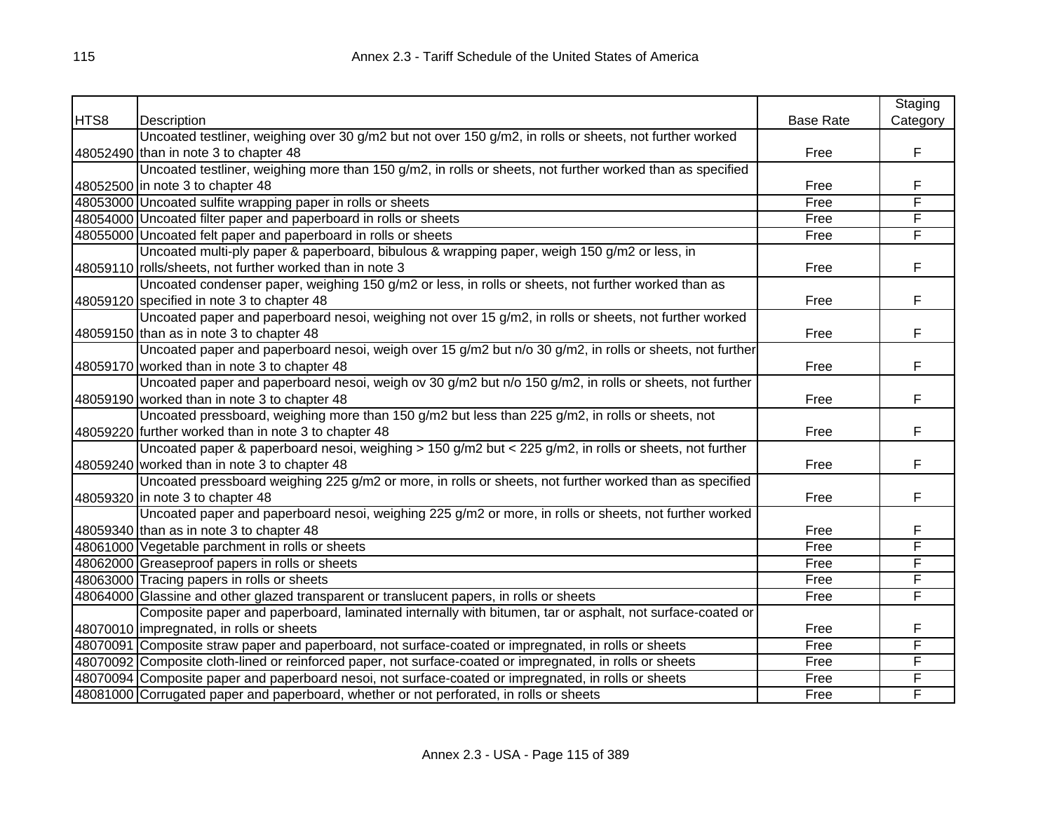| HTS8 | Description | Base Rate | Staging Category |
|---|---|---|---|
| 48052490 | Uncoated testliner, weighing over 30 g/m2 but not over 150 g/m2, in rolls or sheets, not further worked than in note 3 to chapter 48 | Free | F |
| 48052500 | Uncoated testliner, weighing more than 150 g/m2, in rolls or sheets, not further worked than as specified in note 3 to chapter 48 | Free | F |
| 48053000 | Uncoated sulfite wrapping paper in rolls or sheets | Free | F |
| 48054000 | Uncoated filter paper and paperboard in rolls or sheets | Free | F |
| 48055000 | Uncoated felt paper and paperboard in rolls or sheets | Free | F |
| 48059110 | Uncoated multi-ply paper & paperboard, bibulous & wrapping paper, weigh 150 g/m2 or less, in rolls/sheets, not further worked than in note 3 | Free | F |
| 48059120 | Uncoated condenser paper, weighing 150 g/m2 or less, in rolls or sheets, not further worked than as specified in note 3 to chapter 48 | Free | F |
| 48059150 | Uncoated paper and paperboard nesoi, weighing not over 15 g/m2, in rolls or sheets, not further worked than as in note 3 to chapter 48 | Free | F |
| 48059170 | Uncoated paper and paperboard nesoi, weigh over 15 g/m2 but n/o 30 g/m2, in rolls or sheets, not further worked than in note 3 to chapter 48 | Free | F |
| 48059190 | Uncoated paper and paperboard nesoi, weigh ov 30 g/m2 but n/o 150 g/m2, in rolls or sheets, not further worked than in note 3 to chapter 48 | Free | F |
| 48059220 | Uncoated pressboard, weighing more than 150 g/m2 but less than 225 g/m2, in rolls or sheets, not further worked than in note 3 to chapter 48 | Free | F |
| 48059240 | Uncoated paper & paperboard nesoi, weighing > 150 g/m2 but < 225 g/m2, in rolls or sheets, not further worked than in note 3 to chapter 48 | Free | F |
| 48059320 | Uncoated pressboard weighing 225 g/m2 or more, in rolls or sheets, not further worked than as specified in note 3 to chapter 48 | Free | F |
| 48059340 | Uncoated paper and paperboard nesoi, weighing 225 g/m2 or more, in rolls or sheets, not further worked than as in note 3 to chapter 48 | Free | F |
| 48061000 | Vegetable parchment in rolls or sheets | Free | F |
| 48062000 | Greaseproof papers in rolls or sheets | Free | F |
| 48063000 | Tracing papers in rolls or sheets | Free | F |
| 48064000 | Glassine and other glazed transparent or translucent papers, in rolls or sheets | Free | F |
| 48070010 | Composite paper and paperboard, laminated internally with bitumen, tar or asphalt, not surface-coated or impregnated, in rolls or sheets | Free | F |
| 48070091 | Composite straw paper and paperboard, not surface-coated or impregnated, in rolls or sheets | Free | F |
| 48070092 | Composite cloth-lined or reinforced paper, not surface-coated or impregnated, in rolls or sheets | Free | F |
| 48070094 | Composite paper and paperboard nesoi, not surface-coated or impregnated, in rolls or sheets | Free | F |
| 48081000 | Corrugated paper and paperboard, whether or not perforated, in rolls or sheets | Free | F |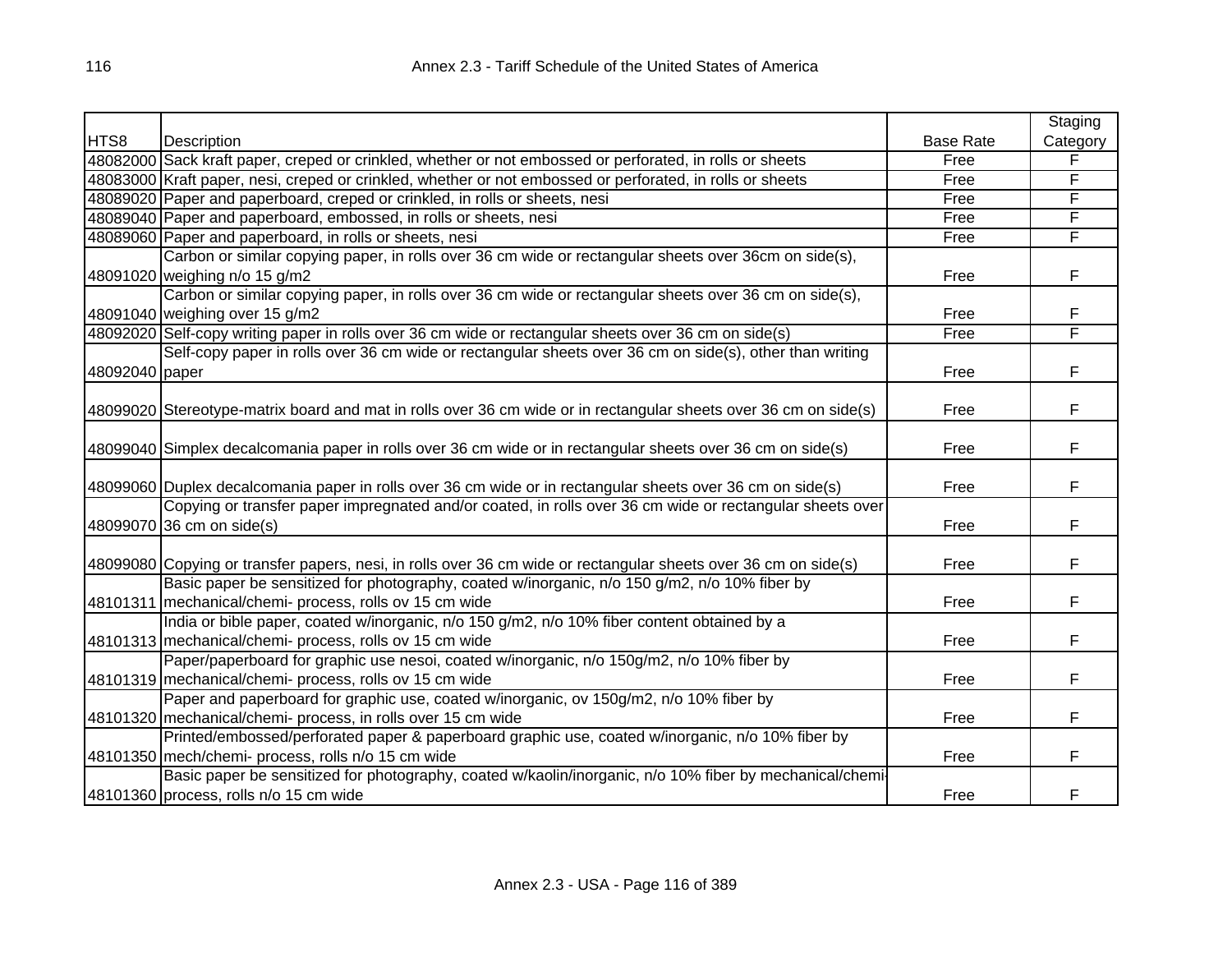| HTS8 | Description | Base Rate | Staging Category |
|---|---|---|---|
| 48082000 | Sack kraft paper, creped or crinkled, whether or not embossed or perforated, in rolls or sheets | Free | F |
| 48083000 | Kraft paper, nesi, creped or crinkled, whether or not embossed or perforated, in rolls or sheets | Free | F |
| 48089020 | Paper and paperboard, creped or crinkled, in rolls or sheets, nesi | Free | F |
| 48089040 | Paper and paperboard, embossed, in rolls or sheets, nesi | Free | F |
| 48089060 | Paper and paperboard, in rolls or sheets, nesi | Free | F |
| 48091020 | Carbon or similar copying paper, in rolls over 36 cm wide or rectangular sheets over 36cm on side(s), weighing n/o 15 g/m2 | Free | F |
| 48091040 | Carbon or similar copying paper, in rolls over 36 cm wide or rectangular sheets over 36 cm on side(s), weighing over 15 g/m2 | Free | F |
| 48092020 | Self-copy writing paper in rolls over 36 cm wide or rectangular sheets over 36 cm on side(s) | Free | F |
| 48092040 | Self-copy paper in rolls over 36 cm wide or rectangular sheets over 36 cm on side(s), other than writing paper | Free | F |
| 48099020 | Stereotype-matrix board and mat in rolls over 36 cm wide or in rectangular sheets over 36 cm on side(s) | Free | F |
| 48099040 | Simplex decalcomania paper in rolls over 36 cm wide or in rectangular sheets over 36 cm on side(s) | Free | F |
| 48099060 | Duplex decalcomania paper in rolls over 36 cm wide or in rectangular sheets over 36 cm on side(s) | Free | F |
| 48099070 | Copying or transfer paper impregnated and/or coated, in rolls over 36 cm wide or rectangular sheets over 36 cm on side(s) | Free | F |
| 48099080 | Copying or transfer papers, nesi, in rolls over 36 cm wide or rectangular sheets over 36 cm on side(s) | Free | F |
| 48101311 | Basic paper be sensitized for photography, coated w/inorganic, n/o 150 g/m2, n/o 10% fiber by mechanical/chemi- process, rolls ov 15 cm wide | Free | F |
| 48101313 | India or bible paper, coated w/inorganic, n/o 150 g/m2, n/o 10% fiber content obtained by a mechanical/chemi- process, rolls ov 15 cm wide | Free | F |
| 48101319 | Paper/paperboard for graphic use nesoi, coated w/inorganic, n/o 150g/m2, n/o 10% fiber by mechanical/chemi- process, rolls ov 15 cm wide | Free | F |
| 48101320 | Paper and paperboard for graphic use, coated w/inorganic, ov 150g/m2, n/o 10% fiber by mechanical/chemi- process, in rolls over 15 cm wide | Free | F |
| 48101350 | Printed/embossed/perforated paper & paperboard graphic use, coated w/inorganic, n/o 10% fiber by mech/chemi- process, rolls n/o 15 cm wide | Free | F |
| 48101360 | Basic paper be sensitized for photography, coated w/kaolin/inorganic, n/o 10% fiber by mechanical/chemi-process, rolls n/o 15 cm wide | Free | F |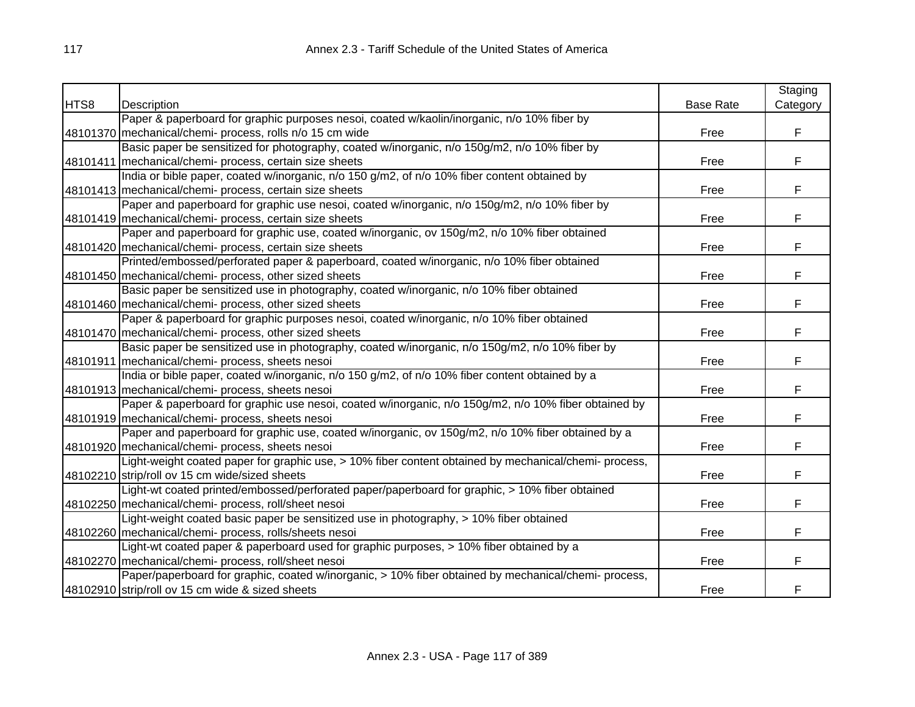| HTS8 | Description | Base Rate | Staging Category |
|---|---|---|---|
| 48101370 | Paper & paperboard for graphic purposes nesoi, coated w/kaolin/inorganic, n/o 10% fiber by mechanical/chemi- process, rolls n/o 15 cm wide | Free | F |
| 48101411 | Basic paper be sensitized for photography, coated w/inorganic, n/o 150g/m2, n/o 10% fiber by mechanical/chemi- process, certain size sheets | Free | F |
| 48101413 | India or bible paper, coated w/inorganic, n/o 150 g/m2, of n/o 10% fiber content obtained by mechanical/chemi- process, certain size sheets | Free | F |
| 48101419 | Paper and paperboard for graphic use nesoi, coated w/inorganic, n/o 150g/m2, n/o 10% fiber by mechanical/chemi- process, certain size sheets | Free | F |
| 48101420 | Paper and paperboard for graphic use, coated w/inorganic, ov 150g/m2, n/o 10% fiber obtained mechanical/chemi- process, certain size sheets | Free | F |
| 48101450 | Printed/embossed/perforated paper & paperboard, coated w/inorganic, n/o 10% fiber obtained mechanical/chemi- process, other sized sheets | Free | F |
| 48101460 | Basic paper be sensitized use in photography, coated w/inorganic, n/o 10% fiber obtained mechanical/chemi- process, other sized sheets | Free | F |
| 48101470 | Paper & paperboard for graphic purposes nesoi, coated w/inorganic, n/o 10% fiber obtained mechanical/chemi- process, other sized sheets | Free | F |
| 48101911 | Basic paper be sensitized use in photography, coated w/inorganic, n/o 150g/m2, n/o 10% fiber by mechanical/chemi- process, sheets nesoi | Free | F |
| 48101913 | India or bible paper, coated w/inorganic, n/o 150 g/m2, of n/o 10% fiber content obtained by a mechanical/chemi- process, sheets nesoi | Free | F |
| 48101919 | Paper & paperboard for graphic use nesoi, coated w/inorganic, n/o 150g/m2, n/o 10% fiber obtained by mechanical/chemi- process, sheets nesoi | Free | F |
| 48101920 | Paper and paperboard for graphic use, coated w/inorganic, ov 150g/m2, n/o 10% fiber obtained by a mechanical/chemi- process, sheets nesoi | Free | F |
| 48102210 | Light-weight coated paper for graphic use, > 10% fiber content obtained by mechanical/chemi- process, strip/roll ov 15 cm wide/sized sheets | Free | F |
| 48102250 | Light-wt coated printed/embossed/perforated paper/paperboard for graphic, > 10% fiber obtained mechanical/chemi- process, roll/sheet nesoi | Free | F |
| 48102260 | Light-weight coated basic paper be sensitized use in photography, > 10% fiber obtained mechanical/chemi- process, rolls/sheets nesoi | Free | F |
| 48102270 | Light-wt coated paper & paperboard used for graphic purposes, > 10% fiber obtained by a mechanical/chemi- process, roll/sheet nesoi | Free | F |
| 48102910 | Paper/paperboard for graphic, coated w/inorganic, > 10% fiber obtained by mechanical/chemi- process, strip/roll ov 15 cm wide & sized sheets | Free | F |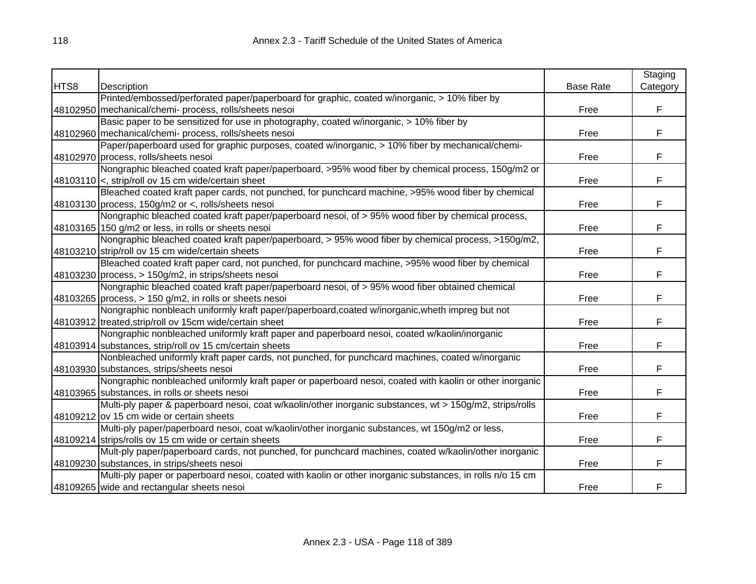| HTS8 | Description | Base Rate | Staging Category |
|---|---|---|---|
| 48102950 | Printed/embossed/perforated paper/paperboard for graphic, coated w/inorganic, > 10% fiber by mechanical/chemi- process, rolls/sheets nesoi | Free | F |
| 48102960 | Basic paper to be sensitized for use in photography, coated w/inorganic, > 10% fiber by mechanical/chemi- process, rolls/sheets nesoi | Free | F |
| 48102970 | Paper/paperboard used for graphic purposes, coated w/inorganic, > 10% fiber by mechanical/chemi-process, rolls/sheets nesoi | Free | F |
| 48103110 | Nongraphic bleached coated kraft paper/paperboard, >95% wood fiber by chemical process, 150g/m2 or <, strip/roll ov 15 cm wide/certain sheet | Free | F |
| 48103130 | Bleached coated kraft paper cards, not punched, for punchcard machine, >95% wood fiber by chemical process, 150g/m2 or <, rolls/sheets nesoi | Free | F |
| 48103165 | Nongraphic bleached coated kraft paper/paperboard nesoi, of > 95% wood fiber by chemical process, 150 g/m2 or less, in rolls or sheets nesoi | Free | F |
| 48103210 | Nongraphic bleached coated kraft paper/paperboard, > 95% wood fiber by chemical process, >150g/m2, strip/roll ov 15 cm wide/certain sheets | Free | F |
| 48103230 | Bleached coated kraft paper card, not punched, for punchcard machine, >95% wood fiber by chemical process, > 150g/m2, in strips/sheets nesoi | Free | F |
| 48103265 | Nongraphic bleached coated kraft paper/paperboard nesoi, of > 95% wood fiber obtained chemical process, > 150 g/m2, in rolls or sheets nesoi | Free | F |
| 48103912 | Nongraphic nonbleach uniformly kraft paper/paperboard,coated w/inorganic,wheth impreg but not treated,strip/roll ov 15cm wide/certain sheet | Free | F |
| 48103914 | Nongraphic nonbleached uniformly kraft paper and paperboard nesoi, coated w/kaolin/inorganic substances, strip/roll ov 15 cm/certain sheets | Free | F |
| 48103930 | Nonbleached uniformly kraft paper cards, not punched, for punchcard machines, coated w/inorganic substances, strips/sheets nesoi | Free | F |
| 48103965 | Nongraphic nonbleached uniformly kraft paper or paperboard nesoi, coated with kaolin or other inorganic substances, in rolls or sheets nesoi | Free | F |
| 48109212 | Multi-ply paper & paperboard nesoi, coat w/kaolin/other inorganic substances, wt > 150g/m2, strips/rolls ov 15 cm wide or certain sheets | Free | F |
| 48109214 | Multi-ply paper/paperboard nesoi, coat w/kaolin/other inorganic substances, wt 150g/m2 or less, strips/rolls ov 15 cm wide or certain sheets | Free | F |
| 48109230 | Mult-ply paper/paperboard cards, not punched, for punchcard machines, coated w/kaolin/other inorganic substances, in strips/sheets nesoi | Free | F |
| 48109265 | Multi-ply paper or paperboard nesoi, coated with kaolin or other inorganic substances, in rolls n/o 15 cm wide and rectangular sheets nesoi | Free | F |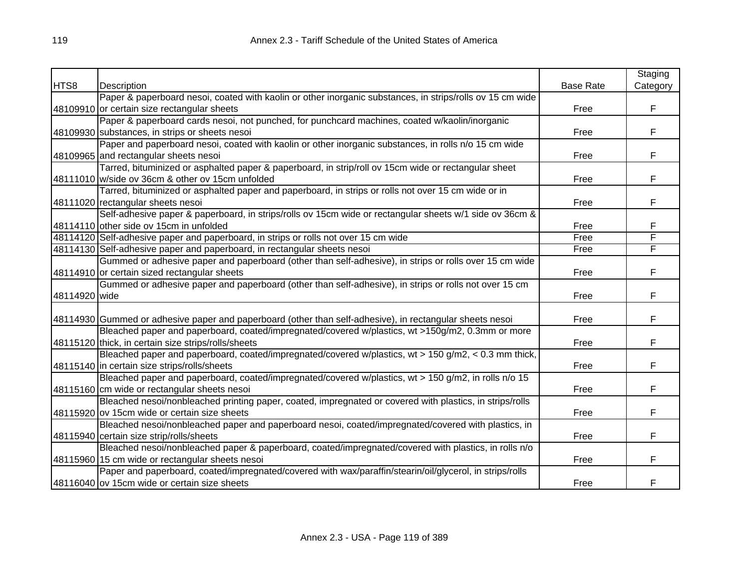| HTS8 | Description | Base Rate | Staging Category |
|---|---|---|---|
| 48109910 | Paper & paperboard nesoi, coated with kaolin or other inorganic substances, in strips/rolls ov 15 cm wide or certain size rectangular sheets | Free | F |
| 48109930 | Paper & paperboard cards nesoi, not punched, for punchcard machines, coated w/kaolin/inorganic substances, in strips or sheets nesoi | Free | F |
| 48109965 | Paper and paperboard nesoi, coated with kaolin or other inorganic substances, in rolls n/o 15 cm wide and rectangular sheets nesoi | Free | F |
| 48111010 | Tarred, bituminized or asphalted paper & paperboard, in strip/roll ov 15cm wide or rectangular sheet w/side ov 36cm & other ov 15cm unfolded | Free | F |
| 48111020 | Tarred, bituminized or asphalted paper and paperboard, in strips or rolls not over 15 cm wide or in rectangular sheets nesoi | Free | F |
| 48114110 | Self-adhesive paper & paperboard, in strips/rolls ov 15cm wide or rectangular sheets w/1 side ov 36cm & other side ov 15cm in unfolded | Free | F |
| 48114120 | Self-adhesive paper and paperboard, in strips or rolls not over 15 cm wide | Free | F |
| 48114130 | Self-adhesive paper and paperboard, in rectangular sheets nesoi | Free | F |
| 48114910 | Gummed or adhesive paper and paperboard (other than self-adhesive), in strips or rolls over 15 cm wide or certain sized rectangular sheets | Free | F |
| 48114920 | Gummed or adhesive paper and paperboard (other than self-adhesive), in strips or rolls not over 15 cm wide | Free | F |
| 48114930 | Gummed or adhesive paper and paperboard (other than self-adhesive), in rectangular sheets nesoi | Free | F |
| 48115120 | Bleached paper and paperboard, coated/impregnated/covered w/plastics, wt >150g/m2, 0.3mm or more thick, in certain size strips/rolls/sheets | Free | F |
| 48115140 | Bleached paper and paperboard, coated/impregnated/covered w/plastics, wt > 150 g/m2, < 0.3 mm thick, in certain size strips/rolls/sheets | Free | F |
| 48115160 | Bleached paper and paperboard, coated/impregnated/covered w/plastics, wt > 150 g/m2, in rolls n/o 15 cm wide or rectangular sheets nesoi | Free | F |
| 48115920 | Bleached nesoi/nonbleached printing paper, coated, impregnated or covered with plastics, in strips/rolls ov 15cm wide or certain size sheets | Free | F |
| 48115940 | Bleached nesoi/nonbleached paper and paperboard nesoi, coated/impregnated/covered with plastics, in certain size strip/rolls/sheets | Free | F |
| 48115960 | Bleached nesoi/nonbleached paper & paperboard, coated/impregnated/covered with plastics, in rolls n/o 15 cm wide or rectangular sheets nesoi | Free | F |
| 48116040 | Paper and paperboard, coated/impregnated/covered with wax/paraffin/stearin/oil/glycerol, in strips/rolls ov 15cm wide or certain size sheets | Free | F |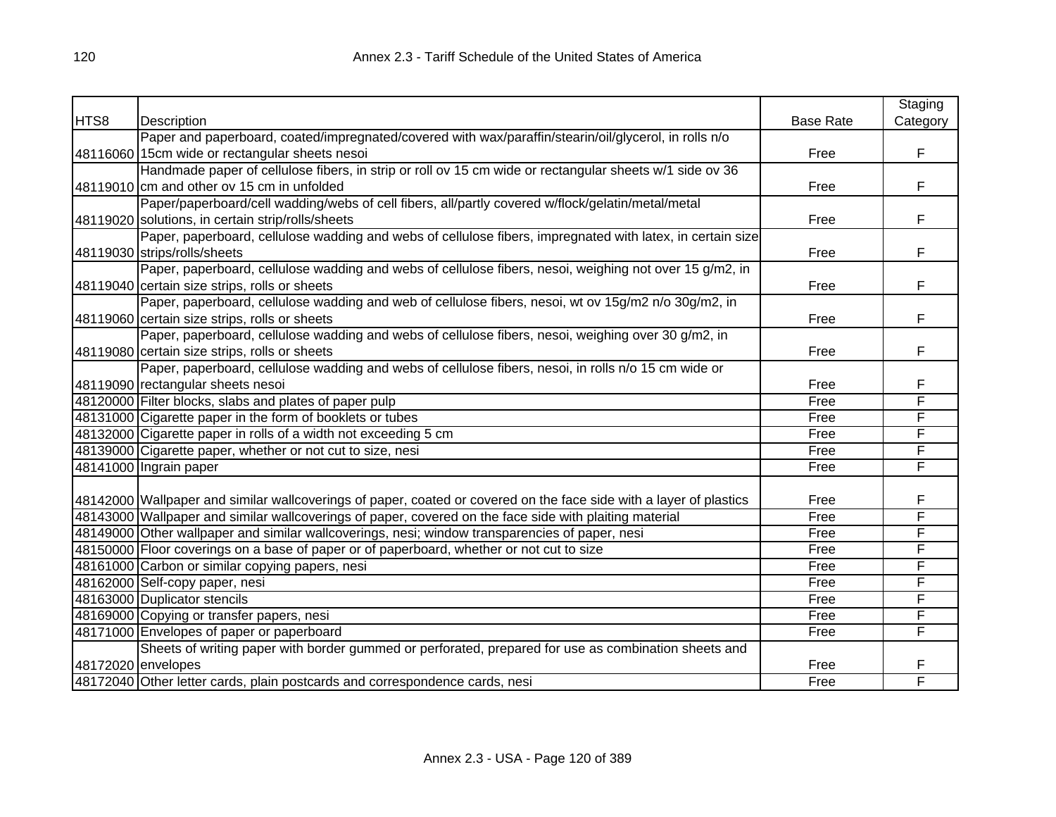| HTS8 | Description | Base Rate | Staging Category |
|---|---|---|---|
| 48116060 | Paper and paperboard, coated/impregnated/covered with wax/paraffin/stearin/oil/glycerol, in rolls n/o 15cm wide or rectangular sheets nesoi | Free | F |
| 48119010 | Handmade paper of cellulose fibers, in strip or roll ov 15 cm wide or rectangular sheets w/1 side ov 36 cm and other ov 15 cm in unfolded | Free | F |
| 48119020 | Paper/paperboard/cell wadding/webs of cell fibers, all/partly covered w/flock/gelatin/metal/metal solutions, in certain strip/rolls/sheets | Free | F |
| 48119030 | Paper, paperboard, cellulose wadding and webs of cellulose fibers, impregnated with latex, in certain size strips/rolls/sheets | Free | F |
| 48119040 | Paper, paperboard, cellulose wadding and webs of cellulose fibers, nesoi, weighing not over 15 g/m2, in certain size strips, rolls or sheets | Free | F |
| 48119060 | Paper, paperboard, cellulose wadding and web of cellulose fibers, nesoi, wt ov 15g/m2 n/o 30g/m2, in certain size strips, rolls or sheets | Free | F |
| 48119080 | Paper, paperboard, cellulose wadding and webs of cellulose fibers, nesoi, weighing over 30 g/m2, in certain size strips, rolls or sheets | Free | F |
| 48119090 | Paper, paperboard, cellulose wadding and webs of cellulose fibers, nesoi, in rolls n/o 15 cm wide or rectangular sheets nesoi | Free | F |
| 48120000 | Filter blocks, slabs and plates of paper pulp | Free | F |
| 48131000 | Cigarette paper in the form of booklets or tubes | Free | F |
| 48132000 | Cigarette paper in rolls of a width not exceeding 5 cm | Free | F |
| 48139000 | Cigarette paper, whether or not cut to size, nesi | Free | F |
| 48141000 | Ingrain paper | Free | F |
| 48142000 | Wallpaper and similar wallcoverings of paper, coated or covered on the face side with a layer of plastics | Free | F |
| 48143000 | Wallpaper and similar wallcoverings of paper, covered on the face side with plaiting material | Free | F |
| 48149000 | Other wallpaper and similar wallcoverings, nesi; window transparencies of paper, nesi | Free | F |
| 48150000 | Floor coverings on a base of paper or of paperboard, whether or not cut to size | Free | F |
| 48161000 | Carbon or similar copying papers, nesi | Free | F |
| 48162000 | Self-copy paper, nesi | Free | F |
| 48163000 | Duplicator stencils | Free | F |
| 48169000 | Copying or transfer papers, nesi | Free | F |
| 48171000 | Envelopes of paper or paperboard | Free | F |
| 48172020 | Sheets of writing paper with border gummed or perforated, prepared for use as combination sheets and envelopes | Free | F |
| 48172040 | Other letter cards, plain postcards and correspondence cards, nesi | Free | F |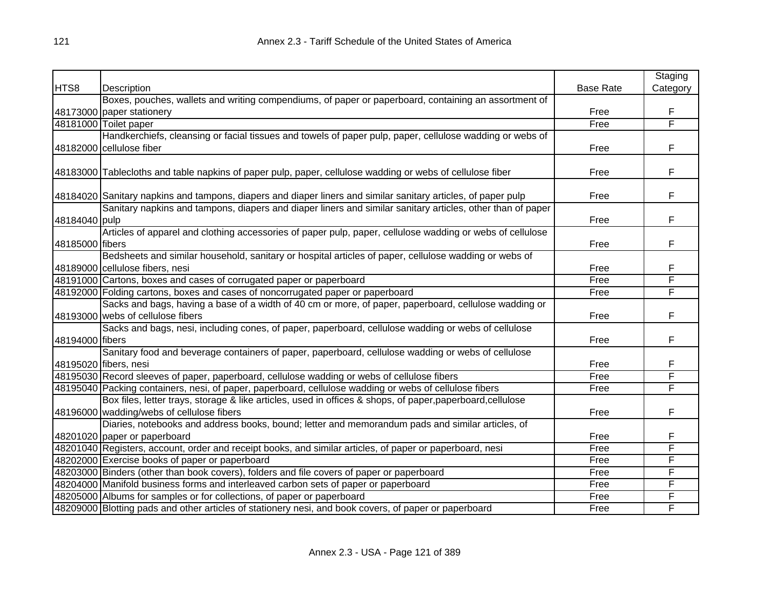| HTS8 | Description | Base Rate | Staging Category |
|---|---|---|---|
| 48173000 | Boxes, pouches, wallets and writing compendiums, of paper or paperboard, containing an assortment of paper stationery | Free | F |
| 48181000 | Toilet paper | Free | F |
| 48182000 | Handkerchiefs, cleansing or facial tissues and towels of paper pulp, paper, cellulose wadding or webs of cellulose fiber | Free | F |
| 48183000 | Tablecloths and table napkins of paper pulp, paper, cellulose wadding or webs of cellulose fiber | Free | F |
| 48184020 | Sanitary napkins and tampons, diapers and diaper liners and similar sanitary articles, of paper pulp | Free | F |
| 48184040 | Sanitary napkins and tampons, diapers and diaper liners and similar sanitary articles, other than of paper pulp | Free | F |
| 48185000 | Articles of apparel and clothing accessories of paper pulp, paper, cellulose wadding or webs of cellulose fibers | Free | F |
| 48189000 | Bedsheets and similar household, sanitary or hospital articles of paper, cellulose wadding or webs of cellulose fibers, nesi | Free | F |
| 48191000 | Cartons, boxes and cases of corrugated paper or paperboard | Free | F |
| 48192000 | Folding cartons, boxes and cases of noncorrugated paper or paperboard | Free | F |
| 48193000 | Sacks and bags, having a base of a width of 40 cm or more, of paper, paperboard, cellulose wadding or webs of cellulose fibers | Free | F |
| 48194000 | Sacks and bags, nesi, including cones, of paper, paperboard, cellulose wadding or webs of cellulose fibers | Free | F |
| 48195020 | Sanitary food and beverage containers of paper, paperboard, cellulose wadding or webs of cellulose fibers, nesi | Free | F |
| 48195030 | Record sleeves of paper, paperboard, cellulose wadding or webs of cellulose fibers | Free | F |
| 48195040 | Packing containers, nesi, of paper, paperboard, cellulose wadding or webs of cellulose fibers | Free | F |
| 48196000 | Box files, letter trays, storage & like articles, used in offices & shops, of paper,paperboard,cellulose wadding/webs of cellulose fibers | Free | F |
| 48201020 | Diaries, notebooks and address books, bound; letter and memorandum pads and similar articles, of paper or paperboard | Free | F |
| 48201040 | Registers, account, order and receipt books, and similar articles, of paper or paperboard, nesi | Free | F |
| 48202000 | Exercise books of paper or paperboard | Free | F |
| 48203000 | Binders (other than book covers), folders and file covers of paper or paperboard | Free | F |
| 48204000 | Manifold business forms and interleaved carbon sets of paper or paperboard | Free | F |
| 48205000 | Albums for samples or for collections, of paper or paperboard | Free | F |
| 48209000 | Blotting pads and other articles of stationery nesi, and book covers, of paper or paperboard | Free | F |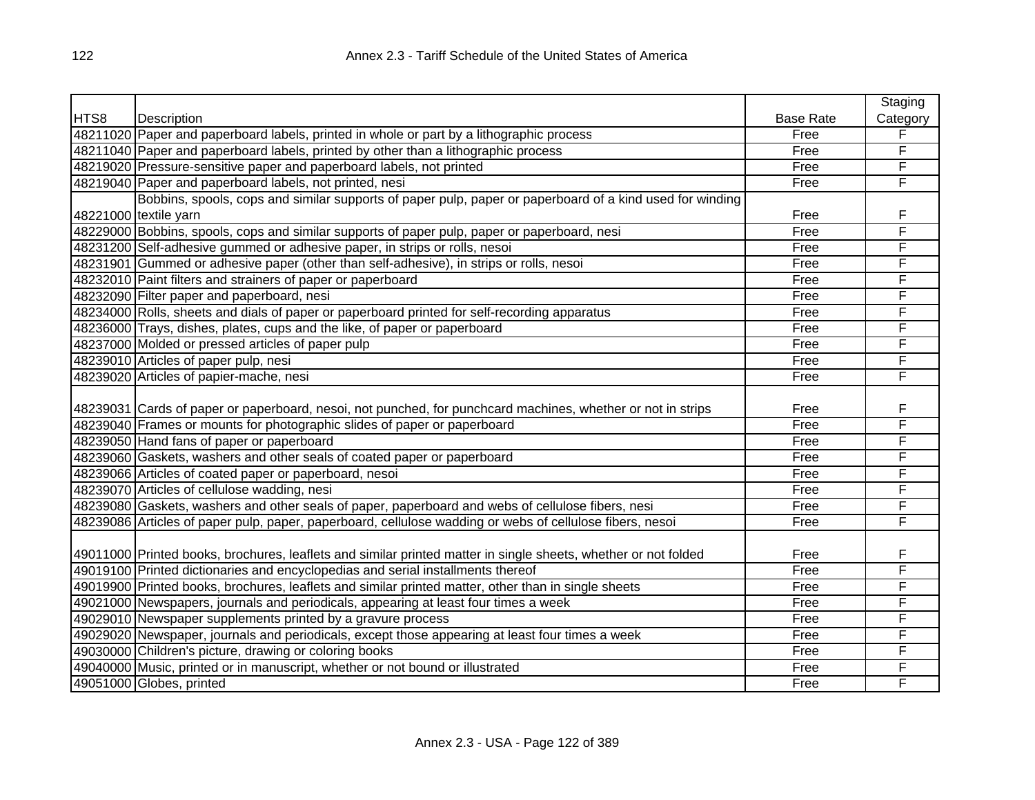| HTS8 | Description | Base Rate | Staging Category |
|---|---|---|---|
| 48211020 | Paper and paperboard labels, printed in whole or part by a lithographic process | Free | F |
| 48211040 | Paper and paperboard labels, printed by other than a lithographic process | Free | F |
| 48219020 | Pressure-sensitive paper and paperboard labels, not printed | Free | F |
| 48219040 | Paper and paperboard labels, not printed, nesi | Free | F |
| 48221000 | Bobbins, spools, cops and similar supports of paper pulp, paper or paperboard of a kind used for winding textile yarn | Free | F |
| 48229000 | Bobbins, spools, cops and similar supports of paper pulp, paper or paperboard, nesi | Free | F |
| 48231200 | Self-adhesive gummed or adhesive paper, in strips or rolls, nesoi | Free | F |
| 48231901 | Gummed or adhesive paper (other than self-adhesive), in strips or rolls, nesoi | Free | F |
| 48232010 | Paint filters and strainers of paper or paperboard | Free | F |
| 48232090 | Filter paper and paperboard, nesi | Free | F |
| 48234000 | Rolls, sheets and dials of paper or paperboard printed for self-recording apparatus | Free | F |
| 48236000 | Trays, dishes, plates, cups and the like, of paper or paperboard | Free | F |
| 48237000 | Molded or pressed articles of paper pulp | Free | F |
| 48239010 | Articles of paper pulp, nesi | Free | F |
| 48239020 | Articles of papier-mache, nesi | Free | F |
| 48239031 | Cards of paper or paperboard, nesoi, not punched, for punchcard machines, whether or not in strips | Free | F |
| 48239040 | Frames or mounts for photographic slides of paper or paperboard | Free | F |
| 48239050 | Hand fans of paper or paperboard | Free | F |
| 48239060 | Gaskets, washers and other seals of coated paper or paperboard | Free | F |
| 48239066 | Articles of coated paper or paperboard, nesoi | Free | F |
| 48239070 | Articles of cellulose wadding, nesi | Free | F |
| 48239080 | Gaskets, washers and other seals of paper, paperboard and webs of cellulose fibers, nesi | Free | F |
| 48239086 | Articles of paper pulp, paper, paperboard, cellulose wadding or webs of cellulose fibers, nesoi | Free | F |
| 49011000 | Printed books, brochures, leaflets and similar printed matter in single sheets, whether or not folded | Free | F |
| 49019100 | Printed dictionaries and encyclopedias and serial installments thereof | Free | F |
| 49019900 | Printed books, brochures, leaflets and similar printed matter, other than in single sheets | Free | F |
| 49021000 | Newspapers, journals and periodicals, appearing at least four times a week | Free | F |
| 49029010 | Newspaper supplements printed by a gravure process | Free | F |
| 49029020 | Newspaper, journals and periodicals, except those appearing at least four times a week | Free | F |
| 49030000 | Children's picture, drawing or coloring books | Free | F |
| 49040000 | Music, printed or in manuscript, whether or not bound or illustrated | Free | F |
| 49051000 | Globes, printed | Free | F |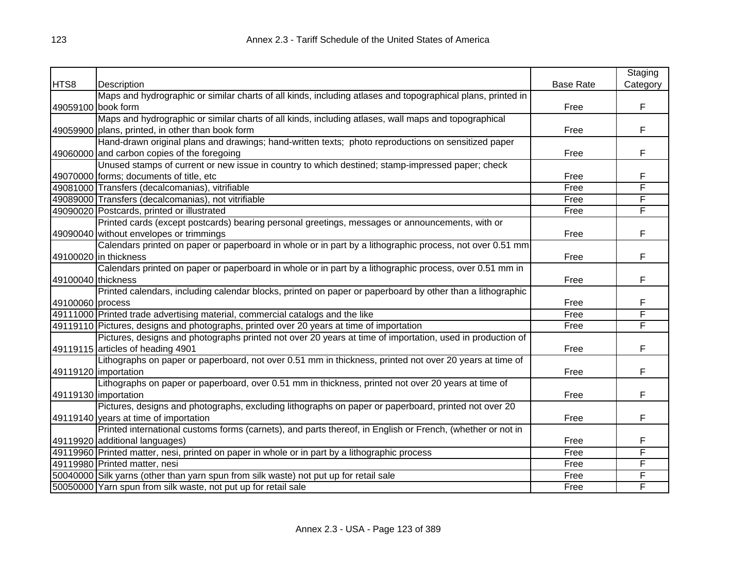| HTS8 | Description | Base Rate | Staging Category |
|---|---|---|---|
| 49059100 | Maps and hydrographic or similar charts of all kinds, including atlases and topographical plans, printed in book form | Free | F |
| 49059900 | Maps and hydrographic or similar charts of all kinds, including atlases, wall maps and topographical plans, printed, in other than book form | Free | F |
| 49060000 | Hand-drawn original plans and drawings; hand-written texts; photo reproductions on sensitized paper and carbon copies of the foregoing | Free | F |
| 49070000 | Unused stamps of current or new issue in country to which destined; stamp-impressed paper; check forms; documents of title, etc | Free | F |
| 49081000 | Transfers (decalcomanias), vitrifiable | Free | F |
| 49089000 | Transfers (decalcomanias), not vitrifiable | Free | F |
| 49090020 | Postcards, printed or illustrated | Free | F |
| 49090040 | Printed cards (except postcards) bearing personal greetings, messages or announcements, with or without envelopes or trimmings | Free | F |
| 49100020 | Calendars printed on paper or paperboard in whole or in part by a lithographic process, not over 0.51 mm in thickness | Free | F |
| 49100040 | Calendars printed on paper or paperboard in whole or in part by a lithographic process, over 0.51 mm in thickness | Free | F |
| 49100060 | Printed calendars, including calendar blocks, printed on paper or paperboard by other than a lithographic process | Free | F |
| 49111000 | Printed trade advertising material, commercial catalogs and the like | Free | F |
| 49119110 | Pictures, designs and photographs, printed over 20 years at time of importation | Free | F |
| 49119115 | Pictures, designs and photographs printed not over 20 years at time of importation, used in production of articles of heading 4901 | Free | F |
| 49119120 | Lithographs on paper or paperboard, not over 0.51 mm in thickness, printed not over 20 years at time of importation | Free | F |
| 49119130 | Lithographs on paper or paperboard, over 0.51 mm in thickness, printed not over 20 years at time of importation | Free | F |
| 49119140 | Pictures, designs and photographs, excluding lithographs on paper or paperboard, printed not over 20 years at time of importation | Free | F |
| 49119920 | Printed international customs forms (carnets), and parts thereof, in English or French, (whether or not in additional languages) | Free | F |
| 49119960 | Printed matter, nesi, printed on paper in whole or in part by a lithographic process | Free | F |
| 49119980 | Printed matter, nesi | Free | F |
| 50040000 | Silk yarns (other than yarn spun from silk waste) not put up for retail sale | Free | F |
| 50050000 | Yarn spun from silk waste, not put up for retail sale | Free | F |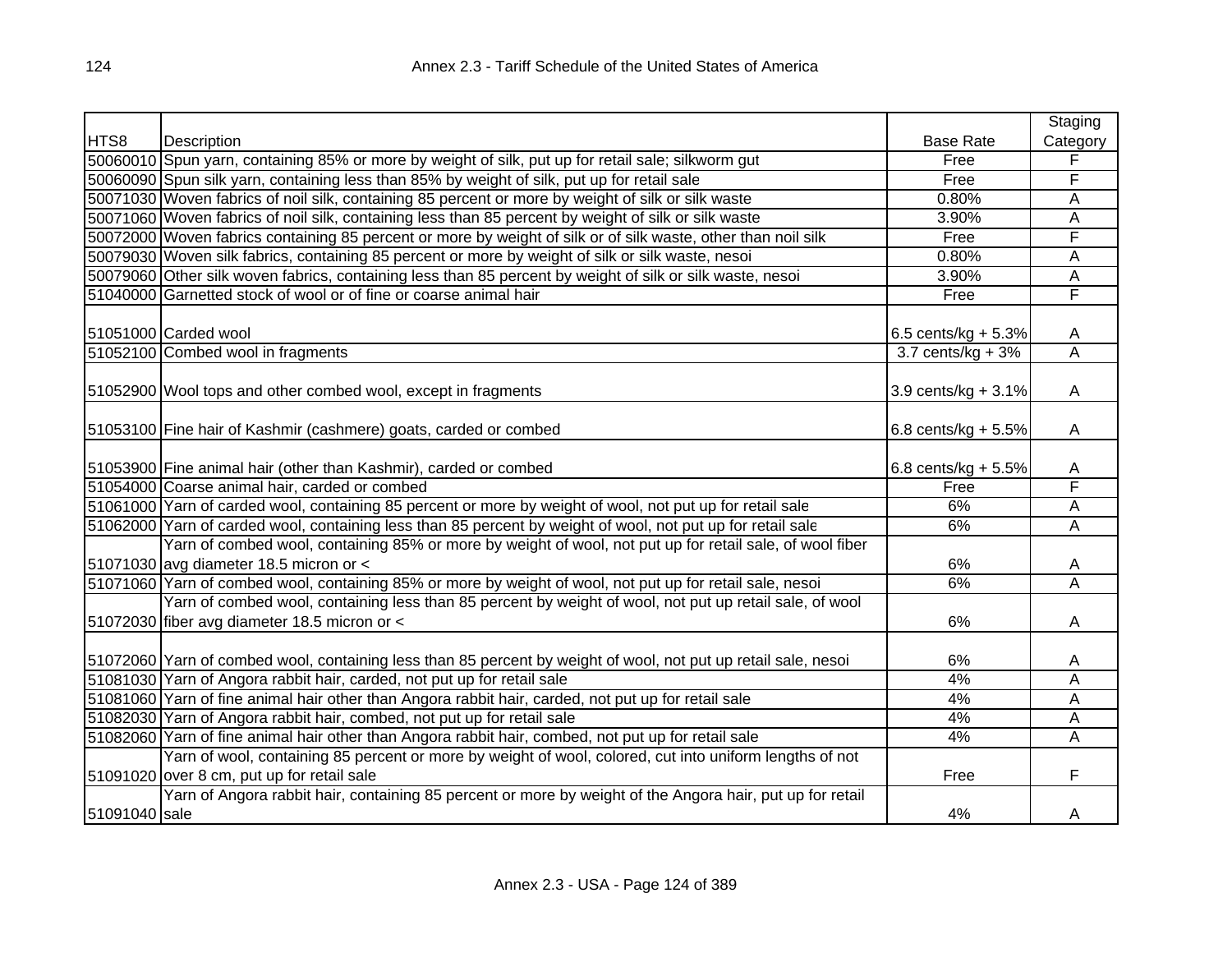| HTS8 | Description | Base Rate | Staging Category |
|---|---|---|---|
| 50060010 | Spun yarn, containing 85% or more by weight of silk, put up for retail sale; silkworm gut | Free | F |
| 50060090 | Spun silk yarn, containing less than 85% by weight of silk, put up for retail sale | Free | F |
| 50071030 | Woven fabrics of noil silk, containing 85 percent or more by weight of silk or silk waste | 0.80% | A |
| 50071060 | Woven fabrics of noil silk, containing less than 85 percent by weight of silk or silk waste | 3.90% | A |
| 50072000 | Woven fabrics containing 85 percent or more by weight of silk or of silk waste, other than noil silk | Free | F |
| 50079030 | Woven silk fabrics, containing 85 percent or more by weight of silk or of silk waste, nesoi | 0.80% | A |
| 50079060 | Other silk woven fabrics, containing less than 85 percent by weight of silk or silk waste, nesoi | 3.90% | A |
| 51040000 | Garnetted stock of wool or of fine or coarse animal hair | Free | F |
| 51051000 | Carded wool | 6.5 cents/kg + 5.3% | A |
| 51052100 | Combed wool in fragments | 3.7 cents/kg + 3% | A |
| 51052900 | Wool tops and other combed wool, except in fragments | 3.9 cents/kg + 3.1% | A |
| 51053100 | Fine hair of Kashmir (cashmere) goats, carded or combed | 6.8 cents/kg + 5.5% | A |
| 51053900 | Fine animal hair (other than Kashmir), carded or combed | 6.8 cents/kg + 5.5% | A |
| 51054000 | Coarse animal hair, carded or combed | Free | F |
| 51061000 | Yarn of carded wool, containing 85 percent or more by weight of wool, not put up for retail sale | 6% | A |
| 51062000 | Yarn of carded wool, containing less than 85 percent by weight of wool, not put up for retail sale | 6% | A |
| 51071030 | Yarn of combed wool, containing 85% or more by weight of wool, not put up for retail sale, of wool fiber avg diameter 18.5 micron or < | 6% | A |
| 51071060 | Yarn of combed wool, containing 85% or more by weight of wool, not put up for retail sale, nesoi | 6% | A |
| 51072030 | Yarn of combed wool, containing less than 85 percent by weight of wool, not put up retail sale, of wool fiber avg diameter 18.5 micron or < | 6% | A |
| 51072060 | Yarn of combed wool, containing less than 85 percent by weight of wool, not put up retail sale, nesoi | 6% | A |
| 51081030 | Yarn of Angora rabbit hair, carded, not put up for retail sale | 4% | A |
| 51081060 | Yarn of fine animal hair other than Angora rabbit hair, carded, not put up for retail sale | 4% | A |
| 51082030 | Yarn of Angora rabbit hair, combed, not put up for retail sale | 4% | A |
| 51082060 | Yarn of fine animal hair other than Angora rabbit hair, combed, not put up for retail sale | 4% | A |
| 51091020 | Yarn of wool, containing 85 percent or more by weight of wool, colored, cut into uniform lengths of not over 8 cm, put up for retail sale | Free | F |
| 51091040 | Yarn of Angora rabbit hair, containing 85 percent or more by weight of the Angora hair, put up for retail sale | 4% | A |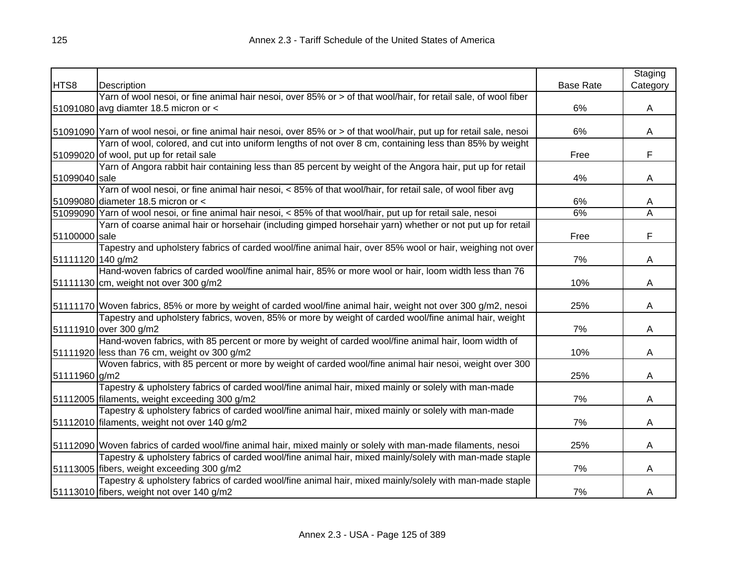| HTS8 | Description | Base Rate | Staging Category |
|---|---|---|---|
| 51091080 | Yarn of wool nesoi, or fine animal hair nesoi, over 85% or > of that wool/hair, for retail sale, of wool fiber avg diamter 18.5 micron or < | 6% | A |
| 51091090 | Yarn of wool nesoi, or fine animal hair nesoi, over 85% or > of that wool/hair, put up for retail sale, nesoi | 6% | A |
| 51099020 | Yarn of wool, colored, and cut into uniform lengths of not over 8 cm, containing less than 85% by weight of wool, put up for retail sale | Free | F |
| 51099040 | Yarn of Angora rabbit hair containing less than 85 percent by weight of the Angora hair, put up for retail sale | 4% | A |
| 51099080 | Yarn of wool nesoi, or fine animal hair nesoi, < 85% of that wool/hair, for retail sale, of wool fiber avg diameter 18.5 micron or < | 6% | A |
| 51099090 | Yarn of wool nesoi, or fine animal hair nesoi, < 85% of that wool/hair, put up for retail sale, nesoi | 6% | A |
| 51100000 | Yarn of coarse animal hair or horsehair (including gimped horsehair yarn) whether or not put up for retail sale | Free | F |
| 51111120 | Tapestry and upholstery fabrics of carded wool/fine animal hair, over 85% wool or hair, weighing not over 140 g/m2 | 7% | A |
| 51111130 | Hand-woven fabrics of carded wool/fine animal hair, 85% or more wool or hair, loom width less than 76 cm, weight not over 300 g/m2 | 10% | A |
| 51111170 | Woven fabrics, 85% or more by weight of carded wool/fine animal hair, weight not over 300 g/m2, nesoi | 25% | A |
| 51111910 | Tapestry and upholstery fabrics, woven, 85% or more by weight of carded wool/fine animal hair, weight over 300 g/m2 | 7% | A |
| 51111920 | Hand-woven fabrics, with 85 percent or more by weight of carded wool/fine animal hair, loom width of less than 76 cm, weight ov 300 g/m2 | 10% | A |
| 51111960 | Woven fabrics, with 85 percent or more by weight of carded wool/fine animal hair nesoi, weight over 300 g/m2 | 25% | A |
| 51112005 | Tapestry & upholstery fabrics of carded wool/fine animal hair, mixed mainly or solely with man-made filaments, weight exceeding 300 g/m2 | 7% | A |
| 51112010 | Tapestry & upholstery fabrics of carded wool/fine animal hair, mixed mainly or solely with man-made filaments, weight not over 140 g/m2 | 7% | A |
| 51112090 | Woven fabrics of carded wool/fine animal hair, mixed mainly or solely with man-made filaments, nesoi | 25% | A |
| 51113005 | Tapestry & upholstery fabrics of carded wool/fine animal hair, mixed mainly/solely with man-made staple fibers, weight exceeding 300 g/m2 | 7% | A |
| 51113010 | Tapestry & upholstery fabrics of carded wool/fine animal hair, mixed mainly/solely with man-made staple fibers, weight not over 140 g/m2 | 7% | A |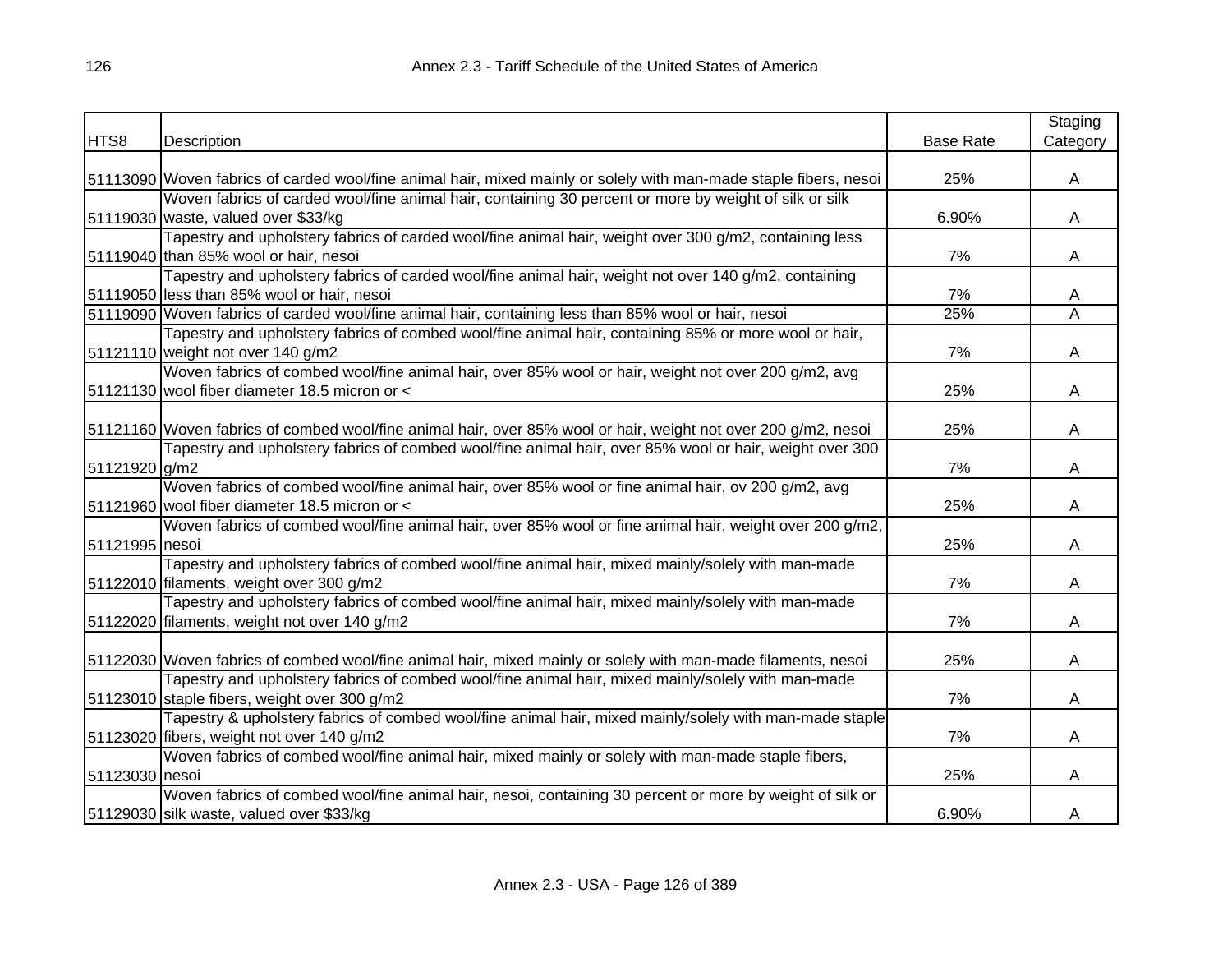| HTS8 | Description | Base Rate | Staging Category |
|---|---|---|---|
| 51113090 | Woven fabrics of carded wool/fine animal hair, mixed mainly or solely with man-made staple fibers, nesoi | 25% | A |
| 51119030 | Woven fabrics of carded wool/fine animal hair, containing 30 percent or more by weight of silk or silk waste, valued over $33/kg | 6.90% | A |
| 51119040 | Tapestry and upholstery fabrics of carded wool/fine animal hair, weight over 300 g/m2, containing less than 85% wool or hair, nesoi | 7% | A |
| 51119050 | Tapestry and upholstery fabrics of carded wool/fine animal hair, weight not over 140 g/m2, containing less than 85% wool or hair, nesoi | 7% | A |
| 51119090 | Woven fabrics of carded wool/fine animal hair, containing less than 85% wool or hair, nesoi | 25% | A |
| 51121110 | Tapestry and upholstery fabrics of combed wool/fine animal hair, containing 85% or more wool or hair, weight not over 140 g/m2 | 7% | A |
| 51121130 | Woven fabrics of combed wool/fine animal hair, over 85% wool or hair, weight not over 200 g/m2, avg wool fiber diameter 18.5 micron or < | 25% | A |
| 51121160 | Woven fabrics of combed wool/fine animal hair, over 85% wool or hair, weight not over 200 g/m2, nesoi | 25% | A |
| 51121920 | Tapestry and upholstery fabrics of combed wool/fine animal hair, over 85% wool or hair, weight over 300 g/m2 | 7% | A |
| 51121960 | Woven fabrics of combed wool/fine animal hair, over 85% wool or fine animal hair, ov 200 g/m2, avg wool fiber diameter 18.5 micron or < | 25% | A |
| 51121995 | Woven fabrics of combed wool/fine animal hair, over 85% wool or fine animal hair, weight over 200 g/m2, nesoi | 25% | A |
| 51122010 | Tapestry and upholstery fabrics of combed wool/fine animal hair, mixed mainly/solely with man-made filaments, weight over 300 g/m2 | 7% | A |
| 51122020 | Tapestry and upholstery fabrics of combed wool/fine animal hair, mixed mainly/solely with man-made filaments, weight not over 140 g/m2 | 7% | A |
| 51122030 | Woven fabrics of combed wool/fine animal hair, mixed mainly or solely with man-made filaments, nesoi | 25% | A |
| 51123010 | Tapestry and upholstery fabrics of combed wool/fine animal hair, mixed mainly/solely with man-made staple fibers, weight over 300 g/m2 | 7% | A |
| 51123020 | Tapestry & upholstery fabrics of combed wool/fine animal hair, mixed mainly/solely with man-made staple fibers, weight not over 140 g/m2 | 7% | A |
| 51123030 | Woven fabrics of combed wool/fine animal hair, mixed mainly or solely with man-made staple fibers, nesoi | 25% | A |
| 51129030 | Woven fabrics of combed wool/fine animal hair, nesoi, containing 30 percent or more by weight of silk or silk waste, valued over $33/kg | 6.90% | A |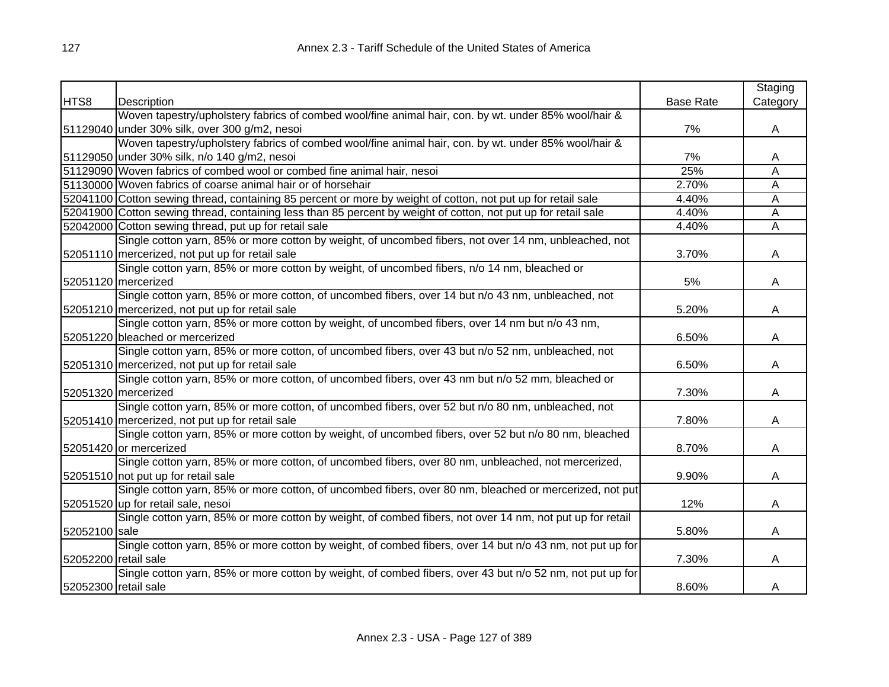| HTS8 | Description | Base Rate | Staging Category |
|---|---|---|---|
| 51129040 | Woven tapestry/upholstery fabrics of combed wool/fine animal hair, con. by wt. under 85% wool/hair & under 30% silk, over 300 g/m2, nesoi | 7% | A |
| 51129050 | Woven tapestry/upholstery fabrics of combed wool/fine animal hair, con. by wt. under 85% wool/hair & under 30% silk, n/o 140 g/m2, nesoi | 7% | A |
| 51129090 | Woven fabrics of combed wool or combed fine animal hair, nesoi | 25% | A |
| 51130000 | Woven fabrics of coarse animal hair or of horsehair | 2.70% | A |
| 52041100 | Cotton sewing thread, containing 85 percent or more by weight of cotton, not put up for retail sale | 4.40% | A |
| 52041900 | Cotton sewing thread, containing less than 85 percent by weight of cotton, not put up for retail sale | 4.40% | A |
| 52042000 | Cotton sewing thread, put up for retail sale | 4.40% | A |
| 52051110 | Single cotton yarn, 85% or more cotton by weight, of uncombed fibers, not over 14 nm, unbleached, not mercerized, not put up for retail sale | 3.70% | A |
| 52051120 | Single cotton yarn, 85% or more cotton by weight, of uncombed fibers, n/o 14 nm, bleached or mercerized | 5% | A |
| 52051210 | Single cotton yarn, 85% or more cotton, of uncombed fibers, over 14 but n/o 43 nm, unbleached, not mercerized, not put up for retail sale | 5.20% | A |
| 52051220 | Single cotton yarn, 85% or more cotton by weight, of uncombed fibers, over 14 nm but n/o 43 nm, bleached or mercerized | 6.50% | A |
| 52051310 | Single cotton yarn, 85% or more cotton, of uncombed fibers, over 43 but n/o 52 nm, unbleached, not mercerized, not put up for retail sale | 6.50% | A |
| 52051320 | Single cotton yarn, 85% or more cotton, of uncombed fibers, over 43 nm but n/o 52 mm, bleached or mercerized | 7.30% | A |
| 52051410 | Single cotton yarn, 85% or more cotton, of uncombed fibers, over 52 but n/o 80 nm, unbleached, not mercerized, not put up for retail sale | 7.80% | A |
| 52051420 | Single cotton yarn, 85% or more cotton by weight, of uncombed fibers, over 52 but n/o 80 nm, bleached or mercerized | 8.70% | A |
| 52051510 | Single cotton yarn, 85% or more cotton, of uncombed fibers, over 80 nm, unbleached, not mercerized, not put up for retail sale | 9.90% | A |
| 52051520 | Single cotton yarn, 85% or more cotton, of uncombed fibers, over 80 nm, bleached or mercerized, not put up for retail sale, nesoi | 12% | A |
| 52052100 | Single cotton yarn, 85% or more cotton by weight, of combed fibers, not over 14 nm, not put up for retail sale | 5.80% | A |
| 52052200 | Single cotton yarn, 85% or more cotton by weight, of combed fibers, over 14 but n/o 43 nm, not put up for retail sale | 7.30% | A |
| 52052300 | Single cotton yarn, 85% or more cotton by weight, of combed fibers, over 43 but n/o 52 nm, not put up for retail sale | 8.60% | A |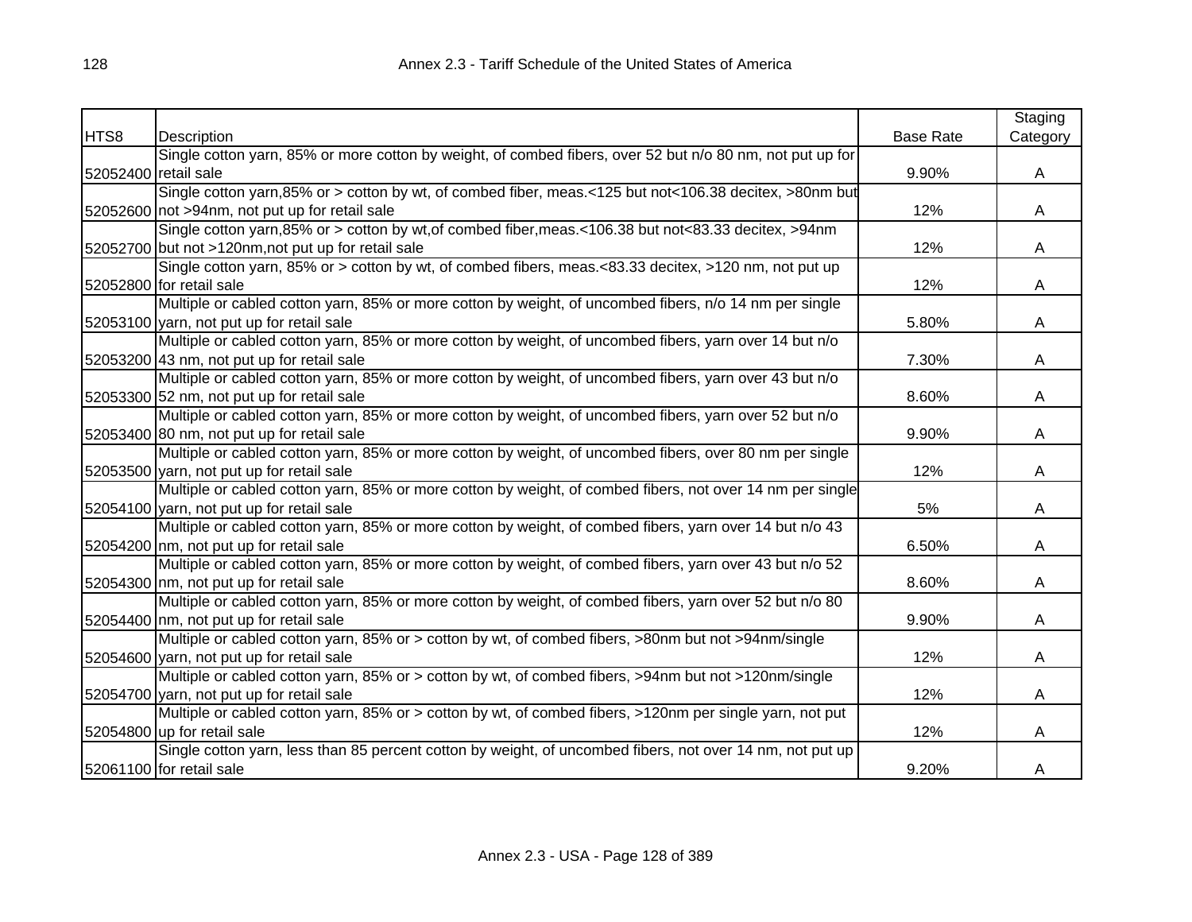| HTS8 | Description | Base Rate | Staging Category |
|---|---|---|---|
| 52052400 | Single cotton yarn, 85% or more cotton by weight, of combed fibers, over 52 but n/o 80 nm, not put up for retail sale | 9.90% | A |
| 52052600 | Single cotton yarn,85% or > cotton by wt, of combed fiber, meas.<125 but not<106.38 decitex, >80nm but not >94nm, not put up for retail sale | 12% | A |
| 52052700 | Single cotton yarn,85% or > cotton by wt,of combed fiber,meas.<106.38 but not<83.33 decitex, >94nm but not >120nm,not put up for retail sale | 12% | A |
| 52052800 | Single cotton yarn, 85% or > cotton by wt, of combed fibers, meas.<83.33 decitex, >120 nm, not put up for retail sale | 12% | A |
| 52053100 | Multiple or cabled cotton yarn, 85% or more cotton by weight, of uncombed fibers, n/o 14 nm per single yarn, not put up for retail sale | 5.80% | A |
| 52053200 | Multiple or cabled cotton yarn, 85% or more cotton by weight, of uncombed fibers, yarn over 14 but n/o 43 nm, not put up for retail sale | 7.30% | A |
| 52053300 | Multiple or cabled cotton yarn, 85% or more cotton by weight, of uncombed fibers, yarn over 43 but n/o 52 nm, not put up for retail sale | 8.60% | A |
| 52053400 | Multiple or cabled cotton yarn, 85% or more cotton by weight, of uncombed fibers, yarn over 52 but n/o 80 nm, not put up for retail sale | 9.90% | A |
| 52053500 | Multiple or cabled cotton yarn, 85% or more cotton by weight, of uncombed fibers, over 80 nm per single yarn, not put up for retail sale | 12% | A |
| 52054100 | Multiple or cabled cotton yarn, 85% or more cotton by weight, of combed fibers, not over 14 nm per single yarn, not put up for retail sale | 5% | A |
| 52054200 | Multiple or cabled cotton yarn, 85% or more cotton by weight, of combed fibers, yarn over 14 but n/o 43 nm, not put up for retail sale | 6.50% | A |
| 52054300 | Multiple or cabled cotton yarn, 85% or more cotton by weight, of combed fibers, yarn over 43 but n/o 52 nm, not put up for retail sale | 8.60% | A |
| 52054400 | Multiple or cabled cotton yarn, 85% or more cotton by weight, of combed fibers, yarn over 52 but n/o 80 nm, not put up for retail sale | 9.90% | A |
| 52054600 | Multiple or cabled cotton yarn, 85% or > cotton by wt, of combed fibers, >80nm but not >94nm/single yarn, not put up for retail sale | 12% | A |
| 52054700 | Multiple or cabled cotton yarn, 85% or > cotton by wt, of combed fibers, >94nm but not >120nm/single yarn, not put up for retail sale | 12% | A |
| 52054800 | Multiple or cabled cotton yarn, 85% or > cotton by wt, of combed fibers, >120nm per single yarn, not put up for retail sale | 12% | A |
| 52061100 | Single cotton yarn, less than 85 percent cotton by weight, of uncombed fibers, not over 14 nm, not put up for retail sale | 9.20% | A |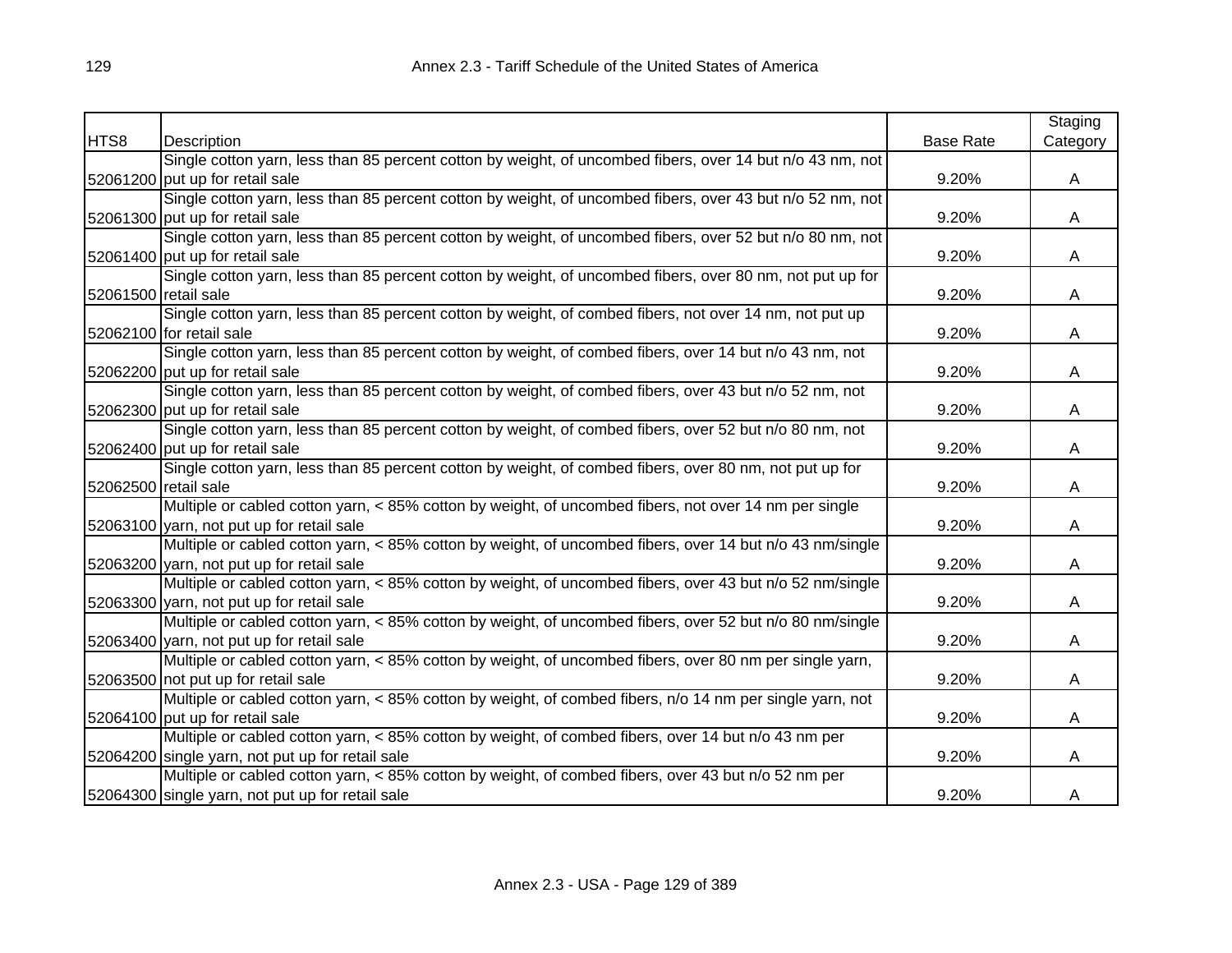| HTS8 | Description | Base Rate | Staging Category |
|---|---|---|---|
| 52061200 | Single cotton yarn, less than 85 percent cotton by weight, of uncombed fibers, over 14 but n/o 43 nm, not put up for retail sale | 9.20% | A |
| 52061300 | Single cotton yarn, less than 85 percent cotton by weight, of uncombed fibers, over 43 but n/o 52 nm, not put up for retail sale | 9.20% | A |
| 52061400 | Single cotton yarn, less than 85 percent cotton by weight, of uncombed fibers, over 52 but n/o 80 nm, not put up for retail sale | 9.20% | A |
| 52061500 | Single cotton yarn, less than 85 percent cotton by weight, of uncombed fibers, over 80 nm, not put up for retail sale | 9.20% | A |
| 52062100 | Single cotton yarn, less than 85 percent cotton by weight, of combed fibers, not over 14 nm, not put up for retail sale | 9.20% | A |
| 52062200 | Single cotton yarn, less than 85 percent cotton by weight, of combed fibers, over 14 but n/o 43 nm, not put up for retail sale | 9.20% | A |
| 52062300 | Single cotton yarn, less than 85 percent cotton by weight, of combed fibers, over 43 but n/o 52 nm, not put up for retail sale | 9.20% | A |
| 52062400 | Single cotton yarn, less than 85 percent cotton by weight, of combed fibers, over 52 but n/o 80 nm, not put up for retail sale | 9.20% | A |
| 52062500 | Single cotton yarn, less than 85 percent cotton by weight, of combed fibers, over 80 nm, not put up for retail sale | 9.20% | A |
| 52063100 | Multiple or cabled cotton yarn, < 85% cotton by weight, of uncombed fibers, not over 14 nm per single yarn, not put up for retail sale | 9.20% | A |
| 52063200 | Multiple or cabled cotton yarn, < 85% cotton by weight, of uncombed fibers, over 14 but n/o 43 nm/single yarn, not put up for retail sale | 9.20% | A |
| 52063300 | Multiple or cabled cotton yarn, < 85% cotton by weight, of uncombed fibers, over 43 but n/o 52 nm/single yarn, not put up for retail sale | 9.20% | A |
| 52063400 | Multiple or cabled cotton yarn, < 85% cotton by weight, of uncombed fibers, over 52 but n/o 80 nm/single yarn, not put up for retail sale | 9.20% | A |
| 52063500 | Multiple or cabled cotton yarn, < 85% cotton by weight, of uncombed fibers, over 80 nm per single yarn, not put up for retail sale | 9.20% | A |
| 52064100 | Multiple or cabled cotton yarn, < 85% cotton by weight, of combed fibers, n/o 14 nm per single yarn, not put up for retail sale | 9.20% | A |
| 52064200 | Multiple or cabled cotton yarn, < 85% cotton by weight, of combed fibers, over 14 but n/o 43 nm per single yarn, not put up for retail sale | 9.20% | A |
| 52064300 | Multiple or cabled cotton yarn, < 85% cotton by weight, of combed fibers, over 43 but n/o 52 nm per single yarn, not put up for retail sale | 9.20% | A |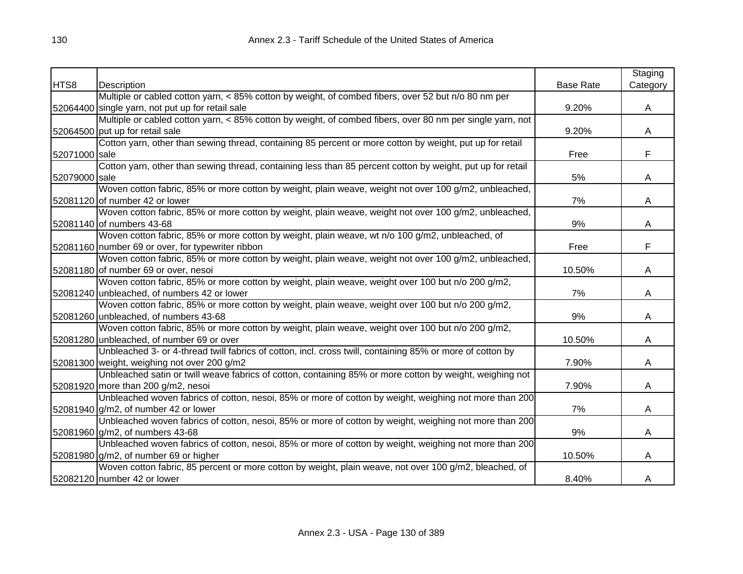| HTS8 | Description | Base Rate | Staging Category |
|---|---|---|---|
| 52064400 | Multiple or cabled cotton yarn, < 85% cotton by weight, of combed fibers, over 52 but n/o 80 nm per single yarn, not put up for retail sale | 9.20% | A |
| 52064500 | Multiple or cabled cotton yarn, < 85% cotton by weight, of combed fibers, over 80 nm per single yarn, not put up for retail sale | 9.20% | A |
| 52071000 | Cotton yarn, other than sewing thread, containing 85 percent or more cotton by weight, put up for retail sale | Free | F |
| 52079000 | Cotton yarn, other than sewing thread, containing less than 85 percent cotton by weight, put up for retail sale | 5% | A |
| 52081120 | Woven cotton fabric, 85% or more cotton by weight, plain weave, weight not over 100 g/m2, unbleached, of number 42 or lower | 7% | A |
| 52081140 | Woven cotton fabric, 85% or more cotton by weight, plain weave, weight not over 100 g/m2, unbleached, of numbers 43-68 | 9% | A |
| 52081160 | Woven cotton fabric, 85% or more cotton by weight, plain weave, wt n/o 100 g/m2, unbleached, of number 69 or over, for typewriter ribbon | Free | F |
| 52081180 | Woven cotton fabric, 85% or more cotton by weight, plain weave, weight not over 100 g/m2, unbleached, of number 69 or over, nesoi | 10.50% | A |
| 52081240 | Woven cotton fabric, 85% or more cotton by weight, plain weave, weight over 100 but n/o 200 g/m2, unbleached, of numbers 42 or lower | 7% | A |
| 52081260 | Woven cotton fabric, 85% or more cotton by weight, plain weave, weight over 100 but n/o 200 g/m2, unbleached, of numbers 43-68 | 9% | A |
| 52081280 | Woven cotton fabric, 85% or more cotton by weight, plain weave, weight over 100 but n/o 200 g/m2, unbleached, of number 69 or over | 10.50% | A |
| 52081300 | Unbleached 3- or 4-thread twill fabrics of cotton, incl. cross twill, containing 85% or more of cotton by weight, weighing not over 200 g/m2 | 7.90% | A |
| 52081920 | Unbleached satin or twill weave fabrics of cotton, containing 85% or more cotton by weight, weighing not more than 200 g/m2, nesoi | 7.90% | A |
| 52081940 | Unbleached woven fabrics of cotton, nesoi, 85% or more of cotton by weight, weighing not more than 200 g/m2, of number 42 or lower | 7% | A |
| 52081960 | Unbleached woven fabrics of cotton, nesoi, 85% or more of cotton by weight, weighing not more than 200 g/m2, of numbers 43-68 | 9% | A |
| 52081980 | Unbleached woven fabrics of cotton, nesoi, 85% or more of cotton by weight, weighing not more than 200 g/m2, of number 69 or higher | 10.50% | A |
| 52082120 | Woven cotton fabric, 85 percent or more cotton by weight, plain weave, not over 100 g/m2, bleached, of number 42 or lower | 8.40% | A |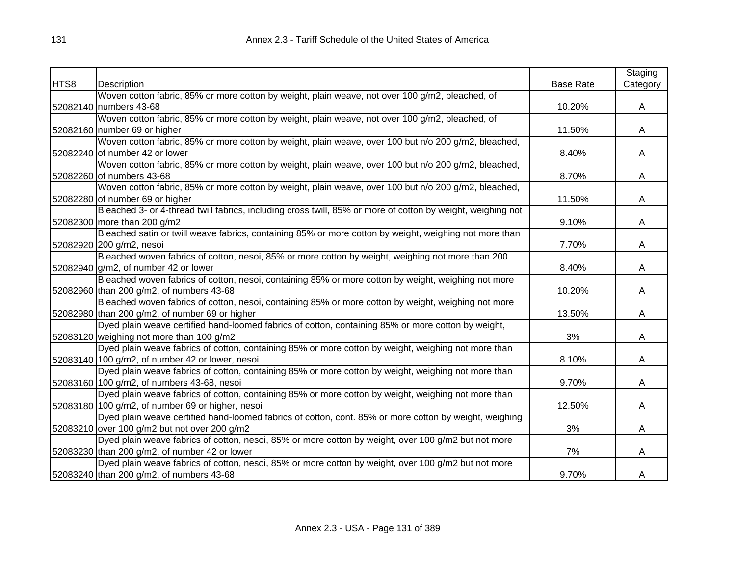| HTS8 | Description | Base Rate | Staging Category |
|---|---|---|---|
| 52082140 | Woven cotton fabric, 85% or more cotton by weight, plain weave, not over 100 g/m2, bleached, of numbers 43-68 | 10.20% | A |
| 52082160 | Woven cotton fabric, 85% or more cotton by weight, plain weave, not over 100 g/m2, bleached, of number 69 or higher | 11.50% | A |
| 52082240 | Woven cotton fabric, 85% or more cotton by weight, plain weave, over 100 but n/o 200 g/m2, bleached, of number 42 or lower | 8.40% | A |
| 52082260 | Woven cotton fabric, 85% or more cotton by weight, plain weave, over 100 but n/o 200 g/m2, bleached, of numbers 43-68 | 8.70% | A |
| 52082280 | Woven cotton fabric, 85% or more cotton by weight, plain weave, over 100 but n/o 200 g/m2, bleached, of number 69 or higher | 11.50% | A |
| 52082300 | Bleached 3- or 4-thread twill fabrics, including cross twill, 85% or more of cotton by weight, weighing not more than 200 g/m2 | 9.10% | A |
| 52082920 | Bleached satin or twill weave fabrics, containing 85% or more cotton by weight, weighing not more than 200 g/m2, nesoi | 7.70% | A |
| 52082940 | Bleached woven fabrics of cotton, nesoi, 85% or more cotton by weight, weighing not more than 200 g/m2, of number 42 or lower | 8.40% | A |
| 52082960 | Bleached woven fabrics of cotton, nesoi, containing 85% or more cotton by weight, weighing not more than 200 g/m2, of numbers 43-68 | 10.20% | A |
| 52082980 | Bleached woven fabrics of cotton, nesoi, containing 85% or more cotton by weight, weighing not more than 200 g/m2, of number 69 or higher | 13.50% | A |
| 52083120 | Dyed plain weave certified hand-loomed fabrics of cotton, containing 85% or more cotton by weight, weighing not more than 100 g/m2 | 3% | A |
| 52083140 | Dyed plain weave fabrics of cotton, containing 85% or more cotton by weight, weighing not more than 100 g/m2, of number 42 or lower, nesoi | 8.10% | A |
| 52083160 | Dyed plain weave fabrics of cotton, containing 85% or more cotton by weight, weighing not more than 100 g/m2, of numbers 43-68, nesoi | 9.70% | A |
| 52083180 | Dyed plain weave fabrics of cotton, containing 85% or more cotton by weight, weighing not more than 100 g/m2, of number 69 or higher, nesoi | 12.50% | A |
| 52083210 | Dyed plain weave certified hand-loomed fabrics of cotton, cont. 85% or more cotton by weight, weighing over 100 g/m2 but not over 200 g/m2 | 3% | A |
| 52083230 | Dyed plain weave fabrics of cotton, nesoi, 85% or more cotton by weight, over 100 g/m2 but not more than 200 g/m2, of number 42 or lower | 7% | A |
| 52083240 | Dyed plain weave fabrics of cotton, nesoi, 85% or more cotton by weight, over 100 g/m2 but not more than 200 g/m2, of numbers 43-68 | 9.70% | A |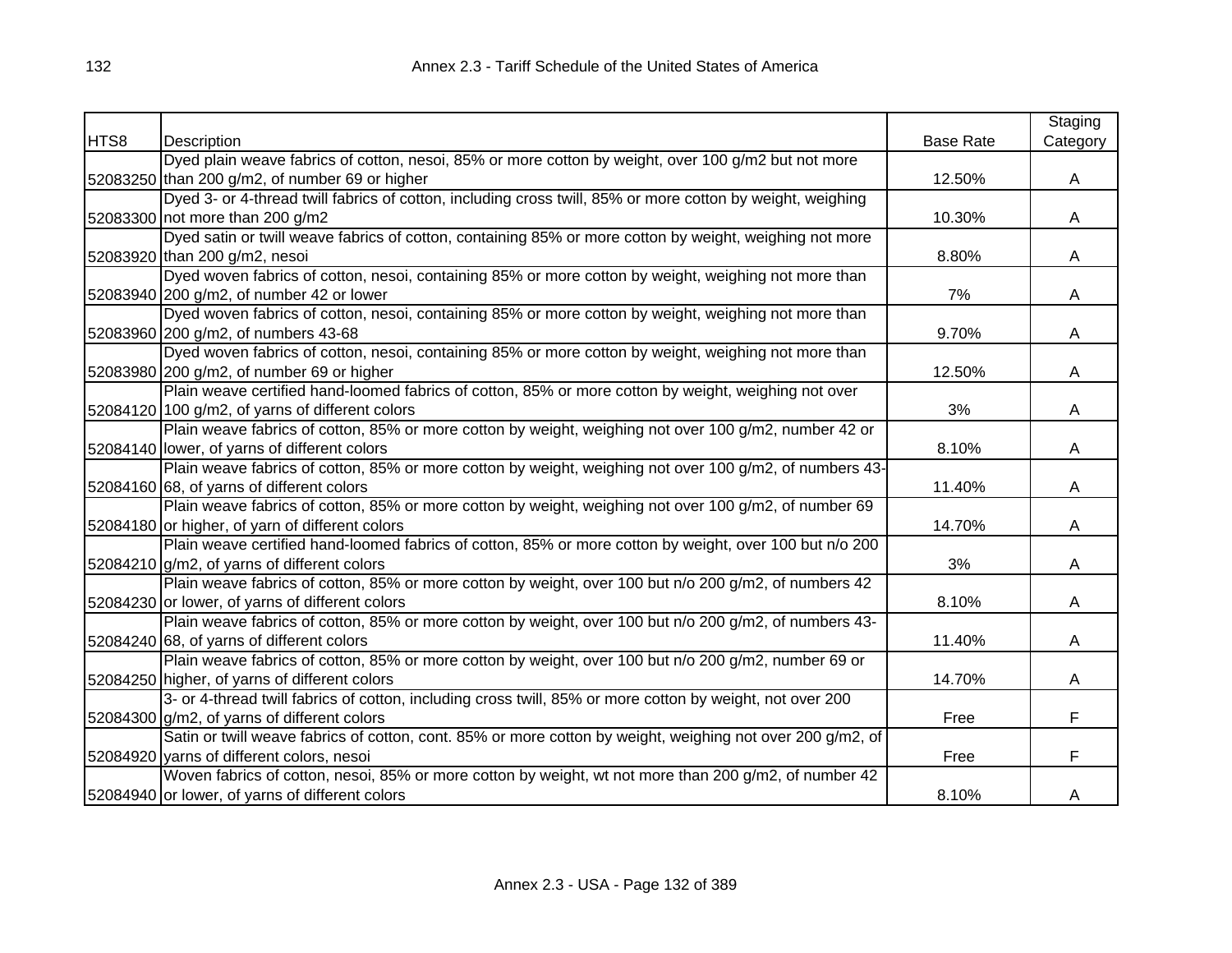| HTS8 | Description | Base Rate | Staging Category |
|---|---|---|---|
| 52083250 | Dyed plain weave fabrics of cotton, nesoi, 85% or more cotton by weight, over 100 g/m2 but not more than 200 g/m2, of number 69 or higher | 12.50% | A |
| 52083300 | Dyed 3- or 4-thread twill fabrics of cotton, including cross twill, 85% or more cotton by weight, weighing not more than 200 g/m2 | 10.30% | A |
| 52083920 | Dyed satin or twill weave fabrics of cotton, containing 85% or more cotton by weight, weighing not more than 200 g/m2, nesoi | 8.80% | A |
| 52083940 | Dyed woven fabrics of cotton, nesoi, containing 85% or more cotton by weight, weighing not more than 200 g/m2, of number 42 or lower | 7% | A |
| 52083960 | Dyed woven fabrics of cotton, nesoi, containing 85% or more cotton by weight, weighing not more than 200 g/m2, of numbers 43-68 | 9.70% | A |
| 52083980 | Dyed woven fabrics of cotton, nesoi, containing 85% or more cotton by weight, weighing not more than 200 g/m2, of number 69 or higher | 12.50% | A |
| 52084120 | Plain weave certified hand-loomed fabrics of cotton, 85% or more cotton by weight, weighing not over 100 g/m2, of yarns of different colors | 3% | A |
| 52084140 | Plain weave fabrics of cotton, 85% or more cotton by weight, weighing not over 100 g/m2, number 42 or lower, of yarns of different colors | 8.10% | A |
| 52084160 | Plain weave fabrics of cotton, 85% or more cotton by weight, weighing not over 100 g/m2, of numbers 43-68, of yarns of different colors | 11.40% | A |
| 52084180 | Plain weave fabrics of cotton, 85% or more cotton by weight, weighing not over 100 g/m2, of number 69 or higher, of yarn of different colors | 14.70% | A |
| 52084210 | Plain weave certified hand-loomed fabrics of cotton, 85% or more cotton by weight, over 100 but n/o 200 g/m2, of yarns of different colors | 3% | A |
| 52084230 | Plain weave fabrics of cotton, 85% or more cotton by weight, over 100 but n/o 200 g/m2, of numbers 42 or lower, of yarns of different colors | 8.10% | A |
| 52084240 | Plain weave fabrics of cotton, 85% or more cotton by weight, over 100 but n/o 200 g/m2, of numbers 43-68, of yarns of different colors | 11.40% | A |
| 52084250 | Plain weave fabrics of cotton, 85% or more cotton by weight, over 100 but n/o 200 g/m2, number 69 or higher, of yarns of different colors | 14.70% | A |
| 52084300 | 3- or 4-thread twill fabrics of cotton, including cross twill, 85% or more cotton by weight, not over 200 g/m2, of yarns of different colors | Free | F |
| 52084920 | Satin or twill weave fabrics of cotton, cont. 85% or more cotton by weight, weighing not over 200 g/m2, of yarns of different colors, nesoi | Free | F |
| 52084940 | Woven fabrics of cotton, nesoi, 85% or more cotton by weight, wt not more than 200 g/m2, of number 42 or lower, of yarns of different colors | 8.10% | A |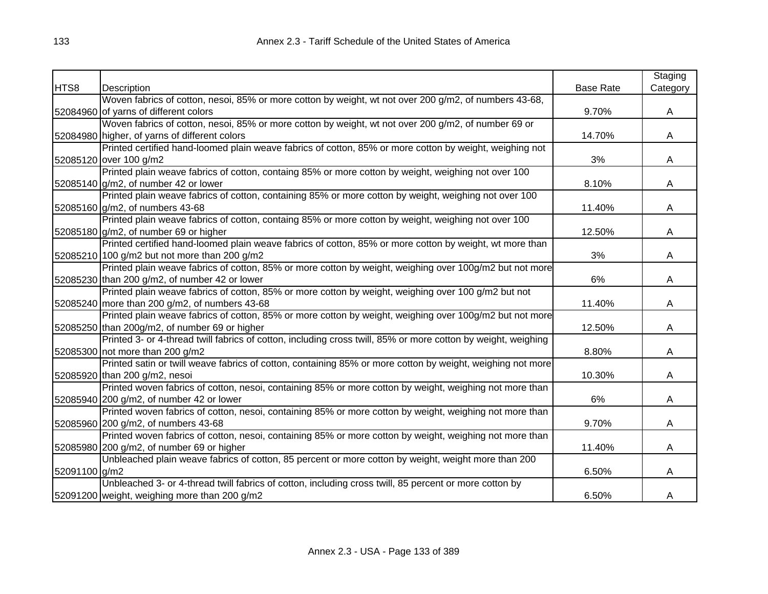| HTS8 | Description | Base Rate | Staging Category |
|---|---|---|---|
| 52084960 | Woven fabrics of cotton, nesoi, 85% or more cotton by weight, wt not over 200 g/m2, of numbers 43-68, of yarns of different colors | 9.70% | A |
| 52084980 | Woven fabrics of cotton, nesoi, 85% or more cotton by weight, wt not over 200 g/m2, of number 69 or higher, of yarns of different colors | 14.70% | A |
| 52085120 | Printed certified hand-loomed plain weave fabrics of cotton, 85% or more cotton by weight, weighing not over 100 g/m2 | 3% | A |
| 52085140 | Printed plain weave fabrics of cotton, containg 85% or more cotton by weight, weighing not over 100 g/m2, of number 42 or lower | 8.10% | A |
| 52085160 | Printed plain weave fabrics of cotton, containing 85% or more cotton by weight, weighing not over 100 g/m2, of numbers 43-68 | 11.40% | A |
| 52085180 | Printed plain weave fabrics of cotton, containg 85% or more cotton by weight, weighing not over 100 g/m2, of number 69 or higher | 12.50% | A |
| 52085210 | Printed certified hand-loomed plain weave fabrics of cotton, 85% or more cotton by weight, wt more than 100 g/m2 but not more than 200 g/m2 | 3% | A |
| 52085230 | Printed plain weave fabrics of cotton, 85% or more cotton by weight, weighing over 100g/m2 but not more than 200 g/m2, of number 42 or lower | 6% | A |
| 52085240 | Printed plain weave fabrics of cotton, 85% or more cotton by weight, weighing over 100 g/m2 but not more than 200 g/m2, of numbers 43-68 | 11.40% | A |
| 52085250 | Printed plain weave fabrics of cotton, 85% or more cotton by weight, weighing over 100g/m2 but not more than 200g/m2, of number 69 or higher | 12.50% | A |
| 52085300 | Printed 3- or 4-thread twill fabrics of cotton, including cross twill, 85% or more cotton by weight, weighing not more than 200 g/m2 | 8.80% | A |
| 52085920 | Printed satin or twill weave fabrics of cotton, containing 85% or more cotton by weight, weighing not more than 200 g/m2, nesoi | 10.30% | A |
| 52085940 | Printed woven fabrics of cotton, nesoi, containing 85% or more cotton by weight, weighing not more than 200 g/m2, of number 42 or lower | 6% | A |
| 52085960 | Printed woven fabrics of cotton, nesoi, containing 85% or more cotton by weight, weighing not more than 200 g/m2, of numbers 43-68 | 9.70% | A |
| 52085980 | Printed woven fabrics of cotton, nesoi, containing 85% or more cotton by weight, weighing not more than 200 g/m2, of number 69 or higher | 11.40% | A |
| 52091100 | Unbleached plain weave fabrics of cotton, 85 percent or more cotton by weight, weight more than 200 g/m2 | 6.50% | A |
| 52091200 | Unbleached 3- or 4-thread twill fabrics of cotton, including cross twill, 85 percent or more cotton by weight, weighing more than 200 g/m2 | 6.50% | A |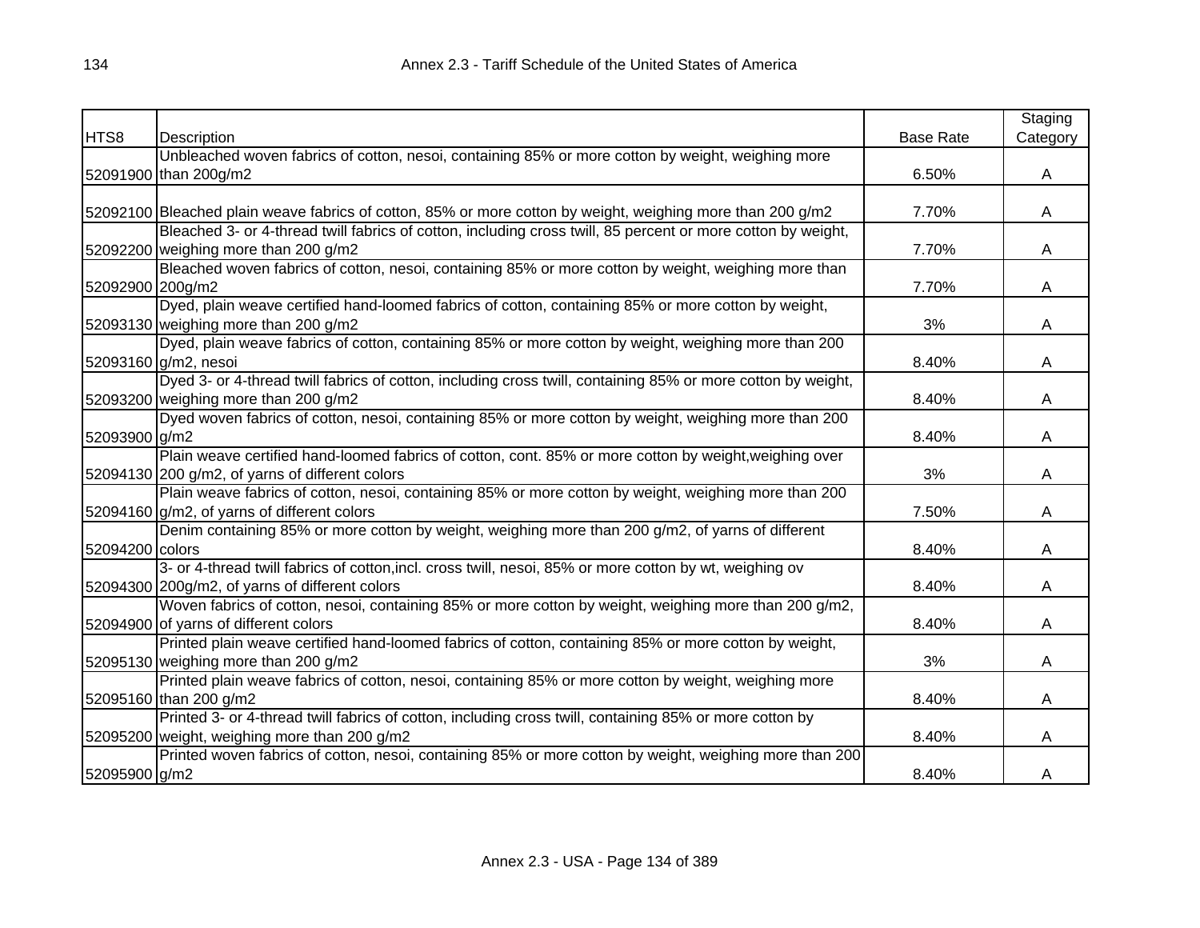| HTS8 | Description | Base Rate | Staging Category |
|---|---|---|---|
| 52091900 | Unbleached woven fabrics of cotton, nesoi, containing 85% or more cotton by weight, weighing more than 200g/m2 | 6.50% | A |
| 52092100 | Bleached plain weave fabrics of cotton, 85% or more cotton by weight, weighing more than 200 g/m2 | 7.70% | A |
| 52092200 | Bleached 3- or 4-thread twill fabrics of cotton, including cross twill, 85 percent or more cotton by weight, weighing more than 200 g/m2 | 7.70% | A |
| 52092900 | Bleached woven fabrics of cotton, nesoi, containing 85% or more cotton by weight, weighing more than 200g/m2 | 7.70% | A |
| 52093130 | Dyed, plain weave certified hand-loomed fabrics of cotton, containing 85% or more cotton by weight, weighing more than 200 g/m2 | 3% | A |
| 52093160 | Dyed, plain weave fabrics of cotton, containing 85% or more cotton by weight, weighing more than 200 g/m2, nesoi | 8.40% | A |
| 52093200 | Dyed 3- or 4-thread twill fabrics of cotton, including cross twill, containing 85% or more cotton by weight, weighing more than 200 g/m2 | 8.40% | A |
| 52093900 | Dyed woven fabrics of cotton, nesoi, containing 85% or more cotton by weight, weighing more than 200 g/m2 | 8.40% | A |
| 52094130 | Plain weave certified hand-loomed fabrics of cotton, cont. 85% or more cotton by weight,weighing over 200 g/m2, of yarns of different colors | 3% | A |
| 52094160 | Plain weave fabrics of cotton, nesoi, containing 85% or more cotton by weight, weighing more than 200 g/m2, of yarns of different colors | 7.50% | A |
| 52094200 | Denim containing 85% or more cotton by weight, weighing more than 200 g/m2, of yarns of different colors | 8.40% | A |
| 52094300 | 3- or 4-thread twill fabrics of cotton,incl. cross twill, nesoi, 85% or more cotton by wt, weighing ov 200g/m2, of yarns of different colors | 8.40% | A |
| 52094900 | Woven fabrics of cotton, nesoi, containing 85% or more cotton by weight, weighing more than 200 g/m2, of yarns of different colors | 8.40% | A |
| 52095130 | Printed plain weave certified hand-loomed fabrics of cotton, containing 85% or more cotton by weight, weighing more than 200 g/m2 | 3% | A |
| 52095160 | Printed plain weave fabrics of cotton, nesoi, containing 85% or more cotton by weight, weighing more than 200 g/m2 | 8.40% | A |
| 52095200 | Printed 3- or 4-thread twill fabrics of cotton, including cross twill, containing 85% or more cotton by weight, weighing more than 200 g/m2 | 8.40% | A |
| 52095900 | Printed woven fabrics of cotton, nesoi, containing 85% or more cotton by weight, weighing more than 200 g/m2 | 8.40% | A |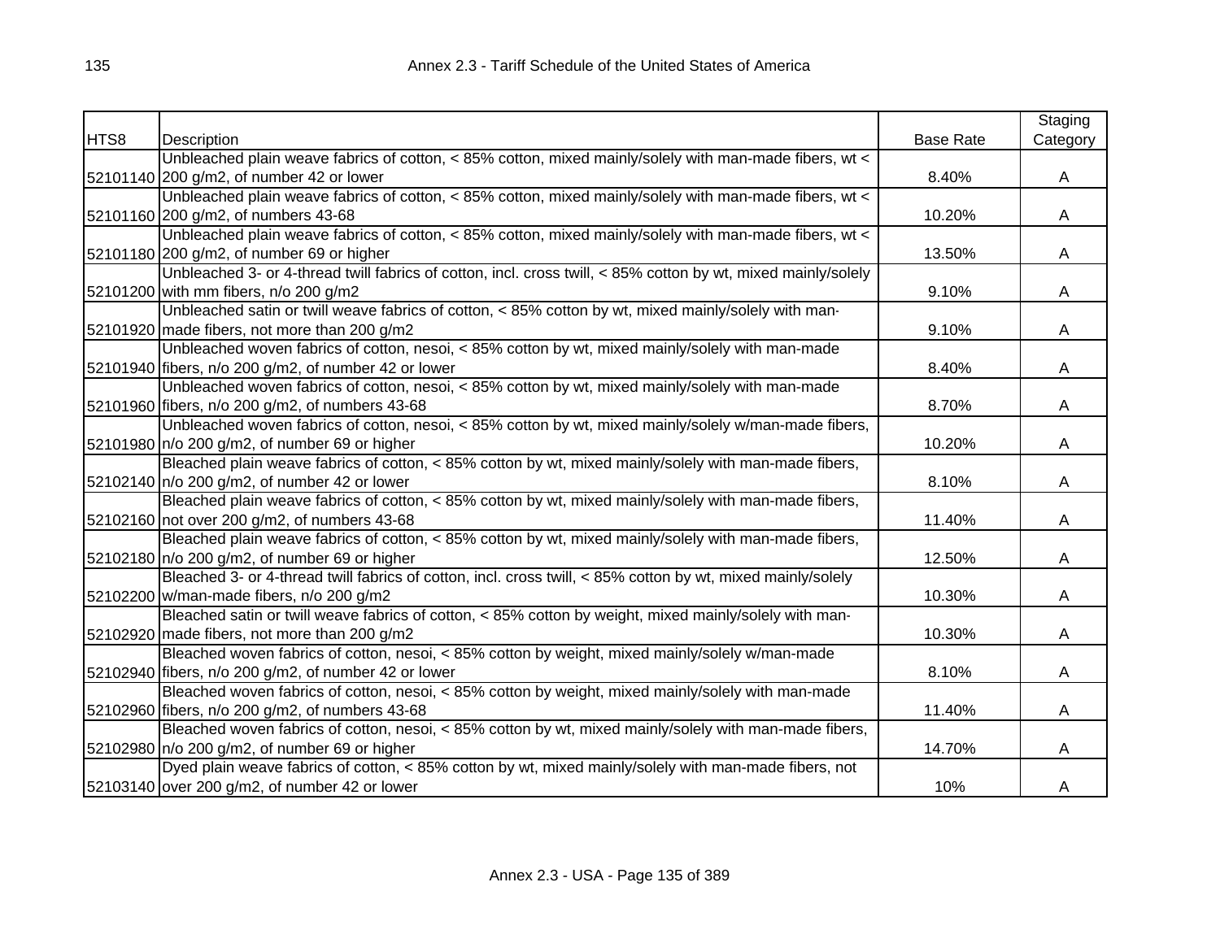| HTS8 | Description | Base Rate | Staging Category |
|---|---|---|---|
| 52101140 | Unbleached plain weave fabrics of cotton, < 85% cotton, mixed mainly/solely with man-made fibers, wt < 200 g/m2, of number 42 or lower | 8.40% | A |
| 52101160 | Unbleached plain weave fabrics of cotton, < 85% cotton, mixed mainly/solely with man-made fibers, wt < 200 g/m2, of numbers 43-68 | 10.20% | A |
| 52101180 | Unbleached plain weave fabrics of cotton, < 85% cotton, mixed mainly/solely with man-made fibers, wt < 200 g/m2, of number 69 or higher | 13.50% | A |
| 52101200 | Unbleached 3- or 4-thread twill fabrics of cotton, incl. cross twill, < 85% cotton by wt, mixed mainly/solely with mm fibers, n/o 200 g/m2 | 9.10% | A |
| 52101920 | Unbleached satin or twill weave fabrics of cotton, < 85% cotton by wt, mixed mainly/solely with man-made fibers, not more than 200 g/m2 | 9.10% | A |
| 52101940 | Unbleached woven fabrics of cotton, nesoi, < 85% cotton by wt, mixed mainly/solely with man-made fibers, n/o 200 g/m2, of number 42 or lower | 8.40% | A |
| 52101960 | Unbleached woven fabrics of cotton, nesoi, < 85% cotton by wt, mixed mainly/solely with man-made fibers, n/o 200 g/m2, of numbers 43-68 | 8.70% | A |
| 52101980 | Unbleached woven fabrics of cotton, nesoi, < 85% cotton by wt, mixed mainly/solely w/man-made fibers, n/o 200 g/m2, of number 69 or higher | 10.20% | A |
| 52102140 | Bleached plain weave fabrics of cotton, < 85% cotton by wt, mixed mainly/solely with man-made fibers, n/o 200 g/m2, of number 42 or lower | 8.10% | A |
| 52102160 | Bleached plain weave fabrics of cotton, < 85% cotton by wt, mixed mainly/solely with man-made fibers, not over 200 g/m2, of numbers 43-68 | 11.40% | A |
| 52102180 | Bleached plain weave fabrics of cotton, < 85% cotton by wt, mixed mainly/solely with man-made fibers, n/o 200 g/m2, of number 69 or higher | 12.50% | A |
| 52102200 | Bleached 3- or 4-thread twill fabrics of cotton, incl. cross twill, < 85% cotton by wt, mixed mainly/solely w/man-made fibers, n/o 200 g/m2 | 10.30% | A |
| 52102920 | Bleached satin or twill weave fabrics of cotton, < 85% cotton by weight, mixed mainly/solely with man-made fibers, not more than 200 g/m2 | 10.30% | A |
| 52102940 | Bleached woven fabrics of cotton, nesoi, < 85% cotton by weight, mixed mainly/solely w/man-made fibers, n/o 200 g/m2, of number 42 or lower | 8.10% | A |
| 52102960 | Bleached woven fabrics of cotton, nesoi, < 85% cotton by weight, mixed mainly/solely with man-made fibers, n/o 200 g/m2, of numbers 43-68 | 11.40% | A |
| 52102980 | Bleached woven fabrics of cotton, nesoi, < 85% cotton by wt, mixed mainly/solely with man-made fibers, n/o 200 g/m2, of number 69 or higher | 14.70% | A |
| 52103140 | Dyed plain weave fabrics of cotton, < 85% cotton by wt, mixed mainly/solely with man-made fibers, not over 200 g/m2, of number 42 or lower | 10% | A |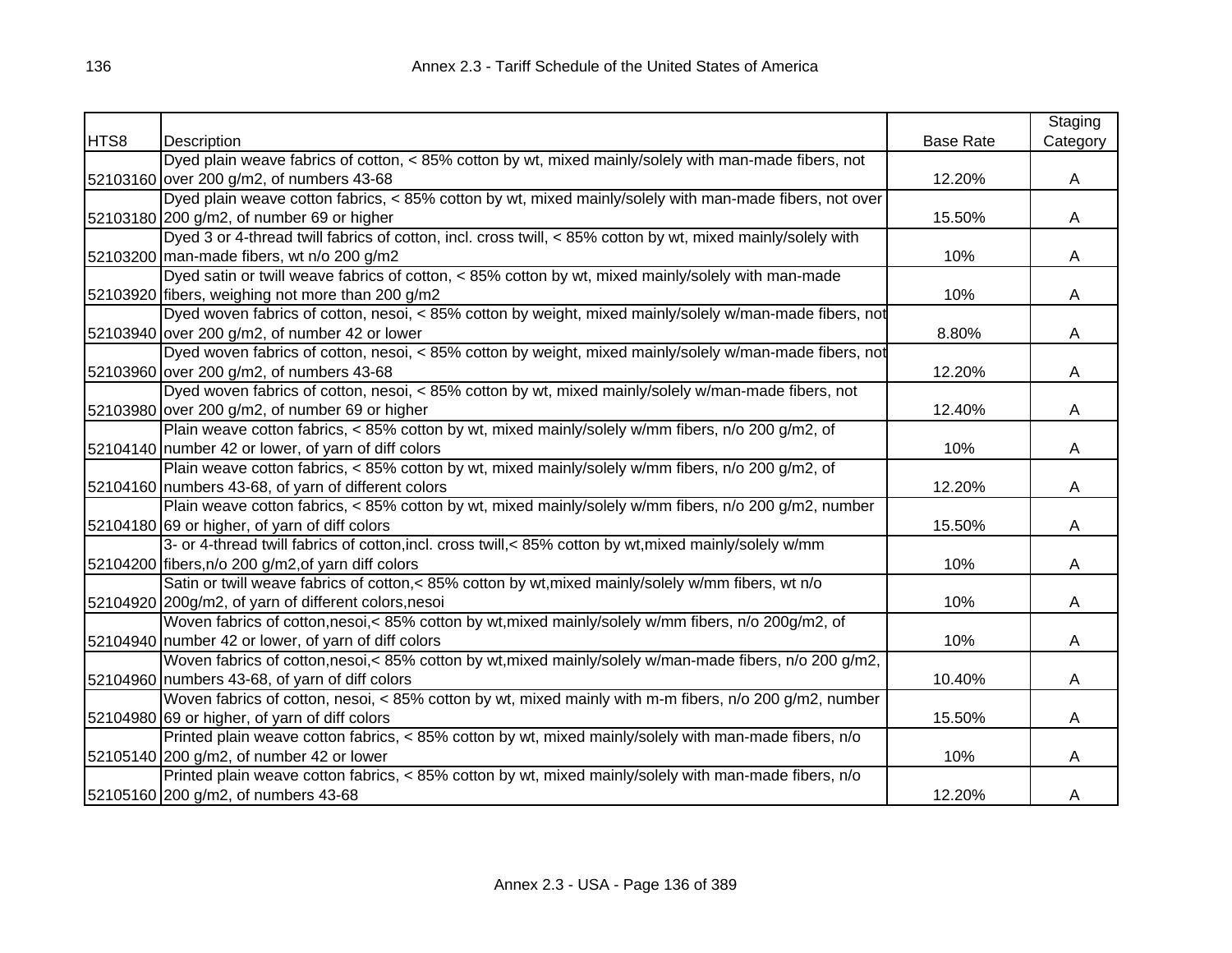| HTS8 | Description | Base Rate | Staging Category |
|---|---|---|---|
| 52103160 | Dyed plain weave fabrics of cotton, < 85% cotton by wt, mixed mainly/solely with man-made fibers, not over 200 g/m2, of numbers 43-68 | 12.20% | A |
| 52103180 | Dyed plain weave cotton fabrics, < 85% cotton by wt, mixed mainly/solely with man-made fibers, not over 200 g/m2, of number 69 or higher | 15.50% | A |
| 52103200 | Dyed 3 or 4-thread twill fabrics of cotton, incl. cross twill, < 85% cotton by wt, mixed mainly/solely with man-made fibers, wt n/o 200 g/m2 | 10% | A |
| 52103920 | Dyed satin or twill weave fabrics of cotton, < 85% cotton by wt, mixed mainly/solely with man-made fibers, weighing not more than 200 g/m2 | 10% | A |
| 52103940 | Dyed woven fabrics of cotton, nesoi, < 85% cotton by weight, mixed mainly/solely w/man-made fibers, not over 200 g/m2, of number 42 or lower | 8.80% | A |
| 52103960 | Dyed woven fabrics of cotton, nesoi, < 85% cotton by weight, mixed mainly/solely w/man-made fibers, not over 200 g/m2, of numbers 43-68 | 12.20% | A |
| 52103980 | Dyed woven fabrics of cotton, nesoi, < 85% cotton by wt, mixed mainly/solely w/man-made fibers, not over 200 g/m2, of number 69 or higher | 12.40% | A |
| 52104140 | Plain weave cotton fabrics, < 85% cotton by wt, mixed mainly/solely w/mm fibers, n/o 200 g/m2, of number 42 or lower, of yarn of diff colors | 10% | A |
| 52104160 | Plain weave cotton fabrics, < 85% cotton by wt, mixed mainly/solely w/mm fibers, n/o 200 g/m2, of numbers 43-68, of yarn of different colors | 12.20% | A |
| 52104180 | Plain weave cotton fabrics, < 85% cotton by wt, mixed mainly/solely w/mm fibers, n/o 200 g/m2, number 69 or higher, of yarn of diff colors | 15.50% | A |
| 52104200 | 3- or 4-thread twill fabrics of cotton,incl. cross twill,< 85% cotton by wt,mixed mainly/solely w/mm fibers,n/o 200 g/m2,of yarn diff colors | 10% | A |
| 52104920 | Satin or twill weave fabrics of cotton,< 85% cotton by wt,mixed mainly/solely w/mm fibers, wt n/o 200g/m2, of yarn of different colors,nesoi | 10% | A |
| 52104940 | Woven fabrics of cotton,nesoi,< 85% cotton by wt,mixed mainly/solely w/mm fibers, n/o 200g/m2, of number 42 or lower, of yarn of diff colors | 10% | A |
| 52104960 | Woven fabrics of cotton,nesoi,< 85% cotton by wt,mixed mainly/solely w/man-made fibers, n/o 200 g/m2, numbers 43-68, of yarn of diff colors | 10.40% | A |
| 52104980 | Woven fabrics of cotton, nesoi, < 85% cotton by wt, mixed mainly with m-m fibers, n/o 200 g/m2, number 69 or higher, of yarn of diff colors | 15.50% | A |
| 52105140 | Printed plain weave cotton fabrics, < 85% cotton by wt, mixed mainly/solely with man-made fibers, n/o 200 g/m2, of number 42 or lower | 10% | A |
| 52105160 | Printed plain weave cotton fabrics, < 85% cotton by wt, mixed mainly/solely with man-made fibers, n/o 200 g/m2, of numbers 43-68 | 12.20% | A |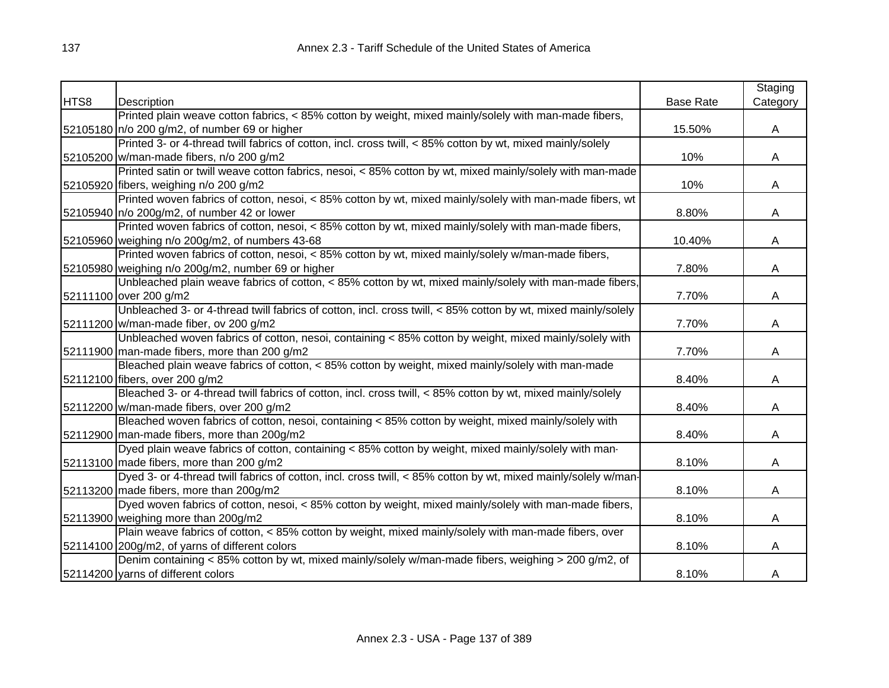| HTS8 | Description | Base Rate | Staging Category |
|---|---|---|---|
| 52105180 | Printed plain weave cotton fabrics, < 85% cotton by weight, mixed mainly/solely with man-made fibers, n/o 200 g/m2, of number 69 or higher | 15.50% | A |
| 52105200 | Printed 3- or 4-thread twill fabrics of cotton, incl. cross twill, < 85% cotton by wt, mixed mainly/solely w/man-made fibers, n/o 200 g/m2 | 10% | A |
| 52105920 | Printed satin or twill weave cotton fabrics, nesoi, < 85% cotton by wt, mixed mainly/solely with man-made fibers, weighing n/o 200 g/m2 | 10% | A |
| 52105940 | Printed woven fabrics of cotton, nesoi, < 85% cotton by wt, mixed mainly/solely with man-made fibers, wt n/o 200g/m2, of number 42 or lower | 8.80% | A |
| 52105960 | Printed woven fabrics of cotton, nesoi, < 85% cotton by wt, mixed mainly/solely with man-made fibers, weighing n/o 200g/m2, of numbers 43-68 | 10.40% | A |
| 52105980 | Printed woven fabrics of cotton, nesoi, < 85% cotton by wt, mixed mainly/solely w/man-made fibers, weighing n/o 200g/m2, number 69 or higher | 7.80% | A |
| 52111100 | Unbleached plain weave fabrics of cotton, < 85% cotton by wt, mixed mainly/solely with man-made fibers, over 200 g/m2 | 7.70% | A |
| 52111200 | Unbleached 3- or 4-thread twill fabrics of cotton, incl. cross twill, < 85% cotton by wt, mixed mainly/solely w/man-made fiber, ov 200 g/m2 | 7.70% | A |
| 52111900 | Unbleached woven fabrics of cotton, nesoi, containing < 85% cotton by weight, mixed mainly/solely with man-made fibers, more than 200 g/m2 | 7.70% | A |
| 52112100 | Bleached plain weave fabrics of cotton, < 85% cotton by weight, mixed mainly/solely with man-made fibers, over 200 g/m2 | 8.40% | A |
| 52112200 | Bleached 3- or 4-thread twill fabrics of cotton, incl. cross twill, < 85% cotton by wt, mixed mainly/solely w/man-made fibers, over 200 g/m2 | 8.40% | A |
| 52112900 | Bleached woven fabrics of cotton, nesoi, containing < 85% cotton by weight, mixed mainly/solely with man-made fibers, more than 200g/m2 | 8.40% | A |
| 52113100 | Dyed plain weave fabrics of cotton, containing < 85% cotton by weight, mixed mainly/solely with man-made fibers, more than 200 g/m2 | 8.10% | A |
| 52113200 | Dyed 3- or 4-thread twill fabrics of cotton, incl. cross twill, < 85% cotton by wt, mixed mainly/solely w/man-made fibers, more than 200g/m2 | 8.10% | A |
| 52113900 | Dyed woven fabrics of cotton, nesoi, < 85% cotton by weight, mixed mainly/solely with man-made fibers, weighing more than 200g/m2 | 8.10% | A |
| 52114100 | Plain weave fabrics of cotton, < 85% cotton by weight, mixed mainly/solely with man-made fibers, over 200g/m2, of yarns of different colors | 8.10% | A |
| 52114200 | Denim containing < 85% cotton by wt, mixed mainly/solely w/man-made fibers, weighing > 200 g/m2, of yarns of different colors | 8.10% | A |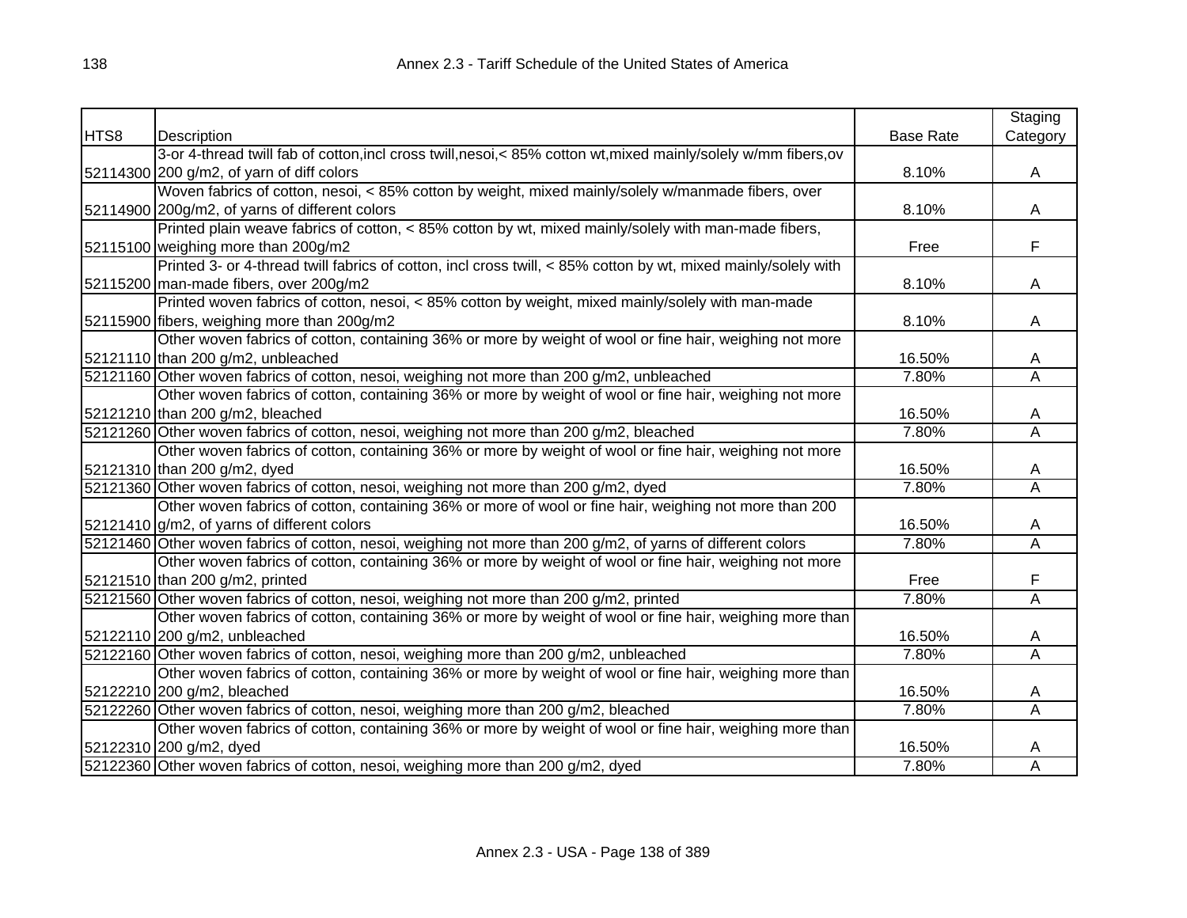| HTS8 | Description | Base Rate | Staging Category |
|---|---|---|---|
| 52114300 | 3-or 4-thread twill fab of cotton,incl cross twill,nesoi,< 85% cotton wt,mixed mainly/solely w/mm fibers,ov 200 g/m2, of yarn of diff colors | 8.10% | A |
| 52114900 | Woven fabrics of cotton, nesoi, < 85% cotton by weight, mixed mainly/solely w/manmade fibers, over 200g/m2, of yarns of different colors | 8.10% | A |
| 52115100 | Printed plain weave fabrics of cotton, < 85% cotton by wt, mixed mainly/solely with man-made fibers, weighing more than 200g/m2 | Free | F |
| 52115200 | Printed 3- or 4-thread twill fabrics of cotton, incl cross twill, < 85% cotton by wt, mixed mainly/solely with man-made fibers, over 200g/m2 | 8.10% | A |
| 52115900 | Printed woven fabrics of cotton, nesoi, < 85% cotton by weight, mixed mainly/solely with man-made fibers, weighing more than 200g/m2 | 8.10% | A |
| 52121110 | Other woven fabrics of cotton, containing 36% or more by weight of wool or fine hair, weighing not more than 200 g/m2, unbleached | 16.50% | A |
| 52121160 | Other woven fabrics of cotton, nesoi, weighing not more than 200 g/m2, unbleached | 7.80% | A |
| 52121210 | Other woven fabrics of cotton, containing 36% or more by weight of wool or fine hair, weighing not more than 200 g/m2, bleached | 16.50% | A |
| 52121260 | Other woven fabrics of cotton, nesoi, weighing not more than 200 g/m2, bleached | 7.80% | A |
| 52121310 | Other woven fabrics of cotton, containing 36% or more by weight of wool or fine hair, weighing not more than 200 g/m2, dyed | 16.50% | A |
| 52121360 | Other woven fabrics of cotton, nesoi, weighing not more than 200 g/m2, dyed | 7.80% | A |
| 52121410 | Other woven fabrics of cotton, containing 36% or more of wool or fine hair, weighing not more than 200 g/m2, of yarns of different colors | 16.50% | A |
| 52121460 | Other woven fabrics of cotton, nesoi, weighing not more than 200 g/m2, of yarns of different colors | 7.80% | A |
| 52121510 | Other woven fabrics of cotton, containing 36% or more by weight of wool or fine hair, weighing not more than 200 g/m2, printed | Free | F |
| 52121560 | Other woven fabrics of cotton, nesoi, weighing not more than 200 g/m2, printed | 7.80% | A |
| 52122110 | Other woven fabrics of cotton, containing 36% or more by weight of wool or fine hair, weighing more than 200 g/m2, unbleached | 16.50% | A |
| 52122160 | Other woven fabrics of cotton, nesoi, weighing more than 200 g/m2, unbleached | 7.80% | A |
| 52122210 | Other woven fabrics of cotton, containing 36% or more by weight of wool or fine hair, weighing more than 200 g/m2, bleached | 16.50% | A |
| 52122260 | Other woven fabrics of cotton, nesoi, weighing more than 200 g/m2, bleached | 7.80% | A |
| 52122310 | Other woven fabrics of cotton, containing 36% or more by weight of wool or fine hair, weighing more than 200 g/m2, dyed | 16.50% | A |
| 52122360 | Other woven fabrics of cotton, nesoi, weighing more than 200 g/m2, dyed | 7.80% | A |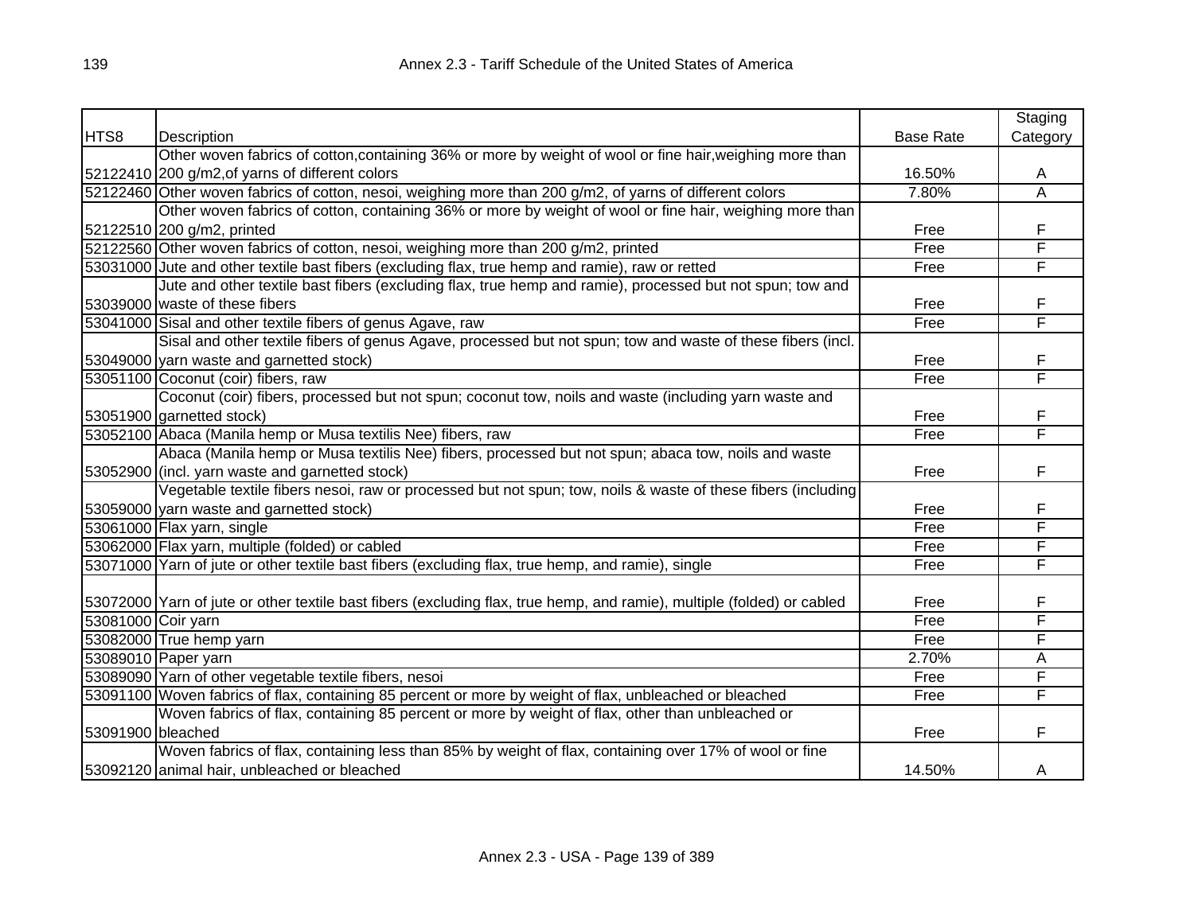| HTS8 | Description | Base Rate | Staging Category |
|---|---|---|---|
| 52122410 | Other woven fabrics of cotton,containing 36% or more by weight of wool or fine hair,weighing more than 200 g/m2,of yarns of different colors | 16.50% | A |
| 52122460 | Other woven fabrics of cotton, nesoi, weighing more than 200 g/m2, of yarns of different colors | 7.80% | A |
| 52122510 | Other woven fabrics of cotton, containing 36% or more by weight of wool or fine hair, weighing more than 200 g/m2, printed | Free | F |
| 52122560 | Other woven fabrics of cotton, nesoi, weighing more than 200 g/m2, printed | Free | F |
| 53031000 | Jute and other textile bast fibers (excluding flax, true hemp and ramie), raw or retted | Free | F |
| 53039000 | Jute and other textile bast fibers (excluding flax, true hemp and ramie), processed but not spun; tow and waste of these fibers | Free | F |
| 53041000 | Sisal and other textile fibers of genus Agave, raw | Free | F |
| 53049000 | Sisal and other textile fibers of genus Agave, processed but not spun; tow and waste of these fibers (incl. yarn waste and garnetted stock) | Free | F |
| 53051100 | Coconut (coir) fibers, raw | Free | F |
| 53051900 | Coconut (coir) fibers, processed but not spun; coconut tow, noils and waste (including yarn waste and garnetted stock) | Free | F |
| 53052100 | Abaca (Manila hemp or Musa textilis Nee) fibers, raw | Free | F |
| 53052900 | Abaca (Manila hemp or Musa textilis Nee) fibers, processed but not spun; abaca tow, noils and waste (incl. yarn waste and garnetted stock) | Free | F |
| 53059000 | Vegetable textile fibers nesoi, raw or processed but not spun; tow, noils & waste of these fibers (including yarn waste and garnetted stock) | Free | F |
| 53061000 | Flax yarn, single | Free | F |
| 53062000 | Flax yarn, multiple (folded) or cabled | Free | F |
| 53071000 | Yarn of jute or other textile bast fibers (excluding flax, true hemp, and ramie), single | Free | F |
| 53072000 | Yarn of jute or other textile bast fibers (excluding flax, true hemp, and ramie), multiple (folded) or cabled | Free | F |
| 53081000 | Coir yarn | Free | F |
| 53082000 | True hemp yarn | Free | F |
| 53089010 | Paper yarn | 2.70% | A |
| 53089090 | Yarn of other vegetable textile fibers, nesoi | Free | F |
| 53091100 | Woven fabrics of flax, containing 85 percent or more by weight of flax, unbleached or bleached | Free | F |
| 53091900 | Woven fabrics of flax, containing 85 percent or more by weight of flax, other than unbleached or bleached | Free | F |
| 53092120 | Woven fabrics of flax, containing less than 85% by weight of flax, containing over 17% of wool or fine animal hair, unbleached or bleached | 14.50% | A |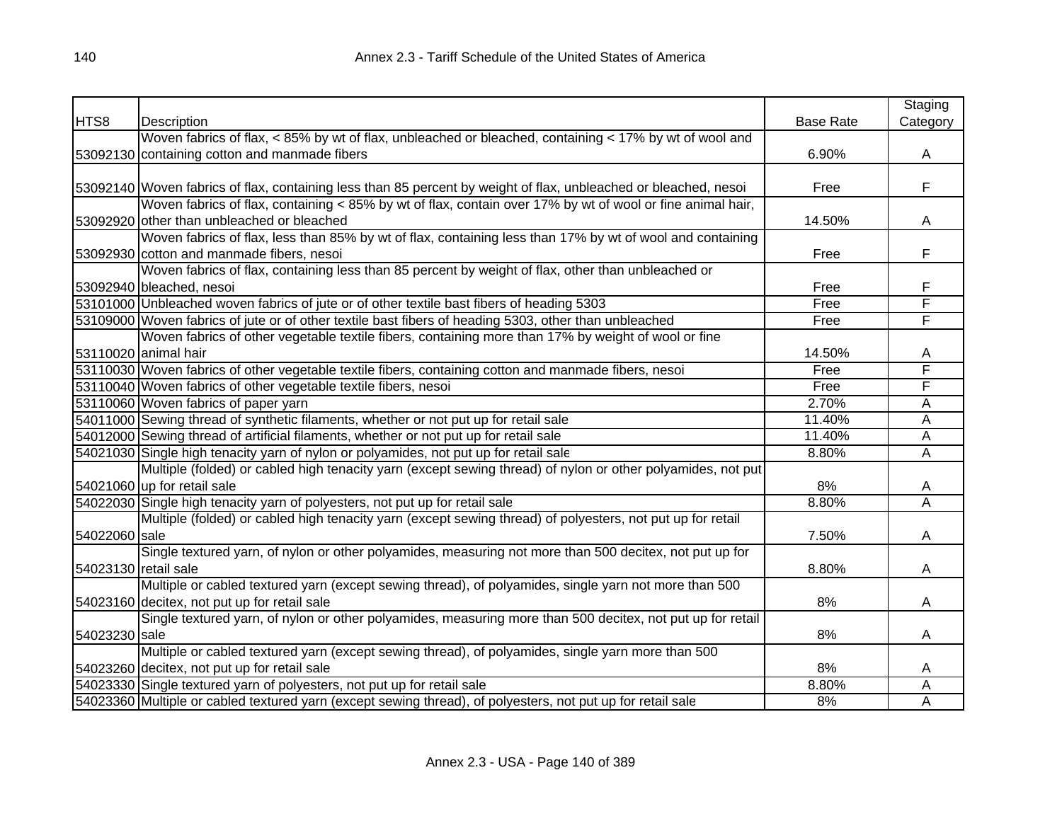| HTS8 | Description | Base Rate | Staging Category |
|---|---|---|---|
| 53092130 | Woven fabrics of flax, < 85% by wt of flax, unbleached or bleached, containing < 17% by wt of wool and containing cotton and manmade fibers | 6.90% | A |
| 53092140 | Woven fabrics of flax, containing less than 85 percent by weight of flax, unbleached or bleached, nesoi | Free | F |
| 53092920 | Woven fabrics of flax, containing < 85% by wt of flax, contain over 17% by wt of wool or fine animal hair, other than unbleached or bleached | 14.50% | A |
| 53092930 | Woven fabrics of flax, less than 85% by wt of flax, containing less than 17% by wt of wool and containing cotton and manmade fibers, nesoi | Free | F |
| 53092940 | Woven fabrics of flax, containing less than 85 percent by weight of flax, other than unbleached or bleached, nesoi | Free | F |
| 53101000 | Unbleached woven fabrics of jute or of other textile bast fibers of heading 5303 | Free | F |
| 53109000 | Woven fabrics of jute or of other textile bast fibers of heading 5303, other than unbleached | Free | F |
| 53110020 | Woven fabrics of other vegetable textile fibers, containing more than 17% by weight of wool or fine animal hair | 14.50% | A |
| 53110030 | Woven fabrics of other vegetable textile fibers, containing cotton and manmade fibers, nesoi | Free | F |
| 53110040 | Woven fabrics of other vegetable textile fibers, nesoi | Free | F |
| 53110060 | Woven fabrics of paper yarn | 2.70% | A |
| 54011000 | Sewing thread of synthetic filaments, whether or not put up for retail sale | 11.40% | A |
| 54012000 | Sewing thread of artificial filaments, whether or not put up for retail sale | 11.40% | A |
| 54021030 | Single high tenacity yarn of nylon or polyamides, not put up for retail sale | 8.80% | A |
| 54021060 | Multiple (folded) or cabled high tenacity yarn (except sewing thread) of nylon or other polyamides, not put up for retail sale | 8% | A |
| 54022030 | Single high tenacity yarn of polyesters, not put up for retail sale | 8.80% | A |
| 54022060 | Multiple (folded) or cabled high tenacity yarn (except sewing thread) of polyesters, not put up for retail sale | 7.50% | A |
| 54023130 | Single textured yarn, of nylon or other polyamides, measuring not more than 500 decitex, not put up for retail sale | 8.80% | A |
| 54023160 | Multiple or cabled textured yarn (except sewing thread), of polyamides, single yarn not more than 500 decitex, not put up for retail sale | 8% | A |
| 54023230 | Single textured yarn, of nylon or other polyamides, measuring more than 500 decitex, not put up for retail sale | 8% | A |
| 54023260 | Multiple or cabled textured yarn (except sewing thread), of polyamides, single yarn more than 500 decitex, not put up for retail sale | 8% | A |
| 54023330 | Single textured yarn of polyesters, not put up for retail sale | 8.80% | A |
| 54023360 | Multiple or cabled textured yarn (except sewing thread), of polyesters, not put up for retail sale | 8% | A |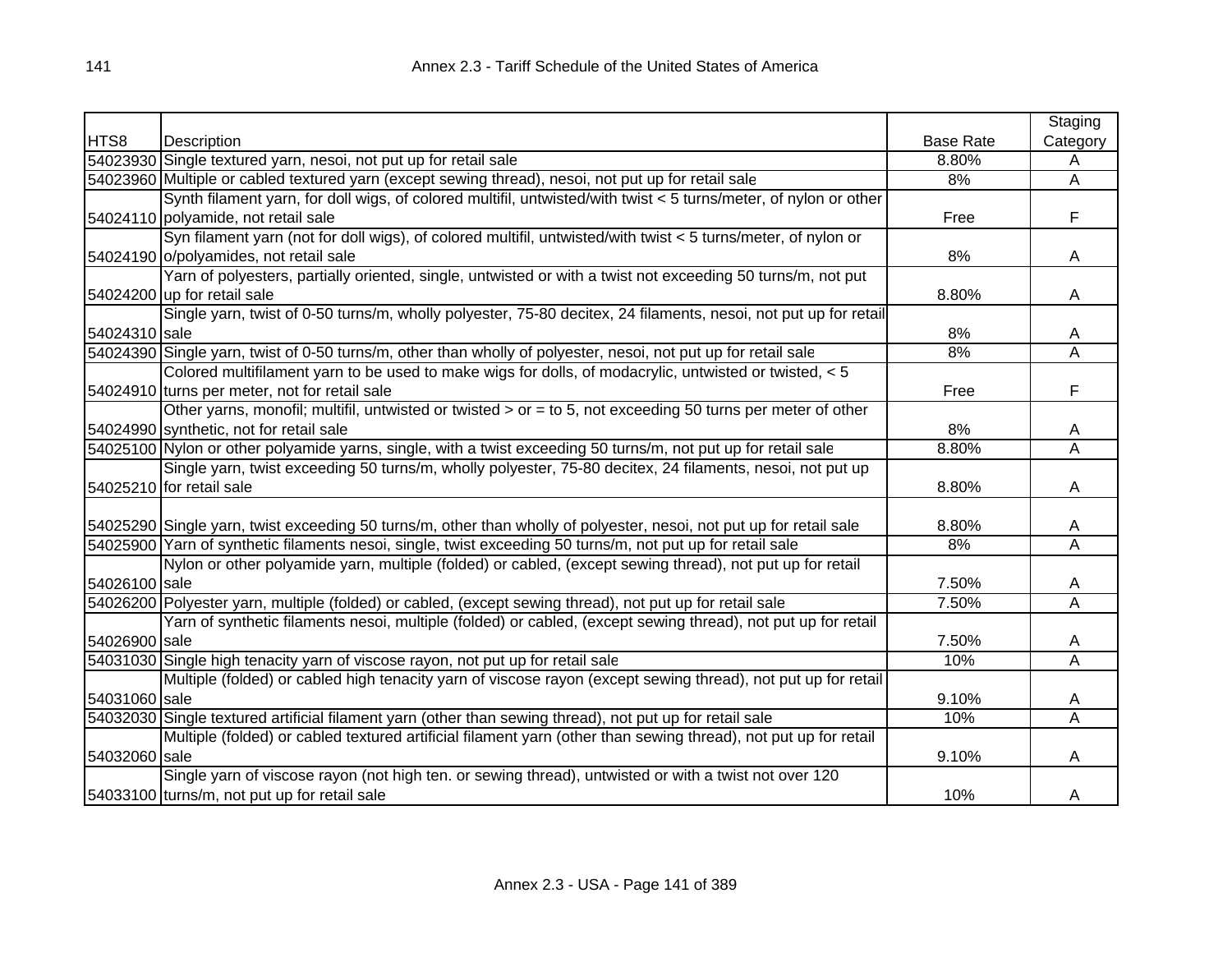| HTS8 | Description | Base Rate | Staging Category |
|---|---|---|---|
| 54023930 | Single textured yarn, nesoi, not put up for retail sale | 8.80% | A |
| 54023960 | Multiple or cabled textured yarn (except sewing thread), nesoi, not put up for retail sale | 8% | A |
| 54024110 | Synth filament yarn, for doll wigs, of colored multifil, untwisted/with twist < 5 turns/meter, of nylon or other polyamide, not retail sale | Free | F |
| 54024190 | Syn filament yarn (not for doll wigs), of colored multifil, untwisted/with twist < 5 turns/meter, of nylon or o/polyamides, not retail sale | 8% | A |
| 54024200 | Yarn of polyesters, partially oriented, single, untwisted or with a twist not exceeding 50 turns/m, not put up for retail sale | 8.80% | A |
| 54024310 | Single yarn, twist of 0-50 turns/m, wholly polyester, 75-80 decitex, 24 filaments, nesoi, not put up for retail sale | 8% | A |
| 54024390 | Single yarn, twist of 0-50 turns/m, other than wholly of polyester, nesoi, not put up for retail sale | 8% | A |
| 54024910 | Colored multifilament yarn to be used to make wigs for dolls, of modacrylic, untwisted or twisted, < 5 turns per meter, not for retail sale | Free | F |
| 54024990 | Other yarns, monofil; multifil, untwisted or twisted > or = to 5, not exceeding 50 turns per meter of other synthetic, not for retail sale | 8% | A |
| 54025100 | Nylon or other polyamide yarns, single, with a twist exceeding 50 turns/m, not put up for retail sale | 8.80% | A |
| 54025210 | Single yarn, twist exceeding 50 turns/m, wholly polyester, 75-80 decitex, 24 filaments, nesoi, not put up for retail sale | 8.80% | A |
| 54025290 | Single yarn, twist exceeding 50 turns/m, other than wholly of polyester, nesoi, not put up for retail sale | 8.80% | A |
| 54025900 | Yarn of synthetic filaments nesoi, single, twist exceeding 50 turns/m, not put up for retail sale | 8% | A |
| 54026100 | Nylon or other polyamide yarn, multiple (folded) or cabled, (except sewing thread), not put up for retail sale | 7.50% | A |
| 54026200 | Polyester yarn, multiple (folded) or cabled, (except sewing thread), not put up for retail sale | 7.50% | A |
| 54026900 | Yarn of synthetic filaments nesoi, multiple (folded) or cabled, (except sewing thread), not put up for retail sale | 7.50% | A |
| 54031030 | Single high tenacity yarn of viscose rayon, not put up for retail sale | 10% | A |
| 54031060 | Multiple (folded) or cabled high tenacity yarn of viscose rayon (except sewing thread), not put up for retail sale | 9.10% | A |
| 54032030 | Single textured artificial filament yarn (other than sewing thread), not put up for retail sale | 10% | A |
| 54032060 | Multiple (folded) or cabled textured artificial filament yarn (other than sewing thread), not put up for retail sale | 9.10% | A |
| 54033100 | Single yarn of viscose rayon (not high ten. or sewing thread), untwisted or with a twist not over 120 turns/m, not put up for retail sale | 10% | A |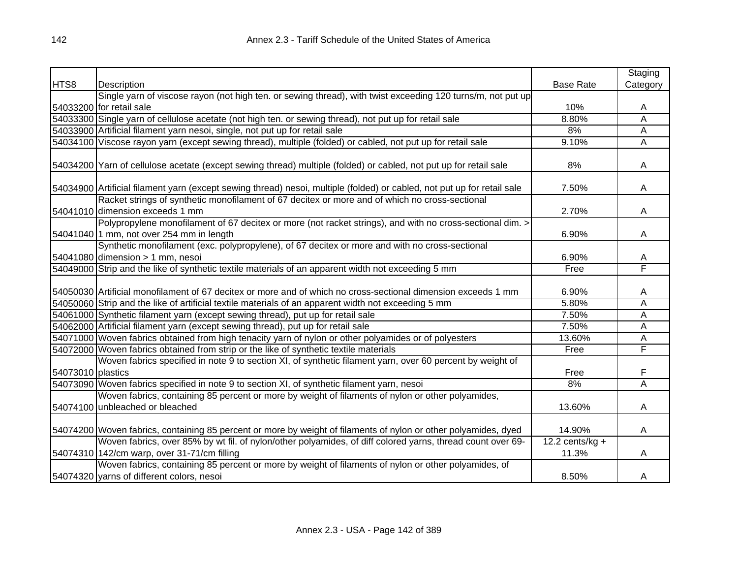| HTS8 | Description | Base Rate | Staging Category |
|---|---|---|---|
| 54033200 | Single yarn of viscose rayon (not high ten. or sewing thread), with twist exceeding 120 turns/m, not put up for retail sale | 10% | A |
| 54033300 | Single yarn of cellulose acetate (not high ten. or sewing thread), not put up for retail sale | 8.80% | A |
| 54033900 | Artificial filament yarn nesoi, single, not put up for retail sale | 8% | A |
| 54034100 | Viscose rayon yarn (except sewing thread), multiple (folded) or cabled, not put up for retail sale | 9.10% | A |
| 54034200 | Yarn of cellulose acetate (except sewing thread) multiple (folded) or cabled, not put up for retail sale | 8% | A |
| 54034900 | Artificial filament yarn (except sewing thread) nesoi, multiple (folded) or cabled, not put up for retail sale | 7.50% | A |
| 54041010 | Racket strings of synthetic monofilament of 67 decitex or more and of which no cross-sectional dimension exceeds 1 mm | 2.70% | A |
| 54041040 | Polypropylene monofilament of 67 decitex or more (not racket strings), and with no cross-sectional dim. > 1 mm, not over 254 mm in length | 6.90% | A |
| 54041080 | Synthetic monofilament (exc. polypropylene), of 67 decitex or more and with no cross-sectional dimension > 1 mm, nesoi | 6.90% | A |
| 54049000 | Strip and the like of synthetic textile materials of an apparent width not exceeding 5 mm | Free | F |
| 54050030 | Artificial monofilament of 67 decitex or more and of which no cross-sectional dimension exceeds 1 mm | 6.90% | A |
| 54050060 | Strip and the like of artificial textile materials of an apparent width not exceeding 5 mm | 5.80% | A |
| 54061000 | Synthetic filament yarn (except sewing thread), put up for retail sale | 7.50% | A |
| 54062000 | Artificial filament yarn (except sewing thread), put up for retail sale | 7.50% | A |
| 54071000 | Woven fabrics obtained from high tenacity yarn of nylon or other polyamides or of polyesters | 13.60% | A |
| 54072000 | Woven fabrics obtained from strip or the like of synthetic textile materials | Free | F |
| 54073010 | Woven fabrics specified in note 9 to section XI, of synthetic filament yarn, over 60 percent by weight of plastics | Free | F |
| 54073090 | Woven fabrics specified in note 9 to section XI, of synthetic filament yarn, nesoi | 8% | A |
| 54074100 | Woven fabrics, containing 85 percent or more by weight of filaments of nylon or other polyamides, unbleached or bleached | 13.60% | A |
| 54074200 | Woven fabrics, containing 85 percent or more by weight of filaments of nylon or other polyamides, dyed | 14.90% | A |
| 54074310 | Woven fabrics, over 85% by wt fil. of nylon/other polyamides, of diff colored yarns, thread count over 69-142/cm warp, over 31-71/cm filling | 12.2 cents/kg + 11.3% | A |
| 54074320 | Woven fabrics, containing 85 percent or more by weight of filaments of nylon or other polyamides, of yarns of different colors, nesoi | 8.50% | A |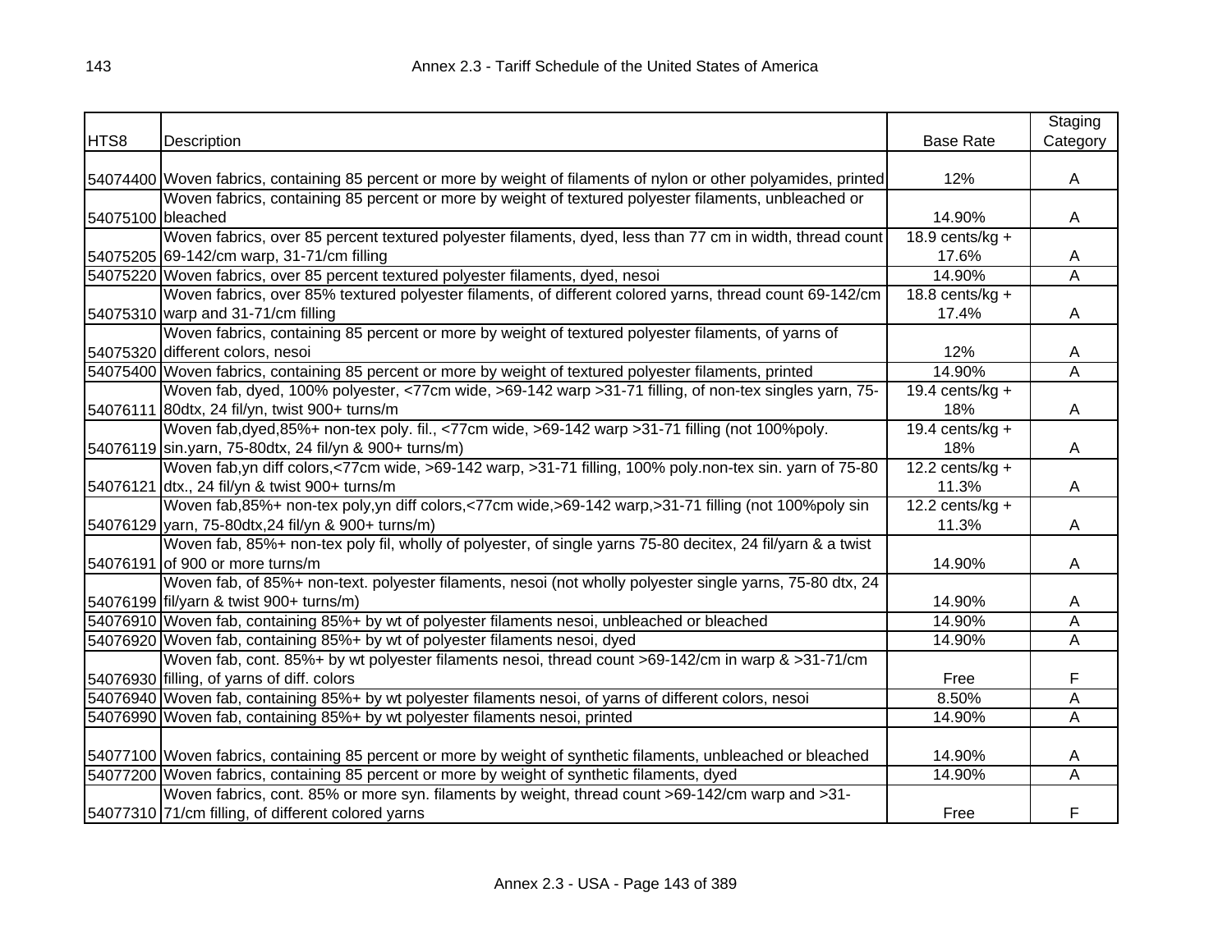| HTS8 | Description | Base Rate | Staging Category |
|---|---|---|---|
| 54074400 | Woven fabrics, containing 85 percent or more by weight of filaments of nylon or other polyamides, printed | 12% | A |
| 54075100 | Woven fabrics, containing 85 percent or more by weight of textured polyester filaments, unbleached or bleached | 14.90% | A |
| 54075205 | Woven fabrics, over 85 percent textured polyester filaments, dyed, less than 77 cm in width, thread count 69-142/cm warp, 31-71/cm filling | 18.9 cents/kg + 17.6% | A |
| 54075220 | Woven fabrics, over 85 percent textured polyester filaments, dyed, nesoi | 14.90% | A |
| 54075310 | Woven fabrics, over 85% textured polyester filaments, of different colored yarns, thread count 69-142/cm warp and 31-71/cm filling | 18.8 cents/kg + 17.4% | A |
| 54075320 | Woven fabrics, containing 85 percent or more by weight of textured polyester filaments, of yarns of different colors, nesoi | 12% | A |
| 54075400 | Woven fabrics, containing 85 percent or more by weight of textured polyester filaments, printed | 14.90% | A |
| 54076111 | Woven fab, dyed, 100% polyester, <77cm wide, >69-142 warp >31-71 filling, of non-tex singles yarn, 75-80dtx, 24 fil/yn, twist 900+ turns/m | 19.4 cents/kg + 18% | A |
| 54076119 | Woven fab,dyed,85%+ non-tex poly. fil., <77cm wide, >69-142 warp >31-71 filling (not 100%poly. sin.yarn, 75-80dtx, 24 fil/yn & 900+ turns/m) | 19.4 cents/kg + 18% | A |
| 54076121 | Woven fab,yn diff colors,<77cm wide, >69-142 warp, >31-71 filling, 100% poly.non-tex sin. yarn of 75-80 dtx., 24 fil/yn & twist 900+ turns/m | 12.2 cents/kg + 11.3% | A |
| 54076129 | Woven fab,85%+ non-tex poly,yn diff colors,<77cm wide,>69-142 warp,>31-71 filling (not 100%poly sin yarn, 75-80dtx,24 fil/yn & 900+ turns/m) | 12.2 cents/kg + 11.3% | A |
| 54076191 | Woven fab, 85%+ non-tex poly fil, wholly of polyester, of single yarns 75-80 decitex, 24 fil/yarn & a twist of 900 or more turns/m | 14.90% | A |
| 54076199 | Woven fab, of 85%+ non-text. polyester filaments, nesoi (not wholly polyester single yarns, 75-80 dtx, 24 fil/yarn & twist 900+ turns/m) | 14.90% | A |
| 54076910 | Woven fab, containing 85%+ by wt of polyester filaments nesoi, unbleached or bleached | 14.90% | A |
| 54076920 | Woven fab, containing 85%+ by wt of polyester filaments nesoi, dyed | 14.90% | A |
| 54076930 | Woven fab, cont. 85%+ by wt polyester filaments nesoi, thread count >69-142/cm in warp & >31-71/cm filling, of yarns of diff. colors | Free | F |
| 54076940 | Woven fab, containing 85%+ by wt polyester filaments nesoi, of yarns of different colors, nesoi | 8.50% | A |
| 54076990 | Woven fab, containing 85%+ by wt polyester filaments nesoi, printed | 14.90% | A |
| 54077100 | Woven fabrics, containing 85 percent or more by weight of synthetic filaments, unbleached or bleached | 14.90% | A |
| 54077200 | Woven fabrics, containing 85 percent or more by weight of synthetic filaments, dyed | 14.90% | A |
| 54077310 | Woven fabrics, cont. 85% or more syn. filaments by weight, thread count >69-142/cm warp and >31-71/cm filling, of different colored yarns | Free | F |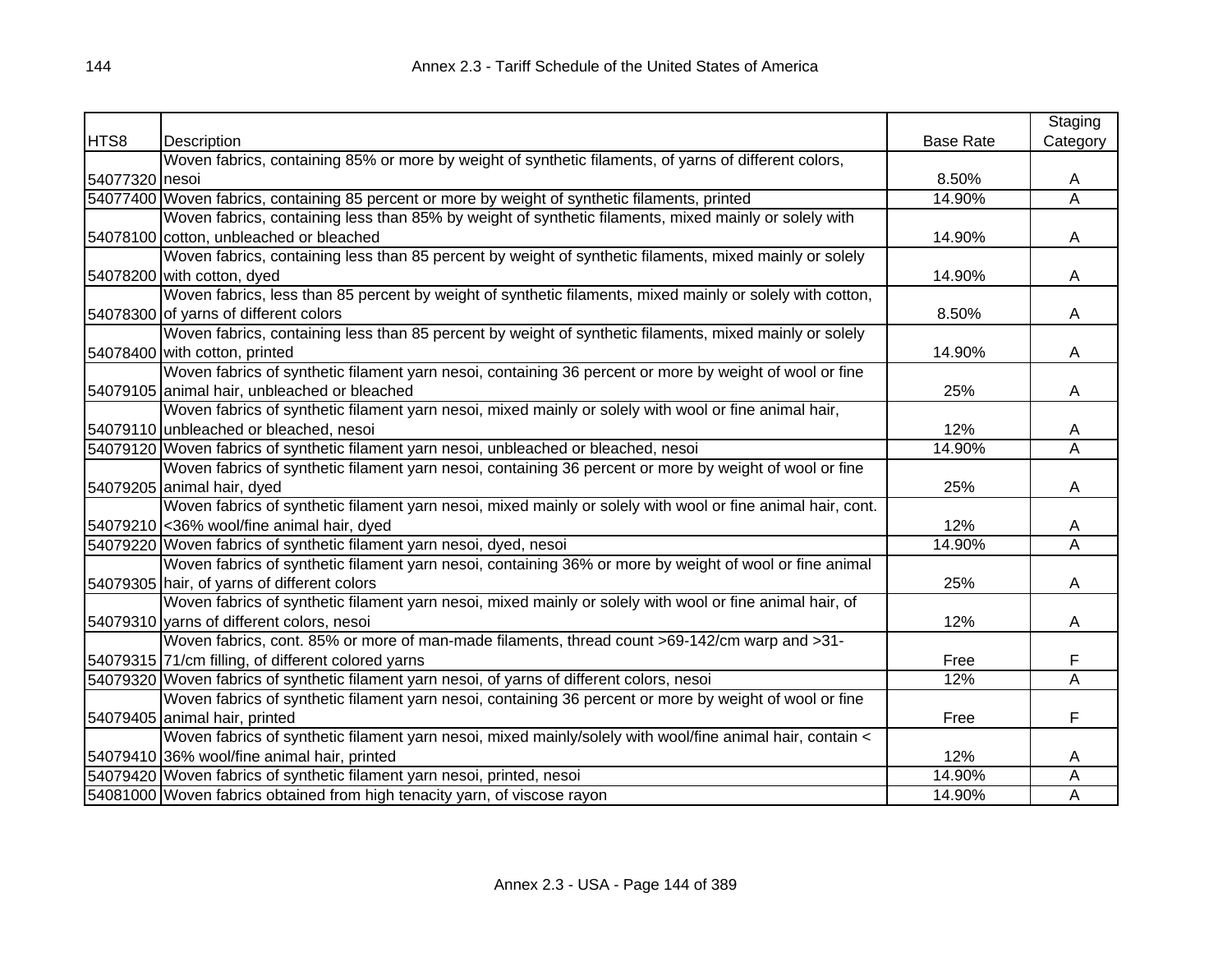| HTS8 | Description | Base Rate | Staging Category |
|---|---|---|---|
| 54077320 | Woven fabrics, containing 85% or more by weight of synthetic filaments, of yarns of different colors, nesoi | 8.50% | A |
| 54077400 | Woven fabrics, containing 85 percent or more by weight of synthetic filaments, printed | 14.90% | A |
| 54078100 | Woven fabrics, containing less than 85% by weight of synthetic filaments, mixed mainly or solely with cotton, unbleached or bleached | 14.90% | A |
| 54078200 | Woven fabrics, containing less than 85 percent by weight of synthetic filaments, mixed mainly or solely with cotton, dyed | 14.90% | A |
| 54078300 | Woven fabrics, less than 85 percent by weight of synthetic filaments, mixed mainly or solely with cotton, of yarns of different colors | 8.50% | A |
| 54078400 | Woven fabrics, containing less than 85 percent by weight of synthetic filaments, mixed mainly or solely with cotton, printed | 14.90% | A |
| 54079105 | Woven fabrics of synthetic filament yarn nesoi, containing 36 percent or more by weight of wool or fine animal hair, unbleached or bleached | 25% | A |
| 54079110 | Woven fabrics of synthetic filament yarn nesoi, mixed mainly or solely with wool or fine animal hair, unbleached or bleached, nesoi | 12% | A |
| 54079120 | Woven fabrics of synthetic filament yarn nesoi, unbleached or bleached, nesoi | 14.90% | A |
| 54079205 | Woven fabrics of synthetic filament yarn nesoi, containing 36 percent or more by weight of wool or fine animal hair, dyed | 25% | A |
| 54079210 | Woven fabrics of synthetic filament yarn nesoi, mixed mainly or solely with wool or fine animal hair, cont. <36% wool/fine animal hair, dyed | 12% | A |
| 54079220 | Woven fabrics of synthetic filament yarn nesoi, dyed, nesoi | 14.90% | A |
| 54079305 | Woven fabrics of synthetic filament yarn nesoi, containing 36% or more by weight of wool or fine animal hair, of yarns of different colors | 25% | A |
| 54079310 | Woven fabrics of synthetic filament yarn nesoi, mixed mainly or solely with wool or fine animal hair, of yarns of different colors, nesoi | 12% | A |
| 54079315 | Woven fabrics, cont. 85% or more of man-made filaments, thread count >69-142/cm warp and >31-71/cm filling, of different colored yarns | Free | F |
| 54079320 | Woven fabrics of synthetic filament yarn nesoi, of yarns of different colors, nesoi | 12% | A |
| 54079405 | Woven fabrics of synthetic filament yarn nesoi, containing 36 percent or more by weight of wool or fine animal hair, printed | Free | F |
| 54079410 | Woven fabrics of synthetic filament yarn nesoi, mixed mainly/solely with wool/fine animal hair, contain < 36% wool/fine animal hair, printed | 12% | A |
| 54079420 | Woven fabrics of synthetic filament yarn nesoi, printed, nesoi | 14.90% | A |
| 54081000 | Woven fabrics obtained from high tenacity yarn, of viscose rayon | 14.90% | A |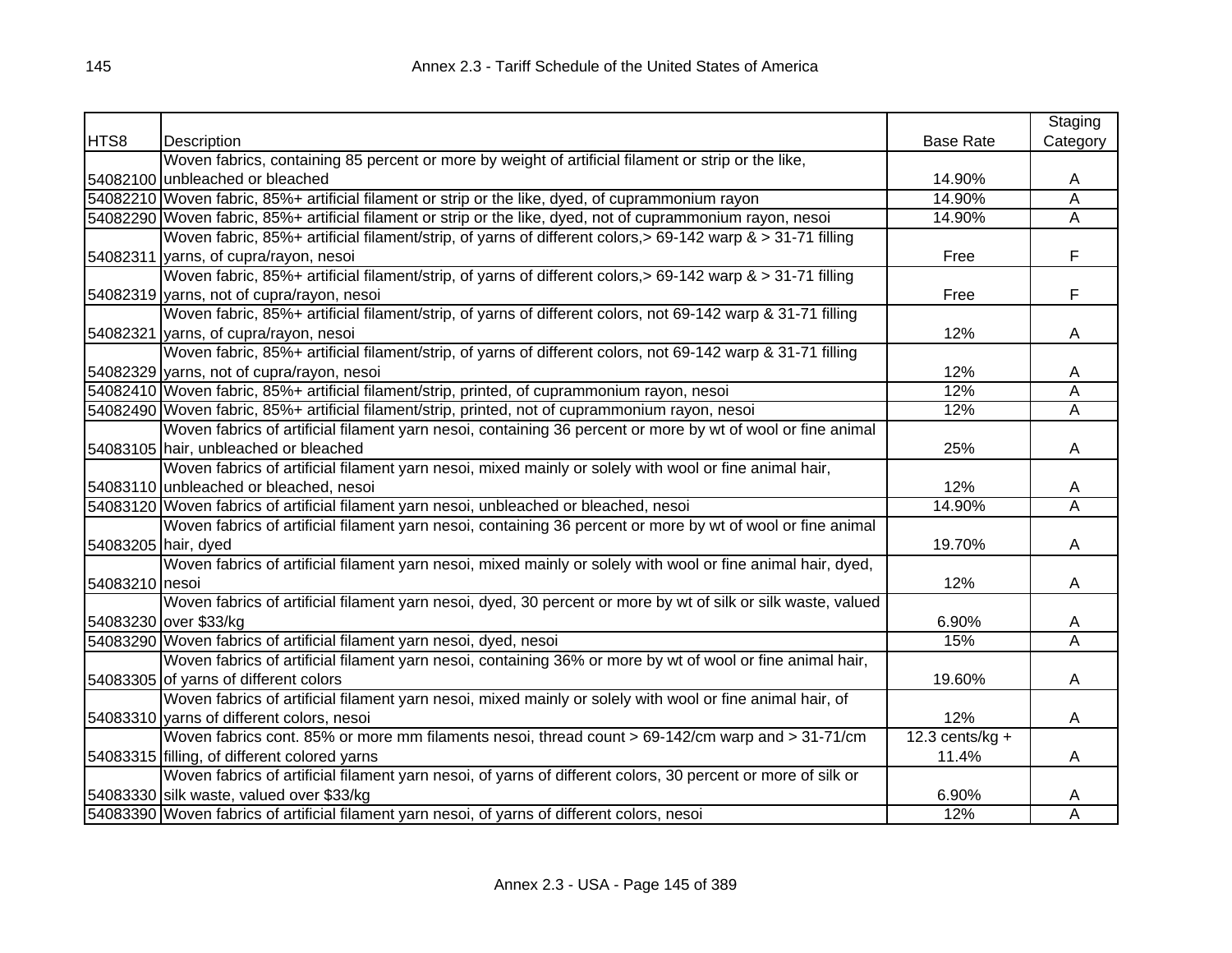| HTS8 | Description | Base Rate | Staging Category |
|---|---|---|---|
| 54082100 | Woven fabrics, containing 85 percent or more by weight of artificial filament or strip or the like, unbleached or bleached | 14.90% | A |
| 54082210 | Woven fabric, 85%+ artificial filament or strip or the like, dyed, of cuprammonium rayon | 14.90% | A |
| 54082290 | Woven fabric, 85%+ artificial filament or strip or the like, dyed, not of cuprammonium rayon, nesoi | 14.90% | A |
| 54082311 | Woven fabric, 85%+ artificial filament/strip, of yarns of different colors,> 69-142 warp & > 31-71 filling yarns, of cupra/rayon, nesoi | Free | F |
| 54082319 | Woven fabric, 85%+ artificial filament/strip, of yarns of different colors,> 69-142 warp & > 31-71 filling yarns, not of cupra/rayon, nesoi | Free | F |
| 54082321 | Woven fabric, 85%+ artificial filament/strip, of yarns of different colors, not 69-142 warp & 31-71 filling yarns, of cupra/rayon, nesoi | 12% | A |
| 54082329 | Woven fabric, 85%+ artificial filament/strip, of yarns of different colors, not 69-142 warp & 31-71 filling yarns, not of cupra/rayon, nesoi | 12% | A |
| 54082410 | Woven fabric, 85%+ artificial filament/strip, printed, of cuprammonium rayon, nesoi | 12% | A |
| 54082490 | Woven fabric, 85%+ artificial filament/strip, printed, not of cuprammonium rayon, nesoi | 12% | A |
| 54083105 | Woven fabrics of artificial filament yarn nesoi, containing 36 percent or more by wt of wool or fine animal hair, unbleached or bleached | 25% | A |
| 54083110 | Woven fabrics of artificial filament yarn nesoi, mixed mainly or solely with wool or fine animal hair, unbleached or bleached, nesoi | 12% | A |
| 54083120 | Woven fabrics of artificial filament yarn nesoi, unbleached or bleached, nesoi | 14.90% | A |
| 54083205 | Woven fabrics of artificial filament yarn nesoi, containing 36 percent or more by wt of wool or fine animal hair, dyed | 19.70% | A |
| 54083210 | Woven fabrics of artificial filament yarn nesoi, mixed mainly or solely with wool or fine animal hair, dyed, nesoi | 12% | A |
| 54083230 | Woven fabrics of artificial filament yarn nesoi, dyed, 30 percent or more by wt of silk or silk waste, valued over $33/kg | 6.90% | A |
| 54083290 | Woven fabrics of artificial filament yarn nesoi, dyed, nesoi | 15% | A |
| 54083305 | Woven fabrics of artificial filament yarn nesoi, containing 36% or more by wt of wool or fine animal hair, of yarns of different colors | 19.60% | A |
| 54083310 | Woven fabrics of artificial filament yarn nesoi, mixed mainly or solely with wool or fine animal hair, of yarns of different colors, nesoi | 12% | A |
| 54083315 | Woven fabrics cont. 85% or more mm filaments nesoi, thread count > 69-142/cm warp and > 31-71/cm filling, of different colored yarns | 12.3 cents/kg + 11.4% | A |
| 54083330 | Woven fabrics of artificial filament yarn nesoi, of yarns of different colors, 30 percent or more of silk or silk waste, valued over $33/kg | 6.90% | A |
| 54083390 | Woven fabrics of artificial filament yarn nesoi, of yarns of different colors, nesoi | 12% | A |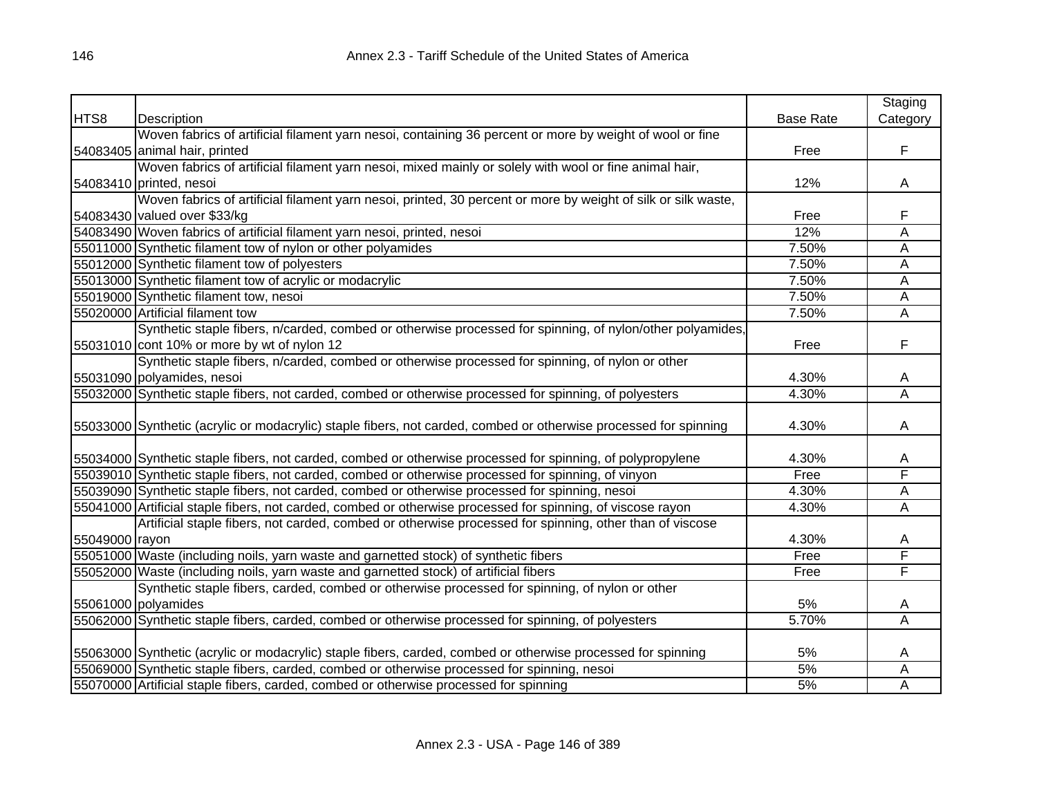| HTS8 | Description | Base Rate | Staging Category |
|---|---|---|---|
| 54083405 | Woven fabrics of artificial filament yarn nesoi, containing 36 percent or more by weight of wool or fine animal hair, printed | Free | F |
| 54083410 | Woven fabrics of artificial filament yarn nesoi, mixed mainly or solely with wool or fine animal hair, printed, nesoi | 12% | A |
| 54083430 | Woven fabrics of artificial filament yarn nesoi, printed, 30 percent or more by weight of silk or silk waste, valued over $33/kg | Free | F |
| 54083490 | Woven fabrics of artificial filament yarn nesoi, printed, nesoi | 12% | A |
| 55011000 | Synthetic filament tow of nylon or other polyamides | 7.50% | A |
| 55012000 | Synthetic filament tow of polyesters | 7.50% | A |
| 55013000 | Synthetic filament tow of acrylic or modacrylic | 7.50% | A |
| 55019000 | Synthetic filament tow, nesoi | 7.50% | A |
| 55020000 | Artificial filament tow | 7.50% | A |
| 55031010 | Synthetic staple fibers, n/carded, combed or otherwise processed for spinning, of nylon/other polyamides, cont 10% or more by wt of nylon 12 | Free | F |
| 55031090 | Synthetic staple fibers, n/carded, combed or otherwise processed for spinning, of nylon or other polyamides, nesoi | 4.30% | A |
| 55032000 | Synthetic staple fibers, not carded, combed or otherwise processed for spinning, of polyesters | 4.30% | A |
| 55033000 | Synthetic (acrylic or modacrylic) staple fibers, not carded, combed or otherwise processed for spinning | 4.30% | A |
| 55034000 | Synthetic staple fibers, not carded, combed or otherwise processed for spinning, of polypropylene | 4.30% | A |
| 55039010 | Synthetic staple fibers, not carded, combed or otherwise processed for spinning, of vinyon | Free | F |
| 55039090 | Synthetic staple fibers, not carded, combed or otherwise processed for spinning, nesoi | 4.30% | A |
| 55041000 | Artificial staple fibers, not carded, combed or otherwise processed for spinning, of viscose rayon | 4.30% | A |
| 55049000 | Artificial staple fibers, not carded, combed or otherwise processed for spinning, other than of viscose rayon | 4.30% | A |
| 55051000 | Waste (including noils, yarn waste and garnetted stock) of synthetic fibers | Free | F |
| 55052000 | Waste (including noils, yarn waste and garnetted stock) of artificial fibers | Free | F |
| 55061000 | Synthetic staple fibers, carded, combed or otherwise processed for spinning, of nylon or other polyamides | 5% | A |
| 55062000 | Synthetic staple fibers, carded, combed or otherwise processed for spinning, of polyesters | 5.70% | A |
| 55063000 | Synthetic (acrylic or modacrylic) staple fibers, carded, combed or otherwise processed for spinning | 5% | A |
| 55069000 | Synthetic staple fibers, carded, combed or otherwise processed for spinning, nesoi | 5% | A |
| 55070000 | Artificial staple fibers, carded, combed or otherwise processed for spinning | 5% | A |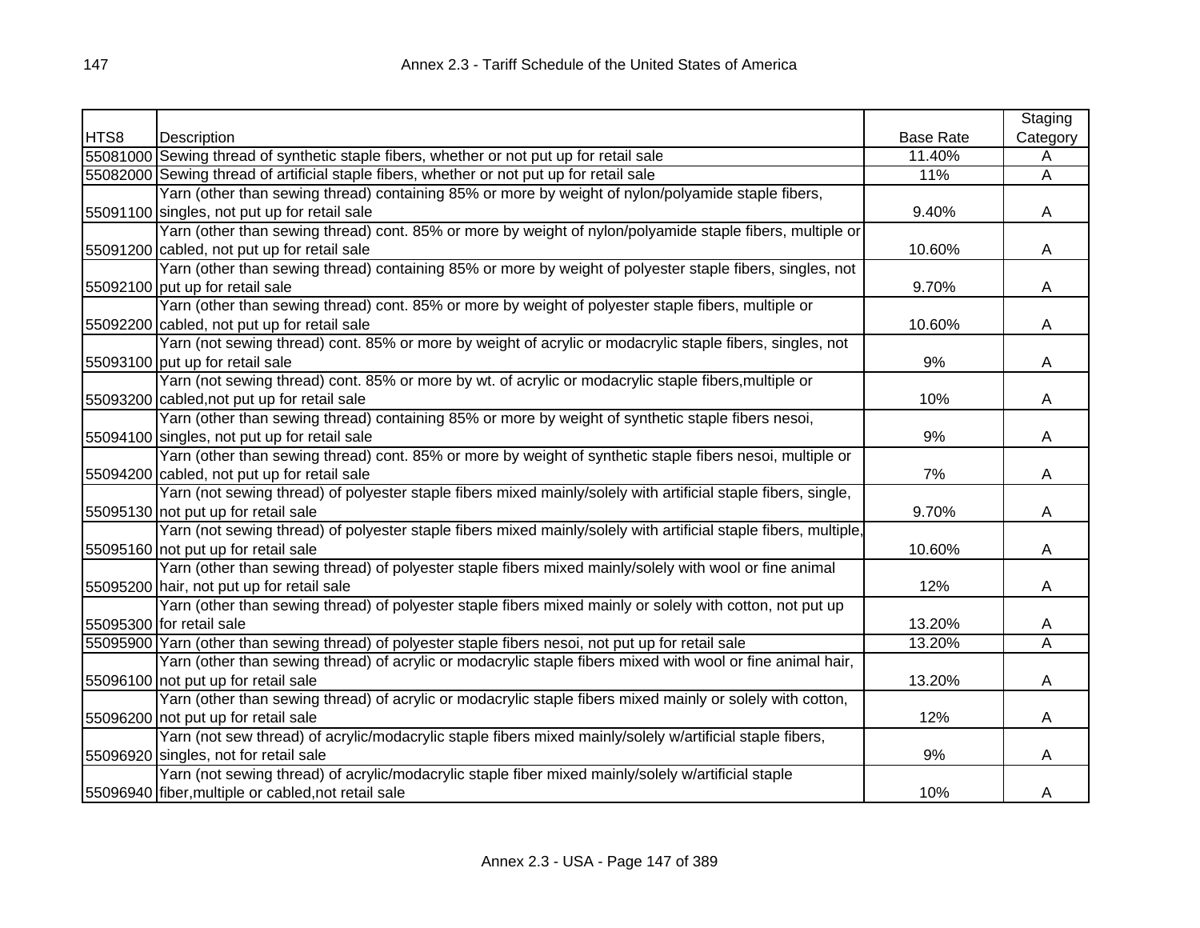| HTS8 | Description | Base Rate | Staging Category |
|---|---|---|---|
| 55081000 | Sewing thread of synthetic staple fibers, whether or not put up for retail sale | 11.40% | A |
| 55082000 | Sewing thread of artificial staple fibers, whether or not put up for retail sale | 11% | A |
| 55091100 | Yarn (other than sewing thread) containing 85% or more by weight of nylon/polyamide staple fibers, singles, not put up for retail sale | 9.40% | A |
| 55091200 | Yarn (other than sewing thread) cont. 85% or more by weight of nylon/polyamide staple fibers, multiple or cabled, not put up for retail sale | 10.60% | A |
| 55092100 | Yarn (other than sewing thread) containing 85% or more by weight of polyester staple fibers, singles, not put up for retail sale | 9.70% | A |
| 55092200 | Yarn (other than sewing thread) cont. 85% or more by weight of polyester staple fibers, multiple or cabled, not put up for retail sale | 10.60% | A |
| 55093100 | Yarn (not sewing thread) cont. 85% or more by weight of acrylic or modacrylic staple fibers, singles, not put up for retail sale | 9% | A |
| 55093200 | Yarn (not sewing thread) cont. 85% or more by wt. of acrylic or modacrylic staple fibers,multiple or cabled,not put up for retail sale | 10% | A |
| 55094100 | Yarn (other than sewing thread) containing 85% or more by weight of synthetic staple fibers nesoi, singles, not put up for retail sale | 9% | A |
| 55094200 | Yarn (other than sewing thread) cont. 85% or more by weight of synthetic staple fibers nesoi, multiple or cabled, not put up for retail sale | 7% | A |
| 55095130 | Yarn (not sewing thread) of polyester staple fibers mixed mainly/solely with artificial staple fibers, single, not put up for retail sale | 9.70% | A |
| 55095160 | Yarn (not sewing thread) of polyester staple fibers mixed mainly/solely with artificial staple fibers, multiple, not put up for retail sale | 10.60% | A |
| 55095200 | Yarn (other than sewing thread) of polyester staple fibers mixed mainly/solely with wool or fine animal hair, not put up for retail sale | 12% | A |
| 55095300 | Yarn (other than sewing thread) of polyester staple fibers mixed mainly or solely with cotton, not put up for retail sale | 13.20% | A |
| 55095900 | Yarn (other than sewing thread) of polyester staple fibers nesoi, not put up for retail sale | 13.20% | A |
| 55096100 | Yarn (other than sewing thread) of acrylic or modacrylic staple fibers mixed with wool or fine animal hair, not put up for retail sale | 13.20% | A |
| 55096200 | Yarn (other than sewing thread) of acrylic or modacrylic staple fibers mixed mainly or solely with cotton, not put up for retail sale | 12% | A |
| 55096920 | Yarn (not sew thread) of acrylic/modacrylic staple fibers mixed mainly/solely w/artificial staple fibers, singles, not for retail sale | 9% | A |
| 55096940 | Yarn (not sewing thread) of acrylic/modacrylic staple fiber mixed mainly/solely w/artificial staple fiber,multiple or cabled,not retail sale | 10% | A |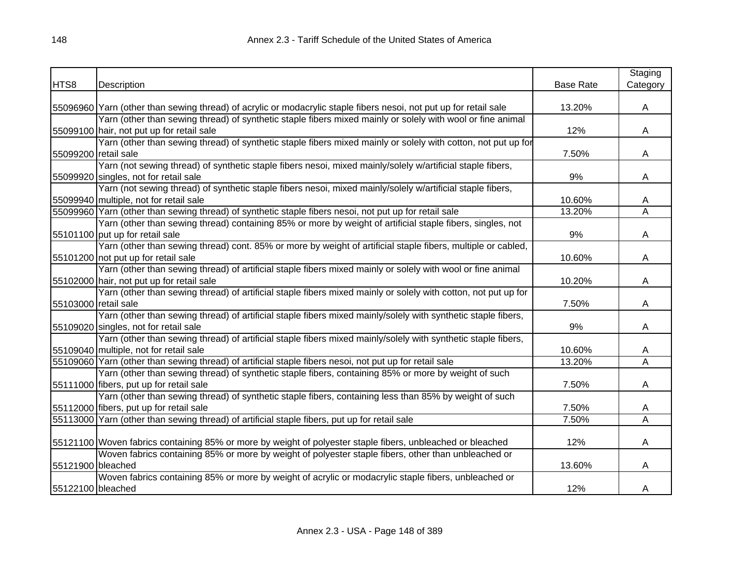| HTS8 | Description | Base Rate | Staging Category |
|---|---|---|---|
| 55096960 | Yarn (other than sewing thread) of acrylic or modacrylic staple fibers nesoi, not put up for retail sale | 13.20% | A |
| 55099100 | Yarn (other than sewing thread) of synthetic staple fibers mixed mainly or solely with wool or fine animal hair, not put up for retail sale | 12% | A |
| 55099200 | Yarn (other than sewing thread) of synthetic staple fibers mixed mainly or solely with cotton, not put up for retail sale | 7.50% | A |
| 55099920 | Yarn (not sewing thread) of synthetic staple fibers nesoi, mixed mainly/solely w/artificial staple fibers, singles, not for retail sale | 9% | A |
| 55099940 | Yarn (not sewing thread) of synthetic staple fibers nesoi, mixed mainly/solely w/artificial staple fibers, multiple, not for retail sale | 10.60% | A |
| 55099960 | Yarn (other than sewing thread) of synthetic staple fibers nesoi, not put up for retail sale | 13.20% | A |
| 55101100 | Yarn (other than sewing thread) containing 85% or more by weight of artificial staple fibers, singles, not put up for retail sale | 9% | A |
| 55101200 | Yarn (other than sewing thread) cont. 85% or more by weight of artificial staple fibers, multiple or cabled, not put up for retail sale | 10.60% | A |
| 55102000 | Yarn (other than sewing thread) of artificial staple fibers mixed mainly or solely with wool or fine animal hair, not put up for retail sale | 10.20% | A |
| 55103000 | Yarn (other than sewing thread) of artificial staple fibers mixed mainly or solely with cotton, not put up for retail sale | 7.50% | A |
| 55109020 | Yarn (other than sewing thread) of artificial staple fibers mixed mainly/solely with synthetic staple fibers, singles, not for retail sale | 9% | A |
| 55109040 | Yarn (other than sewing thread) of artificial staple fibers mixed mainly/solely with synthetic staple fibers, multiple, not for retail sale | 10.60% | A |
| 55109060 | Yarn (other than sewing thread) of artificial staple fibers nesoi, not put up for retail sale | 13.20% | A |
| 55111000 | Yarn (other than sewing thread) of synthetic staple fibers, containing 85% or more by weight of such fibers, put up for retail sale | 7.50% | A |
| 55112000 | Yarn (other than sewing thread) of synthetic staple fibers, containing less than 85% by weight of such fibers, put up for retail sale | 7.50% | A |
| 55113000 | Yarn (other than sewing thread) of artificial staple fibers, put up for retail sale | 7.50% | A |
| 55121100 | Woven fabrics containing 85% or more by weight of polyester staple fibers, unbleached or bleached | 12% | A |
| 55121900 | Woven fabrics containing 85% or more by weight of polyester staple fibers, other than unbleached or bleached | 13.60% | A |
| 55122100 | Woven fabrics containing 85% or more by weight of acrylic or modacrylic staple fibers, unbleached or bleached | 12% | A |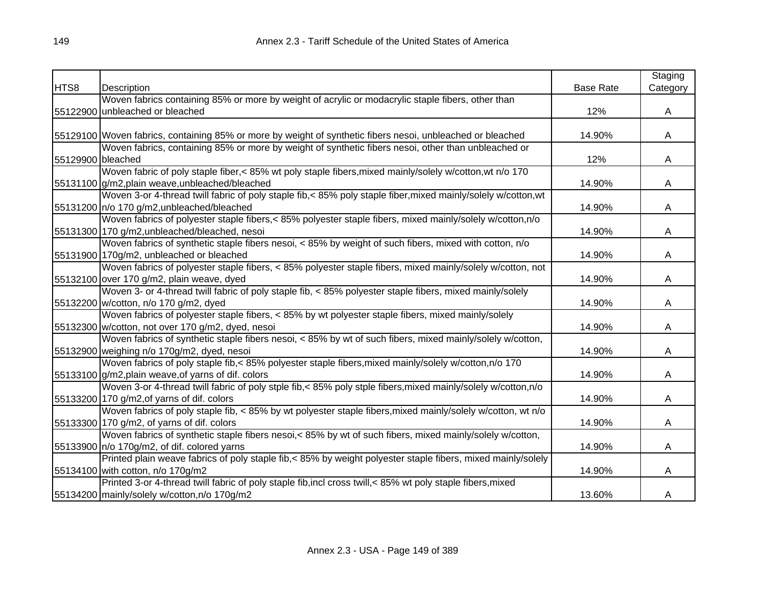| HTS8 | Description | Base Rate | Staging Category |
|---|---|---|---|
| 55122900 | Woven fabrics containing 85% or more by weight of acrylic or modacrylic staple fibers, other than unbleached or bleached | 12% | A |
| 55129100 | Woven fabrics, containing 85% or more by weight of synthetic fibers nesoi, unbleached or bleached | 14.90% | A |
| 55129900 | Woven fabrics, containing 85% or more by weight of synthetic fibers nesoi, other than unbleached or bleached | 12% | A |
| 55131100 | Woven fabric of poly staple fiber,< 85% wt poly staple fibers,mixed mainly/solely w/cotton,wt n/o 170 g/m2,plain weave,unbleached/bleached | 14.90% | A |
| 55131200 | Woven 3-or 4-thread twill fabric of poly staple fib,< 85% poly staple fiber,mixed mainly/solely w/cotton,wt n/o 170 g/m2,unbleached/bleached | 14.90% | A |
| 55131300 | Woven fabrics of polyester staple fibers,< 85% polyester staple fibers, mixed mainly/solely w/cotton,n/o 170 g/m2,unbleached/bleached, nesoi | 14.90% | A |
| 55131900 | Woven fabrics of synthetic staple fibers nesoi, < 85% by weight of such fibers, mixed with cotton, n/o 170g/m2, unbleached or bleached | 14.90% | A |
| 55132100 | Woven fabrics of polyester staple fibers, < 85% polyester staple fibers, mixed mainly/solely w/cotton, not over 170 g/m2, plain weave, dyed | 14.90% | A |
| 55132200 | Woven 3- or 4-thread twill fabric of poly staple fib, < 85% polyester staple fibers, mixed mainly/solely w/cotton, n/o 170 g/m2, dyed | 14.90% | A |
| 55132300 | Woven fabrics of polyester staple fibers, < 85% by wt polyester staple fibers, mixed mainly/solely w/cotton, not over 170 g/m2, dyed, nesoi | 14.90% | A |
| 55132900 | Woven fabrics of synthetic staple fibers nesoi, < 85% by wt of such fibers, mixed mainly/solely w/cotton, weighing n/o 170g/m2, dyed, nesoi | 14.90% | A |
| 55133100 | Woven fabrics of poly staple fib,< 85% polyester staple fibers,mixed mainly/solely w/cotton,n/o 170 g/m2,plain weave,of yarns of dif. colors | 14.90% | A |
| 55133200 | Woven 3-or 4-thread twill fabric of poly stple fib,< 85% poly stple fibers,mixed mainly/solely w/cotton,n/o 170 g/m2,of yarns of dif. colors | 14.90% | A |
| 55133300 | Woven fabrics of poly staple fib, < 85% by wt polyester staple fibers,mixed mainly/solely w/cotton, wt n/o 170 g/m2, of yarns of dif. colors | 14.90% | A |
| 55133900 | Woven fabrics of synthetic staple fibers nesoi,< 85% by wt of such fibers, mixed mainly/solely w/cotton, n/o 170g/m2, of dif. colored yarns | 14.90% | A |
| 55134100 | Printed plain weave fabrics of poly staple fib,< 85% by weight polyester staple fibers, mixed mainly/solely with cotton, n/o 170g/m2 | 14.90% | A |
| 55134200 | Printed 3-or 4-thread twill fabric of poly staple fib,incl cross twill,< 85% wt poly staple fibers,mixed mainly/solely w/cotton,n/o 170g/m2 | 13.60% | A |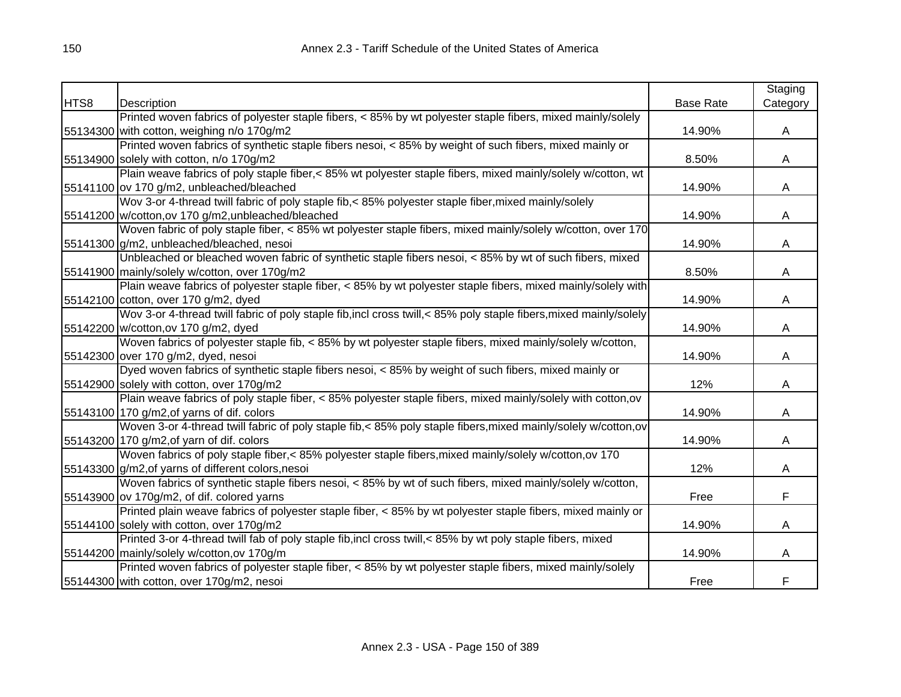| HTS8 | Description | Base Rate | Staging Category |
|---|---|---|---|
| 55134300 | Printed woven fabrics of polyester staple fibers, < 85% by wt polyester staple fibers, mixed mainly/solely with cotton, weighing n/o 170g/m2 | 14.90% | A |
| 55134900 | Printed woven fabrics of synthetic staple fibers nesoi, < 85% by weight of such fibers, mixed mainly or solely with cotton, n/o 170g/m2 | 8.50% | A |
| 55141100 | Plain weave fabrics of poly staple fiber,< 85% wt polyester staple fibers, mixed mainly/solely w/cotton, wt ov 170 g/m2, unbleached/bleached | 14.90% | A |
| 55141200 | Wov 3-or 4-thread twill fabric of poly staple fib,< 85% polyester staple fiber,mixed mainly/solely w/cotton,ov 170 g/m2,unbleached/bleached | 14.90% | A |
| 55141300 | Woven fabric of poly staple fiber, < 85% wt polyester staple fibers, mixed mainly/solely w/cotton, over 170 g/m2, unbleached/bleached, nesoi | 14.90% | A |
| 55141900 | Unbleached or bleached woven fabric of synthetic staple fibers nesoi, < 85% by wt of such fibers, mixed mainly/solely w/cotton, over 170g/m2 | 8.50% | A |
| 55142100 | Plain weave fabrics of polyester staple fiber, < 85% by wt polyester staple fibers, mixed mainly/solely with cotton, over 170 g/m2, dyed | 14.90% | A |
| 55142200 | Wov 3-or 4-thread twill fabric of poly staple fib,incl cross twill,< 85% poly staple fibers,mixed mainly/solely w/cotton,ov 170 g/m2, dyed | 14.90% | A |
| 55142300 | Woven fabrics of polyester staple fib, < 85% by wt polyester staple fibers, mixed mainly/solely w/cotton, over 170 g/m2, dyed, nesoi | 14.90% | A |
| 55142900 | Dyed woven fabrics of synthetic staple fibers nesoi, < 85% by weight of such fibers, mixed mainly or solely with cotton, over 170g/m2 | 12% | A |
| 55143100 | Plain weave fabrics of poly staple fiber, < 85% polyester staple fibers, mixed mainly/solely with cotton,ov 170 g/m2,of yarns of dif. colors | 14.90% | A |
| 55143200 | Woven 3-or 4-thread twill fabric of poly staple fib,< 85% poly staple fibers,mixed mainly/solely w/cotton,ov 170 g/m2,of yarn of dif. colors | 14.90% | A |
| 55143300 | Woven fabrics of poly staple fiber,< 85% polyester staple fibers,mixed mainly/solely w/cotton,ov 170 g/m2,of yarns of different colors,nesoi | 12% | A |
| 55143900 | Woven fabrics of synthetic staple fibers nesoi, < 85% by wt of such fibers, mixed mainly/solely w/cotton, ov 170g/m2, of dif. colored yarns | Free | F |
| 55144100 | Printed plain weave fabrics of polyester staple fiber, < 85% by wt polyester staple fibers, mixed mainly or solely with cotton, over 170g/m2 | 14.90% | A |
| 55144200 | Printed 3-or 4-thread twill fab of poly staple fib,incl cross twill,< 85% by wt poly staple fibers, mixed mainly/solely w/cotton,ov 170g/m | 14.90% | A |
| 55144300 | Printed woven fabrics of polyester staple fiber, < 85% by wt polyester staple fibers, mixed mainly/solely with cotton, over 170g/m2, nesoi | Free | F |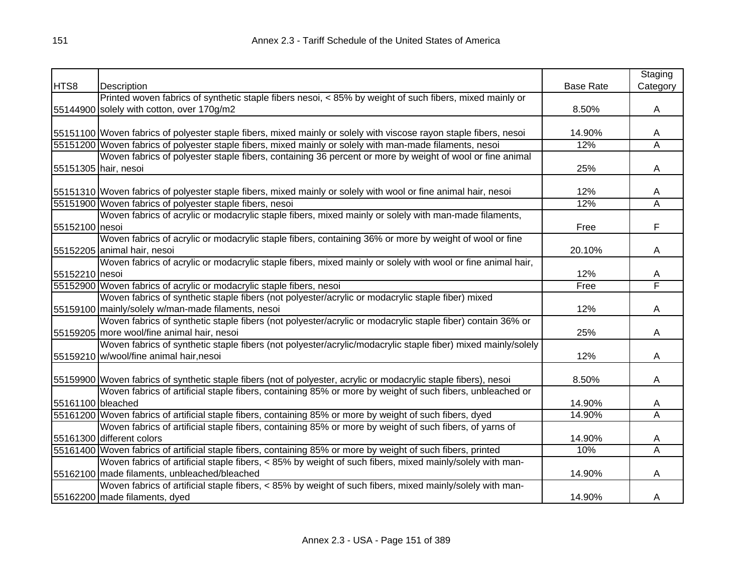| HTS8 | Description | Base Rate | Staging Category |
|---|---|---|---|
| 55144900 | Printed woven fabrics of synthetic staple fibers nesoi, < 85% by weight of such fibers, mixed mainly or solely with cotton, over 170g/m2 | 8.50% | A |
| 55151100 | Woven fabrics of polyester staple fibers, mixed mainly or solely with viscose rayon staple fibers, nesoi | 14.90% | A |
| 55151200 | Woven fabrics of polyester staple fibers, mixed mainly or solely with man-made filaments, nesoi | 12% | A |
| 55151305 | Woven fabrics of polyester staple fibers, containing 36 percent or more by weight of wool or fine animal hair, nesoi | 25% | A |
| 55151310 | Woven fabrics of polyester staple fibers, mixed mainly or solely with wool or fine animal hair, nesoi | 12% | A |
| 55151900 | Woven fabrics of polyester staple fibers, nesoi | 12% | A |
| 55152100 | Woven fabrics of acrylic or modacrylic staple fibers, mixed mainly or solely with man-made filaments, nesoi | Free | F |
| 55152205 | Woven fabrics of acrylic or modacrylic staple fibers, containing 36% or more by weight of wool or fine animal hair, nesoi | 20.10% | A |
| 55152210 | Woven fabrics of acrylic or modacrylic staple fibers, mixed mainly or solely with wool or fine animal hair, nesoi | 12% | A |
| 55152900 | Woven fabrics of acrylic or modacrylic staple fibers, nesoi | Free | F |
| 55159100 | Woven fabrics of synthetic staple fibers (not polyester/acrylic or modacrylic staple fiber) mixed mainly/solely w/man-made filaments, nesoi | 12% | A |
| 55159205 | Woven fabrics of synthetic staple fibers (not polyester/acrylic or modacrylic staple fiber) contain 36% or more wool/fine animal hair, nesoi | 25% | A |
| 55159210 | Woven fabrics of synthetic staple fibers (not polyester/acrylic/modacrylic staple fiber) mixed mainly/solely w/wool/fine animal hair,nesoi | 12% | A |
| 55159900 | Woven fabrics of synthetic staple fibers (not of polyester, acrylic or modacrylic staple fibers), nesoi | 8.50% | A |
| 55161100 | Woven fabrics of artificial staple fibers, containing 85% or more by weight of such fibers, unbleached or bleached | 14.90% | A |
| 55161200 | Woven fabrics of artificial staple fibers, containing 85% or more by weight of such fibers, dyed | 14.90% | A |
| 55161300 | Woven fabrics of artificial staple fibers, containing 85% or more by weight of such fibers, of yarns of different colors | 14.90% | A |
| 55161400 | Woven fabrics of artificial staple fibers, containing 85% or more by weight of such fibers, printed | 10% | A |
| 55162100 | Woven fabrics of artificial staple fibers, < 85% by weight of such fibers, mixed mainly/solely with man-made filaments, unbleached/bleached | 14.90% | A |
| 55162200 | Woven fabrics of artificial staple fibers, < 85% by weight of such fibers, mixed mainly/solely with man-made filaments, dyed | 14.90% | A |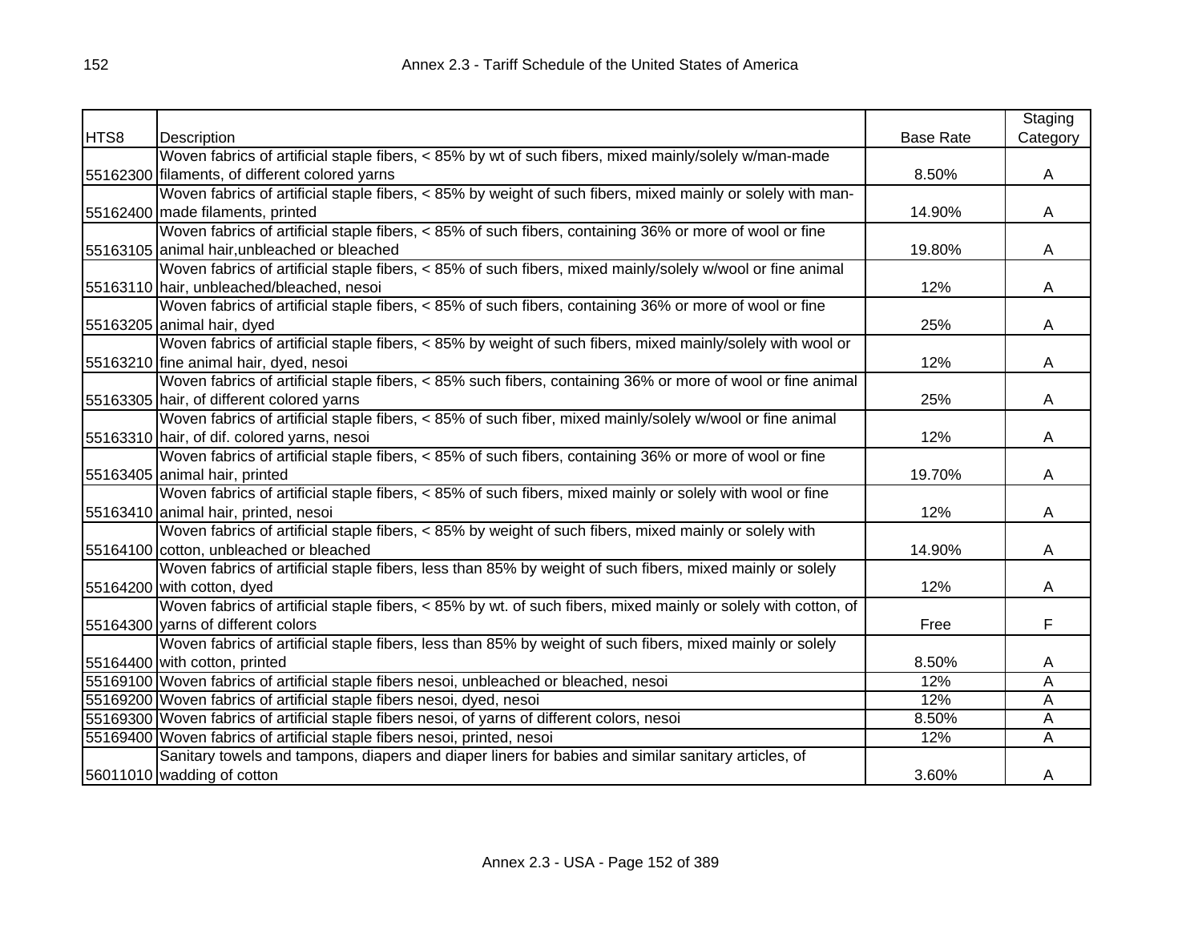| HTS8 | Description | Base Rate | Staging Category |
|---|---|---|---|
| 55162300 | Woven fabrics of artificial staple fibers, < 85% by wt of such fibers, mixed mainly/solely w/man-made filaments, of different colored yarns | 8.50% | A |
| 55162400 | Woven fabrics of artificial staple fibers, < 85% by weight of such fibers, mixed mainly or solely with man-made filaments, printed | 14.90% | A |
| 55163105 | Woven fabrics of artificial staple fibers, < 85% of such fibers, containing 36% or more of wool or fine animal hair,unbleached or bleached | 19.80% | A |
| 55163110 | Woven fabrics of artificial staple fibers, < 85% of such fibers, mixed mainly/solely w/wool or fine animal hair, unbleached/bleached, nesoi | 12% | A |
| 55163205 | Woven fabrics of artificial staple fibers, < 85% of such fibers, containing 36% or more of wool or fine animal hair, dyed | 25% | A |
| 55163210 | Woven fabrics of artificial staple fibers, < 85% by weight of such fibers, mixed mainly/solely with wool or fine animal hair, dyed, nesoi | 12% | A |
| 55163305 | Woven fabrics of artificial staple fibers, < 85% such fibers, containing 36% or more of wool or fine animal hair, of different colored yarns | 25% | A |
| 55163310 | Woven fabrics of artificial staple fibers, < 85% of such fiber, mixed mainly/solely w/wool or fine animal hair, of dif. colored yarns, nesoi | 12% | A |
| 55163405 | Woven fabrics of artificial staple fibers, < 85% of such fibers, containing 36% or more of wool or fine animal hair, printed | 19.70% | A |
| 55163410 | Woven fabrics of artificial staple fibers, < 85% of such fibers, mixed mainly or solely with wool or fine animal hair, printed, nesoi | 12% | A |
| 55164100 | Woven fabrics of artificial staple fibers, < 85% by weight of such fibers, mixed mainly or solely with cotton, unbleached or bleached | 14.90% | A |
| 55164200 | Woven fabrics of artificial staple fibers, less than 85% by weight of such fibers, mixed mainly or solely with cotton, dyed | 12% | A |
| 55164300 | Woven fabrics of artificial staple fibers, < 85% by wt. of such fibers, mixed mainly or solely with cotton, of yarns of different colors | Free | F |
| 55164400 | Woven fabrics of artificial staple fibers, less than 85% by weight of such fibers, mixed mainly or solely with cotton, printed | 8.50% | A |
| 55169100 | Woven fabrics of artificial staple fibers nesoi, unbleached or bleached, nesoi | 12% | A |
| 55169200 | Woven fabrics of artificial staple fibers nesoi, dyed, nesoi | 12% | A |
| 55169300 | Woven fabrics of artificial staple fibers nesoi, of yarns of different colors, nesoi | 8.50% | A |
| 55169400 | Woven fabrics of artificial staple fibers nesoi, printed, nesoi | 12% | A |
| 56011010 | Sanitary towels and tampons, diapers and diaper liners for babies and similar sanitary articles, of wadding of cotton | 3.60% | A |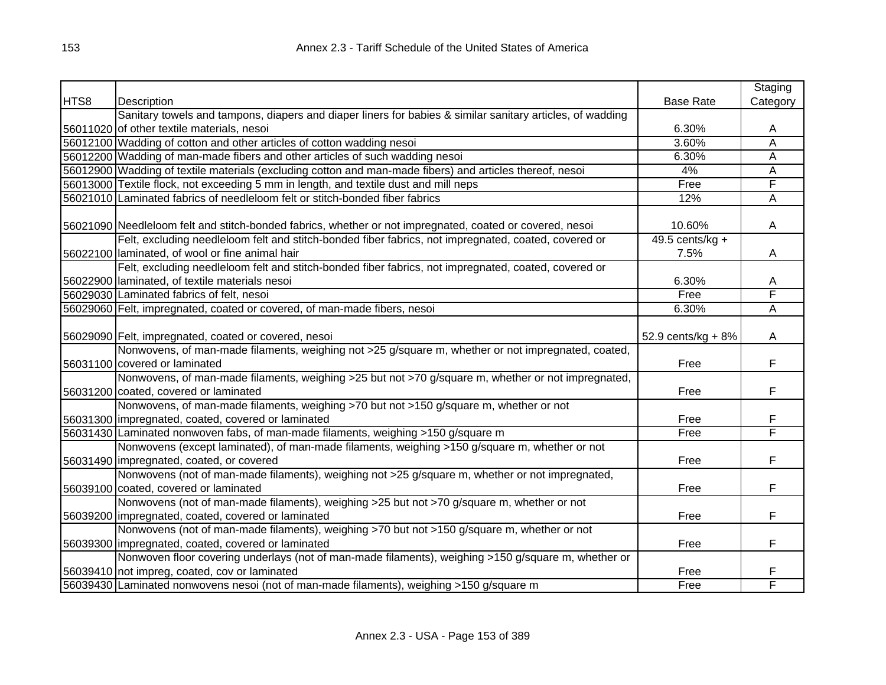| HTS8 | Description | Base Rate | Staging Category |
|---|---|---|---|
| 56011020 | Sanitary towels and tampons, diapers and diaper liners for babies & similar sanitary articles, of wadding of other textile materials, nesoi | 6.30% | A |
| 56012100 | Wadding of cotton and other articles of cotton wadding nesoi | 3.60% | A |
| 56012200 | Wadding of man-made fibers and other articles of such wadding nesoi | 6.30% | A |
| 56012900 | Wadding of textile materials (excluding cotton and man-made fibers) and articles thereof, nesoi | 4% | A |
| 56013000 | Textile flock, not exceeding 5 mm in length, and textile dust and mill neps | Free | F |
| 56021010 | Laminated fabrics of needleloom felt or stitch-bonded fiber fabrics | 12% | A |
| 56021090 | Needleloom felt and stitch-bonded fabrics, whether or not impregnated, coated or covered, nesoi | 10.60% | A |
| 56022100 | Felt, excluding needleloom felt and stitch-bonded fiber fabrics, not impregnated, coated, covered or laminated, of wool or fine animal hair | 49.5 cents/kg + 7.5% | A |
| 56022900 | Felt, excluding needleloom felt and stitch-bonded fiber fabrics, not impregnated, coated, covered or laminated, of textile materials nesoi | 6.30% | A |
| 56029030 | Laminated fabrics of felt, nesoi | Free | F |
| 56029060 | Felt, impregnated, coated or covered, of man-made fibers, nesoi | 6.30% | A |
| 56029090 | Felt, impregnated, coated or covered, nesoi | 52.9 cents/kg + 8% | A |
| 56031100 | Nonwovens, of man-made filaments, weighing not >25 g/square m, whether or not impregnated, coated, covered or laminated | Free | F |
| 56031200 | Nonwovens, of man-made filaments, weighing >25 but not >70 g/square m, whether or not impregnated, coated, covered or laminated | Free | F |
| 56031300 | Nonwovens, of man-made filaments, weighing >70 but not >150 g/square m, whether or not impregnated, coated, covered or laminated | Free | F |
| 56031430 | Laminated nonwoven fabs, of man-made filaments, weighing >150 g/square m | Free | F |
| 56031490 | Nonwovens (except laminated), of man-made filaments, weighing >150 g/square m, whether or not impregnated, coated, or covered | Free | F |
| 56039100 | Nonwovens (not of man-made filaments), weighing not >25 g/square m, whether or not impregnated, coated, covered or laminated | Free | F |
| 56039200 | Nonwovens (not of man-made filaments), weighing >25 but not >70 g/square m, whether or not impregnated, coated, covered or laminated | Free | F |
| 56039300 | Nonwovens (not of man-made filaments), weighing >70 but not >150 g/square m, whether or not impregnated, coated, covered or laminated | Free | F |
| 56039410 | Nonwoven floor covering underlays (not of man-made filaments), weighing >150 g/square m, whether or not impreg, coated, cov or laminated | Free | F |
| 56039430 | Laminated nonwovens nesoi (not of man-made filaments), weighing >150 g/square m | Free | F |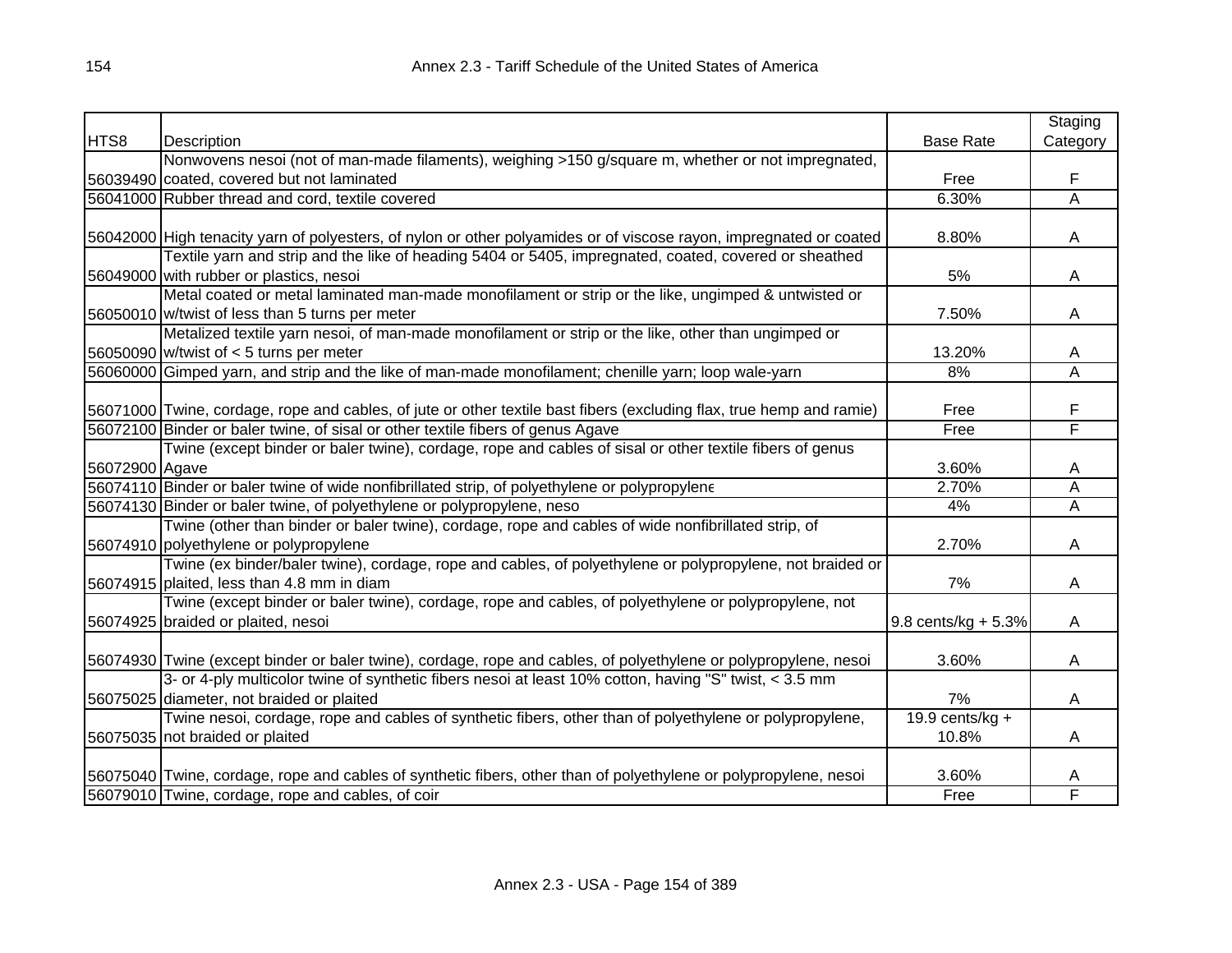| HTS8 | Description | Base Rate | Staging Category |
|---|---|---|---|
| 56039490 | Nonwovens nesoi (not of man-made filaments), weighing >150 g/square m, whether or not impregnated, coated, covered but not laminated | Free | F |
| 56041000 | Rubber thread and cord, textile covered | 6.30% | A |
| 56042000 | High tenacity yarn of polyesters, of nylon or other polyamides or of viscose rayon, impregnated or coated | 8.80% | A |
| 56049000 | Textile yarn and strip and the like of heading 5404 or 5405, impregnated, coated, covered or sheathed with rubber or plastics, nesoi | 5% | A |
| 56050010 | Metal coated or metal laminated man-made monofilament or strip or the like, ungimped & untwisted or w/twist of less than 5 turns per meter | 7.50% | A |
| 56050090 | Metalized textile yarn nesoi, of man-made monofilament or strip or the like, other than ungimped or w/twist of < 5 turns per meter | 13.20% | A |
| 56060000 | Gimped yarn, and strip and the like of man-made monofilament; chenille yarn; loop wale-yarn | 8% | A |
| 56071000 | Twine, cordage, rope and cables, of jute or other textile bast fibers (excluding flax, true hemp and ramie) | Free | F |
| 56072100 | Binder or baler twine, of sisal or other textile fibers of genus Agave | Free | F |
| 56072900 | Twine (except binder or baler twine), cordage, rope and cables of sisal or other textile fibers of genus Agave | 3.60% | A |
| 56074110 | Binder or baler twine of wide nonfibrillated strip, of polyethylene or polypropylene | 2.70% | A |
| 56074130 | Binder or baler twine, of polyethylene or polypropylene, neso | 4% | A |
| 56074910 | Twine (other than binder or baler twine), cordage, rope and cables of wide nonfibrillated strip, of polyethylene or polypropylene | 2.70% | A |
| 56074915 | Twine (ex binder/baler twine), cordage, rope and cables, of polyethylene or polypropylene, not braided or plaited, less than 4.8 mm in diam | 7% | A |
| 56074925 | Twine (except binder or baler twine), cordage, rope and cables, of polyethylene or polypropylene, not braided or plaited, nesoi | 9.8 cents/kg + 5.3% | A |
| 56074930 | Twine (except binder or baler twine), cordage, rope and cables, of polyethylene or polypropylene, nesoi | 3.60% | A |
| 56075025 | 3- or 4-ply multicolor twine of synthetic fibers nesoi at least 10% cotton, having "S" twist, < 3.5 mm diameter, not braided or plaited | 7% | A |
| 56075035 | Twine nesoi, cordage, rope and cables of synthetic fibers, other than of polyethylene or polypropylene, not braided or plaited | 19.9 cents/kg + 10.8% | A |
| 56075040 | Twine, cordage, rope and cables of synthetic fibers, other than of polyethylene or polypropylene, nesoi | 3.60% | A |
| 56079010 | Twine, cordage, rope and cables, of coir | Free | F |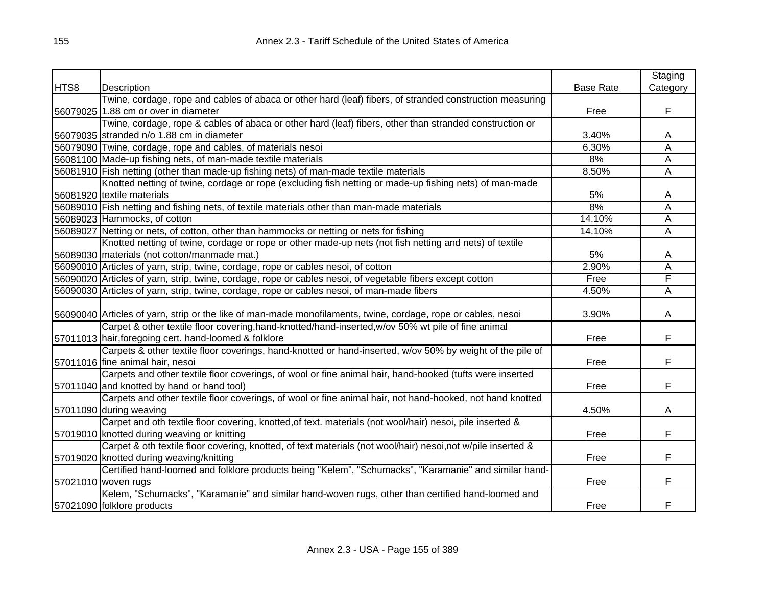| HTS8 | Description | Base Rate | Staging Category |
|---|---|---|---|
| 56079025 | Twine, cordage, rope and cables of abaca or other hard (leaf) fibers, of stranded construction measuring 1.88 cm or over in diameter | Free | F |
| 56079035 | Twine, cordage, rope & cables of abaca or other hard (leaf) fibers, other than stranded construction or stranded n/o 1.88 cm in diameter | 3.40% | A |
| 56079090 | Twine, cordage, rope and cables, of materials nesoi | 6.30% | A |
| 56081100 | Made-up fishing nets, of man-made textile materials | 8% | A |
| 56081910 | Fish netting (other than made-up fishing nets) of man-made textile materials | 8.50% | A |
| 56081920 | Knotted netting of twine, cordage or rope (excluding fish netting or made-up fishing nets) of man-made textile materials | 5% | A |
| 56089010 | Fish netting and fishing nets, of textile materials other than man-made materials | 8% | A |
| 56089023 | Hammocks, of cotton | 14.10% | A |
| 56089027 | Netting or nets, of cotton, other than hammocks or netting or nets for fishing | 14.10% | A |
| 56089030 | Knotted netting of twine, cordage or rope or other made-up nets (not fish netting and nets) of textile materials (not cotton/manmade mat.) | 5% | A |
| 56090010 | Articles of yarn, strip, twine, cordage, rope or cables nesoi, of cotton | 2.90% | A |
| 56090020 | Articles of yarn, strip, twine, cordage, rope or cables nesoi, of vegetable fibers except cotton | Free | F |
| 56090030 | Articles of yarn, strip, twine, cordage, rope or cables nesoi, of man-made fibers | 4.50% | A |
| 56090040 | Articles of yarn, strip or the like of man-made monofilaments, twine, cordage, rope or cables, nesoi | 3.90% | A |
| 57011013 | Carpet & other textile floor covering,hand-knotted/hand-inserted,w/ov 50% wt pile of fine animal hair,foregoing cert. hand-loomed & folklore | Free | F |
| 57011016 | Carpets & other textile floor coverings, hand-knotted or hand-inserted, w/ov 50% by weight of the pile of fine animal hair, nesoi | Free | F |
| 57011040 | Carpets and other textile floor coverings, of wool or fine animal hair, hand-hooked (tufts were inserted and knotted by hand or hand tool) | Free | F |
| 57011090 | Carpets and other textile floor coverings, of wool or fine animal hair, not hand-hooked, not hand knotted during weaving | 4.50% | A |
| 57019010 | Carpet and oth textile floor covering, knotted,of text. materials (not wool/hair) nesoi, pile inserted & knotted during weaving or knitting | Free | F |
| 57019020 | Carpet & oth textile floor covering, knotted, of text materials (not wool/hair) nesoi,not w/pile inserted & knotted during weaving/knitting | Free | F |
| 57021010 | Certified hand-loomed and folklore products being "Kelem", "Schumacks", "Karamanie" and similar hand-woven rugs | Free | F |
| 57021090 | Kelem, "Schumacks", "Karamanie" and similar hand-woven rugs, other than certified hand-loomed and folklore products | Free | F |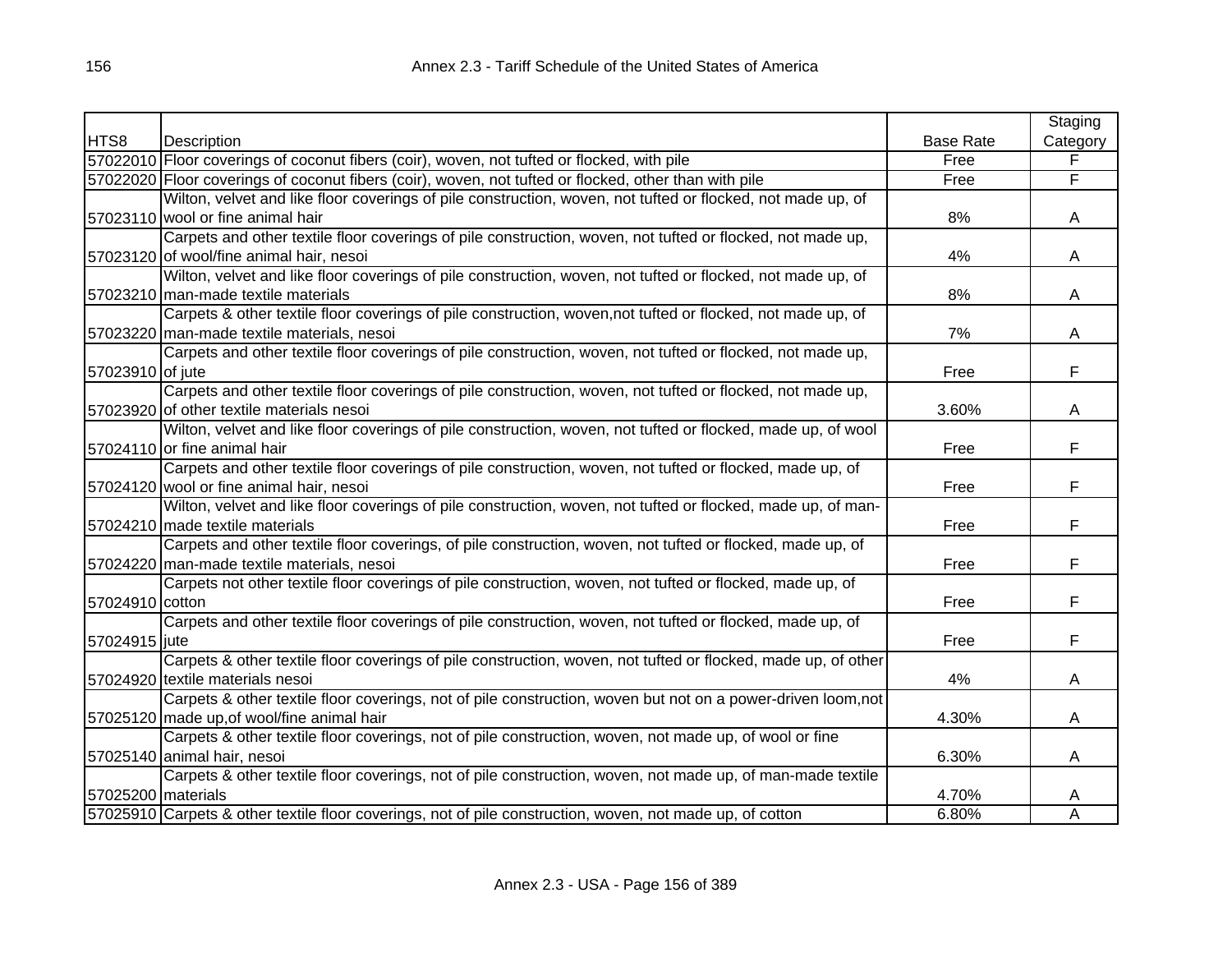| HTS8 | Description | Base Rate | Staging Category |
|---|---|---|---|
| 57022010 | Floor coverings of coconut fibers (coir), woven, not tufted or flocked, with pile | Free | F |
| 57022020 | Floor coverings of coconut fibers (coir), woven, not tufted or flocked, other than with pile | Free | F |
| 57023110 | Wilton, velvet and like floor coverings of pile construction, woven, not tufted or flocked, not made up, of wool or fine animal hair | 8% | A |
| 57023120 | Carpets and other textile floor coverings of pile construction, woven, not tufted or flocked, not made up, of wool/fine animal hair, nesoi | 4% | A |
| 57023210 | Wilton, velvet and like floor coverings of pile construction, woven, not tufted or flocked, not made up, of man-made textile materials | 8% | A |
| 57023220 | Carpets & other textile floor coverings of pile construction, woven,not tufted or flocked, not made up, of man-made textile materials, nesoi | 7% | A |
| 57023910 | Carpets and other textile floor coverings of pile construction, woven, not tufted or flocked, not made up, of jute | Free | F |
| 57023920 | Carpets and other textile floor coverings of pile construction, woven, not tufted or flocked, not made up, of other textile materials nesoi | 3.60% | A |
| 57024110 | Wilton, velvet and like floor coverings of pile construction, woven, not tufted or flocked, made up, of wool or fine animal hair | Free | F |
| 57024120 | Carpets and other textile floor coverings of pile construction, woven, not tufted or flocked, made up, of wool or fine animal hair, nesoi | Free | F |
| 57024210 | Wilton, velvet and like floor coverings of pile construction, woven, not tufted or flocked, made up, of man-made textile materials | Free | F |
| 57024220 | Carpets and other textile floor coverings, of pile construction, woven, not tufted or flocked, made up, of man-made textile materials, nesoi | Free | F |
| 57024910 | Carpets not other textile floor coverings of pile construction, woven, not tufted or flocked, made up, of cotton | Free | F |
| 57024915 | Carpets and other textile floor coverings of pile construction, woven, not tufted or flocked, made up, of jute | Free | F |
| 57024920 | Carpets & other textile floor coverings of pile construction, woven, not tufted or flocked, made up, of other textile materials nesoi | 4% | A |
| 57025120 | Carpets & other textile floor coverings, not of pile construction, woven but not on a power-driven loom,not made up,of wool/fine animal hair | 4.30% | A |
| 57025140 | Carpets & other textile floor coverings, not of pile construction, woven, not made up, of wool or fine animal hair, nesoi | 6.30% | A |
| 57025200 | Carpets & other textile floor coverings, not of pile construction, woven, not made up, of man-made textile materials | 4.70% | A |
| 57025910 | Carpets & other textile floor coverings, not of pile construction, woven, not made up, of cotton | 6.80% | A |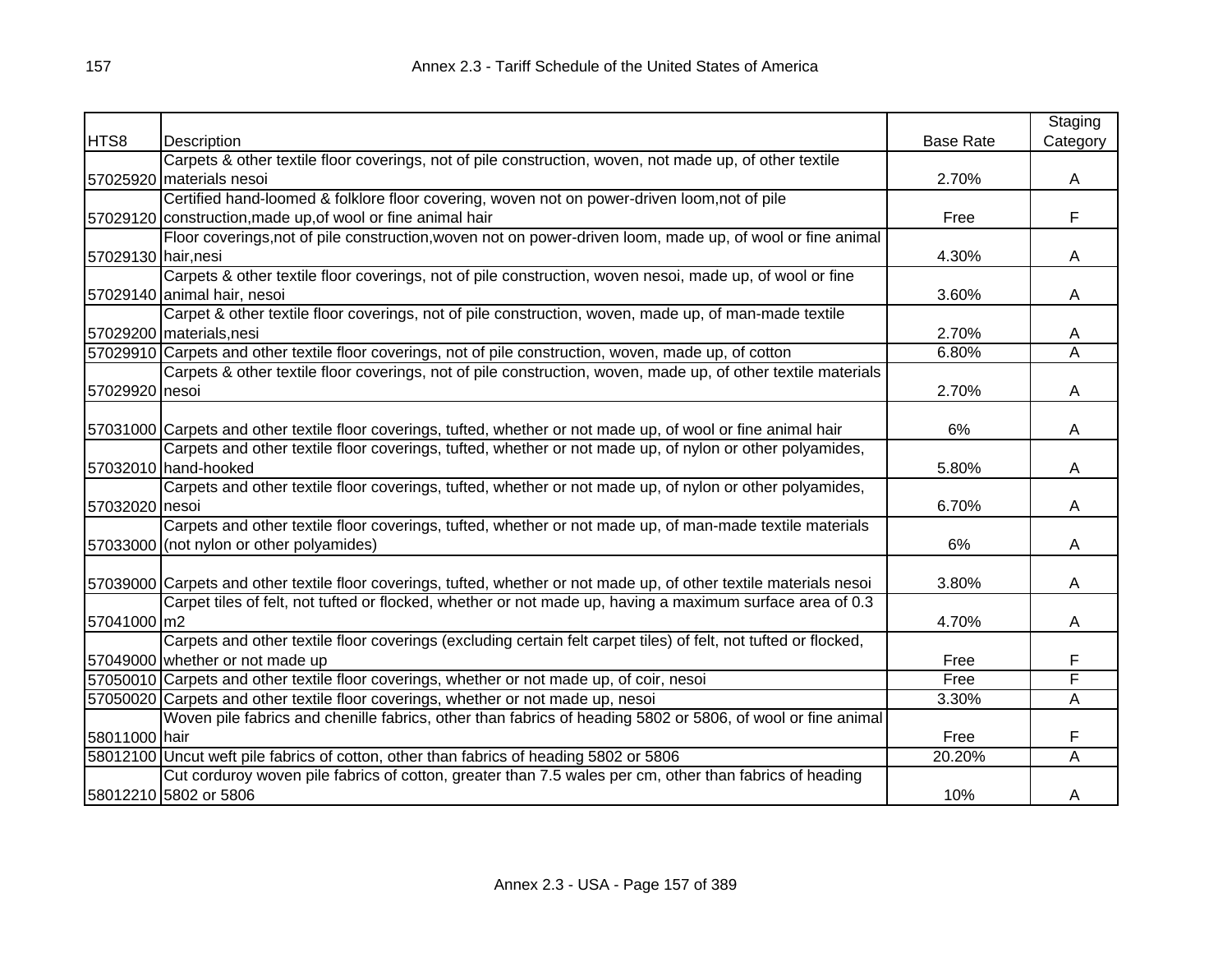| HTS8 | Description | Base Rate | Staging Category |
|---|---|---|---|
| 57025920 | Carpets & other textile floor coverings, not of pile construction, woven, not made up, of other textile materials nesoi | 2.70% | A |
| 57029120 | Certified hand-loomed & folklore floor covering, woven not on power-driven loom,not of pile construction,made up,of wool or fine animal hair | Free | F |
| 57029130 | Floor coverings,not of pile construction,woven not on power-driven loom, made up, of wool or fine animal hair,nesi | 4.30% | A |
| 57029140 | Carpets & other textile floor coverings, not of pile construction, woven nesoi, made up, of wool or fine animal hair, nesoi | 3.60% | A |
| 57029200 | Carpet & other textile floor coverings, not of pile construction, woven, made up, of man-made textile materials,nesi | 2.70% | A |
| 57029910 | Carpets and other textile floor coverings, not of pile construction, woven, made up, of cotton | 6.80% | A |
| 57029920 | Carpets & other textile floor coverings, not of pile construction, woven, made up, of other textile materials nesoi | 2.70% | A |
| 57031000 | Carpets and other textile floor coverings, tufted, whether or not made up, of wool or fine animal hair | 6% | A |
| 57032010 | Carpets and other textile floor coverings, tufted, whether or not made up, of nylon or other polyamides, hand-hooked | 5.80% | A |
| 57032020 | Carpets and other textile floor coverings, tufted, whether or not made up, of nylon or other polyamides, nesoi | 6.70% | A |
| 57033000 | Carpets and other textile floor coverings, tufted, whether or not made up, of man-made textile materials (not nylon or other polyamides) | 6% | A |
| 57039000 | Carpets and other textile floor coverings, tufted, whether or not made up, of other textile materials nesoi | 3.80% | A |
| 57041000 | Carpet tiles of felt, not tufted or flocked, whether or not made up, having a maximum surface area of 0.3 m2 | 4.70% | A |
| 57049000 | Carpets and other textile floor coverings (excluding certain felt carpet tiles) of felt, not tufted or flocked, whether or not made up | Free | F |
| 57050010 | Carpets and other textile floor coverings, whether or not made up, of coir, nesoi | Free | F |
| 57050020 | Carpets and other textile floor coverings, whether or not made up, nesoi | 3.30% | A |
| 58011000 | Woven pile fabrics and chenille fabrics, other than fabrics of heading 5802 or 5806, of wool or fine animal hair | Free | F |
| 58012100 | Uncut weft pile fabrics of cotton, other than fabrics of heading 5802 or 5806 | 20.20% | A |
| 58012210 | Cut corduroy woven pile fabrics of cotton, greater than 7.5 wales per cm, other than fabrics of heading 5802 or 5806 | 10% | A |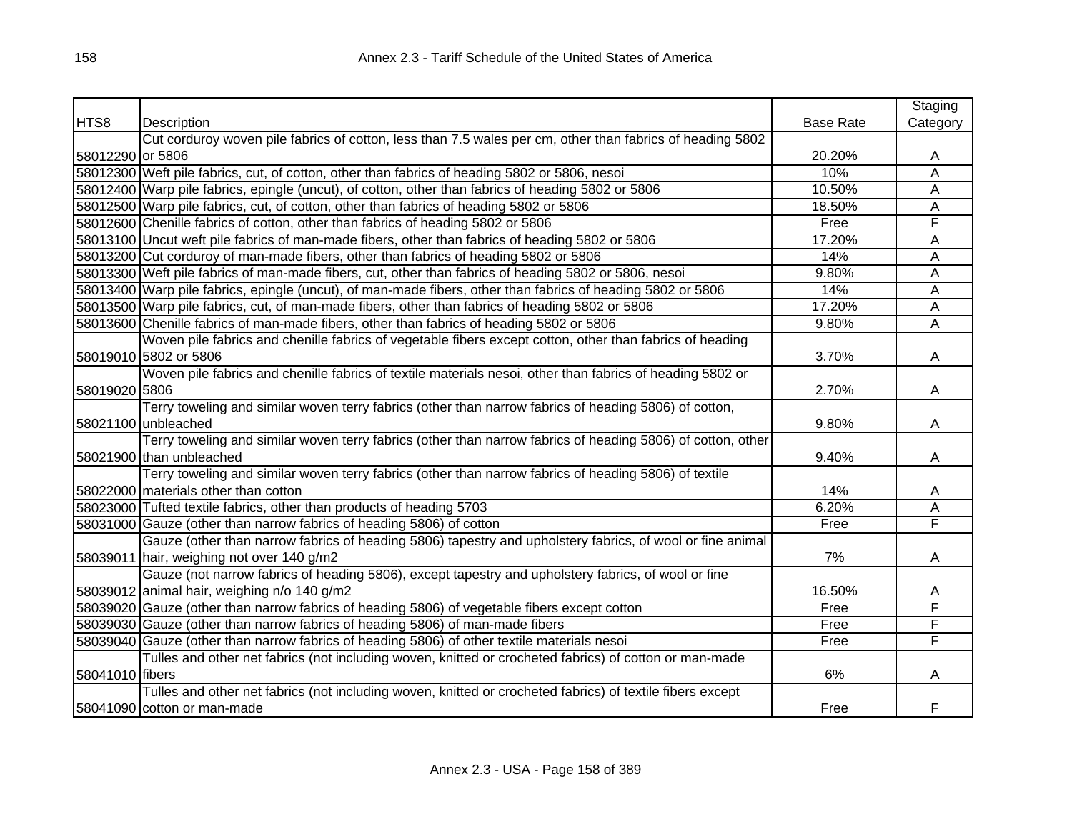| HTS8 | Description | Base Rate | Staging Category |
|---|---|---|---|
| 58012290 | Cut corduroy woven pile fabrics of cotton, less than 7.5 wales per cm, other than fabrics of heading 5802 or 5806 | 20.20% | A |
| 58012300 | Weft pile fabrics, cut, of cotton, other than fabrics of heading 5802 or 5806, nesoi | 10% | A |
| 58012400 | Warp pile fabrics, epingle (uncut), of cotton, other than fabrics of heading 5802 or 5806 | 10.50% | A |
| 58012500 | Warp pile fabrics, cut, of cotton, other than fabrics of heading 5802 or 5806 | 18.50% | A |
| 58012600 | Chenille fabrics of cotton, other than fabrics of heading 5802 or 5806 | Free | F |
| 58013100 | Uncut weft pile fabrics of man-made fibers, other than fabrics of heading 5802 or 5806 | 17.20% | A |
| 58013200 | Cut corduroy of man-made fibers, other than fabrics of heading 5802 or 5806 | 14% | A |
| 58013300 | Weft pile fabrics of man-made fibers, cut, other than fabrics of heading 5802 or 5806, nesoi | 9.80% | A |
| 58013400 | Warp pile fabrics, epingle (uncut), of man-made fibers, other than fabrics of heading 5802 or 5806 | 14% | A |
| 58013500 | Warp pile fabrics, cut, of man-made fibers, other than fabrics of heading 5802 or 5806 | 17.20% | A |
| 58013600 | Chenille fabrics of man-made fibers, other than fabrics of heading 5802 or 5806 | 9.80% | A |
| 58019010 | Woven pile fabrics and chenille fabrics of vegetable fibers except cotton, other than fabrics of heading 5802 or 5806 | 3.70% | A |
| 58019020 | Woven pile fabrics and chenille fabrics of textile materials nesoi, other than fabrics of heading 5802 or 5806 | 2.70% | A |
| 58021100 | Terry toweling and similar woven terry fabrics (other than narrow fabrics of heading 5806) of cotton, unbleached | 9.80% | A |
| 58021900 | Terry toweling and similar woven terry fabrics (other than narrow fabrics of heading 5806) of cotton, other than unbleached | 9.40% | A |
| 58022000 | Terry toweling and similar woven terry fabrics (other than narrow fabrics of heading 5806) of textile materials other than cotton | 14% | A |
| 58023000 | Tufted textile fabrics, other than products of heading 5703 | 6.20% | A |
| 58031000 | Gauze (other than narrow fabrics of heading 5806) of cotton | Free | F |
| 58039011 | Gauze (other than narrow fabrics of heading 5806) tapestry and upholstery fabrics, of wool or fine animal hair, weighing not over 140 g/m2 | 7% | A |
| 58039012 | Gauze (not narrow fabrics of heading 5806), except tapestry and upholstery fabrics, of wool or fine animal hair, weighing n/o 140 g/m2 | 16.50% | A |
| 58039020 | Gauze (other than narrow fabrics of heading 5806) of vegetable fibers except cotton | Free | F |
| 58039030 | Gauze (other than narrow fabrics of heading 5806) of man-made fibers | Free | F |
| 58039040 | Gauze (other than narrow fabrics of heading 5806) of other textile materials nesoi | Free | F |
| 58041010 | Tulles and other net fabrics (not including woven, knitted or crocheted fabrics) of cotton or man-made fibers | 6% | A |
| 58041090 | Tulles and other net fabrics (not including woven, knitted or crocheted fabrics) of textile fibers except cotton or man-made | Free | F |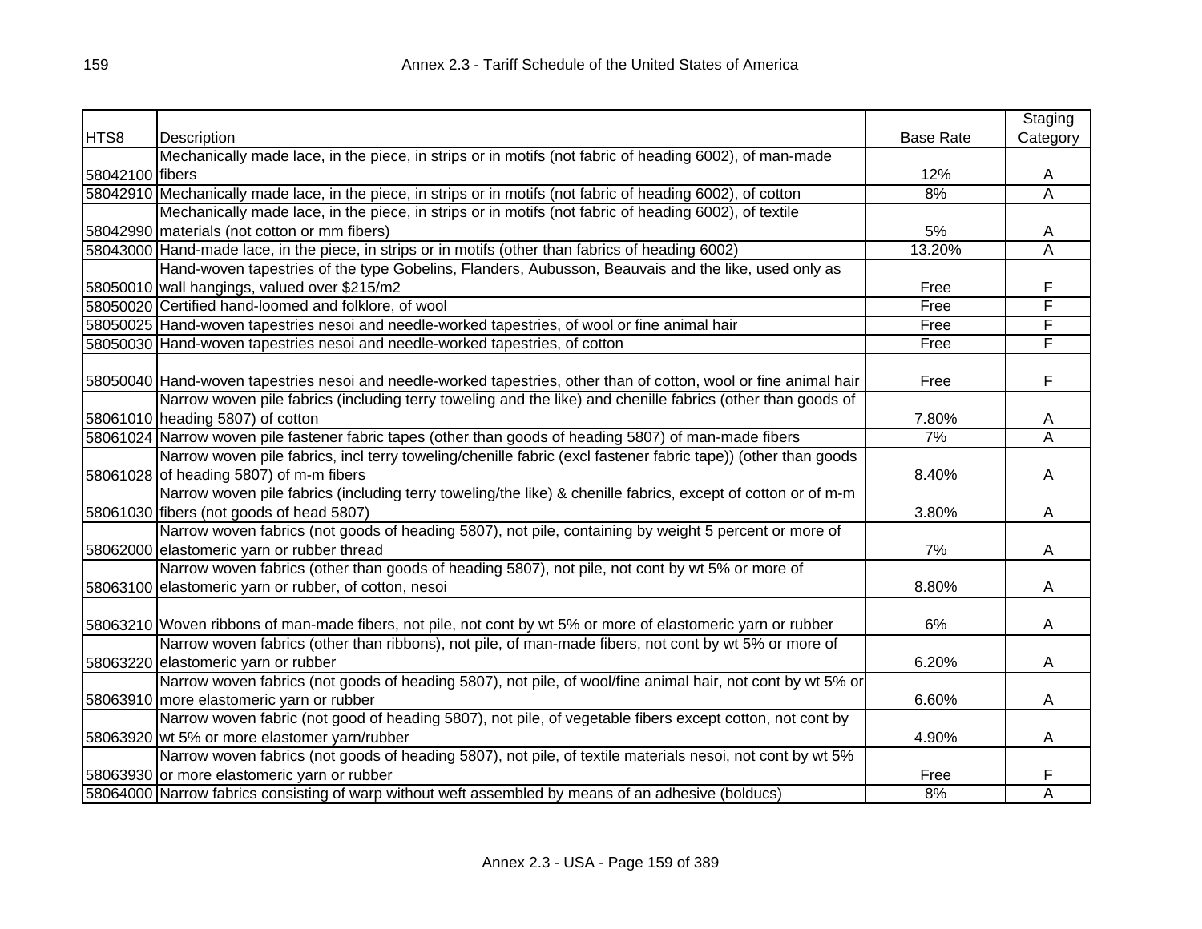| HTS8 | Description | Base Rate | Staging Category |
| --- | --- | --- | --- |
| 58042100 | Mechanically made lace, in the piece, in strips or in motifs (not fabric of heading 6002), of man-made fibers | 12% | A |
| 58042910 | Mechanically made lace, in the piece, in strips or in motifs (not fabric of heading 6002), of cotton | 8% | A |
| 58042990 | Mechanically made lace, in the piece, in strips or in motifs (not fabric of heading 6002), of textile materials (not cotton or mm fibers) | 5% | A |
| 58043000 | Hand-made lace, in the piece, in strips or in motifs (other than fabrics of heading 6002) | 13.20% | A |
| 58050010 | Hand-woven tapestries of the type Gobelins, Flanders, Aubusson, Beauvais and the like, used only as wall hangings, valued over $215/m2 | Free | F |
| 58050020 | Certified hand-loomed and folklore, of wool | Free | F |
| 58050025 | Hand-woven tapestries nesoi and needle-worked tapestries, of wool or fine animal hair | Free | F |
| 58050030 | Hand-woven tapestries nesoi and needle-worked tapestries, of cotton | Free | F |
| 58050040 | Hand-woven tapestries nesoi and needle-worked tapestries, other than of cotton, wool or fine animal hair | Free | F |
| 58061010 | Narrow woven pile fabrics (including terry toweling and the like) and chenille fabrics (other than goods of heading 5807) of cotton | 7.80% | A |
| 58061024 | Narrow woven pile fastener fabric tapes (other than goods of heading 5807) of man-made fibers | 7% | A |
| 58061028 | Narrow woven pile fabrics, incl terry toweling/chenille fabric (excl fastener fabric tape)) (other than goods of heading 5807) of m-m fibers | 8.40% | A |
| 58061030 | Narrow woven pile fabrics (including terry toweling/the like) & chenille fabrics, except of cotton or of m-m fibers (not goods of head 5807) | 3.80% | A |
| 58062000 | Narrow woven fabrics (not goods of heading 5807), not pile, containing by weight 5 percent or more of elastomeric yarn or rubber thread | 7% | A |
| 58063100 | Narrow woven fabrics (other than goods of heading 5807), not pile, not cont by wt 5% or more of elastomeric yarn or rubber, of cotton, nesoi | 8.80% | A |
| 58063210 | Woven ribbons of man-made fibers, not pile, not cont by wt 5% or more of elastomeric yarn or rubber | 6% | A |
| 58063220 | Narrow woven fabrics (other than ribbons), not pile, of man-made fibers, not cont by wt 5% or more of elastomeric yarn or rubber | 6.20% | A |
| 58063910 | Narrow woven fabrics (not goods of heading 5807), not pile, of wool/fine animal hair, not cont by wt 5% or more elastomeric yarn or rubber | 6.60% | A |
| 58063920 | Narrow woven fabric (not good of heading 5807), not pile, of vegetable fibers except cotton, not cont by wt 5% or more elastomer yarn/rubber | 4.90% | A |
| 58063930 | Narrow woven fabrics (not goods of heading 5807), not pile, of textile materials nesoi, not cont by wt 5% or more elastomeric yarn or rubber | Free | F |
| 58064000 | Narrow fabrics consisting of warp without weft assembled by means of an adhesive (bolducs) | 8% | A |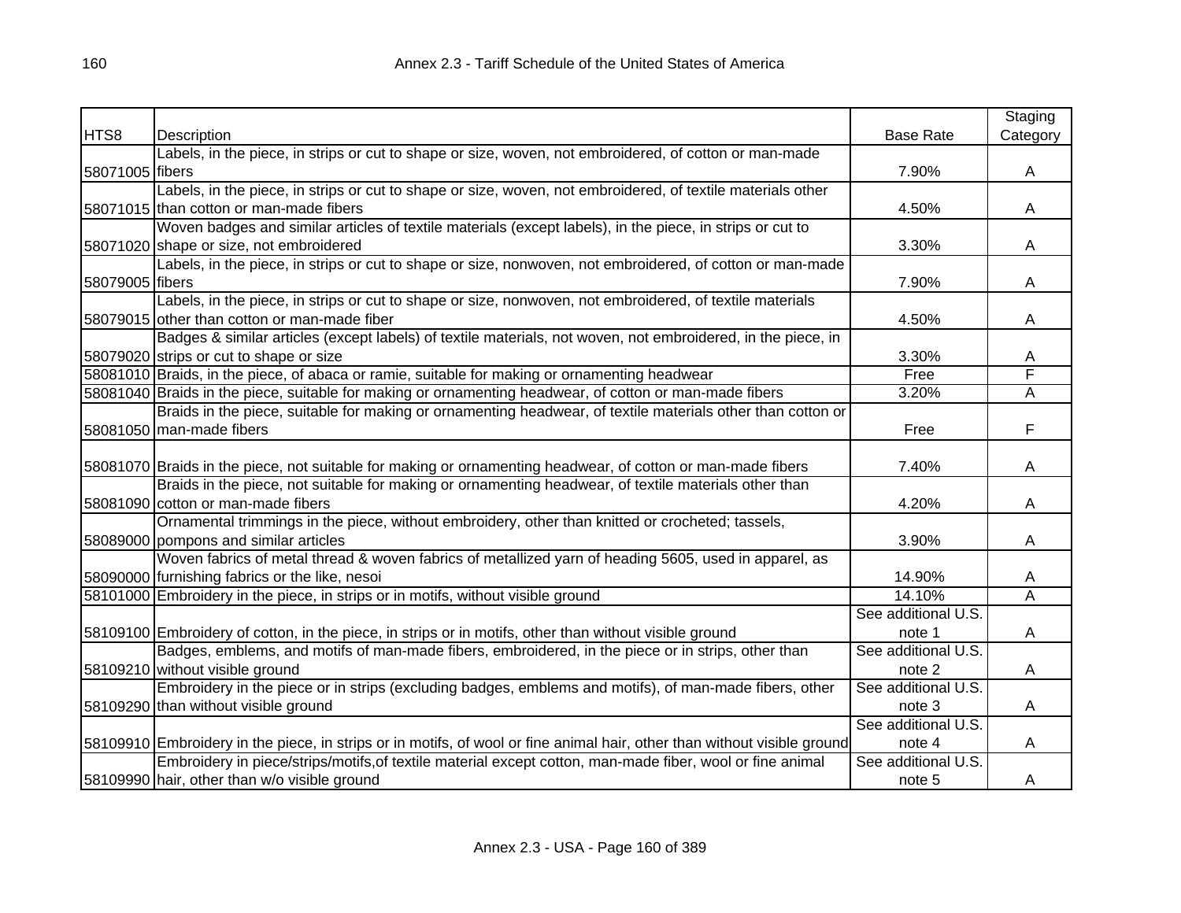| HTS8 | Description | Base Rate | Staging Category |
|---|---|---|---|
| 58071005 | Labels, in the piece, in strips or cut to shape or size, woven, not embroidered, of cotton or man-made fibers | 7.90% | A |
| 58071015 | Labels, in the piece, in strips or cut to shape or size, woven, not embroidered, of textile materials other than cotton or man-made fibers | 4.50% | A |
| 58071020 | Woven badges and similar articles of textile materials (except labels), in the piece, in strips or cut to shape or size, not embroidered | 3.30% | A |
| 58079005 | Labels, in the piece, in strips or cut to shape or size, nonwoven, not embroidered, of cotton or man-made fibers | 7.90% | A |
| 58079015 | Labels, in the piece, in strips or cut to shape or size, nonwoven, not embroidered, of textile materials other than cotton or man-made fiber | 4.50% | A |
| 58079020 | Badges & similar articles (except labels) of textile materials, not woven, not embroidered, in the piece, in strips or cut to shape or size | 3.30% | A |
| 58081010 | Braids, in the piece, of abaca or ramie, suitable for making or ornamenting headwear | Free | F |
| 58081040 | Braids in the piece, suitable for making or ornamenting headwear, of cotton or man-made fibers | 3.20% | A |
| 58081050 | Braids in the piece, suitable for making or ornamenting headwear, of textile materials other than cotton or man-made fibers | Free | F |
| 58081070 | Braids in the piece, not suitable for making or ornamenting headwear, of cotton or man-made fibers | 7.40% | A |
| 58081090 | Braids in the piece, not suitable for making or ornamenting headwear, of textile materials other than cotton or man-made fibers | 4.20% | A |
| 58089000 | Ornamental trimmings in the piece, without embroidery, other than knitted or crocheted; tassels, pompons and similar articles | 3.90% | A |
| 58090000 | Woven fabrics of metal thread & woven fabrics of metallized yarn of heading 5605, used in apparel, as furnishing fabrics or the like, nesoi | 14.90% | A |
| 58101000 | Embroidery in the piece, in strips or in motifs, without visible ground | 14.10% | A |
| 58109100 | Embroidery of cotton, in the piece, in strips or in motifs, other than without visible ground | See additional U.S. note 1 | A |
| 58109210 | Badges, emblems, and motifs of man-made fibers, embroidered, in the piece or in strips, other than without visible ground | See additional U.S. note 2 | A |
| 58109290 | Embroidery in the piece or in strips (excluding badges, emblems and motifs), of man-made fibers, other than without visible ground | See additional U.S. note 3 | A |
| 58109910 | Embroidery in the piece, in strips or in motifs, of wool or fine animal hair, other than without visible ground | See additional U.S. note 4 | A |
| 58109990 | Embroidery in piece/strips/motifs,of textile material except cotton, man-made fiber, wool or fine animal hair, other than w/o visible ground | See additional U.S. note 5 | A |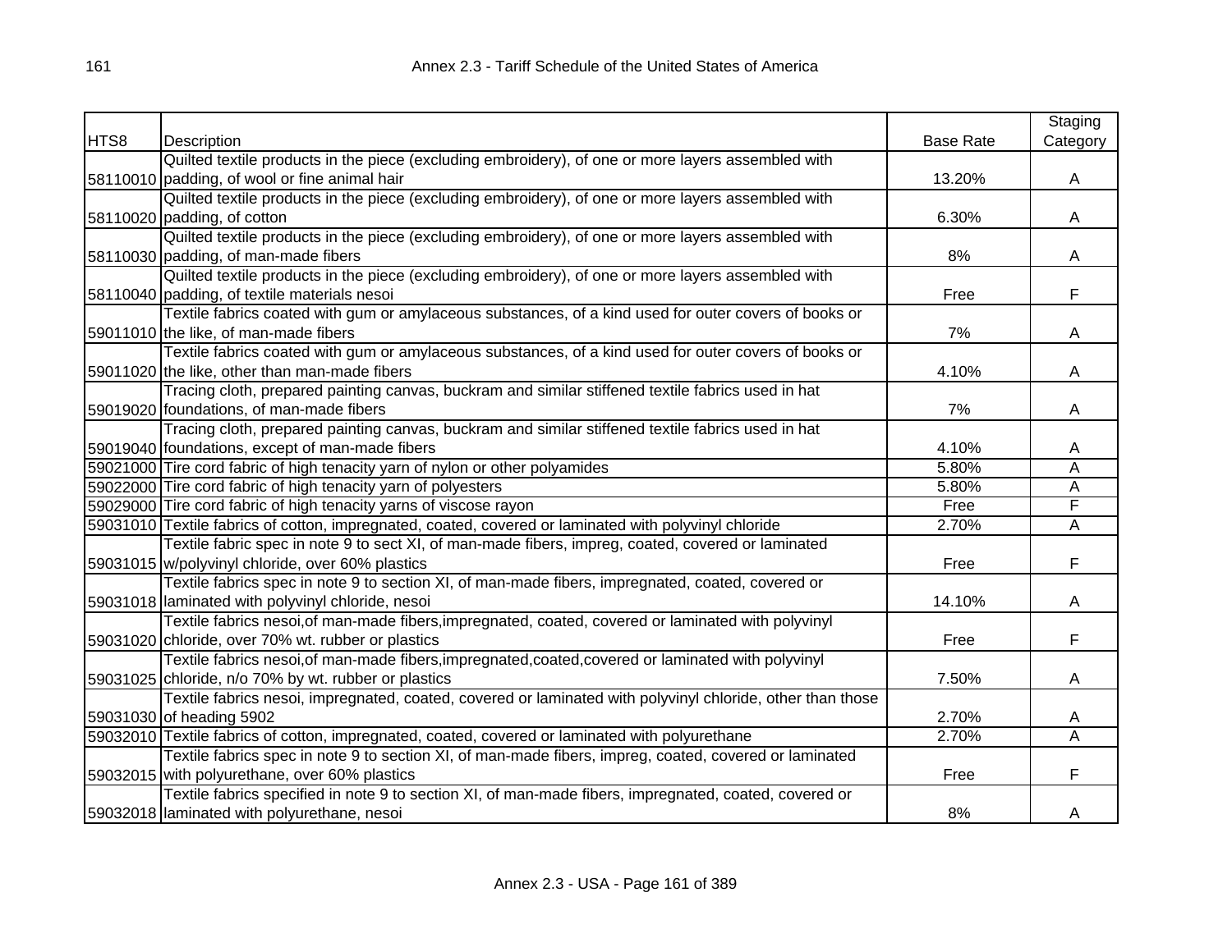| HTS8 | Description | Base Rate | Staging Category |
|---|---|---|---|
| 58110010 | Quilted textile products in the piece (excluding embroidery), of one or more layers assembled with padding, of wool or fine animal hair | 13.20% | A |
| 58110020 | Quilted textile products in the piece (excluding embroidery), of one or more layers assembled with padding, of cotton | 6.30% | A |
| 58110030 | Quilted textile products in the piece (excluding embroidery), of one or more layers assembled with padding, of man-made fibers | 8% | A |
| 58110040 | Quilted textile products in the piece (excluding embroidery), of one or more layers assembled with padding, of textile materials nesoi | Free | F |
| 59011010 | Textile fabrics coated with gum or amylaceous substances, of a kind used for outer covers of books or the like, of man-made fibers | 7% | A |
| 59011020 | Textile fabrics coated with gum or amylaceous substances, of a kind used for outer covers of books or the like, other than man-made fibers | 4.10% | A |
| 59019020 | Tracing cloth, prepared painting canvas, buckram and similar stiffened textile fabrics used in hat foundations, of man-made fibers | 7% | A |
| 59019040 | Tracing cloth, prepared painting canvas, buckram and similar stiffened textile fabrics used in hat foundations, except of man-made fibers | 4.10% | A |
| 59021000 | Tire cord fabric of high tenacity yarn of nylon or other polyamides | 5.80% | A |
| 59022000 | Tire cord fabric of high tenacity yarn of polyesters | 5.80% | A |
| 59029000 | Tire cord fabric of high tenacity yarns of viscose rayon | Free | F |
| 59031010 | Textile fabrics of cotton, impregnated, coated, covered or laminated with polyvinyl chloride | 2.70% | A |
| 59031015 | Textile fabric spec in note 9 to sect XI, of man-made fibers, impreg, coated, covered or laminated w/polyvinyl chloride, over 60% plastics | Free | F |
| 59031018 | Textile fabrics spec in note 9 to section XI, of man-made fibers, impregnated, coated, covered or laminated with polyvinyl chloride, nesoi | 14.10% | A |
| 59031020 | Textile fabrics nesoi,of man-made fibers,impregnated, coated, covered or laminated with polyvinyl chloride, over 70% wt. rubber or plastics | Free | F |
| 59031025 | Textile fabrics nesoi,of man-made fibers,impregnated,coated,covered or laminated with polyvinyl chloride, n/o 70% by wt. rubber or plastics | 7.50% | A |
| 59031030 | Textile fabrics nesoi, impregnated, coated, covered or laminated with polyvinyl chloride, other than those of heading 5902 | 2.70% | A |
| 59032010 | Textile fabrics of cotton, impregnated, coated, covered or laminated with polyurethane | 2.70% | A |
| 59032015 | Textile fabrics spec in note 9 to section XI, of man-made fibers, impreg, coated, covered or laminated with polyurethane, over 60% plastics | Free | F |
| 59032018 | Textile fabrics specified in note 9 to section XI, of man-made fibers, impregnated, coated, covered or laminated with polyurethane, nesoi | 8% | A |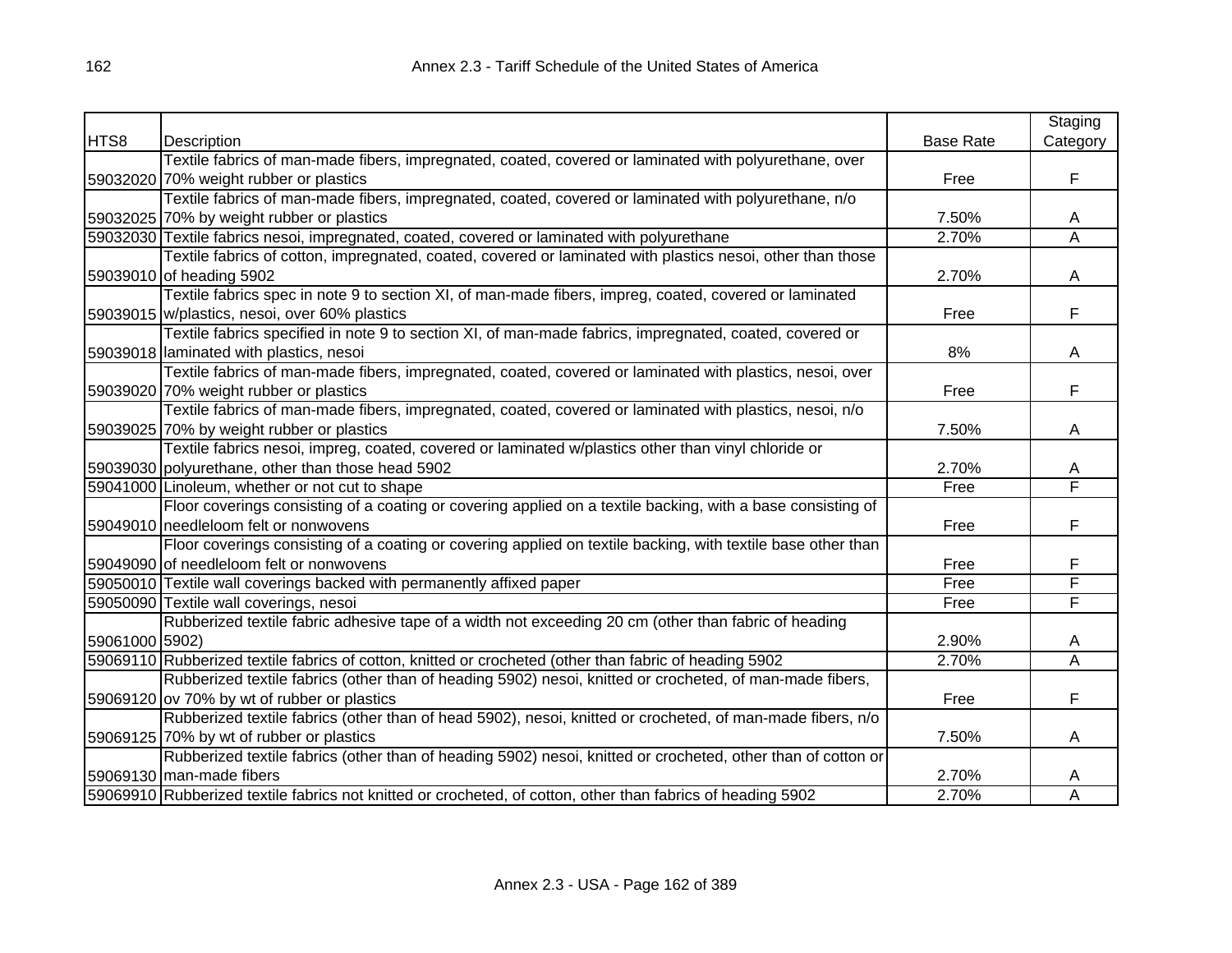| HTS8 | Description | Base Rate | Staging Category |
|---|---|---|---|
| 59032020 | Textile fabrics of man-made fibers, impregnated, coated, covered or laminated with polyurethane, over 70% weight rubber or plastics | Free | F |
| 59032025 | Textile fabrics of man-made fibers, impregnated, coated, covered or laminated with polyurethane, n/o 70% by weight rubber or plastics | 7.50% | A |
| 59032030 | Textile fabrics nesoi, impregnated, coated, covered or laminated with polyurethane | 2.70% | A |
| 59039010 | Textile fabrics of cotton, impregnated, coated, covered or laminated with plastics nesoi, other than those of heading 5902 | 2.70% | A |
| 59039015 | Textile fabrics spec in note 9 to section XI, of man-made fibers, impreg, coated, covered or laminated w/plastics, nesoi, over 60% plastics | Free | F |
| 59039018 | Textile fabrics specified in note 9 to section XI, of man-made fabrics, impregnated, coated, covered or laminated with plastics, nesoi | 8% | A |
| 59039020 | Textile fabrics of man-made fibers, impregnated, coated, covered or laminated with plastics, nesoi, over 70% weight rubber or plastics | Free | F |
| 59039025 | Textile fabrics of man-made fibers, impregnated, coated, covered or laminated with plastics, nesoi, n/o 70% by weight rubber or plastics | 7.50% | A |
| 59039030 | Textile fabrics nesoi, impreg, coated, covered or laminated w/plastics other than vinyl chloride or polyurethane, other than those head 5902 | 2.70% | A |
| 59041000 | Linoleum, whether or not cut to shape | Free | F |
| 59049010 | Floor coverings consisting of a coating or covering applied on a textile backing, with a base consisting of needleloom felt or nonwovens | Free | F |
| 59049090 | Floor coverings consisting of a coating or covering applied on textile backing, with textile base other than of needleloom felt or nonwovens | Free | F |
| 59050010 | Textile wall coverings backed with permanently affixed paper | Free | F |
| 59050090 | Textile wall coverings, nesoi | Free | F |
| 59061000 | Rubberized textile fabric adhesive tape of a width not exceeding 20 cm (other than fabric of heading 5902) | 2.90% | A |
| 59069110 | Rubberized textile fabrics of cotton, knitted or crocheted (other than fabric of heading 5902 | 2.70% | A |
| 59069120 | Rubberized textile fabrics (other than of heading 5902) nesoi, knitted or crocheted, of man-made fibers, ov 70% by wt of rubber or plastics | Free | F |
| 59069125 | Rubberized textile fabrics (other than of head 5902), nesoi, knitted or crocheted, of man-made fibers, n/o 70% by wt of rubber or plastics | 7.50% | A |
| 59069130 | Rubberized textile fabrics (other than of heading 5902) nesoi, knitted or crocheted, other than of cotton or man-made fibers | 2.70% | A |
| 59069910 | Rubberized textile fabrics not knitted or crocheted, of cotton, other than fabrics of heading 5902 | 2.70% | A |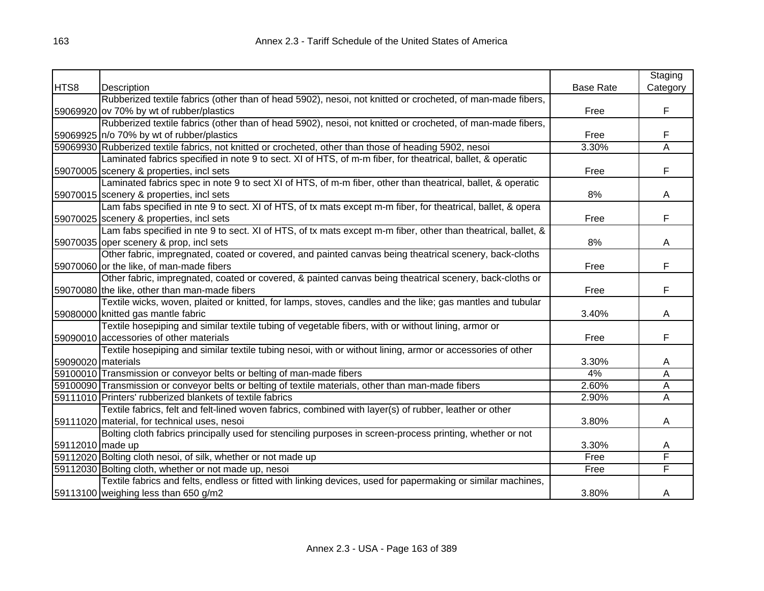| HTS8 | Description | Base Rate | Staging Category |
|---|---|---|---|
| 59069920 | Rubberized textile fabrics (other than of head 5902), nesoi, not knitted or crocheted, of man-made fibers, ov 70% by wt of rubber/plastics | Free | F |
| 59069925 | Rubberized textile fabrics (other than of head 5902), nesoi, not knitted or crocheted, of man-made fibers, n/o 70% by wt of rubber/plastics | Free | F |
| 59069930 | Rubberized textile fabrics, not knitted or crocheted, other than those of heading 5902, nesoi | 3.30% | A |
| 59070005 | Laminated fabrics specified in note 9 to sect. XI of HTS, of m-m fiber, for theatrical, ballet, & operatic scenery & properties, incl sets | Free | F |
| 59070015 | Laminated fabrics spec in note 9 to sect XI of HTS, of m-m fiber, other than theatrical, ballet, & operatic scenery & properties, incl sets | 8% | A |
| 59070025 | Lam fabs specified in nte 9 to sect. XI of HTS, of tx mats except m-m fiber, for theatrical, ballet, & opera scenery & properties, incl sets | Free | F |
| 59070035 | Lam fabs specified in nte 9 to sect. XI of HTS, of tx mats except m-m fiber, other than theatrical, ballet, & oper scenery & prop, incl sets | 8% | A |
| 59070060 | Other fabric, impregnated, coated or covered, and painted canvas being theatrical scenery, back-cloths or the like, of man-made fibers | Free | F |
| 59070080 | Other fabric, impregnated, coated or covered, & painted canvas being theatrical scenery, back-cloths or the like, other than man-made fibers | Free | F |
| 59080000 | Textile wicks, woven, plaited or knitted, for lamps, stoves, candles and the like; gas mantles and tubular knitted gas mantle fabric | 3.40% | A |
| 59090010 | Textile hosepiping and similar textile tubing of vegetable fibers, with or without lining, armor or accessories of other materials | Free | F |
| 59090020 | Textile hosepiping and similar textile tubing nesoi, with or without lining, armor or accessories of other materials | 3.30% | A |
| 59100010 | Transmission or conveyor belts or belting of man-made fibers | 4% | A |
| 59100090 | Transmission or conveyor belts or belting of textile materials, other than man-made fibers | 2.60% | A |
| 59111010 | Printers' rubberized blankets of textile fabrics | 2.90% | A |
| 59111020 | Textile fabrics, felt and felt-lined woven fabrics, combined with layer(s) of rubber, leather or other material, for technical uses, nesoi | 3.80% | A |
| 59112010 | Bolting cloth fabrics principally used for stenciling purposes in screen-process printing, whether or not made up | 3.30% | A |
| 59112020 | Bolting cloth nesoi, of silk, whether or not made up | Free | F |
| 59112030 | Bolting cloth, whether or not made up, nesoi | Free | F |
| 59113100 | Textile fabrics and felts, endless or fitted with linking devices, used for papermaking or similar machines, weighing less than 650 g/m2 | 3.80% | A |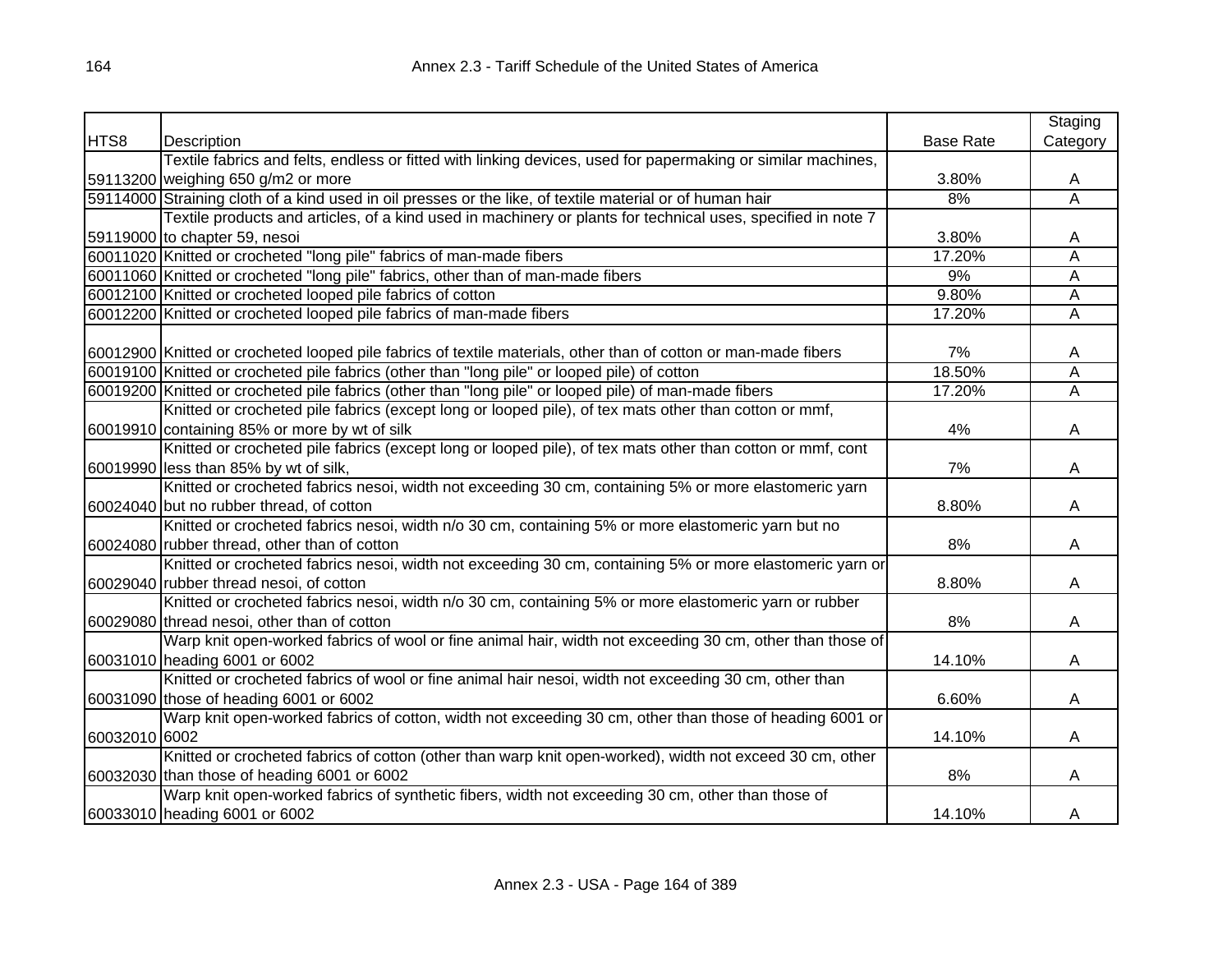| HTS8 | Description | Base Rate | Staging Category |
|---|---|---|---|
| 59113200 | Textile fabrics and felts, endless or fitted with linking devices, used for papermaking or similar machines, weighing 650 g/m2 or more | 3.80% | A |
| 59114000 | Straining cloth of a kind used in oil presses or the like, of textile material or of human hair | 8% | A |
| 59119000 | Textile products and articles, of a kind used in machinery or plants for technical uses, specified in note 7 to chapter 59, nesoi | 3.80% | A |
| 60011020 | Knitted or crocheted "long pile" fabrics of man-made fibers | 17.20% | A |
| 60011060 | Knitted or crocheted "long pile" fabrics, other than of man-made fibers | 9% | A |
| 60012100 | Knitted or crocheted looped pile fabrics of cotton | 9.80% | A |
| 60012200 | Knitted or crocheted looped pile fabrics of man-made fibers | 17.20% | A |
| 60012900 | Knitted or crocheted looped pile fabrics of textile materials, other than of cotton or man-made fibers | 7% | A |
| 60019100 | Knitted or crocheted pile fabrics (other than "long pile" or looped pile) of cotton | 18.50% | A |
| 60019200 | Knitted or crocheted pile fabrics (other than "long pile" or looped pile) of man-made fibers | 17.20% | A |
| 60019910 | Knitted or crocheted pile fabrics (except long or looped pile), of tex mats other than cotton or mmf, containing 85% or more by wt of silk | 4% | A |
| 60019990 | Knitted or crocheted pile fabrics (except long or looped pile), of tex mats other than cotton or mmf, cont less than 85% by wt of silk, | 7% | A |
| 60024040 | Knitted or crocheted fabrics nesoi, width not exceeding 30 cm, containing 5% or more elastomeric yarn but no rubber thread, of cotton | 8.80% | A |
| 60024080 | Knitted or crocheted fabrics nesoi, width n/o 30 cm, containing 5% or more elastomeric yarn but no rubber thread, other than of cotton | 8% | A |
| 60029040 | Knitted or crocheted fabrics nesoi, width not exceeding 30 cm, containing 5% or more elastomeric yarn or rubber thread nesoi, of cotton | 8.80% | A |
| 60029080 | Knitted or crocheted fabrics nesoi, width n/o 30 cm, containing 5% or more elastomeric yarn or rubber thread nesoi, other than of cotton | 8% | A |
| 60031010 | Warp knit open-worked fabrics of wool or fine animal hair, width not exceeding 30 cm, other than those of heading 6001 or 6002 | 14.10% | A |
| 60031090 | Knitted or crocheted fabrics of wool or fine animal hair nesoi, width not exceeding 30 cm, other than those of heading 6001 or 6002 | 6.60% | A |
| 60032010 | Warp knit open-worked fabrics of cotton, width not exceeding 30 cm, other than those of heading 6001 or 6002 | 14.10% | A |
| 60032030 | Knitted or crocheted fabrics of cotton (other than warp knit open-worked), width not exceed 30 cm, other than those of heading 6001 or 6002 | 8% | A |
| 60033010 | Warp knit open-worked fabrics of synthetic fibers, width not exceeding 30 cm, other than those of heading 6001 or 6002 | 14.10% | A |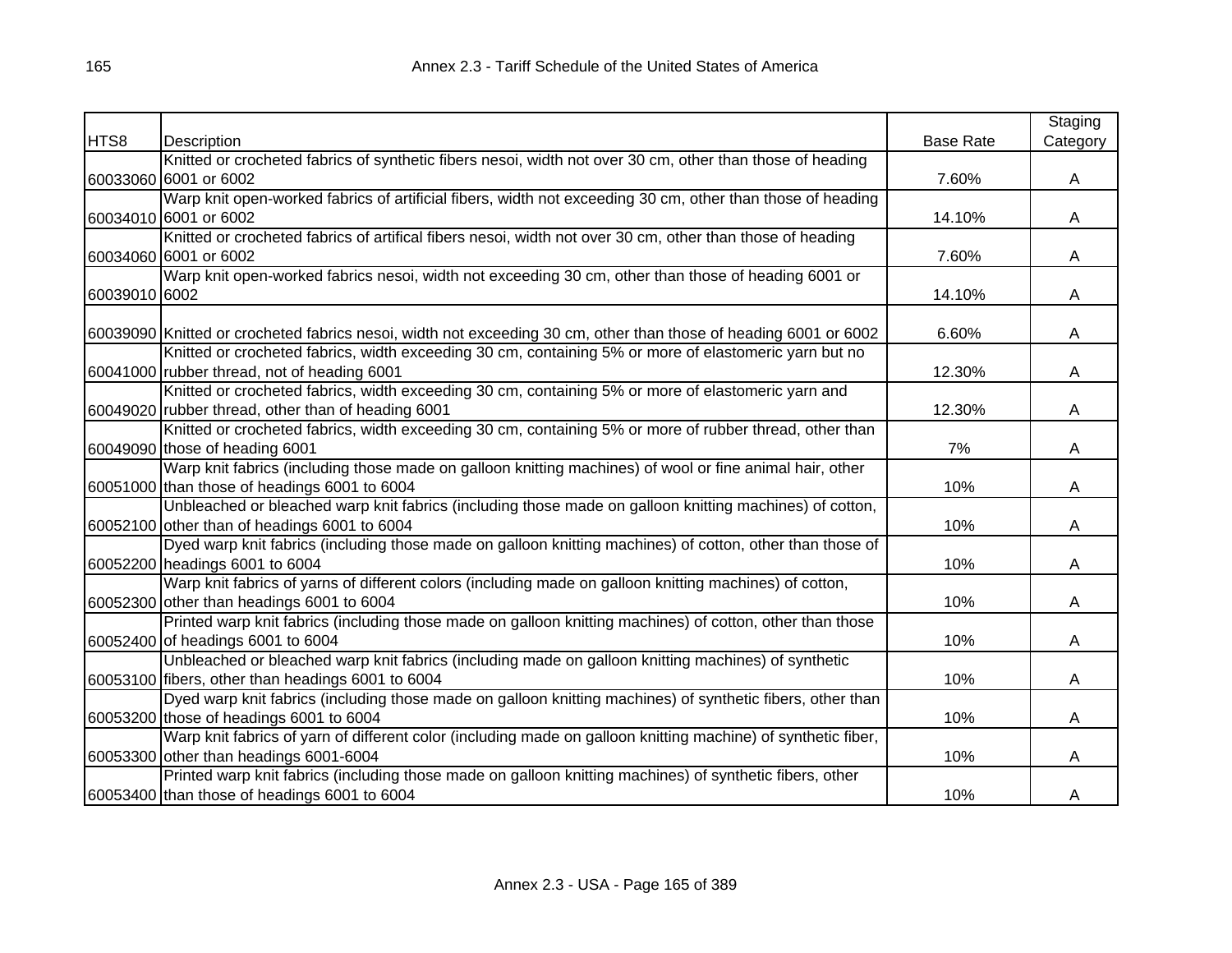| HTS8 | Description | Base Rate | Staging Category |
|---|---|---|---|
| 60033060 | Knitted or crocheted fabrics of synthetic fibers nesoi, width not over 30 cm, other than those of heading 6001 or 6002 | 7.60% | A |
| 60034010 | Warp knit open-worked fabrics of artificial fibers, width not exceeding 30 cm, other than those of heading 6001 or 6002 | 14.10% | A |
| 60034060 | Knitted or crocheted fabrics of artifical fibers nesoi, width not over 30 cm, other than those of heading 6001 or 6002 | 7.60% | A |
| 60039010 | Warp knit open-worked fabrics nesoi, width not exceeding 30 cm, other than those of heading 6001 or 6002 | 14.10% | A |
| 60039090 | Knitted or crocheted fabrics nesoi, width not exceeding 30 cm, other than those of heading 6001 or 6002 | 6.60% | A |
| 60041000 | Knitted or crocheted fabrics, width exceeding 30 cm, containing 5% or more of elastomeric yarn but no rubber thread, not of heading 6001 | 12.30% | A |
| 60049020 | Knitted or crocheted fabrics, width exceeding 30 cm, containing 5% or more of elastomeric yarn and rubber thread, other than of heading 6001 | 12.30% | A |
| 60049090 | Knitted or crocheted fabrics, width exceeding 30 cm, containing 5% or more of rubber thread, other than those of heading 6001 | 7% | A |
| 60051000 | Warp knit fabrics (including those made on galloon knitting machines) of wool or fine animal hair, other than those of headings 6001 to 6004 | 10% | A |
| 60052100 | Unbleached or bleached warp knit fabrics (including those made on galloon knitting machines) of cotton, other than of headings 6001 to 6004 | 10% | A |
| 60052200 | Dyed warp knit fabrics (including those made on galloon knitting machines) of cotton, other than those of headings 6001 to 6004 | 10% | A |
| 60052300 | Warp knit fabrics of yarns of different colors (including made on galloon knitting machines) of cotton, other than headings 6001 to 6004 | 10% | A |
| 60052400 | Printed warp knit fabrics (including those made on galloon knitting machines) of cotton, other than those of headings 6001 to 6004 | 10% | A |
| 60053100 | Unbleached or bleached warp knit fabrics (including made on galloon knitting machines) of synthetic fibers, other than headings 6001 to 6004 | 10% | A |
| 60053200 | Dyed warp knit fabrics (including those made on galloon knitting machines) of synthetic fibers, other than those of headings 6001 to 6004 | 10% | A |
| 60053300 | Warp knit fabrics of yarn of different color (including made on galloon knitting machine) of synthetic fiber, other than headings 6001-6004 | 10% | A |
| 60053400 | Printed warp knit fabrics (including those made on galloon knitting machines) of synthetic fibers, other than those of headings 6001 to 6004 | 10% | A |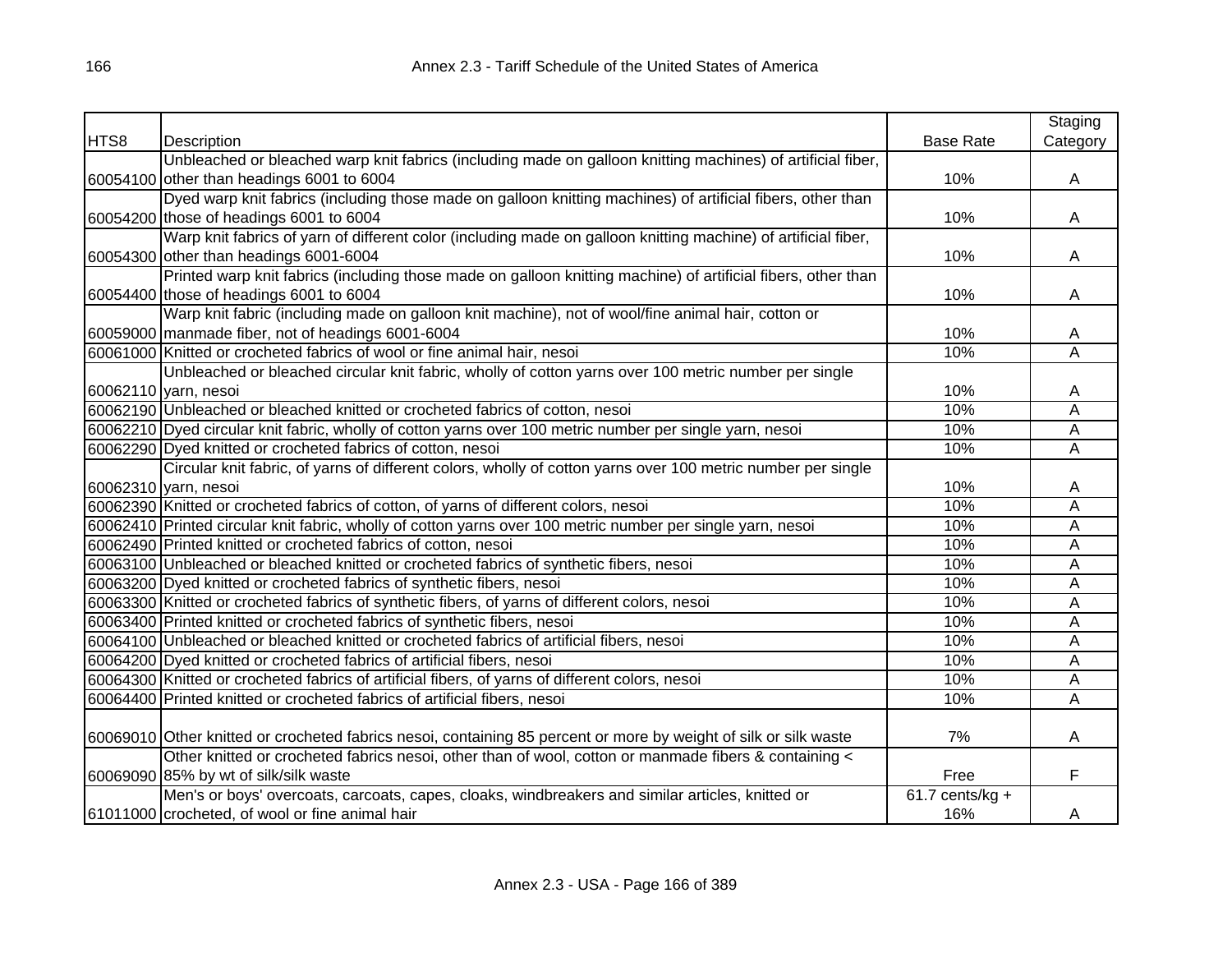| HTS8 | Description | Base Rate | Staging Category |
|---|---|---|---|
| 60054100 | Unbleached or bleached warp knit fabrics (including made on galloon knitting machines) of artificial fiber, other than headings 6001 to 6004 | 10% | A |
| 60054200 | Dyed warp knit fabrics (including those made on galloon knitting machines) of artificial fibers, other than those of headings 6001 to 6004 | 10% | A |
| 60054300 | Warp knit fabrics of yarn of different color (including made on galloon knitting machine) of artificial fiber, other than headings 6001-6004 | 10% | A |
| 60054400 | Printed warp knit fabrics (including those made on galloon knitting machine) of artificial fibers, other than those of headings 6001 to 6004 | 10% | A |
| 60059000 | Warp knit fabric (including made on galloon knit machine), not of wool/fine animal hair, cotton or manmade fiber, not of headings 6001-6004 | 10% | A |
| 60061000 | Knitted or crocheted fabrics of wool or fine animal hair, nesoi | 10% | A |
| 60062110 | Unbleached or bleached circular knit fabric, wholly of cotton yarns over 100 metric number per single yarn, nesoi | 10% | A |
| 60062190 | Unbleached or bleached knitted or crocheted fabrics of cotton, nesoi | 10% | A |
| 60062210 | Dyed circular knit fabric, wholly of cotton yarns over 100 metric number per single yarn, nesoi | 10% | A |
| 60062290 | Dyed knitted or crocheted fabrics of cotton, nesoi | 10% | A |
| 60062310 | Circular knit fabric, of yarns of different colors, wholly of cotton yarns over 100 metric number per single yarn, nesoi | 10% | A |
| 60062390 | Knitted or crocheted fabrics of cotton, of yarns of different colors, nesoi | 10% | A |
| 60062410 | Printed circular knit fabric, wholly of cotton yarns over 100 metric number per single yarn, nesoi | 10% | A |
| 60062490 | Printed knitted or crocheted fabrics of cotton, nesoi | 10% | A |
| 60063100 | Unbleached or bleached knitted or crocheted fabrics of synthetic fibers, nesoi | 10% | A |
| 60063200 | Dyed knitted or crocheted fabrics of synthetic fibers, nesoi | 10% | A |
| 60063300 | Knitted or crocheted fabrics of synthetic fibers, of yarns of different colors, nesoi | 10% | A |
| 60063400 | Printed knitted or crocheted fabrics of synthetic fibers, nesoi | 10% | A |
| 60064100 | Unbleached or bleached knitted or crocheted fabrics of artificial fibers, nesoi | 10% | A |
| 60064200 | Dyed knitted or crocheted fabrics of artificial fibers, nesoi | 10% | A |
| 60064300 | Knitted or crocheted fabrics of artificial fibers, of yarns of different colors, nesoi | 10% | A |
| 60064400 | Printed knitted or crocheted fabrics of artificial fibers, nesoi | 10% | A |
| 60069010 | Other knitted or crocheted fabrics nesoi, containing 85 percent or more by weight of silk or silk waste | 7% | A |
| 60069090 | Other knitted or crocheted fabrics nesoi, other than of wool, cotton or manmade fibers & containing < 85% by wt of silk/silk waste | Free | F |
| 61011000 | Men's or boys' overcoats, carcoats, capes, cloaks, windbreakers and similar articles, knitted or crocheted, of wool or fine animal hair | 61.7 cents/kg + 16% | A |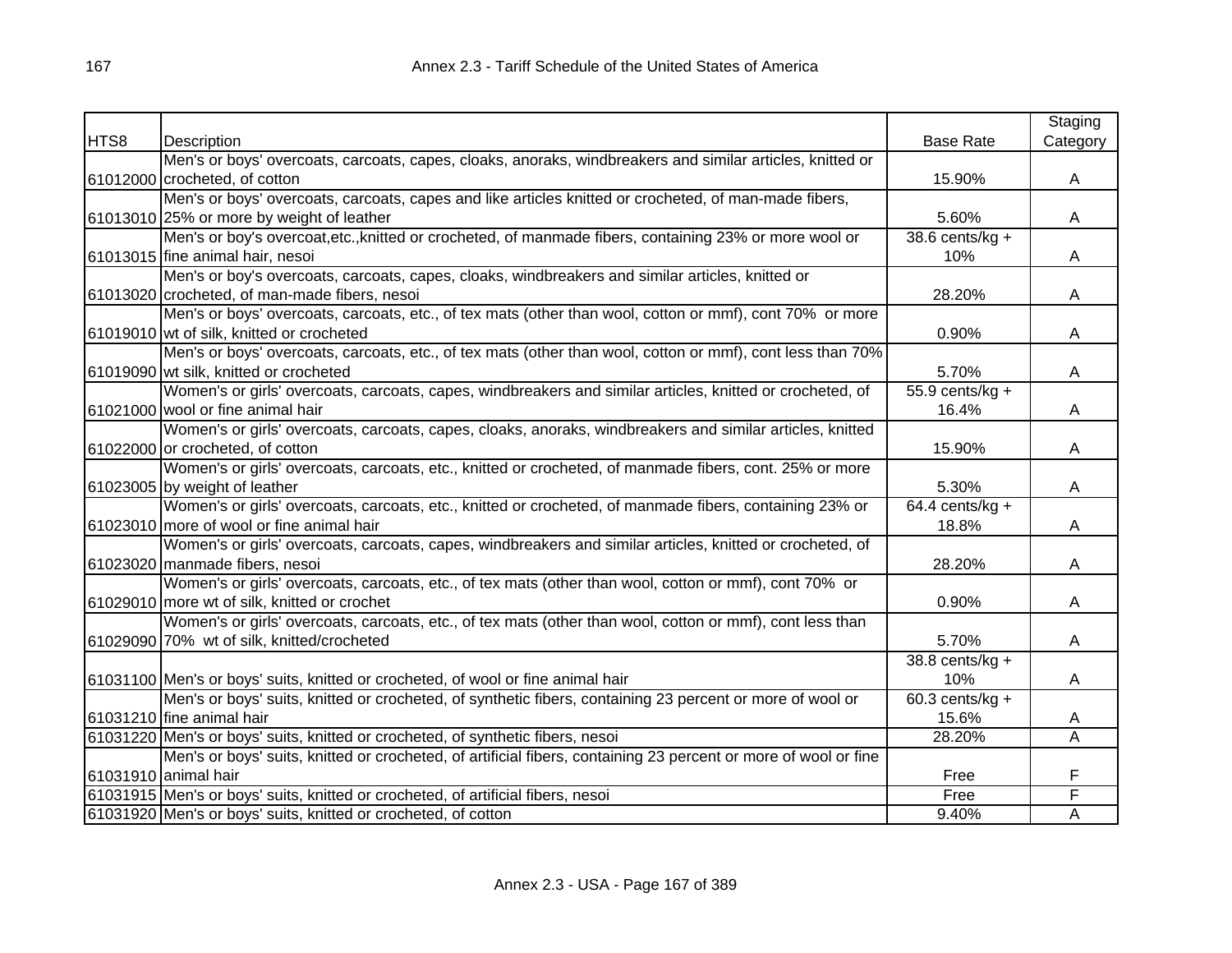| HTS8 | Description | Base Rate | Staging Category |
|---|---|---|---|
| 61012000 | Men's or boys' overcoats, carcoats, capes, cloaks, anoraks, windbreakers and similar articles, knitted or crocheted, of cotton | 15.90% | A |
| 61013010 | Men's or boys' overcoats, carcoats, capes and like articles knitted or crocheted, of man-made fibers, 25% or more by weight of leather | 5.60% | A |
| 61013015 | Men's or boy's overcoat,etc.,knitted or crocheted, of manmade fibers, containing 23% or more wool or fine animal hair, nesoi | 38.6 cents/kg + 10% | A |
| 61013020 | Men's or boy's overcoats, carcoats, capes, cloaks, windbreakers and similar articles, knitted or crocheted, of man-made fibers, nesoi | 28.20% | A |
| 61019010 | Men's or boys' overcoats, carcoats, etc., of tex mats (other than wool, cotton or mmf), cont 70% or more wt of silk, knitted or crocheted | 0.90% | A |
| 61019090 | Men's or boys' overcoats, carcoats, etc., of tex mats (other than wool, cotton or mmf), cont less than 70% wt silk, knitted or crocheted | 5.70% | A |
| 61021000 | Women's or girls' overcoats, carcoats, capes, windbreakers and similar articles, knitted or crocheted, of wool or fine animal hair | 55.9 cents/kg + 16.4% | A |
| 61022000 | Women's or girls' overcoats, carcoats, capes, cloaks, anoraks, windbreakers and similar articles, knitted or crocheted, of cotton | 15.90% | A |
| 61023005 | Women's or girls' overcoats, carcoats, etc., knitted or crocheted, of manmade fibers, cont. 25% or more by weight of leather | 5.30% | A |
| 61023010 | Women's or girls' overcoats, carcoats, etc., knitted or crocheted, of manmade fibers, containing 23% or more of wool or fine animal hair | 64.4 cents/kg + 18.8% | A |
| 61023020 | Women's or girls' overcoats, carcoats, capes, windbreakers and similar articles, knitted or crocheted, of manmade fibers, nesoi | 28.20% | A |
| 61029010 | Women's or girls' overcoats, carcoats, etc., of tex mats (other than wool, cotton or mmf), cont 70% or more wt of silk, knitted or crochet | 0.90% | A |
| 61029090 | Women's or girls' overcoats, carcoats, etc., of tex mats (other than wool, cotton or mmf), cont less than 70% wt of silk, knitted/crocheted | 5.70% | A |
| 61031100 | Men's or boys' suits, knitted or crocheted, of wool or fine animal hair | 38.8 cents/kg + 10% | A |
| 61031210 | Men's or boys' suits, knitted or crocheted, of synthetic fibers, containing 23 percent or more of wool or fine animal hair | 60.3 cents/kg + 15.6% | A |
| 61031220 | Men's or boys' suits, knitted or crocheted, of synthetic fibers, nesoi | 28.20% | A |
| 61031910 | Men's or boys' suits, knitted or crocheted, of artificial fibers, containing 23 percent or more of wool or fine animal hair | Free | F |
| 61031915 | Men's or boys' suits, knitted or crocheted, of artificial fibers, nesoi | Free | F |
| 61031920 | Men's or boys' suits, knitted or crocheted, of cotton | 9.40% | A |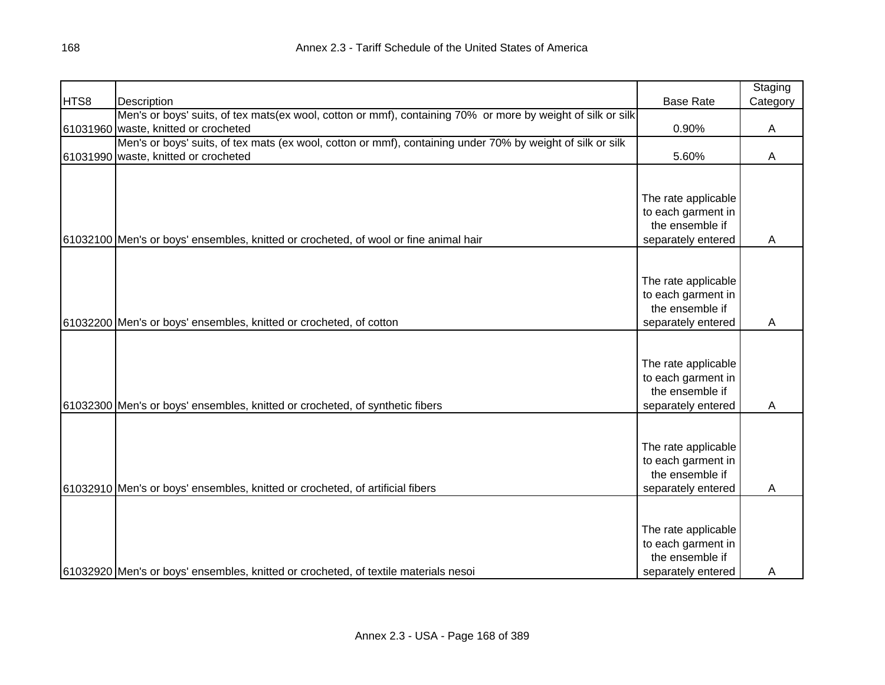| HTS8 | Description | Base Rate | Staging Category |
|---|---|---|---|
| 61031960 | Men's or boys' suits, of tex mats(ex wool, cotton or mmf), containing 70% or more by weight of silk or silk waste, knitted or crocheted | 0.90% | A |
| 61031990 | Men's or boys' suits, of tex mats (ex wool, cotton or mmf), containing under 70% by weight of silk or silk waste, knitted or crocheted | 5.60% | A |
| 61032100 | Men's or boys' ensembles, knitted or crocheted, of wool or fine animal hair | The rate applicable to each garment in the ensemble if separately entered | A |
| 61032200 | Men's or boys' ensembles, knitted or crocheted, of cotton | The rate applicable to each garment in the ensemble if separately entered | A |
| 61032300 | Men's or boys' ensembles, knitted or crocheted, of synthetic fibers | The rate applicable to each garment in the ensemble if separately entered | A |
| 61032910 | Men's or boys' ensembles, knitted or crocheted, of artificial fibers | The rate applicable to each garment in the ensemble if separately entered | A |
| 61032920 | Men's or boys' ensembles, knitted or crocheted, of textile materials nesoi | The rate applicable to each garment in the ensemble if separately entered | A |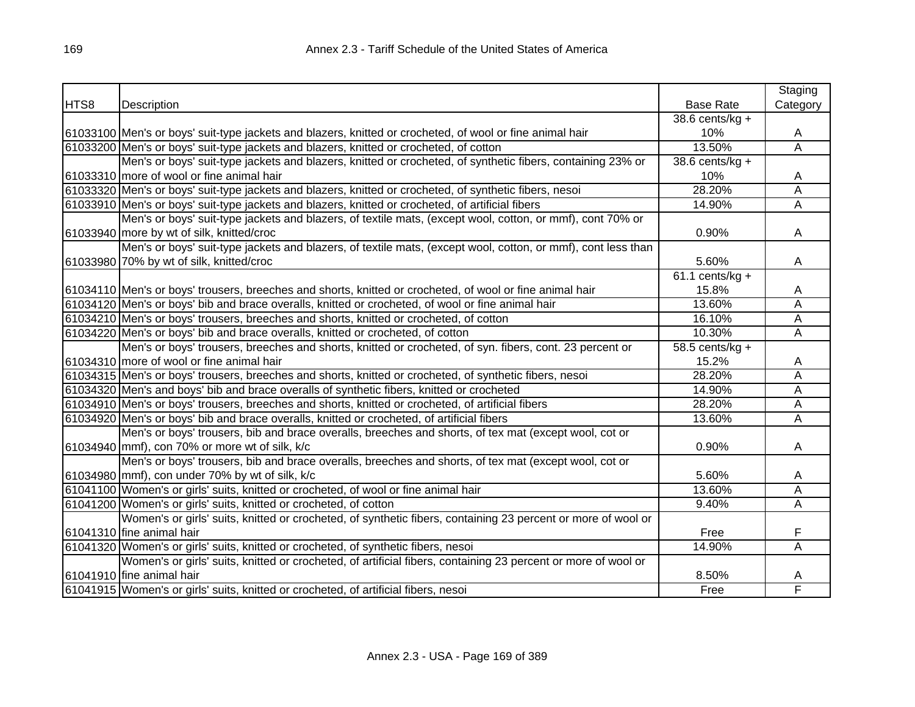| HTS8 | Description | Base Rate | Staging Category |
|---|---|---|---|
| 61033100 | Men's or boys' suit-type jackets and blazers, knitted or crocheted, of wool or fine animal hair | 38.6 cents/kg + 10% | A |
| 61033200 | Men's or boys' suit-type jackets and blazers, knitted or crocheted, of cotton | 13.50% | A |
| 61033310 | Men's or boys' suit-type jackets and blazers, knitted or crocheted, of synthetic fibers, containing 23% or more of wool or fine animal hair | 38.6 cents/kg + 10% | A |
| 61033320 | Men's or boys' suit-type jackets and blazers, knitted or crocheted, of synthetic fibers, nesoi | 28.20% | A |
| 61033910 | Men's or boys' suit-type jackets and blazers, knitted or crocheted, of artificial fibers | 14.90% | A |
| 61033940 | Men's or boys' suit-type jackets and blazers, of textile mats, (except wool, cotton, or mmf), cont 70% or more by wt of silk, knitted/croc | 0.90% | A |
| 61033980 | Men's or boys' suit-type jackets and blazers, of textile mats, (except wool, cotton, or mmf), cont less than 70% by wt of silk, knitted/croc | 5.60% | A |
| 61034110 | Men's or boys' trousers, breeches and shorts, knitted or crocheted, of wool or fine animal hair | 61.1 cents/kg + 15.8% | A |
| 61034120 | Men's or boys' bib and brace overalls, knitted or crocheted, of wool or fine animal hair | 13.60% | A |
| 61034210 | Men's or boys' trousers, breeches and shorts, knitted or crocheted, of cotton | 16.10% | A |
| 61034220 | Men's or boys' bib and brace overalls, knitted or crocheted, of cotton | 10.30% | A |
| 61034310 | Men's or boys' trousers, breeches and shorts, knitted or crocheted, of syn. fibers, cont. 23 percent or more of wool or fine animal hair | 58.5 cents/kg + 15.2% | A |
| 61034315 | Men's or boys' trousers, breeches and shorts, knitted or crocheted, of synthetic fibers, nesoi | 28.20% | A |
| 61034320 | Men's and boys' bib and brace overalls of synthetic fibers, knitted or crocheted | 14.90% | A |
| 61034910 | Men's or boys' trousers, breeches and shorts, knitted or crocheted, of artificial fibers | 28.20% | A |
| 61034920 | Men's or boys' bib and brace overalls, knitted or crocheted, of artificial fibers | 13.60% | A |
| 61034940 | Men's or boys' trousers, bib and brace overalls, breeches and shorts, of tex mat (except wool, cot or mmf), con 70% or more wt of silk, k/c | 0.90% | A |
| 61034980 | Men's or boys' trousers, bib and brace overalls, breeches and shorts, of tex mat (except wool, cot or mmf), con under 70% by wt of silk, k/c | 5.60% | A |
| 61041100 | Women's or girls' suits, knitted or crocheted, of wool or fine animal hair | 13.60% | A |
| 61041200 | Women's or girls' suits, knitted or crocheted, of cotton | 9.40% | A |
| 61041310 | Women's or girls' suits, knitted or crocheted, of synthetic fibers, containing 23 percent or more of wool or fine animal hair | Free | F |
| 61041320 | Women's or girls' suits, knitted or crocheted, of synthetic fibers, nesoi | 14.90% | A |
| 61041910 | Women's or girls' suits, knitted or crocheted, of artificial fibers, containing 23 percent or more of wool or fine animal hair | 8.50% | A |
| 61041915 | Women's or girls' suits, knitted or crocheted, of artificial fibers, nesoi | Free | F |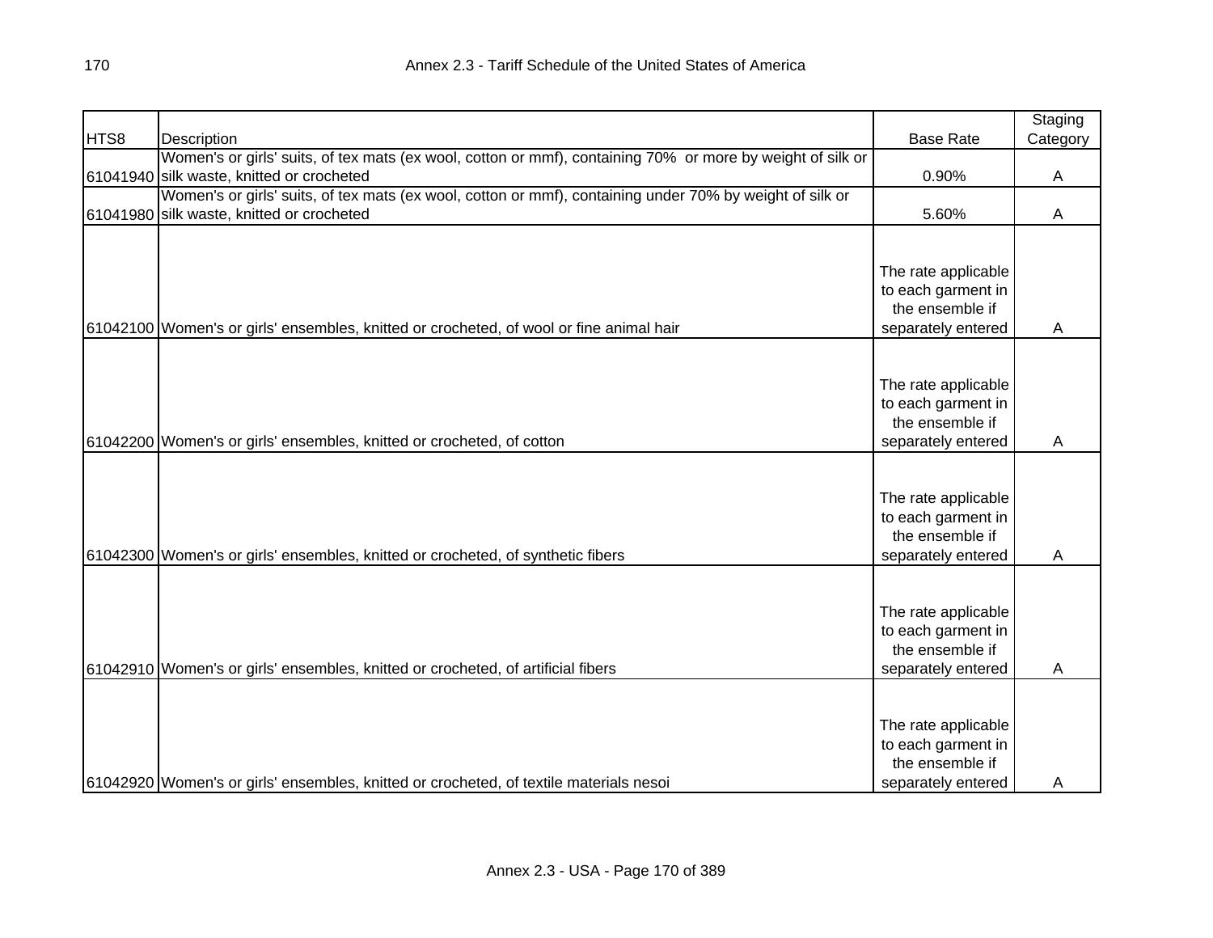| HTS8 | Description | Base Rate | Staging Category |
|---|---|---|---|
| 61041940 | Women's or girls' suits, of tex mats (ex wool, cotton or mmf), containing 70% or more by weight of silk or silk waste, knitted or crocheted | 0.90% | A |
| 61041980 | Women's or girls' suits, of tex mats (ex wool, cotton or mmf), containing under 70% by weight of silk or silk waste, knitted or crocheted | 5.60% | A |
| 61042100 | Women's or girls' ensembles, knitted or crocheted, of wool or fine animal hair | The rate applicable to each garment in the ensemble if separately entered | A |
| 61042200 | Women's or girls' ensembles, knitted or crocheted, of cotton | The rate applicable to each garment in the ensemble if separately entered | A |
| 61042300 | Women's or girls' ensembles, knitted or crocheted, of synthetic fibers | The rate applicable to each garment in the ensemble if separately entered | A |
| 61042910 | Women's or girls' ensembles, knitted or crocheted, of artificial fibers | The rate applicable to each garment in the ensemble if separately entered | A |
| 61042920 | Women's or girls' ensembles, knitted or crocheted, of textile materials nesoi | The rate applicable to each garment in the ensemble if separately entered | A |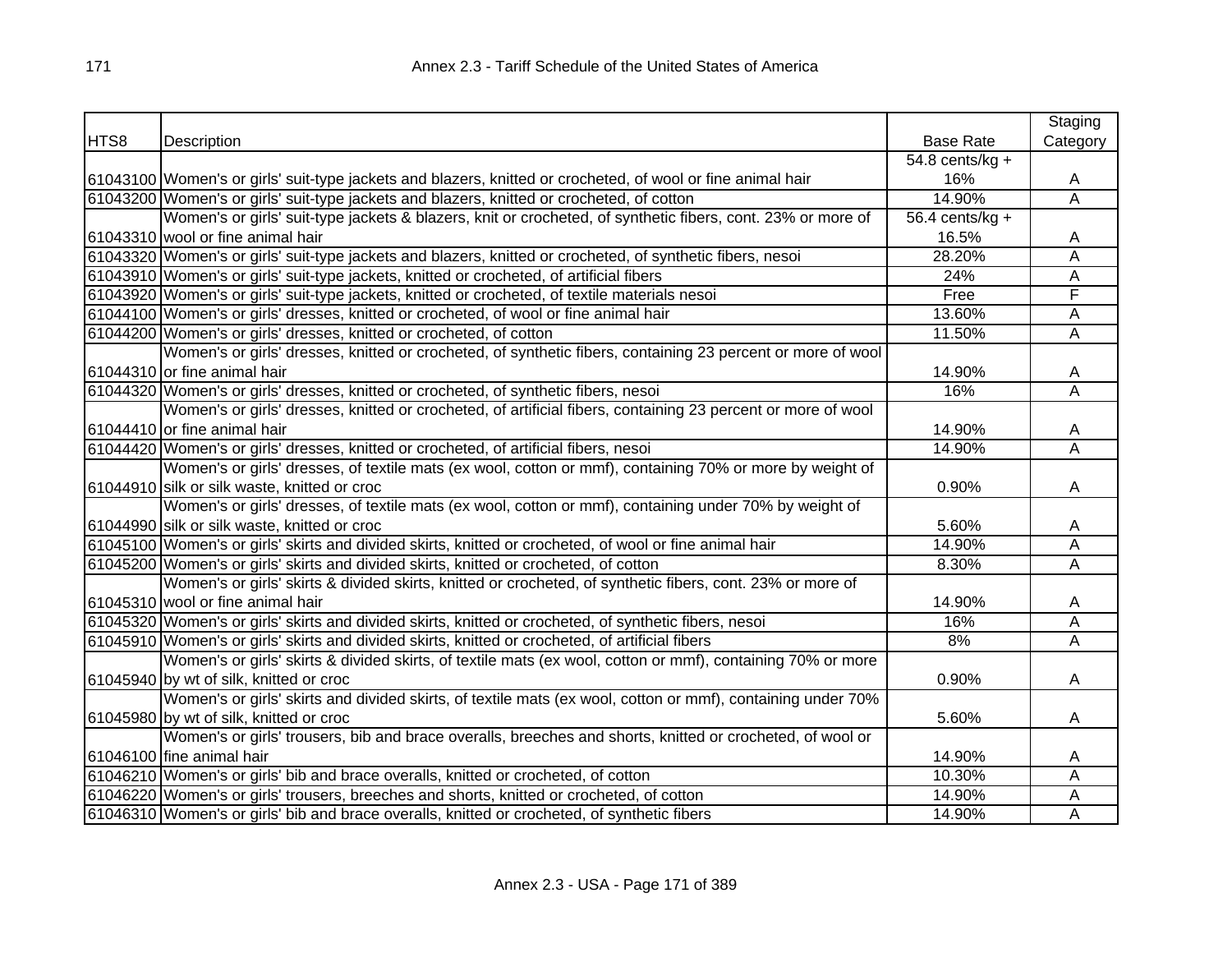| HTS8 | Description | Base Rate | Staging Category |
|---|---|---|---|
| 61043100 | Women's or girls' suit-type jackets and blazers, knitted or crocheted, of wool or fine animal hair | 54.8 cents/kg + 16% | A |
| 61043200 | Women's or girls' suit-type jackets and blazers, knitted or crocheted, of cotton | 14.90% | A |
| 61043310 | Women's or girls' suit-type jackets & blazers, knit or crocheted, of synthetic fibers, cont. 23% or more of wool or fine animal hair | 56.4 cents/kg + 16.5% | A |
| 61043320 | Women's or girls' suit-type jackets and blazers, knitted or crocheted, of synthetic fibers, nesoi | 28.20% | A |
| 61043910 | Women's or girls' suit-type jackets, knitted or crocheted, of artificial fibers | 24% | A |
| 61043920 | Women's or girls' suit-type jackets, knitted or crocheted, of textile materials nesoi | Free | F |
| 61044100 | Women's or girls' dresses, knitted or crocheted, of wool or fine animal hair | 13.60% | A |
| 61044200 | Women's or girls' dresses, knitted or crocheted, of cotton | 11.50% | A |
| 61044310 | Women's or girls' dresses, knitted or crocheted, of synthetic fibers, containing 23 percent or more of wool or fine animal hair | 14.90% | A |
| 61044320 | Women's or girls' dresses, knitted or crocheted, of synthetic fibers, nesoi | 16% | A |
| 61044410 | Women's or girls' dresses, knitted or crocheted, of artificial fibers, containing 23 percent or more of wool or fine animal hair | 14.90% | A |
| 61044420 | Women's or girls' dresses, knitted or crocheted, of artificial fibers, nesoi | 14.90% | A |
| 61044910 | Women's or girls' dresses, of textile mats (ex wool, cotton or mmf), containing 70% or more by weight of silk or silk waste, knitted or croc | 0.90% | A |
| 61044990 | Women's or girls' dresses, of textile mats (ex wool, cotton or mmf), containing under 70% by weight of silk or silk waste, knitted or croc | 5.60% | A |
| 61045100 | Women's or girls' skirts and divided skirts, knitted or crocheted, of wool or fine animal hair | 14.90% | A |
| 61045200 | Women's or girls' skirts and divided skirts, knitted or crocheted, of cotton | 8.30% | A |
| 61045310 | Women's or girls' skirts & divided skirts, knitted or crocheted, of synthetic fibers, cont. 23% or more of wool or fine animal hair | 14.90% | A |
| 61045320 | Women's or girls' skirts and divided skirts, knitted or crocheted, of synthetic fibers, nesoi | 16% | A |
| 61045910 | Women's or girls' skirts and divided skirts, knitted or crocheted, of artificial fibers | 8% | A |
| 61045940 | Women's or girls' skirts & divided skirts, of textile mats (ex wool, cotton or mmf), containing 70% or more by wt of silk, knitted or croc | 0.90% | A |
| 61045980 | Women's or girls' skirts and divided skirts, of textile mats (ex wool, cotton or mmf), containing under 70% by wt of silk, knitted or croc | 5.60% | A |
| 61046100 | Women's or girls' trousers, bib and brace overalls, breeches and shorts, knitted or crocheted, of wool or fine animal hair | 14.90% | A |
| 61046210 | Women's or girls' bib and brace overalls, knitted or crocheted, of cotton | 10.30% | A |
| 61046220 | Women's or girls' trousers, breeches and shorts, knitted or crocheted, of cotton | 14.90% | A |
| 61046310 | Women's or girls' bib and brace overalls, knitted or crocheted, of synthetic fibers | 14.90% | A |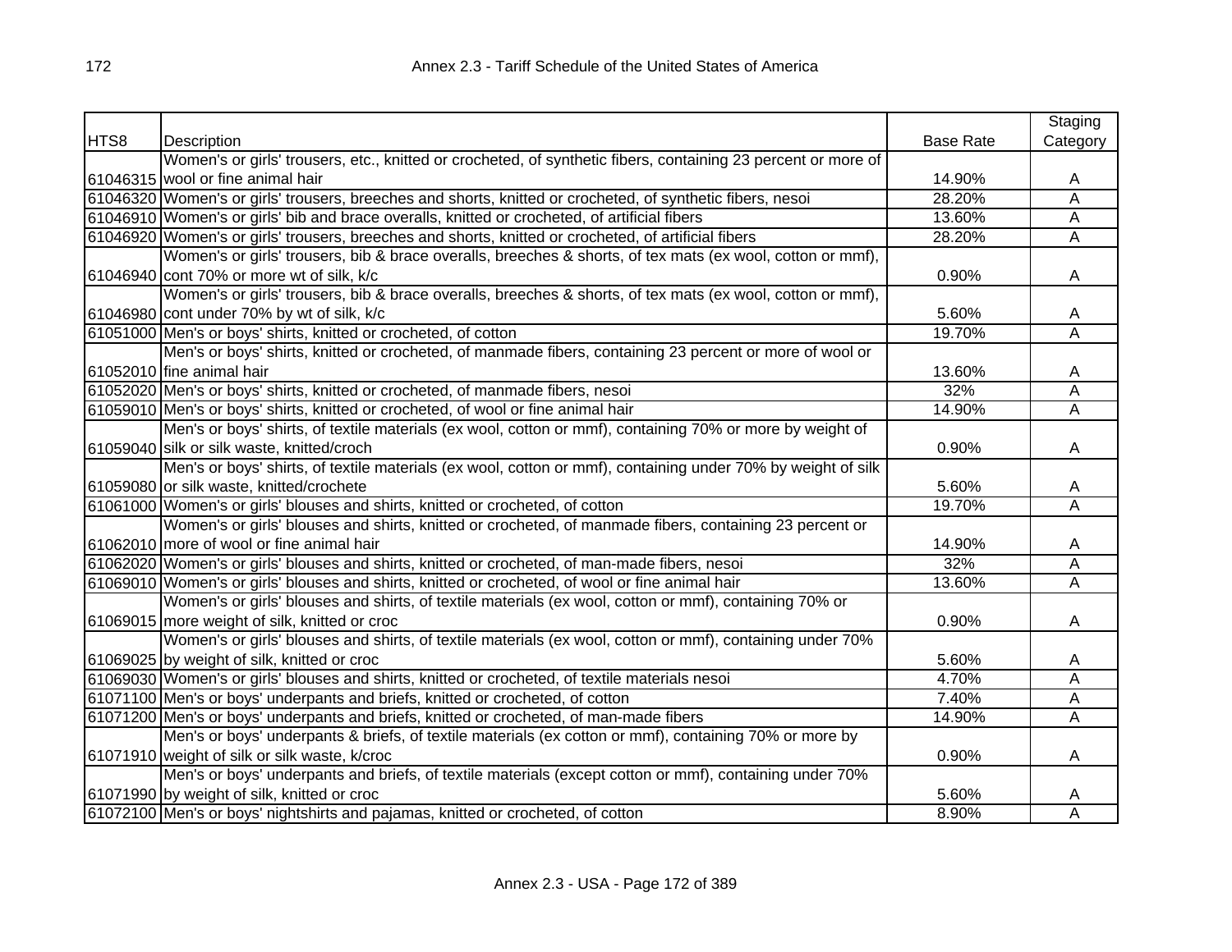| HTS8 | Description | Base Rate | Staging Category |
|---|---|---|---|
| 61046315 | Women's or girls' trousers, etc., knitted or crocheted, of synthetic fibers, containing 23 percent or more of wool or fine animal hair | 14.90% | A |
| 61046320 | Women's or girls' trousers, breeches and shorts, knitted or crocheted, of synthetic fibers, nesoi | 28.20% | A |
| 61046910 | Women's or girls' bib and brace overalls, knitted or crocheted, of artificial fibers | 13.60% | A |
| 61046920 | Women's or girls' trousers, breeches and shorts, knitted or crocheted, of artificial fibers | 28.20% | A |
| 61046940 | Women's or girls' trousers, bib & brace overalls, breeches & shorts, of tex mats (ex wool, cotton or mmf), cont 70% or more wt of silk, k/c | 0.90% | A |
| 61046980 | Women's or girls' trousers, bib & brace overalls, breeches & shorts, of tex mats (ex wool, cotton or mmf), cont under 70% by wt of silk, k/c | 5.60% | A |
| 61051000 | Men's or boys' shirts, knitted or crocheted, of cotton | 19.70% | A |
| 61052010 | Men's or boys' shirts, knitted or crocheted, of manmade fibers, containing 23 percent or more of wool or fine animal hair | 13.60% | A |
| 61052020 | Men's or boys' shirts, knitted or crocheted, of manmade fibers, nesoi | 32% | A |
| 61059010 | Men's or boys' shirts, knitted or crocheted, of wool or fine animal hair | 14.90% | A |
| 61059040 | Men's or boys' shirts, of textile materials (ex wool, cotton or mmf), containing 70% or more by weight of silk or silk waste, knitted/croch | 0.90% | A |
| 61059080 | Men's or boys' shirts, of textile materials (ex wool, cotton or mmf), containing under 70% by weight of silk or silk waste, knitted/crochete | 5.60% | A |
| 61061000 | Women's or girls' blouses and shirts, knitted or crocheted, of cotton | 19.70% | A |
| 61062010 | Women's or girls' blouses and shirts, knitted or crocheted, of manmade fibers, containing 23 percent or more of wool or fine animal hair | 14.90% | A |
| 61062020 | Women's or girls' blouses and shirts, knitted or crocheted, of man-made fibers, nesoi | 32% | A |
| 61069010 | Women's or girls' blouses and shirts, knitted or crocheted, of wool or fine animal hair | 13.60% | A |
| 61069015 | Women's or girls' blouses and shirts, of textile materials (ex wool, cotton or mmf), containing 70% or more weight of silk, knitted or croc | 0.90% | A |
| 61069025 | Women's or girls' blouses and shirts, of textile materials (ex wool, cotton or mmf), containing under 70% by weight of silk, knitted or croc | 5.60% | A |
| 61069030 | Women's or girls' blouses and shirts, knitted or crocheted, of textile materials nesoi | 4.70% | A |
| 61071100 | Men's or boys' underpants and briefs, knitted or crocheted, of cotton | 7.40% | A |
| 61071200 | Men's or boys' underpants and briefs, knitted or crocheted, of man-made fibers | 14.90% | A |
| 61071910 | Men's or boys' underpants & briefs, of textile materials (ex cotton or mmf), containing 70% or more by weight of silk or silk waste, k/croc | 0.90% | A |
| 61071990 | Men's or boys' underpants and briefs, of textile materials (except cotton or mmf), containing under 70% by weight of silk, knitted or croc | 5.60% | A |
| 61072100 | Men's or boys' nightshirts and pajamas, knitted or crocheted, of cotton | 8.90% | A |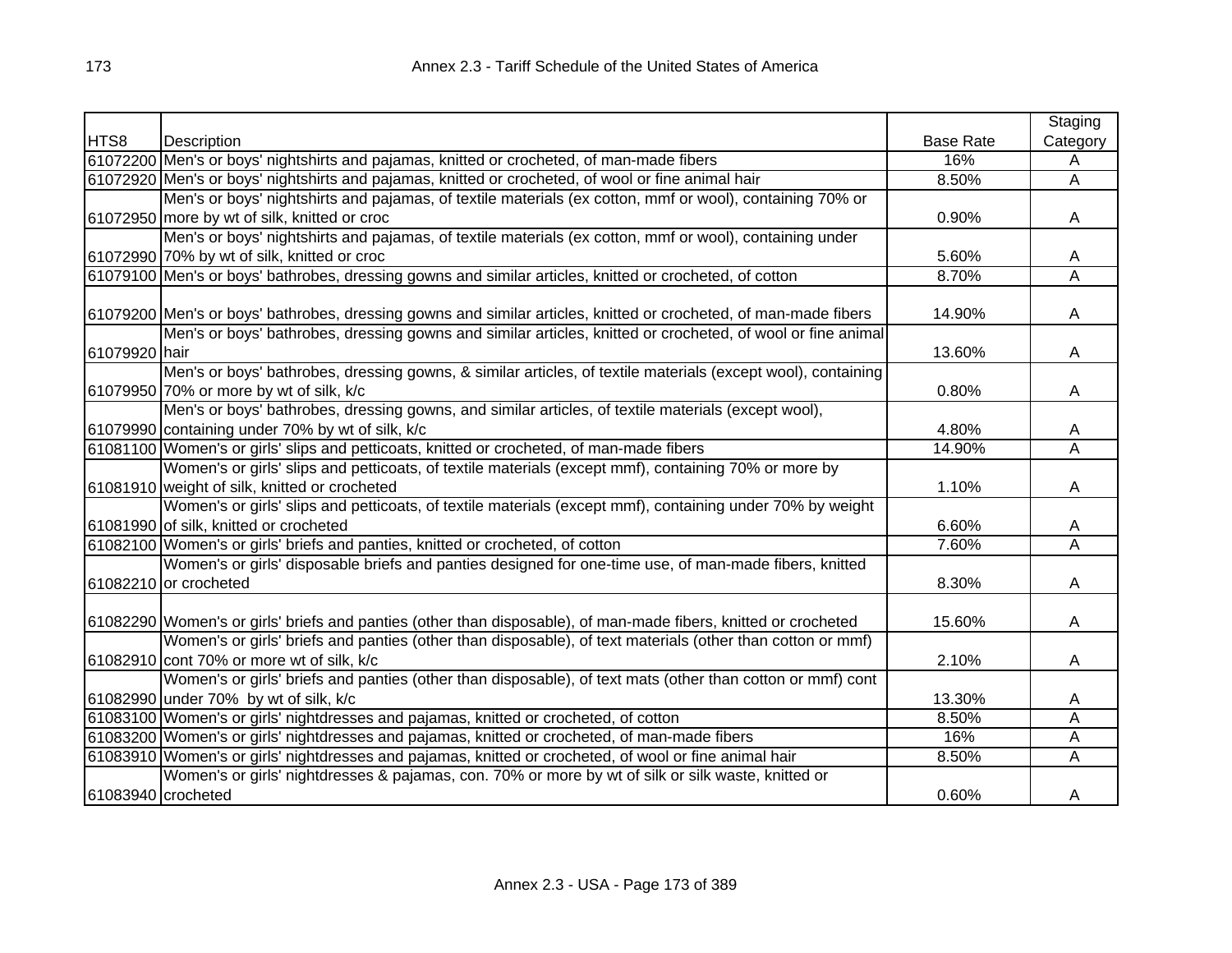| HTS8 | Description | Base Rate | Staging Category |
|---|---|---|---|
| 61072200 | Men's or boys' nightshirts and pajamas, knitted or crocheted, of man-made fibers | 16% | A |
| 61072920 | Men's or boys' nightshirts and pajamas, knitted or crocheted, of wool or fine animal hair | 8.50% | A |
| 61072950 | Men's or boys' nightshirts and pajamas, of textile materials (ex cotton, mmf or wool), containing 70% or more by wt of silk, knitted or croc | 0.90% | A |
| 61072990 | Men's or boys' nightshirts and pajamas, of textile materials (ex cotton, mmf or wool), containing under 70% by wt of silk, knitted or croc | 5.60% | A |
| 61079100 | Men's or boys' bathrobes, dressing gowns and similar articles, knitted or crocheted, of cotton | 8.70% | A |
| 61079200 | Men's or boys' bathrobes, dressing gowns and similar articles, knitted or crocheted, of man-made fibers | 14.90% | A |
| 61079920 | Men's or boys' bathrobes, dressing gowns and similar articles, knitted or crocheted, of wool or fine animal hair | 13.60% | A |
| 61079950 | Men's or boys' bathrobes, dressing gowns, & similar articles, of textile materials (except wool), containing 70% or more by wt of silk, k/c | 0.80% | A |
| 61079990 | Men's or boys' bathrobes, dressing gowns, and similar articles, of textile materials (except wool), containing under 70% by wt of silk, k/c | 4.80% | A |
| 61081100 | Women's or girls' slips and petticoats, knitted or crocheted, of man-made fibers | 14.90% | A |
| 61081910 | Women's or girls' slips and petticoats, of textile materials (except mmf), containing 70% or more by weight of silk, knitted or crocheted | 1.10% | A |
| 61081990 | Women's or girls' slips and petticoats, of textile materials (except mmf), containing under 70% by weight of silk, knitted or crocheted | 6.60% | A |
| 61082100 | Women's or girls' briefs and panties, knitted or crocheted, of cotton | 7.60% | A |
| 61082210 | Women's or girls' disposable briefs and panties designed for one-time use, of man-made fibers, knitted or crocheted | 8.30% | A |
| 61082290 | Women's or girls' briefs and panties (other than disposable), of man-made fibers, knitted or crocheted | 15.60% | A |
| 61082910 | Women's or girls' briefs and panties (other than disposable), of text materials (other than cotton or mmf) cont 70% or more wt of silk, k/c | 2.10% | A |
| 61082990 | Women's or girls' briefs and panties (other than disposable), of text mats (other than cotton or mmf) cont under 70% by wt of silk, k/c | 13.30% | A |
| 61083100 | Women's or girls' nightdresses and pajamas, knitted or crocheted, of cotton | 8.50% | A |
| 61083200 | Women's or girls' nightdresses and pajamas, knitted or crocheted, of man-made fibers | 16% | A |
| 61083910 | Women's or girls' nightdresses and pajamas, knitted or crocheted, of wool or fine animal hair | 8.50% | A |
| 61083940 | Women's or girls' nightdresses & pajamas, con. 70% or more by wt of silk or silk waste, knitted or crocheted | 0.60% | A |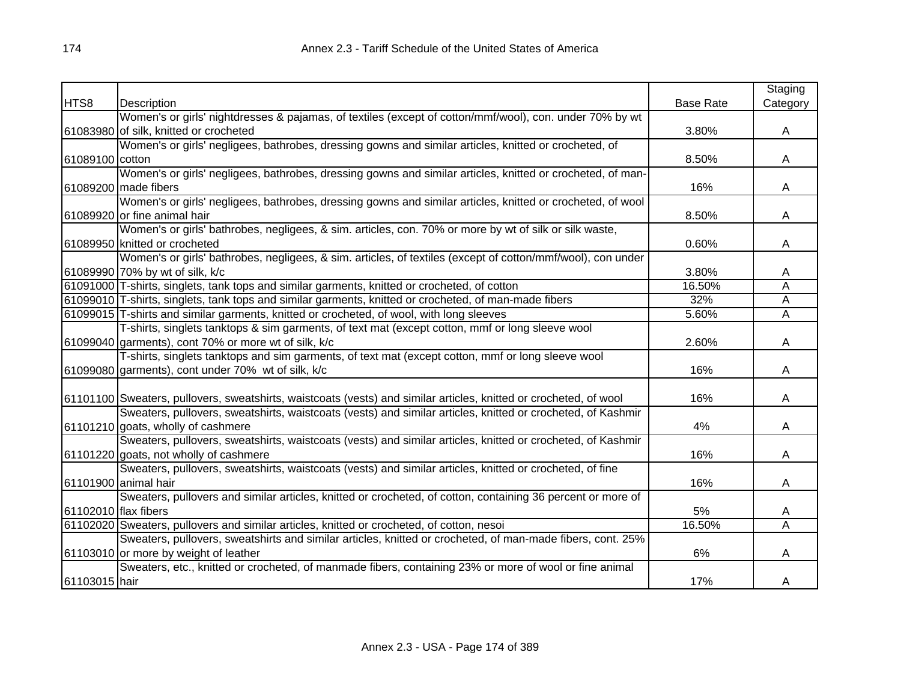| HTS8 | Description | Base Rate | Staging Category |
|---|---|---|---|
| 61083980 | Women's or girls' nightdresses & pajamas, of textiles (except of cotton/mmf/wool), con. under 70% by wt of silk, knitted or crocheted | 3.80% | A |
| 61089100 | Women's or girls' negligees, bathrobes, dressing gowns and similar articles, knitted or crocheted, of cotton | 8.50% | A |
| 61089200 | Women's or girls' negligees, bathrobes, dressing gowns and similar articles, knitted or crocheted, of man-made fibers | 16% | A |
| 61089920 | Women's or girls' negligees, bathrobes, dressing gowns and similar articles, knitted or crocheted, of wool or fine animal hair | 8.50% | A |
| 61089950 | Women's or girls' bathrobes, negligees, & sim. articles, con. 70% or more by wt of silk or silk waste, knitted or crocheted | 0.60% | A |
| 61089990 | Women's or girls' bathrobes, negligees, & sim. articles, of textiles (except of cotton/mmf/wool), con under 70% by wt of silk, k/c | 3.80% | A |
| 61091000 | T-shirts, singlets, tank tops and similar garments, knitted or crocheted, of cotton | 16.50% | A |
| 61099010 | T-shirts, singlets, tank tops and similar garments, knitted or crocheted, of man-made fibers | 32% | A |
| 61099015 | T-shirts and similar garments, knitted or crocheted, of wool, with long sleeves | 5.60% | A |
| 61099040 | T-shirts, singlets tanktops & sim garments, of text mat (except cotton, mmf or long sleeve wool garments), cont 70% or more wt of silk, k/c | 2.60% | A |
| 61099080 | T-shirts, singlets tanktops and sim garments, of text mat (except cotton, mmf or long sleeve wool garments), cont under 70% wt of silk, k/c | 16% | A |
| 61101100 | Sweaters, pullovers, sweatshirts, waistcoats (vests) and similar articles, knitted or crocheted, of wool | 16% | A |
| 61101210 | Sweaters, pullovers, sweatshirts, waistcoats (vests) and similar articles, knitted or crocheted, of Kashmir goats, wholly of cashmere | 4% | A |
| 61101220 | Sweaters, pullovers, sweatshirts, waistcoats (vests) and similar articles, knitted or crocheted, of Kashmir goats, not wholly of cashmere | 16% | A |
| 61101900 | Sweaters, pullovers, sweatshirts, waistcoats (vests) and similar articles, knitted or crocheted, of fine animal hair | 16% | A |
| 61102010 | Sweaters, pullovers and similar articles, knitted or crocheted, of cotton, containing 36 percent or more of flax fibers | 5% | A |
| 61102020 | Sweaters, pullovers and similar articles, knitted or crocheted, of cotton, nesoi | 16.50% | A |
| 61103010 | Sweaters, pullovers, sweatshirts and similar articles, knitted or crocheted, of man-made fibers, cont. 25% or more by weight of leather | 6% | A |
| 61103015 | Sweaters, etc., knitted or crocheted, of manmade fibers, containing 23% or more of wool or fine animal hair | 17% | A |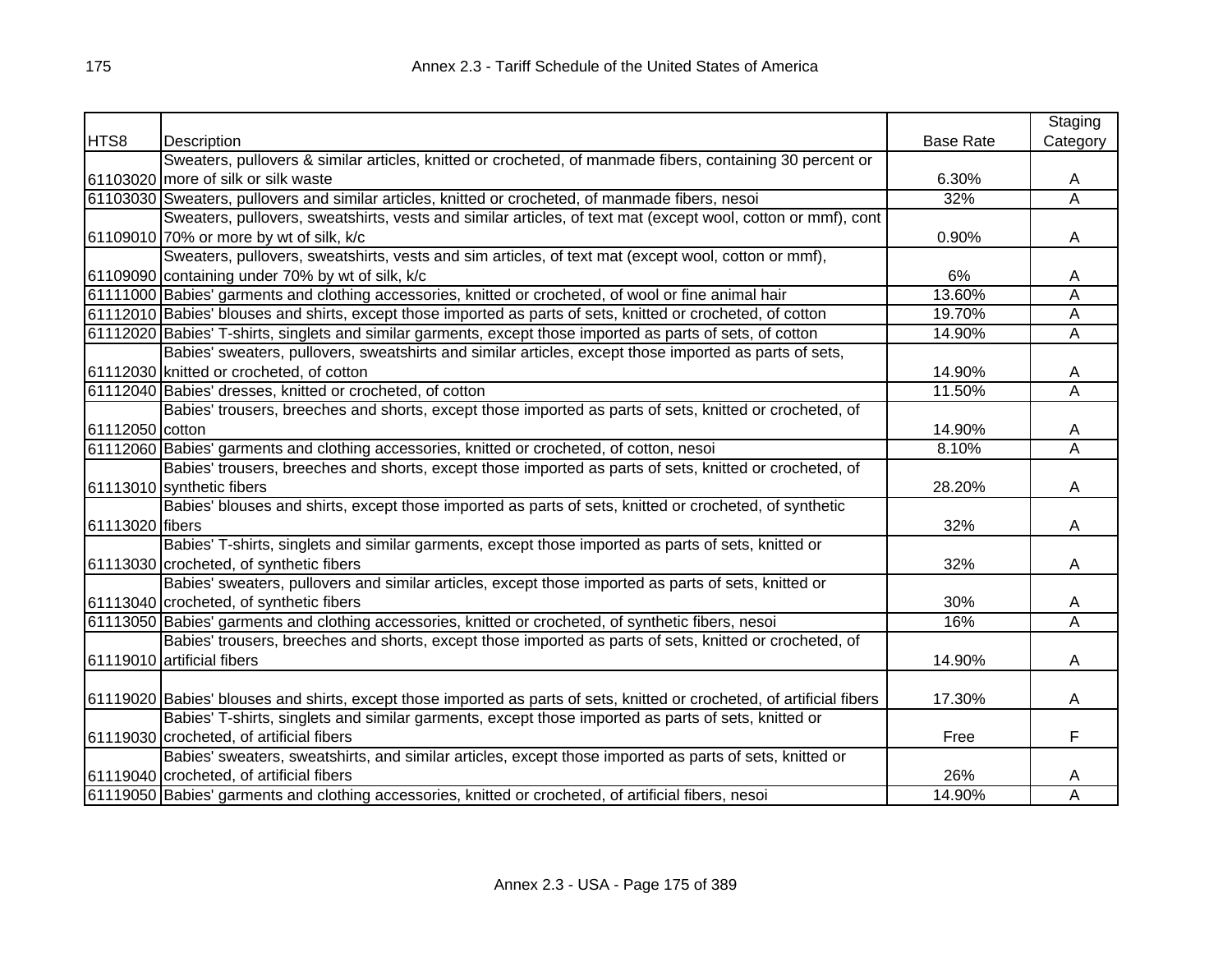| HTS8 | Description | Base Rate | Staging Category |
|---|---|---|---|
| 61103020 | Sweaters, pullovers & similar articles, knitted or crocheted, of manmade fibers, containing 30 percent or more of silk or silk waste | 6.30% | A |
| 61103030 | Sweaters, pullovers and similar articles, knitted or crocheted, of manmade fibers, nesoi | 32% | A |
| 61109010 | Sweaters, pullovers, sweatshirts, vests and similar articles, of text mat (except wool, cotton or mmf), cont 70% or more by wt of silk, k/c | 0.90% | A |
| 61109090 | Sweaters, pullovers, sweatshirts, vests and sim articles, of text mat (except wool, cotton or mmf), containing under 70% by wt of silk, k/c | 6% | A |
| 61111000 | Babies' garments and clothing accessories, knitted or crocheted, of wool or fine animal hair | 13.60% | A |
| 61112010 | Babies' blouses and shirts, except those imported as parts of sets, knitted or crocheted, of cotton | 19.70% | A |
| 61112020 | Babies' T-shirts, singlets and similar garments, except those imported as parts of sets, of cotton | 14.90% | A |
| 61112030 | Babies' sweaters, pullovers, sweatshirts and similar articles, except those imported as parts of sets, knitted or crocheted, of cotton | 14.90% | A |
| 61112040 | Babies' dresses, knitted or crocheted, of cotton | 11.50% | A |
| 61112050 | Babies' trousers, breeches and shorts, except those imported as parts of sets, knitted or crocheted, of cotton | 14.90% | A |
| 61112060 | Babies' garments and clothing accessories, knitted or crocheted, of cotton, nesoi | 8.10% | A |
| 61113010 | Babies' trousers, breeches and shorts, except those imported as parts of sets, knitted or crocheted, of synthetic fibers | 28.20% | A |
| 61113020 | Babies' blouses and shirts, except those imported as parts of sets, knitted or crocheted, of synthetic fibers | 32% | A |
| 61113030 | Babies' T-shirts, singlets and similar garments, except those imported as parts of sets, knitted or crocheted, of synthetic fibers | 32% | A |
| 61113040 | Babies' sweaters, pullovers and similar articles, except those imported as parts of sets, knitted or crocheted, of synthetic fibers | 30% | A |
| 61113050 | Babies' garments and clothing accessories, knitted or crocheted, of synthetic fibers, nesoi | 16% | A |
| 61119010 | Babies' trousers, breeches and shorts, except those imported as parts of sets, knitted or crocheted, of artificial fibers | 14.90% | A |
| 61119020 | Babies' blouses and shirts, except those imported as parts of sets, knitted or crocheted, of artificial fibers | 17.30% | A |
| 61119030 | Babies' T-shirts, singlets and similar garments, except those imported as parts of sets, knitted or crocheted, of artificial fibers | Free | F |
| 61119040 | Babies' sweaters, sweatshirts, and similar articles, except those imported as parts of sets, knitted or crocheted, of artificial fibers | 26% | A |
| 61119050 | Babies' garments and clothing accessories, knitted or crocheted, of artificial fibers, nesoi | 14.90% | A |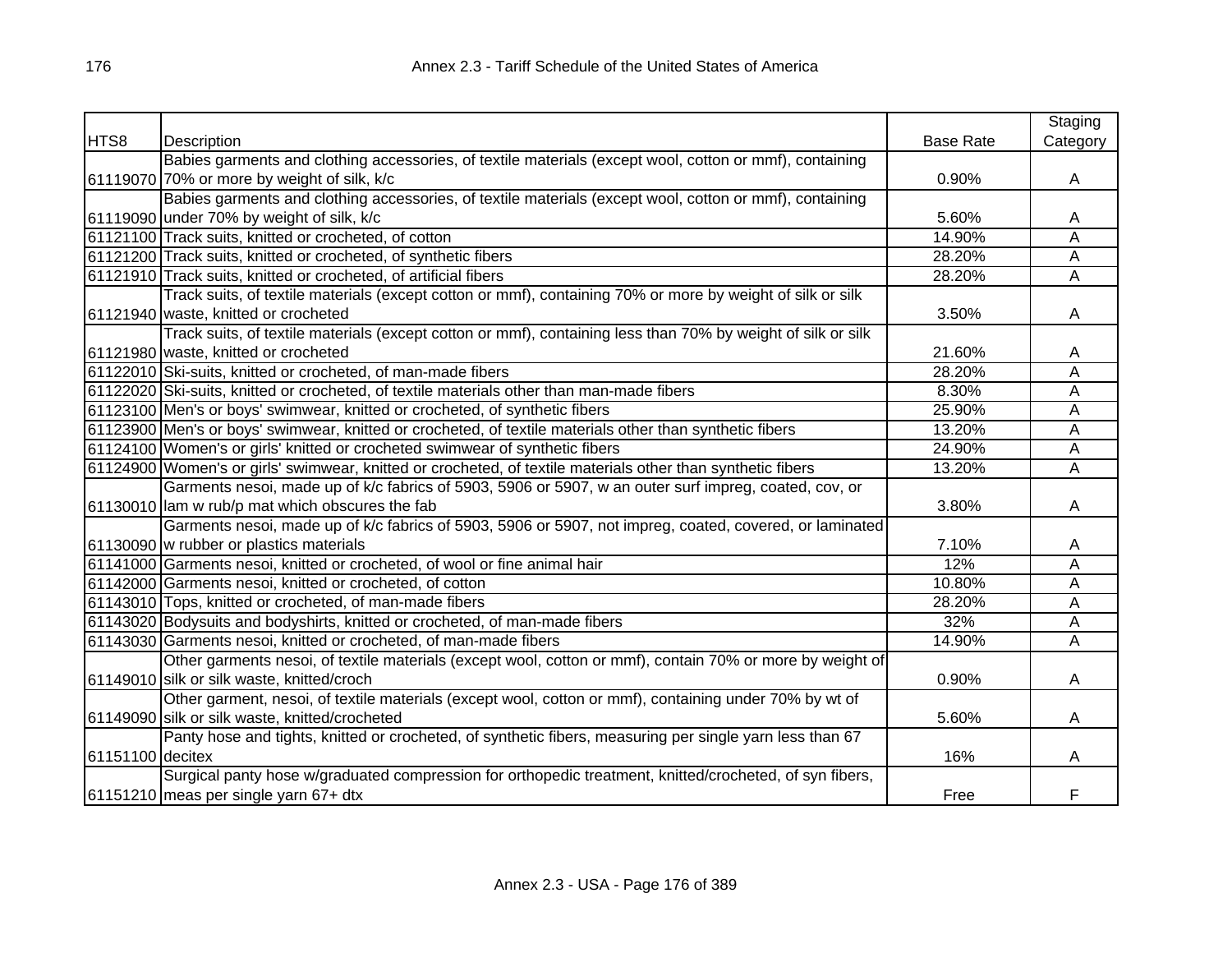| HTS8 | Description | Base Rate | Staging Category |
|---|---|---|---|
| 61119070 | Babies garments and clothing accessories, of textile materials (except wool, cotton or mmf), containing 70% or more by weight of silk, k/c | 0.90% | A |
| 61119090 | Babies garments and clothing accessories, of textile materials (except wool, cotton or mmf), containing under 70% by weight of silk, k/c | 5.60% | A |
| 61121100 | Track suits, knitted or crocheted, of cotton | 14.90% | A |
| 61121200 | Track suits, knitted or crocheted, of synthetic fibers | 28.20% | A |
| 61121910 | Track suits, knitted or crocheted, of artificial fibers | 28.20% | A |
| 61121940 | Track suits, of textile materials (except cotton or mmf), containing 70% or more by weight of silk or silk waste, knitted or crocheted | 3.50% | A |
| 61121980 | Track suits, of textile materials (except cotton or mmf), containing less than 70% by weight of silk or silk waste, knitted or crocheted | 21.60% | A |
| 61122010 | Ski-suits, knitted or crocheted, of man-made fibers | 28.20% | A |
| 61122020 | Ski-suits, knitted or crocheted, of textile materials other than man-made fibers | 8.30% | A |
| 61123100 | Men's or boys' swimwear, knitted or crocheted, of synthetic fibers | 25.90% | A |
| 61123900 | Men's or boys' swimwear, knitted or crocheted, of textile materials other than synthetic fibers | 13.20% | A |
| 61124100 | Women's or girls' knitted or crocheted swimwear of synthetic fibers | 24.90% | A |
| 61124900 | Women's or girls' swimwear, knitted or crocheted, of textile materials other than synthetic fibers | 13.20% | A |
| 61130010 | Garments nesoi, made up of k/c fabrics of 5903, 5906 or 5907, w an outer surf impreg, coated, cov, or lam w rub/p mat which obscures the fab | 3.80% | A |
| 61130090 | Garments nesoi, made up of k/c fabrics of 5903, 5906 or 5907, not impreg, coated, covered, or laminated w rubber or plastics materials | 7.10% | A |
| 61141000 | Garments nesoi, knitted or crocheted, of wool or fine animal hair | 12% | A |
| 61142000 | Garments nesoi, knitted or crocheted, of cotton | 10.80% | A |
| 61143010 | Tops, knitted or crocheted, of man-made fibers | 28.20% | A |
| 61143020 | Bodysuits and bodyshirts, knitted or crocheted, of man-made fibers | 32% | A |
| 61143030 | Garments nesoi, knitted or crocheted, of man-made fibers | 14.90% | A |
| 61149010 | Other garments nesoi, of textile materials (except wool, cotton or mmf), contain 70% or more by weight of silk or silk waste, knitted/croch | 0.90% | A |
| 61149090 | Other garment, nesoi, of textile materials (except wool, cotton or mmf), containing under 70% by wt of silk or silk waste, knitted/crocheted | 5.60% | A |
| 61151100 | Panty hose and tights, knitted or crocheted, of synthetic fibers, measuring per single yarn less than 67 decitex | 16% | A |
| 61151210 | Surgical panty hose w/graduated compression for orthopedic treatment, knitted/crocheted, of syn fibers, meas per single yarn 67+ dtx | Free | F |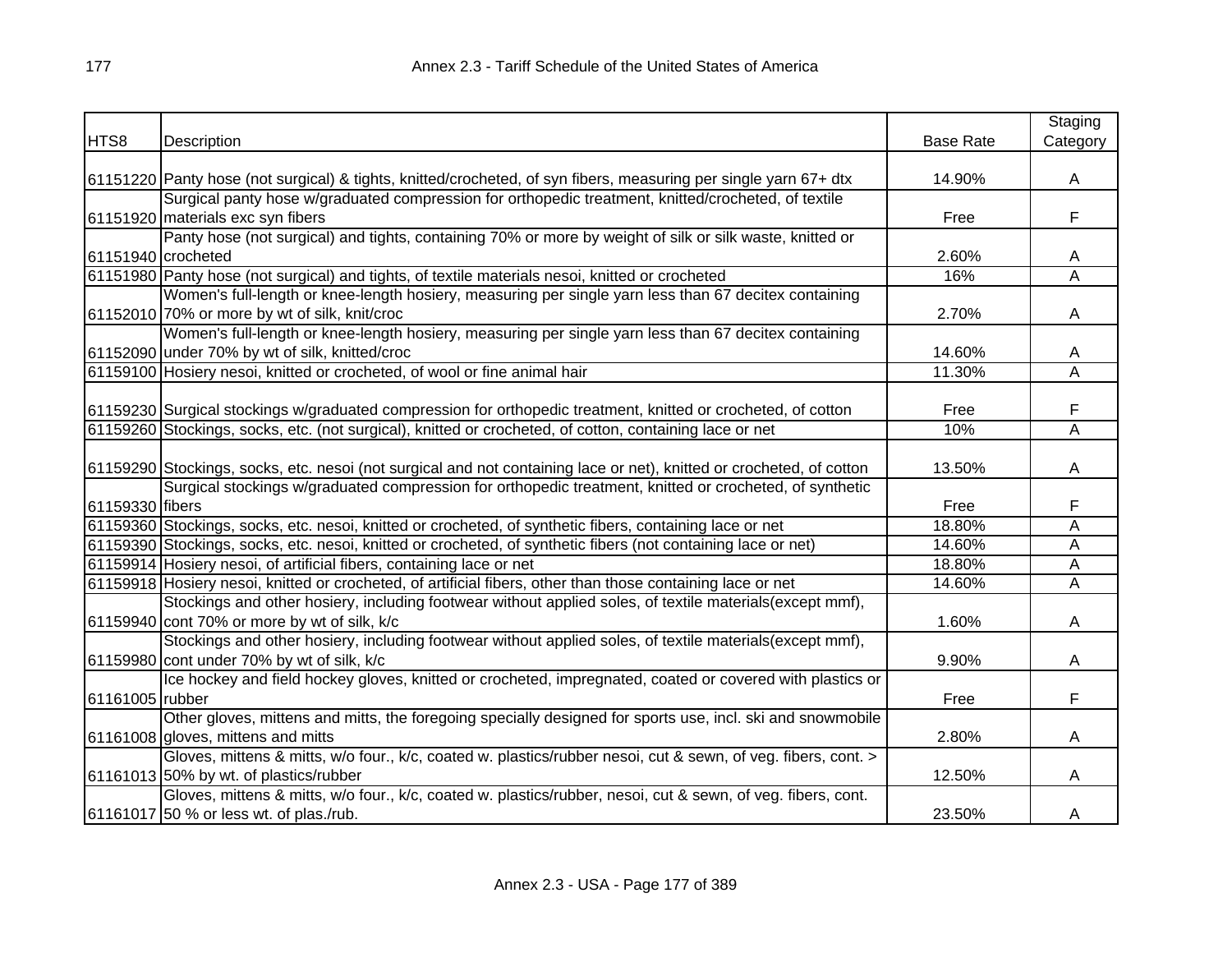| HTS8 | Description | Base Rate | Staging Category |
|---|---|---|---|
| 61151220 | Panty hose (not surgical) & tights, knitted/crocheted, of syn fibers, measuring per single yarn 67+ dtx | 14.90% | A |
| 61151920 | Surgical panty hose w/graduated compression for orthopedic treatment, knitted/crocheted, of textile materials exc syn fibers | Free | F |
| 61151940 | Panty hose (not surgical) and tights, containing 70% or more by weight of silk or silk waste, knitted or crocheted | 2.60% | A |
| 61151980 | Panty hose (not surgical) and tights, of textile materials nesoi, knitted or crocheted | 16% | A |
| 61152010 | Women's full-length or knee-length hosiery, measuring per single yarn less than 67 decitex containing 70% or more by wt of silk, knit/croc | 2.70% | A |
| 61152090 | Women's full-length or knee-length hosiery, measuring per single yarn less than 67 decitex containing under 70% by wt of silk, knitted/croc | 14.60% | A |
| 61159100 | Hosiery nesoi, knitted or crocheted, of wool or fine animal hair | 11.30% | A |
| 61159230 | Surgical stockings w/graduated compression for orthopedic treatment, knitted or crocheted, of cotton | Free | F |
| 61159260 | Stockings, socks, etc. (not surgical), knitted or crocheted, of cotton, containing lace or net | 10% | A |
| 61159290 | Stockings, socks, etc. nesoi (not surgical and not containing lace or net), knitted or crocheted, of cotton | 13.50% | A |
| 61159330 | Surgical stockings w/graduated compression for orthopedic treatment, knitted or crocheted, of synthetic fibers | Free | F |
| 61159360 | Stockings, socks, etc. nesoi, knitted or crocheted, of synthetic fibers, containing lace or net | 18.80% | A |
| 61159390 | Stockings, socks, etc. nesoi, knitted or crocheted, of synthetic fibers (not containing lace or net) | 14.60% | A |
| 61159914 | Hosiery nesoi, of artificial fibers, containing lace or net | 18.80% | A |
| 61159918 | Hosiery nesoi, knitted or crocheted, of artificial fibers, other than those containing lace or net | 14.60% | A |
| 61159940 | Stockings and other hosiery, including footwear without applied soles, of textile materials(except mmf), cont 70% or more by wt of silk, k/c | 1.60% | A |
| 61159980 | Stockings and other hosiery, including footwear without applied soles, of textile materials(except mmf), cont under 70% by wt of silk, k/c | 9.90% | A |
| 61161005 | Ice hockey and field hockey gloves, knitted or crocheted, impregnated, coated or covered with plastics or rubber | Free | F |
| 61161008 | Other gloves, mittens and mitts, the foregoing specially designed for sports use, incl. ski and snowmobile gloves, mittens and mitts | 2.80% | A |
| 61161013 | Gloves, mittens & mitts, w/o four., k/c, coated w. plastics/rubber nesoi, cut & sewn, of veg. fibers, cont. > 50% by wt. of plastics/rubber | 12.50% | A |
| 61161017 | Gloves, mittens & mitts, w/o four., k/c, coated w. plastics/rubber, nesoi, cut & sewn, of veg. fibers, cont. 50 % or less wt. of plas./rub. | 23.50% | A |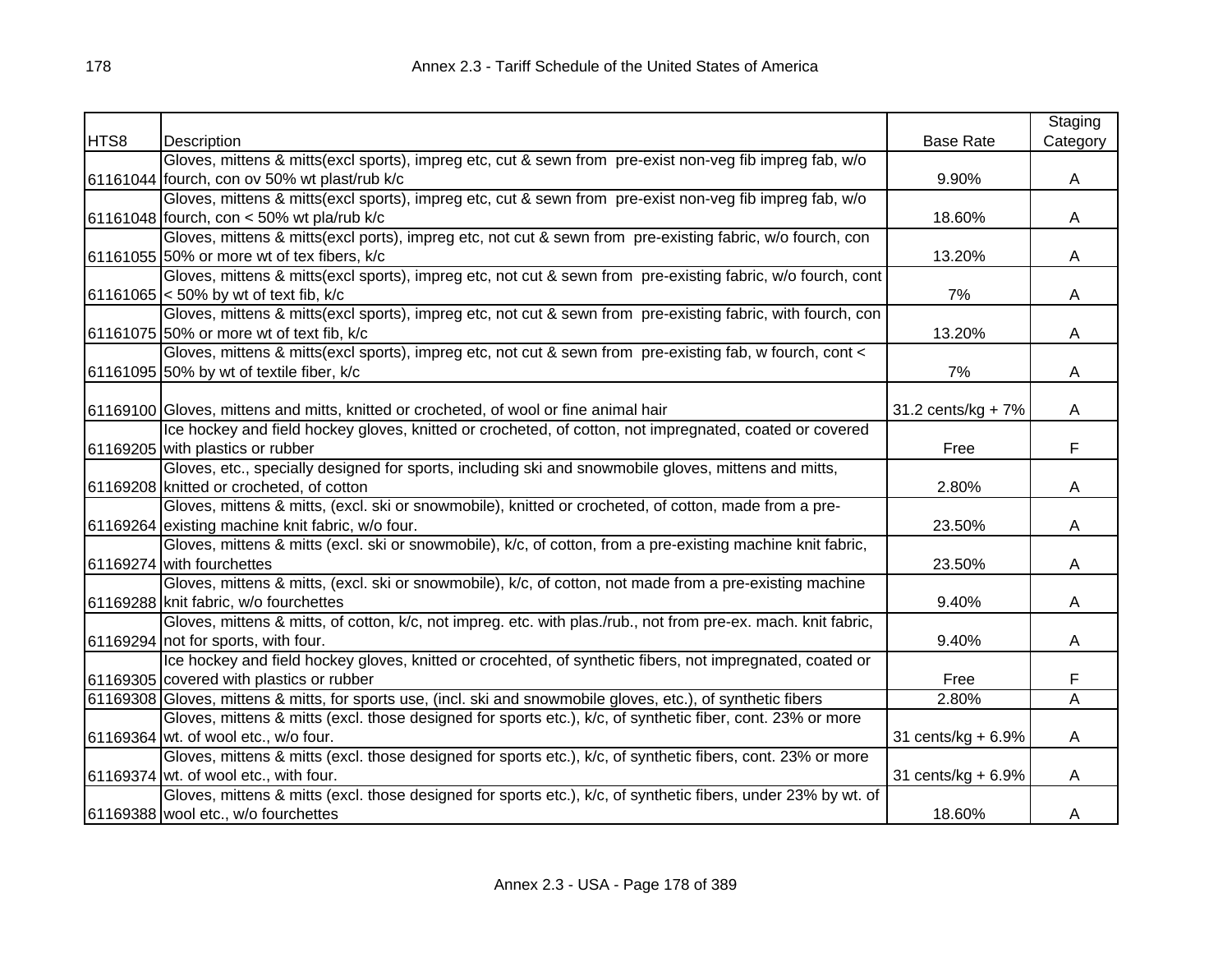| HTS8 | Description | Base Rate | Staging Category |
|---|---|---|---|
| 61161044 | Gloves, mittens & mitts(excl sports), impreg etc, cut & sewn from pre-exist non-veg fib impreg fab, w/o fourch, con ov 50% wt plast/rub k/c | 9.90% | A |
| 61161048 | Gloves, mittens & mitts(excl sports), impreg etc, cut & sewn from pre-exist non-veg fib impreg fab, w/o fourch, con < 50% wt pla/rub k/c | 18.60% | A |
| 61161055 | Gloves, mittens & mitts(excl ports), impreg etc, not cut & sewn from pre-existing fabric, w/o fourch, con 50% or more wt of tex fibers, k/c | 13.20% | A |
| 61161065 | Gloves, mittens & mitts(excl sports), impreg etc, not cut & sewn from pre-existing fabric, w/o fourch, cont < 50% by wt of text fib, k/c | 7% | A |
| 61161075 | Gloves, mittens & mitts(excl sports), impreg etc, not cut & sewn from pre-existing fabric, with fourch, con 50% or more wt of text fib, k/c | 13.20% | A |
| 61161095 | Gloves, mittens & mitts(excl sports), impreg etc, not cut & sewn from pre-existing fab, w fourch, cont < 50% by wt of textile fiber, k/c | 7% | A |
| 61169100 | Gloves, mittens and mitts, knitted or crocheted, of wool or fine animal hair | 31.2 cents/kg + 7% | A |
| 61169205 | Ice hockey and field hockey gloves, knitted or crocheted, of cotton, not impregnated, coated or covered with plastics or rubber | Free | F |
| 61169208 | Gloves, etc., specially designed for sports, including ski and snowmobile gloves, mittens and mitts, knitted or crocheted, of cotton | 2.80% | A |
| 61169264 | Gloves, mittens & mitts, (excl. ski or snowmobile), knitted or crocheted, of cotton, made from a pre-existing machine knit fabric, w/o four. | 23.50% | A |
| 61169274 | Gloves, mittens & mitts (excl. ski or snowmobile), k/c, of cotton, from a pre-existing machine knit fabric, with fourchettes | 23.50% | A |
| 61169288 | Gloves, mittens & mitts, (excl. ski or snowmobile), k/c, of cotton, not made from a pre-existing machine knit fabric, w/o fourchettes | 9.40% | A |
| 61169294 | Gloves, mittens & mitts, of cotton, k/c, not impreg. etc. with plas./rub., not from pre-ex. mach. knit fabric, not for sports, with four. | 9.40% | A |
| 61169305 | Ice hockey and field hockey gloves, knitted or crocehted, of synthetic fibers, not impregnated, coated or covered with plastics or rubber | Free | F |
| 61169308 | Gloves, mittens & mitts, for sports use, (incl. ski and snowmobile gloves, etc.), of synthetic fibers | 2.80% | A |
| 61169364 | Gloves, mittens & mitts (excl. those designed for sports etc.), k/c, of synthetic fiber, cont. 23% or more wt. of wool etc., w/o four. | 31 cents/kg + 6.9% | A |
| 61169374 | Gloves, mittens & mitts (excl. those designed for sports etc.), k/c, of synthetic fibers, cont. 23% or more wt. of wool etc., with four. | 31 cents/kg + 6.9% | A |
| 61169388 | Gloves, mittens & mitts (excl. those designed for sports etc.), k/c, of synthetic fibers, under 23% by wt. of wool etc., w/o fourchettes | 18.60% | A |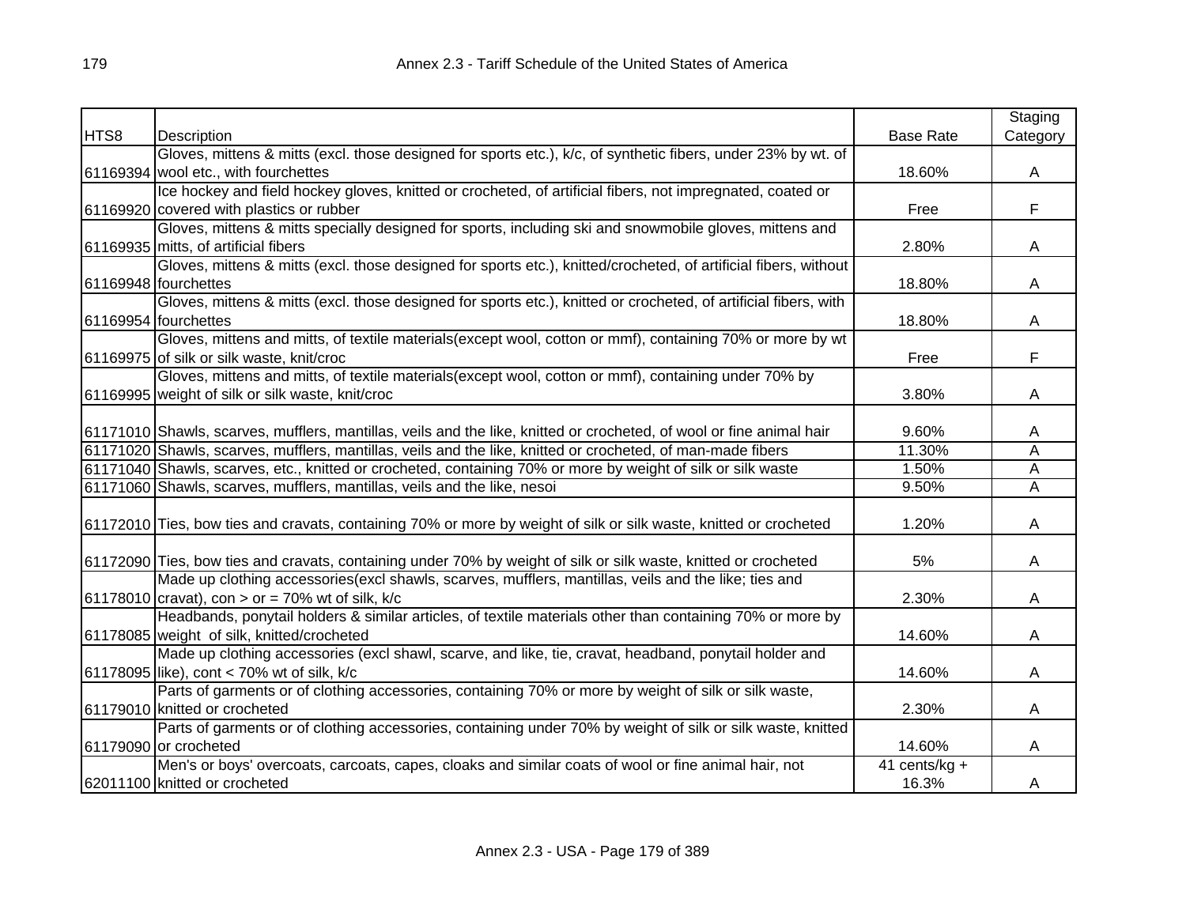| HTS8 | Description | Base Rate | Staging Category |
|---|---|---|---|
| 61169394 | Gloves, mittens & mitts (excl. those designed for sports etc.), k/c, of synthetic fibers, under 23% by wt. of wool etc., with fourchettes | 18.60% | A |
| 61169920 | Ice hockey and field hockey gloves, knitted or crocheted, of artificial fibers, not impregnated, coated or covered with plastics or rubber | Free | F |
| 61169935 | Gloves, mittens & mitts specially designed for sports, including ski and snowmobile gloves, mittens and mitts, of artificial fibers | 2.80% | A |
| 61169948 | Gloves, mittens & mitts (excl. those designed for sports etc.), knitted/crocheted, of artificial fibers, without fourchettes | 18.80% | A |
| 61169954 | Gloves, mittens & mitts (excl. those designed for sports etc.), knitted or crocheted, of artificial fibers, with fourchettes | 18.80% | A |
| 61169975 | Gloves, mittens and mitts, of textile materials(except wool, cotton or mmf), containing 70% or more by wt of silk or silk waste, knit/croc | Free | F |
| 61169995 | Gloves, mittens and mitts, of textile materials(except wool, cotton or mmf), containing under 70% by weight of silk or silk waste, knit/croc | 3.80% | A |
| 61171010 | Shawls, scarves, mufflers, mantillas, veils and the like, knitted or crocheted, of wool or fine animal hair | 9.60% | A |
| 61171020 | Shawls, scarves, mufflers, mantillas, veils and the like, knitted or crocheted, of man-made fibers | 11.30% | A |
| 61171040 | Shawls, scarves, etc., knitted or crocheted, containing 70% or more by weight of silk or silk waste | 1.50% | A |
| 61171060 | Shawls, scarves, mufflers, mantillas, veils and the like, nesoi | 9.50% | A |
| 61172010 | Ties, bow ties and cravats, containing 70% or more by weight of silk or silk waste, knitted or crocheted | 1.20% | A |
| 61172090 | Ties, bow ties and cravats, containing under 70% by weight of silk or silk waste, knitted or crocheted | 5% | A |
| 61178010 | Made up clothing accessories(excl shawls, scarves, mufflers, mantillas, veils and the like; ties and cravat), con > or = 70% wt of silk, k/c | 2.30% | A |
| 61178085 | Headbands, ponytail holders & similar articles, of textile materials other than containing 70% or more by weight of silk, knitted/crocheted | 14.60% | A |
| 61178095 | Made up clothing accessories (excl shawl, scarve, and like, tie, cravat, headband, ponytail holder and like), cont < 70% wt of silk, k/c | 14.60% | A |
| 61179010 | Parts of garments or of clothing accessories, containing 70% or more by weight of silk or silk waste, knitted or crocheted | 2.30% | A |
| 61179090 | Parts of garments or of clothing accessories, containing under 70% by weight of silk or silk waste, knitted or crocheted | 14.60% | A |
| 62011100 | Men's or boys' overcoats, carcoats, capes, cloaks and similar coats of wool or fine animal hair, not knitted or crocheted | 41 cents/kg + 16.3% | A |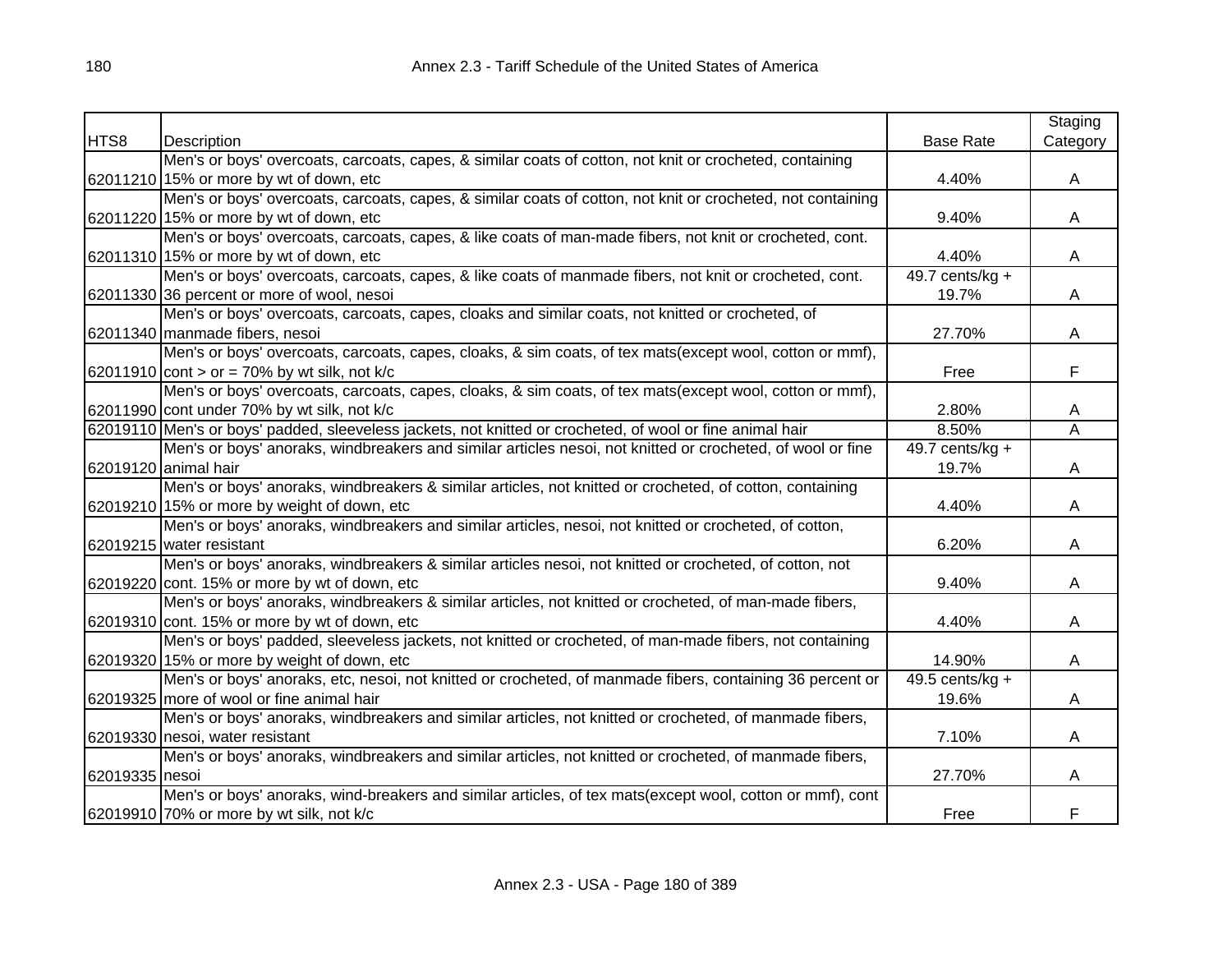| HTS8 | Description | Base Rate | Staging Category |
|---|---|---|---|
| 62011210 | Men's or boys' overcoats, carcoats, capes, & similar coats of cotton, not knit or crocheted, containing 15% or more by wt of down, etc | 4.40% | A |
| 62011220 | Men's or boys' overcoats, carcoats, capes, & similar coats of cotton, not knit or crocheted, not containing 15% or more by wt of down, etc | 9.40% | A |
| 62011310 | Men's or boys' overcoats, carcoats, capes, & like coats of man-made fibers, not knit or crocheted, cont. 15% or more by wt of down, etc | 4.40% | A |
| 62011330 | Men's or boys' overcoats, carcoats, capes, & like coats of manmade fibers, not knit or crocheted, cont. 36 percent or more of wool, nesoi | 49.7 cents/kg + 19.7% | A |
| 62011340 | Men's or boys' overcoats, carcoats, capes, cloaks and similar coats, not knitted or crocheted, of manmade fibers, nesoi | 27.70% | A |
| 62011910 | Men's or boys' overcoats, carcoats, capes, cloaks, & sim coats, of tex mats(except wool, cotton or mmf), cont > or = 70% by wt silk, not k/c | Free | F |
| 62011990 | Men's or boys' overcoats, carcoats, capes, cloaks, & sim coats, of tex mats(except wool, cotton or mmf), cont under 70% by wt silk, not k/c | 2.80% | A |
| 62019110 | Men's or boys' padded, sleeveless jackets, not knitted or crocheted, of wool or fine animal hair | 8.50% | A |
| 62019120 | Men's or boys' anoraks, windbreakers and similar articles nesoi, not knitted or crocheted, of wool or fine animal hair | 49.7 cents/kg + 19.7% | A |
| 62019210 | Men's or boys' anoraks, windbreakers & similar articles, not knitted or crocheted, of cotton, containing 15% or more by weight of down, etc | 4.40% | A |
| 62019215 | Men's or boys' anoraks, windbreakers and similar articles, nesoi, not knitted or crocheted, of cotton, water resistant | 6.20% | A |
| 62019220 | Men's or boys' anoraks, windbreakers & similar articles nesoi, not knitted or crocheted, of cotton, not cont. 15% or more by wt of down, etc | 9.40% | A |
| 62019310 | Men's or boys' anoraks, windbreakers & similar articles, not knitted or crocheted, of man-made fibers, cont. 15% or more by wt of down, etc | 4.40% | A |
| 62019320 | Men's or boys' padded, sleeveless jackets, not knitted or crocheted, of man-made fibers, not containing 15% or more by weight of down, etc | 14.90% | A |
| 62019325 | Men's or boys' anoraks, etc, nesoi, not knitted or crocheted, of manmade fibers, containing 36 percent or more of wool or fine animal hair | 49.5 cents/kg + 19.6% | A |
| 62019330 | Men's or boys' anoraks, windbreakers and similar articles, not knitted or crocheted, of manmade fibers, nesoi, water resistant | 7.10% | A |
| 62019335 | Men's or boys' anoraks, windbreakers and similar articles, not knitted or crocheted, of manmade fibers, nesoi | 27.70% | A |
| 62019910 | Men's or boys' anoraks, wind-breakers and similar articles, of tex mats(except wool, cotton or mmf), cont 70% or more by wt silk, not k/c | Free | F |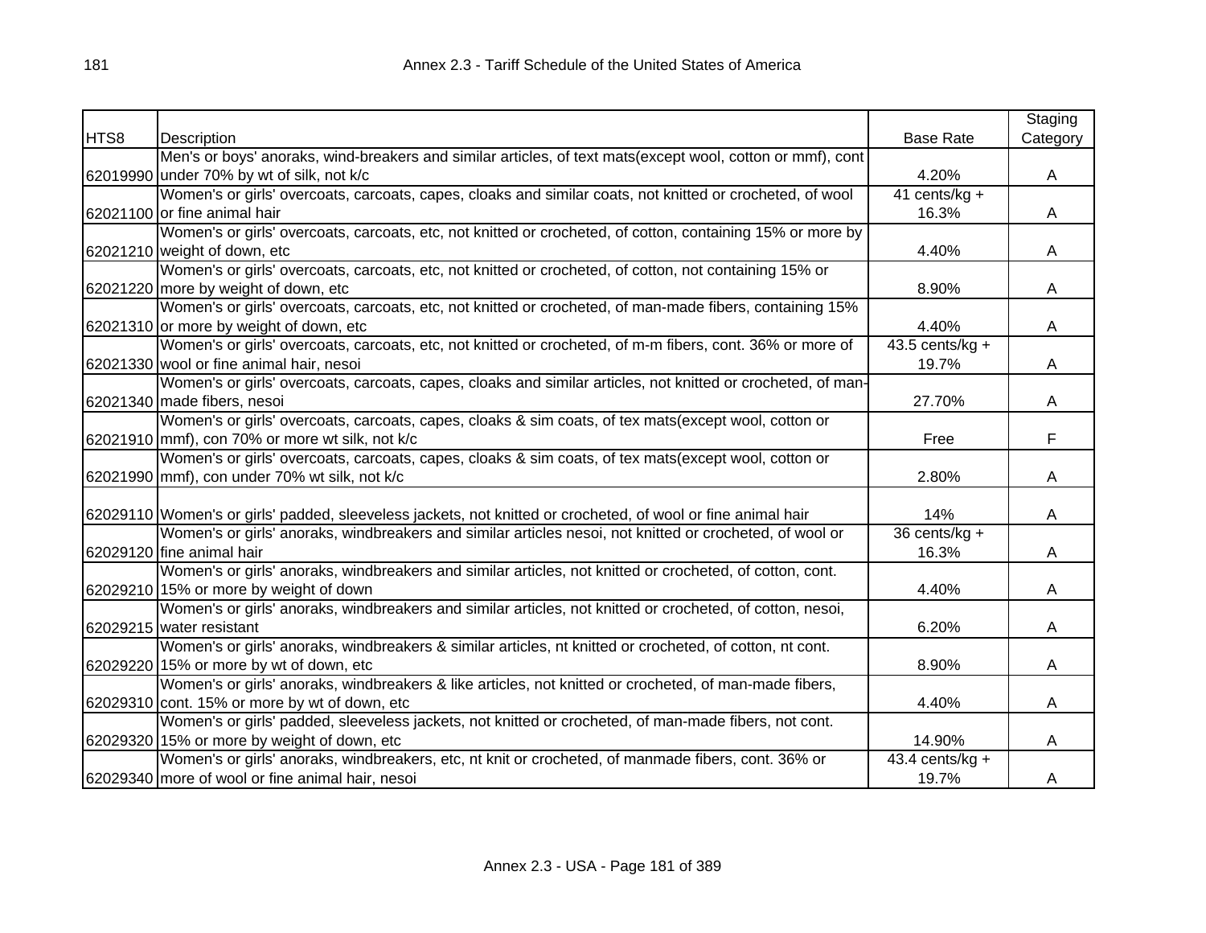| HTS8 | Description | Base Rate | Staging Category |
|---|---|---|---|
| 62019990 | Men's or boys' anoraks, wind-breakers and similar articles, of text mats(except wool, cotton or mmf), cont under 70% by wt of silk, not k/c | 4.20% | A |
| 62021100 | Women's or girls' overcoats, carcoats, capes, cloaks and similar coats, not knitted or crocheted, of wool or fine animal hair | 41 cents/kg + 16.3% | A |
| 62021210 | Women's or girls' overcoats, carcoats, etc, not knitted or crocheted, of cotton, containing 15% or more by weight of down, etc | 4.40% | A |
| 62021220 | Women's or girls' overcoats, carcoats, etc, not knitted or crocheted, of cotton, not containing 15% or more by weight of down, etc | 8.90% | A |
| 62021310 | Women's or girls' overcoats, carcoats, etc, not knitted or crocheted, of man-made fibers, containing 15% or more by weight of down, etc | 4.40% | A |
| 62021330 | Women's or girls' overcoats, carcoats, etc, not knitted or crocheted, of m-m fibers, cont. 36% or more of wool or fine animal hair, nesoi | 43.5 cents/kg + 19.7% | A |
| 62021340 | Women's or girls' overcoats, carcoats, capes, cloaks and similar articles, not knitted or crocheted, of man-made fibers, nesoi | 27.70% | A |
| 62021910 | Women's or girls' overcoats, carcoats, capes, cloaks & sim coats, of tex mats(except wool, cotton or mmf), con 70% or more wt silk, not k/c | Free | F |
| 62021990 | Women's or girls' overcoats, carcoats, capes, cloaks & sim coats, of tex mats(except wool, cotton or mmf), con under 70% wt silk, not k/c | 2.80% | A |
| 62029110 | Women's or girls' padded, sleeveless jackets, not knitted or crocheted, of wool or fine animal hair | 14% | A |
| 62029120 | Women's or girls' anoraks, windbreakers and similar articles nesoi, not knitted or crocheted, of wool or fine animal hair | 36 cents/kg + 16.3% | A |
| 62029210 | Women's or girls' anoraks, windbreakers and similar articles, not knitted or crocheted, of cotton, cont. 15% or more by weight of down | 4.40% | A |
| 62029215 | Women's or girls' anoraks, windbreakers and similar articles, not knitted or crocheted, of cotton, nesoi, water resistant | 6.20% | A |
| 62029220 | Women's or girls' anoraks, windbreakers & similar articles, nt knitted or crocheted, of cotton, nt cont. 15% or more by wt of down, etc | 8.90% | A |
| 62029310 | Women's or girls' anoraks, windbreakers & like articles, not knitted or crocheted, of man-made fibers, cont. 15% or more by wt of down, etc | 4.40% | A |
| 62029320 | Women's or girls' padded, sleeveless jackets, not knitted or crocheted, of man-made fibers, not cont. 15% or more by weight of down, etc | 14.90% | A |
| 62029340 | Women's or girls' anoraks, windbreakers, etc, nt knit or crocheted, of manmade fibers, cont. 36% or more of wool or fine animal hair, nesoi | 43.4 cents/kg + 19.7% | A |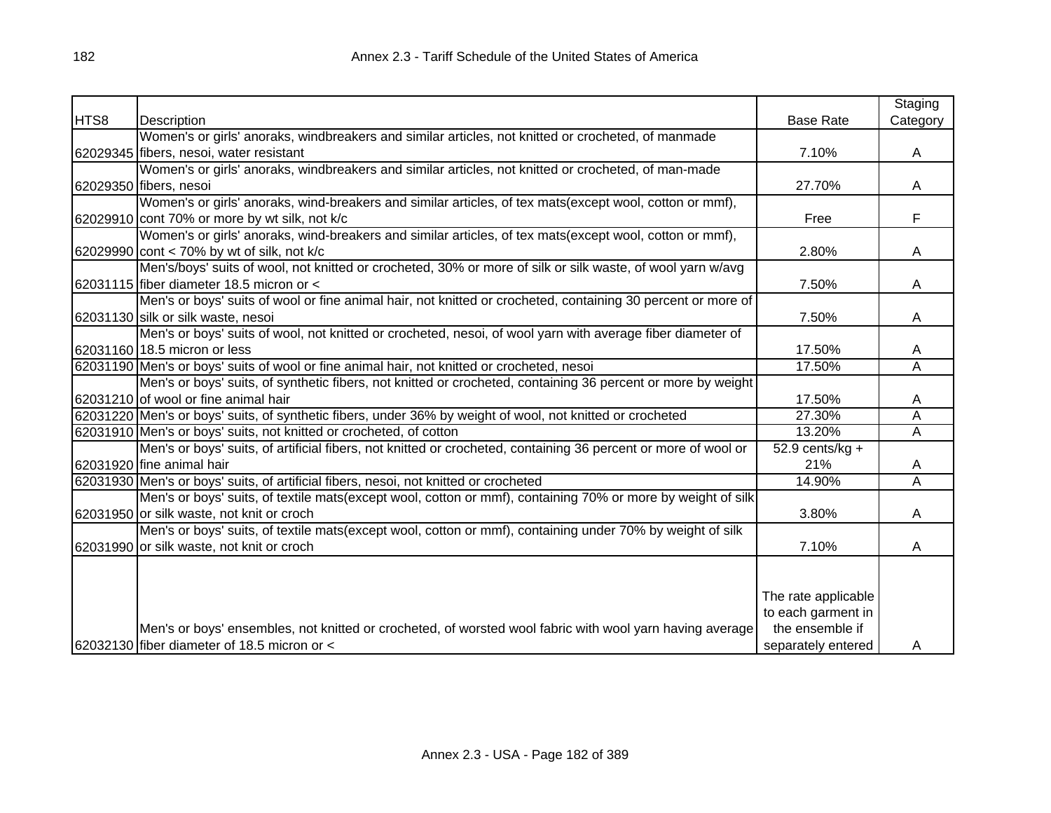| HTS8 | Description | Base Rate | Staging Category |
|---|---|---|---|
| 62029345 | Women's or girls' anoraks, windbreakers and similar articles, not knitted or crocheted, of manmade fibers, nesoi, water resistant | 7.10% | A |
| 62029350 | Women's or girls' anoraks, windbreakers and similar articles, not knitted or crocheted, of man-made fibers, nesoi | 27.70% | A |
| 62029910 | Women's or girls' anoraks, wind-breakers and similar articles, of tex mats(except wool, cotton or mmf), cont 70% or more by wt silk, not k/c | Free | F |
| 62029990 | Women's or girls' anoraks, wind-breakers and similar articles, of tex mats(except wool, cotton or mmf), cont < 70% by wt of silk, not k/c | 2.80% | A |
| 62031115 | Men's/boys' suits of wool, not knitted or crocheted, 30% or more of silk or silk waste, of wool yarn w/avg fiber diameter 18.5 micron or < | 7.50% | A |
| 62031130 | Men's or boys' suits of wool or fine animal hair, not knitted or crocheted, containing 30 percent or more of silk or silk waste, nesoi | 7.50% | A |
| 62031160 | Men's or boys' suits of wool, not knitted or crocheted, nesoi, of wool yarn with average fiber diameter of 18.5 micron or less | 17.50% | A |
| 62031190 | Men's or boys' suits of wool or fine animal hair, not knitted or crocheted, nesoi | 17.50% | A |
| 62031210 | Men's or boys' suits, of synthetic fibers, not knitted or crocheted, containing 36 percent or more by weight of wool or fine animal hair | 17.50% | A |
| 62031220 | Men's or boys' suits, of synthetic fibers, under 36% by weight of wool, not knitted or crocheted | 27.30% | A |
| 62031910 | Men's or boys' suits, not knitted or crocheted, of cotton | 13.20% | A |
| 62031920 | Men's or boys' suits, of artificial fibers, not knitted or crocheted, containing 36 percent or more of wool or fine animal hair | 52.9 cents/kg + 21% | A |
| 62031930 | Men's or boys' suits, of artificial fibers, nesoi, not knitted or crocheted | 14.90% | A |
| 62031950 | Men's or boys' suits, of textile mats(except wool, cotton or mmf), containing 70% or more by weight of silk or silk waste, not knit or croch | 3.80% | A |
| 62031990 | Men's or boys' suits, of textile mats(except wool, cotton or mmf), containing under 70% by weight of silk or silk waste, not knit or croch | 7.10% | A |
| 62032130 | Men's or boys' ensembles, not knitted or crocheted, of worsted wool fabric with wool yarn having average fiber diameter of 18.5 micron or < | The rate applicable to each garment in the ensemble if separately entered | A |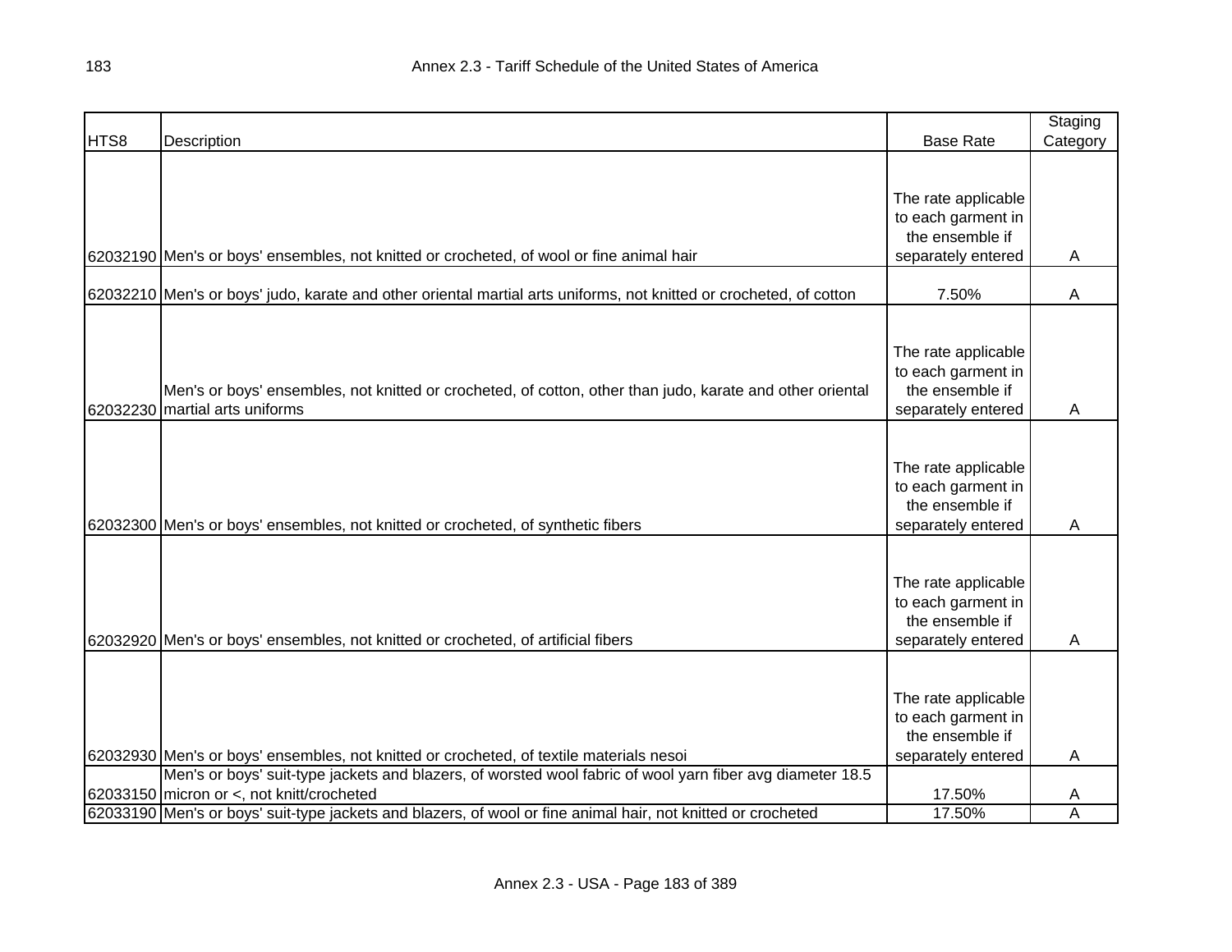| HTS8 | Description | Base Rate | Staging Category |
|---|---|---|---|
| 62032190 | Men's or boys' ensembles, not knitted or crocheted, of wool or fine animal hair | The rate applicable to each garment in the ensemble if separately entered | A |
| 62032210 | Men's or boys' judo, karate and other oriental martial arts uniforms, not knitted or crocheted, of cotton | 7.50% | A |
| 62032230 | Men's or boys' ensembles, not knitted or crocheted, of cotton, other than judo, karate and other oriental martial arts uniforms | The rate applicable to each garment in the ensemble if separately entered | A |
| 62032300 | Men's or boys' ensembles, not knitted or crocheted, of synthetic fibers | The rate applicable to each garment in the ensemble if separately entered | A |
| 62032920 | Men's or boys' ensembles, not knitted or crocheted, of artificial fibers | The rate applicable to each garment in the ensemble if separately entered | A |
| 62032930 | Men's or boys' ensembles, not knitted or crocheted, of textile materials nesoi | The rate applicable to each garment in the ensemble if separately entered | A |
| 62033150 | Men's or boys' suit-type jackets and blazers, of worsted wool fabric of wool yarn fiber avg diameter 18.5 micron or <, not knitt/crocheted | 17.50% | A |
| 62033190 | Men's or boys' suit-type jackets and blazers, of wool or fine animal hair, not knitted or crocheted | 17.50% | A |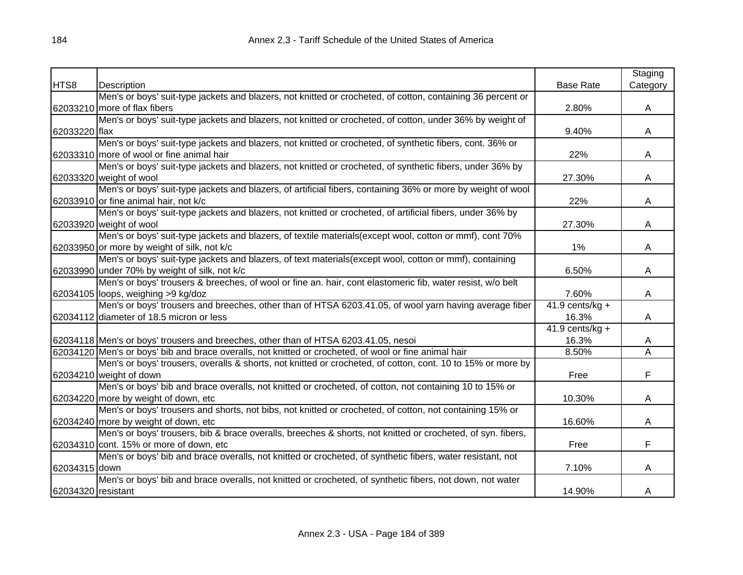| HTS8 | Description | Base Rate | Staging Category |
|---|---|---|---|
| 62033210 | Men's or boys' suit-type jackets and blazers, not knitted or crocheted, of cotton, containing 36 percent or more of flax fibers | 2.80% | A |
| 62033220 | Men's or boys' suit-type jackets and blazers, not knitted or crocheted, of cotton, under 36% by weight of flax | 9.40% | A |
| 62033310 | Men's or boys' suit-type jackets and blazers, not knitted or crocheted, of synthetic fibers, cont. 36% or more of wool or fine animal hair | 22% | A |
| 62033320 | Men's or boys' suit-type jackets and blazers, not knitted or crocheted, of synthetic fibers, under 36% by weight of wool | 27.30% | A |
| 62033910 | Men's or boys' suit-type jackets and blazers, of artificial fibers, containing 36% or more by weight of wool or fine animal hair, not k/c | 22% | A |
| 62033920 | Men's or boys' suit-type jackets and blazers, not knitted or crocheted, of artificial fibers, under 36% by weight of wool | 27.30% | A |
| 62033950 | Men's or boys' suit-type jackets and blazers, of textile materials(except wool, cotton or mmf), cont 70% or more by weight of silk, not k/c | 1% | A |
| 62033990 | Men's or boys' suit-type jackets and blazers, of text materials(except wool, cotton or mmf), containing under 70% by weight of silk, not k/c | 6.50% | A |
| 62034105 | Men's or boys' trousers & breeches, of wool or fine an. hair, cont elastomeric fib, water resist, w/o belt loops, weighing >9 kg/doz | 7.60% | A |
| 62034112 | Men's or boys' trousers and breeches, other than of HTSA 6203.41.05, of wool yarn having average fiber diameter of 18.5 micron or less | 41.9 cents/kg + 16.3% | A |
| 62034118 | Men's or boys' trousers and breeches, other than of HTSA 6203.41.05, nesoi | 41.9 cents/kg + 16.3% | A |
| 62034120 | Men's or boys' bib and brace overalls, not knitted or crocheted, of wool or fine animal hair | 8.50% | A |
| 62034210 | Men's or boys' trousers, overalls & shorts, not knitted or crocheted, of cotton, cont. 10 to 15% or more by weight of down | Free | F |
| 62034220 | Men's or boys' bib and brace overalls, not knitted or crocheted, of cotton, not containing 10 to 15% or more by weight of down, etc | 10.30% | A |
| 62034240 | Men's or boys' trousers and shorts, not bibs, not knitted or crocheted, of cotton, not containing 15% or more by weight of down, etc | 16.60% | A |
| 62034310 | Men's or boys' trousers, bib & brace overalls, breeches & shorts, not knitted or crocheted, of syn. fibers, cont. 15% or more of down, etc | Free | F |
| 62034315 | Men's or boys' bib and brace overalls, not knitted or crocheted, of synthetic fibers, water resistant, not down | 7.10% | A |
| 62034320 | Men's or boys' bib and brace overalls, not knitted or crocheted, of synthetic fibers, not down, not water resistant | 14.90% | A |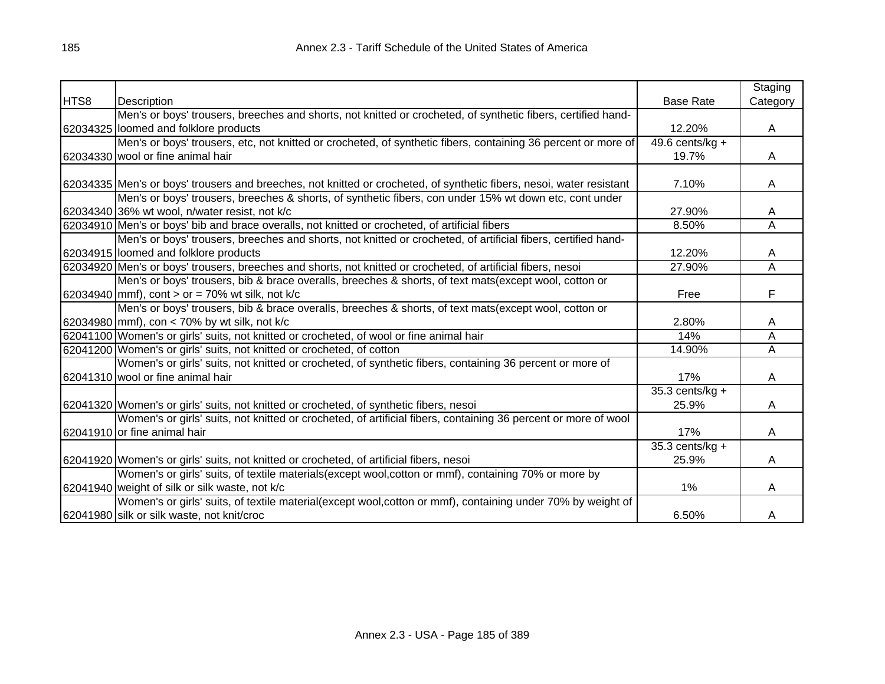| HTS8 | Description | Base Rate | Staging Category |
|---|---|---|---|
| 62034325 | Men's or boys' trousers, breeches and shorts, not knitted or crocheted, of synthetic fibers, certified hand-loomed and folklore products | 12.20% | A |
| 62034330 | Men's or boys' trousers, etc, not knitted or crocheted, of synthetic fibers, containing 36 percent or more of wool or fine animal hair | 49.6 cents/kg + 19.7% | A |
| 62034335 | Men's or boys' trousers and breeches, not knitted or crocheted, of synthetic fibers, nesoi, water resistant | 7.10% | A |
| 62034340 | Men's or boys' trousers, breeches & shorts, of synthetic fibers, con under 15% wt down etc, cont under 36% wt wool, n/water resist, not k/c | 27.90% | A |
| 62034910 | Men's or boys' bib and brace overalls, not knitted or crocheted, of artificial fibers | 8.50% | A |
| 62034915 | Men's or boys' trousers, breeches and shorts, not knitted or crocheted, of artificial fibers, certified hand-loomed and folklore products | 12.20% | A |
| 62034920 | Men's or boys' trousers, breeches and shorts, not knitted or crocheted, of artificial fibers, nesoi | 27.90% | A |
| 62034940 | Men's or boys' trousers, bib & brace overalls, breeches & shorts, of text mats(except wool, cotton or mmf), cont > or = 70% wt silk, not k/c | Free | F |
| 62034980 | Men's or boys' trousers, bib & brace overalls, breeches & shorts, of text mats(except wool, cotton or mmf), con < 70% by wt silk, not k/c | 2.80% | A |
| 62041100 | Women's or girls' suits, not knitted or crocheted, of wool or fine animal hair | 14% | A |
| 62041200 | Women's or girls' suits, not knitted or crocheted, of cotton | 14.90% | A |
| 62041310 | Women's or girls' suits, not knitted or crocheted, of synthetic fibers, containing 36 percent or more of wool or fine animal hair | 17% | A |
| 62041320 | Women's or girls' suits, not knitted or crocheted, of synthetic fibers, nesoi | 35.3 cents/kg + 25.9% | A |
| 62041910 | Women's or girls' suits, not knitted or crocheted, of artificial fibers, containing 36 percent or more of wool or fine animal hair | 17% | A |
| 62041920 | Women's or girls' suits, not knitted or crocheted, of artificial fibers, nesoi | 35.3 cents/kg + 25.9% | A |
| 62041940 | Women's or girls' suits, of textile materials(except wool,cotton or mmf), containing 70% or more by weight of silk or silk waste, not k/c | 1% | A |
| 62041980 | Women's or girls' suits, of textile material(except wool,cotton or mmf), containing under 70% by weight of silk or silk waste, not knit/croc | 6.50% | A |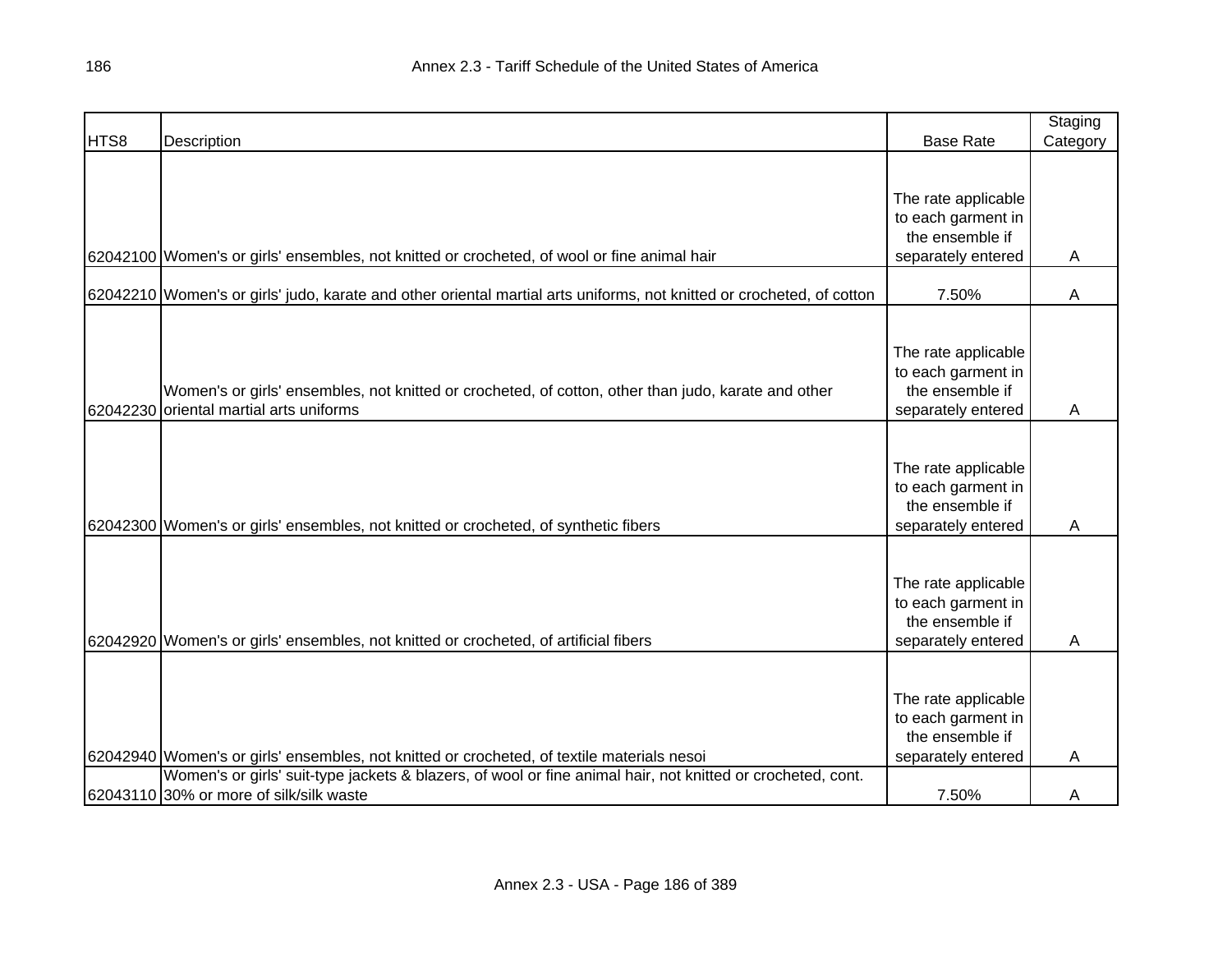| HTS8 | Description | Base Rate | Staging Category |
|---|---|---|---|
| 62042100 | Women's or girls' ensembles, not knitted or crocheted, of wool or fine animal hair | The rate applicable to each garment in the ensemble if separately entered | A |
| 62042210 | Women's or girls' judo, karate and other oriental martial arts uniforms, not knitted or crocheted, of cotton | 7.50% | A |
| 62042230 | Women's or girls' ensembles, not knitted or crocheted, of cotton, other than judo, karate and other oriental martial arts uniforms | The rate applicable to each garment in the ensemble if separately entered | A |
| 62042300 | Women's or girls' ensembles, not knitted or crocheted, of synthetic fibers | The rate applicable to each garment in the ensemble if separately entered | A |
| 62042920 | Women's or girls' ensembles, not knitted or crocheted, of artificial fibers | The rate applicable to each garment in the ensemble if separately entered | A |
| 62042940 | Women's or girls' ensembles, not knitted or crocheted, of textile materials nesoi | The rate applicable to each garment in the ensemble if separately entered | A |
| 62043110 | Women's or girls' suit-type jackets & blazers, of wool or fine animal hair, not knitted or crocheted, cont. 30% or more of silk/silk waste | 7.50% | A |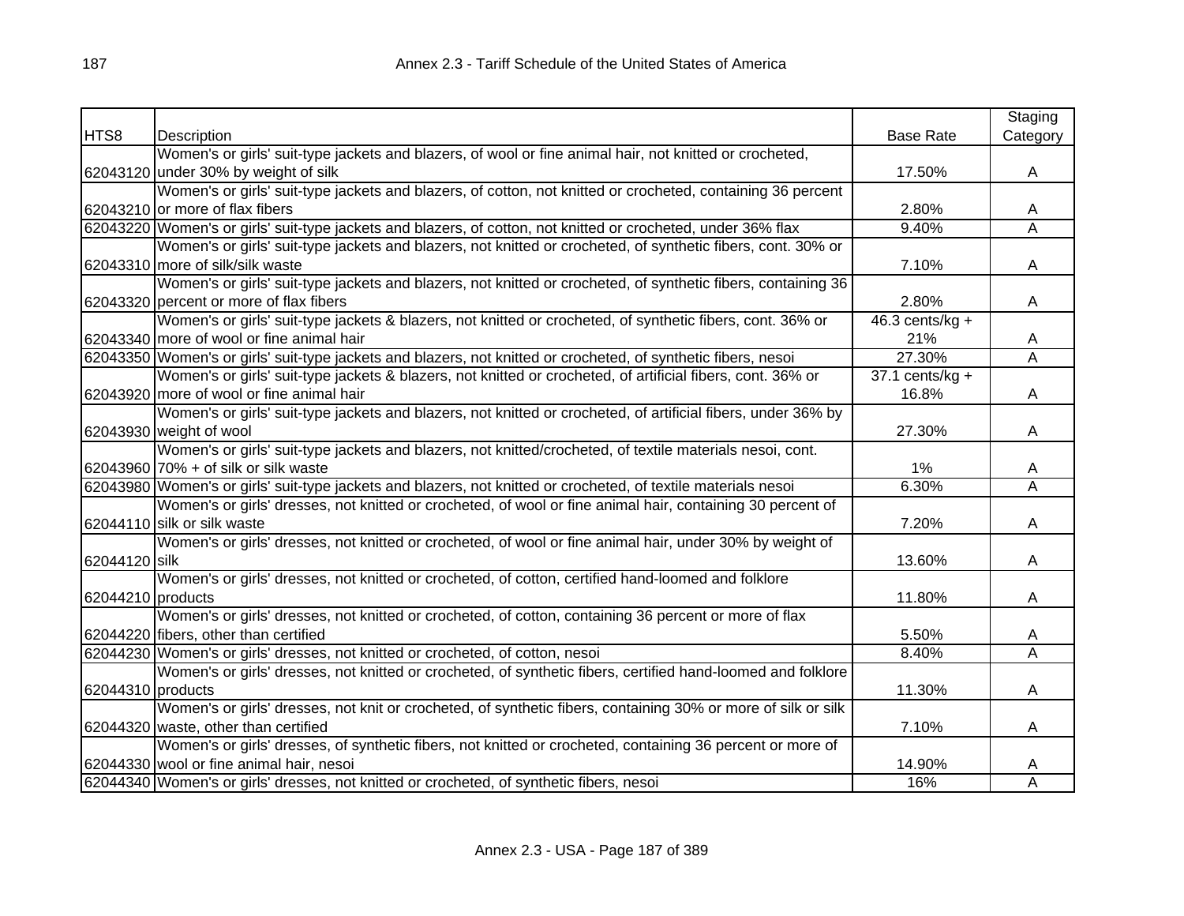| HTS8 | Description | Base Rate | Staging Category |
|---|---|---|---|
| 62043120 | Women's or girls' suit-type jackets and blazers, of wool or fine animal hair, not knitted or crocheted, under 30% by weight of silk | 17.50% | A |
| 62043210 | Women's or girls' suit-type jackets and blazers, of cotton, not knitted or crocheted, containing 36 percent or more of flax fibers | 2.80% | A |
| 62043220 | Women's or girls' suit-type jackets and blazers, of cotton, not knitted or crocheted, under 36% flax | 9.40% | A |
| 62043310 | Women's or girls' suit-type jackets and blazers, not knitted or crocheted, of synthetic fibers, cont. 30% or more of silk/silk waste | 7.10% | A |
| 62043320 | Women's or girls' suit-type jackets and blazers, not knitted or crocheted, of synthetic fibers, containing 36 percent or more of flax fibers | 2.80% | A |
| 62043340 | Women's or girls' suit-type jackets & blazers, not knitted or crocheted, of synthetic fibers, cont. 36% or more of wool or fine animal hair | 46.3 cents/kg + 21% | A |
| 62043350 | Women's or girls' suit-type jackets and blazers, not knitted or crocheted, of synthetic fibers, nesoi | 27.30% | A |
| 62043920 | Women's or girls' suit-type jackets & blazers, not knitted or crocheted, of artificial fibers, cont. 36% or more of wool or fine animal hair | 37.1 cents/kg + 16.8% | A |
| 62043930 | Women's or girls' suit-type jackets and blazers, not knitted or crocheted, of artificial fibers, under 36% by weight of wool | 27.30% | A |
| 62043960 | Women's or girls' suit-type jackets and blazers, not knitted/crocheted, of textile materials nesoi, cont. 70% + of silk or silk waste | 1% | A |
| 62043980 | Women's or girls' suit-type jackets and blazers, not knitted or crocheted, of textile materials nesoi | 6.30% | A |
| 62044110 | Women's or girls' dresses, not knitted or crocheted, of wool or fine animal hair, containing 30 percent of silk or silk waste | 7.20% | A |
| 62044120 | Women's or girls' dresses, not knitted or crocheted, of wool or fine animal hair, under 30% by weight of silk | 13.60% | A |
| 62044210 | Women's or girls' dresses, not knitted or crocheted, of cotton, certified hand-loomed and folklore products | 11.80% | A |
| 62044220 | Women's or girls' dresses, not knitted or crocheted, of cotton, containing 36 percent or more of flax fibers, other than certified | 5.50% | A |
| 62044230 | Women's or girls' dresses, not knitted or crocheted, of cotton, nesoi | 8.40% | A |
| 62044310 | Women's or girls' dresses, not knitted or crocheted, of synthetic fibers, certified hand-loomed and folklore products | 11.30% | A |
| 62044320 | Women's or girls' dresses, not knit or crocheted, of synthetic fibers, containing 30% or more of silk or silk waste, other than certified | 7.10% | A |
| 62044330 | Women's or girls' dresses, of synthetic fibers, not knitted or crocheted, containing 36 percent or more of wool or fine animal hair, nesoi | 14.90% | A |
| 62044340 | Women's or girls' dresses, not knitted or crocheted, of synthetic fibers, nesoi | 16% | A |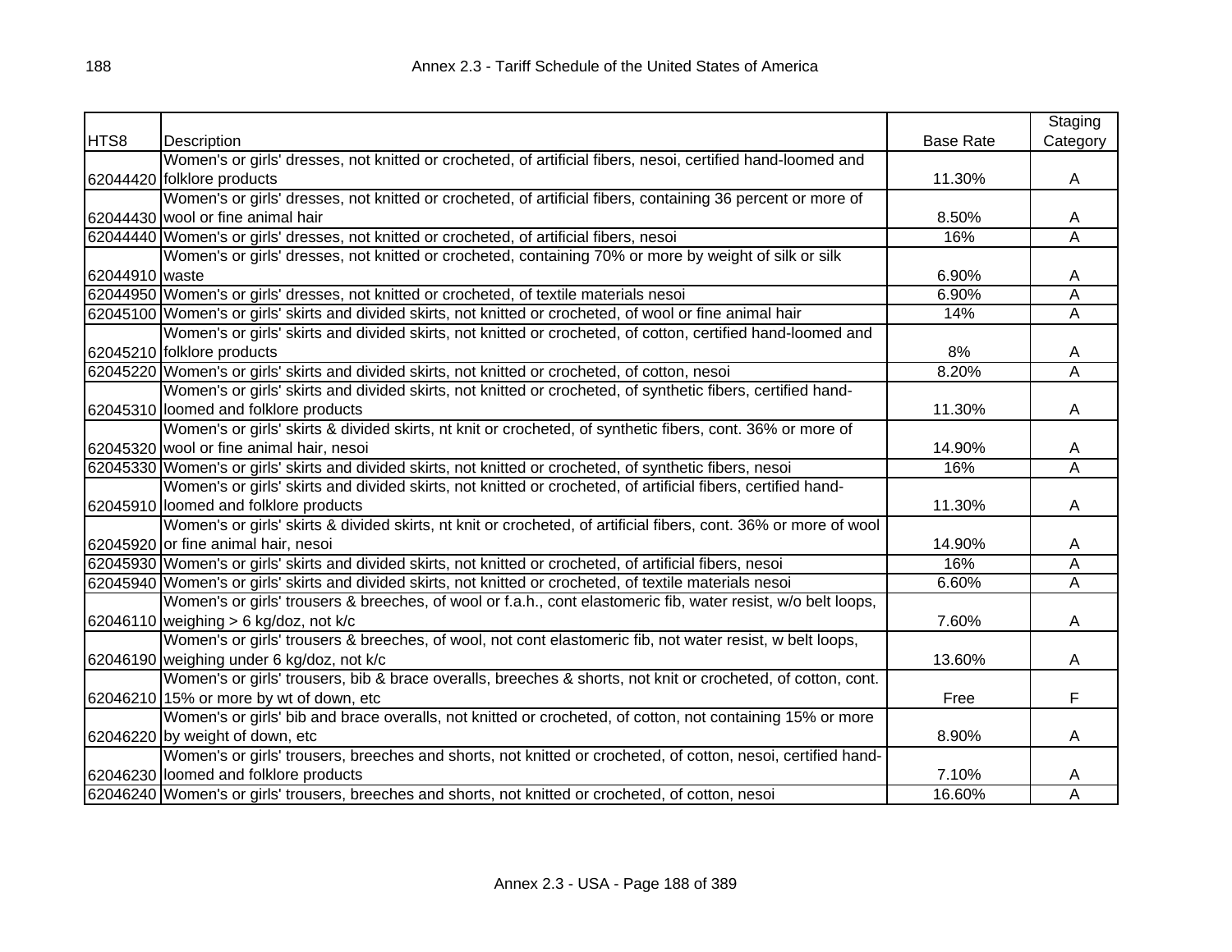| HTS8 | Description | Base Rate | Staging Category |
|---|---|---|---|
| 62044420 | Women's or girls' dresses, not knitted or crocheted, of artificial fibers, nesoi, certified hand-loomed and folklore products | 11.30% | A |
| 62044430 | Women's or girls' dresses, not knitted or crocheted, of artificial fibers, containing 36 percent or more of wool or fine animal hair | 8.50% | A |
| 62044440 | Women's or girls' dresses, not knitted or crocheted, of artificial fibers, nesoi | 16% | A |
| 62044910 | Women's or girls' dresses, not knitted or crocheted, containing 70% or more by weight of silk or silk waste | 6.90% | A |
| 62044950 | Women's or girls' dresses, not knitted or crocheted, of textile materials nesoi | 6.90% | A |
| 62045100 | Women's or girls' skirts and divided skirts, not knitted or crocheted, of wool or fine animal hair | 14% | A |
| 62045210 | Women's or girls' skirts and divided skirts, not knitted or crocheted, of cotton, certified hand-loomed and folklore products | 8% | A |
| 62045220 | Women's or girls' skirts and divided skirts, not knitted or crocheted, of cotton, nesoi | 8.20% | A |
| 62045310 | Women's or girls' skirts and divided skirts, not knitted or crocheted, of synthetic fibers, certified hand-loomed and folklore products | 11.30% | A |
| 62045320 | Women's or girls' skirts & divided skirts, nt knit or crocheted, of synthetic fibers, cont. 36% or more of wool or fine animal hair, nesoi | 14.90% | A |
| 62045330 | Women's or girls' skirts and divided skirts, not knitted or crocheted, of synthetic fibers, nesoi | 16% | A |
| 62045910 | Women's or girls' skirts and divided skirts, not knitted or crocheted, of artificial fibers, certified hand-loomed and folklore products | 11.30% | A |
| 62045920 | Women's or girls' skirts & divided skirts, nt knit or crocheted, of artificial fibers, cont. 36% or more of wool or fine animal hair, nesoi | 14.90% | A |
| 62045930 | Women's or girls' skirts and divided skirts, not knitted or crocheted, of artificial fibers, nesoi | 16% | A |
| 62045940 | Women's or girls' skirts and divided skirts, not knitted or crocheted, of textile materials nesoi | 6.60% | A |
| 62046110 | Women's or girls' trousers & breeches, of wool or f.a.h., cont elastomeric fib, water resist, w/o belt loops, weighing > 6 kg/doz, not k/c | 7.60% | A |
| 62046190 | Women's or girls' trousers & breeches, of wool, not cont elastomeric fib, not water resist, w belt loops, weighing under 6 kg/doz, not k/c | 13.60% | A |
| 62046210 | Women's or girls' trousers, bib & brace overalls, breeches & shorts, not knit or crocheted, of cotton, cont. 15% or more by wt of down, etc | Free | F |
| 62046220 | Women's or girls' bib and brace overalls, not knitted or crocheted, of cotton, not containing 15% or more by weight of down, etc | 8.90% | A |
| 62046230 | Women's or girls' trousers, breeches and shorts, not knitted or crocheted, of cotton, nesoi, certified hand-loomed and folklore products | 7.10% | A |
| 62046240 | Women's or girls' trousers, breeches and shorts, not knitted or crocheted, of cotton, nesoi | 16.60% | A |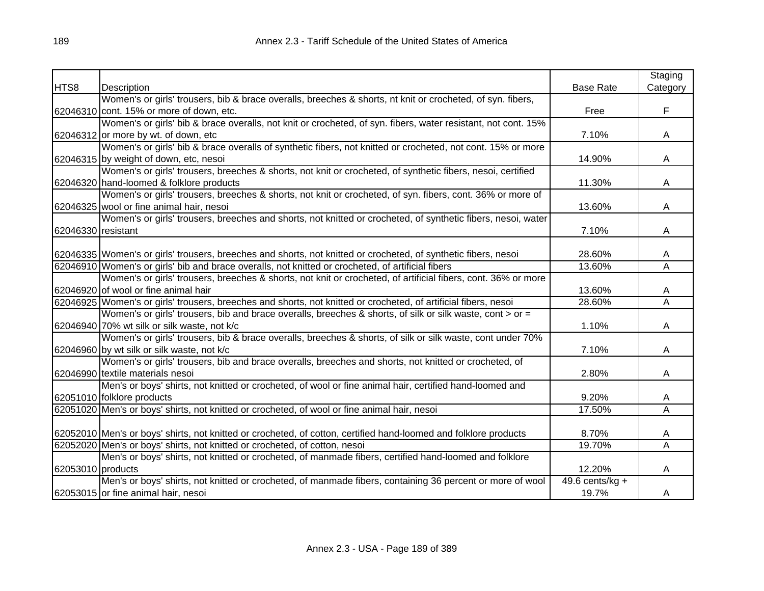| HTS8 | Description | Base Rate | Staging Category |
|---|---|---|---|
| 62046310 | Women's or girls' trousers, bib & brace overalls, breeches & shorts, nt knit or crocheted, of syn. fibers, cont. 15% or more of down, etc. | Free | F |
| 62046312 | Women's or girls' bib & brace overalls, not knit or crocheted, of syn. fibers, water resistant, not cont. 15% or more by wt. of down, etc | 7.10% | A |
| 62046315 | Women's or girls' bib & brace overalls of synthetic fibers, not knitted or crocheted, not cont. 15% or more by weight of down, etc, nesoi | 14.90% | A |
| 62046320 | Women's or girls' trousers, breeches & shorts, not knit or crocheted, of synthetic fibers, nesoi, certified hand-loomed & folklore products | 11.30% | A |
| 62046325 | Women's or girls' trousers, breeches & shorts, not knit or crocheted, of syn. fibers, cont. 36% or more of wool or fine animal hair, nesoi | 13.60% | A |
| 62046330 | Women's or girls' trousers, breeches and shorts, not knitted or crocheted, of synthetic fibers, nesoi, water resistant | 7.10% | A |
| 62046335 | Women's or girls' trousers, breeches and shorts, not knitted or crocheted, of synthetic fibers, nesoi | 28.60% | A |
| 62046910 | Women's or girls' bib and brace overalls, not knitted or crocheted, of artificial fibers | 13.60% | A |
| 62046920 | Women's or girls' trousers, breeches & shorts, not knit or crocheted, of artificial fibers, cont. 36% or more of wool or fine animal hair | 13.60% | A |
| 62046925 | Women's or girls' trousers, breeches and shorts, not knitted or crocheted, of artificial fibers, nesoi | 28.60% | A |
| 62046940 | Women's or girls' trousers, bib and brace overalls, breeches & shorts, of silk or silk waste, cont > or = 70% wt silk or silk waste, not k/c | 1.10% | A |
| 62046960 | Women's or girls' trousers, bib & brace overalls, breeches & shorts, of silk or silk waste, cont under 70% by wt silk or silk waste, not k/c | 7.10% | A |
| 62046990 | Women's or girls' trousers, bib and brace overalls, breeches and shorts, not knitted or crocheted, of textile materials nesoi | 2.80% | A |
| 62051010 | Men's or boys' shirts, not knitted or crocheted, of wool or fine animal hair, certified hand-loomed and folklore products | 9.20% | A |
| 62051020 | Men's or boys' shirts, not knitted or crocheted, of wool or fine animal hair, nesoi | 17.50% | A |
| 62052010 | Men's or boys' shirts, not knitted or crocheted, of cotton, certified hand-loomed and folklore products | 8.70% | A |
| 62052020 | Men's or boys' shirts, not knitted or crocheted, of cotton, nesoi | 19.70% | A |
| 62053010 | Men's or boys' shirts, not knitted or crocheted, of manmade fibers, certified hand-loomed and folklore products | 12.20% | A |
| 62053015 | Men's or boys' shirts, not knitted or crocheted, of manmade fibers, containing 36 percent or more of wool or fine animal hair, nesoi | 49.6 cents/kg + 19.7% | A |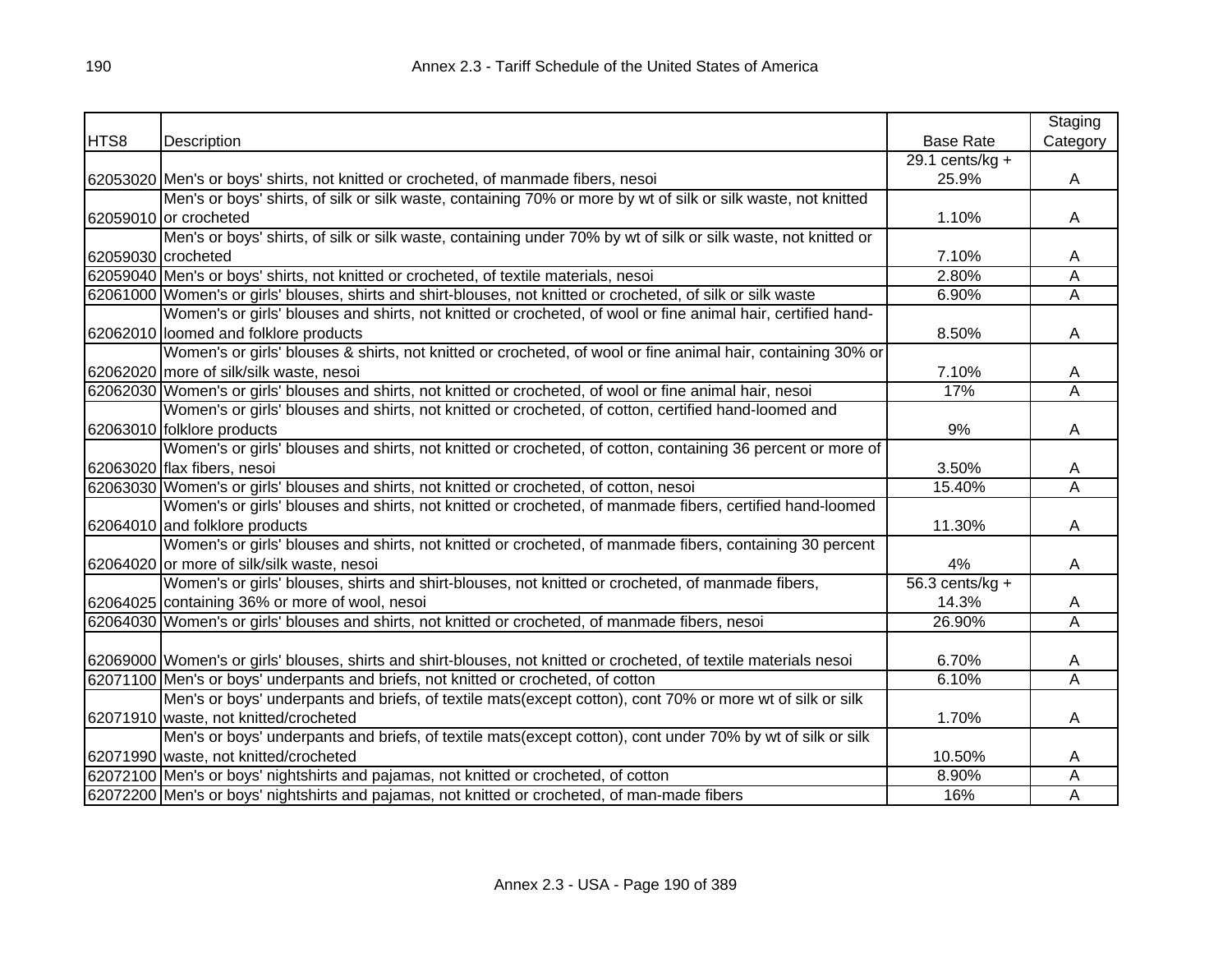| HTS8 | Description | Base Rate | Staging Category |
|---|---|---|---|
| 62053020 | Men's or boys' shirts, not knitted or crocheted, of manmade fibers, nesoi | 29.1 cents/kg + 25.9% | A |
| 62059010 | Men's or boys' shirts, of silk or silk waste, containing 70% or more by wt of silk or silk waste, not knitted or crocheted | 1.10% | A |
| 62059030 | Men's or boys' shirts, of silk or silk waste, containing under 70% by wt of silk or silk waste, not knitted or crocheted | 7.10% | A |
| 62059040 | Men's or boys' shirts, not knitted or crocheted, of textile materials, nesoi | 2.80% | A |
| 62061000 | Women's or girls' blouses, shirts and shirt-blouses, not knitted or crocheted, of silk or silk waste | 6.90% | A |
| 62062010 | Women's or girls' blouses and shirts, not knitted or crocheted, of wool or fine animal hair, certified hand-loomed and folklore products | 8.50% | A |
| 62062020 | Women's or girls' blouses & shirts, not knitted or crocheted, of wool or fine animal hair, containing 30% or more of silk/silk waste, nesoi | 7.10% | A |
| 62062030 | Women's or girls' blouses and shirts, not knitted or crocheted, of wool or fine animal hair, nesoi | 17% | A |
| 62063010 | Women's or girls' blouses and shirts, not knitted or crocheted, of cotton, certified hand-loomed and folklore products | 9% | A |
| 62063020 | Women's or girls' blouses and shirts, not knitted or crocheted, of cotton, containing 36 percent or more of flax fibers, nesoi | 3.50% | A |
| 62063030 | Women's or girls' blouses and shirts, not knitted or crocheted, of cotton, nesoi | 15.40% | A |
| 62064010 | Women's or girls' blouses and shirts, not knitted or crocheted, of manmade fibers, certified hand-loomed and folklore products | 11.30% | A |
| 62064020 | Women's or girls' blouses and shirts, not knitted or crocheted, of manmade fibers, containing 30 percent or more of silk/silk waste, nesoi | 4% | A |
| 62064025 | Women's or girls' blouses, shirts and shirt-blouses, not knitted or crocheted, of manmade fibers, containing 36% or more of wool, nesoi | 56.3 cents/kg + 14.3% | A |
| 62064030 | Women's or girls' blouses and shirts, not knitted or crocheted, of manmade fibers, nesoi | 26.90% | A |
| 62069000 | Women's or girls' blouses, shirts and shirt-blouses, not knitted or crocheted, of textile materials nesoi | 6.70% | A |
| 62071100 | Men's or boys' underpants and briefs, not knitted or crocheted, of cotton | 6.10% | A |
| 62071910 | Men's or boys' underpants and briefs, of textile mats(except cotton), cont 70% or more wt of silk or silk waste, not knitted/crocheted | 1.70% | A |
| 62071990 | Men's or boys' underpants and briefs, of textile mats(except cotton), cont under 70% by wt of silk or silk waste, not knitted/crocheted | 10.50% | A |
| 62072100 | Men's or boys' nightshirts and pajamas, not knitted or crocheted, of cotton | 8.90% | A |
| 62072200 | Men's or boys' nightshirts and pajamas, not knitted or crocheted, of man-made fibers | 16% | A |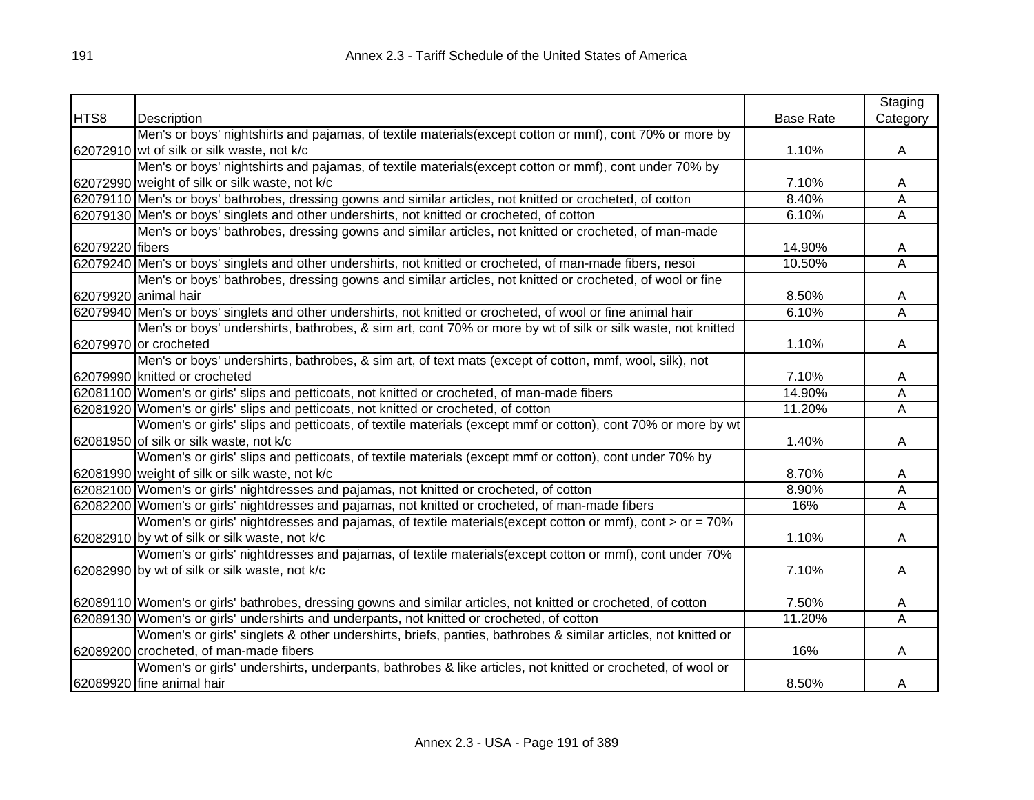| HTS8 | Description | Base Rate | Staging Category |
|---|---|---|---|
| 62072910 | Men's or boys' nightshirts and pajamas, of textile materials(except cotton or mmf), cont 70% or more by wt of silk or silk waste, not k/c | 1.10% | A |
| 62072990 | Men's or boys' nightshirts and pajamas, of textile materials(except cotton or mmf), cont under 70% by weight of silk or silk waste, not k/c | 7.10% | A |
| 62079110 | Men's or boys' bathrobes, dressing gowns and similar articles, not knitted or crocheted, of cotton | 8.40% | A |
| 62079130 | Men's or boys' singlets and other undershirts, not knitted or crocheted, of cotton | 6.10% | A |
| 62079220 | Men's or boys' bathrobes, dressing gowns and similar articles, not knitted or crocheted, of man-made fibers | 14.90% | A |
| 62079240 | Men's or boys' singlets and other undershirts, not knitted or crocheted, of man-made fibers, nesoi | 10.50% | A |
| 62079920 | Men's or boys' bathrobes, dressing gowns and similar articles, not knitted or crocheted, of wool or fine animal hair | 8.50% | A |
| 62079940 | Men's or boys' singlets and other undershirts, not knitted or crocheted, of wool or fine animal hair | 6.10% | A |
| 62079970 | Men's or boys' undershirts, bathrobes, & sim art, cont 70% or more by wt of silk or silk waste, not knitted or crocheted | 1.10% | A |
| 62079990 | Men's or boys' undershirts, bathrobes, & sim art, of text mats (except of cotton, mmf, wool, silk), not knitted or crocheted | 7.10% | A |
| 62081100 | Women's or girls' slips and petticoats, not knitted or crocheted, of man-made fibers | 14.90% | A |
| 62081920 | Women's or girls' slips and petticoats, not knitted or crocheted, of cotton | 11.20% | A |
| 62081950 | Women's or girls' slips and petticoats, of textile materials (except mmf or cotton), cont 70% or more by wt of silk or silk waste, not k/c | 1.40% | A |
| 62081990 | Women's or girls' slips and petticoats, of textile materials (except mmf or cotton), cont under 70% by weight of silk or silk waste, not k/c | 8.70% | A |
| 62082100 | Women's or girls' nightdresses and pajamas, not knitted or crocheted, of cotton | 8.90% | A |
| 62082200 | Women's or girls' nightdresses and pajamas, not knitted or crocheted, of man-made fibers | 16% | A |
| 62082910 | Women's or girls' nightdresses and pajamas, of textile materials(except cotton or mmf), cont > or = 70% by wt of silk or silk waste, not k/c | 1.10% | A |
| 62082990 | Women's or girls' nightdresses and pajamas, of textile materials(except cotton or mmf), cont under 70% by wt of silk or silk waste, not k/c | 7.10% | A |
| 62089110 | Women's or girls' bathrobes, dressing gowns and similar articles, not knitted or crocheted, of cotton | 7.50% | A |
| 62089130 | Women's or girls' undershirts and underpants, not knitted or crocheted, of cotton | 11.20% | A |
| 62089200 | Women's or girls' singlets & other undershirts, briefs, panties, bathrobes & similar articles, not knitted or crocheted, of man-made fibers | 16% | A |
| 62089920 | Women's or girls' undershirts, underpants, bathrobes & like articles, not knitted or crocheted, of wool or fine animal hair | 8.50% | A |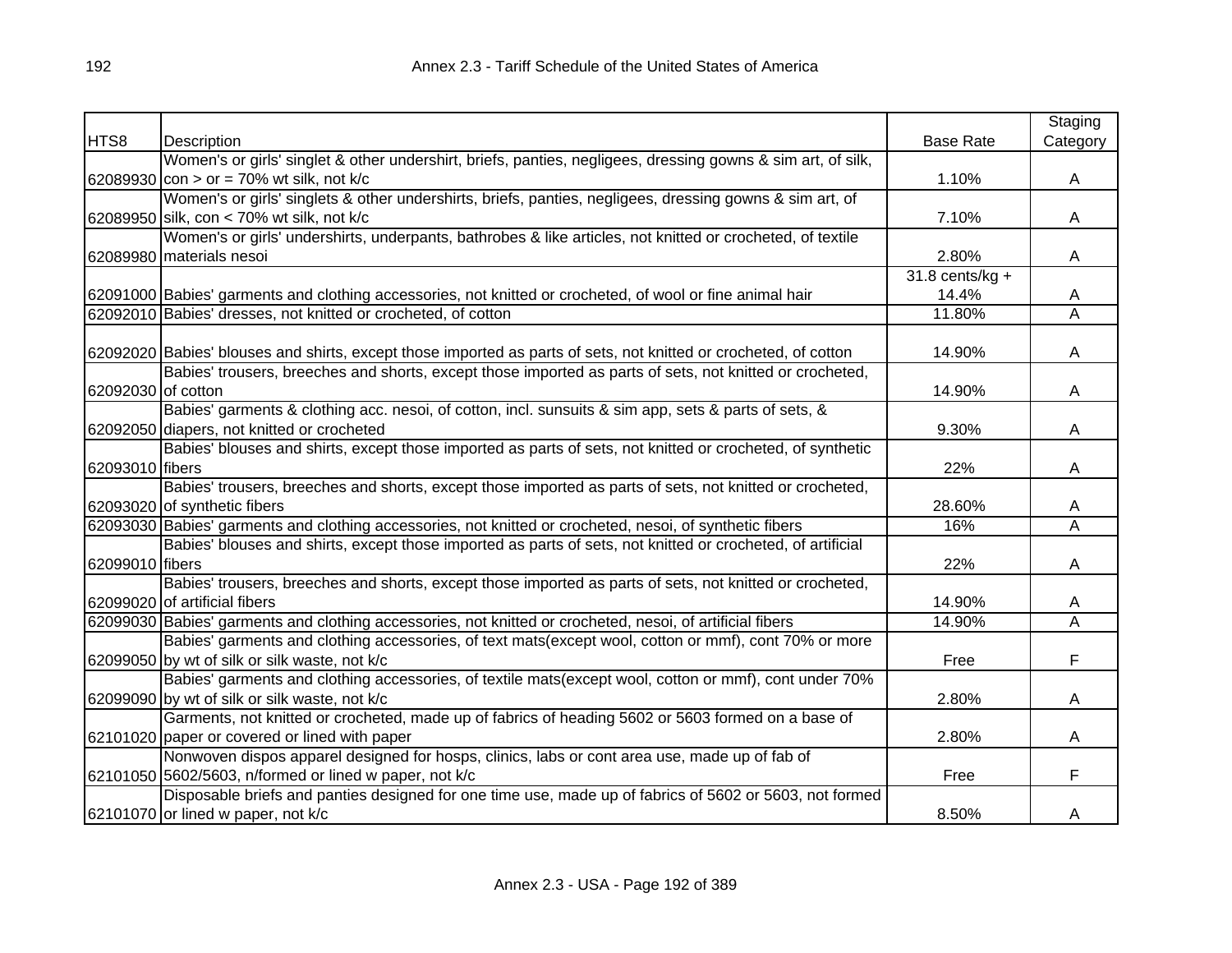| HTS8 | Description | Base Rate | Staging Category |
|---|---|---|---|
| 62089930 | Women's or girls' singlet & other undershirt, briefs, panties, negligees, dressing gowns & sim art, of silk, con > or = 70% wt silk, not k/c | 1.10% | A |
| 62089950 | Women's or girls' singlets & other undershirts, briefs, panties, negligees, dressing gowns & sim art, of silk, con < 70% wt silk, not k/c | 7.10% | A |
| 62089980 | Women's or girls' undershirts, underpants, bathrobes & like articles, not knitted or crocheted, of textile materials nesoi | 2.80% | A |
| 62091000 | Babies' garments and clothing accessories, not knitted or crocheted, of wool or fine animal hair | 31.8 cents/kg + 14.4% | A |
| 62092010 | Babies' dresses, not knitted or crocheted, of cotton | 11.80% | A |
| 62092020 | Babies' blouses and shirts, except those imported as parts of sets, not knitted or crocheted, of cotton | 14.90% | A |
| 62092030 | Babies' trousers, breeches and shorts, except those imported as parts of sets, not knitted or crocheted, of cotton | 14.90% | A |
| 62092050 | Babies' garments & clothing acc. nesoi, of cotton, incl. sunsuits & sim app, sets & parts of sets, & diapers, not knitted or crocheted | 9.30% | A |
| 62093010 | Babies' blouses and shirts, except those imported as parts of sets, not knitted or crocheted, of synthetic fibers | 22% | A |
| 62093020 | Babies' trousers, breeches and shorts, except those imported as parts of sets, not knitted or crocheted, of synthetic fibers | 28.60% | A |
| 62093030 | Babies' garments and clothing accessories, not knitted or crocheted, nesoi, of synthetic fibers | 16% | A |
| 62099010 | Babies' blouses and shirts, except those imported as parts of sets, not knitted or crocheted, of artificial fibers | 22% | A |
| 62099020 | Babies' trousers, breeches and shorts, except those imported as parts of sets, not knitted or crocheted, of artificial fibers | 14.90% | A |
| 62099030 | Babies' garments and clothing accessories, not knitted or crocheted, nesoi, of artificial fibers | 14.90% | A |
| 62099050 | Babies' garments and clothing accessories, of text mats(except wool, cotton or mmf), cont 70% or more by wt of silk or silk waste, not k/c | Free | F |
| 62099090 | Babies' garments and clothing accessories, of textile mats(except wool, cotton or mmf), cont under 70% by wt of silk or silk waste, not k/c | 2.80% | A |
| 62101020 | Garments, not knitted or crocheted, made up of fabrics of heading 5602 or 5603 formed on a base of paper or covered or lined with paper | 2.80% | A |
| 62101050 | Nonwoven dispos apparel designed for hosps, clinics, labs or cont area use, made up of fab of 5602/5603, n/formed or lined w paper, not k/c | Free | F |
| 62101070 | Disposable briefs and panties designed for one time use, made up of fabrics of 5602 or 5603, not formed or lined w paper, not k/c | 8.50% | A |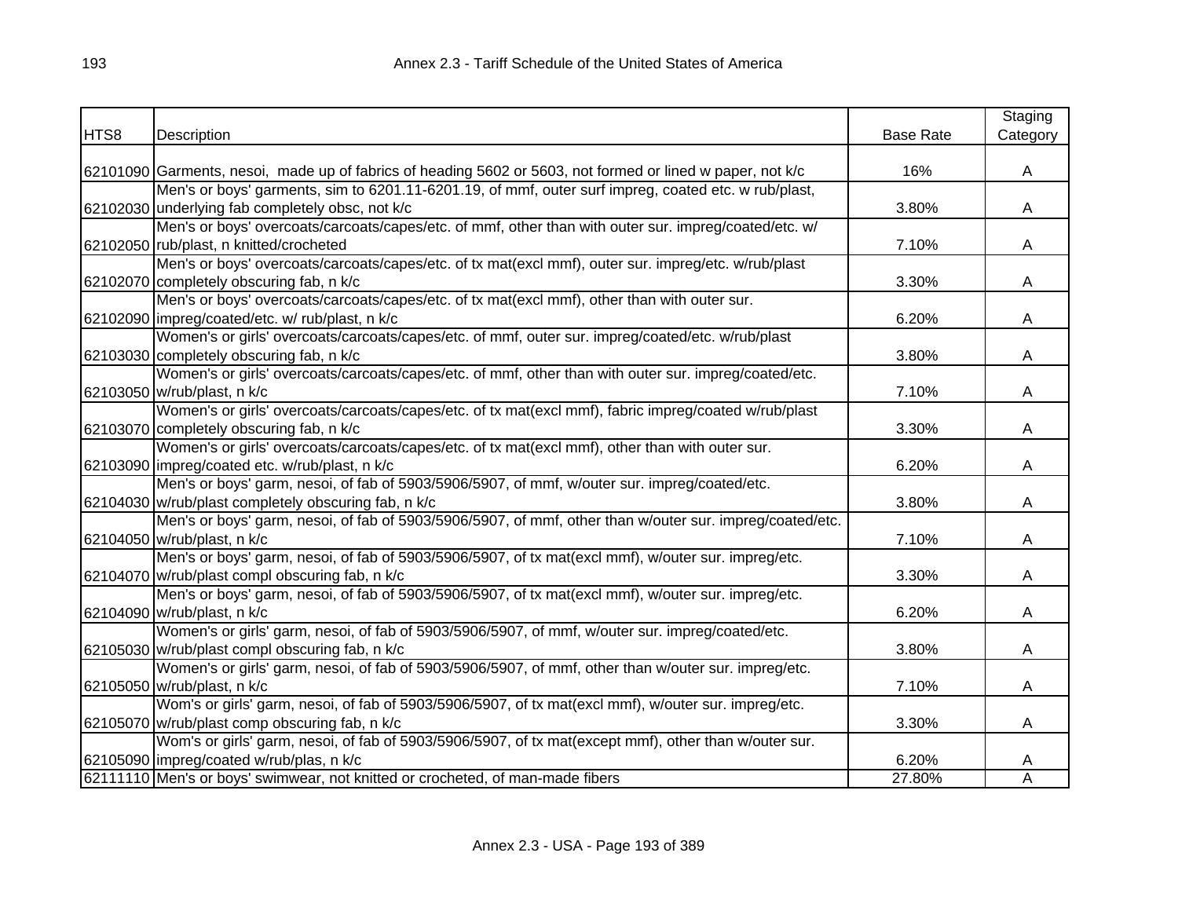| HTS8 | Description | Base Rate | Staging Category |
|---|---|---|---|
| 62101090 | Garments, nesoi, made up of fabrics of heading 5602 or 5603, not formed or lined w paper, not k/c | 16% | A |
| 62102030 | Men's or boys' garments, sim to 6201.11-6201.19, of mmf, outer surf impreg, coated etc. w rub/plast, underlying fab completely obsc, not k/c | 3.80% | A |
| 62102050 | Men's or boys' overcoats/carcoats/capes/etc. of mmf, other than with outer sur. impreg/coated/etc. w/ rub/plast, n knitted/crocheted | 7.10% | A |
| 62102070 | Men's or boys' overcoats/carcoats/capes/etc. of tx mat(excl mmf), outer sur. impreg/etc. w/rub/plast completely obscuring fab, n k/c | 3.30% | A |
| 62102090 | Men's or boys' overcoats/carcoats/capes/etc. of tx mat(excl mmf), other than with outer sur. impreg/coated/etc. w/ rub/plast, n k/c | 6.20% | A |
| 62103030 | Women's or girls' overcoats/carcoats/capes/etc. of mmf, outer sur. impreg/coated/etc. w/rub/plast completely obscuring fab, n k/c | 3.80% | A |
| 62103050 | Women's or girls' overcoats/carcoats/capes/etc. of mmf, other than with outer sur. impreg/coated/etc. w/rub/plast, n k/c | 7.10% | A |
| 62103070 | Women's or girls' overcoats/carcoats/capes/etc. of tx mat(excl mmf), fabric impreg/coated w/rub/plast completely obscuring fab, n k/c | 3.30% | A |
| 62103090 | Women's or girls' overcoats/carcoats/capes/etc. of tx mat(excl mmf), other than with outer sur. impreg/coated etc. w/rub/plast, n k/c | 6.20% | A |
| 62104030 | Men's or boys' garm, nesoi, of fab of 5903/5906/5907, of mmf, w/outer sur. impreg/coated/etc. w/rub/plast completely obscuring fab, n k/c | 3.80% | A |
| 62104050 | Men's or boys' garm, nesoi, of fab of 5903/5906/5907, of mmf, other than w/outer sur. impreg/coated/etc. w/rub/plast, n k/c | 7.10% | A |
| 62104070 | Men's or boys' garm, nesoi, of fab of 5903/5906/5907, of tx mat(excl mmf), w/outer sur. impreg/etc. w/rub/plast compl obscuring fab, n k/c | 3.30% | A |
| 62104090 | Men's or boys' garm, nesoi, of fab of 5903/5906/5907, of tx mat(excl mmf), w/outer sur. impreg/etc. w/rub/plast, n k/c | 6.20% | A |
| 62105030 | Women's or girls' garm, nesoi, of fab of 5903/5906/5907, of mmf, w/outer sur. impreg/coated/etc. w/rub/plast compl obscuring fab, n k/c | 3.80% | A |
| 62105050 | Women's or girls' garm, nesoi, of fab of 5903/5906/5907, of mmf, other than w/outer sur. impreg/etc. w/rub/plast, n k/c | 7.10% | A |
| 62105070 | Wom's or girls' garm, nesoi, of fab of 5903/5906/5907, of tx mat(excl mmf), w/outer sur. impreg/etc. w/rub/plast comp obscuring fab, n k/c | 3.30% | A |
| 62105090 | Wom's or girls' garm, nesoi, of fab of 5903/5906/5907, of tx mat(except mmf), other than w/outer sur. impreg/coated w/rub/plas, n k/c | 6.20% | A |
| 62111110 | Men's or boys' swimwear, not knitted or crocheted, of man-made fibers | 27.80% | A |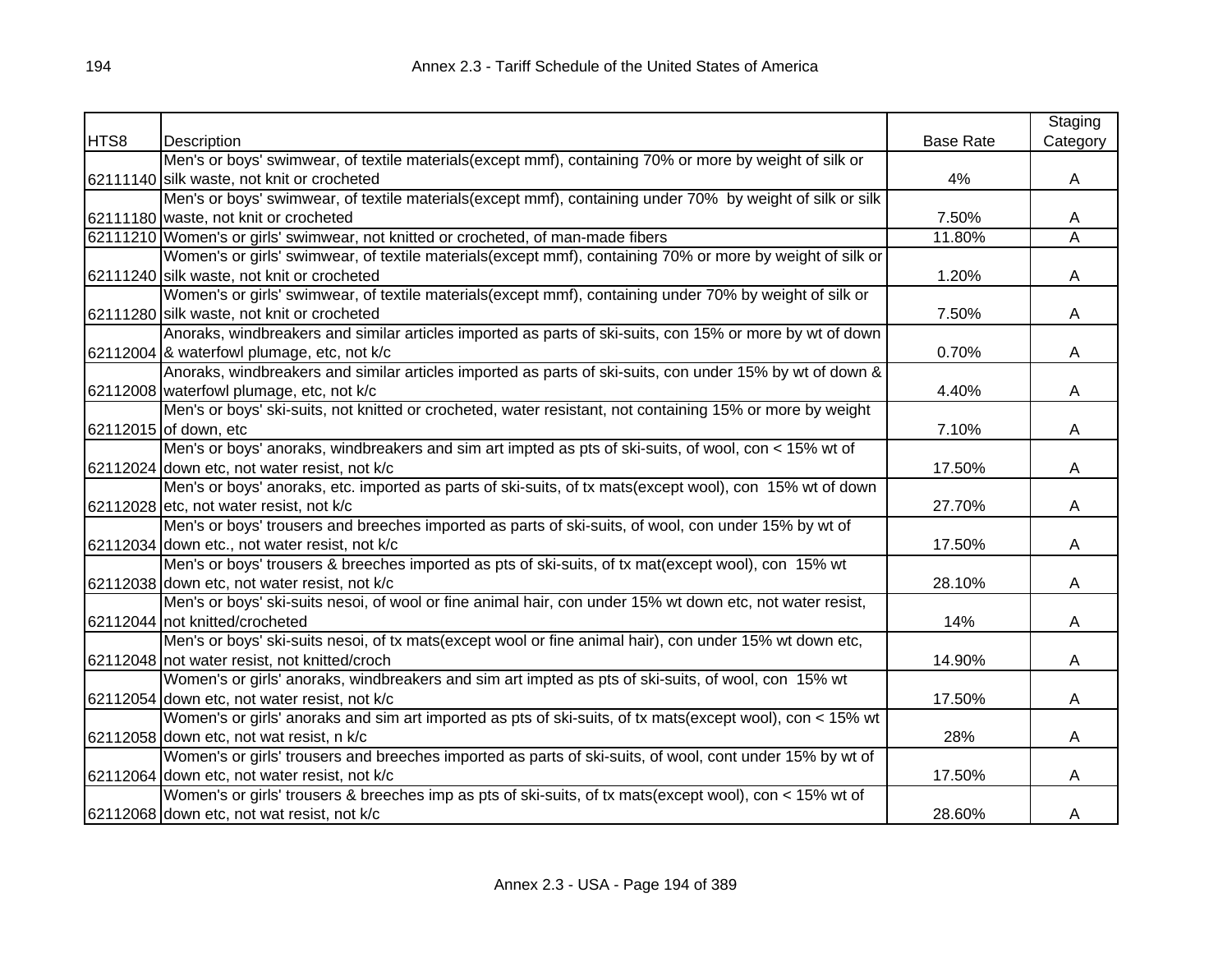| HTS8 | Description | Base Rate | Staging Category |
|---|---|---|---|
| 62111140 | Men's or boys' swimwear, of textile materials(except mmf), containing 70% or more by weight of silk or silk waste, not knit or crocheted | 4% | A |
| 62111180 | Men's or boys' swimwear, of textile materials(except mmf), containing under 70% by weight of silk or silk waste, not knit or crocheted | 7.50% | A |
| 62111210 | Women's or girls' swimwear, not knitted or crocheted, of man-made fibers | 11.80% | A |
| 62111240 | Women's or girls' swimwear, of textile materials(except mmf), containing 70% or more by weight of silk or silk waste, not knit or crocheted | 1.20% | A |
| 62111280 | Women's or girls' swimwear, of textile materials(except mmf), containing under 70% by weight of silk or silk waste, not knit or crocheted | 7.50% | A |
| 62112004 | Anoraks, windbreakers and similar articles imported as parts of ski-suits, con 15% or more by wt of down & waterfowl plumage, etc, not k/c | 0.70% | A |
| 62112008 | Anoraks, windbreakers and similar articles imported as parts of ski-suits, con under 15% by wt of down & waterfowl plumage, etc, not k/c | 4.40% | A |
| 62112015 | Men's or boys' ski-suits, not knitted or crocheted, water resistant, not containing 15% or more by weight of down, etc | 7.10% | A |
| 62112024 | Men's or boys' anoraks, windbreakers and sim art impted as pts of ski-suits, of wool, con < 15% wt of down etc, not water resist, not k/c | 17.50% | A |
| 62112028 | Men's or boys' anoraks, etc. imported as parts of ski-suits, of tx mats(except wool), con 15% wt of down etc, not water resist, not k/c | 27.70% | A |
| 62112034 | Men's or boys' trousers and breeches imported as parts of ski-suits, of wool, con under 15% by wt of down etc., not water resist, not k/c | 17.50% | A |
| 62112038 | Men's or boys' trousers & breeches imported as pts of ski-suits, of tx mat(except wool), con 15% wt down etc, not water resist, not k/c | 28.10% | A |
| 62112044 | Men's or boys' ski-suits nesoi, of wool or fine animal hair, con under 15% wt down etc, not water resist, not knitted/crocheted | 14% | A |
| 62112048 | Men's or boys' ski-suits nesoi, of tx mats(except wool or fine animal hair), con under 15% wt down etc, not water resist, not knitted/croch | 14.90% | A |
| 62112054 | Women's or girls' anoraks, windbreakers and sim art impted as pts of ski-suits, of wool, con 15% wt down etc, not water resist, not k/c | 17.50% | A |
| 62112058 | Women's or girls' anoraks and sim art imported as pts of ski-suits, of tx mats(except wool), con < 15% wt down etc, not wat resist, n k/c | 28% | A |
| 62112064 | Women's or girls' trousers and breeches imported as parts of ski-suits, of wool, cont under 15% by wt of down etc, not water resist, not k/c | 17.50% | A |
| 62112068 | Women's or girls' trousers & breeches imp as pts of ski-suits, of tx mats(except wool), con < 15% wt of down etc, not wat resist, not k/c | 28.60% | A |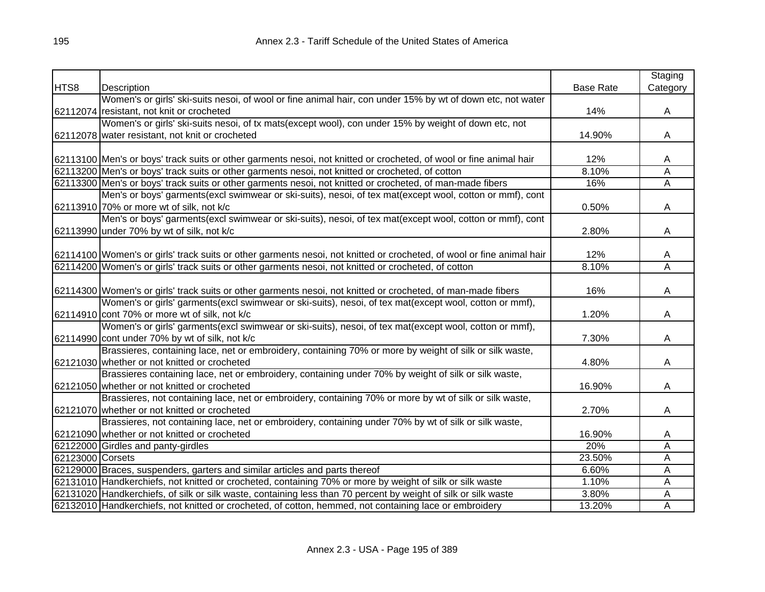| HTS8 | Description | Base Rate | Staging Category |
|---|---|---|---|
| 62112074 | Women's or girls' ski-suits nesoi, of wool or fine animal hair, con under 15% by wt of down etc, not water resistant, not knit or crocheted | 14% | A |
| 62112078 | Women's or girls' ski-suits nesoi, of tx mats(except wool), con under 15% by weight of down etc, not water resistant, not knit or crocheted | 14.90% | A |
| 62113100 | Men's or boys' track suits or other garments nesoi, not knitted or crocheted, of wool or fine animal hair | 12% | A |
| 62113200 | Men's or boys' track suits or other garments nesoi, not knitted or crocheted, of cotton | 8.10% | A |
| 62113300 | Men's or boys' track suits or other garments nesoi, not knitted or crocheted, of man-made fibers | 16% | A |
| 62113910 | Men's or boys' garments(excl swimwear or ski-suits), nesoi, of tex mat(except wool, cotton or mmf), cont 70% or more wt of silk, not k/c | 0.50% | A |
| 62113990 | Men's or boys' garments(excl swimwear or ski-suits), nesoi, of tex mat(except wool, cotton or mmf), cont under 70% by wt of silk, not k/c | 2.80% | A |
| 62114100 | Women's or girls' track suits or other garments nesoi, not knitted or crocheted, of wool or fine animal hair | 12% | A |
| 62114200 | Women's or girls' track suits or other garments nesoi, not knitted or crocheted, of cotton | 8.10% | A |
| 62114300 | Women's or girls' track suits or other garments nesoi, not knitted or crocheted, of man-made fibers | 16% | A |
| 62114910 | Women's or girls' garments(excl swimwear or ski-suits), nesoi, of tex mat(except wool, cotton or mmf), cont 70% or more wt of silk, not k/c | 1.20% | A |
| 62114990 | Women's or girls' garments(excl swimwear or ski-suits), nesoi, of tex mat(except wool, cotton or mmf), cont under 70% by wt of silk, not k/c | 7.30% | A |
| 62121030 | Brassieres, containing lace, net or embroidery, containing 70% or more by weight of silk or silk waste, whether or not knitted or crocheted | 4.80% | A |
| 62121050 | Brassieres containing lace, net or embroidery, containing under 70% by weight of silk or silk waste, whether or not knitted or crocheted | 16.90% | A |
| 62121070 | Brassieres, not containing lace, net or embroidery, containing 70% or more by wt of silk or silk waste, whether or not knitted or crocheted | 2.70% | A |
| 62121090 | Brassieres, not containing lace, net or embroidery, containing under 70% by wt of silk or silk waste, whether or not knitted or crocheted | 16.90% | A |
| 62122000 | Girdles and panty-girdles | 20% | A |
| 62123000 | Corsets | 23.50% | A |
| 62129000 | Braces, suspenders, garters and similar articles and parts thereof | 6.60% | A |
| 62131010 | Handkerchiefs, not knitted or crocheted, containing 70% or more by weight of silk or silk waste | 1.10% | A |
| 62131020 | Handkerchiefs, of silk or silk waste, containing less than 70 percent by weight of silk or silk waste | 3.80% | A |
| 62132010 | Handkerchiefs, not knitted or crocheted, of cotton, hemmed, not containing lace or embroidery | 13.20% | A |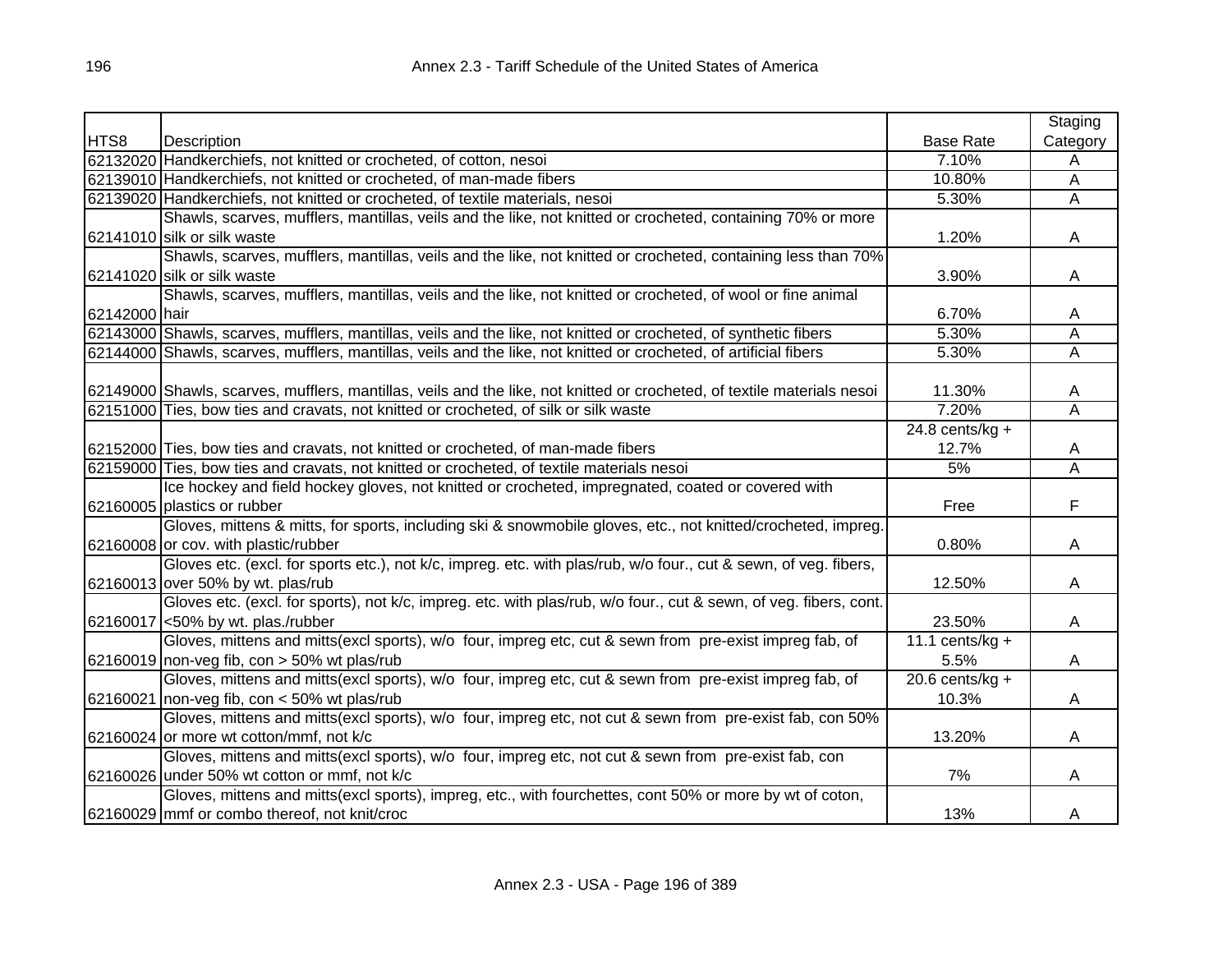| HTS8 | Description | Base Rate | Staging Category |
|---|---|---|---|
| 62132020 | Handkerchiefs, not knitted or crocheted, of cotton, nesoi | 7.10% | A |
| 62139010 | Handkerchiefs, not knitted or crocheted, of man-made fibers | 10.80% | A |
| 62139020 | Handkerchiefs, not knitted or crocheted, of textile materials, nesoi | 5.30% | A |
| 62141010 | Shawls, scarves, mufflers, mantillas, veils and the like, not knitted or crocheted, containing 70% or more silk or silk waste | 1.20% | A |
| 62141020 | Shawls, scarves, mufflers, mantillas, veils and the like, not knitted or crocheted, containing less than 70% silk or silk waste | 3.90% | A |
| 62142000 | Shawls, scarves, mufflers, mantillas, veils and the like, not knitted or crocheted, of wool or fine animal hair | 6.70% | A |
| 62143000 | Shawls, scarves, mufflers, mantillas, veils and the like, not knitted or crocheted, of synthetic fibers | 5.30% | A |
| 62144000 | Shawls, scarves, mufflers, mantillas, veils and the like, not knitted or crocheted, of artificial fibers | 5.30% | A |
| 62149000 | Shawls, scarves, mufflers, mantillas, veils and the like, not knitted or crocheted, of textile materials nesoi | 11.30% | A |
| 62151000 | Ties, bow ties and cravats, not knitted or crocheted, of silk or silk waste | 7.20% | A |
| 62152000 | Ties, bow ties and cravats, not knitted or crocheted, of man-made fibers | 24.8 cents/kg + 12.7% | A |
| 62159000 | Ties, bow ties and cravats, not knitted or crocheted, of textile materials nesoi | 5% | A |
| 62160005 | Ice hockey and field hockey gloves, not knitted or crocheted, impregnated, coated or covered with plastics or rubber | Free | F |
| 62160008 | Gloves, mittens & mitts, for sports, including ski & snowmobile gloves, etc., not knitted/crocheted, impreg. or cov. with plastic/rubber | 0.80% | A |
| 62160013 | Gloves etc. (excl. for sports etc.), not k/c, impreg. etc. with plas/rub, w/o four., cut & sewn, of veg. fibers, over 50% by wt. plas/rub | 12.50% | A |
| 62160017 | Gloves etc. (excl. for sports), not k/c, impreg. etc. with plas/rub, w/o four., cut & sewn, of veg. fibers, cont. <50% by wt. plas./rubber | 23.50% | A |
| 62160019 | Gloves, mittens and mitts(excl sports), w/o four, impreg etc, cut & sewn from pre-exist impreg fab, of non-veg fib, con > 50% wt plas/rub | 11.1 cents/kg + 5.5% | A |
| 62160021 | Gloves, mittens and mitts(excl sports), w/o four, impreg etc, cut & sewn from pre-exist impreg fab, of non-veg fib, con < 50% wt plas/rub | 20.6 cents/kg + 10.3% | A |
| 62160024 | Gloves, mittens and mitts(excl sports), w/o four, impreg etc, not cut & sewn from pre-exist fab, con 50% or more wt cotton/mmf, not k/c | 13.20% | A |
| 62160026 | Gloves, mittens and mitts(excl sports), w/o four, impreg etc, not cut & sewn from pre-exist fab, con under 50% wt cotton or mmf, not k/c | 7% | A |
| 62160029 | Gloves, mittens and mitts(excl sports), impreg, etc., with fourchettes, cont 50% or more by wt of coton, mmf or combo thereof, not knit/croc | 13% | A |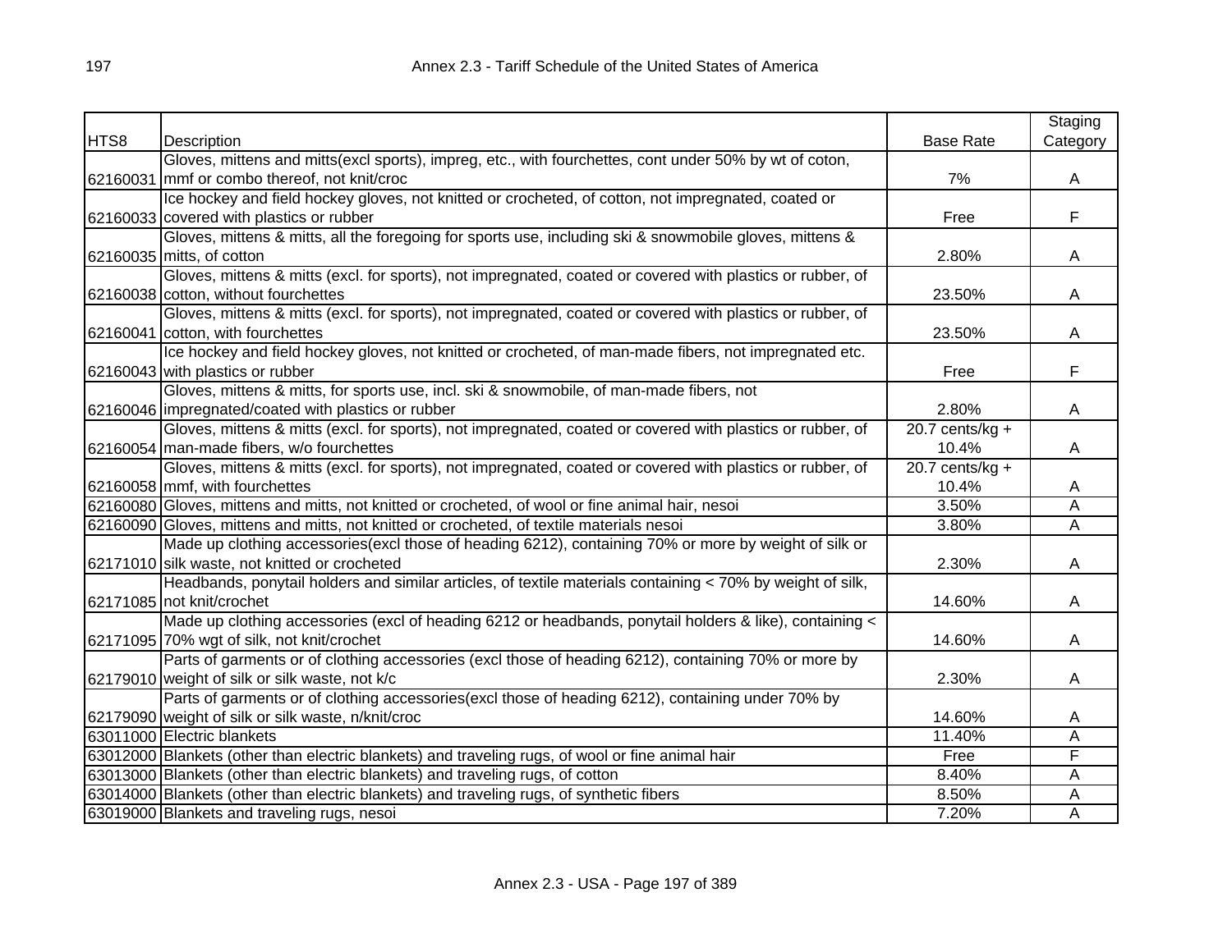| HTS8 | Description | Base Rate | Staging Category |
|---|---|---|---|
| 62160031 | Gloves, mittens and mitts(excl sports), impreg, etc., with fourchettes, cont under 50% by wt of coton, mmf or combo thereof, not knit/croc | 7% | A |
| 62160033 | Ice hockey and field hockey gloves, not knitted or crocheted, of cotton, not impregnated, coated or covered with plastics or rubber | Free | F |
| 62160035 | Gloves, mittens & mitts, all the foregoing for sports use, including ski & snowmobile gloves, mittens & mitts, of cotton | 2.80% | A |
| 62160038 | Gloves, mittens & mitts (excl. for sports), not impregnated, coated or covered with plastics or rubber, of cotton, without fourchettes | 23.50% | A |
| 62160041 | Gloves, mittens & mitts (excl. for sports), not impregnated, coated or covered with plastics or rubber, of cotton, with fourchettes | 23.50% | A |
| 62160043 | Ice hockey and field hockey gloves, not knitted or crocheted, of man-made fibers, not impregnated etc. with plastics or rubber | Free | F |
| 62160046 | Gloves, mittens & mitts, for sports use, incl. ski & snowmobile, of man-made fibers, not impregnated/coated with plastics or rubber | 2.80% | A |
| 62160054 | Gloves, mittens & mitts (excl. for sports), not impregnated, coated or covered with plastics or rubber, of man-made fibers, w/o fourchettes | 20.7 cents/kg + 10.4% | A |
| 62160058 | Gloves, mittens & mitts (excl. for sports), not impregnated, coated or covered with plastics or rubber, of mmf, with fourchettes | 20.7 cents/kg + 10.4% | A |
| 62160080 | Gloves, mittens and mitts, not knitted or crocheted, of wool or fine animal hair, nesoi | 3.50% | A |
| 62160090 | Gloves, mittens and mitts, not knitted or crocheted, of textile materials nesoi | 3.80% | A |
| 62171010 | Made up clothing accessories(excl those of heading 6212), containing 70% or more by weight of silk or silk waste, not knitted or crocheted | 2.30% | A |
| 62171085 | Headbands, ponytail holders and similar articles, of textile materials containing < 70% by weight of silk, not knit/crochet | 14.60% | A |
| 62171095 | Made up clothing accessories (excl of heading 6212 or headbands, ponytail holders & like), containing < 70% wgt of silk, not knit/crochet | 14.60% | A |
| 62179010 | Parts of garments or of clothing accessories (excl those of heading 6212), containing 70% or more by weight of silk or silk waste, not k/c | 2.30% | A |
| 62179090 | Parts of garments or of clothing accessories(excl those of heading 6212), containing under 70% by weight of silk or silk waste, n/knit/croc | 14.60% | A |
| 63011000 | Electric blankets | 11.40% | A |
| 63012000 | Blankets (other than electric blankets) and traveling rugs, of wool or fine animal hair | Free | F |
| 63013000 | Blankets (other than electric blankets) and traveling rugs, of cotton | 8.40% | A |
| 63014000 | Blankets (other than electric blankets) and traveling rugs, of synthetic fibers | 8.50% | A |
| 63019000 | Blankets and traveling rugs, nesoi | 7.20% | A |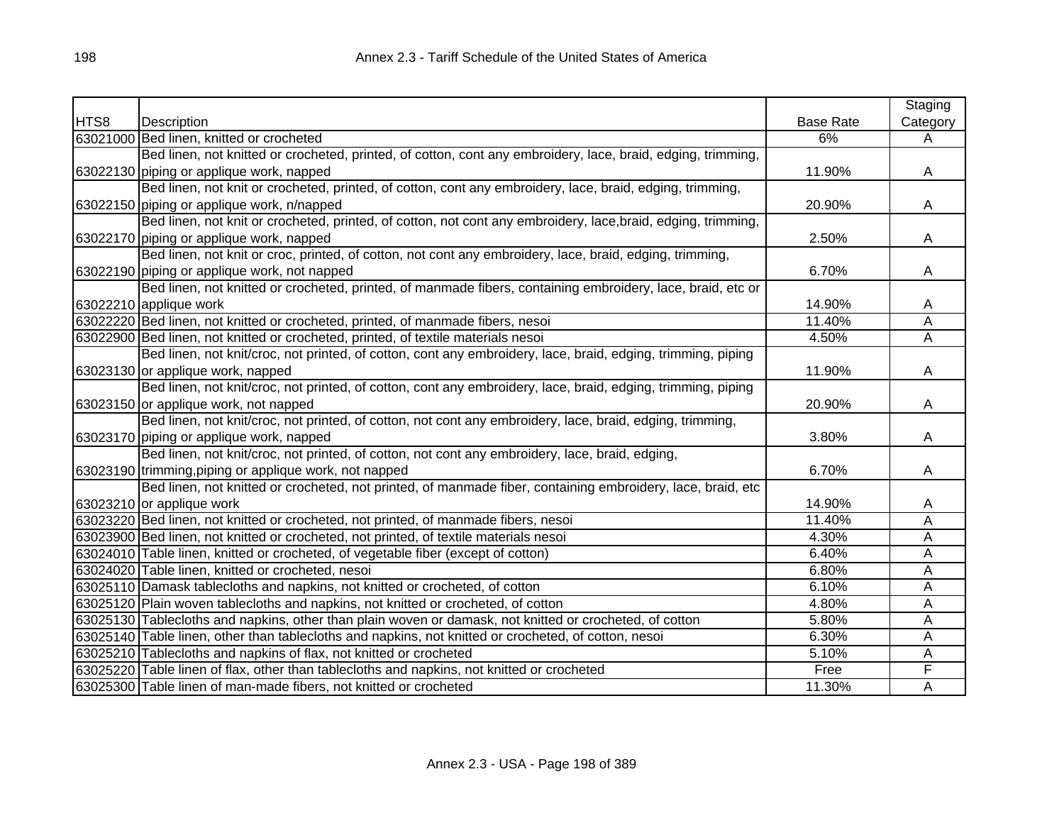| HTS8 | Description | Base Rate | Staging Category |
|---|---|---|---|
| 63021000 | Bed linen, knitted or crocheted | 6% | A |
| 63022130 | Bed linen, not knitted or crocheted, printed, of cotton, cont any embroidery, lace, braid, edging, trimming, piping or applique work, napped | 11.90% | A |
| 63022150 | Bed linen, not knit or crocheted, printed, of cotton, cont any embroidery, lace, braid, edging, trimming, piping or applique work, n/napped | 20.90% | A |
| 63022170 | Bed linen, not knit or crocheted, printed, of cotton, not cont any embroidery, lace,braid, edging, trimming, piping or applique work, napped | 2.50% | A |
| 63022190 | Bed linen, not knit or croc, printed, of cotton, not cont any embroidery, lace, braid, edging, trimming, piping or applique work, not napped | 6.70% | A |
| 63022210 | Bed linen, not knitted or crocheted, printed, of manmade fibers, containing embroidery, lace, braid, etc or applique work | 14.90% | A |
| 63022220 | Bed linen, not knitted or crocheted, printed, of manmade fibers, nesoi | 11.40% | A |
| 63022900 | Bed linen, not knitted or crocheted, printed, of textile materials nesoi | 4.50% | A |
| 63023130 | Bed linen, not knit/croc, not printed, of cotton, cont any embroidery, lace, braid, edging, trimming, piping or applique work, napped | 11.90% | A |
| 63023150 | Bed linen, not knit/croc, not printed, of cotton, cont any embroidery, lace, braid, edging, trimming, piping or applique work, not napped | 20.90% | A |
| 63023170 | Bed linen, not knit/croc, not printed, of cotton, not cont any embroidery, lace, braid, edging, trimming, piping or applique work, napped | 3.80% | A |
| 63023190 | Bed linen, not knit/croc, not printed, of cotton, not cont any embroidery, lace, braid, edging, trimming,piping or applique work, not napped | 6.70% | A |
| 63023210 | Bed linen, not knitted or crocheted, not printed, of manmade fiber, containing embroidery, lace, braid, etc or applique work | 14.90% | A |
| 63023220 | Bed linen, not knitted or crocheted, not printed, of manmade fibers, nesoi | 11.40% | A |
| 63023900 | Bed linen, not knitted or crocheted, not printed, of textile materials nesoi | 4.30% | A |
| 63024010 | Table linen, knitted or crocheted, of vegetable fiber (except of cotton) | 6.40% | A |
| 63024020 | Table linen, knitted or crocheted, nesoi | 6.80% | A |
| 63025110 | Damask tablecloths and napkins, not knitted or crocheted, of cotton | 6.10% | A |
| 63025120 | Plain woven tablecloths and napkins, not knitted or crocheted, of cotton | 4.80% | A |
| 63025130 | Tablecloths and napkins, other than plain woven or damask, not knitted or crocheted, of cotton | 5.80% | A |
| 63025140 | Table linen, other than tablecloths and napkins, not knitted or crocheted, of cotton, nesoi | 6.30% | A |
| 63025210 | Tablecloths and napkins of flax, not knitted or crocheted | 5.10% | A |
| 63025220 | Table linen of flax, other than tablecloths and napkins, not knitted or crocheted | Free | F |
| 63025300 | Table linen of man-made fibers, not knitted or crocheted | 11.30% | A |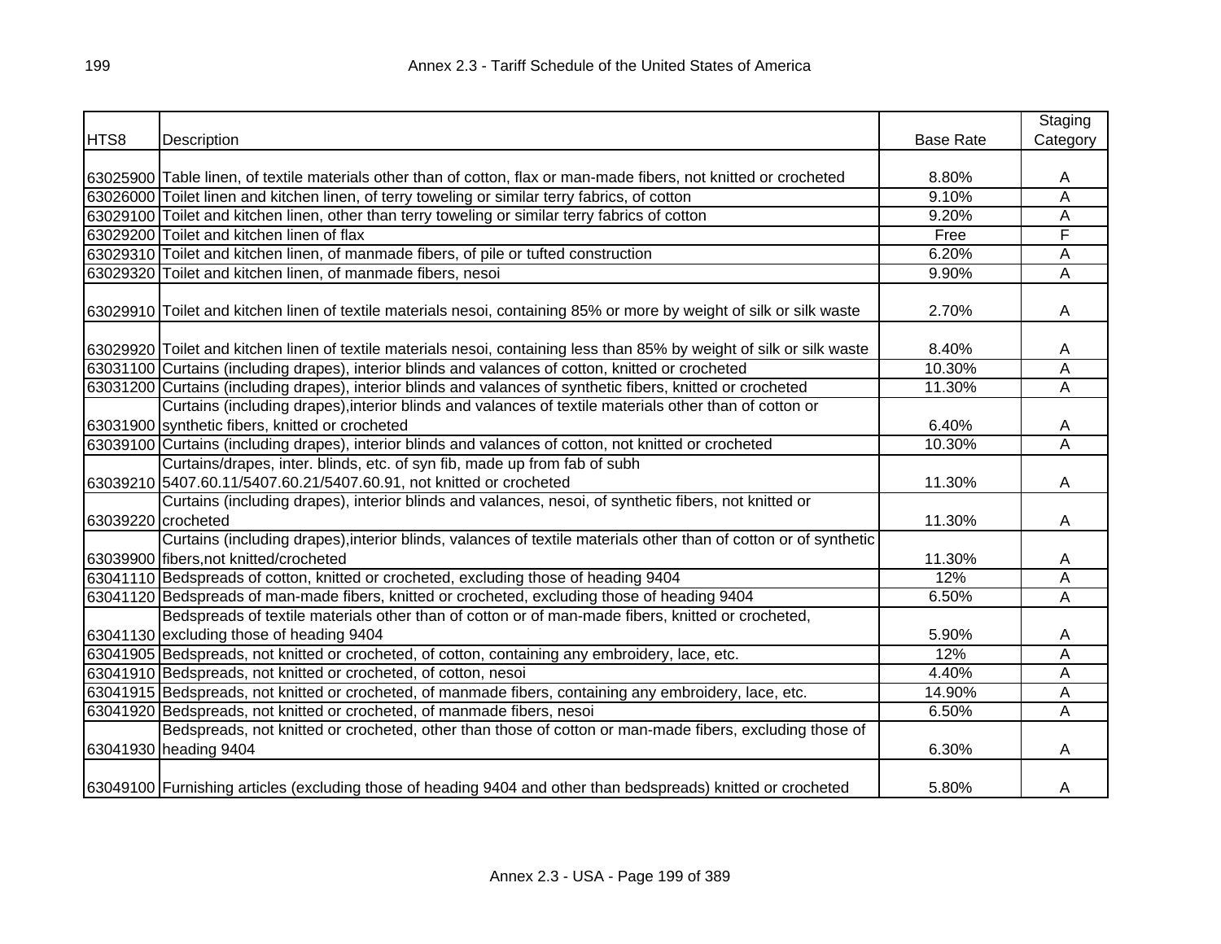| HTS8 | Description | Base Rate | Staging Category |
|---|---|---|---|
| 63025900 | Table linen, of textile materials other than of cotton, flax or man-made fibers, not knitted or crocheted | 8.80% | A |
| 63026000 | Toilet linen and kitchen linen, of terry toweling or similar terry fabrics, of cotton | 9.10% | A |
| 63029100 | Toilet and kitchen linen, other than terry toweling or similar terry fabrics of cotton | 9.20% | A |
| 63029200 | Toilet and kitchen linen of flax | Free | F |
| 63029310 | Toilet and kitchen linen, of manmade fibers, of pile or tufted construction | 6.20% | A |
| 63029320 | Toilet and kitchen linen, of manmade fibers, nesoi | 9.90% | A |
| 63029910 | Toilet and kitchen linen of textile materials nesoi, containing 85% or more by weight of silk or silk waste | 2.70% | A |
| 63029920 | Toilet and kitchen linen of textile materials nesoi, containing less than 85% by weight of silk or silk waste | 8.40% | A |
| 63031100 | Curtains (including drapes), interior blinds and valances of cotton, knitted or crocheted | 10.30% | A |
| 63031200 | Curtains (including drapes), interior blinds and valances of synthetic fibers, knitted or crocheted | 11.30% | A |
| 63031900 | Curtains (including drapes),interior blinds and valances of textile materials other than of cotton or synthetic fibers, knitted or crocheted | 6.40% | A |
| 63039100 | Curtains (including drapes), interior blinds and valances of cotton, not knitted or crocheted | 10.30% | A |
| 63039210 | Curtains/drapes, inter. blinds, etc. of syn fib, made up from fab of subh 5407.60.11/5407.60.21/5407.60.91, not knitted or crocheted | 11.30% | A |
| 63039220 | Curtains (including drapes), interior blinds and valances, nesoi, of synthetic fibers, not knitted or crocheted | 11.30% | A |
| 63039900 | Curtains (including drapes),interior blinds, valances of textile materials other than of cotton or of synthetic fibers,not knitted/crocheted | 11.30% | A |
| 63041110 | Bedspreads of cotton, knitted or crocheted, excluding those of heading 9404 | 12% | A |
| 63041120 | Bedspreads of man-made fibers, knitted or crocheted, excluding those of heading 9404 | 6.50% | A |
| 63041130 | Bedspreads of textile materials other than of cotton or of man-made fibers, knitted or crocheted, excluding those of heading 9404 | 5.90% | A |
| 63041905 | Bedspreads, not knitted or crocheted, of cotton, containing any embroidery, lace, etc. | 12% | A |
| 63041910 | Bedspreads, not knitted or crocheted, of cotton, nesoi | 4.40% | A |
| 63041915 | Bedspreads, not knitted or crocheted, of manmade fibers, containing any embroidery, lace, etc. | 14.90% | A |
| 63041920 | Bedspreads, not knitted or crocheted, of manmade fibers, nesoi | 6.50% | A |
| 63041930 | Bedspreads, not knitted or crocheted, other than those of cotton or man-made fibers, excluding those of heading 9404 | 6.30% | A |
| 63049100 | Furnishing articles (excluding those of heading 9404 and other than bedspreads) knitted or crocheted | 5.80% | A |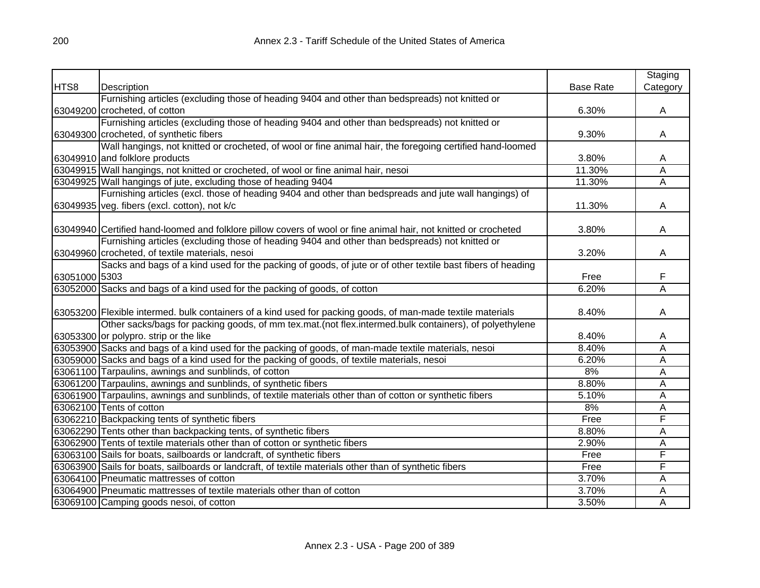| HTS8 | Description | Base Rate | Staging Category |
|---|---|---|---|
| 63049200 | Furnishing articles (excluding those of heading 9404 and other than bedspreads) not knitted or crocheted, of cotton | 6.30% | A |
| 63049300 | Furnishing articles (excluding those of heading 9404 and other than bedspreads) not knitted or crocheted, of synthetic fibers | 9.30% | A |
| 63049910 | Wall hangings, not knitted or crocheted, of wool or fine animal hair, the foregoing certified hand-loomed and folklore products | 3.80% | A |
| 63049915 | Wall hangings, not knitted or crocheted, of wool or fine animal hair, nesoi | 11.30% | A |
| 63049925 | Wall hangings of jute, excluding those of heading 9404 | 11.30% | A |
| 63049935 | Furnishing articles (excl. those of heading 9404 and other than bedspreads and jute wall hangings) of veg. fibers (excl. cotton), not k/c | 11.30% | A |
| 63049940 | Certified hand-loomed and folklore pillow covers of wool or fine animal hair, not knitted or crocheted | 3.80% | A |
| 63049960 | Furnishing articles (excluding those of heading 9404 and other than bedspreads) not knitted or crocheted, of textile materials, nesoi | 3.20% | A |
| 63051000 | Sacks and bags of a kind used for the packing of goods, of jute or of other textile bast fibers of heading 5303 | Free | F |
| 63052000 | Sacks and bags of a kind used for the packing of goods, of cotton | 6.20% | A |
| 63053200 | Flexible intermed. bulk containers of a kind used for packing goods, of man-made textile materials | 8.40% | A |
| 63053300 | Other sacks/bags for packing goods, of mm tex.mat.(not flex.intermed.bulk containers), of polyethylene or polypro. strip or the like | 8.40% | A |
| 63053900 | Sacks and bags of a kind used for the packing of goods, of man-made textile materials, nesoi | 8.40% | A |
| 63059000 | Sacks and bags of a kind used for the packing of goods, of textile materials, nesoi | 6.20% | A |
| 63061100 | Tarpaulins, awnings and sunblinds, of cotton | 8% | A |
| 63061200 | Tarpaulins, awnings and sunblinds, of synthetic fibers | 8.80% | A |
| 63061900 | Tarpaulins, awnings and sunblinds, of textile materials other than of cotton or synthetic fibers | 5.10% | A |
| 63062100 | Tents of cotton | 8% | A |
| 63062210 | Backpacking tents of synthetic fibers | Free | F |
| 63062290 | Tents other than backpacking tents, of synthetic fibers | 8.80% | A |
| 63062900 | Tents of textile materials other than of cotton or synthetic fibers | 2.90% | A |
| 63063100 | Sails for boats, sailboards or landcraft, of synthetic fibers | Free | F |
| 63063900 | Sails for boats, sailboards or landcraft, of textile materials other than of synthetic fibers | Free | F |
| 63064100 | Pneumatic mattresses of cotton | 3.70% | A |
| 63064900 | Pneumatic mattresses of textile materials other than of cotton | 3.70% | A |
| 63069100 | Camping goods nesoi, of cotton | 3.50% | A |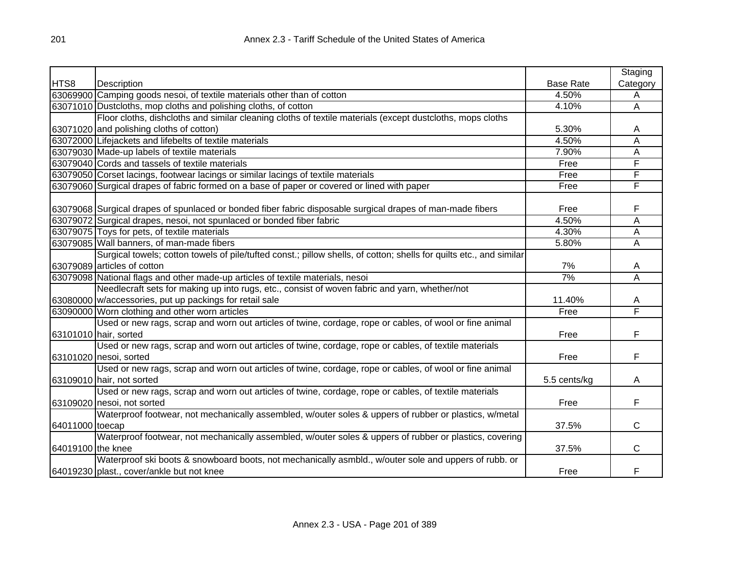| HTS8 | Description | Base Rate | Staging Category |
|---|---|---|---|
| 63069900 | Camping goods nesoi, of textile materials other than of cotton | 4.50% | A |
| 63071010 | Dustcloths, mop cloths and polishing cloths, of cotton | 4.10% | A |
| 63071020 | Floor cloths, dishcloths and similar cleaning cloths of textile materials (except dustcloths, mops cloths and polishing cloths of cotton) | 5.30% | A |
| 63072000 | Lifejackets and lifebelts of textile materials | 4.50% | A |
| 63079030 | Made-up labels of textile materials | 7.90% | A |
| 63079040 | Cords and tassels of textile materials | Free | F |
| 63079050 | Corset lacings, footwear lacings or similar lacings of textile materials | Free | F |
| 63079060 | Surgical drapes of fabric formed on a base of paper or covered or lined with paper | Free | F |
| 63079068 | Surgical drapes of spunlaced or bonded fiber fabric disposable surgical drapes of man-made fibers | Free | F |
| 63079072 | Surgical drapes, nesoi, not spunlaced or bonded fiber fabric | 4.50% | A |
| 63079075 | Toys for pets, of textile materials | 4.30% | A |
| 63079085 | Wall banners, of man-made fibers | 5.80% | A |
| 63079089 | Surgical towels; cotton towels of pile/tufted const.; pillow shells, of cotton; shells for quilts etc., and similar articles of cotton | 7% | A |
| 63079098 | National flags and other made-up articles of textile materials, nesoi | 7% | A |
| 63080000 | Needlecraft sets for making up into rugs, etc., consist of woven fabric and yarn, whether/not w/accessories, put up packings for retail sale | 11.40% | A |
| 63090000 | Worn clothing and other worn articles | Free | F |
| 63101010 | Used or new rags, scrap and worn out articles of twine, cordage, rope or cables, of wool or fine animal hair, sorted | Free | F |
| 63101020 | Used or new rags, scrap and worn out articles of twine, cordage, rope or cables, of textile materials nesoi, sorted | Free | F |
| 63109010 | Used or new rags, scrap and worn out articles of twine, cordage, rope or cables, of wool or fine animal hair, not sorted | 5.5 cents/kg | A |
| 63109020 | Used or new rags, scrap and worn out articles of twine, cordage, rope or cables, of textile materials nesoi, not sorted | Free | F |
| 64011000 | Waterproof footwear, not mechanically assembled, w/outer soles & uppers of rubber or plastics, w/metal toecap | 37.5% | C |
| 64019100 | Waterproof footwear, not mechanically assembled, w/outer soles & uppers of rubber or plastics, covering the knee | 37.5% | C |
| 64019230 | Waterproof ski boots & snowboard boots, not mechanically asmbld., w/outer sole and uppers of rubb. or plast., cover/ankle but not knee | Free | F |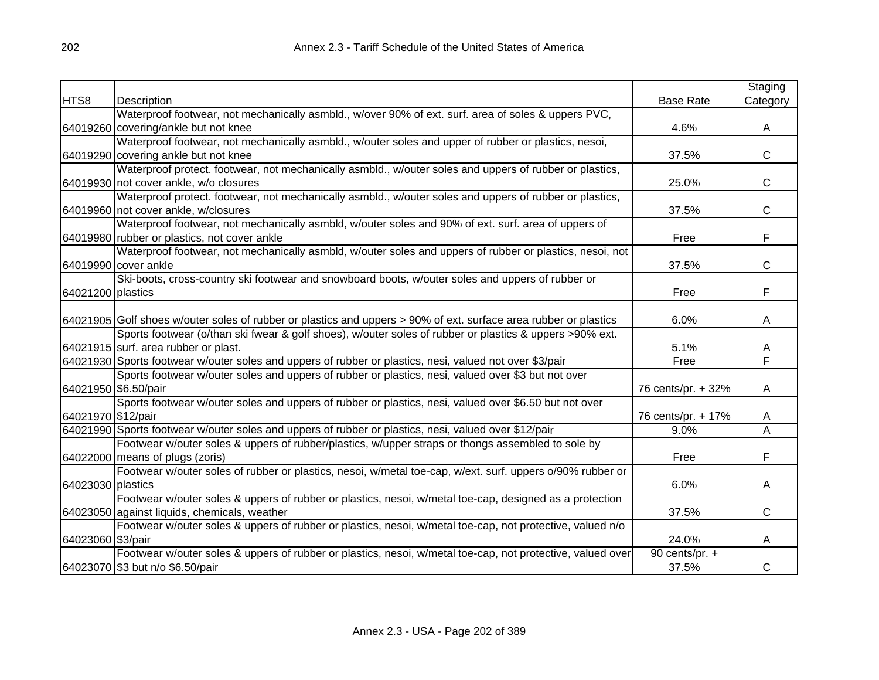| HTS8 | Description | Base Rate | Staging Category |
|---|---|---|---|
| 64019260 | Waterproof footwear, not mechanically asmbld., w/over 90% of ext. surf. area of soles & uppers PVC, covering/ankle but not knee | 4.6% | A |
| 64019290 | Waterproof footwear, not mechanically asmbld., w/outer soles and upper of rubber or plastics, nesoi, covering ankle but not knee | 37.5% | C |
| 64019930 | Waterproof protect. footwear, not mechanically asmbld., w/outer soles and uppers of rubber or plastics, not cover ankle, w/o closures | 25.0% | C |
| 64019960 | Waterproof protect. footwear, not mechanically asmbld., w/outer soles and uppers of rubber or plastics, not cover ankle, w/closures | 37.5% | C |
| 64019980 | Waterproof footwear, not mechanically asmbld, w/outer soles and 90% of ext. surf. area of uppers of rubber or plastics, not cover ankle | Free | F |
| 64019990 | Waterproof footwear, not mechanically asmbld, w/outer soles and uppers of rubber or plastics, nesoi, not cover ankle | 37.5% | C |
| 64021200 | Ski-boots, cross-country ski footwear and snowboard boots, w/outer soles and uppers of rubber or plastics | Free | F |
| 64021905 | Golf shoes w/outer soles of rubber or plastics and uppers > 90% of ext. surface area rubber or plastics | 6.0% | A |
| 64021915 | Sports footwear (o/than ski fwear & golf shoes), w/outer soles of rubber or plastics & uppers >90% ext. surf. area rubber or plast. | 5.1% | A |
| 64021930 | Sports footwear w/outer soles and uppers of rubber or plastics, nesi, valued not over $3/pair | Free | F |
| 64021950 | Sports footwear w/outer soles and uppers of rubber or plastics, nesi, valued over $3 but not over $6.50/pair | 76 cents/pr. + 32% | A |
| 64021970 | Sports footwear w/outer soles and uppers of rubber or plastics, nesi, valued over $6.50 but not over $12/pair | 76 cents/pr. + 17% | A |
| 64021990 | Sports footwear w/outer soles and uppers of rubber or plastics, nesi, valued over $12/pair | 9.0% | A |
| 64022000 | Footwear w/outer soles & uppers of rubber/plastics, w/upper straps or thongs assembled to sole by means of plugs (zoris) | Free | F |
| 64023030 | Footwear w/outer soles of rubber or plastics, nesoi, w/metal toe-cap, w/ext. surf. uppers o/90% rubber or plastics | 6.0% | A |
| 64023050 | Footwear w/outer soles & uppers of rubber or plastics, nesoi, w/metal toe-cap, designed as a protection against liquids, chemicals, weather | 37.5% | C |
| 64023060 | Footwear w/outer soles & uppers of rubber or plastics, nesoi, w/metal toe-cap, not protective, valued n/o $3/pair | 24.0% | A |
| 64023070 | Footwear w/outer soles & uppers of rubber or plastics, nesoi, w/metal toe-cap, not protective, valued over $3 but n/o $6.50/pair | 90 cents/pr. + 37.5% | C |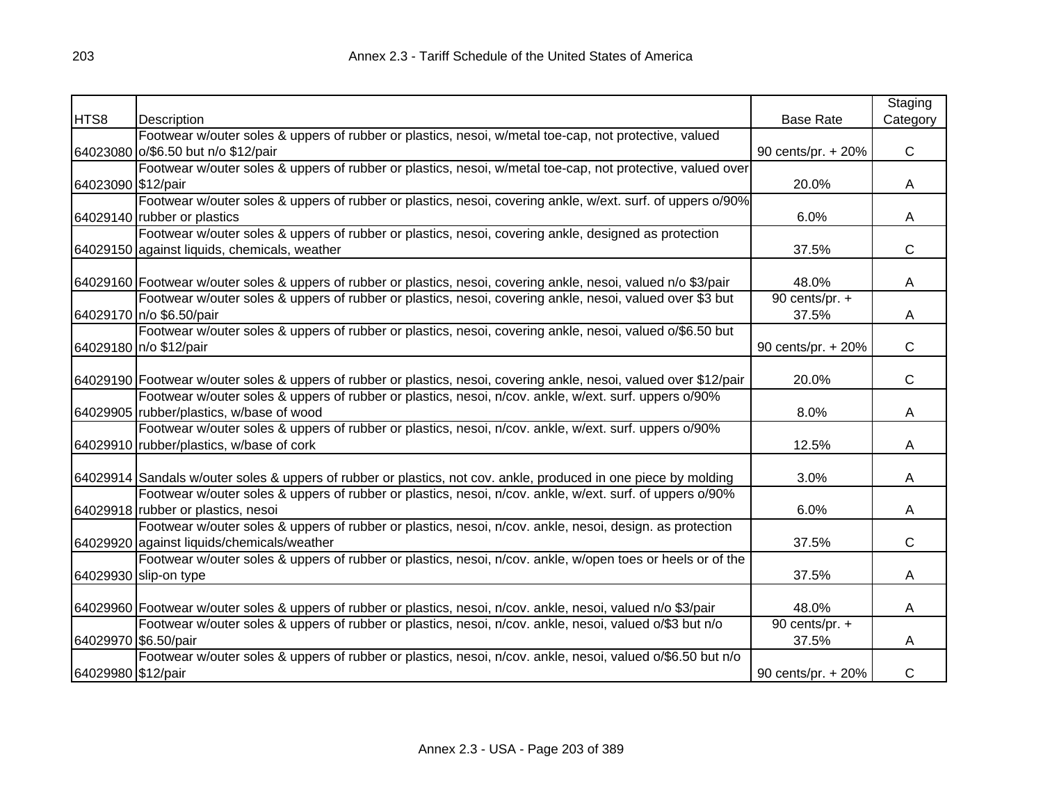| HTS8 | Description | Base Rate | Staging Category |
|---|---|---|---|
| 64023080 | Footwear w/outer soles & uppers of rubber or plastics, nesoi, w/metal toe-cap, not protective, valued o/$6.50 but n/o $12/pair | 90 cents/pr. + 20% | C |
| 64023090 | Footwear w/outer soles & uppers of rubber or plastics, nesoi, w/metal toe-cap, not protective, valued over $12/pair | 20.0% | A |
| 64029140 | Footwear w/outer soles & uppers of rubber or plastics, nesoi, covering ankle, w/ext. surf. of uppers o/90% rubber or plastics | 6.0% | A |
| 64029150 | Footwear w/outer soles & uppers of rubber or plastics, nesoi, covering ankle, designed as protection against liquids, chemicals, weather | 37.5% | C |
| 64029160 | Footwear w/outer soles & uppers of rubber or plastics, nesoi, covering ankle, nesoi, valued n/o $3/pair | 48.0% | A |
| 64029170 | Footwear w/outer soles & uppers of rubber or plastics, nesoi, covering ankle, nesoi, valued over $3 but n/o $6.50/pair | 90 cents/pr. + 37.5% | A |
| 64029180 | Footwear w/outer soles & uppers of rubber or plastics, nesoi, covering ankle, nesoi, valued o/$6.50 but n/o $12/pair | 90 cents/pr. + 20% | C |
| 64029190 | Footwear w/outer soles & uppers of rubber or plastics, nesoi, covering ankle, nesoi, valued over $12/pair | 20.0% | C |
| 64029905 | Footwear w/outer soles & uppers of rubber or plastics, nesoi, n/cov. ankle, w/ext. surf. uppers o/90% rubber/plastics, w/base of wood | 8.0% | A |
| 64029910 | Footwear w/outer soles & uppers of rubber or plastics, nesoi, n/cov. ankle, w/ext. surf. uppers o/90% rubber/plastics, w/base of cork | 12.5% | A |
| 64029914 | Sandals w/outer soles & uppers of rubber or plastics, not cov. ankle, produced in one piece by molding | 3.0% | A |
| 64029918 | Footwear w/outer soles & uppers of rubber or plastics, nesoi, n/cov. ankle, w/ext. surf. of uppers o/90% rubber or plastics, nesoi | 6.0% | A |
| 64029920 | Footwear w/outer soles & uppers of rubber or plastics, nesoi, n/cov. ankle, nesoi, design. as protection against liquids/chemicals/weather | 37.5% | C |
| 64029930 | Footwear w/outer soles & uppers of rubber or plastics, nesoi, n/cov. ankle, w/open toes or heels or of the slip-on type | 37.5% | A |
| 64029960 | Footwear w/outer soles & uppers of rubber or plastics, nesoi, n/cov. ankle, nesoi, valued n/o $3/pair | 48.0% | A |
| 64029970 | Footwear w/outer soles & uppers of rubber or plastics, nesoi, n/cov. ankle, nesoi, valued o/$3 but n/o $6.50/pair | 90 cents/pr. + 37.5% | A |
| 64029980 | Footwear w/outer soles & uppers of rubber or plastics, nesoi, n/cov. ankle, nesoi, valued o/$6.50 but n/o $12/pair | 90 cents/pr. + 20% | C |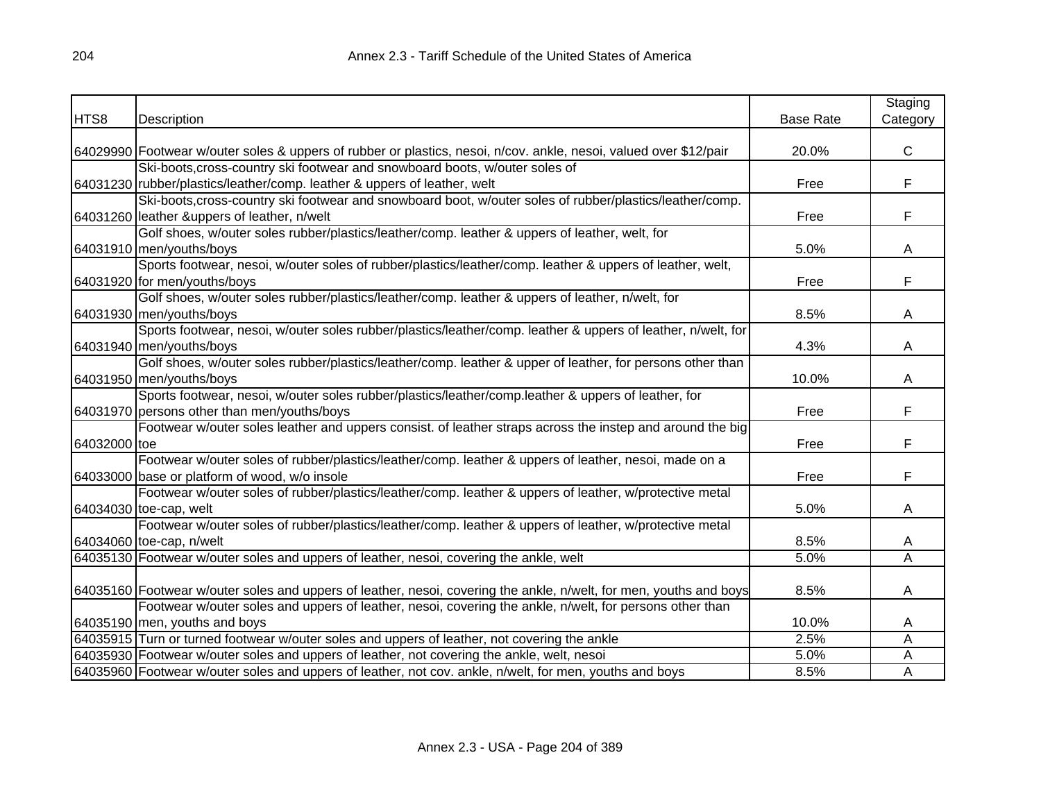| HTS8 | Description | Base Rate | Staging Category |
|---|---|---|---|
| 64029990 | Footwear w/outer soles & uppers of rubber or plastics, nesoi, n/cov. ankle, nesoi, valued over $12/pair | 20.0% | C |
| 64031230 | Ski-boots,cross-country ski footwear and snowboard boots, w/outer soles of rubber/plastics/leather/comp. leather & uppers of leather, welt | Free | F |
| 64031260 | Ski-boots,cross-country ski footwear and snowboard boot, w/outer soles of rubber/plastics/leather/comp. leather &uppers of leather, n/welt | Free | F |
| 64031910 | Golf shoes, w/outer soles rubber/plastics/leather/comp. leather & uppers of leather, welt, for men/youths/boys | 5.0% | A |
| 64031920 | Sports footwear, nesoi, w/outer soles of rubber/plastics/leather/comp. leather & uppers of leather, welt, for men/youths/boys | Free | F |
| 64031930 | Golf shoes, w/outer soles rubber/plastics/leather/comp. leather & uppers of leather, n/welt, for men/youths/boys | 8.5% | A |
| 64031940 | Sports footwear, nesoi, w/outer soles rubber/plastics/leather/comp. leather & uppers of leather, n/welt, for men/youths/boys | 4.3% | A |
| 64031950 | Golf shoes, w/outer soles rubber/plastics/leather/comp. leather & upper of leather, for persons other than men/youths/boys | 10.0% | A |
| 64031970 | Sports footwear, nesoi, w/outer soles rubber/plastics/leather/comp.leather & uppers of leather, for persons other than men/youths/boys | Free | F |
| 64032000 | Footwear w/outer soles leather and uppers consist. of leather straps across the instep and around the big toe | Free | F |
| 64033000 | Footwear w/outer soles of rubber/plastics/leather/comp. leather & uppers of leather, nesoi, made on a base or platform of wood, w/o insole | Free | F |
| 64034030 | Footwear w/outer soles of rubber/plastics/leather/comp. leather & uppers of leather, w/protective metal toe-cap, welt | 5.0% | A |
| 64034060 | Footwear w/outer soles of rubber/plastics/leather/comp. leather & uppers of leather, w/protective metal toe-cap, n/welt | 8.5% | A |
| 64035130 | Footwear w/outer soles and uppers of leather, nesoi, covering the ankle, welt | 5.0% | A |
| 64035160 | Footwear w/outer soles and uppers of leather, nesoi, covering the ankle, n/welt, for men, youths and boys | 8.5% | A |
| 64035190 | Footwear w/outer soles and uppers of leather, nesoi, covering the ankle, n/welt, for persons other than men, youths and boys | 10.0% | A |
| 64035915 | Turn or turned footwear w/outer soles and uppers of leather, not covering the ankle | 2.5% | A |
| 64035930 | Footwear w/outer soles and uppers of leather, not covering the ankle, welt, nesoi | 5.0% | A |
| 64035960 | Footwear w/outer soles and uppers of leather, not cov. ankle, n/welt, for men, youths and boys | 8.5% | A |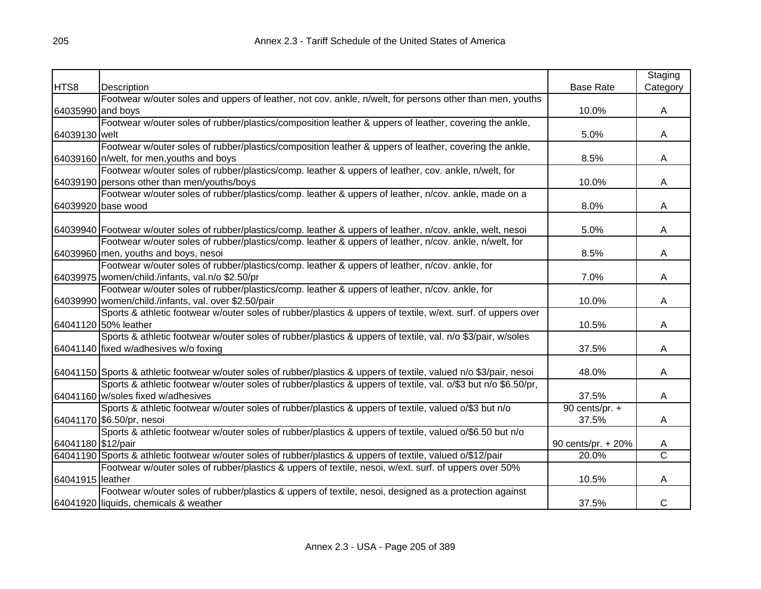| HTS8 | Description | Base Rate | Staging Category |
|---|---|---|---|
| 64035990 | Footwear w/outer soles and uppers of leather, not cov. ankle, n/welt, for persons other than men, youths and boys | 10.0% | A |
| 64039130 | Footwear w/outer soles of rubber/plastics/composition leather & uppers of leather, covering the ankle, welt | 5.0% | A |
| 64039160 | Footwear w/outer soles of rubber/plastics/composition leather & uppers of leather, covering the ankle, n/welt, for men,youths and boys | 8.5% | A |
| 64039190 | Footwear w/outer soles of rubber/plastics/comp. leather & uppers of leather, cov. ankle, n/welt, for persons other than men/youths/boys | 10.0% | A |
| 64039920 | Footwear w/outer soles of rubber/plastics/comp. leather & uppers of leather, n/cov. ankle, made on a base wood | 8.0% | A |
| 64039940 | Footwear w/outer soles of rubber/plastics/comp. leather & uppers of leather, n/cov. ankle, welt, nesoi | 5.0% | A |
| 64039960 | Footwear w/outer soles of rubber/plastics/comp. leather & uppers of leather, n/cov. ankle, n/welt, for men, youths and boys, nesoi | 8.5% | A |
| 64039975 | Footwear w/outer soles of rubber/plastics/comp. leather & uppers of leather, n/cov. ankle, for women/child./infants, val.n/o $2.50/pr | 7.0% | A |
| 64039990 | Footwear w/outer soles of rubber/plastics/comp. leather & uppers of leather, n/cov. ankle, for women/child./infants, val. over $2.50/pair | 10.0% | A |
| 64041120 | Sports & athletic footwear w/outer soles of rubber/plastics & uppers of textile, w/ext. surf. of uppers over 50% leather | 10.5% | A |
| 64041140 | Sports & athletic footwear w/outer soles of rubber/plastics & uppers of textile, val. n/o $3/pair, w/soles fixed w/adhesives w/o foxing | 37.5% | A |
| 64041150 | Sports & athletic footwear w/outer soles of rubber/plastics & uppers of textile, valued n/o $3/pair, nesoi | 48.0% | A |
| 64041160 | Sports & athletic footwear w/outer soles of rubber/plastics & uppers of textile, val. o/$3 but n/o $6.50/pr, w/soles fixed w/adhesives | 37.5% | A |
| 64041170 | Sports & athletic footwear w/outer soles of rubber/plastics & uppers of textile, valued o/$3 but n/o $6.50/pr, nesoi | 90 cents/pr. + 37.5% | A |
| 64041180 | Sports & athletic footwear w/outer soles of rubber/plastics & uppers of textile, valued o/$6.50 but n/o $12/pair | 90 cents/pr. + 20% | A |
| 64041190 | Sports & athletic footwear w/outer soles of rubber/plastics & uppers of textile, valued o/$12/pair | 20.0% | C |
| 64041915 | Footwear w/outer soles of rubber/plastics & uppers of textile, nesoi, w/ext. surf. of uppers over 50% leather | 10.5% | A |
| 64041920 | Footwear w/outer soles of rubber/plastics & uppers of textile, nesoi, designed as a protection against liquids, chemicals & weather | 37.5% | C |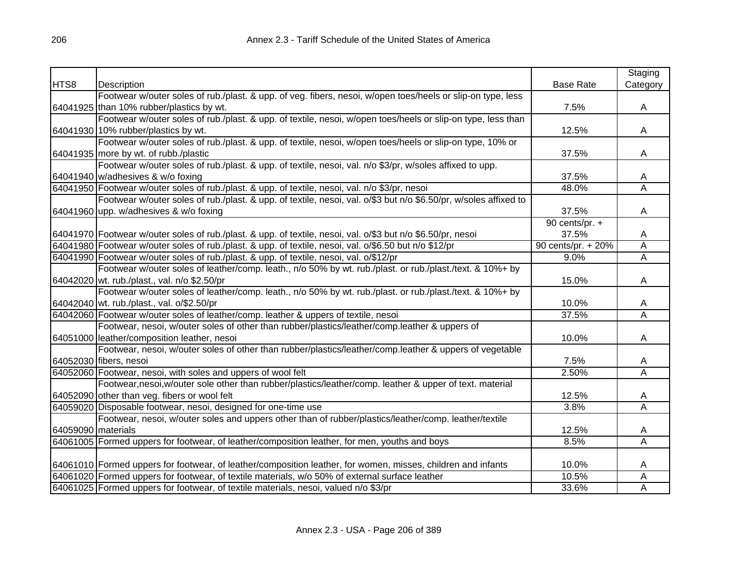| HTS8 | Description | Base Rate | Staging Category |
|---|---|---|---|
| 64041925 | Footwear w/outer soles of rub./plast. & upp. of veg. fibers, nesoi, w/open toes/heels or slip-on type, less than 10% rubber/plastics by wt. | 7.5% | A |
| 64041930 | Footwear w/outer soles of rub./plast. & upp. of textile, nesoi, w/open toes/heels or slip-on type, less than 10% rubber/plastics by wt. | 12.5% | A |
| 64041935 | Footwear w/outer soles of rub./plast. & upp. of textile, nesoi, w/open toes/heels or slip-on type, 10% or more by wt. of rubb./plastic | 37.5% | A |
| 64041940 | Footwear w/outer soles of rub./plast. & upp. of textile, nesoi, val. n/o $3/pr, w/soles affixed to upp. w/adhesives & w/o foxing | 37.5% | A |
| 64041950 | Footwear w/outer soles of rub./plast. & upp. of textile, nesoi, val. n/o $3/pr, nesoi | 48.0% | A |
| 64041960 | Footwear w/outer soles of rub./plast. & upp. of textile, nesoi, val. o/$3 but n/o $6.50/pr, w/soles affixed to upp. w/adhesives & w/o foxing | 37.5% | A |
| 64041970 | Footwear w/outer soles of rub./plast. & upp. of textile, nesoi, val. o/$3 but n/o $6.50/pr, nesoi | 90 cents/pr. + 37.5% | A |
| 64041980 | Footwear w/outer soles of rub./plast. & upp. of textile, nesoi, val. o/$6.50 but n/o $12/pr | 90 cents/pr. + 20% | A |
| 64041990 | Footwear w/outer soles of rub./plast. & upp. of textile, nesoi, val. o/$12/pr | 9.0% | A |
| 64042020 | Footwear w/outer soles of leather/comp. leath., n/o 50% by wt. rub./plast. or rub./plast./text. & 10%+ by wt. rub./plast., val. n/o $2.50/pr | 15.0% | A |
| 64042040 | Footwear w/outer soles of leather/comp. leath., n/o 50% by wt. rub./plast. or rub./plast./text. & 10%+ by wt. rub./plast., val. o/$2.50/pr | 10.0% | A |
| 64042060 | Footwear w/outer soles of leather/comp. leather & uppers of textile, nesoi | 37.5% | A |
| 64051000 | Footwear, nesoi, w/outer soles of other than rubber/plastics/leather/comp.leather & uppers of leather/composition leather, nesoi | 10.0% | A |
| 64052030 | Footwear, nesoi, w/outer soles of other than rubber/plastics/leather/comp.leather & uppers of vegetable fibers, nesoi | 7.5% | A |
| 64052060 | Footwear, nesoi, with soles and uppers of wool felt | 2.50% | A |
| 64052090 | Footwear,nesoi,w/outer sole other than rubber/plastics/leather/comp. leather & upper of text. material other than veg. fibers or wool felt | 12.5% | A |
| 64059020 | Disposable footwear, nesoi, designed for one-time use | 3.8% | A |
| 64059090 | Footwear, nesoi, w/outer soles and uppers other than of rubber/plastics/leather/comp. leather/textile materials | 12.5% | A |
| 64061005 | Formed uppers for footwear, of leather/composition leather, for men, youths and boys | 8.5% | A |
| 64061010 | Formed uppers for footwear, of leather/composition leather, for women, misses, children and infants | 10.0% | A |
| 64061020 | Formed uppers for footwear, of textile materials, w/o 50% of external surface leather | 10.5% | A |
| 64061025 | Formed uppers for footwear, of textile materials, nesoi, valued n/o $3/pr | 33.6% | A |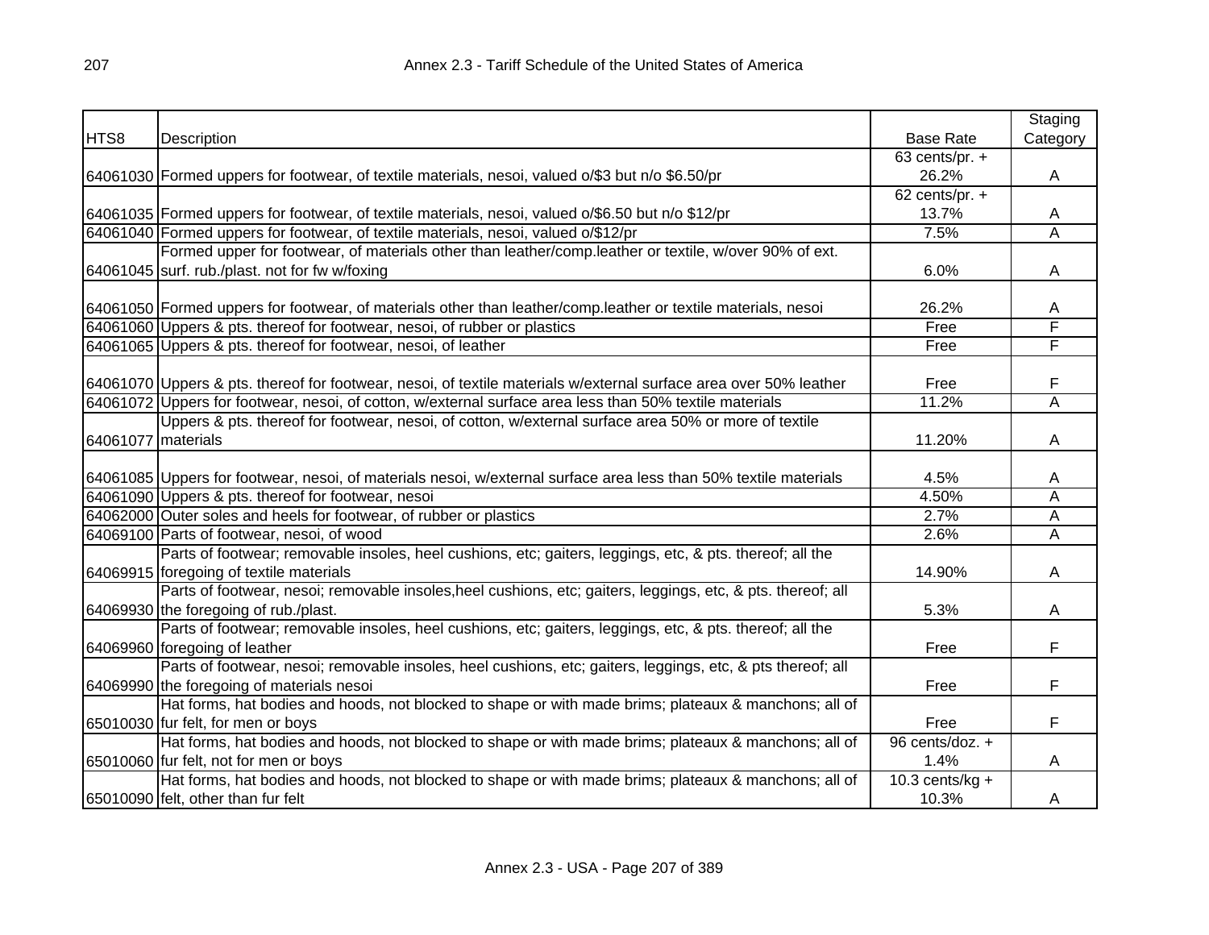| HTS8 | Description | Base Rate | Staging Category |
|---|---|---|---|
| 64061030 | Formed uppers for footwear, of textile materials, nesoi, valued o/$3 but n/o $6.50/pr | 63 cents/pr. + 26.2% | A |
| 64061035 | Formed uppers for footwear, of textile materials, nesoi, valued o/$6.50 but n/o $12/pr | 62 cents/pr. + 13.7% | A |
| 64061040 | Formed uppers for footwear, of textile materials, nesoi, valued o/$12/pr | 7.5% | A |
| 64061045 | Formed upper for footwear, of materials other than leather/comp.leather or textile, w/over 90% of ext. surf. rub./plast. not for fw w/foxing | 6.0% | A |
| 64061050 | Formed uppers for footwear, of materials other than leather/comp.leather or textile materials, nesoi | 26.2% | A |
| 64061060 | Uppers & pts. thereof for footwear, nesoi, of rubber or plastics | Free | F |
| 64061065 | Uppers & pts. thereof for footwear, nesoi, of leather | Free | F |
| 64061070 | Uppers & pts. thereof for footwear, nesoi, of textile materials w/external surface area over 50% leather | Free | F |
| 64061072 | Uppers for footwear, nesoi, of cotton, w/external surface area less than 50% textile materials | 11.2% | A |
| 64061077 | Uppers & pts. thereof for footwear, nesoi, of cotton, w/external surface area 50% or more of textile materials | 11.20% | A |
| 64061085 | Uppers for footwear, nesoi, of materials nesoi, w/external surface area less than 50% textile materials | 4.5% | A |
| 64061090 | Uppers & pts. thereof for footwear, nesoi | 4.50% | A |
| 64062000 | Outer soles and heels for footwear, of rubber or plastics | 2.7% | A |
| 64069100 | Parts of footwear, nesoi, of wood | 2.6% | A |
| 64069915 | Parts of footwear; removable insoles, heel cushions, etc; gaiters, leggings, etc, & pts. thereof; all the foregoing of textile materials | 14.90% | A |
| 64069930 | Parts of footwear, nesoi; removable insoles,heel cushions, etc; gaiters, leggings, etc, & pts. thereof; all the foregoing of rub./plast. | 5.3% | A |
| 64069960 | Parts of footwear; removable insoles, heel cushions, etc; gaiters, leggings, etc, & pts. thereof; all the foregoing of leather | Free | F |
| 64069990 | Parts of footwear, nesoi; removable insoles, heel cushions, etc; gaiters, leggings, etc, & pts thereof; all the foregoing of materials nesoi | Free | F |
| 65010030 | Hat forms, hat bodies and hoods, not blocked to shape or with made brims; plateaux & manchons; all of fur felt, for men or boys | Free | F |
| 65010060 | Hat forms, hat bodies and hoods, not blocked to shape or with made brims; plateaux & manchons; all of fur felt, not for men or boys | 96 cents/doz. + 1.4% | A |
| 65010090 | Hat forms, hat bodies and hoods, not blocked to shape or with made brims; plateaux & manchons; all of felt, other than fur felt | 10.3 cents/kg + 10.3% | A |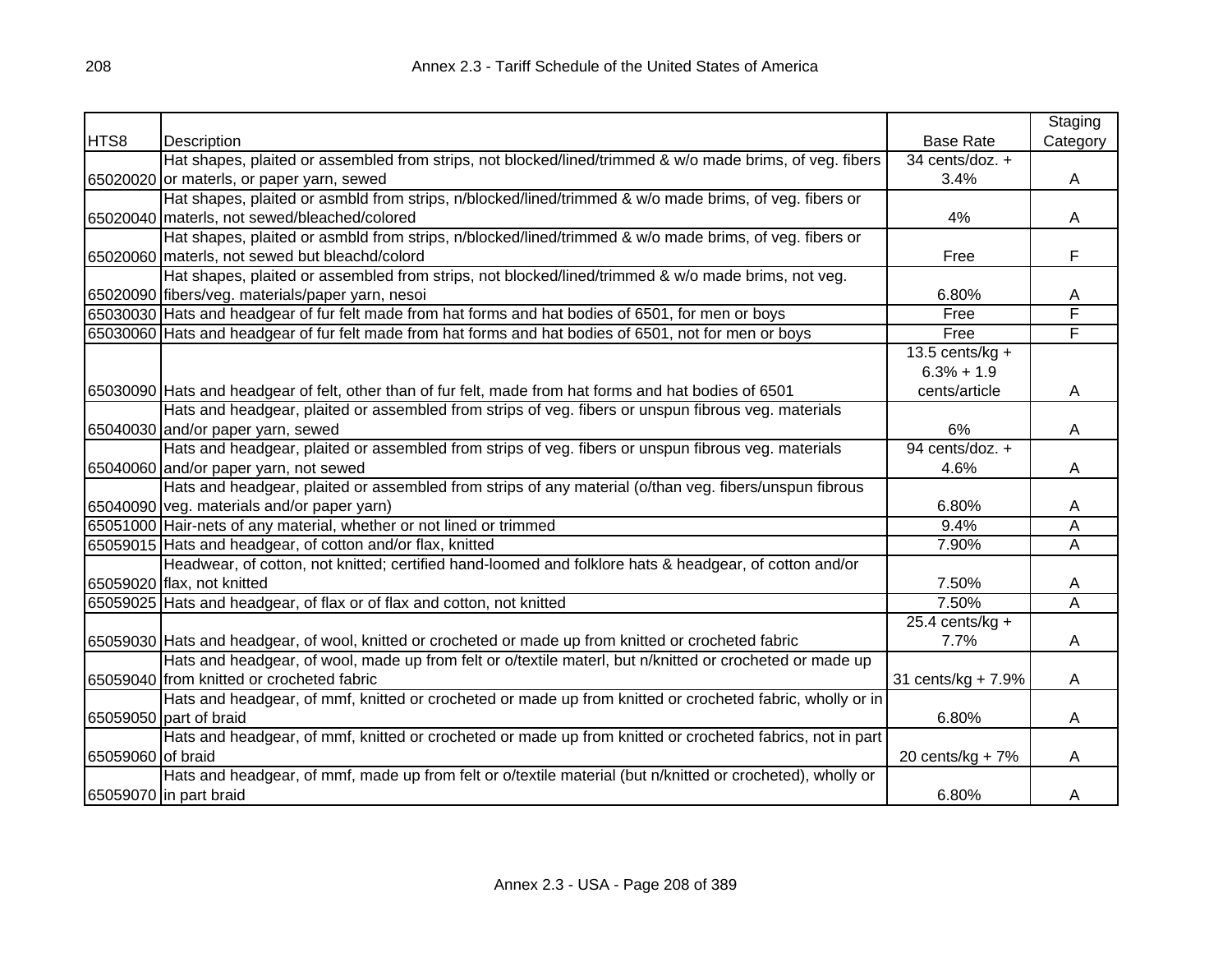| HTS8 | Description | Base Rate | Staging Category |
|---|---|---|---|
| 65020020 | Hat shapes, plaited or assembled from strips, not blocked/lined/trimmed & w/o made brims, of veg. fibers or materls, or paper yarn, sewed | 34 cents/doz. + 3.4% | A |
| 65020040 | Hat shapes, plaited or asmbld from strips, n/blocked/lined/trimmed & w/o made brims, of veg. fibers or materls, not sewed/bleached/colored | 4% | A |
| 65020060 | Hat shapes, plaited or asmbld from strips, n/blocked/lined/trimmed & w/o made brims, of veg. fibers or materls, not sewed but bleachd/colord | Free | F |
| 65020090 | Hat shapes, plaited or assembled from strips, not blocked/lined/trimmed & w/o made brims, not veg. fibers/veg. materials/paper yarn, nesoi | 6.80% | A |
| 65030030 | Hats and headgear of fur felt made from hat forms and hat bodies of 6501, for men or boys | Free | F |
| 65030060 | Hats and headgear of fur felt made from hat forms and hat bodies of 6501, not for men or boys | Free | F |
| 65030090 | Hats and headgear of felt, other than of fur felt, made from hat forms and hat bodies of 6501 | 13.5 cents/kg + 6.3% + 1.9 cents/article | A |
| 65040030 | Hats and headgear, plaited or assembled from strips of veg. fibers or unspun fibrous veg. materials and/or paper yarn, sewed | 6% | A |
| 65040060 | Hats and headgear, plaited or assembled from strips of veg. fibers or unspun fibrous veg. materials and/or paper yarn, not sewed | 94 cents/doz. + 4.6% | A |
| 65040090 | Hats and headgear, plaited or assembled from strips of any material (o/than veg. fibers/unspun fibrous veg. materials and/or paper yarn) | 6.80% | A |
| 65051000 | Hair-nets of any material, whether or not lined or trimmed | 9.4% | A |
| 65059015 | Hats and headgear, of cotton and/or flax, knitted | 7.90% | A |
| 65059020 | Headwear, of cotton, not knitted; certified hand-loomed and folklore hats & headgear, of cotton and/or flax, not knitted | 7.50% | A |
| 65059025 | Hats and headgear, of flax or of flax and cotton, not knitted | 7.50% | A |
| 65059030 | Hats and headgear, of wool, knitted or crocheted or made up from knitted or crocheted fabric | 25.4 cents/kg + 7.7% | A |
| 65059040 | Hats and headgear, of wool, made up from felt or o/textile materl, but n/knitted or crocheted or made up from knitted or crocheted fabric | 31 cents/kg + 7.9% | A |
| 65059050 | Hats and headgear, of mmf, knitted or crocheted or made up from knitted or crocheted fabric, wholly or in part of braid | 6.80% | A |
| 65059060 | Hats and headgear, of mmf, knitted or crocheted or made up from knitted or crocheted fabrics, not in part of braid | 20 cents/kg + 7% | A |
| 65059070 | Hats and headgear, of mmf, made up from felt or o/textile material (but n/knitted or crocheted), wholly or in part braid | 6.80% | A |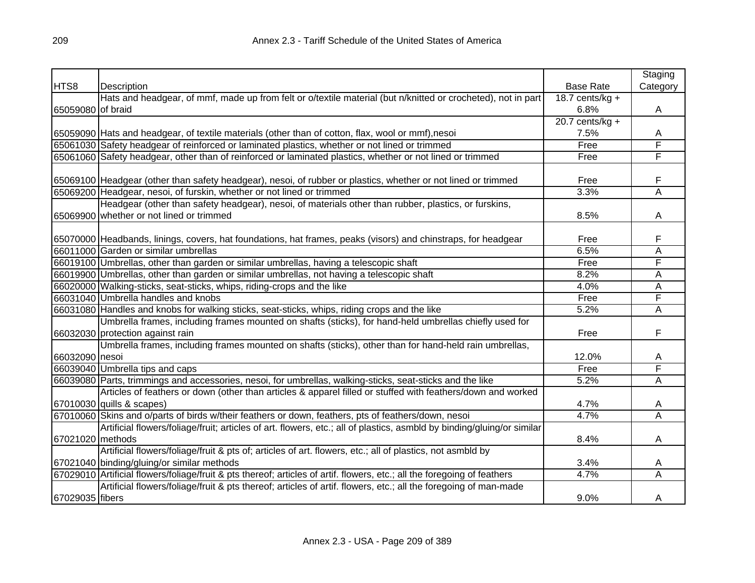| HTS8 | Description | Base Rate | Staging Category |
|---|---|---|---|
| 65059080 | Hats and headgear, of mmf, made up from felt or o/textile material (but n/knitted or crocheted), not in part of braid | 18.7 cents/kg + 6.8% | A |
| 65059090 | Hats and headgear, of textile materials (other than of cotton, flax, wool or mmf),nesoi | 20.7 cents/kg + 7.5% | A |
| 65061030 | Safety headgear of reinforced or laminated plastics, whether or not lined or trimmed | Free | F |
| 65061060 | Safety headgear, other than of reinforced or laminated plastics, whether or not lined or trimmed | Free | F |
| 65069100 | Headgear (other than safety headgear), nesoi, of rubber or plastics, whether or not lined or trimmed | Free | F |
| 65069200 | Headgear, nesoi, of furskin, whether or not lined or trimmed | 3.3% | A |
| 65069900 | Headgear (other than safety headgear), nesoi, of materials other than rubber, plastics, or furskins, whether or not lined or trimmed | 8.5% | A |
| 65070000 | Headbands, linings, covers, hat foundations, hat frames, peaks (visors) and chinstraps, for headgear | Free | F |
| 66011000 | Garden or similar umbrellas | 6.5% | A |
| 66019100 | Umbrellas, other than garden or similar umbrellas, having a telescopic shaft | Free | F |
| 66019900 | Umbrellas, other than garden or similar umbrellas, not having a telescopic shaft | 8.2% | A |
| 66020000 | Walking-sticks, seat-sticks, whips, riding-crops and the like | 4.0% | A |
| 66031040 | Umbrella handles and knobs | Free | F |
| 66031080 | Handles and knobs for walking sticks, seat-sticks, whips, riding crops and the like | 5.2% | A |
| 66032030 | Umbrella frames, including frames mounted on shafts (sticks), for hand-held umbrellas chiefly used for protection against rain | Free | F |
| 66032090 | Umbrella frames, including frames mounted on shafts (sticks), other than for hand-held rain umbrellas, nesoi | 12.0% | A |
| 66039040 | Umbrella tips and caps | Free | F |
| 66039080 | Parts, trimmings and accessories, nesoi, for umbrellas, walking-sticks, seat-sticks and the like | 5.2% | A |
| 67010030 | Articles of feathers or down (other than articles & apparel filled or stuffed with feathers/down and worked quills & scapes) | 4.7% | A |
| 67010060 | Skins and o/parts of birds w/their feathers or down, feathers, pts of feathers/down, nesoi | 4.7% | A |
| 67021020 | Artificial flowers/foliage/fruit; articles of art. flowers, etc.; all of plastics, asmbld by binding/gluing/or similar methods | 8.4% | A |
| 67021040 | Artificial flowers/foliage/fruit & pts of; articles of art. flowers, etc.; all of plastics, not asmbld by binding/gluing/or similar methods | 3.4% | A |
| 67029010 | Artificial flowers/foliage/fruit & pts thereof; articles of artif. flowers, etc.; all the foregoing of feathers | 4.7% | A |
| 67029035 | Artificial flowers/foliage/fruit & pts thereof; articles of artif. flowers, etc.; all the foregoing of man-made fibers | 9.0% | A |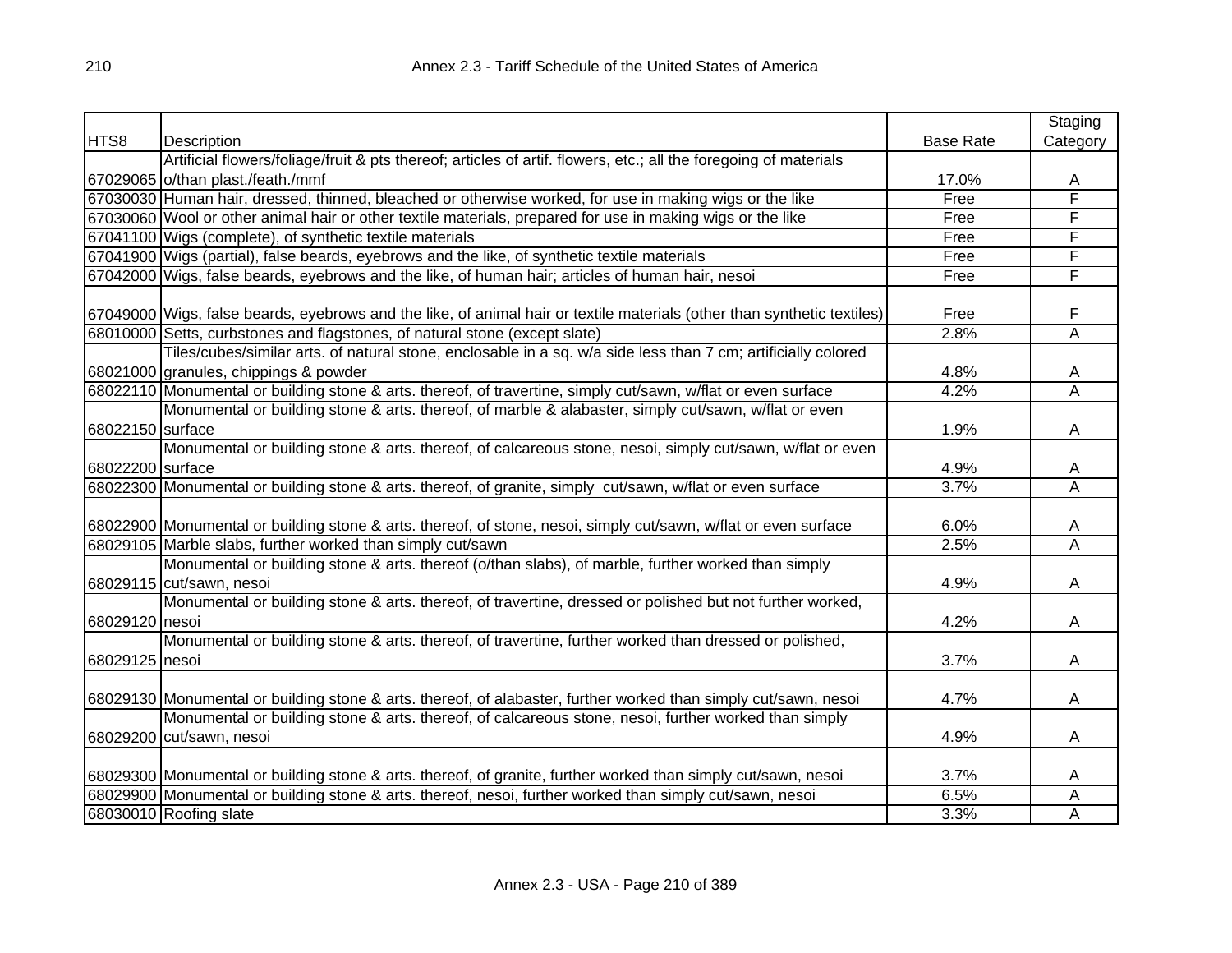| HTS8 | Description | Base Rate | Staging Category |
|---|---|---|---|
| 67029065 | Artificial flowers/foliage/fruit & pts thereof; articles of artif. flowers, etc.; all the foregoing of materials o/than plast./feath./mmf | 17.0% | A |
| 67030030 | Human hair, dressed, thinned, bleached or otherwise worked, for use in making wigs or the like | Free | F |
| 67030060 | Wool or other animal hair or other textile materials, prepared for use in making wigs or the like | Free | F |
| 67041100 | Wigs (complete), of synthetic textile materials | Free | F |
| 67041900 | Wigs (partial), false beards, eyebrows and the like, of synthetic textile materials | Free | F |
| 67042000 | Wigs, false beards, eyebrows and the like, of human hair; articles of human hair, nesoi | Free | F |
| 67049000 | Wigs, false beards, eyebrows and the like, of animal hair or textile materials (other than synthetic textiles) | Free | F |
| 68010000 | Setts, curbstones and flagstones, of natural stone (except slate) | 2.8% | A |
| 68021000 | Tiles/cubes/similar arts. of natural stone, enclosable in a sq. w/a side less than 7 cm; artificially colored granules, chippings & powder | 4.8% | A |
| 68022110 | Monumental or building stone & arts. thereof, of travertine, simply cut/sawn, w/flat or even surface | 4.2% | A |
| 68022150 | Monumental or building stone & arts. thereof, of marble & alabaster, simply cut/sawn, w/flat or even surface | 1.9% | A |
| 68022200 | Monumental or building stone & arts. thereof, of calcareous stone, nesoi, simply cut/sawn, w/flat or even surface | 4.9% | A |
| 68022300 | Monumental or building stone & arts. thereof, of granite, simply cut/sawn, w/flat or even surface | 3.7% | A |
| 68022900 | Monumental or building stone & arts. thereof, of stone, nesoi, simply cut/sawn, w/flat or even surface | 6.0% | A |
| 68029105 | Marble slabs, further worked than simply cut/sawn | 2.5% | A |
| 68029115 | Monumental or building stone & arts. thereof (o/than slabs), of marble, further worked than simply cut/sawn, nesoi | 4.9% | A |
| 68029120 | Monumental or building stone & arts. thereof, of travertine, dressed or polished but not further worked, nesoi | 4.2% | A |
| 68029125 | Monumental or building stone & arts. thereof, of travertine, further worked than dressed or polished, nesoi | 3.7% | A |
| 68029130 | Monumental or building stone & arts. thereof, of alabaster, further worked than simply cut/sawn, nesoi | 4.7% | A |
| 68029200 | Monumental or building stone & arts. thereof, of calcareous stone, nesoi, further worked than simply cut/sawn, nesoi | 4.9% | A |
| 68029300 | Monumental or building stone & arts. thereof, of granite, further worked than simply cut/sawn, nesoi | 3.7% | A |
| 68029900 | Monumental or building stone & arts. thereof, nesoi, further worked than simply cut/sawn, nesoi | 6.5% | A |
| 68030010 | Roofing slate | 3.3% | A |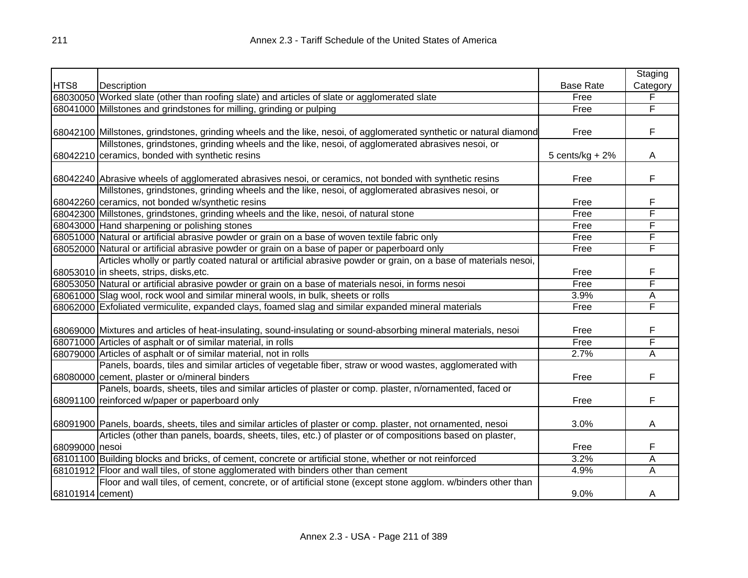| HTS8 | Description | Base Rate | Staging Category |
|---|---|---|---|
| 68030050 | Worked slate (other than roofing slate) and articles of slate or agglomerated slate | Free | F |
| 68041000 | Millstones and grindstones for milling, grinding or pulping | Free | F |
| 68042100 | Millstones, grindstones, grinding wheels and the like, nesoi, of agglomerated synthetic or natural diamond | Free | F |
| 68042210 | Millstones, grindstones, grinding wheels and the like, nesoi, of agglomerated abrasives nesoi, or ceramics, bonded with synthetic resins | 5 cents/kg + 2% | A |
| 68042240 | Abrasive wheels of agglomerated abrasives nesoi, or ceramics, not bonded with synthetic resins | Free | F |
| 68042260 | Millstones, grindstones, grinding wheels and the like, nesoi, of agglomerated abrasives nesoi, or ceramics, not bonded w/synthetic resins | Free | F |
| 68042300 | Millstones, grindstones, grinding wheels and the like, nesoi, of natural stone | Free | F |
| 68043000 | Hand sharpening or polishing stones | Free | F |
| 68051000 | Natural or artificial abrasive powder or grain on a base of woven textile fabric only | Free | F |
| 68052000 | Natural or artificial abrasive powder or grain on a base of paper or paperboard only | Free | F |
| 68053010 | Articles wholly or partly coated natural or artificial abrasive powder or grain, on a base of materials nesoi, in sheets, strips, disks,etc. | Free | F |
| 68053050 | Natural or artificial abrasive powder or grain on a base of materials nesoi, in forms nesoi | Free | F |
| 68061000 | Slag wool, rock wool and similar mineral wools, in bulk, sheets or rolls | 3.9% | A |
| 68062000 | Exfoliated vermiculite, expanded clays, foamed slag and similar expanded mineral materials | Free | F |
| 68069000 | Mixtures and articles of heat-insulating, sound-insulating or sound-absorbing mineral materials, nesoi | Free | F |
| 68071000 | Articles of asphalt or of similar material, in rolls | Free | F |
| 68079000 | Articles of asphalt or of similar material, not in rolls | 2.7% | A |
| 68080000 | Panels, boards, tiles and similar articles of vegetable fiber, straw or wood wastes, agglomerated with cement, plaster or o/mineral binders | Free | F |
| 68091100 | Panels, boards, sheets, tiles and similar articles of plaster or comp. plaster, n/ornamented, faced or reinforced w/paper or paperboard only | Free | F |
| 68091900 | Panels, boards, sheets, tiles and similar articles of plaster or comp. plaster, not ornamented, nesoi | 3.0% | A |
| 68099000 | Articles (other than panels, boards, sheets, tiles, etc.) of plaster or of compositions based on plaster, nesoi | Free | F |
| 68101100 | Building blocks and bricks, of cement, concrete or artificial stone, whether or not reinforced | 3.2% | A |
| 68101912 | Floor and wall tiles, of stone agglomerated with binders other than cement | 4.9% | A |
| 68101914 | Floor and wall tiles, of cement, concrete, or of artificial stone (except stone agglom. w/binders other than cement) | 9.0% | A |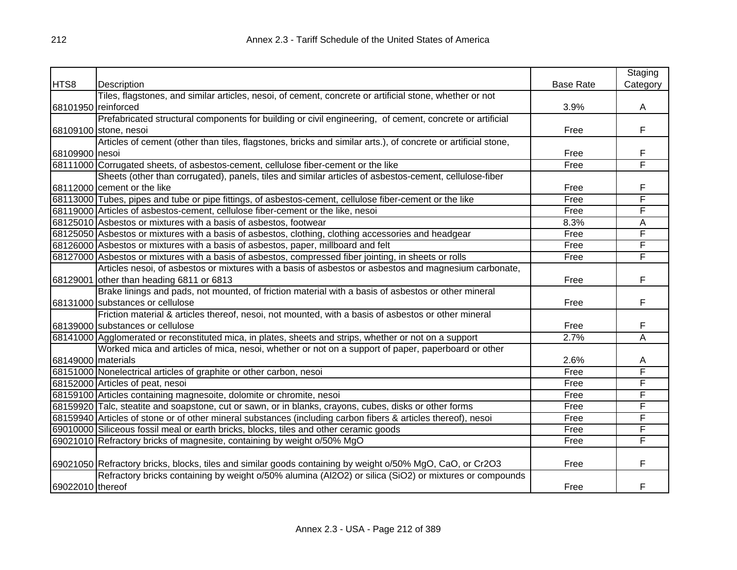| HTS8 | Description | Base Rate | Staging Category |
|---|---|---|---|
| 68101950 | Tiles, flagstones, and similar articles, nesoi, of cement, concrete or artificial stone, whether or not reinforced | 3.9% | A |
| 68109100 | Prefabricated structural components for building or civil engineering, of cement, concrete or artificial stone, nesoi | Free | F |
| 68109900 | Articles of cement (other than tiles, flagstones, bricks and similar arts.), of concrete or artificial stone, nesoi | Free | F |
| 68111000 | Corrugated sheets, of asbestos-cement, cellulose fiber-cement or the like | Free | F |
| 68112000 | Sheets (other than corrugated), panels, tiles and similar articles of asbestos-cement, cellulose-fiber cement or the like | Free | F |
| 68113000 | Tubes, pipes and tube or pipe fittings, of asbestos-cement, cellulose fiber-cement or the like | Free | F |
| 68119000 | Articles of asbestos-cement, cellulose fiber-cement or the like, nesoi | Free | F |
| 68125010 | Asbestos or mixtures with a basis of asbestos, footwear | 8.3% | A |
| 68125050 | Asbestos or mixtures with a basis of asbestos, clothing, clothing accessories and headgear | Free | F |
| 68126000 | Asbestos or mixtures with a basis of asbestos, paper, millboard and felt | Free | F |
| 68127000 | Asbestos or mixtures with a basis of asbestos, compressed fiber jointing, in sheets or rolls | Free | F |
| 68129001 | Articles nesoi, of asbestos or mixtures with a basis of asbestos or asbestos and magnesium carbonate, other than heading 6811 or 6813 | Free | F |
| 68131000 | Brake linings and pads, not mounted, of friction material with a basis of asbestos or other mineral substances or cellulose | Free | F |
| 68139000 | Friction material & articles thereof, nesoi, not mounted, with a basis of asbestos or other mineral substances or cellulose | Free | F |
| 68141000 | Agglomerated or reconstituted mica, in plates, sheets and strips, whether or not on a support | 2.7% | A |
| 68149000 | Worked mica and articles of mica, nesoi, whether or not on a support of paper, paperboard or other materials | 2.6% | A |
| 68151000 | Nonelectrical articles of graphite or other carbon, nesoi | Free | F |
| 68152000 | Articles of peat, nesoi | Free | F |
| 68159100 | Articles containing magnesoite, dolomite or chromite, nesoi | Free | F |
| 68159920 | Talc, steatite and soapstone, cut or sawn, or in blanks, crayons, cubes, disks or other forms | Free | F |
| 68159940 | Articles of stone or of other mineral substances (including carbon fibers & articles thereof), nesoi | Free | F |
| 69010000 | Siliceous fossil meal or earth bricks, blocks, tiles and other ceramic goods | Free | F |
| 69021010 | Refractory bricks of magnesite, containing by weight o/50% MgO | Free | F |
| 69021050 | Refractory bricks, blocks, tiles and similar goods containing by weight o/50% MgO, CaO, or Cr2O3 | Free | F |
| 69022010 | Refractory bricks containing by weight o/50% alumina (Al2O2) or silica (SiO2) or mixtures or compounds thereof | Free | F |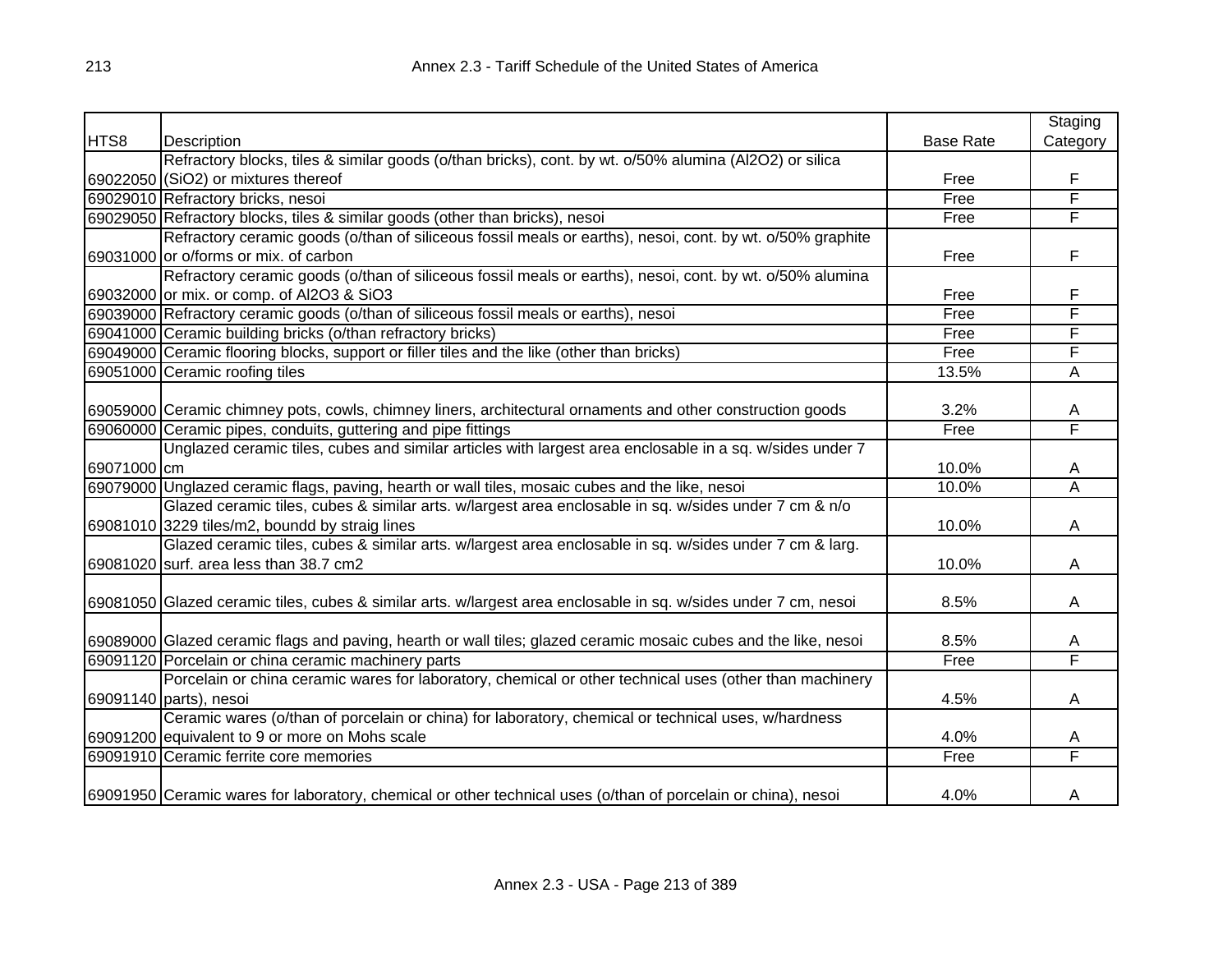| HTS8 | Description | Base Rate | Staging Category |
|---|---|---|---|
| 69022050 | Refractory blocks, tiles & similar goods (o/than bricks), cont. by wt. o/50% alumina (Al2O2) or silica (SiO2) or mixtures thereof | Free | F |
| 69029010 | Refractory bricks, nesoi | Free | F |
| 69029050 | Refractory blocks, tiles & similar goods (other than bricks), nesoi | Free | F |
| 69031000 | Refractory ceramic goods (o/than of siliceous fossil meals or earths), nesoi, cont. by wt. o/50% graphite or o/forms or mix. of carbon | Free | F |
| 69032000 | Refractory ceramic goods (o/than of siliceous fossil meals or earths), nesoi, cont. by wt. o/50% alumina or mix. or comp. of Al2O3 & SiO3 | Free | F |
| 69039000 | Refractory ceramic goods (o/than of siliceous fossil meals or earths), nesoi | Free | F |
| 69041000 | Ceramic building bricks (o/than refractory bricks) | Free | F |
| 69049000 | Ceramic flooring blocks, support or filler tiles and the like (other than bricks) | Free | F |
| 69051000 | Ceramic roofing tiles | 13.5% | A |
| 69059000 | Ceramic chimney pots, cowls, chimney liners, architectural ornaments and other construction goods | 3.2% | A |
| 69060000 | Ceramic pipes, conduits, guttering and pipe fittings | Free | F |
| 69071000 | Unglazed ceramic tiles, cubes and similar articles with largest area enclosable in a sq. w/sides under 7 cm | 10.0% | A |
| 69079000 | Unglazed ceramic flags, paving, hearth or wall tiles, mosaic cubes and the like, nesoi | 10.0% | A |
| 69081010 | Glazed ceramic tiles, cubes & similar arts. w/largest area enclosable in sq. w/sides under 7 cm & n/o 3229 tiles/m2, boundd by straig lines | 10.0% | A |
| 69081020 | Glazed ceramic tiles, cubes & similar arts. w/largest area enclosable in sq. w/sides under 7 cm & larg. surf. area less than 38.7 cm2 | 10.0% | A |
| 69081050 | Glazed ceramic tiles, cubes & similar arts. w/largest area enclosable in sq. w/sides under 7 cm, nesoi | 8.5% | A |
| 69089000 | Glazed ceramic flags and paving, hearth or wall tiles; glazed ceramic mosaic cubes and the like, nesoi | 8.5% | A |
| 69091120 | Porcelain or china ceramic machinery parts | Free | F |
| 69091140 | Porcelain or china ceramic wares for laboratory, chemical or other technical uses (other than machinery parts), nesoi | 4.5% | A |
| 69091200 | Ceramic wares (o/than of porcelain or china) for laboratory, chemical or technical uses, w/hardness equivalent to 9 or more on Mohs scale | 4.0% | A |
| 69091910 | Ceramic ferrite core memories | Free | F |
| 69091950 | Ceramic wares for laboratory, chemical or other technical uses (o/than of porcelain or china), nesoi | 4.0% | A |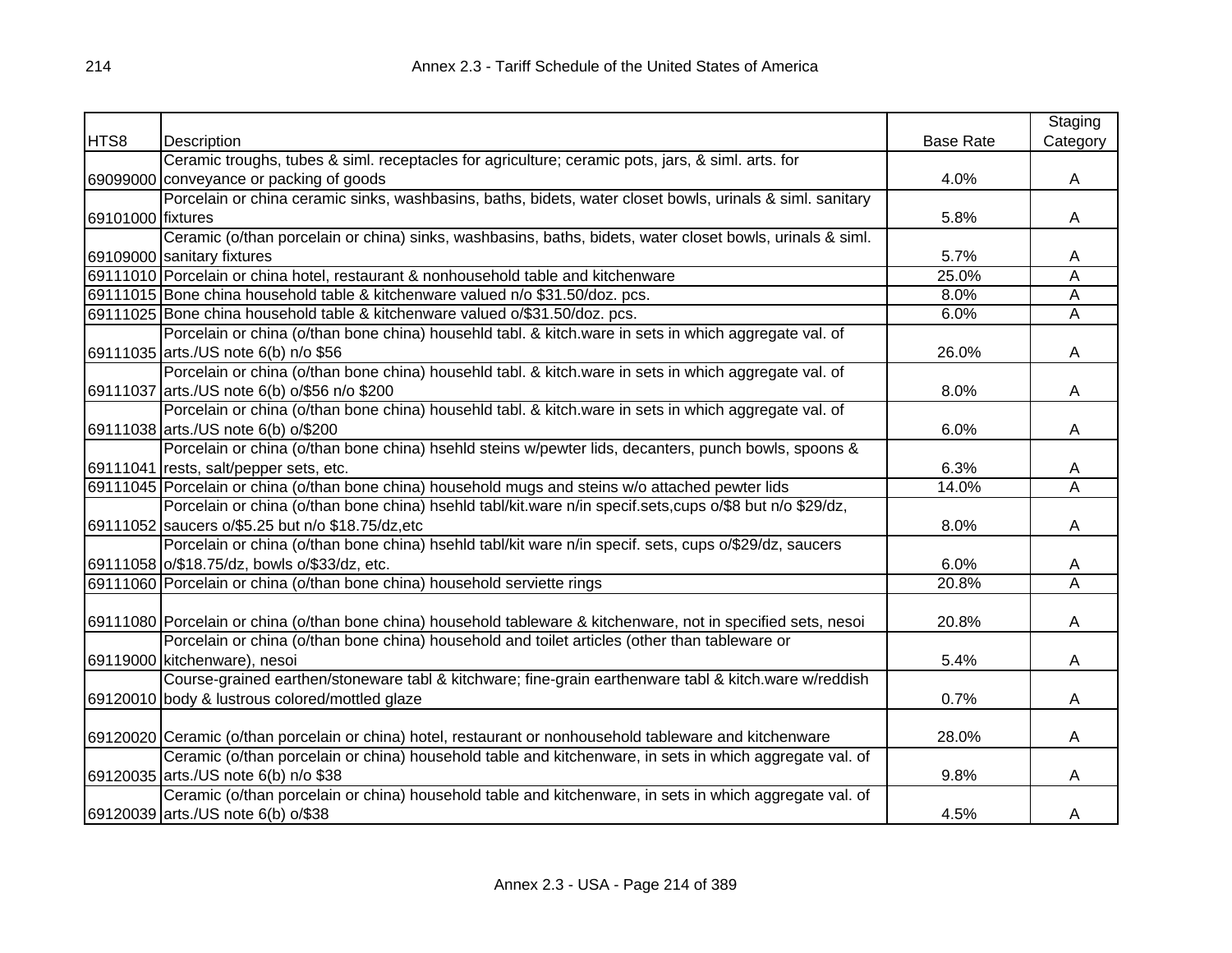| HTS8 | Description | Base Rate | Staging Category |
|---|---|---|---|
| 69099000 | Ceramic troughs, tubes & siml. receptacles for agriculture; ceramic pots, jars, & siml. arts. for conveyance or packing of goods | 4.0% | A |
| 69101000 | Porcelain or china ceramic sinks, washbasins, baths, bidets, water closet bowls, urinals & siml. sanitary fixtures | 5.8% | A |
| 69109000 | Ceramic (o/than porcelain or china) sinks, washbasins, baths, bidets, water closet bowls, urinals & siml. sanitary fixtures | 5.7% | A |
| 69111010 | Porcelain or china hotel, restaurant & nonhousehold table and kitchenware | 25.0% | A |
| 69111015 | Bone china household table & kitchenware valued n/o $31.50/doz. pcs. | 8.0% | A |
| 69111025 | Bone china household table & kitchenware valued o/$31.50/doz. pcs. | 6.0% | A |
| 69111035 | Porcelain or china (o/than bone china) househld tabl. & kitch.ware in sets in which aggregate val. of arts./US note 6(b) n/o $56 | 26.0% | A |
| 69111037 | Porcelain or china (o/than bone china) househld tabl. & kitch.ware in sets in which aggregate val. of arts./US note 6(b) o/$56 n/o $200 | 8.0% | A |
| 69111038 | Porcelain or china (o/than bone china) househld tabl. & kitch.ware in sets in which aggregate val. of arts./US note 6(b) o/$200 | 6.0% | A |
| 69111041 | Porcelain or china (o/than bone china) hsehld steins w/pewter lids, decanters, punch bowls, spoons & rests, salt/pepper sets, etc. | 6.3% | A |
| 69111045 | Porcelain or china (o/than bone china) household mugs and steins w/o attached pewter lids | 14.0% | A |
| 69111052 | Porcelain or china (o/than bone china) hsehld tabl/kit.ware n/in specif.sets,cups o/$8 but n/o $29/dz, saucers o/$5.25 but n/o $18.75/dz,etc | 8.0% | A |
| 69111058 | Porcelain or china (o/than bone china) hsehld tabl/kit ware n/in specif. sets, cups o/$29/dz, saucers o/$18.75/dz, bowls o/$33/dz, etc. | 6.0% | A |
| 69111060 | Porcelain or china (o/than bone china) household serviette rings | 20.8% | A |
| 69111080 | Porcelain or china (o/than bone china) household tableware & kitchenware, not in specified sets, nesoi | 20.8% | A |
| 69119000 | Porcelain or china (o/than bone china) household and toilet articles (other than tableware or kitchenware), nesoi | 5.4% | A |
| 69120010 | Course-grained earthen/stoneware tabl & kitchware; fine-grain earthenware tabl & kitch.ware w/reddish body & lustrous colored/mottled glaze | 0.7% | A |
| 69120020 | Ceramic (o/than porcelain or china) hotel, restaurant or nonhousehold tableware and kitchenware | 28.0% | A |
| 69120035 | Ceramic (o/than porcelain or china) household table and kitchenware, in sets in which aggregate val. of arts./US note 6(b) n/o $38 | 9.8% | A |
| 69120039 | Ceramic (o/than porcelain or china) household table and kitchenware, in sets in which aggregate val. of arts./US note 6(b) o/$38 | 4.5% | A |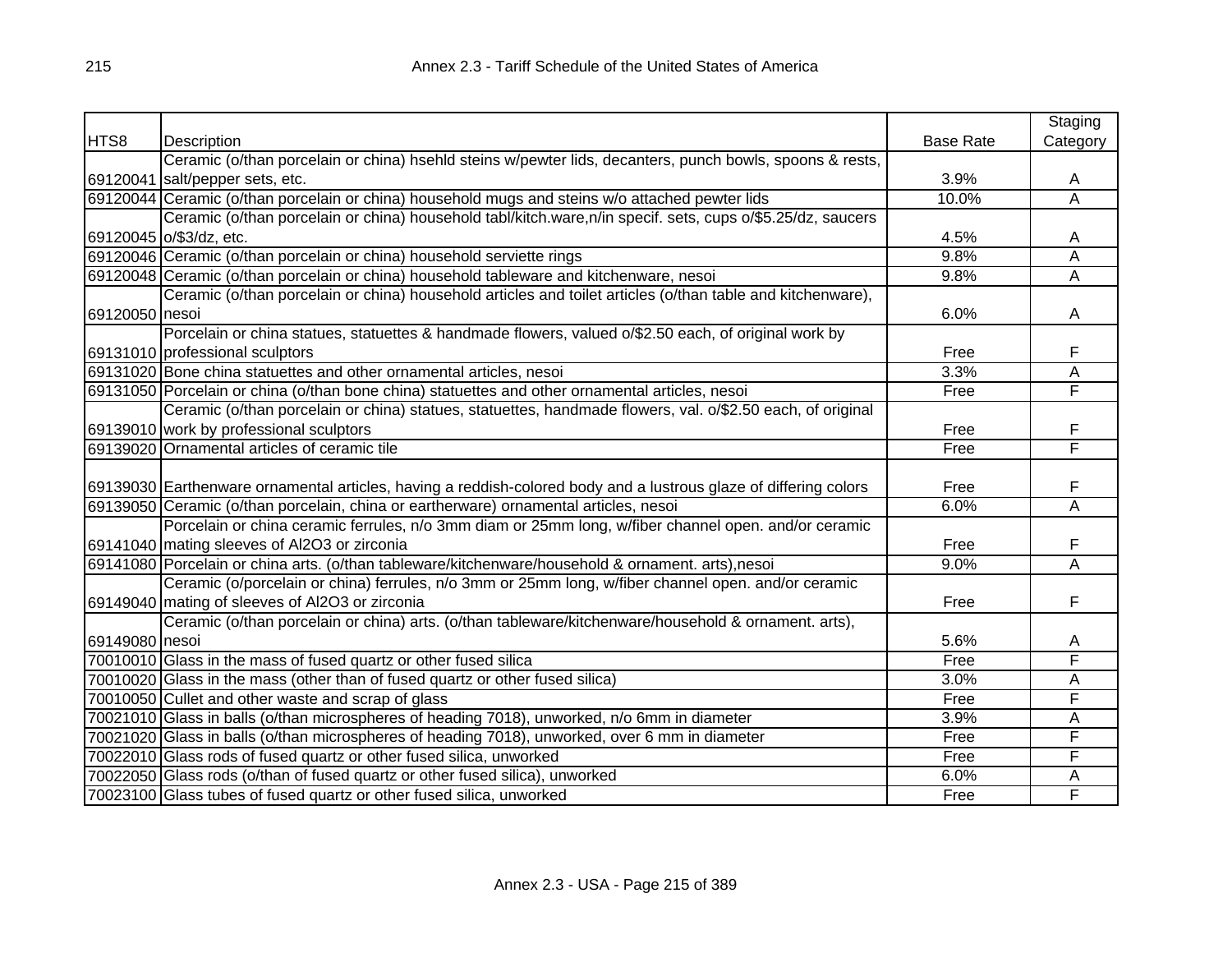| HTS8 | Description | Base Rate | Staging Category |
|---|---|---|---|
| 69120041 | Ceramic (o/than porcelain or china) hsehld steins w/pewter lids, decanters, punch bowls, spoons & rests, salt/pepper sets, etc. | 3.9% | A |
| 69120044 | Ceramic (o/than porcelain or china) household mugs and steins w/o attached pewter lids | 10.0% | A |
| 69120045 | Ceramic (o/than porcelain or china) household tabl/kitch.ware,n/in specif. sets, cups o/$5.25/dz, saucers o/$3/dz, etc. | 4.5% | A |
| 69120046 | Ceramic (o/than porcelain or china) household serviette rings | 9.8% | A |
| 69120048 | Ceramic (o/than porcelain or china) household tableware and kitchenware, nesoi | 9.8% | A |
| 69120050 | Ceramic (o/than porcelain or china) household articles and toilet articles (o/than table and kitchenware), nesoi | 6.0% | A |
| 69131010 | Porcelain or china statues, statuettes & handmade flowers, valued o/$2.50 each, of original work by professional sculptors | Free | F |
| 69131020 | Bone china statuettes and other ornamental articles, nesoi | 3.3% | A |
| 69131050 | Porcelain or china (o/than bone china) statuettes and other ornamental articles, nesoi | Free | F |
| 69139010 | Ceramic (o/than porcelain or china) statues, statuettes, handmade flowers, val. o/$2.50 each, of original work by professional sculptors | Free | F |
| 69139020 | Ornamental articles of ceramic tile | Free | F |
| 69139030 | Earthenware ornamental articles, having a reddish-colored body and a lustrous glaze of differing colors | Free | F |
| 69139050 | Ceramic (o/than porcelain, china or eartherware) ornamental articles, nesoi | 6.0% | A |
| 69141040 | Porcelain or china ceramic ferrules, n/o 3mm diam or 25mm long, w/fiber channel open. and/or ceramic mating sleeves of Al2O3 or zirconia | Free | F |
| 69141080 | Porcelain or china arts. (o/than tableware/kitchenware/household & ornament. arts),nesoi | 9.0% | A |
| 69149040 | Ceramic (o/porcelain or china) ferrules, n/o 3mm or 25mm long, w/fiber channel open. and/or ceramic mating of sleeves of Al2O3 or zirconia | Free | F |
| 69149080 | Ceramic (o/than porcelain or china) arts. (o/than tableware/kitchenware/household & ornament. arts), nesoi | 5.6% | A |
| 70010010 | Glass in the mass of fused quartz or other fused silica | Free | F |
| 70010020 | Glass in the mass (other than of fused quartz or other fused silica) | 3.0% | A |
| 70010050 | Cullet and other waste and scrap of glass | Free | F |
| 70021010 | Glass in balls (o/than microspheres of heading 7018), unworked, n/o 6mm in diameter | 3.9% | A |
| 70021020 | Glass in balls (o/than microspheres of heading 7018), unworked, over 6 mm in diameter | Free | F |
| 70022010 | Glass rods of fused quartz or other fused silica, unworked | Free | F |
| 70022050 | Glass rods (o/than of fused quartz or other fused silica), unworked | 6.0% | A |
| 70023100 | Glass tubes of fused quartz or other fused silica, unworked | Free | F |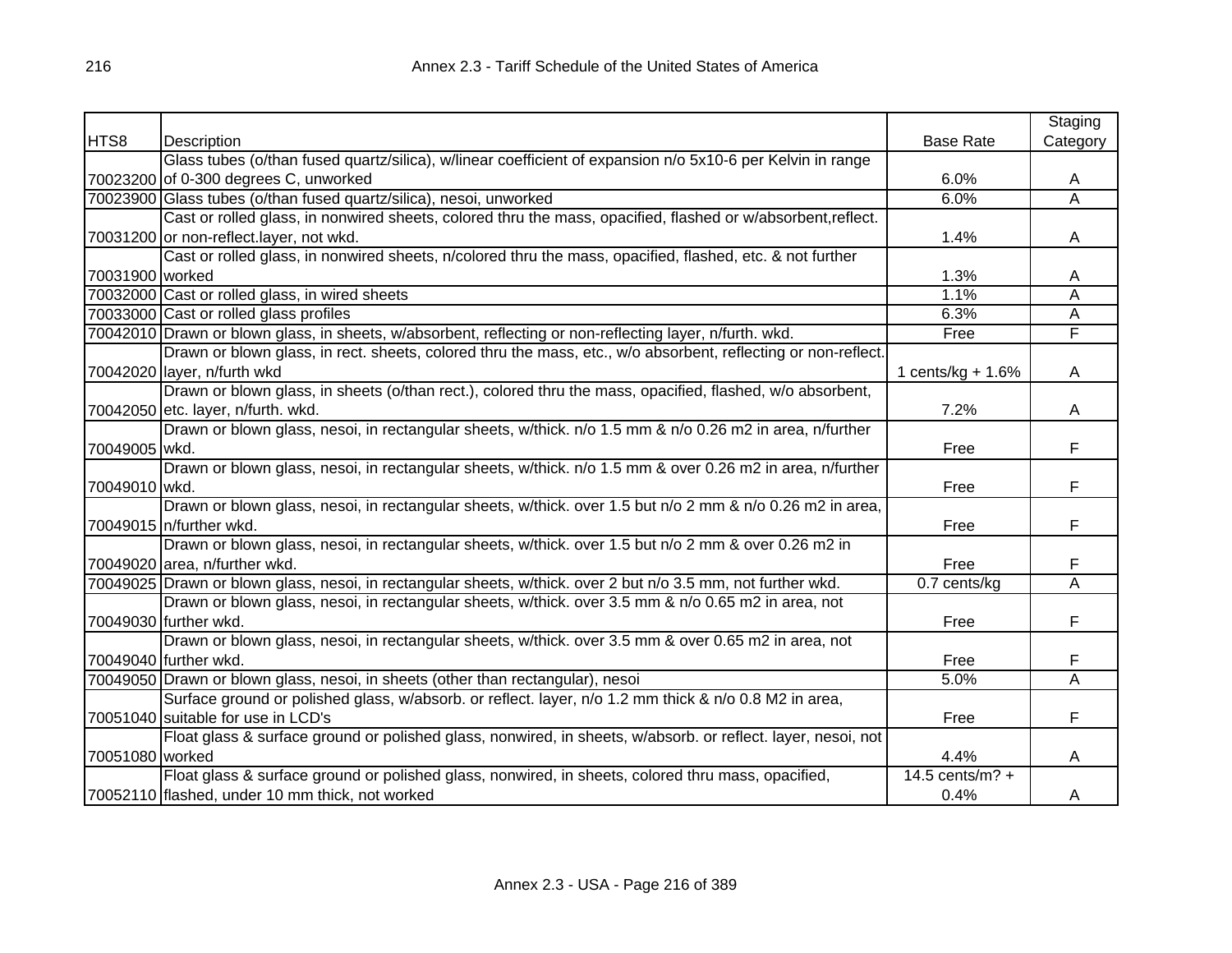| HTS8 | Description | Base Rate | Staging Category |
|---|---|---|---|
| 70023200 | Glass tubes (o/than fused quartz/silica), w/linear coefficient of expansion n/o 5x10-6 per Kelvin in range of 0-300 degrees C, unworked | 6.0% | A |
| 70023900 | Glass tubes (o/than fused quartz/silica), nesoi, unworked | 6.0% | A |
| 70031200 | Cast or rolled glass, in nonwired sheets, colored thru the mass, opacified, flashed or w/absorbent,reflect. or non-reflect.layer, not wkd. | 1.4% | A |
| 70031900 | Cast or rolled glass, in nonwired sheets, n/colored thru the mass, opacified, flashed, etc. & not further worked | 1.3% | A |
| 70032000 | Cast or rolled glass, in wired sheets | 1.1% | A |
| 70033000 | Cast or rolled glass profiles | 6.3% | A |
| 70042010 | Drawn or blown glass, in sheets, w/absorbent, reflecting or non-reflecting layer, n/furth. wkd. | Free | F |
| 70042020 | Drawn or blown glass, in rect. sheets, colored thru the mass, etc., w/o absorbent, reflecting or non-reflect. layer, n/furth wkd | 1 cents/kg + 1.6% | A |
| 70042050 | Drawn or blown glass, in sheets (o/than rect.), colored thru the mass, opacified, flashed, w/o absorbent, etc. layer, n/furth. wkd. | 7.2% | A |
| 70049005 | Drawn or blown glass, nesoi, in rectangular sheets, w/thick. n/o 1.5 mm & n/o 0.26 m2 in area, n/further wkd. | Free | F |
| 70049010 | Drawn or blown glass, nesoi, in rectangular sheets, w/thick. n/o 1.5 mm & over 0.26 m2 in area, n/further wkd. | Free | F |
| 70049015 | Drawn or blown glass, nesoi, in rectangular sheets, w/thick. over 1.5 but n/o 2 mm & n/o 0.26 m2 in area, n/further wkd. | Free | F |
| 70049020 | Drawn or blown glass, nesoi, in rectangular sheets, w/thick. over 1.5 but n/o 2 mm & over 0.26 m2 in area, n/further wkd. | Free | F |
| 70049025 | Drawn or blown glass, nesoi, in rectangular sheets, w/thick. over 2 but n/o 3.5 mm, not further wkd. | 0.7 cents/kg | A |
| 70049030 | Drawn or blown glass, nesoi, in rectangular sheets, w/thick. over 3.5 mm & n/o 0.65 m2 in area, not further wkd. | Free | F |
| 70049040 | Drawn or blown glass, nesoi, in rectangular sheets, w/thick. over 3.5 mm & over 0.65 m2 in area, not further wkd. | Free | F |
| 70049050 | Drawn or blown glass, nesoi, in sheets (other than rectangular), nesoi | 5.0% | A |
| 70051040 | Surface ground or polished glass, w/absorb. or reflect. layer, n/o 1.2 mm thick & n/o 0.8 M2 in area, suitable for use in LCD's | Free | F |
| 70051080 | Float glass & surface ground or polished glass, nonwired, in sheets, w/absorb. or reflect. layer, nesoi, not worked | 4.4% | A |
| 70052110 | Float glass & surface ground or polished glass, nonwired, in sheets, colored thru mass, opacified, flashed, under 10 mm thick, not worked | 14.5 cents/m? + 0.4% | A |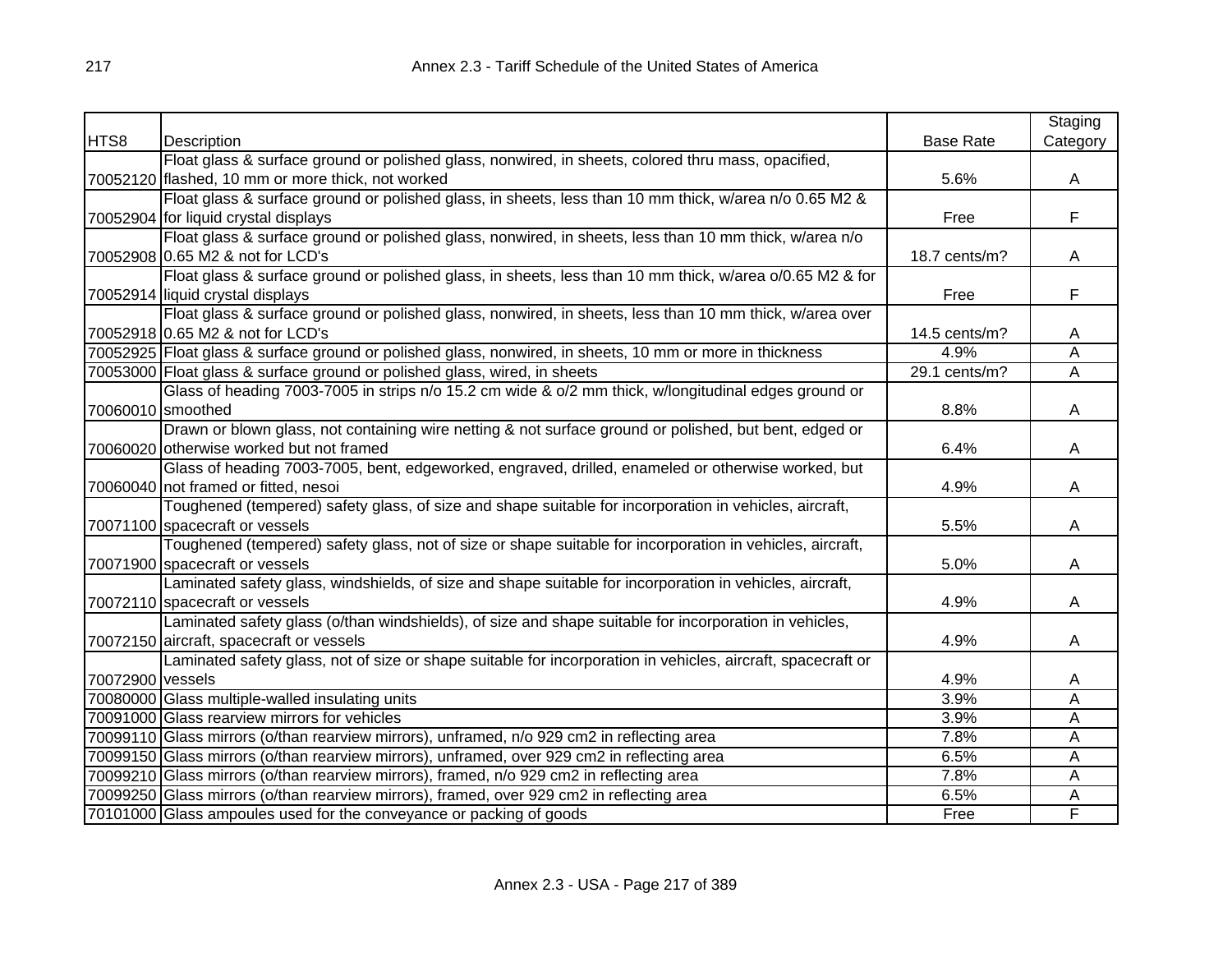| HTS8 | Description | Base Rate | Staging Category |
|---|---|---|---|
| 70052120 | Float glass & surface ground or polished glass, nonwired, in sheets, colored thru mass, opacified, flashed, 10 mm or more thick, not worked | 5.6% | A |
| 70052904 | Float glass & surface ground or polished glass, in sheets, less than 10 mm thick, w/area n/o 0.65 M2 & for liquid crystal displays | Free | F |
| 70052908 | Float glass & surface ground or polished glass, nonwired, in sheets, less than 10 mm thick, w/area n/o 0.65 M2 & not for LCD's | 18.7 cents/m? | A |
| 70052914 | Float glass & surface ground or polished glass, in sheets, less than 10 mm thick, w/area o/0.65 M2 & for liquid crystal displays | Free | F |
| 70052918 | Float glass & surface ground or polished glass, nonwired, in sheets, less than 10 mm thick, w/area over 0.65 M2 & not for LCD's | 14.5 cents/m? | A |
| 70052925 | Float glass & surface ground or polished glass, nonwired, in sheets, 10 mm or more in thickness | 4.9% | A |
| 70053000 | Float glass & surface ground or polished glass, wired, in sheets | 29.1 cents/m? | A |
| 70060010 | Glass of heading 7003-7005 in strips n/o 15.2 cm wide & o/2 mm thick, w/longitudinal edges ground or smoothed | 8.8% | A |
| 70060020 | Drawn or blown glass, not containing wire netting & not surface ground or polished, but bent, edged or otherwise worked but not framed | 6.4% | A |
| 70060040 | Glass of heading 7003-7005, bent, edgeworked, engraved, drilled, enameled or otherwise worked, but not framed or fitted, nesoi | 4.9% | A |
| 70071100 | Toughened (tempered) safety glass, of size and shape suitable for incorporation in vehicles, aircraft, spacecraft or vessels | 5.5% | A |
| 70071900 | Toughened (tempered) safety glass, not of size or shape suitable for incorporation in vehicles, aircraft, spacecraft or vessels | 5.0% | A |
| 70072110 | Laminated safety glass, windshields, of size and shape suitable for incorporation in vehicles, aircraft, spacecraft or vessels | 4.9% | A |
| 70072150 | Laminated safety glass (o/than windshields), of size and shape suitable for incorporation in vehicles, aircraft, spacecraft or vessels | 4.9% | A |
| 70072900 | Laminated safety glass, not of size or shape suitable for incorporation in vehicles, aircraft, spacecraft or vessels | 4.9% | A |
| 70080000 | Glass multiple-walled insulating units | 3.9% | A |
| 70091000 | Glass rearview mirrors for vehicles | 3.9% | A |
| 70099110 | Glass mirrors (o/than rearview mirrors), unframed, n/o 929 cm2 in reflecting area | 7.8% | A |
| 70099150 | Glass mirrors (o/than rearview mirrors), unframed, over 929 cm2 in reflecting area | 6.5% | A |
| 70099210 | Glass mirrors (o/than rearview mirrors), framed, n/o 929 cm2 in reflecting area | 7.8% | A |
| 70099250 | Glass mirrors (o/than rearview mirrors), framed, over 929 cm2 in reflecting area | 6.5% | A |
| 70101000 | Glass ampoules used for the conveyance or packing of goods | Free | F |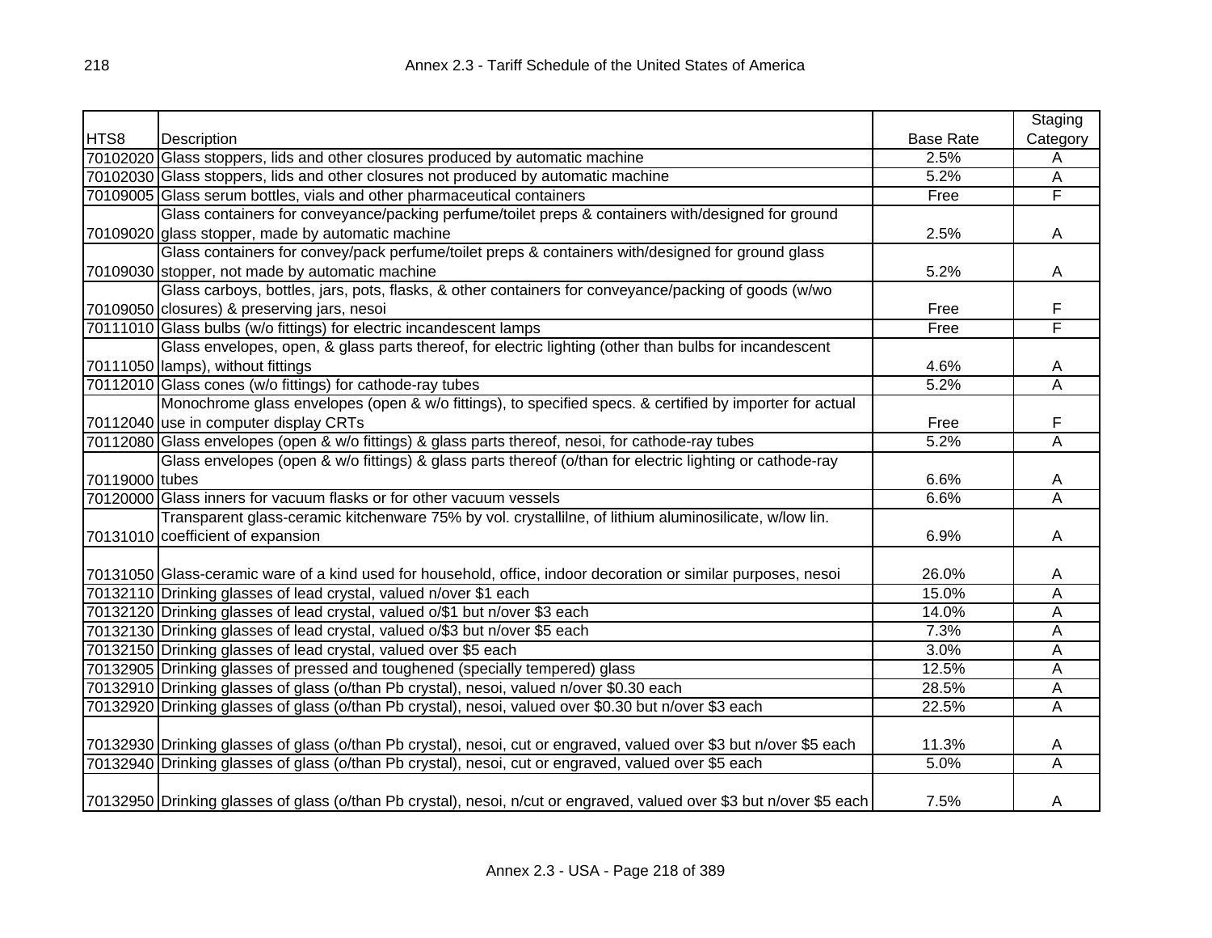| HTS8 | Description | Base Rate | Staging Category |
|---|---|---|---|
| 70102020 | Glass stoppers, lids and other closures produced by automatic machine | 2.5% | A |
| 70102030 | Glass stoppers, lids and other closures not produced by automatic machine | 5.2% | A |
| 70109005 | Glass serum bottles, vials and other pharmaceutical containers | Free | F |
| 70109020 | Glass containers for conveyance/packing perfume/toilet preps & containers with/designed for ground glass stopper, made by automatic machine | 2.5% | A |
| 70109030 | Glass containers for convey/pack perfume/toilet preps & containers with/designed for ground glass stopper, not made by automatic machine | 5.2% | A |
| 70109050 | Glass carboys, bottles, jars, pots, flasks, & other containers for conveyance/packing of goods (w/wo closures) & preserving jars, nesoi | Free | F |
| 70111010 | Glass bulbs (w/o fittings) for electric incandescent lamps | Free | F |
| 70111050 | Glass envelopes, open, & glass parts thereof, for electric lighting (other than bulbs for incandescent lamps), without fittings | 4.6% | A |
| 70112010 | Glass cones (w/o fittings) for cathode-ray tubes | 5.2% | A |
| 70112040 | Monochrome glass envelopes (open & w/o fittings), to specified specs. & certified by importer for actual use in computer display CRTs | Free | F |
| 70112080 | Glass envelopes (open & w/o fittings) & glass parts thereof, nesoi, for cathode-ray tubes | 5.2% | A |
| 70119000 | Glass envelopes (open & w/o fittings) & glass parts thereof (o/than for electric lighting or cathode-ray tubes | 6.6% | A |
| 70120000 | Glass inners for vacuum flasks or for other vacuum vessels | 6.6% | A |
| 70131010 | Transparent glass-ceramic kitchenware 75% by vol. crystallilne, of lithium aluminosilicate, w/low lin. coefficient of expansion | 6.9% | A |
| 70131050 | Glass-ceramic ware of a kind used for household, office, indoor decoration or similar purposes, nesoi | 26.0% | A |
| 70132110 | Drinking glasses of lead crystal, valued n/over $1 each | 15.0% | A |
| 70132120 | Drinking glasses of lead crystal, valued o/$1 but n/over $3 each | 14.0% | A |
| 70132130 | Drinking glasses of lead crystal, valued o/$3 but n/over $5 each | 7.3% | A |
| 70132150 | Drinking glasses of lead crystal, valued over $5 each | 3.0% | A |
| 70132905 | Drinking glasses of pressed and toughened (specially tempered) glass | 12.5% | A |
| 70132910 | Drinking glasses of glass (o/than Pb crystal), nesoi, valued n/over $0.30 each | 28.5% | A |
| 70132920 | Drinking glasses of glass (o/than Pb crystal), nesoi, valued over $0.30 but n/over $3 each | 22.5% | A |
| 70132930 | Drinking glasses of glass (o/than Pb crystal), nesoi, cut or engraved, valued over $3 but n/over $5 each | 11.3% | A |
| 70132940 | Drinking glasses of glass (o/than Pb crystal), nesoi, cut or engraved, valued over $5 each | 5.0% | A |
| 70132950 | Drinking glasses of glass (o/than Pb crystal), nesoi, n/cut or engraved, valued over $3 but n/over $5 each | 7.5% | A |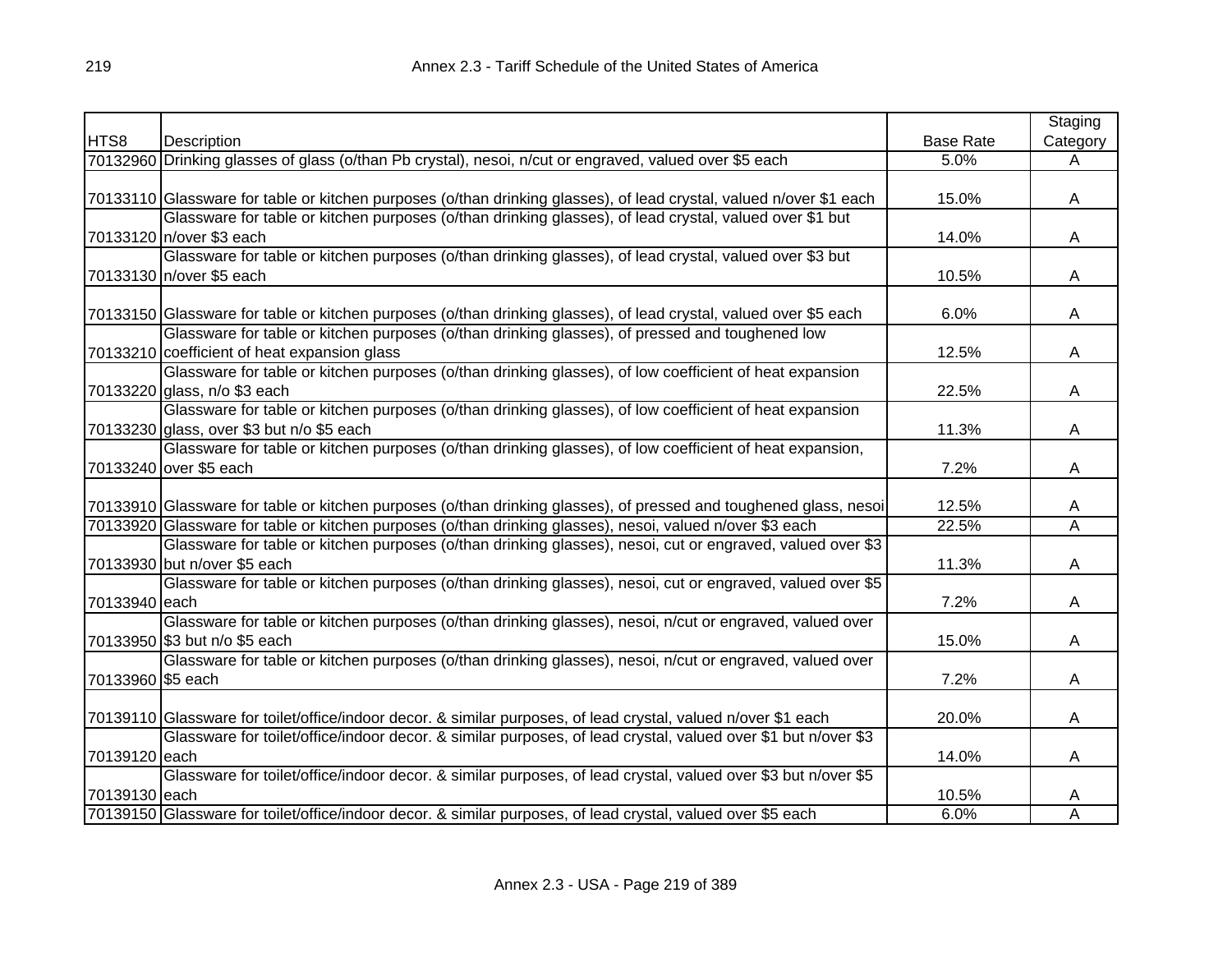| HTS8 | Description | Base Rate | Staging Category |
|---|---|---|---|
| 70132960 | Drinking glasses of glass (o/than Pb crystal), nesoi, n/cut or engraved, valued over $5 each | 5.0% | A |
| 70133110 | Glassware for table or kitchen purposes (o/than drinking glasses), of lead crystal, valued n/over $1 each | 15.0% | A |
| 70133120 | Glassware for table or kitchen purposes (o/than drinking glasses), of lead crystal, valued over $1 but n/over $3 each | 14.0% | A |
| 70133130 | Glassware for table or kitchen purposes (o/than drinking glasses), of lead crystal, valued over $3 but n/over $5 each | 10.5% | A |
| 70133150 | Glassware for table or kitchen purposes (o/than drinking glasses), of lead crystal, valued over $5 each | 6.0% | A |
| 70133210 | Glassware for table or kitchen purposes (o/than drinking glasses), of pressed and toughened low coefficient of heat expansion glass | 12.5% | A |
| 70133220 | Glassware for table or kitchen purposes (o/than drinking glasses), of low coefficient of heat expansion glass, n/o $3 each | 22.5% | A |
| 70133230 | Glassware for table or kitchen purposes (o/than drinking glasses), of low coefficient of heat expansion glass, over $3 but n/o $5 each | 11.3% | A |
| 70133240 | Glassware for table or kitchen purposes (o/than drinking glasses), of low coefficient of heat expansion, over $5 each | 7.2% | A |
| 70133910 | Glassware for table or kitchen purposes (o/than drinking glasses), of pressed and toughened glass, nesoi | 12.5% | A |
| 70133920 | Glassware for table or kitchen purposes (o/than drinking glasses), nesoi, valued n/over $3 each | 22.5% | A |
| 70133930 | Glassware for table or kitchen purposes (o/than drinking glasses), nesoi, cut or engraved, valued over $3 but n/over $5 each | 11.3% | A |
| 70133940 | Glassware for table or kitchen purposes (o/than drinking glasses), nesoi, cut or engraved, valued over $5 each | 7.2% | A |
| 70133950 | Glassware for table or kitchen purposes (o/than drinking glasses), nesoi, n/cut or engraved, valued over $3 but n/o $5 each | 15.0% | A |
| 70133960 | Glassware for table or kitchen purposes (o/than drinking glasses), nesoi, n/cut or engraved, valued over $5 each | 7.2% | A |
| 70139110 | Glassware for toilet/office/indoor decor. & similar purposes, of lead crystal, valued n/over $1 each | 20.0% | A |
| 70139120 | Glassware for toilet/office/indoor decor. & similar purposes, of lead crystal, valued over $1 but n/over $3 each | 14.0% | A |
| 70139130 | Glassware for toilet/office/indoor decor. & similar purposes, of lead crystal, valued over $3 but n/over $5 each | 10.5% | A |
| 70139150 | Glassware for toilet/office/indoor decor. & similar purposes, of lead crystal, valued over $5 each | 6.0% | A |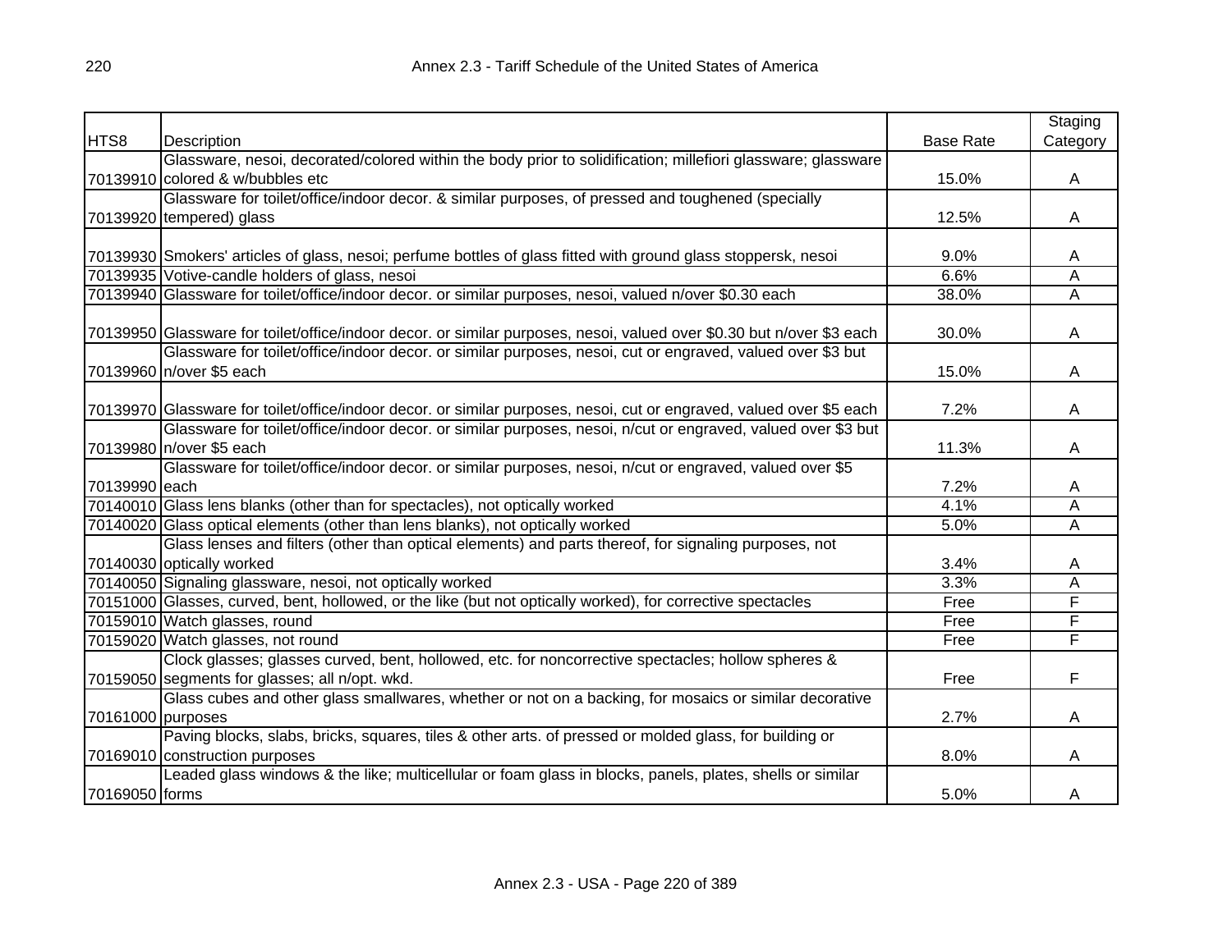| HTS8 | Description | Base Rate | Staging Category |
|---|---|---|---|
| 70139910 | Glassware, nesoi, decorated/colored within the body prior to solidification; millefiori glassware; glassware colored & w/bubbles etc | 15.0% | A |
| 70139920 | Glassware for toilet/office/indoor decor. & similar purposes, of pressed and toughened (specially tempered) glass | 12.5% | A |
| 70139930 | Smokers' articles of glass, nesoi; perfume bottles of glass fitted with ground glass stoppersk, nesoi | 9.0% | A |
| 70139935 | Votive-candle holders of glass, nesoi | 6.6% | A |
| 70139940 | Glassware for toilet/office/indoor decor. or similar purposes, nesoi, valued n/over $0.30 each | 38.0% | A |
| 70139950 | Glassware for toilet/office/indoor decor. or similar purposes, nesoi, valued over $0.30 but n/over $3 each | 30.0% | A |
| 70139960 | Glassware for toilet/office/indoor decor. or similar purposes, nesoi, cut or engraved, valued over $3 but n/over $5 each | 15.0% | A |
| 70139970 | Glassware for toilet/office/indoor decor. or similar purposes, nesoi, cut or engraved, valued over $5 each | 7.2% | A |
| 70139980 | Glassware for toilet/office/indoor decor. or similar purposes, nesoi, n/cut or engraved, valued over $3 but n/over $5 each | 11.3% | A |
| 70139990 | Glassware for toilet/office/indoor decor. or similar purposes, nesoi, n/cut or engraved, valued over $5 each | 7.2% | A |
| 70140010 | Glass lens blanks (other than for spectacles), not optically worked | 4.1% | A |
| 70140020 | Glass optical elements (other than lens blanks), not optically worked | 5.0% | A |
| 70140030 | Glass lenses and filters (other than optical elements) and parts thereof, for signaling purposes, not optically worked | 3.4% | A |
| 70140050 | Signaling glassware, nesoi, not optically worked | 3.3% | A |
| 70151000 | Glasses, curved, bent, hollowed, or the like (but not optically worked), for corrective spectacles | Free | F |
| 70159010 | Watch glasses, round | Free | F |
| 70159020 | Watch glasses, not round | Free | F |
| 70159050 | Clock glasses; glasses curved, bent, hollowed, etc. for noncorrective spectacles; hollow spheres & segments for glasses; all n/opt. wkd. | Free | F |
| 70161000 | Glass cubes and other glass smallwares, whether or not on a backing, for mosaics or similar decorative purposes | 2.7% | A |
| 70169010 | Paving blocks, slabs, bricks, squares, tiles & other arts. of pressed or molded glass, for building or construction purposes | 8.0% | A |
| 70169050 | Leaded glass windows & the like; multicellular or foam glass in blocks, panels, plates, shells or similar forms | 5.0% | A |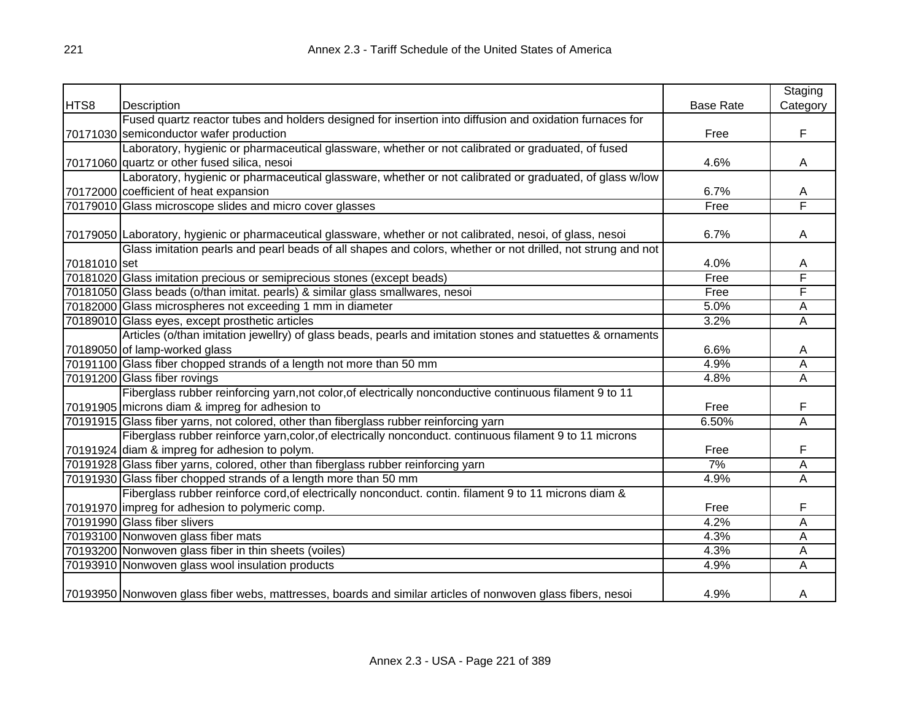| HTS8 | Description | Base Rate | Staging Category |
|---|---|---|---|
| 70171030 | Fused quartz reactor tubes and holders designed for insertion into diffusion and oxidation furnaces for semiconductor wafer production | Free | F |
| 70171060 | Laboratory, hygienic or pharmaceutical glassware, whether or not calibrated or graduated, of fused quartz or other fused silica, nesoi | 4.6% | A |
| 70172000 | Laboratory, hygienic or pharmaceutical glassware, whether or not calibrated or graduated, of glass w/low coefficient of heat expansion | 6.7% | A |
| 70179010 | Glass microscope slides and micro cover glasses | Free | F |
| 70179050 | Laboratory, hygienic or pharmaceutical glassware, whether or not calibrated, nesoi, of glass, nesoi | 6.7% | A |
| 70181010 | Glass imitation pearls and pearl beads of all shapes and colors, whether or not drilled, not strung and not set | 4.0% | A |
| 70181020 | Glass imitation precious or semiprecious stones (except beads) | Free | F |
| 70181050 | Glass beads (o/than imitat. pearls) & similar glass smallwares, nesoi | Free | F |
| 70182000 | Glass microspheres not exceeding 1 mm in diameter | 5.0% | A |
| 70189010 | Glass eyes, except prosthetic articles | 3.2% | A |
| 70189050 | Articles (o/than imitation jewellry) of glass beads, pearls and imitation stones and statuettes & ornaments of lamp-worked glass | 6.6% | A |
| 70191100 | Glass fiber chopped strands of a length not more than 50 mm | 4.9% | A |
| 70191200 | Glass fiber rovings | 4.8% | A |
| 70191905 | Fiberglass rubber reinforcing yarn,not color,of electrically nonconductive continuous filament 9 to 11 microns diam & impreg for adhesion to | Free | F |
| 70191915 | Glass fiber yarns, not colored, other than fiberglass rubber reinforcing yarn | 6.50% | A |
| 70191924 | Fiberglass rubber reinforce yarn,color,of electrically nonconduct. continuous filament 9 to 11 microns diam & impreg for adhesion to polym. | Free | F |
| 70191928 | Glass fiber yarns, colored, other than fiberglass rubber reinforcing yarn | 7% | A |
| 70191930 | Glass fiber chopped strands of a length more than 50 mm | 4.9% | A |
| 70191970 | Fiberglass rubber reinforce cord,of electrically nonconduct. contin. filament 9 to 11 microns diam & impreg for adhesion to polymeric comp. | Free | F |
| 70191990 | Glass fiber slivers | 4.2% | A |
| 70193100 | Nonwoven glass fiber mats | 4.3% | A |
| 70193200 | Nonwoven glass fiber in thin sheets (voiles) | 4.3% | A |
| 70193910 | Nonwoven glass wool insulation products | 4.9% | A |
| 70193950 | Nonwoven glass fiber webs, mattresses, boards and similar articles of nonwoven glass fibers, nesoi | 4.9% | A |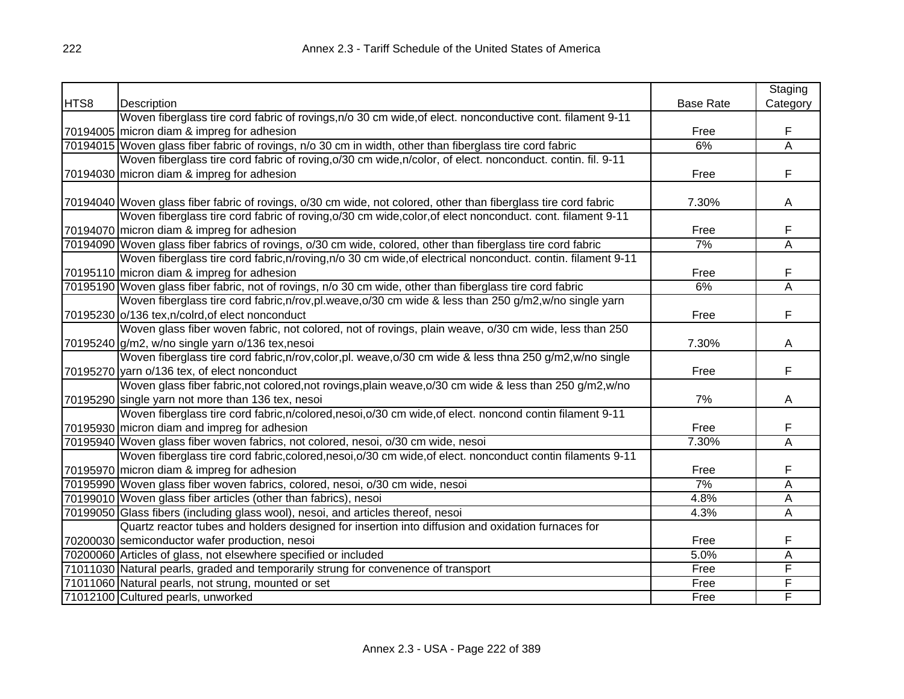| HTS8 | Description | Base Rate | Staging Category |
|---|---|---|---|
| 70194005 | Woven fiberglass tire cord fabric of rovings,n/o 30 cm wide,of elect. nonconductive cont. filament 9-11 micron diam & impreg for adhesion | Free | F |
| 70194015 | Woven glass fiber fabric of rovings, n/o 30 cm in width, other than fiberglass tire cord fabric | 6% | A |
| 70194030 | Woven fiberglass tire cord fabric of roving,o/30 cm wide,n/color, of elect. nonconduct. contin. fil. 9-11 micron diam & impreg for adhesion | Free | F |
| 70194040 | Woven glass fiber fabric of rovings, o/30 cm wide, not colored, other than fiberglass tire cord fabric | 7.30% | A |
| 70194070 | Woven fiberglass tire cord fabric of roving,o/30 cm wide,color,of elect nonconduct. cont. filament 9-11 micron diam & impreg for adhesion | Free | F |
| 70194090 | Woven glass fiber fabrics of rovings, o/30 cm wide, colored, other than fiberglass tire cord fabric | 7% | A |
| 70195110 | Woven fiberglass tire cord fabric,n/roving,n/o 30 cm wide,of electrical nonconduct. contin. filament 9-11 micron diam & impreg for adhesion | Free | F |
| 70195190 | Woven glass fiber fabric, not of rovings, n/o 30 cm wide, other than fiberglass tire cord fabric | 6% | A |
| 70195230 | Woven fiberglass tire cord fabric,n/rov,pl.weave,o/30 cm wide & less than 250 g/m2,w/no single yarn o/136 tex,n/colrd,of elect nonconduct | Free | F |
| 70195240 | Woven glass fiber woven fabric, not colored, not of rovings, plain weave, o/30 cm wide, less than 250 g/m2, w/no single yarn o/136 tex,nesoi | 7.30% | A |
| 70195270 | Woven fiberglass tire cord fabric,n/rov,color,pl. weave,o/30 cm wide & less thna 250 g/m2,w/no single yarn o/136 tex, of elect nonconduct | Free | F |
| 70195290 | Woven glass fiber fabric,not colored,not rovings,plain weave,o/30 cm wide & less than 250 g/m2,w/no single yarn not more than 136 tex, nesoi | 7% | A |
| 70195930 | Woven fiberglass tire cord fabric,n/colored,nesoi,o/30 cm wide,of elect. noncond contin filament 9-11 micron diam and impreg for adhesion | Free | F |
| 70195940 | Woven glass fiber woven fabrics, not colored, nesoi, o/30 cm wide, nesoi | 7.30% | A |
| 70195970 | Woven fiberglass tire cord fabric,colored,nesoi,o/30 cm wide,of elect. nonconduct contin filaments 9-11 micron diam & impreg for adhesion | Free | F |
| 70195990 | Woven glass fiber woven fabrics, colored, nesoi, o/30 cm wide, nesoi | 7% | A |
| 70199010 | Woven glass fiber articles (other than fabrics), nesoi | 4.8% | A |
| 70199050 | Glass fibers (including glass wool), nesoi, and articles thereof, nesoi | 4.3% | A |
| 70200030 | Quartz reactor tubes and holders designed for insertion into diffusion and oxidation furnaces for semiconductor wafer production, nesoi | Free | F |
| 70200060 | Articles of glass, not elsewhere specified or included | 5.0% | A |
| 71011030 | Natural pearls, graded and temporarily strung for convenence of transport | Free | F |
| 71011060 | Natural pearls, not strung, mounted or set | Free | F |
| 71012100 | Cultured pearls, unworked | Free | F |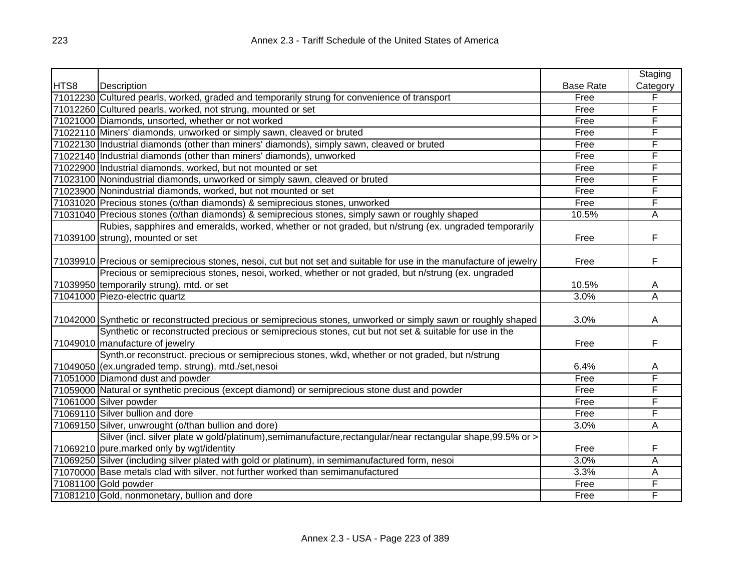| HTS8 | Description | Base Rate | Staging Category |
|---|---|---|---|
| 71012230 | Cultured pearls, worked, graded and temporarily strung for convenience of transport | Free | F |
| 71012260 | Cultured pearls, worked, not strung, mounted or set | Free | F |
| 71021000 | Diamonds, unsorted, whether or not worked | Free | F |
| 71022110 | Miners' diamonds, unworked or simply sawn, cleaved or bruted | Free | F |
| 71022130 | Industrial diamonds (other than miners' diamonds), simply sawn, cleaved or bruted | Free | F |
| 71022140 | Industrial diamonds (other than miners' diamonds), unworked | Free | F |
| 71022900 | Industrial diamonds, worked, but not mounted or set | Free | F |
| 71023100 | Nonindustrial diamonds, unworked or simply sawn, cleaved or bruted | Free | F |
| 71023900 | Nonindustrial diamonds, worked, but not mounted or set | Free | F |
| 71031020 | Precious stones (o/than diamonds) & semiprecious stones, unworked | Free | F |
| 71031040 | Precious stones (o/than diamonds) & semiprecious stones, simply sawn or roughly shaped | 10.5% | A |
| 71039100 | Rubies, sapphires and emeralds, worked, whether or not graded, but n/strung (ex. ungraded temporarily strung), mounted or set | Free | F |
| 71039910 | Precious or semiprecious stones, nesoi, cut but not set and suitable for use in the manufacture of jewelry | Free | F |
| 71039950 | Precious or semiprecious stones, nesoi, worked, whether or not graded, but n/strung (ex. ungraded temporarily strung), mtd. or set | 10.5% | A |
| 71041000 | Piezo-electric quartz | 3.0% | A |
| 71042000 | Synthetic or reconstructed precious or semiprecious stones, unworked or simply sawn or roughly shaped | 3.0% | A |
| 71049010 | Synthetic or reconstructed precious or semiprecious stones, cut but not set & suitable for use in the manufacture of jewelry | Free | F |
| 71049050 | Synth.or reconstruct. precious or semiprecious stones, wkd, whether or not graded, but n/strung (ex.ungraded temp. strung), mtd./set,nesoi | 6.4% | A |
| 71051000 | Diamond dust and powder | Free | F |
| 71059000 | Natural or synthetic precious (except diamond) or semiprecious stone dust and powder | Free | F |
| 71061000 | Silver powder | Free | F |
| 71069110 | Silver bullion and dore | Free | F |
| 71069150 | Silver, unwrought (o/than bullion and dore) | 3.0% | A |
| 71069210 | Silver (incl. silver plate w gold/platinum),semimanufacture,rectangular/near rectangular shape,99.5% or > pure,marked only by wgt/identity | Free | F |
| 71069250 | Silver (including silver plated with gold or platinum), in semimanufactured form, nesoi | 3.0% | A |
| 71070000 | Base metals clad with silver, not further worked than semimanufactured | 3.3% | A |
| 71081100 | Gold powder | Free | F |
| 71081210 | Gold, nonmonetary, bullion and dore | Free | F |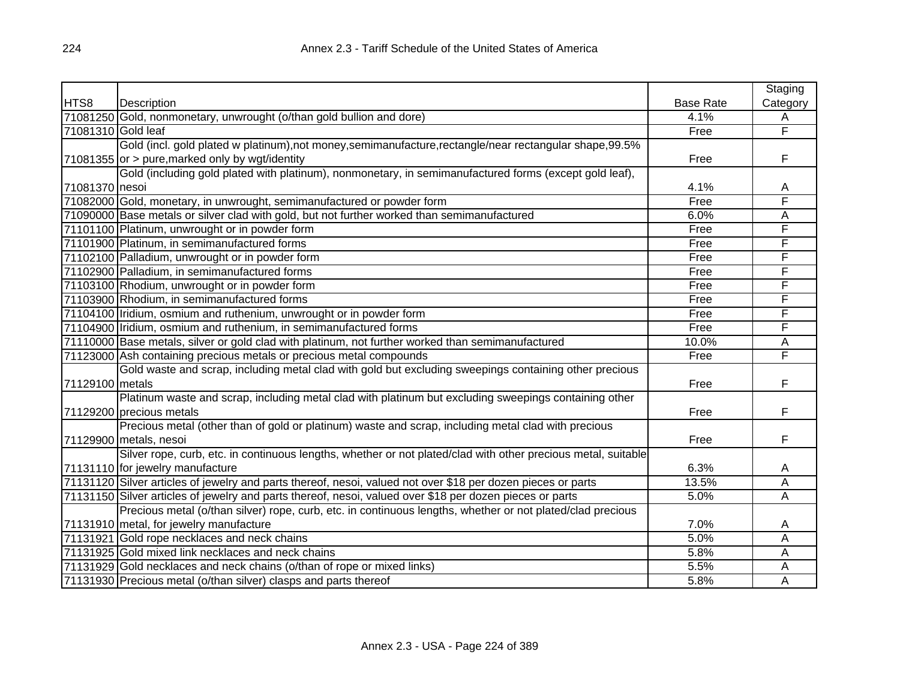| HTS8 | Description | Base Rate | Staging Category |
|---|---|---|---|
| 71081250 | Gold, nonmonetary, unwrought (o/than gold bullion and dore) | 4.1% | A |
| 71081310 | Gold leaf | Free | F |
| 71081355 | Gold (incl. gold plated w platinum),not money,semimanufacture,rectangle/near rectangular shape,99.5% or > pure,marked only by wgt/identity | Free | F |
| 71081370 | Gold (including gold plated with platinum), nonmonetary, in semimanufactured forms (except gold leaf), nesoi | 4.1% | A |
| 71082000 | Gold, monetary, in unwrought, semimanufactured or powder form | Free | F |
| 71090000 | Base metals or silver clad with gold, but not further worked than semimanufactured | 6.0% | A |
| 71101100 | Platinum, unwrought or in powder form | Free | F |
| 71101900 | Platinum, in semimanufactured forms | Free | F |
| 71102100 | Palladium, unwrought or in powder form | Free | F |
| 71102900 | Palladium, in semimanufactured forms | Free | F |
| 71103100 | Rhodium, unwrought or in powder form | Free | F |
| 71103900 | Rhodium, in semimanufactured forms | Free | F |
| 71104100 | Iridium, osmium and ruthenium, unwrought or in powder form | Free | F |
| 71104900 | Iridium, osmium and ruthenium, in semimanufactured forms | Free | F |
| 71110000 | Base metals, silver or gold clad with platinum, not further worked than semimanufactured | 10.0% | A |
| 71123000 | Ash containing precious metals or precious metal compounds | Free | F |
| 71129100 | Gold waste and scrap, including metal clad with gold but excluding sweepings containing other precious metals | Free | F |
| 71129200 | Platinum waste and scrap, including metal clad with platinum but excluding sweepings containing other precious metals | Free | F |
| 71129900 | Precious metal (other than of gold or platinum) waste and scrap, including metal clad with precious metals, nesoi | Free | F |
| 71131110 | Silver rope, curb, etc. in continuous lengths, whether or not plated/clad with other precious metal, suitable for jewelry manufacture | 6.3% | A |
| 71131120 | Silver articles of jewelry and parts thereof, nesoi, valued not over $18 per dozen pieces or parts | 13.5% | A |
| 71131150 | Silver articles of jewelry and parts thereof, nesoi, valued over $18 per dozen pieces or parts | 5.0% | A |
| 71131910 | Precious metal (o/than silver) rope, curb, etc. in continuous lengths, whether or not plated/clad precious metal, for jewelry manufacture | 7.0% | A |
| 71131921 | Gold rope necklaces and neck chains | 5.0% | A |
| 71131925 | Gold mixed link necklaces and neck chains | 5.8% | A |
| 71131929 | Gold necklaces and neck chains (o/than of rope or mixed links) | 5.5% | A |
| 71131930 | Precious metal (o/than silver) clasps and parts thereof | 5.8% | A |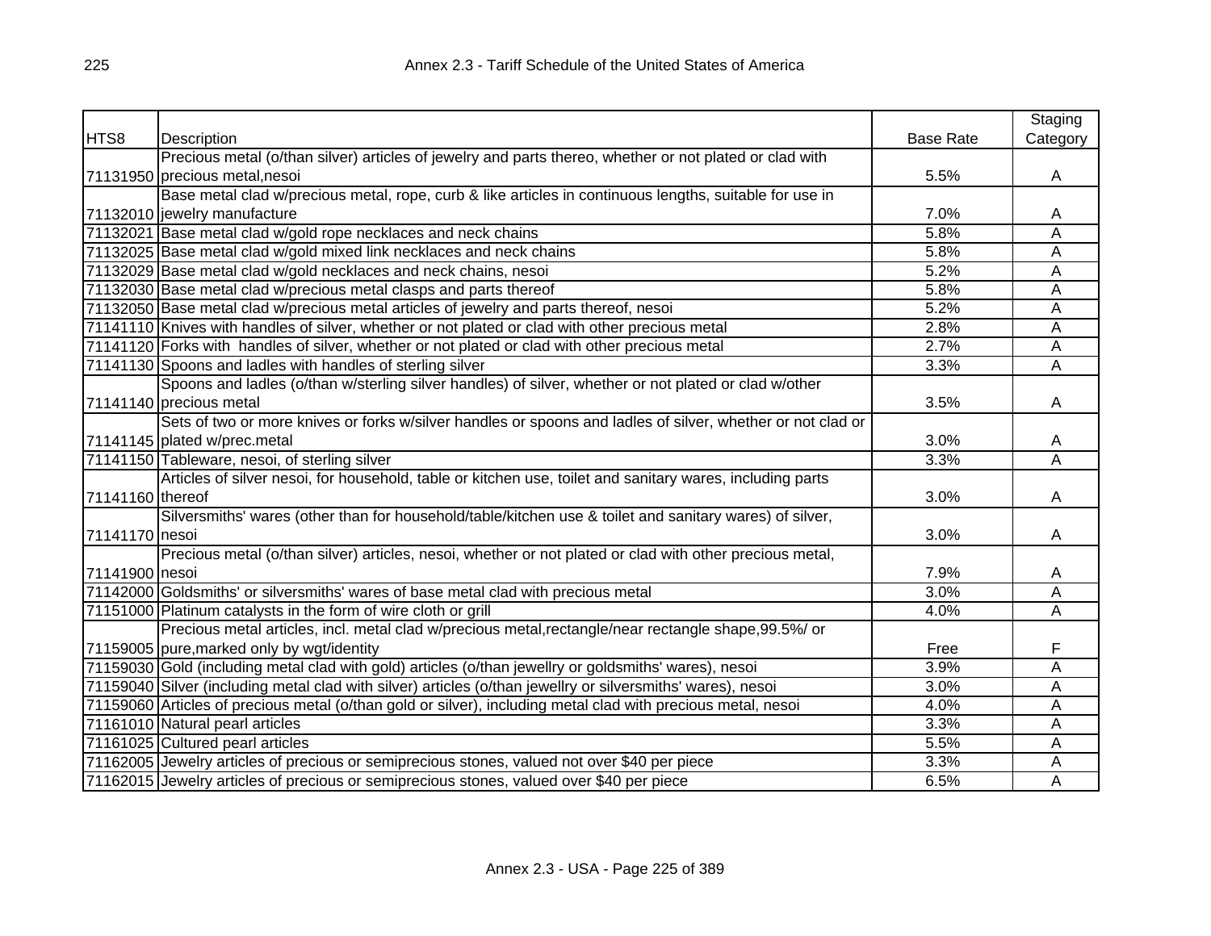| HTS8 | Description | Base Rate | Staging Category |
|---|---|---|---|
| 71131950 | Precious metal (o/than silver) articles of jewelry and parts thereo, whether or not plated or clad with precious metal,nesoi | 5.5% | A |
| 71132010 | Base metal clad w/precious metal, rope, curb & like articles in continuous lengths, suitable for use in jewelry manufacture | 7.0% | A |
| 71132021 | Base metal clad w/gold rope necklaces and neck chains | 5.8% | A |
| 71132025 | Base metal clad w/gold mixed link necklaces and neck chains | 5.8% | A |
| 71132029 | Base metal clad w/gold necklaces and neck chains, nesoi | 5.2% | A |
| 71132030 | Base metal clad w/precious metal clasps and parts thereof | 5.8% | A |
| 71132050 | Base metal clad w/precious metal articles of jewelry and parts thereof, nesoi | 5.2% | A |
| 71141110 | Knives with handles of silver, whether or not plated or clad with other precious metal | 2.8% | A |
| 71141120 | Forks with  handles of silver, whether or not plated or clad with other precious metal | 2.7% | A |
| 71141130 | Spoons and ladles with handles of sterling silver | 3.3% | A |
| 71141140 | Spoons and ladles (o/than w/sterling silver handles) of silver, whether or not plated or clad w/other precious metal | 3.5% | A |
| 71141145 | Sets of two or more knives or forks w/silver handles or spoons and ladles of silver, whether or not clad or plated w/prec.metal | 3.0% | A |
| 71141150 | Tableware, nesoi, of sterling silver | 3.3% | A |
| 71141160 | Articles of silver nesoi, for household, table or kitchen use, toilet and sanitary wares, including parts thereof | 3.0% | A |
| 71141170 | Silversmiths' wares (other than for household/table/kitchen use & toilet and sanitary wares) of silver, nesoi | 3.0% | A |
| 71141900 | Precious metal (o/than silver) articles, nesoi, whether or not plated or clad with other precious metal, nesoi | 7.9% | A |
| 71142000 | Goldsmiths' or silversmiths' wares of base metal clad with precious metal | 3.0% | A |
| 71151000 | Platinum catalysts in the form of wire cloth or grill | 4.0% | A |
| 71159005 | Precious metal articles, incl. metal clad w/precious metal,rectangle/near rectangle shape,99.5%/ or pure,marked only by wgt/identity | Free | F |
| 71159030 | Gold (including metal clad with gold) articles (o/than jewellry or goldsmiths' wares), nesoi | 3.9% | A |
| 71159040 | Silver (including metal clad with silver) articles (o/than jewellry or silversmiths' wares), nesoi | 3.0% | A |
| 71159060 | Articles of precious metal (o/than gold or silver), including metal clad with precious metal, nesoi | 4.0% | A |
| 71161010 | Natural pearl articles | 3.3% | A |
| 71161025 | Cultured pearl articles | 5.5% | A |
| 71162005 | Jewelry articles of precious or semiprecious stones, valued not over $40 per piece | 3.3% | A |
| 71162015 | Jewelry articles of precious or semiprecious stones, valued over $40 per piece | 6.5% | A |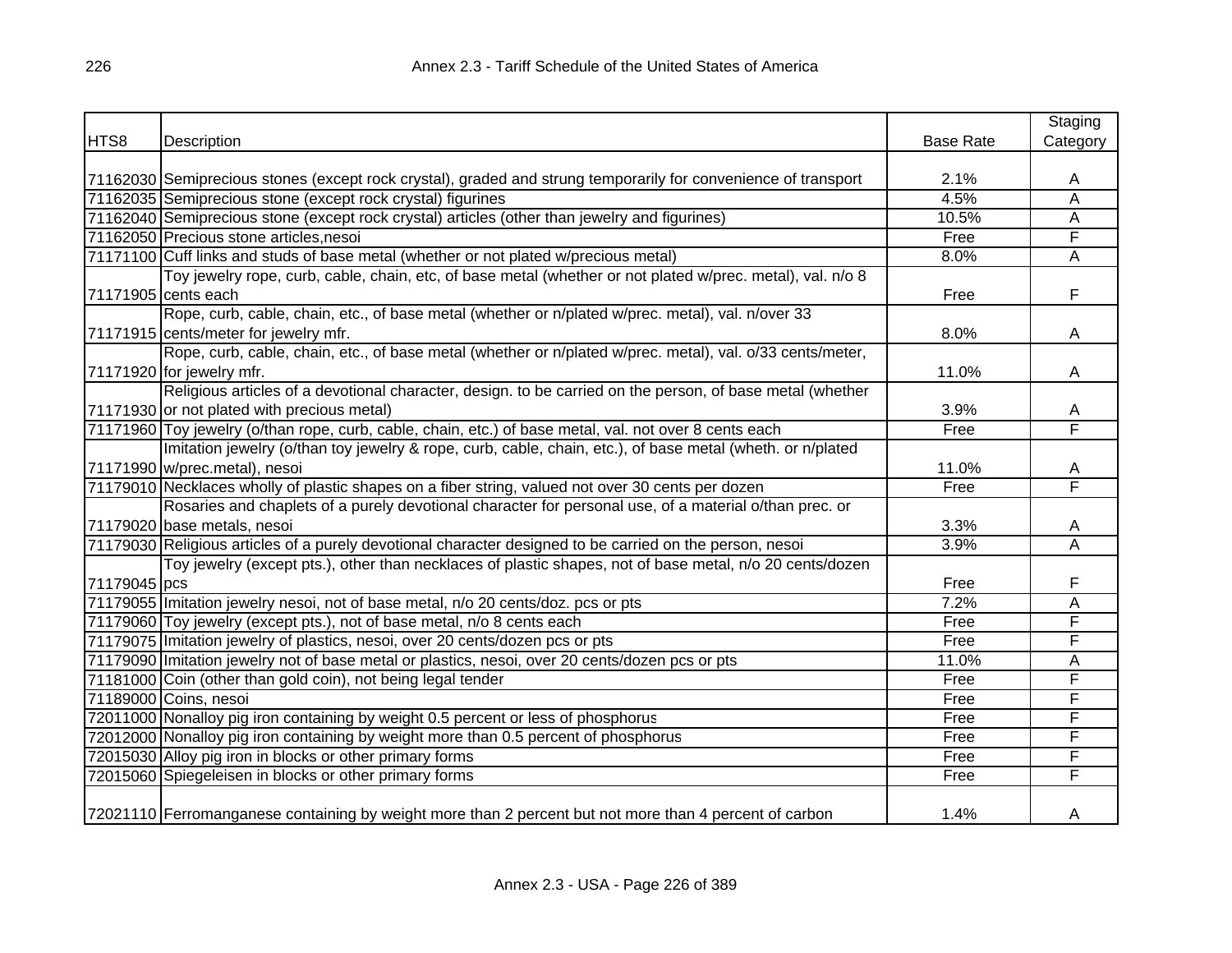| HTS8 | Description | Base Rate | Staging Category |
|---|---|---|---|
| 71162030 | Semiprecious stones (except rock crystal), graded and strung temporarily for convenience of transport | 2.1% | A |
| 71162035 | Semiprecious stone (except rock crystal) figurines | 4.5% | A |
| 71162040 | Semiprecious stone (except rock crystal) articles (other than jewelry and figurines) | 10.5% | A |
| 71162050 | Precious stone articles,nesoi | Free | F |
| 71171100 | Cuff links and studs of base metal (whether or not plated w/precious metal) | 8.0% | A |
| 71171905 | Toy jewelry rope, curb, cable, chain, etc, of base metal (whether or not plated w/prec. metal), val. n/o 8 cents each | Free | F |
| 71171915 | Rope, curb, cable, chain, etc., of base metal (whether or n/plated w/prec. metal), val. n/over 33 cents/meter for jewelry mfr. | 8.0% | A |
| 71171920 | Rope, curb, cable, chain, etc., of base metal (whether or n/plated w/prec. metal), val. o/33 cents/meter, for jewelry mfr. | 11.0% | A |
| 71171930 | Religious articles of a devotional character, design. to be carried on the person, of base metal (whether or not plated with precious metal) | 3.9% | A |
| 71171960 | Toy jewelry (o/than rope, curb, cable, chain, etc.) of base metal, val. not over 8 cents each | Free | F |
| 71171990 | Imitation jewelry (o/than toy jewelry & rope, curb, cable, chain, etc.), of base metal (wheth. or n/plated w/prec.metal), nesoi | 11.0% | A |
| 71179010 | Necklaces wholly of plastic shapes on a fiber string, valued not over 30 cents per dozen | Free | F |
| 71179020 | Rosaries and chaplets of a purely devotional character for personal use, of a material o/than prec. or base metals, nesoi | 3.3% | A |
| 71179030 | Religious articles of a purely devotional character designed to be carried on the person, nesoi | 3.9% | A |
| 71179045 | Toy jewelry (except pts.), other than necklaces of plastic shapes, not of base metal, n/o 20 cents/dozen pcs | Free | F |
| 71179055 | Imitation jewelry nesoi, not of base metal, n/o 20 cents/doz. pcs or pts | 7.2% | A |
| 71179060 | Toy jewelry (except pts.), not of base metal, n/o 8 cents each | Free | F |
| 71179075 | Imitation jewelry of plastics, nesoi, over 20 cents/dozen pcs or pts | Free | F |
| 71179090 | Imitation jewelry not of base metal or plastics, nesoi, over 20 cents/dozen pcs or pts | 11.0% | A |
| 71181000 | Coin (other than gold coin), not being legal tender | Free | F |
| 71189000 | Coins, nesoi | Free | F |
| 72011000 | Nonalloy pig iron containing by weight 0.5 percent or less of phosphorus | Free | F |
| 72012000 | Nonalloy pig iron containing by weight more than 0.5 percent of phosphorus | Free | F |
| 72015030 | Alloy pig iron in blocks or other primary forms | Free | F |
| 72015060 | Spiegeleisen in blocks or other primary forms | Free | F |
| 72021110 | Ferromanganese containing by weight more than 2 percent but not more than 4 percent of carbon | 1.4% | A |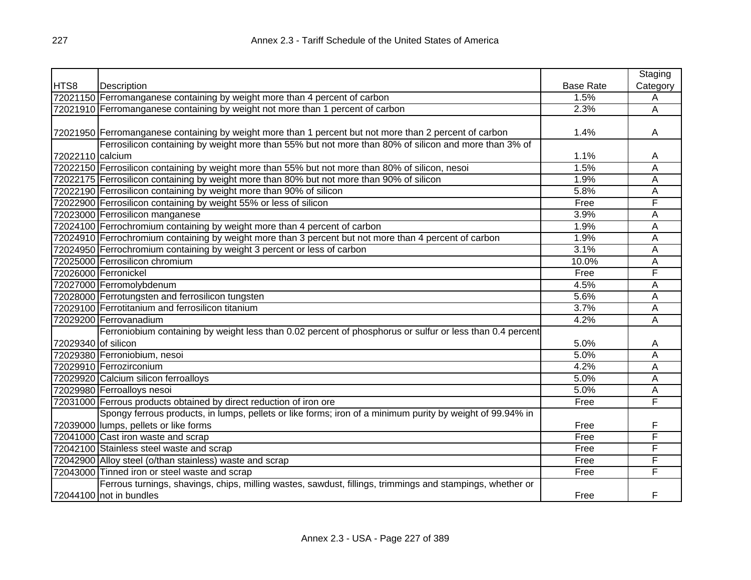| HTS8 | Description | Base Rate | Staging Category |
|---|---|---|---|
| 72021150 | Ferromanganese containing by weight more than 4 percent of carbon | 1.5% | A |
| 72021910 | Ferromanganese containing by weight not more than 1 percent of carbon | 2.3% | A |
| 72021950 | Ferromanganese containing by weight more than 1 percent but not more than 2 percent of carbon | 1.4% | A |
| 72022110 | Ferrosilicon containing by weight more than 55% but not more than 80% of silicon and more than 3% of calcium | 1.1% | A |
| 72022150 | Ferrosilicon containing by weight more than 55% but not more than 80% of silicon, nesoi | 1.5% | A |
| 72022175 | Ferrosilicon containing by weight more than 80% but not more than 90% of silicon | 1.9% | A |
| 72022190 | Ferrosilicon containing by weight more than 90% of silicon | 5.8% | A |
| 72022900 | Ferrosilicon containing by weight 55% or less of silicon | Free | F |
| 72023000 | Ferrosilicon manganese | 3.9% | A |
| 72024100 | Ferrochromium containing by weight more than 4 percent of carbon | 1.9% | A |
| 72024910 | Ferrochromium containing by weight more than 3 percent but not more than 4 percent of carbon | 1.9% | A |
| 72024950 | Ferrochromium containing by weight 3 percent or less of carbon | 3.1% | A |
| 72025000 | Ferrosilicon chromium | 10.0% | A |
| 72026000 | Ferronickel | Free | F |
| 72027000 | Ferromolybdenum | 4.5% | A |
| 72028000 | Ferrotungsten and ferrosilicon tungsten | 5.6% | A |
| 72029100 | Ferrotitanium and ferrosilicon titanium | 3.7% | A |
| 72029200 | Ferrovanadium | 4.2% | A |
| 72029340 | Ferroniobium containing by weight less than 0.02 percent of phosphorus or sulfur or less than 0.4 percent of silicon | 5.0% | A |
| 72029380 | Ferroniobium, nesoi | 5.0% | A |
| 72029910 | Ferrozirconium | 4.2% | A |
| 72029920 | Calcium silicon ferroalloys | 5.0% | A |
| 72029980 | Ferroalloys nesoi | 5.0% | A |
| 72031000 | Ferrous products obtained by direct reduction of iron ore | Free | F |
| 72039000 | Spongy ferrous products, in lumps, pellets or like forms; iron of a minimum purity by weight of 99.94% in lumps, pellets or like forms | Free | F |
| 72041000 | Cast iron waste and scrap | Free | F |
| 72042100 | Stainless steel waste and scrap | Free | F |
| 72042900 | Alloy steel (o/than stainless) waste and scrap | Free | F |
| 72043000 | Tinned iron or steel waste and scrap | Free | F |
| 72044100 | Ferrous turnings, shavings, chips, milling wastes, sawdust, fillings, trimmings and stampings, whether or not in bundles | Free | F |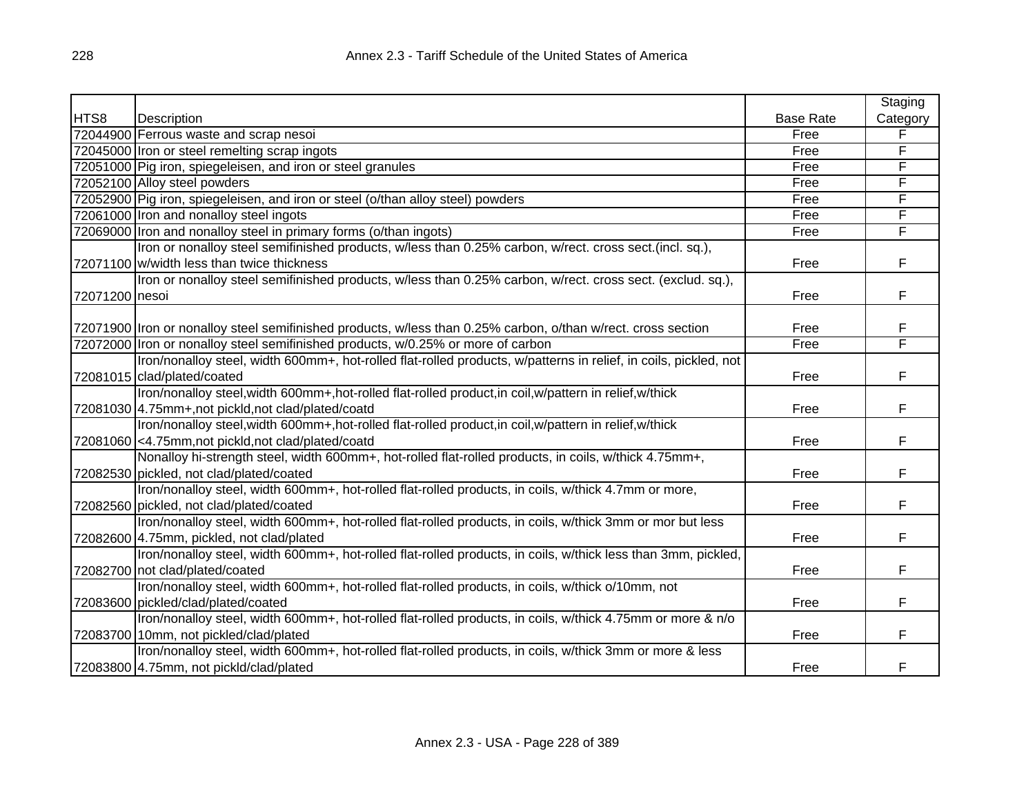| HTS8 | Description | Base Rate | Staging Category |
|---|---|---|---|
| 72044900 | Ferrous waste and scrap nesoi | Free | F |
| 72045000 | Iron or steel remelting scrap ingots | Free | F |
| 72051000 | Pig iron, spiegeleisen, and iron or steel granules | Free | F |
| 72052100 | Alloy steel powders | Free | F |
| 72052900 | Pig iron, spiegeleisen, and iron or steel (o/than alloy steel) powders | Free | F |
| 72061000 | Iron and nonalloy steel ingots | Free | F |
| 72069000 | Iron and nonalloy steel in primary forms (o/than ingots) | Free | F |
| 72071100 | Iron or nonalloy steel semifinished products, w/less than 0.25% carbon, w/rect. cross sect.(incl. sq.), w/width less than twice thickness | Free | F |
| 72071200 | Iron or nonalloy steel semifinished products, w/less than 0.25% carbon, w/rect. cross sect. (exclud. sq.), nesoi | Free | F |
| 72071900 | Iron or nonalloy steel semifinished products, w/less than 0.25% carbon, o/than w/rect. cross section | Free | F |
| 72072000 | Iron or nonalloy steel semifinished products, w/0.25% or more of carbon | Free | F |
| 72081015 | Iron/nonalloy steel, width 600mm+, hot-rolled flat-rolled products, w/patterns in relief, in coils, pickled, not clad/plated/coated | Free | F |
| 72081030 | Iron/nonalloy steel,width 600mm+,hot-rolled flat-rolled product,in coil,w/pattern in relief,w/thick 4.75mm+,not pickld,not clad/plated/coatd | Free | F |
| 72081060 | Iron/nonalloy steel,width 600mm+,hot-rolled flat-rolled product,in coil,w/pattern in relief,w/thick <4.75mm,not pickld,not clad/plated/coatd | Free | F |
| 72082530 | Nonalloy hi-strength steel, width 600mm+, hot-rolled flat-rolled products, in coils, w/thick 4.75mm+, pickled, not clad/plated/coated | Free | F |
| 72082560 | Iron/nonalloy steel, width 600mm+, hot-rolled flat-rolled products, in coils, w/thick 4.7mm or more, pickled, not clad/plated/coated | Free | F |
| 72082600 | Iron/nonalloy steel, width 600mm+, hot-rolled flat-rolled products, in coils, w/thick 3mm or mor but less 4.75mm, pickled, not clad/plated | Free | F |
| 72082700 | Iron/nonalloy steel, width 600mm+, hot-rolled flat-rolled products, in coils, w/thick less than 3mm, pickled, not clad/plated/coated | Free | F |
| 72083600 | Iron/nonalloy steel, width 600mm+, hot-rolled flat-rolled products, in coils, w/thick o/10mm, not pickled/clad/plated/coated | Free | F |
| 72083700 | Iron/nonalloy steel, width 600mm+, hot-rolled flat-rolled products, in coils, w/thick 4.75mm or more & n/o 10mm, not pickled/clad/plated | Free | F |
| 72083800 | Iron/nonalloy steel, width 600mm+, hot-rolled flat-rolled products, in coils, w/thick 3mm or more & less 4.75mm, not pickld/clad/plated | Free | F |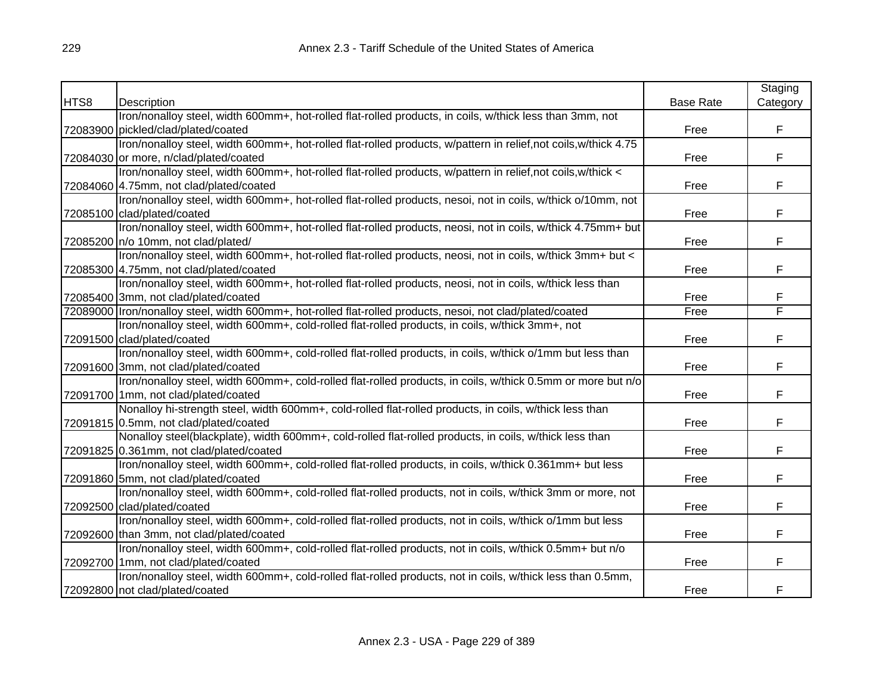| HTS8 | Description | Base Rate | Staging Category |
|---|---|---|---|
| 72083900 | Iron/nonalloy steel, width 600mm+, hot-rolled flat-rolled products, in coils, w/thick less than 3mm, not pickled/clad/plated/coated | Free | F |
| 72084030 | Iron/nonalloy steel, width 600mm+, hot-rolled flat-rolled products, w/pattern in relief,not coils,w/thick 4.75 or more, n/clad/plated/coated | Free | F |
| 72084060 | Iron/nonalloy steel, width 600mm+, hot-rolled flat-rolled products, w/pattern in relief,not coils,w/thick < 4.75mm, not clad/plated/coated | Free | F |
| 72085100 | Iron/nonalloy steel, width 600mm+, hot-rolled flat-rolled products, nesoi, not in coils, w/thick o/10mm, not clad/plated/coated | Free | F |
| 72085200 | Iron/nonalloy steel, width 600mm+, hot-rolled flat-rolled products, neosi, not in coils, w/thick 4.75mm+ but n/o 10mm, not clad/plated/ | Free | F |
| 72085300 | Iron/nonalloy steel, width 600mm+, hot-rolled flat-rolled products, neosi, not in coils, w/thick 3mm+ but < 4.75mm, not clad/plated/coated | Free | F |
| 72085400 | Iron/nonalloy steel, width 600mm+, hot-rolled flat-rolled products, neosi, not in coils, w/thick less than 3mm, not clad/plated/coated | Free | F |
| 72089000 | Iron/nonalloy steel, width 600mm+, hot-rolled flat-rolled products, nesoi, not clad/plated/coated | Free | F |
| 72091500 | Iron/nonalloy steel, width 600mm+, cold-rolled flat-rolled products, in coils, w/thick 3mm+, not clad/plated/coated | Free | F |
| 72091600 | Iron/nonalloy steel, width 600mm+, cold-rolled flat-rolled products, in coils, w/thick o/1mm but less than 3mm, not clad/plated/coated | Free | F |
| 72091700 | Iron/nonalloy steel, width 600mm+, cold-rolled flat-rolled products, in coils, w/thick 0.5mm or more but n/o 1mm, not clad/plated/coated | Free | F |
| 72091815 | Nonalloy hi-strength steel, width 600mm+, cold-rolled flat-rolled products, in coils, w/thick less than 0.5mm, not clad/plated/coated | Free | F |
| 72091825 | Nonalloy steel(blackplate), width 600mm+, cold-rolled flat-rolled products, in coils, w/thick less than 0.361mm, not clad/plated/coated | Free | F |
| 72091860 | Iron/nonalloy steel, width 600mm+, cold-rolled flat-rolled products, in coils, w/thick 0.361mm+ but less 5mm, not clad/plated/coated | Free | F |
| 72092500 | Iron/nonalloy steel, width 600mm+, cold-rolled flat-rolled products, not in coils, w/thick 3mm or more, not clad/plated/coated | Free | F |
| 72092600 | Iron/nonalloy steel, width 600mm+, cold-rolled flat-rolled products, not in coils, w/thick o/1mm but less than 3mm, not clad/plated/coated | Free | F |
| 72092700 | Iron/nonalloy steel, width 600mm+, cold-rolled flat-rolled products, not in coils, w/thick 0.5mm+ but n/o 1mm, not clad/plated/coated | Free | F |
| 72092800 | Iron/nonalloy steel, width 600mm+, cold-rolled flat-rolled products, not in coils, w/thick less than 0.5mm, not clad/plated/coated | Free | F |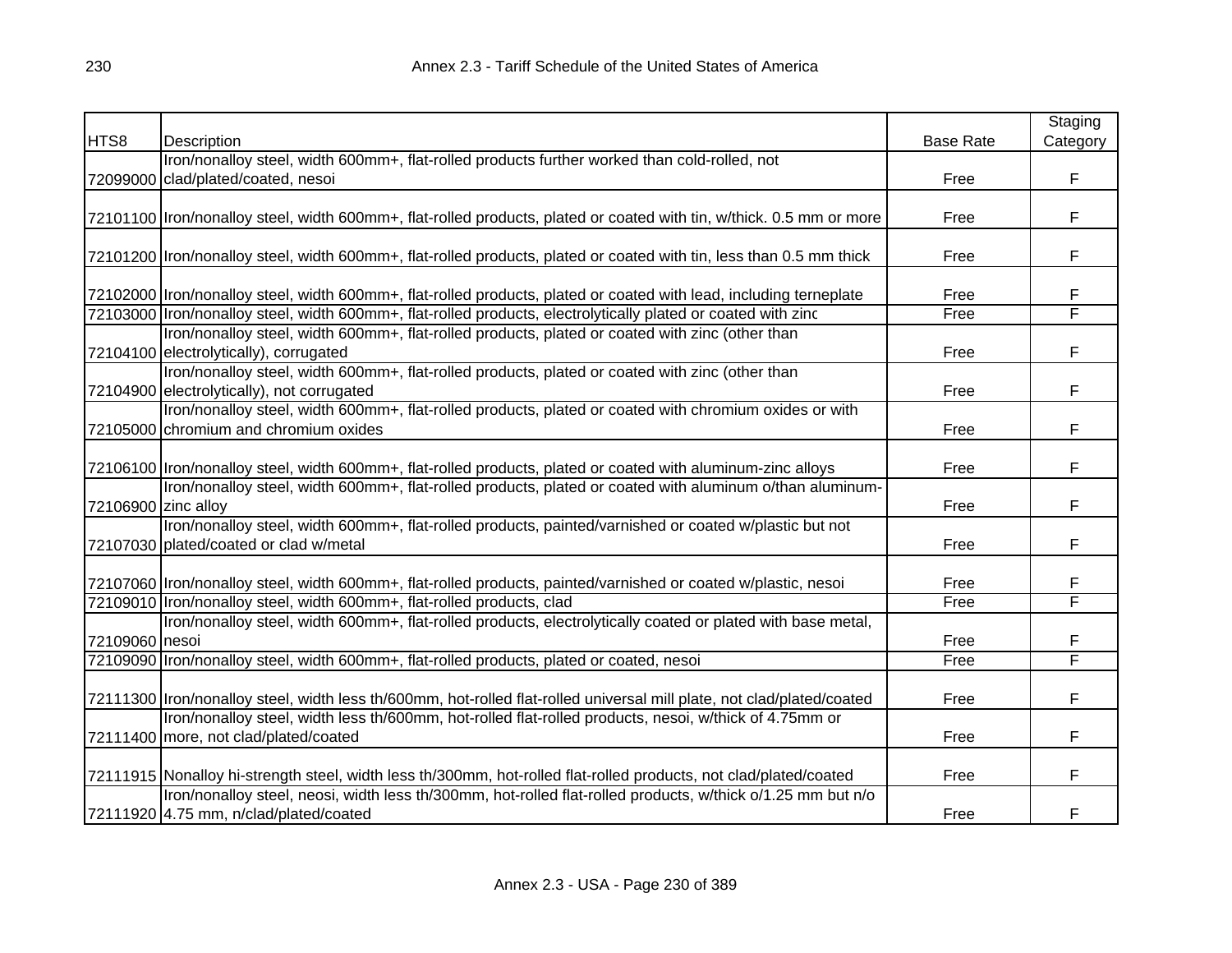| HTS8 | Description | Base Rate | Staging Category |
|---|---|---|---|
| 72099000 | Iron/nonalloy steel, width 600mm+, flat-rolled products further worked than cold-rolled, not clad/plated/coated, nesoi | Free | F |
| 72101100 | Iron/nonalloy steel, width 600mm+, flat-rolled products, plated or coated with tin, w/thick. 0.5 mm or more | Free | F |
| 72101200 | Iron/nonalloy steel, width 600mm+, flat-rolled products, plated or coated with tin, less than 0.5 mm thick | Free | F |
| 72102000 | Iron/nonalloy steel, width 600mm+, flat-rolled products, plated or coated with lead, including terneplate | Free | F |
| 72103000 | Iron/nonalloy steel, width 600mm+, flat-rolled products, electrolytically plated or coated with zinc | Free | F |
| 72104100 | Iron/nonalloy steel, width 600mm+, flat-rolled products, plated or coated with zinc (other than electrolytically), corrugated | Free | F |
| 72104900 | Iron/nonalloy steel, width 600mm+, flat-rolled products, plated or coated with zinc (other than electrolytically), not corrugated | Free | F |
| 72105000 | Iron/nonalloy steel, width 600mm+, flat-rolled products, plated or coated with chromium oxides or with chromium and chromium oxides | Free | F |
| 72106100 | Iron/nonalloy steel, width 600mm+, flat-rolled products, plated or coated with aluminum-zinc alloys | Free | F |
| 72106900 | Iron/nonalloy steel, width 600mm+, flat-rolled products, plated or coated with aluminum o/than aluminum-zinc alloy | Free | F |
| 72107030 | Iron/nonalloy steel, width 600mm+, flat-rolled products, painted/varnished or coated w/plastic but not plated/coated or clad w/metal | Free | F |
| 72107060 | Iron/nonalloy steel, width 600mm+, flat-rolled products, painted/varnished or coated w/plastic, nesoi | Free | F |
| 72109010 | Iron/nonalloy steel, width 600mm+, flat-rolled products, clad | Free | F |
| 72109060 | Iron/nonalloy steel, width 600mm+, flat-rolled products, electrolytically coated or plated with base metal, nesoi | Free | F |
| 72109090 | Iron/nonalloy steel, width 600mm+, flat-rolled products, plated or coated, nesoi | Free | F |
| 72111300 | Iron/nonalloy steel, width less th/600mm, hot-rolled flat-rolled universal mill plate, not clad/plated/coated | Free | F |
| 72111400 | Iron/nonalloy steel, width less th/600mm, hot-rolled flat-rolled products, nesoi, w/thick of 4.75mm or more, not clad/plated/coated | Free | F |
| 72111915 | Nonalloy hi-strength steel, width less th/300mm, hot-rolled flat-rolled products, not clad/plated/coated | Free | F |
| 72111920 | Iron/nonalloy steel, neosi, width less th/300mm, hot-rolled flat-rolled products, w/thick o/1.25 mm but n/o 4.75 mm, n/clad/plated/coated | Free | F |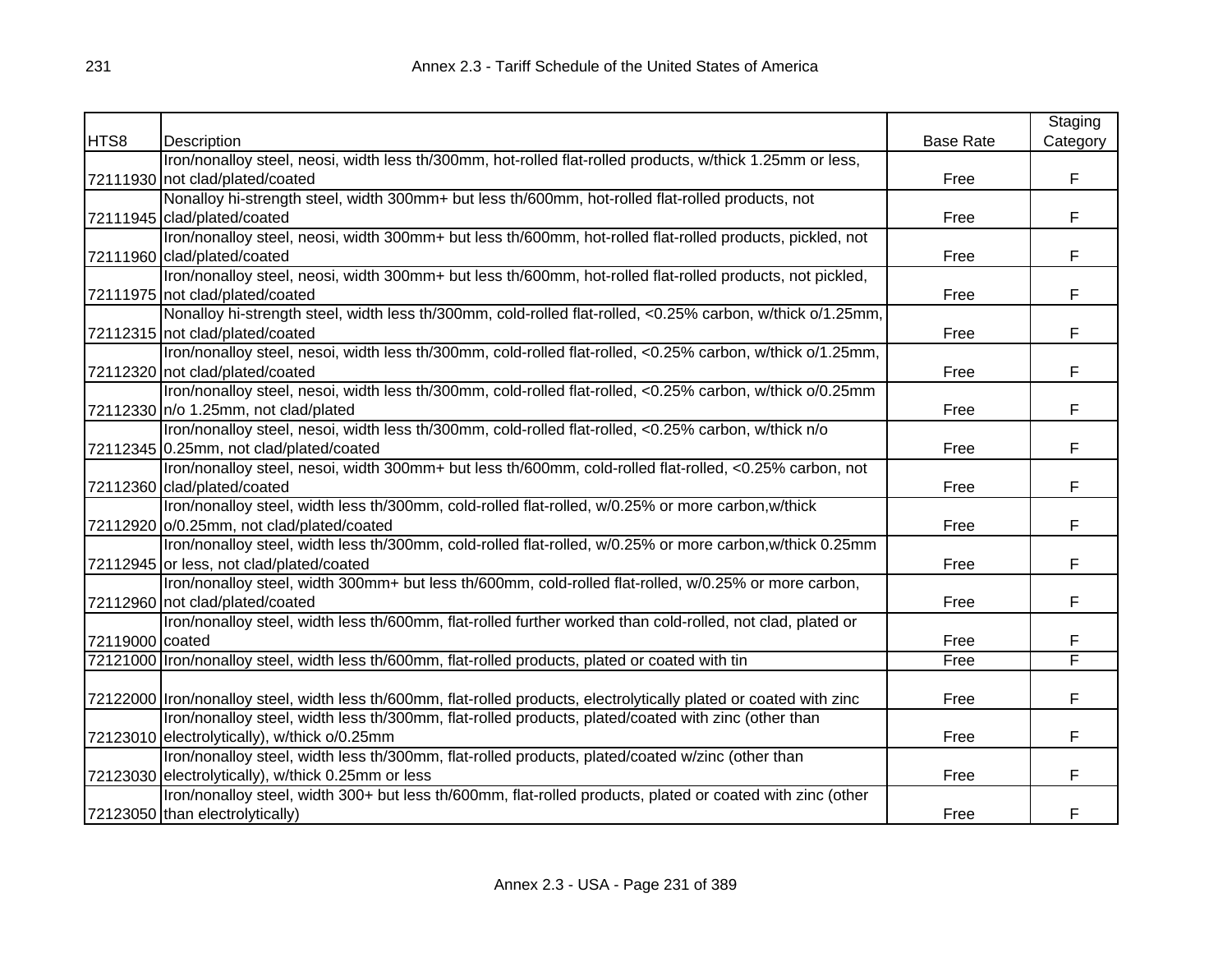| HTS8 | Description | Base Rate | Staging Category |
|---|---|---|---|
| 72111930 | Iron/nonalloy steel, neosi, width less th/300mm, hot-rolled flat-rolled products, w/thick 1.25mm or less, not clad/plated/coated | Free | F |
| 72111945 | Nonalloy hi-strength steel, width 300mm+ but less th/600mm, hot-rolled flat-rolled products, not clad/plated/coated | Free | F |
| 72111960 | Iron/nonalloy steel, neosi, width 300mm+ but less th/600mm, hot-rolled flat-rolled products, pickled, not clad/plated/coated | Free | F |
| 72111975 | Iron/nonalloy steel, neosi, width 300mm+ but less th/600mm, hot-rolled flat-rolled products, not pickled, not clad/plated/coated | Free | F |
| 72112315 | Nonalloy hi-strength steel, width less th/300mm, cold-rolled flat-rolled, <0.25% carbon, w/thick o/1.25mm, not clad/plated/coated | Free | F |
| 72112320 | Iron/nonalloy steel, nesoi, width less th/300mm, cold-rolled flat-rolled, <0.25% carbon, w/thick o/1.25mm, not clad/plated/coated | Free | F |
| 72112330 | Iron/nonalloy steel, nesoi, width less th/300mm, cold-rolled flat-rolled, <0.25% carbon, w/thick o/0.25mm n/o 1.25mm, not clad/plated | Free | F |
| 72112345 | Iron/nonalloy steel, nesoi, width less th/300mm, cold-rolled flat-rolled, <0.25% carbon, w/thick n/o 0.25mm, not clad/plated/coated | Free | F |
| 72112360 | Iron/nonalloy steel, nesoi, width 300mm+ but less th/600mm, cold-rolled flat-rolled, <0.25% carbon, not clad/plated/coated | Free | F |
| 72112920 | Iron/nonalloy steel, width less th/300mm, cold-rolled flat-rolled, w/0.25% or more carbon,w/thick o/0.25mm, not clad/plated/coated | Free | F |
| 72112945 | Iron/nonalloy steel, width less th/300mm, cold-rolled flat-rolled, w/0.25% or more carbon,w/thick 0.25mm or less, not clad/plated/coated | Free | F |
| 72112960 | Iron/nonalloy steel, width 300mm+ but less th/600mm, cold-rolled flat-rolled, w/0.25% or more carbon, not clad/plated/coated | Free | F |
| 72119000 | Iron/nonalloy steel, width less th/600mm, flat-rolled further worked than cold-rolled, not clad, plated or coated | Free | F |
| 72121000 | Iron/nonalloy steel, width less th/600mm, flat-rolled products, plated or coated with tin | Free | F |
| 72122000 | Iron/nonalloy steel, width less th/600mm, flat-rolled products, electrolytically plated or coated with zinc | Free | F |
| 72123010 | Iron/nonalloy steel, width less th/300mm, flat-rolled products, plated/coated with zinc (other than electrolytically), w/thick o/0.25mm | Free | F |
| 72123030 | Iron/nonalloy steel, width less th/300mm, flat-rolled products, plated/coated w/zinc (other than electrolytically), w/thick 0.25mm or less | Free | F |
| 72123050 | Iron/nonalloy steel, width 300+ but less th/600mm, flat-rolled products, plated or coated with zinc (other than electrolytically) | Free | F |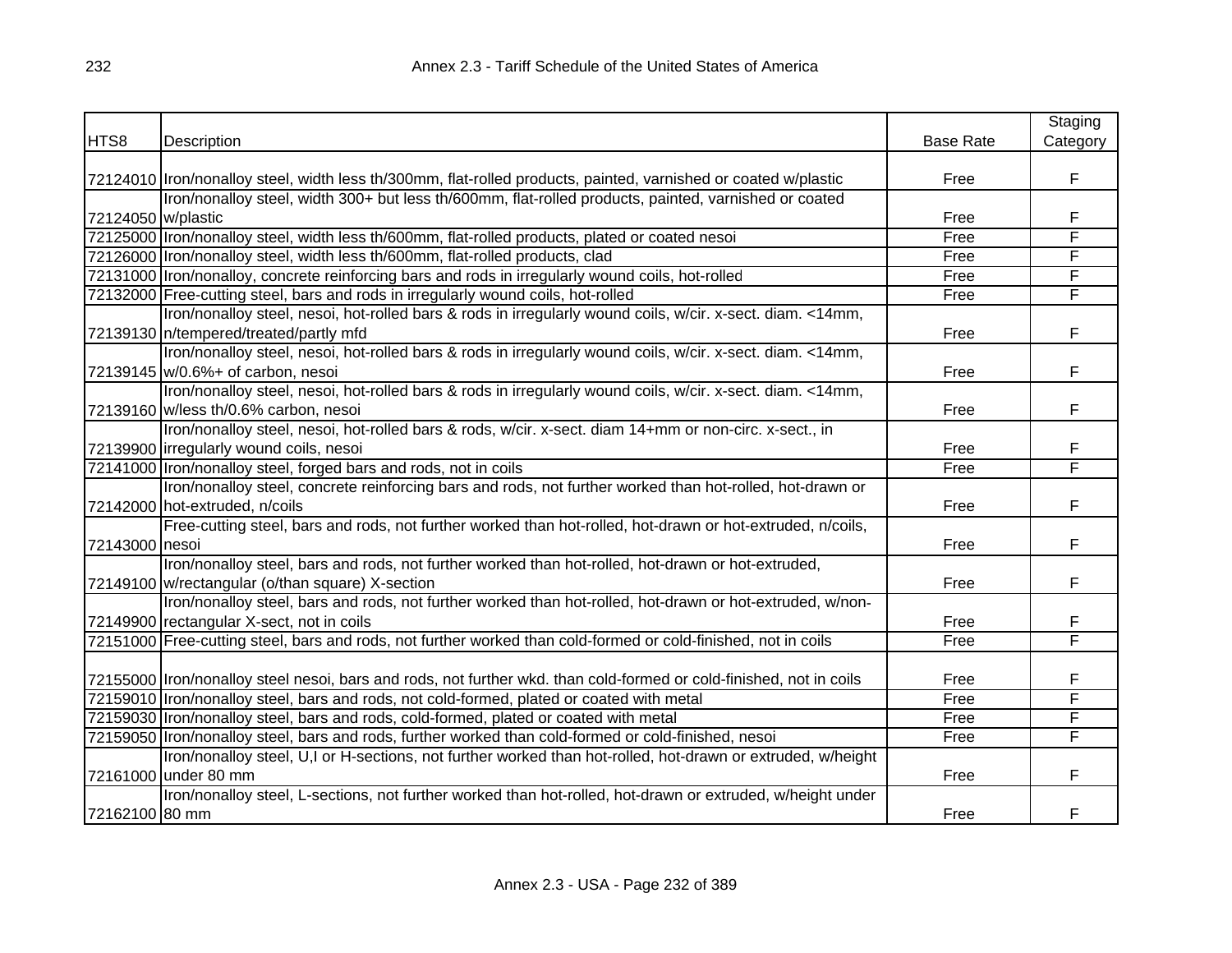| HTS8 | Description | Base Rate | Staging Category |
|---|---|---|---|
| 72124010 | Iron/nonalloy steel, width less th/300mm, flat-rolled products, painted, varnished or coated w/plastic | Free | F |
| 72124050 | Iron/nonalloy steel, width 300+ but less th/600mm, flat-rolled products, painted, varnished or coated w/plastic | Free | F |
| 72125000 | Iron/nonalloy steel, width less th/600mm, flat-rolled products, plated or coated nesoi | Free | F |
| 72126000 | Iron/nonalloy steel, width less th/600mm, flat-rolled products, clad | Free | F |
| 72131000 | Iron/nonalloy, concrete reinforcing bars and rods in irregularly wound coils, hot-rolled | Free | F |
| 72132000 | Free-cutting steel, bars and rods in irregularly wound coils, hot-rolled | Free | F |
| 72139130 | Iron/nonalloy steel, nesoi, hot-rolled bars & rods in irregularly wound coils, w/cir. x-sect. diam. <14mm, n/tempered/treated/partly mfd | Free | F |
| 72139145 | Iron/nonalloy steel, nesoi, hot-rolled bars & rods in irregularly wound coils, w/cir. x-sect. diam. <14mm, w/0.6%+ of carbon, nesoi | Free | F |
| 72139160 | Iron/nonalloy steel, nesoi, hot-rolled bars & rods in irregularly wound coils, w/cir. x-sect. diam. <14mm, w/less th/0.6% carbon, nesoi | Free | F |
| 72139900 | Iron/nonalloy steel, nesoi, hot-rolled bars & rods, w/cir. x-sect. diam 14+mm or non-circ. x-sect., in irregularly wound coils, nesoi | Free | F |
| 72141000 | Iron/nonalloy steel, forged bars and rods, not in coils | Free | F |
| 72142000 | Iron/nonalloy steel, concrete reinforcing bars and rods, not further worked than hot-rolled, hot-drawn or hot-extruded, n/coils | Free | F |
| 72143000 | Free-cutting steel, bars and rods, not further worked than hot-rolled, hot-drawn or hot-extruded, n/coils, nesoi | Free | F |
| 72149100 | Iron/nonalloy steel, bars and rods, not further worked than hot-rolled, hot-drawn or hot-extruded, w/rectangular (o/than square) X-section | Free | F |
| 72149900 | Iron/nonalloy steel, bars and rods, not further worked than hot-rolled, hot-drawn or hot-extruded, w/non-rectangular X-sect, not in coils | Free | F |
| 72151000 | Free-cutting steel, bars and rods, not further worked than cold-formed or cold-finished, not in coils | Free | F |
| 72155000 | Iron/nonalloy steel nesoi, bars and rods, not further wkd. than cold-formed or cold-finished, not in coils | Free | F |
| 72159010 | Iron/nonalloy steel, bars and rods, not cold-formed, plated or coated with metal | Free | F |
| 72159030 | Iron/nonalloy steel, bars and rods, cold-formed, plated or coated with metal | Free | F |
| 72159050 | Iron/nonalloy steel, bars and rods, further worked than cold-formed or cold-finished, nesoi | Free | F |
| 72161000 | Iron/nonalloy steel, U,I or H-sections, not further worked than hot-rolled, hot-drawn or extruded, w/height under 80 mm | Free | F |
| 72162100 | Iron/nonalloy steel, L-sections, not further worked than hot-rolled, hot-drawn or extruded, w/height under 80 mm | Free | F |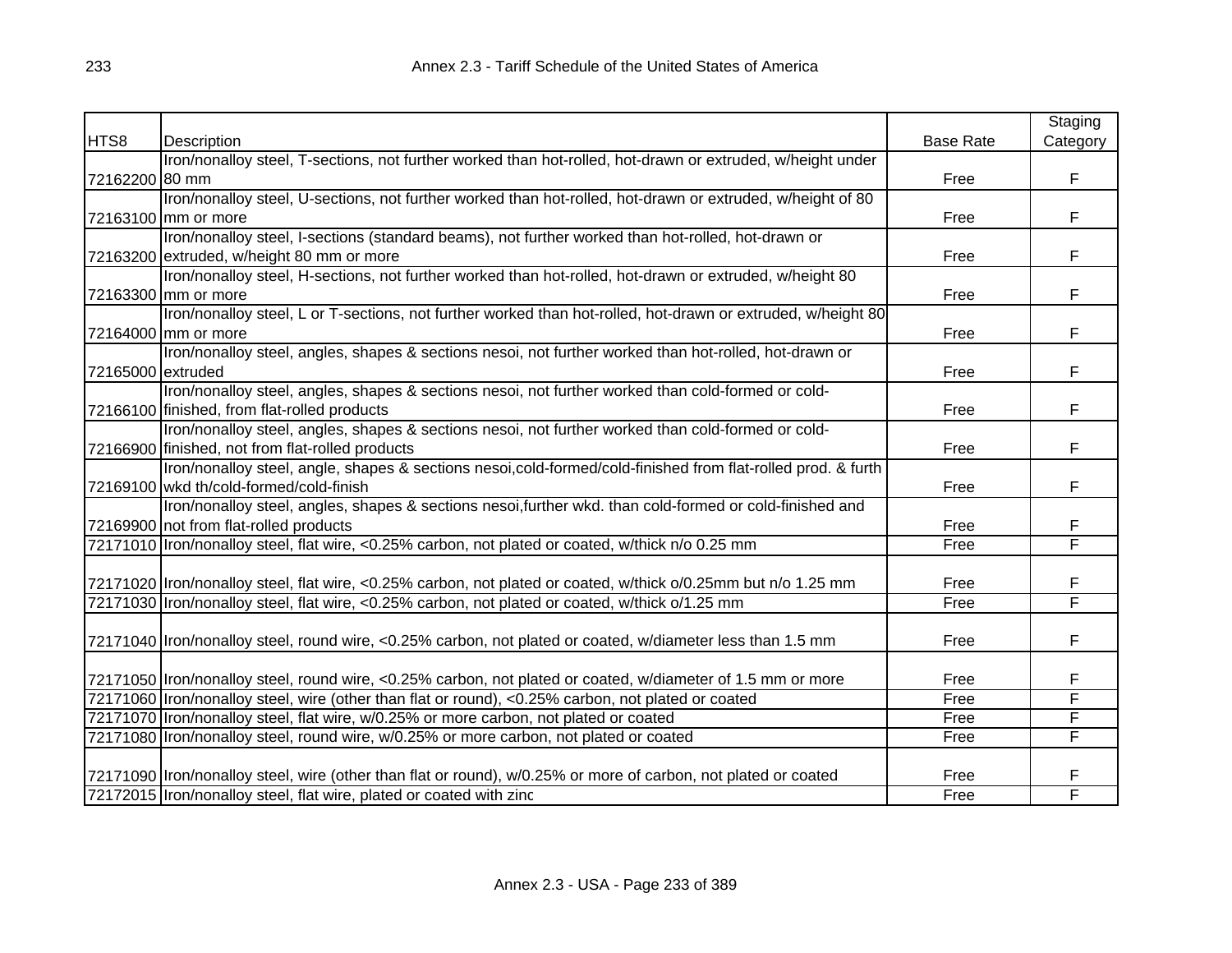| HTS8 | Description | Base Rate | Staging Category |
|---|---|---|---|
| 72162200 | Iron/nonalloy steel, T-sections, not further worked than hot-rolled, hot-drawn or extruded, w/height under 80 mm | Free | F |
| 72163100 | Iron/nonalloy steel, U-sections, not further worked than hot-rolled, hot-drawn or extruded, w/height of 80 mm or more | Free | F |
| 72163200 | Iron/nonalloy steel, I-sections (standard beams), not further worked than hot-rolled, hot-drawn or extruded, w/height 80 mm or more | Free | F |
| 72163300 | Iron/nonalloy steel, H-sections, not further worked than hot-rolled, hot-drawn or extruded, w/height 80 mm or more | Free | F |
| 72164000 | Iron/nonalloy steel, L or T-sections, not further worked than hot-rolled, hot-drawn or extruded, w/height 80 mm or more | Free | F |
| 72165000 | Iron/nonalloy steel, angles, shapes & sections nesoi, not further worked than hot-rolled, hot-drawn or extruded | Free | F |
| 72166100 | Iron/nonalloy steel, angles, shapes & sections nesoi, not further worked than cold-formed or cold-finished, from flat-rolled products | Free | F |
| 72166900 | Iron/nonalloy steel, angles, shapes & sections nesoi, not further worked than cold-formed or cold-finished, not from flat-rolled products | Free | F |
| 72169100 | Iron/nonalloy steel, angle, shapes & sections nesoi,cold-formed/cold-finished from flat-rolled prod. & furth wkd th/cold-formed/cold-finish | Free | F |
| 72169900 | Iron/nonalloy steel, angles, shapes & sections nesoi,further wkd. than cold-formed or cold-finished and not from flat-rolled products | Free | F |
| 72171010 | Iron/nonalloy steel, flat wire, <0.25% carbon, not plated or coated, w/thick n/o 0.25 mm | Free | F |
| 72171020 | Iron/nonalloy steel, flat wire, <0.25% carbon, not plated or coated, w/thick o/0.25mm but n/o 1.25 mm | Free | F |
| 72171030 | Iron/nonalloy steel, flat wire, <0.25% carbon, not plated or coated, w/thick o/1.25 mm | Free | F |
| 72171040 | Iron/nonalloy steel, round wire, <0.25% carbon, not plated or coated, w/diameter less than 1.5 mm | Free | F |
| 72171050 | Iron/nonalloy steel, round wire, <0.25% carbon, not plated or coated, w/diameter of 1.5 mm or more | Free | F |
| 72171060 | Iron/nonalloy steel, wire (other than flat or round), <0.25% carbon, not plated or coated | Free | F |
| 72171070 | Iron/nonalloy steel, flat wire, w/0.25% or more carbon, not plated or coated | Free | F |
| 72171080 | Iron/nonalloy steel, round wire, w/0.25% or more carbon, not plated or coated | Free | F |
| 72171090 | Iron/nonalloy steel, wire (other than flat or round), w/0.25% or more of carbon, not plated or coated | Free | F |
| 72172015 | Iron/nonalloy steel, flat wire, plated or coated with zinc | Free | F |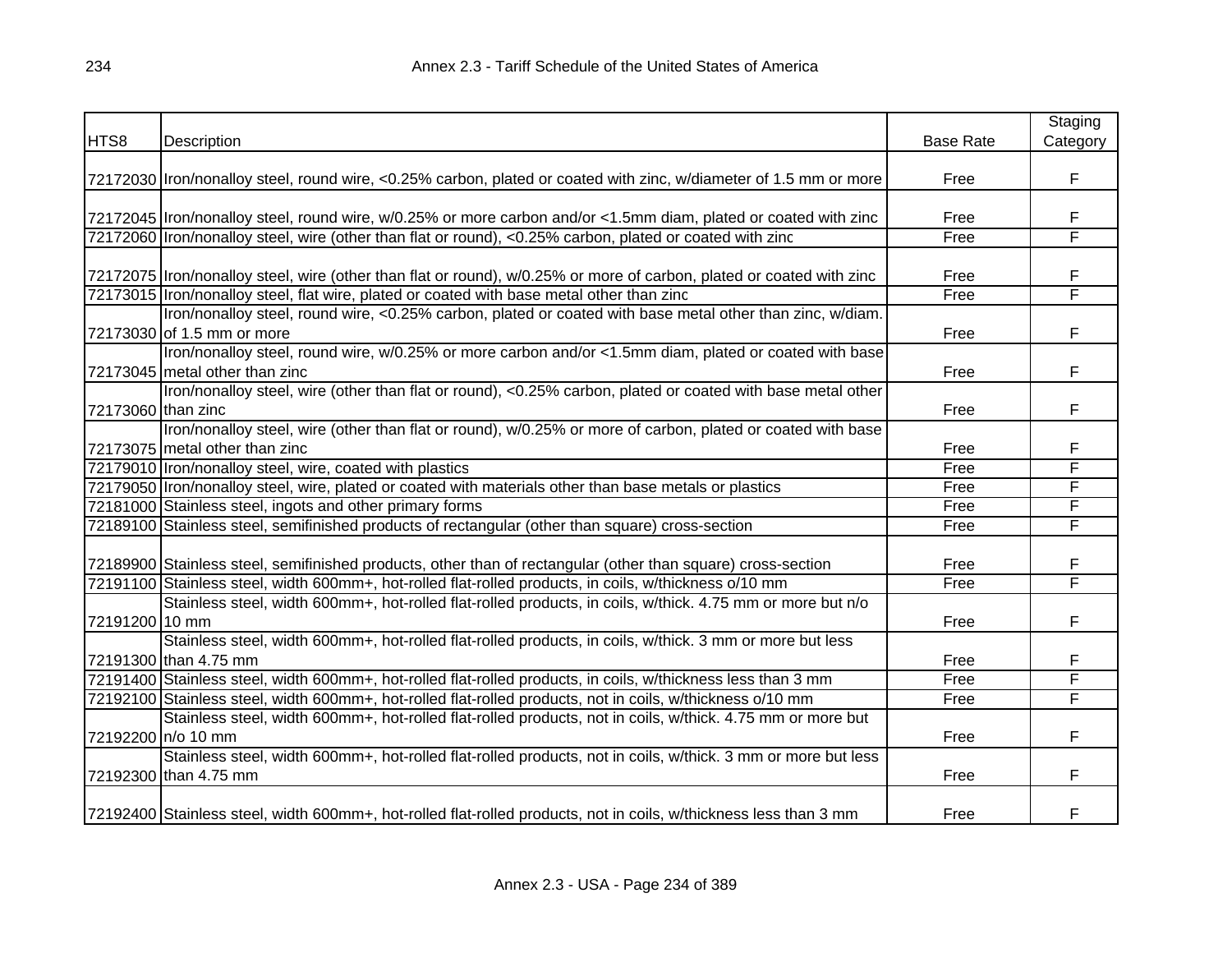| HTS8 | Description | Base Rate | Staging Category |
|---|---|---|---|
| 72172030 | Iron/nonalloy steel, round wire, <0.25% carbon, plated or coated with zinc, w/diameter of 1.5 mm or more | Free | F |
| 72172045 | Iron/nonalloy steel, round wire, w/0.25% or more carbon and/or <1.5mm diam, plated or coated with zinc | Free | F |
| 72172060 | Iron/nonalloy steel, wire (other than flat or round), <0.25% carbon, plated or coated with zinc | Free | F |
| 72172075 | Iron/nonalloy steel, wire (other than flat or round), w/0.25% or more of carbon, plated or coated with zinc | Free | F |
| 72173015 | Iron/nonalloy steel, flat wire, plated or coated with base metal other than zinc | Free | F |
| 72173030 | Iron/nonalloy steel, round wire, <0.25% carbon, plated or coated with base metal other than zinc, w/diam. of 1.5 mm or more | Free | F |
| 72173045 | Iron/nonalloy steel, round wire, w/0.25% or more carbon and/or <1.5mm diam, plated or coated with base metal other than zinc | Free | F |
| 72173060 | Iron/nonalloy steel, wire (other than flat or round), <0.25% carbon, plated or coated with base metal other than zinc | Free | F |
| 72173075 | Iron/nonalloy steel, wire (other than flat or round), w/0.25% or more of carbon, plated or coated with base metal other than zinc | Free | F |
| 72179010 | Iron/nonalloy steel, wire, coated with plastics | Free | F |
| 72179050 | Iron/nonalloy steel, wire, plated or coated with materials other than base metals or plastics | Free | F |
| 72181000 | Stainless steel, ingots and other primary forms | Free | F |
| 72189100 | Stainless steel, semifinished products of rectangular (other than square) cross-section | Free | F |
| 72189900 | Stainless steel, semifinished products, other than of rectangular (other than square) cross-section | Free | F |
| 72191100 | Stainless steel, width 600mm+, hot-rolled flat-rolled products, in coils, w/thickness o/10 mm | Free | F |
| 72191200 | Stainless steel, width 600mm+, hot-rolled flat-rolled products, in coils, w/thick. 4.75 mm or more but n/o 10 mm | Free | F |
| 72191300 | Stainless steel, width 600mm+, hot-rolled flat-rolled products, in coils, w/thick. 3 mm or more but less than 4.75 mm | Free | F |
| 72191400 | Stainless steel, width 600mm+, hot-rolled flat-rolled products, in coils, w/thickness less than 3 mm | Free | F |
| 72192100 | Stainless steel, width 600mm+, hot-rolled flat-rolled products, not in coils, w/thickness o/10 mm | Free | F |
| 72192200 | Stainless steel, width 600mm+, hot-rolled flat-rolled products, not in coils, w/thick. 4.75 mm or more but n/o 10 mm | Free | F |
| 72192300 | Stainless steel, width 600mm+, hot-rolled flat-rolled products, not in coils, w/thick. 3 mm or more but less than 4.75 mm | Free | F |
| 72192400 | Stainless steel, width 600mm+, hot-rolled flat-rolled products, not in coils, w/thickness less than 3 mm | Free | F |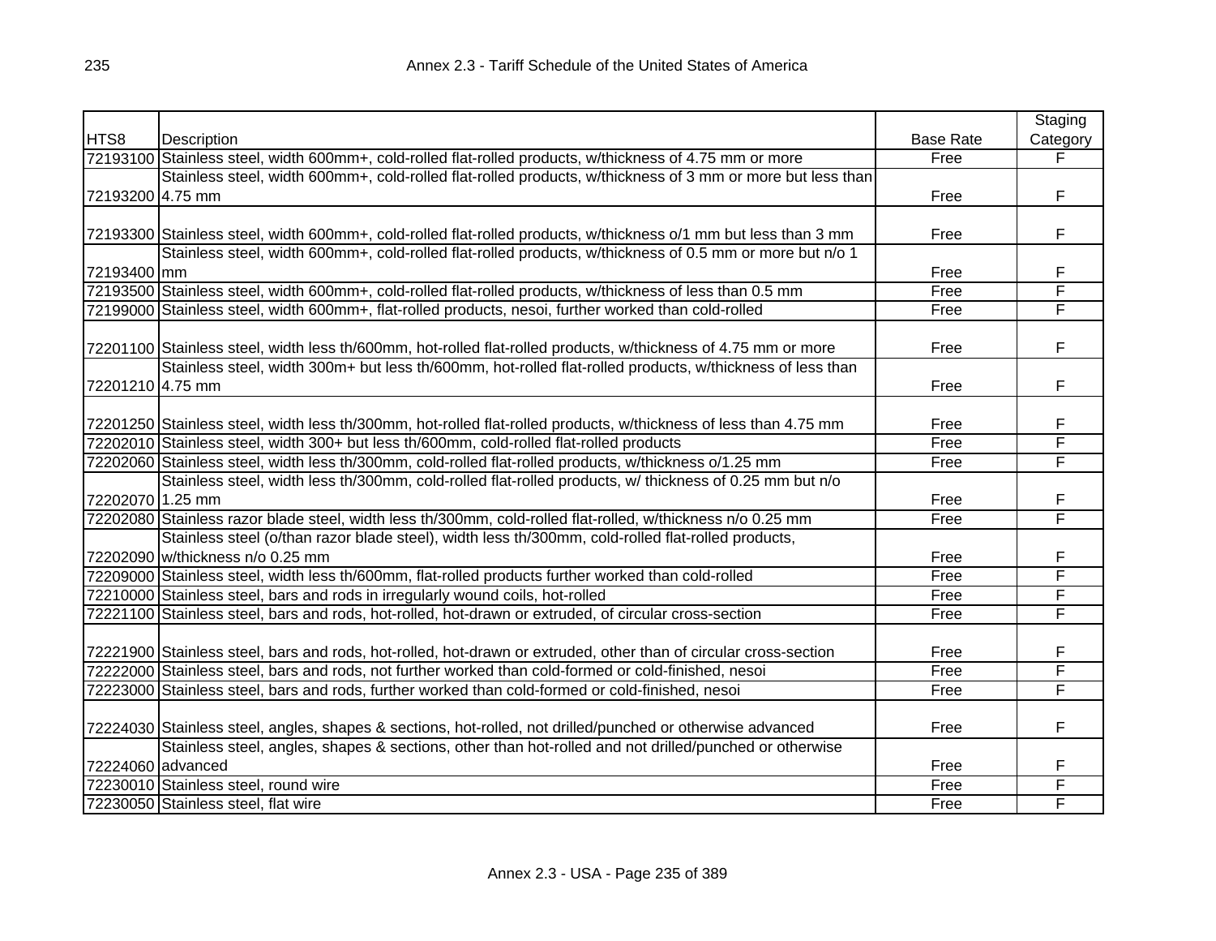| HTS8 | Description | Base Rate | Staging Category |
|---|---|---|---|
| 72193100 | Stainless steel, width 600mm+, cold-rolled flat-rolled products, w/thickness of 4.75 mm or more | Free | F |
| 72193200 | Stainless steel, width 600mm+, cold-rolled flat-rolled products, w/thickness of 3 mm or more but less than 4.75 mm | Free | F |
| 72193300 | Stainless steel, width 600mm+, cold-rolled flat-rolled products, w/thickness o/1 mm but less than 3 mm | Free | F |
| 72193400 | Stainless steel, width 600mm+, cold-rolled flat-rolled products, w/thickness of 0.5 mm or more but n/o 1 mm | Free | F |
| 72193500 | Stainless steel, width 600mm+, cold-rolled flat-rolled products, w/thickness of less than 0.5 mm | Free | F |
| 72199000 | Stainless steel, width 600mm+, flat-rolled products, nesoi, further worked than cold-rolled | Free | F |
| 72201100 | Stainless steel, width less th/600mm, hot-rolled flat-rolled products, w/thickness of 4.75 mm or more | Free | F |
| 72201210 | Stainless steel, width 300m+ but less th/600mm, hot-rolled flat-rolled products, w/thickness of less than 4.75 mm | Free | F |
| 72201250 | Stainless steel, width less th/300mm, hot-rolled flat-rolled products, w/thickness of less than 4.75 mm | Free | F |
| 72202010 | Stainless steel, width 300+ but less th/600mm, cold-rolled flat-rolled products | Free | F |
| 72202060 | Stainless steel, width less th/300mm, cold-rolled flat-rolled products, w/thickness o/1.25 mm | Free | F |
| 72202070 | Stainless steel, width less th/300mm, cold-rolled flat-rolled products, w/ thickness of 0.25 mm but n/o 1.25 mm | Free | F |
| 72202080 | Stainless razor blade steel, width less th/300mm, cold-rolled flat-rolled, w/thickness n/o 0.25 mm | Free | F |
| 72202090 | Stainless steel (o/than razor blade steel), width less th/300mm, cold-rolled flat-rolled products, w/thickness n/o 0.25 mm | Free | F |
| 72209000 | Stainless steel, width less th/600mm, flat-rolled products further worked than cold-rolled | Free | F |
| 72210000 | Stainless steel, bars and rods in irregularly wound coils, hot-rolled | Free | F |
| 72221100 | Stainless steel, bars and rods, hot-rolled, hot-drawn or extruded, of circular cross-section | Free | F |
| 72221900 | Stainless steel, bars and rods, hot-rolled, hot-drawn or extruded, other than of circular cross-section | Free | F |
| 72222000 | Stainless steel, bars and rods, not further worked than cold-formed or cold-finished, nesoi | Free | F |
| 72223000 | Stainless steel, bars and rods, further worked than cold-formed or cold-finished, nesoi | Free | F |
| 72224030 | Stainless steel, angles, shapes & sections, hot-rolled, not drilled/punched or otherwise advanced | Free | F |
| 72224060 | Stainless steel, angles, shapes & sections, other than hot-rolled and not drilled/punched or otherwise advanced | Free | F |
| 72230010 | Stainless steel, round wire | Free | F |
| 72230050 | Stainless steel, flat wire | Free | F |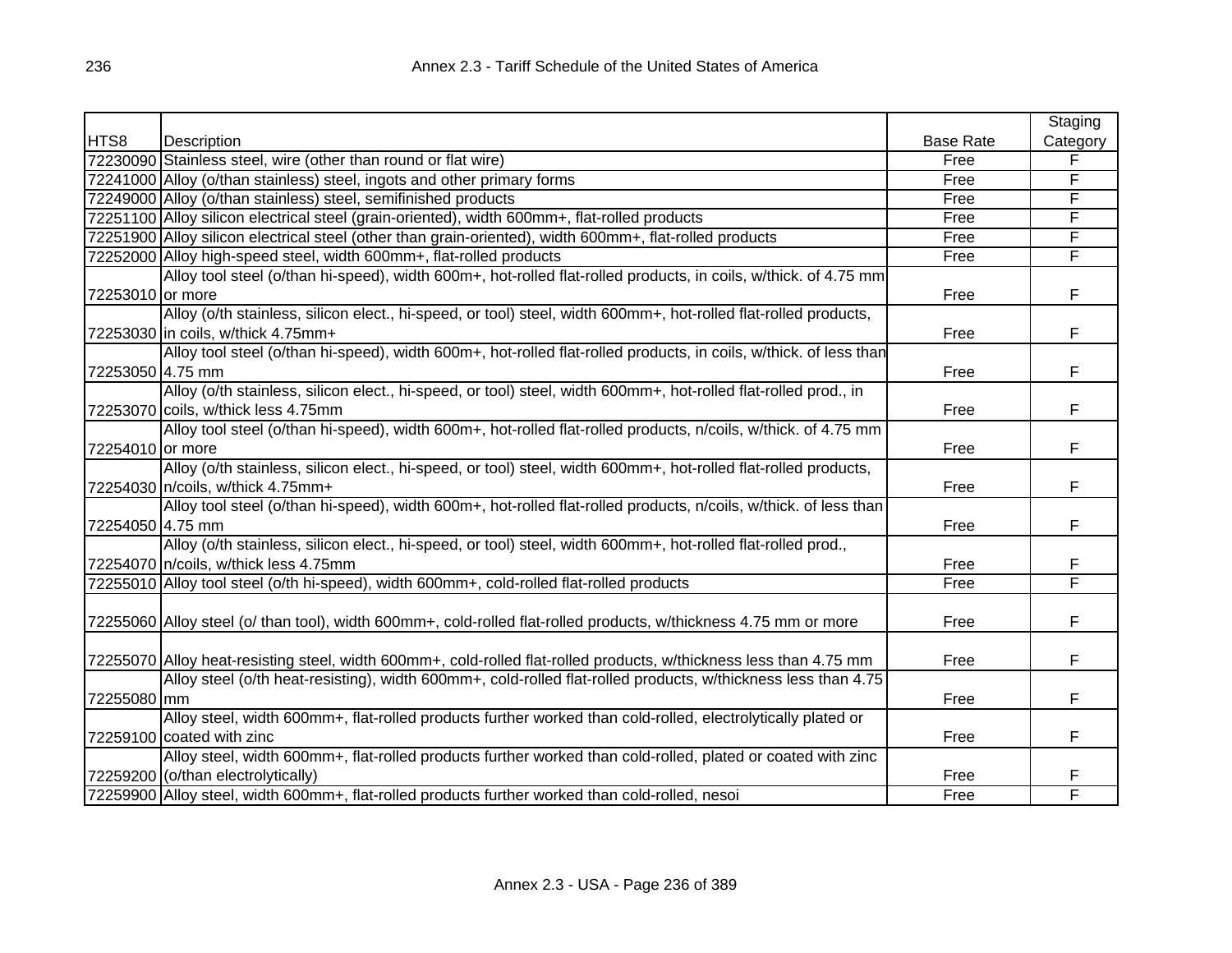| HTS8 | Description | Base Rate | Staging Category |
|---|---|---|---|
| 72230090 | Stainless steel, wire (other than round or flat wire) | Free | F |
| 72241000 | Alloy (o/than stainless) steel, ingots and other primary forms | Free | F |
| 72249000 | Alloy (o/than stainless) steel, semifinished products | Free | F |
| 72251100 | Alloy silicon electrical steel (grain-oriented), width 600mm+, flat-rolled products | Free | F |
| 72251900 | Alloy silicon electrical steel (other than grain-oriented), width 600mm+, flat-rolled products | Free | F |
| 72252000 | Alloy high-speed steel, width 600mm+, flat-rolled products | Free | F |
| 72253010 | Alloy tool steel (o/than hi-speed), width 600m+, hot-rolled flat-rolled products, in coils, w/thick. of 4.75 mm or more | Free | F |
| 72253030 | Alloy (o/th stainless, silicon elect., hi-speed, or tool) steel, width 600mm+, hot-rolled flat-rolled products, in coils, w/thick 4.75mm+ | Free | F |
| 72253050 | Alloy tool steel (o/than hi-speed), width 600m+, hot-rolled flat-rolled products, in coils, w/thick. of less than 4.75 mm | Free | F |
| 72253070 | Alloy (o/th stainless, silicon elect., hi-speed, or tool) steel, width 600mm+, hot-rolled flat-rolled prod., in coils, w/thick less 4.75mm | Free | F |
| 72254010 | Alloy tool steel (o/than hi-speed), width 600m+, hot-rolled flat-rolled products, n/coils, w/thick. of 4.75 mm or more | Free | F |
| 72254030 | Alloy (o/th stainless, silicon elect., hi-speed, or tool) steel, width 600mm+, hot-rolled flat-rolled products, n/coils, w/thick 4.75mm+ | Free | F |
| 72254050 | Alloy tool steel (o/than hi-speed), width 600m+, hot-rolled flat-rolled products, n/coils, w/thick. of less than 4.75 mm | Free | F |
| 72254070 | Alloy (o/th stainless, silicon elect., hi-speed, or tool) steel, width 600mm+, hot-rolled flat-rolled prod., n/coils, w/thick less 4.75mm | Free | F |
| 72255010 | Alloy tool steel (o/th hi-speed), width 600mm+, cold-rolled flat-rolled products | Free | F |
| 72255060 | Alloy steel (o/ than tool), width 600mm+, cold-rolled flat-rolled products, w/thickness 4.75 mm or more | Free | F |
| 72255070 | Alloy heat-resisting steel, width 600mm+, cold-rolled flat-rolled products, w/thickness less than 4.75 mm | Free | F |
| 72255080 | Alloy steel (o/th heat-resisting), width 600mm+, cold-rolled flat-rolled products, w/thickness less than 4.75 mm | Free | F |
| 72259100 | Alloy steel, width 600mm+, flat-rolled products further worked than cold-rolled, electrolytically plated or coated with zinc | Free | F |
| 72259200 | Alloy steel, width 600mm+, flat-rolled products further worked than cold-rolled, plated or coated with zinc (o/than electrolytically) | Free | F |
| 72259900 | Alloy steel, width 600mm+, flat-rolled products further worked than cold-rolled, nesoi | Free | F |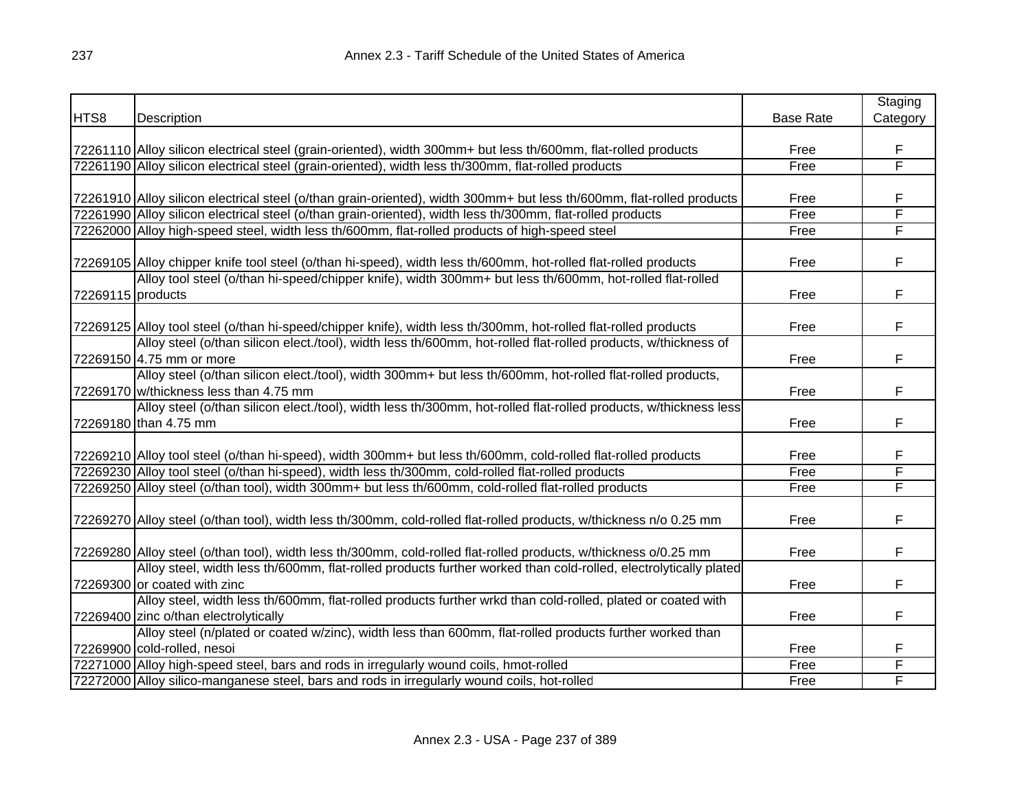| HTS8 | Description | Base Rate | Staging Category |
|---|---|---|---|
| 72261110 | Alloy silicon electrical steel (grain-oriented), width 300mm+ but less th/600mm, flat-rolled products | Free | F |
| 72261190 | Alloy silicon electrical steel (grain-oriented), width less th/300mm, flat-rolled products | Free | F |
| 72261910 | Alloy silicon electrical steel (o/than grain-oriented), width 300mm+ but less th/600mm, flat-rolled products | Free | F |
| 72261990 | Alloy silicon electrical steel (o/than grain-oriented), width less th/300mm, flat-rolled products | Free | F |
| 72262000 | Alloy high-speed steel, width less th/600mm, flat-rolled products of high-speed steel | Free | F |
| 72269105 | Alloy chipper knife tool steel (o/than hi-speed), width less th/600mm, hot-rolled flat-rolled products | Free | F |
| 72269115 | Alloy tool steel (o/than hi-speed/chipper knife), width 300mm+ but less th/600mm, hot-rolled flat-rolled products | Free | F |
| 72269125 | Alloy tool steel (o/than hi-speed/chipper knife), width less th/300mm, hot-rolled flat-rolled products | Free | F |
| 72269150 | Alloy steel (o/than silicon elect./tool), width less th/600mm, hot-rolled flat-rolled products, w/thickness of 4.75 mm or more | Free | F |
| 72269170 | Alloy steel (o/than silicon elect./tool), width 300mm+ but less th/600mm, hot-rolled flat-rolled products, w/thickness less than 4.75 mm | Free | F |
| 72269180 | Alloy steel (o/than silicon elect./tool), width less th/300mm, hot-rolled flat-rolled products, w/thickness less than 4.75 mm | Free | F |
| 72269210 | Alloy tool steel (o/than hi-speed), width 300mm+ but less th/600mm, cold-rolled flat-rolled products | Free | F |
| 72269230 | Alloy tool steel (o/than hi-speed), width less th/300mm, cold-rolled flat-rolled products | Free | F |
| 72269250 | Alloy steel (o/than tool), width 300mm+ but less th/600mm, cold-rolled flat-rolled products | Free | F |
| 72269270 | Alloy steel (o/than tool), width less th/300mm, cold-rolled flat-rolled products, w/thickness n/o 0.25 mm | Free | F |
| 72269280 | Alloy steel (o/than tool), width less th/300mm, cold-rolled flat-rolled products, w/thickness o/0.25 mm | Free | F |
| 72269300 | Alloy steel, width less th/600mm, flat-rolled products further worked than cold-rolled, electrolytically plated or coated with zinc | Free | F |
| 72269400 | Alloy steel, width less th/600mm, flat-rolled products further wrkd than cold-rolled, plated or coated with zinc o/than electrolytically | Free | F |
| 72269900 | Alloy steel (n/plated or coated w/zinc), width less than 600mm, flat-rolled products further worked than cold-rolled, nesoi | Free | F |
| 72271000 | Alloy high-speed steel, bars and rods in irregularly wound coils, hmot-rolled | Free | F |
| 72272000 | Alloy silico-manganese steel, bars and rods in irregularly wound coils, hot-rolled | Free | F |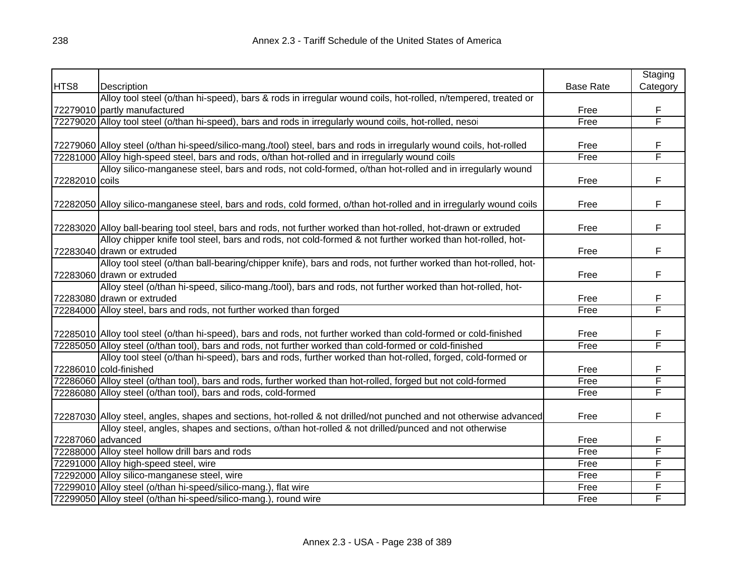| HTS8 | Description | Base Rate | Staging Category |
|---|---|---|---|
| 72279010 | Alloy tool steel (o/than hi-speed), bars & rods in irregular wound coils, hot-rolled, n/tempered, treated or partly manufactured | Free | F |
| 72279020 | Alloy tool steel (o/than hi-speed), bars and rods in irregularly wound coils, hot-rolled, nesoi | Free | F |
| 72279060 | Alloy steel (o/than hi-speed/silico-mang./tool) steel, bars and rods in irregularly wound coils, hot-rolled | Free | F |
| 72281000 | Alloy high-speed steel, bars and rods, o/than hot-rolled and in irregularly wound coils | Free | F |
| 72282010 | Alloy silico-manganese steel, bars and rods, not cold-formed, o/than hot-rolled and in irregularly wound coils | Free | F |
| 72282050 | Alloy silico-manganese steel, bars and rods, cold formed, o/than hot-rolled and in irregularly wound coils | Free | F |
| 72283020 | Alloy ball-bearing tool steel, bars and rods, not further worked than hot-rolled, hot-drawn or extruded | Free | F |
| 72283040 | Alloy chipper knife tool steel, bars and rods, not cold-formed & not further worked than hot-rolled, hot-drawn or extruded | Free | F |
| 72283060 | Alloy tool steel (o/than ball-bearing/chipper knife), bars and rods, not further worked than hot-rolled, hot-drawn or extruded | Free | F |
| 72283080 | Alloy steel (o/than hi-speed, silico-mang./tool), bars and rods, not further worked than hot-rolled, hot-drawn or extruded | Free | F |
| 72284000 | Alloy steel, bars and rods, not further worked than forged | Free | F |
| 72285010 | Alloy tool steel (o/than hi-speed), bars and rods, not further worked than cold-formed or cold-finished | Free | F |
| 72285050 | Alloy steel (o/than tool), bars and rods, not further worked than cold-formed or cold-finished | Free | F |
| 72286010 | Alloy tool steel (o/than hi-speed), bars and rods, further worked than hot-rolled, forged, cold-formed or cold-finished | Free | F |
| 72286060 | Alloy steel (o/than tool), bars and rods, further worked than hot-rolled, forged but not cold-formed | Free | F |
| 72286080 | Alloy steel (o/than tool), bars and rods, cold-formed | Free | F |
| 72287030 | Alloy steel, angles, shapes and sections, hot-rolled & not drilled/not punched and not otherwise advanced | Free | F |
| 72287060 | Alloy steel, angles, shapes and sections, o/than hot-rolled & not drilled/punced and not otherwise advanced | Free | F |
| 72288000 | Alloy steel hollow drill bars and rods | Free | F |
| 72291000 | Alloy high-speed steel, wire | Free | F |
| 72292000 | Alloy silico-manganese steel, wire | Free | F |
| 72299010 | Alloy steel (o/than hi-speed/silico-mang.), flat wire | Free | F |
| 72299050 | Alloy steel (o/than hi-speed/silico-mang.), round wire | Free | F |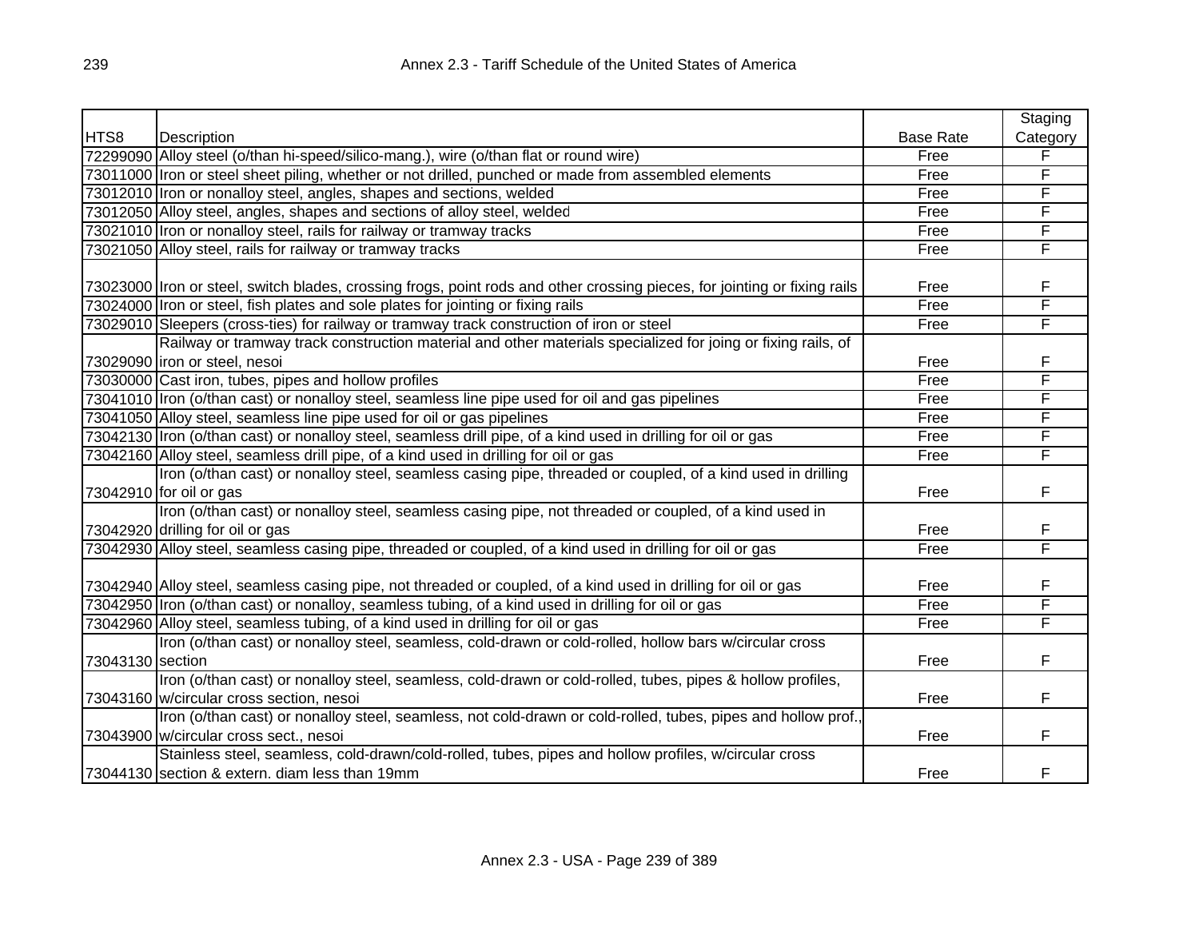| HTS8 | Description | Base Rate | Staging Category |
|---|---|---|---|
| 72299090 | Alloy steel (o/than hi-speed/silico-mang.), wire (o/than flat or round wire) | Free | F |
| 73011000 | Iron or steel sheet piling, whether or not drilled, punched or made from assembled elements | Free | F |
| 73012010 | Iron or nonalloy steel, angles, shapes and sections, welded | Free | F |
| 73012050 | Alloy steel, angles, shapes and sections of alloy steel, welded | Free | F |
| 73021010 | Iron or nonalloy steel, rails for railway or tramway tracks | Free | F |
| 73021050 | Alloy steel, rails for railway or tramway tracks | Free | F |
| 73023000 | Iron or steel, switch blades, crossing frogs, point rods and other crossing pieces, for jointing or fixing rails | Free | F |
| 73024000 | Iron or steel, fish plates and sole plates for jointing or fixing rails | Free | F |
| 73029010 | Sleepers (cross-ties) for railway or tramway track construction of iron or steel | Free | F |
| 73029090 | Railway or tramway track construction material and other materials specialized for joing or fixing rails, of iron or steel, nesoi | Free | F |
| 73030000 | Cast iron, tubes, pipes and hollow profiles | Free | F |
| 73041010 | Iron (o/than cast) or nonalloy steel, seamless line pipe used for oil and gas pipelines | Free | F |
| 73041050 | Alloy steel, seamless line pipe used for oil or gas pipelines | Free | F |
| 73042130 | Iron (o/than cast) or nonalloy steel, seamless drill pipe, of a kind used in drilling for oil or gas | Free | F |
| 73042160 | Alloy steel, seamless drill pipe, of a kind used in drilling for oil or gas | Free | F |
| 73042910 | Iron (o/than cast) or nonalloy steel, seamless casing pipe, threaded or coupled, of a kind used in drilling for oil or gas | Free | F |
| 73042920 | Iron (o/than cast) or nonalloy steel, seamless casing pipe, not threaded or coupled, of a kind used in drilling for oil or gas | Free | F |
| 73042930 | Alloy steel, seamless casing pipe, threaded or coupled, of a kind used in drilling for oil or gas | Free | F |
| 73042940 | Alloy steel, seamless casing pipe, not threaded or coupled, of a kind used in drilling for oil or gas | Free | F |
| 73042950 | Iron (o/than cast) or nonalloy, seamless tubing, of a kind used in drilling for oil or gas | Free | F |
| 73042960 | Alloy steel, seamless tubing, of a kind used in drilling for oil or gas | Free | F |
| 73043130 | Iron (o/than cast) or nonalloy steel, seamless, cold-drawn or cold-rolled, hollow bars w/circular cross section | Free | F |
| 73043160 | Iron (o/than cast) or nonalloy steel, seamless, cold-drawn or cold-rolled, tubes, pipes & hollow profiles, w/circular cross section, nesoi | Free | F |
| 73043900 | Iron (o/than cast) or nonalloy steel, seamless, not cold-drawn or cold-rolled, tubes, pipes and hollow prof., w/circular cross sect., nesoi | Free | F |
| 73044130 | Stainless steel, seamless, cold-drawn/cold-rolled, tubes, pipes and hollow profiles, w/circular cross section & extern. diam less than 19mm | Free | F |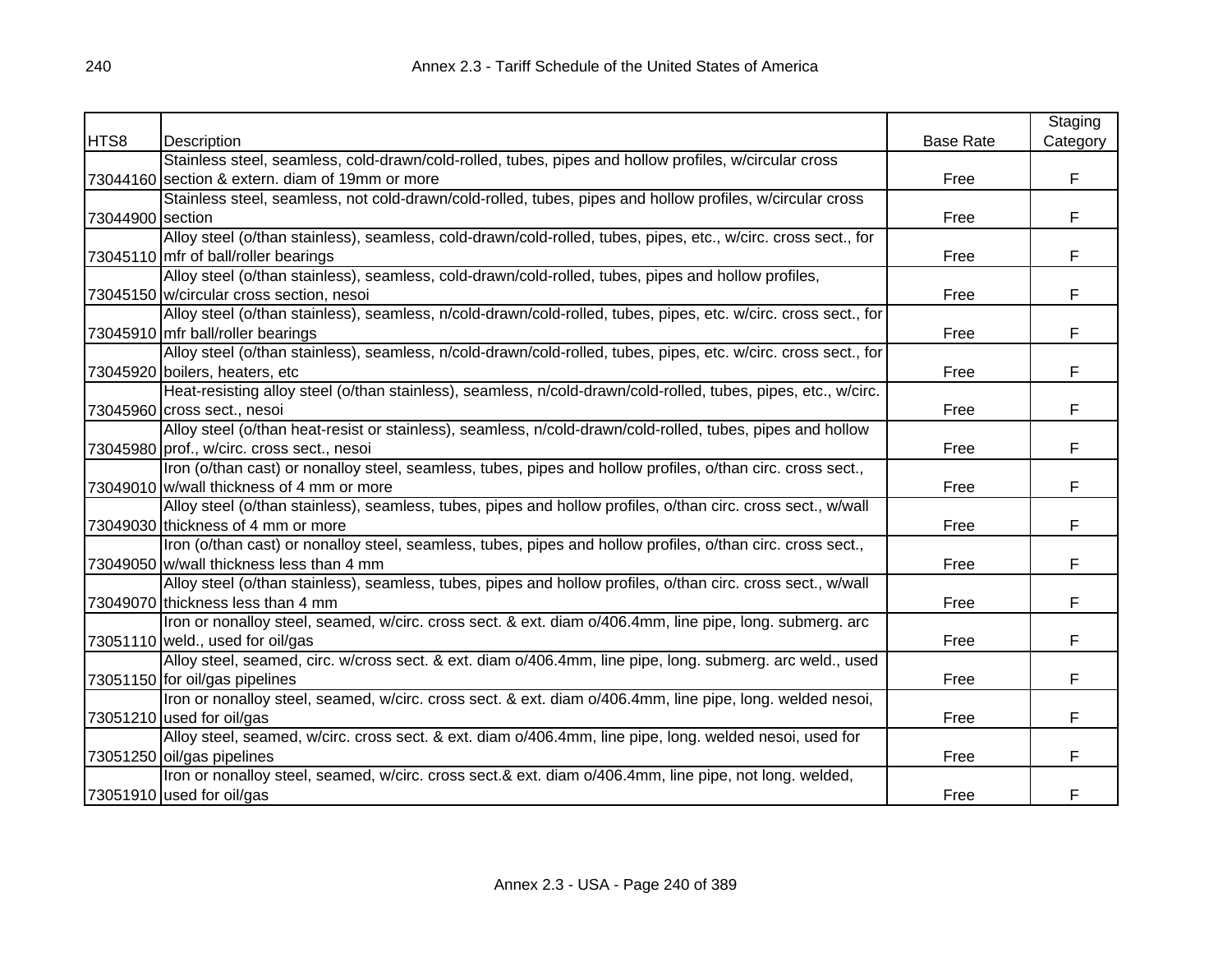| HTS8 | Description | Base Rate | Staging Category |
|---|---|---|---|
| 73044160 | Stainless steel, seamless, cold-drawn/cold-rolled, tubes, pipes and hollow profiles, w/circular cross section & extern. diam of 19mm or more | Free | F |
| 73044900 | Stainless steel, seamless, not cold-drawn/cold-rolled, tubes, pipes and hollow profiles, w/circular cross section | Free | F |
| 73045110 | Alloy steel (o/than stainless), seamless, cold-drawn/cold-rolled, tubes, pipes, etc., w/circ. cross sect., for mfr of ball/roller bearings | Free | F |
| 73045150 | Alloy steel (o/than stainless), seamless, cold-drawn/cold-rolled, tubes, pipes and hollow profiles, w/circular cross section, nesoi | Free | F |
| 73045910 | Alloy steel (o/than stainless), seamless, n/cold-drawn/cold-rolled, tubes, pipes, etc. w/circ. cross sect., for mfr ball/roller bearings | Free | F |
| 73045920 | Alloy steel (o/than stainless), seamless, n/cold-drawn/cold-rolled, tubes, pipes, etc. w/circ. cross sect., for boilers, heaters, etc | Free | F |
| 73045960 | Heat-resisting alloy steel (o/than stainless), seamless, n/cold-drawn/cold-rolled, tubes, pipes, etc., w/circ. cross sect., nesoi | Free | F |
| 73045980 | Alloy steel (o/than heat-resist or stainless), seamless, n/cold-drawn/cold-rolled, tubes, pipes and hollow prof., w/circ. cross sect., nesoi | Free | F |
| 73049010 | Iron (o/than cast) or nonalloy steel, seamless, tubes, pipes and hollow profiles, o/than circ. cross sect., w/wall thickness of 4 mm or more | Free | F |
| 73049030 | Alloy steel (o/than stainless), seamless, tubes, pipes and hollow profiles, o/than circ. cross sect., w/wall thickness of 4 mm or more | Free | F |
| 73049050 | Iron (o/than cast) or nonalloy steel, seamless, tubes, pipes and hollow profiles, o/than circ. cross sect., w/wall thickness less than 4 mm | Free | F |
| 73049070 | Alloy steel (o/than stainless), seamless, tubes, pipes and hollow profiles, o/than circ. cross sect., w/wall thickness less than 4 mm | Free | F |
| 73051110 | Iron or nonalloy steel, seamed, w/circ. cross sect. & ext. diam o/406.4mm, line pipe, long. submerg. arc weld., used for oil/gas | Free | F |
| 73051150 | Alloy steel, seamed, circ. w/cross sect. & ext. diam o/406.4mm, line pipe, long. submerg. arc weld., used for oil/gas pipelines | Free | F |
| 73051210 | Iron or nonalloy steel, seamed, w/circ. cross sect. & ext. diam o/406.4mm, line pipe, long. welded nesoi, used for oil/gas | Free | F |
| 73051250 | Alloy steel, seamed, w/circ. cross sect. & ext. diam o/406.4mm, line pipe, long. welded nesoi, used for oil/gas pipelines | Free | F |
| 73051910 | Iron or nonalloy steel, seamed, w/circ. cross sect.& ext. diam o/406.4mm, line pipe, not long. welded, used for oil/gas | Free | F |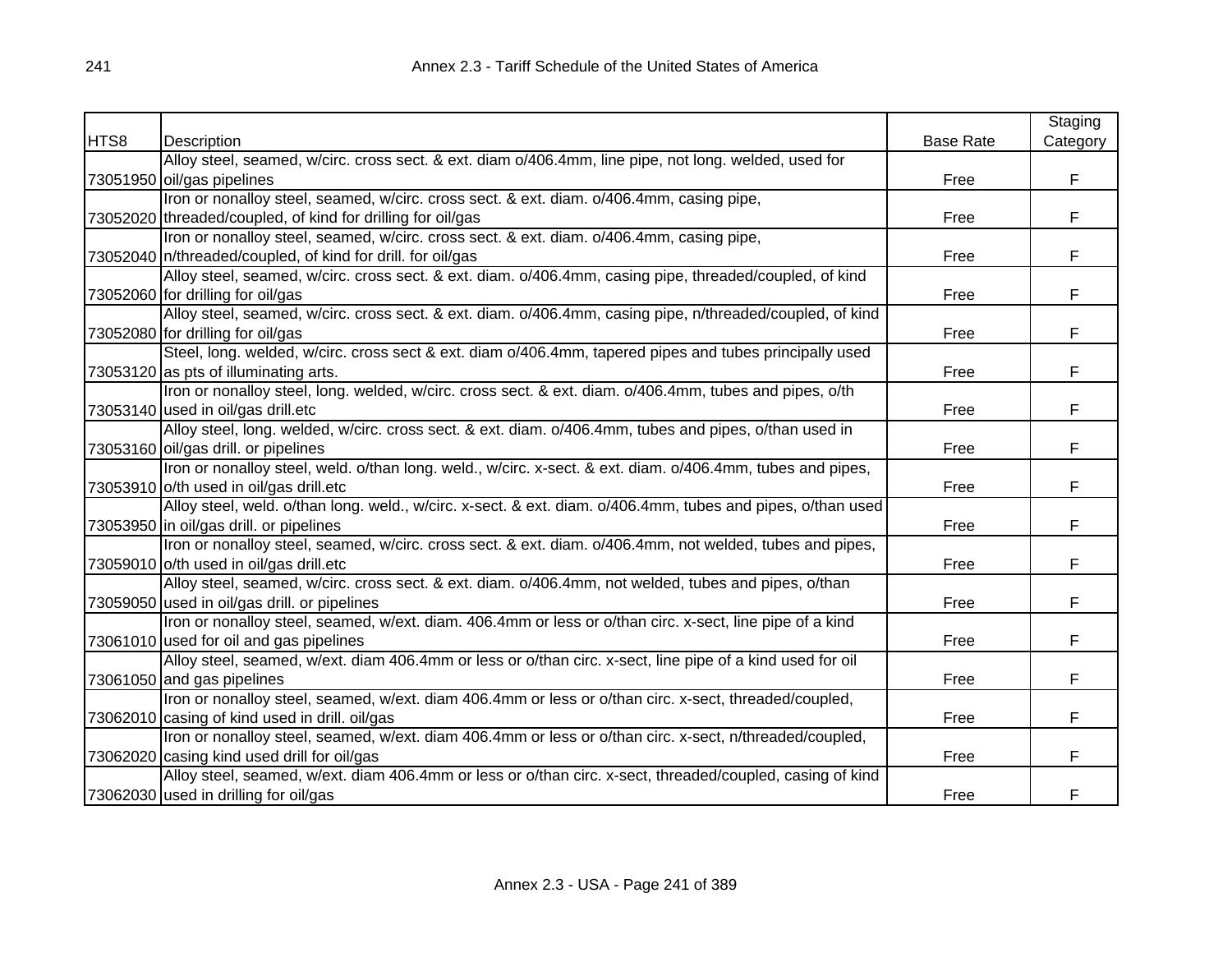| HTS8 | Description | Base Rate | Staging Category |
| --- | --- | --- | --- |
| 73051950 | Alloy steel, seamed, w/circ. cross sect. & ext. diam o/406.4mm, line pipe, not long. welded, used for oil/gas pipelines | Free | F |
| 73052020 | Iron or nonalloy steel, seamed, w/circ. cross sect. & ext. diam. o/406.4mm, casing pipe, threaded/coupled, of kind for drilling for oil/gas | Free | F |
| 73052040 | Iron or nonalloy steel, seamed, w/circ. cross sect. & ext. diam. o/406.4mm, casing pipe, n/threaded/coupled, of kind for drill. for oil/gas | Free | F |
| 73052060 | Alloy steel, seamed, w/circ. cross sect. & ext. diam. o/406.4mm, casing pipe, threaded/coupled, of kind for drilling for oil/gas | Free | F |
| 73052080 | Alloy steel, seamed, w/circ. cross sect. & ext. diam. o/406.4mm, casing pipe, n/threaded/coupled, of kind for drilling for oil/gas | Free | F |
| 73053120 | Steel, long. welded, w/circ. cross sect & ext. diam o/406.4mm, tapered pipes and tubes principally used as pts of illuminating arts. | Free | F |
| 73053140 | Iron or nonalloy steel, long. welded, w/circ. cross sect. & ext. diam. o/406.4mm, tubes and pipes, o/th used in oil/gas drill.etc | Free | F |
| 73053160 | Alloy steel, long. welded, w/circ. cross sect. & ext. diam. o/406.4mm, tubes and pipes, o/than used in oil/gas drill. or pipelines | Free | F |
| 73053910 | Iron or nonalloy steel, weld. o/than long. weld., w/circ. x-sect. & ext. diam. o/406.4mm, tubes and pipes, o/th used in oil/gas drill.etc | Free | F |
| 73053950 | Alloy steel, weld. o/than long. weld., w/circ. x-sect. & ext. diam. o/406.4mm, tubes and pipes, o/than used in oil/gas drill. or pipelines | Free | F |
| 73059010 | Iron or nonalloy steel, seamed, w/circ. cross sect. & ext. diam. o/406.4mm, not welded, tubes and pipes, o/th used in oil/gas drill.etc | Free | F |
| 73059050 | Alloy steel, seamed, w/circ. cross sect. & ext. diam. o/406.4mm, not welded, tubes and pipes, o/than used in oil/gas drill. or pipelines | Free | F |
| 73061010 | Iron or nonalloy steel, seamed, w/ext. diam. 406.4mm or less or o/than circ. x-sect, line pipe of a kind used for oil and gas pipelines | Free | F |
| 73061050 | Alloy steel, seamed, w/ext. diam 406.4mm or less or o/than circ. x-sect, line pipe of a kind used for oil and gas pipelines | Free | F |
| 73062010 | Iron or nonalloy steel, seamed, w/ext. diam 406.4mm or less or o/than circ. x-sect, threaded/coupled, casing of kind used in drill. oil/gas | Free | F |
| 73062020 | Iron or nonalloy steel, seamed, w/ext. diam 406.4mm or less or o/than circ. x-sect, n/threaded/coupled, casing kind used drill for oil/gas | Free | F |
| 73062030 | Alloy steel, seamed, w/ext. diam 406.4mm or less or o/than circ. x-sect, threaded/coupled, casing of kind used in drilling for oil/gas | Free | F |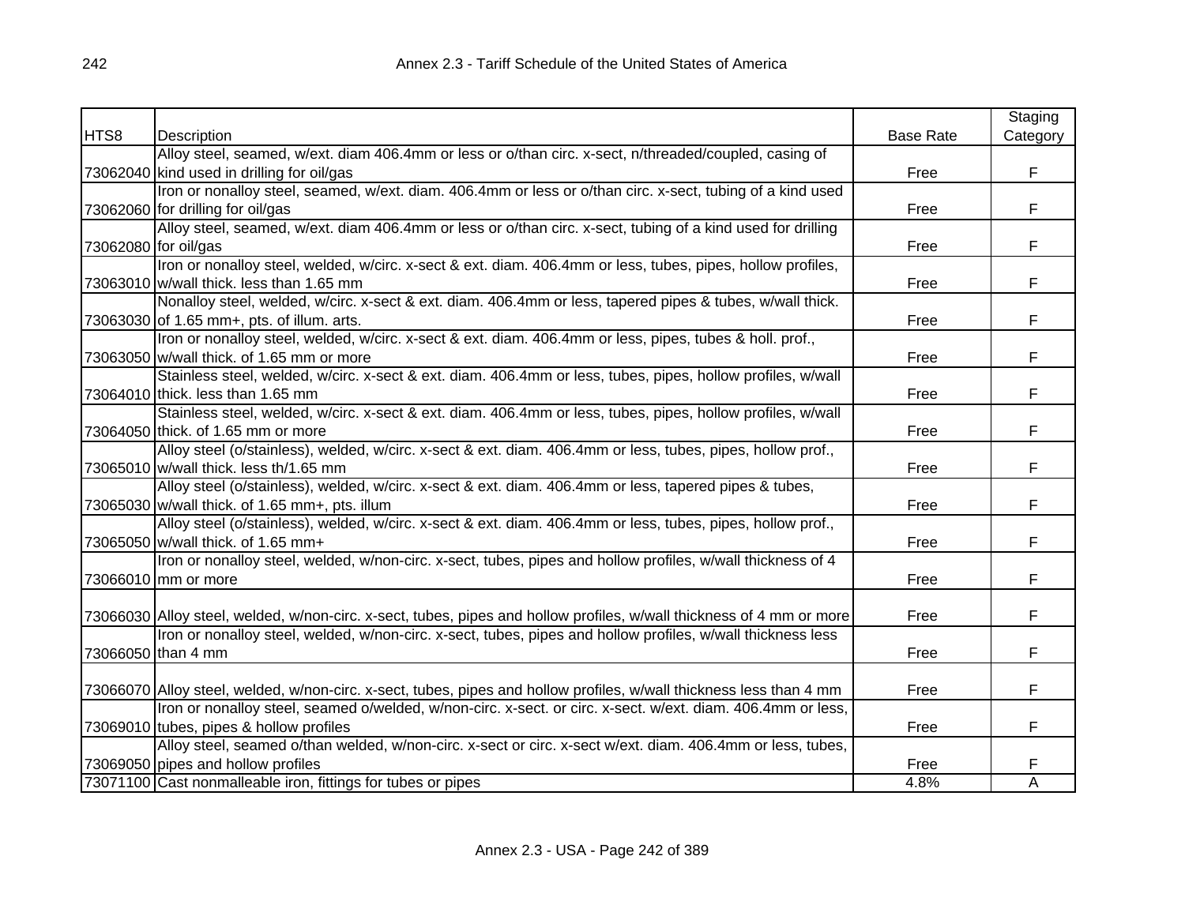| HTS8 | Description | Base Rate | Staging Category |
|---|---|---|---|
| 73062040 | Alloy steel, seamed, w/ext. diam 406.4mm or less or o/than circ. x-sect, n/threaded/coupled, casing of kind used in drilling for oil/gas | Free | F |
| 73062060 | Iron or nonalloy steel, seamed, w/ext. diam. 406.4mm or less or o/than circ. x-sect, tubing of a kind used for drilling for oil/gas | Free | F |
| 73062080 | Alloy steel, seamed, w/ext. diam 406.4mm or less or o/than circ. x-sect, tubing of a kind used for drilling for oil/gas | Free | F |
| 73063010 | Iron or nonalloy steel, welded, w/circ. x-sect & ext. diam. 406.4mm or less, tubes, pipes, hollow profiles, w/wall thick. less than 1.65 mm | Free | F |
| 73063030 | Nonalloy steel, welded, w/circ. x-sect & ext. diam. 406.4mm or less, tapered pipes & tubes, w/wall thick. of 1.65 mm+, pts. of illum. arts. | Free | F |
| 73063050 | Iron or nonalloy steel, welded, w/circ. x-sect & ext. diam. 406.4mm or less, pipes, tubes & holl. prof., w/wall thick. of 1.65 mm or more | Free | F |
| 73064010 | Stainless steel, welded, w/circ. x-sect & ext. diam. 406.4mm or less, tubes, pipes, hollow profiles, w/wall thick. less than 1.65 mm | Free | F |
| 73064050 | Stainless steel, welded, w/circ. x-sect & ext. diam. 406.4mm or less, tubes, pipes, hollow profiles, w/wall thick. of 1.65 mm or more | Free | F |
| 73065010 | Alloy steel (o/stainless), welded, w/circ. x-sect & ext. diam. 406.4mm or less, tubes, pipes, hollow prof., w/wall thick. less th/1.65 mm | Free | F |
| 73065030 | Alloy steel (o/stainless), welded, w/circ. x-sect & ext. diam. 406.4mm or less, tapered pipes & tubes, w/wall thick. of 1.65 mm+, pts. illum | Free | F |
| 73065050 | Alloy steel (o/stainless), welded, w/circ. x-sect & ext. diam. 406.4mm or less, tubes, pipes, hollow prof., w/wall thick. of 1.65 mm+ | Free | F |
| 73066010 | Iron or nonalloy steel, welded, w/non-circ. x-sect, tubes, pipes and hollow profiles, w/wall thickness of 4 mm or more | Free | F |
| 73066030 | Alloy steel, welded, w/non-circ. x-sect, tubes, pipes and hollow profiles, w/wall thickness of 4 mm or more | Free | F |
| 73066050 | Iron or nonalloy steel, welded, w/non-circ. x-sect, tubes, pipes and hollow profiles, w/wall thickness less than 4 mm | Free | F |
| 73066070 | Alloy steel, welded, w/non-circ. x-sect, tubes, pipes and hollow profiles, w/wall thickness less than 4 mm | Free | F |
| 73069010 | Iron or nonalloy steel, seamed o/welded, w/non-circ. x-sect. or circ. x-sect. w/ext. diam. 406.4mm or less, tubes, pipes & hollow profiles | Free | F |
| 73069050 | Alloy steel, seamed o/than welded, w/non-circ. x-sect or circ. x-sect w/ext. diam. 406.4mm or less, tubes, pipes and hollow profiles | Free | F |
| 73071100 | Cast nonmalleable iron, fittings for tubes or pipes | 4.8% | A |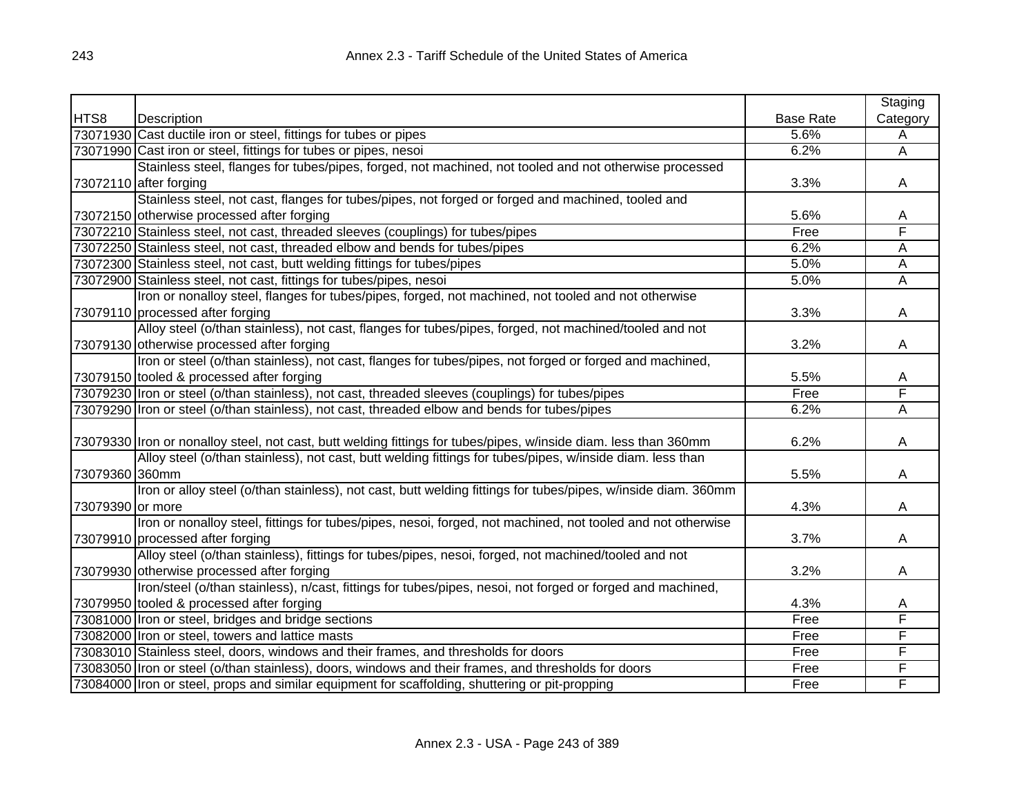| HTS8 | Description | Base Rate | Staging Category |
|---|---|---|---|
| 73071930 | Cast ductile iron or steel, fittings for tubes or pipes | 5.6% | A |
| 73071990 | Cast iron or steel, fittings for tubes or pipes, nesoi | 6.2% | A |
| 73072110 | Stainless steel, flanges for tubes/pipes, forged, not machined, not tooled and not otherwise processed after forging | 3.3% | A |
| 73072150 | Stainless steel, not cast, flanges for tubes/pipes, not forged or forged and machined, tooled and otherwise processed after forging | 5.6% | A |
| 73072210 | Stainless steel, not cast, threaded sleeves (couplings) for tubes/pipes | Free | F |
| 73072250 | Stainless steel, not cast, threaded elbow and bends for tubes/pipes | 6.2% | A |
| 73072300 | Stainless steel, not cast, butt welding fittings for tubes/pipes | 5.0% | A |
| 73072900 | Stainless steel, not cast, fittings for tubes/pipes, nesoi | 5.0% | A |
| 73079110 | Iron or nonalloy steel, flanges for tubes/pipes, forged, not machined, not tooled and not otherwise processed after forging | 3.3% | A |
| 73079130 | Alloy steel (o/than stainless), not cast, flanges for tubes/pipes, forged, not machined/tooled and not otherwise processed after forging | 3.2% | A |
| 73079150 | Iron or steel (o/than stainless), not cast, flanges for tubes/pipes, not forged or forged and machined, tooled & processed after forging | 5.5% | A |
| 73079230 | Iron or steel (o/than stainless), not cast, threaded sleeves (couplings) for tubes/pipes | Free | F |
| 73079290 | Iron or steel (o/than stainless), not cast, threaded elbow and bends for tubes/pipes | 6.2% | A |
| 73079330 | Iron or nonalloy steel, not cast, butt welding fittings for tubes/pipes, w/inside diam. less than 360mm | 6.2% | A |
| 73079360 | Alloy steel (o/than stainless), not cast, butt welding fittings for tubes/pipes, w/inside diam. less than 360mm | 5.5% | A |
| 73079390 | Iron or alloy steel (o/than stainless), not cast, butt welding fittings for tubes/pipes, w/inside diam. 360mm or more | 4.3% | A |
| 73079910 | Iron or nonalloy steel, fittings for tubes/pipes, nesoi, forged, not machined, not tooled and not otherwise processed after forging | 3.7% | A |
| 73079930 | Alloy steel (o/than stainless), fittings for tubes/pipes, nesoi, forged, not machined/tooled and not otherwise processed after forging | 3.2% | A |
| 73079950 | Iron/steel (o/than stainless), n/cast, fittings for tubes/pipes, nesoi, not forged or forged and machined, tooled & processed after forging | 4.3% | A |
| 73081000 | Iron or steel, bridges and bridge sections | Free | F |
| 73082000 | Iron or steel, towers and lattice masts | Free | F |
| 73083010 | Stainless steel, doors, windows and their frames, and thresholds for doors | Free | F |
| 73083050 | Iron or steel (o/than stainless), doors, windows and their frames, and thresholds for doors | Free | F |
| 73084000 | Iron or steel, props and similar equipment for scaffolding, shuttering or pit-propping | Free | F |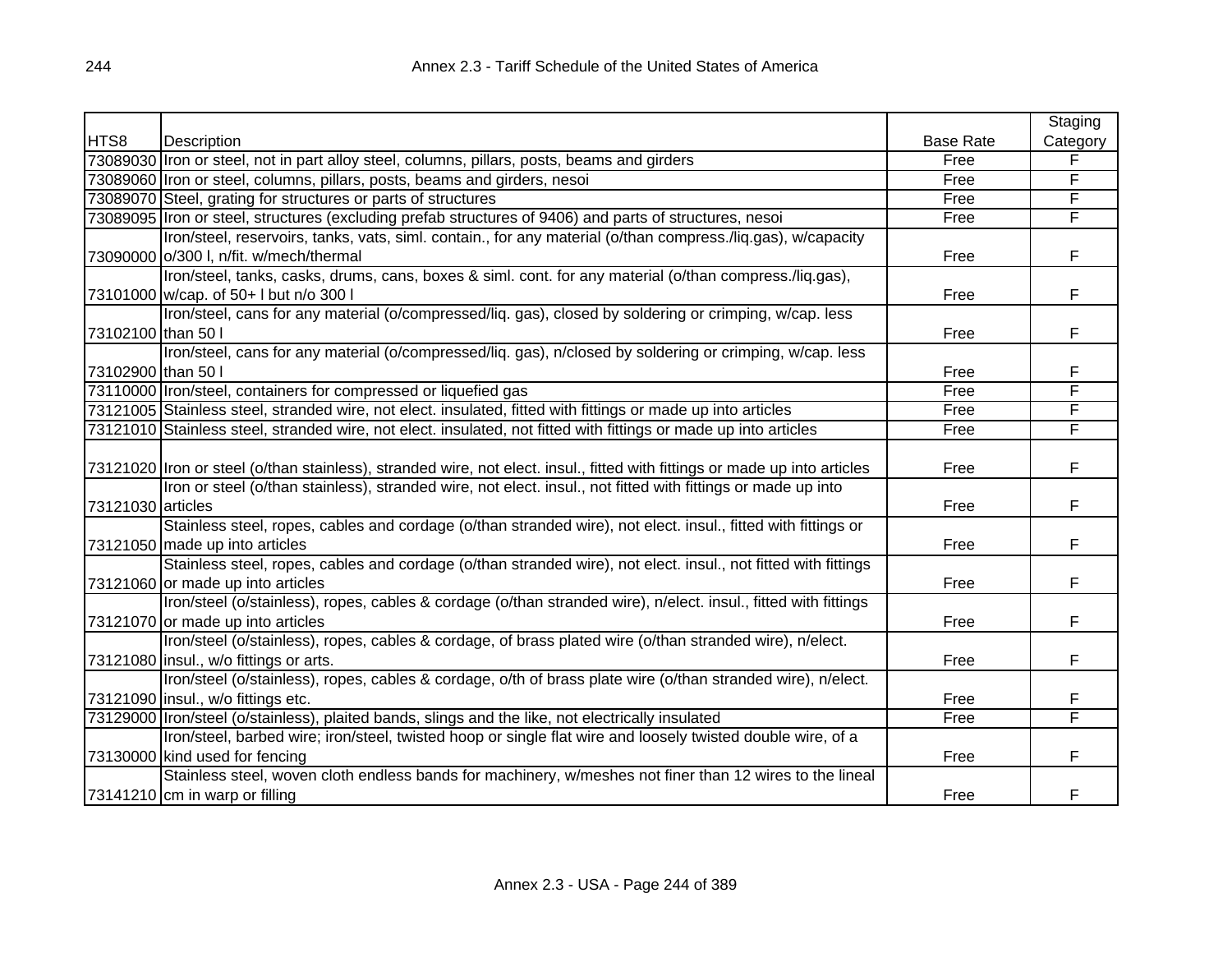| HTS8 | Description | Base Rate | Staging Category |
|---|---|---|---|
| 73089030 | Iron or steel, not in part alloy steel, columns, pillars, posts, beams and girders | Free | F |
| 73089060 | Iron or steel, columns, pillars, posts, beams and girders, nesoi | Free | F |
| 73089070 | Steel, grating for structures or parts of structures | Free | F |
| 73089095 | Iron or steel, structures (excluding prefab structures of 9406) and parts of structures, nesoi | Free | F |
| 73090000 | Iron/steel, reservoirs, tanks, vats, siml. contain., for any material (o/than compress./liq.gas), w/capacity o/300 l, n/fit. w/mech/thermal | Free | F |
| 73101000 | Iron/steel, tanks, casks, drums, cans, boxes & siml. cont. for any material (o/than compress./liq.gas), w/cap. of 50+ l but n/o 300 l | Free | F |
| 73102100 | Iron/steel, cans for any material (o/compressed/liq. gas), closed by soldering or crimping, w/cap. less than 50 l | Free | F |
| 73102900 | Iron/steel, cans for any material (o/compressed/liq. gas), n/closed by soldering or crimping, w/cap. less than 50 l | Free | F |
| 73110000 | Iron/steel, containers for compressed or liquefied gas | Free | F |
| 73121005 | Stainless steel, stranded wire, not elect. insulated, fitted with fittings or made up into articles | Free | F |
| 73121010 | Stainless steel, stranded wire, not elect. insulated, not fitted with fittings or made up into articles | Free | F |
| 73121020 | Iron or steel (o/than stainless), stranded wire, not elect. insul., fitted with fittings or made up into articles | Free | F |
| 73121030 | Iron or steel (o/than stainless), stranded wire, not elect. insul., not fitted with fittings or made up into articles | Free | F |
| 73121050 | Stainless steel, ropes, cables and cordage (o/than stranded wire), not elect. insul., fitted with fittings or made up into articles | Free | F |
| 73121060 | Stainless steel, ropes, cables and cordage (o/than stranded wire), not elect. insul., not fitted with fittings or made up into articles | Free | F |
| 73121070 | Iron/steel (o/stainless), ropes, cables & cordage (o/than stranded wire), n/elect. insul., fitted with fittings or made up into articles | Free | F |
| 73121080 | Iron/steel (o/stainless), ropes, cables & cordage, of brass plated wire (o/than stranded wire), n/elect. insul., w/o fittings or arts. | Free | F |
| 73121090 | Iron/steel (o/stainless), ropes, cables & cordage, o/th of brass plate wire (o/than stranded wire), n/elect. insul., w/o fittings etc. | Free | F |
| 73129000 | Iron/steel (o/stainless), plaited bands, slings and the like, not electrically insulated | Free | F |
| 73130000 | Iron/steel, barbed wire; iron/steel, twisted hoop or single flat wire and loosely twisted double wire, of a kind used for fencing | Free | F |
| 73141210 | Stainless steel, woven cloth endless bands for machinery, w/meshes not finer than 12 wires to the lineal cm in warp or filling | Free | F |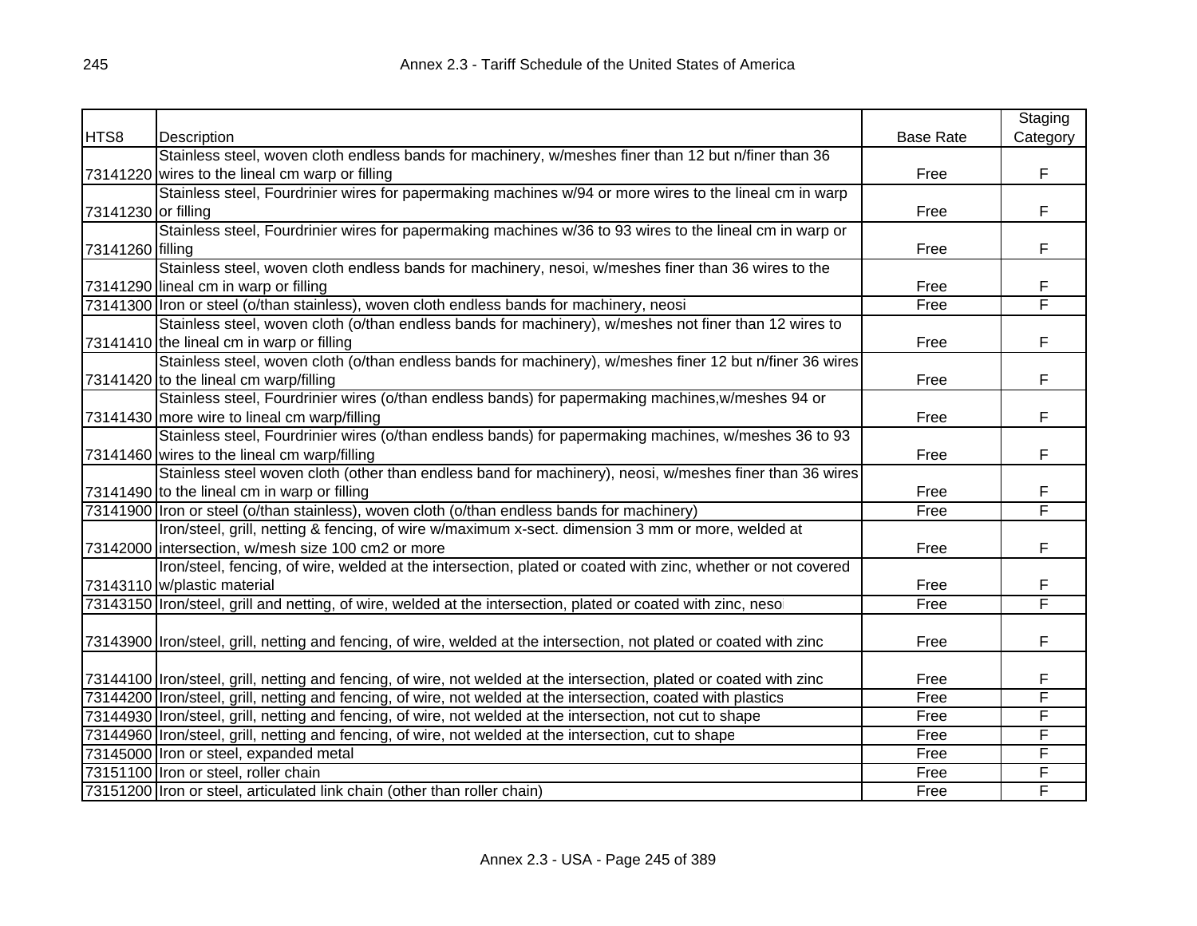| HTS8 | Description | Base Rate | Staging Category |
|---|---|---|---|
| 73141220 | Stainless steel, woven cloth endless bands for machinery, w/meshes finer than 12 but n/finer than 36 wires to the lineal cm warp or filling | Free | F |
| 73141230 | Stainless steel, Fourdrinier wires for papermaking machines w/94 or more wires to the lineal cm in warp or filling | Free | F |
| 73141260 | Stainless steel, Fourdrinier wires for papermaking machines w/36 to 93 wires to the lineal cm in warp or filling | Free | F |
| 73141290 | Stainless steel, woven cloth endless bands for machinery, nesoi, w/meshes finer than 36 wires to the lineal cm in warp or filling | Free | F |
| 73141300 | Iron or steel (o/than stainless), woven cloth endless bands for machinery, neosi | Free | F |
| 73141410 | Stainless steel, woven cloth (o/than endless bands for machinery), w/meshes not finer than 12 wires to the lineal cm in warp or filling | Free | F |
| 73141420 | Stainless steel, woven cloth (o/than endless bands for machinery), w/meshes finer 12 but n/finer 36 wires to the lineal cm warp/filling | Free | F |
| 73141430 | Stainless steel, Fourdrinier wires (o/than endless bands) for papermaking machines,w/meshes 94 or more wire to lineal cm warp/filling | Free | F |
| 73141460 | Stainless steel, Fourdrinier wires (o/than endless bands) for papermaking machines, w/meshes 36 to 93 wires to the lineal cm warp/filling | Free | F |
| 73141490 | Stainless steel woven cloth (other than endless band for machinery), neosi, w/meshes finer than 36 wires to the lineal cm in warp or filling | Free | F |
| 73141900 | Iron or steel (o/than stainless), woven cloth (o/than endless bands for machinery) | Free | F |
| 73142000 | Iron/steel, grill, netting & fencing, of wire w/maximum x-sect. dimension 3 mm or more, welded at intersection, w/mesh size 100 cm2 or more | Free | F |
| 73143110 | Iron/steel, fencing, of wire, welded at the intersection, plated or coated with zinc, whether or not covered w/plastic material | Free | F |
| 73143150 | Iron/steel, grill and netting, of wire, welded at the intersection, plated or coated with zinc, nesoi | Free | F |
| 73143900 | Iron/steel, grill, netting and fencing, of wire, welded at the intersection, not plated or coated with zinc | Free | F |
| 73144100 | Iron/steel, grill, netting and fencing, of wire, not welded at the intersection, plated or coated with zinc | Free | F |
| 73144200 | Iron/steel, grill, netting and fencing, of wire, not welded at the intersection, coated with plastics | Free | F |
| 73144930 | Iron/steel, grill, netting and fencing, of wire, not welded at the intersection, not cut to shape | Free | F |
| 73144960 | Iron/steel, grill, netting and fencing, of wire, not welded at the intersection, cut to shape | Free | F |
| 73145000 | Iron or steel, expanded metal | Free | F |
| 73151100 | Iron or steel, roller chain | Free | F |
| 73151200 | Iron or steel, articulated link chain (other than roller chain) | Free | F |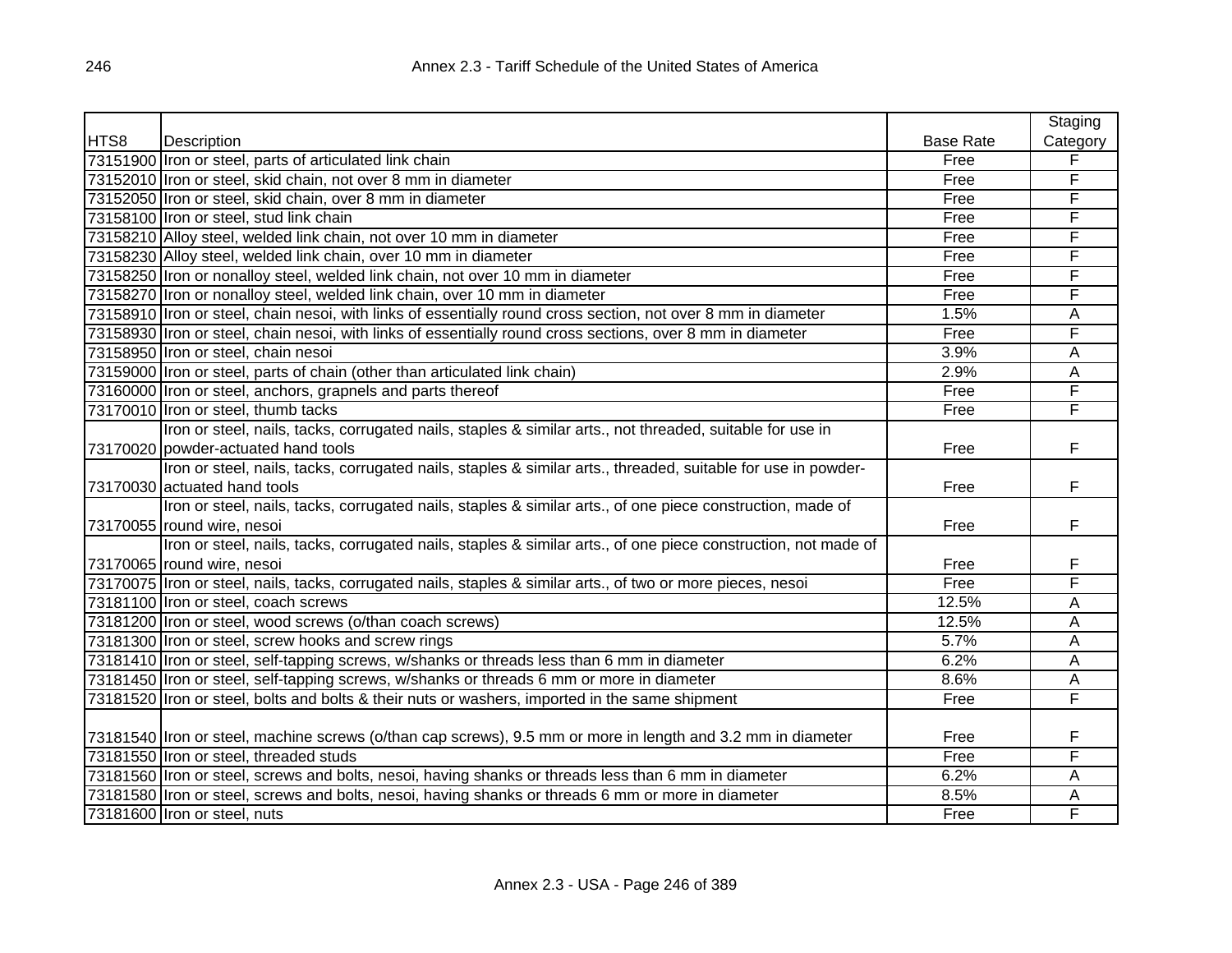| HTS8 | Description | Base Rate | Staging Category |
| --- | --- | --- | --- |
| 73151900 | Iron or steel, parts of articulated link chain | Free | F |
| 73152010 | Iron or steel, skid chain, not over 8 mm in diameter | Free | F |
| 73152050 | Iron or steel, skid chain, over 8 mm in diameter | Free | F |
| 73158100 | Iron or steel, stud link chain | Free | F |
| 73158210 | Alloy steel, welded link chain, not over 10 mm in diameter | Free | F |
| 73158230 | Alloy steel, welded link chain, over 10 mm in diameter | Free | F |
| 73158250 | Iron or nonalloy steel, welded link chain, not over 10 mm in diameter | Free | F |
| 73158270 | Iron or nonalloy steel, welded link chain, over 10 mm in diameter | Free | F |
| 73158910 | Iron or steel, chain nesoi, with links of essentially round cross section, not over 8 mm in diameter | 1.5% | A |
| 73158930 | Iron or steel, chain nesoi, with links of essentially round cross sections, over 8 mm in diameter | Free | F |
| 73158950 | Iron or steel, chain nesoi | 3.9% | A |
| 73159000 | Iron or steel, parts of chain (other than articulated link chain) | 2.9% | A |
| 73160000 | Iron or steel, anchors, grapnels and parts thereof | Free | F |
| 73170010 | Iron or steel, thumb tacks | Free | F |
| 73170020 | Iron or steel, nails, tacks, corrugated nails, staples & similar arts., not threaded, suitable for use in powder-actuated hand tools | Free | F |
| 73170030 | Iron or steel, nails, tacks, corrugated nails, staples & similar arts., threaded, suitable for use in powder-actuated hand tools | Free | F |
| 73170055 | Iron or steel, nails, tacks, corrugated nails, staples & similar arts., of one piece construction, made of round wire, nesoi | Free | F |
| 73170065 | Iron or steel, nails, tacks, corrugated nails, staples & similar arts., of one piece construction, not made of round wire, nesoi | Free | F |
| 73170075 | Iron or steel, nails, tacks, corrugated nails, staples & similar arts., of two or more pieces, nesoi | Free | F |
| 73181100 | Iron or steel, coach screws | 12.5% | A |
| 73181200 | Iron or steel, wood screws (o/than coach screws) | 12.5% | A |
| 73181300 | Iron or steel, screw hooks and screw rings | 5.7% | A |
| 73181410 | Iron or steel, self-tapping screws, w/shanks or threads less than 6 mm in diameter | 6.2% | A |
| 73181450 | Iron or steel, self-tapping screws, w/shanks or threads 6 mm or more in diameter | 8.6% | A |
| 73181520 | Iron or steel, bolts and bolts & their nuts or washers, imported in the same shipment | Free | F |
| 73181540 | Iron or steel, machine screws (o/than cap screws), 9.5 mm or more in length and 3.2 mm in diameter | Free | F |
| 73181550 | Iron or steel, threaded studs | Free | F |
| 73181560 | Iron or steel, screws and bolts, nesoi, having shanks or threads less than 6 mm in diameter | 6.2% | A |
| 73181580 | Iron or steel, screws and bolts, nesoi, having shanks or threads 6 mm or more in diameter | 8.5% | A |
| 73181600 | Iron or steel, nuts | Free | F |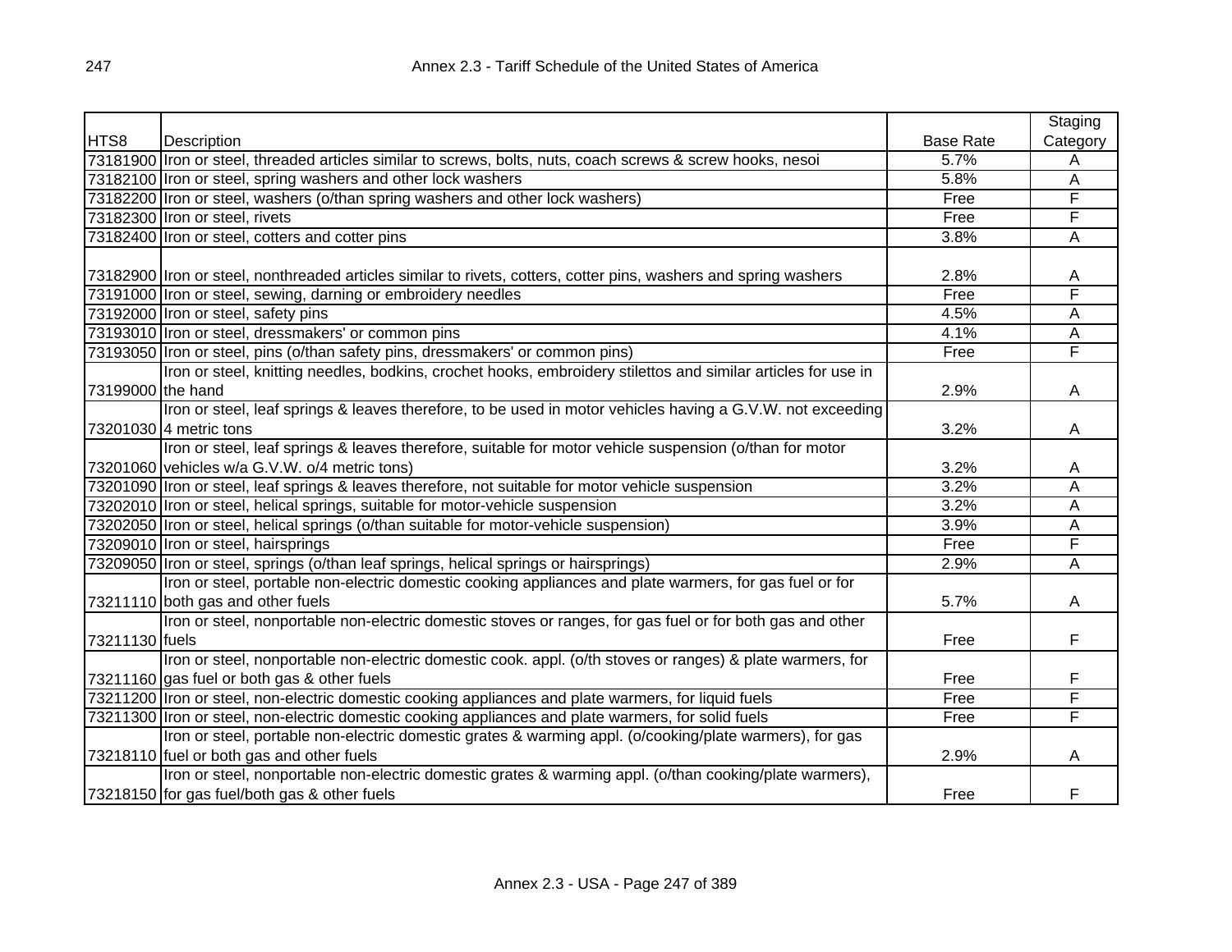| HTS8 | Description | Base Rate | Staging Category |
|---|---|---|---|
| 73181900 | Iron or steel, threaded articles similar to screws, bolts, nuts, coach screws & screw hooks, nesoi | 5.7% | A |
| 73182100 | Iron or steel, spring washers and other lock washers | 5.8% | A |
| 73182200 | Iron or steel, washers (o/than spring washers and other lock washers) | Free | F |
| 73182300 | Iron or steel, rivets | Free | F |
| 73182400 | Iron or steel, cotters and cotter pins | 3.8% | A |
| 73182900 | Iron or steel, nonthreaded articles similar to rivets, cotters, cotter pins, washers and spring washers | 2.8% | A |
| 73191000 | Iron or steel, sewing, darning or embroidery needles | Free | F |
| 73192000 | Iron or steel, safety pins | 4.5% | A |
| 73193010 | Iron or steel, dressmakers' or common pins | 4.1% | A |
| 73193050 | Iron or steel, pins (o/than safety pins, dressmakers' or common pins) | Free | F |
| 73199000 | Iron or steel, knitting needles, bodkins, crochet hooks, embroidery stilettos and similar articles for use in the hand | 2.9% | A |
| 73201030 | Iron or steel, leaf springs & leaves therefore, to be used in motor vehicles having a G.V.W. not exceeding 4 metric tons | 3.2% | A |
| 73201060 | Iron or steel, leaf springs & leaves therefore, suitable for motor vehicle suspension (o/than for motor vehicles w/a G.V.W. o/4 metric tons) | 3.2% | A |
| 73201090 | Iron or steel, leaf springs & leaves therefore, not suitable for motor vehicle suspension | 3.2% | A |
| 73202010 | Iron or steel, helical springs, suitable for motor-vehicle suspension | 3.2% | A |
| 73202050 | Iron or steel, helical springs (o/than suitable for motor-vehicle suspension) | 3.9% | A |
| 73209010 | Iron or steel, hairsprings | Free | F |
| 73209050 | Iron or steel, springs (o/than leaf springs, helical springs or hairsprings) | 2.9% | A |
| 73211110 | Iron or steel, portable non-electric domestic cooking appliances and plate warmers, for gas fuel or for both gas and other fuels | 5.7% | A |
| 73211130 | Iron or steel, nonportable non-electric domestic stoves or ranges, for gas fuel or for both gas and other fuels | Free | F |
| 73211160 | Iron or steel, nonportable non-electric domestic cook. appl. (o/th stoves or ranges) & plate warmers, for gas fuel or both gas & other fuels | Free | F |
| 73211200 | Iron or steel, non-electric domestic cooking appliances and plate warmers, for liquid fuels | Free | F |
| 73211300 | Iron or steel, non-electric domestic cooking appliances and plate warmers, for solid fuels | Free | F |
| 73218110 | Iron or steel, portable non-electric domestic grates & warming appl. (o/cooking/plate warmers), for gas fuel or both gas and other fuels | 2.9% | A |
| 73218150 | Iron or steel, nonportable non-electric domestic grates & warming appl. (o/than cooking/plate warmers), for gas fuel/both gas & other fuels | Free | F |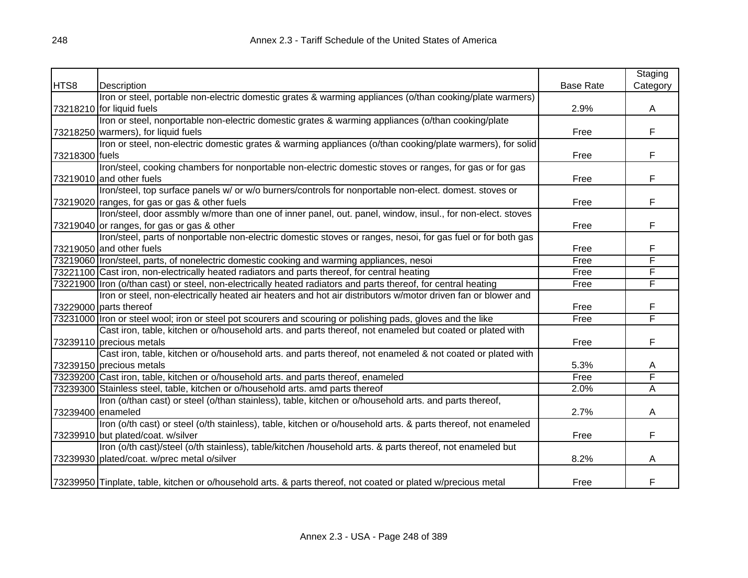| HTS8 | Description | Base Rate | Staging Category |
|---|---|---|---|
| 73218210 | Iron or steel, portable non-electric domestic grates & warming appliances (o/than cooking/plate warmers) for liquid fuels | 2.9% | A |
| 73218250 | Iron or steel, nonportable non-electric domestic grates & warming appliances (o/than cooking/plate warmers), for liquid fuels | Free | F |
| 73218300 | Iron or steel, non-electric domestic grates & warming appliances (o/than cooking/plate warmers), for solid fuels | Free | F |
| 73219010 | Iron/steel, cooking chambers for nonportable non-electric domestic stoves or ranges, for gas or for gas and other fuels | Free | F |
| 73219020 | Iron/steel, top surface panels w/ or w/o burners/controls for nonportable non-elect. domest. stoves or ranges, for gas or gas & other fuels | Free | F |
| 73219040 | Iron/steel, door assmbly w/more than one of inner panel, out. panel, window, insul., for non-elect. stoves or ranges, for gas or gas & other | Free | F |
| 73219050 | Iron/steel, parts of nonportable non-electric domestic stoves or ranges, nesoi, for gas fuel or for both gas and other fuels | Free | F |
| 73219060 | Iron/steel, parts, of nonelectric domestic cooking and warming appliances, nesoi | Free | F |
| 73221100 | Cast iron, non-electrically heated radiators and parts thereof, for central heating | Free | F |
| 73221900 | Iron (o/than cast) or steel, non-electrically heated radiators and parts thereof, for central heating | Free | F |
| 73229000 | Iron or steel, non-electrically heated air heaters and hot air distributors w/motor driven fan or blower and parts thereof | Free | F |
| 73231000 | Iron or steel wool; iron or steel pot scourers and scouring or polishing pads, gloves and the like | Free | F |
| 73239110 | Cast iron, table, kitchen or o/household arts. and parts thereof, not enameled but coated or plated with precious metals | Free | F |
| 73239150 | Cast iron, table, kitchen or o/household arts. and parts thereof, not enameled & not coated or plated with precious metals | 5.3% | A |
| 73239200 | Cast iron, table, kitchen or o/household arts. and parts thereof, enameled | Free | F |
| 73239300 | Stainless steel, table, kitchen or o/household arts. amd parts thereof | 2.0% | A |
| 73239400 | Iron (o/than cast) or steel (o/than stainless), table, kitchen or o/household arts. and parts thereof, enameled | 2.7% | A |
| 73239910 | Iron (o/th cast) or steel (o/th stainless), table, kitchen or o/household arts. & parts thereof, not enameled but plated/coat. w/silver | Free | F |
| 73239930 | Iron (o/th cast)/steel (o/th stainless), table/kitchen /household arts. & parts thereof, not enameled but plated/coat. w/prec metal o/silver | 8.2% | A |
| 73239950 | Tinplate, table, kitchen or o/household arts. & parts thereof, not coated or plated w/precious metal | Free | F |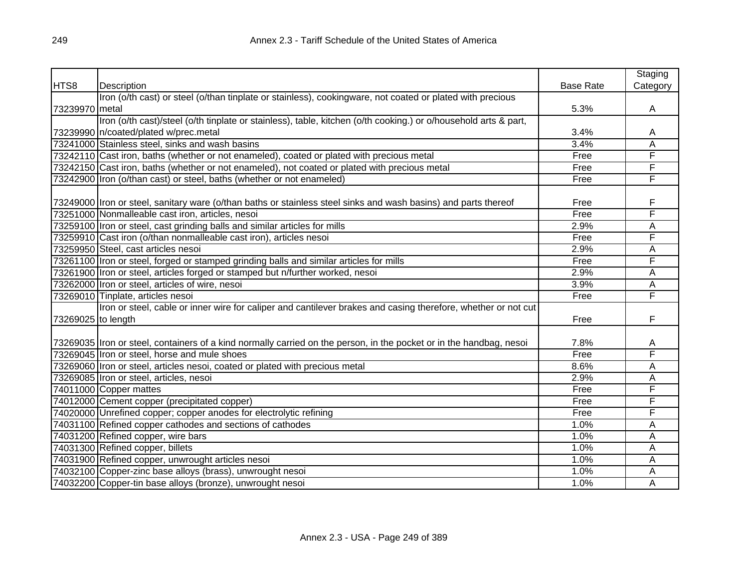| HTS8 | Description | Base Rate | Staging Category |
|---|---|---|---|
| 73239970 | Iron (o/th cast) or steel (o/than tinplate or stainless), cookingware, not coated or plated with precious metal | 5.3% | A |
| 73239990 | Iron (o/th cast)/steel (o/th tinplate or stainless), table, kitchen (o/th cooking.) or o/household arts & part, n/coated/plated w/prec.metal | 3.4% | A |
| 73241000 | Stainless steel, sinks and wash basins | 3.4% | A |
| 73242110 | Cast iron, baths (whether or not enameled), coated or plated with precious metal | Free | F |
| 73242150 | Cast iron, baths (whether or not enameled), not coated or plated with precious metal | Free | F |
| 73242900 | Iron (o/than cast) or steel, baths (whether or not enameled) | Free | F |
| 73249000 | Iron or steel, sanitary ware (o/than baths or stainless steel sinks and wash basins) and parts thereof | Free | F |
| 73251000 | Nonmalleable cast iron, articles, nesoi | Free | F |
| 73259100 | Iron or steel, cast grinding balls and similar articles for mills | 2.9% | A |
| 73259910 | Cast iron (o/than nonmalleable cast iron), articles nesoi | Free | F |
| 73259950 | Steel, cast articles nesoi | 2.9% | A |
| 73261100 | Iron or steel, forged or stamped grinding balls and similar articles for mills | Free | F |
| 73261900 | Iron or steel, articles forged or stamped but n/further worked, nesoi | 2.9% | A |
| 73262000 | Iron or steel, articles of wire, nesoi | 3.9% | A |
| 73269010 | Tinplate, articles nesoi | Free | F |
| 73269025 | Iron or steel, cable or inner wire for caliper and cantilever brakes and casing therefore, whether or not cut to length | Free | F |
| 73269035 | Iron or steel, containers of a kind normally carried on the person, in the pocket or in the handbag, nesoi | 7.8% | A |
| 73269045 | Iron or steel, horse and mule shoes | Free | F |
| 73269060 | Iron or steel, articles nesoi, coated or plated with precious metal | 8.6% | A |
| 73269085 | Iron or steel, articles, nesoi | 2.9% | A |
| 74011000 | Copper mattes | Free | F |
| 74012000 | Cement copper (precipitated copper) | Free | F |
| 74020000 | Unrefined copper; copper anodes for electrolytic refining | Free | F |
| 74031100 | Refined copper cathodes and sections of cathodes | 1.0% | A |
| 74031200 | Refined copper, wire bars | 1.0% | A |
| 74031300 | Refined copper, billets | 1.0% | A |
| 74031900 | Refined copper, unwrought articles nesoi | 1.0% | A |
| 74032100 | Copper-zinc base alloys (brass), unwrought nesoi | 1.0% | A |
| 74032200 | Copper-tin base alloys (bronze), unwrought nesoi | 1.0% | A |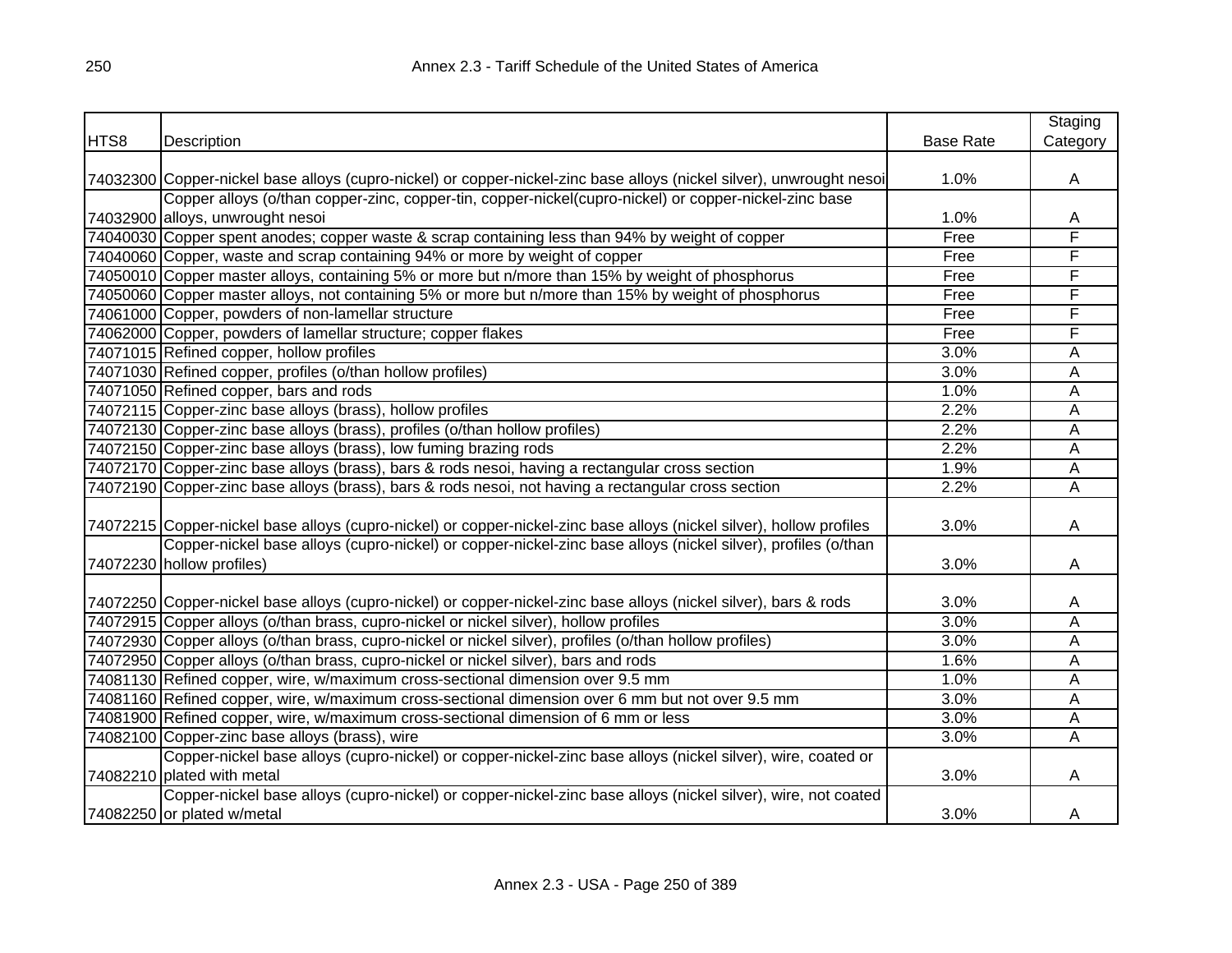| HTS8 | Description | Base Rate | Staging Category |
|---|---|---|---|
| 74032300 | Copper-nickel base alloys (cupro-nickel) or copper-nickel-zinc base alloys (nickel silver), unwrought nesoi | 1.0% | A |
| 74032900 | Copper alloys (o/than copper-zinc, copper-tin, copper-nickel(cupro-nickel) or copper-nickel-zinc base alloys, unwrought nesoi | 1.0% | A |
| 74040030 | Copper spent anodes; copper waste & scrap containing less than 94% by weight of copper | Free | F |
| 74040060 | Copper, waste and scrap containing 94% or more by weight of copper | Free | F |
| 74050010 | Copper master alloys, containing 5% or more but n/more than 15% by weight of phosphorus | Free | F |
| 74050060 | Copper master alloys, not containing 5% or more but n/more than 15% by weight of phosphorus | Free | F |
| 74061000 | Copper, powders of non-lamellar structure | Free | F |
| 74062000 | Copper, powders of lamellar structure; copper flakes | Free | F |
| 74071015 | Refined copper, hollow profiles | 3.0% | A |
| 74071030 | Refined copper, profiles (o/than hollow profiles) | 3.0% | A |
| 74071050 | Refined copper, bars and rods | 1.0% | A |
| 74072115 | Copper-zinc base alloys (brass), hollow profiles | 2.2% | A |
| 74072130 | Copper-zinc base alloys (brass), profiles (o/than hollow profiles) | 2.2% | A |
| 74072150 | Copper-zinc base alloys (brass), low fuming brazing rods | 2.2% | A |
| 74072170 | Copper-zinc base alloys (brass), bars & rods nesoi, having a rectangular cross section | 1.9% | A |
| 74072190 | Copper-zinc base alloys (brass), bars & rods nesoi, not having a rectangular cross section | 2.2% | A |
| 74072215 | Copper-nickel base alloys (cupro-nickel) or copper-nickel-zinc base alloys (nickel silver), hollow profiles | 3.0% | A |
| 74072230 | Copper-nickel base alloys (cupro-nickel) or copper-nickel-zinc base alloys (nickel silver), profiles (o/than hollow profiles) | 3.0% | A |
| 74072250 | Copper-nickel base alloys (cupro-nickel) or copper-nickel-zinc base alloys (nickel silver), bars & rods | 3.0% | A |
| 74072915 | Copper alloys (o/than brass, cupro-nickel or nickel silver), hollow profiles | 3.0% | A |
| 74072930 | Copper alloys (o/than brass, cupro-nickel or nickel silver), profiles (o/than hollow profiles) | 3.0% | A |
| 74072950 | Copper alloys (o/than brass, cupro-nickel or nickel silver), bars and rods | 1.6% | A |
| 74081130 | Refined copper, wire, w/maximum cross-sectional dimension over 9.5 mm | 1.0% | A |
| 74081160 | Refined copper, wire, w/maximum cross-sectional dimension over 6 mm but not over 9.5 mm | 3.0% | A |
| 74081900 | Refined copper, wire, w/maximum cross-sectional dimension of 6 mm or less | 3.0% | A |
| 74082100 | Copper-zinc base alloys (brass), wire | 3.0% | A |
| 74082210 | Copper-nickel base alloys (cupro-nickel) or copper-nickel-zinc base alloys (nickel silver), wire, coated or plated with metal | 3.0% | A |
| 74082250 | Copper-nickel base alloys (cupro-nickel) or copper-nickel-zinc base alloys (nickel silver), wire, not coated or plated w/metal | 3.0% | A |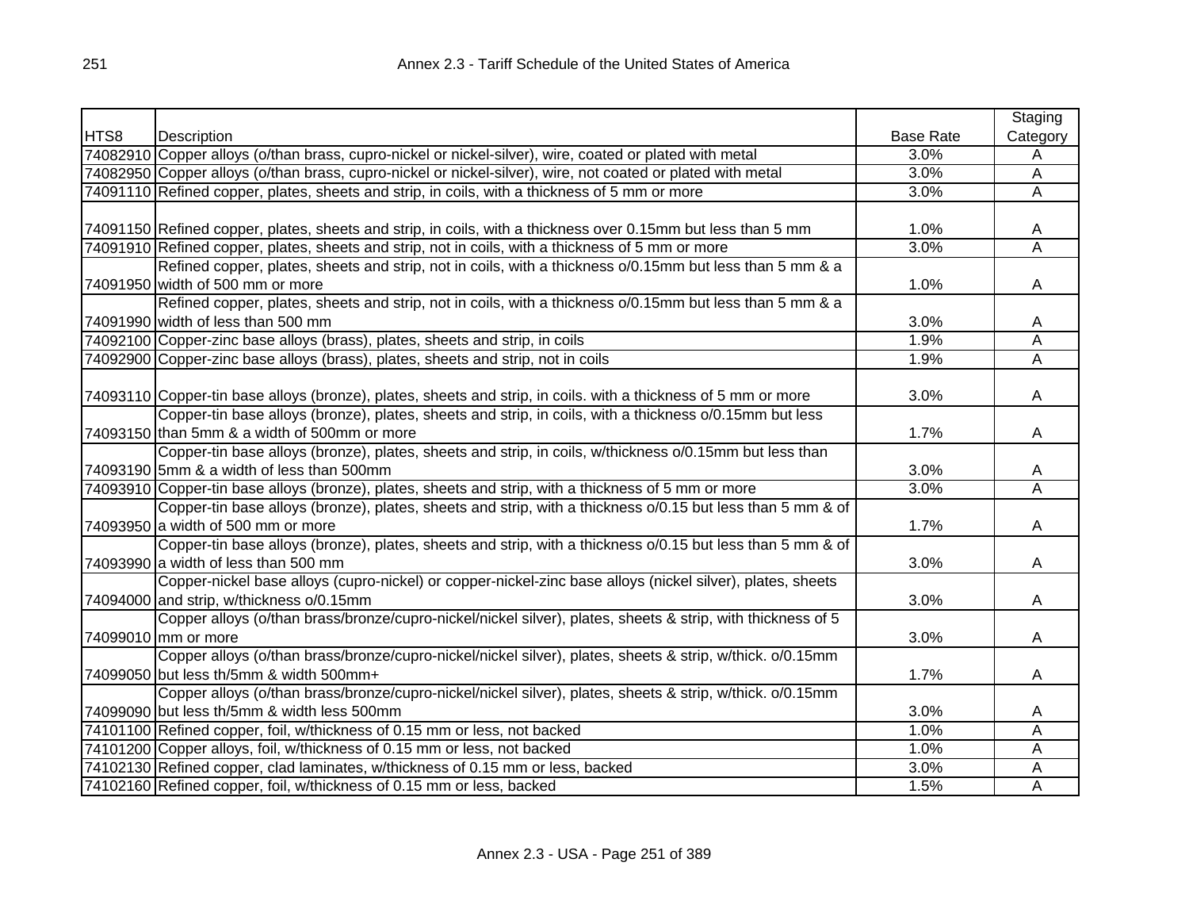| HTS8 | Description | Base Rate | Staging Category |
|---|---|---|---|
| 74082910 | Copper alloys (o/than brass, cupro-nickel or nickel-silver), wire, coated or plated with metal | 3.0% | A |
| 74082950 | Copper alloys (o/than brass, cupro-nickel or nickel-silver), wire, not coated or plated with metal | 3.0% | A |
| 74091110 | Refined copper, plates, sheets and strip, in coils, with a thickness of 5 mm or more | 3.0% | A |
| 74091150 | Refined copper, plates, sheets and strip, in coils, with a thickness over 0.15mm but less than 5 mm | 1.0% | A |
| 74091910 | Refined copper, plates, sheets and strip, not in coils, with a thickness of 5 mm or more | 3.0% | A |
| 74091950 | Refined copper, plates, sheets and strip, not in coils, with a thickness o/0.15mm but less than 5 mm & a width of 500 mm or more | 1.0% | A |
| 74091990 | Refined copper, plates, sheets and strip, not in coils, with a thickness o/0.15mm but less than 5 mm & a width of less than 500 mm | 3.0% | A |
| 74092100 | Copper-zinc base alloys (brass), plates, sheets and strip, in coils | 1.9% | A |
| 74092900 | Copper-zinc base alloys (brass), plates, sheets and strip, not in coils | 1.9% | A |
| 74093110 | Copper-tin base alloys (bronze), plates, sheets and strip, in coils. with a thickness of 5 mm or more | 3.0% | A |
| 74093150 | Copper-tin base alloys (bronze), plates, sheets and strip, in coils, with a thickness o/0.15mm but less than 5mm & a width of 500mm or more | 1.7% | A |
| 74093190 | Copper-tin base alloys (bronze), plates, sheets and strip, in coils, w/thickness o/0.15mm but less than 5mm & a width of less than 500mm | 3.0% | A |
| 74093910 | Copper-tin base alloys (bronze), plates, sheets and strip, with a thickness of 5 mm or more | 3.0% | A |
| 74093950 | Copper-tin base alloys (bronze), plates, sheets and strip, with a thickness o/0.15 but less than 5 mm & of a width of 500 mm or more | 1.7% | A |
| 74093990 | Copper-tin base alloys (bronze), plates, sheets and strip, with a thickness o/0.15 but less than 5 mm & of a width of less than 500 mm | 3.0% | A |
| 74094000 | Copper-nickel base alloys (cupro-nickel) or copper-nickel-zinc base alloys (nickel silver), plates, sheets and strip, w/thickness o/0.15mm | 3.0% | A |
| 74099010 | Copper alloys (o/than brass/bronze/cupro-nickel/nickel silver), plates, sheets & strip, with thickness of 5 mm or more | 3.0% | A |
| 74099050 | Copper alloys (o/than brass/bronze/cupro-nickel/nickel silver), plates, sheets & strip, w/thick. o/0.15mm but less th/5mm & width 500mm+ | 1.7% | A |
| 74099090 | Copper alloys (o/than brass/bronze/cupro-nickel/nickel silver), plates, sheets & strip, w/thick. o/0.15mm but less th/5mm & width less 500mm | 3.0% | A |
| 74101100 | Refined copper, foil, w/thickness of 0.15 mm or less, not backed | 1.0% | A |
| 74101200 | Copper alloys, foil, w/thickness of 0.15 mm or less, not backed | 1.0% | A |
| 74102130 | Refined copper, clad laminates, w/thickness of 0.15 mm or less, backed | 3.0% | A |
| 74102160 | Refined copper, foil, w/thickness of 0.15 mm or less, backed | 1.5% | A |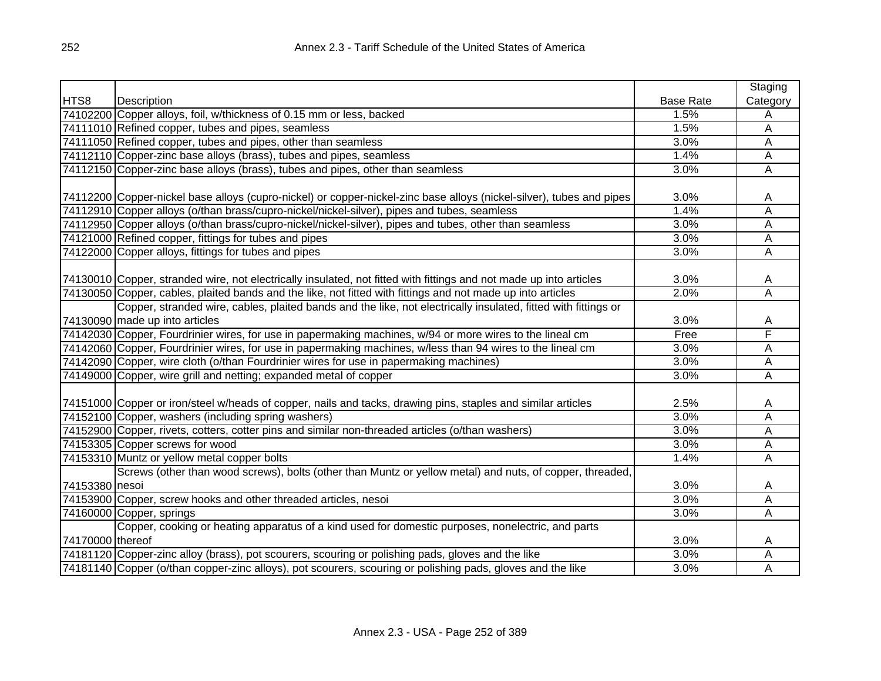| HTS8 | Description | Base Rate | Staging Category |
|---|---|---|---|
| 74102200 | Copper alloys, foil, w/thickness of 0.15 mm or less, backed | 1.5% | A |
| 74111010 | Refined copper, tubes and pipes, seamless | 1.5% | A |
| 74111050 | Refined copper, tubes and pipes, other than seamless | 3.0% | A |
| 74112110 | Copper-zinc base alloys (brass), tubes and pipes, seamless | 1.4% | A |
| 74112150 | Copper-zinc base alloys (brass), tubes and pipes, other than seamless | 3.0% | A |
| 74112200 | Copper-nickel base alloys (cupro-nickel) or copper-nickel-zinc base alloys (nickel-silver), tubes and pipes | 3.0% | A |
| 74112910 | Copper alloys (o/than brass/cupro-nickel/nickel-silver), pipes and tubes, seamless | 1.4% | A |
| 74112950 | Copper alloys (o/than brass/cupro-nickel/nickel-silver), pipes and tubes, other than seamless | 3.0% | A |
| 74121000 | Refined copper, fittings for tubes and pipes | 3.0% | A |
| 74122000 | Copper alloys, fittings for tubes and pipes | 3.0% | A |
| 74130010 | Copper, stranded wire, not electrically insulated, not fitted with fittings and not made up into articles | 3.0% | A |
| 74130050 | Copper, cables, plaited bands and the like, not fitted with fittings and not made up into articles | 2.0% | A |
| 74130090 | Copper, stranded wire, cables, plaited bands and the like, not electrically insulated, fitted with fittings or made up into articles | 3.0% | A |
| 74142030 | Copper, Fourdrinier wires, for use in papermaking machines, w/94 or more wires to the lineal cm | Free | F |
| 74142060 | Copper, Fourdrinier wires, for use in papermaking machines, w/less than 94 wires to the lineal cm | 3.0% | A |
| 74142090 | Copper, wire cloth (o/than Fourdrinier wires for use in papermaking machines) | 3.0% | A |
| 74149000 | Copper, wire grill and netting; expanded metal of copper | 3.0% | A |
| 74151000 | Copper or iron/steel w/heads of copper, nails and tacks, drawing pins, staples and similar articles | 2.5% | A |
| 74152100 | Copper, washers (including spring washers) | 3.0% | A |
| 74152900 | Copper, rivets, cotters, cotter pins and similar non-threaded articles (o/than washers) | 3.0% | A |
| 74153305 | Copper screws for wood | 3.0% | A |
| 74153310 | Muntz or yellow metal copper bolts | 1.4% | A |
| 74153380 | Screws (other than wood screws), bolts (other than Muntz or yellow metal) and nuts, of copper, threaded, nesoi | 3.0% | A |
| 74153900 | Copper, screw hooks and other threaded articles, nesoi | 3.0% | A |
| 74160000 | Copper, springs | 3.0% | A |
| 74170000 | Copper, cooking or heating apparatus of a kind used for domestic purposes, nonelectric, and parts thereof | 3.0% | A |
| 74181120 | Copper-zinc alloy (brass), pot scourers, scouring or polishing pads, gloves and the like | 3.0% | A |
| 74181140 | Copper (o/than copper-zinc alloys), pot scourers, scouring or polishing pads, gloves and the like | 3.0% | A |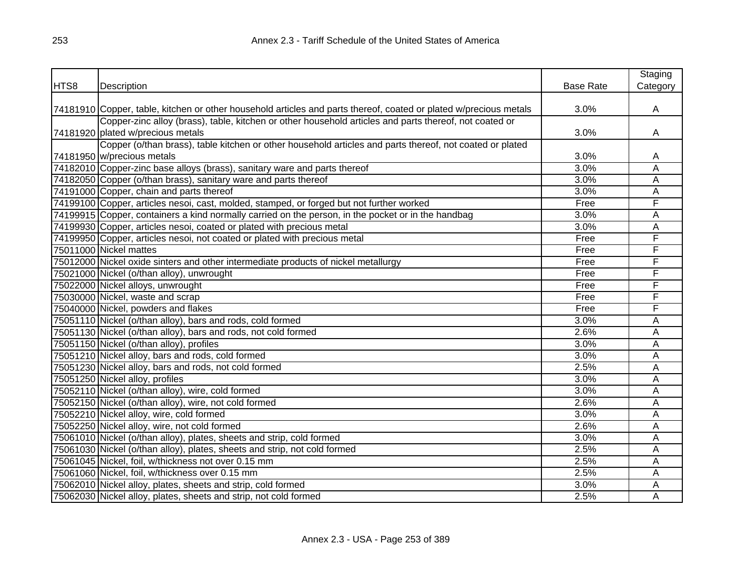| HTS8 | Description | Base Rate | Staging Category |
|---|---|---|---|
| 74181910 | Copper, table, kitchen or other household articles and parts thereof, coated or plated w/precious metals | 3.0% | A |
| 74181920 | Copper-zinc alloy (brass), table, kitchen or other household articles and parts thereof, not coated or plated w/precious metals | 3.0% | A |
| 74181950 | Copper (o/than brass), table kitchen or other household articles and parts thereof, not coated or plated w/precious metals | 3.0% | A |
| 74182010 | Copper-zinc base alloys (brass), sanitary ware and parts thereof | 3.0% | A |
| 74182050 | Copper (o/than brass), sanitary ware and parts thereof | 3.0% | A |
| 74191000 | Copper, chain and parts thereof | 3.0% | A |
| 74199100 | Copper, articles nesoi, cast, molded, stamped, or forged but not further worked | Free | F |
| 74199915 | Copper, containers a kind normally carried on the person, in the pocket or in the handbag | 3.0% | A |
| 74199930 | Copper, articles nesoi, coated or plated with precious metal | 3.0% | A |
| 74199950 | Copper, articles nesoi, not coated or plated with precious metal | Free | F |
| 75011000 | Nickel mattes | Free | F |
| 75012000 | Nickel oxide sinters and other intermediate products of nickel metallurgy | Free | F |
| 75021000 | Nickel (o/than alloy), unwrought | Free | F |
| 75022000 | Nickel alloys, unwrought | Free | F |
| 75030000 | Nickel, waste and scrap | Free | F |
| 75040000 | Nickel, powders and flakes | Free | F |
| 75051110 | Nickel (o/than alloy), bars and rods, cold formed | 3.0% | A |
| 75051130 | Nickel (o/than alloy), bars and rods, not cold formed | 2.6% | A |
| 75051150 | Nickel (o/than alloy), profiles | 3.0% | A |
| 75051210 | Nickel alloy, bars and rods, cold formed | 3.0% | A |
| 75051230 | Nickel alloy, bars and rods, not cold formed | 2.5% | A |
| 75051250 | Nickel alloy, profiles | 3.0% | A |
| 75052110 | Nickel (o/than alloy), wire, cold formed | 3.0% | A |
| 75052150 | Nickel (o/than alloy), wire, not cold formed | 2.6% | A |
| 75052210 | Nickel alloy, wire, cold formed | 3.0% | A |
| 75052250 | Nickel alloy, wire, not cold formed | 2.6% | A |
| 75061010 | Nickel (o/than alloy), plates, sheets and strip, cold formed | 3.0% | A |
| 75061030 | Nickel (o/than alloy), plates, sheets and strip, not cold formed | 2.5% | A |
| 75061045 | Nickel, foil, w/thickness not over 0.15 mm | 2.5% | A |
| 75061060 | Nickel, foil, w/thickness over 0.15 mm | 2.5% | A |
| 75062010 | Nickel alloy, plates, sheets and strip, cold formed | 3.0% | A |
| 75062030 | Nickel alloy, plates, sheets and strip, not cold formed | 2.5% | A |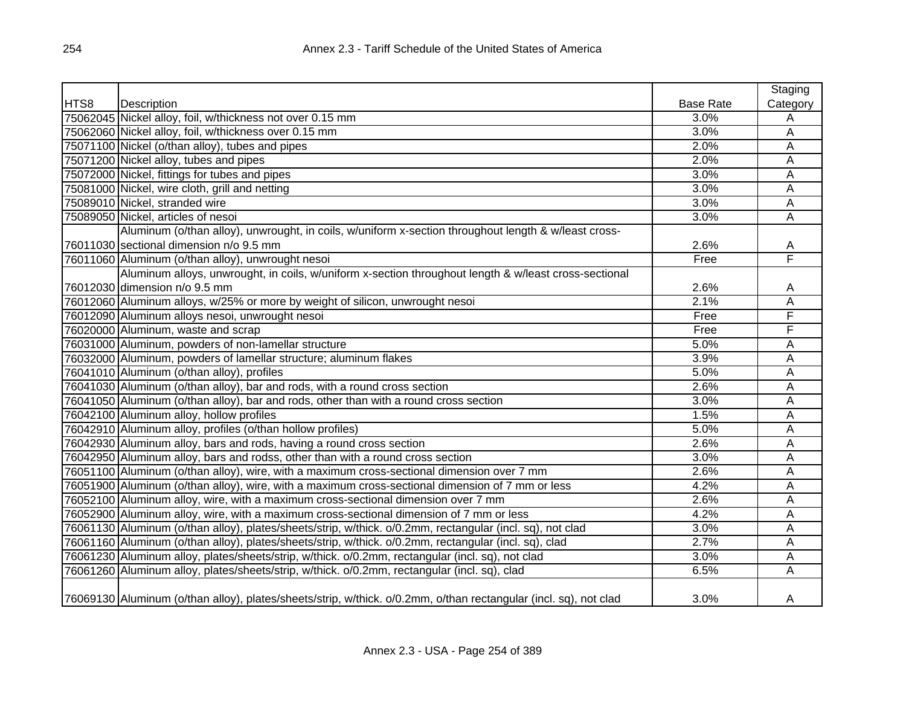| HTS8 | Description | Base Rate | Staging Category |
|---|---|---|---|
| 75062045 | Nickel alloy, foil, w/thickness not over 0.15 mm | 3.0% | A |
| 75062060 | Nickel alloy, foil, w/thickness over 0.15 mm | 3.0% | A |
| 75071100 | Nickel (o/than alloy), tubes and pipes | 2.0% | A |
| 75071200 | Nickel alloy, tubes and pipes | 2.0% | A |
| 75072000 | Nickel, fittings for tubes and pipes | 3.0% | A |
| 75081000 | Nickel, wire cloth, grill and netting | 3.0% | A |
| 75089010 | Nickel, stranded wire | 3.0% | A |
| 75089050 | Nickel, articles of nesoi | 3.0% | A |
| 76011030 | Aluminum (o/than alloy), unwrought, in coils, w/uniform x-section throughout length & w/least cross-sectional dimension n/o 9.5 mm | 2.6% | A |
| 76011060 | Aluminum (o/than alloy), unwrought nesoi | Free | F |
| 76012030 | Aluminum alloys, unwrought, in coils, w/uniform x-section throughout length & w/least cross-sectional dimension n/o 9.5 mm | 2.6% | A |
| 76012060 | Aluminum alloys, w/25% or more by weight of silicon, unwrought nesoi | 2.1% | A |
| 76012090 | Aluminum alloys nesoi, unwrought nesoi | Free | F |
| 76020000 | Aluminum, waste and scrap | Free | F |
| 76031000 | Aluminum, powders of non-lamellar structure | 5.0% | A |
| 76032000 | Aluminum, powders of lamellar structure; aluminum flakes | 3.9% | A |
| 76041010 | Aluminum (o/than alloy), profiles | 5.0% | A |
| 76041030 | Aluminum (o/than alloy), bar and rods, with a round cross section | 2.6% | A |
| 76041050 | Aluminum (o/than alloy), bar and rods, other than with a round cross section | 3.0% | A |
| 76042100 | Aluminum alloy, hollow profiles | 1.5% | A |
| 76042910 | Aluminum alloy, profiles (o/than hollow profiles) | 5.0% | A |
| 76042930 | Aluminum alloy, bars and rods, having a round cross section | 2.6% | A |
| 76042950 | Aluminum alloy, bars and rodss, other than with a round cross section | 3.0% | A |
| 76051100 | Aluminum (o/than alloy), wire, with a maximum cross-sectional dimension over 7 mm | 2.6% | A |
| 76051900 | Aluminum (o/than alloy), wire, with a maximum cross-sectional dimension of 7 mm or less | 4.2% | A |
| 76052100 | Aluminum alloy, wire, with a maximum cross-sectional dimension over 7 mm | 2.6% | A |
| 76052900 | Aluminum alloy, wire, with a maximum cross-sectional dimension of 7 mm or less | 4.2% | A |
| 76061130 | Aluminum (o/than alloy), plates/sheets/strip, w/thick. o/0.2mm, rectangular (incl. sq), not clad | 3.0% | A |
| 76061160 | Aluminum (o/than alloy), plates/sheets/strip, w/thick. o/0.2mm, rectangular (incl. sq), clad | 2.7% | A |
| 76061230 | Aluminum alloy, plates/sheets/strip, w/thick. o/0.2mm, rectangular (incl. sq), not clad | 3.0% | A |
| 76061260 | Aluminum alloy, plates/sheets/strip, w/thick. o/0.2mm, rectangular (incl. sq), clad | 6.5% | A |
| 76069130 | Aluminum (o/than alloy), plates/sheets/strip, w/thick. o/0.2mm, o/than rectangular (incl. sq), not clad | 3.0% | A |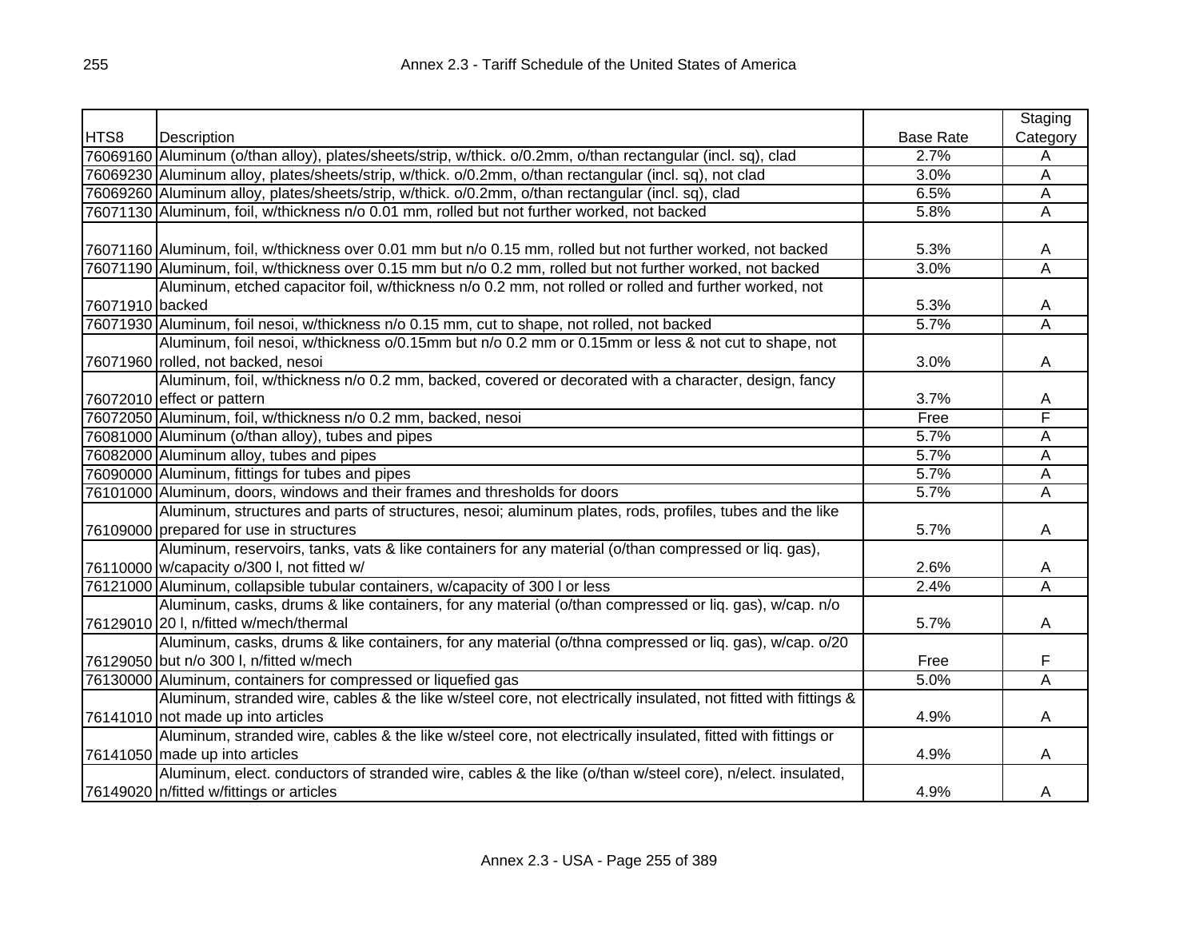| HTS8 | Description | Base Rate | Staging Category |
|---|---|---|---|
| 76069160 | Aluminum (o/than alloy), plates/sheets/strip, w/thick. o/0.2mm, o/than rectangular (incl. sq), clad | 2.7% | A |
| 76069230 | Aluminum alloy, plates/sheets/strip, w/thick. o/0.2mm, o/than rectangular (incl. sq), not clad | 3.0% | A |
| 76069260 | Aluminum alloy, plates/sheets/strip, w/thick. o/0.2mm, o/than rectangular (incl. sq), clad | 6.5% | A |
| 76071130 | Aluminum, foil, w/thickness n/o 0.01 mm, rolled but not further worked, not backed | 5.8% | A |
| 76071160 | Aluminum, foil, w/thickness over 0.01 mm but n/o 0.15 mm, rolled but not further worked, not backed | 5.3% | A |
| 76071190 | Aluminum, foil, w/thickness over 0.15 mm but n/o 0.2 mm, rolled but not further worked, not backed | 3.0% | A |
| 76071910 | Aluminum, etched capacitor foil, w/thickness n/o 0.2 mm, not rolled or rolled and further worked, not backed | 5.3% | A |
| 76071930 | Aluminum, foil nesoi, w/thickness n/o 0.15 mm, cut to shape, not rolled, not backed | 5.7% | A |
| 76071960 | Aluminum, foil nesoi, w/thickness o/0.15mm but n/o 0.2 mm or 0.15mm or less & not cut to shape, not rolled, not backed, nesoi | 3.0% | A |
| 76072010 | Aluminum, foil, w/thickness n/o 0.2 mm, backed, covered or decorated with a character, design, fancy effect or pattern | 3.7% | A |
| 76072050 | Aluminum, foil, w/thickness n/o 0.2 mm, backed, nesoi | Free | F |
| 76081000 | Aluminum (o/than alloy), tubes and pipes | 5.7% | A |
| 76082000 | Aluminum alloy, tubes and pipes | 5.7% | A |
| 76090000 | Aluminum, fittings for tubes and pipes | 5.7% | A |
| 76101000 | Aluminum, doors, windows and their frames and thresholds for doors | 5.7% | A |
| 76109000 | Aluminum, structures and parts of structures, nesoi; aluminum plates, rods, profiles, tubes and the like prepared for use in structures | 5.7% | A |
| 76110000 | Aluminum, reservoirs, tanks, vats & like containers for any material (o/than compressed or liq. gas), w/capacity o/300 l, not fitted w/ | 2.6% | A |
| 76121000 | Aluminum, collapsible tubular containers, w/capacity of 300 l or less | 2.4% | A |
| 76129010 | Aluminum, casks, drums & like containers, for any material (o/than compressed or liq. gas), w/cap. n/o 20 l, n/fitted w/mech/thermal | 5.7% | A |
| 76129050 | Aluminum, casks, drums & like containers, for any material (o/thna compressed or liq. gas), w/cap. o/20 but n/o 300 l, n/fitted w/mech | Free | F |
| 76130000 | Aluminum, containers for compressed or liquefied gas | 5.0% | A |
| 76141010 | Aluminum, stranded wire, cables & the like w/steel core, not electrically insulated, not fitted with fittings & not made up into articles | 4.9% | A |
| 76141050 | Aluminum, stranded wire, cables & the like w/steel core, not electrically insulated, fitted with fittings or made up into articles | 4.9% | A |
| 76149020 | Aluminum, elect. conductors of stranded wire, cables & the like (o/than w/steel core), n/elect. insulated, n/fitted w/fittings or articles | 4.9% | A |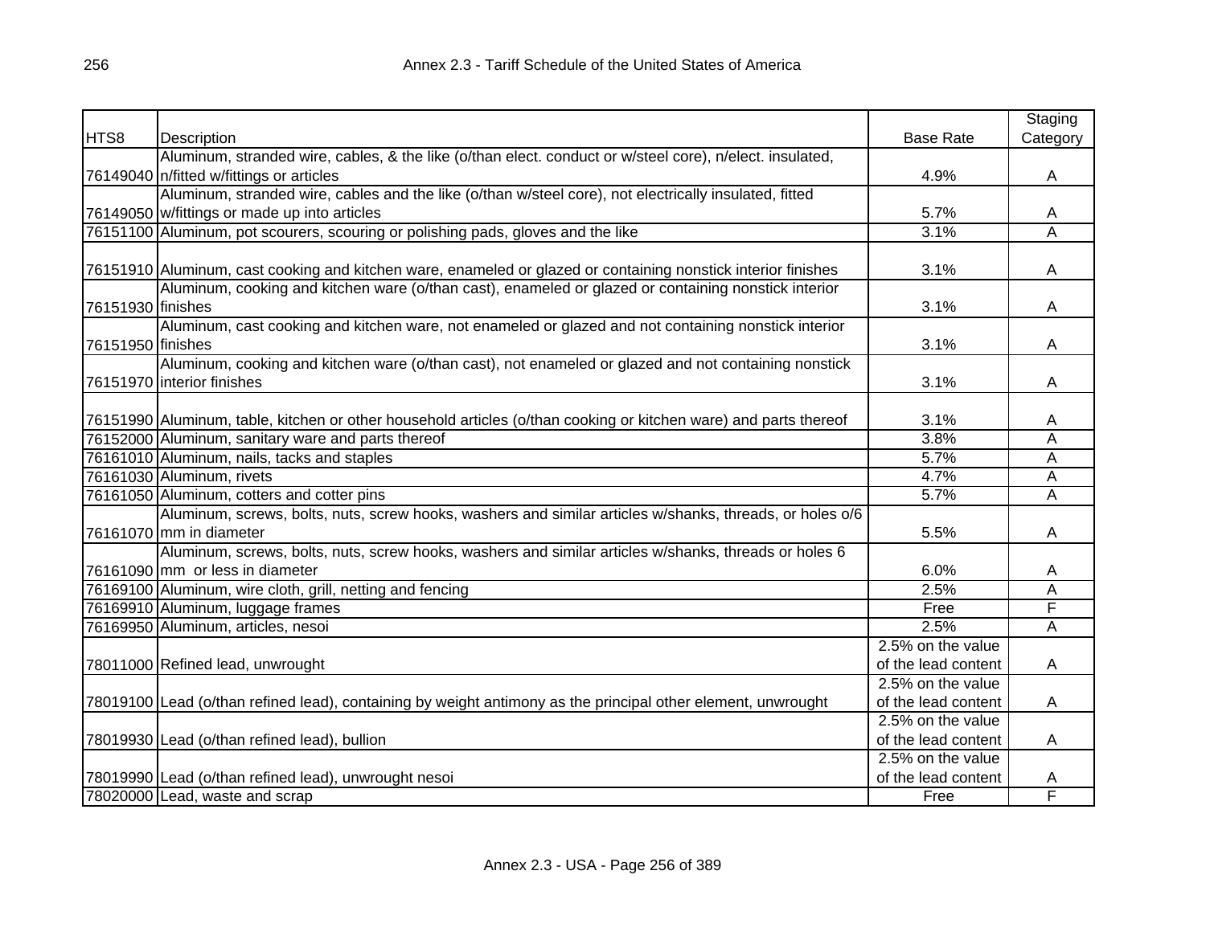| HTS8 | Description | Base Rate | Staging Category |
|---|---|---|---|
| 76149040 | Aluminum, stranded wire, cables, & the like (o/than elect. conduct or w/steel core), n/elect. insulated, n/fitted w/fittings or articles | 4.9% | A |
| 76149050 | Aluminum, stranded wire, cables and the like (o/than w/steel core), not electrically insulated, fitted w/fittings or made up into articles | 5.7% | A |
| 76151100 | Aluminum, pot scourers, scouring or polishing pads, gloves and the like | 3.1% | A |
| 76151910 | Aluminum, cast cooking and kitchen ware, enameled or glazed or containing nonstick interior finishes | 3.1% | A |
| 76151930 | Aluminum, cooking and kitchen ware (o/than cast), enameled or glazed or containing nonstick interior finishes | 3.1% | A |
| 76151950 | Aluminum, cast cooking and kitchen ware, not enameled or glazed and not containing nonstick interior finishes | 3.1% | A |
| 76151970 | Aluminum, cooking and kitchen ware (o/than cast), not enameled or glazed and not containing nonstick interior finishes | 3.1% | A |
| 76151990 | Aluminum, table, kitchen or other household articles (o/than cooking or kitchen ware) and parts thereof | 3.1% | A |
| 76152000 | Aluminum, sanitary ware and parts thereof | 3.8% | A |
| 76161010 | Aluminum, nails, tacks and staples | 5.7% | A |
| 76161030 | Aluminum, rivets | 4.7% | A |
| 76161050 | Aluminum, cotters and cotter pins | 5.7% | A |
| 76161070 | Aluminum, screws, bolts, nuts, screw hooks, washers and similar articles w/shanks, threads, or holes o/6 mm in diameter | 5.5% | A |
| 76161090 | Aluminum, screws, bolts, nuts, screw hooks, washers and similar articles w/shanks, threads or holes 6 mm or less in diameter | 6.0% | A |
| 76169100 | Aluminum, wire cloth, grill, netting and fencing | 2.5% | A |
| 76169910 | Aluminum, luggage frames | Free | F |
| 76169950 | Aluminum, articles, nesoi | 2.5% | A |
| 78011000 | Refined lead, unwrought | 2.5% on the value of the lead content | A |
| 78019100 | Lead (o/than refined lead), containing by weight antimony as the principal other element, unwrought | 2.5% on the value of the lead content | A |
| 78019930 | Lead (o/than refined lead), bullion | 2.5% on the value of the lead content | A |
| 78019990 | Lead (o/than refined lead), unwrought nesoi | 2.5% on the value of the lead content | A |
| 78020000 | Lead, waste and scrap | Free | F |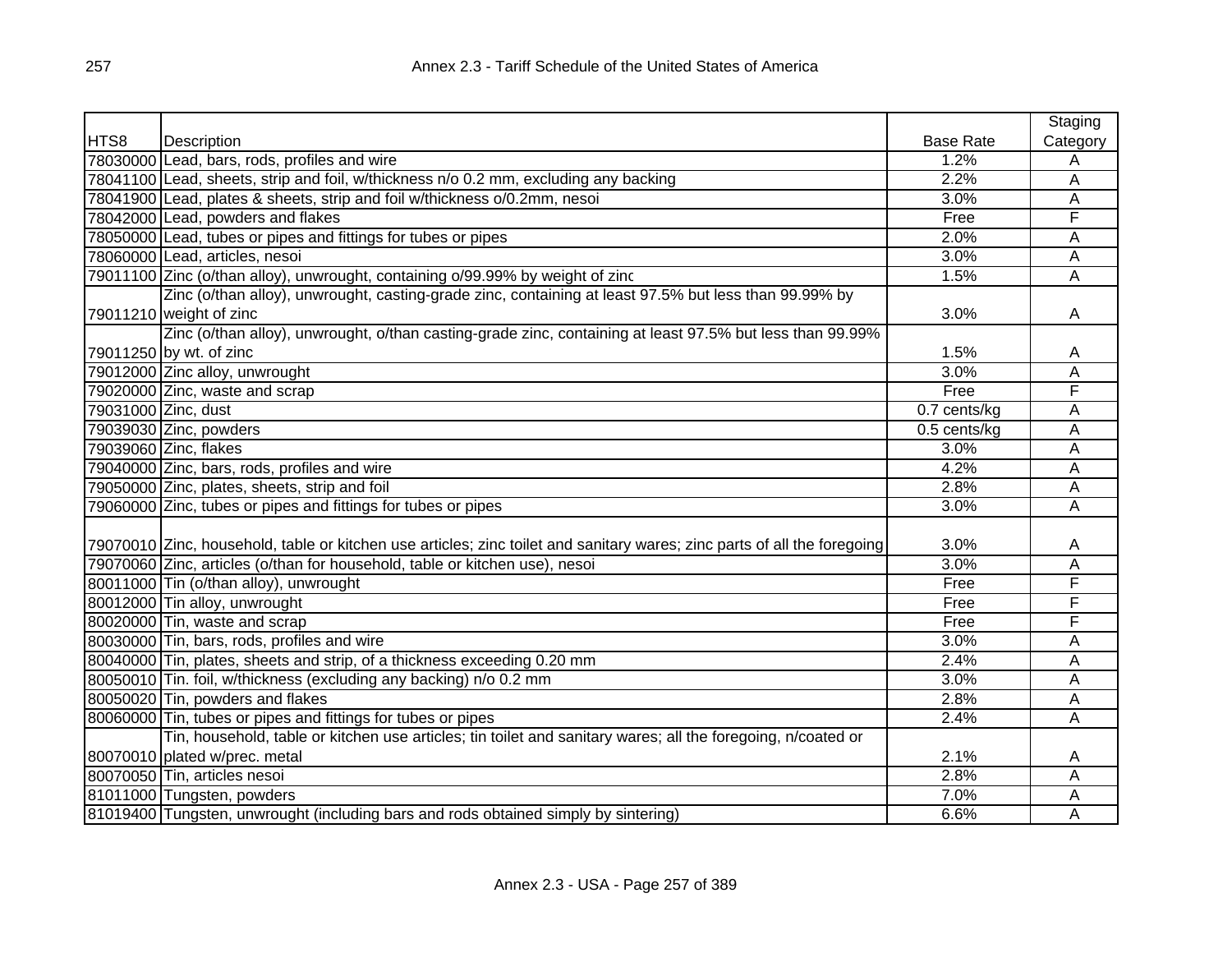| HTS8 | Description | Base Rate | Staging Category |
|---|---|---|---|
| 78030000 | Lead, bars, rods, profiles and wire | 1.2% | A |
| 78041100 | Lead, sheets, strip and foil, w/thickness n/o 0.2 mm, excluding any backing | 2.2% | A |
| 78041900 | Lead, plates & sheets, strip and foil w/thickness o/0.2mm, nesoi | 3.0% | A |
| 78042000 | Lead, powders and flakes | Free | F |
| 78050000 | Lead, tubes or pipes and fittings for tubes or pipes | 2.0% | A |
| 78060000 | Lead, articles, nesoi | 3.0% | A |
| 79011100 | Zinc (o/than alloy), unwrought, containing o/99.99% by weight of zinc | 1.5% | A |
| 79011210 | Zinc (o/than alloy), unwrought, casting-grade zinc, containing at least 97.5% but less than 99.99% by weight of zinc | 3.0% | A |
| 79011250 | Zinc (o/than alloy), unwrought, o/than casting-grade zinc, containing at least 97.5% but less than 99.99% by wt. of zinc | 1.5% | A |
| 79012000 | Zinc alloy, unwrought | 3.0% | A |
| 79020000 | Zinc, waste and scrap | Free | F |
| 79031000 | Zinc, dust | 0.7 cents/kg | A |
| 79039030 | Zinc, powders | 0.5 cents/kg | A |
| 79039060 | Zinc, flakes | 3.0% | A |
| 79040000 | Zinc, bars, rods, profiles and wire | 4.2% | A |
| 79050000 | Zinc, plates, sheets, strip and foil | 2.8% | A |
| 79060000 | Zinc, tubes or pipes and fittings for tubes or pipes | 3.0% | A |
| 79070010 | Zinc, household, table or kitchen use articles; zinc toilet and sanitary wares; zinc parts of all the foregoing | 3.0% | A |
| 79070060 | Zinc, articles (o/than for household, table or kitchen use), nesoi | 3.0% | A |
| 80011000 | Tin (o/than alloy), unwrought | Free | F |
| 80012000 | Tin alloy, unwrought | Free | F |
| 80020000 | Tin, waste and scrap | Free | F |
| 80030000 | Tin, bars, rods, profiles and wire | 3.0% | A |
| 80040000 | Tin, plates, sheets and strip, of a thickness exceeding 0.20 mm | 2.4% | A |
| 80050010 | Tin. foil, w/thickness (excluding any backing) n/o 0.2 mm | 3.0% | A |
| 80050020 | Tin, powders and flakes | 2.8% | A |
| 80060000 | Tin, tubes or pipes and fittings for tubes or pipes | 2.4% | A |
| 80070010 | Tin, household, table or kitchen use articles; tin toilet and sanitary wares; all the foregoing, n/coated or plated w/prec. metal | 2.1% | A |
| 80070050 | Tin, articles nesoi | 2.8% | A |
| 81011000 | Tungsten, powders | 7.0% | A |
| 81019400 | Tungsten, unwrought (including bars and rods obtained simply by sintering) | 6.6% | A |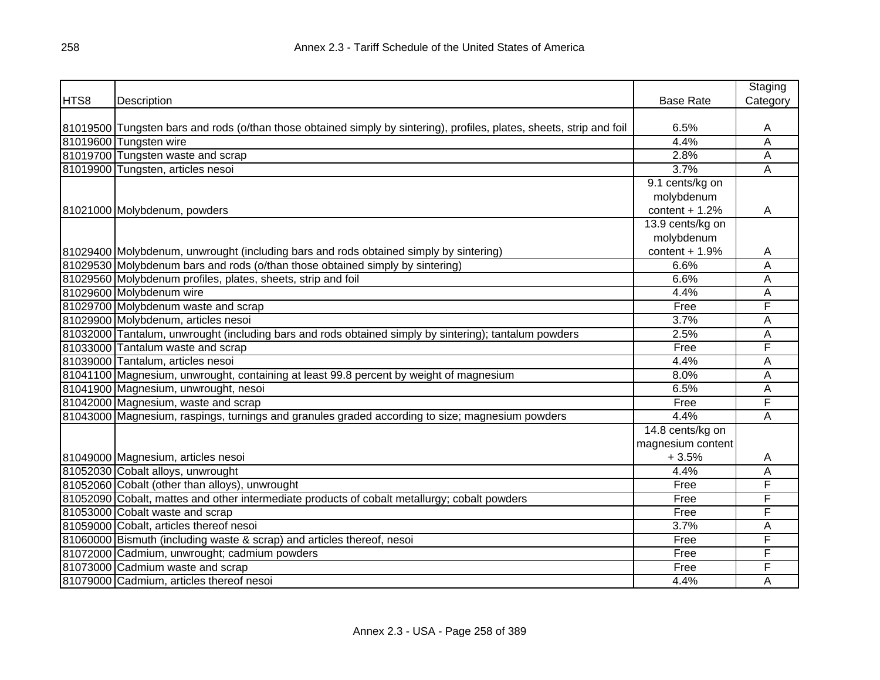| HTS8 | Description | Base Rate | Staging Category |
|---|---|---|---|
| 81019500 | Tungsten bars and rods (o/than those obtained simply by sintering), profiles, plates, sheets, strip and foil | 6.5% | A |
| 81019600 | Tungsten wire | 4.4% | A |
| 81019700 | Tungsten waste and scrap | 2.8% | A |
| 81019900 | Tungsten, articles nesoi | 3.7% | A |
| 81021000 | Molybdenum, powders | 9.1 cents/kg on molybdenum content + 1.2% | A |
| 81029400 | Molybdenum, unwrought (including bars and rods obtained simply by sintering) | 13.9 cents/kg on molybdenum content + 1.9% | A |
| 81029530 | Molybdenum bars and rods (o/than those obtained simply by sintering) | 6.6% | A |
| 81029560 | Molybdenum profiles, plates, sheets, strip and foil | 6.6% | A |
| 81029600 | Molybdenum wire | 4.4% | A |
| 81029700 | Molybdenum waste and scrap | Free | F |
| 81029900 | Molybdenum, articles nesoi | 3.7% | A |
| 81032000 | Tantalum, unwrought (including bars and rods obtained simply by sintering); tantalum powders | 2.5% | A |
| 81033000 | Tantalum waste and scrap | Free | F |
| 81039000 | Tantalum, articles nesoi | 4.4% | A |
| 81041100 | Magnesium, unwrought, containing at least 99.8 percent by weight of magnesium | 8.0% | A |
| 81041900 | Magnesium, unwrought, nesoi | 6.5% | A |
| 81042000 | Magnesium, waste and scrap | Free | F |
| 81043000 | Magnesium, raspings, turnings and granules graded according to size; magnesium powders | 4.4% | A |
| 81049000 | Magnesium, articles nesoi | 14.8 cents/kg on magnesium content + 3.5% | A |
| 81052030 | Cobalt alloys, unwrought | 4.4% | A |
| 81052060 | Cobalt (other than alloys), unwrought | Free | F |
| 81052090 | Cobalt, mattes and other intermediate products of cobalt metallurgy; cobalt powders | Free | F |
| 81053000 | Cobalt waste and scrap | Free | F |
| 81059000 | Cobalt, articles thereof nesoi | 3.7% | A |
| 81060000 | Bismuth (including waste & scrap) and articles thereof, nesoi | Free | F |
| 81072000 | Cadmium, unwrought; cadmium powders | Free | F |
| 81073000 | Cadmium waste and scrap | Free | F |
| 81079000 | Cadmium, articles thereof nesoi | 4.4% | A |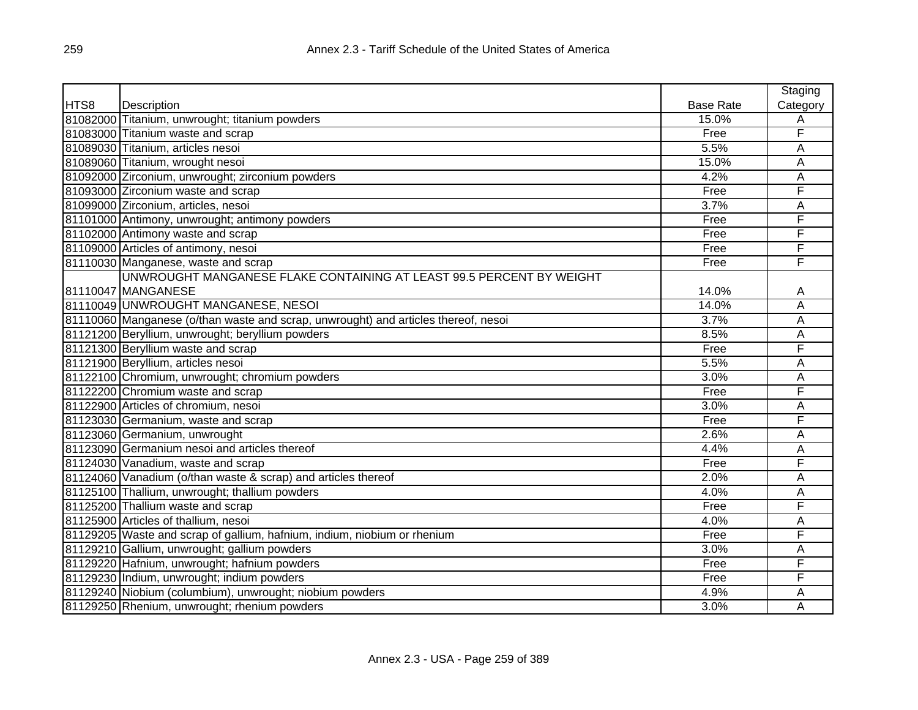| HTS8 | Description | Base Rate | Staging Category |
|---|---|---|---|
| 81082000 | Titanium, unwrought; titanium powders | 15.0% | A |
| 81083000 | Titanium waste and scrap | Free | F |
| 81089030 | Titanium, articles nesoi | 5.5% | A |
| 81089060 | Titanium, wrought nesoi | 15.0% | A |
| 81092000 | Zirconium, unwrought; zirconium powders | 4.2% | A |
| 81093000 | Zirconium waste and scrap | Free | F |
| 81099000 | Zirconium, articles, nesoi | 3.7% | A |
| 81101000 | Antimony, unwrought; antimony powders | Free | F |
| 81102000 | Antimony waste and scrap | Free | F |
| 81109000 | Articles of antimony, nesoi | Free | F |
| 81110030 | Manganese, waste and scrap | Free | F |
| 81110047 | UNWROUGHT MANGANESE FLAKE CONTAINING AT LEAST 99.5 PERCENT BY WEIGHT MANGANESE | 14.0% | A |
| 81110049 | UNWROUGHT MANGANESE, NESOI | 14.0% | A |
| 81110060 | Manganese (o/than waste and scrap, unwrought) and articles thereof, nesoi | 3.7% | A |
| 81121200 | Beryllium, unwrought; beryllium powders | 8.5% | A |
| 81121300 | Beryllium waste and scrap | Free | F |
| 81121900 | Beryllium, articles nesoi | 5.5% | A |
| 81122100 | Chromium, unwrought; chromium powders | 3.0% | A |
| 81122200 | Chromium waste and scrap | Free | F |
| 81122900 | Articles of chromium, nesoi | 3.0% | A |
| 81123030 | Germanium, waste and scrap | Free | F |
| 81123060 | Germanium, unwrought | 2.6% | A |
| 81123090 | Germanium nesoi and articles thereof | 4.4% | A |
| 81124030 | Vanadium, waste and scrap | Free | F |
| 81124060 | Vanadium (o/than waste & scrap) and articles thereof | 2.0% | A |
| 81125100 | Thallium, unwrought; thallium powders | 4.0% | A |
| 81125200 | Thallium waste and scrap | Free | F |
| 81125900 | Articles of thallium, nesoi | 4.0% | A |
| 81129205 | Waste and scrap of gallium, hafnium, indium, niobium or rhenium | Free | F |
| 81129210 | Gallium, unwrought; gallium powders | 3.0% | A |
| 81129220 | Hafnium, unwrought; hafnium powders | Free | F |
| 81129230 | Indium, unwrought; indium powders | Free | F |
| 81129240 | Niobium (columbium), unwrought; niobium powders | 4.9% | A |
| 81129250 | Rhenium, unwrought; rhenium powders | 3.0% | A |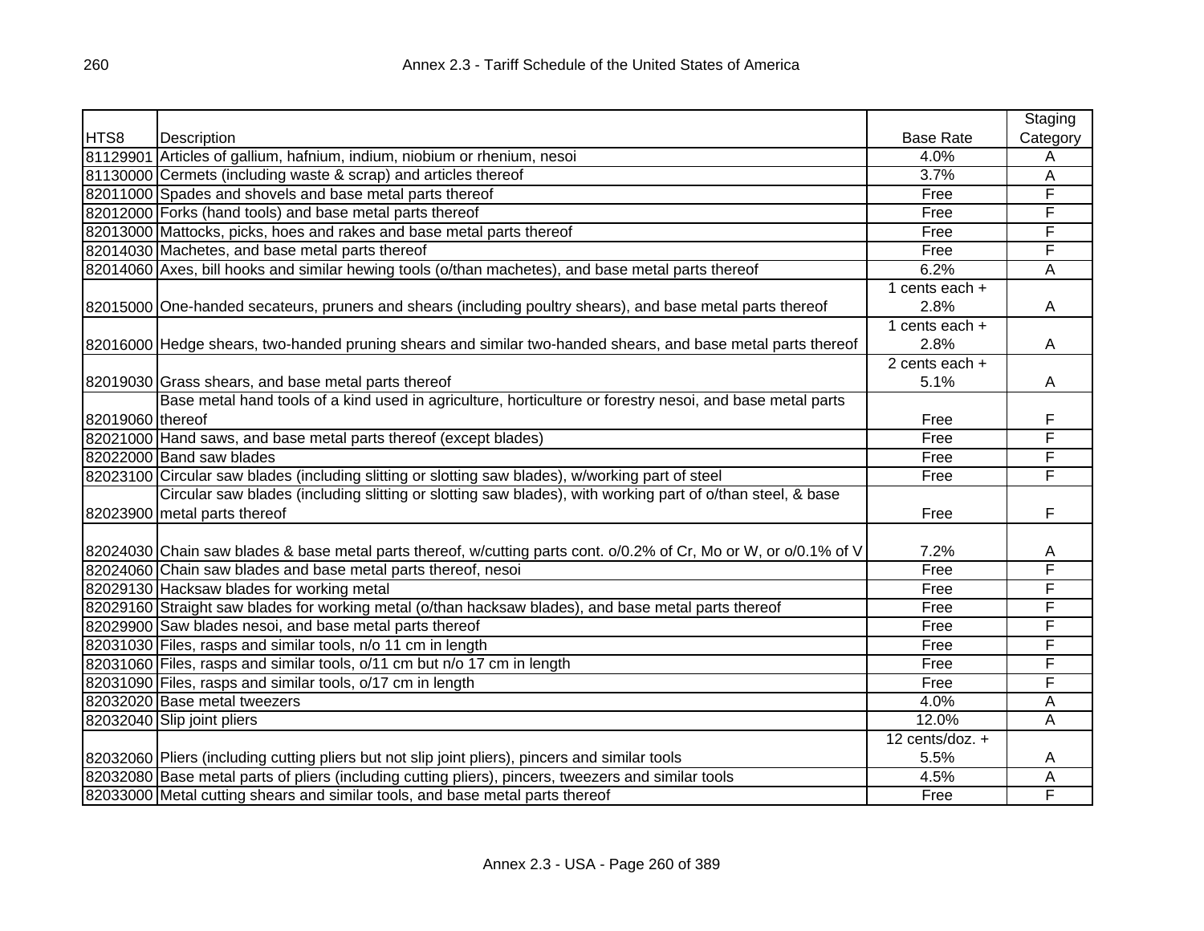| HTS8 | Description | Base Rate | Staging Category |
|---|---|---|---|
| 81129901 | Articles of gallium, hafnium, indium, niobium or rhenium, nesoi | 4.0% | A |
| 81130000 | Cermets (including waste & scrap) and articles thereof | 3.7% | A |
| 82011000 | Spades and shovels and base metal parts thereof | Free | F |
| 82012000 | Forks (hand tools) and base metal parts thereof | Free | F |
| 82013000 | Mattocks, picks, hoes and rakes and base metal parts thereof | Free | F |
| 82014030 | Machetes, and base metal parts thereof | Free | F |
| 82014060 | Axes, bill hooks and similar hewing tools (o/than machetes), and base metal parts thereof | 6.2% | A |
| 82015000 | One-handed secateurs, pruners and shears (including poultry shears), and base metal parts thereof | 1 cents each + 2.8% | A |
| 82016000 | Hedge shears, two-handed pruning shears and similar two-handed shears, and base metal parts thereof | 1 cents each + 2.8% | A |
| 82019030 | Grass shears, and base metal parts thereof | 2 cents each + 5.1% | A |
| 82019060 | Base metal hand tools of a kind used in agriculture, horticulture or forestry nesoi, and base metal parts thereof | Free | F |
| 82021000 | Hand saws, and base metal parts thereof (except blades) | Free | F |
| 82022000 | Band saw blades | Free | F |
| 82023100 | Circular saw blades (including slitting or slotting saw blades), w/working part of steel | Free | F |
| 82023900 | Circular saw blades (including slitting or slotting saw blades), with working part of o/than steel, & base metal parts thereof | Free | F |
| 82024030 | Chain saw blades & base metal parts thereof, w/cutting parts cont. o/0.2% of Cr, Mo or W, or o/0.1% of V | 7.2% | A |
| 82024060 | Chain saw blades and base metal parts thereof, nesoi | Free | F |
| 82029130 | Hacksaw blades for working metal | Free | F |
| 82029160 | Straight saw blades for working metal (o/than hacksaw blades), and base metal parts thereof | Free | F |
| 82029900 | Saw blades nesoi, and base metal parts thereof | Free | F |
| 82031030 | Files, rasps and similar tools, n/o 11 cm in length | Free | F |
| 82031060 | Files, rasps and similar tools, o/11 cm but n/o 17 cm in length | Free | F |
| 82031090 | Files, rasps and similar tools, o/17 cm in length | Free | F |
| 82032020 | Base metal tweezers | 4.0% | A |
| 82032040 | Slip joint pliers | 12.0% | A |
| 82032060 | Pliers (including cutting pliers but not slip joint pliers), pincers and similar tools | 12 cents/doz. + 5.5% | A |
| 82032080 | Base metal parts of pliers (including cutting pliers), pincers, tweezers and similar tools | 4.5% | A |
| 82033000 | Metal cutting shears and similar tools, and base metal parts thereof | Free | F |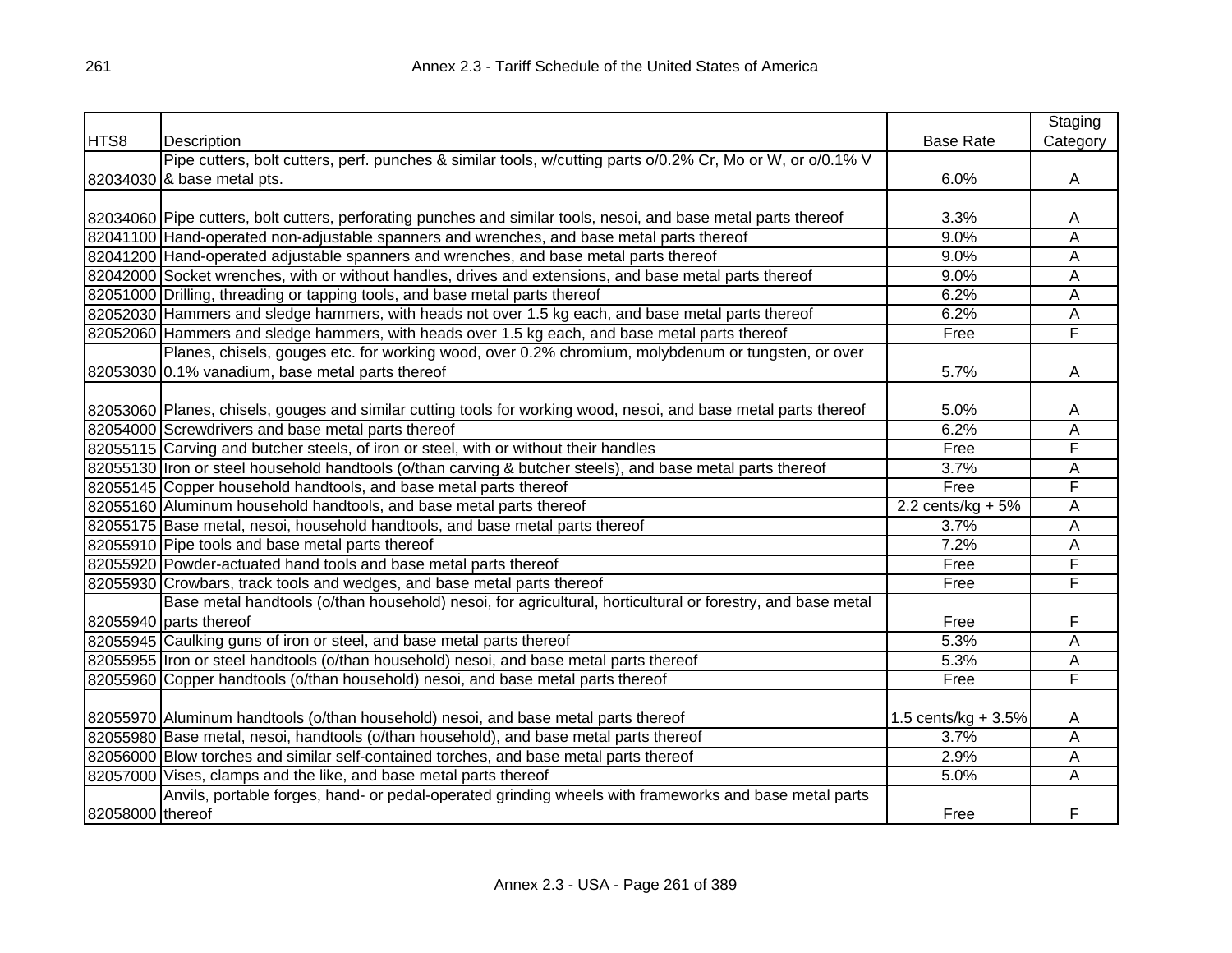| HTS8 | Description | Base Rate | Staging Category |
|---|---|---|---|
| 82034030 | Pipe cutters, bolt cutters, perf. punches & similar tools, w/cutting parts o/0.2% Cr, Mo or W, or o/0.1% V & base metal pts. | 6.0% | A |
| 82034060 | Pipe cutters, bolt cutters, perforating punches and similar tools, nesoi, and base metal parts thereof | 3.3% | A |
| 82041100 | Hand-operated non-adjustable spanners and wrenches, and base metal parts thereof | 9.0% | A |
| 82041200 | Hand-operated adjustable spanners and wrenches, and base metal parts thereof | 9.0% | A |
| 82042000 | Socket wrenches, with or without handles, drives and extensions, and base metal parts thereof | 9.0% | A |
| 82051000 | Drilling, threading or tapping tools, and base metal parts thereof | 6.2% | A |
| 82052030 | Hammers and sledge hammers, with heads not over 1.5 kg each, and base metal parts thereof | 6.2% | A |
| 82052060 | Hammers and sledge hammers, with heads over 1.5 kg each, and base metal parts thereof | Free | F |
| 82053030 | Planes, chisels, gouges etc. for working wood, over 0.2% chromium, molybdenum or tungsten, or over 0.1% vanadium, base metal parts thereof | 5.7% | A |
| 82053060 | Planes, chisels, gouges and similar cutting tools for working wood, nesoi, and base metal parts thereof | 5.0% | A |
| 82054000 | Screwdrivers and base metal parts thereof | 6.2% | A |
| 82055115 | Carving and butcher steels, of iron or steel, with or without their handles | Free | F |
| 82055130 | Iron or steel household handtools (o/than carving & butcher steels), and base metal parts thereof | 3.7% | A |
| 82055145 | Copper household handtools, and base metal parts thereof | Free | F |
| 82055160 | Aluminum household handtools, and base metal parts thereof | 2.2 cents/kg + 5% | A |
| 82055175 | Base metal, nesoi, household handtools, and base metal parts thereof | 3.7% | A |
| 82055910 | Pipe tools and base metal parts thereof | 7.2% | A |
| 82055920 | Powder-actuated hand tools and base metal parts thereof | Free | F |
| 82055930 | Crowbars, track tools and wedges, and base metal parts thereof | Free | F |
| 82055940 | Base metal handtools (o/than household) nesoi, for agricultural, horticultural or forestry, and base metal parts thereof | Free | F |
| 82055945 | Caulking guns of iron or steel, and base metal parts thereof | 5.3% | A |
| 82055955 | Iron or steel handtools (o/than household) nesoi, and base metal parts thereof | 5.3% | A |
| 82055960 | Copper handtools (o/than household) nesoi, and base metal parts thereof | Free | F |
| 82055970 | Aluminum handtools (o/than household) nesoi, and base metal parts thereof | 1.5 cents/kg + 3.5% | A |
| 82055980 | Base metal, nesoi, handtools (o/than household), and base metal parts thereof | 3.7% | A |
| 82056000 | Blow torches and similar self-contained torches, and base metal parts thereof | 2.9% | A |
| 82057000 | Vises, clamps and the like, and base metal parts thereof | 5.0% | A |
| 82058000 | Anvils, portable forges, hand- or pedal-operated grinding wheels with frameworks and base metal parts thereof | Free | F |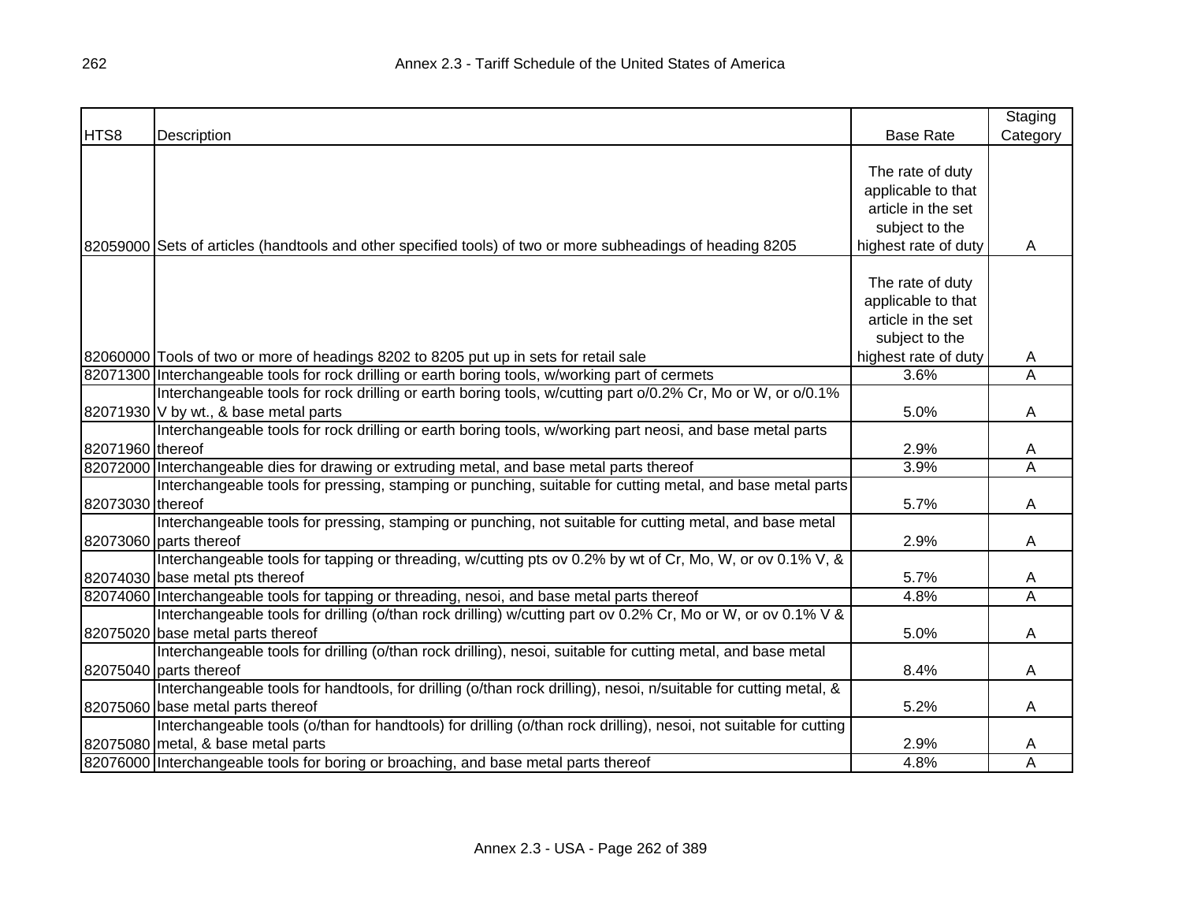| HTS8 | Description | Base Rate | Staging Category |
|---|---|---|---|
| 82059000 | Sets of articles (handtools and other specified tools) of two or more subheadings of heading 8205 | The rate of duty applicable to that article in the set subject to the highest rate of duty | A |
| 82060000 | Tools of two or more of headings 8202 to 8205 put up in sets for retail sale | The rate of duty applicable to that article in the set subject to the highest rate of duty | A |
| 82071300 | Interchangeable tools for rock drilling or earth boring tools, w/working part of cermets | 3.6% | A |
| 82071930 | Interchangeable tools for rock drilling or earth boring tools, w/cutting part o/0.2% Cr, Mo or W, or o/0.1% V by wt., & base metal parts | 5.0% | A |
| 82071960 | Interchangeable tools for rock drilling or earth boring tools, w/working part neosi, and base metal parts thereof | 2.9% | A |
| 82072000 | Interchangeable dies for drawing or extruding metal, and base metal parts thereof | 3.9% | A |
| 82073030 | Interchangeable tools for pressing, stamping or punching, suitable for cutting metal, and base metal parts thereof | 5.7% | A |
| 82073060 | Interchangeable tools for pressing, stamping or punching, not suitable for cutting metal, and base metal parts thereof | 2.9% | A |
| 82074030 | Interchangeable tools for tapping or threading, w/cutting pts ov 0.2% by wt of Cr, Mo, W, or ov 0.1% V, & base metal pts thereof | 5.7% | A |
| 82074060 | Interchangeable tools for tapping or threading, nesoi, and base metal parts thereof | 4.8% | A |
| 82075020 | Interchangeable tools for drilling (o/than rock drilling) w/cutting part ov 0.2% Cr, Mo or W, or ov 0.1% V & base metal parts thereof | 5.0% | A |
| 82075040 | Interchangeable tools for drilling (o/than rock drilling), nesoi, suitable for cutting metal, and base metal parts thereof | 8.4% | A |
| 82075060 | Interchangeable tools for handtools, for drilling (o/than rock drilling), nesoi, n/suitable for cutting metal, & base metal parts thereof | 5.2% | A |
| 82075080 | Interchangeable tools (o/than for handtools) for drilling (o/than rock drilling), nesoi, not suitable for cutting metal, & base metal parts | 2.9% | A |
| 82076000 | Interchangeable tools for boring or broaching, and base metal parts thereof | 4.8% | A |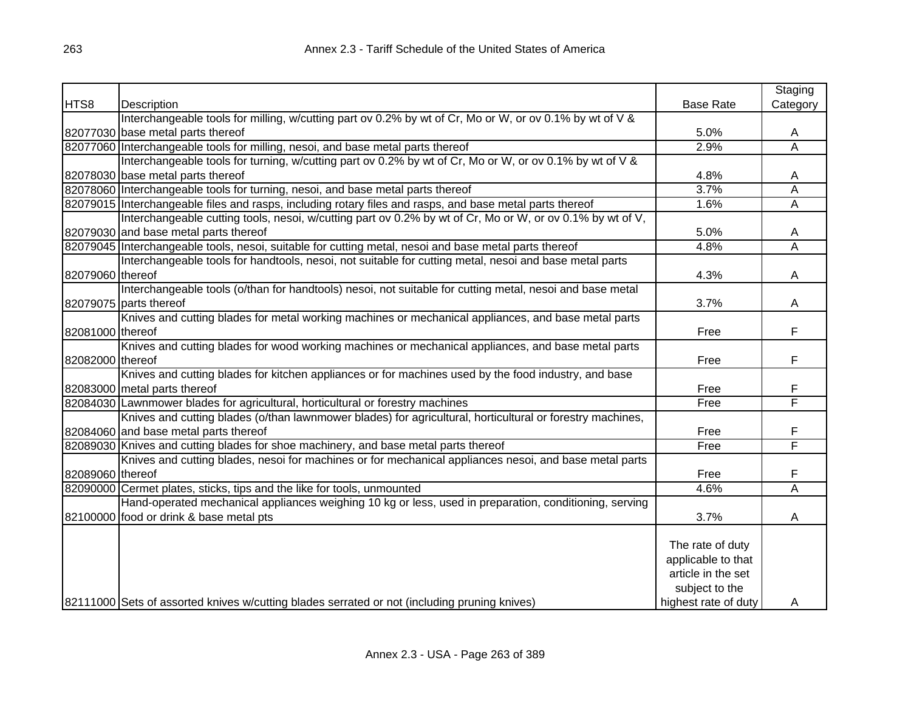| HTS8 | Description | Base Rate | Staging Category |
|---|---|---|---|
| 82077030 | Interchangeable tools for milling, w/cutting part ov 0.2% by wt of Cr, Mo or W, or ov 0.1% by wt of V & base metal parts thereof | 5.0% | A |
| 82077060 | Interchangeable tools for milling, nesoi, and base metal parts thereof | 2.9% | A |
| 82078030 | Interchangeable tools for turning, w/cutting part ov 0.2% by wt of Cr, Mo or W, or ov 0.1% by wt of V & base metal parts thereof | 4.8% | A |
| 82078060 | Interchangeable tools for turning, nesoi, and base metal parts thereof | 3.7% | A |
| 82079015 | Interchangeable files and rasps, including rotary files and rasps, and base metal parts thereof | 1.6% | A |
| 82079030 | Interchangeable cutting tools, nesoi, w/cutting part ov 0.2% by wt of Cr, Mo or W, or ov 0.1% by wt of V, and base metal parts thereof | 5.0% | A |
| 82079045 | Interchangeable tools, nesoi, suitable for cutting metal, nesoi and base metal parts thereof | 4.8% | A |
| 82079060 | Interchangeable tools for handtools, nesoi, not suitable for cutting metal, nesoi and base metal parts thereof | 4.3% | A |
| 82079075 | Interchangeable tools (o/than for handtools) nesoi, not suitable for cutting metal, nesoi and base metal parts thereof | 3.7% | A |
| 82081000 | Knives and cutting blades for metal working machines or mechanical appliances, and base metal parts thereof | Free | F |
| 82082000 | Knives and cutting blades for wood working machines or mechanical appliances, and base metal parts thereof | Free | F |
| 82083000 | Knives and cutting blades for kitchen appliances or for machines used by the food industry, and base metal parts thereof | Free | F |
| 82084030 | Lawnmower blades for agricultural, horticultural or forestry machines | Free | F |
| 82084060 | Knives and cutting blades (o/than lawnmower blades) for agricultural, horticultural or forestry machines, and base metal parts thereof | Free | F |
| 82089030 | Knives and cutting blades for shoe machinery, and base metal parts thereof | Free | F |
| 82089060 | Knives and cutting blades, nesoi for machines or for mechanical appliances nesoi, and base metal parts thereof | Free | F |
| 82090000 | Cermet plates, sticks, tips and the like for tools, unmounted | 4.6% | A |
| 82100000 | Hand-operated mechanical appliances weighing 10 kg or less, used in preparation, conditioning, serving food or drink & base metal pts | 3.7% | A |
| 82111000 | Sets of assorted knives w/cutting blades serrated or not (including pruning knives) | The rate of duty applicable to that article in the set subject to the highest rate of duty | A |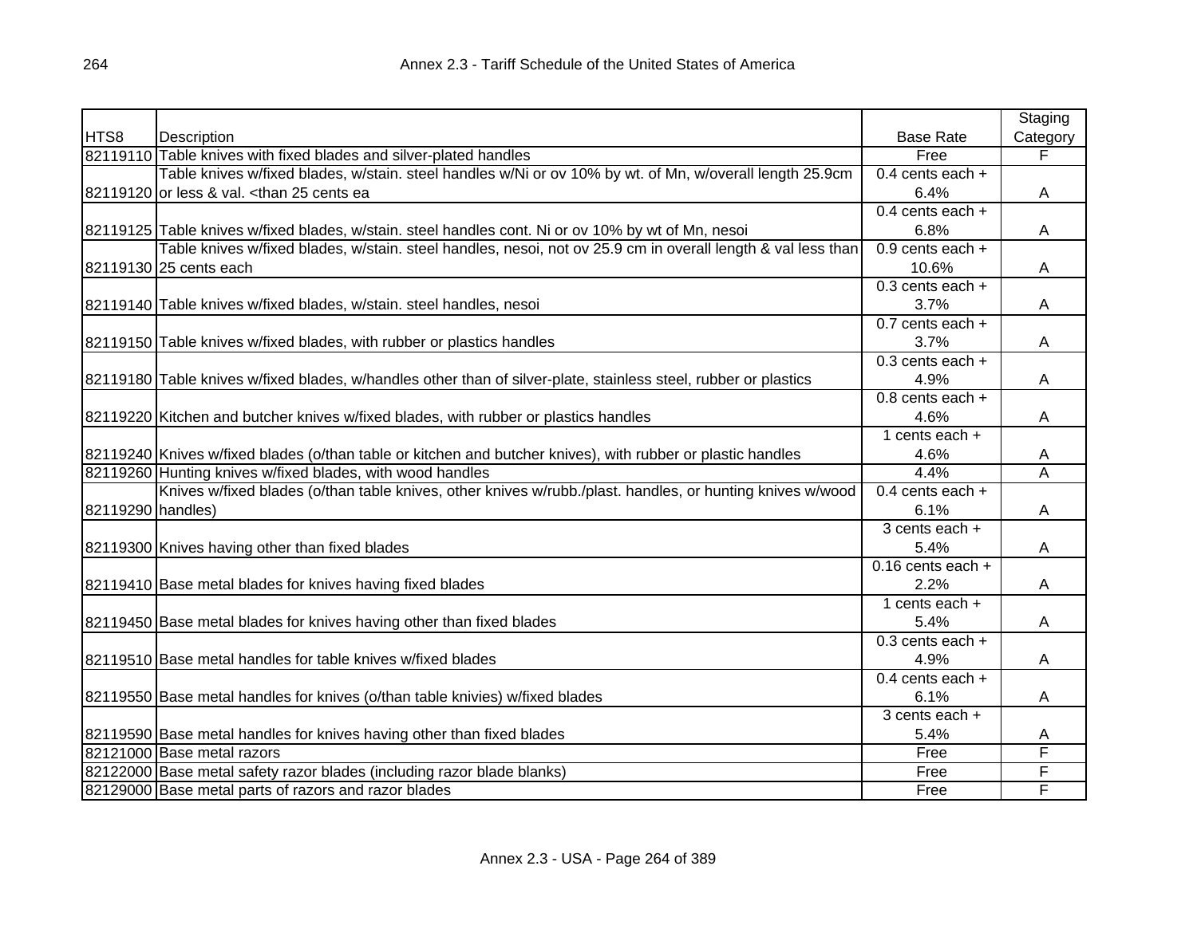| HTS8 | Description | Base Rate | Staging Category |
|---|---|---|---|
| 82119110 | Table knives with fixed blades and silver-plated handles | Free | F |
| 82119120 | Table knives w/fixed blades, w/stain. steel handles w/Ni or ov 10% by wt. of Mn, w/overall length 25.9cm or less & val. <than 25 cents ea | 0.4 cents each + 6.4% | A |
| 82119125 | Table knives w/fixed blades, w/stain. steel handles cont. Ni or ov 10% by wt of Mn, nesoi | 0.4 cents each + 6.8% | A |
| 82119130 | Table knives w/fixed blades, w/stain. steel handles, nesoi, not ov 25.9 cm in overall length & val less than 25 cents each | 0.9 cents each + 10.6% | A |
| 82119140 | Table knives w/fixed blades, w/stain. steel handles, nesoi | 0.3 cents each + 3.7% | A |
| 82119150 | Table knives w/fixed blades, with rubber or plastics handles | 0.7 cents each + 3.7% | A |
| 82119180 | Table knives w/fixed blades, w/handles other than of silver-plate, stainless steel, rubber or plastics | 0.3 cents each + 4.9% | A |
| 82119220 | Kitchen and butcher knives w/fixed blades, with rubber or plastics handles | 0.8 cents each + 4.6% | A |
| 82119240 | Knives w/fixed blades (o/than table or kitchen and butcher knives), with rubber or plastic handles | 1 cents each + 4.6% | A |
| 82119260 | Hunting knives w/fixed blades, with wood handles | 4.4% | A |
| 82119290 | Knives w/fixed blades (o/than table knives, other knives w/rubb./plast. handles, or hunting knives w/wood handles) | 0.4 cents each + 6.1% | A |
| 82119300 | Knives having other than fixed blades | 3 cents each + 5.4% | A |
| 82119410 | Base metal blades for knives having fixed blades | 0.16 cents each + 2.2% | A |
| 82119450 | Base metal blades for knives having other than fixed blades | 1 cents each + 5.4% | A |
| 82119510 | Base metal handles for table knives w/fixed blades | 0.3 cents each + 4.9% | A |
| 82119550 | Base metal handles for knives (o/than table knivies) w/fixed blades | 0.4 cents each + 6.1% | A |
| 82119590 | Base metal handles for knives having other than fixed blades | 3 cents each + 5.4% | A |
| 82121000 | Base metal razors | Free | F |
| 82122000 | Base metal safety razor blades (including razor blade blanks) | Free | F |
| 82129000 | Base metal parts of razors and razor blades | Free | F |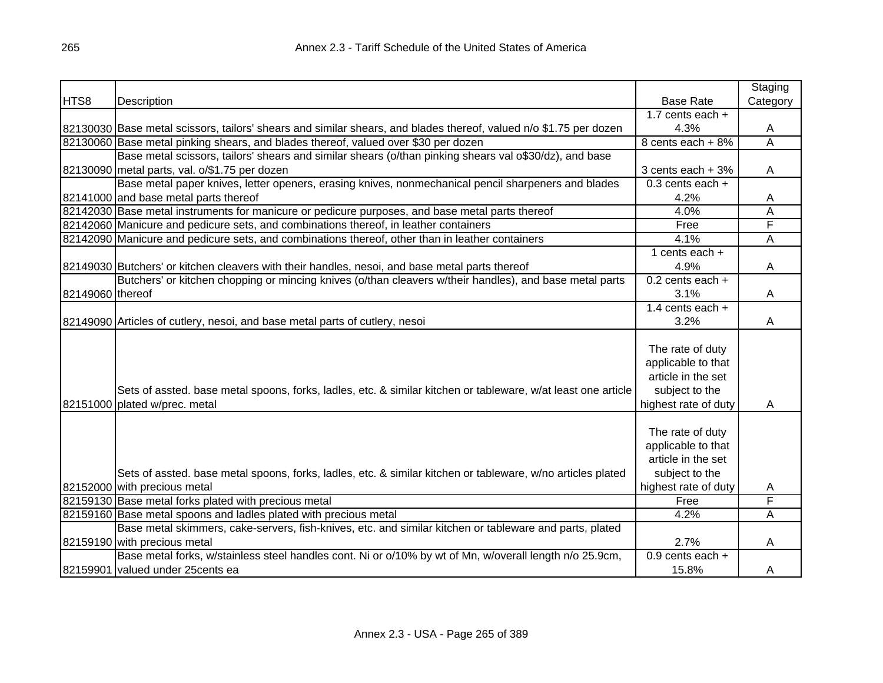| HTS8 | Description | Base Rate | Staging Category |
|---|---|---|---|
| 82130030 | Base metal scissors, tailors' shears and similar shears, and blades thereof, valued n/o $1.75 per dozen | 1.7 cents each + 4.3% | A |
| 82130060 | Base metal pinking shears, and blades thereof, valued over $30 per dozen | 8 cents each + 8% | A |
| 82130090 | Base metal scissors, tailors' shears and similar shears (o/than pinking shears val o$30/dz), and base metal parts, val. o/$1.75 per dozen | 3 cents each + 3% | A |
| 82141000 | Base metal paper knives, letter openers, erasing knives, nonmechanical pencil sharpeners and blades and base metal parts thereof | 0.3 cents each + 4.2% | A |
| 82142030 | Base metal instruments for manicure or pedicure purposes, and base metal parts thereof | 4.0% | A |
| 82142060 | Manicure and pedicure sets, and combinations thereof, in leather containers | Free | F |
| 82142090 | Manicure and pedicure sets, and combinations thereof, other than in leather containers | 4.1% | A |
| 82149030 | Butchers' or kitchen cleavers with their handles, nesoi, and base metal parts thereof | 1 cents each + 4.9% | A |
| 82149060 | Butchers' or kitchen chopping or mincing knives (o/than cleavers w/their handles), and base metal parts thereof | 0.2 cents each + 3.1% | A |
| 82149090 | Articles of cutlery, nesoi, and base metal parts of cutlery, nesoi | 1.4 cents each + 3.2% | A |
| 82151000 | Sets of assted. base metal spoons, forks, ladles, etc. & similar kitchen or tableware, w/at least one article plated w/prec. metal | The rate of duty applicable to that article in the set subject to the highest rate of duty | A |
| 82152000 | Sets of assted. base metal spoons, forks, ladles, etc. & similar kitchen or tableware, w/no articles plated with precious metal | The rate of duty applicable to that article in the set subject to the highest rate of duty | A |
| 82159130 | Base metal forks plated with precious metal | Free | F |
| 82159160 | Base metal spoons and ladles plated with precious metal | 4.2% | A |
| 82159190 | Base metal skimmers, cake-servers, fish-knives, etc. and similar kitchen or tableware and parts, plated with precious metal | 2.7% | A |
| 82159901 | Base metal forks, w/stainless steel handles cont. Ni or o/10% by wt of Mn, w/overall length n/o 25.9cm, valued under 25cents ea | 0.9 cents each + 15.8% | A |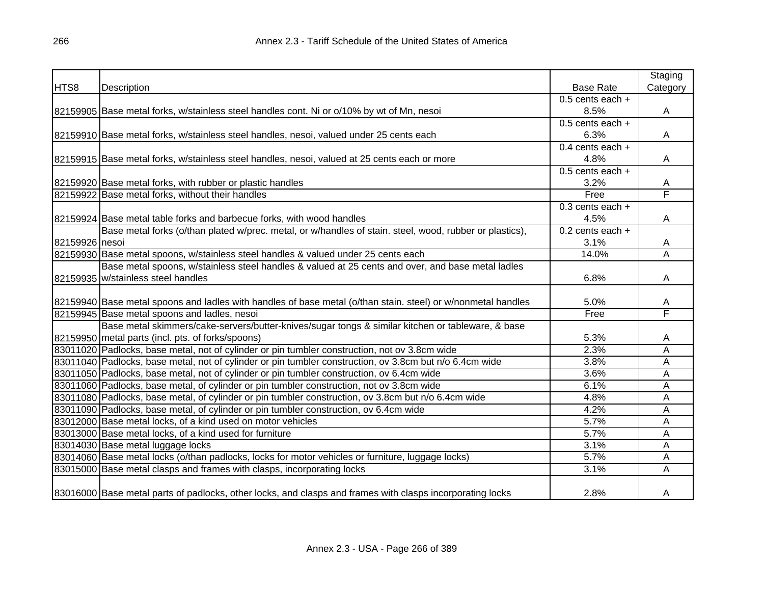| HTS8 | Description | Base Rate | Staging Category |
|---|---|---|---|
| 82159905 | Base metal forks, w/stainless steel handles cont. Ni or o/10% by wt of Mn, nesoi | 0.5 cents each + 8.5% | A |
| 82159910 | Base metal forks, w/stainless steel handles, nesoi, valued under 25 cents each | 0.5 cents each + 6.3% | A |
| 82159915 | Base metal forks, w/stainless steel handles, nesoi, valued at 25 cents each or more | 0.4 cents each + 4.8% | A |
| 82159920 | Base metal forks, with rubber or plastic handles | 0.5 cents each + 3.2% | A |
| 82159922 | Base metal forks, without their handles | Free | F |
| 82159924 | Base metal table forks and barbecue forks, with wood handles | 0.3 cents each + 4.5% | A |
| 82159926 | Base metal forks (o/than plated w/prec. metal, or w/handles of stain. steel, wood, rubber or plastics), nesoi | 0.2 cents each + 3.1% | A |
| 82159930 | Base metal spoons, w/stainless steel handles & valued under 25 cents each | 14.0% | A |
| 82159935 | Base metal spoons, w/stainless steel handles & valued at 25 cents and over, and base metal ladles w/stainless steel handles | 6.8% | A |
| 82159940 | Base metal spoons and ladles with handles of base metal (o/than stain. steel) or w/nonmetal handles | 5.0% | A |
| 82159945 | Base metal spoons and ladles, nesoi | Free | F |
| 82159950 | Base metal skimmers/cake-servers/butter-knives/sugar tongs & similar kitchen or tableware, & base metal parts (incl. pts. of forks/spoons) | 5.3% | A |
| 83011020 | Padlocks, base metal, not of cylinder or pin tumbler construction, not ov 3.8cm wide | 2.3% | A |
| 83011040 | Padlocks, base metal, not of cylinder or pin tumbler construction, ov 3.8cm but n/o 6.4cm wide | 3.8% | A |
| 83011050 | Padlocks, base metal, not of cylinder or pin tumbler construction, ov 6.4cm wide | 3.6% | A |
| 83011060 | Padlocks, base metal, of cylinder or pin tumbler construction, not ov 3.8cm wide | 6.1% | A |
| 83011080 | Padlocks, base metal, of cylinder or pin tumbler construction, ov 3.8cm but n/o 6.4cm wide | 4.8% | A |
| 83011090 | Padlocks, base metal, of cylinder or pin tumbler construction, ov 6.4cm wide | 4.2% | A |
| 83012000 | Base metal locks, of a kind used on motor vehicles | 5.7% | A |
| 83013000 | Base metal locks, of a kind used for furniture | 5.7% | A |
| 83014030 | Base metal luggage locks | 3.1% | A |
| 83014060 | Base metal locks (o/than padlocks, locks for motor vehicles or furniture, luggage locks) | 5.7% | A |
| 83015000 | Base metal clasps and frames with clasps, incorporating locks | 3.1% | A |
| 83016000 | Base metal parts of padlocks, other locks, and clasps and frames with clasps incorporating locks | 2.8% | A |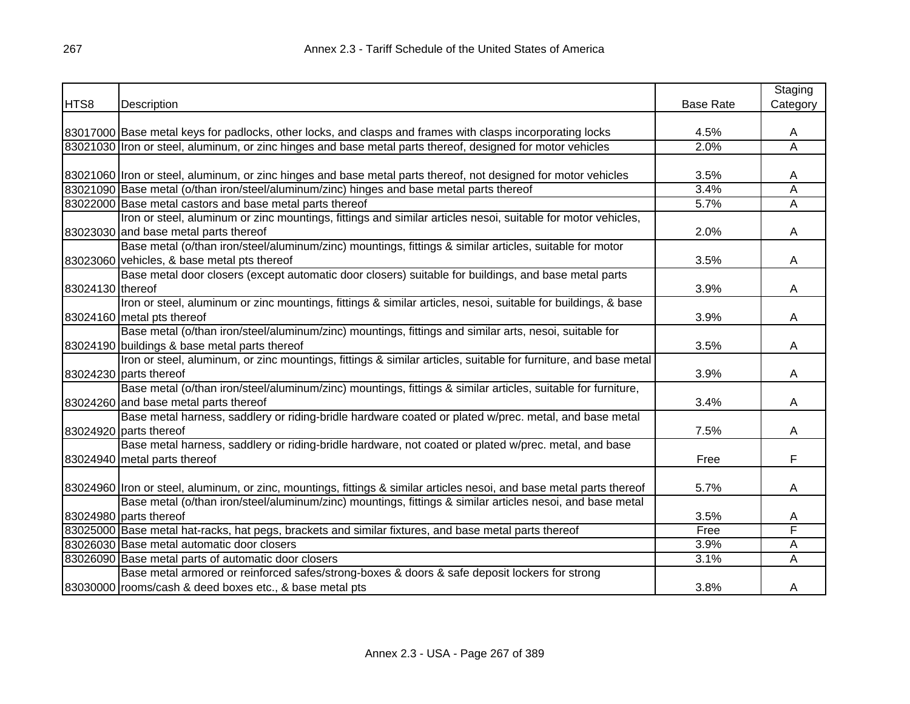| HTS8 | Description | Base Rate | Staging Category |
|---|---|---|---|
| 83017000 | Base metal keys for padlocks, other locks, and clasps and frames with clasps incorporating locks | 4.5% | A |
| 83021030 | Iron or steel, aluminum, or zinc hinges and base metal parts thereof, designed for motor vehicles | 2.0% | A |
| 83021060 | Iron or steel, aluminum, or zinc hinges and base metal parts thereof, not designed for motor vehicles | 3.5% | A |
| 83021090 | Base metal (o/than iron/steel/aluminum/zinc) hinges and base metal parts thereof | 3.4% | A |
| 83022000 | Base metal castors and base metal parts thereof | 5.7% | A |
| 83023030 | Iron or steel, aluminum or zinc mountings, fittings and similar articles nesoi, suitable for motor vehicles, and base metal parts thereof | 2.0% | A |
| 83023060 | Base metal (o/than iron/steel/aluminum/zinc) mountings, fittings & similar articles, suitable for motor vehicles, & base metal pts thereof | 3.5% | A |
| 83024130 | Base metal door closers (except automatic door closers) suitable for buildings, and base metal parts thereof | 3.9% | A |
| 83024160 | Iron or steel, aluminum or zinc mountings, fittings & similar articles, nesoi, suitable for buildings, & base metal pts thereof | 3.9% | A |
| 83024190 | Base metal (o/than iron/steel/aluminum/zinc) mountings, fittings and similar arts, nesoi, suitable for buildings & base metal parts thereof | 3.5% | A |
| 83024230 | Iron or steel, aluminum, or zinc mountings, fittings & similar articles, suitable for furniture, and base metal parts thereof | 3.9% | A |
| 83024260 | Base metal (o/than iron/steel/aluminum/zinc) mountings, fittings & similar articles, suitable for furniture, and base metal parts thereof | 3.4% | A |
| 83024920 | Base metal harness, saddlery or riding-bridle hardware coated or plated w/prec. metal, and base metal parts thereof | 7.5% | A |
| 83024940 | Base metal harness, saddlery or riding-bridle hardware, not coated or plated w/prec. metal, and base metal parts thereof | Free | F |
| 83024960 | Iron or steel, aluminum, or zinc, mountings, fittings & similar articles nesoi, and base metal parts thereof | 5.7% | A |
| 83024980 | Base metal (o/than iron/steel/aluminum/zinc) mountings, fittings & similar articles nesoi, and base metal parts thereof | 3.5% | A |
| 83025000 | Base metal hat-racks, hat pegs, brackets and similar fixtures, and base metal parts thereof | Free | F |
| 83026030 | Base metal automatic door closers | 3.9% | A |
| 83026090 | Base metal parts of automatic door closers | 3.1% | A |
| 83030000 | Base metal armored or reinforced safes/strong-boxes & doors & safe deposit lockers for strong rooms/cash & deed boxes etc., & base metal pts | 3.8% | A |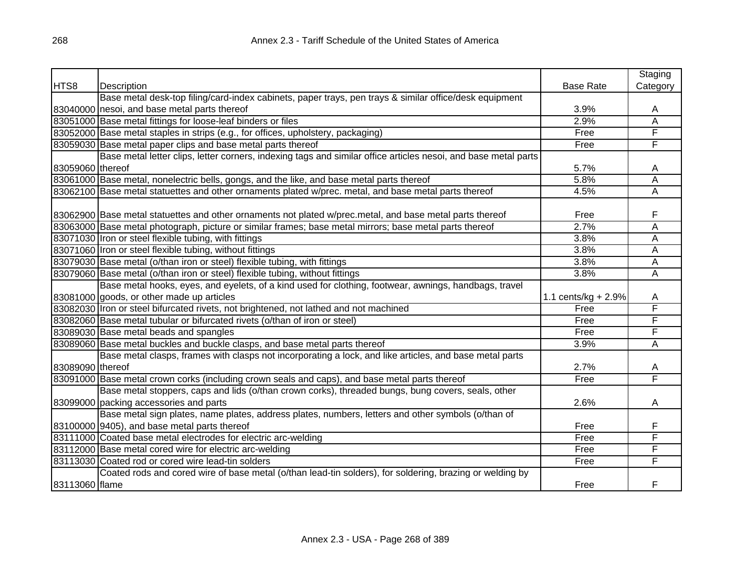| HTS8 | Description | Base Rate | Staging Category |
|---|---|---|---|
| 83040000 | Base metal desk-top filing/card-index cabinets, paper trays, pen trays & similar office/desk equipment nesoi, and base metal parts thereof | 3.9% | A |
| 83051000 | Base metal fittings for loose-leaf binders or files | 2.9% | A |
| 83052000 | Base metal staples in strips (e.g., for offices, upholstery, packaging) | Free | F |
| 83059030 | Base metal paper clips and base metal parts thereof | Free | F |
| 83059060 | Base metal letter clips, letter corners, indexing tags and similar office articles nesoi, and base metal parts thereof | 5.7% | A |
| 83061000 | Base metal, nonelectric bells, gongs, and the like, and base metal parts thereof | 5.8% | A |
| 83062100 | Base metal statuettes and other ornaments plated w/prec. metal, and base metal parts thereof | 4.5% | A |
| 83062900 | Base metal statuettes and other ornaments not plated w/prec.metal, and base metal parts thereof | Free | F |
| 83063000 | Base metal photograph, picture or similar frames; base metal mirrors; base metal parts thereof | 2.7% | A |
| 83071030 | Iron or steel flexible tubing, with fittings | 3.8% | A |
| 83071060 | Iron or steel flexible tubing, without fittings | 3.8% | A |
| 83079030 | Base metal (o/than iron or steel) flexible tubing, with fittings | 3.8% | A |
| 83079060 | Base metal (o/than iron or steel) flexible tubing, without fittings | 3.8% | A |
| 83081000 | Base metal hooks, eyes, and eyelets, of a kind used for clothing, footwear, awnings, handbags, travel goods, or other made up articles | 1.1 cents/kg + 2.9% | A |
| 83082030 | Iron or steel bifurcated rivets, not brightened, not lathed and not machined | Free | F |
| 83082060 | Base metal tubular or bifurcated rivets (o/than of iron or steel) | Free | F |
| 83089030 | Base metal beads and spangles | Free | F |
| 83089060 | Base metal buckles and buckle clasps, and base metal parts thereof | 3.9% | A |
| 83089090 | Base metal clasps, frames with clasps not incorporating a lock, and like articles, and base metal parts thereof | 2.7% | A |
| 83091000 | Base metal crown corks (including crown seals and caps), and base metal parts thereof | Free | F |
| 83099000 | Base metal stoppers, caps and lids (o/than crown corks), threaded bungs, bung covers, seals, other packing accessories and parts | 2.6% | A |
| 83100000 | Base metal sign plates, name plates, address plates, numbers, letters and other symbols (o/than of 9405), and base metal parts thereof | Free | F |
| 83111000 | Coated base metal electrodes for electric arc-welding | Free | F |
| 83112000 | Base metal cored wire for electric arc-welding | Free | F |
| 83113030 | Coated rod or cored wire lead-tin solders | Free | F |
| 83113060 | Coated rods and cored wire of base metal (o/than lead-tin solders), for soldering, brazing or welding by flame | Free | F |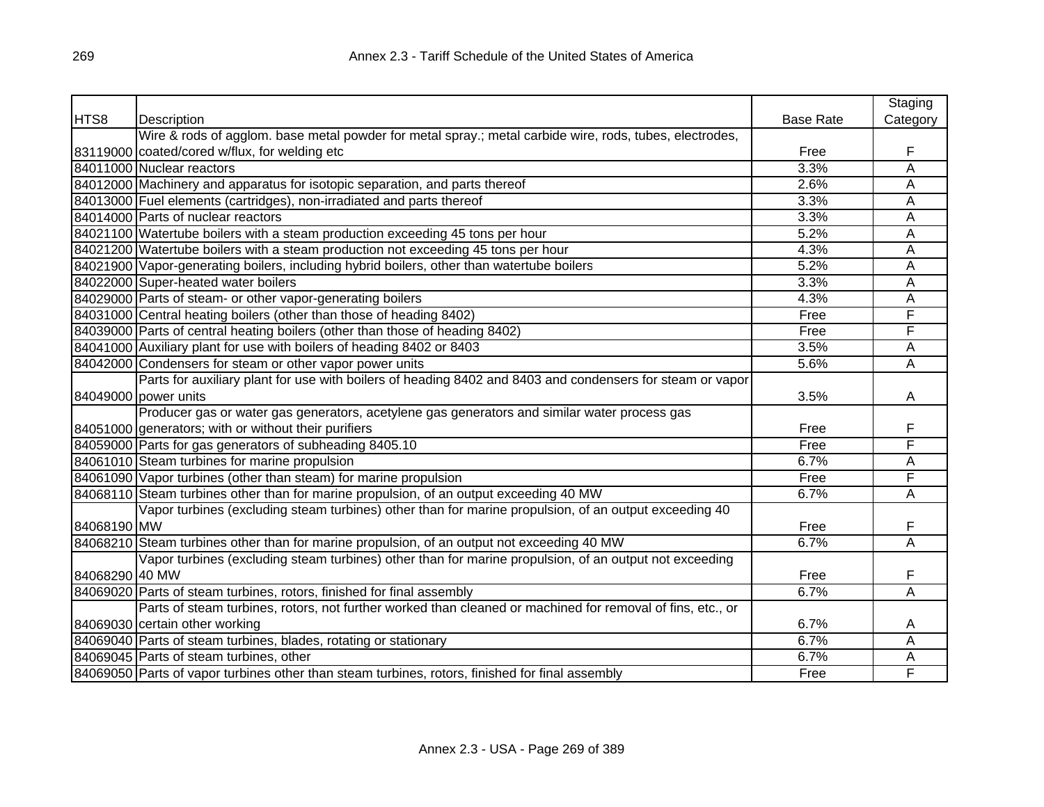| HTS8 | Description | Base Rate | Staging Category |
|---|---|---|---|
| 83119000 | Wire & rods of agglom. base metal powder for metal spray.; metal carbide wire, rods, tubes, electrodes, coated/cored w/flux, for welding etc | Free | F |
| 84011000 | Nuclear reactors | 3.3% | A |
| 84012000 | Machinery and apparatus for isotopic separation, and parts thereof | 2.6% | A |
| 84013000 | Fuel elements (cartridges), non-irradiated and parts thereof | 3.3% | A |
| 84014000 | Parts of nuclear reactors | 3.3% | A |
| 84021100 | Watertube boilers with a steam production exceeding 45 tons per hour | 5.2% | A |
| 84021200 | Watertube boilers with a steam production not exceeding 45 tons per hour | 4.3% | A |
| 84021900 | Vapor-generating boilers, including hybrid boilers, other than watertube boilers | 5.2% | A |
| 84022000 | Super-heated water boilers | 3.3% | A |
| 84029000 | Parts of steam- or other vapor-generating boilers | 4.3% | A |
| 84031000 | Central heating boilers (other than those of heading 8402) | Free | F |
| 84039000 | Parts of central heating boilers (other than those of heading 8402) | Free | F |
| 84041000 | Auxiliary plant for use with boilers of heading 8402 or 8403 | 3.5% | A |
| 84042000 | Condensers for steam or other vapor power units | 5.6% | A |
| 84049000 | Parts for auxiliary plant for use with boilers of heading 8402 and 8403 and condensers for steam or vapor power units | 3.5% | A |
| 84051000 | Producer gas or water gas generators, acetylene gas generators and similar water process gas generators; with or without their purifiers | Free | F |
| 84059000 | Parts for gas generators of subheading 8405.10 | Free | F |
| 84061010 | Steam turbines for marine propulsion | 6.7% | A |
| 84061090 | Vapor turbines (other than steam) for marine propulsion | Free | F |
| 84068110 | Steam turbines other than for marine propulsion, of an output exceeding 40 MW | 6.7% | A |
| 84068190 | Vapor turbines (excluding steam turbines) other than for marine propulsion, of an output exceeding 40 MW | Free | F |
| 84068210 | Steam turbines other than for marine propulsion, of an output not exceeding 40 MW | 6.7% | A |
| 84068290 | Vapor turbines (excluding steam turbines) other than for marine propulsion, of an output not exceeding 40 MW | Free | F |
| 84069020 | Parts of steam turbines, rotors, finished for final assembly | 6.7% | A |
| 84069030 | Parts of steam turbines, rotors, not further worked than cleaned or machined for removal of fins, etc., or certain other working | 6.7% | A |
| 84069040 | Parts of steam turbines, blades, rotating or stationary | 6.7% | A |
| 84069045 | Parts of steam turbines, other | 6.7% | A |
| 84069050 | Parts of vapor turbines other than steam turbines, rotors, finished for final assembly | Free | F |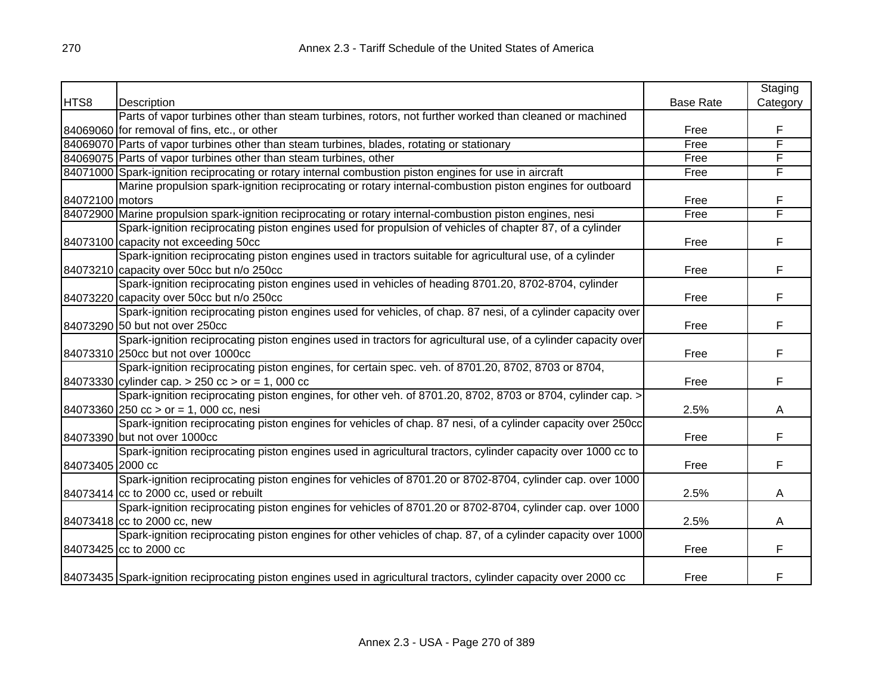| HTS8 | Description | Base Rate | Staging Category |
|---|---|---|---|
| 84069060 | Parts of vapor turbines other than steam turbines, rotors, not further worked than cleaned or machined for removal of fins, etc., or other | Free | F |
| 84069070 | Parts of vapor turbines other than steam turbines, blades, rotating or stationary | Free | F |
| 84069075 | Parts of vapor turbines other than steam turbines, other | Free | F |
| 84071000 | Spark-ignition reciprocating or rotary internal combustion piston engines for use in aircraft | Free | F |
| 84072100 | Marine propulsion spark-ignition reciprocating or rotary internal-combustion piston engines for outboard motors | Free | F |
| 84072900 | Marine propulsion spark-ignition reciprocating or rotary internal-combustion piston engines, nesi | Free | F |
| 84073100 | Spark-ignition reciprocating piston engines used for propulsion of vehicles of chapter 87, of a cylinder capacity not exceeding 50cc | Free | F |
| 84073210 | Spark-ignition reciprocating piston engines used in tractors suitable for agricultural use, of a cylinder capacity over 50cc but n/o 250cc | Free | F |
| 84073220 | Spark-ignition reciprocating piston engines used in vehicles of heading 8701.20, 8702-8704, cylinder capacity over 50cc but n/o 250cc | Free | F |
| 84073290 | Spark-ignition reciprocating piston engines used for vehicles, of chap. 87 nesi, of a cylinder capacity over 50 but not over 250cc | Free | F |
| 84073310 | Spark-ignition reciprocating piston engines used in tractors for agricultural use, of a cylinder capacity over 250cc but not over 1000cc | Free | F |
| 84073330 | Spark-ignition reciprocating piston engines, for certain spec. veh. of 8701.20, 8702, 8703 or 8704, cylinder cap. > 250 cc > or = 1, 000 cc | Free | F |
| 84073360 | Spark-ignition reciprocating piston engines, for other veh. of 8701.20, 8702, 8703 or 8704, cylinder cap. > 250 cc > or = 1, 000 cc, nesi | 2.5% | A |
| 84073390 | Spark-ignition reciprocating piston engines for vehicles of chap. 87 nesi, of a cylinder capacity over 250cc but not over 1000cc | Free | F |
| 84073405 | Spark-ignition reciprocating piston engines used in agricultural tractors, cylinder capacity over 1000 cc to 2000 cc | Free | F |
| 84073414 | Spark-ignition reciprocating piston engines for vehicles of 8701.20 or 8702-8704, cylinder cap. over 1000 cc to 2000 cc, used or rebuilt | 2.5% | A |
| 84073418 | Spark-ignition reciprocating piston engines for vehicles of 8701.20 or 8702-8704, cylinder cap. over 1000 cc to 2000 cc, new | 2.5% | A |
| 84073425 | Spark-ignition reciprocating piston engines for other vehicles of chap. 87, of a cylinder capacity over 1000 cc to 2000 cc | Free | F |
| 84073435 | Spark-ignition reciprocating piston engines used in agricultural tractors, cylinder capacity over 2000 cc | Free | F |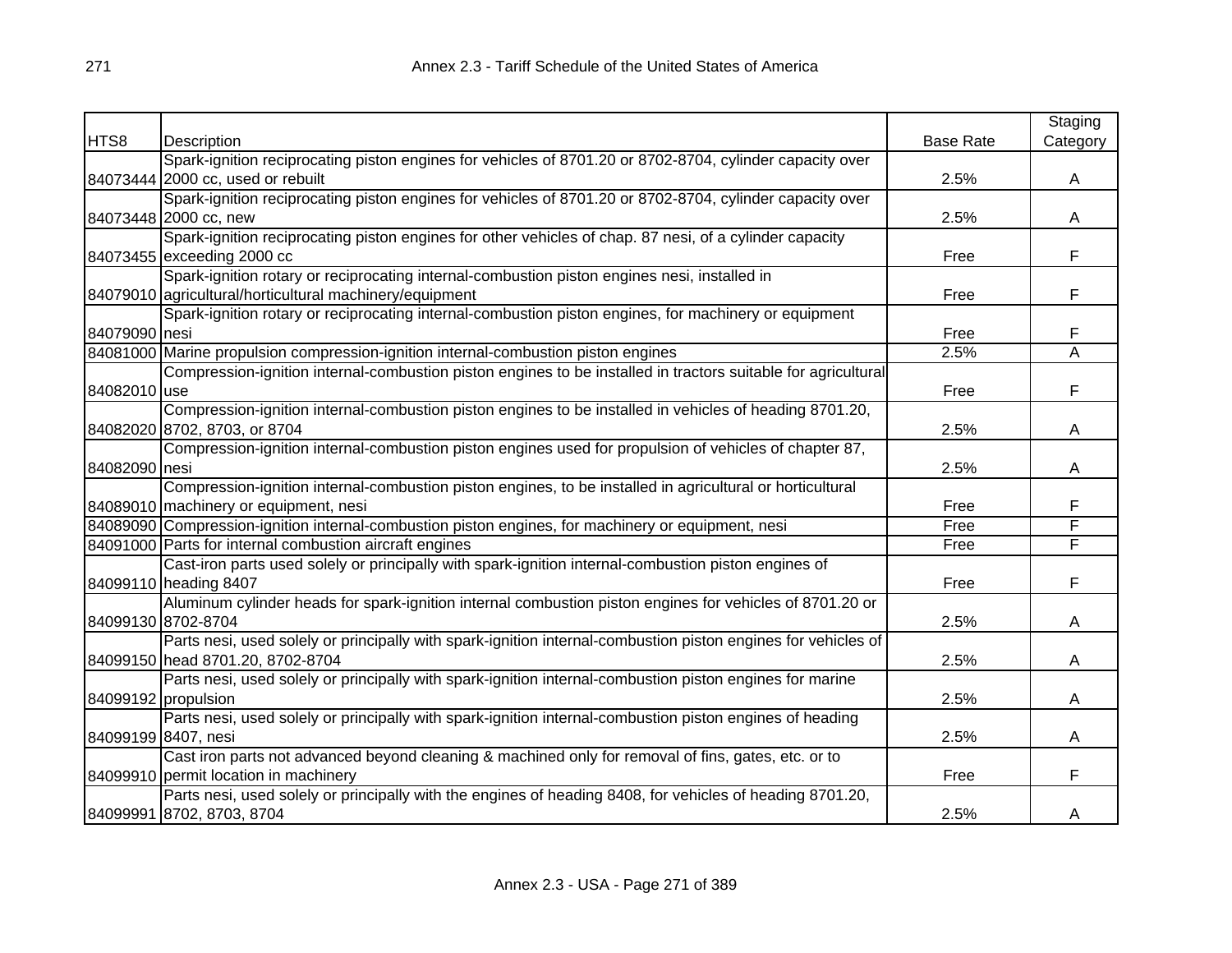| HTS8 | Description | Base Rate | Staging Category |
|---|---|---|---|
| 84073444 | Spark-ignition reciprocating piston engines for vehicles of 8701.20 or 8702-8704, cylinder capacity over 2000 cc, used or rebuilt | 2.5% | A |
| 84073448 | Spark-ignition reciprocating piston engines for vehicles of 8701.20 or 8702-8704, cylinder capacity over 2000 cc, new | 2.5% | A |
| 84073455 | Spark-ignition reciprocating piston engines for other vehicles of chap. 87 nesi, of a cylinder capacity exceeding 2000 cc | Free | F |
| 84079010 | Spark-ignition rotary or reciprocating internal-combustion piston engines nesi, installed in agricultural/horticultural machinery/equipment | Free | F |
| 84079090 | Spark-ignition rotary or reciprocating internal-combustion piston engines, for machinery or equipment nesi | Free | F |
| 84081000 | Marine propulsion compression-ignition internal-combustion piston engines | 2.5% | A |
| 84082010 | Compression-ignition internal-combustion piston engines to be installed in tractors suitable for agricultural use | Free | F |
| 84082020 | Compression-ignition internal-combustion piston engines to be installed in vehicles of heading 8701.20, 8702, 8703, or 8704 | 2.5% | A |
| 84082090 | Compression-ignition internal-combustion piston engines used for propulsion of vehicles of chapter 87, nesi | 2.5% | A |
| 84089010 | Compression-ignition internal-combustion piston engines, to be installed in agricultural or horticultural machinery or equipment, nesi | Free | F |
| 84089090 | Compression-ignition internal-combustion piston engines, for machinery or equipment, nesi | Free | F |
| 84091000 | Parts for internal combustion aircraft engines | Free | F |
| 84099110 | Cast-iron parts used solely or principally with spark-ignition internal-combustion piston engines of heading 8407 | Free | F |
| 84099130 | Aluminum cylinder heads for spark-ignition internal combustion piston engines for vehicles of 8701.20 or 8702-8704 | 2.5% | A |
| 84099150 | Parts nesi, used solely or principally with spark-ignition internal-combustion piston engines for vehicles of head 8701.20, 8702-8704 | 2.5% | A |
| 84099192 | Parts nesi, used solely or principally with spark-ignition internal-combustion piston engines for marine propulsion | 2.5% | A |
| 84099199 | Parts nesi, used solely or principally with spark-ignition internal-combustion piston engines of heading 8407, nesi | 2.5% | A |
| 84099910 | Cast iron parts not advanced beyond cleaning & machined only for removal of fins, gates, etc. or to permit location in machinery | Free | F |
| 84099991 | Parts nesi, used solely or principally with the engines of heading 8408, for vehicles of heading 8701.20, 8702, 8703, 8704 | 2.5% | A |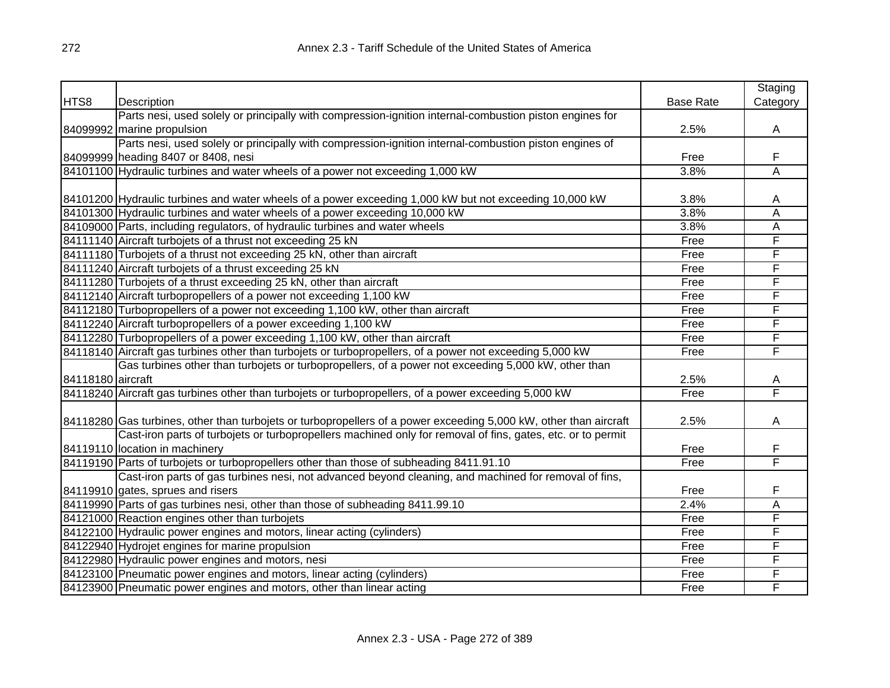| HTS8 | Description | Base Rate | Staging Category |
|---|---|---|---|
| 84099992 | Parts nesi, used solely or principally with compression-ignition internal-combustion piston engines for marine propulsion | 2.5% | A |
| 84099999 | Parts nesi, used solely or principally with compression-ignition internal-combustion piston engines of heading 8407 or 8408, nesi | Free | F |
| 84101100 | Hydraulic turbines and water wheels of a power not exceeding 1,000 kW | 3.8% | A |
| 84101200 | Hydraulic turbines and water wheels of a power exceeding 1,000 kW but not exceeding 10,000 kW | 3.8% | A |
| 84101300 | Hydraulic turbines and water wheels of a power exceeding 10,000 kW | 3.8% | A |
| 84109000 | Parts, including regulators, of hydraulic turbines and water wheels | 3.8% | A |
| 84111140 | Aircraft turbojets of a thrust not exceeding 25 kN | Free | F |
| 84111180 | Turbojets of a thrust not exceeding 25 kN, other than aircraft | Free | F |
| 84111240 | Aircraft turbojets of a thrust exceeding 25 kN | Free | F |
| 84111280 | Turbojets of a thrust exceeding 25 kN, other than aircraft | Free | F |
| 84112140 | Aircraft turbopropellers of a power not exceeding 1,100 kW | Free | F |
| 84112180 | Turbopropellers of a power not exceeding 1,100 kW, other than aircraft | Free | F |
| 84112240 | Aircraft turbopropellers of a power exceeding 1,100 kW | Free | F |
| 84112280 | Turbopropellers of a power exceeding 1,100 kW, other than aircraft | Free | F |
| 84118140 | Aircraft gas turbines other than turbojets or turbopropellers, of a power not exceeding 5,000 kW | Free | F |
| 84118180 | Gas turbines other than turbojets or turbopropellers, of a power not exceeding 5,000 kW, other than aircraft | 2.5% | A |
| 84118240 | Aircraft gas turbines other than turbojets or turbopropellers, of a power exceeding 5,000 kW | Free | F |
| 84118280 | Gas turbines, other than turbojets or turbopropellers of a power exceeding 5,000 kW, other than aircraft | 2.5% | A |
| 84119110 | Cast-iron parts of turbojets or turbopropellers machined only for removal of fins, gates, etc. or to permit location in machinery | Free | F |
| 84119190 | Parts of turbojets or turbopropellers other than those of subheading 8411.91.10 | Free | F |
| 84119910 | Cast-iron parts of gas turbines nesi, not advanced beyond cleaning, and machined for removal of fins, gates, sprues and risers | Free | F |
| 84119990 | Parts of gas turbines nesi, other than those of subheading 8411.99.10 | 2.4% | A |
| 84121000 | Reaction engines other than turbojets | Free | F |
| 84122100 | Hydraulic power engines and motors, linear acting (cylinders) | Free | F |
| 84122940 | Hydrojet engines for marine propulsion | Free | F |
| 84122980 | Hydraulic power engines and motors, nesi | Free | F |
| 84123100 | Pneumatic power engines and motors, linear acting (cylinders) | Free | F |
| 84123900 | Pneumatic power engines and motors, other than linear acting | Free | F |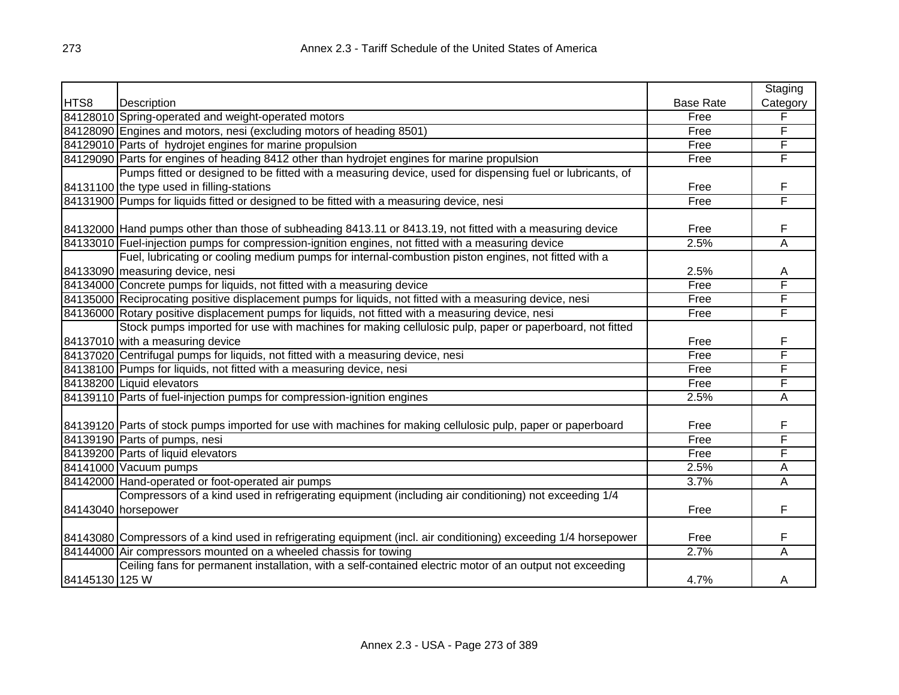| HTS8 | Description | Base Rate | Staging Category |
|---|---|---|---|
| 84128010 | Spring-operated and weight-operated motors | Free | F |
| 84128090 | Engines and motors, nesi (excluding motors of heading 8501) | Free | F |
| 84129010 | Parts of hydrojet engines for marine propulsion | Free | F |
| 84129090 | Parts for engines of heading 8412 other than hydrojet engines for marine propulsion | Free | F |
| 84131100 | Pumps fitted or designed to be fitted with a measuring device, used for dispensing fuel or lubricants, of the type used in filling-stations | Free | F |
| 84131900 | Pumps for liquids fitted or designed to be fitted with a measuring device, nesi | Free | F |
| 84132000 | Hand pumps other than those of subheading 8413.11 or 8413.19, not fitted with a measuring device | Free | F |
| 84133010 | Fuel-injection pumps for compression-ignition engines, not fitted with a measuring device | 2.5% | A |
| 84133090 | Fuel, lubricating or cooling medium pumps for internal-combustion piston engines, not fitted with a measuring device, nesi | 2.5% | A |
| 84134000 | Concrete pumps for liquids, not fitted with a measuring device | Free | F |
| 84135000 | Reciprocating positive displacement pumps for liquids, not fitted with a measuring device, nesi | Free | F |
| 84136000 | Rotary positive displacement pumps for liquids, not fitted with a measuring device, nesi | Free | F |
| 84137010 | Stock pumps imported for use with machines for making cellulosic pulp, paper or paperboard, not fitted with a measuring device | Free | F |
| 84137020 | Centrifugal pumps for liquids, not fitted with a measuring device, nesi | Free | F |
| 84138100 | Pumps for liquids, not fitted with a measuring device, nesi | Free | F |
| 84138200 | Liquid elevators | Free | F |
| 84139110 | Parts of fuel-injection pumps for compression-ignition engines | 2.5% | A |
| 84139120 | Parts of stock pumps imported for use with machines for making cellulosic pulp, paper or paperboard | Free | F |
| 84139190 | Parts of pumps, nesi | Free | F |
| 84139200 | Parts of liquid elevators | Free | F |
| 84141000 | Vacuum pumps | 2.5% | A |
| 84142000 | Hand-operated or foot-operated air pumps | 3.7% | A |
| 84143040 | Compressors of a kind used in refrigerating equipment (including air conditioning) not exceeding 1/4 horsepower | Free | F |
| 84143080 | Compressors of a kind used in refrigerating equipment (incl. air conditioning) exceeding 1/4 horsepower | Free | F |
| 84144000 | Air compressors mounted on a wheeled chassis for towing | 2.7% | A |
| 84145130 | Ceiling fans for permanent installation, with a self-contained electric motor of an output not exceeding 125 W | 4.7% | A |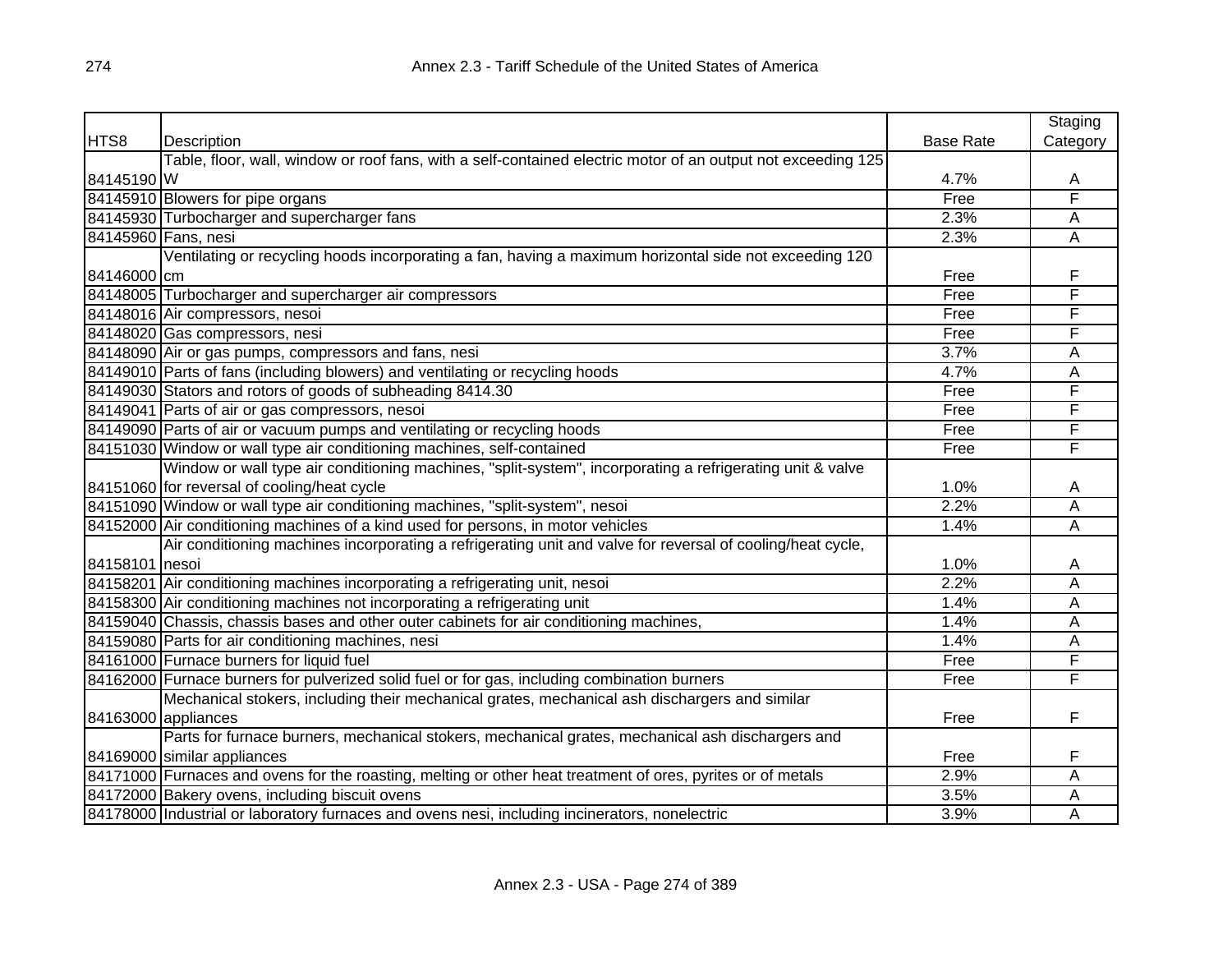| HTS8 | Description | Base Rate | Staging Category |
|---|---|---|---|
| 84145190 | Table, floor, wall, window or roof fans, with a self-contained electric motor of an output not exceeding 125 W | 4.7% | A |
| 84145910 | Blowers for pipe organs | Free | F |
| 84145930 | Turbocharger and supercharger fans | 2.3% | A |
| 84145960 | Fans, nesi | 2.3% | A |
| 84146000 | Ventilating or recycling hoods incorporating a fan, having a maximum horizontal side not exceeding 120 cm | Free | F |
| 84148005 | Turbocharger and supercharger air compressors | Free | F |
| 84148016 | Air compressors, nesoi | Free | F |
| 84148020 | Gas compressors, nesi | Free | F |
| 84148090 | Air or gas pumps, compressors and fans, nesi | 3.7% | A |
| 84149010 | Parts of fans (including blowers) and ventilating or recycling hoods | 4.7% | A |
| 84149030 | Stators and rotors of goods of subheading 8414.30 | Free | F |
| 84149041 | Parts of air or gas compressors, nesoi | Free | F |
| 84149090 | Parts of air or vacuum pumps and ventilating or recycling hoods | Free | F |
| 84151030 | Window or wall type air conditioning machines, self-contained | Free | F |
| 84151060 | Window or wall type air conditioning machines, "split-system", incorporating a refrigerating unit & valve for reversal of cooling/heat cycle | 1.0% | A |
| 84151090 | Window or wall type air conditioning machines, "split-system", nesoi | 2.2% | A |
| 84152000 | Air conditioning machines of a kind used for persons, in motor vehicles | 1.4% | A |
| 84158101 | Air conditioning machines incorporating a refrigerating unit and valve for reversal of cooling/heat cycle, nesoi | 1.0% | A |
| 84158201 | Air conditioning machines incorporating a refrigerating unit, nesoi | 2.2% | A |
| 84158300 | Air conditioning machines not incorporating a refrigerating unit | 1.4% | A |
| 84159040 | Chassis, chassis bases and other outer cabinets for air conditioning machines, | 1.4% | A |
| 84159080 | Parts for air conditioning machines, nesi | 1.4% | A |
| 84161000 | Furnace burners for liquid fuel | Free | F |
| 84162000 | Furnace burners for pulverized solid fuel or for gas, including combination burners | Free | F |
| 84163000 | Mechanical stokers, including their mechanical grates, mechanical ash dischargers and similar appliances | Free | F |
| 84169000 | Parts for furnace burners, mechanical stokers, mechanical grates, mechanical ash dischargers and similar appliances | Free | F |
| 84171000 | Furnaces and ovens for the roasting, melting or other heat treatment of ores, pyrites or of metals | 2.9% | A |
| 84172000 | Bakery ovens, including biscuit ovens | 3.5% | A |
| 84178000 | Industrial or laboratory furnaces and ovens nesi, including incinerators, nonelectric | 3.9% | A |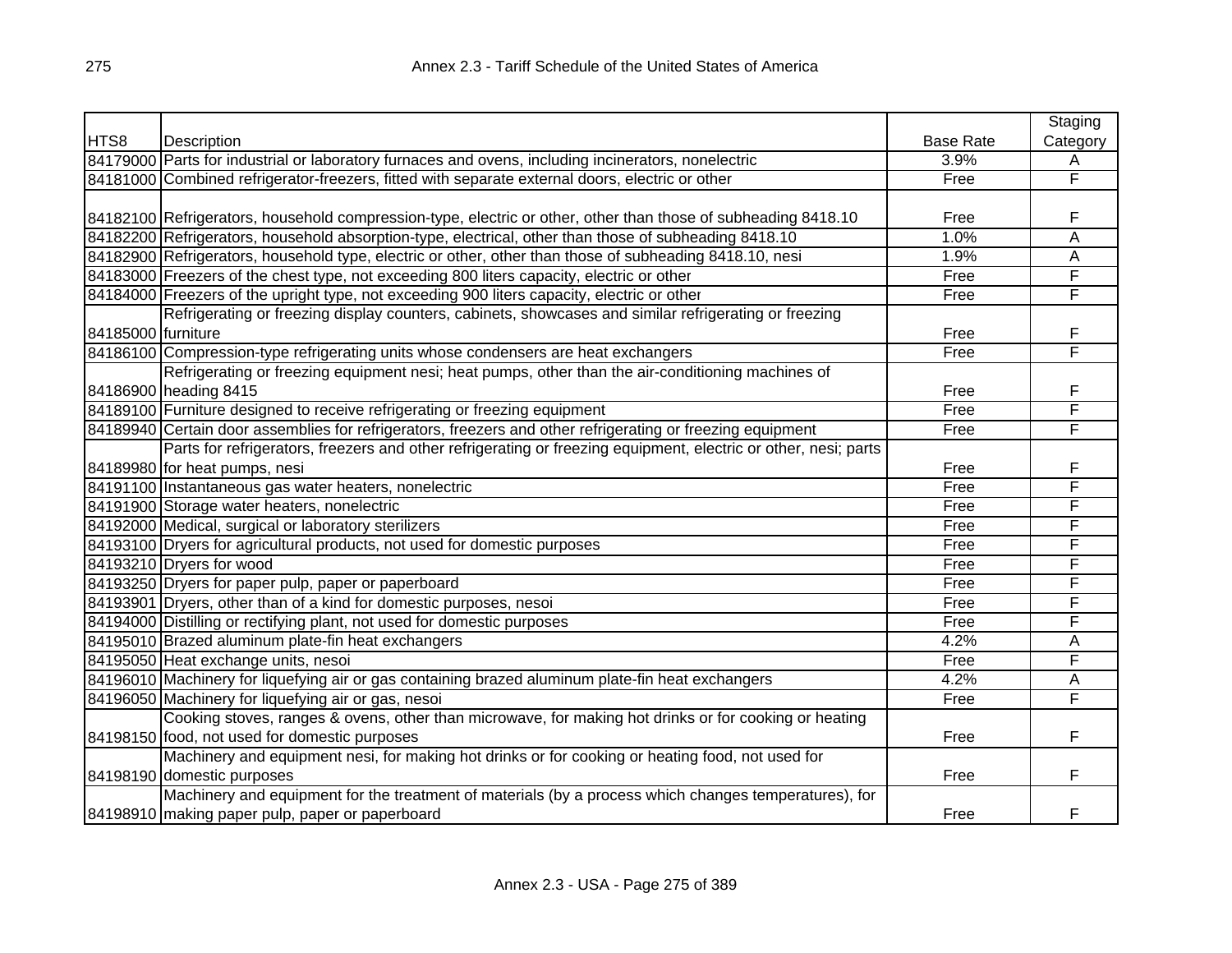| HTS8 | Description | Base Rate | Staging Category |
|---|---|---|---|
| 84179000 | Parts for industrial or laboratory furnaces and ovens, including incinerators, nonelectric | 3.9% | A |
| 84181000 | Combined refrigerator-freezers, fitted with separate external doors, electric or other | Free | F |
| 84182100 | Refrigerators, household compression-type, electric or other, other than those of subheading 8418.10 | Free | F |
| 84182200 | Refrigerators, household absorption-type, electrical, other than those of subheading 8418.10 | 1.0% | A |
| 84182900 | Refrigerators, household type, electric or other, other than those of subheading 8418.10, nesi | 1.9% | A |
| 84183000 | Freezers of the chest type, not exceeding 800 liters capacity, electric or other | Free | F |
| 84184000 | Freezers of the upright type, not exceeding 900 liters capacity, electric or other | Free | F |
| 84185000 | Refrigerating or freezing display counters, cabinets, showcases and similar refrigerating or freezing furniture | Free | F |
| 84186100 | Compression-type refrigerating units whose condensers are heat exchangers | Free | F |
| 84186900 | Refrigerating or freezing equipment nesi; heat pumps, other than the air-conditioning machines of heading 8415 | Free | F |
| 84189100 | Furniture designed to receive refrigerating or freezing equipment | Free | F |
| 84189940 | Certain door assemblies for refrigerators, freezers and other refrigerating or freezing equipment | Free | F |
| 84189980 | Parts for refrigerators, freezers and other refrigerating or freezing equipment, electric or other, nesi; parts for heat pumps, nesi | Free | F |
| 84191100 | Instantaneous gas water heaters, nonelectric | Free | F |
| 84191900 | Storage water heaters, nonelectric | Free | F |
| 84192000 | Medical, surgical or laboratory sterilizers | Free | F |
| 84193100 | Dryers for agricultural products, not used for domestic purposes | Free | F |
| 84193210 | Dryers for wood | Free | F |
| 84193250 | Dryers for paper pulp, paper or paperboard | Free | F |
| 84193901 | Dryers, other than of a kind for domestic purposes, nesoi | Free | F |
| 84194000 | Distilling or rectifying plant, not used for domestic purposes | Free | F |
| 84195010 | Brazed aluminum plate-fin heat exchangers | 4.2% | A |
| 84195050 | Heat exchange units, nesoi | Free | F |
| 84196010 | Machinery for liquefying air or gas containing brazed aluminum plate-fin heat exchangers | 4.2% | A |
| 84196050 | Machinery for liquefying air or gas, nesoi | Free | F |
| 84198150 | Cooking stoves, ranges & ovens, other than microwave, for making hot drinks or for cooking or heating food, not used for domestic purposes | Free | F |
| 84198190 | Machinery and equipment nesi, for making hot drinks or for cooking or heating food, not used for domestic purposes | Free | F |
| 84198910 | Machinery and equipment for the treatment of materials (by a process which changes temperatures), for making paper pulp, paper or paperboard | Free | F |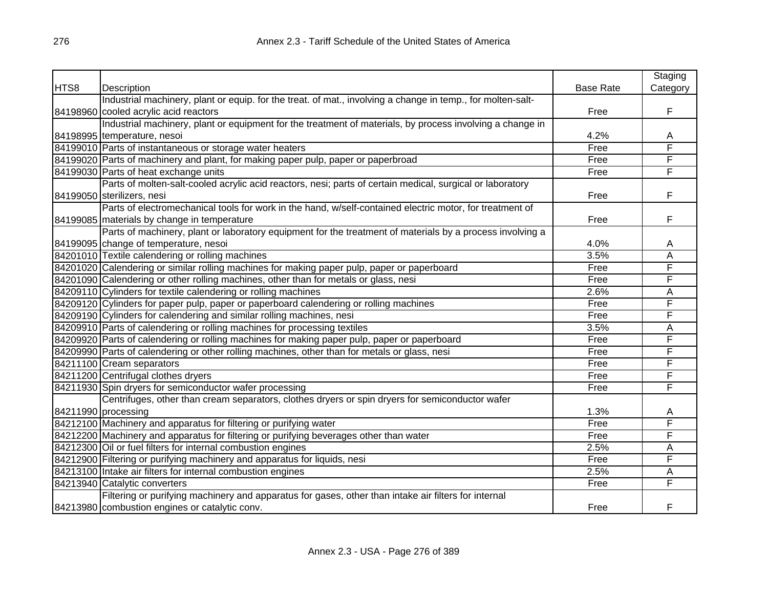| HTS8 | Description | Base Rate | Staging Category |
|---|---|---|---|
| 84198960 | Industrial machinery, plant or equip. for the treat. of mat., involving a change in temp., for molten-salt-cooled acrylic acid reactors | Free | F |
| 84198995 | Industrial machinery, plant or equipment for the treatment of materials, by process involving a change in temperature, nesoi | 4.2% | A |
| 84199010 | Parts of instantaneous or storage water heaters | Free | F |
| 84199020 | Parts of machinery and plant, for making paper pulp, paper or paperbroad | Free | F |
| 84199030 | Parts of heat exchange units | Free | F |
| 84199050 | Parts of molten-salt-cooled acrylic acid reactors, nesi; parts of certain medical, surgical or laboratory sterilizers, nesi | Free | F |
| 84199085 | Parts of electromechanical tools for work in the hand, w/self-contained electric motor, for treatment of materials by change in temperature | Free | F |
| 84199095 | Parts of machinery, plant or laboratory equipment for the treatment of materials by a process involving a change of temperature, nesoi | 4.0% | A |
| 84201010 | Textile calendering or rolling machines | 3.5% | A |
| 84201020 | Calendering or similar rolling machines for making paper pulp, paper or paperboard | Free | F |
| 84201090 | Calendering or other rolling machines, other than for metals or glass, nesi | Free | F |
| 84209110 | Cylinders for textile calendering or rolling machines | 2.6% | A |
| 84209120 | Cylinders for paper pulp, paper or paperboard calendering or rolling machines | Free | F |
| 84209190 | Cylinders for calendering and similar rolling machines, nesi | Free | F |
| 84209910 | Parts of calendering or rolling machines for processing textiles | 3.5% | A |
| 84209920 | Parts of calendering or rolling machines for making paper pulp, paper or paperboard | Free | F |
| 84209990 | Parts of calendering or other rolling machines, other than for metals or glass, nesi | Free | F |
| 84211100 | Cream separators | Free | F |
| 84211200 | Centrifugal clothes dryers | Free | F |
| 84211930 | Spin dryers for semiconductor wafer processing | Free | F |
| 84211990 | Centrifuges, other than cream separators, clothes dryers or spin dryers for semiconductor wafer processing | 1.3% | A |
| 84212100 | Machinery and apparatus for filtering or purifying water | Free | F |
| 84212200 | Machinery and apparatus for filtering or purifying beverages other than water | Free | F |
| 84212300 | Oil or fuel filters for internal combustion engines | 2.5% | A |
| 84212900 | Filtering or purifying machinery and apparatus for liquids, nesi | Free | F |
| 84213100 | Intake air filters for internal combustion engines | 2.5% | A |
| 84213940 | Catalytic converters | Free | F |
| 84213980 | Filtering or purifying machinery and apparatus for gases, other than intake air filters for internal combustion engines or catalytic conv. | Free | F |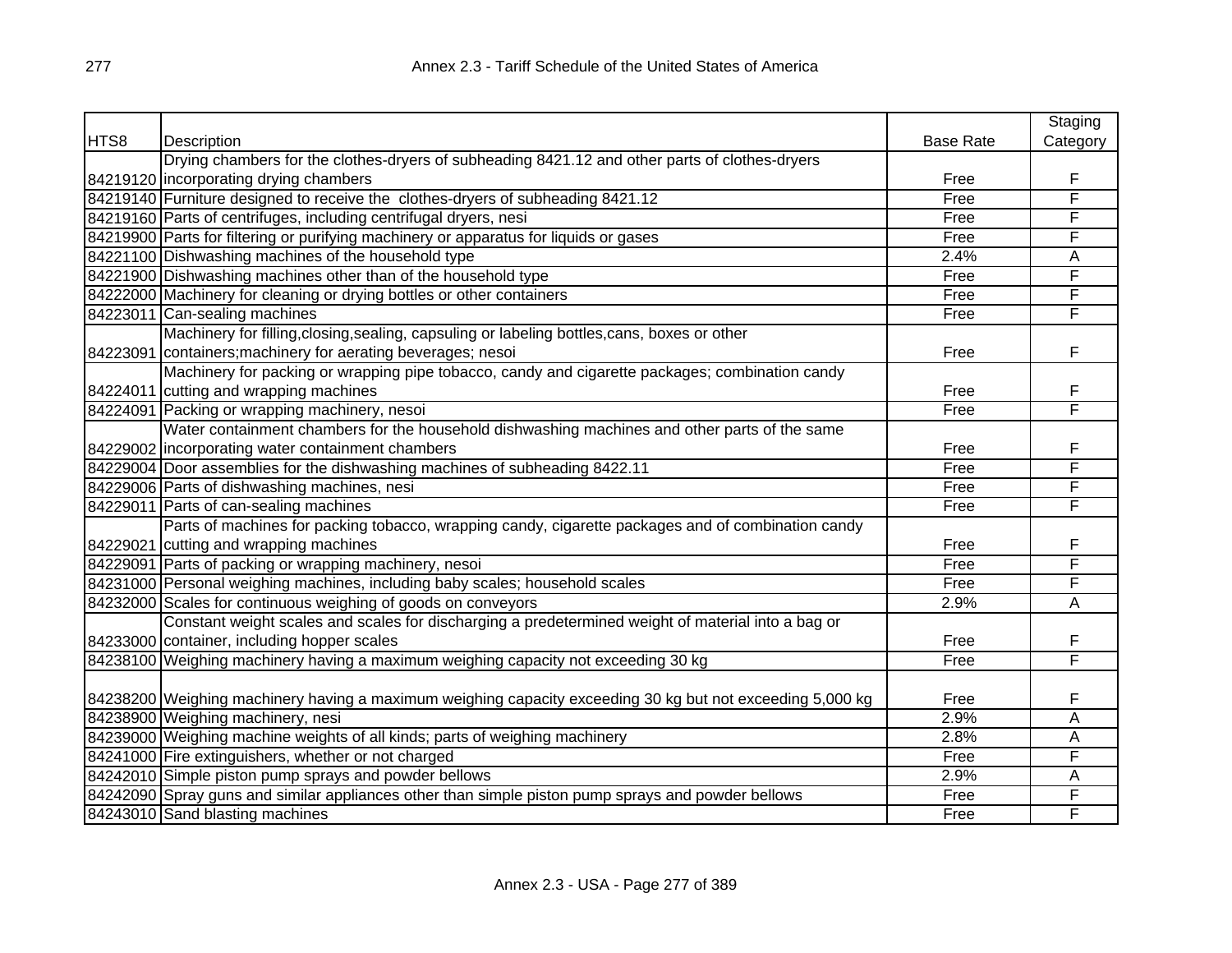| HTS8 | Description | Base Rate | Staging Category |
|---|---|---|---|
| 84219120 | Drying chambers for the clothes-dryers of subheading 8421.12 and other parts of clothes-dryers incorporating drying chambers | Free | F |
| 84219140 | Furniture designed to receive the clothes-dryers of subheading 8421.12 | Free | F |
| 84219160 | Parts of centrifuges, including centrifugal dryers, nesi | Free | F |
| 84219900 | Parts for filtering or purifying machinery or apparatus for liquids or gases | Free | F |
| 84221100 | Dishwashing machines of the household type | 2.4% | A |
| 84221900 | Dishwashing machines other than of the household type | Free | F |
| 84222000 | Machinery for cleaning or drying bottles or other containers | Free | F |
| 84223011 | Can-sealing machines | Free | F |
| 84223091 | Machinery for filling,closing,sealing, capsuling or labeling bottles,cans, boxes or other containers;machinery for aerating beverages; nesoi | Free | F |
| 84224011 | Machinery for packing or wrapping pipe tobacco, candy and cigarette packages; combination candy cutting and wrapping machines | Free | F |
| 84224091 | Packing or wrapping machinery, nesoi | Free | F |
| 84229002 | Water containment chambers for the household dishwashing machines and other parts of the same incorporating water containment chambers | Free | F |
| 84229004 | Door assemblies for the dishwashing machines of subheading 8422.11 | Free | F |
| 84229006 | Parts of dishwashing machines, nesi | Free | F |
| 84229011 | Parts of can-sealing machines | Free | F |
| 84229021 | Parts of machines for packing tobacco, wrapping candy, cigarette packages and of combination candy cutting and wrapping machines | Free | F |
| 84229091 | Parts of packing or wrapping machinery, nesoi | Free | F |
| 84231000 | Personal weighing machines, including baby scales; household scales | Free | F |
| 84232000 | Scales for continuous weighing of goods on conveyors | 2.9% | A |
| 84233000 | Constant weight scales and scales for discharging a predetermined weight of material into a bag or container, including hopper scales | Free | F |
| 84238100 | Weighing machinery having a maximum weighing capacity not exceeding 30 kg | Free | F |
| 84238200 | Weighing machinery having a maximum weighing capacity exceeding 30 kg but not exceeding 5,000 kg | Free | F |
| 84238900 | Weighing machinery, nesi | 2.9% | A |
| 84239000 | Weighing machine weights of all kinds; parts of weighing machinery | 2.8% | A |
| 84241000 | Fire extinguishers, whether or not charged | Free | F |
| 84242010 | Simple piston pump sprays and powder bellows | 2.9% | A |
| 84242090 | Spray guns and similar appliances other than simple piston pump sprays and powder bellows | Free | F |
| 84243010 | Sand blasting machines | Free | F |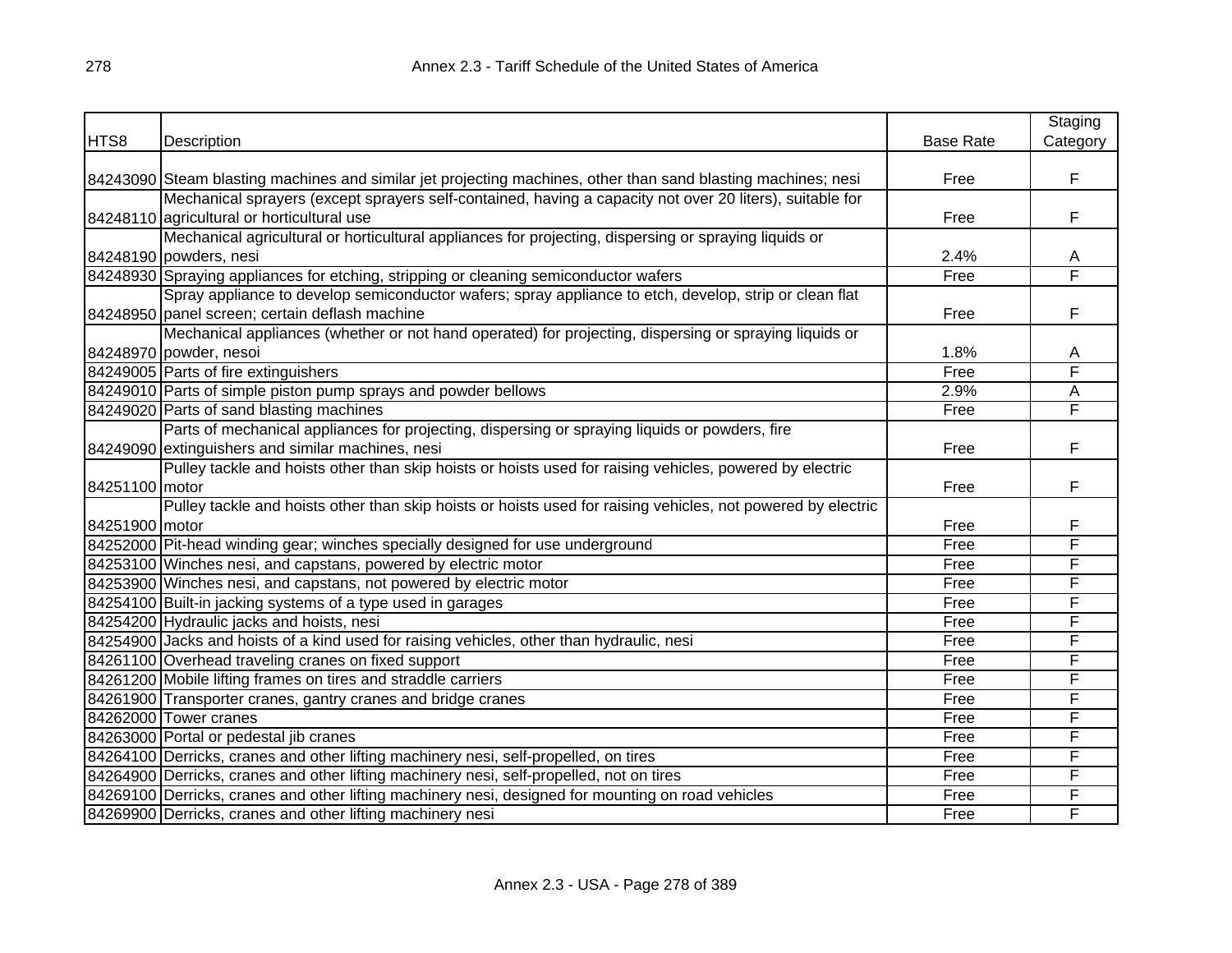| HTS8 | Description | Base Rate | Staging Category |
|---|---|---|---|
| 84243090 | Steam blasting machines and similar jet projecting machines, other than sand blasting machines; nesi | Free | F |
| 84248110 | Mechanical sprayers (except sprayers self-contained, having a capacity not over 20 liters), suitable for agricultural or horticultural use | Free | F |
| 84248190 | Mechanical agricultural or horticultural appliances for projecting, dispersing or spraying liquids or powders, nesi | 2.4% | A |
| 84248930 | Spraying appliances for etching, stripping or cleaning semiconductor wafers | Free | F |
| 84248950 | Spray appliance to develop semiconductor wafers; spray appliance to etch, develop, strip or clean flat panel screen; certain deflash machine | Free | F |
| 84248970 | Mechanical appliances (whether or not hand operated) for projecting, dispersing or spraying liquids or powder, nesoi | 1.8% | A |
| 84249005 | Parts of fire extinguishers | Free | F |
| 84249010 | Parts of simple piston pump sprays and powder bellows | 2.9% | A |
| 84249020 | Parts of sand blasting machines | Free | F |
| 84249090 | Parts of mechanical appliances for projecting, dispersing or spraying liquids or powders, fire extinguishers and similar machines, nesi | Free | F |
| 84251100 | Pulley tackle and hoists other than skip hoists or hoists used for raising vehicles, powered by electric motor | Free | F |
| 84251900 | Pulley tackle and hoists other than skip hoists or hoists used for raising vehicles, not powered by electric motor | Free | F |
| 84252000 | Pit-head winding gear; winches specially designed for use underground | Free | F |
| 84253100 | Winches nesi, and capstans, powered by electric motor | Free | F |
| 84253900 | Winches nesi, and capstans, not powered by electric motor | Free | F |
| 84254100 | Built-in jacking systems of a type used in garages | Free | F |
| 84254200 | Hydraulic jacks and hoists, nesi | Free | F |
| 84254900 | Jacks and hoists of a kind used for raising vehicles, other than hydraulic, nesi | Free | F |
| 84261100 | Overhead traveling cranes on fixed support | Free | F |
| 84261200 | Mobile lifting frames on tires and straddle carriers | Free | F |
| 84261900 | Transporter cranes, gantry cranes and bridge cranes | Free | F |
| 84262000 | Tower cranes | Free | F |
| 84263000 | Portal or pedestal jib cranes | Free | F |
| 84264100 | Derricks, cranes and other lifting machinery nesi, self-propelled, on tires | Free | F |
| 84264900 | Derricks, cranes and other lifting machinery nesi, self-propelled, not on tires | Free | F |
| 84269100 | Derricks, cranes and other lifting machinery nesi, designed for mounting on road vehicles | Free | F |
| 84269900 | Derricks, cranes and other lifting machinery nesi | Free | F |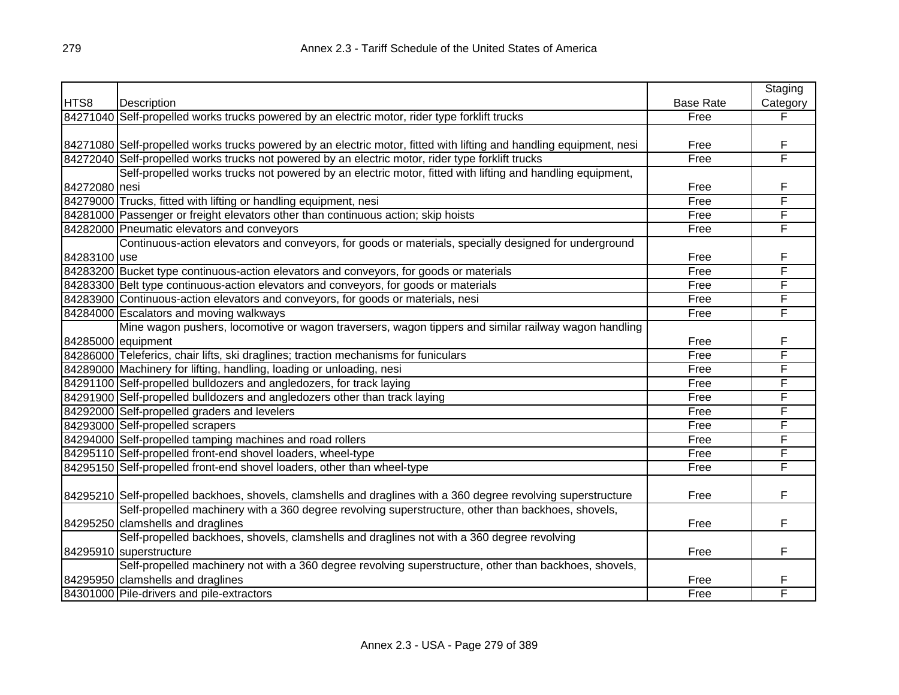| HTS8 | Description | Base Rate | Staging Category |
|---|---|---|---|
| 84271040 | Self-propelled works trucks powered by an electric motor, rider type forklift trucks | Free | F |
| 84271080 | Self-propelled works trucks powered by an electric motor, fitted with lifting and handling equipment, nesi | Free | F |
| 84272040 | Self-propelled works trucks not powered by an electric motor, rider type forklift trucks | Free | F |
| 84272080 | Self-propelled works trucks not powered by an electric motor, fitted with lifting and handling equipment, nesi | Free | F |
| 84279000 | Trucks, fitted with lifting or handling equipment, nesi | Free | F |
| 84281000 | Passenger or freight elevators other than continuous action; skip hoists | Free | F |
| 84282000 | Pneumatic elevators and conveyors | Free | F |
| 84283100 | Continuous-action elevators and conveyors, for goods or materials, specially designed for underground use | Free | F |
| 84283200 | Bucket type continuous-action elevators and conveyors, for goods or materials | Free | F |
| 84283300 | Belt type continuous-action elevators and conveyors, for goods or materials | Free | F |
| 84283900 | Continuous-action elevators and conveyors, for goods or materials, nesi | Free | F |
| 84284000 | Escalators and moving walkways | Free | F |
| 84285000 | Mine wagon pushers, locomotive or wagon traversers, wagon tippers and similar railway wagon handling equipment | Free | F |
| 84286000 | Teleferics, chair lifts, ski draglines; traction mechanisms for funiculars | Free | F |
| 84289000 | Machinery for lifting, handling, loading or unloading, nesi | Free | F |
| 84291100 | Self-propelled bulldozers and angledozers, for track laying | Free | F |
| 84291900 | Self-propelled bulldozers and angledozers other than track laying | Free | F |
| 84292000 | Self-propelled graders and levelers | Free | F |
| 84293000 | Self-propelled scrapers | Free | F |
| 84294000 | Self-propelled tamping machines and road rollers | Free | F |
| 84295110 | Self-propelled front-end shovel loaders, wheel-type | Free | F |
| 84295150 | Self-propelled front-end shovel loaders, other than wheel-type | Free | F |
| 84295210 | Self-propelled backhoes, shovels, clamshells and draglines with a 360 degree revolving superstructure | Free | F |
| 84295250 | Self-propelled machinery with a 360 degree revolving superstructure, other than backhoes, shovels, clamshells and draglines | Free | F |
| 84295910 | Self-propelled backhoes, shovels, clamshells and draglines not with a 360 degree revolving superstructure | Free | F |
| 84295950 | Self-propelled machinery not with a 360 degree revolving superstructure, other than backhoes, shovels, clamshells and draglines | Free | F |
| 84301000 | Pile-drivers and pile-extractors | Free | F |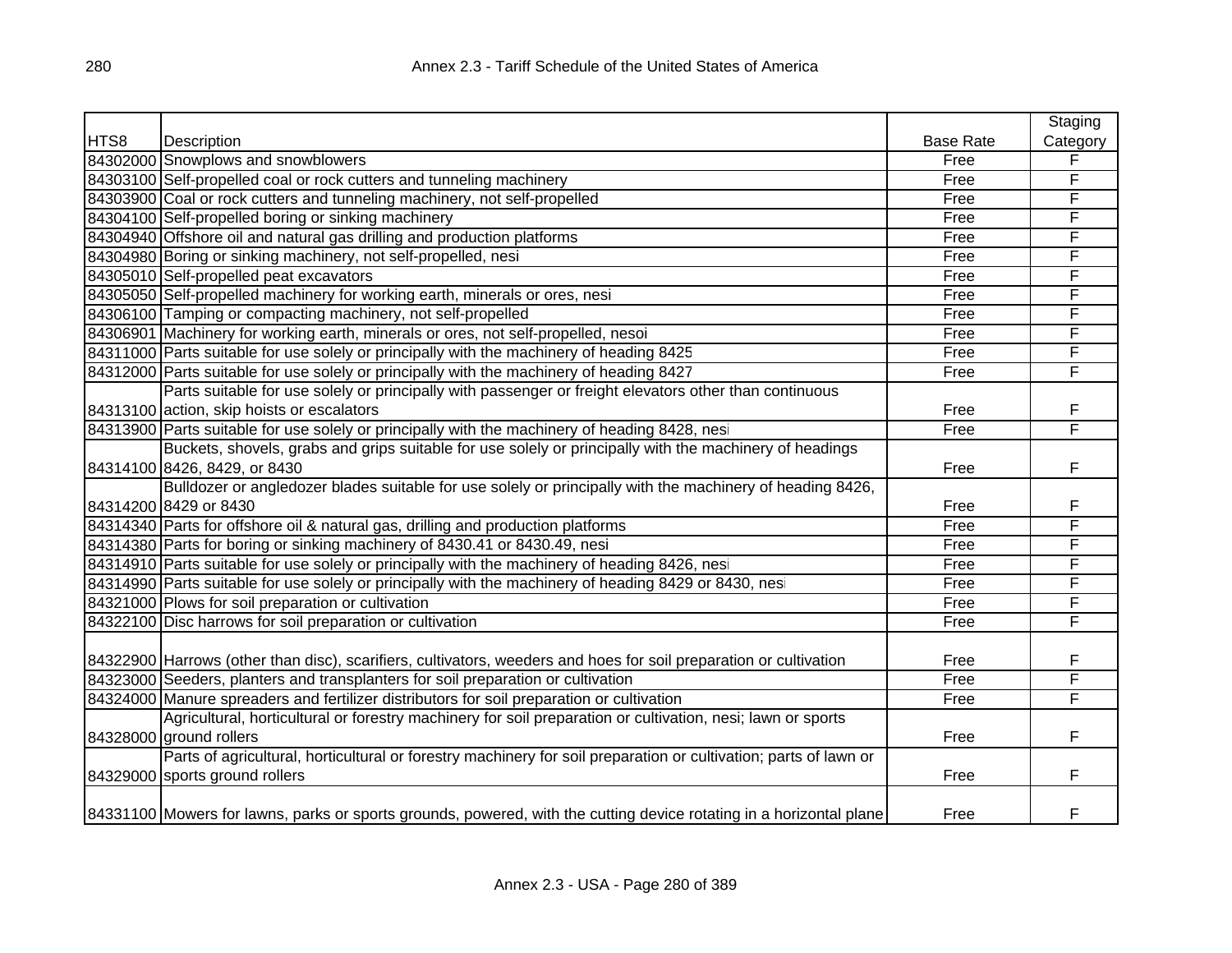| HTS8 | Description | Base Rate | Staging Category |
|---|---|---|---|
| 84302000 | Snowplows and snowblowers | Free | F |
| 84303100 | Self-propelled coal or rock cutters and tunneling machinery | Free | F |
| 84303900 | Coal or rock cutters and tunneling machinery, not self-propelled | Free | F |
| 84304100 | Self-propelled boring or sinking machinery | Free | F |
| 84304940 | Offshore oil and natural gas drilling and production platforms | Free | F |
| 84304980 | Boring or sinking machinery, not self-propelled, nesi | Free | F |
| 84305010 | Self-propelled peat excavators | Free | F |
| 84305050 | Self-propelled machinery for working earth, minerals or ores, nesi | Free | F |
| 84306100 | Tamping or compacting machinery, not self-propelled | Free | F |
| 84306901 | Machinery for working earth, minerals or ores, not self-propelled, nesoi | Free | F |
| 84311000 | Parts suitable for use solely or principally with the machinery of heading 8425 | Free | F |
| 84312000 | Parts suitable for use solely or principally with the machinery of heading 8427 | Free | F |
| 84313100 | Parts suitable for use solely or principally with passenger or freight elevators other than continuous action, skip hoists or escalators | Free | F |
| 84313900 | Parts suitable for use solely or principally with the machinery of heading 8428, nesi | Free | F |
| 84314100 | Buckets, shovels, grabs and grips suitable for use solely or principally with the machinery of headings 8426, 8429, or 8430 | Free | F |
| 84314200 | Bulldozer or angledozer blades suitable for use solely or principally with the machinery of heading 8426, 8429 or 8430 | Free | F |
| 84314340 | Parts for offshore oil & natural gas, drilling and production platforms | Free | F |
| 84314380 | Parts for boring or sinking machinery of 8430.41 or 8430.49, nesi | Free | F |
| 84314910 | Parts suitable for use solely or principally with the machinery of heading 8426, nesi | Free | F |
| 84314990 | Parts suitable for use solely or principally with the machinery of heading 8429 or 8430, nesi | Free | F |
| 84321000 | Plows for soil preparation or cultivation | Free | F |
| 84322100 | Disc harrows for soil preparation or cultivation | Free | F |
| 84322900 | Harrows (other than disc), scarifiers, cultivators, weeders and hoes for soil preparation or cultivation | Free | F |
| 84323000 | Seeders, planters and transplanters for soil preparation or cultivation | Free | F |
| 84324000 | Manure spreaders and fertilizer distributors for soil preparation or cultivation | Free | F |
| 84328000 | Agricultural, horticultural or forestry machinery for soil preparation or cultivation, nesi; lawn or sports ground rollers | Free | F |
| 84329000 | Parts of agricultural, horticultural or forestry machinery for soil preparation or cultivation; parts of lawn or sports ground rollers | Free | F |
| 84331100 | Mowers for lawns, parks or sports grounds, powered, with the cutting device rotating in a horizontal plane | Free | F |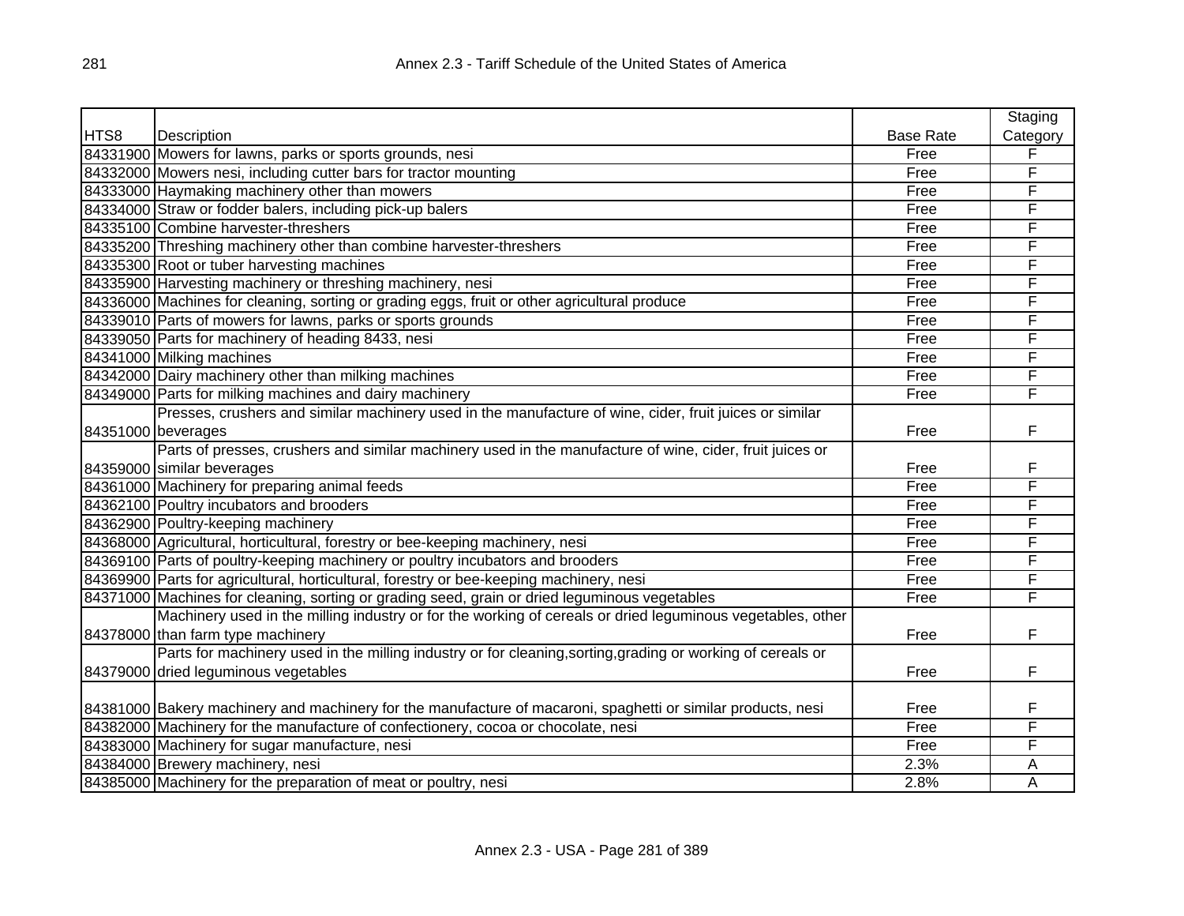| HTS8 | Description | Base Rate | Staging Category |
|---|---|---|---|
| 84331900 | Mowers for lawns, parks or sports grounds, nesi | Free | F |
| 84332000 | Mowers nesi, including cutter bars for tractor mounting | Free | F |
| 84333000 | Haymaking machinery other than mowers | Free | F |
| 84334000 | Straw or fodder balers, including pick-up balers | Free | F |
| 84335100 | Combine harvester-threshers | Free | F |
| 84335200 | Threshing machinery other than combine harvester-threshers | Free | F |
| 84335300 | Root or tuber harvesting machines | Free | F |
| 84335900 | Harvesting machinery or threshing machinery, nesi | Free | F |
| 84336000 | Machines for cleaning, sorting or grading eggs, fruit or other agricultural produce | Free | F |
| 84339010 | Parts of mowers for lawns, parks or sports grounds | Free | F |
| 84339050 | Parts for machinery of heading 8433, nesi | Free | F |
| 84341000 | Milking machines | Free | F |
| 84342000 | Dairy machinery other than milking machines | Free | F |
| 84349000 | Parts for milking machines and dairy machinery | Free | F |
| 84351000 | Presses, crushers and similar machinery used in the manufacture of wine, cider, fruit juices or similar beverages | Free | F |
| 84359000 | Parts of presses, crushers and similar machinery used in the manufacture of wine, cider, fruit juices or similar beverages | Free | F |
| 84361000 | Machinery for preparing animal feeds | Free | F |
| 84362100 | Poultry incubators and brooders | Free | F |
| 84362900 | Poultry-keeping machinery | Free | F |
| 84368000 | Agricultural, horticultural, forestry or bee-keeping machinery, nesi | Free | F |
| 84369100 | Parts of poultry-keeping machinery or poultry incubators and brooders | Free | F |
| 84369900 | Parts for agricultural, horticultural, forestry or bee-keeping machinery, nesi | Free | F |
| 84371000 | Machines for cleaning, sorting or grading seed, grain or dried leguminous vegetables | Free | F |
| 84378000 | Machinery used in the milling industry or for the working of cereals or dried leguminous vegetables, other than farm type machinery | Free | F |
| 84379000 | Parts for machinery used in the milling industry or for cleaning,sorting,grading or working of cereals or dried leguminous vegetables | Free | F |
| 84381000 | Bakery machinery and machinery for the manufacture of macaroni, spaghetti or similar products, nesi | Free | F |
| 84382000 | Machinery for the manufacture of confectionery, cocoa or chocolate, nesi | Free | F |
| 84383000 | Machinery for sugar manufacture, nesi | Free | F |
| 84384000 | Brewery machinery, nesi | 2.3% | A |
| 84385000 | Machinery for the preparation of meat or poultry, nesi | 2.8% | A |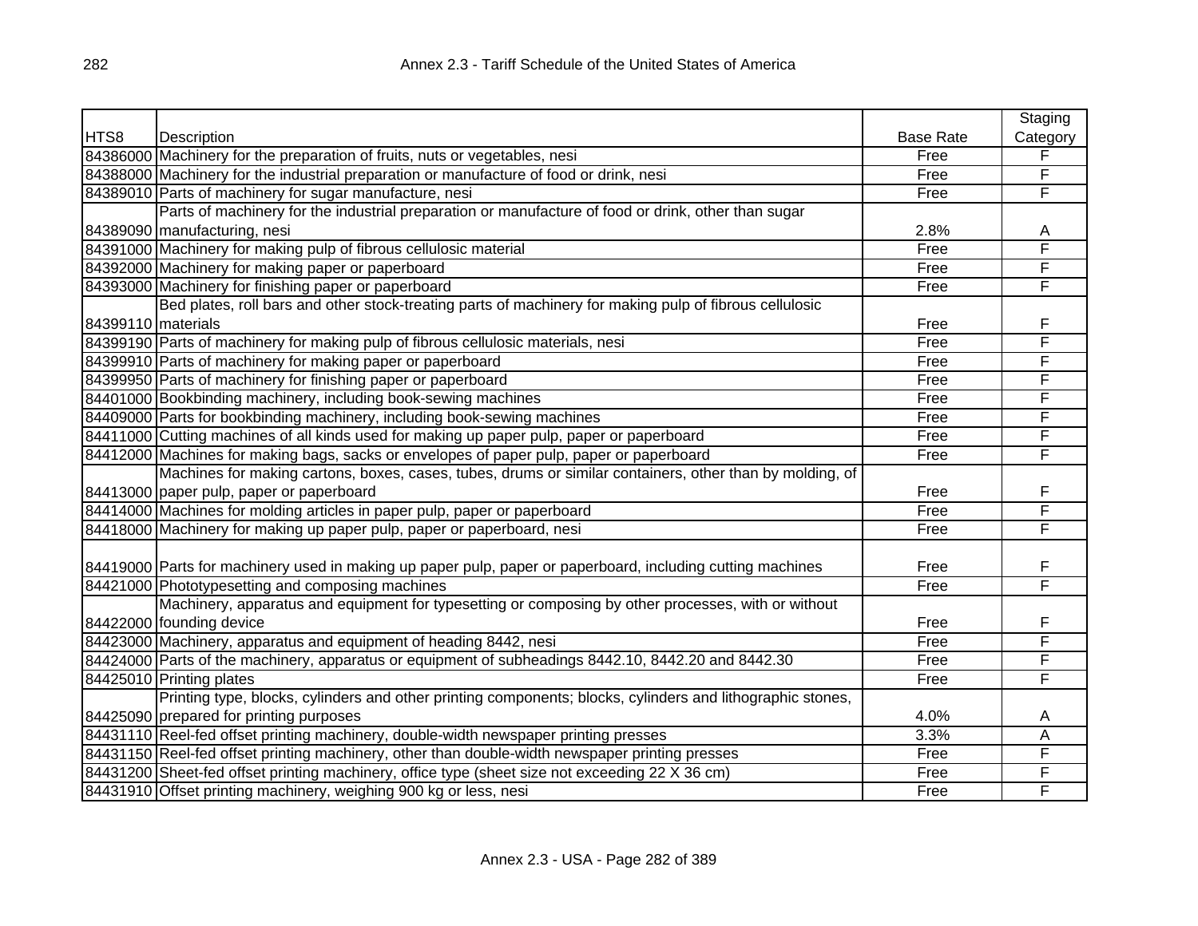| HTS8 | Description | Base Rate | Staging Category |
|---|---|---|---|
| 84386000 | Machinery for the preparation of fruits, nuts or vegetables, nesi | Free | F |
| 84388000 | Machinery for the industrial preparation or manufacture of food or drink, nesi | Free | F |
| 84389010 | Parts of machinery for sugar manufacture, nesi | Free | F |
| 84389090 | Parts of machinery for the industrial preparation or manufacture of food or drink, other than sugar manufacturing, nesi | 2.8% | A |
| 84391000 | Machinery for making pulp of fibrous cellulosic material | Free | F |
| 84392000 | Machinery for making paper or paperboard | Free | F |
| 84393000 | Machinery for finishing paper or paperboard | Free | F |
| 84399110 | Bed plates, roll bars and other stock-treating parts of machinery for making pulp of fibrous cellulosic materials | Free | F |
| 84399190 | Parts of machinery for making pulp of fibrous cellulosic materials, nesi | Free | F |
| 84399910 | Parts of machinery for making paper or paperboard | Free | F |
| 84399950 | Parts of machinery for finishing paper or paperboard | Free | F |
| 84401000 | Bookbinding machinery, including book-sewing machines | Free | F |
| 84409000 | Parts for bookbinding machinery, including book-sewing machines | Free | F |
| 84411000 | Cutting machines of all kinds used for making up paper pulp, paper or paperboard | Free | F |
| 84412000 | Machines for making bags, sacks or envelopes of paper pulp, paper or paperboard | Free | F |
| 84413000 | Machines for making cartons, boxes, cases, tubes, drums or similar containers, other than by molding, of paper pulp, paper or paperboard | Free | F |
| 84414000 | Machines for molding articles in paper pulp, paper or paperboard | Free | F |
| 84418000 | Machinery for making up paper pulp, paper or paperboard, nesi | Free | F |
| 84419000 | Parts for machinery used in making up paper pulp, paper or paperboard, including cutting machines | Free | F |
| 84421000 | Phototypesetting and composing machines | Free | F |
| 84422000 | Machinery, apparatus and equipment for typesetting or composing by other processes, with or without founding device | Free | F |
| 84423000 | Machinery, apparatus and equipment of heading 8442, nesi | Free | F |
| 84424000 | Parts of the machinery, apparatus or equipment of subheadings 8442.10, 8442.20 and 8442.30 | Free | F |
| 84425010 | Printing plates | Free | F |
| 84425090 | Printing type, blocks, cylinders and other printing components; blocks, cylinders and lithographic stones, prepared for printing purposes | 4.0% | A |
| 84431110 | Reel-fed offset printing machinery, double-width newspaper printing presses | 3.3% | A |
| 84431150 | Reel-fed offset printing machinery, other than double-width newspaper printing presses | Free | F |
| 84431200 | Sheet-fed offset printing machinery, office type (sheet size not exceeding 22 X 36 cm) | Free | F |
| 84431910 | Offset printing machinery, weighing 900 kg or less, nesi | Free | F |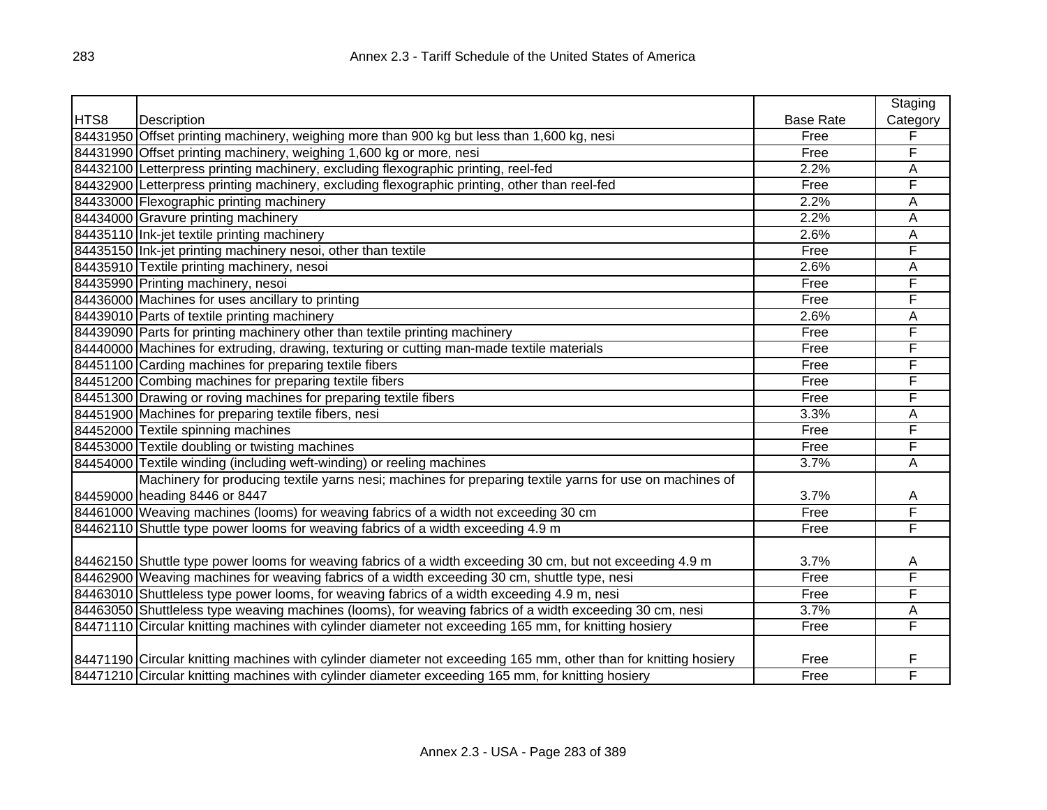| HTS8 | Description | Base Rate | Staging Category |
|---|---|---|---|
| 84431950 | Offset printing machinery, weighing more than 900 kg but less than 1,600 kg, nesi | Free | F |
| 84431990 | Offset printing machinery, weighing 1,600 kg or more, nesi | Free | F |
| 84432100 | Letterpress printing machinery, excluding flexographic printing, reel-fed | 2.2% | A |
| 84432900 | Letterpress printing machinery, excluding flexographic printing, other than reel-fed | Free | F |
| 84433000 | Flexographic printing machinery | 2.2% | A |
| 84434000 | Gravure printing machinery | 2.2% | A |
| 84435110 | Ink-jet textile printing machinery | 2.6% | A |
| 84435150 | Ink-jet printing machinery nesoi, other than textile | Free | F |
| 84435910 | Textile printing machinery, nesoi | 2.6% | A |
| 84435990 | Printing machinery, nesoi | Free | F |
| 84436000 | Machines for uses ancillary to printing | Free | F |
| 84439010 | Parts of textile printing machinery | 2.6% | A |
| 84439090 | Parts for printing machinery other than textile printing machinery | Free | F |
| 84440000 | Machines for extruding, drawing, texturing or cutting man-made textile materials | Free | F |
| 84451100 | Carding machines for preparing textile fibers | Free | F |
| 84451200 | Combing machines for preparing textile fibers | Free | F |
| 84451300 | Drawing or roving machines for preparing textile fibers | Free | F |
| 84451900 | Machines for preparing textile fibers, nesi | 3.3% | A |
| 84452000 | Textile spinning machines | Free | F |
| 84453000 | Textile doubling or twisting machines | Free | F |
| 84454000 | Textile winding (including weft-winding) or reeling machines | 3.7% | A |
| 84459000 | Machinery for producing textile yarns nesi; machines for preparing textile yarns for use on machines of heading 8446 or 8447 | 3.7% | A |
| 84461000 | Weaving machines (looms) for weaving fabrics of a width not exceeding 30 cm | Free | F |
| 84462110 | Shuttle type power looms for weaving fabrics of a width exceeding 4.9 m | Free | F |
| 84462150 | Shuttle type power looms for weaving fabrics of a width exceeding 30 cm, but not exceeding 4.9 m | 3.7% | A |
| 84462900 | Weaving machines for weaving fabrics of a width exceeding 30 cm, shuttle type, nesi | Free | F |
| 84463010 | Shuttleless type power looms, for weaving fabrics of a width exceeding 4.9 m, nesi | Free | F |
| 84463050 | Shuttleless type weaving machines (looms), for weaving fabrics of a width exceeding 30 cm, nesi | 3.7% | A |
| 84471110 | Circular knitting machines with cylinder diameter not exceeding 165 mm, for knitting hosiery | Free | F |
| 84471190 | Circular knitting machines with cylinder diameter not exceeding 165 mm, other than for knitting hosiery | Free | F |
| 84471210 | Circular knitting machines with cylinder diameter exceeding 165 mm, for knitting hosiery | Free | F |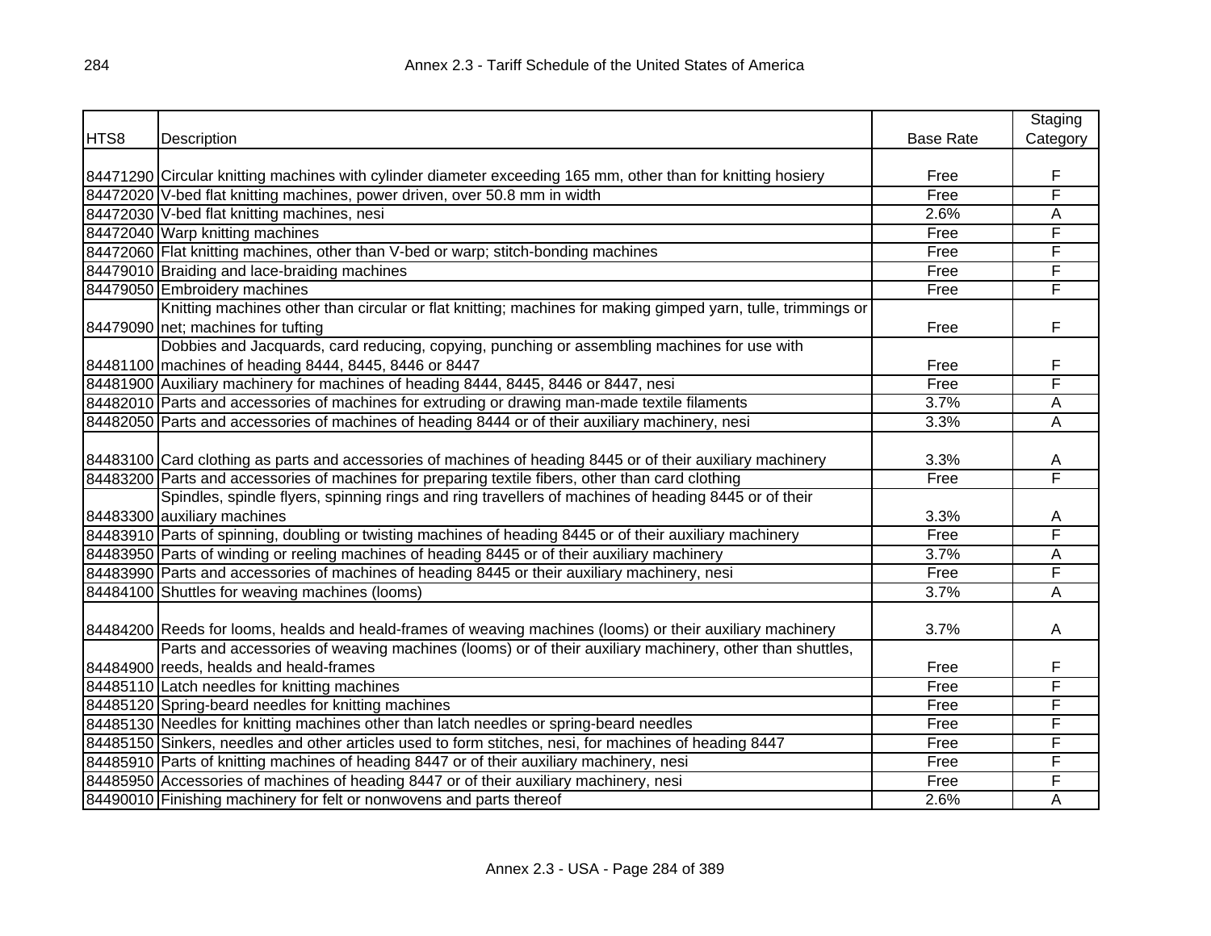| HTS8 | Description | Base Rate | Staging Category |
|---|---|---|---|
| 84471290 | Circular knitting machines with cylinder diameter exceeding 165 mm, other than for knitting hosiery | Free | F |
| 84472020 | V-bed flat knitting machines, power driven, over 50.8 mm in width | Free | F |
| 84472030 | V-bed flat knitting machines, nesi | 2.6% | A |
| 84472040 | Warp knitting machines | Free | F |
| 84472060 | Flat knitting machines, other than V-bed or warp; stitch-bonding machines | Free | F |
| 84479010 | Braiding and lace-braiding machines | Free | F |
| 84479050 | Embroidery machines | Free | F |
| 84479090 | Knitting machines other than circular or flat knitting; machines for making gimped yarn, tulle, trimmings or net; machines for tufting | Free | F |
| 84481100 | Dobbies and Jacquards, card reducing, copying, punching or assembling machines for use with machines of heading 8444, 8445, 8446 or 8447 | Free | F |
| 84481900 | Auxiliary machinery for machines of heading 8444, 8445, 8446 or 8447, nesi | Free | F |
| 84482010 | Parts and accessories of machines for extruding or drawing man-made textile filaments | 3.7% | A |
| 84482050 | Parts and accessories of machines of heading 8444 or of their auxiliary machinery, nesi | 3.3% | A |
| 84483100 | Card clothing as parts and accessories of machines of heading 8445 or of their auxiliary machinery | 3.3% | A |
| 84483200 | Parts and accessories of machines for preparing textile fibers, other than card clothing | Free | F |
| 84483300 | Spindles, spindle flyers, spinning rings and ring travellers of machines of heading 8445 or of their auxiliary machines | 3.3% | A |
| 84483910 | Parts of spinning, doubling or twisting machines of heading 8445 or of their auxiliary machinery | Free | F |
| 84483950 | Parts of winding or reeling machines of heading 8445 or of their auxiliary machinery | 3.7% | A |
| 84483990 | Parts and accessories of machines of heading 8445 or their auxiliary machinery, nesi | Free | F |
| 84484100 | Shuttles for weaving machines (looms) | 3.7% | A |
| 84484200 | Reeds for looms, healds and heald-frames of weaving machines (looms) or their auxiliary machinery | 3.7% | A |
| 84484900 | Parts and accessories of weaving machines (looms) or of their auxiliary machinery, other than shuttles, reeds, healds and heald-frames | Free | F |
| 84485110 | Latch needles for knitting machines | Free | F |
| 84485120 | Spring-beard needles for knitting machines | Free | F |
| 84485130 | Needles for knitting machines other than latch needles or spring-beard needles | Free | F |
| 84485150 | Sinkers, needles and other articles used to form stitches, nesi, for machines of heading 8447 | Free | F |
| 84485910 | Parts of knitting machines of heading 8447 or of their auxiliary machinery, nesi | Free | F |
| 84485950 | Accessories of machines of heading 8447 or of their auxiliary machinery, nesi | Free | F |
| 84490010 | Finishing machinery for felt or nonwovens and parts thereof | 2.6% | A |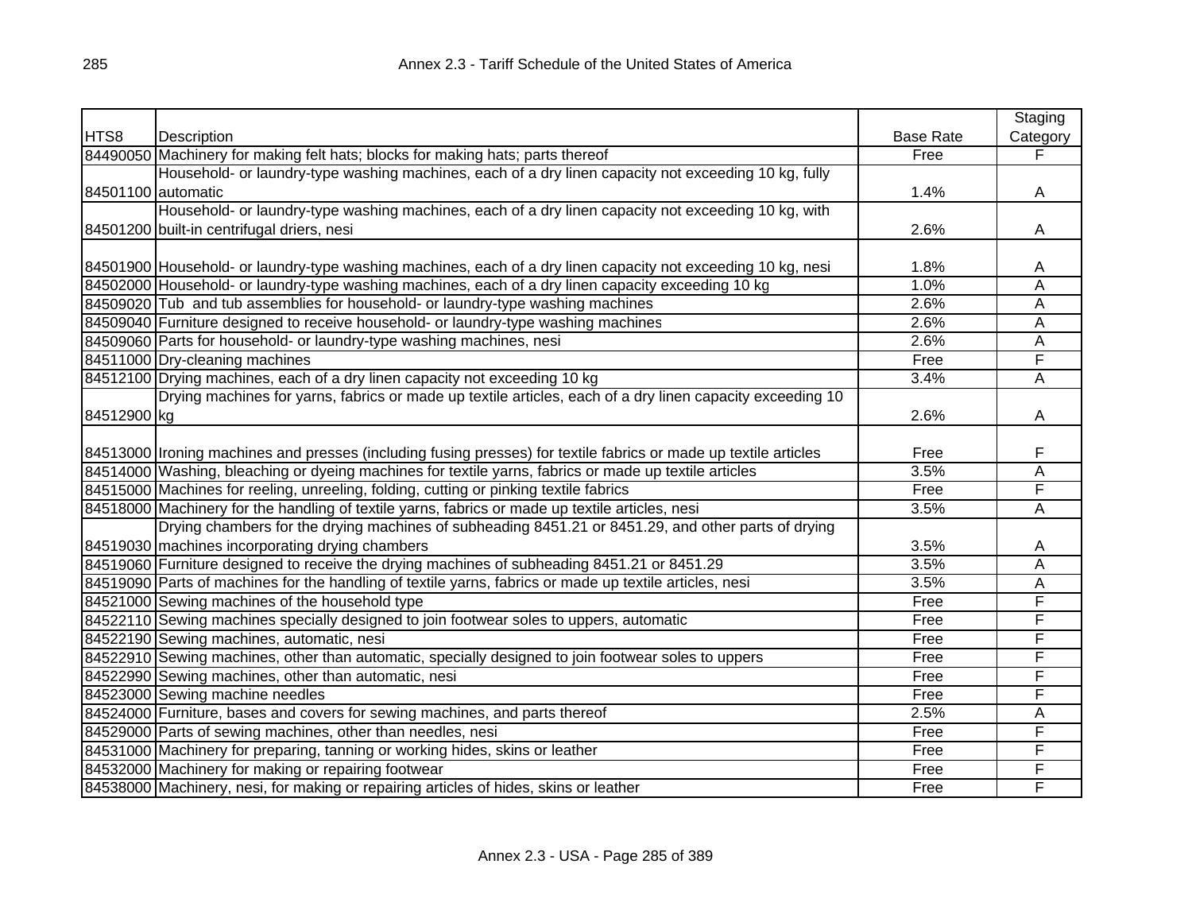| HTS8 | Description | Base Rate | Staging Category |
|---|---|---|---|
| 84490050 | Machinery for making felt hats; blocks for making hats; parts thereof | Free | F |
| 84501100 | Household- or laundry-type washing machines, each of a dry linen capacity not exceeding 10 kg, fully automatic | 1.4% | A |
| 84501200 | Household- or laundry-type washing machines, each of a dry linen capacity not exceeding 10 kg, with built-in centrifugal driers, nesi | 2.6% | A |
| 84501900 | Household- or laundry-type washing machines, each of a dry linen capacity not exceeding 10 kg, nesi | 1.8% | A |
| 84502000 | Household- or laundry-type washing machines, each of a dry linen capacity exceeding 10 kg | 1.0% | A |
| 84509020 | Tub and tub assemblies for household- or laundry-type washing machines | 2.6% | A |
| 84509040 | Furniture designed to receive household- or laundry-type washing machines | 2.6% | A |
| 84509060 | Parts for household- or laundry-type washing machines, nesi | 2.6% | A |
| 84511000 | Dry-cleaning machines | Free | F |
| 84512100 | Drying machines, each of a dry linen capacity not exceeding 10 kg | 3.4% | A |
| 84512900 | Drying machines for yarns, fabrics or made up textile articles, each of a dry linen capacity exceeding 10 kg | 2.6% | A |
| 84513000 | Ironing machines and presses (including fusing presses) for textile fabrics or made up textile articles | Free | F |
| 84514000 | Washing, bleaching or dyeing machines for textile yarns, fabrics or made up textile articles | 3.5% | A |
| 84515000 | Machines for reeling, unreeling, folding, cutting or pinking textile fabrics | Free | F |
| 84518000 | Machinery for the handling of textile yarns, fabrics or made up textile articles, nesi | 3.5% | A |
| 84519030 | Drying chambers for the drying machines of subheading 8451.21 or 8451.29, and other parts of drying machines incorporating drying chambers | 3.5% | A |
| 84519060 | Furniture designed to receive the drying machines of subheading 8451.21 or 8451.29 | 3.5% | A |
| 84519090 | Parts of machines for the handling of textile yarns, fabrics or made up textile articles, nesi | 3.5% | A |
| 84521000 | Sewing machines of the household type | Free | F |
| 84522110 | Sewing machines specially designed to join footwear soles to uppers, automatic | Free | F |
| 84522190 | Sewing machines, automatic, nesi | Free | F |
| 84522910 | Sewing machines, other than automatic, specially designed to join footwear soles to uppers | Free | F |
| 84522990 | Sewing machines, other than automatic, nesi | Free | F |
| 84523000 | Sewing machine needles | Free | F |
| 84524000 | Furniture, bases and covers for sewing machines, and parts thereof | 2.5% | A |
| 84529000 | Parts of sewing machines, other than needles, nesi | Free | F |
| 84531000 | Machinery for preparing, tanning or working hides, skins or leather | Free | F |
| 84532000 | Machinery for making or repairing footwear | Free | F |
| 84538000 | Machinery, nesi, for making or repairing articles of hides, skins or leather | Free | F |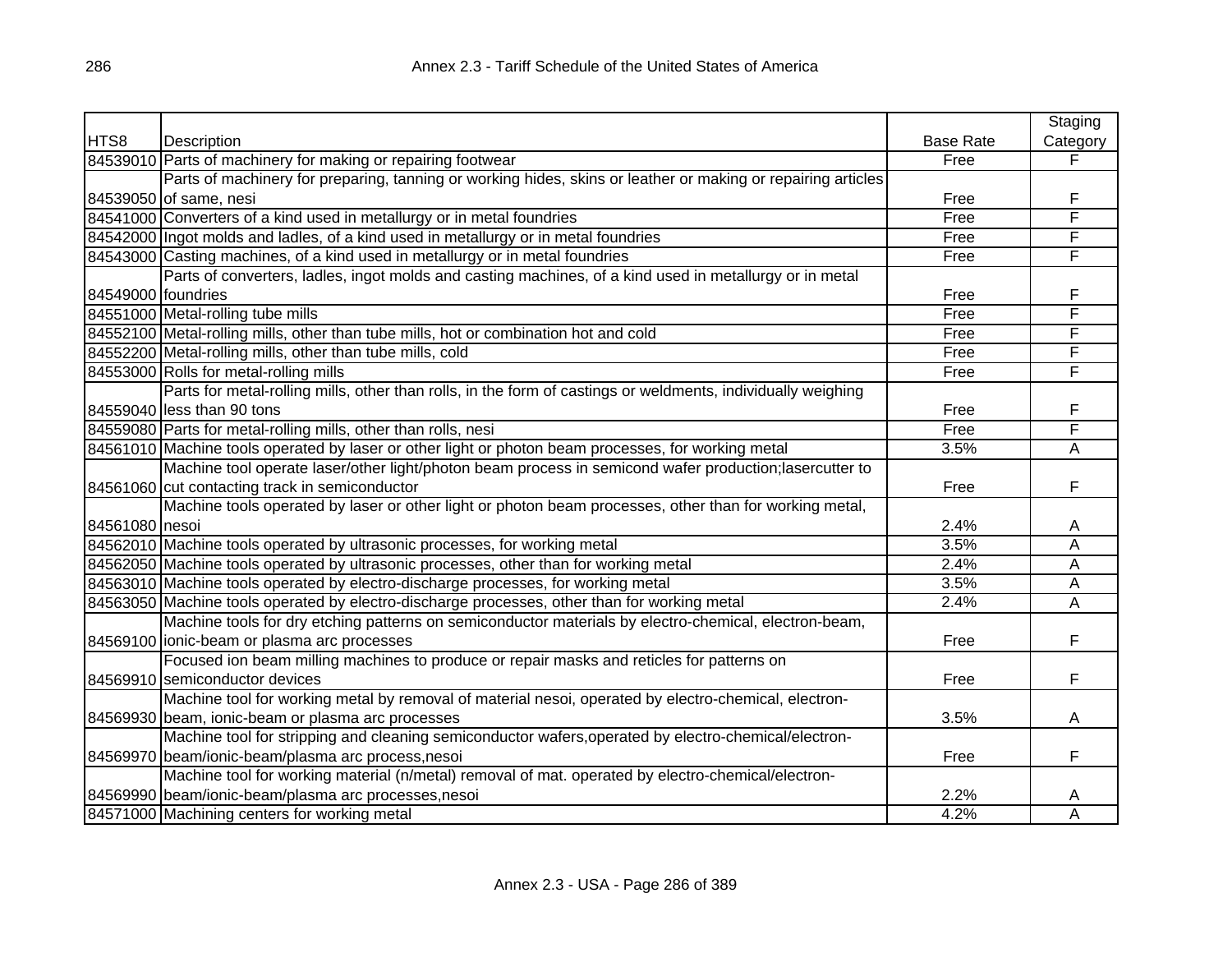| HTS8 | Description | Base Rate | Staging Category |
|---|---|---|---|
| 84539010 | Parts of machinery for making or repairing footwear | Free | F |
| 84539050 | Parts of machinery for preparing, tanning or working hides, skins or leather or making or repairing articles of same, nesi | Free | F |
| 84541000 | Converters of a kind used in metallurgy or in metal foundries | Free | F |
| 84542000 | Ingot molds and ladles, of a kind used in metallurgy or in metal foundries | Free | F |
| 84543000 | Casting machines, of a kind used in metallurgy or in metal foundries | Free | F |
| 84549000 | Parts of converters, ladles, ingot molds and casting machines, of a kind used in metallurgy or in metal foundries | Free | F |
| 84551000 | Metal-rolling tube mills | Free | F |
| 84552100 | Metal-rolling mills, other than tube mills, hot or combination hot and cold | Free | F |
| 84552200 | Metal-rolling mills, other than tube mills, cold | Free | F |
| 84553000 | Rolls for metal-rolling mills | Free | F |
| 84559040 | Parts for metal-rolling mills, other than rolls, in the form of castings or weldments, individually weighing less than 90 tons | Free | F |
| 84559080 | Parts for metal-rolling mills, other than rolls, nesi | Free | F |
| 84561010 | Machine tools operated by laser or other light or photon beam processes, for working metal | 3.5% | A |
| 84561060 | Machine tool operate laser/other light/photon beam process in semicond wafer production;lasercutter to cut contacting track in semiconductor | Free | F |
| 84561080 | Machine tools operated by laser or other light or photon beam processes, other than for working metal, nesoi | 2.4% | A |
| 84562010 | Machine tools operated by ultrasonic processes, for working metal | 3.5% | A |
| 84562050 | Machine tools operated by ultrasonic processes, other than for working metal | 2.4% | A |
| 84563010 | Machine tools operated by electro-discharge processes, for working metal | 3.5% | A |
| 84563050 | Machine tools operated by electro-discharge processes, other than for working metal | 2.4% | A |
| 84569100 | Machine tools for dry etching patterns on semiconductor materials by electro-chemical, electron-beam, ionic-beam or plasma arc processes | Free | F |
| 84569910 | Focused ion beam milling machines to produce or repair masks and reticles for patterns on semiconductor devices | Free | F |
| 84569930 | Machine tool for working metal by removal of material nesoi, operated by electro-chemical, electron-beam, ionic-beam or plasma arc processes | 3.5% | A |
| 84569970 | Machine tool for stripping and cleaning semiconductor wafers,operated by electro-chemical/electron-beam/ionic-beam/plasma arc process,nesoi | Free | F |
| 84569990 | Machine tool for working material (n/metal) removal of mat. operated by electro-chemical/electron-beam/ionic-beam/plasma arc processes,nesoi | 2.2% | A |
| 84571000 | Machining centers for working metal | 4.2% | A |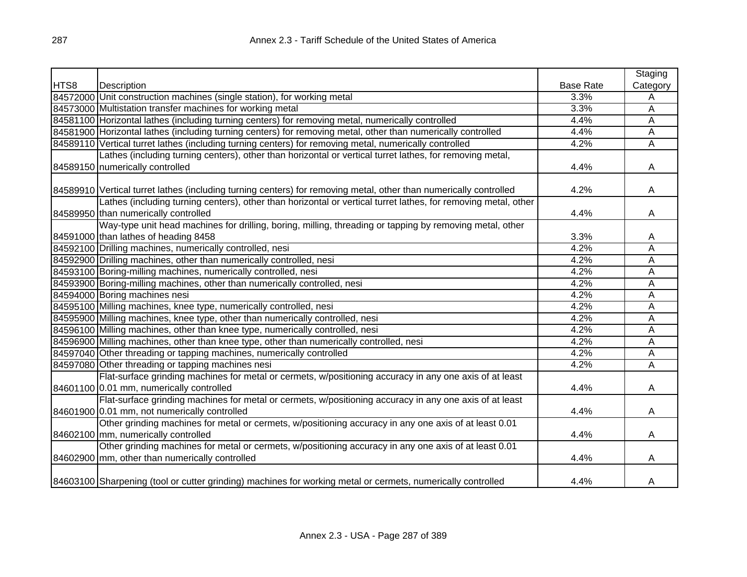| HTS8 | Description | Base Rate | Staging Category |
|---|---|---|---|
| 84572000 | Unit construction machines (single station), for working metal | 3.3% | A |
| 84573000 | Multistation transfer machines for working metal | 3.3% | A |
| 84581100 | Horizontal lathes (including turning centers) for removing metal, numerically controlled | 4.4% | A |
| 84581900 | Horizontal lathes (including turning centers) for removing metal, other than numerically controlled | 4.4% | A |
| 84589110 | Vertical turret lathes (including turning centers) for removing metal, numerically controlled | 4.2% | A |
| 84589150 | Lathes (including turning centers), other than horizontal or vertical turret lathes, for removing metal, numerically controlled | 4.4% | A |
| 84589910 | Vertical turret lathes (including turning centers) for removing metal, other than numerically controlled | 4.2% | A |
| 84589950 | Lathes (including turning centers), other than horizontal or vertical turret lathes, for removing metal, other than numerically controlled | 4.4% | A |
| 84591000 | Way-type unit head machines for drilling, boring, milling, threading or tapping by removing metal, other than lathes of heading 8458 | 3.3% | A |
| 84592100 | Drilling machines, numerically controlled, nesi | 4.2% | A |
| 84592900 | Drilling machines, other than numerically controlled, nesi | 4.2% | A |
| 84593100 | Boring-milling machines, numerically controlled, nesi | 4.2% | A |
| 84593900 | Boring-milling machines, other than numerically controlled, nesi | 4.2% | A |
| 84594000 | Boring machines nesi | 4.2% | A |
| 84595100 | Milling machines, knee type, numerically controlled, nesi | 4.2% | A |
| 84595900 | Milling machines, knee type, other than numerically controlled, nesi | 4.2% | A |
| 84596100 | Milling machines, other than knee type, numerically controlled, nesi | 4.2% | A |
| 84596900 | Milling machines, other than knee type, other than numerically controlled, nesi | 4.2% | A |
| 84597040 | Other threading or tapping machines, numerically controlled | 4.2% | A |
| 84597080 | Other threading or tapping machines nesi | 4.2% | A |
| 84601100 | Flat-surface grinding machines for metal or cermets, w/positioning accuracy in any one axis of at least 0.01 mm, numerically controlled | 4.4% | A |
| 84601900 | Flat-surface grinding machines for metal or cermets, w/positioning accuracy in any one axis of at least 0.01 mm, not numerically controlled | 4.4% | A |
| 84602100 | Other grinding machines for metal or cermets, w/positioning accuracy in any one axis of at least 0.01 mm, numerically controlled | 4.4% | A |
| 84602900 | Other grinding machines for metal or cermets, w/positioning accuracy in any one axis of at least 0.01 mm, other than numerically controlled | 4.4% | A |
| 84603100 | Sharpening (tool or cutter grinding) machines for working metal or cermets, numerically controlled | 4.4% | A |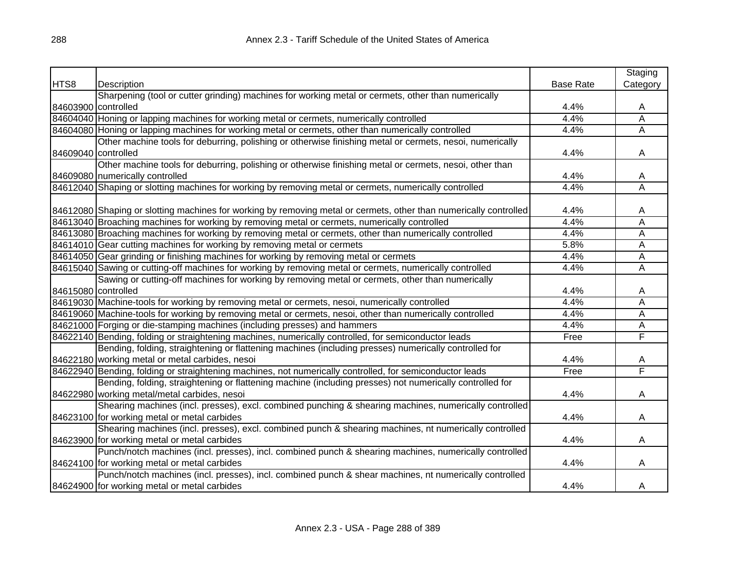| HTS8 | Description | Base Rate | Staging Category |
|---|---|---|---|
| 84603900 | Sharpening (tool or cutter grinding) machines for working metal or cermets, other than numerically controlled | 4.4% | A |
| 84604040 | Honing or lapping machines for working metal or cermets, numerically controlled | 4.4% | A |
| 84604080 | Honing or lapping machines for working metal or cermets, other than numerically controlled | 4.4% | A |
| 84609040 | Other machine tools for deburring, polishing or otherwise finishing metal or cermets, nesoi, numerically controlled | 4.4% | A |
| 84609080 | Other machine tools for deburring, polishing or otherwise finishing metal or cermets, nesoi, other than numerically controlled | 4.4% | A |
| 84612040 | Shaping or slotting machines for working by removing metal or cermets, numerically controlled | 4.4% | A |
| 84612080 | Shaping or slotting machines for working by removing metal or cermets, other than numerically controlled | 4.4% | A |
| 84613040 | Broaching machines for working by removing metal or cermets, numerically controlled | 4.4% | A |
| 84613080 | Broaching machines for working by removing metal or cermets, other than numerically controlled | 4.4% | A |
| 84614010 | Gear cutting machines for working by removing metal or cermets | 5.8% | A |
| 84614050 | Gear grinding or finishing machines for working by removing metal or cermets | 4.4% | A |
| 84615040 | Sawing or cutting-off machines for working by removing metal or cermets, numerically controlled | 4.4% | A |
| 84615080 | Sawing or cutting-off machines for working by removing metal or cermets, other than numerically controlled | 4.4% | A |
| 84619030 | Machine-tools for working by removing metal or cermets, nesoi, numerically controlled | 4.4% | A |
| 84619060 | Machine-tools for working by removing metal or cermets, nesoi, other than numerically controlled | 4.4% | A |
| 84621000 | Forging or die-stamping machines (including presses) and hammers | 4.4% | A |
| 84622140 | Bending, folding or straightening machines, numerically controlled, for semiconductor leads | Free | F |
| 84622180 | Bending, folding, straightening or flattening machines (including presses) numerically controlled for working metal or metal carbides, nesoi | 4.4% | A |
| 84622940 | Bending, folding or straightening machines, not numerically controlled, for semiconductor leads | Free | F |
| 84622980 | Bending, folding, straightening or flattening machine (including presses) not numerically controlled for working metal/metal carbides, nesoi | 4.4% | A |
| 84623100 | Shearing machines (incl. presses), excl. combined punching & shearing machines, numerically controlled for working metal or metal carbides | 4.4% | A |
| 84623900 | Shearing machines (incl. presses), excl. combined punch & shearing machines, nt numerically controlled for working metal or metal carbides | 4.4% | A |
| 84624100 | Punch/notch machines (incl. presses), incl. combined punch & shearing machines, numerically controlled for working metal or metal carbides | 4.4% | A |
| 84624900 | Punch/notch machines (incl. presses), incl. combined punch & shear machines, nt numerically controlled for working metal or metal carbides | 4.4% | A |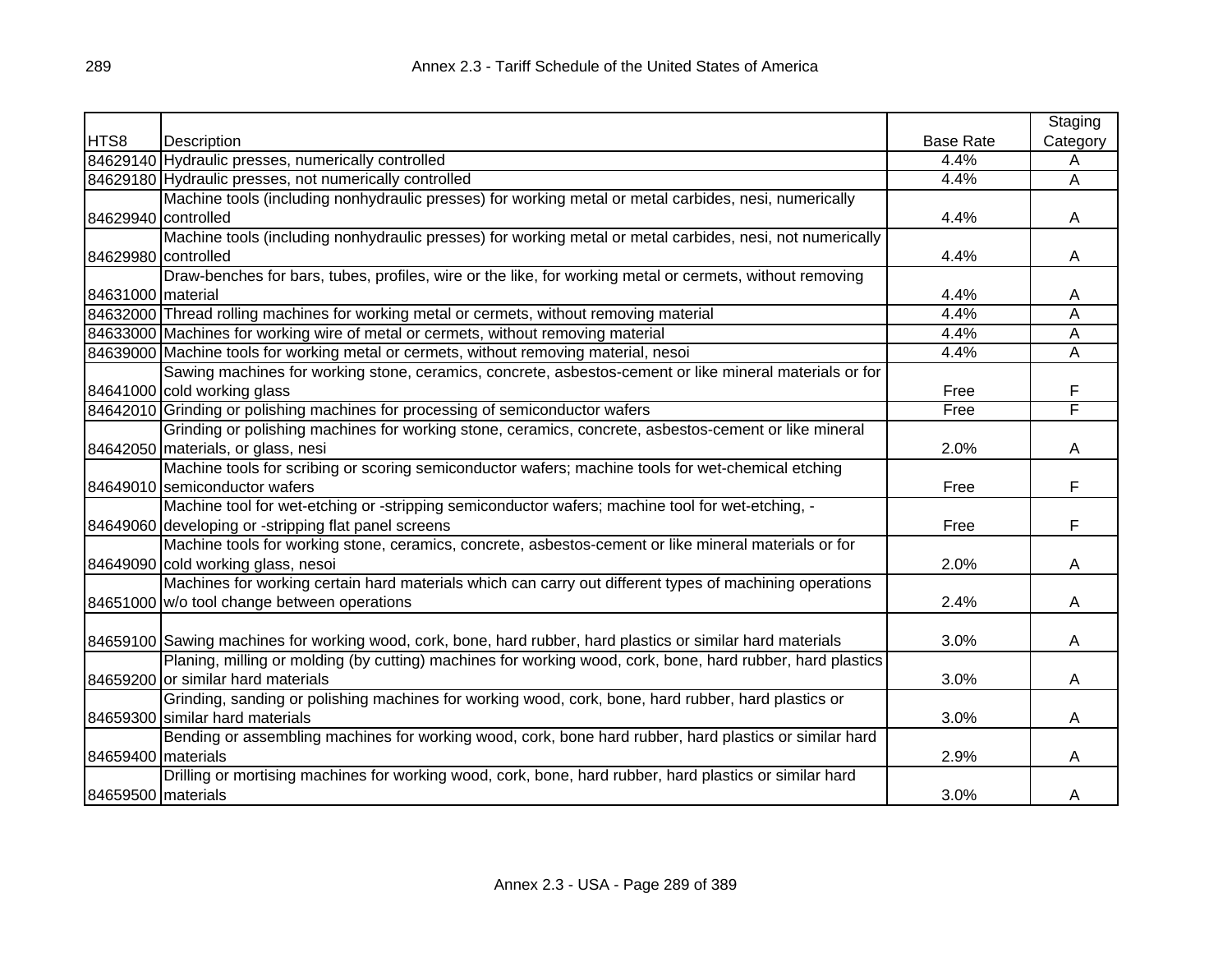| HTS8 | Description | Base Rate | Staging Category |
| --- | --- | --- | --- |
| 84629140 | Hydraulic presses, numerically controlled | 4.4% | A |
| 84629180 | Hydraulic presses, not numerically controlled | 4.4% | A |
| 84629940 | Machine tools (including nonhydraulic presses) for working metal or metal carbides, nesi, numerically controlled | 4.4% | A |
| 84629980 | Machine tools (including nonhydraulic presses) for working metal or metal carbides, nesi, not numerically controlled | 4.4% | A |
| 84631000 | Draw-benches for bars, tubes, profiles, wire or the like, for working metal or cermets, without removing material | 4.4% | A |
| 84632000 | Thread rolling machines for working metal or cermets, without removing material | 4.4% | A |
| 84633000 | Machines for working wire of metal or cermets, without removing material | 4.4% | A |
| 84639000 | Machine tools for working metal or cermets, without removing material, nesoi | 4.4% | A |
| 84641000 | Sawing machines for working stone, ceramics, concrete, asbestos-cement or like mineral materials or for cold working glass | Free | F |
| 84642010 | Grinding or polishing machines for processing of semiconductor wafers | Free | F |
| 84642050 | Grinding or polishing machines for working stone, ceramics, concrete, asbestos-cement or like mineral materials, or glass, nesi | 2.0% | A |
| 84649010 | Machine tools for scribing or scoring semiconductor wafers; machine tools for wet-chemical etching semiconductor wafers | Free | F |
| 84649060 | Machine tool for wet-etching or -stripping semiconductor wafers; machine tool for wet-etching, -developing or -stripping flat panel screens | Free | F |
| 84649090 | Machine tools for working stone, ceramics, concrete, asbestos-cement or like mineral materials or for cold working glass, nesoi | 2.0% | A |
| 84651000 | Machines for working certain hard materials which can carry out different types of machining operations w/o tool change between operations | 2.4% | A |
| 84659100 | Sawing machines for working wood, cork, bone, hard rubber, hard plastics or similar hard materials | 3.0% | A |
| 84659200 | Planing, milling or molding (by cutting) machines for working wood, cork, bone, hard rubber, hard plastics or similar hard materials | 3.0% | A |
| 84659300 | Grinding, sanding or polishing machines for working wood, cork, bone, hard rubber, hard plastics or similar hard materials | 3.0% | A |
| 84659400 | Bending or assembling machines for working wood, cork, bone hard rubber, hard plastics or similar hard materials | 2.9% | A |
| 84659500 | Drilling or mortising machines for working wood, cork, bone, hard rubber, hard plastics or similar hard materials | 3.0% | A |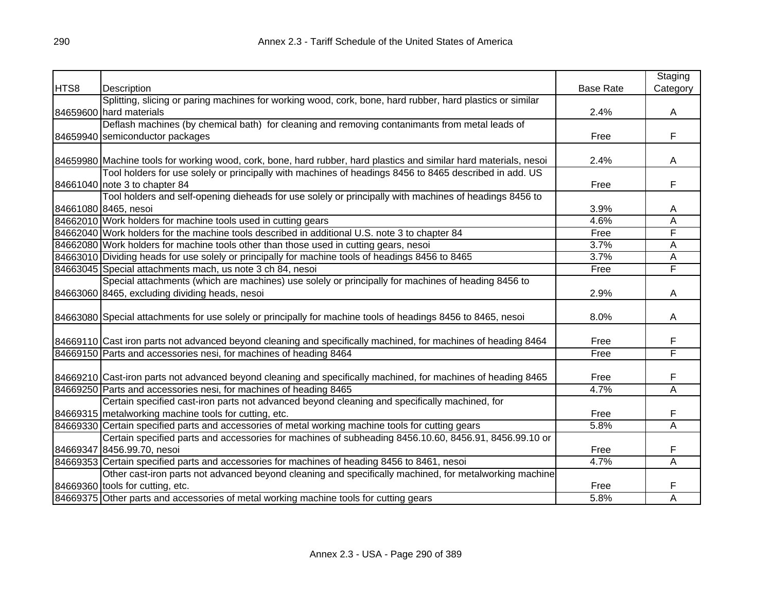| HTS8 | Description | Base Rate | Staging Category |
|---|---|---|---|
| 84659600 | Splitting, slicing or paring machines for working wood, cork, bone, hard rubber, hard plastics or similar hard materials | 2.4% | A |
| 84659940 | Deflash machines (by chemical bath) for cleaning and removing contanimants from metal leads of semiconductor packages | Free | F |
| 84659980 | Machine tools for working wood, cork, bone, hard rubber, hard plastics and similar hard materials, nesoi | 2.4% | A |
| 84661040 | Tool holders for use solely or principally with machines of headings 8456 to 8465 described in add. US note 3 to chapter 84 | Free | F |
| 84661080 | Tool holders and self-opening dieheads for use solely or principally with machines of headings 8456 to 8465, nesoi | 3.9% | A |
| 84662010 | Work holders for machine tools used in cutting gears | 4.6% | A |
| 84662040 | Work holders for the machine tools described in additional U.S. note 3 to chapter 84 | Free | F |
| 84662080 | Work holders for machine tools other than those used in cutting gears, nesoi | 3.7% | A |
| 84663010 | Dividing heads for use solely or principally for machine tools of headings 8456 to 8465 | 3.7% | A |
| 84663045 | Special attachments mach, us note 3 ch 84, nesoi | Free | F |
| 84663060 | Special attachments (which are machines) use solely or principally for machines of heading 8456 to 8465, excluding dividing heads, nesoi | 2.9% | A |
| 84663080 | Special attachments for use solely or principally for machine tools of headings 8456 to 8465, nesoi | 8.0% | A |
| 84669110 | Cast iron parts not advanced beyond cleaning and specifically machined, for machines of heading 8464 | Free | F |
| 84669150 | Parts and accessories nesi, for machines of heading 8464 | Free | F |
| 84669210 | Cast-iron parts not advanced beyond cleaning and specifically machined, for machines of heading 8465 | Free | F |
| 84669250 | Parts and accessories nesi, for machines of heading 8465 | 4.7% | A |
| 84669315 | Certain specified cast-iron parts not advanced beyond cleaning and specifically machined, for metalworking machine tools for cutting, etc. | Free | F |
| 84669330 | Certain specified parts and accessories of metal working machine tools for cutting gears | 5.8% | A |
| 84669347 | Certain specified parts and accessories for machines of subheading 8456.10.60, 8456.91, 8456.99.10 or 8456.99.70, nesoi | Free | F |
| 84669353 | Certain specified parts and accessories for machines of heading 8456 to 8461, nesoi | 4.7% | A |
| 84669360 | Other cast-iron parts not advanced beyond cleaning and specifically machined, for metalworking machine tools for cutting, etc. | Free | F |
| 84669375 | Other parts and accessories of metal working machine tools for cutting gears | 5.8% | A |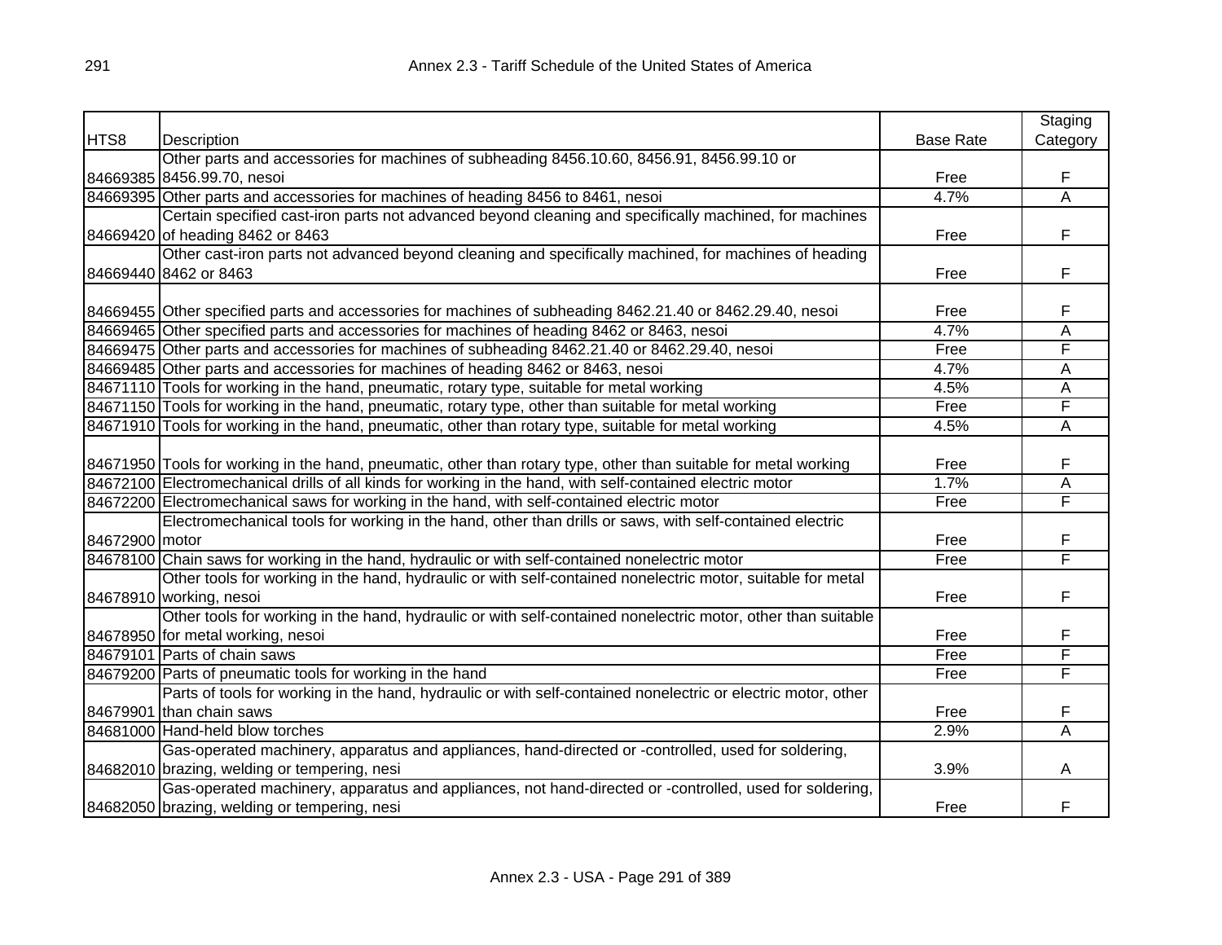| HTS8 | Description | Base Rate | Staging Category |
|---|---|---|---|
| 84669385 | Other parts and accessories for machines of subheading 8456.10.60, 8456.91, 8456.99.10 or 8456.99.70, nesoi | Free | F |
| 84669395 | Other parts and accessories for machines of heading 8456 to 8461, nesoi | 4.7% | A |
| 84669420 | Certain specified cast-iron parts not advanced beyond cleaning and specifically machined, for machines of heading 8462 or 8463 | Free | F |
| 84669440 | Other cast-iron parts not advanced beyond cleaning and specifically machined, for machines of heading 8462 or 8463 | Free | F |
| 84669455 | Other specified parts and accessories for machines of subheading 8462.21.40 or 8462.29.40, nesoi | Free | F |
| 84669465 | Other specified parts and accessories for machines of heading 8462 or 8463, nesoi | 4.7% | A |
| 84669475 | Other parts and accessories for machines of subheading 8462.21.40 or 8462.29.40, nesoi | Free | F |
| 84669485 | Other parts and accessories for machines of heading 8462 or 8463, nesoi | 4.7% | A |
| 84671110 | Tools for working in the hand, pneumatic, rotary type, suitable for metal working | 4.5% | A |
| 84671150 | Tools for working in the hand, pneumatic, rotary type, other than suitable for metal working | Free | F |
| 84671910 | Tools for working in the hand, pneumatic, other than rotary type, suitable for metal working | 4.5% | A |
| 84671950 | Tools for working in the hand, pneumatic, other than rotary type, other than suitable for metal working | Free | F |
| 84672100 | Electromechanical drills of all kinds for working in the hand, with self-contained electric motor | 1.7% | A |
| 84672200 | Electromechanical saws for working in the hand, with self-contained electric motor | Free | F |
| 84672900 | Electromechanical tools for working in the hand, other than drills or saws, with self-contained electric motor | Free | F |
| 84678100 | Chain saws for working in the hand, hydraulic or with self-contained nonelectric motor | Free | F |
| 84678910 | Other tools for working in the hand, hydraulic or with self-contained nonelectric motor, suitable for metal working, nesoi | Free | F |
| 84678950 | Other tools for working in the hand, hydraulic or with self-contained nonelectric motor, other than suitable for metal working, nesoi | Free | F |
| 84679101 | Parts of chain saws | Free | F |
| 84679200 | Parts of pneumatic tools for working in the hand | Free | F |
| 84679901 | Parts of tools for working in the hand, hydraulic or with self-contained nonelectric or electric motor, other than chain saws | Free | F |
| 84681000 | Hand-held blow torches | 2.9% | A |
| 84682010 | Gas-operated machinery, apparatus and appliances, hand-directed or -controlled, used for soldering, brazing, welding or tempering, nesi | 3.9% | A |
| 84682050 | Gas-operated machinery, apparatus and appliances, not hand-directed or -controlled, used for soldering, brazing, welding or tempering, nesi | Free | F |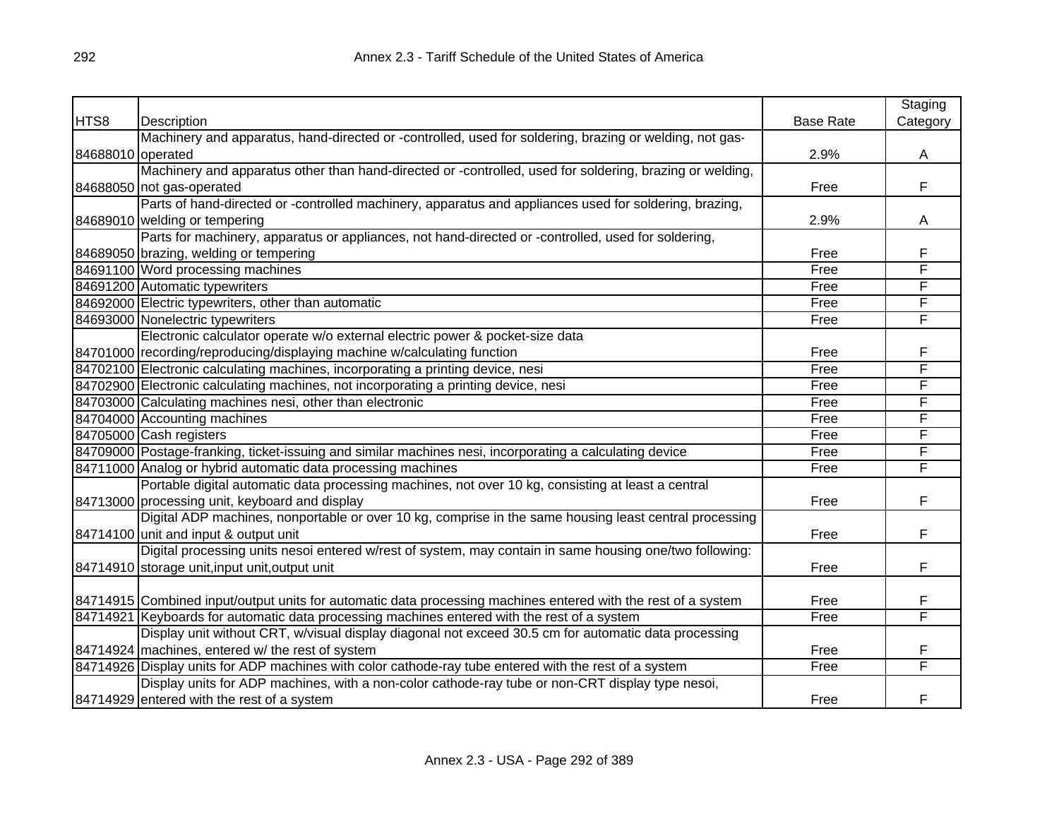| HTS8 | Description | Base Rate | Staging Category |
|---|---|---|---|
| 84688010 | Machinery and apparatus, hand-directed or -controlled, used for soldering, brazing or welding, not gas-operated | 2.9% | A |
| 84688050 | Machinery and apparatus other than hand-directed or -controlled, used for soldering, brazing or welding, not gas-operated | Free | F |
| 84689010 | Parts of hand-directed or -controlled machinery, apparatus and appliances used for soldering, brazing, welding or tempering | 2.9% | A |
| 84689050 | Parts for machinery, apparatus or appliances, not hand-directed or -controlled, used for soldering, brazing, welding or tempering | Free | F |
| 84691100 | Word processing machines | Free | F |
| 84691200 | Automatic typewriters | Free | F |
| 84692000 | Electric typewriters, other than automatic | Free | F |
| 84693000 | Nonelectric typewriters | Free | F |
| 84701000 | Electronic calculator operate w/o external electric power & pocket-size data recording/reproducing/displaying machine w/calculating function | Free | F |
| 84702100 | Electronic calculating machines, incorporating a printing device, nesi | Free | F |
| 84702900 | Electronic calculating machines, not incorporating a printing device, nesi | Free | F |
| 84703000 | Calculating machines nesi, other than electronic | Free | F |
| 84704000 | Accounting machines | Free | F |
| 84705000 | Cash registers | Free | F |
| 84709000 | Postage-franking, ticket-issuing and similar machines nesi, incorporating a calculating device | Free | F |
| 84711000 | Analog or hybrid automatic data processing machines | Free | F |
| 84713000 | Portable digital automatic data processing machines, not over 10 kg, consisting at least a central processing unit, keyboard and display | Free | F |
| 84714100 | Digital ADP machines, nonportable or over 10 kg, comprise in the same housing least central processing unit and input & output unit | Free | F |
| 84714910 | Digital processing units nesoi entered w/rest of system, may contain in same housing one/two following: storage unit,input unit,output unit | Free | F |
| 84714915 | Combined input/output units for automatic data processing machines entered with the rest of a system | Free | F |
| 84714921 | Keyboards for automatic data processing machines entered with the rest of a system | Free | F |
| 84714924 | Display unit without CRT, w/visual display diagonal not exceed 30.5 cm for automatic data processing machines, entered w/ the rest of system | Free | F |
| 84714926 | Display units for ADP machines with color cathode-ray tube entered with the rest of a system | Free | F |
| 84714929 | Display units for ADP machines, with a non-color cathode-ray tube or non-CRT display type nesoi, entered with the rest of a system | Free | F |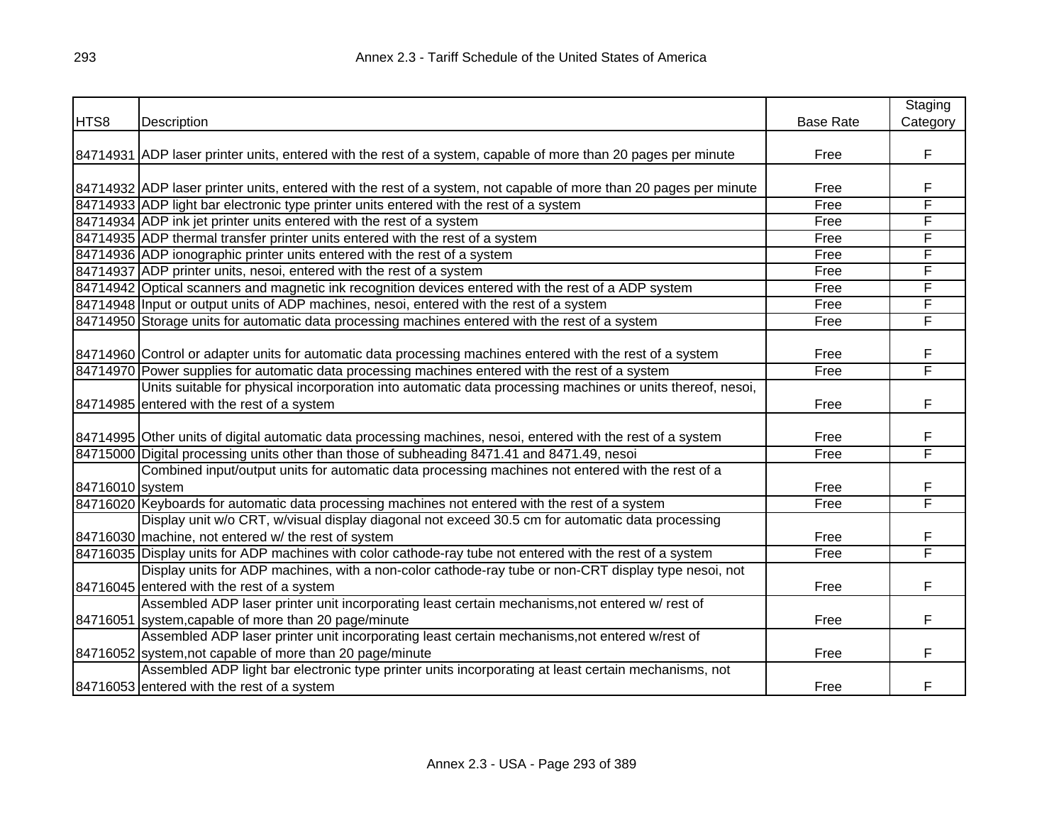| HTS8 | Description | Base Rate | Staging Category |
|---|---|---|---|
| 84714931 | ADP laser printer units, entered with the rest of a system, capable of more than 20 pages per minute | Free | F |
| 84714932 | ADP laser printer units, entered with the rest of a system, not capable of more than 20 pages per minute | Free | F |
| 84714933 | ADP light bar electronic type printer units entered with the rest of a system | Free | F |
| 84714934 | ADP ink jet printer units entered with the rest of a system | Free | F |
| 84714935 | ADP thermal transfer printer units entered with the rest of a system | Free | F |
| 84714936 | ADP ionographic printer units entered with the rest of a system | Free | F |
| 84714937 | ADP printer units, nesoi, entered with the rest of a system | Free | F |
| 84714942 | Optical scanners and magnetic ink recognition devices entered with the rest of a ADP system | Free | F |
| 84714948 | Input or output units of ADP machines, nesoi, entered with the rest of a system | Free | F |
| 84714950 | Storage units for automatic data processing machines entered with the rest of a system | Free | F |
| 84714960 | Control or adapter units for automatic data processing machines entered with the rest of a system | Free | F |
| 84714970 | Power supplies for automatic data processing machines entered with the rest of a system | Free | F |
| 84714985 | Units suitable for physical incorporation into automatic data processing machines or units thereof, nesoi, entered with the rest of a system | Free | F |
| 84714995 | Other units of digital automatic data processing machines, nesoi, entered with the rest of a system | Free | F |
| 84715000 | Digital processing units other than those of subheading 8471.41 and 8471.49, nesoi | Free | F |
| 84716010 | Combined input/output units for automatic data processing machines not entered with the rest of a system | Free | F |
| 84716020 | Keyboards for automatic data processing machines not entered with the rest of a system | Free | F |
| 84716030 | Display unit w/o CRT, w/visual display diagonal not exceed 30.5 cm for automatic data processing machine, not entered w/ the rest of system | Free | F |
| 84716035 | Display units for ADP machines with color cathode-ray tube not entered with the rest of a system | Free | F |
| 84716045 | Display units for ADP machines, with a non-color cathode-ray tube or non-CRT display type nesoi, not entered with the rest of a system | Free | F |
| 84716051 | Assembled ADP laser printer unit incorporating least certain mechanisms,not entered w/ rest of system,capable of more than 20 page/minute | Free | F |
| 84716052 | Assembled ADP laser printer unit incorporating least certain mechanisms,not entered w/rest of system,not capable of more than 20 page/minute | Free | F |
| 84716053 | Assembled ADP light bar electronic type printer units incorporating at least certain mechanisms, not entered with the rest of a system | Free | F |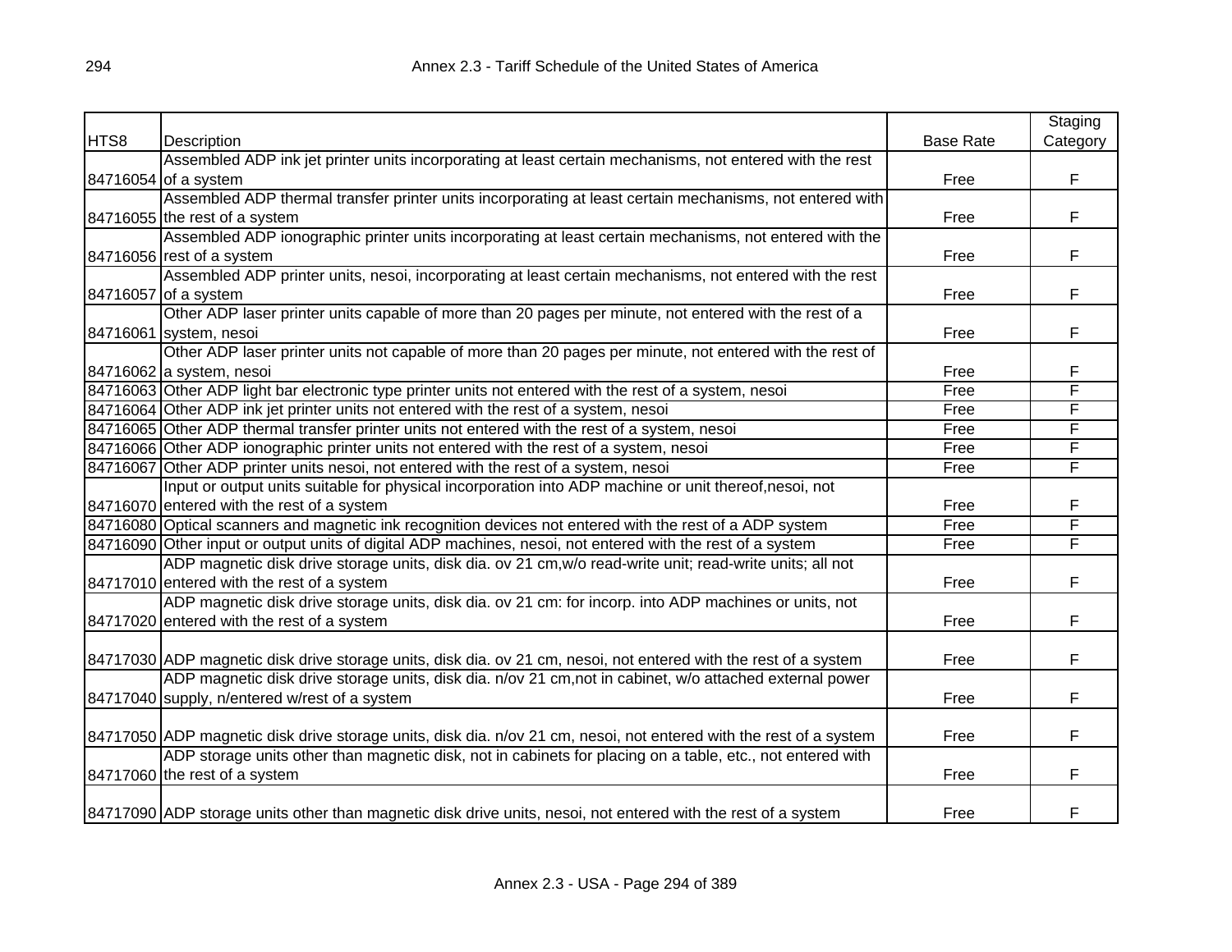| HTS8 | Description | Base Rate | Staging Category |
|---|---|---|---|
| 84716054 | Assembled ADP ink jet printer units incorporating at least certain mechanisms, not entered with the rest of a system | Free | F |
| 84716055 | Assembled ADP thermal transfer printer units incorporating at least certain mechanisms, not entered with the rest of a system | Free | F |
| 84716056 | Assembled ADP ionographic printer units incorporating at least certain mechanisms, not entered with the rest of a system | Free | F |
| 84716057 | Assembled ADP printer units, nesoi, incorporating at least certain mechanisms, not entered with the rest of a system | Free | F |
| 84716061 | Other ADP laser printer units capable of more than 20 pages per minute, not entered with the rest of a system, nesoi | Free | F |
| 84716062 | Other ADP laser printer units not capable of more than 20 pages per minute, not entered with the rest of a system, nesoi | Free | F |
| 84716063 | Other ADP light bar electronic type printer units not entered with the rest of a system, nesoi | Free | F |
| 84716064 | Other ADP ink jet printer units not entered with the rest of a system, nesoi | Free | F |
| 84716065 | Other ADP thermal transfer printer units not entered with the rest of a system, nesoi | Free | F |
| 84716066 | Other ADP ionographic printer units not entered with the rest of a system, nesoi | Free | F |
| 84716067 | Other ADP printer units nesoi, not entered with the rest of a system, nesoi | Free | F |
| 84716070 | Input or output units suitable for physical incorporation into ADP machine or unit thereof,nesoi, not entered with the rest of a system | Free | F |
| 84716080 | Optical scanners and magnetic ink recognition devices not entered with the rest of a ADP system | Free | F |
| 84716090 | Other input or output units of digital ADP machines, nesoi, not entered with the rest of a system | Free | F |
| 84717010 | ADP magnetic disk drive storage units, disk dia. ov 21 cm,w/o read-write unit; read-write units; all not entered with the rest of a system | Free | F |
| 84717020 | ADP magnetic disk drive storage units, disk dia. ov 21 cm: for incorp. into ADP machines or units, not entered with the rest of a system | Free | F |
| 84717030 | ADP magnetic disk drive storage units, disk dia. ov 21 cm, nesoi, not entered with the rest of a system | Free | F |
| 84717040 | ADP magnetic disk drive storage units, disk dia. n/ov 21 cm,not in cabinet, w/o attached external power supply, n/entered w/rest of a system | Free | F |
| 84717050 | ADP magnetic disk drive storage units, disk dia. n/ov 21 cm, nesoi, not entered with the rest of a system | Free | F |
| 84717060 | ADP storage units other than magnetic disk, not in cabinets for placing on a table, etc., not entered with the rest of a system | Free | F |
| 84717090 | ADP storage units other than magnetic disk drive units, nesoi, not entered with the rest of a system | Free | F |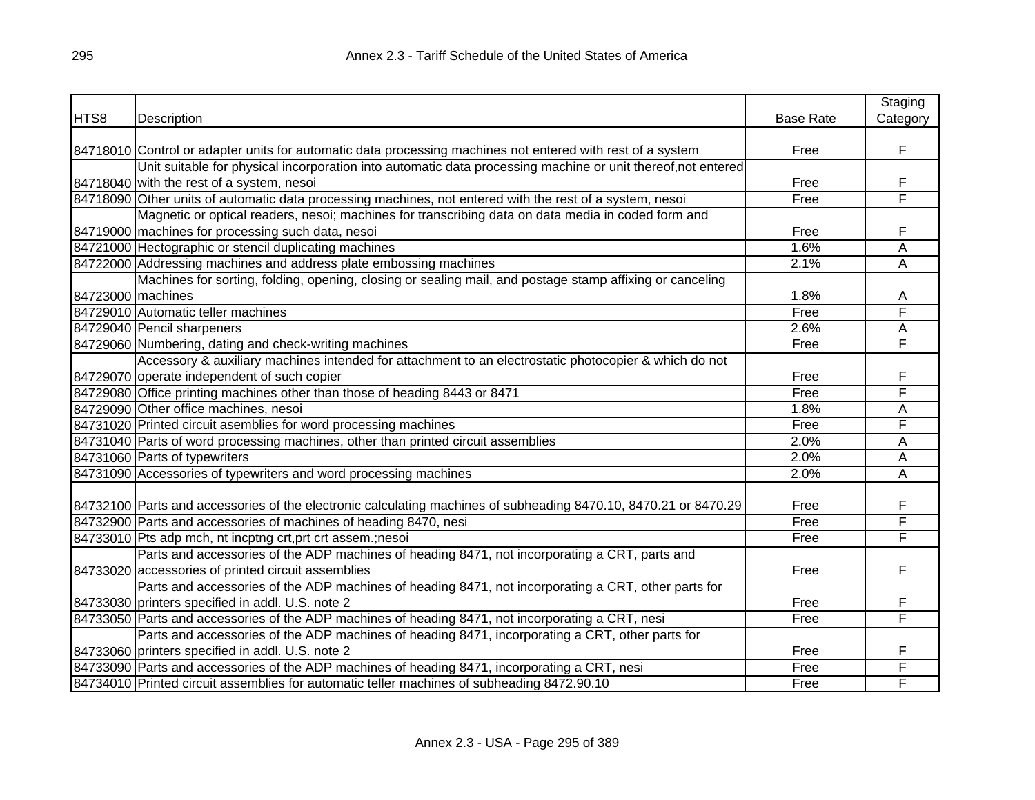| HTS8 | Description | Base Rate | Staging Category |
|---|---|---|---|
| 84718010 | Control or adapter units for automatic data processing machines not entered with rest of a system | Free | F |
| 84718040 | Unit suitable for physical incorporation into automatic data processing machine or unit thereof,not entered with the rest of a system, nesoi | Free | F |
| 84718090 | Other units of automatic data processing machines, not entered with the rest of a system, nesoi | Free | F |
| 84719000 | Magnetic or optical readers, nesoi; machines for transcribing data on data media in coded form and machines for processing such data, nesoi | Free | F |
| 84721000 | Hectographic or stencil duplicating machines | 1.6% | A |
| 84722000 | Addressing machines and address plate embossing machines | 2.1% | A |
| 84723000 | Machines for sorting, folding, opening, closing or sealing mail, and postage stamp affixing or canceling machines | 1.8% | A |
| 84729010 | Automatic teller machines | Free | F |
| 84729040 | Pencil sharpeners | 2.6% | A |
| 84729060 | Numbering, dating and check-writing machines | Free | F |
| 84729070 | Accessory & auxiliary machines intended for attachment to an electrostatic photocopier & which do not operate independent of such copier | Free | F |
| 84729080 | Office printing machines other than those of heading 8443 or 8471 | Free | F |
| 84729090 | Other office machines, nesoi | 1.8% | A |
| 84731020 | Printed circuit asemblies for word processing machines | Free | F |
| 84731040 | Parts of word processing machines, other than printed circuit assemblies | 2.0% | A |
| 84731060 | Parts of typewriters | 2.0% | A |
| 84731090 | Accessories of typewriters and word processing machines | 2.0% | A |
| 84732100 | Parts and accessories of the electronic calculating machines of subheading 8470.10, 8470.21 or 8470.29 | Free | F |
| 84732900 | Parts and accessories of machines of heading 8470, nesi | Free | F |
| 84733010 | Pts adp mch, nt incptng crt,prt crt assem.;nesoi | Free | F |
| 84733020 | Parts and accessories of the ADP machines of heading 8471, not incorporating a CRT, parts and accessories of printed circuit assemblies | Free | F |
| 84733030 | Parts and accessories of the ADP machines of heading 8471, not incorporating a CRT, other parts for printers specified in addl. U.S. note 2 | Free | F |
| 84733050 | Parts and accessories of the ADP machines of heading 8471, not incorporating a CRT, nesi | Free | F |
| 84733060 | Parts and accessories of the ADP machines of heading 8471, incorporating a CRT, other parts for printers specified in addl. U.S. note 2 | Free | F |
| 84733090 | Parts and accessories of the ADP machines of heading 8471, incorporating a CRT, nesi | Free | F |
| 84734010 | Printed circuit assemblies for automatic teller machines of subheading 8472.90.10 | Free | F |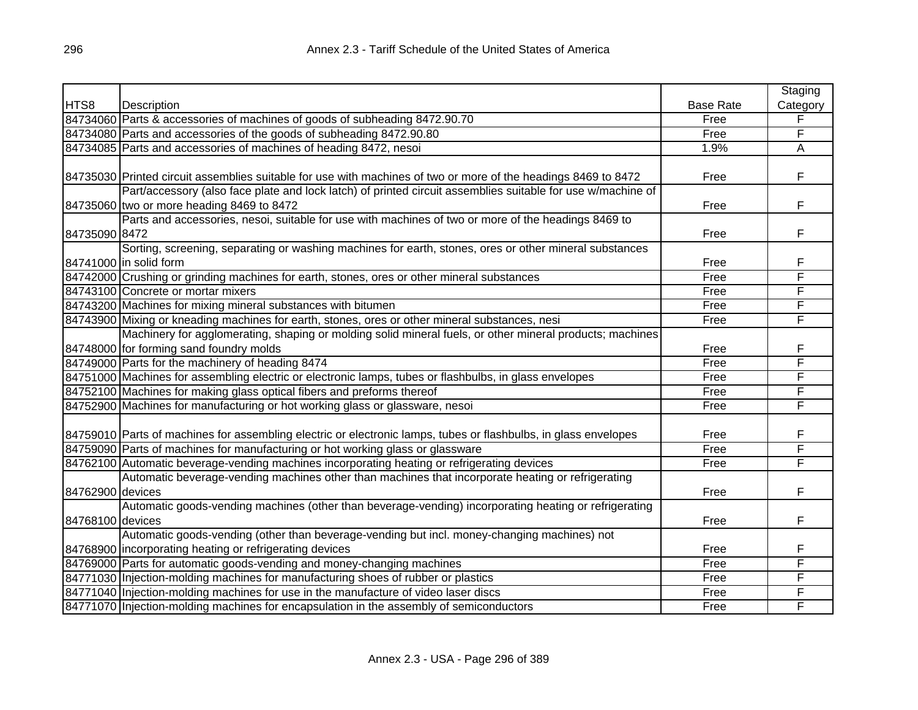| HTS8 | Description | Base Rate | Staging Category |
|---|---|---|---|
| 84734060 | Parts & accessories of machines of goods of subheading 8472.90.70 | Free | F |
| 84734080 | Parts and accessories of the goods of subheading 8472.90.80 | Free | F |
| 84734085 | Parts and accessories of machines of heading 8472, nesoi | 1.9% | A |
| 84735030 | Printed circuit assemblies suitable for use with machines of two or more of the headings 8469 to 8472 | Free | F |
| 84735060 | Part/accessory (also face plate and lock latch) of printed circuit assemblies suitable for use w/machine of two or more heading 8469 to 8472 | Free | F |
| 84735090 | Parts and accessories, nesoi, suitable for use with machines of two or more of the headings 8469 to 8472 | Free | F |
| 84741000 | Sorting, screening, separating or washing machines for earth, stones, ores or other mineral substances in solid form | Free | F |
| 84742000 | Crushing or grinding machines for earth, stones, ores or other mineral substances | Free | F |
| 84743100 | Concrete or mortar mixers | Free | F |
| 84743200 | Machines for mixing mineral substances with bitumen | Free | F |
| 84743900 | Mixing or kneading machines for earth, stones, ores or other mineral substances, nesi | Free | F |
| 84748000 | Machinery for agglomerating, shaping or molding solid mineral fuels, or other mineral products; machines for forming sand foundry molds | Free | F |
| 84749000 | Parts for the machinery of heading 8474 | Free | F |
| 84751000 | Machines for assembling electric or electronic lamps, tubes or flashbulbs, in glass envelopes | Free | F |
| 84752100 | Machines for making glass optical fibers and preforms thereof | Free | F |
| 84752900 | Machines for manufacturing or hot working glass or glassware, nesoi | Free | F |
| 84759010 | Parts of machines for assembling electric or electronic lamps, tubes or flashbulbs, in glass envelopes | Free | F |
| 84759090 | Parts of machines for manufacturing or hot working glass or glassware | Free | F |
| 84762100 | Automatic beverage-vending machines incorporating heating or refrigerating devices | Free | F |
| 84762900 | Automatic beverage-vending machines other than machines that incorporate heating or refrigerating devices | Free | F |
| 84768100 | Automatic goods-vending machines (other than beverage-vending) incorporating heating or refrigerating devices | Free | F |
| 84768900 | Automatic goods-vending (other than beverage-vending but incl. money-changing machines) not incorporating heating or refrigerating devices | Free | F |
| 84769000 | Parts for automatic goods-vending and money-changing machines | Free | F |
| 84771030 | Injection-molding machines for manufacturing shoes of rubber or plastics | Free | F |
| 84771040 | Injection-molding machines for use in the manufacture of video laser discs | Free | F |
| 84771070 | Injection-molding machines for encapsulation in the assembly of semiconductors | Free | F |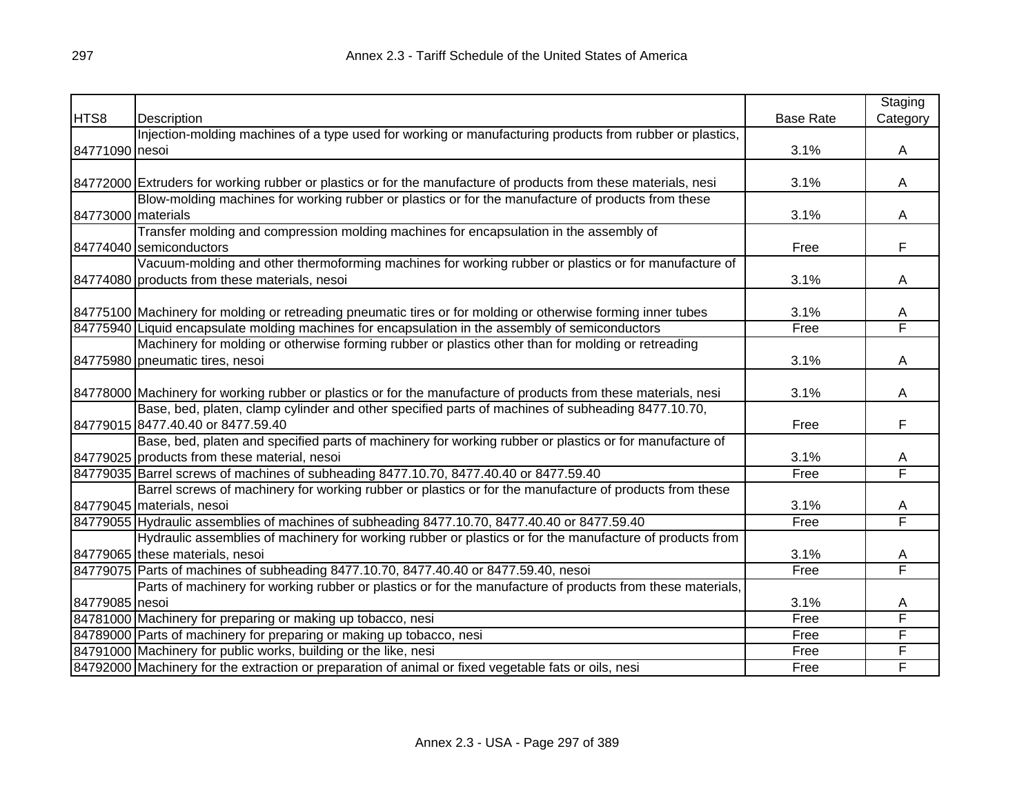| HTS8 | Description | Base Rate | Staging Category |
|---|---|---|---|
| 84771090 | Injection-molding machines of a type used for working or manufacturing products from rubber or plastics, nesoi | 3.1% | A |
| 84772000 | Extruders for working rubber or plastics or for the manufacture of products from these materials, nesi | 3.1% | A |
| 84773000 | Blow-molding machines for working rubber or plastics or for the manufacture of products from these materials | 3.1% | A |
| 84774040 | Transfer molding and compression molding machines for encapsulation in the assembly of semiconductors | Free | F |
| 84774080 | Vacuum-molding and other thermoforming machines for working rubber or plastics or for manufacture of products from these materials, nesoi | 3.1% | A |
| 84775100 | Machinery for molding or retreading pneumatic tires or for molding or otherwise forming inner tubes | 3.1% | A |
| 84775940 | Liquid encapsulate molding machines for encapsulation in the assembly of semiconductors | Free | F |
| 84775980 | Machinery for molding or otherwise forming rubber or plastics other than for molding or retreading pneumatic tires, nesoi | 3.1% | A |
| 84778000 | Machinery for working rubber or plastics or for the manufacture of products from these materials, nesi | 3.1% | A |
| 84779015 | Base, bed, platen, clamp cylinder and other specified parts of machines of subheading 8477.10.70, 8477.40.40 or 8477.59.40 | Free | F |
| 84779025 | Base, bed, platen and specified parts of machinery for working rubber or plastics or for manufacture of products from these material, nesoi | 3.1% | A |
| 84779035 | Barrel screws of machines of subheading 8477.10.70, 8477.40.40 or 8477.59.40 | Free | F |
| 84779045 | Barrel screws of machinery for working rubber or plastics or for the manufacture of products from these materials, nesoi | 3.1% | A |
| 84779055 | Hydraulic assemblies of machines of subheading 8477.10.70, 8477.40.40 or 8477.59.40 | Free | F |
| 84779065 | Hydraulic assemblies of machinery for working rubber or plastics or for the manufacture of products from these materials, nesoi | 3.1% | A |
| 84779075 | Parts of machines of subheading 8477.10.70, 8477.40.40 or 8477.59.40, nesoi | Free | F |
| 84779085 | Parts of machinery for working rubber or plastics or for the manufacture of products from these materials, nesoi | 3.1% | A |
| 84781000 | Machinery for preparing or making up tobacco, nesi | Free | F |
| 84789000 | Parts of machinery for preparing or making up tobacco, nesi | Free | F |
| 84791000 | Machinery for public works, building or the like, nesi | Free | F |
| 84792000 | Machinery for the extraction or preparation of animal or fixed vegetable fats or oils, nesi | Free | F |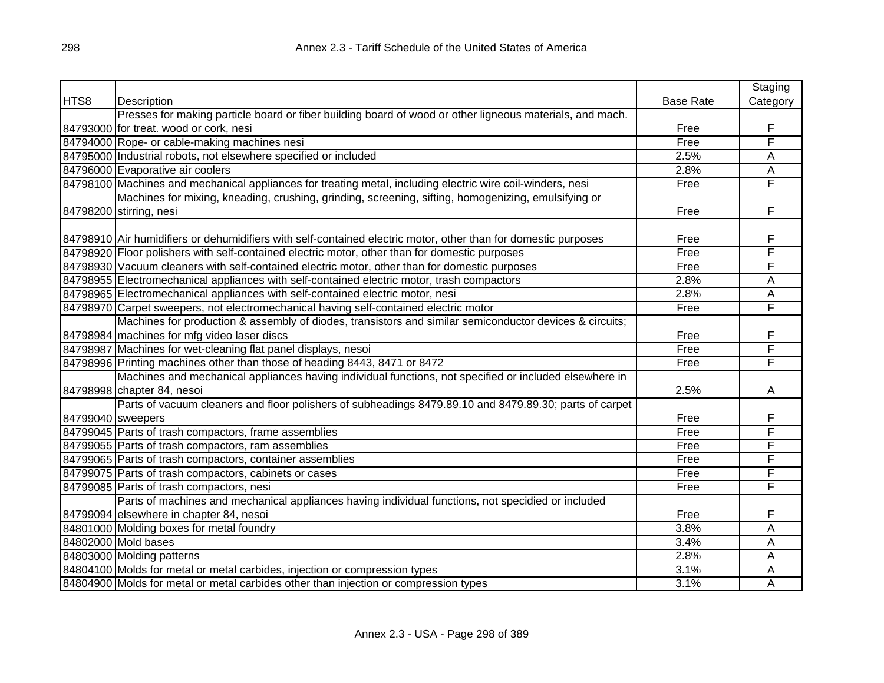| HTS8 | Description | Base Rate | Staging Category |
|---|---|---|---|
| 84793000 | Presses for making particle board or fiber building board of wood or other ligneous materials, and mach. for treat. wood or cork, nesi | Free | F |
| 84794000 | Rope- or cable-making machines nesi | Free | F |
| 84795000 | Industrial robots, not elsewhere specified or included | 2.5% | A |
| 84796000 | Evaporative air coolers | 2.8% | A |
| 84798100 | Machines and mechanical appliances for treating metal, including electric wire coil-winders, nesi | Free | F |
| 84798200 | Machines for mixing, kneading, crushing, grinding, screening, sifting, homogenizing, emulsifying or stirring, nesi | Free | F |
| 84798910 | Air humidifiers or dehumidifiers with self-contained electric motor, other than for domestic purposes | Free | F |
| 84798920 | Floor polishers with self-contained electric motor, other than for domestic purposes | Free | F |
| 84798930 | Vacuum cleaners with self-contained electric motor, other than for domestic purposes | Free | F |
| 84798955 | Electromechanical appliances with self-contained electric motor, trash compactors | 2.8% | A |
| 84798965 | Electromechanical appliances with self-contained electric motor, nesi | 2.8% | A |
| 84798970 | Carpet sweepers, not electromechanical having self-contained electric motor | Free | F |
| 84798984 | Machines for production & assembly of diodes, transistors and similar semiconductor devices & circuits; machines for mfg video laser discs | Free | F |
| 84798987 | Machines for wet-cleaning flat panel displays, nesoi | Free | F |
| 84798996 | Printing machines other than those of heading 8443, 8471 or 8472 | Free | F |
| 84798998 | Machines and mechanical appliances having individual functions, not specified or included elsewhere in chapter 84, nesoi | 2.5% | A |
| 84799040 | Parts of vacuum cleaners and floor polishers of subheadings 8479.89.10 and 8479.89.30; parts of carpet sweepers | Free | F |
| 84799045 | Parts of trash compactors, frame assemblies | Free | F |
| 84799055 | Parts of trash compactors, ram assemblies | Free | F |
| 84799065 | Parts of trash compactors, container assemblies | Free | F |
| 84799075 | Parts of trash compactors, cabinets or cases | Free | F |
| 84799085 | Parts of trash compactors, nesi | Free | F |
| 84799094 | Parts of machines and mechanical appliances having individual functions, not specidied or included elsewhere in chapter 84, nesoi | Free | F |
| 84801000 | Molding boxes for metal foundry | 3.8% | A |
| 84802000 | Mold bases | 3.4% | A |
| 84803000 | Molding patterns | 2.8% | A |
| 84804100 | Molds for metal or metal carbides, injection or compression types | 3.1% | A |
| 84804900 | Molds for metal or metal carbides other than injection or compression types | 3.1% | A |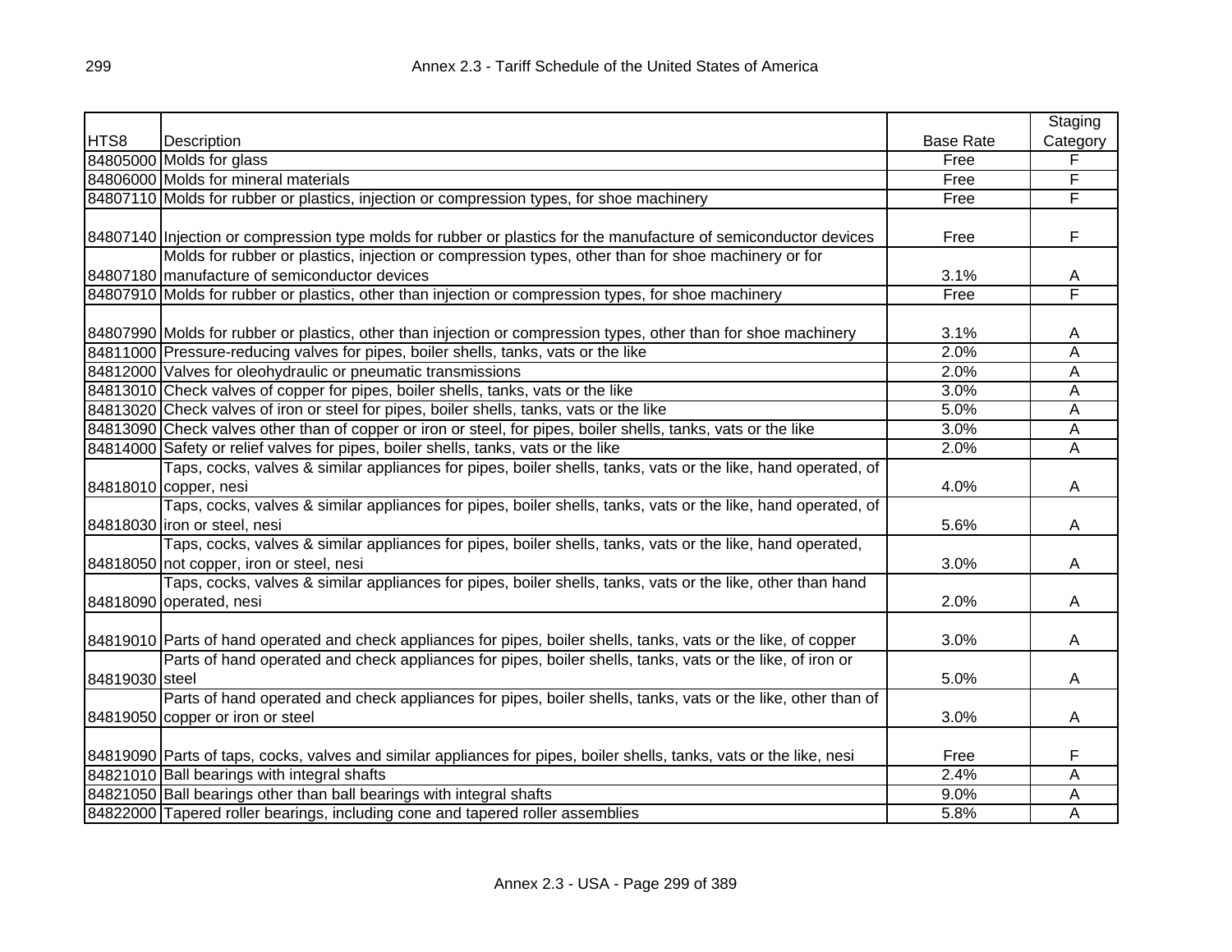| HTS8 | Description | Base Rate | Staging Category |
|---|---|---|---|
| 84805000 | Molds for glass | Free | F |
| 84806000 | Molds for mineral materials | Free | F |
| 84807110 | Molds for rubber or plastics, injection or compression types, for shoe machinery | Free | F |
| 84807140 | Injection or compression type molds for rubber or plastics for the manufacture of semiconductor devices | Free | F |
| 84807180 | Molds for rubber or plastics, injection or compression types, other than for shoe machinery or for manufacture of semiconductor devices | 3.1% | A |
| 84807910 | Molds for rubber or plastics, other than injection or compression types, for shoe machinery | Free | F |
| 84807990 | Molds for rubber or plastics, other than injection or compression types, other than for shoe machinery | 3.1% | A |
| 84811000 | Pressure-reducing valves for pipes, boiler shells, tanks, vats or the like | 2.0% | A |
| 84812000 | Valves for oleohydraulic or pneumatic transmissions | 2.0% | A |
| 84813010 | Check valves of copper for pipes, boiler shells, tanks, vats or the like | 3.0% | A |
| 84813020 | Check valves of iron or steel for pipes, boiler shells, tanks, vats or the like | 5.0% | A |
| 84813090 | Check valves other than of copper or iron or steel, for pipes, boiler shells, tanks, vats or the like | 3.0% | A |
| 84814000 | Safety or relief valves for pipes, boiler shells, tanks, vats or the like | 2.0% | A |
| 84818010 | Taps, cocks, valves & similar appliances for pipes, boiler shells, tanks, vats or the like, hand operated, of copper, nesi | 4.0% | A |
| 84818030 | Taps, cocks, valves & similar appliances for pipes, boiler shells, tanks, vats or the like, hand operated, of iron or steel, nesi | 5.6% | A |
| 84818050 | Taps, cocks, valves & similar appliances for pipes, boiler shells, tanks, vats or the like, hand operated, not copper, iron or steel, nesi | 3.0% | A |
| 84818090 | Taps, cocks, valves & similar appliances for pipes, boiler shells, tanks, vats or the like, other than hand operated, nesi | 2.0% | A |
| 84819010 | Parts of hand operated and check appliances for pipes, boiler shells, tanks, vats or the like, of copper | 3.0% | A |
| 84819030 | Parts of hand operated and check appliances for pipes, boiler shells, tanks, vats or the like, of iron or steel | 5.0% | A |
| 84819050 | Parts of hand operated and check appliances for pipes, boiler shells, tanks, vats or the like, other than of copper or iron or steel | 3.0% | A |
| 84819090 | Parts of taps, cocks, valves and similar appliances for pipes, boiler shells, tanks, vats or the like, nesi | Free | F |
| 84821010 | Ball bearings with integral shafts | 2.4% | A |
| 84821050 | Ball bearings other than ball bearings with integral shafts | 9.0% | A |
| 84822000 | Tapered roller bearings, including cone and tapered roller assemblies | 5.8% | A |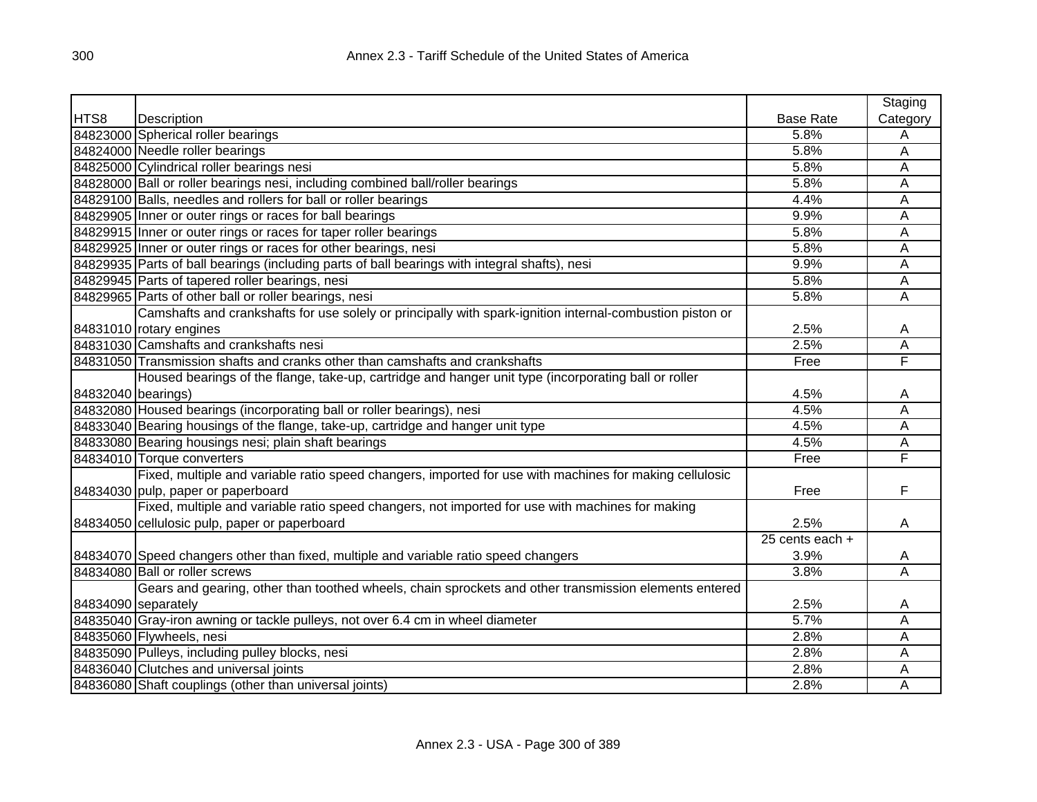| HTS8 | Description | Base Rate | Staging Category |
|---|---|---|---|
| 84823000 | Spherical roller bearings | 5.8% | A |
| 84824000 | Needle roller bearings | 5.8% | A |
| 84825000 | Cylindrical roller bearings nesi | 5.8% | A |
| 84828000 | Ball or roller bearings nesi, including combined ball/roller bearings | 5.8% | A |
| 84829100 | Balls, needles and rollers for ball or roller bearings | 4.4% | A |
| 84829905 | Inner or outer rings or races for ball bearings | 9.9% | A |
| 84829915 | Inner or outer rings or races for taper roller bearings | 5.8% | A |
| 84829925 | Inner or outer rings or races for other bearings, nesi | 5.8% | A |
| 84829935 | Parts of ball bearings (including parts of ball bearings with integral shafts), nesi | 9.9% | A |
| 84829945 | Parts of tapered roller bearings, nesi | 5.8% | A |
| 84829965 | Parts of other ball or roller bearings, nesi | 5.8% | A |
| 84831010 | Camshafts and crankshafts for use solely or principally with spark-ignition internal-combustion piston or rotary engines | 2.5% | A |
| 84831030 | Camshafts and crankshafts nesi | 2.5% | A |
| 84831050 | Transmission shafts and cranks other than camshafts and crankshafts | Free | F |
| 84832040 | Housed bearings of the flange, take-up, cartridge and hanger unit type (incorporating ball or roller bearings) | 4.5% | A |
| 84832080 | Housed bearings (incorporating ball or roller bearings), nesi | 4.5% | A |
| 84833040 | Bearing housings of the flange, take-up, cartridge and hanger unit type | 4.5% | A |
| 84833080 | Bearing housings nesi; plain shaft bearings | 4.5% | A |
| 84834010 | Torque converters | Free | F |
| 84834030 | Fixed, multiple and variable ratio speed changers, imported for use with machines for making cellulosic pulp, paper or paperboard | Free | F |
| 84834050 | Fixed, multiple and variable ratio speed changers, not imported for use with machines for making cellulosic pulp, paper or paperboard | 2.5% | A |
| 84834070 | Speed changers other than fixed, multiple and variable ratio speed changers | 25 cents each + 3.9% | A |
| 84834080 | Ball or roller screws | 3.8% | A |
| 84834090 | Gears and gearing, other than toothed wheels, chain sprockets and other transmission elements entered separately | 2.5% | A |
| 84835040 | Gray-iron awning or tackle pulleys, not over 6.4 cm in wheel diameter | 5.7% | A |
| 84835060 | Flywheels, nesi | 2.8% | A |
| 84835090 | Pulleys, including pulley blocks, nesi | 2.8% | A |
| 84836040 | Clutches and universal joints | 2.8% | A |
| 84836080 | Shaft couplings (other than universal joints) | 2.8% | A |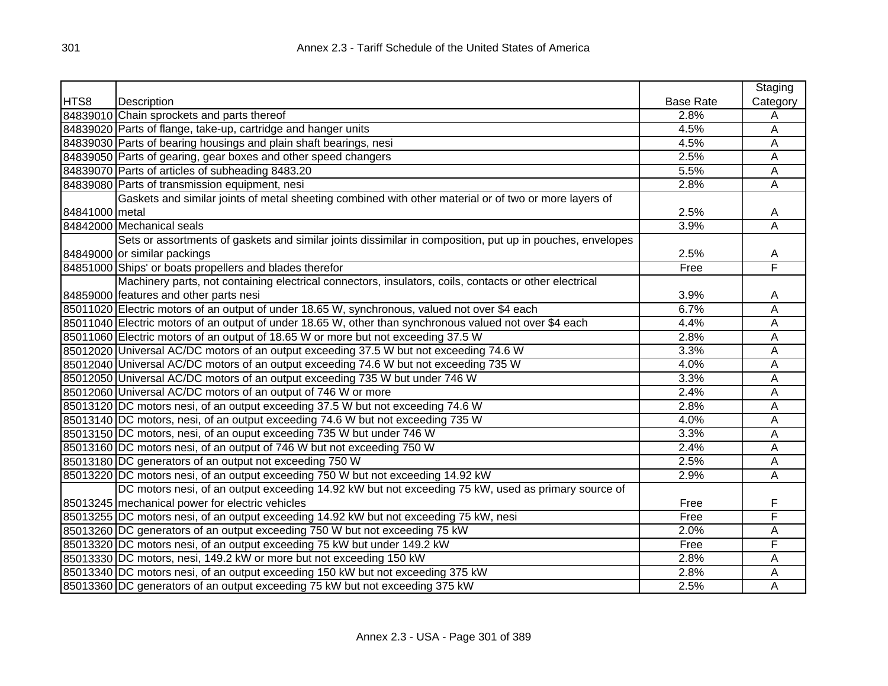| HTS8 | Description | Base Rate | Staging Category |
|---|---|---|---|
| 84839010 | Chain sprockets and parts thereof | 2.8% | A |
| 84839020 | Parts of flange, take-up, cartridge and hanger units | 4.5% | A |
| 84839030 | Parts of bearing housings and plain shaft bearings, nesi | 4.5% | A |
| 84839050 | Parts of gearing, gear boxes and other speed changers | 2.5% | A |
| 84839070 | Parts of articles of subheading 8483.20 | 5.5% | A |
| 84839080 | Parts of transmission equipment, nesi | 2.8% | A |
| 84841000 | Gaskets and similar joints of metal sheeting combined with other material or of two or more layers of metal | 2.5% | A |
| 84842000 | Mechanical seals | 3.9% | A |
| 84849000 | Sets or assortments of gaskets and similar joints dissimilar in composition, put up in pouches, envelopes or similar packings | 2.5% | A |
| 84851000 | Ships' or boats propellers and blades therefor | Free | F |
| 84859000 | Machinery parts, not containing electrical connectors, insulators, coils, contacts or other electrical features and other parts nesi | 3.9% | A |
| 85011020 | Electric motors of an output of under 18.65 W, synchronous, valued not over $4 each | 6.7% | A |
| 85011040 | Electric motors of an output of under 18.65 W, other than synchronous valued not over $4 each | 4.4% | A |
| 85011060 | Electric motors of an output of 18.65 W or more but not exceeding 37.5 W | 2.8% | A |
| 85012020 | Universal AC/DC motors of an output exceeding 37.5 W but not exceeding 74.6 W | 3.3% | A |
| 85012040 | Universal AC/DC motors of an output exceeding 74.6 W but not exceeding 735 W | 4.0% | A |
| 85012050 | Universal AC/DC motors of an output exceeding 735 W but under 746 W | 3.3% | A |
| 85012060 | Universal AC/DC motors of an output of 746 W or more | 2.4% | A |
| 85013120 | DC motors nesi, of an output exceeding 37.5 W but not exceeding 74.6 W | 2.8% | A |
| 85013140 | DC motors, nesi, of an output exceeding 74.6 W but not exceeding 735 W | 4.0% | A |
| 85013150 | DC motors, nesi, of an ouput exceeding 735 W but under 746 W | 3.3% | A |
| 85013160 | DC motors nesi, of an output of 746 W but not exceeding 750 W | 2.4% | A |
| 85013180 | DC generators of an output not exceeding 750 W | 2.5% | A |
| 85013220 | DC motors nesi, of an output exceeding 750 W but not exceeding 14.92 kW | 2.9% | A |
| 85013245 | DC motors nesi, of an output exceeding 14.92 kW but not exceeding 75 kW, used as primary source of mechanical power for electric vehicles | Free | F |
| 85013255 | DC motors nesi, of an output exceeding 14.92 kW but not exceeding 75 kW, nesi | Free | F |
| 85013260 | DC generators of an output exceeding 750 W but not exceeding 75 kW | 2.0% | A |
| 85013320 | DC motors nesi, of an output exceeding 75 kW but under 149.2 kW | Free | F |
| 85013330 | DC motors, nesi, 149.2 kW or more but not exceeding 150 kW | 2.8% | A |
| 85013340 | DC motors nesi, of an output exceeding 150 kW but not exceeding 375 kW | 2.8% | A |
| 85013360 | DC generators of an output exceeding 75 kW but not exceeding 375 kW | 2.5% | A |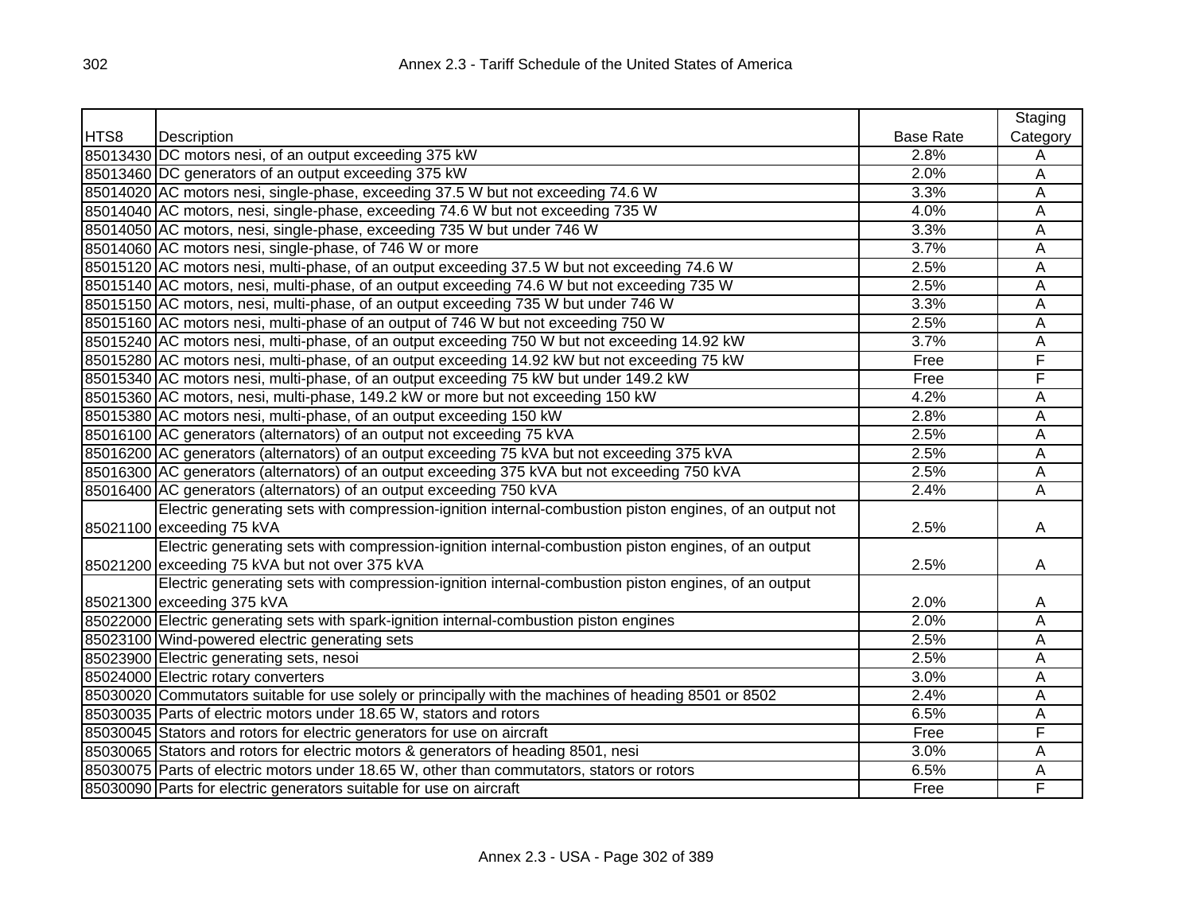| HTS8 | Description | Base Rate | Staging Category |
|---|---|---|---|
| 85013430 | DC motors nesi, of an output exceeding 375 kW | 2.8% | A |
| 85013460 | DC generators of an output exceeding 375 kW | 2.0% | A |
| 85014020 | AC motors nesi, single-phase, exceeding 37.5 W but not exceeding 74.6 W | 3.3% | A |
| 85014040 | AC motors, nesi, single-phase, exceeding 74.6 W but not exceeding 735 W | 4.0% | A |
| 85014050 | AC motors, nesi, single-phase, exceeding 735 W but under 746 W | 3.3% | A |
| 85014060 | AC motors nesi, single-phase, of 746 W or more | 3.7% | A |
| 85015120 | AC motors nesi, multi-phase, of an output exceeding 37.5 W but not exceeding 74.6 W | 2.5% | A |
| 85015140 | AC motors, nesi, multi-phase, of an output exceeding 74.6 W but not exceeding 735 W | 2.5% | A |
| 85015150 | AC motors, nesi, multi-phase, of an output exceeding 735 W but under 746 W | 3.3% | A |
| 85015160 | AC motors nesi, multi-phase of an output of 746 W but not exceeding 750 W | 2.5% | A |
| 85015240 | AC motors nesi, multi-phase, of an output exceeding 750 W but not exceeding 14.92 kW | 3.7% | A |
| 85015280 | AC motors nesi, multi-phase, of an output exceeding 14.92 kW but not exceeding 75 kW | Free | F |
| 85015340 | AC motors nesi, multi-phase, of an output exceeding 75 kW but under 149.2 kW | Free | F |
| 85015360 | AC motors, nesi, multi-phase, 149.2 kW or more but not exceeding 150 kW | 4.2% | A |
| 85015380 | AC motors nesi, multi-phase, of an output exceeding 150 kW | 2.8% | A |
| 85016100 | AC generators (alternators) of an output not exceeding 75 kVA | 2.5% | A |
| 85016200 | AC generators (alternators) of an output exceeding 75 kVA but not exceeding 375 kVA | 2.5% | A |
| 85016300 | AC generators (alternators) of an output exceeding 375 kVA but not exceeding 750 kVA | 2.5% | A |
| 85016400 | AC generators (alternators) of an output exceeding 750 kVA | 2.4% | A |
| 85021100 | Electric generating sets with compression-ignition internal-combustion piston engines, of an output not exceeding 75 kVA | 2.5% | A |
| 85021200 | Electric generating sets with compression-ignition internal-combustion piston engines, of an output exceeding 75 kVA but not over 375 kVA | 2.5% | A |
| 85021300 | Electric generating sets with compression-ignition internal-combustion piston engines, of an output exceeding 375 kVA | 2.0% | A |
| 85022000 | Electric generating sets with spark-ignition internal-combustion piston engines | 2.0% | A |
| 85023100 | Wind-powered electric generating sets | 2.5% | A |
| 85023900 | Electric generating sets, nesoi | 2.5% | A |
| 85024000 | Electric rotary converters | 3.0% | A |
| 85030020 | Commutators suitable for use solely or principally with the machines of heading 8501 or 8502 | 2.4% | A |
| 85030035 | Parts of electric motors under 18.65 W, stators and rotors | 6.5% | A |
| 85030045 | Stators and rotors for electric generators for use on aircraft | Free | F |
| 85030065 | Stators and rotors for electric motors & generators of heading 8501, nesi | 3.0% | A |
| 85030075 | Parts of electric motors under 18.65 W, other than commutators, stators or rotors | 6.5% | A |
| 85030090 | Parts for electric generators suitable for use on aircraft | Free | F |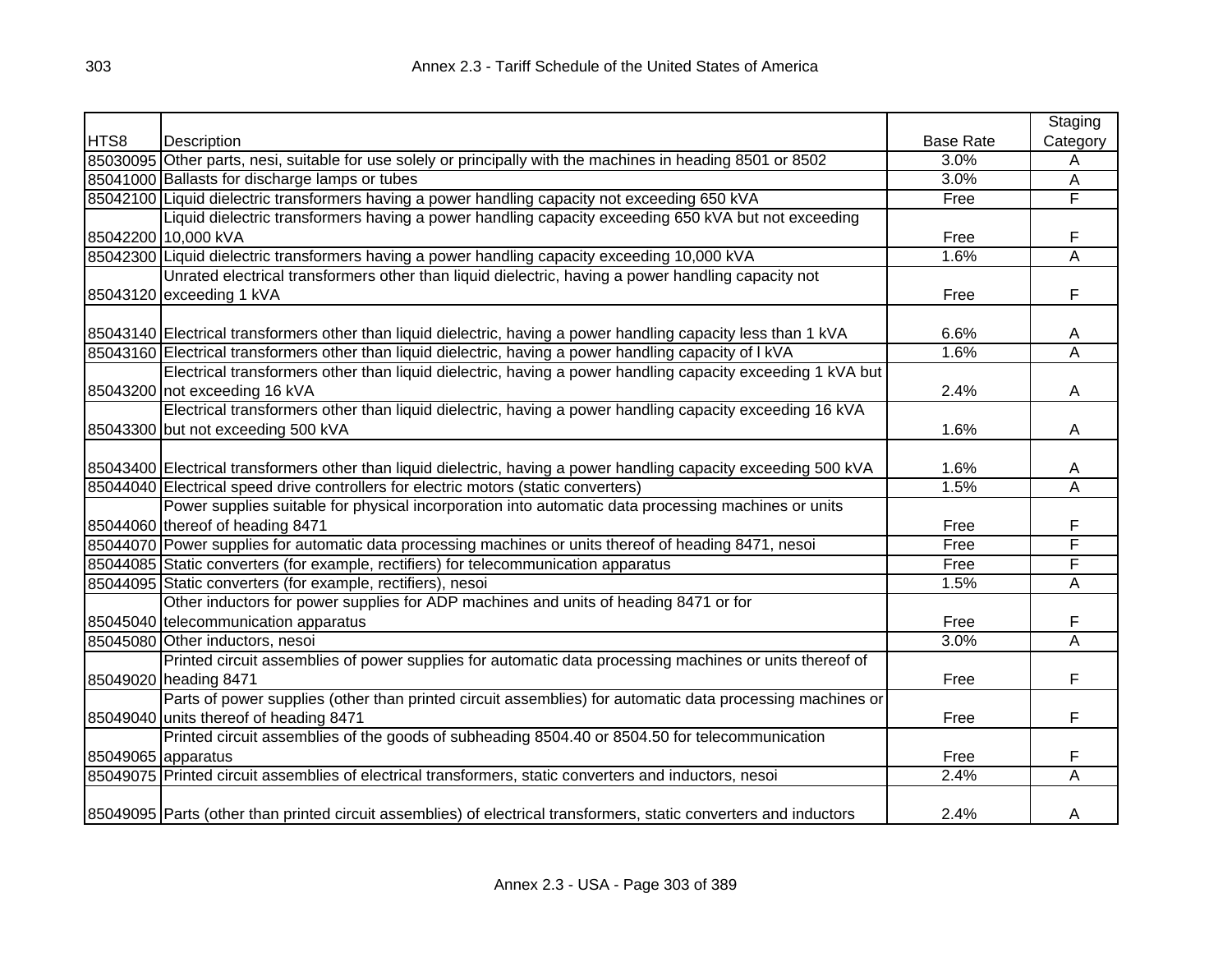| HTS8 | Description | Base Rate | Staging Category |
|---|---|---|---|
| 85030095 | Other parts, nesi, suitable for use solely or principally with the machines in heading 8501 or 8502 | 3.0% | A |
| 85041000 | Ballasts for discharge lamps or tubes | 3.0% | A |
| 85042100 | Liquid dielectric transformers having a power handling capacity not exceeding 650 kVA | Free | F |
| 85042200 | Liquid dielectric transformers having a power handling capacity exceeding 650 kVA but not exceeding 10,000 kVA | Free | F |
| 85042300 | Liquid dielectric transformers having a power handling capacity exceeding 10,000 kVA | 1.6% | A |
| 85043120 | Unrated electrical transformers other than liquid dielectric, having a power handling capacity not exceeding 1 kVA | Free | F |
| 85043140 | Electrical transformers other than liquid dielectric, having a power handling capacity less than 1 kVA | 6.6% | A |
| 85043160 | Electrical transformers other than liquid dielectric, having a power handling capacity of l kVA | 1.6% | A |
| 85043200 | Electrical transformers other than liquid dielectric, having a power handling capacity exceeding 1 kVA but not exceeding 16 kVA | 2.4% | A |
| 85043300 | Electrical transformers other than liquid dielectric, having a power handling capacity exceeding 16 kVA but not exceeding 500 kVA | 1.6% | A |
| 85043400 | Electrical transformers other than liquid dielectric, having a power handling capacity exceeding 500 kVA | 1.6% | A |
| 85044040 | Electrical speed drive controllers for electric motors (static converters) | 1.5% | A |
| 85044060 | Power supplies suitable for physical incorporation into automatic data processing machines or units thereof of heading 8471 | Free | F |
| 85044070 | Power supplies for automatic data processing machines or units thereof of heading 8471, nesoi | Free | F |
| 85044085 | Static converters (for example, rectifiers) for telecommunication apparatus | Free | F |
| 85044095 | Static converters (for example, rectifiers), nesoi | 1.5% | A |
| 85045040 | Other inductors for power supplies for ADP machines and units of heading 8471 or for telecommunication apparatus | Free | F |
| 85045080 | Other inductors, nesoi | 3.0% | A |
| 85049020 | Printed circuit assemblies of power supplies for automatic data processing machines or units thereof of heading 8471 | Free | F |
| 85049040 | Parts of power supplies (other than printed circuit assemblies) for automatic data processing machines or units thereof of heading 8471 | Free | F |
| 85049065 | Printed circuit assemblies of the goods of subheading 8504.40 or 8504.50 for telecommunication apparatus | Free | F |
| 85049075 | Printed circuit assemblies of electrical transformers, static converters and inductors, nesoi | 2.4% | A |
| 85049095 | Parts (other than printed circuit assemblies) of electrical transformers, static converters and inductors | 2.4% | A |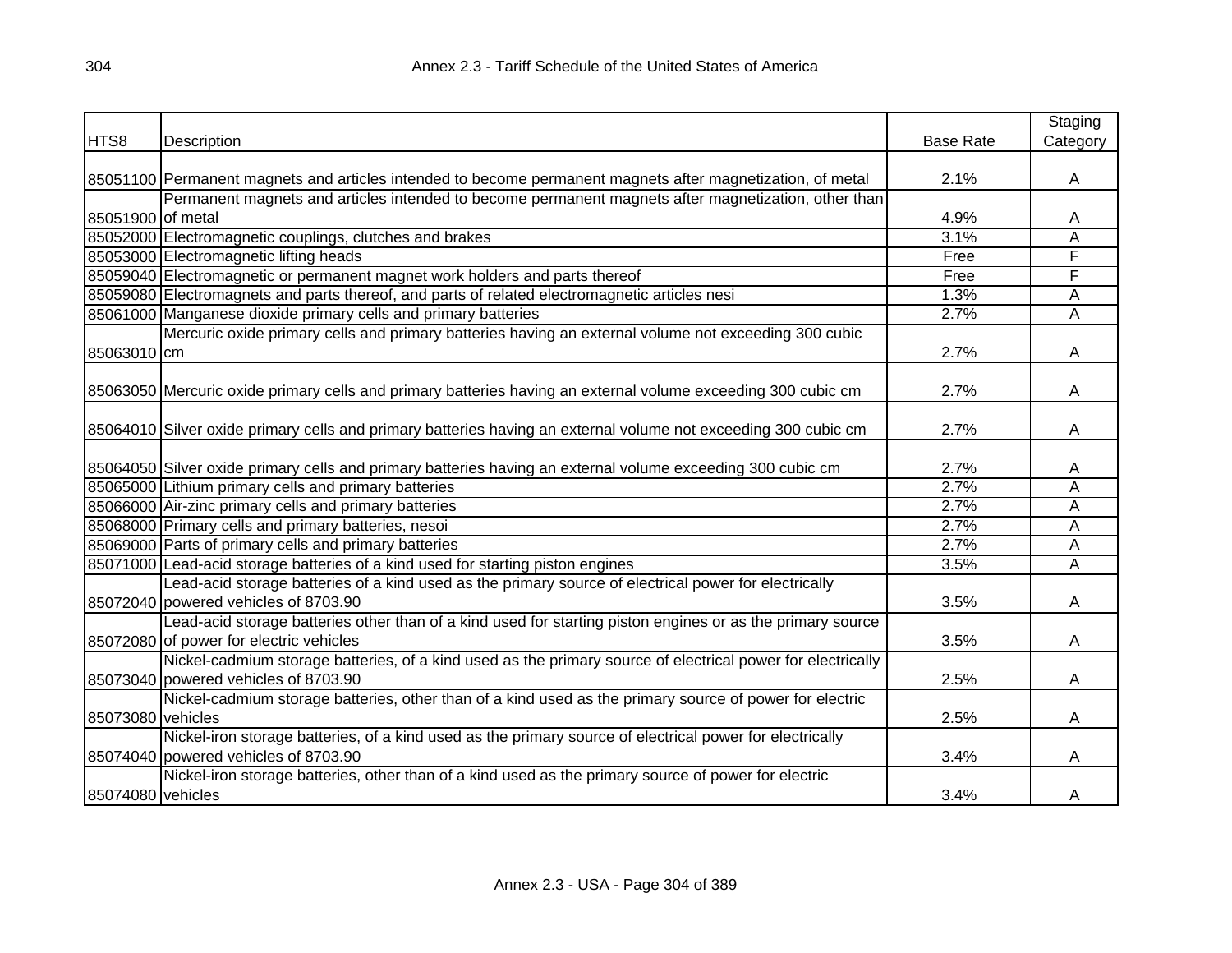| HTS8 | Description | Base Rate | Staging Category |
|---|---|---|---|
| 85051100 | Permanent magnets and articles intended to become permanent magnets after magnetization, of metal | 2.1% | A |
| 85051900 | Permanent magnets and articles intended to become permanent magnets after magnetization, other than of metal | 4.9% | A |
| 85052000 | Electromagnetic couplings, clutches and brakes | 3.1% | A |
| 85053000 | Electromagnetic lifting heads | Free | F |
| 85059040 | Electromagnetic or permanent magnet work holders and parts thereof | Free | F |
| 85059080 | Electromagnets and parts thereof, and parts of related electromagnetic articles nesi | 1.3% | A |
| 85061000 | Manganese dioxide primary cells and primary batteries | 2.7% | A |
| 85063010 | Mercuric oxide primary cells and primary batteries having an external volume not exceeding 300 cubic cm | 2.7% | A |
| 85063050 | Mercuric oxide primary cells and primary batteries having an external volume exceeding 300 cubic cm | 2.7% | A |
| 85064010 | Silver oxide primary cells and primary batteries having an external volume not exceeding 300 cubic cm | 2.7% | A |
| 85064050 | Silver oxide primary cells and primary batteries having an external volume exceeding 300 cubic cm | 2.7% | A |
| 85065000 | Lithium primary cells and primary batteries | 2.7% | A |
| 85066000 | Air-zinc primary cells and primary batteries | 2.7% | A |
| 85068000 | Primary cells and primary batteries, nesoi | 2.7% | A |
| 85069000 | Parts of primary cells and primary batteries | 2.7% | A |
| 85071000 | Lead-acid storage batteries of a kind used for starting piston engines | 3.5% | A |
| 85072040 | Lead-acid storage batteries of a kind used as the primary source of electrical power for electrically powered vehicles of 8703.90 | 3.5% | A |
| 85072080 | Lead-acid storage batteries other than of a kind used for starting piston engines or as the primary source of power for electric vehicles | 3.5% | A |
| 85073040 | Nickel-cadmium storage batteries, of a kind used as the primary source of electrical power for electrically powered vehicles of 8703.90 | 2.5% | A |
| 85073080 | Nickel-cadmium storage batteries, other than of a kind used as the primary source of power for electric vehicles | 2.5% | A |
| 85074040 | Nickel-iron storage batteries, of a kind used as the primary source of electrical power for electrically powered vehicles of 8703.90 | 3.4% | A |
| 85074080 | Nickel-iron storage batteries, other than of a kind used as the primary source of power for electric vehicles | 3.4% | A |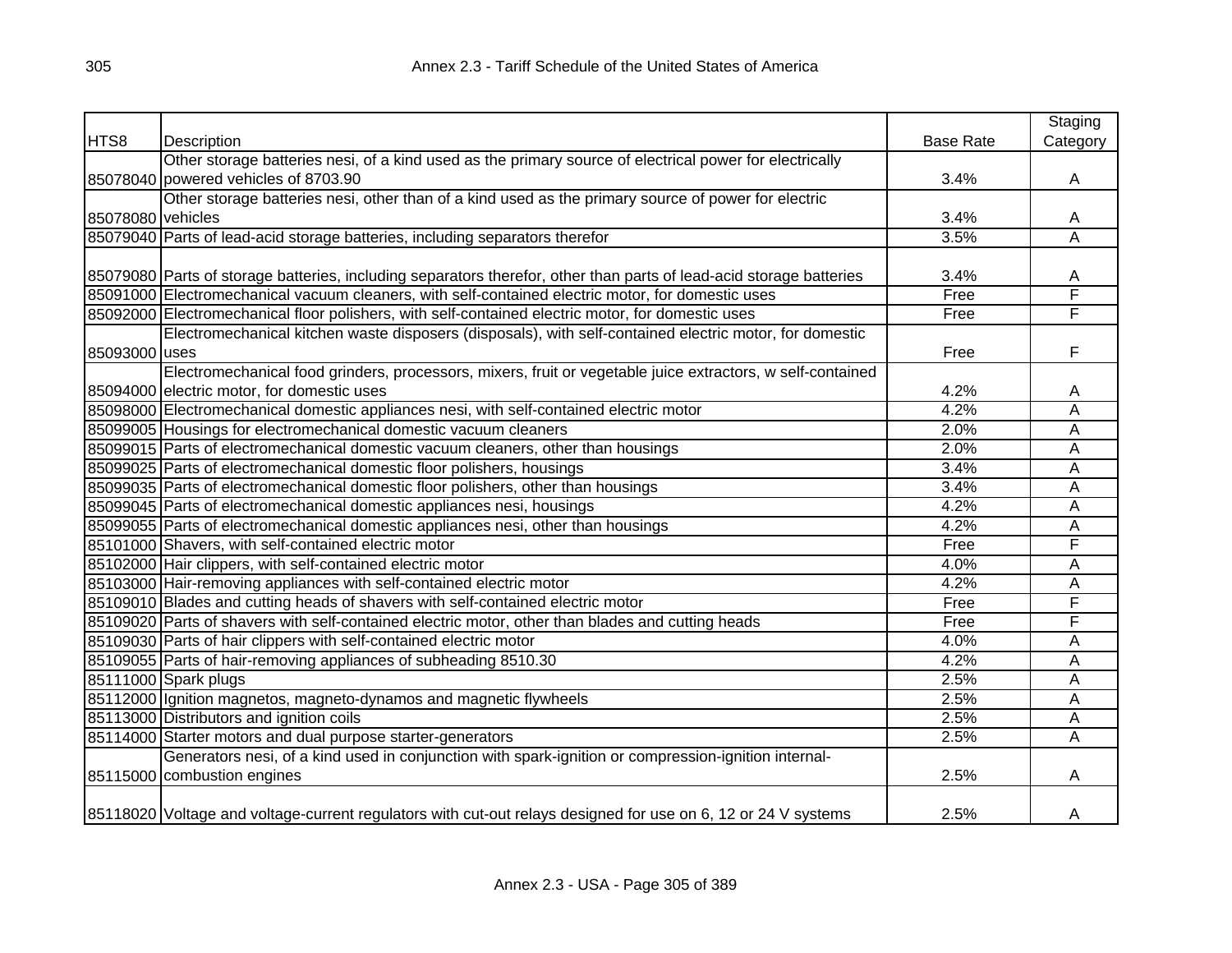| HTS8 | Description | Base Rate | Staging Category |
|---|---|---|---|
| 85078040 | Other storage batteries nesi, of a kind used as the primary source of electrical power for electrically powered vehicles of 8703.90 | 3.4% | A |
| 85078080 | Other storage batteries nesi, other than of a kind used as the primary source of power for electric vehicles | 3.4% | A |
| 85079040 | Parts of lead-acid storage batteries, including separators therefor | 3.5% | A |
| 85079080 | Parts of storage batteries, including separators therefor, other than parts of lead-acid storage batteries | 3.4% | A |
| 85091000 | Electromechanical vacuum cleaners, with self-contained electric motor, for domestic uses | Free | F |
| 85092000 | Electromechanical floor polishers, with self-contained electric motor, for domestic uses | Free | F |
| 85093000 | Electromechanical kitchen waste disposers (disposals), with self-contained electric motor, for domestic uses | Free | F |
| 85094000 | Electromechanical food grinders, processors, mixers, fruit or vegetable juice extractors, w self-contained electric motor, for domestic uses | 4.2% | A |
| 85098000 | Electromechanical domestic appliances nesi, with self-contained electric motor | 4.2% | A |
| 85099005 | Housings for electromechanical domestic vacuum cleaners | 2.0% | A |
| 85099015 | Parts of electromechanical domestic vacuum cleaners, other than housings | 2.0% | A |
| 85099025 | Parts of electromechanical domestic floor polishers, housings | 3.4% | A |
| 85099035 | Parts of electromechanical domestic floor polishers, other than housings | 3.4% | A |
| 85099045 | Parts of electromechanical domestic appliances nesi, housings | 4.2% | A |
| 85099055 | Parts of electromechanical domestic appliances nesi, other than housings | 4.2% | A |
| 85101000 | Shavers, with self-contained electric motor | Free | F |
| 85102000 | Hair clippers, with self-contained electric motor | 4.0% | A |
| 85103000 | Hair-removing appliances with self-contained electric motor | 4.2% | A |
| 85109010 | Blades and cutting heads of shavers with self-contained electric motor | Free | F |
| 85109020 | Parts of shavers with self-contained electric motor, other than blades and cutting heads | Free | F |
| 85109030 | Parts of hair clippers with self-contained electric motor | 4.0% | A |
| 85109055 | Parts of hair-removing appliances of subheading 8510.30 | 4.2% | A |
| 85111000 | Spark plugs | 2.5% | A |
| 85112000 | Ignition magnetos, magneto-dynamos and magnetic flywheels | 2.5% | A |
| 85113000 | Distributors and ignition coils | 2.5% | A |
| 85114000 | Starter motors and dual purpose starter-generators | 2.5% | A |
| 85115000 | Generators nesi, of a kind used in conjunction with spark-ignition or compression-ignition internal-combustion engines | 2.5% | A |
| 85118020 | Voltage and voltage-current regulators with cut-out relays designed for use on 6, 12 or 24 V systems | 2.5% | A |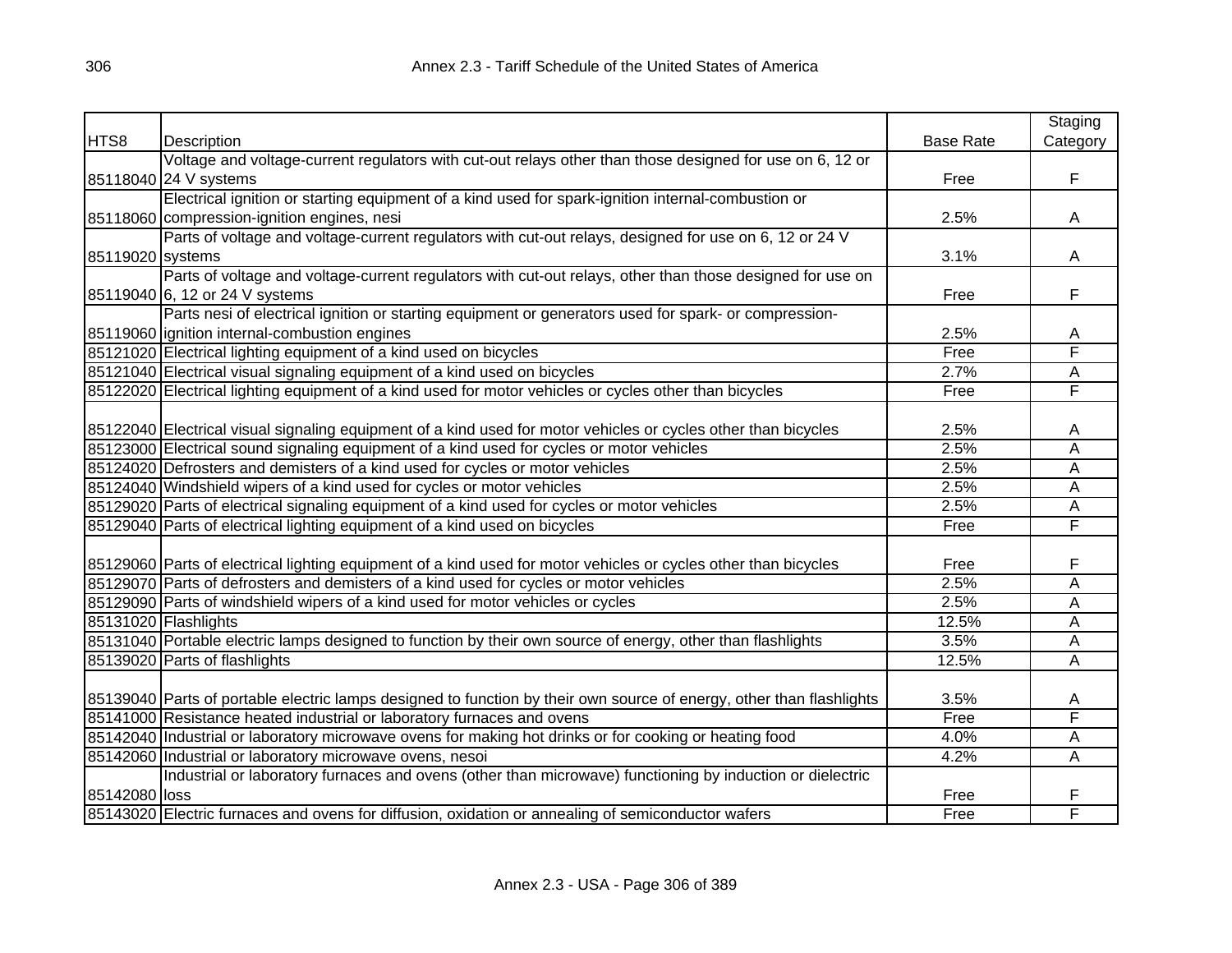| HTS8 | Description | Base Rate | Staging Category |
|---|---|---|---|
| 85118040 | Voltage and voltage-current regulators with cut-out relays other than those designed for use on 6, 12 or 24 V systems | Free | F |
| 85118060 | Electrical ignition or starting equipment of a kind used for spark-ignition internal-combustion or compression-ignition engines, nesi | 2.5% | A |
| 85119020 | Parts of voltage and voltage-current regulators with cut-out relays, designed for use on 6, 12 or 24 V systems | 3.1% | A |
| 85119040 | Parts of voltage and voltage-current regulators with cut-out relays, other than those designed for use on 6, 12 or 24 V systems | Free | F |
| 85119060 | Parts nesi of electrical ignition or starting equipment or generators used for spark- or compression-ignition internal-combustion engines | 2.5% | A |
| 85121020 | Electrical lighting equipment of a kind used on bicycles | Free | F |
| 85121040 | Electrical visual signaling equipment of a kind used on bicycles | 2.7% | A |
| 85122020 | Electrical lighting equipment of a kind used for motor vehicles or cycles other than bicycles | Free | F |
| 85122040 | Electrical visual signaling equipment of a kind used for motor vehicles or cycles other than bicycles | 2.5% | A |
| 85123000 | Electrical sound signaling equipment of a kind used for cycles or motor vehicles | 2.5% | A |
| 85124020 | Defrosters and demisters of a kind used for cycles or motor vehicles | 2.5% | A |
| 85124040 | Windshield wipers of a kind used for cycles or motor vehicles | 2.5% | A |
| 85129020 | Parts of electrical signaling equipment of a kind used for cycles or motor vehicles | 2.5% | A |
| 85129040 | Parts of electrical lighting equipment of a kind used on bicycles | Free | F |
| 85129060 | Parts of electrical lighting equipment of a kind used for motor vehicles or cycles other than bicycles | Free | F |
| 85129070 | Parts of defrosters and demisters of a kind used for cycles or motor vehicles | 2.5% | A |
| 85129090 | Parts of windshield wipers of a kind used for motor vehicles or cycles | 2.5% | A |
| 85131020 | Flashlights | 12.5% | A |
| 85131040 | Portable electric lamps designed to function by their own source of energy, other than flashlights | 3.5% | A |
| 85139020 | Parts of flashlights | 12.5% | A |
| 85139040 | Parts of portable electric lamps designed to function by their own source of energy, other than flashlights | 3.5% | A |
| 85141000 | Resistance heated industrial or laboratory furnaces and ovens | Free | F |
| 85142040 | Industrial or laboratory microwave ovens for making hot drinks or for cooking or heating food | 4.0% | A |
| 85142060 | Industrial or laboratory microwave ovens, nesoi | 4.2% | A |
| 85142080 | Industrial or laboratory furnaces and ovens (other than microwave) functioning by induction or dielectric loss | Free | F |
| 85143020 | Electric furnaces and ovens for diffusion, oxidation or annealing of semiconductor wafers | Free | F |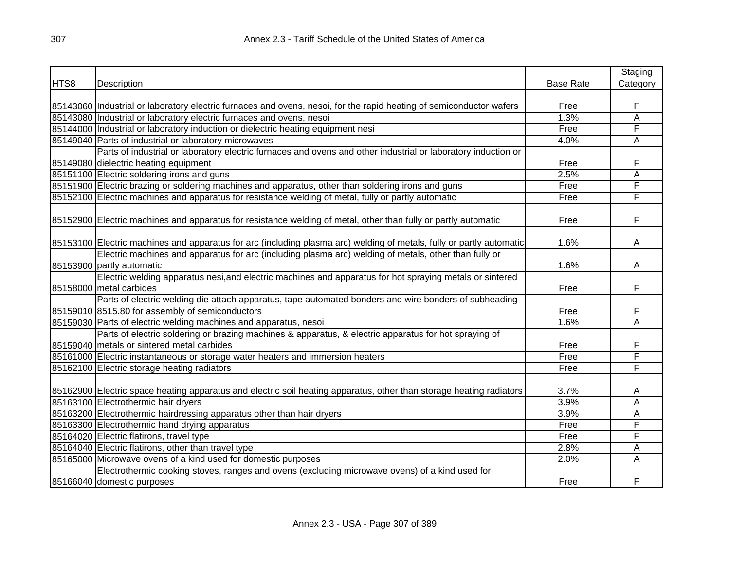| HTS8 | Description | Base Rate | Staging Category |
|---|---|---|---|
| 85143060 | Industrial or laboratory electric furnaces and ovens, nesoi, for the rapid heating of semiconductor wafers | Free | F |
| 85143080 | Industrial or laboratory electric furnaces and ovens, nesoi | 1.3% | A |
| 85144000 | Industrial or laboratory induction or dielectric heating equipment nesi | Free | F |
| 85149040 | Parts of industrial or laboratory microwaves | 4.0% | A |
| 85149080 | Parts of industrial or laboratory electric furnaces and ovens and other industrial or laboratory induction or dielectric heating equipment | Free | F |
| 85151100 | Electric soldering irons and guns | 2.5% | A |
| 85151900 | Electric brazing or soldering machines and apparatus, other than soldering irons and guns | Free | F |
| 85152100 | Electric machines and apparatus for resistance welding of metal, fully or partly automatic | Free | F |
| 85152900 | Electric machines and apparatus for resistance welding of metal, other than fully or partly automatic | Free | F |
| 85153100 | Electric machines and apparatus for arc (including plasma arc) welding of metals, fully or partly automatic | 1.6% | A |
| 85153900 | Electric machines and apparatus for arc (including plasma arc) welding of metals, other than fully or partly automatic | 1.6% | A |
| 85158000 | Electric welding apparatus nesi,and electric machines and apparatus for hot spraying metals or sintered metal carbides | Free | F |
| 85159010 | Parts of electric welding die attach apparatus, tape automated bonders and wire bonders of subheading 8515.80 for assembly of semiconductors | Free | F |
| 85159030 | Parts of electric welding machines and apparatus, nesoi | 1.6% | A |
| 85159040 | Parts of electric soldering or brazing machines & apparatus, & electric apparatus for hot spraying of metals or sintered metal carbides | Free | F |
| 85161000 | Electric instantaneous or storage water heaters and immersion heaters | Free | F |
| 85162100 | Electric storage heating radiators | Free | F |
| 85162900 | Electric space heating apparatus and electric soil heating apparatus, other than storage heating radiators | 3.7% | A |
| 85163100 | Electrothermic hair dryers | 3.9% | A |
| 85163200 | Electrothermic hairdressing apparatus other than hair dryers | 3.9% | A |
| 85163300 | Electrothermic hand drying apparatus | Free | F |
| 85164020 | Electric flatirons, travel type | Free | F |
| 85164040 | Electric flatirons, other than travel type | 2.8% | A |
| 85165000 | Microwave ovens of a kind used for domestic purposes | 2.0% | A |
| 85166040 | Electrothermic cooking stoves, ranges and ovens (excluding microwave ovens) of a kind used for domestic purposes | Free | F |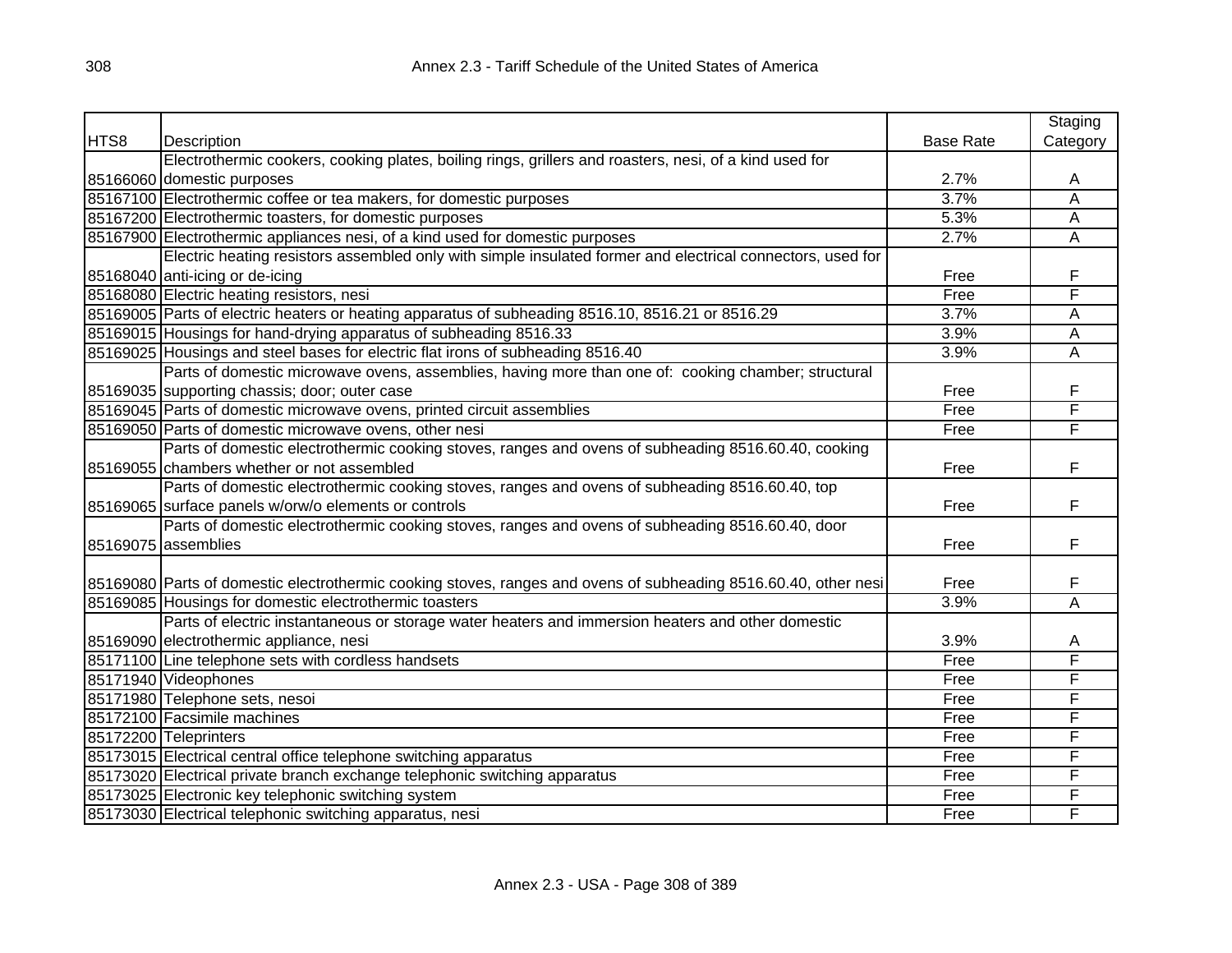| HTS8 | Description | Base Rate | Staging Category |
|---|---|---|---|
| 85166060 | Electrothermic cookers, cooking plates, boiling rings, grillers and roasters, nesi, of a kind used for domestic purposes | 2.7% | A |
| 85167100 | Electrothermic coffee or tea makers, for domestic purposes | 3.7% | A |
| 85167200 | Electrothermic toasters, for domestic purposes | 5.3% | A |
| 85167900 | Electrothermic appliances nesi, of a kind used for domestic purposes | 2.7% | A |
| 85168040 | Electric heating resistors assembled only with simple insulated former and electrical connectors, used for anti-icing or de-icing | Free | F |
| 85168080 | Electric heating resistors, nesi | Free | F |
| 85169005 | Parts of electric heaters or heating apparatus of subheading 8516.10, 8516.21 or 8516.29 | 3.7% | A |
| 85169015 | Housings for hand-drying apparatus of subheading 8516.33 | 3.9% | A |
| 85169025 | Housings and steel bases for electric flat irons of subheading 8516.40 | 3.9% | A |
| 85169035 | Parts of domestic microwave ovens, assemblies, having more than one of: cooking chamber; structural supporting chassis; door; outer case | Free | F |
| 85169045 | Parts of domestic microwave ovens, printed circuit assemblies | Free | F |
| 85169050 | Parts of domestic microwave ovens, other nesi | Free | F |
| 85169055 | Parts of domestic electrothermic cooking stoves, ranges and ovens of subheading 8516.60.40, cooking chambers whether or not assembled | Free | F |
| 85169065 | Parts of domestic electrothermic cooking stoves, ranges and ovens of subheading 8516.60.40, top surface panels w/orw/o elements or controls | Free | F |
| 85169075 | Parts of domestic electrothermic cooking stoves, ranges and ovens of subheading 8516.60.40, door assemblies | Free | F |
| 85169080 | Parts of domestic electrothermic cooking stoves, ranges and ovens of subheading 8516.60.40, other nesi | Free | F |
| 85169085 | Housings for domestic electrothermic toasters | 3.9% | A |
| 85169090 | Parts of electric instantaneous or storage water heaters and immersion heaters and other domestic electrothermic appliance, nesi | 3.9% | A |
| 85171100 | Line telephone sets with cordless handsets | Free | F |
| 85171940 | Videophones | Free | F |
| 85171980 | Telephone sets, nesoi | Free | F |
| 85172100 | Facsimile machines | Free | F |
| 85172200 | Teleprinters | Free | F |
| 85173015 | Electrical central office telephone switching apparatus | Free | F |
| 85173020 | Electrical private branch exchange telephonic switching apparatus | Free | F |
| 85173025 | Electronic key telephonic switching system | Free | F |
| 85173030 | Electrical telephonic switching apparatus, nesi | Free | F |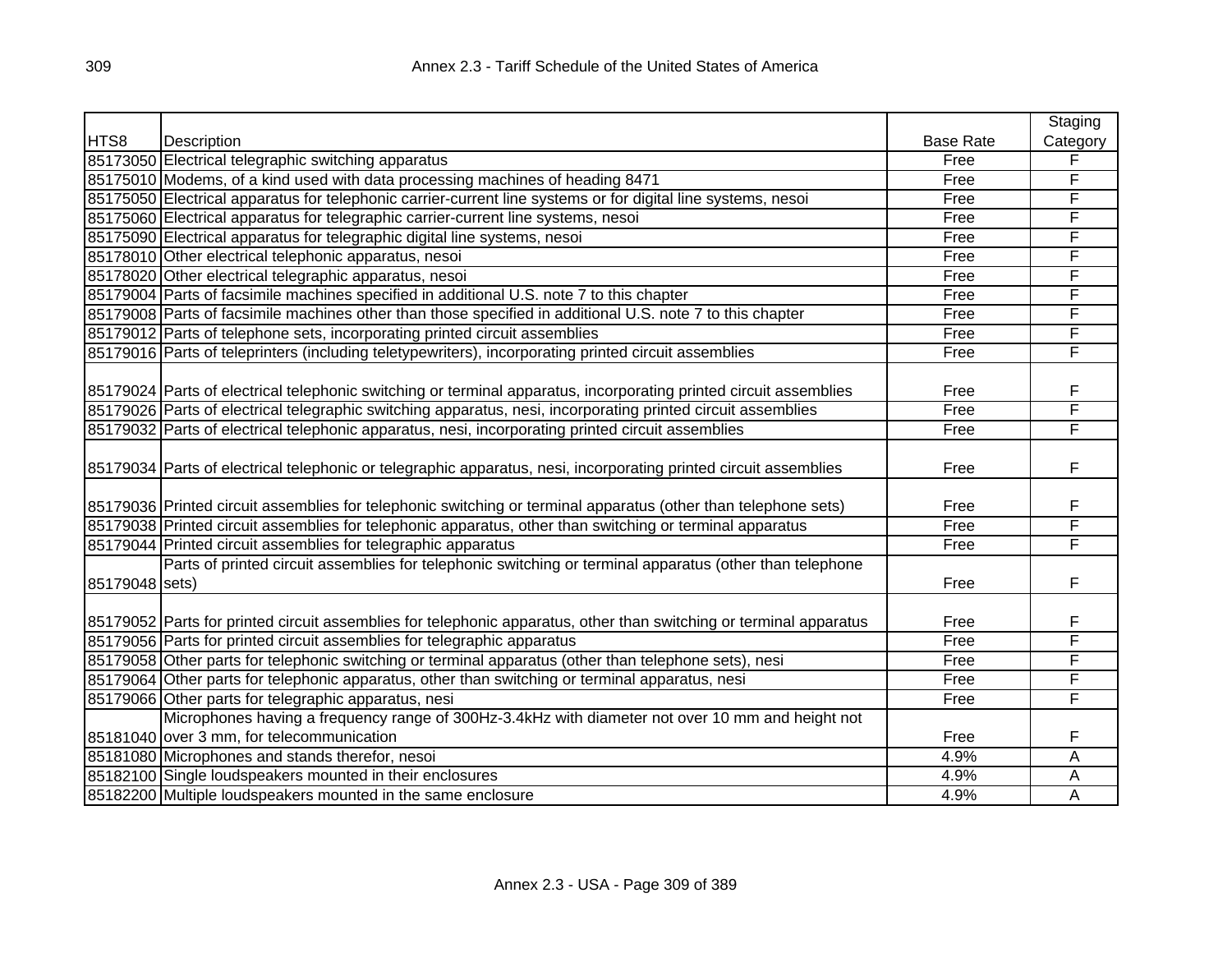| HTS8 | Description | Base Rate | Staging Category |
|---|---|---|---|
| 85173050 | Electrical telegraphic switching apparatus | Free | F |
| 85175010 | Modems, of a kind used with data processing machines of heading 8471 | Free | F |
| 85175050 | Electrical apparatus for telephonic carrier-current line systems or for digital line systems, nesoi | Free | F |
| 85175060 | Electrical apparatus for telegraphic carrier-current line systems, nesoi | Free | F |
| 85175090 | Electrical apparatus for telegraphic digital line systems, nesoi | Free | F |
| 85178010 | Other electrical telephonic apparatus, nesoi | Free | F |
| 85178020 | Other electrical telegraphic apparatus, nesoi | Free | F |
| 85179004 | Parts of facsimile machines specified in additional U.S. note 7 to this chapter | Free | F |
| 85179008 | Parts of facsimile machines other than those specified in additional U.S. note 7 to this chapter | Free | F |
| 85179012 | Parts of telephone sets, incorporating printed circuit assemblies | Free | F |
| 85179016 | Parts of teleprinters (including teletypewriters), incorporating printed circuit assemblies | Free | F |
| 85179024 | Parts of electrical telephonic switching or terminal apparatus, incorporating printed circuit assemblies | Free | F |
| 85179026 | Parts of electrical telegraphic switching apparatus, nesi, incorporating printed circuit assemblies | Free | F |
| 85179032 | Parts of electrical telephonic apparatus, nesi, incorporating printed circuit assemblies | Free | F |
| 85179034 | Parts of electrical telephonic or telegraphic apparatus, nesi, incorporating printed circuit assemblies | Free | F |
| 85179036 | Printed circuit assemblies for telephonic switching or terminal apparatus (other than telephone sets) | Free | F |
| 85179038 | Printed circuit assemblies for telephonic apparatus, other than switching or terminal apparatus | Free | F |
| 85179044 | Printed circuit assemblies for telegraphic apparatus | Free | F |
| 85179048 | Parts of printed circuit assemblies for telephonic switching or terminal apparatus (other than telephone sets) | Free | F |
| 85179052 | Parts for printed circuit assemblies for telephonic apparatus, other than switching or terminal apparatus | Free | F |
| 85179056 | Parts for printed circuit assemblies for telegraphic apparatus | Free | F |
| 85179058 | Other parts for telephonic switching or terminal apparatus (other than telephone sets), nesi | Free | F |
| 85179064 | Other parts for telephonic apparatus, other than switching or terminal apparatus, nesi | Free | F |
| 85179066 | Other parts for telegraphic apparatus, nesi | Free | F |
| 85181040 | Microphones having a frequency range of 300Hz-3.4kHz with diameter not over 10 mm and height not over 3 mm, for telecommunication | Free | F |
| 85181080 | Microphones and stands therefor, nesoi | 4.9% | A |
| 85182100 | Single loudspeakers mounted in their enclosures | 4.9% | A |
| 85182200 | Multiple loudspeakers mounted in the same enclosure | 4.9% | A |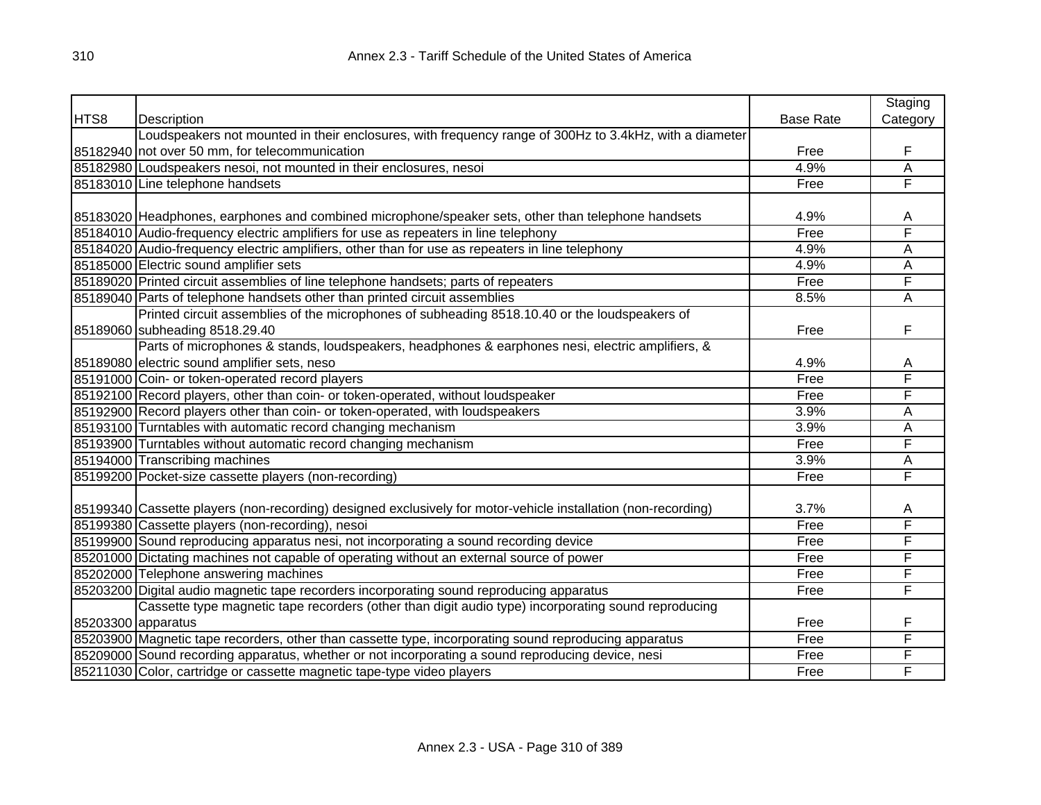| HTS8 | Description | Base Rate | Staging Category |
|---|---|---|---|
| 85182940 | Loudspeakers not mounted in their enclosures, with frequency range of 300Hz to 3.4kHz, with a diameter not over 50 mm, for telecommunication | Free | F |
| 85182980 | Loudspeakers nesoi, not mounted in their enclosures, nesoi | 4.9% | A |
| 85183010 | Line telephone handsets | Free | F |
| 85183020 | Headphones, earphones and combined microphone/speaker sets, other than telephone handsets | 4.9% | A |
| 85184010 | Audio-frequency electric amplifiers for use as repeaters in line telephony | Free | F |
| 85184020 | Audio-frequency electric amplifiers, other than for use as repeaters in line telephony | 4.9% | A |
| 85185000 | Electric sound amplifier sets | 4.9% | A |
| 85189020 | Printed circuit assemblies of line telephone handsets; parts of repeaters | Free | F |
| 85189040 | Parts of telephone handsets other than printed circuit assemblies | 8.5% | A |
| 85189060 | Printed circuit assemblies of the microphones of subheading 8518.10.40 or the loudspeakers of subheading 8518.29.40 | Free | F |
| 85189080 | Parts of microphones & stands, loudspeakers, headphones & earphones nesi, electric amplifiers, & electric sound amplifier sets, neso | 4.9% | A |
| 85191000 | Coin- or token-operated record players | Free | F |
| 85192100 | Record players, other than coin- or token-operated, without loudspeaker | Free | F |
| 85192900 | Record players other than coin- or token-operated, with loudspeakers | 3.9% | A |
| 85193100 | Turntables with automatic record changing mechanism | 3.9% | A |
| 85193900 | Turntables without automatic record changing mechanism | Free | F |
| 85194000 | Transcribing machines | 3.9% | A |
| 85199200 | Pocket-size cassette players (non-recording) | Free | F |
| 85199340 | Cassette players (non-recording) designed exclusively for motor-vehicle installation (non-recording) | 3.7% | A |
| 85199380 | Cassette players (non-recording), nesoi | Free | F |
| 85199900 | Sound reproducing apparatus nesi, not incorporating a sound recording device | Free | F |
| 85201000 | Dictating machines not capable of operating without an external source of power | Free | F |
| 85202000 | Telephone answering machines | Free | F |
| 85203200 | Digital audio magnetic tape recorders incorporating sound reproducing apparatus | Free | F |
| 85203300 | Cassette type magnetic tape recorders (other than digit audio type) incorporating sound reproducing apparatus | Free | F |
| 85203900 | Magnetic tape recorders, other than cassette type, incorporating sound reproducing apparatus | Free | F |
| 85209000 | Sound recording apparatus, whether or not incorporating a sound reproducing device, nesi | Free | F |
| 85211030 | Color, cartridge or cassette magnetic tape-type video players | Free | F |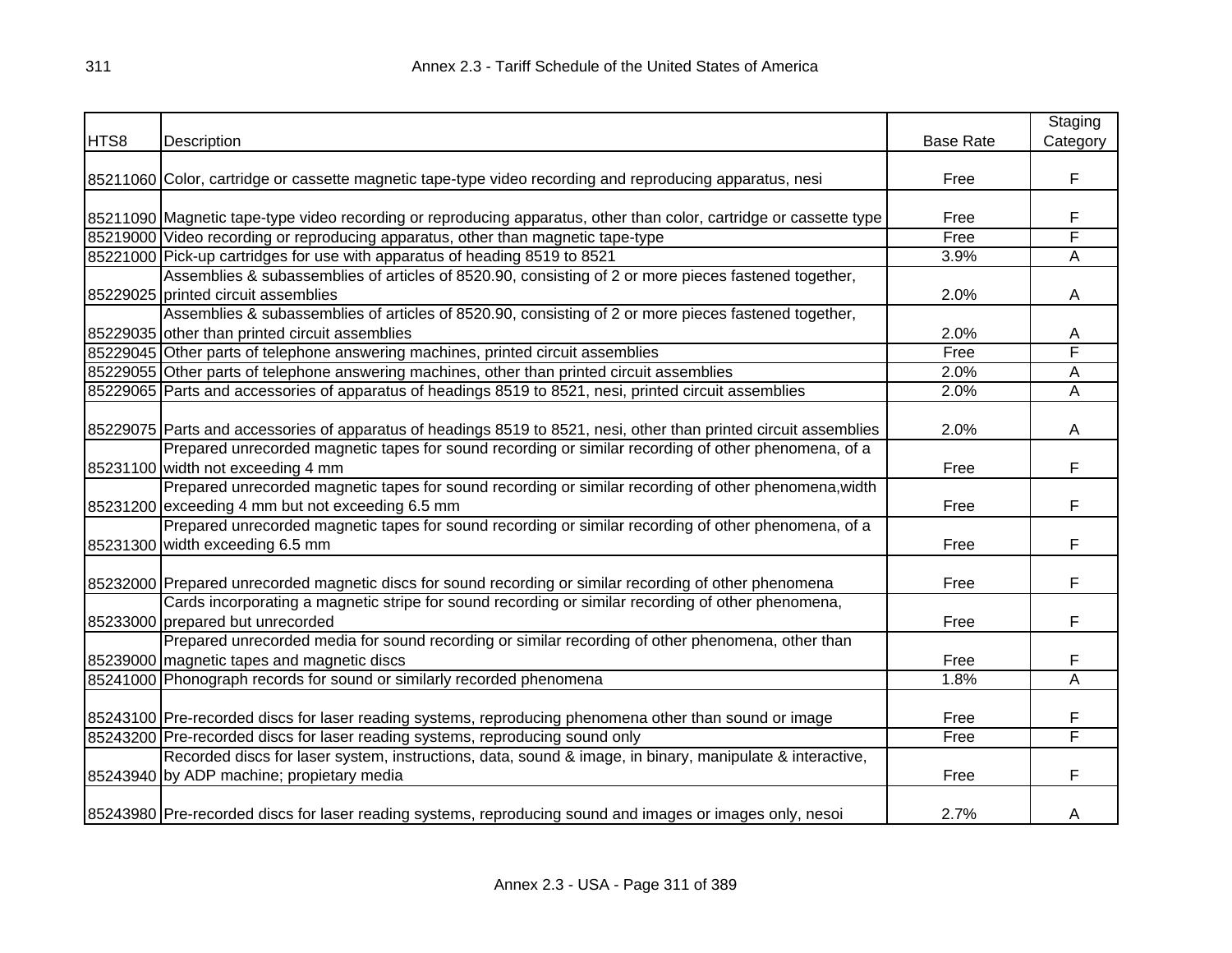| HTS8 | Description | Base Rate | Staging Category |
|---|---|---|---|
| 85211060 | Color, cartridge or cassette magnetic tape-type video recording and reproducing apparatus, nesi | Free | F |
| 85211090 | Magnetic tape-type video recording or reproducing apparatus, other than color, cartridge or cassette type | Free | F |
| 85219000 | Video recording or reproducing apparatus, other than magnetic tape-type | Free | F |
| 85221000 | Pick-up cartridges for use with apparatus of heading 8519 to 8521 | 3.9% | A |
| 85229025 | Assemblies & subassemblies of articles of 8520.90, consisting of 2 or more pieces fastened together, printed circuit assemblies | 2.0% | A |
| 85229035 | Assemblies & subassemblies of articles of 8520.90, consisting of 2 or more pieces fastened together, other than printed circuit assemblies | 2.0% | A |
| 85229045 | Other parts of telephone answering machines, printed circuit assemblies | Free | F |
| 85229055 | Other parts of telephone answering machines, other than printed circuit assemblies | 2.0% | A |
| 85229065 | Parts and accessories of apparatus of headings 8519 to 8521, nesi, printed circuit assemblies | 2.0% | A |
| 85229075 | Parts and accessories of apparatus of headings 8519 to 8521, nesi, other than printed circuit assemblies | 2.0% | A |
| 85231100 | Prepared unrecorded magnetic tapes for sound recording or similar recording of other phenomena, of a width not exceeding 4 mm | Free | F |
| 85231200 | Prepared unrecorded magnetic tapes for sound recording or similar recording of other phenomena,width exceeding 4 mm but not exceeding 6.5 mm | Free | F |
| 85231300 | Prepared unrecorded magnetic tapes for sound recording or similar recording of other phenomena, of a width exceeding 6.5 mm | Free | F |
| 85232000 | Prepared unrecorded magnetic discs for sound recording or similar recording of other phenomena | Free | F |
| 85233000 | Cards incorporating a magnetic stripe for sound recording or similar recording of other phenomena, prepared but unrecorded | Free | F |
| 85239000 | Prepared unrecorded media for sound recording or similar recording of other phenomena, other than magnetic tapes and magnetic discs | Free | F |
| 85241000 | Phonograph records for sound or similarly recorded phenomena | 1.8% | A |
| 85243100 | Pre-recorded discs for laser reading systems, reproducing phenomena other than sound or image | Free | F |
| 85243200 | Pre-recorded discs for laser reading systems, reproducing sound only | Free | F |
| 85243940 | Recorded discs for laser system, instructions, data, sound & image, in binary, manipulate & interactive, by ADP machine; propietary media | Free | F |
| 85243980 | Pre-recorded discs for laser reading systems, reproducing sound and images or images only, nesoi | 2.7% | A |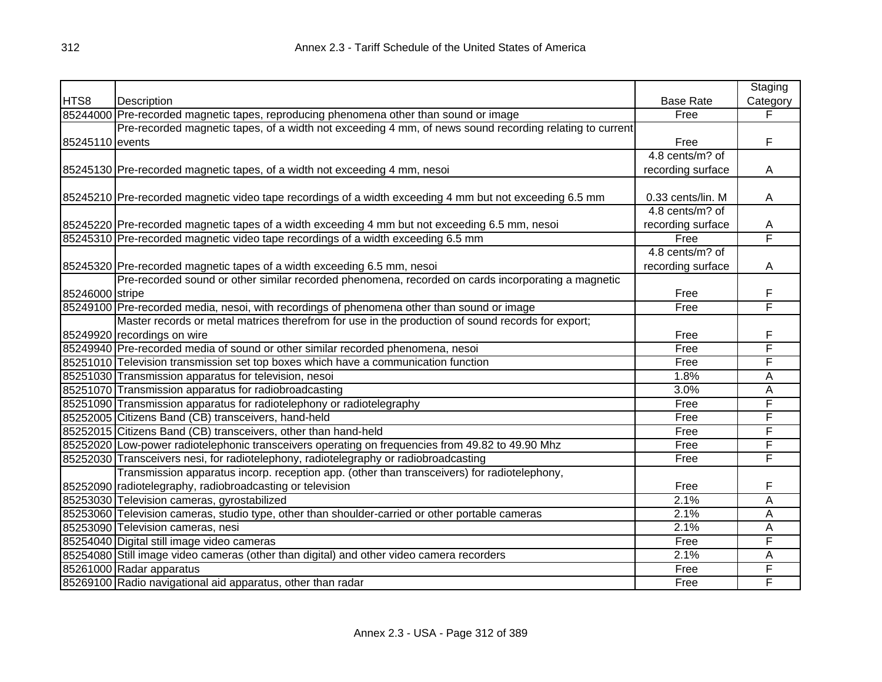| HTS8 | Description | Base Rate | Staging Category |
|---|---|---|---|
| 85244000 | Pre-recorded magnetic tapes, reproducing phenomena other than sound or image | Free | F |
| 85245110 | Pre-recorded magnetic tapes, of a width not exceeding 4 mm, of news sound recording relating to current events | Free | F |
| 85245130 | Pre-recorded magnetic tapes, of a width not exceeding 4 mm, nesoi | 4.8 cents/m? of recording surface | A |
| 85245210 | Pre-recorded magnetic video tape recordings of a width exceeding 4 mm but not exceeding 6.5 mm | 0.33 cents/lin. M | A |
| 85245220 | Pre-recorded magnetic tapes of a width exceeding 4 mm but not exceeding 6.5 mm, nesoi | 4.8 cents/m? of recording surface | A |
| 85245310 | Pre-recorded magnetic video tape recordings of a width exceeding 6.5 mm | Free | F |
| 85245320 | Pre-recorded magnetic tapes of a width exceeding 6.5 mm, nesoi | 4.8 cents/m? of recording surface | A |
| 85246000 | Pre-recorded sound or other similar recorded phenomena, recorded on cards incorporating a magnetic stripe | Free | F |
| 85249100 | Pre-recorded media, nesoi, with recordings of phenomena other than sound or image | Free | F |
| 85249920 | Master records or metal matrices therefrom for use in the production of sound records for export; recordings on wire | Free | F |
| 85249940 | Pre-recorded media of sound or other similar recorded phenomena, nesoi | Free | F |
| 85251010 | Television transmission set top boxes which have a communication function | Free | F |
| 85251030 | Transmission apparatus for television, nesoi | 1.8% | A |
| 85251070 | Transmission apparatus for radiobroadcasting | 3.0% | A |
| 85251090 | Transmission apparatus for radiotelephony or radiotelegraphy | Free | F |
| 85252005 | Citizens Band (CB) transceivers, hand-held | Free | F |
| 85252015 | Citizens Band (CB) transceivers, other than hand-held | Free | F |
| 85252020 | Low-power radiotelephonic transceivers operating on frequencies from 49.82 to 49.90 Mhz | Free | F |
| 85252030 | Transceivers nesi, for radiotelephony, radiotelegraphy or radiobroadcasting | Free | F |
| 85252090 | Transmission apparatus incorp. reception app. (other than transceivers) for radiotelephony, radiotelegraphy, radiobroadcasting or television | Free | F |
| 85253030 | Television cameras, gyrostabilized | 2.1% | A |
| 85253060 | Television cameras, studio type, other than shoulder-carried or other portable cameras | 2.1% | A |
| 85253090 | Television cameras, nesi | 2.1% | A |
| 85254040 | Digital still image video cameras | Free | F |
| 85254080 | Still image video cameras (other than digital) and other video camera recorders | 2.1% | A |
| 85261000 | Radar apparatus | Free | F |
| 85269100 | Radio navigational aid apparatus, other than radar | Free | F |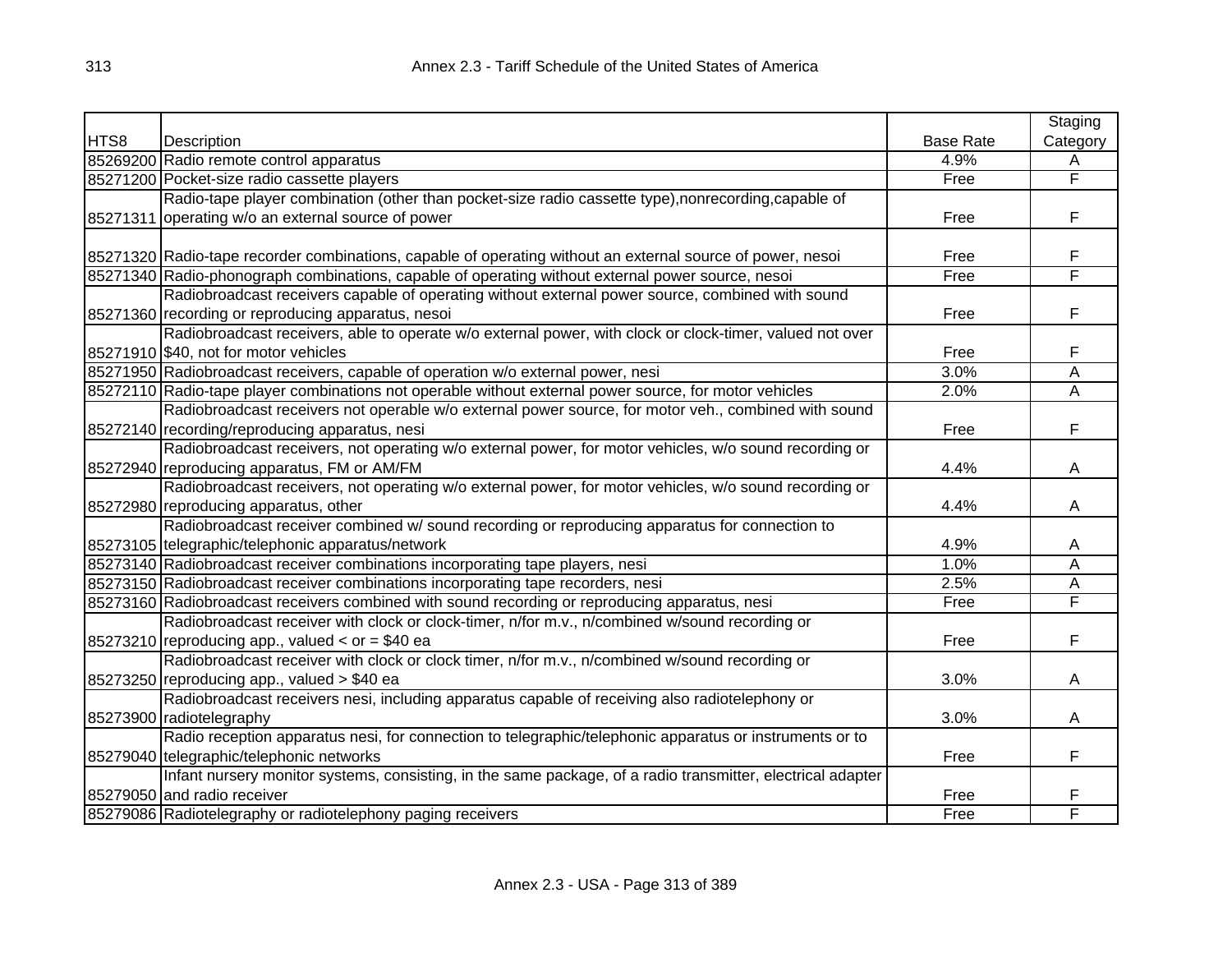| HTS8 | Description | Base Rate | Staging Category |
|---|---|---|---|
| 85269200 | Radio remote control apparatus | 4.9% | A |
| 85271200 | Pocket-size radio cassette players | Free | F |
| 85271311 | Radio-tape player combination (other than pocket-size radio cassette type),nonrecording,capable of operating w/o an external source of power | Free | F |
| 85271320 | Radio-tape recorder combinations, capable of operating without an external source of power, nesoi | Free | F |
| 85271340 | Radio-phonograph combinations, capable of operating without external power source, nesoi | Free | F |
| 85271360 | Radiobroadcast receivers capable of operating without external power source, combined with sound recording or reproducing apparatus, nesoi | Free | F |
| 85271910 | Radiobroadcast receivers, able to operate w/o external power, with clock or clock-timer, valued not over $40, not for motor vehicles | Free | F |
| 85271950 | Radiobroadcast receivers, capable of operation w/o external power, nesi | 3.0% | A |
| 85272110 | Radio-tape player combinations not operable without external power source, for motor vehicles | 2.0% | A |
| 85272140 | Radiobroadcast receivers not operable w/o external power source, for motor veh., combined with sound recording/reproducing apparatus, nesi | Free | F |
| 85272940 | Radiobroadcast receivers, not operating w/o external power, for motor vehicles, w/o sound recording or reproducing apparatus, FM or AM/FM | 4.4% | A |
| 85272980 | Radiobroadcast receivers, not operating w/o external power, for motor vehicles, w/o sound recording or reproducing apparatus, other | 4.4% | A |
| 85273105 | Radiobroadcast receiver combined w/ sound recording or reproducing apparatus for connection to telegraphic/telephonic apparatus/network | 4.9% | A |
| 85273140 | Radiobroadcast receiver combinations incorporating tape players, nesi | 1.0% | A |
| 85273150 | Radiobroadcast receiver combinations incorporating tape recorders, nesi | 2.5% | A |
| 85273160 | Radiobroadcast receivers combined with sound recording or reproducing apparatus, nesi | Free | F |
| 85273210 | Radiobroadcast receiver with clock or clock-timer, n/for m.v., n/combined w/sound recording or reproducing app., valued < or = $40 ea | Free | F |
| 85273250 | Radiobroadcast receiver with clock or clock timer, n/for m.v., n/combined w/sound recording or reproducing app., valued > $40 ea | 3.0% | A |
| 85273900 | Radiobroadcast receivers nesi, including apparatus capable of receiving also radiotelephony or radiotelegraphy | 3.0% | A |
| 85279040 | Radio reception apparatus nesi, for connection to telegraphic/telephonic apparatus or instruments or to telegraphic/telephonic networks | Free | F |
| 85279050 | Infant nursery monitor systems, consisting, in the same package, of a radio transmitter, electrical adapter and radio receiver | Free | F |
| 85279086 | Radiotelegraphy or radiotelephony paging receivers | Free | F |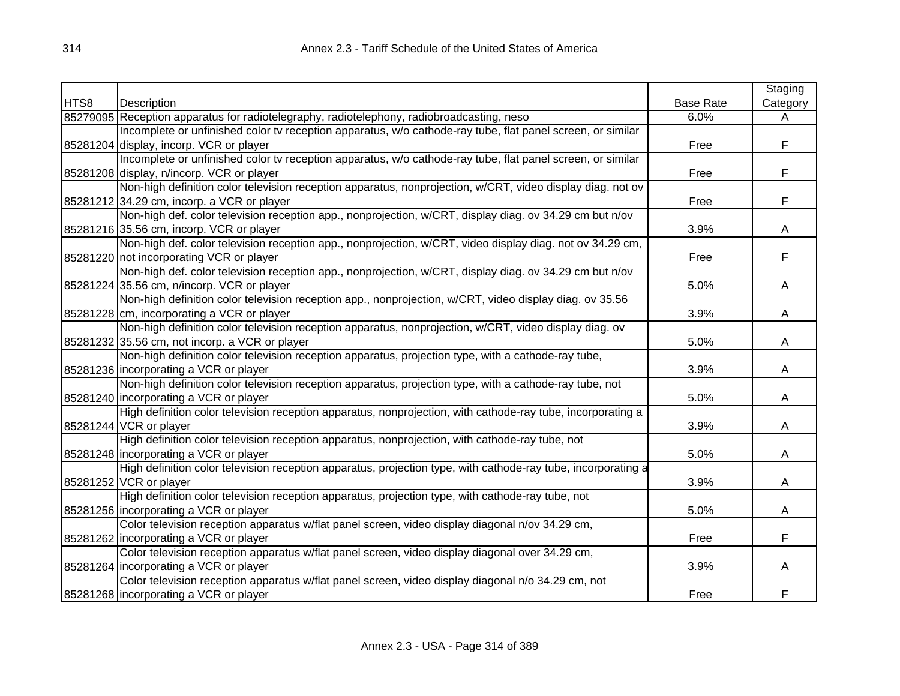| HTS8 | Description | Base Rate | Staging Category |
|---|---|---|---|
| 85279095 | Reception apparatus for radiotelegraphy, radiotelephony, radiobroadcasting, nesoi | 6.0% | A |
| 85281204 | Incomplete or unfinished color tv reception apparatus, w/o cathode-ray tube, flat panel screen, or similar display, incorp. VCR or player | Free | F |
| 85281208 | Incomplete or unfinished color tv reception apparatus, w/o cathode-ray tube, flat panel screen, or similar display, n/incorp. VCR or player | Free | F |
| 85281212 | Non-high definition color television reception apparatus, nonprojection, w/CRT, video display diag. not ov 34.29 cm, incorp. a VCR or player | Free | F |
| 85281216 | Non-high def. color television reception app., nonprojection, w/CRT, display diag. ov 34.29 cm but n/ov 35.56 cm, incorp. VCR or player | 3.9% | A |
| 85281220 | Non-high def. color television reception app., nonprojection, w/CRT, video display diag. not ov 34.29 cm, not incorporating VCR or player | Free | F |
| 85281224 | Non-high def. color television reception app., nonprojection, w/CRT, display diag. ov 34.29 cm but n/ov 35.56 cm, n/incorp. VCR or player | 5.0% | A |
| 85281228 | Non-high definition color television reception app., nonprojection, w/CRT, video display diag. ov 35.56 cm, incorporating a VCR or player | 3.9% | A |
| 85281232 | Non-high definition color television reception apparatus, nonprojection, w/CRT, video display diag. ov 35.56 cm, not incorp. a VCR or player | 5.0% | A |
| 85281236 | Non-high definition color television reception apparatus, projection type, with a cathode-ray tube, incorporating a VCR or player | 3.9% | A |
| 85281240 | Non-high definition color television reception apparatus, projection type, with a cathode-ray tube, not incorporating a VCR or player | 5.0% | A |
| 85281244 | High definition color television reception apparatus, nonprojection, with cathode-ray tube, incorporating a VCR or player | 3.9% | A |
| 85281248 | High definition color television reception apparatus, nonprojection, with cathode-ray tube, not incorporating a VCR or player | 5.0% | A |
| 85281252 | High definition color television reception apparatus, projection type, with cathode-ray tube, incorporating a VCR or player | 3.9% | A |
| 85281256 | High definition color television reception apparatus, projection type, with cathode-ray tube, not incorporating a VCR or player | 5.0% | A |
| 85281262 | Color television reception apparatus w/flat panel screen, video display diagonal n/ov 34.29 cm, incorporating a VCR or player | Free | F |
| 85281264 | Color television reception apparatus w/flat panel screen, video display diagonal over 34.29 cm, incorporating a VCR or player | 3.9% | A |
| 85281268 | Color television reception apparatus w/flat panel screen, video display diagonal n/o 34.29 cm, not incorporating a VCR or player | Free | F |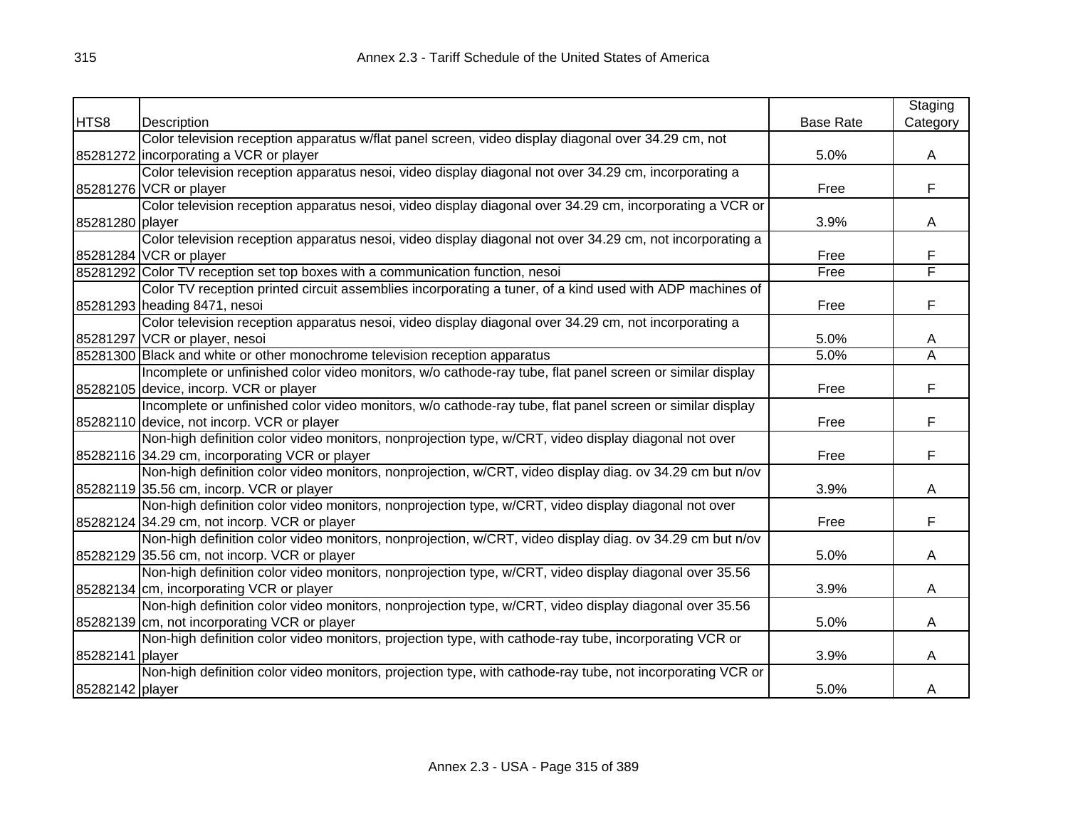| HTS8 | Description | Base Rate | Staging Category |
|---|---|---|---|
| 85281272 | Color television reception apparatus w/flat panel screen, video display diagonal over 34.29 cm, not incorporating a VCR or player | 5.0% | A |
| 85281276 | Color television reception apparatus nesoi, video display diagonal not over 34.29 cm, incorporating a VCR or player | Free | F |
| 85281280 | Color television reception apparatus nesoi, video display diagonal over 34.29 cm, incorporating a VCR or player | 3.9% | A |
| 85281284 | Color television reception apparatus nesoi, video display diagonal not over 34.29 cm, not incorporating a VCR or player | Free | F |
| 85281292 | Color TV reception set top boxes with a communication function, nesoi | Free | F |
| 85281293 | Color TV reception printed circuit assemblies incorporating a tuner, of a kind used with ADP machines of heading 8471, nesoi | Free | F |
| 85281297 | Color television reception apparatus nesoi, video display diagonal over 34.29 cm, not incorporating a VCR or player, nesoi | 5.0% | A |
| 85281300 | Black and white or other monochrome television reception apparatus | 5.0% | A |
| 85282105 | Incomplete or unfinished color video monitors, w/o cathode-ray tube, flat panel screen or similar display device, incorp. VCR or player | Free | F |
| 85282110 | Incomplete or unfinished color video monitors, w/o cathode-ray tube, flat panel screen or similar display device, not incorp. VCR or player | Free | F |
| 85282116 | Non-high definition color video monitors, nonprojection type, w/CRT, video display diagonal not over 34.29 cm, incorporating VCR or player | Free | F |
| 85282119 | Non-high definition color video monitors, nonprojection, w/CRT, video display diag. ov 34.29 cm but n/ov 35.56 cm, incorp. VCR or player | 3.9% | A |
| 85282124 | Non-high definition color video monitors, nonprojection type, w/CRT, video display diagonal not over 34.29 cm, not incorp. VCR or player | Free | F |
| 85282129 | Non-high definition color video monitors, nonprojection, w/CRT, video display diag. ov 34.29 cm but n/ov 35.56 cm, not incorp. VCR or player | 5.0% | A |
| 85282134 | Non-high definition color video monitors, nonprojection type, w/CRT, video display diagonal over 35.56 cm, incorporating VCR or player | 3.9% | A |
| 85282139 | Non-high definition color video monitors, nonprojection type, w/CRT, video display diagonal over 35.56 cm, not incorporating VCR or player | 5.0% | A |
| 85282141 | Non-high definition color video monitors, projection type, with cathode-ray tube, incorporating VCR or player | 3.9% | A |
| 85282142 | Non-high definition color video monitors, projection type, with cathode-ray tube, not incorporating VCR or player | 5.0% | A |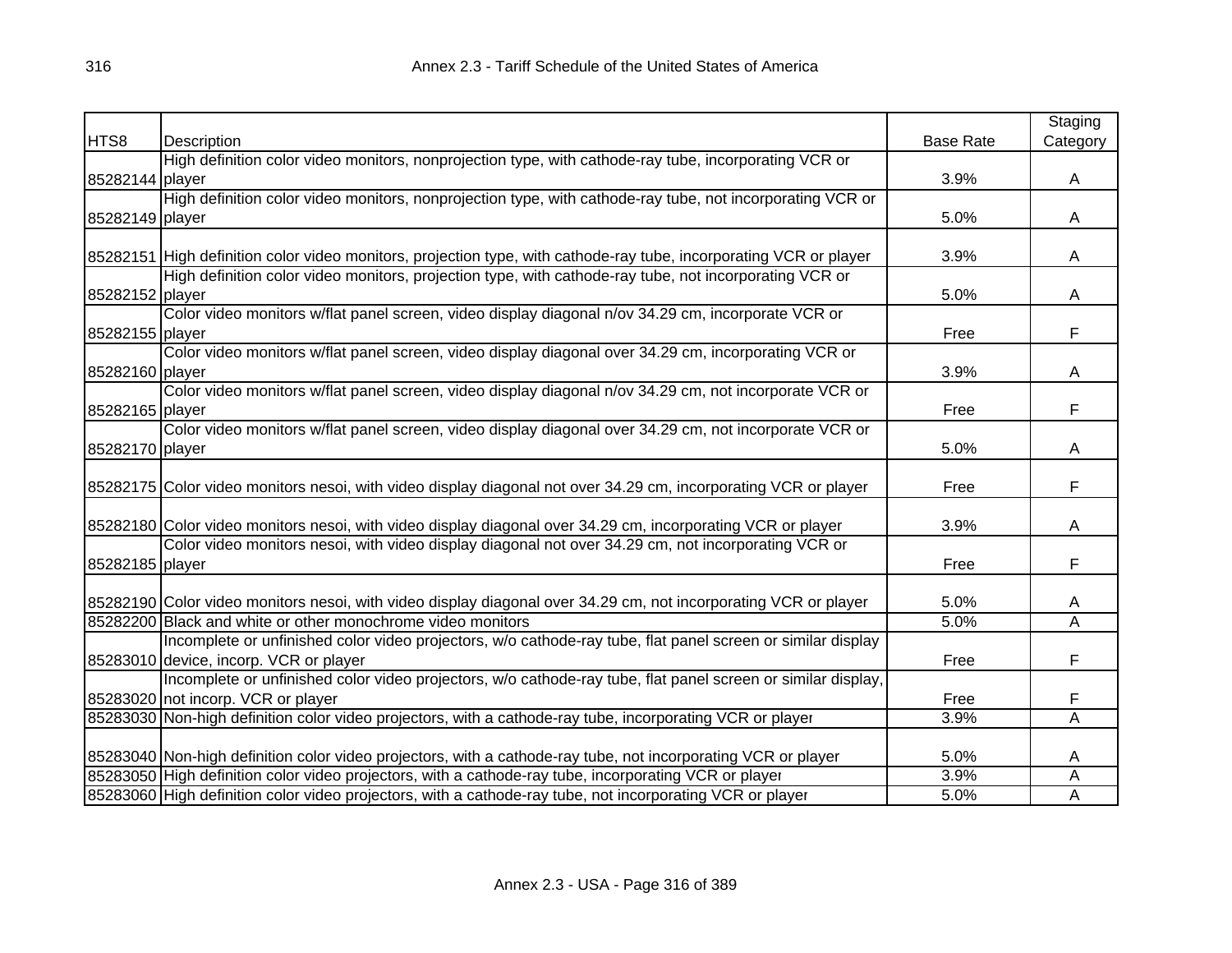| HTS8 | Description | Base Rate | Staging Category |
|---|---|---|---|
| 85282144 | High definition color video monitors, nonprojection type, with cathode-ray tube, incorporating VCR or player | 3.9% | A |
| 85282149 | High definition color video monitors, nonprojection type, with cathode-ray tube, not incorporating VCR or player | 5.0% | A |
| 85282151 | High definition color video monitors, projection type, with cathode-ray tube, incorporating VCR or player | 3.9% | A |
| 85282152 | High definition color video monitors, projection type, with cathode-ray tube, not incorporating VCR or player | 5.0% | A |
| 85282155 | Color video monitors w/flat panel screen, video display diagonal n/ov 34.29 cm, incorporate VCR or player | Free | F |
| 85282160 | Color video monitors w/flat panel screen, video display diagonal over 34.29 cm, incorporating VCR or player | 3.9% | A |
| 85282165 | Color video monitors w/flat panel screen, video display diagonal n/ov 34.29 cm, not incorporate VCR or player | Free | F |
| 85282170 | Color video monitors w/flat panel screen, video display diagonal over 34.29 cm, not incorporate VCR or player | 5.0% | A |
| 85282175 | Color video monitors nesoi, with video display diagonal not over 34.29 cm, incorporating VCR or player | Free | F |
| 85282180 | Color video monitors nesoi, with video display diagonal over 34.29 cm, incorporating VCR or player | 3.9% | A |
| 85282185 | Color video monitors nesoi, with video display diagonal not over 34.29 cm, not incorporating VCR or player | Free | F |
| 85282190 | Color video monitors nesoi, with video display diagonal over 34.29 cm, not incorporating VCR or player | 5.0% | A |
| 85282200 | Black and white or other monochrome video monitors | 5.0% | A |
| 85283010 | Incomplete or unfinished color video projectors, w/o cathode-ray tube, flat panel screen or similar display device, incorp. VCR or player | Free | F |
| 85283020 | Incomplete or unfinished color video projectors, w/o cathode-ray tube, flat panel screen or similar display, not incorp. VCR or player | Free | F |
| 85283030 | Non-high definition color video projectors, with a cathode-ray tube, incorporating VCR or player | 3.9% | A |
| 85283040 | Non-high definition color video projectors, with a cathode-ray tube, not incorporating VCR or player | 5.0% | A |
| 85283050 | High definition color video projectors, with a cathode-ray tube, incorporating VCR or player | 3.9% | A |
| 85283060 | High definition color video projectors, with a cathode-ray tube, not incorporating VCR or player | 5.0% | A |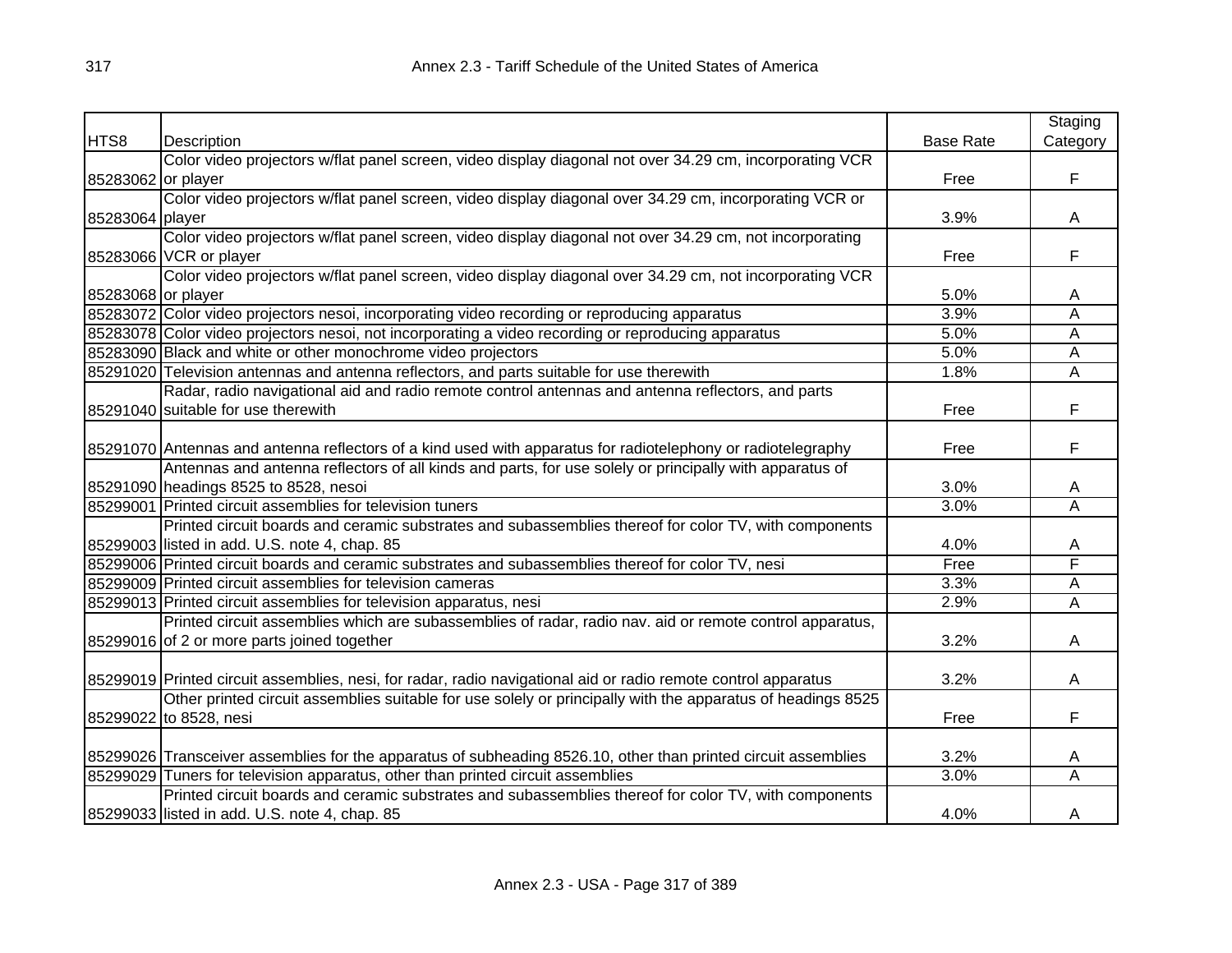| HTS8 | Description | Base Rate | Staging Category |
|---|---|---|---|
| 85283062 | Color video projectors w/flat panel screen, video display diagonal not over 34.29 cm, incorporating VCR or player | Free | F |
| 85283064 | Color video projectors w/flat panel screen, video display diagonal over 34.29 cm, incorporating VCR or player | 3.9% | A |
| 85283066 | Color video projectors w/flat panel screen, video display diagonal not over 34.29 cm, not incorporating VCR or player | Free | F |
| 85283068 | Color video projectors w/flat panel screen, video display diagonal over 34.29 cm, not incorporating VCR or player | 5.0% | A |
| 85283072 | Color video projectors nesoi, incorporating video recording or reproducing apparatus | 3.9% | A |
| 85283078 | Color video projectors nesoi, not incorporating a video recording or reproducing apparatus | 5.0% | A |
| 85283090 | Black and white or other monochrome video projectors | 5.0% | A |
| 85291020 | Television antennas and antenna reflectors, and parts suitable for use therewith | 1.8% | A |
| 85291040 | Radar, radio navigational aid and radio remote control antennas and antenna reflectors, and parts suitable for use therewith | Free | F |
| 85291070 | Antennas and antenna reflectors of a kind used with apparatus for radiotelephony or radiotelegraphy | Free | F |
| 85291090 | Antennas and antenna reflectors of all kinds and parts, for use solely or principally with apparatus of headings 8525 to 8528, nesoi | 3.0% | A |
| 85299001 | Printed circuit assemblies for television tuners | 3.0% | A |
| 85299003 | Printed circuit boards and ceramic substrates and subassemblies thereof for color TV, with components listed in add. U.S. note 4, chap. 85 | 4.0% | A |
| 85299006 | Printed circuit boards and ceramic substrates and subassemblies thereof for color TV, nesi | Free | F |
| 85299009 | Printed circuit assemblies for television cameras | 3.3% | A |
| 85299013 | Printed circuit assemblies for television apparatus, nesi | 2.9% | A |
| 85299016 | Printed circuit assemblies which are subassemblies of radar, radio nav. aid or remote control apparatus, of 2 or more parts joined together | 3.2% | A |
| 85299019 | Printed circuit assemblies, nesi, for radar, radio navigational aid or radio remote control apparatus | 3.2% | A |
| 85299022 | Other printed circuit assemblies suitable for use solely or principally with the apparatus of headings 8525 to 8528, nesi | Free | F |
| 85299026 | Transceiver assemblies for the apparatus of subheading 8526.10, other than printed circuit assemblies | 3.2% | A |
| 85299029 | Tuners for television apparatus, other than printed circuit assemblies | 3.0% | A |
| 85299033 | Printed circuit boards and ceramic substrates and subassemblies thereof for color TV, with components listed in add. U.S. note 4, chap. 85 | 4.0% | A |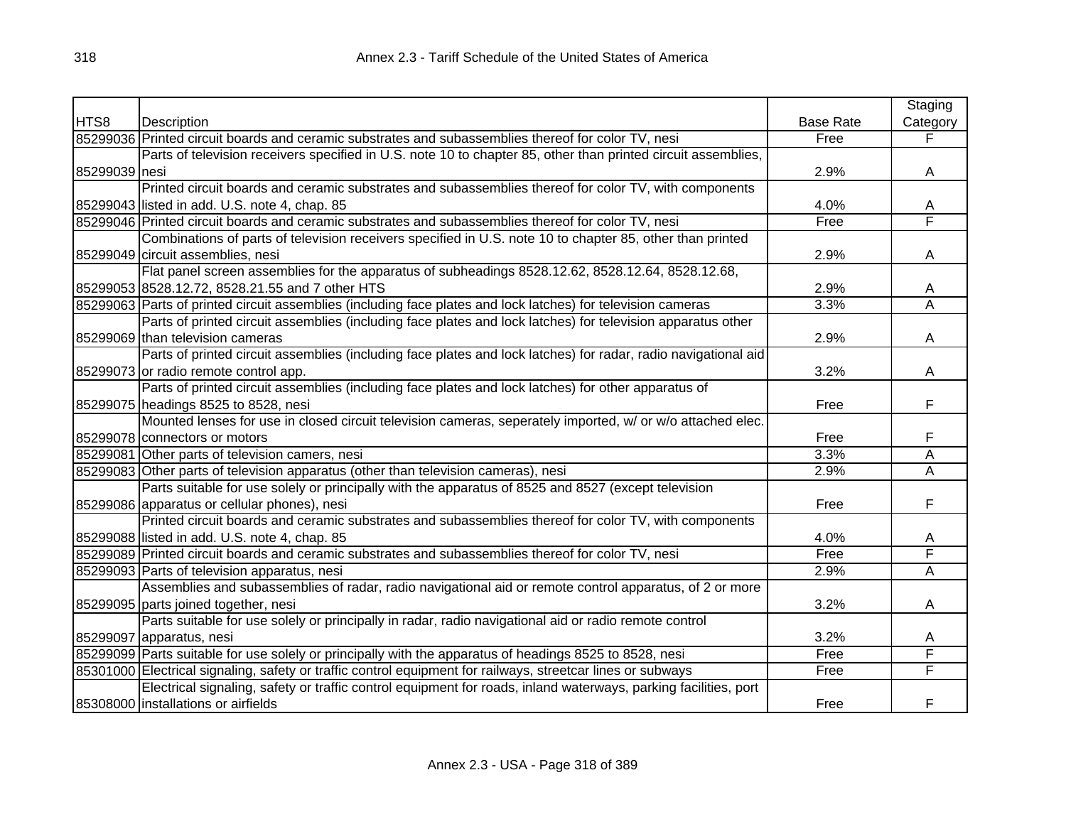| HTS8 | Description | Base Rate | Staging Category |
|---|---|---|---|
| 85299036 | Printed circuit boards and ceramic substrates and subassemblies thereof for color TV, nesi | Free | F |
| 85299039 | Parts of television receivers specified in U.S. note 10 to chapter 85, other than printed circuit assemblies, nesi | 2.9% | A |
| 85299043 | Printed circuit boards and ceramic substrates and subassemblies thereof for color TV, with components listed in add. U.S. note 4, chap. 85 | 4.0% | A |
| 85299046 | Printed circuit boards and ceramic substrates and subassemblies thereof for color TV, nesi | Free | F |
| 85299049 | Combinations of parts of television receivers specified in U.S. note 10 to chapter 85, other than printed circuit assemblies, nesi | 2.9% | A |
| 85299053 | Flat panel screen assemblies for the apparatus of subheadings 8528.12.62, 8528.12.64, 8528.12.68, 8528.12.72, 8528.21.55 and 7 other HTS | 2.9% | A |
| 85299063 | Parts of printed circuit assemblies (including face plates and lock latches) for television cameras | 3.3% | A |
| 85299069 | Parts of printed circuit assemblies (including face plates and lock latches) for television apparatus other than television cameras | 2.9% | A |
| 85299073 | Parts of printed circuit assemblies (including face plates and lock latches) for radar, radio navigational aid or radio remote control app. | 3.2% | A |
| 85299075 | Parts of printed circuit assemblies (including face plates and lock latches) for other apparatus of headings 8525 to 8528, nesi | Free | F |
| 85299078 | Mounted lenses for use in closed circuit television cameras, seperately imported, w/ or w/o attached elec. connectors or motors | Free | F |
| 85299081 | Other parts of television camers, nesi | 3.3% | A |
| 85299083 | Other parts of television apparatus (other than television cameras), nesi | 2.9% | A |
| 85299086 | Parts suitable for use solely or principally with the apparatus of 8525 and 8527 (except television apparatus or cellular phones), nesi | Free | F |
| 85299088 | Printed circuit boards and ceramic substrates and subassemblies thereof for color TV, with components listed in add. U.S. note 4, chap. 85 | 4.0% | A |
| 85299089 | Printed circuit boards and ceramic substrates and subassemblies thereof for color TV, nesi | Free | F |
| 85299093 | Parts of television apparatus, nesi | 2.9% | A |
| 85299095 | Assemblies and subassemblies of radar, radio navigational aid or remote control apparatus, of 2 or more parts joined together, nesi | 3.2% | A |
| 85299097 | Parts suitable for use solely or principally in radar, radio navigational aid or radio remote control apparatus, nesi | 3.2% | A |
| 85299099 | Parts suitable for use solely or principally with the apparatus of headings 8525 to 8528, nesi | Free | F |
| 85301000 | Electrical signaling, safety or traffic control equipment for railways, streetcar lines or subways | Free | F |
| 85308000 | Electrical signaling, safety or traffic control equipment for roads, inland waterways, parking facilities, port installations or airfields | Free | F |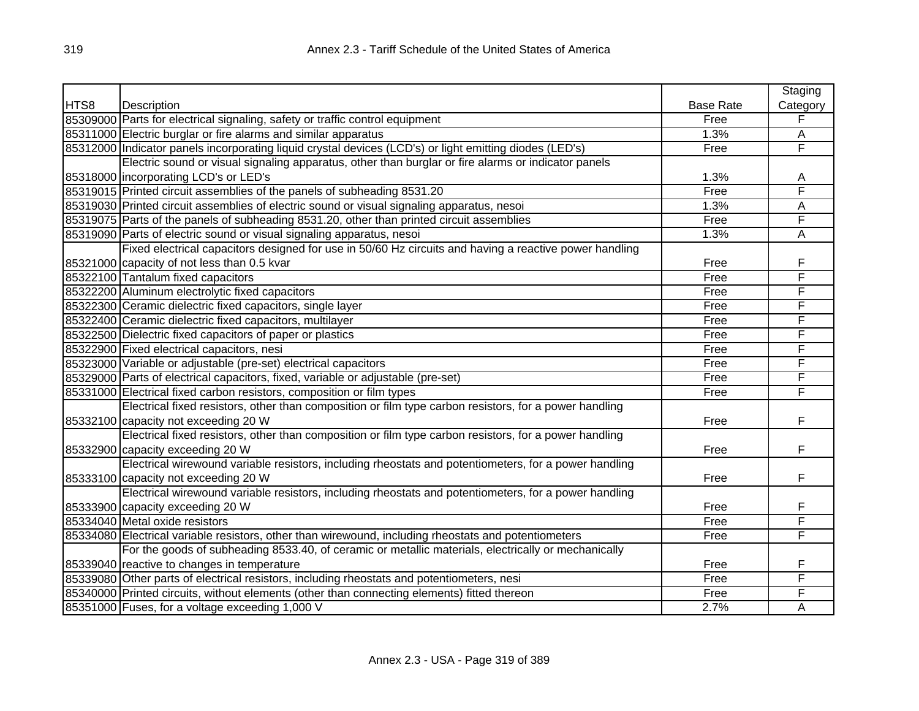| HTS8 | Description | Base Rate | Staging Category |
|---|---|---|---|
| 85309000 | Parts for electrical signaling, safety or traffic control equipment | Free | F |
| 85311000 | Electric burglar or fire alarms and similar apparatus | 1.3% | A |
| 85312000 | Indicator panels incorporating liquid crystal devices (LCD's) or light emitting diodes (LED's) | Free | F |
| 85318000 | Electric sound or visual signaling apparatus, other than burglar or fire alarms or indicator panels incorporating LCD's or LED's | 1.3% | A |
| 85319015 | Printed circuit assemblies of the panels of subheading 8531.20 | Free | F |
| 85319030 | Printed circuit assemblies of electric sound or visual signaling apparatus, nesoi | 1.3% | A |
| 85319075 | Parts of the panels of subheading 8531.20, other than printed circuit assemblies | Free | F |
| 85319090 | Parts of electric sound or visual signaling apparatus, nesoi | 1.3% | A |
| 85321000 | Fixed electrical capacitors designed for use in 50/60 Hz circuits and having a reactive power handling capacity of not less than 0.5 kvar | Free | F |
| 85322100 | Tantalum fixed capacitors | Free | F |
| 85322200 | Aluminum electrolytic fixed capacitors | Free | F |
| 85322300 | Ceramic dielectric fixed capacitors, single layer | Free | F |
| 85322400 | Ceramic dielectric fixed capacitors, multilayer | Free | F |
| 85322500 | Dielectric fixed capacitors of paper or plastics | Free | F |
| 85322900 | Fixed electrical capacitors, nesi | Free | F |
| 85323000 | Variable or adjustable (pre-set) electrical capacitors | Free | F |
| 85329000 | Parts of electrical capacitors, fixed, variable or adjustable (pre-set) | Free | F |
| 85331000 | Electrical fixed carbon resistors, composition or film types | Free | F |
| 85332100 | Electrical fixed resistors, other than composition or film type carbon resistors, for a power handling capacity not exceeding 20 W | Free | F |
| 85332900 | Electrical fixed resistors, other than composition or film type carbon resistors, for a power handling capacity exceeding 20 W | Free | F |
| 85333100 | Electrical wirewound variable resistors, including rheostats and potentiometers, for a power handling capacity not exceeding 20 W | Free | F |
| 85333900 | Electrical wirewound variable resistors, including rheostats and potentiometers, for a power handling capacity exceeding 20 W | Free | F |
| 85334040 | Metal oxide resistors | Free | F |
| 85334080 | Electrical variable resistors, other than wirewound, including rheostats and potentiometers | Free | F |
| 85339040 | For the goods of subheading 8533.40, of ceramic or metallic materials, electrically or mechanically reactive to changes in temperature | Free | F |
| 85339080 | Other parts of electrical resistors, including rheostats and potentiometers, nesi | Free | F |
| 85340000 | Printed circuits, without elements (other than connecting elements) fitted thereon | Free | F |
| 85351000 | Fuses, for a voltage exceeding 1,000 V | 2.7% | A |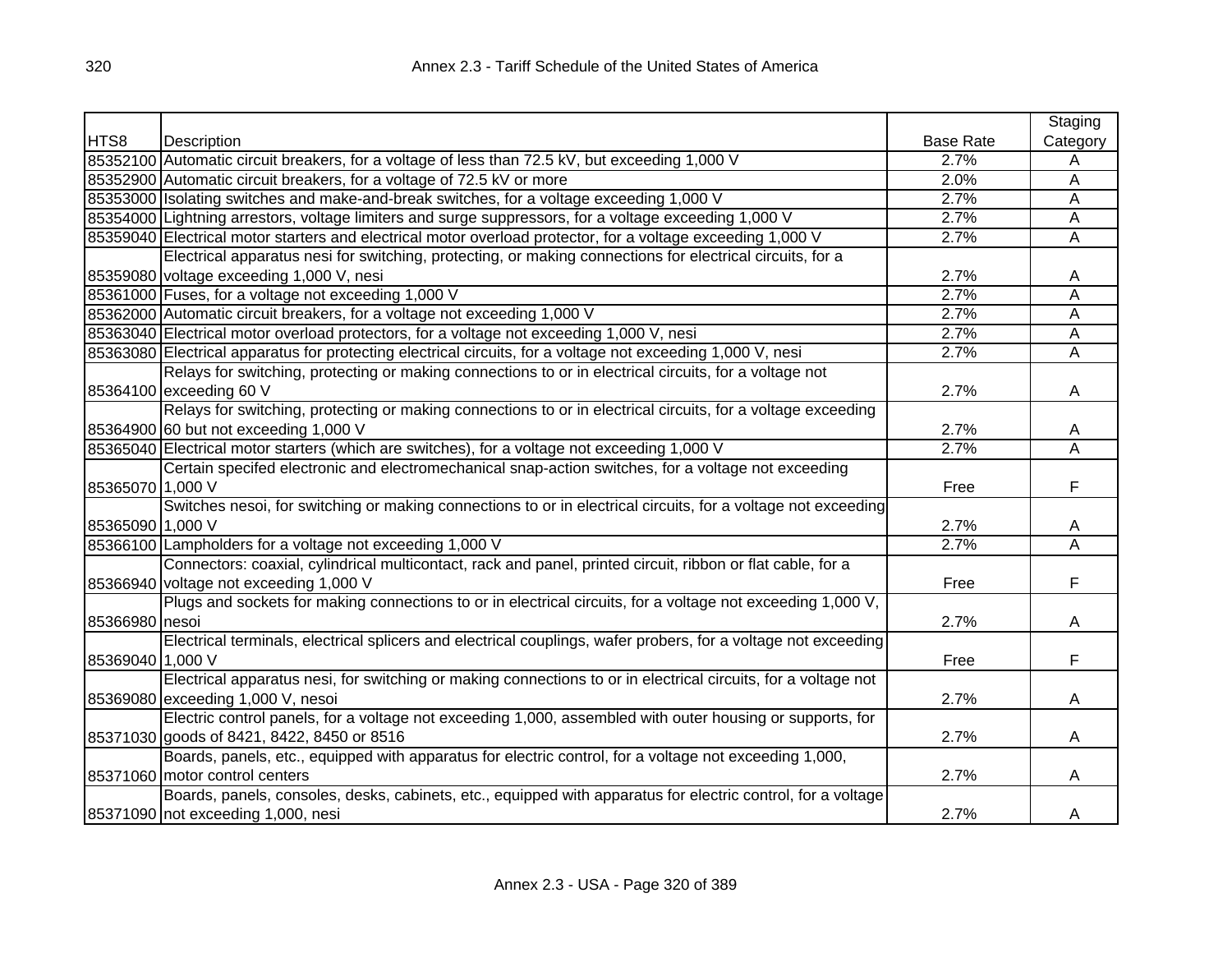| HTS8 | Description | Base Rate | Staging Category |
|---|---|---|---|
| 85352100 | Automatic circuit breakers, for a voltage of less than 72.5 kV, but exceeding 1,000 V | 2.7% | A |
| 85352900 | Automatic circuit breakers, for a voltage of 72.5 kV or more | 2.0% | A |
| 85353000 | Isolating switches and make-and-break switches, for a voltage exceeding 1,000 V | 2.7% | A |
| 85354000 | Lightning arrestors, voltage limiters and surge suppressors, for a voltage exceeding 1,000 V | 2.7% | A |
| 85359040 | Electrical motor starters and electrical motor overload protector, for a voltage exceeding 1,000 V | 2.7% | A |
| 85359080 | Electrical apparatus nesi for switching, protecting, or making connections for electrical circuits, for a voltage exceeding 1,000 V, nesi | 2.7% | A |
| 85361000 | Fuses, for a voltage not exceeding 1,000 V | 2.7% | A |
| 85362000 | Automatic circuit breakers, for a voltage not exceeding 1,000 V | 2.7% | A |
| 85363040 | Electrical motor overload protectors, for a voltage not exceeding 1,000 V, nesi | 2.7% | A |
| 85363080 | Electrical apparatus for protecting electrical circuits, for a voltage not exceeding 1,000 V, nesi | 2.7% | A |
| 85364100 | Relays for switching, protecting or making connections to or in electrical circuits, for a voltage not exceeding 60 V | 2.7% | A |
| 85364900 | Relays for switching, protecting or making connections to or in electrical circuits, for a voltage exceeding 60 but not exceeding 1,000 V | 2.7% | A |
| 85365040 | Electrical motor starters (which are switches), for a voltage not exceeding 1,000 V | 2.7% | A |
| 85365070 | Certain specifed electronic and electromechanical snap-action switches, for a voltage not exceeding 1,000 V | Free | F |
| 85365090 | Switches nesoi, for switching or making connections to or in electrical circuits, for a voltage not exceeding 1,000 V | 2.7% | A |
| 85366100 | Lampholders for a voltage not exceeding 1,000 V | 2.7% | A |
| 85366940 | Connectors: coaxial, cylindrical multicontact, rack and panel, printed circuit, ribbon or flat cable, for a voltage not exceeding 1,000 V | Free | F |
| 85366980 | Plugs and sockets for making connections to or in electrical circuits, for a voltage not exceeding 1,000 V, nesoi | 2.7% | A |
| 85369040 | Electrical terminals, electrical splicers and electrical couplings, wafer probers, for a voltage not exceeding 1,000 V | Free | F |
| 85369080 | Electrical apparatus nesi, for switching or making connections to or in electrical circuits, for a voltage not exceeding 1,000 V, nesoi | 2.7% | A |
| 85371030 | Electric control panels, for a voltage not exceeding 1,000, assembled with outer housing or supports, for goods of 8421, 8422, 8450 or 8516 | 2.7% | A |
| 85371060 | Boards, panels, etc., equipped with apparatus for electric control, for a voltage not exceeding 1,000, motor control centers | 2.7% | A |
| 85371090 | Boards, panels, consoles, desks, cabinets, etc., equipped with apparatus for electric control, for a voltage not exceeding 1,000, nesi | 2.7% | A |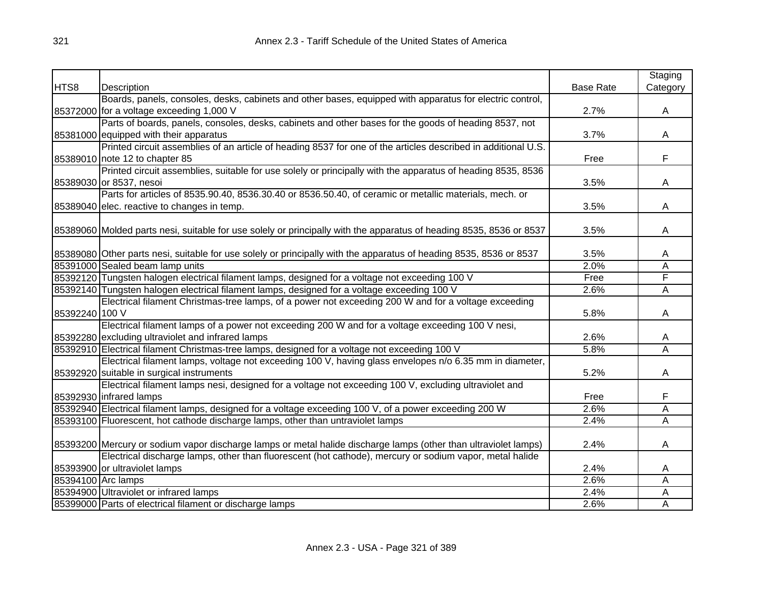| HTS8 | Description | Base Rate | Staging Category |
|---|---|---|---|
| 85372000 | Boards, panels, consoles, desks, cabinets and other bases, equipped with apparatus for electric control, for a voltage exceeding 1,000 V | 2.7% | A |
| 85381000 | Parts of boards, panels, consoles, desks, cabinets and other bases for the goods of heading 8537, not equipped with their apparatus | 3.7% | A |
| 85389010 | Printed circuit assemblies of an article of heading 8537 for one of the articles described in additional U.S. note 12 to chapter 85 | Free | F |
| 85389030 | Printed circuit assemblies, suitable for use solely or principally with the apparatus of heading 8535, 8536 or 8537, nesoi | 3.5% | A |
| 85389040 | Parts for articles of 8535.90.40, 8536.30.40 or 8536.50.40, of ceramic or metallic materials, mech. or elec. reactive to changes in temp. | 3.5% | A |
| 85389060 | Molded parts nesi, suitable for use solely or principally with the apparatus of heading 8535, 8536 or 8537 | 3.5% | A |
| 85389080 | Other parts nesi, suitable for use solely or principally with the apparatus of heading 8535, 8536 or 8537 | 3.5% | A |
| 85391000 | Sealed beam lamp units | 2.0% | A |
| 85392120 | Tungsten halogen electrical filament lamps, designed for a voltage not exceeding 100 V | Free | F |
| 85392140 | Tungsten halogen electrical filament lamps, designed for a voltage exceeding 100 V | 2.6% | A |
| 85392240 | Electrical filament Christmas-tree lamps, of a power not exceeding 200 W and for a voltage exceeding 100 V | 5.8% | A |
| 85392280 | Electrical filament lamps of a power not exceeding 200 W and for a voltage exceeding 100 V nesi, excluding ultraviolet and infrared lamps | 2.6% | A |
| 85392910 | Electrical filament Christmas-tree lamps, designed for a voltage not exceeding 100 V | 5.8% | A |
| 85392920 | Electrical filament lamps, voltage not exceeding 100 V, having glass envelopes n/o 6.35 mm in diameter, suitable in surgical instruments | 5.2% | A |
| 85392930 | Electrical filament lamps nesi, designed for a voltage not exceeding 100 V, excluding ultraviolet and infrared lamps | Free | F |
| 85392940 | Electrical filament lamps, designed for a voltage exceeding 100 V, of a power exceeding 200 W | 2.6% | A |
| 85393100 | Fluorescent, hot cathode discharge lamps, other than untraviolet lamps | 2.4% | A |
| 85393200 | Mercury or sodium vapor discharge lamps or metal halide discharge lamps (other than ultraviolet lamps) | 2.4% | A |
| 85393900 | Electrical discharge lamps, other than fluorescent (hot cathode), mercury or sodium vapor, metal halide or ultraviolet lamps | 2.4% | A |
| 85394100 | Arc lamps | 2.6% | A |
| 85394900 | Ultraviolet or infrared lamps | 2.4% | A |
| 85399000 | Parts of electrical filament or discharge lamps | 2.6% | A |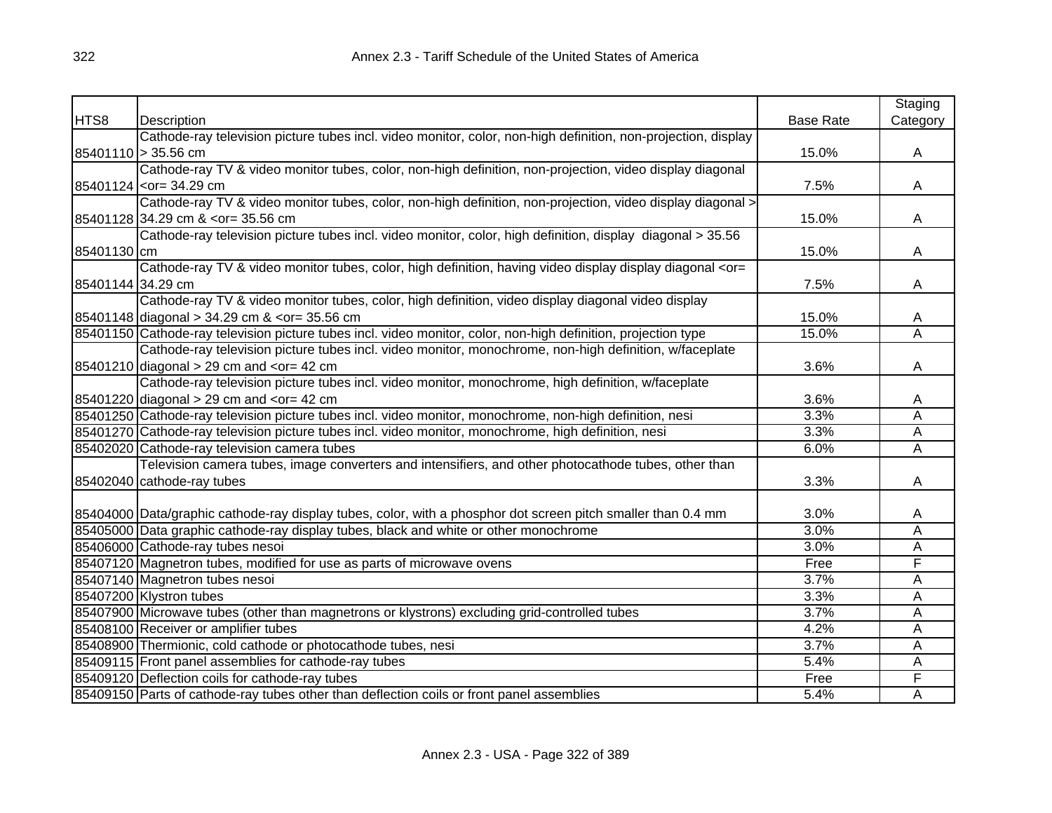| HTS8 | Description | Base Rate | Staging Category |
|---|---|---|---|
| 85401110 | Cathode-ray television picture tubes incl. video monitor, color, non-high definition, non-projection, display > 35.56 cm | 15.0% | A |
| 85401124 | Cathode-ray TV & video monitor tubes, color, non-high definition, non-projection, video display diagonal <or= 34.29 cm | 7.5% | A |
| 85401128 | Cathode-ray TV & video monitor tubes, color, non-high definition, non-projection, video display diagonal > 34.29 cm & <or= 35.56 cm | 15.0% | A |
| 85401130 | Cathode-ray television picture tubes incl. video monitor, color, high definition, display diagonal > 35.56 cm | 15.0% | A |
| 85401144 | Cathode-ray TV & video monitor tubes, color, high definition, having video display display diagonal <or= 34.29 cm | 7.5% | A |
| 85401148 | Cathode-ray TV & video monitor tubes, color, high definition, video display diagonal video display diagonal > 34.29 cm & <or= 35.56 cm | 15.0% | A |
| 85401150 | Cathode-ray television picture tubes incl. video monitor, color, non-high definition, projection type | 15.0% | A |
| 85401210 | Cathode-ray television picture tubes incl. video monitor, monochrome, non-high definition, w/faceplate diagonal > 29 cm and <or= 42 cm | 3.6% | A |
| 85401220 | Cathode-ray television picture tubes incl. video monitor, monochrome, high definition, w/faceplate diagonal > 29 cm and <or= 42 cm | 3.6% | A |
| 85401250 | Cathode-ray television picture tubes incl. video monitor, monochrome, non-high definition, nesi | 3.3% | A |
| 85401270 | Cathode-ray television picture tubes incl. video monitor, monochrome, high definition, nesi | 3.3% | A |
| 85402020 | Cathode-ray television camera tubes | 6.0% | A |
| 85402040 | Television camera tubes, image converters and intensifiers, and other photocathode tubes, other than cathode-ray tubes | 3.3% | A |
| 85404000 | Data/graphic cathode-ray display tubes, color, with a phosphor dot screen pitch smaller than 0.4 mm | 3.0% | A |
| 85405000 | Data graphic cathode-ray display tubes, black and white or other monochrome | 3.0% | A |
| 85406000 | Cathode-ray tubes nesoi | 3.0% | A |
| 85407120 | Magnetron tubes, modified for use as parts of microwave ovens | Free | F |
| 85407140 | Magnetron tubes nesoi | 3.7% | A |
| 85407200 | Klystron tubes | 3.3% | A |
| 85407900 | Microwave tubes (other than magnetrons or klystrons) excluding grid-controlled tubes | 3.7% | A |
| 85408100 | Receiver or amplifier tubes | 4.2% | A |
| 85408900 | Thermionic, cold cathode or photocathode tubes, nesi | 3.7% | A |
| 85409115 | Front panel assemblies for cathode-ray tubes | 5.4% | A |
| 85409120 | Deflection coils for cathode-ray tubes | Free | F |
| 85409150 | Parts of cathode-ray tubes other than deflection coils or front panel assemblies | 5.4% | A |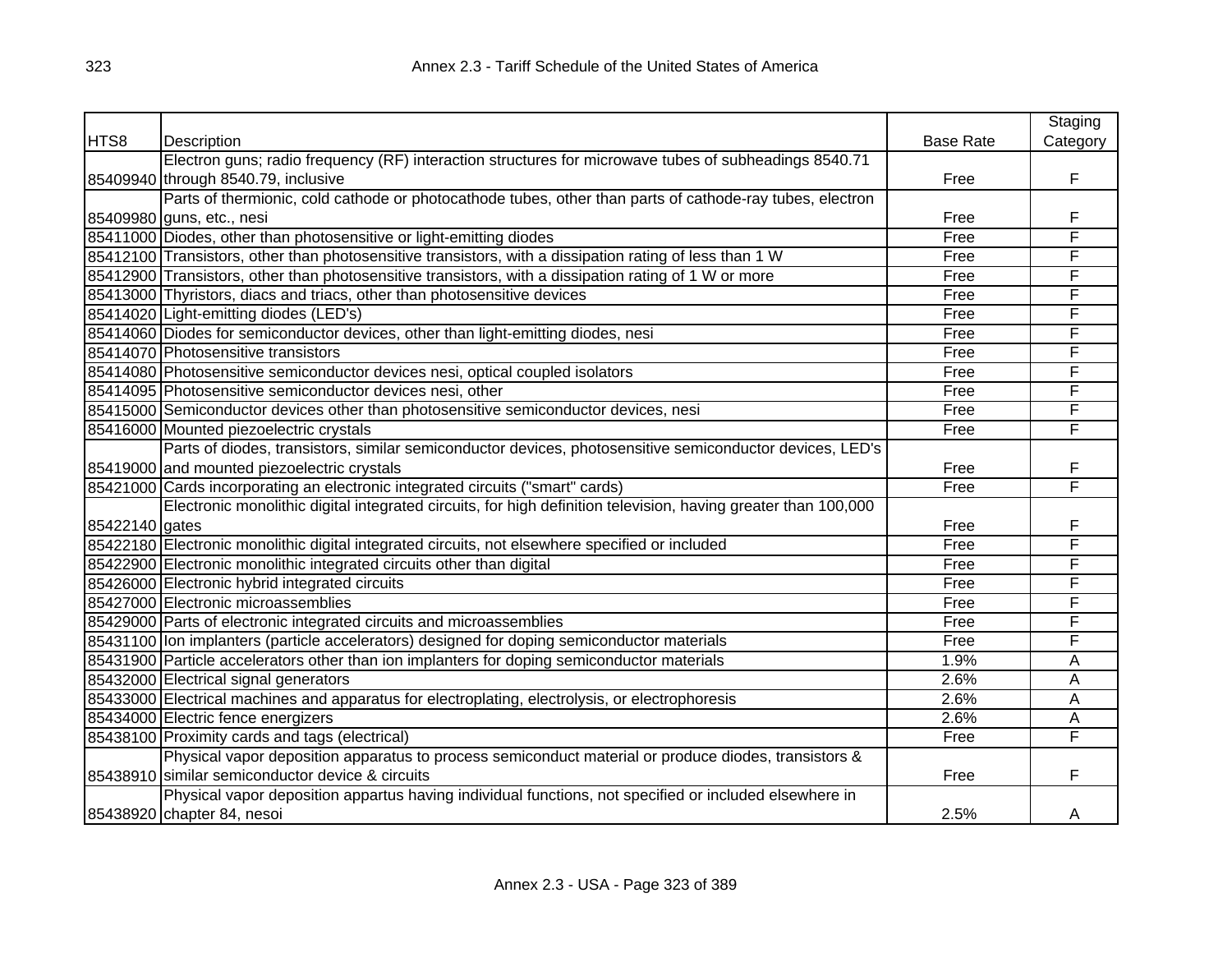| HTS8 | Description | Base Rate | Staging Category |
|---|---|---|---|
| 85409940 | Electron guns; radio frequency (RF) interaction structures for microwave tubes of subheadings 8540.71 through 8540.79, inclusive | Free | F |
| 85409980 | Parts of thermionic, cold cathode or photocathode tubes, other than parts of cathode-ray tubes, electron guns, etc., nesi | Free | F |
| 85411000 | Diodes, other than photosensitive or light-emitting diodes | Free | F |
| 85412100 | Transistors, other than photosensitive transistors, with a dissipation rating of less than 1 W | Free | F |
| 85412900 | Transistors, other than photosensitive transistors, with a dissipation rating of 1 W or more | Free | F |
| 85413000 | Thyristors, diacs and triacs, other than photosensitive devices | Free | F |
| 85414020 | Light-emitting diodes (LED's) | Free | F |
| 85414060 | Diodes for semiconductor devices, other than light-emitting diodes, nesi | Free | F |
| 85414070 | Photosensitive transistors | Free | F |
| 85414080 | Photosensitive semiconductor devices nesi, optical coupled isolators | Free | F |
| 85414095 | Photosensitive semiconductor devices nesi, other | Free | F |
| 85415000 | Semiconductor devices other than photosensitive semiconductor devices, nesi | Free | F |
| 85416000 | Mounted piezoelectric crystals | Free | F |
| 85419000 | Parts of diodes, transistors, similar semiconductor devices, photosensitive semiconductor devices, LED's and mounted piezoelectric crystals | Free | F |
| 85421000 | Cards incorporating an electronic integrated circuits ("smart" cards) | Free | F |
| 85422140 | Electronic monolithic digital integrated circuits, for high definition television, having greater than 100,000 gates | Free | F |
| 85422180 | Electronic monolithic digital integrated circuits, not elsewhere specified or included | Free | F |
| 85422900 | Electronic monolithic integrated circuits other than digital | Free | F |
| 85426000 | Electronic hybrid integrated circuits | Free | F |
| 85427000 | Electronic microassemblies | Free | F |
| 85429000 | Parts of electronic integrated circuits and microassemblies | Free | F |
| 85431100 | Ion implanters (particle accelerators) designed for doping semiconductor materials | Free | F |
| 85431900 | Particle accelerators other than ion implanters for doping semiconductor materials | 1.9% | A |
| 85432000 | Electrical signal generators | 2.6% | A |
| 85433000 | Electrical machines and apparatus for electroplating, electrolysis, or electrophoresis | 2.6% | A |
| 85434000 | Electric fence energizers | 2.6% | A |
| 85438100 | Proximity cards and tags (electrical) | Free | F |
| 85438910 | Physical vapor deposition apparatus to process semiconduct material or produce diodes, transistors & similar semiconductor device & circuits | Free | F |
| 85438920 | Physical vapor deposition appartus having individual functions, not specified or included elsewhere in chapter 84, nesoi | 2.5% | A |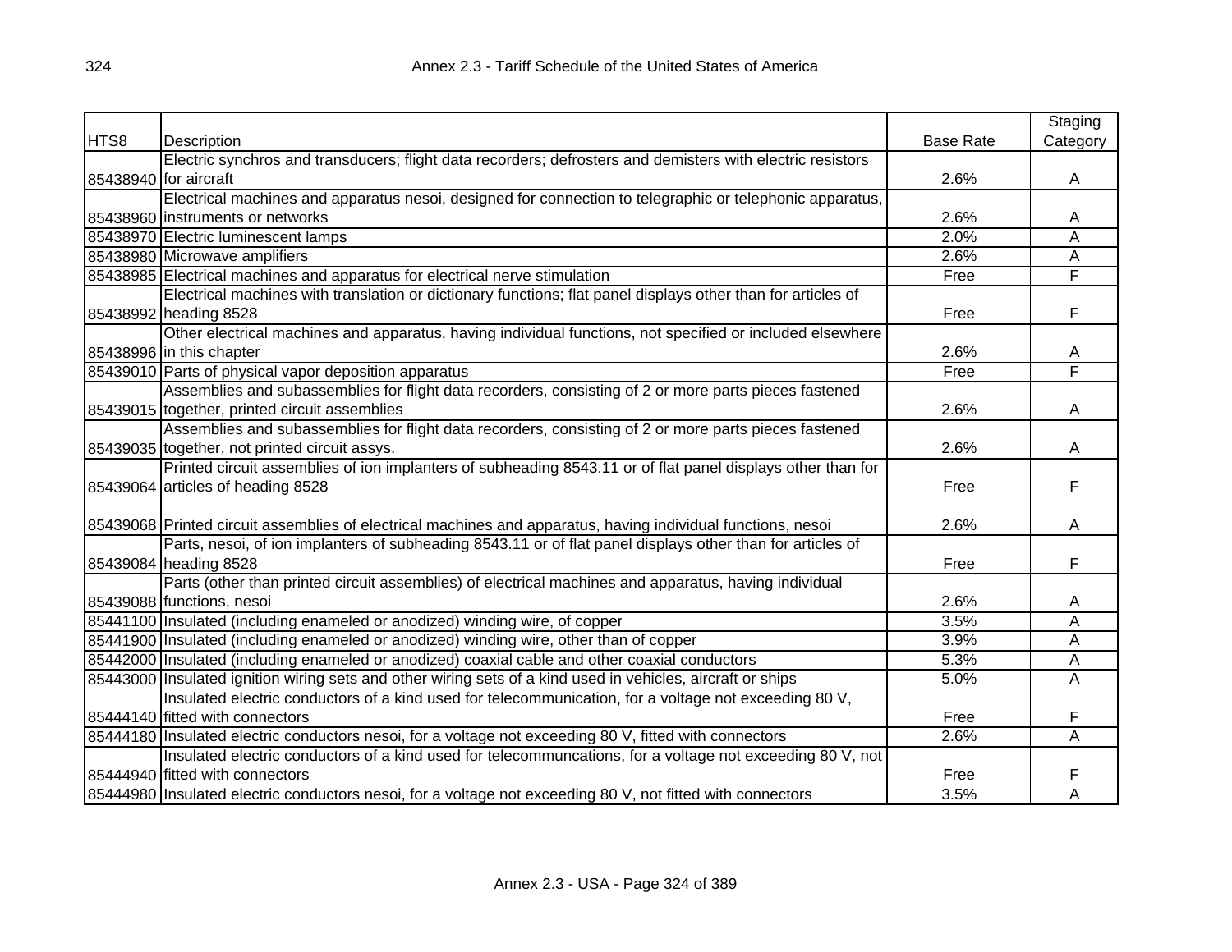| HTS8 | Description | Base Rate | Staging Category |
| --- | --- | --- | --- |
| 85438940 | Electric synchros and transducers; flight data recorders; defrosters and demisters with electric resistors for aircraft | 2.6% | A |
| 85438960 | Electrical machines and apparatus nesoi, designed for connection to telegraphic or telephonic apparatus, instruments or networks | 2.6% | A |
| 85438970 | Electric luminescent lamps | 2.0% | A |
| 85438980 | Microwave amplifiers | 2.6% | A |
| 85438985 | Electrical machines and apparatus for electrical nerve stimulation | Free | F |
| 85438992 | Electrical machines with translation or dictionary functions; flat panel displays other than for articles of heading 8528 | Free | F |
| 85438996 | Other electrical machines and apparatus, having individual functions, not specified or included elsewhere in this chapter | 2.6% | A |
| 85439010 | Parts of physical vapor deposition apparatus | Free | F |
| 85439015 | Assemblies and subassemblies for flight data recorders, consisting of 2 or more parts pieces fastened together, printed circuit assemblies | 2.6% | A |
| 85439035 | Assemblies and subassemblies for flight data recorders, consisting of 2 or more parts pieces fastened together, not printed circuit assys. | 2.6% | A |
| 85439064 | Printed circuit assemblies of ion implanters of subheading 8543.11 or of flat panel displays other than for articles of heading 8528 | Free | F |
| 85439068 | Printed circuit assemblies of electrical machines and apparatus, having individual functions, nesoi | 2.6% | A |
| 85439084 | Parts, nesoi, of ion implanters of subheading 8543.11 or of flat panel displays other than for articles of heading 8528 | Free | F |
| 85439088 | Parts (other than printed circuit assemblies) of electrical machines and apparatus, having individual functions, nesoi | 2.6% | A |
| 85441100 | Insulated (including enameled or anodized) winding wire, of copper | 3.5% | A |
| 85441900 | Insulated (including enameled or anodized) winding wire, other than of copper | 3.9% | A |
| 85442000 | Insulated (including enameled or anodized) coaxial cable and other coaxial conductors | 5.3% | A |
| 85443000 | Insulated ignition wiring sets and other wiring sets of a kind used in vehicles, aircraft or ships | 5.0% | A |
| 85444140 | Insulated electric conductors of a kind used for telecommunication, for a voltage not exceeding 80 V, fitted with connectors | Free | F |
| 85444180 | Insulated electric conductors nesoi, for a voltage not exceeding 80 V, fitted with connectors | 2.6% | A |
| 85444940 | Insulated electric conductors of a kind used for telecommuncations, for a voltage not exceeding 80 V, not fitted with connectors | Free | F |
| 85444980 | Insulated electric conductors nesoi, for a voltage not exceeding 80 V, not fitted with connectors | 3.5% | A |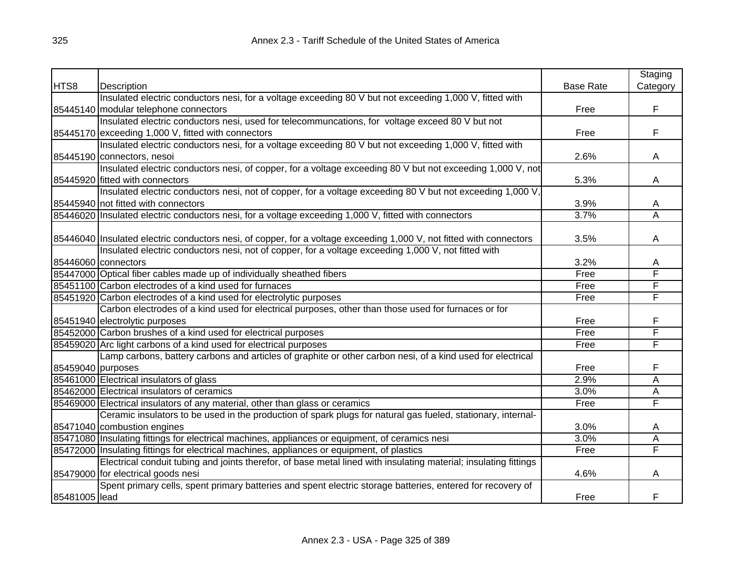| HTS8 | Description | Base Rate | Staging Category |
| --- | --- | --- | --- |
| 85445140 | Insulated electric conductors nesi, for a voltage exceeding 80 V but not exceeding 1,000 V, fitted with modular telephone connectors | Free | F |
| 85445170 | Insulated electric conductors nesi, used for telecommuncations, for voltage exceed 80 V but not exceeding 1,000 V, fitted with connectors | Free | F |
| 85445190 | Insulated electric conductors nesi, for a voltage exceeding 80 V but not exceeding 1,000 V, fitted with connectors, nesoi | 2.6% | A |
| 85445920 | Insulated electric conductors nesi, of copper, for a voltage exceeding 80 V but not exceeding 1,000 V, not fitted with connectors | 5.3% | A |
| 85445940 | Insulated electric conductors nesi, not of copper, for a voltage exceeding 80 V but not exceeding 1,000 V, not fitted with connectors | 3.9% | A |
| 85446020 | Insulated electric conductors nesi, for a voltage exceeding 1,000 V, fitted with connectors | 3.7% | A |
| 85446040 | Insulated electric conductors nesi, of copper, for a voltage exceeding 1,000 V, not fitted with connectors | 3.5% | A |
| 85446060 | Insulated electric conductors nesi, not of copper, for a voltage exceeding 1,000 V, not fitted with connectors | 3.2% | A |
| 85447000 | Optical fiber cables made up of individually sheathed fibers | Free | F |
| 85451100 | Carbon electrodes of a kind used for furnaces | Free | F |
| 85451920 | Carbon electrodes of a kind used for electrolytic purposes | Free | F |
| 85451940 | Carbon electrodes of a kind used for electrical purposes, other than those used for furnaces or for electrolytic purposes | Free | F |
| 85452000 | Carbon brushes of a kind used for electrical purposes | Free | F |
| 85459020 | Arc light carbons of a kind used for electrical purposes | Free | F |
| 85459040 | Lamp carbons, battery carbons and articles of graphite or other carbon nesi, of a kind used for electrical purposes | Free | F |
| 85461000 | Electrical insulators of glass | 2.9% | A |
| 85462000 | Electrical insulators of ceramics | 3.0% | A |
| 85469000 | Electrical insulators of any material, other than glass or ceramics | Free | F |
| 85471040 | Ceramic insulators to be used in the production of spark plugs for natural gas fueled, stationary, internal-combustion engines | 3.0% | A |
| 85471080 | Insulating fittings for electrical machines, appliances or equipment, of ceramics nesi | 3.0% | A |
| 85472000 | Insulating fittings for electrical machines, appliances or equipment, of plastics | Free | F |
| 85479000 | Electrical conduit tubing and joints therefor, of base metal lined with insulating material; insulating fittings for electrical goods nesi | 4.6% | A |
| 85481005 | Spent primary cells, spent primary batteries and spent electric storage batteries, entered for recovery of lead | Free | F |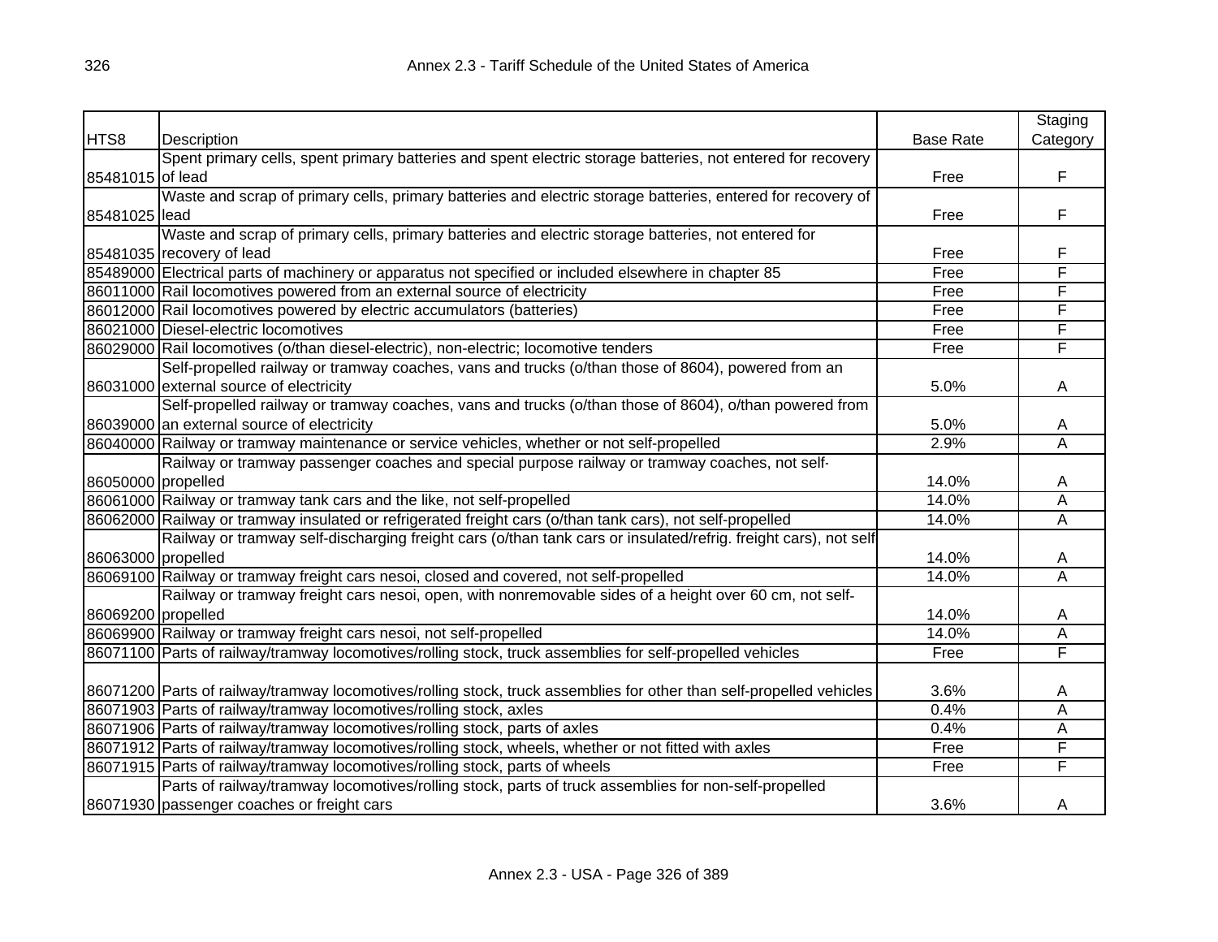| HTS8 | Description | Base Rate | Staging Category |
|---|---|---|---|
| 85481015 | Spent primary cells, spent primary batteries and spent electric storage batteries, not entered for recovery of lead | Free | F |
| 85481025 | Waste and scrap of primary cells, primary batteries and electric storage batteries, entered for recovery of lead | Free | F |
| 85481035 | Waste and scrap of primary cells, primary batteries and electric storage batteries, not entered for recovery of lead | Free | F |
| 85489000 | Electrical parts of machinery or apparatus not specified or included elsewhere in chapter 85 | Free | F |
| 86011000 | Rail locomotives powered from an external source of electricity | Free | F |
| 86012000 | Rail locomotives powered by electric accumulators (batteries) | Free | F |
| 86021000 | Diesel-electric locomotives | Free | F |
| 86029000 | Rail locomotives (o/than diesel-electric), non-electric; locomotive tenders | Free | F |
| 86031000 | Self-propelled railway or tramway coaches, vans and trucks (o/than those of 8604), powered from an external source of electricity | 5.0% | A |
| 86039000 | Self-propelled railway or tramway coaches, vans and trucks (o/than those of 8604), o/than powered from an external source of electricity | 5.0% | A |
| 86040000 | Railway or tramway maintenance or service vehicles, whether or not self-propelled | 2.9% | A |
| 86050000 | Railway or tramway passenger coaches and special purpose railway or tramway coaches, not self-propelled | 14.0% | A |
| 86061000 | Railway or tramway tank cars and the like, not self-propelled | 14.0% | A |
| 86062000 | Railway or tramway insulated or refrigerated freight cars (o/than tank cars), not self-propelled | 14.0% | A |
| 86063000 | Railway or tramway self-discharging freight cars (o/than tank cars or insulated/refrig. freight cars), not self propelled | 14.0% | A |
| 86069100 | Railway or tramway freight cars nesoi, closed and covered, not self-propelled | 14.0% | A |
| 86069200 | Railway or tramway freight cars nesoi, open, with nonremovable sides of a height over 60 cm, not self-propelled | 14.0% | A |
| 86069900 | Railway or tramway freight cars nesoi, not self-propelled | 14.0% | A |
| 86071100 | Parts of railway/tramway locomotives/rolling stock, truck assemblies for self-propelled vehicles | Free | F |
| 86071200 | Parts of railway/tramway locomotives/rolling stock, truck assemblies for other than self-propelled vehicles | 3.6% | A |
| 86071903 | Parts of railway/tramway locomotives/rolling stock, axles | 0.4% | A |
| 86071906 | Parts of railway/tramway locomotives/rolling stock, parts of axles | 0.4% | A |
| 86071912 | Parts of railway/tramway locomotives/rolling stock, wheels, whether or not fitted with axles | Free | F |
| 86071915 | Parts of railway/tramway locomotives/rolling stock, parts of wheels | Free | F |
| 86071930 | Parts of railway/tramway locomotives/rolling stock, parts of truck assemblies for non-self-propelled passenger coaches or freight cars | 3.6% | A |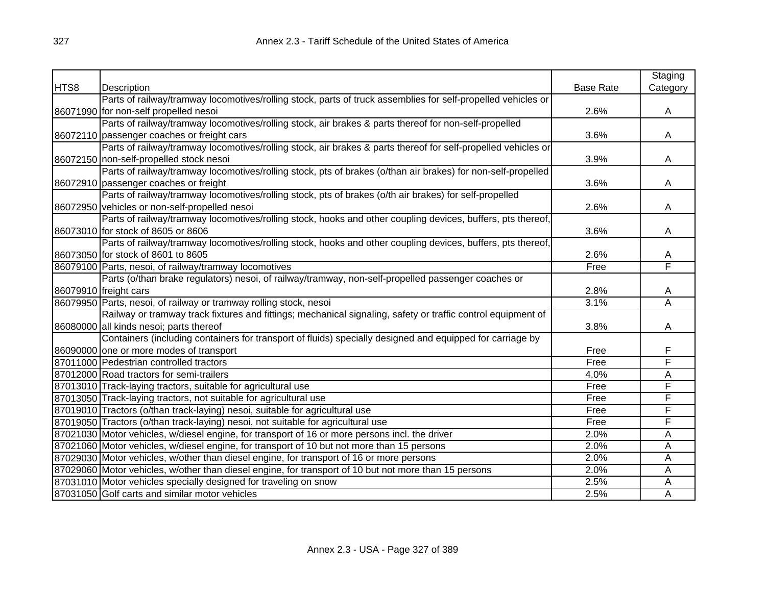| HTS8 | Description | Base Rate | Staging Category |
|---|---|---|---|
| 86071990 | Parts of railway/tramway locomotives/rolling stock, parts of truck assemblies for self-propelled vehicles or for non-self propelled nesoi | 2.6% | A |
| 86072110 | Parts of railway/tramway locomotives/rolling stock, air brakes & parts thereof for non-self-propelled passenger coaches or freight cars | 3.6% | A |
| 86072150 | Parts of railway/tramway locomotives/rolling stock, air brakes & parts thereof for self-propelled vehicles or non-self-propelled stock nesoi | 3.9% | A |
| 86072910 | Parts of railway/tramway locomotives/rolling stock, pts of brakes (o/than air brakes) for non-self-propelled passenger coaches or freight | 3.6% | A |
| 86072950 | Parts of railway/tramway locomotives/rolling stock, pts of brakes (o/th air brakes) for self-propelled vehicles or non-self-propelled nesoi | 2.6% | A |
| 86073010 | Parts of railway/tramway locomotives/rolling stock, hooks and other coupling devices, buffers, pts thereof, for stock of 8605 or 8606 | 3.6% | A |
| 86073050 | Parts of railway/tramway locomotives/rolling stock, hooks and other coupling devices, buffers, pts thereof, for stock of 8601 to 8605 | 2.6% | A |
| 86079100 | Parts, nesoi, of railway/tramway locomotives | Free | F |
| 86079910 | Parts (o/than brake regulators) nesoi, of railway/tramway, non-self-propelled passenger coaches or freight cars | 2.8% | A |
| 86079950 | Parts, nesoi, of railway or tramway rolling stock, nesoi | 3.1% | A |
| 86080000 | Railway or tramway track fixtures and fittings; mechanical signaling, safety or traffic control equipment of all kinds nesoi; parts thereof | 3.8% | A |
| 86090000 | Containers (including containers for transport of fluids) specially designed and equipped for carriage by one or more modes of transport | Free | F |
| 87011000 | Pedestrian controlled tractors | Free | F |
| 87012000 | Road tractors for semi-trailers | 4.0% | A |
| 87013010 | Track-laying tractors, suitable for agricultural use | Free | F |
| 87013050 | Track-laying tractors, not suitable for agricultural use | Free | F |
| 87019010 | Tractors (o/than track-laying) nesoi, suitable for agricultural use | Free | F |
| 87019050 | Tractors (o/than track-laying) nesoi, not suitable for agricultural use | Free | F |
| 87021030 | Motor vehicles, w/diesel engine, for transport of 16 or more persons incl. the driver | 2.0% | A |
| 87021060 | Motor vehicles, w/diesel engine, for transport of 10 but not more than 15 persons | 2.0% | A |
| 87029030 | Motor vehicles, w/other than diesel engine, for transport of 16 or more persons | 2.0% | A |
| 87029060 | Motor vehicles, w/other than diesel engine, for transport of 10 but not more than 15 persons | 2.0% | A |
| 87031010 | Motor vehicles specially designed for traveling on snow | 2.5% | A |
| 87031050 | Golf carts and similar motor vehicles | 2.5% | A |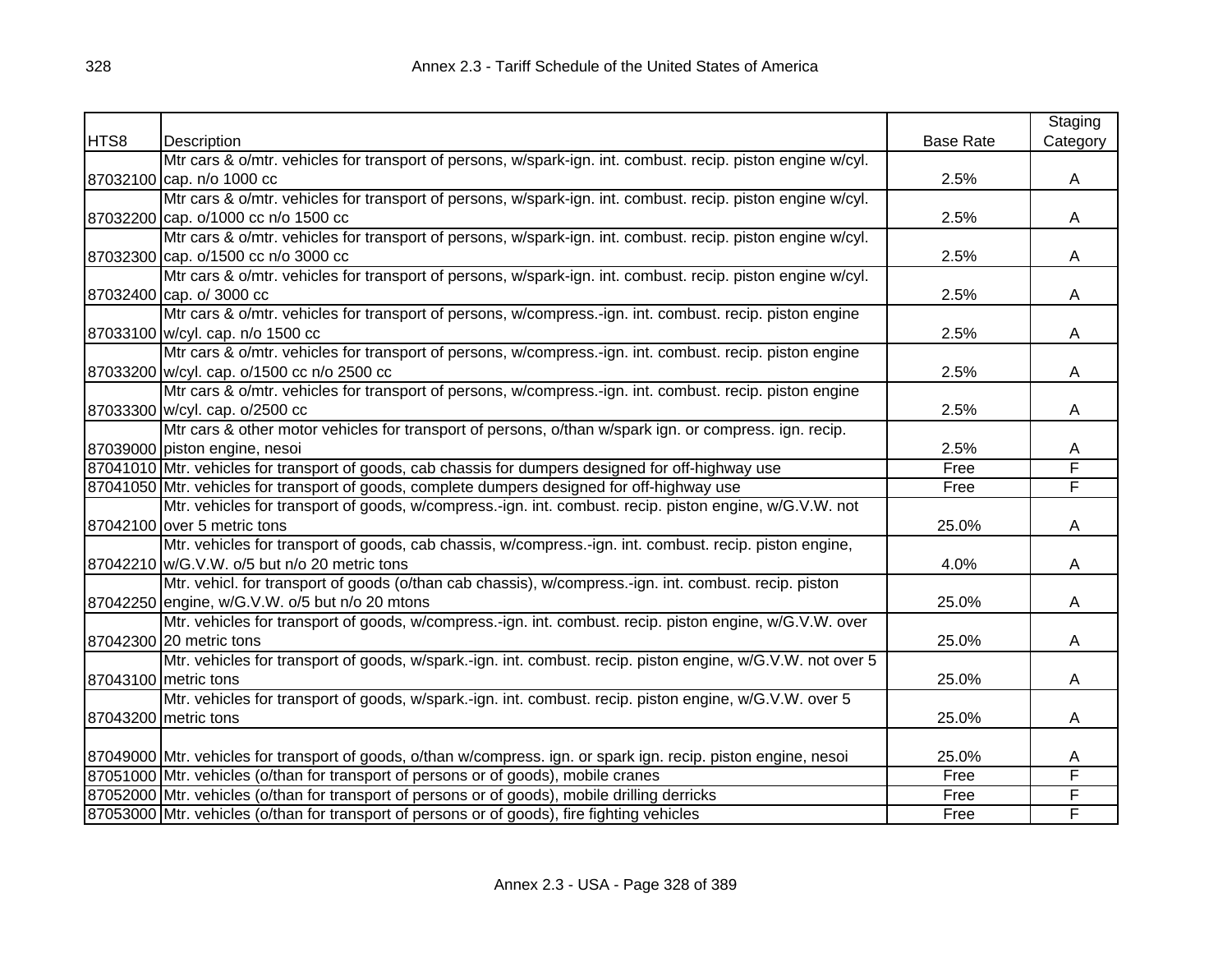| HTS8 | Description | Base Rate | Staging Category |
|---|---|---|---|
| 87032100 | Mtr cars & o/mtr. vehicles for transport of persons, w/spark-ign. int. combust. recip. piston engine w/cyl. cap. n/o 1000 cc | 2.5% | A |
| 87032200 | Mtr cars & o/mtr. vehicles for transport of persons, w/spark-ign. int. combust. recip. piston engine w/cyl. cap. o/1000 cc n/o 1500 cc | 2.5% | A |
| 87032300 | Mtr cars & o/mtr. vehicles for transport of persons, w/spark-ign. int. combust. recip. piston engine w/cyl. cap. o/1500 cc n/o 3000 cc | 2.5% | A |
| 87032400 | Mtr cars & o/mtr. vehicles for transport of persons, w/spark-ign. int. combust. recip. piston engine w/cyl. cap. o/ 3000 cc | 2.5% | A |
| 87033100 | Mtr cars & o/mtr. vehicles for transport of persons, w/compress.-ign. int. combust. recip. piston engine w/cyl. cap. n/o 1500 cc | 2.5% | A |
| 87033200 | Mtr cars & o/mtr. vehicles for transport of persons, w/compress.-ign. int. combust. recip. piston engine w/cyl. cap. o/1500 cc n/o 2500 cc | 2.5% | A |
| 87033300 | Mtr cars & o/mtr. vehicles for transport of persons, w/compress.-ign. int. combust. recip. piston engine w/cyl. cap. o/2500 cc | 2.5% | A |
| 87039000 | Mtr cars & other motor vehicles for transport of persons, o/than w/spark ign. or compress. ign. recip. piston engine, nesoi | 2.5% | A |
| 87041010 | Mtr. vehicles for transport of goods, cab chassis for dumpers designed for off-highway use | Free | F |
| 87041050 | Mtr. vehicles for transport of goods, complete dumpers designed for off-highway use | Free | F |
| 87042100 | Mtr. vehicles for transport of goods, w/compress.-ign. int. combust. recip. piston engine, w/G.V.W. not over 5 metric tons | 25.0% | A |
| 87042210 | Mtr. vehicles for transport of goods, cab chassis, w/compress.-ign. int. combust. recip. piston engine, w/G.V.W. o/5 but n/o 20 metric tons | 4.0% | A |
| 87042250 | Mtr. vehicl. for transport of goods (o/than cab chassis), w/compress.-ign. int. combust. recip. piston engine, w/G.V.W. o/5 but n/o 20 mtons | 25.0% | A |
| 87042300 | Mtr. vehicles for transport of goods, w/compress.-ign. int. combust. recip. piston engine, w/G.V.W. over 20 metric tons | 25.0% | A |
| 87043100 | Mtr. vehicles for transport of goods, w/spark.-ign. int. combust. recip. piston engine, w/G.V.W. not over 5 metric tons | 25.0% | A |
| 87043200 | Mtr. vehicles for transport of goods, w/spark.-ign. int. combust. recip. piston engine, w/G.V.W. over 5 metric tons | 25.0% | A |
| 87049000 | Mtr. vehicles for transport of goods, o/than w/compress. ign. or spark ign. recip. piston engine, nesoi | 25.0% | A |
| 87051000 | Mtr. vehicles (o/than for transport of persons or of goods), mobile cranes | Free | F |
| 87052000 | Mtr. vehicles (o/than for transport of persons or of goods), mobile drilling derricks | Free | F |
| 87053000 | Mtr. vehicles (o/than for transport of persons or of goods), fire fighting vehicles | Free | F |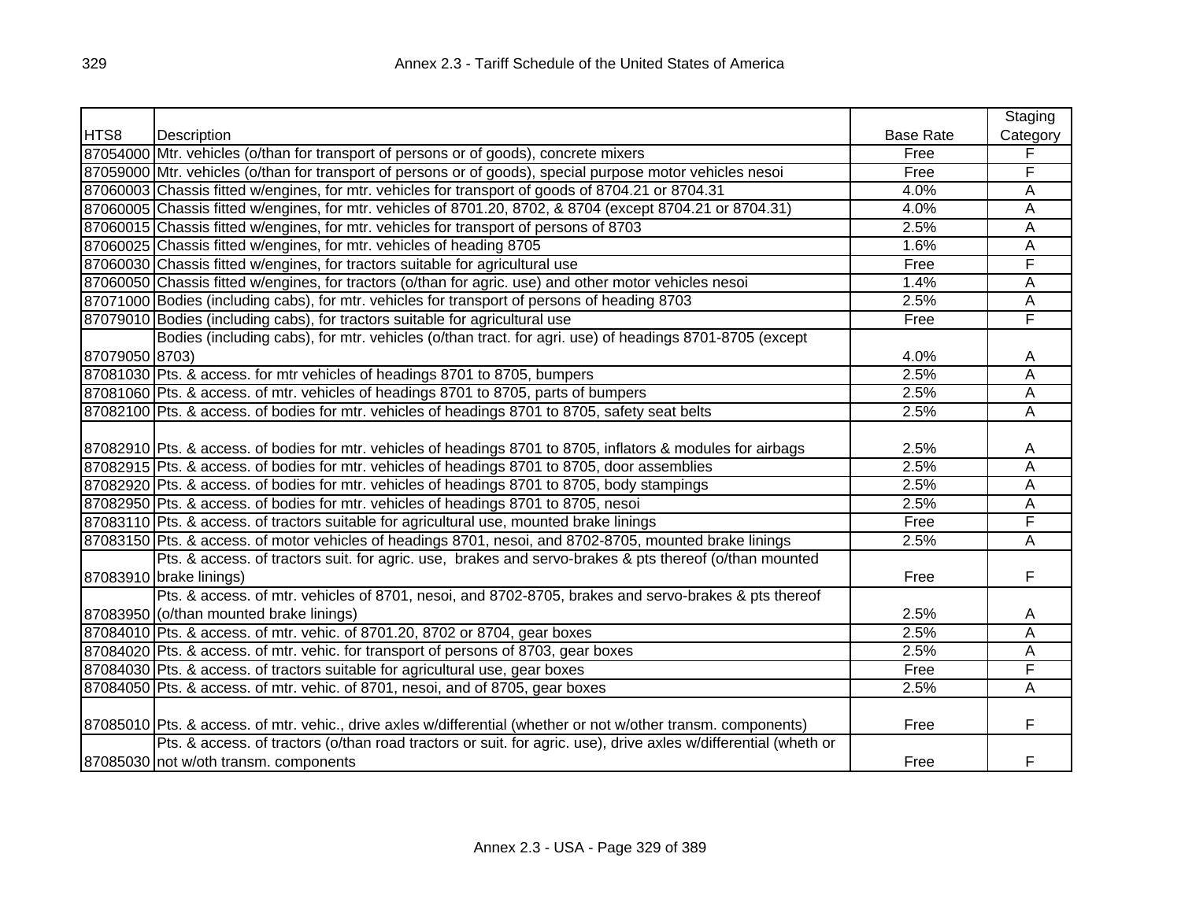| HTS8 | Description | Base Rate | Staging Category |
|---|---|---|---|
| 87054000 | Mtr. vehicles (o/than for transport of persons or of goods), concrete mixers | Free | F |
| 87059000 | Mtr. vehicles (o/than for transport of persons or of goods), special purpose motor vehicles nesoi | Free | F |
| 87060003 | Chassis fitted w/engines, for mtr. vehicles for transport of goods of 8704.21 or 8704.31 | 4.0% | A |
| 87060005 | Chassis fitted w/engines, for mtr. vehicles of 8701.20, 8702, & 8704 (except 8704.21 or 8704.31) | 4.0% | A |
| 87060015 | Chassis fitted w/engines, for mtr. vehicles for transport of persons of 8703 | 2.5% | A |
| 87060025 | Chassis fitted w/engines, for mtr. vehicles of heading 8705 | 1.6% | A |
| 87060030 | Chassis fitted w/engines, for tractors suitable for agricultural use | Free | F |
| 87060050 | Chassis fitted w/engines, for tractors (o/than for agric. use) and other motor vehicles nesoi | 1.4% | A |
| 87071000 | Bodies (including cabs), for mtr. vehicles for transport of persons of heading 8703 | 2.5% | A |
| 87079010 | Bodies (including cabs), for tractors suitable for agricultural use | Free | F |
| 87079050 | Bodies (including cabs), for mtr. vehicles (o/than tract. for agri. use) of headings 8701-8705 (except 8703) | 4.0% | A |
| 87081030 | Pts. & access. for mtr vehicles of headings 8701 to 8705, bumpers | 2.5% | A |
| 87081060 | Pts. & access. of mtr. vehicles of headings 8701 to 8705, parts of bumpers | 2.5% | A |
| 87082100 | Pts. & access. of bodies for mtr. vehicles of headings 8701 to 8705, safety seat belts | 2.5% | A |
| 87082910 | Pts. & access. of bodies for mtr. vehicles of headings 8701 to 8705, inflators & modules for airbags | 2.5% | A |
| 87082915 | Pts. & access. of bodies for mtr. vehicles of headings 8701 to 8705, door assemblies | 2.5% | A |
| 87082920 | Pts. & access. of bodies for mtr. vehicles of headings 8701 to 8705, body stampings | 2.5% | A |
| 87082950 | Pts. & access. of bodies for mtr. vehicles of headings 8701 to 8705, nesoi | 2.5% | A |
| 87083110 | Pts. & access. of tractors suitable for agricultural use, mounted brake linings | Free | F |
| 87083150 | Pts. & access. of motor vehicles of headings 8701, nesoi, and 8702-8705, mounted brake linings | 2.5% | A |
| 87083910 | Pts. & access. of tractors suit. for agric. use, brakes and servo-brakes & pts thereof (o/than mounted brake linings) | Free | F |
| 87083950 | Pts. & access. of mtr. vehicles of 8701, nesoi, and 8702-8705, brakes and servo-brakes & pts thereof (o/than mounted brake linings) | 2.5% | A |
| 87084010 | Pts. & access. of mtr. vehic. of 8701.20, 8702 or 8704, gear boxes | 2.5% | A |
| 87084020 | Pts. & access. of mtr. vehic. for transport of persons of 8703, gear boxes | 2.5% | A |
| 87084030 | Pts. & access. of tractors suitable for agricultural use, gear boxes | Free | F |
| 87084050 | Pts. & access. of mtr. vehic. of 8701, nesoi, and of 8705, gear boxes | 2.5% | A |
| 87085010 | Pts. & access. of mtr. vehic., drive axles w/differential (whether or not w/other transm. components) | Free | F |
| 87085030 | Pts. & access. of tractors (o/than road tractors or suit. for agric. use), drive axles w/differential (wheth or not w/oth transm. components | Free | F |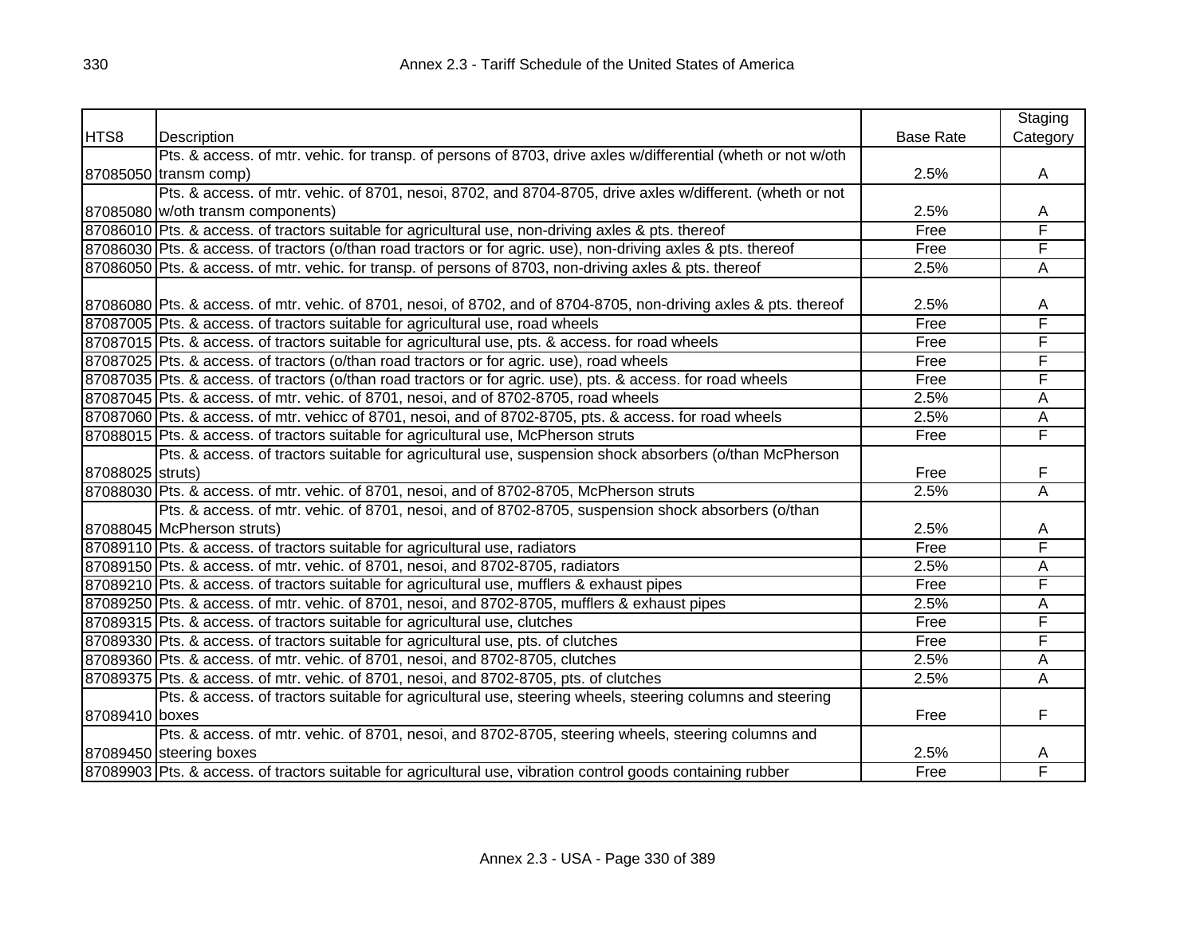| HTS8 | Description | Base Rate | Staging Category |
|---|---|---|---|
| 87085050 | Pts. & access. of mtr. vehic. for transp. of persons of 8703, drive axles w/differential (wheth or not w/oth transm comp) | 2.5% | A |
| 87085080 | Pts. & access. of mtr. vehic. of 8701, nesoi, 8702, and 8704-8705, drive axles w/different. (wheth or not w/oth transm components) | 2.5% | A |
| 87086010 | Pts. & access. of tractors suitable for agricultural use, non-driving axles & pts. thereof | Free | F |
| 87086030 | Pts. & access. of tractors (o/than road tractors or for agric. use), non-driving axles & pts. thereof | Free | F |
| 87086050 | Pts. & access. of mtr. vehic. for transp. of persons of 8703, non-driving axles & pts. thereof | 2.5% | A |
| 87086080 | Pts. & access. of mtr. vehic. of 8701, nesoi, of 8702, and of 8704-8705, non-driving axles & pts. thereof | 2.5% | A |
| 87087005 | Pts. & access. of tractors suitable for agricultural use, road wheels | Free | F |
| 87087015 | Pts. & access. of tractors suitable for agricultural use, pts. & access. for road wheels | Free | F |
| 87087025 | Pts. & access. of tractors (o/than road tractors or for agric. use), road wheels | Free | F |
| 87087035 | Pts. & access. of tractors (o/than road tractors or for agric. use), pts. & access. for road wheels | Free | F |
| 87087045 | Pts. & access. of mtr. vehic. of 8701, nesoi, and of 8702-8705, road wheels | 2.5% | A |
| 87087060 | Pts. & access. of mtr. vehicc of 8701, nesoi, and of 8702-8705, pts. & access. for road wheels | 2.5% | A |
| 87088015 | Pts. & access. of tractors suitable for agricultural use, McPherson struts | Free | F |
| 87088025 | Pts. & access. of tractors suitable for agricultural use, suspension shock absorbers (o/than McPherson struts) | Free | F |
| 87088030 | Pts. & access. of mtr. vehic. of 8701, nesoi, and of 8702-8705, McPherson struts | 2.5% | A |
| 87088045 | Pts. & access. of mtr. vehic. of 8701, nesoi, and of 8702-8705, suspension shock absorbers (o/than McPherson struts) | 2.5% | A |
| 87089110 | Pts. & access. of tractors suitable for agricultural use, radiators | Free | F |
| 87089150 | Pts. & access. of mtr. vehic. of 8701, nesoi, and 8702-8705, radiators | 2.5% | A |
| 87089210 | Pts. & access. of tractors suitable for agricultural use, mufflers & exhaust pipes | Free | F |
| 87089250 | Pts. & access. of mtr. vehic. of 8701, nesoi, and 8702-8705, mufflers & exhaust pipes | 2.5% | A |
| 87089315 | Pts. & access. of tractors suitable for agricultural use, clutches | Free | F |
| 87089330 | Pts. & access. of tractors suitable for agricultural use, pts. of clutches | Free | F |
| 87089360 | Pts. & access. of mtr. vehic. of 8701, nesoi, and 8702-8705, clutches | 2.5% | A |
| 87089375 | Pts. & access. of mtr. vehic. of 8701, nesoi, and 8702-8705, pts. of clutches | 2.5% | A |
| 87089410 | Pts. & access. of tractors suitable for agricultural use, steering wheels, steering columns and steering boxes | Free | F |
| 87089450 | Pts. & access. of mtr. vehic. of 8701, nesoi, and 8702-8705, steering wheels, steering columns and steering boxes | 2.5% | A |
| 87089903 | Pts. & access. of tractors suitable for agricultural use, vibration control goods containing rubber | Free | F |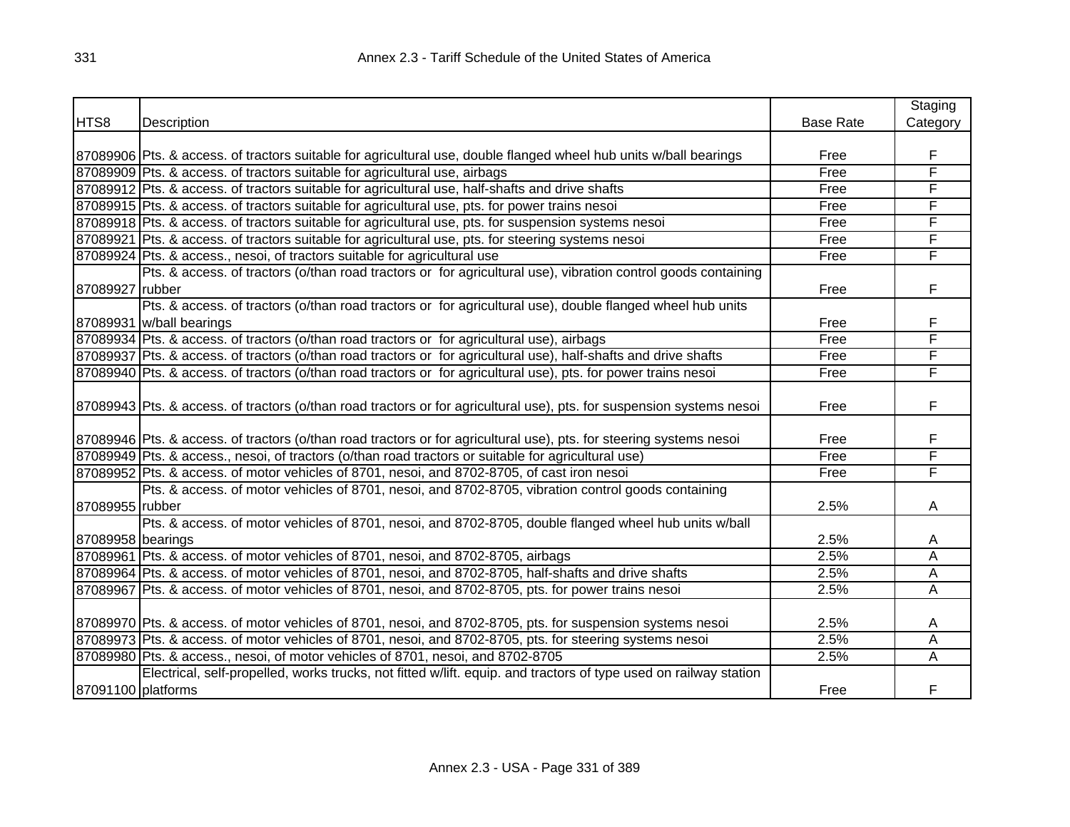| HTS8 | Description | Base Rate | Staging Category |
|---|---|---|---|
| 87089906 | Pts. & access. of tractors suitable for agricultural use, double flanged wheel hub units w/ball bearings | Free | F |
| 87089909 | Pts. & access. of tractors suitable for agricultural use, airbags | Free | F |
| 87089912 | Pts. & access. of tractors suitable for agricultural use, half-shafts and drive shafts | Free | F |
| 87089915 | Pts. & access. of tractors suitable for agricultural use, pts. for power trains nesoi | Free | F |
| 87089918 | Pts. & access. of tractors suitable for agricultural use, pts. for suspension systems nesoi | Free | F |
| 87089921 | Pts. & access. of tractors suitable for agricultural use, pts. for steering systems nesoi | Free | F |
| 87089924 | Pts. & access., nesoi, of tractors suitable for agricultural use | Free | F |
| 87089927 | Pts. & access. of tractors (o/than road tractors or for agricultural use), vibration control goods containing rubber | Free | F |
| 87089931 | Pts. & access. of tractors (o/than road tractors or for agricultural use), double flanged wheel hub units w/ball bearings | Free | F |
| 87089934 | Pts. & access. of tractors (o/than road tractors or for agricultural use), airbags | Free | F |
| 87089937 | Pts. & access. of tractors (o/than road tractors or for agricultural use), half-shafts and drive shafts | Free | F |
| 87089940 | Pts. & access. of tractors (o/than road tractors or for agricultural use), pts. for power trains nesoi | Free | F |
| 87089943 | Pts. & access. of tractors (o/than road tractors or for agricultural use), pts. for suspension systems nesoi | Free | F |
| 87089946 | Pts. & access. of tractors (o/than road tractors or for agricultural use), pts. for steering systems nesoi | Free | F |
| 87089949 | Pts. & access., nesoi, of tractors (o/than road tractors or suitable for agricultural use) | Free | F |
| 87089952 | Pts. & access. of motor vehicles of 8701, nesoi, and 8702-8705, of cast iron nesoi | Free | F |
| 87089955 | Pts. & access. of motor vehicles of 8701, nesoi, and 8702-8705, vibration control goods containing rubber | 2.5% | A |
| 87089958 | Pts. & access. of motor vehicles of 8701, nesoi, and 8702-8705, double flanged wheel hub units w/ball bearings | 2.5% | A |
| 87089961 | Pts. & access. of motor vehicles of 8701, nesoi, and 8702-8705, airbags | 2.5% | A |
| 87089964 | Pts. & access. of motor vehicles of 8701, nesoi, and 8702-8705, half-shafts and drive shafts | 2.5% | A |
| 87089967 | Pts. & access. of motor vehicles of 8701, nesoi, and 8702-8705, pts. for power trains nesoi | 2.5% | A |
| 87089970 | Pts. & access. of motor vehicles of 8701, nesoi, and 8702-8705, pts. for suspension systems nesoi | 2.5% | A |
| 87089973 | Pts. & access. of motor vehicles of 8701, nesoi, and 8702-8705, pts. for steering systems nesoi | 2.5% | A |
| 87089980 | Pts. & access., nesoi, of motor vehicles of 8701, nesoi, and 8702-8705 | 2.5% | A |
| 87091100 | Electrical, self-propelled, works trucks, not fitted w/lift. equip. and tractors of type used on railway station platforms | Free | F |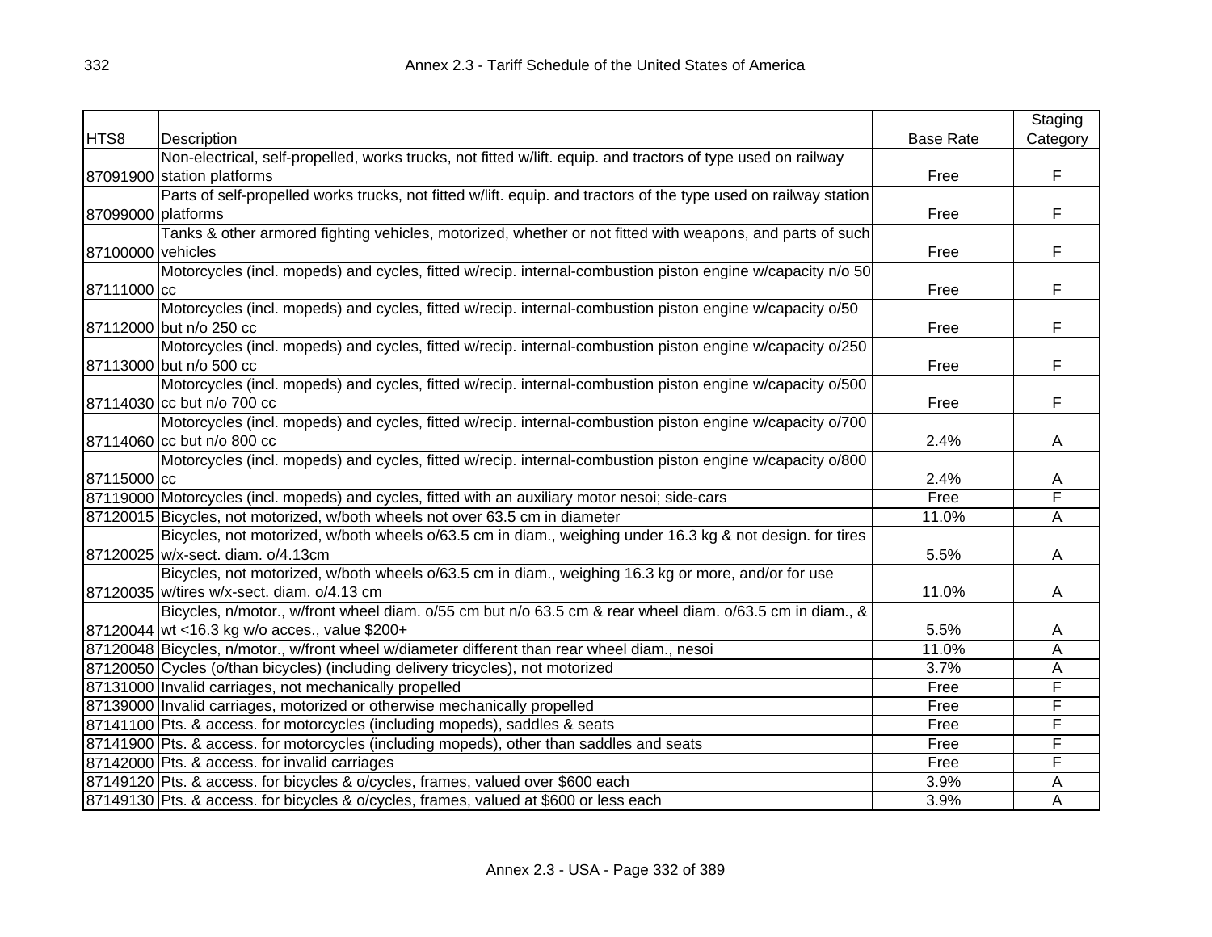| HTS8 | Description | Base Rate | Staging Category |
|---|---|---|---|
| 87091900 | Non-electrical, self-propelled, works trucks, not fitted w/lift. equip. and tractors of type used on railway station platforms | Free | F |
| 87099000 | Parts of self-propelled works trucks, not fitted w/lift. equip. and tractors of the type used on railway station platforms | Free | F |
| 87100000 | Tanks & other armored fighting vehicles, motorized, whether or not fitted with weapons, and parts of such vehicles | Free | F |
| 87111000 | Motorcycles (incl. mopeds) and cycles, fitted w/recip. internal-combustion piston engine w/capacity n/o 50 cc | Free | F |
| 87112000 | Motorcycles (incl. mopeds) and cycles, fitted w/recip. internal-combustion piston engine w/capacity o/50 but n/o 250 cc | Free | F |
| 87113000 | Motorcycles (incl. mopeds) and cycles, fitted w/recip. internal-combustion piston engine w/capacity o/250 but n/o 500 cc | Free | F |
| 87114030 | Motorcycles (incl. mopeds) and cycles, fitted w/recip. internal-combustion piston engine w/capacity o/500 cc but n/o 700 cc | Free | F |
| 87114060 | Motorcycles (incl. mopeds) and cycles, fitted w/recip. internal-combustion piston engine w/capacity o/700 cc but n/o 800 cc | 2.4% | A |
| 87115000 | Motorcycles (incl. mopeds) and cycles, fitted w/recip. internal-combustion piston engine w/capacity o/800 cc | 2.4% | A |
| 87119000 | Motorcycles (incl. mopeds) and cycles, fitted with an auxiliary motor nesoi; side-cars | Free | F |
| 87120015 | Bicycles, not motorized, w/both wheels not over 63.5 cm in diameter | 11.0% | A |
| 87120025 | Bicycles, not motorized, w/both wheels o/63.5 cm in diam., weighing under 16.3 kg & not design. for tires w/x-sect. diam. o/4.13cm | 5.5% | A |
| 87120035 | Bicycles, not motorized, w/both wheels o/63.5 cm in diam., weighing 16.3 kg or more, and/or for use w/tires w/x-sect. diam. o/4.13 cm | 11.0% | A |
| 87120044 | Bicycles, n/motor., w/front wheel diam. o/55 cm but n/o 63.5 cm & rear wheel diam. o/63.5 cm in diam., & wt <16.3 kg w/o acces., value $200+ | 5.5% | A |
| 87120048 | Bicycles, n/motor., w/front wheel w/diameter different than rear wheel diam., nesoi | 11.0% | A |
| 87120050 | Cycles (o/than bicycles) (including delivery tricycles), not motorized | 3.7% | A |
| 87131000 | Invalid carriages, not mechanically propelled | Free | F |
| 87139000 | Invalid carriages, motorized or otherwise mechanically propelled | Free | F |
| 87141100 | Pts. & access. for motorcycles (including mopeds), saddles & seats | Free | F |
| 87141900 | Pts. & access. for motorcycles (including mopeds), other than saddles and seats | Free | F |
| 87142000 | Pts. & access. for invalid carriages | Free | F |
| 87149120 | Pts. & access. for bicycles & o/cycles, frames, valued over $600 each | 3.9% | A |
| 87149130 | Pts. & access. for bicycles & o/cycles, frames, valued at $600 or less each | 3.9% | A |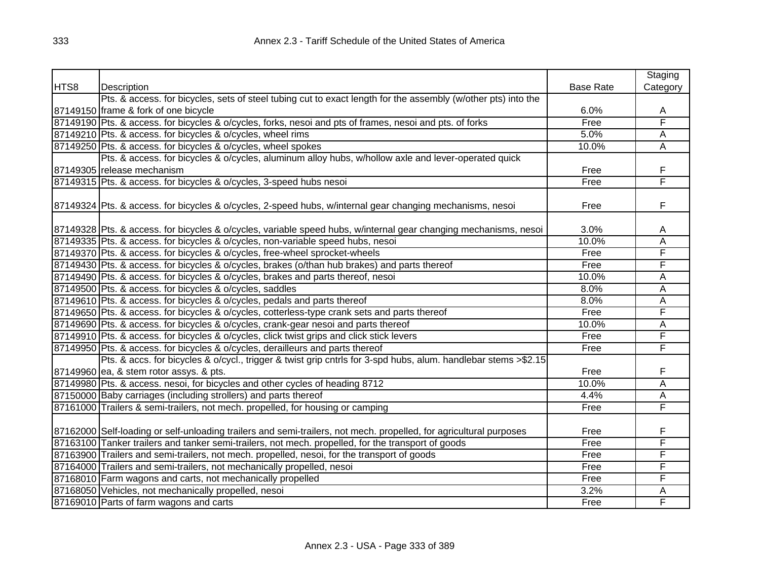| HTS8 | Description | Base Rate | Staging Category |
|---|---|---|---|
| 87149150 | Pts. & access. for bicycles, sets of steel tubing cut to exact length for the assembly (w/other pts) into the frame & fork of one bicycle | 6.0% | A |
| 87149190 | Pts. & access. for bicycles & o/cycles, forks, nesoi and pts of frames, nesoi and pts. of forks | Free | F |
| 87149210 | Pts. & access. for bicycles & o/cycles, wheel rims | 5.0% | A |
| 87149250 | Pts. & access. for bicycles & o/cycles, wheel spokes | 10.0% | A |
| 87149305 | Pts. & access. for bicycles & o/cycles, aluminum alloy hubs, w/hollow axle and lever-operated quick release mechanism | Free | F |
| 87149315 | Pts. & access. for bicycles & o/cycles, 3-speed hubs nesoi | Free | F |
| 87149324 | Pts. & access. for bicycles & o/cycles, 2-speed hubs, w/internal gear changing mechanisms, nesoi | Free | F |
| 87149328 | Pts. & access. for bicycles & o/cycles, variable speed hubs, w/internal gear changing mechanisms, nesoi | 3.0% | A |
| 87149335 | Pts. & access. for bicycles & o/cycles, non-variable speed hubs, nesoi | 10.0% | A |
| 87149370 | Pts. & access. for bicycles & o/cycles, free-wheel sprocket-wheels | Free | F |
| 87149430 | Pts. & access. for bicycles & o/cycles, brakes (o/than hub brakes) and parts thereof | Free | F |
| 87149490 | Pts. & access. for bicycles & o/cycles, brakes and parts thereof, nesoi | 10.0% | A |
| 87149500 | Pts. & access. for bicycles & o/cycles, saddles | 8.0% | A |
| 87149610 | Pts. & access. for bicycles & o/cycles, pedals and parts thereof | 8.0% | A |
| 87149650 | Pts. & access. for bicycles & o/cycles, cotterless-type crank sets and parts thereof | Free | F |
| 87149690 | Pts. & access. for bicycles & o/cycles, crank-gear nesoi and parts thereof | 10.0% | A |
| 87149910 | Pts. & access. for bicycles & o/cycles, click twist grips and click stick levers | Free | F |
| 87149950 | Pts. & access. for bicycles & o/cycles, derailleurs and parts thereof | Free | F |
| 87149960 | Pts. & accs. for bicycles & o/cycl., trigger & twist grip cntrls for 3-spd hubs, alum. handlebar stems >$2.15 ea, & stem rotor assys. & pts. | Free | F |
| 87149980 | Pts. & access. nesoi, for bicycles and other cycles of heading 8712 | 10.0% | A |
| 87150000 | Baby carriages (including strollers) and parts thereof | 4.4% | A |
| 87161000 | Trailers & semi-trailers, not mech. propelled, for housing or camping | Free | F |
| 87162000 | Self-loading or self-unloading trailers and semi-trailers, not mech. propelled, for agricultural purposes | Free | F |
| 87163100 | Tanker trailers and tanker semi-trailers, not mech. propelled, for the transport of goods | Free | F |
| 87163900 | Trailers and semi-trailers, not mech. propelled, nesoi, for the transport of goods | Free | F |
| 87164000 | Trailers and semi-trailers, not mechanically propelled, nesoi | Free | F |
| 87168010 | Farm wagons and carts, not mechanically propelled | Free | F |
| 87168050 | Vehicles, not mechanically propelled, nesoi | 3.2% | A |
| 87169010 | Parts of farm wagons and carts | Free | F |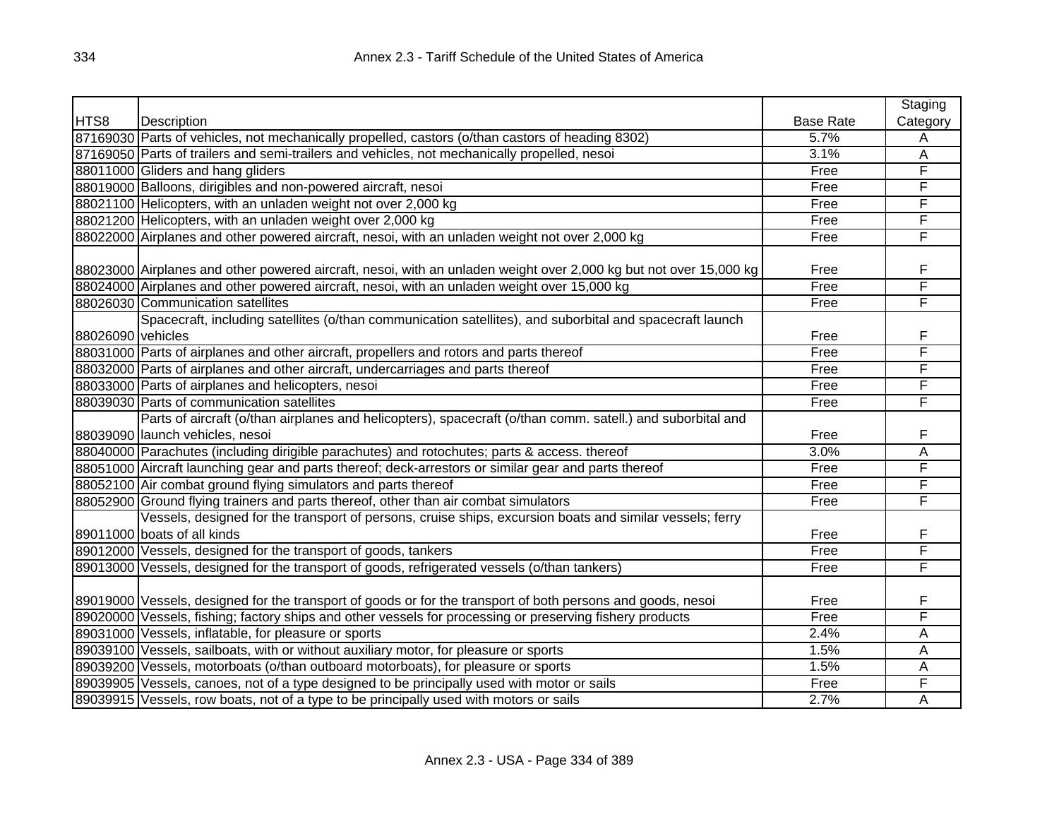| HTS8 | Description | Base Rate | Staging Category |
|---|---|---|---|
| 87169030 | Parts of vehicles, not mechanically propelled, castors (o/than castors of heading 8302) | 5.7% | A |
| 87169050 | Parts of trailers and semi-trailers and vehicles, not mechanically propelled, nesoi | 3.1% | A |
| 88011000 | Gliders and hang gliders | Free | F |
| 88019000 | Balloons, dirigibles and non-powered aircraft, nesoi | Free | F |
| 88021100 | Helicopters, with an unladen weight not over 2,000 kg | Free | F |
| 88021200 | Helicopters, with an unladen weight over 2,000 kg | Free | F |
| 88022000 | Airplanes and other powered aircraft, nesoi, with an unladen weight not over 2,000 kg | Free | F |
| 88023000 | Airplanes and other powered aircraft, nesoi, with an unladen weight over 2,000 kg but not over 15,000 kg | Free | F |
| 88024000 | Airplanes and other powered aircraft, nesoi, with an unladen weight over 15,000 kg | Free | F |
| 88026030 | Communication satellites | Free | F |
| 88026090 | Spacecraft, including satellites (o/than communication satellites), and suborbital and spacecraft launch vehicles | Free | F |
| 88031000 | Parts of airplanes and other aircraft, propellers and rotors and parts thereof | Free | F |
| 88032000 | Parts of airplanes and other aircraft, undercarriages and parts thereof | Free | F |
| 88033000 | Parts of airplanes and helicopters, nesoi | Free | F |
| 88039030 | Parts of communication satellites | Free | F |
| 88039090 | Parts of aircraft (o/than airplanes and helicopters), spacecraft (o/than comm. satell.) and suborbital and launch vehicles, nesoi | Free | F |
| 88040000 | Parachutes (including dirigible parachutes) and rotochutes; parts & access. thereof | 3.0% | A |
| 88051000 | Aircraft launching gear and parts thereof; deck-arrestors or similar gear and parts thereof | Free | F |
| 88052100 | Air combat ground flying simulators and parts thereof | Free | F |
| 88052900 | Ground flying trainers and parts thereof, other than air combat simulators | Free | F |
| 89011000 | Vessels, designed for the transport of persons, cruise ships, excursion boats and similar vessels; ferry boats of all kinds | Free | F |
| 89012000 | Vessels, designed for the transport of goods, tankers | Free | F |
| 89013000 | Vessels, designed for the transport of goods, refrigerated vessels (o/than tankers) | Free | F |
| 89019000 | Vessels, designed for the transport of goods or for the transport of both persons and goods, nesoi | Free | F |
| 89020000 | Vessels, fishing; factory ships and other vessels for processing or preserving fishery products | Free | F |
| 89031000 | Vessels, inflatable, for pleasure or sports | 2.4% | A |
| 89039100 | Vessels, sailboats, with or without auxiliary motor, for pleasure or sports | 1.5% | A |
| 89039200 | Vessels, motorboats (o/than outboard motorboats), for pleasure or sports | 1.5% | A |
| 89039905 | Vessels, canoes, not of a type designed to be principally used with motor or sails | Free | F |
| 89039915 | Vessels, row boats, not of a type to be principally used with motors or sails | 2.7% | A |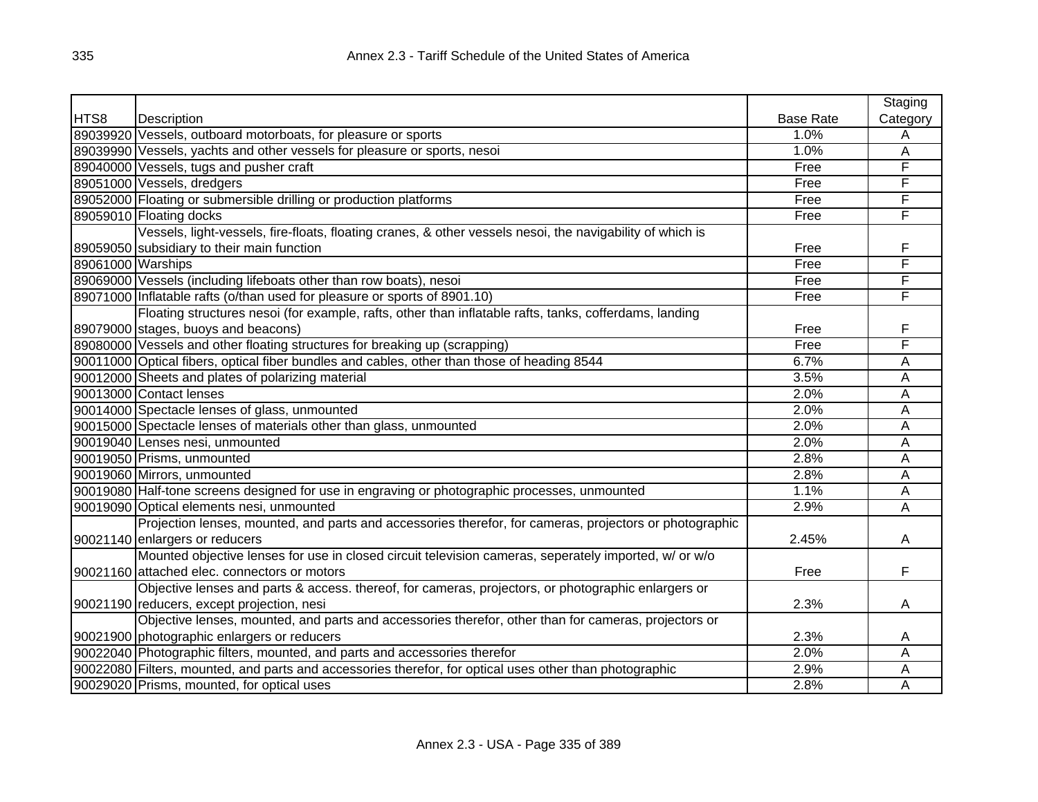| HTS8 | Description | Base Rate | Staging Category |
|---|---|---|---|
| 89039920 | Vessels, outboard motorboats, for pleasure or sports | 1.0% | A |
| 89039990 | Vessels, yachts and other vessels for pleasure or sports, nesoi | 1.0% | A |
| 89040000 | Vessels, tugs and pusher craft | Free | F |
| 89051000 | Vessels, dredgers | Free | F |
| 89052000 | Floating or submersible drilling or production platforms | Free | F |
| 89059010 | Floating docks | Free | F |
| 89059050 | Vessels, light-vessels, fire-floats, floating cranes, & other vessels nesoi, the navigability of which is subsidiary to their main function | Free | F |
| 89061000 | Warships | Free | F |
| 89069000 | Vessels (including lifeboats other than row boats), nesoi | Free | F |
| 89071000 | Inflatable rafts (o/than used for pleasure or sports of 8901.10) | Free | F |
| 89079000 | Floating structures nesoi (for example, rafts, other than inflatable rafts, tanks, cofferdams, landing stages, buoys and beacons) | Free | F |
| 89080000 | Vessels and other floating structures for breaking up (scrapping) | Free | F |
| 90011000 | Optical fibers, optical fiber bundles and cables, other than those of heading 8544 | 6.7% | A |
| 90012000 | Sheets and plates of polarizing material | 3.5% | A |
| 90013000 | Contact lenses | 2.0% | A |
| 90014000 | Spectacle lenses of glass, unmounted | 2.0% | A |
| 90015000 | Spectacle lenses of materials other than glass, unmounted | 2.0% | A |
| 90019040 | Lenses nesi, unmounted | 2.0% | A |
| 90019050 | Prisms, unmounted | 2.8% | A |
| 90019060 | Mirrors, unmounted | 2.8% | A |
| 90019080 | Half-tone screens designed for use in engraving or photographic processes, unmounted | 1.1% | A |
| 90019090 | Optical elements nesi, unmounted | 2.9% | A |
| 90021140 | Projection lenses, mounted, and parts and accessories therefor, for cameras, projectors or photographic enlargers or reducers | 2.45% | A |
| 90021160 | Mounted objective lenses for use in closed circuit television cameras, seperately imported, w/ or w/o attached elec. connectors or motors | Free | F |
| 90021190 | Objective lenses and parts & access. thereof, for cameras, projectors, or photographic enlargers or reducers, except projection, nesi | 2.3% | A |
| 90021900 | Objective lenses, mounted, and parts and accessories therefor, other than for cameras, projectors or photographic enlargers or reducers | 2.3% | A |
| 90022040 | Photographic filters, mounted, and parts and accessories therefor | 2.0% | A |
| 90022080 | Filters, mounted, and parts and accessories therefor, for optical uses other than photographic | 2.9% | A |
| 90029020 | Prisms, mounted, for optical uses | 2.8% | A |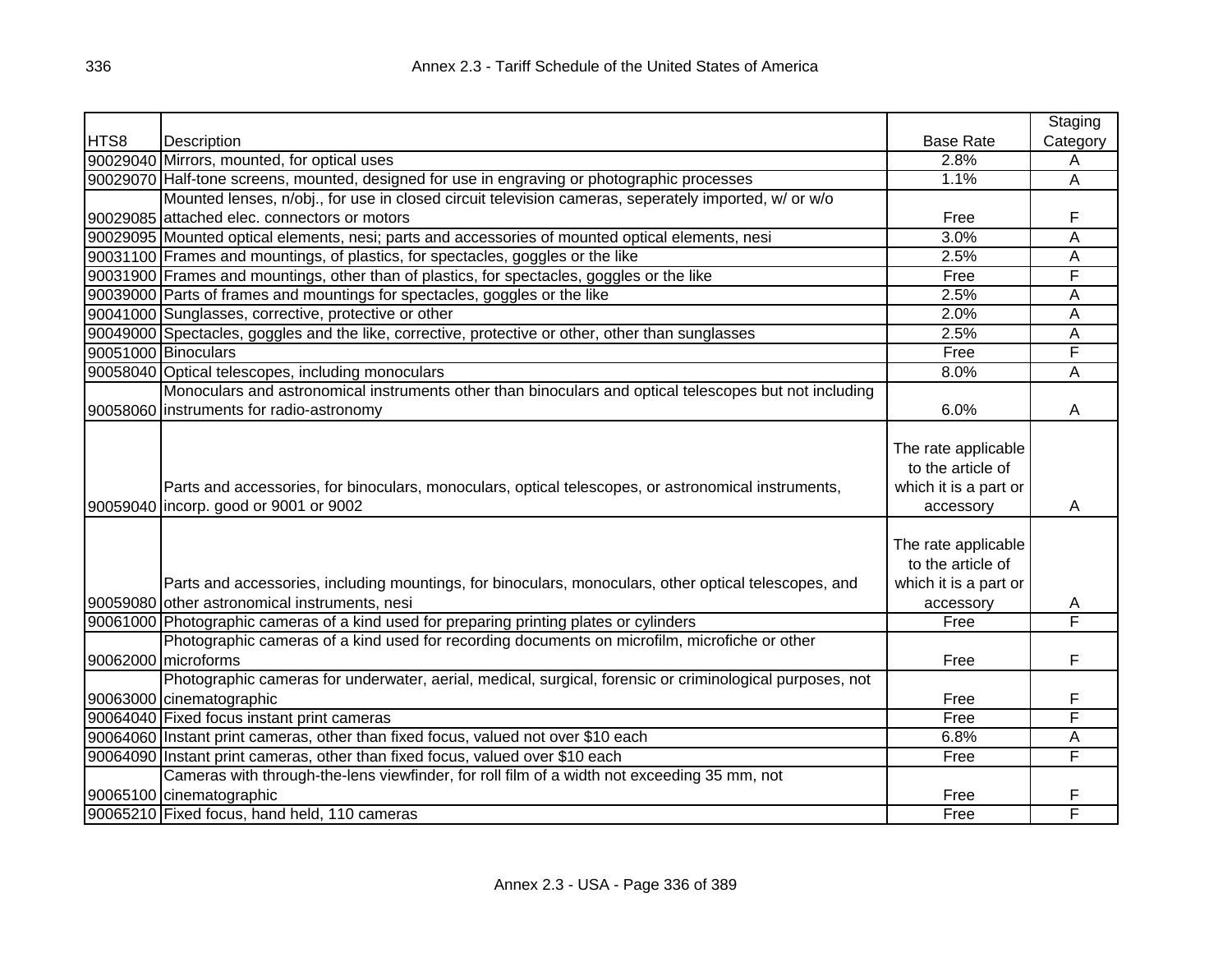| HTS8 | Description | Base Rate | Staging Category |
|---|---|---|---|
| 90029040 | Mirrors, mounted, for optical uses | 2.8% | A |
| 90029070 | Half-tone screens, mounted, designed for use in engraving or photographic processes | 1.1% | A |
| 90029085 | Mounted lenses, n/obj., for use in closed circuit television cameras, seperately imported, w/ or w/o attached elec. connectors or motors | Free | F |
| 90029095 | Mounted optical elements, nesi; parts and accessories of mounted optical elements, nesi | 3.0% | A |
| 90031100 | Frames and mountings, of plastics, for spectacles, goggles or the like | 2.5% | A |
| 90031900 | Frames and mountings, other than of plastics, for spectacles, goggles or the like | Free | F |
| 90039000 | Parts of frames and mountings for spectacles, goggles or the like | 2.5% | A |
| 90041000 | Sunglasses, corrective, protective or other | 2.0% | A |
| 90049000 | Spectacles, goggles and the like, corrective, protective or other, other than sunglasses | 2.5% | A |
| 90051000 | Binoculars | Free | F |
| 90058040 | Optical telescopes, including monoculars | 8.0% | A |
| 90058060 | Monoculars and astronomical instruments other than binoculars and optical telescopes but not including instruments for radio-astronomy | 6.0% | A |
| 90059040 | Parts and accessories, for binoculars, monoculars, optical telescopes, or astronomical instruments, incorp. good or 9001 or 9002 | The rate applicable to the article of which it is a part or accessory | A |
| 90059080 | Parts and accessories, including mountings, for binoculars, monoculars, other optical telescopes, and other astronomical instruments, nesi | The rate applicable to the article of which it is a part or accessory | A |
| 90061000 | Photographic cameras of a kind used for preparing printing plates or cylinders | Free | F |
| 90062000 | Photographic cameras of a kind used for recording documents on microfilm, microfiche or other microforms | Free | F |
| 90063000 | Photographic cameras for underwater, aerial, medical, surgical, forensic or criminological purposes, not cinematographic | Free | F |
| 90064040 | Fixed focus instant print cameras | Free | F |
| 90064060 | Instant print cameras, other than fixed focus, valued not over $10 each | 6.8% | A |
| 90064090 | Instant print cameras, other than fixed focus, valued over $10 each | Free | F |
| 90065100 | Cameras with through-the-lens viewfinder, for roll film of a width not exceeding 35 mm, not cinematographic | Free | F |
| 90065210 | Fixed focus, hand held, 110 cameras | Free | F |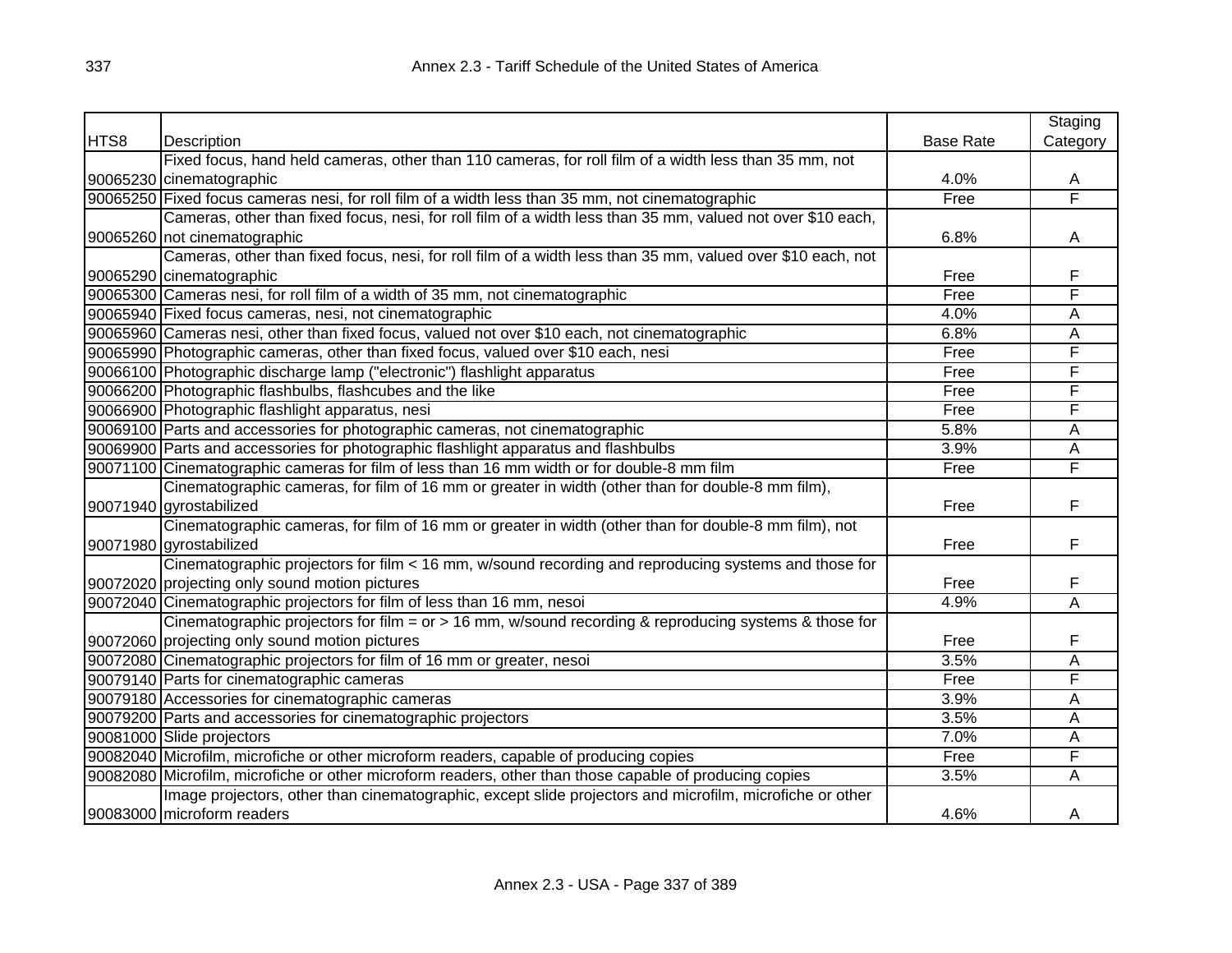| HTS8 | Description | Base Rate | Staging Category |
|---|---|---|---|
| 90065230 | Fixed focus, hand held cameras, other than 110 cameras, for roll film of a width less than 35 mm, not cinematographic | 4.0% | A |
| 90065250 | Fixed focus cameras nesi, for roll film of a width less than 35 mm, not cinematographic | Free | F |
| 90065260 | Cameras, other than fixed focus, nesi, for roll film of a width less than 35 mm, valued not over $10 each, not cinematographic | 6.8% | A |
| 90065290 | Cameras, other than fixed focus, nesi, for roll film of a width less than 35 mm, valued over $10 each, not cinematographic | Free | F |
| 90065300 | Cameras nesi, for roll film of a width of 35 mm, not cinematographic | Free | F |
| 90065940 | Fixed focus cameras, nesi, not cinematographic | 4.0% | A |
| 90065960 | Cameras nesi, other than fixed focus, valued not over $10 each, not cinematographic | 6.8% | A |
| 90065990 | Photographic cameras, other than fixed focus, valued over $10 each, nesi | Free | F |
| 90066100 | Photographic discharge lamp ("electronic") flashlight apparatus | Free | F |
| 90066200 | Photographic flashbulbs, flashcubes and the like | Free | F |
| 90066900 | Photographic flashlight apparatus, nesi | Free | F |
| 90069100 | Parts and accessories for photographic cameras, not cinematographic | 5.8% | A |
| 90069900 | Parts and accessories for photographic flashlight apparatus and flashbulbs | 3.9% | A |
| 90071100 | Cinematographic cameras for film of less than 16 mm width or for double-8 mm film | Free | F |
| 90071940 | Cinematographic cameras, for film of 16 mm or greater in width (other than for double-8 mm film), gyrostabilized | Free | F |
| 90071980 | Cinematographic cameras, for film of 16 mm or greater in width (other than for double-8 mm film), not gyrostabilized | Free | F |
| 90072020 | Cinematographic projectors for film < 16 mm, w/sound recording and reproducing systems and those for projecting only sound motion pictures | Free | F |
| 90072040 | Cinematographic projectors for film of less than 16 mm, nesoi | 4.9% | A |
| 90072060 | Cinematographic projectors for film = or > 16 mm, w/sound recording & reproducing systems & those for projecting only sound motion pictures | Free | F |
| 90072080 | Cinematographic projectors for film of 16 mm or greater, nesoi | 3.5% | A |
| 90079140 | Parts for cinematographic cameras | Free | F |
| 90079180 | Accessories for cinematographic cameras | 3.9% | A |
| 90079200 | Parts and accessories for cinematographic projectors | 3.5% | A |
| 90081000 | Slide projectors | 7.0% | A |
| 90082040 | Microfilm, microfiche or other microform readers, capable of producing copies | Free | F |
| 90082080 | Microfilm, microfiche or other microform readers, other than those capable of producing copies | 3.5% | A |
| 90083000 | Image projectors, other than cinematographic, except slide projectors and microfilm, microfiche or other microform readers | 4.6% | A |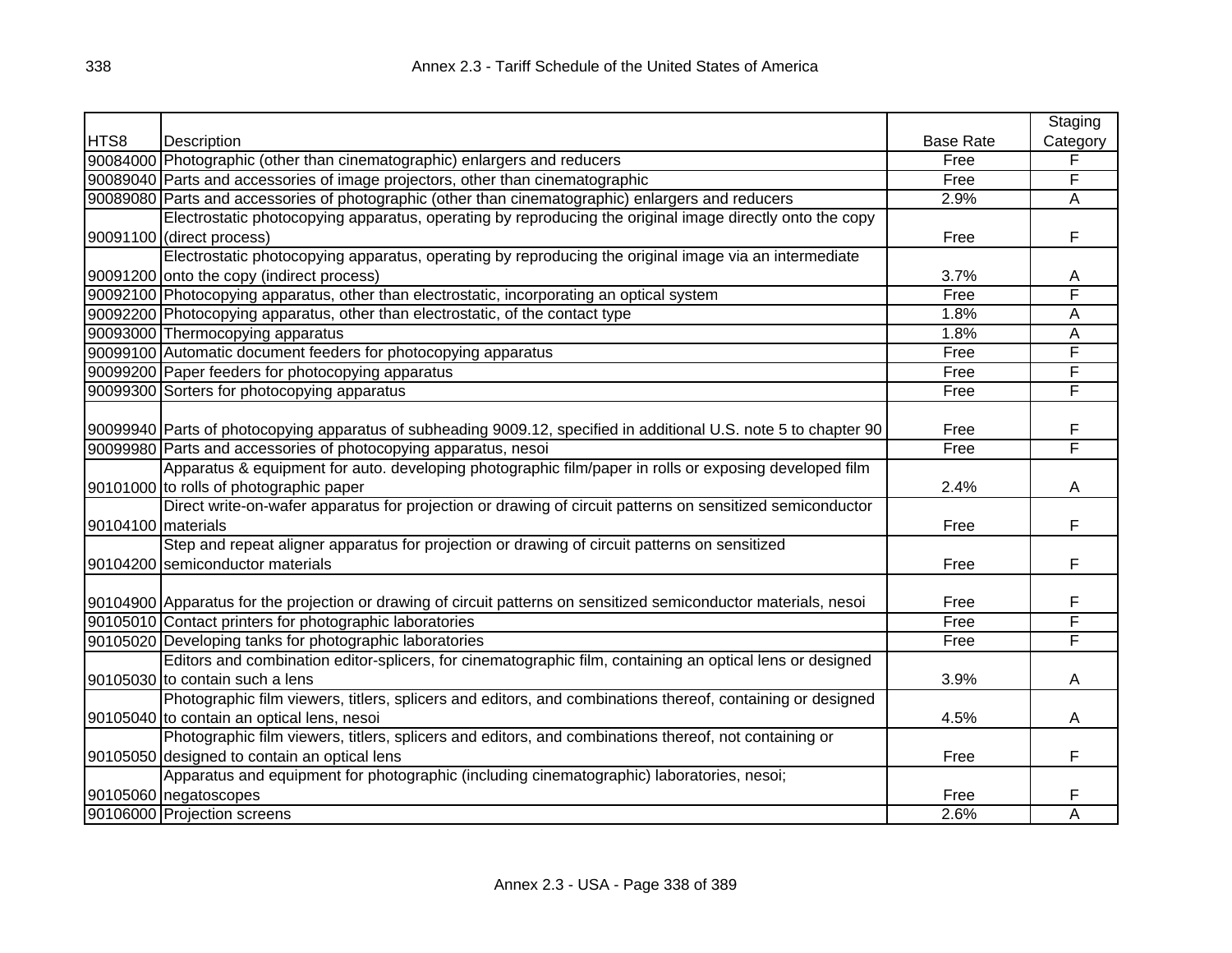| HTS8 | Description | Base Rate | Staging Category |
|---|---|---|---|
| 90084000 | Photographic (other than cinematographic) enlargers and reducers | Free | F |
| 90089040 | Parts and accessories of image projectors, other than cinematographic | Free | F |
| 90089080 | Parts and accessories of photographic (other than cinematographic) enlargers and reducers | 2.9% | A |
| 90091100 | Electrostatic photocopying apparatus, operating by reproducing the original image directly onto the copy (direct process) | Free | F |
| 90091200 | Electrostatic photocopying apparatus, operating by reproducing the original image via an intermediate onto the copy (indirect process) | 3.7% | A |
| 90092100 | Photocopying apparatus, other than electrostatic, incorporating an optical system | Free | F |
| 90092200 | Photocopying apparatus, other than electrostatic, of the contact type | 1.8% | A |
| 90093000 | Thermocopying apparatus | 1.8% | A |
| 90099100 | Automatic document feeders for photocopying apparatus | Free | F |
| 90099200 | Paper feeders for photocopying apparatus | Free | F |
| 90099300 | Sorters for photocopying apparatus | Free | F |
| 90099940 | Parts of photocopying apparatus of subheading 9009.12, specified in additional U.S. note 5 to chapter 90 | Free | F |
| 90099980 | Parts and accessories of photocopying apparatus, nesoi | Free | F |
| 90101000 | Apparatus & equipment for auto. developing photographic film/paper in rolls or exposing developed film to rolls of photographic paper | 2.4% | A |
| 90104100 | Direct write-on-wafer apparatus for projection or drawing of circuit patterns on sensitized semiconductor materials | Free | F |
| 90104200 | Step and repeat aligner apparatus for projection or drawing of circuit patterns on sensitized semiconductor materials | Free | F |
| 90104900 | Apparatus for the projection or drawing of circuit patterns on sensitized semiconductor materials, nesoi | Free | F |
| 90105010 | Contact printers for photographic laboratories | Free | F |
| 90105020 | Developing tanks for photographic laboratories | Free | F |
| 90105030 | Editors and combination editor-splicers, for cinematographic film, containing an optical lens or designed to contain such a lens | 3.9% | A |
| 90105040 | Photographic film viewers, titlers, splicers and editors, and combinations thereof, containing or designed to contain an optical lens, nesoi | 4.5% | A |
| 90105050 | Photographic film viewers, titlers, splicers and editors, and combinations thereof, not containing or designed to contain an optical lens | Free | F |
| 90105060 | Apparatus and equipment for photographic (including cinematographic) laboratories, nesoi; negatoscopes | Free | F |
| 90106000 | Projection screens | 2.6% | A |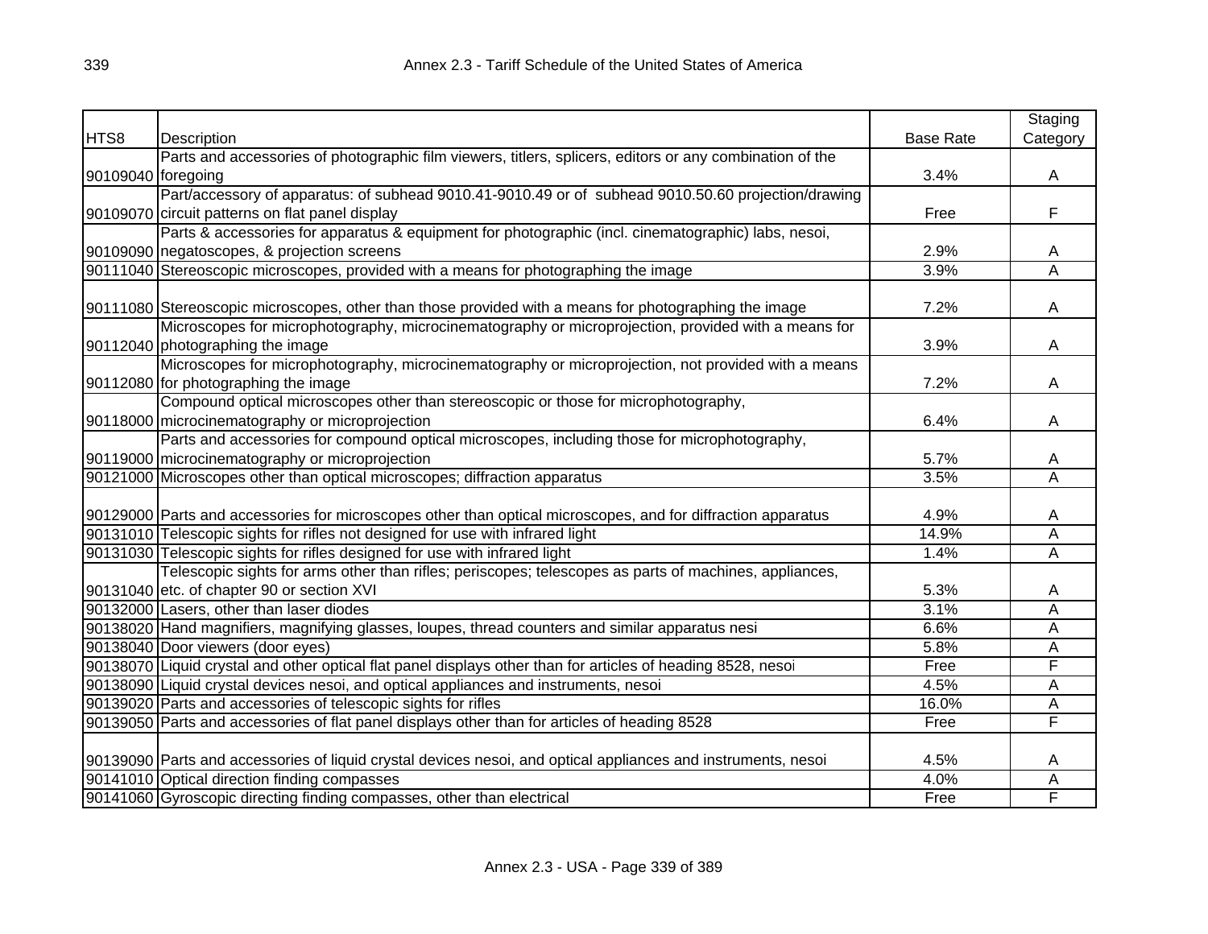| HTS8 | Description | Base Rate | Staging Category |
|---|---|---|---|
| 90109040 | Parts and accessories of photographic film viewers, titlers, splicers, editors or any combination of the foregoing | 3.4% | A |
| 90109070 | Part/accessory of apparatus: of subhead 9010.41-9010.49 or of subhead 9010.50.60 projection/drawing circuit patterns on flat panel display | Free | F |
| 90109090 | Parts & accessories for apparatus & equipment for photographic (incl. cinematographic) labs, nesoi, negatoscopes, & projection screens | 2.9% | A |
| 90111040 | Stereoscopic microscopes, provided with a means for photographing the image | 3.9% | A |
| 90111080 | Stereoscopic microscopes, other than those provided with a means for photographing the image | 7.2% | A |
| 90112040 | Microscopes for microphotography, microcinematography or microprojection, provided with a means for photographing the image | 3.9% | A |
| 90112080 | Microscopes for microphotography, microcinematography or microprojection, not provided with a means for photographing the image | 7.2% | A |
| 90118000 | Compound optical microscopes other than stereoscopic or those for microphotography, microcinematography or microprojection | 6.4% | A |
| 90119000 | Parts and accessories for compound optical microscopes, including those for microphotography, microcinematography or microprojection | 5.7% | A |
| 90121000 | Microscopes other than optical microscopes; diffraction apparatus | 3.5% | A |
| 90129000 | Parts and accessories for microscopes other than optical microscopes, and for diffraction apparatus | 4.9% | A |
| 90131010 | Telescopic sights for rifles not designed for use with infrared light | 14.9% | A |
| 90131030 | Telescopic sights for rifles designed for use with infrared light | 1.4% | A |
| 90131040 | Telescopic sights for arms other than rifles; periscopes; telescopes as parts of machines, appliances, etc. of chapter 90 or section XVI | 5.3% | A |
| 90132000 | Lasers, other than laser diodes | 3.1% | A |
| 90138020 | Hand magnifiers, magnifying glasses, loupes, thread counters and similar apparatus nesi | 6.6% | A |
| 90138040 | Door viewers (door eyes) | 5.8% | A |
| 90138070 | Liquid crystal and other optical flat panel displays other than for articles of heading 8528, nesoi | Free | F |
| 90138090 | Liquid crystal devices nesoi, and optical appliances and instruments, nesoi | 4.5% | A |
| 90139020 | Parts and accessories of telescopic sights for rifles | 16.0% | A |
| 90139050 | Parts and accessories of flat panel displays other than for articles of heading 8528 | Free | F |
| 90139090 | Parts and accessories of liquid crystal devices nesoi, and optical appliances and instruments, nesoi | 4.5% | A |
| 90141010 | Optical direction finding compasses | 4.0% | A |
| 90141060 | Gyroscopic directing finding compasses, other than electrical | Free | F |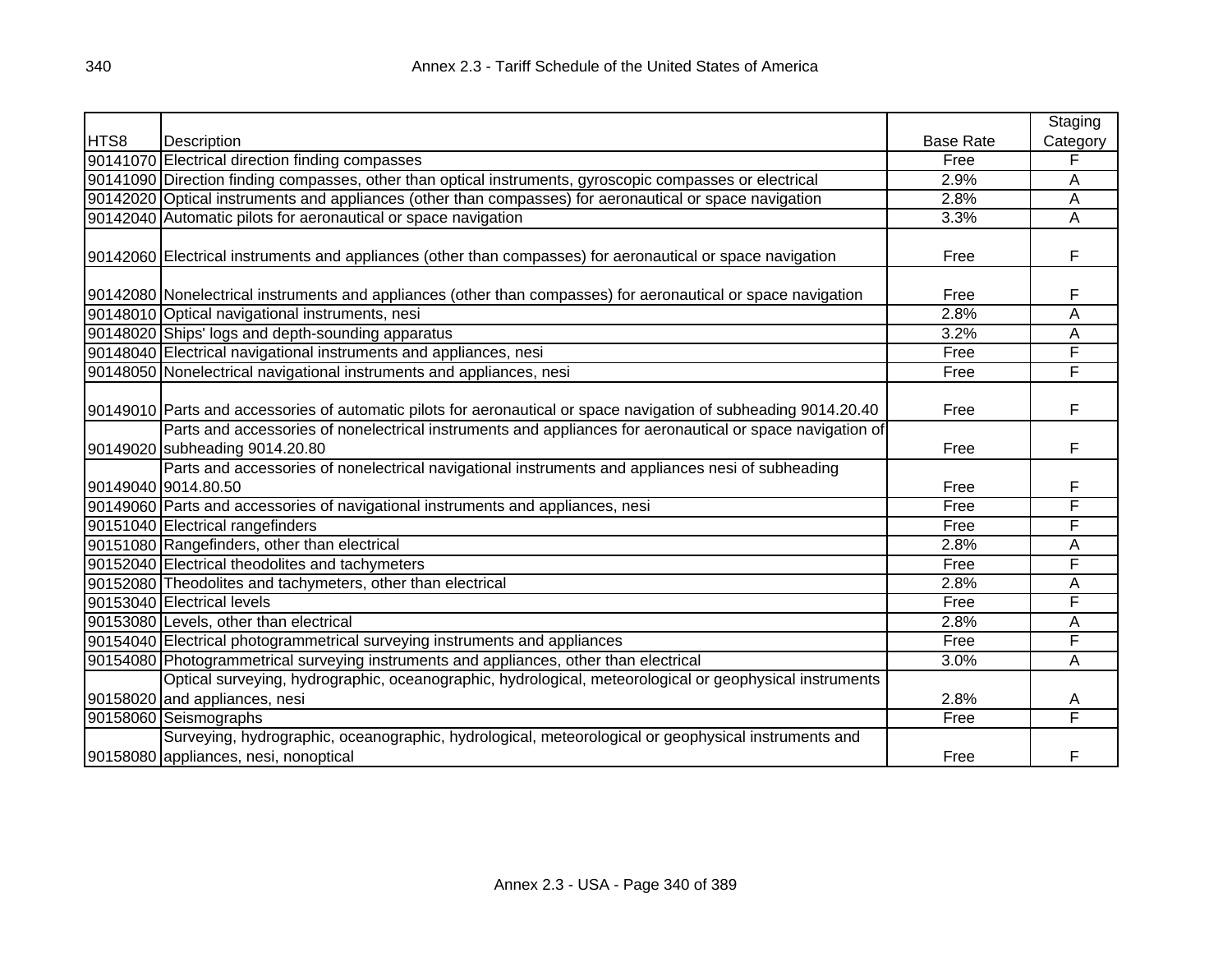| HTS8 | Description | Base Rate | Staging Category |
|---|---|---|---|
| 90141070 | Electrical direction finding compasses | Free | F |
| 90141090 | Direction finding compasses, other than optical instruments, gyroscopic compasses or electrical | 2.9% | A |
| 90142020 | Optical instruments and appliances (other than compasses) for aeronautical or space navigation | 2.8% | A |
| 90142040 | Automatic pilots for aeronautical or space navigation | 3.3% | A |
| 90142060 | Electrical instruments and appliances (other than compasses) for aeronautical or space navigation | Free | F |
| 90142080 | Nonelectrical instruments and appliances (other than compasses) for aeronautical or space navigation | Free | F |
| 90148010 | Optical navigational instruments, nesi | 2.8% | A |
| 90148020 | Ships' logs and depth-sounding apparatus | 3.2% | A |
| 90148040 | Electrical navigational instruments and appliances, nesi | Free | F |
| 90148050 | Nonelectrical navigational instruments and appliances, nesi | Free | F |
| 90149010 | Parts and accessories of automatic pilots for aeronautical or space navigation of subheading 9014.20.40 | Free | F |
| 90149020 | Parts and accessories of nonelectrical instruments and appliances for aeronautical or space navigation of subheading 9014.20.80 | Free | F |
| 90149040 | Parts and accessories of nonelectrical navigational instruments and appliances nesi of subheading 9014.80.50 | Free | F |
| 90149060 | Parts and accessories of navigational instruments and appliances, nesi | Free | F |
| 90151040 | Electrical rangefinders | Free | F |
| 90151080 | Rangefinders, other than electrical | 2.8% | A |
| 90152040 | Electrical theodolites and tachymeters | Free | F |
| 90152080 | Theodolites and tachymeters, other than electrical | 2.8% | A |
| 90153040 | Electrical levels | Free | F |
| 90153080 | Levels, other than electrical | 2.8% | A |
| 90154040 | Electrical photogrammetrical surveying instruments and appliances | Free | F |
| 90154080 | Photogrammetrical surveying instruments and appliances, other than electrical | 3.0% | A |
| 90158020 | Optical surveying, hydrographic, oceanographic, hydrological, meteorological or geophysical instruments and appliances, nesi | 2.8% | A |
| 90158060 | Seismographs | Free | F |
| 90158080 | Surveying, hydrographic, oceanographic, hydrological, meteorological or geophysical instruments and appliances, nesi, nonoptical | Free | F |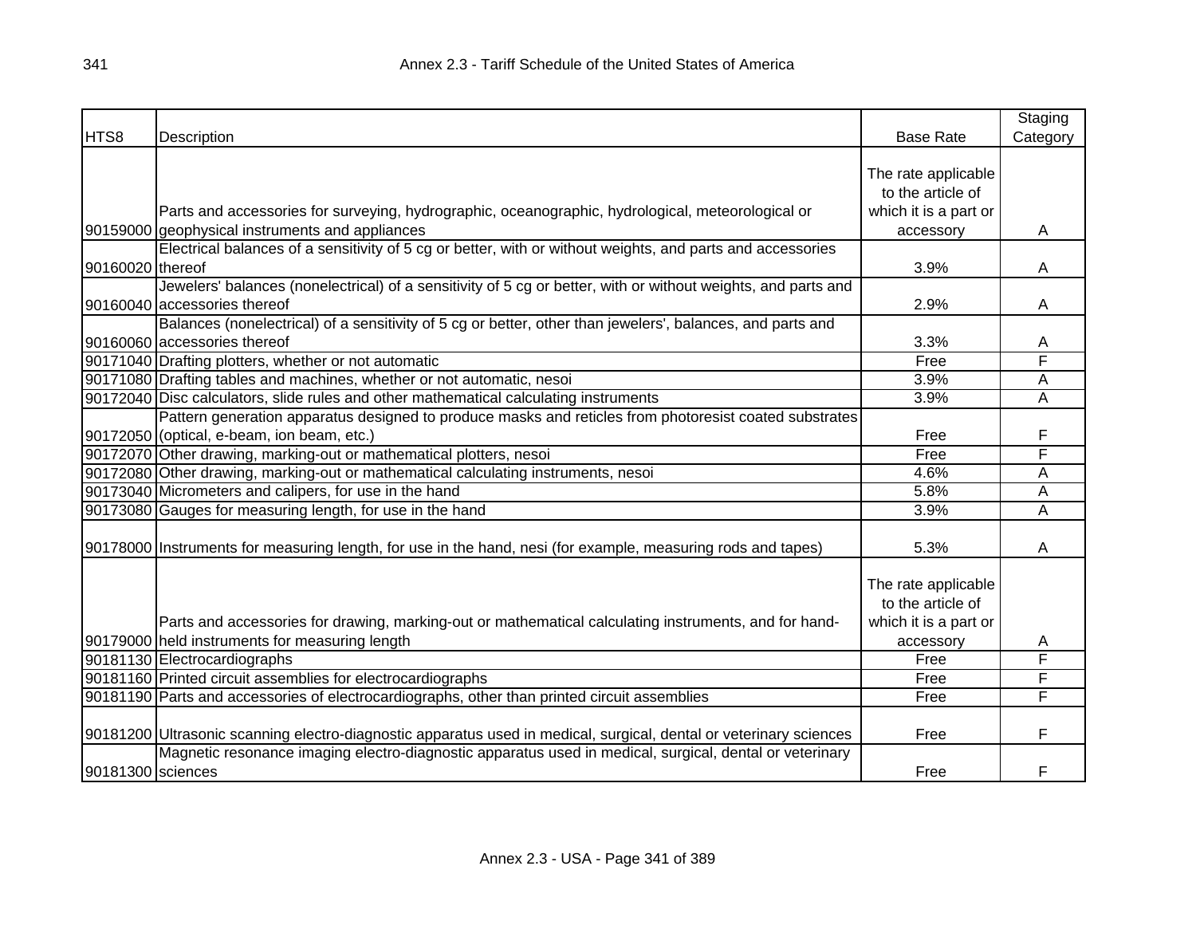| HTS8 | Description | Base Rate | Staging Category |
|---|---|---|---|
| 90159000 | Parts and accessories for surveying, hydrographic, oceanographic, hydrological, meteorological or geophysical instruments and appliances | The rate applicable to the article of which it is a part or accessory | A |
| 90160020 | Electrical balances of a sensitivity of 5 cg or better, with or without weights, and parts and accessories thereof | 3.9% | A |
| 90160040 | Jewelers' balances (nonelectrical) of a sensitivity of 5 cg or better, with or without weights, and parts and accessories thereof | 2.9% | A |
| 90160060 | Balances (nonelectrical) of a sensitivity of 5 cg or better, other than jewelers', balances, and parts and accessories thereof | 3.3% | A |
| 90171040 | Drafting plotters, whether or not automatic | Free | F |
| 90171080 | Drafting tables and machines, whether or not automatic, nesoi | 3.9% | A |
| 90172040 | Disc calculators, slide rules and other mathematical calculating instruments | 3.9% | A |
| 90172050 | Pattern generation apparatus designed to produce masks and reticles from photoresist coated substrates (optical, e-beam, ion beam, etc.) | Free | F |
| 90172070 | Other drawing, marking-out or mathematical plotters, nesoi | Free | F |
| 90172080 | Other drawing, marking-out or mathematical calculating instruments, nesoi | 4.6% | A |
| 90173040 | Micrometers and calipers, for use in the hand | 5.8% | A |
| 90173080 | Gauges for measuring length, for use in the hand | 3.9% | A |
| 90178000 | Instruments for measuring length, for use in the hand, nesi (for example, measuring rods and tapes) | 5.3% | A |
| 90179000 | Parts and accessories for drawing, marking-out or mathematical calculating instruments, and for hand-held instruments for measuring length | The rate applicable to the article of which it is a part or accessory | A |
| 90181130 | Electrocardiographs | Free | F |
| 90181160 | Printed circuit assemblies for electrocardiographs | Free | F |
| 90181190 | Parts and accessories of electrocardiographs, other than printed circuit assemblies | Free | F |
| 90181200 | Ultrasonic scanning electro-diagnostic apparatus used in medical, surgical, dental or veterinary sciences | Free | F |
| 90181300 | Magnetic resonance imaging electro-diagnostic apparatus used in medical, surgical, dental or veterinary sciences | Free | F |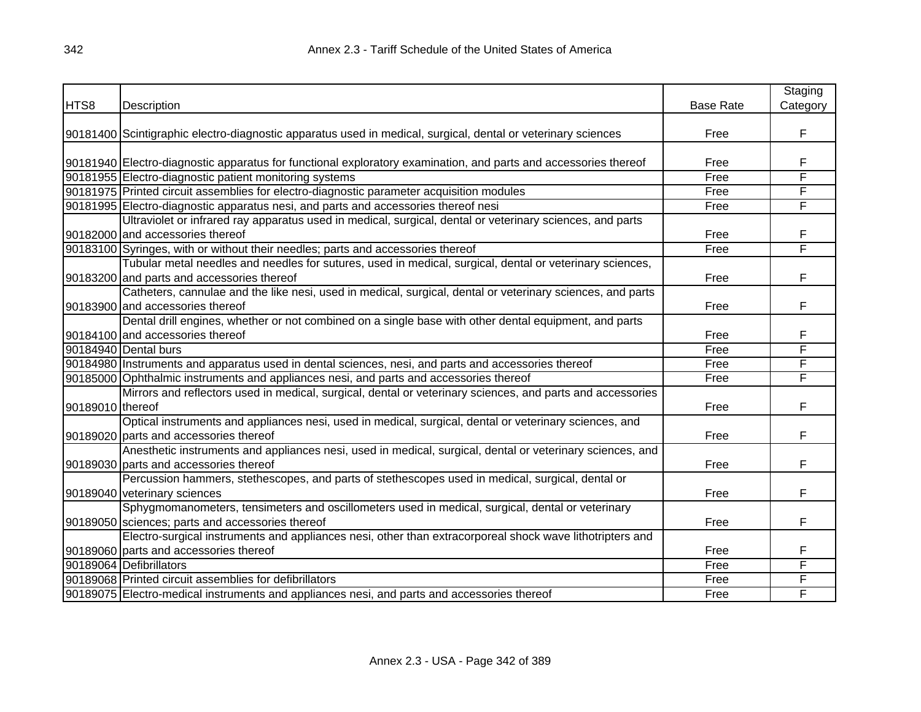| HTS8 | Description | Base Rate | Staging Category |
| --- | --- | --- | --- |
| 90181400 | Scintigraphic electro-diagnostic apparatus used in medical, surgical, dental or veterinary sciences | Free | F |
| 90181940 | Electro-diagnostic apparatus for functional exploratory examination, and parts and accessories thereof | Free | F |
| 90181955 | Electro-diagnostic patient monitoring systems | Free | F |
| 90181975 | Printed circuit assemblies for electro-diagnostic parameter acquisition modules | Free | F |
| 90181995 | Electro-diagnostic apparatus nesi, and parts and accessories thereof nesi | Free | F |
| 90182000 | Ultraviolet or infrared ray apparatus used in medical, surgical, dental or veterinary sciences, and parts and accessories thereof | Free | F |
| 90183100 | Syringes, with or without their needles; parts and accessories thereof | Free | F |
| 90183200 | Tubular metal needles and needles for sutures, used in medical, surgical, dental or veterinary sciences, and parts and accessories thereof | Free | F |
| 90183900 | Catheters, cannulae and the like nesi, used in medical, surgical, dental or veterinary sciences, and parts and accessories thereof | Free | F |
| 90184100 | Dental drill engines, whether or not combined on a single base with other dental equipment, and parts and accessories thereof | Free | F |
| 90184940 | Dental burs | Free | F |
| 90184980 | Instruments and apparatus used in dental sciences, nesi, and parts and accessories thereof | Free | F |
| 90185000 | Ophthalmic instruments and appliances nesi, and parts and accessories thereof | Free | F |
| 90189010 | Mirrors and reflectors used in medical, surgical, dental or veterinary sciences, and parts and accessories thereof | Free | F |
| 90189020 | Optical instruments and appliances nesi, used in medical, surgical, dental or veterinary sciences, and parts and accessories thereof | Free | F |
| 90189030 | Anesthetic instruments and appliances nesi, used in medical, surgical, dental or veterinary sciences, and parts and accessories thereof | Free | F |
| 90189040 | Percussion hammers, stethescopes, and parts of stethescopes used in medical, surgical, dental or veterinary sciences | Free | F |
| 90189050 | Sphygmomanometers, tensimeters and oscillometers used in medical, surgical, dental or veterinary sciences; parts and accessories thereof | Free | F |
| 90189060 | Electro-surgical instruments and appliances nesi, other than extracorporeal shock wave lithotripters and parts and accessories thereof | Free | F |
| 90189064 | Defibrillators | Free | F |
| 90189068 | Printed circuit assemblies for defibrillators | Free | F |
| 90189075 | Electro-medical instruments and appliances nesi, and parts and accessories thereof | Free | F |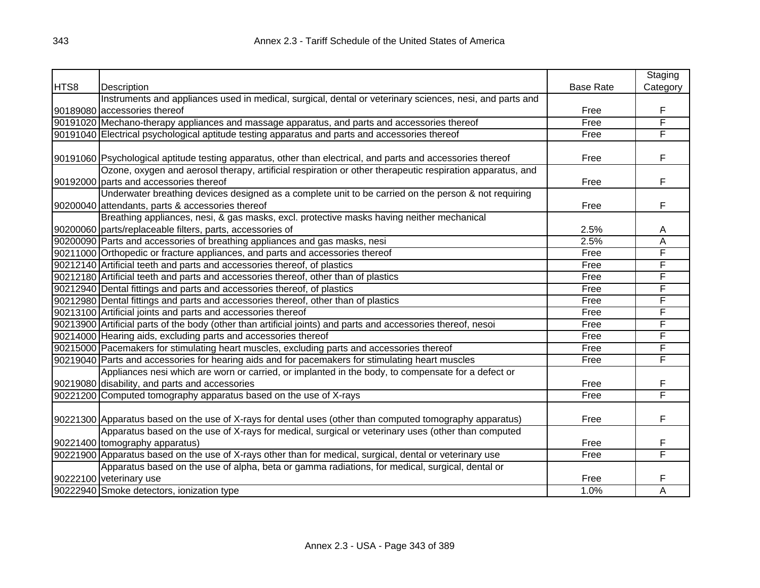| HTS8 | Description | Base Rate | Staging Category |
|---|---|---|---|
| 90189080 | Instruments and appliances used in medical, surgical, dental or veterinary sciences, nesi, and parts and accessories thereof | Free | F |
| 90191020 | Mechano-therapy appliances and massage apparatus, and parts and accessories thereof | Free | F |
| 90191040 | Electrical psychological aptitude testing apparatus and parts and accessories thereof | Free | F |
| 90191060 | Psychological aptitude testing apparatus, other than electrical, and parts and accessories thereof | Free | F |
| 90192000 | Ozone, oxygen and aerosol therapy, artificial respiration or other therapeutic respiration apparatus, and parts and accessories thereof | Free | F |
| 90200040 | Underwater breathing devices designed as a complete unit to be carried on the person & not requiring attendants, parts & accessories thereof | Free | F |
| 90200060 | Breathing appliances, nesi, & gas masks, excl. protective masks having neither mechanical parts/replaceable filters, parts, accessories of | 2.5% | A |
| 90200090 | Parts and accessories of breathing appliances and gas masks, nesi | 2.5% | A |
| 90211000 | Orthopedic or fracture appliances, and parts and accessories thereof | Free | F |
| 90212140 | Artificial teeth and parts and accessories thereof, of plastics | Free | F |
| 90212180 | Artificial teeth and parts and accessories thereof, other than of plastics | Free | F |
| 90212940 | Dental fittings and parts and accessories thereof, of plastics | Free | F |
| 90212980 | Dental fittings and parts and accessories thereof, other than of plastics | Free | F |
| 90213100 | Artificial joints and parts and accessories thereof | Free | F |
| 90213900 | Artificial parts of the body (other than artificial joints) and parts and accessories thereof, nesoi | Free | F |
| 90214000 | Hearing aids, excluding parts and accessories thereof | Free | F |
| 90215000 | Pacemakers for stimulating heart muscles, excluding parts and accessories thereof | Free | F |
| 90219040 | Parts and accessories for hearing aids and for pacemakers for stimulating heart muscles | Free | F |
| 90219080 | Appliances nesi which are worn or carried, or implanted in the body, to compensate for a defect or disability, and parts and accessories | Free | F |
| 90221200 | Computed tomography apparatus based on the use of X-rays | Free | F |
| 90221300 | Apparatus based on the use of X-rays for dental uses (other than computed tomography apparatus) | Free | F |
| 90221400 | Apparatus based on the use of X-rays for medical, surgical or veterinary uses (other than computed tomography apparatus) | Free | F |
| 90221900 | Apparatus based on the use of X-rays other than for medical, surgical, dental or veterinary use | Free | F |
| 90222100 | Apparatus based on the use of alpha, beta or gamma radiations, for medical, surgical, dental or veterinary use | Free | F |
| 90222940 | Smoke detectors, ionization type | 1.0% | A |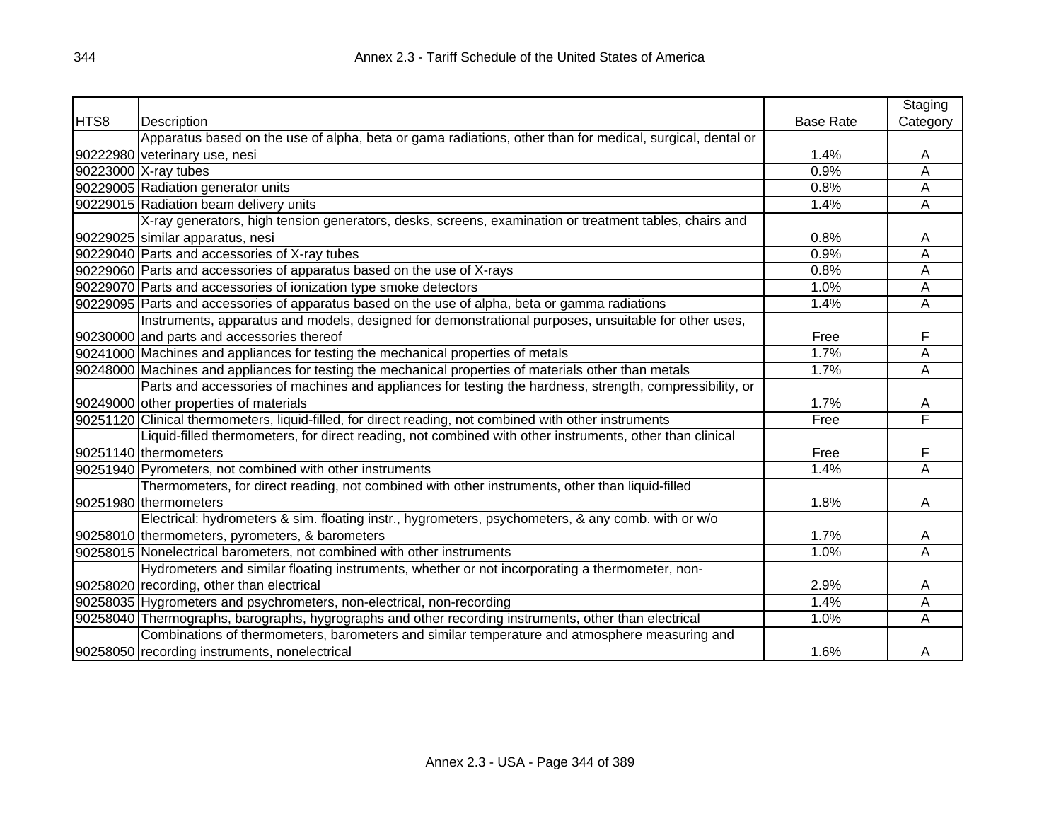| HTS8 | Description | Base Rate | Staging Category |
|---|---|---|---|
| 90222980 | Apparatus based on the use of alpha, beta or gama radiations, other than for medical, surgical, dental or veterinary use, nesi | 1.4% | A |
| 90223000 | X-ray tubes | 0.9% | A |
| 90229005 | Radiation generator units | 0.8% | A |
| 90229015 | Radiation beam delivery units | 1.4% | A |
| 90229025 | X-ray generators, high tension generators, desks, screens, examination or treatment tables, chairs and similar apparatus, nesi | 0.8% | A |
| 90229040 | Parts and accessories of X-ray tubes | 0.9% | A |
| 90229060 | Parts and accessories of apparatus based on the use of X-rays | 0.8% | A |
| 90229070 | Parts and accessories of ionization type smoke detectors | 1.0% | A |
| 90229095 | Parts and accessories of apparatus based on the use of alpha, beta or gamma radiations | 1.4% | A |
| 90230000 | Instruments, apparatus and models, designed for demonstrational purposes, unsuitable for other uses, and parts and accessories thereof | Free | F |
| 90241000 | Machines and appliances for testing the mechanical properties of metals | 1.7% | A |
| 90248000 | Machines and appliances for testing the mechanical properties of materials other than metals | 1.7% | A |
| 90249000 | Parts and accessories of machines and appliances for testing the hardness, strength, compressibility, or other properties of materials | 1.7% | A |
| 90251120 | Clinical thermometers, liquid-filled, for direct reading, not combined with other instruments | Free | F |
| 90251140 | Liquid-filled thermometers, for direct reading, not combined with other instruments, other than clinical thermometers | Free | F |
| 90251940 | Pyrometers, not combined with other instruments | 1.4% | A |
| 90251980 | Thermometers, for direct reading, not combined with other instruments, other than liquid-filled thermometers | 1.8% | A |
| 90258010 | Electrical: hydrometers & sim. floating instr., hygrometers, psychometers, & any comb. with or w/o thermometers, pyrometers, & barometers | 1.7% | A |
| 90258015 | Nonelectrical barometers, not combined with other instruments | 1.0% | A |
| 90258020 | Hydrometers and similar floating instruments, whether or not incorporating a thermometer, non-recording, other than electrical | 2.9% | A |
| 90258035 | Hygrometers and psychrometers, non-electrical, non-recording | 1.4% | A |
| 90258040 | Thermographs, barographs, hygrographs and other recording instruments, other than electrical | 1.0% | A |
| 90258050 | Combinations of thermometers, barometers and similar temperature and atmosphere measuring and recording instruments, nonelectrical | 1.6% | A |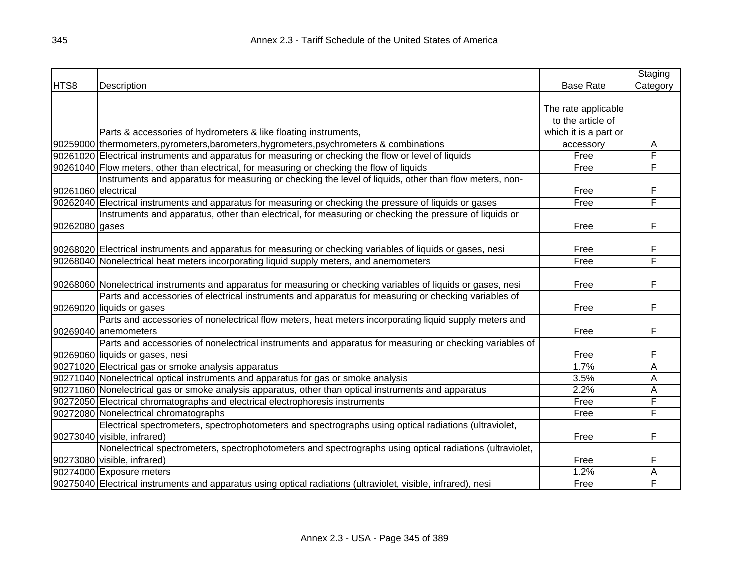| HTS8 | Description | Base Rate | Staging Category |
|---|---|---|---|
| 90259000 | Parts & accessories of hydrometers & like floating instruments, thermometers,pyrometers,barometers,hygrometers,psychrometers & combinations | The rate applicable to the article of which it is a part or accessory | A |
| 90261020 | Electrical instruments and apparatus for measuring or checking the flow or level of liquids | Free | F |
| 90261040 | Flow meters, other than electrical, for measuring or checking the flow of liquids | Free | F |
| 90261060 | Instruments and apparatus for measuring or checking the level of liquids, other than flow meters, non-electrical | Free | F |
| 90262040 | Electrical instruments and apparatus for measuring or checking the pressure of liquids or gases | Free | F |
| 90262080 | Instruments and apparatus, other than electrical, for measuring or checking the pressure of liquids or gases | Free | F |
| 90268020 | Electrical instruments and apparatus for measuring or checking variables of liquids or gases, nesi | Free | F |
| 90268040 | Nonelectrical heat meters incorporating liquid supply meters, and anemometers | Free | F |
| 90268060 | Nonelectrical instruments and apparatus for measuring or checking variables of liquids or gases, nesi | Free | F |
| 90269020 | Parts and accessories of electrical instruments and apparatus for measuring or checking variables of liquids or gases | Free | F |
| 90269040 | Parts and accessories of nonelectrical flow meters, heat meters incorporating liquid supply meters and anemometers | Free | F |
| 90269060 | Parts and accessories of nonelectrical instruments and apparatus for measuring or checking variables of liquids or gases, nesi | Free | F |
| 90271020 | Electrical gas or smoke analysis apparatus | 1.7% | A |
| 90271040 | Nonelectrical optical instruments and apparatus for gas or smoke analysis | 3.5% | A |
| 90271060 | Nonelectrical gas or smoke analysis apparatus, other than optical instruments and apparatus | 2.2% | A |
| 90272050 | Electrical chromatographs and electrical electrophoresis instruments | Free | F |
| 90272080 | Nonelectrical chromatographs | Free | F |
| 90273040 | Electrical spectrometers, spectrophotometers and spectrographs using optical radiations (ultraviolet, visible, infrared) | Free | F |
| 90273080 | Nonelectrical spectrometers, spectrophotometers and spectrographs using optical radiations (ultraviolet, visible, infrared) | Free | F |
| 90274000 | Exposure meters | 1.2% | A |
| 90275040 | Electrical instruments and apparatus using optical radiations (ultraviolet, visible, infrared), nesi | Free | F |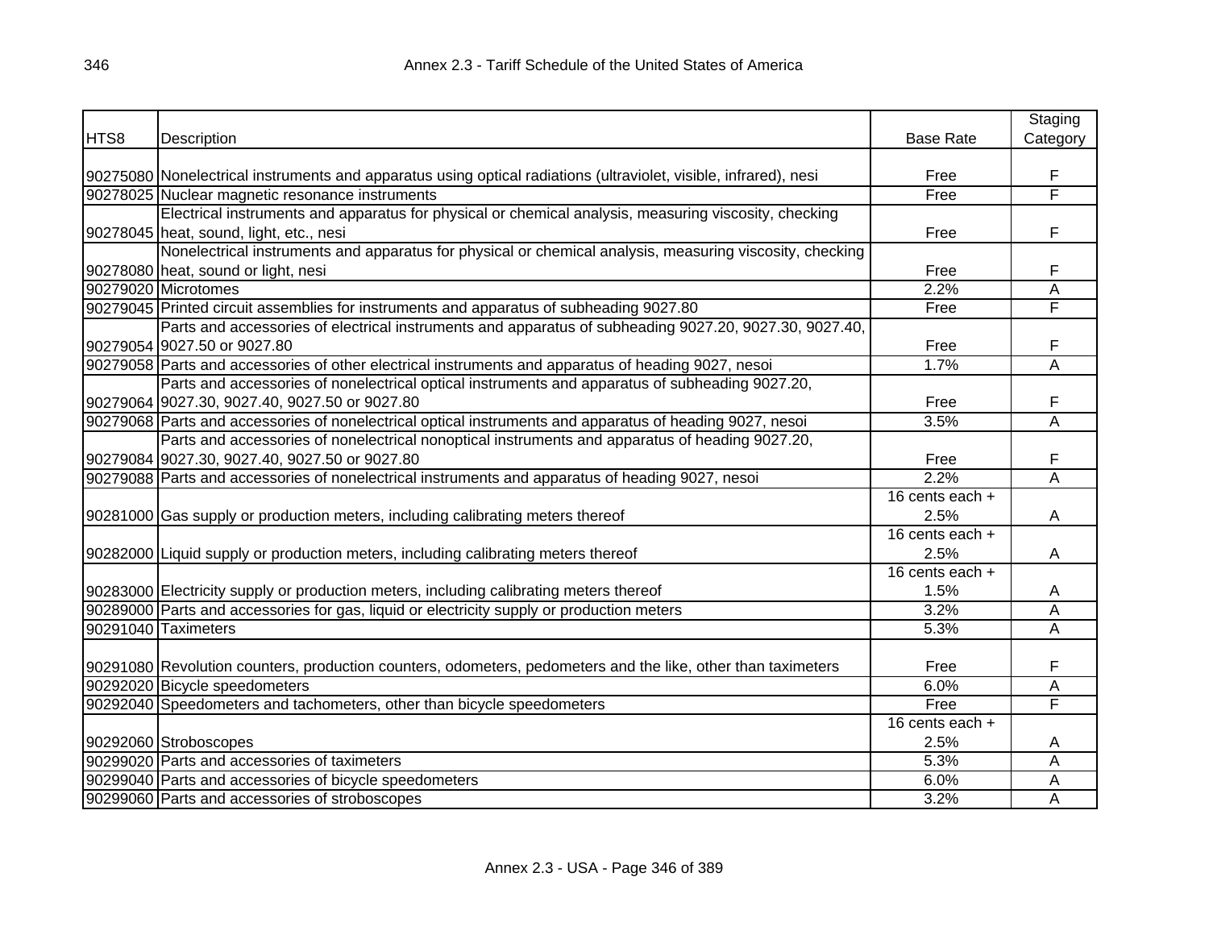| HTS8 | Description | Base Rate | Staging Category |
|---|---|---|---|
| 90275080 | Nonelectrical instruments and apparatus using optical radiations (ultraviolet, visible, infrared), nesi | Free | F |
| 90278025 | Nuclear magnetic resonance instruments | Free | F |
| 90278045 | Electrical instruments and apparatus for physical or chemical analysis, measuring viscosity, checking heat, sound, light, etc., nesi | Free | F |
| 90278080 | Nonelectrical instruments and apparatus for physical or chemical analysis, measuring viscosity, checking heat, sound or light, nesi | Free | F |
| 90279020 | Microtomes | 2.2% | A |
| 90279045 | Printed circuit assemblies for instruments and apparatus of subheading 9027.80 | Free | F |
| 90279054 | Parts and accessories of electrical instruments and apparatus of subheading 9027.20, 9027.30, 9027.40, 9027.50 or 9027.80 | Free | F |
| 90279058 | Parts and accessories of other electrical instruments and apparatus of heading 9027, nesoi | 1.7% | A |
| 90279064 | Parts and accessories of nonelectrical optical instruments and apparatus of subheading 9027.20, 9027.30, 9027.40, 9027.50 or 9027.80 | Free | F |
| 90279068 | Parts and accessories of nonelectrical optical instruments and apparatus of heading 9027, nesoi | 3.5% | A |
| 90279084 | Parts and accessories of nonelectrical nonoptical instruments and apparatus of heading 9027.20, 9027.30, 9027.40, 9027.50 or 9027.80 | Free | F |
| 90279088 | Parts and accessories of nonelectrical instruments and apparatus of heading 9027, nesoi | 2.2% | A |
| 90281000 | Gas supply or production meters, including calibrating meters thereof | 16 cents each + 2.5% | A |
| 90282000 | Liquid supply or production meters, including calibrating meters thereof | 16 cents each + 2.5% | A |
| 90283000 | Electricity supply or production meters, including calibrating meters thereof | 16 cents each + 1.5% | A |
| 90289000 | Parts and accessories for gas, liquid or electricity supply or production meters | 3.2% | A |
| 90291040 | Taximeters | 5.3% | A |
| 90291080 | Revolution counters, production counters, odometers, pedometers and the like, other than taximeters | Free | F |
| 90292020 | Bicycle speedometers | 6.0% | A |
| 90292040 | Speedometers and tachometers, other than bicycle speedometers | Free | F |
| 90292060 | Stroboscopes | 16 cents each + 2.5% | A |
| 90299020 | Parts and accessories of taximeters | 5.3% | A |
| 90299040 | Parts and accessories of bicycle speedometers | 6.0% | A |
| 90299060 | Parts and accessories of stroboscopes | 3.2% | A |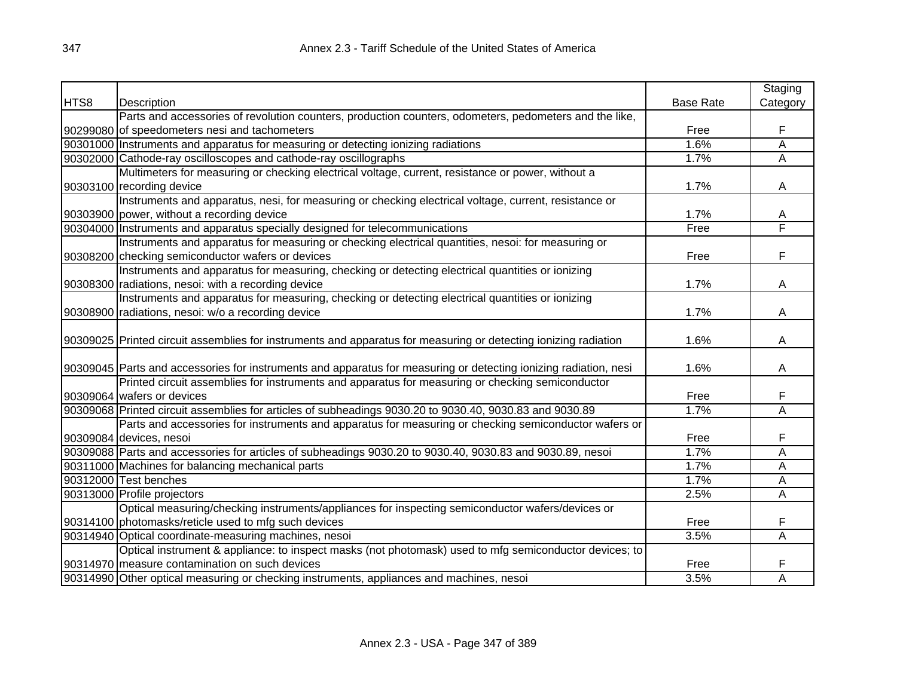| HTS8 | Description | Base Rate | Staging Category |
|---|---|---|---|
| 90299080 | Parts and accessories of revolution counters, production counters, odometers, pedometers and the like, of speedometers nesi and tachometers | Free | F |
| 90301000 | Instruments and apparatus for measuring or detecting ionizing radiations | 1.6% | A |
| 90302000 | Cathode-ray oscilloscopes and cathode-ray oscillographs | 1.7% | A |
| 90303100 | Multimeters for measuring or checking electrical voltage, current, resistance or power, without a recording device | 1.7% | A |
| 90303900 | Instruments and apparatus, nesi, for measuring or checking electrical voltage, current, resistance or power, without a recording device | 1.7% | A |
| 90304000 | Instruments and apparatus specially designed for telecommunications | Free | F |
| 90308200 | Instruments and apparatus for measuring or checking electrical quantities, nesoi: for measuring or checking semiconductor wafers or devices | Free | F |
| 90308300 | Instruments and apparatus for measuring, checking or detecting electrical quantities or ionizing radiations, nesoi: with a recording device | 1.7% | A |
| 90308900 | Instruments and apparatus for measuring, checking or detecting electrical quantities or ionizing radiations, nesoi: w/o a recording device | 1.7% | A |
| 90309025 | Printed circuit assemblies for instruments and apparatus for measuring or detecting ionizing radiation | 1.6% | A |
| 90309045 | Parts and accessories for instruments and apparatus for measuring or detecting ionizing radiation, nesi | 1.6% | A |
| 90309064 | Printed circuit assemblies for instruments and apparatus for measuring or checking semiconductor wafers or devices | Free | F |
| 90309068 | Printed circuit assemblies for articles of subheadings 9030.20 to 9030.40, 9030.83 and 9030.89 | 1.7% | A |
| 90309084 | Parts and accessories for instruments and apparatus for measuring or checking semiconductor wafers or devices, nesoi | Free | F |
| 90309088 | Parts and accessories for articles of subheadings 9030.20 to 9030.40, 9030.83 and 9030.89, nesoi | 1.7% | A |
| 90311000 | Machines for balancing mechanical parts | 1.7% | A |
| 90312000 | Test benches | 1.7% | A |
| 90313000 | Profile projectors | 2.5% | A |
| 90314100 | Optical measuring/checking instruments/appliances for inspecting semiconductor wafers/devices or photomasks/reticle used to mfg such devices | Free | F |
| 90314940 | Optical coordinate-measuring machines, nesoi | 3.5% | A |
| 90314970 | Optical instrument & appliance: to inspect masks (not photomask) used to mfg semiconductor devices; to measure contamination on such devices | Free | F |
| 90314990 | Other optical measuring or checking instruments, appliances and machines, nesoi | 3.5% | A |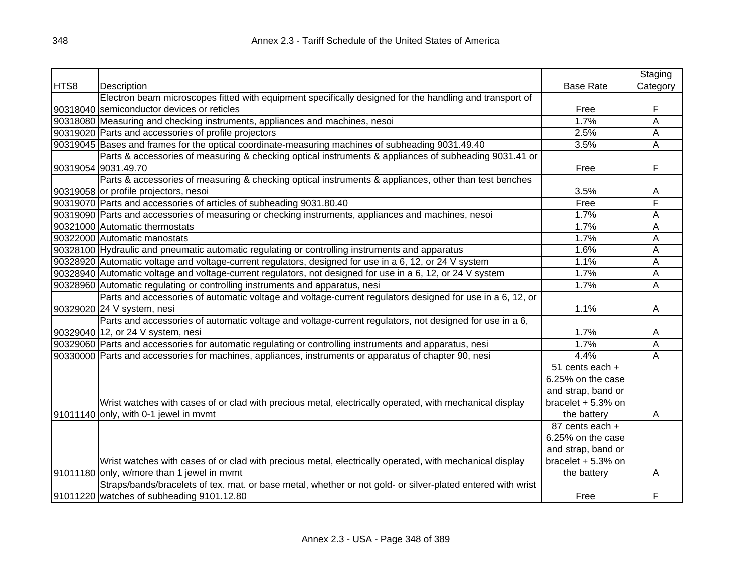| HTS8 | Description | Base Rate | Staging Category |
|---|---|---|---|
| 90318040 | Electron beam microscopes fitted with equipment specifically designed for the handling and transport of semiconductor devices or reticles | Free | F |
| 90318080 | Measuring and checking instruments, appliances and machines, nesoi | 1.7% | A |
| 90319020 | Parts and accessories of profile projectors | 2.5% | A |
| 90319045 | Bases and frames for the optical coordinate-measuring machines of subheading 9031.49.40 | 3.5% | A |
| 90319054 | Parts & accessories of measuring & checking optical instruments & appliances of subheading 9031.41 or 9031.49.70 | Free | F |
| 90319058 | Parts & accessories of measuring & checking optical instruments & appliances, other than test benches or profile projectors, nesoi | 3.5% | A |
| 90319070 | Parts and accessories of articles of subheading 9031.80.40 | Free | F |
| 90319090 | Parts and accessories of measuring or checking instruments, appliances and machines, nesoi | 1.7% | A |
| 90321000 | Automatic thermostats | 1.7% | A |
| 90322000 | Automatic manostats | 1.7% | A |
| 90328100 | Hydraulic and pneumatic automatic regulating or controlling instruments and apparatus | 1.6% | A |
| 90328920 | Automatic voltage and voltage-current regulators, designed for use in a 6, 12, or 24 V system | 1.1% | A |
| 90328940 | Automatic voltage and voltage-current regulators, not designed for use in a 6, 12, or 24 V system | 1.7% | A |
| 90328960 | Automatic regulating or controlling instruments and apparatus, nesi | 1.7% | A |
| 90329020 | Parts and accessories of automatic voltage and voltage-current regulators designed for use in a 6, 12, or 24 V system, nesi | 1.1% | A |
| 90329040 | Parts and accessories of automatic voltage and voltage-current regulators, not designed for use in a 6, 12, or 24 V system, nesi | 1.7% | A |
| 90329060 | Parts and accessories for automatic regulating or controlling instruments and apparatus, nesi | 1.7% | A |
| 90330000 | Parts and accessories for machines, appliances, instruments or apparatus of chapter 90, nesi | 4.4% | A |
| 91011140 | Wrist watches with cases of or clad with precious metal, electrically operated, with mechanical display only, with 0-1 jewel in mvmt | 51 cents each + 6.25% on the case and strap, band or bracelet + 5.3% on the battery | A |
| 91011180 | Wrist watches with cases of or clad with precious metal, electrically operated, with mechanical display only, w/more than 1 jewel in mvmt | 87 cents each + 6.25% on the case and strap, band or bracelet + 5.3% on the battery | A |
| 91011220 | Straps/bands/bracelets of tex. mat. or base metal, whether or not gold- or silver-plated entered with wrist watches of subheading 9101.12.80 | Free | F |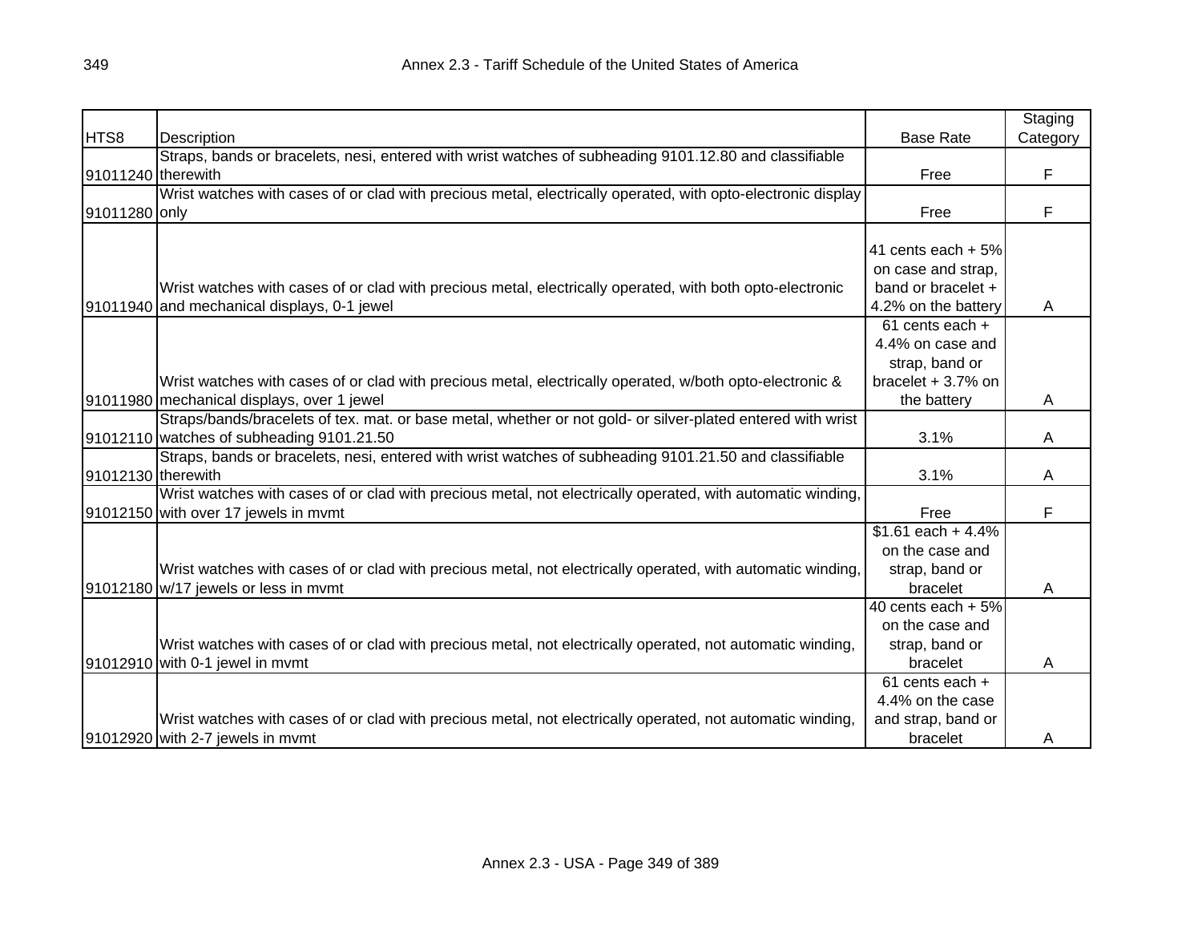| HTS8 | Description | Base Rate | Staging Category |
| --- | --- | --- | --- |
| 91011240 | Straps, bands or bracelets, nesi, entered with wrist watches of subheading 9101.12.80 and classifiable therewith | Free | F |
| 91011280 | Wrist watches with cases of or clad with precious metal, electrically operated, with opto-electronic display only | Free | F |
| 91011940 | Wrist watches with cases of or clad with precious metal, electrically operated, with both opto-electronic and mechanical displays, 0-1 jewel | 41 cents each + 5% on case and strap, band or bracelet + 4.2% on the battery | A |
| 91011980 | Wrist watches with cases of or clad with precious metal, electrically operated, w/both opto-electronic & mechanical displays, over 1 jewel | 61 cents each + 4.4% on case and strap, band or bracelet + 3.7% on the battery | A |
| 91012110 | Straps/bands/bracelets of tex. mat. or base metal, whether or not gold- or silver-plated entered with wrist watches of subheading 9101.21.50 | 3.1% | A |
| 91012130 | Straps, bands or bracelets, nesi, entered with wrist watches of subheading 9101.21.50 and classifiable therewith | 3.1% | A |
| 91012150 | Wrist watches with cases of or clad with precious metal, not electrically operated, with automatic winding, with over 17 jewels in mvmt | Free | F |
| 91012180 | Wrist watches with cases of or clad with precious metal, not electrically operated, with automatic winding, w/17 jewels or less in mvmt | $1.61 each + 4.4% on the case and strap, band or bracelet | A |
| 91012910 | Wrist watches with cases of or clad with precious metal, not electrically operated, not automatic winding, with 0-1 jewel in mvmt | 40 cents each + 5% on the case and strap, band or bracelet | A |
| 91012920 | Wrist watches with cases of or clad with precious metal, not electrically operated, not automatic winding, with 2-7 jewels in mvmt | 61 cents each + 4.4% on the case and strap, band or bracelet | A |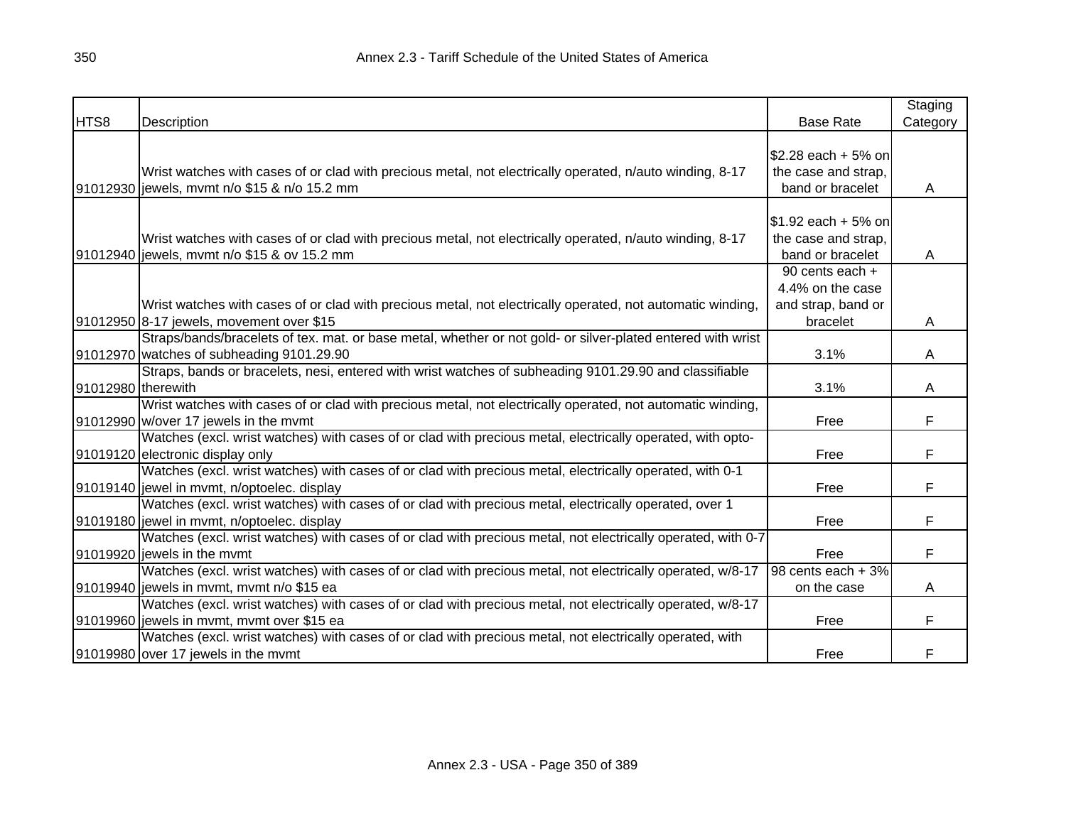| HTS8 | Description | Base Rate | Staging Category |
|---|---|---|---|
| 91012930 | Wrist watches with cases of or clad with precious metal, not electrically operated, n/auto winding, 8-17 jewels, mvmt n/o $15 & n/o 15.2 mm | $2.28 each + 5% on the case and strap, band or bracelet | A |
| 91012940 | Wrist watches with cases of or clad with precious metal, not electrically operated, n/auto winding, 8-17 jewels, mvmt n/o $15 & ov 15.2 mm | $1.92 each + 5% on the case and strap, band or bracelet | A |
| 91012950 | Wrist watches with cases of or clad with precious metal, not electrically operated, not automatic winding, 8-17 jewels, movement over $15 | 90 cents each + 4.4% on the case and strap, band or bracelet | A |
| 91012970 | Straps/bands/bracelets of tex. mat. or base metal, whether or not gold- or silver-plated entered with wrist watches of subheading 9101.29.90 | 3.1% | A |
| 91012980 | Straps, bands or bracelets, nesi, entered with wrist watches of subheading 9101.29.90 and classifiable therewith | 3.1% | A |
| 91012990 | Wrist watches with cases of or clad with precious metal, not electrically operated, not automatic winding, w/over 17 jewels in the mvmt | Free | F |
| 91019120 | Watches (excl. wrist watches) with cases of or clad with precious metal, electrically operated, with opto-electronic display only | Free | F |
| 91019140 | Watches (excl. wrist watches) with cases of or clad with precious metal, electrically operated, with 0-1 jewel in mvmt, n/optoelec. display | Free | F |
| 91019180 | Watches (excl. wrist watches) with cases of or clad with precious metal, electrically operated, over 1 jewel in mvmt, n/optoelec. display | Free | F |
| 91019920 | Watches (excl. wrist watches) with cases of or clad with precious metal, not electrically operated, with 0-7 jewels in the mvmt | Free | F |
| 91019940 | Watches (excl. wrist watches) with cases of or clad with precious metal, not electrically operated, w/8-17 jewels in mvmt, mvmt n/o $15 ea | 98 cents each + 3% on the case | A |
| 91019960 | Watches (excl. wrist watches) with cases of or clad with precious metal, not electrically operated, w/8-17 jewels in mvmt, mvmt over $15 ea | Free | F |
| 91019980 | Watches (excl. wrist watches) with cases of or clad with precious metal, not electrically operated, with over 17 jewels in the mvmt | Free | F |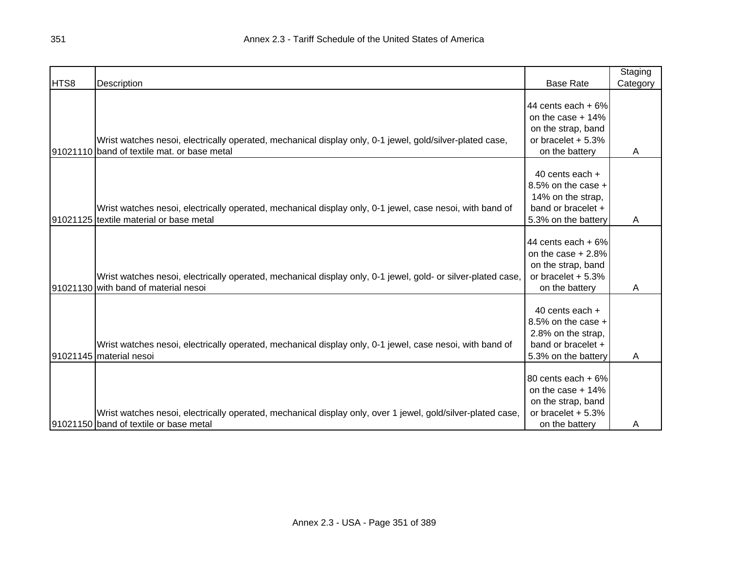| HTS8 | Description | Base Rate | Staging Category |
| --- | --- | --- | --- |
| 91021110 | Wrist watches nesoi, electrically operated, mechanical display only, 0-1 jewel, gold/silver-plated case, band of textile mat. or base metal | 44 cents each + 6% on the case + 14% on the strap, band or bracelet + 5.3% on the battery | A |
| 91021125 | Wrist watches nesoi, electrically operated, mechanical display only, 0-1 jewel, case nesoi, with band of textile material or base metal | 40 cents each + 8.5% on the case + 14% on the strap, band or bracelet + 5.3% on the battery | A |
| 91021130 | Wrist watches nesoi, electrically operated, mechanical display only, 0-1 jewel, gold- or silver-plated case, with band of material nesoi | 44 cents each + 6% on the case + 2.8% on the strap, band or bracelet + 5.3% on the battery | A |
| 91021145 | Wrist watches nesoi, electrically operated, mechanical display only, 0-1 jewel, case nesoi, with band of material nesoi | 40 cents each + 8.5% on the case + 2.8% on the strap, band or bracelet + 5.3% on the battery | A |
| 91021150 | Wrist watches nesoi, electrically operated, mechanical display only, over 1 jewel, gold/silver-plated case, band of textile or base metal | 80 cents each + 6% on the case + 14% on the strap, band or bracelet + 5.3% on the battery | A |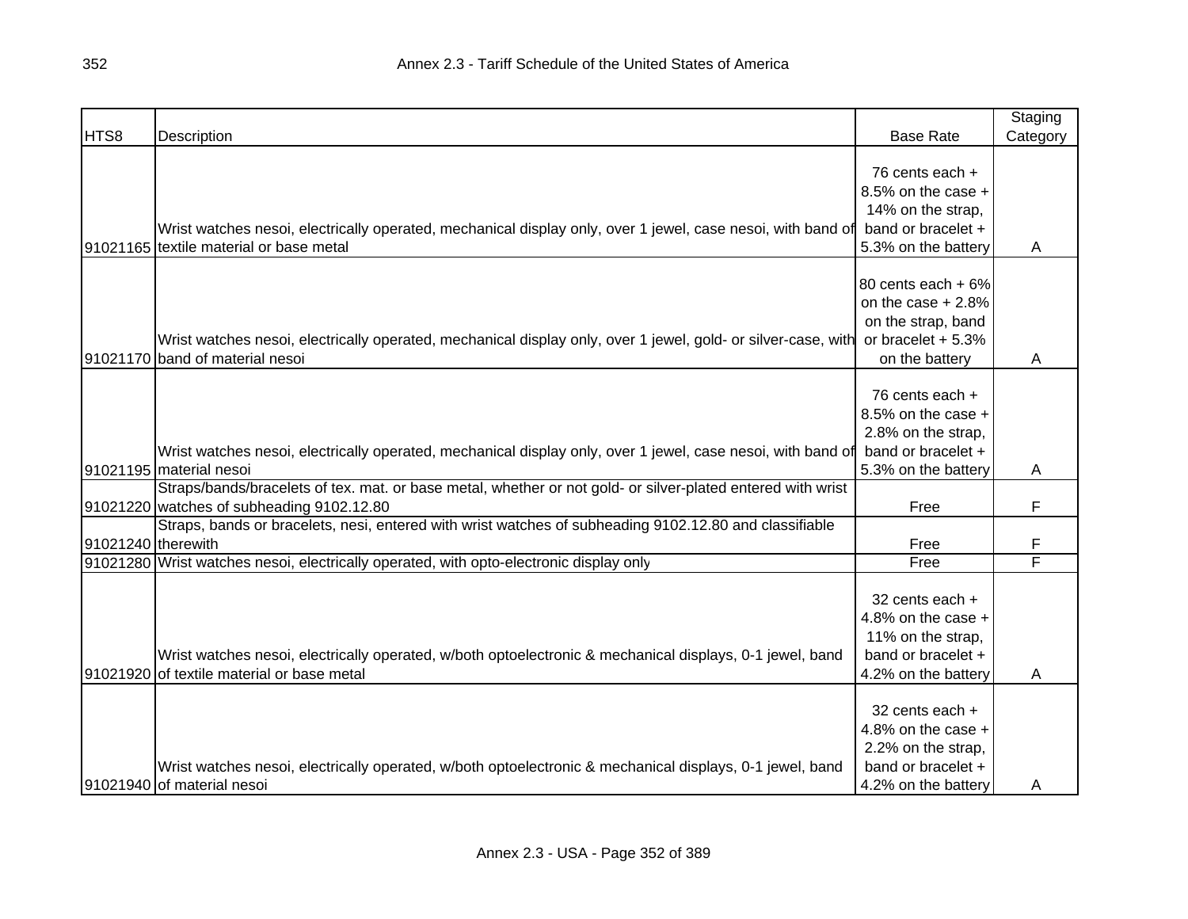| HTS8 | Description | Base Rate | Staging Category |
| --- | --- | --- | --- |
| 91021165 | Wrist watches nesoi, electrically operated, mechanical display only, over 1 jewel, case nesoi, with band of textile material or base metal | 76 cents each + 8.5% on the case + 14% on the strap, band or bracelet + 5.3% on the battery | A |
| 91021170 | Wrist watches nesoi, electrically operated, mechanical display only, over 1 jewel, gold- or silver-case, with band of material nesoi | 80 cents each + 6% on the case + 2.8% on the strap, band or bracelet + 5.3% on the battery | A |
| 91021195 | Wrist watches nesoi, electrically operated, mechanical display only, over 1 jewel, case nesoi, with band of material nesoi | 76 cents each + 8.5% on the case + 2.8% on the strap, band or bracelet + 5.3% on the battery | A |
| 91021220 | Straps/bands/bracelets of tex. mat. or base metal, whether or not gold- or silver-plated entered with wrist watches of subheading 9102.12.80 | Free | F |
| 91021240 | Straps, bands or bracelets, nesi, entered with wrist watches of subheading 9102.12.80 and classifiable therewith | Free | F |
| 91021280 | Wrist watches nesoi, electrically operated, with opto-electronic display only | Free | F |
| 91021920 | Wrist watches nesoi, electrically operated, w/both optoelectronic & mechanical displays, 0-1 jewel, band of textile material or base metal | 32 cents each + 4.8% on the case + 11% on the strap, band or bracelet + 4.2% on the battery | A |
| 91021940 | Wrist watches nesoi, electrically operated, w/both optoelectronic & mechanical displays, 0-1 jewel, band of material nesoi | 32 cents each + 4.8% on the case + 2.2% on the strap, band or bracelet + 4.2% on the battery | A |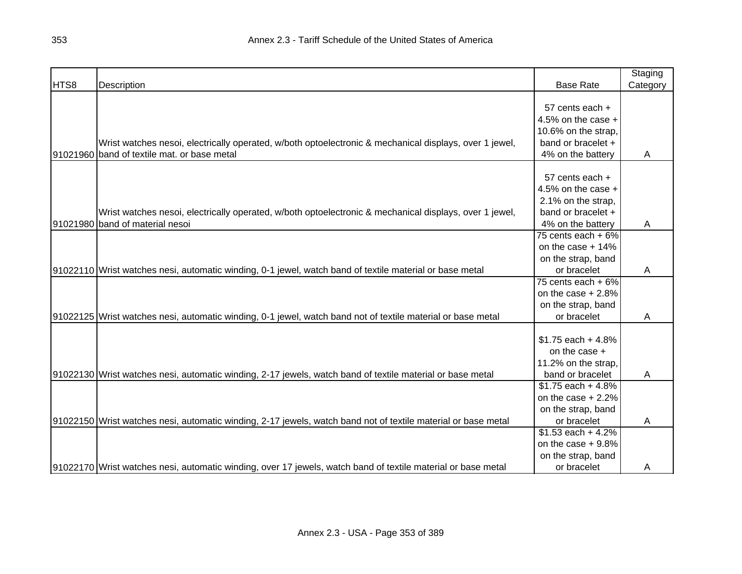| HTS8 | Description | Base Rate | Staging Category |
|---|---|---|---|
| 91021960 | Wrist watches nesoi, electrically operated, w/both optoelectronic & mechanical displays, over 1 jewel, band of textile mat. or base metal | 57 cents each + 4.5% on the case + 10.6% on the strap, band or bracelet + 4% on the battery | A |
| 91021980 | Wrist watches nesoi, electrically operated, w/both optoelectronic & mechanical displays, over 1 jewel, band of material nesoi | 57 cents each + 4.5% on the case + 2.1% on the strap, band or bracelet + 4% on the battery | A |
| 91022110 | Wrist watches nesi, automatic winding, 0-1 jewel, watch band of textile material or base metal | 75 cents each + 6% on the case + 14% on the strap, band or bracelet | A |
| 91022125 | Wrist watches nesi, automatic winding, 0-1 jewel, watch band not of textile material or base metal | 75 cents each + 6% on the case + 2.8% on the strap, band or bracelet | A |
| 91022130 | Wrist watches nesi, automatic winding, 2-17 jewels, watch band of textile material or base metal | $1.75 each + 4.8% on the case + 11.2% on the strap, band or bracelet | A |
| 91022150 | Wrist watches nesi, automatic winding, 2-17 jewels, watch band not of textile material or base metal | $1.75 each + 4.8% on the case + 2.2% on the strap, band or bracelet | A |
| 91022170 | Wrist watches nesi, automatic winding, over 17 jewels, watch band of textile material or base metal | $1.53 each + 4.2% on the case + 9.8% on the strap, band or bracelet | A |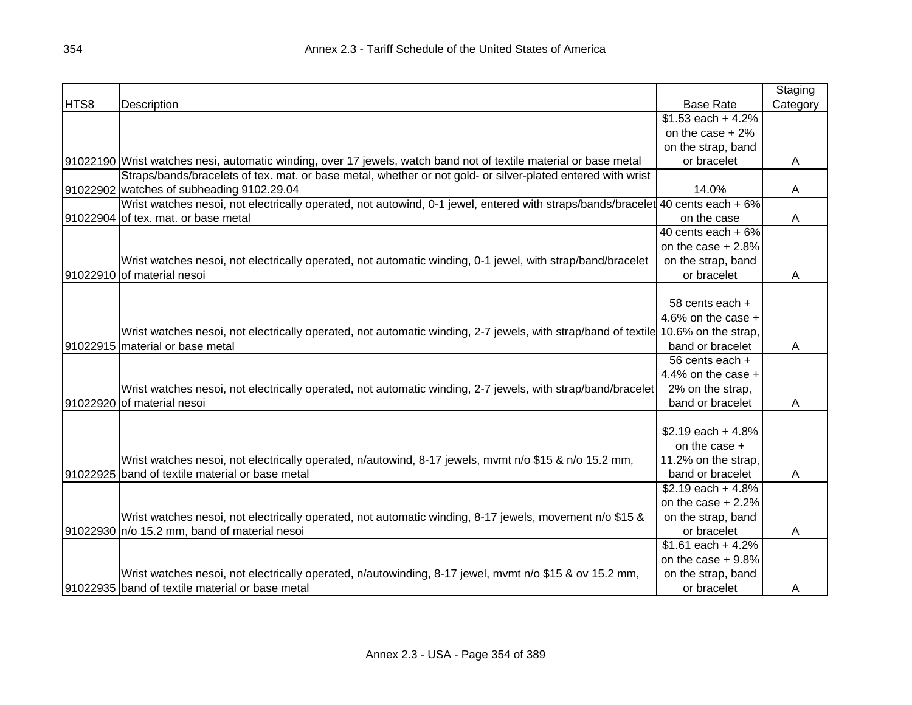| HTS8 | Description | Base Rate | Staging Category |
|---|---|---|---|
| 91022190 | Wrist watches nesi, automatic winding, over 17 jewels, watch band not of textile material or base metal | $1.53 each + 4.2% on the case + 2% on the strap, band or bracelet | A |
| 91022902 | Straps/bands/bracelets of tex. mat. or base metal, whether or not gold- or silver-plated entered with wrist watches of subheading 9102.29.04 | 14.0% | A |
| 91022904 | Wrist watches nesoi, not electrically operated, not autowind, 0-1 jewel, entered with straps/bands/bracelet of tex. mat. or base metal | 40 cents each + 6% on the case | A |
| 91022910 | Wrist watches nesoi, not electrically operated, not automatic winding, 0-1 jewel, with strap/band/bracelet of material nesoi | 40 cents each + 6% on the case + 2.8% on the strap, band or bracelet | A |
| 91022915 | Wrist watches nesoi, not electrically operated, not automatic winding, 2-7 jewels, with strap/band of textile material or base metal | 58 cents each + 4.6% on the case + 10.6% on the strap, band or bracelet | A |
| 91022920 | Wrist watches nesoi, not electrically operated, not automatic winding, 2-7 jewels, with strap/band/bracelet of material nesoi | 56 cents each + 4.4% on the case + 2% on the strap, band or bracelet | A |
| 91022925 | Wrist watches nesoi, not electrically operated, n/autowind, 8-17 jewels, mvmt n/o $15 & n/o 15.2 mm, band of textile material or base metal | $2.19 each + 4.8% on the case + 11.2% on the strap, band or bracelet | A |
| 91022930 | Wrist watches nesoi, not electrically operated, not automatic winding, 8-17 jewels, movement n/o $15 & n/o 15.2 mm, band of material nesoi | $2.19 each + 4.8% on the case + 2.2% on the strap, band or bracelet | A |
| 91022935 | Wrist watches nesoi, not electrically operated, n/autowinding, 8-17 jewel, mvmt n/o $15 & ov 15.2 mm, band of textile material or base metal | $1.61 each + 4.2% on the case + 9.8% on the strap, band or bracelet | A |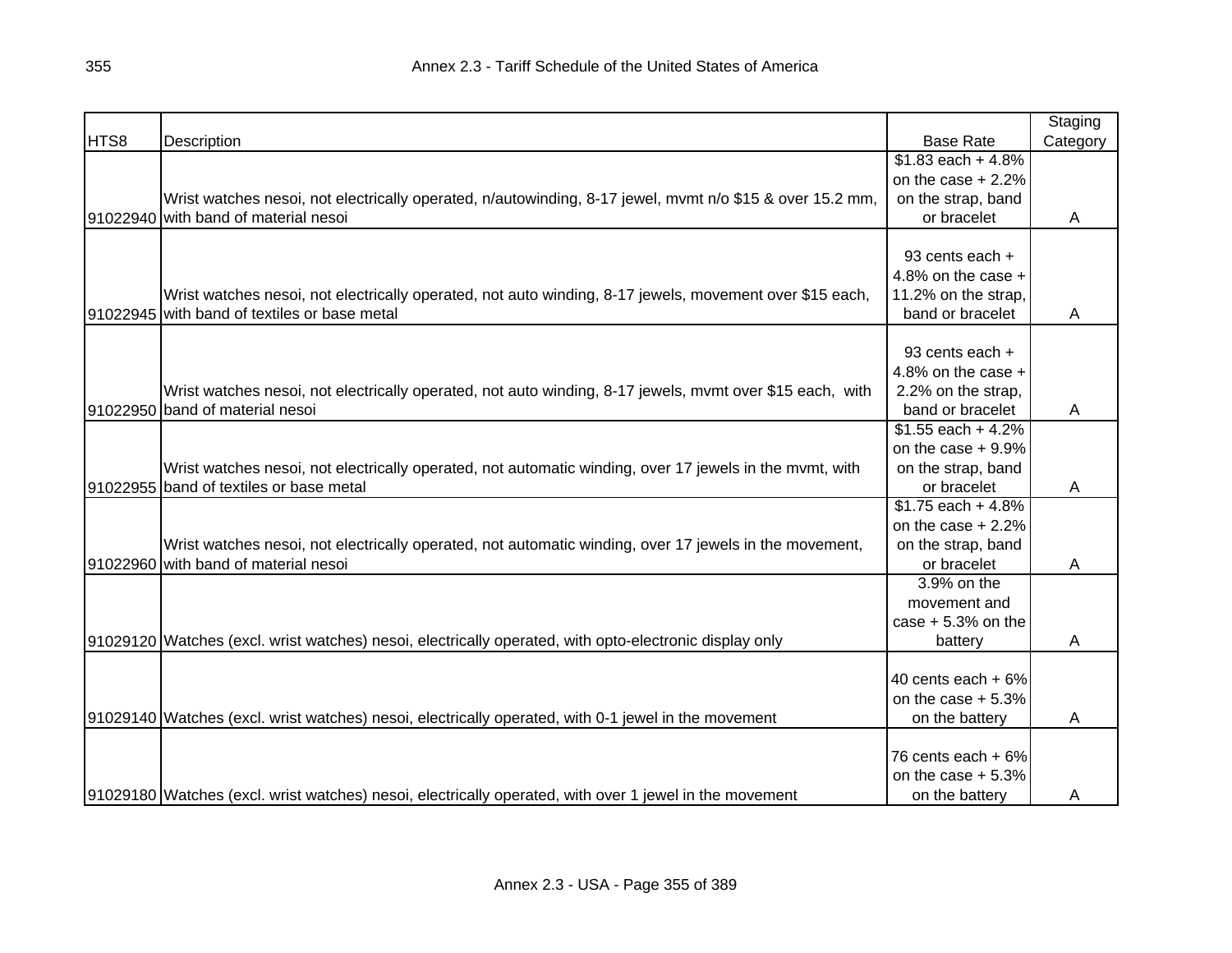| HTS8 | Description | Base Rate | Staging Category |
|---|---|---|---|
| 91022940 | Wrist watches nesoi, not electrically operated, n/autowinding, 8-17 jewel, mvmt n/o $15 & over 15.2 mm, with band of material nesoi | $1.83 each + 4.8% on the case + 2.2% on the strap, band or bracelet | A |
| 91022945 | Wrist watches nesoi, not electrically operated, not auto winding, 8-17 jewels, movement over $15 each, with band of textiles or base metal | 93 cents each + 4.8% on the case + 11.2% on the strap, band or bracelet | A |
| 91022950 | Wrist watches nesoi, not electrically operated, not auto winding, 8-17 jewels, mvmt over $15 each, with band of material nesoi | 93 cents each + 4.8% on the case + 2.2% on the strap, band or bracelet | A |
| 91022955 | Wrist watches nesoi, not electrically operated, not automatic winding, over 17 jewels in the mvmt, with band of textiles or base metal | $1.55 each + 4.2% on the case + 9.9% on the strap, band or bracelet | A |
| 91022960 | Wrist watches nesoi, not electrically operated, not automatic winding, over 17 jewels in the movement, with band of material nesoi | $1.75 each + 4.8% on the case + 2.2% on the strap, band or bracelet | A |
| 91029120 | Watches (excl. wrist watches) nesoi, electrically operated, with opto-electronic display only | 3.9% on the movement and case + 5.3% on the battery | A |
| 91029140 | Watches (excl. wrist watches) nesoi, electrically operated, with 0-1 jewel in the movement | 40 cents each + 6% on the case + 5.3% on the battery | A |
| 91029180 | Watches (excl. wrist watches) nesoi, electrically operated, with over 1 jewel in the movement | 76 cents each + 6% on the case + 5.3% on the battery | A |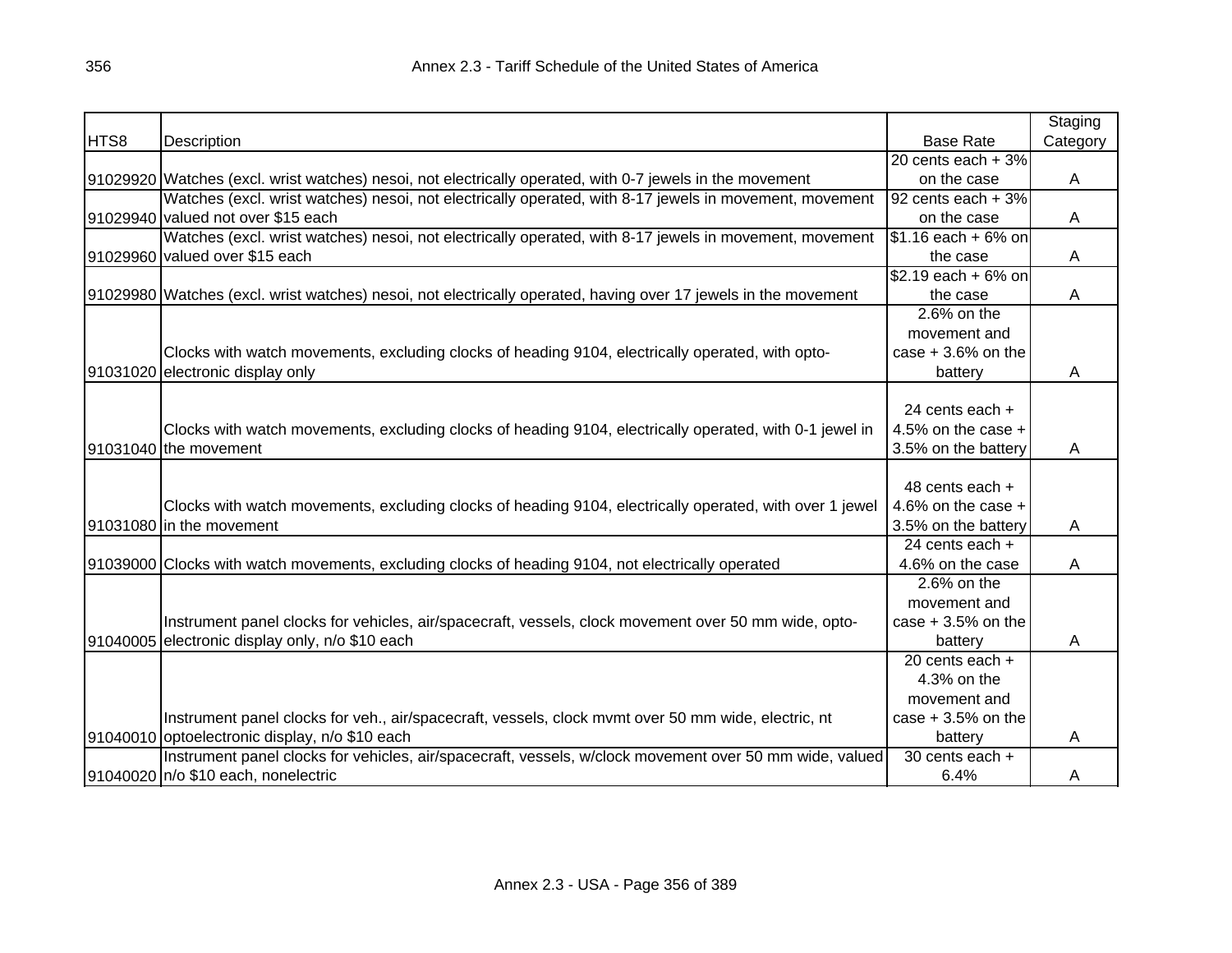| HTS8 | Description | Base Rate | Staging Category |
|---|---|---|---|
| 91029920 | Watches (excl. wrist watches) nesoi, not electrically operated, with 0-7 jewels in the movement | 20 cents each + 3% on the case | A |
| 91029940 | Watches (excl. wrist watches) nesoi, not electrically operated, with 8-17 jewels in movement, movement valued not over $15 each | 92 cents each + 3% on the case | A |
| 91029960 | Watches (excl. wrist watches) nesoi, not electrically operated, with 8-17 jewels in movement, movement valued over $15 each | $1.16 each + 6% on the case | A |
| 91029980 | Watches (excl. wrist watches) nesoi, not electrically operated, having over 17 jewels in the movement | $2.19 each + 6% on the case | A |
| 91031020 | Clocks with watch movements, excluding clocks of heading 9104, electrically operated, with opto-electronic display only | 2.6% on the movement and case + 3.6% on the battery | A |
| 91031040 | Clocks with watch movements, excluding clocks of heading 9104, electrically operated, with 0-1 jewel in the movement | 24 cents each + 4.5% on the case + 3.5% on the battery | A |
| 91031080 | Clocks with watch movements, excluding clocks of heading 9104, electrically operated, with over 1 jewel in the movement | 48 cents each + 4.6% on the case + 3.5% on the battery | A |
| 91039000 | Clocks with watch movements, excluding clocks of heading 9104, not electrically operated | 24 cents each + 4.6% on the case | A |
| 91040005 | Instrument panel clocks for vehicles, air/spacecraft, vessels, clock movement over 50 mm wide, opto-electronic display only, n/o $10 each | 2.6% on the movement and case + 3.5% on the battery | A |
| 91040010 | Instrument panel clocks for veh., air/spacecraft, vessels, clock mvmt over 50 mm wide, electric, nt optoelectronic display, n/o $10 each | 20 cents each + 4.3% on the movement and case + 3.5% on the battery | A |
| 91040020 | Instrument panel clocks for vehicles, air/spacecraft, vessels, w/clock movement over 50 mm wide, valued n/o $10 each, nonelectric | 30 cents each + 6.4% | A |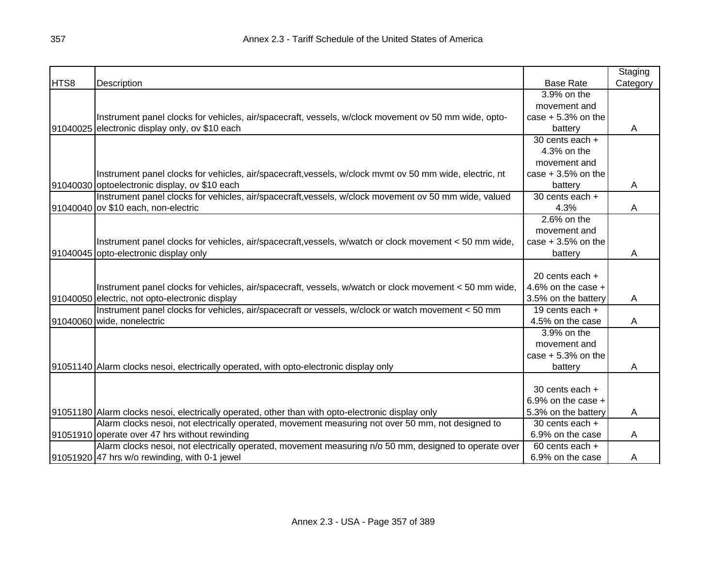| HTS8 | Description | Base Rate | Staging Category |
| --- | --- | --- | --- |
| 91040025 | Instrument panel clocks for vehicles, air/spacecraft, vessels, w/clock movement ov 50 mm wide, opto-electronic display only, ov $10 each | 3.9% on the movement and case + 5.3% on the battery | A |
| 91040030 | Instrument panel clocks for vehicles, air/spacecraft,vessels, w/clock mvmt ov 50 mm wide, electric, nt optoelectronic display, ov $10 each | 30 cents each + 4.3% on the movement and case + 3.5% on the battery | A |
| 91040040 | Instrument panel clocks for vehicles, air/spacecraft,vessels, w/clock movement ov 50 mm wide, valued ov $10 each, non-electric | 30 cents each + 4.3% | A |
| 91040045 | Instrument panel clocks for vehicles, air/spacecraft,vessels, w/watch or clock movement < 50 mm wide, opto-electronic display only | 2.6% on the movement and case + 3.5% on the battery | A |
| 91040050 | Instrument panel clocks for vehicles, air/spacecraft, vessels, w/watch or clock movement < 50 mm wide, electric, not opto-electronic display | 20 cents each + 4.6% on the case + 3.5% on the battery | A |
| 91040060 | Instrument panel clocks for vehicles, air/spacecraft or vessels, w/clock or watch movement < 50 mm wide, nonelectric | 19 cents each + 4.5% on the case | A |
| 91051140 | Alarm clocks nesoi, electrically operated, with opto-electronic display only | 3.9% on the movement and case + 5.3% on the battery | A |
| 91051180 | Alarm clocks nesoi, electrically operated, other than with opto-electronic display only | 30 cents each + 6.9% on the case + 5.3% on the battery | A |
| 91051910 | Alarm clocks nesoi, not electrically operated, movement measuring not over 50 mm, not designed to operate over 47 hrs without rewinding | 30 cents each + 6.9% on the case | A |
| 91051920 | Alarm clocks nesoi, not electrically operated, movement measuring n/o 50 mm, designed to operate over 47 hrs w/o rewinding, with 0-1 jewel | 60 cents each + 6.9% on the case | A |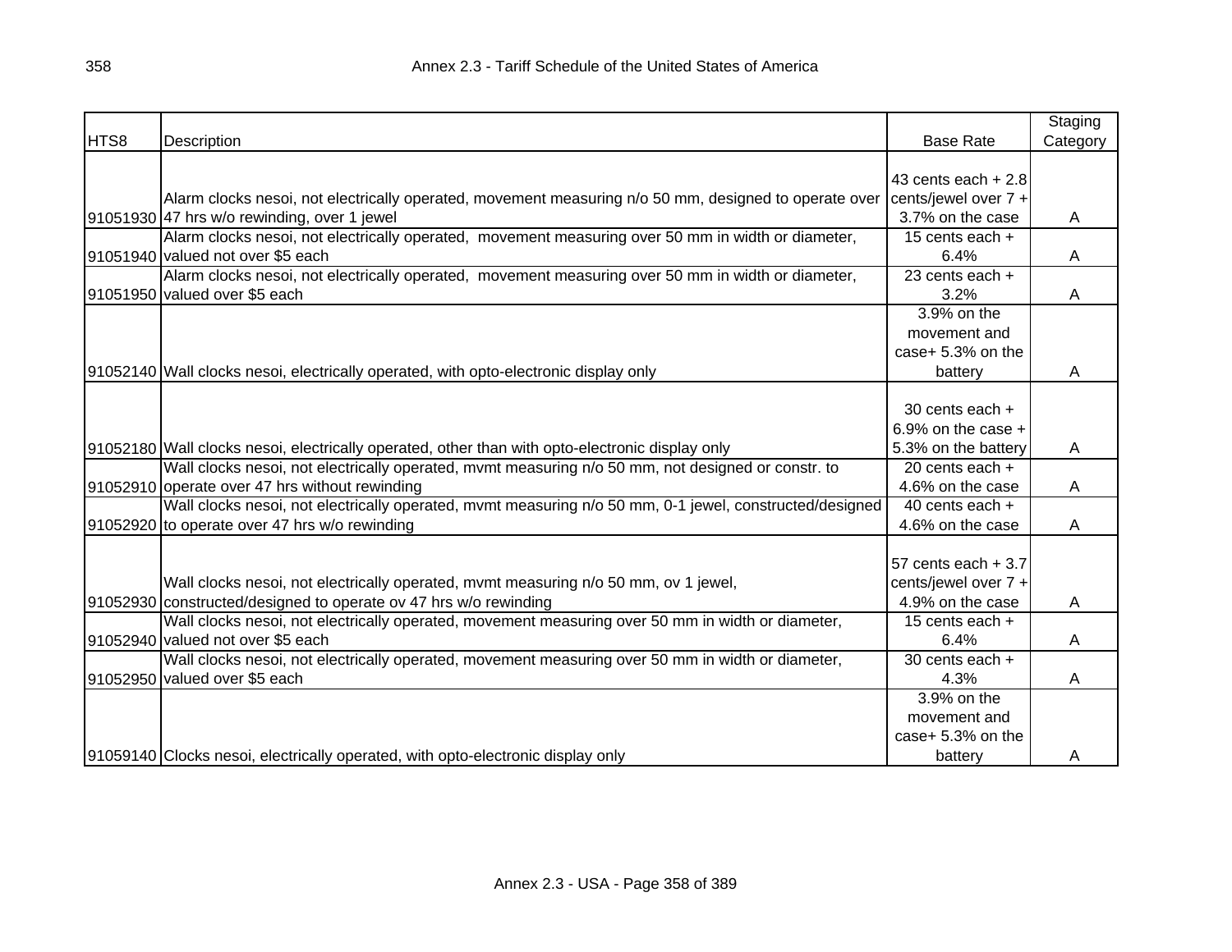| HTS8 | Description | Base Rate | Staging Category |
|---|---|---|---|
| 91051930 | Alarm clocks nesoi, not electrically operated, movement measuring n/o 50 mm, designed to operate over 47 hrs w/o rewinding, over 1 jewel | 43 cents each + 2.8 cents/jewel over 7 + 3.7% on the case | A |
| 91051940 | Alarm clocks nesoi, not electrically operated, movement measuring over 50 mm in width or diameter, valued not over $5 each | 15 cents each + 6.4% | A |
| 91051950 | Alarm clocks nesoi, not electrically operated, movement measuring over 50 mm in width or diameter, valued over $5 each | 23 cents each + 3.2% | A |
| 91052140 | Wall clocks nesoi, electrically operated, with opto-electronic display only | 3.9% on the movement and case+ 5.3% on the battery | A |
| 91052180 | Wall clocks nesoi, electrically operated, other than with opto-electronic display only | 30 cents each + 6.9% on the case + 5.3% on the battery | A |
| 91052910 | Wall clocks nesoi, not electrically operated, mvmt measuring n/o 50 mm, not designed or constr. to operate over 47 hrs without rewinding | 20 cents each + 4.6% on the case | A |
| 91052920 | Wall clocks nesoi, not electrically operated, mvmt measuring n/o 50 mm, 0-1 jewel, constructed/designed to operate over 47 hrs w/o rewinding | 40 cents each + 4.6% on the case | A |
| 91052930 | Wall clocks nesoi, not electrically operated, mvmt measuring n/o 50 mm, ov 1 jewel, constructed/designed to operate ov 47 hrs w/o rewinding | 57 cents each + 3.7 cents/jewel over 7 + 4.9% on the case | A |
| 91052940 | Wall clocks nesoi, not electrically operated, movement measuring over 50 mm in width or diameter, valued not over $5 each | 15 cents each + 6.4% | A |
| 91052950 | Wall clocks nesoi, not electrically operated, movement measuring over 50 mm in width or diameter, valued over $5 each | 30 cents each + 4.3% | A |
| 91059140 | Clocks nesoi, electrically operated, with opto-electronic display only | 3.9% on the movement and case+ 5.3% on the battery | A |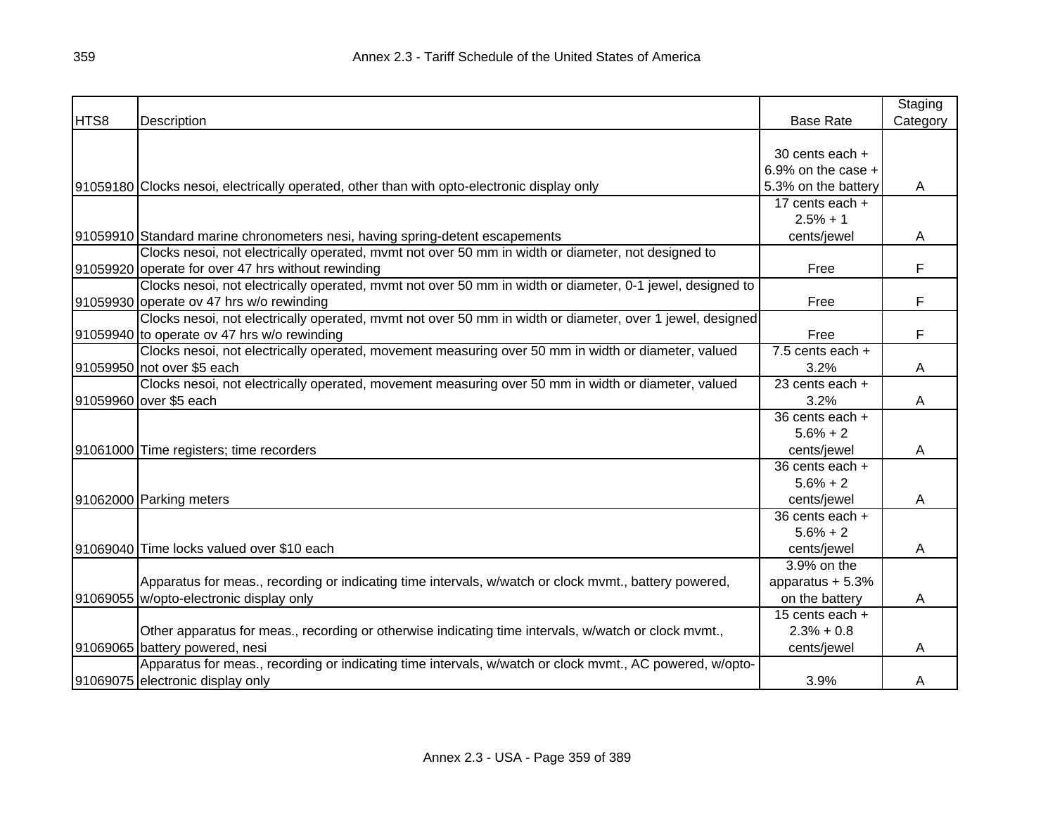| HTS8 | Description | Base Rate | Staging Category |
|---|---|---|---|
| 91059180 | Clocks nesoi, electrically operated, other than with opto-electronic display only | 30 cents each + 6.9% on the case + 5.3% on the battery | A |
| 91059910 | Standard marine chronometers nesi, having spring-detent escapements | 17 cents each + 2.5% + 1 cents/jewel | A |
| 91059920 | Clocks nesoi, not electrically operated, mvmt not over 50 mm in width or diameter, not designed to operate for over 47 hrs without rewinding | Free | F |
| 91059930 | Clocks nesoi, not electrically operated, mvmt not over 50 mm in width or diameter, 0-1 jewel, designed to operate ov 47 hrs w/o rewinding | Free | F |
| 91059940 | Clocks nesoi, not electrically operated, mvmt not over 50 mm in width or diameter, over 1 jewel, designed to operate ov 47 hrs w/o rewinding | Free | F |
| 91059950 | Clocks nesoi, not electrically operated, movement measuring over 50 mm in width or diameter, valued not over $5 each | 7.5 cents each + 3.2% | A |
| 91059960 | Clocks nesoi, not electrically operated, movement measuring over 50 mm in width or diameter, valued over $5 each | 23 cents each + 3.2% | A |
| 91061000 | Time registers; time recorders | 36 cents each + 5.6% + 2 cents/jewel | A |
| 91062000 | Parking meters | 36 cents each + 5.6% + 2 cents/jewel | A |
| 91069040 | Time locks valued over $10 each | 36 cents each + 5.6% + 2 cents/jewel | A |
| 91069055 | Apparatus for meas., recording or indicating time intervals, w/watch or clock mvmt., battery powered, w/opto-electronic display only | 3.9% on the apparatus + 5.3% on the battery | A |
| 91069065 | Other apparatus for meas., recording or otherwise indicating time intervals, w/watch or clock mvmt., battery powered, nesi | 15 cents each + 2.3% + 0.8 cents/jewel | A |
| 91069075 | Apparatus for meas., recording or indicating time intervals, w/watch or clock mvmt., AC powered, w/opto-electronic display only | 3.9% | A |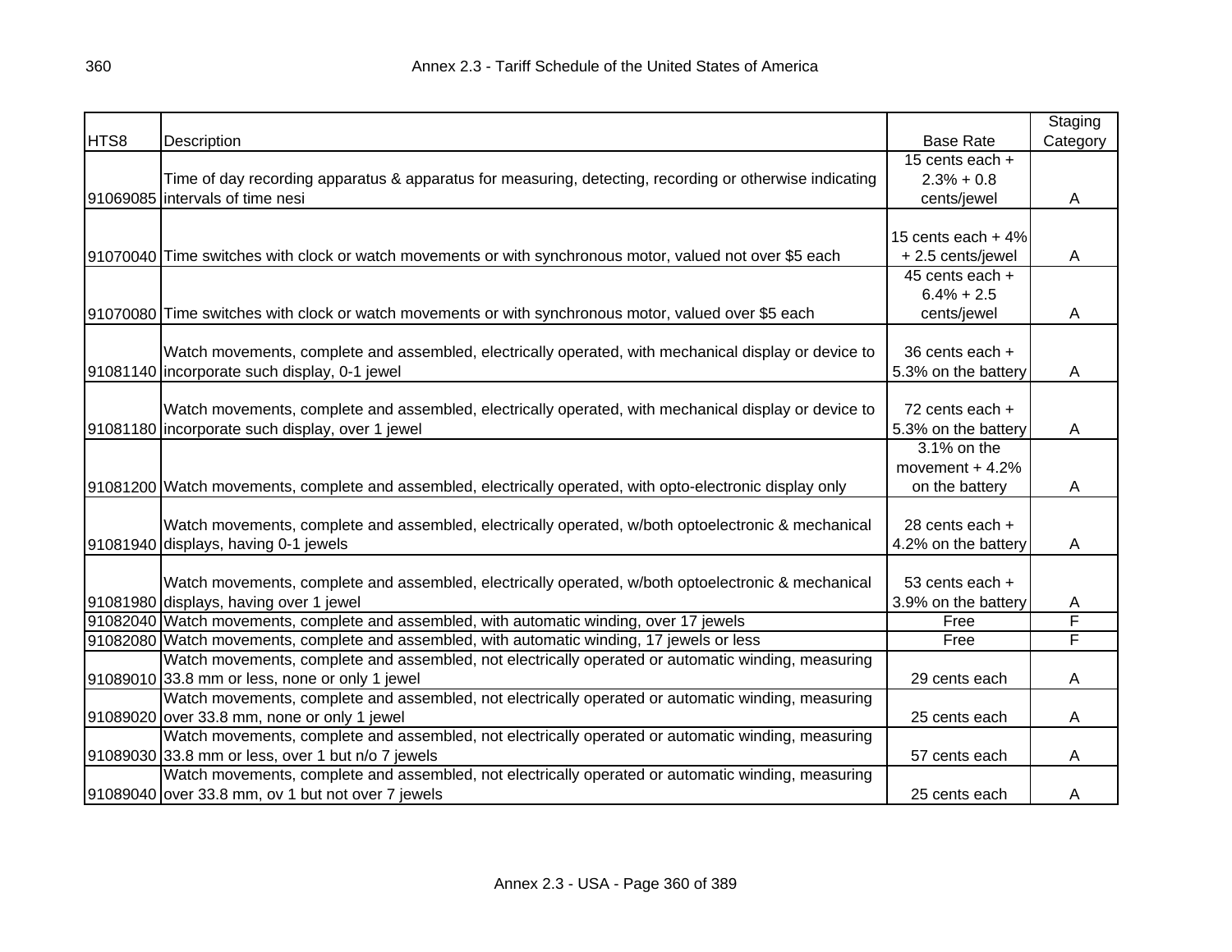| HTS8 | Description | Base Rate | Staging Category |
|---|---|---|---|
| 91069085 | Time of day recording apparatus & apparatus for measuring, detecting, recording or otherwise indicating intervals of time nesi | 15 cents each + 2.3% + 0.8 cents/jewel | A |
| 91070040 | Time switches with clock or watch movements or with synchronous motor, valued not over $5 each | 15 cents each + 4% + 2.5 cents/jewel | A |
| 91070080 | Time switches with clock or watch movements or with synchronous motor, valued over $5 each | 45 cents each + 6.4% + 2.5 cents/jewel | A |
| 91081140 | Watch movements, complete and assembled, electrically operated, with mechanical display or device to incorporate such display, 0-1 jewel | 36 cents each + 5.3% on the battery | A |
| 91081180 | Watch movements, complete and assembled, electrically operated, with mechanical display or device to incorporate such display, over 1 jewel | 72 cents each + 5.3% on the battery | A |
| 91081200 | Watch movements, complete and assembled, electrically operated, with opto-electronic display only | 3.1% on the movement + 4.2% on the battery | A |
| 91081940 | Watch movements, complete and assembled, electrically operated, w/both optoelectronic & mechanical displays, having 0-1 jewels | 28 cents each + 4.2% on the battery | A |
| 91081980 | Watch movements, complete and assembled, electrically operated, w/both optoelectronic & mechanical displays, having over 1 jewel | 53 cents each + 3.9% on the battery | A |
| 91082040 | Watch movements, complete and assembled, with automatic winding, over 17 jewels | Free | F |
| 91082080 | Watch movements, complete and assembled, with automatic winding, 17 jewels or less | Free | F |
| 91089010 | Watch movements, complete and assembled, not electrically operated or automatic winding, measuring 33.8 mm or less, none or only 1 jewel | 29 cents each | A |
| 91089020 | Watch movements, complete and assembled, not electrically operated or automatic winding, measuring over 33.8 mm, none or only 1 jewel | 25 cents each | A |
| 91089030 | Watch movements, complete and assembled, not electrically operated or automatic winding, measuring 33.8 mm or less, over 1 but n/o 7 jewels | 57 cents each | A |
| 91089040 | Watch movements, complete and assembled, not electrically operated or automatic winding, measuring over 33.8 mm, ov 1 but not over 7 jewels | 25 cents each | A |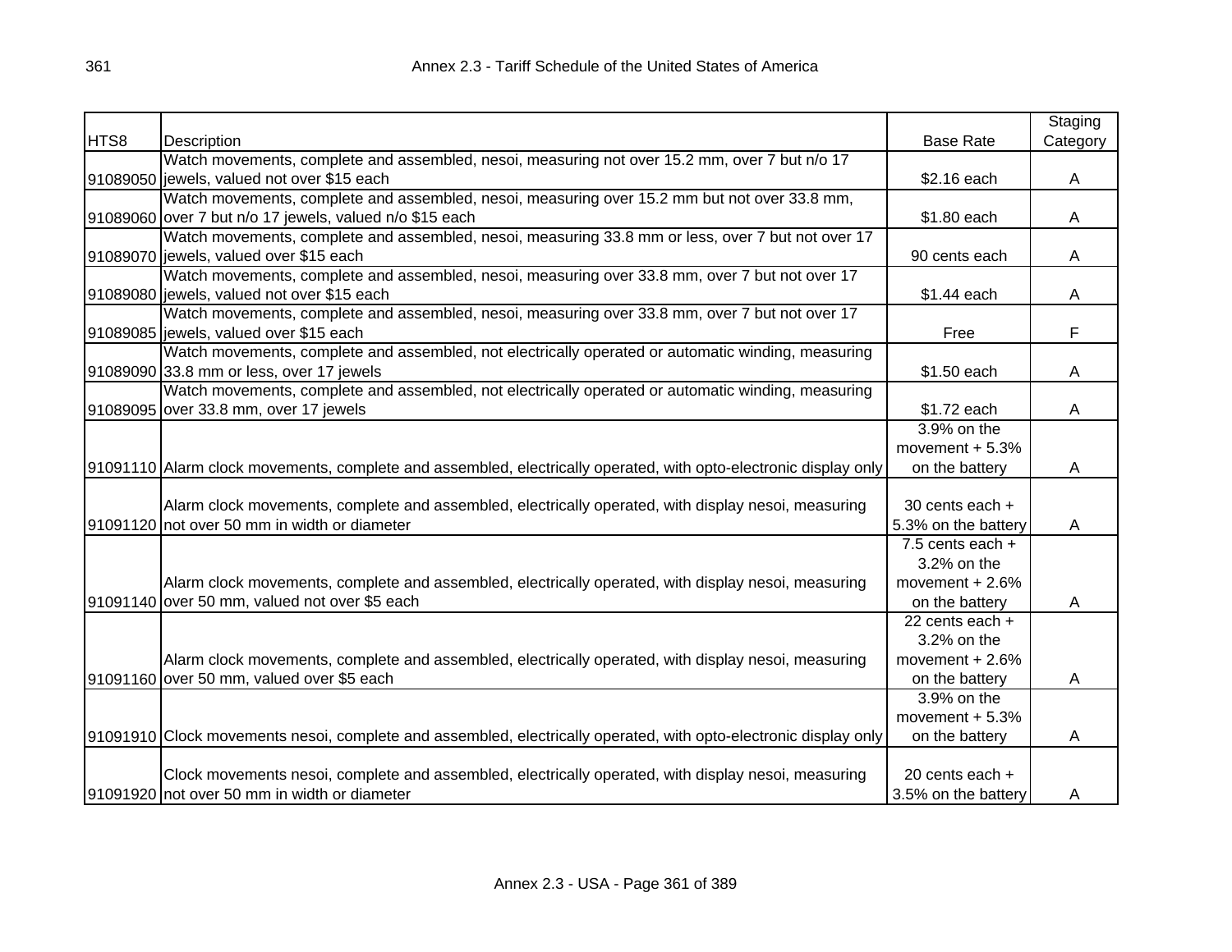| HTS8 | Description | Base Rate | Staging Category |
|---|---|---|---|
| 91089050 | Watch movements, complete and assembled, nesoi, measuring not over 15.2 mm, over 7 but n/o 17 jewels, valued not over $15 each | $2.16 each | A |
| 91089060 | Watch movements, complete and assembled, nesoi, measuring over 15.2 mm but not over 33.8 mm, over 7 but n/o 17 jewels, valued n/o $15 each | $1.80 each | A |
| 91089070 | Watch movements, complete and assembled, nesoi, measuring 33.8 mm or less, over 7 but not over 17 jewels, valued over $15 each | 90 cents each | A |
| 91089080 | Watch movements, complete and assembled, nesoi, measuring over 33.8 mm, over 7 but not over 17 jewels, valued not over $15 each | $1.44 each | A |
| 91089085 | Watch movements, complete and assembled, nesoi, measuring over 33.8 mm, over 7 but not over 17 jewels, valued over $15 each | Free | F |
| 91089090 | Watch movements, complete and assembled, not electrically operated or automatic winding, measuring 33.8 mm or less, over 17 jewels | $1.50 each | A |
| 91089095 | Watch movements, complete and assembled, not electrically operated or automatic winding, measuring over 33.8 mm, over 17 jewels | $1.72 each | A |
| 91091110 | Alarm clock movements, complete and assembled, electrically operated, with opto-electronic display only | 3.9% on the movement + 5.3% on the battery | A |
| 91091120 | Alarm clock movements, complete and assembled, electrically operated, with display nesoi, measuring not over 50 mm in width or diameter | 30 cents each + 5.3% on the battery | A |
| 91091140 | Alarm clock movements, complete and assembled, electrically operated, with display nesoi, measuring over 50 mm, valued not over $5 each | 7.5 cents each + 3.2% on the movement + 2.6% on the battery | A |
| 91091160 | Alarm clock movements, complete and assembled, electrically operated, with display nesoi, measuring over 50 mm, valued over $5 each | 22 cents each + 3.2% on the movement + 2.6% on the battery | A |
| 91091910 | Clock movements nesoi, complete and assembled, electrically operated, with opto-electronic display only | 3.9% on the movement + 5.3% on the battery | A |
| 91091920 | Clock movements nesoi, complete and assembled, electrically operated, with display nesoi, measuring not over 50 mm in width or diameter | 20 cents each + 3.5% on the battery | A |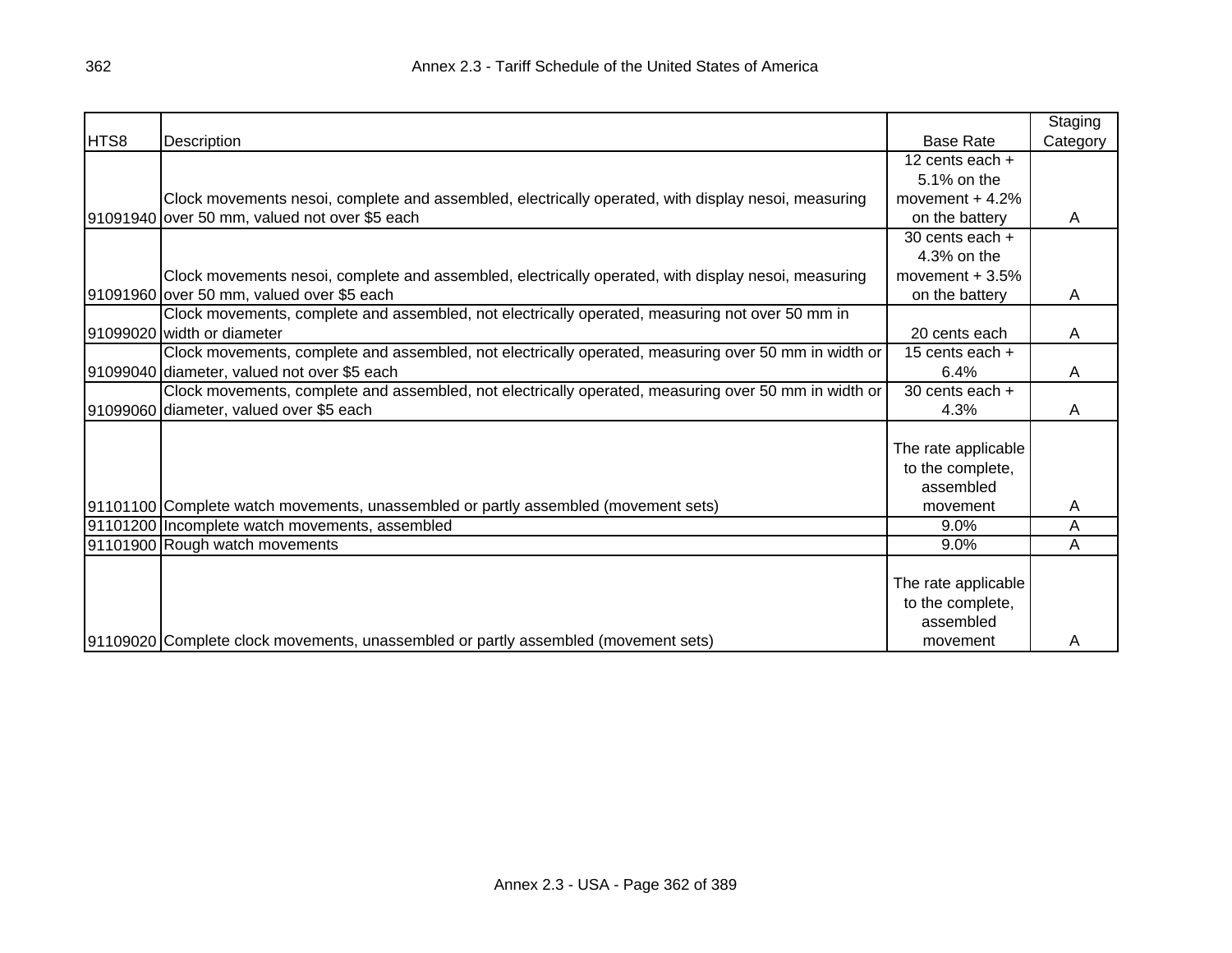| HTS8 | Description | Base Rate | Staging Category |
|---|---|---|---|
| 91091940 | Clock movements nesoi, complete and assembled, electrically operated, with display nesoi, measuring over 50 mm, valued not over $5 each | 12 cents each + 5.1% on the movement + 4.2% on the battery | A |
| 91091960 | Clock movements nesoi, complete and assembled, electrically operated, with display nesoi, measuring over 50 mm, valued over $5 each | 30 cents each + 4.3% on the movement + 3.5% on the battery | A |
| 91099020 | Clock movements, complete and assembled, not electrically operated, measuring not over 50 mm in width or diameter | 20 cents each | A |
| 91099040 | Clock movements, complete and assembled, not electrically operated, measuring over 50 mm in width or diameter, valued not over $5 each | 15 cents each + 6.4% | A |
| 91099060 | Clock movements, complete and assembled, not electrically operated, measuring over 50 mm in width or diameter, valued over $5 each | 30 cents each + 4.3% | A |
| 91101100 | Complete watch movements, unassembled or partly assembled (movement sets) | The rate applicable to the complete, assembled movement | A |
| 91101200 | Incomplete watch movements, assembled | 9.0% | A |
| 91101900 | Rough watch movements | 9.0% | A |
| 91109020 | Complete clock movements, unassembled or partly assembled (movement sets) | The rate applicable to the complete, assembled movement | A |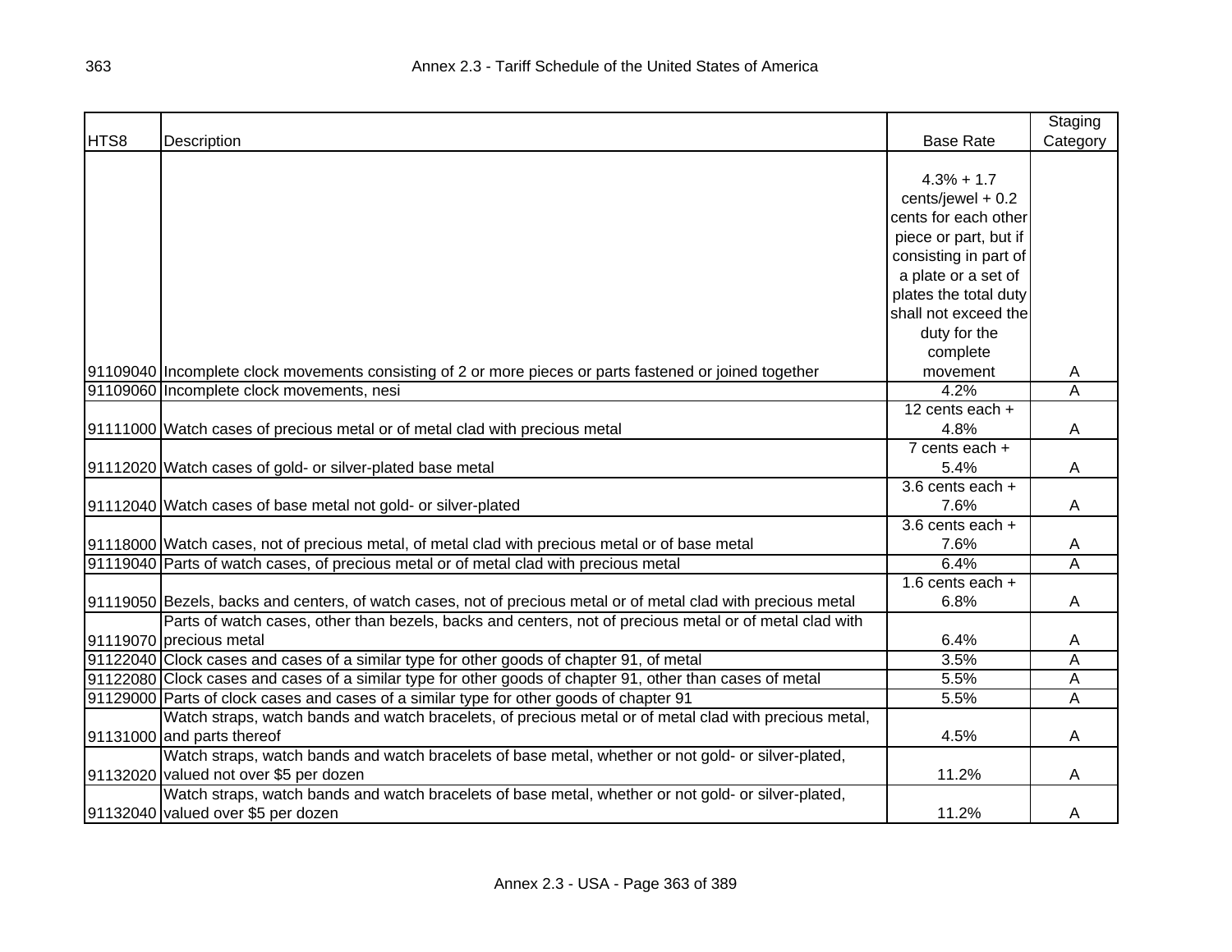| HTS8 | Description | Base Rate | Staging Category |
|---|---|---|---|
| 91109040 | Incomplete clock movements consisting of 2 or more pieces or parts fastened or joined together | 4.3% + 1.7 cents/jewel + 0.2 cents for each other piece or part, but if consisting in part of a plate or a set of plates the total duty shall not exceed the duty for the complete movement | A |
| 91109060 | Incomplete clock movements, nesi | 4.2% | A |
| 91111000 | Watch cases of precious metal or of metal clad with precious metal | 12 cents each + 4.8% | A |
| 91112020 | Watch cases of gold- or silver-plated base metal | 7 cents each + 5.4% | A |
| 91112040 | Watch cases of base metal not gold- or silver-plated | 3.6 cents each + 7.6% | A |
| 91118000 | Watch cases, not of precious metal, of metal clad with precious metal or of base metal | 3.6 cents each + 7.6% | A |
| 91119040 | Parts of watch cases, of precious metal or of metal clad with precious metal | 6.4% | A |
| 91119050 | Bezels, backs and centers, of watch cases, not of precious metal or of metal clad with precious metal | 1.6 cents each + 6.8% | A |
| 91119070 | Parts of watch cases, other than bezels, backs and centers, not of precious metal or of metal clad with precious metal | 6.4% | A |
| 91122040 | Clock cases and cases of a similar type for other goods of chapter 91, of metal | 3.5% | A |
| 91122080 | Clock cases and cases of a similar type for other goods of chapter 91, other than cases of metal | 5.5% | A |
| 91129000 | Parts of clock cases and cases of a similar type for other goods of chapter 91 | 5.5% | A |
| 91131000 | Watch straps, watch bands and watch bracelets, of precious metal or of metal clad with precious metal, and parts thereof | 4.5% | A |
| 91132020 | Watch straps, watch bands and watch bracelets of base metal, whether or not gold- or silver-plated, valued not over $5 per dozen | 11.2% | A |
| 91132040 | Watch straps, watch bands and watch bracelets of base metal, whether or not gold- or silver-plated, valued over $5 per dozen | 11.2% | A |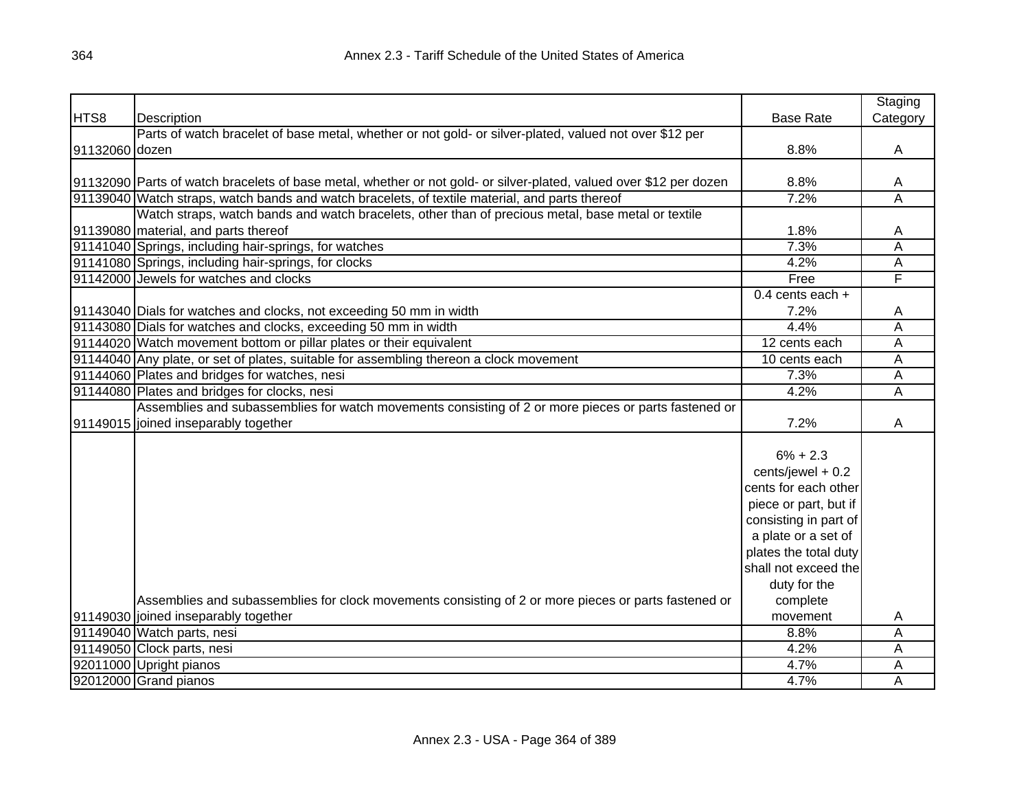| HTS8 | Description | Base Rate | Staging Category |
|---|---|---|---|
| 91132060 | Parts of watch bracelet of base metal, whether or not gold- or silver-plated, valued not over $12 per dozen | 8.8% | A |
| 91132090 | Parts of watch bracelets of base metal, whether or not gold- or silver-plated, valued over $12 per dozen | 8.8% | A |
| 91139040 | Watch straps, watch bands and watch bracelets, of textile material, and parts thereof | 7.2% | A |
| 91139080 | Watch straps, watch bands and watch bracelets, other than of precious metal, base metal or textile material, and parts thereof | 1.8% | A |
| 91141040 | Springs, including hair-springs, for watches | 7.3% | A |
| 91141080 | Springs, including hair-springs, for clocks | 4.2% | A |
| 91142000 | Jewels for watches and clocks | Free | F |
| 91143040 | Dials for watches and clocks, not exceeding 50 mm in width | 0.4 cents each + 7.2% | A |
| 91143080 | Dials for watches and clocks, exceeding 50 mm in width | 4.4% | A |
| 91144020 | Watch movement bottom or pillar plates or their equivalent | 12 cents each | A |
| 91144040 | Any plate, or set of plates, suitable for assembling thereon a clock movement | 10 cents each | A |
| 91144060 | Plates and bridges for watches, nesi | 7.3% | A |
| 91144080 | Plates and bridges for clocks, nesi | 4.2% | A |
| 91149015 | Assemblies and subassemblies for watch movements consisting of 2 or more pieces or parts fastened or joined inseparably together | 7.2% | A |
| 91149030 | Assemblies and subassemblies for clock movements consisting of 2 or more pieces or parts fastened or joined inseparably together | 6% + 2.3 cents/jewel + 0.2 cents for each other piece or part, but if consisting in part of a plate or a set of plates the total duty shall not exceed the duty for the complete movement | A |
| 91149040 | Watch parts, nesi | 8.8% | A |
| 91149050 | Clock parts, nesi | 4.2% | A |
| 92011000 | Upright pianos | 4.7% | A |
| 92012000 | Grand pianos | 4.7% | A |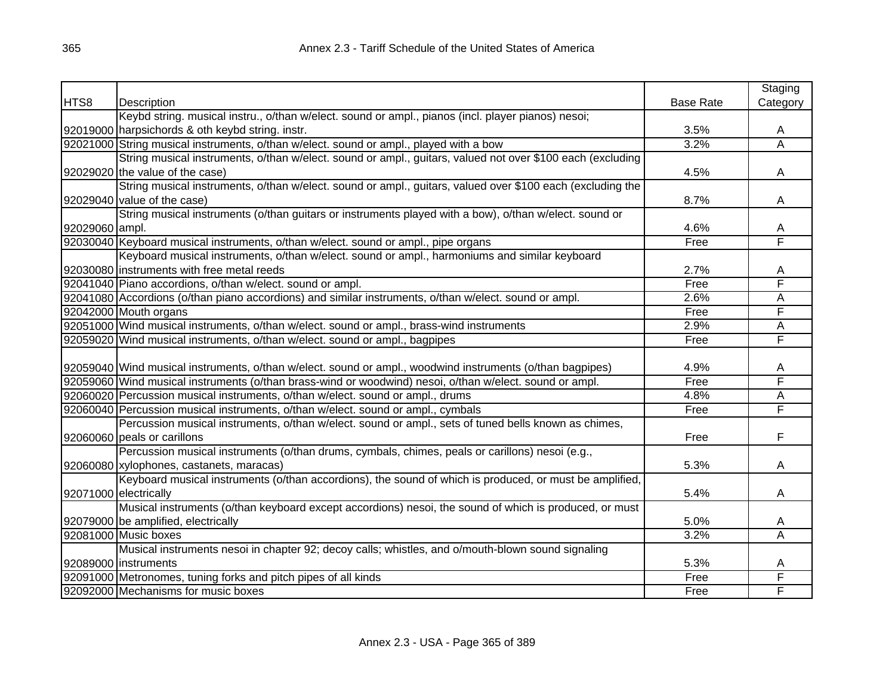| HTS8 | Description | Base Rate | Staging Category |
|---|---|---|---|
| 92019000 | Keybd string. musical instru., o/than w/elect. sound or ampl., pianos (incl. player pianos) nesoi; harpsichords & oth keybd string. instr. | 3.5% | A |
| 92021000 | String musical instruments, o/than w/elect. sound or ampl., played with a bow | 3.2% | A |
| 92029020 | String musical instruments, o/than w/elect. sound or ampl., guitars, valued not over $100 each (excluding the value of the case) | 4.5% | A |
| 92029040 | String musical instruments, o/than w/elect. sound or ampl., guitars, valued over $100 each (excluding the value of the case) | 8.7% | A |
| 92029060 | String musical instruments (o/than guitars or instruments played with a bow), o/than w/elect. sound or ampl. | 4.6% | A |
| 92030040 | Keyboard musical instruments, o/than w/elect. sound or ampl., pipe organs | Free | F |
| 92030080 | Keyboard musical instruments, o/than w/elect. sound or ampl., harmoniums and similar keyboard instruments with free metal reeds | 2.7% | A |
| 92041040 | Piano accordions, o/than w/elect. sound or ampl. | Free | F |
| 92041080 | Accordions (o/than piano accordions) and similar instruments, o/than w/elect. sound or ampl. | 2.6% | A |
| 92042000 | Mouth organs | Free | F |
| 92051000 | Wind musical instruments, o/than w/elect. sound or ampl., brass-wind instruments | 2.9% | A |
| 92059020 | Wind musical instruments, o/than w/elect. sound or ampl., bagpipes | Free | F |
| 92059040 | Wind musical instruments, o/than w/elect. sound or ampl., woodwind instruments (o/than bagpipes) | 4.9% | A |
| 92059060 | Wind musical instruments (o/than brass-wind or woodwind) nesoi, o/than w/elect. sound or ampl. | Free | F |
| 92060020 | Percussion musical instruments, o/than w/elect. sound or ampl., drums | 4.8% | A |
| 92060040 | Percussion musical instruments, o/than w/elect. sound or ampl., cymbals | Free | F |
| 92060060 | Percussion musical instruments, o/than w/elect. sound or ampl., sets of tuned bells known as chimes, peals or carillons | Free | F |
| 92060080 | Percussion musical instruments (o/than drums, cymbals, chimes, peals or carillons) nesoi (e.g., xylophones, castanets, maracas) | 5.3% | A |
| 92071000 | Keyboard musical instruments (o/than accordions), the sound of which is produced, or must be amplified, electrically | 5.4% | A |
| 92079000 | Musical instruments (o/than keyboard except accordions) nesoi, the sound of which is produced, or must be amplified, electrically | 5.0% | A |
| 92081000 | Music boxes | 3.2% | A |
| 92089000 | Musical instruments nesoi in chapter 92; decoy calls; whistles, and o/mouth-blown sound signaling instruments | 5.3% | A |
| 92091000 | Metronomes, tuning forks and pitch pipes of all kinds | Free | F |
| 92092000 | Mechanisms for music boxes | Free | F |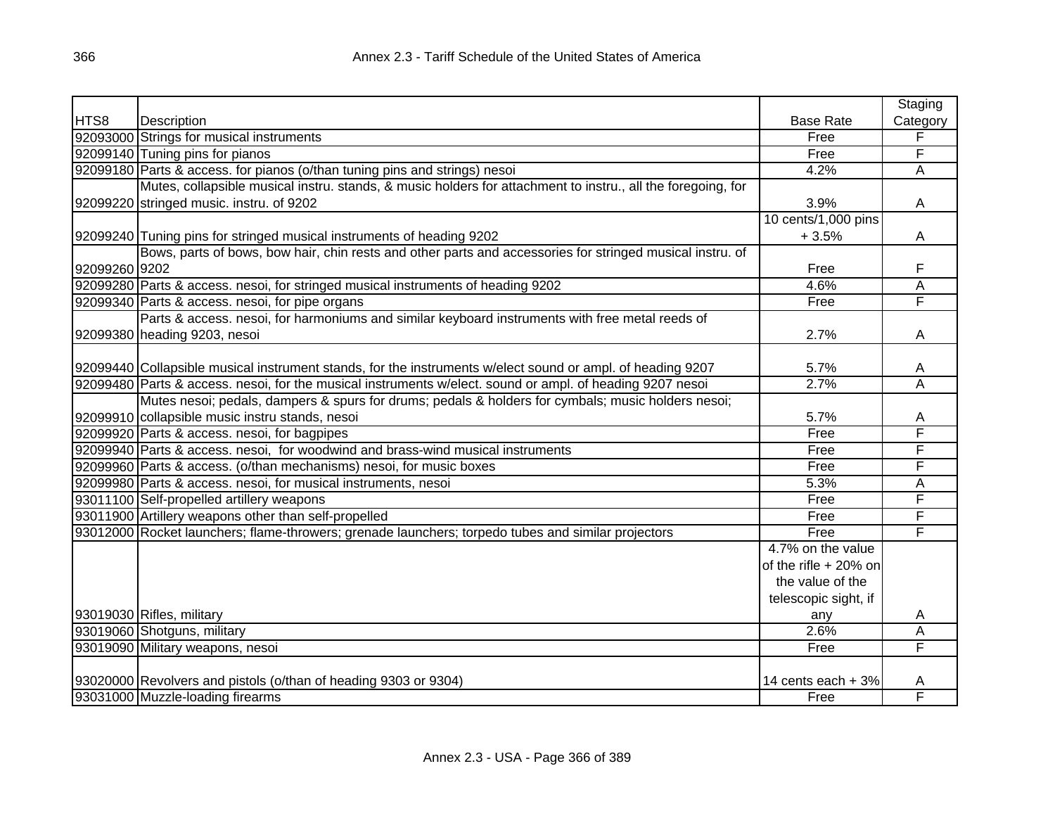| HTS8 | Description | Base Rate | Staging Category |
|---|---|---|---|
| 92093000 | Strings for musical instruments | Free | F |
| 92099140 | Tuning pins for pianos | Free | F |
| 92099180 | Parts & access. for pianos (o/than tuning pins and strings) nesoi | 4.2% | A |
| 92099220 | Mutes, collapsible musical instru. stands, & music holders for attachment to instru., all the foregoing, for stringed music. instru. of 9202 | 3.9% | A |
| 92099240 | Tuning pins for stringed musical instruments of heading 9202 | 10 cents/1,000 pins + 3.5% | A |
| 92099260 | Bows, parts of bows, bow hair, chin rests and other parts and accessories for stringed musical instru. of 9202 | Free | F |
| 92099280 | Parts & access. nesoi, for stringed musical instruments of heading 9202 | 4.6% | A |
| 92099340 | Parts & access. nesoi, for pipe organs | Free | F |
| 92099380 | Parts & access. nesoi, for harmoniums and similar keyboard instruments with free metal reeds of heading 9203, nesoi | 2.7% | A |
| 92099440 | Collapsible musical instrument stands, for the instruments w/elect sound or ampl. of heading 9207 | 5.7% | A |
| 92099480 | Parts & access. nesoi, for the musical instruments w/elect. sound or ampl. of heading 9207 nesoi | 2.7% | A |
| 92099910 | Mutes nesoi; pedals, dampers & spurs for drums; pedals & holders for cymbals; music holders nesoi; collapsible music instru stands, nesoi | 5.7% | A |
| 92099920 | Parts & access. nesoi, for bagpipes | Free | F |
| 92099940 | Parts & access. nesoi, for woodwind and brass-wind musical instruments | Free | F |
| 92099960 | Parts & access. (o/than mechanisms) nesoi, for music boxes | Free | F |
| 92099980 | Parts & access. nesoi, for musical instruments, nesoi | 5.3% | A |
| 93011100 | Self-propelled artillery weapons | Free | F |
| 93011900 | Artillery weapons other than self-propelled | Free | F |
| 93012000 | Rocket launchers; flame-throwers; grenade launchers; torpedo tubes and similar projectors | Free | F |
| 93019030 | Rifles, military | 4.7% on the value of the rifle + 20% on the value of the telescopic sight, if any | A |
| 93019060 | Shotguns, military | 2.6% | A |
| 93019090 | Military weapons, nesoi | Free | F |
| 93020000 | Revolvers and pistols (o/than of heading 9303 or 9304) | 14 cents each + 3% | A |
| 93031000 | Muzzle-loading firearms | Free | F |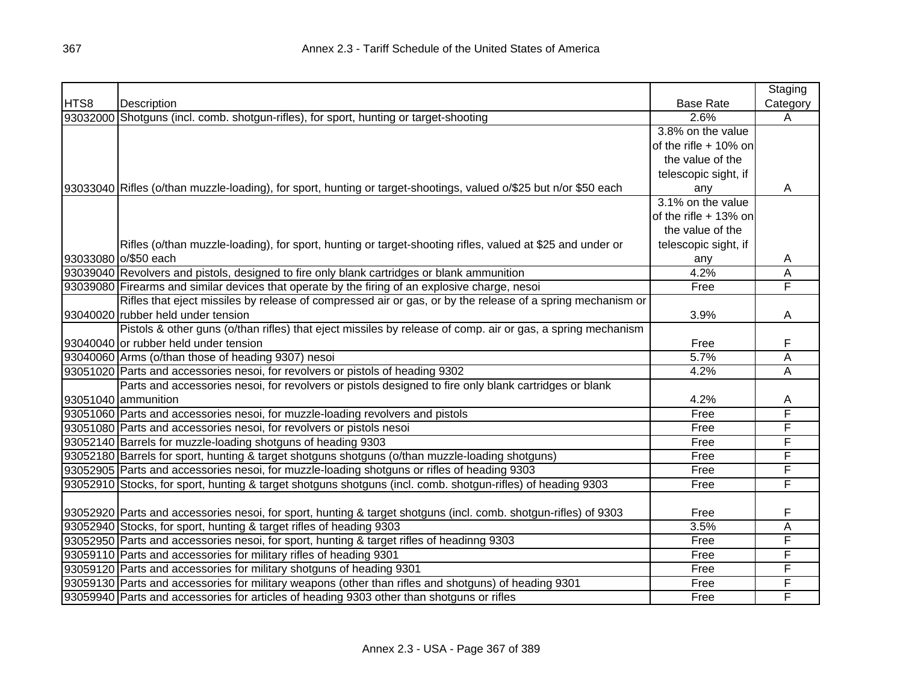| HTS8 | Description | Base Rate | Staging Category |
|---|---|---|---|
| 93032000 | Shotguns (incl. comb. shotgun-rifles), for sport, hunting or target-shooting | 2.6% | A |
| 93033040 | Rifles (o/than muzzle-loading), for sport, hunting or target-shootings, valued o/$25 but n/or $50 each | 3.8% on the value of the rifle + 10% on the value of the telescopic sight, if any | A |
| 93033080 | Rifles (o/than muzzle-loading), for sport, hunting or target-shooting rifles, valued at $25 and under or o/$50 each | 3.1% on the value of the rifle + 13% on the value of the telescopic sight, if any | A |
| 93039040 | Revolvers and pistols, designed to fire only blank cartridges or blank ammunition | 4.2% | A |
| 93039080 | Firearms and similar devices that operate by the firing of an explosive charge, nesoi | Free | F |
| 93040020 | Rifles that eject missiles by release of compressed air or gas, or by the release of a spring mechanism or rubber held under tension | 3.9% | A |
| 93040040 | Pistols & other guns (o/than rifles) that eject missiles by release of comp. air or gas, a spring mechanism or rubber held under tension | Free | F |
| 93040060 | Arms (o/than those of heading 9307) nesoi | 5.7% | A |
| 93051020 | Parts and accessories nesoi, for revolvers or pistols of heading 9302 | 4.2% | A |
| 93051040 | Parts and accessories nesoi, for revolvers or pistols designed to fire only blank cartridges or blank ammunition | 4.2% | A |
| 93051060 | Parts and accessories nesoi, for muzzle-loading revolvers and pistols | Free | F |
| 93051080 | Parts and accessories nesoi, for revolvers or pistols nesoi | Free | F |
| 93052140 | Barrels for muzzle-loading shotguns of heading 9303 | Free | F |
| 93052180 | Barrels for sport, hunting & target shotguns shotguns (o/than muzzle-loading shotguns) | Free | F |
| 93052905 | Parts and accessories nesoi, for muzzle-loading shotguns or rifles of heading 9303 | Free | F |
| 93052910 | Stocks, for sport, hunting & target shotguns shotguns (incl. comb. shotgun-rifles) of heading 9303 | Free | F |
| 93052920 | Parts and accessories nesoi, for sport, hunting & target shotguns (incl. comb. shotgun-rifles) of 9303 | Free | F |
| 93052940 | Stocks, for sport, hunting & target rifles of heading 9303 | 3.5% | A |
| 93052950 | Parts and accessories nesoi, for sport, hunting & target rifles of headinng 9303 | Free | F |
| 93059110 | Parts and accessories for military rifles of heading 9301 | Free | F |
| 93059120 | Parts and accessories for military shotguns of heading 9301 | Free | F |
| 93059130 | Parts and accessories for military weapons (other than rifles and shotguns) of heading 9301 | Free | F |
| 93059940 | Parts and accessories for articles of heading 9303 other than shotguns or rifles | Free | F |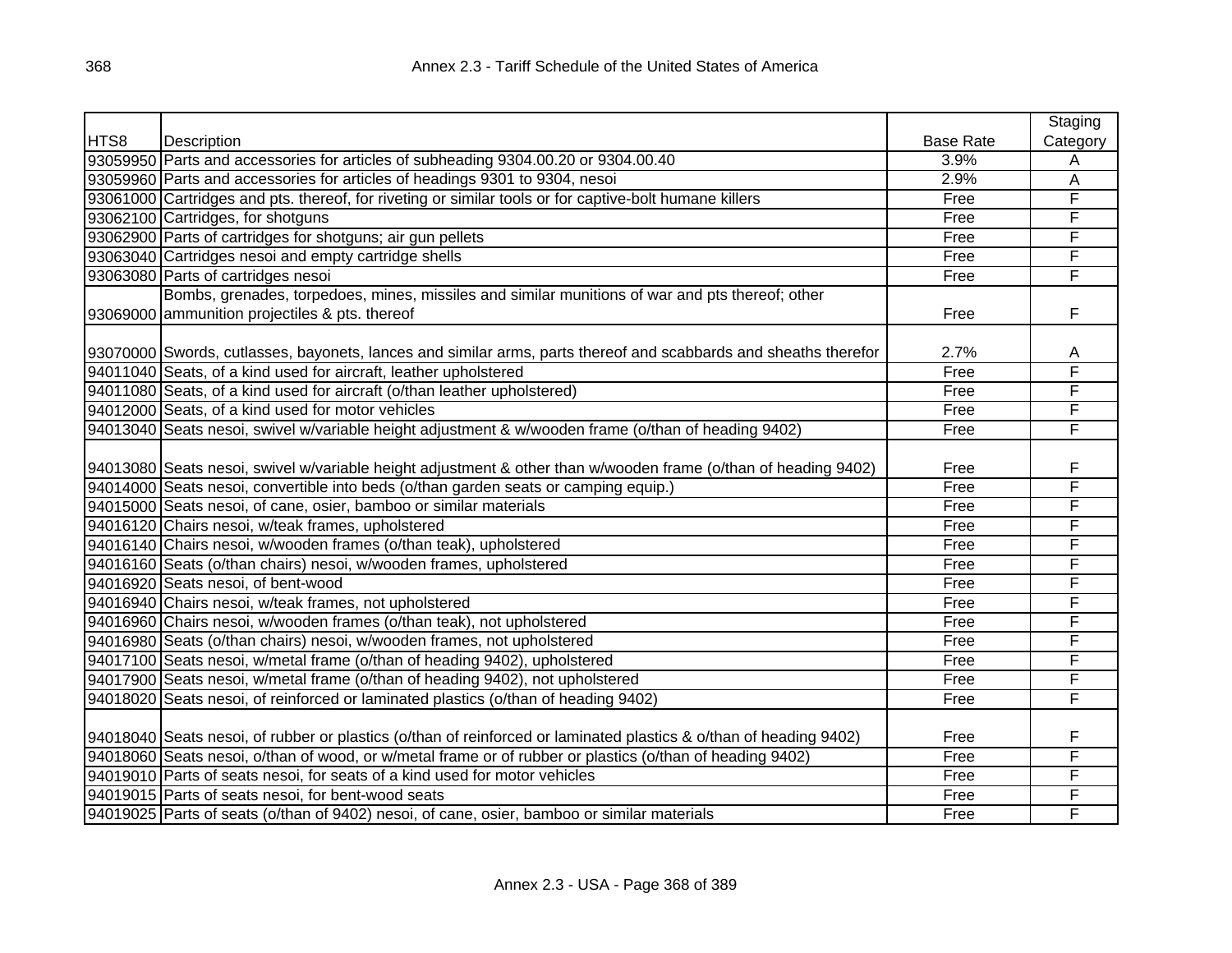| HTS8 | Description | Base Rate | Staging Category |
|---|---|---|---|
| 93059950 | Parts and accessories for articles of subheading 9304.00.20 or 9304.00.40 | 3.9% | A |
| 93059960 | Parts and accessories for articles of headings 9301 to 9304, nesoi | 2.9% | A |
| 93061000 | Cartridges and pts. thereof, for riveting or similar tools or for captive-bolt humane killers | Free | F |
| 93062100 | Cartridges, for shotguns | Free | F |
| 93062900 | Parts of cartridges for shotguns; air gun pellets | Free | F |
| 93063040 | Cartridges nesoi and empty cartridge shells | Free | F |
| 93063080 | Parts of cartridges nesoi | Free | F |
| 93069000 | Bombs, grenades, torpedoes, mines, missiles and similar munitions of war and pts thereof; other ammunition projectiles & pts. thereof | Free | F |
| 93070000 | Swords, cutlasses, bayonets, lances and similar arms, parts thereof and scabbards and sheaths therefor | 2.7% | A |
| 94011040 | Seats, of a kind used for aircraft, leather upholstered | Free | F |
| 94011080 | Seats, of a kind used for aircraft (o/than leather upholstered) | Free | F |
| 94012000 | Seats, of a kind used for motor vehicles | Free | F |
| 94013040 | Seats nesoi, swivel w/variable height adjustment & w/wooden frame (o/than of heading 9402) | Free | F |
| 94013080 | Seats nesoi, swivel w/variable height adjustment & other than w/wooden frame (o/than of heading 9402) | Free | F |
| 94014000 | Seats nesoi, convertible into beds (o/than garden seats or camping equip.) | Free | F |
| 94015000 | Seats nesoi, of cane, osier, bamboo or similar materials | Free | F |
| 94016120 | Chairs nesoi, w/teak frames, upholstered | Free | F |
| 94016140 | Chairs nesoi, w/wooden frames (o/than teak), upholstered | Free | F |
| 94016160 | Seats (o/than chairs) nesoi, w/wooden frames, upholstered | Free | F |
| 94016920 | Seats nesoi, of bent-wood | Free | F |
| 94016940 | Chairs nesoi, w/teak frames, not upholstered | Free | F |
| 94016960 | Chairs nesoi, w/wooden frames (o/than teak), not upholstered | Free | F |
| 94016980 | Seats (o/than chairs) nesoi, w/wooden frames, not upholstered | Free | F |
| 94017100 | Seats nesoi, w/metal frame (o/than of heading 9402), upholstered | Free | F |
| 94017900 | Seats nesoi, w/metal frame (o/than of heading 9402), not upholstered | Free | F |
| 94018020 | Seats nesoi, of reinforced or laminated plastics (o/than of heading 9402) | Free | F |
| 94018040 | Seats nesoi, of rubber or plastics (o/than of reinforced or laminated plastics & o/than of heading 9402) | Free | F |
| 94018060 | Seats nesoi, o/than of wood, or w/metal frame or of rubber or plastics (o/than of heading 9402) | Free | F |
| 94019010 | Parts of seats nesoi, for seats of a kind used for motor vehicles | Free | F |
| 94019015 | Parts of seats nesoi, for bent-wood seats | Free | F |
| 94019025 | Parts of seats (o/than of 9402) nesoi, of cane, osier, bamboo or similar materials | Free | F |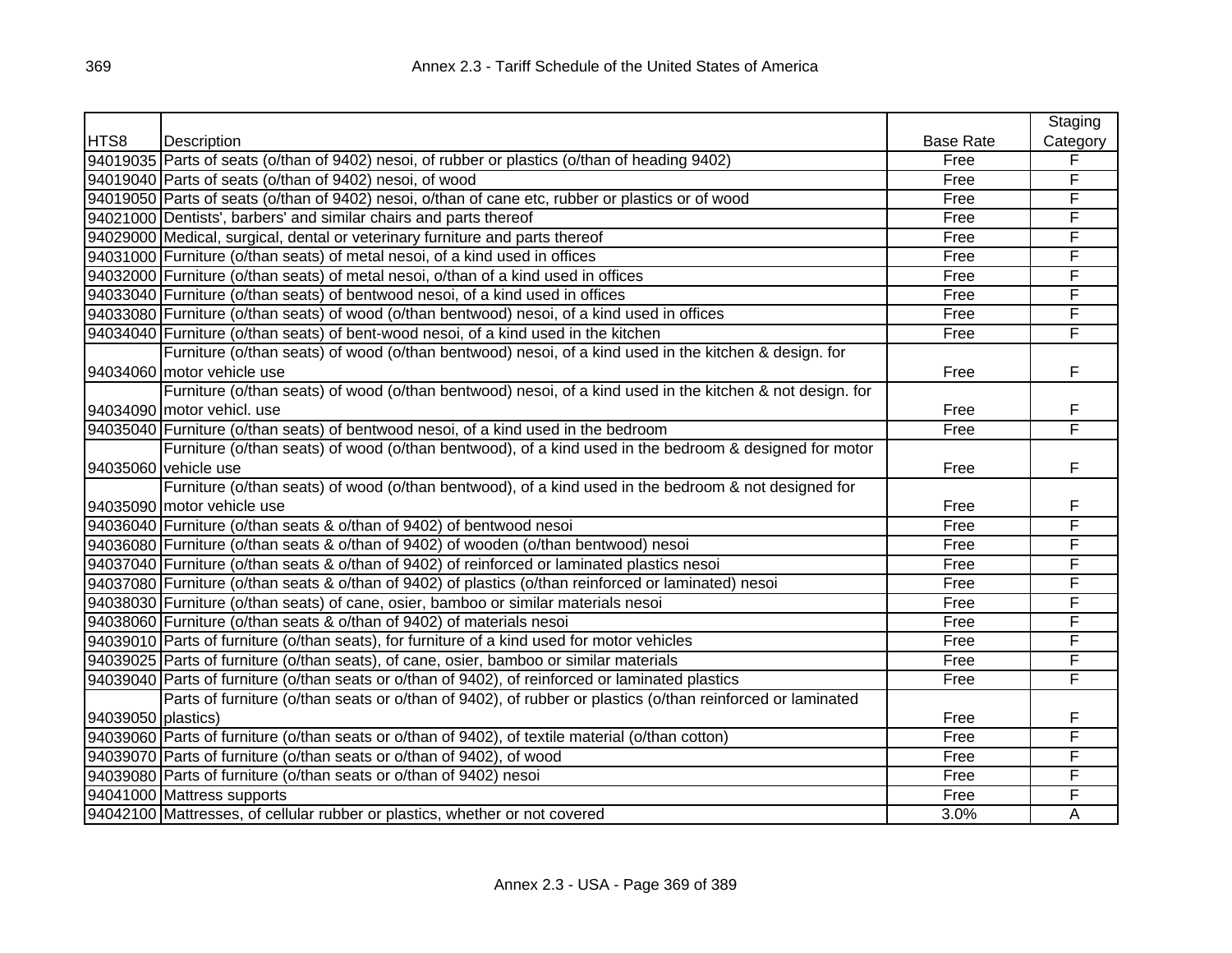| HTS8 | Description | Base Rate | Staging Category |
|---|---|---|---|
| 94019035 | Parts of seats (o/than of 9402) nesoi, of rubber or plastics (o/than of heading 9402) | Free | F |
| 94019040 | Parts of seats (o/than of 9402) nesoi, of wood | Free | F |
| 94019050 | Parts of seats (o/than of 9402) nesoi, o/than of cane etc, rubber or plastics or of wood | Free | F |
| 94021000 | Dentists', barbers' and similar chairs and parts thereof | Free | F |
| 94029000 | Medical, surgical, dental or veterinary furniture and parts thereof | Free | F |
| 94031000 | Furniture (o/than seats) of metal nesoi, of a kind used in offices | Free | F |
| 94032000 | Furniture (o/than seats) of metal nesoi, o/than of a kind used in offices | Free | F |
| 94033040 | Furniture (o/than seats) of bentwood nesoi, of a kind used in offices | Free | F |
| 94033080 | Furniture (o/than seats) of wood (o/than bentwood) nesoi, of a kind used in offices | Free | F |
| 94034040 | Furniture (o/than seats) of bent-wood nesoi, of a kind used in the kitchen | Free | F |
| 94034060 | Furniture (o/than seats) of wood (o/than bentwood) nesoi, of a kind used in the kitchen & design. for motor vehicle use | Free | F |
| 94034090 | Furniture (o/than seats) of wood (o/than bentwood) nesoi, of a kind used in the kitchen & not design. for motor vehicl. use | Free | F |
| 94035040 | Furniture (o/than seats) of bentwood nesoi, of a kind used in the bedroom | Free | F |
| 94035060 | Furniture (o/than seats) of wood (o/than bentwood), of a kind used in the bedroom & designed for motor vehicle use | Free | F |
| 94035090 | Furniture (o/than seats) of wood (o/than bentwood), of a kind used in the bedroom & not designed for motor vehicle use | Free | F |
| 94036040 | Furniture (o/than seats & o/than of 9402) of bentwood nesoi | Free | F |
| 94036080 | Furniture (o/than seats & o/than of 9402) of wooden (o/than bentwood) nesoi | Free | F |
| 94037040 | Furniture (o/than seats & o/than of 9402) of reinforced or laminated plastics nesoi | Free | F |
| 94037080 | Furniture (o/than seats & o/than of 9402) of plastics (o/than reinforced or laminated) nesoi | Free | F |
| 94038030 | Furniture (o/than seats) of cane, osier, bamboo or similar materials nesoi | Free | F |
| 94038060 | Furniture (o/than seats & o/than of 9402) of materials nesoi | Free | F |
| 94039010 | Parts of furniture (o/than seats), for furniture of a kind used for motor vehicles | Free | F |
| 94039025 | Parts of furniture (o/than seats), of cane, osier, bamboo or similar materials | Free | F |
| 94039040 | Parts of furniture (o/than seats or o/than of 9402), of reinforced or laminated plastics | Free | F |
| 94039050 | Parts of furniture (o/than seats or o/than of 9402), of rubber or plastics (o/than reinforced or laminated plastics) | Free | F |
| 94039060 | Parts of furniture (o/than seats or o/than of 9402), of textile material (o/than cotton) | Free | F |
| 94039070 | Parts of furniture (o/than seats or o/than of 9402), of wood | Free | F |
| 94039080 | Parts of furniture (o/than seats or o/than of 9402) nesoi | Free | F |
| 94041000 | Mattress supports | Free | F |
| 94042100 | Mattresses, of cellular rubber or plastics, whether or not covered | 3.0% | A |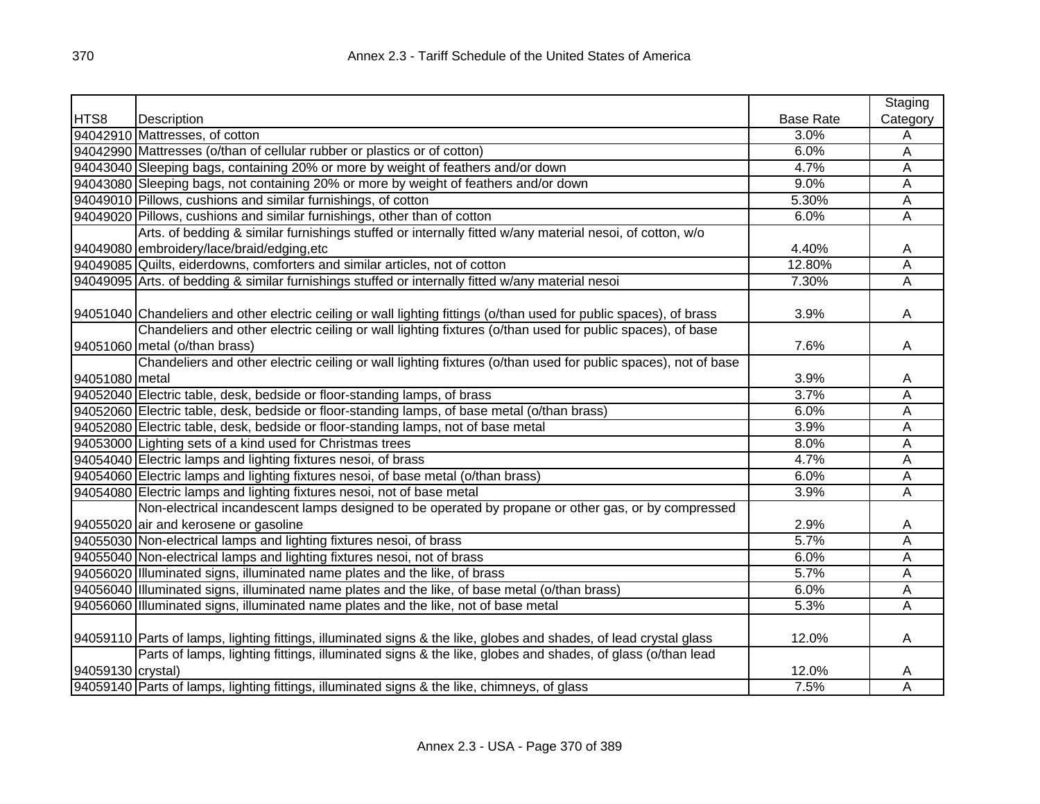| HTS8 | Description | Base Rate | Staging Category |
|---|---|---|---|
| 94042910 | Mattresses, of cotton | 3.0% | A |
| 94042990 | Mattresses (o/than of cellular rubber or plastics or of cotton) | 6.0% | A |
| 94043040 | Sleeping bags, containing 20% or more by weight of feathers and/or down | 4.7% | A |
| 94043080 | Sleeping bags, not containing 20% or more by weight of feathers and/or down | 9.0% | A |
| 94049010 | Pillows, cushions and similar furnishings, of cotton | 5.30% | A |
| 94049020 | Pillows, cushions and similar furnishings, other than of cotton | 6.0% | A |
| 94049080 | Arts. of bedding & similar furnishings stuffed or internally fitted w/any material nesoi, of cotton, w/o embroidery/lace/braid/edging,etc | 4.40% | A |
| 94049085 | Quilts, eiderdowns, comforters and similar articles, not of cotton | 12.80% | A |
| 94049095 | Arts. of bedding & similar furnishings stuffed or internally fitted w/any material nesoi | 7.30% | A |
| 94051040 | Chandeliers and other electric ceiling or wall lighting fittings (o/than used for public spaces), of brass | 3.9% | A |
| 94051060 | Chandeliers and other electric ceiling or wall lighting fixtures (o/than used for public spaces), of base metal (o/than brass) | 7.6% | A |
| 94051080 | Chandeliers and other electric ceiling or wall lighting fixtures (o/than used for public spaces), not of base metal | 3.9% | A |
| 94052040 | Electric table, desk, bedside or floor-standing lamps, of brass | 3.7% | A |
| 94052060 | Electric table, desk, bedside or floor-standing lamps, of base metal (o/than brass) | 6.0% | A |
| 94052080 | Electric table, desk, bedside or floor-standing lamps, not of base metal | 3.9% | A |
| 94053000 | Lighting sets of a kind used for Christmas trees | 8.0% | A |
| 94054040 | Electric lamps and lighting fixtures nesoi, of brass | 4.7% | A |
| 94054060 | Electric lamps and lighting fixtures nesoi, of base metal (o/than brass) | 6.0% | A |
| 94054080 | Electric lamps and lighting fixtures nesoi, not of base metal | 3.9% | A |
| 94055020 | Non-electrical incandescent lamps designed to be operated by propane or other gas, or by compressed air and kerosene or gasoline | 2.9% | A |
| 94055030 | Non-electrical lamps and lighting fixtures nesoi, of brass | 5.7% | A |
| 94055040 | Non-electrical lamps and lighting fixtures nesoi, not of brass | 6.0% | A |
| 94056020 | Illuminated signs, illuminated name plates and the like, of brass | 5.7% | A |
| 94056040 | Illuminated signs, illuminated name plates and the like, of base metal (o/than brass) | 6.0% | A |
| 94056060 | Illuminated signs, illuminated name plates and the like, not of base metal | 5.3% | A |
| 94059110 | Parts of lamps, lighting fittings, illuminated signs & the like, globes and shades, of lead crystal glass | 12.0% | A |
| 94059130 | Parts of lamps, lighting fittings, illuminated signs & the like, globes and shades, of glass (o/than lead crystal) | 12.0% | A |
| 94059140 | Parts of lamps, lighting fittings, illuminated signs & the like, chimneys, of glass | 7.5% | A |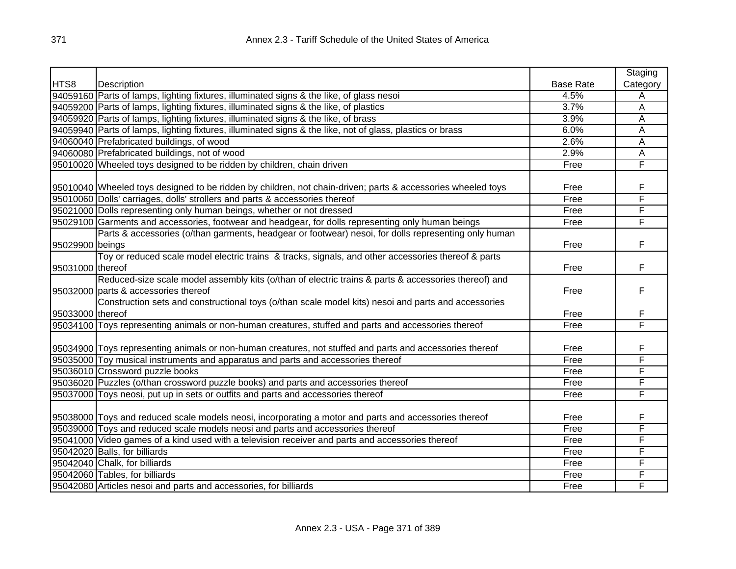| HTS8 | Description | Base Rate | Staging Category |
|---|---|---|---|
| 94059160 | Parts of lamps, lighting fixtures, illuminated signs & the like, of glass nesoi | 4.5% | A |
| 94059200 | Parts of lamps, lighting fixtures, illuminated signs & the like, of plastics | 3.7% | A |
| 94059920 | Parts of lamps, lighting fixtures, illuminated signs & the like, of brass | 3.9% | A |
| 94059940 | Parts of lamps, lighting fixtures, illuminated signs & the like, not of glass, plastics or brass | 6.0% | A |
| 94060040 | Prefabricated buildings, of wood | 2.6% | A |
| 94060080 | Prefabricated buildings, not of wood | 2.9% | A |
| 95010020 | Wheeled toys designed to be ridden by children, chain driven | Free | F |
| 95010040 | Wheeled toys designed to be ridden by children, not chain-driven; parts & accessories wheeled toys | Free | F |
| 95010060 | Dolls' carriages, dolls' strollers and parts & accessories thereof | Free | F |
| 95021000 | Dolls representing only human beings, whether or not dressed | Free | F |
| 95029100 | Garments and accessories, footwear and headgear, for dolls representing only human beings | Free | F |
| 95029900 | Parts & accessories (o/than garments, headgear or footwear) nesoi, for dolls representing only human beings | Free | F |
| 95031000 | Toy or reduced scale model electric trains & tracks, signals, and other accessories thereof & parts thereof | Free | F |
| 95032000 | Reduced-size scale model assembly kits (o/than of electric trains & parts & accessories thereof) and parts & accessories thereof | Free | F |
| 95033000 | Construction sets and constructional toys (o/than scale model kits) nesoi and parts and accessories thereof | Free | F |
| 95034100 | Toys representing animals or non-human creatures, stuffed and parts and accessories thereof | Free | F |
| 95034900 | Toys representing animals or non-human creatures, not stuffed and parts and accessories thereof | Free | F |
| 95035000 | Toy musical instruments and apparatus and parts and accessories thereof | Free | F |
| 95036010 | Crossword puzzle books | Free | F |
| 95036020 | Puzzles (o/than crossword puzzle books) and parts and accessories thereof | Free | F |
| 95037000 | Toys neosi, put up in sets or outfits and parts and accessories thereof | Free | F |
| 95038000 | Toys and reduced scale models neosi, incorporating a motor and parts and accessories thereof | Free | F |
| 95039000 | Toys and reduced scale models neosi and parts and accessories thereof | Free | F |
| 95041000 | Video games of a kind used with a television receiver and parts and accessories thereof | Free | F |
| 95042020 | Balls, for billiards | Free | F |
| 95042040 | Chalk, for billiards | Free | F |
| 95042060 | Tables, for billiards | Free | F |
| 95042080 | Articles nesoi and parts and accessories, for billiards | Free | F |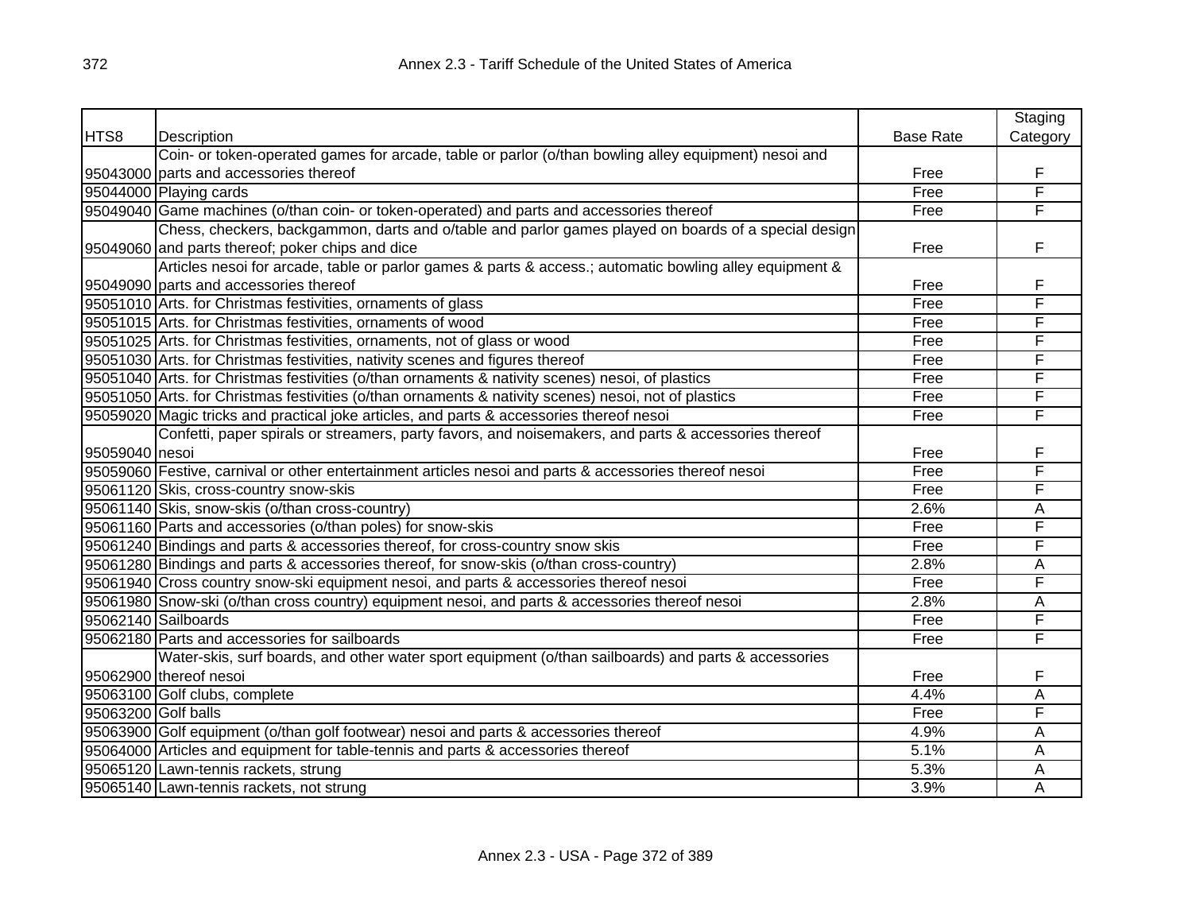| HTS8 | Description | Base Rate | Staging Category |
|---|---|---|---|
| 95043000 | Coin- or token-operated games for arcade, table or parlor (o/than bowling alley equipment) nesoi and parts and accessories thereof | Free | F |
| 95044000 | Playing cards | Free | F |
| 95049040 | Game machines (o/than coin- or token-operated) and parts and accessories thereof | Free | F |
| 95049060 | Chess, checkers, backgammon, darts and o/table and parlor games played on boards of a special design and parts thereof; poker chips and dice | Free | F |
| 95049090 | Articles nesoi for arcade, table or parlor games & parts & access.; automatic bowling alley equipment & parts and accessories thereof | Free | F |
| 95051010 | Arts. for Christmas festivities, ornaments of glass | Free | F |
| 95051015 | Arts. for Christmas festivities, ornaments of wood | Free | F |
| 95051025 | Arts. for Christmas festivities, ornaments, not of glass or wood | Free | F |
| 95051030 | Arts. for Christmas festivities, nativity scenes and figures thereof | Free | F |
| 95051040 | Arts. for Christmas festivities (o/than ornaments & nativity scenes) nesoi, of plastics | Free | F |
| 95051050 | Arts. for Christmas festivities (o/than ornaments & nativity scenes) nesoi, not of plastics | Free | F |
| 95059020 | Magic tricks and practical joke articles, and parts & accessories thereof nesoi | Free | F |
| 95059040 | Confetti, paper spirals or streamers, party favors, and noisemakers, and parts & accessories thereof nesoi | Free | F |
| 95059060 | Festive, carnival or other entertainment articles nesoi and parts & accessories thereof nesoi | Free | F |
| 95061120 | Skis, cross-country snow-skis | Free | F |
| 95061140 | Skis, snow-skis (o/than cross-country) | 2.6% | A |
| 95061160 | Parts and accessories (o/than poles) for snow-skis | Free | F |
| 95061240 | Bindings and parts & accessories thereof, for cross-country snow skis | Free | F |
| 95061280 | Bindings and parts & accessories thereof, for snow-skis (o/than cross-country) | 2.8% | A |
| 95061940 | Cross country snow-ski equipment nesoi, and parts & accessories thereof nesoi | Free | F |
| 95061980 | Snow-ski (o/than cross country) equipment nesoi, and parts & accessories thereof nesoi | 2.8% | A |
| 95062140 | Sailboards | Free | F |
| 95062180 | Parts and accessories for sailboards | Free | F |
| 95062900 | Water-skis, surf boards, and other water sport equipment (o/than sailboards) and parts & accessories thereof nesoi | Free | F |
| 95063100 | Golf clubs, complete | 4.4% | A |
| 95063200 | Golf balls | Free | F |
| 95063900 | Golf equipment (o/than golf footwear) nesoi and parts & accessories thereof | 4.9% | A |
| 95064000 | Articles and equipment for table-tennis and parts & accessories thereof | 5.1% | A |
| 95065120 | Lawn-tennis rackets, strung | 5.3% | A |
| 95065140 | Lawn-tennis rackets, not strung | 3.9% | A |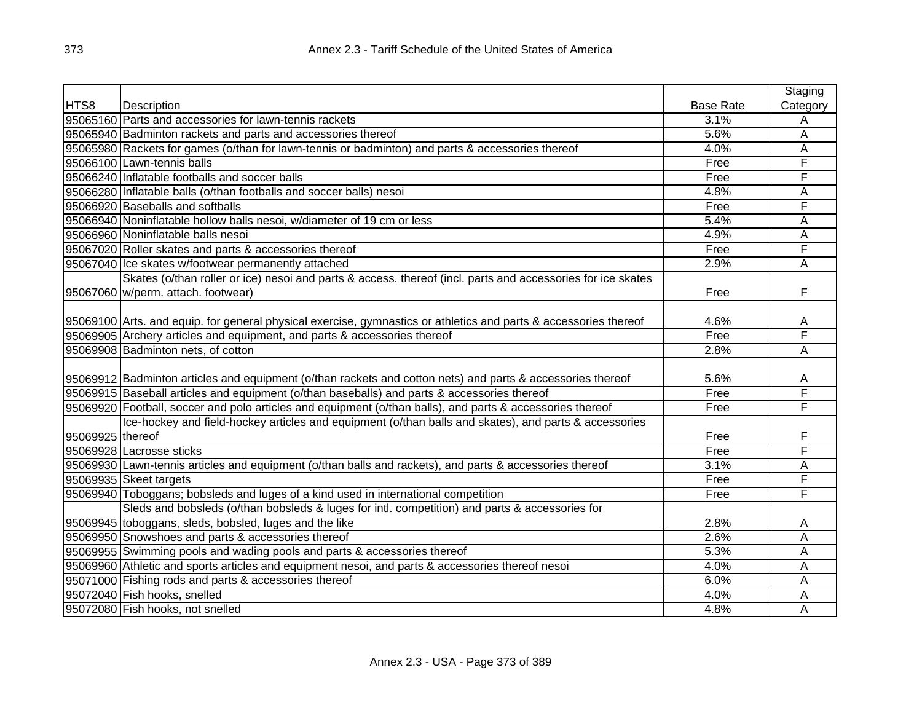| HTS8 | Description | Base Rate | Staging Category |
|---|---|---|---|
| 95065160 | Parts and accessories for lawn-tennis rackets | 3.1% | A |
| 95065940 | Badminton rackets and parts and accessories thereof | 5.6% | A |
| 95065980 | Rackets for games (o/than for lawn-tennis or badminton) and parts & accessories thereof | 4.0% | A |
| 95066100 | Lawn-tennis balls | Free | F |
| 95066240 | Inflatable footballs and soccer balls | Free | F |
| 95066280 | Inflatable balls (o/than footballs and soccer balls) nesoi | 4.8% | A |
| 95066920 | Baseballs and softballs | Free | F |
| 95066940 | Noninflatable hollow balls nesoi, w/diameter of 19 cm or less | 5.4% | A |
| 95066960 | Noninflatable balls nesoi | 4.9% | A |
| 95067020 | Roller skates and parts & accessories thereof | Free | F |
| 95067040 | Ice skates w/footwear permanently attached | 2.9% | A |
| 95067060 | Skates (o/than roller or ice) nesoi and parts & access. thereof (incl. parts and accessories for ice skates w/perm. attach. footwear) | Free | F |
| 95069100 | Arts. and equip. for general physical exercise, gymnastics or athletics and parts & accessories thereof | 4.6% | A |
| 95069905 | Archery articles and equipment, and parts & accessories thereof | Free | F |
| 95069908 | Badminton nets, of cotton | 2.8% | A |
| 95069912 | Badminton articles and equipment (o/than rackets and cotton nets) and parts & accessories thereof | 5.6% | A |
| 95069915 | Baseball articles and equipment (o/than baseballs) and parts & accessories thereof | Free | F |
| 95069920 | Football, soccer and polo articles and equipment (o/than balls), and parts & accessories thereof | Free | F |
| 95069925 | Ice-hockey and field-hockey articles and equipment (o/than balls and skates), and parts & accessories thereof | Free | F |
| 95069928 | Lacrosse sticks | Free | F |
| 95069930 | Lawn-tennis articles and equipment (o/than balls and rackets), and parts & accessories thereof | 3.1% | A |
| 95069935 | Skeet targets | Free | F |
| 95069940 | Toboggans; bobsleds and luges of a kind used in international competition | Free | F |
| 95069945 | Sleds and bobsleds (o/than bobsleds & luges for intl. competition) and parts & accessories for toboggans, sleds, bobsled, luges and the like | 2.8% | A |
| 95069950 | Snowshoes and parts & accessories thereof | 2.6% | A |
| 95069955 | Swimming pools and wading pools and parts & accessories thereof | 5.3% | A |
| 95069960 | Athletic and sports articles and equipment nesoi, and parts & accessories thereof nesoi | 4.0% | A |
| 95071000 | Fishing rods and parts & accessories thereof | 6.0% | A |
| 95072040 | Fish hooks, snelled | 4.0% | A |
| 95072080 | Fish hooks, not snelled | 4.8% | A |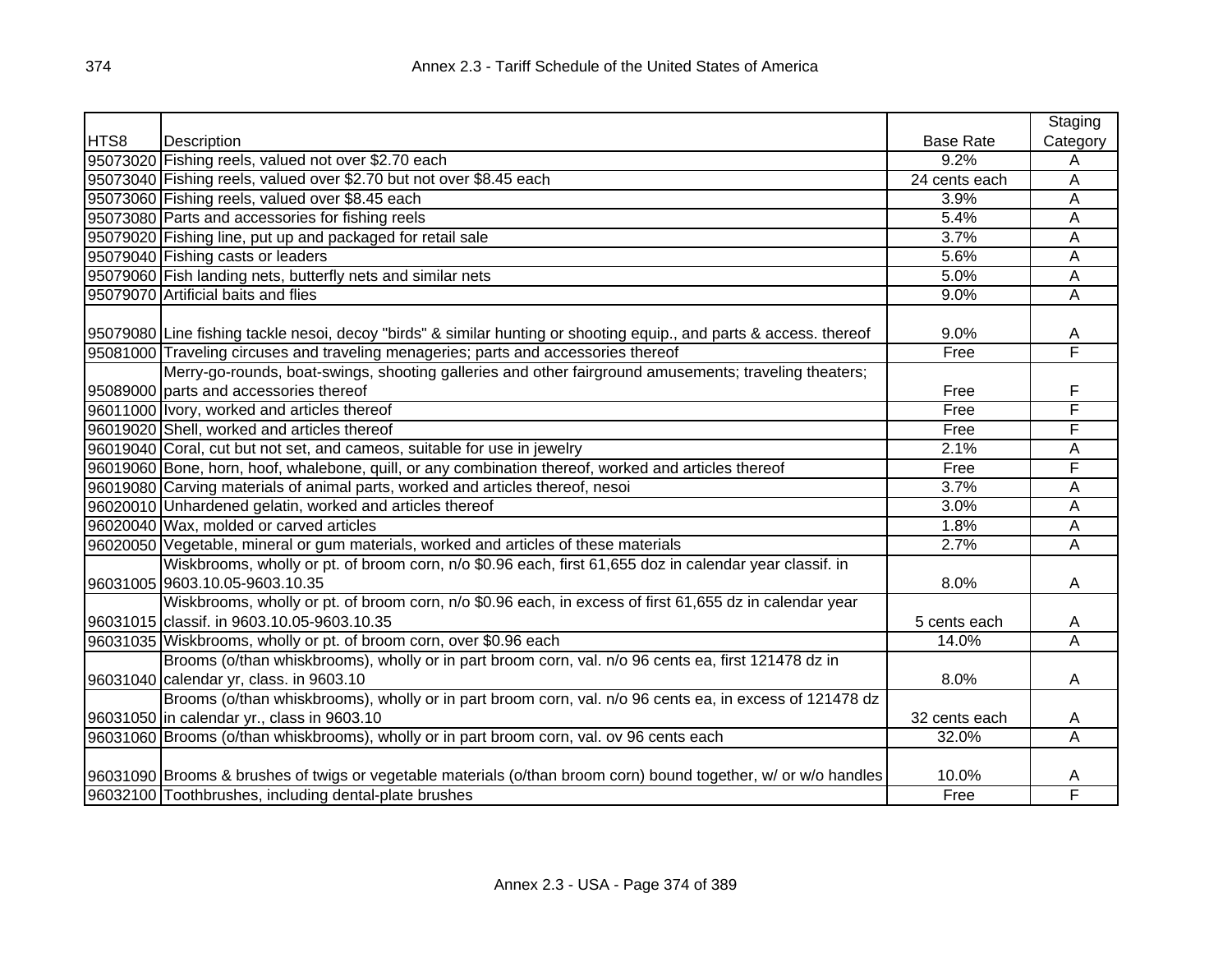| HTS8 | Description | Base Rate | Staging Category |
|---|---|---|---|
| 95073020 | Fishing reels, valued not over $2.70 each | 9.2% | A |
| 95073040 | Fishing reels, valued over $2.70 but not over $8.45 each | 24 cents each | A |
| 95073060 | Fishing reels, valued over $8.45 each | 3.9% | A |
| 95073080 | Parts and accessories for fishing reels | 5.4% | A |
| 95079020 | Fishing line, put up and packaged for retail sale | 3.7% | A |
| 95079040 | Fishing casts or leaders | 5.6% | A |
| 95079060 | Fish landing nets, butterfly nets and similar nets | 5.0% | A |
| 95079070 | Artificial baits and flies | 9.0% | A |
| 95079080 | Line fishing tackle nesoi, decoy "birds" & similar hunting or shooting equip., and parts & access. thereof | 9.0% | A |
| 95081000 | Traveling circuses and traveling menageries; parts and accessories thereof | Free | F |
| 95089000 | Merry-go-rounds, boat-swings, shooting galleries and other fairground amusements; traveling theaters; parts and accessories thereof | Free | F |
| 96011000 | Ivory, worked and articles thereof | Free | F |
| 96019020 | Shell, worked and articles thereof | Free | F |
| 96019040 | Coral, cut but not set, and cameos, suitable for use in jewelry | 2.1% | A |
| 96019060 | Bone, horn, hoof, whalebone, quill, or any combination thereof, worked and articles thereof | Free | F |
| 96019080 | Carving materials of animal parts, worked and articles thereof, nesoi | 3.7% | A |
| 96020010 | Unhardened gelatin, worked and articles thereof | 3.0% | A |
| 96020040 | Wax, molded or carved articles | 1.8% | A |
| 96020050 | Vegetable, mineral or gum materials, worked and articles of these materials | 2.7% | A |
| 96031005 | Wiskbrooms, wholly or pt. of broom corn, n/o $0.96 each, first 61,655 doz in calendar year classif. in 9603.10.05-9603.10.35 | 8.0% | A |
| 96031015 | Wiskbrooms, wholly or pt. of broom corn, n/o $0.96 each, in excess of first 61,655 dz in calendar year classif. in 9603.10.05-9603.10.35 | 5 cents each | A |
| 96031035 | Wiskbrooms, wholly or pt. of broom corn, over $0.96 each | 14.0% | A |
| 96031040 | Brooms (o/than whiskbrooms), wholly or in part broom corn, val. n/o 96 cents ea, first 121478 dz in calendar yr, class. in 9603.10 | 8.0% | A |
| 96031050 | Brooms (o/than whiskbrooms), wholly or in part broom corn, val. n/o 96 cents ea, in excess of 121478 dz in calendar yr., class in 9603.10 | 32 cents each | A |
| 96031060 | Brooms (o/than whiskbrooms), wholly or in part broom corn, val. ov 96 cents each | 32.0% | A |
| 96031090 | Brooms & brushes of twigs or vegetable materials (o/than broom corn) bound together, w/ or w/o handles | 10.0% | A |
| 96032100 | Toothbrushes, including dental-plate brushes | Free | F |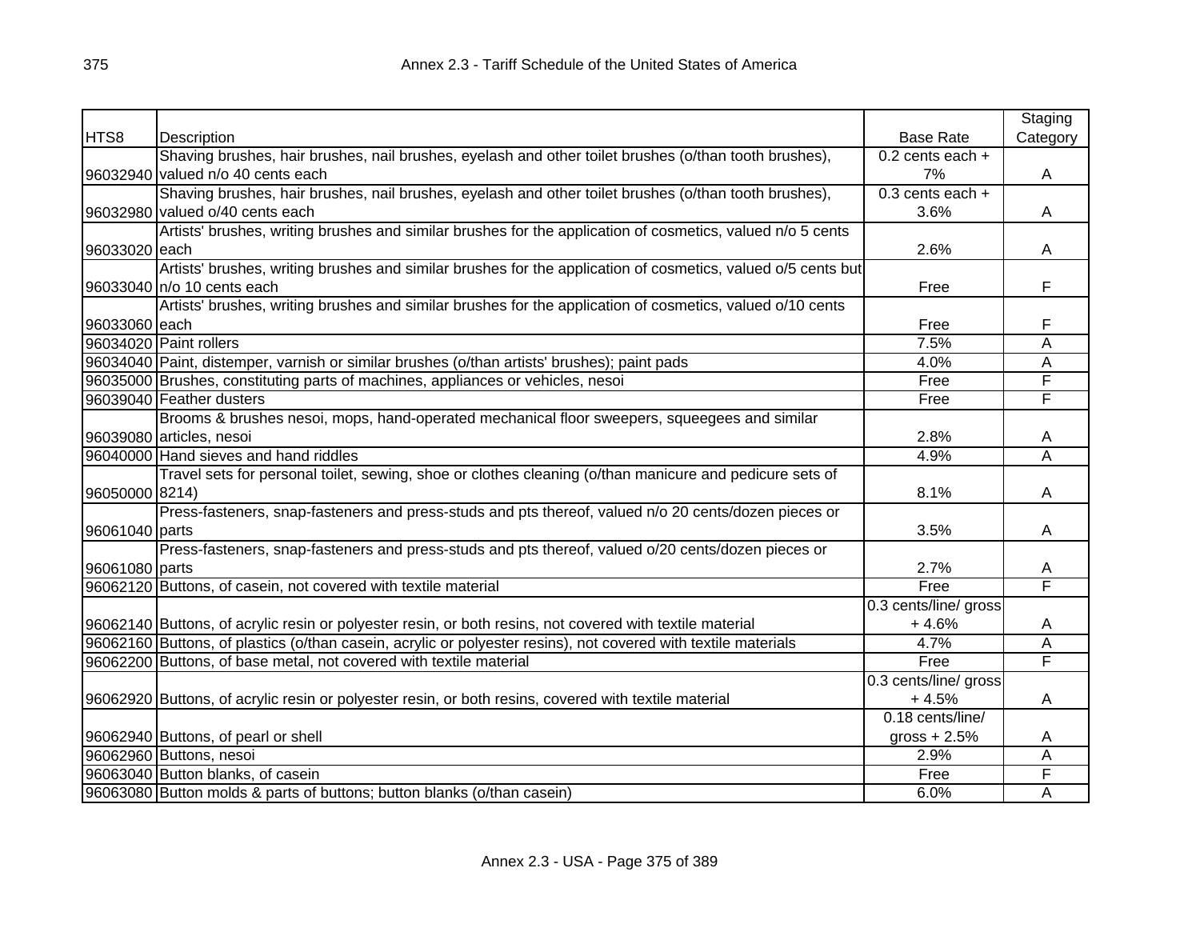| HTS8 | Description | Base Rate | Staging Category |
|---|---|---|---|
| 96032940 | Shaving brushes, hair brushes, nail brushes, eyelash and other toilet brushes (o/than tooth brushes), valued n/o 40 cents each | 0.2 cents each + 7% | A |
| 96032980 | Shaving brushes, hair brushes, nail brushes, eyelash and other toilet brushes (o/than tooth brushes), valued o/40 cents each | 0.3 cents each + 3.6% | A |
| 96033020 | Artists' brushes, writing brushes and similar brushes for the application of cosmetics, valued n/o 5 cents each | 2.6% | A |
| 96033040 | Artists' brushes, writing brushes and similar brushes for the application of cosmetics, valued o/5 cents but n/o 10 cents each | Free | F |
| 96033060 | Artists' brushes, writing brushes and similar brushes for the application of cosmetics, valued o/10 cents each | Free | F |
| 96034020 | Paint rollers | 7.5% | A |
| 96034040 | Paint, distemper, varnish or similar brushes (o/than artists' brushes); paint pads | 4.0% | A |
| 96035000 | Brushes, constituting parts of machines, appliances or vehicles, nesoi | Free | F |
| 96039040 | Feather dusters | Free | F |
| 96039080 | Brooms & brushes nesoi, mops, hand-operated mechanical floor sweepers, squeegees and similar articles, nesoi | 2.8% | A |
| 96040000 | Hand sieves and hand riddles | 4.9% | A |
| 96050000 | Travel sets for personal toilet, sewing, shoe or clothes cleaning (o/than manicure and pedicure sets of 8214) | 8.1% | A |
| 96061040 | Press-fasteners, snap-fasteners and press-studs and pts thereof, valued n/o 20 cents/dozen pieces or parts | 3.5% | A |
| 96061080 | Press-fasteners, snap-fasteners and press-studs and pts thereof, valued o/20 cents/dozen pieces or parts | 2.7% | A |
| 96062120 | Buttons, of casein, not covered with textile material | Free | F |
| 96062140 | Buttons, of acrylic resin or polyester resin, or both resins, not covered with textile material | 0.3 cents/line/ gross + 4.6% | A |
| 96062160 | Buttons, of plastics (o/than casein, acrylic or polyester resins), not covered with textile materials | 4.7% | A |
| 96062200 | Buttons, of base metal, not covered with textile material | Free | F |
| 96062920 | Buttons, of acrylic resin or polyester resin, or both resins, covered with textile material | 0.3 cents/line/ gross + 4.5% | A |
| 96062940 | Buttons, of pearl or shell | 0.18 cents/line/ gross + 2.5% | A |
| 96062960 | Buttons, nesoi | 2.9% | A |
| 96063040 | Button blanks, of casein | Free | F |
| 96063080 | Button molds & parts of buttons; button blanks (o/than casein) | 6.0% | A |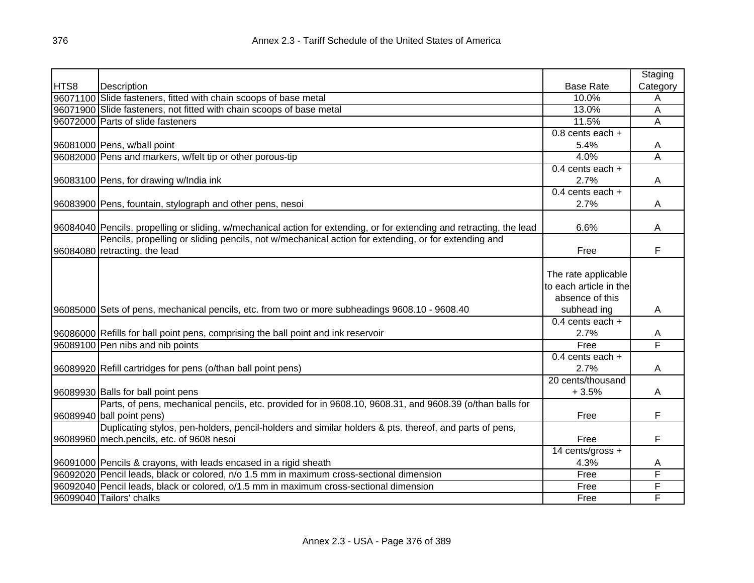| HTS8 | Description | Base Rate | Staging Category |
|---|---|---|---|
| 96071100 | Slide fasteners, fitted with chain scoops of base metal | 10.0% | A |
| 96071900 | Slide fasteners, not fitted with chain scoops of base metal | 13.0% | A |
| 96072000 | Parts of slide fasteners | 11.5% | A |
| 96081000 | Pens, w/ball point | 0.8 cents each + 5.4% | A |
| 96082000 | Pens and markers, w/felt tip or other porous-tip | 4.0% | A |
| 96083100 | Pens, for drawing w/India ink | 0.4 cents each + 2.7% | A |
| 96083900 | Pens, fountain, stylograph and other pens, nesoi | 0.4 cents each + 2.7% | A |
| 96084040 | Pencils, propelling or sliding, w/mechanical action for extending, or for extending and retracting, the lead | 6.6% | A |
| 96084080 | Pencils, propelling or sliding pencils, not w/mechanical action for extending, or for extending and retracting, the lead | Free | F |
| 96085000 | Sets of pens, mechanical pencils, etc. from two or more subheadings 9608.10 - 9608.40 | The rate applicable to each article in the absence of this subhead ing | A |
| 96086000 | Refills for ball point pens, comprising the ball point and ink reservoir | 0.4 cents each + 2.7% | A |
| 96089100 | Pen nibs and nib points | Free | F |
| 96089920 | Refill cartridges for pens (o/than ball point pens) | 0.4 cents each + 2.7% | A |
| 96089930 | Balls for ball point pens | 20 cents/thousand + 3.5% | A |
| 96089940 | Parts, of pens, mechanical pencils, etc. provided for in 9608.10, 9608.31, and 9608.39 (o/than balls for ball point pens) | Free | F |
| 96089960 | Duplicating stylos, pen-holders, pencil-holders and similar holders & pts. thereof, and parts of pens, mech.pencils, etc. of 9608 nesoi | Free | F |
| 96091000 | Pencils & crayons, with leads encased in a rigid sheath | 14 cents/gross + 4.3% | A |
| 96092020 | Pencil leads, black or colored, n/o 1.5 mm in maximum cross-sectional dimension | Free | F |
| 96092040 | Pencil leads, black or colored, o/1.5 mm in maximum cross-sectional dimension | Free | F |
| 96099040 | Tailors' chalks | Free | F |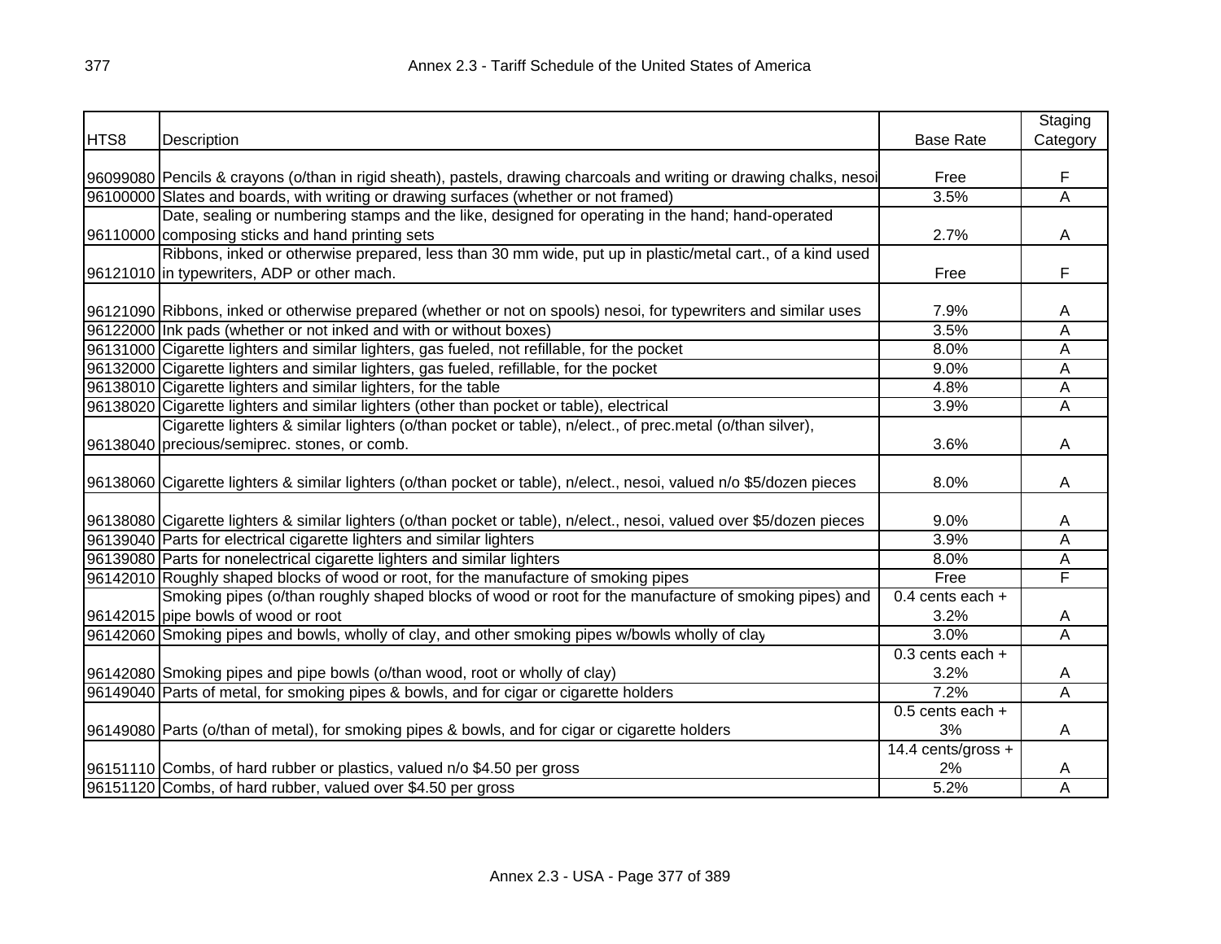| HTS8 | Description | Base Rate | Staging Category |
|---|---|---|---|
| 96099080 | Pencils & crayons (o/than in rigid sheath), pastels, drawing charcoals and writing or drawing chalks, nesoi | Free | F |
| 96100000 | Slates and boards, with writing or drawing surfaces (whether or not framed) | 3.5% | A |
| 96110000 | Date, sealing or numbering stamps and the like, designed for operating in the hand; hand-operated composing sticks and hand printing sets | 2.7% | A |
| 96121010 | Ribbons, inked or otherwise prepared, less than 30 mm wide, put up in plastic/metal cart., of a kind used in typewriters, ADP or other mach. | Free | F |
| 96121090 | Ribbons, inked or otherwise prepared (whether or not on spools) nesoi, for typewriters and similar uses | 7.9% | A |
| 96122000 | Ink pads (whether or not inked and with or without boxes) | 3.5% | A |
| 96131000 | Cigarette lighters and similar lighters, gas fueled, not refillable, for the pocket | 8.0% | A |
| 96132000 | Cigarette lighters and similar lighters, gas fueled, refillable, for the pocket | 9.0% | A |
| 96138010 | Cigarette lighters and similar lighters, for the table | 4.8% | A |
| 96138020 | Cigarette lighters and similar lighters (other than pocket or table), electrical | 3.9% | A |
| 96138040 | Cigarette lighters & similar lighters (o/than pocket or table), n/elect., of prec.metal (o/than silver), precious/semiprec. stones, or comb. | 3.6% | A |
| 96138060 | Cigarette lighters & similar lighters (o/than pocket or table), n/elect., nesoi, valued n/o $5/dozen pieces | 8.0% | A |
| 96138080 | Cigarette lighters & similar lighters (o/than pocket or table), n/elect., nesoi, valued over $5/dozen pieces | 9.0% | A |
| 96139040 | Parts for electrical cigarette lighters and similar lighters | 3.9% | A |
| 96139080 | Parts for nonelectrical cigarette lighters and similar lighters | 8.0% | A |
| 96142010 | Roughly shaped blocks of wood or root, for the manufacture of smoking pipes | Free | F |
| 96142015 | Smoking pipes (o/than roughly shaped blocks of wood or root for the manufacture of smoking pipes) and pipe bowls of wood or root | 0.4 cents each + 3.2% | A |
| 96142060 | Smoking pipes and bowls, wholly of clay, and other smoking pipes w/bowls wholly of clay | 3.0% | A |
| 96142080 | Smoking pipes and pipe bowls (o/than wood, root or wholly of clay) | 0.3 cents each + 3.2% | A |
| 96149040 | Parts of metal, for smoking pipes & bowls, and for cigar or cigarette holders | 7.2% | A |
| 96149080 | Parts (o/than of metal), for smoking pipes & bowls, and for cigar or cigarette holders | 0.5 cents each + 3% | A |
| 96151110 | Combs, of hard rubber or plastics, valued n/o $4.50 per gross | 14.4 cents/gross + 2% | A |
| 96151120 | Combs, of hard rubber, valued over $4.50 per gross | 5.2% | A |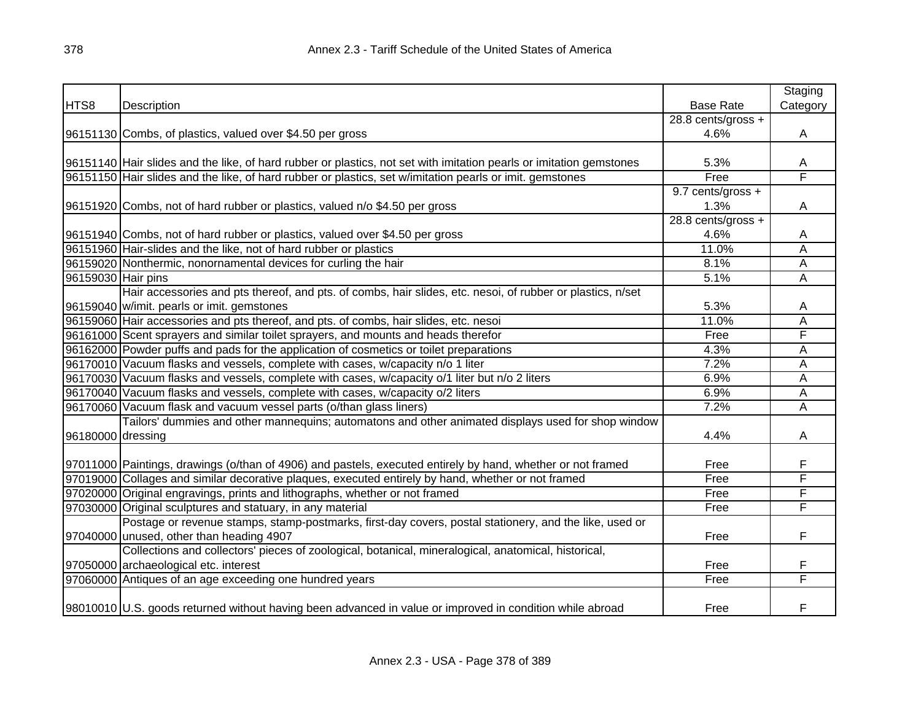| HTS8 | Description | Base Rate | Staging Category |
|---|---|---|---|
| 96151130 | Combs, of plastics, valued over $4.50 per gross | 28.8 cents/gross + 4.6% | A |
| 96151140 | Hair slides and the like, of hard rubber or plastics, not set with imitation pearls or imitation gemstones | 5.3% | A |
| 96151150 | Hair slides and the like, of hard rubber or plastics, set w/imitation pearls or imit. gemstones | Free | F |
| 96151920 | Combs, not of hard rubber or plastics, valued n/o $4.50 per gross | 9.7 cents/gross + 1.3% | A |
| 96151940 | Combs, not of hard rubber or plastics, valued over $4.50 per gross | 28.8 cents/gross + 4.6% | A |
| 96151960 | Hair-slides and the like, not of hard rubber or plastics | 11.0% | A |
| 96159020 | Nonthermic, nonornamental devices for curling the hair | 8.1% | A |
| 96159030 | Hair pins | 5.1% | A |
| 96159040 | Hair accessories and pts thereof, and pts. of combs, hair slides, etc. nesoi, of rubber or plastics, n/set w/imit. pearls or imit. gemstones | 5.3% | A |
| 96159060 | Hair accessories and pts thereof, and pts. of combs, hair slides, etc. nesoi | 11.0% | A |
| 96161000 | Scent sprayers and similar toilet sprayers, and mounts and heads therefor | Free | F |
| 96162000 | Powder puffs and pads for the application of cosmetics or toilet preparations | 4.3% | A |
| 96170010 | Vacuum flasks and vessels, complete with cases, w/capacity n/o 1 liter | 7.2% | A |
| 96170030 | Vacuum flasks and vessels, complete with cases, w/capacity o/1 liter but n/o 2 liters | 6.9% | A |
| 96170040 | Vacuum flasks and vessels, complete with cases, w/capacity o/2 liters | 6.9% | A |
| 96170060 | Vacuum flask and vacuum vessel parts (o/than glass liners) | 7.2% | A |
| 96180000 | Tailors' dummies and other mannequins; automatons and other animated displays used for shop window dressing | 4.4% | A |
| 97011000 | Paintings, drawings (o/than of 4906) and pastels, executed entirely by hand, whether or not framed | Free | F |
| 97019000 | Collages and similar decorative plaques, executed entirely by hand, whether or not framed | Free | F |
| 97020000 | Original engravings, prints and lithographs, whether or not framed | Free | F |
| 97030000 | Original sculptures and statuary, in any material | Free | F |
| 97040000 | Postage or revenue stamps, stamp-postmarks, first-day covers, postal stationery, and the like, used or unused, other than heading 4907 | Free | F |
| 97050000 | Collections and collectors' pieces of zoological, botanical, mineralogical, anatomical, historical, archaeological etc. interest | Free | F |
| 97060000 | Antiques of an age exceeding one hundred years | Free | F |
| 98010010 | U.S. goods returned without having been advanced in value or improved in condition while abroad | Free | F |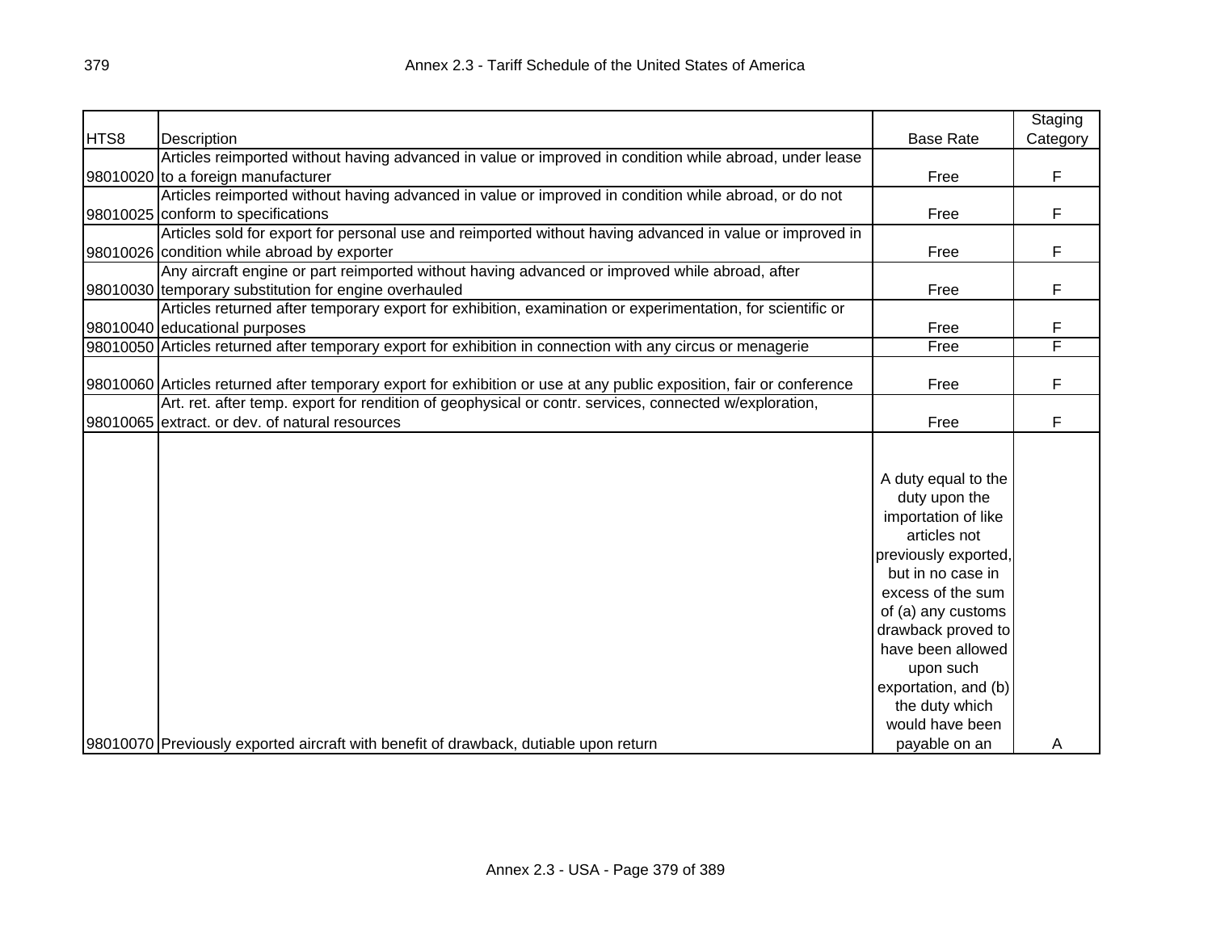| HTS8 | Description | Base Rate | Staging Category |
|---|---|---|---|
| 98010020 | Articles reimported without having advanced in value or improved in condition while abroad, under lease to a foreign manufacturer | Free | F |
| 98010025 | Articles reimported without having advanced in value or improved in condition while abroad, or do not conform to specifications | Free | F |
| 98010026 | Articles sold for export for personal use and reimported without having advanced in value or improved in condition while abroad by exporter | Free | F |
| 98010030 | Any aircraft engine or part reimported without having advanced or improved while abroad, after temporary substitution for engine overhauled | Free | F |
| 98010040 | Articles returned after temporary export for exhibition, examination or experimentation, for scientific or educational purposes | Free | F |
| 98010050 | Articles returned after temporary export for exhibition in connection with any circus or menagerie | Free | F |
| 98010060 | Articles returned after temporary export for exhibition or use at any public exposition, fair or conference | Free | F |
| 98010065 | Art. ret. after temp. export for rendition of geophysical or contr. services, connected w/exploration, extract. or dev. of natural resources | Free | F |
| 98010070 | Previously exported aircraft with benefit of drawback, dutiable upon return | A duty equal to the duty upon the importation of like articles not previously exported, but in no case in excess of the sum of (a) any customs drawback proved to have been allowed upon such exportation, and (b) the duty which would have been payable on an | A |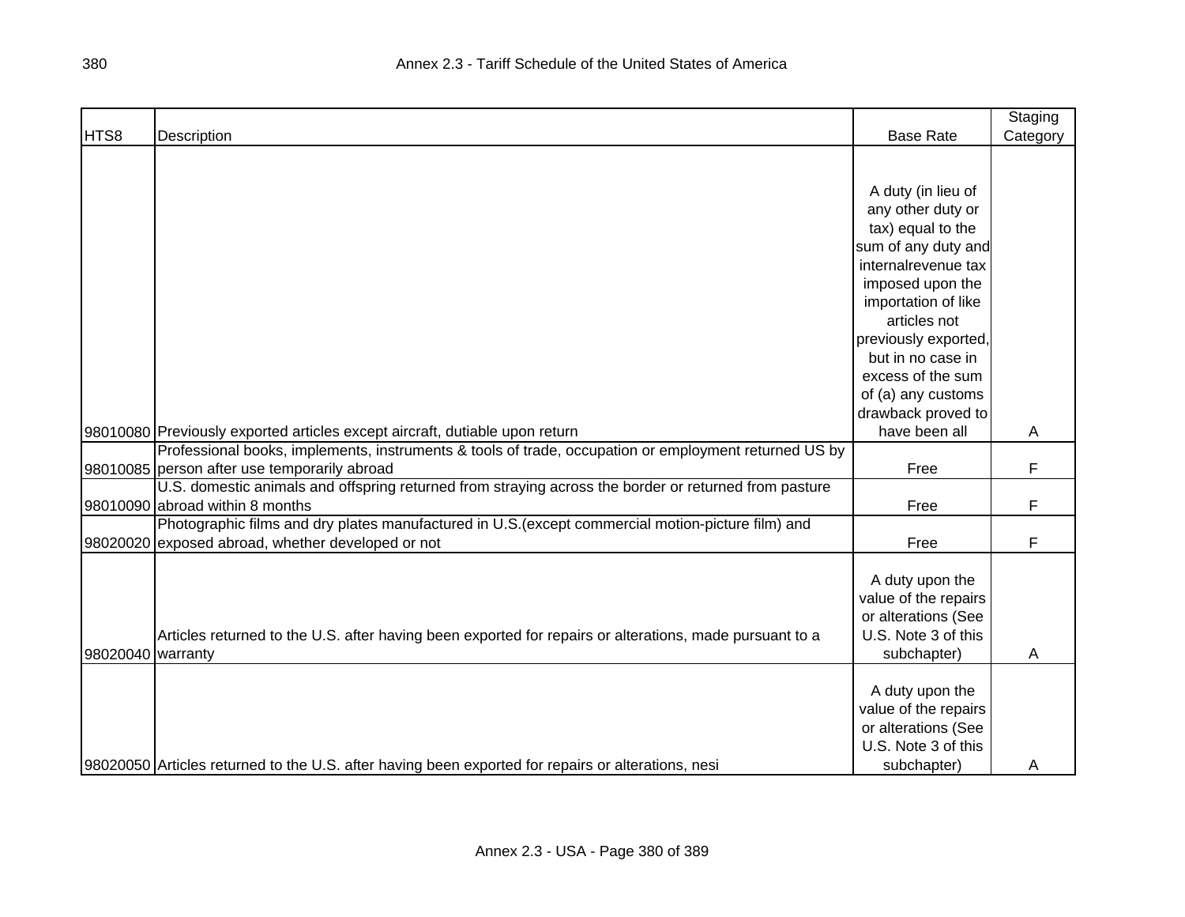| HTS8 | Description | Base Rate | Staging Category |
|---|---|---|---|
| 98010080 | Previously exported articles except aircraft, dutiable upon return | A duty (in lieu of any other duty or tax) equal to the sum of any duty and internalrevenue tax imposed upon the importation of like articles not previously exported, but in no case in excess of the sum of (a) any customs drawback proved to have been all | A |
| 98010085 | Professional books, implements, instruments & tools of trade, occupation or employment returned US by person after use temporarily abroad | Free | F |
| 98010090 | U.S. domestic animals and offspring returned from straying across the border or returned from pasture abroad within 8 months | Free | F |
| 98020020 | Photographic films and dry plates manufactured in U.S.(except commercial motion-picture film) and exposed abroad, whether developed or not | Free | F |
| 98020040 | Articles returned to the U.S. after having been exported for repairs or alterations, made pursuant to a warranty | A duty upon the value of the repairs or alterations (See U.S. Note 3 of this subchapter) | A |
| 98020050 | Articles returned to the U.S. after having been exported for repairs or alterations, nesi | A duty upon the value of the repairs or alterations (See U.S. Note 3 of this subchapter) | A |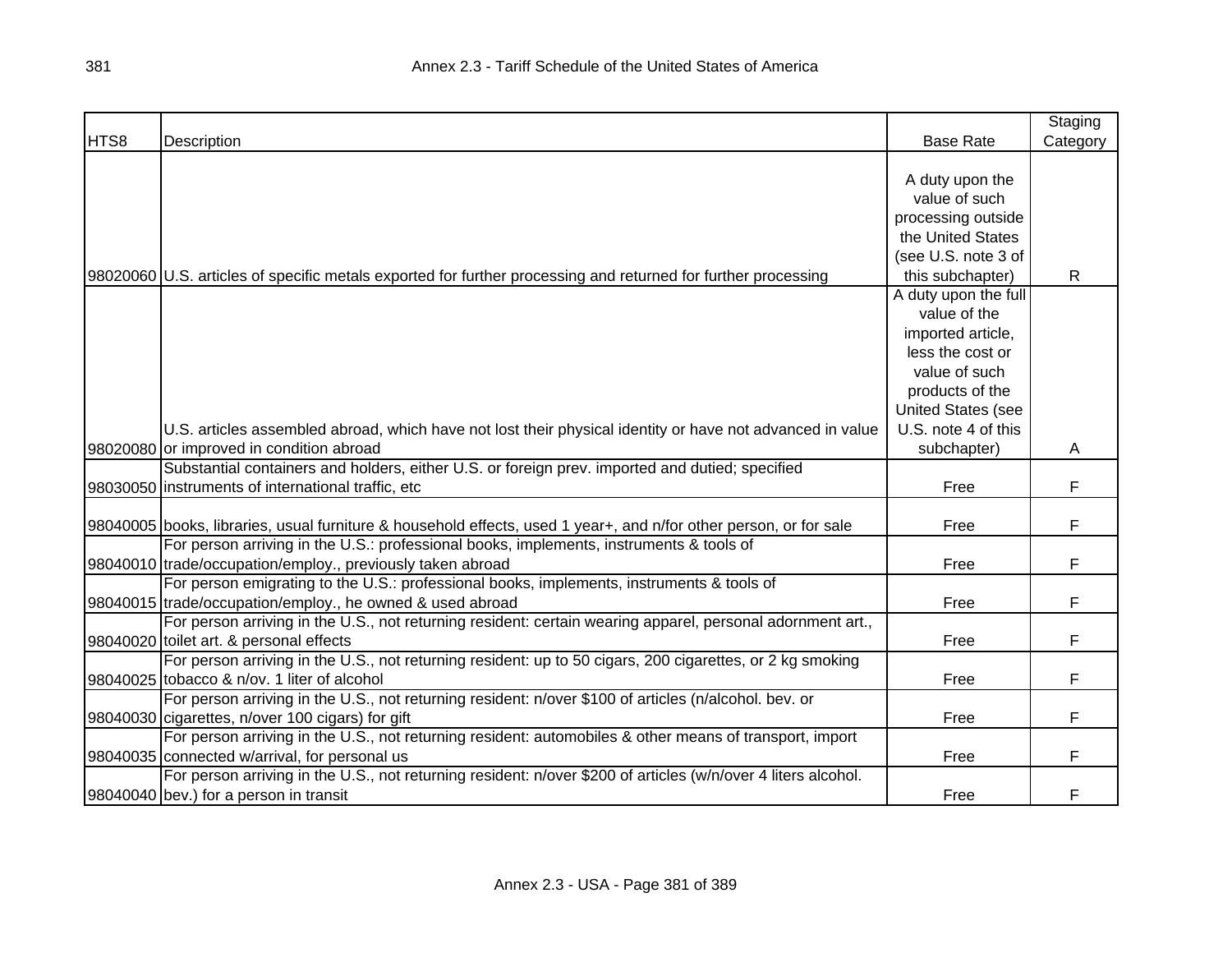| HTS8 | Description | Base Rate | Staging Category |
|---|---|---|---|
| 98020060 | U.S. articles of specific metals exported for further processing and returned for further processing | A duty upon the value of such processing outside the United States (see U.S. note 3 of this subchapter) | R |
| 98020080 | U.S. articles assembled abroad, which have not lost their physical identity or have not advanced in value or improved in condition abroad | A duty upon the full value of the imported article, less the cost or value of such products of the United States (see U.S. note 4 of this subchapter) | A |
| 98030050 | Substantial containers and holders, either U.S. or foreign prev. imported and dutied; specified instruments of international traffic, etc | Free | F |
| 98040005 | books, libraries, usual furniture & household effects, used 1 year+, and n/for other person, or for sale | Free | F |
| 98040010 | For person arriving in the U.S.: professional books, implements, instruments & tools of trade/occupation/employ., previously taken abroad | Free | F |
| 98040015 | For person emigrating to the U.S.: professional books, implements, instruments & tools of trade/occupation/employ., he owned & used abroad | Free | F |
| 98040020 | For person arriving in the U.S., not returning resident: certain wearing apparel, personal adornment art., toilet art. & personal effects | Free | F |
| 98040025 | For person arriving in the U.S., not returning resident: up to 50 cigars, 200 cigarettes, or 2 kg smoking tobacco & n/ov. 1 liter of alcohol | Free | F |
| 98040030 | For person arriving in the U.S., not returning resident: n/over $100 of articles (n/alcohol. bev. or cigarettes, n/over 100 cigars) for gift | Free | F |
| 98040035 | For person arriving in the U.S., not returning resident: automobiles & other means of transport, import connected w/arrival, for personal us | Free | F |
| 98040040 | For person arriving in the U.S., not returning resident: n/over $200 of articles (w/n/over 4 liters alcohol. bev.) for a person in transit | Free | F |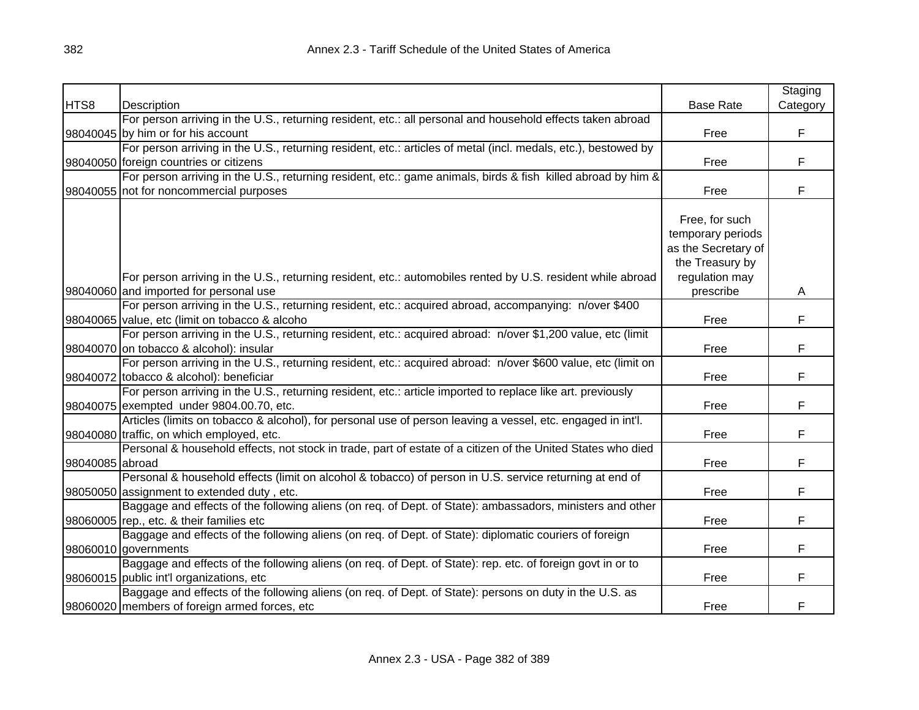| HTS8 | Description | Base Rate | Staging Category |
|---|---|---|---|
| 98040045 | For person arriving in the U.S., returning resident, etc.: all personal and household effects taken abroad by him or for his account | Free | F |
| 98040050 | For person arriving in the U.S., returning resident, etc.: articles of metal (incl. medals, etc.), bestowed by foreign countries or citizens | Free | F |
| 98040055 | For person arriving in the U.S., returning resident, etc.: game animals, birds & fish killed abroad by him & not for noncommercial purposes | Free | F |
| 98040060 | For person arriving in the U.S., returning resident, etc.: automobiles rented by U.S. resident while abroad and imported for personal use | Free, for such temporary periods as the Secretary of the Treasury by regulation may prescribe | A |
| 98040065 | For person arriving in the U.S., returning resident, etc.: acquired abroad, accompanying: n/over $400 value, etc (limit on tobacco & alcoho | Free | F |
| 98040070 | For person arriving in the U.S., returning resident, etc.: acquired abroad: n/over $1,200 value, etc (limit on tobacco & alcohol): insular | Free | F |
| 98040072 | For person arriving in the U.S., returning resident, etc.: acquired abroad: n/over $600 value, etc (limit on tobacco & alcohol): beneficiar | Free | F |
| 98040075 | For person arriving in the U.S., returning resident, etc.: article imported to replace like art. previously exempted under 9804.00.70, etc. | Free | F |
| 98040080 | Articles (limits on tobacco & alcohol), for personal use of person leaving a vessel, etc. engaged in int'l. traffic, on which employed, etc. | Free | F |
| 98040085 | Personal & household effects, not stock in trade, part of estate of a citizen of the United States who died abroad | Free | F |
| 98050050 | Personal & household effects (limit on alcohol & tobacco) of person in U.S. service returning at end of assignment to extended duty , etc. | Free | F |
| 98060005 | Baggage and effects of the following aliens (on req. of Dept. of State): ambassadors, ministers and other rep., etc. & their families etc | Free | F |
| 98060010 | Baggage and effects of the following aliens (on req. of Dept. of State): diplomatic couriers of foreign governments | Free | F |
| 98060015 | Baggage and effects of the following aliens (on req. of Dept. of State): rep. etc. of foreign govt in or to public int'l organizations, etc | Free | F |
| 98060020 | Baggage and effects of the following aliens (on req. of Dept. of State): persons on duty in the U.S. as members of foreign armed forces, etc | Free | F |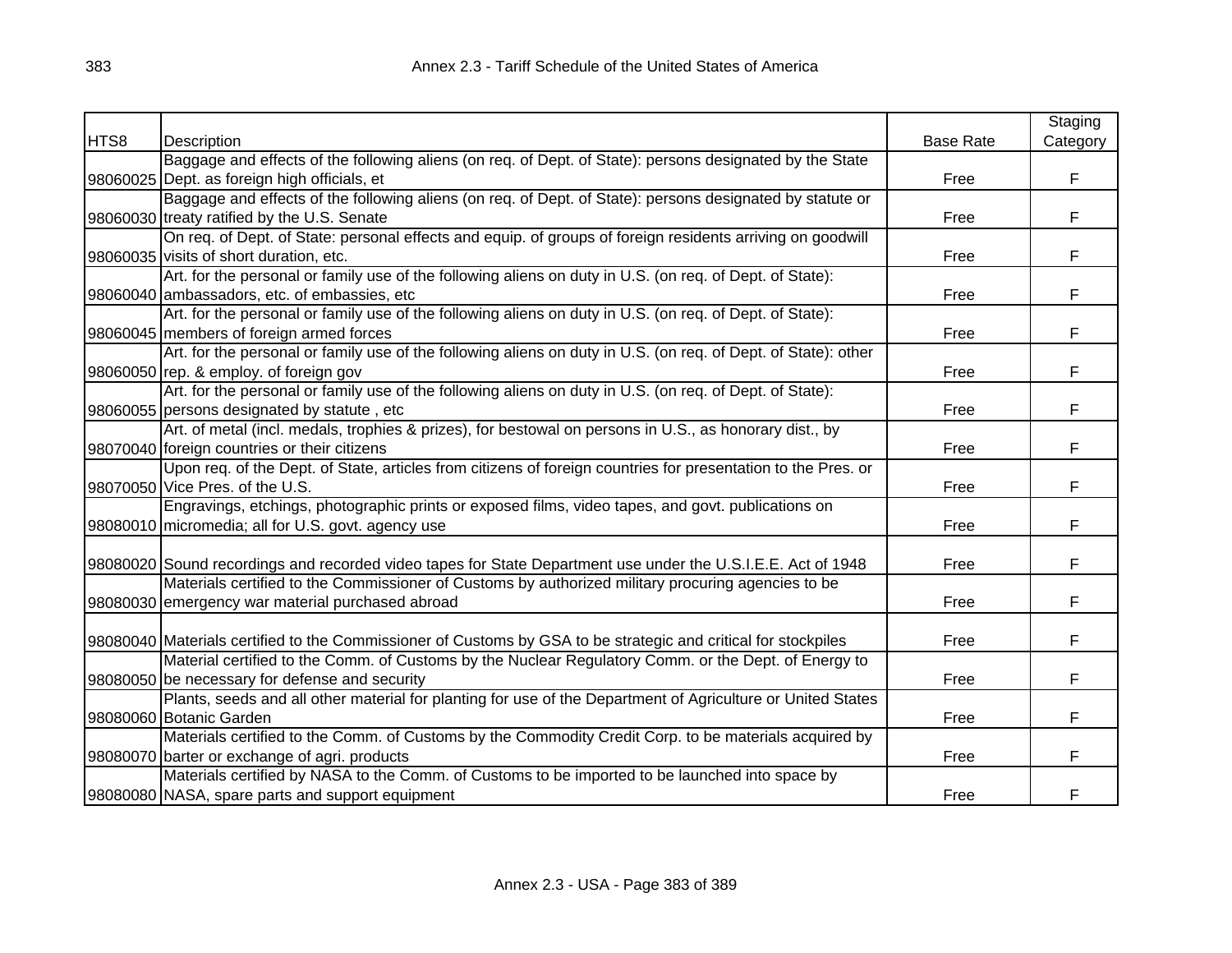| HTS8 | Description | Base Rate | Staging Category |
|---|---|---|---|
| 98060025 | Baggage and effects of the following aliens (on req. of Dept. of State): persons designated by the State Dept. as foreign high officials, et | Free | F |
| 98060030 | Baggage and effects of the following aliens (on req. of Dept. of State): persons designated by statute or treaty ratified by the U.S. Senate | Free | F |
| 98060035 | On req. of Dept. of State: personal effects and equip. of groups of foreign residents arriving on goodwill visits of short duration, etc. | Free | F |
| 98060040 | Art. for the personal or family use of the following aliens on duty in U.S. (on req. of Dept. of State): ambassadors, etc. of embassies, etc | Free | F |
| 98060045 | Art. for the personal or family use of the following aliens on duty in U.S. (on req. of Dept. of State): members of foreign armed forces | Free | F |
| 98060050 | Art. for the personal or family use of the following aliens on duty in U.S. (on req. of Dept. of State): other rep. & employ. of foreign gov | Free | F |
| 98060055 | Art. for the personal or family use of the following aliens on duty in U.S. (on req. of Dept. of State): persons designated by statute , etc | Free | F |
| 98070040 | Art. of metal (incl. medals, trophies & prizes), for bestowal on persons in U.S., as honorary dist., by foreign countries or their citizens | Free | F |
| 98070050 | Upon req. of the Dept. of State, articles from citizens of foreign countries for presentation to the Pres. or Vice Pres. of the U.S. | Free | F |
| 98080010 | Engravings, etchings, photographic prints or exposed films, video tapes, and govt. publications on micromedia; all for U.S. govt. agency use | Free | F |
| 98080020 | Sound recordings and recorded video tapes for State Department use under the U.S.I.E.E. Act of 1948 | Free | F |
| 98080030 | Materials certified to the Commissioner of Customs by authorized military procuring agencies to be emergency war material purchased abroad | Free | F |
| 98080040 | Materials certified to the Commissioner of Customs by GSA to be strategic and critical for stockpiles | Free | F |
| 98080050 | Material certified to the Comm. of Customs by the Nuclear Regulatory Comm. or the Dept. of Energy to be necessary for defense and security | Free | F |
| 98080060 | Plants, seeds and all other material for planting for use of the Department of Agriculture or United States Botanic Garden | Free | F |
| 98080070 | Materials certified to the Comm. of Customs by the Commodity Credit Corp. to be materials acquired by barter or exchange of agri. products | Free | F |
| 98080080 | Materials certified by NASA to the Comm. of Customs to be imported to be launched into space by NASA, spare parts and support equipment | Free | F |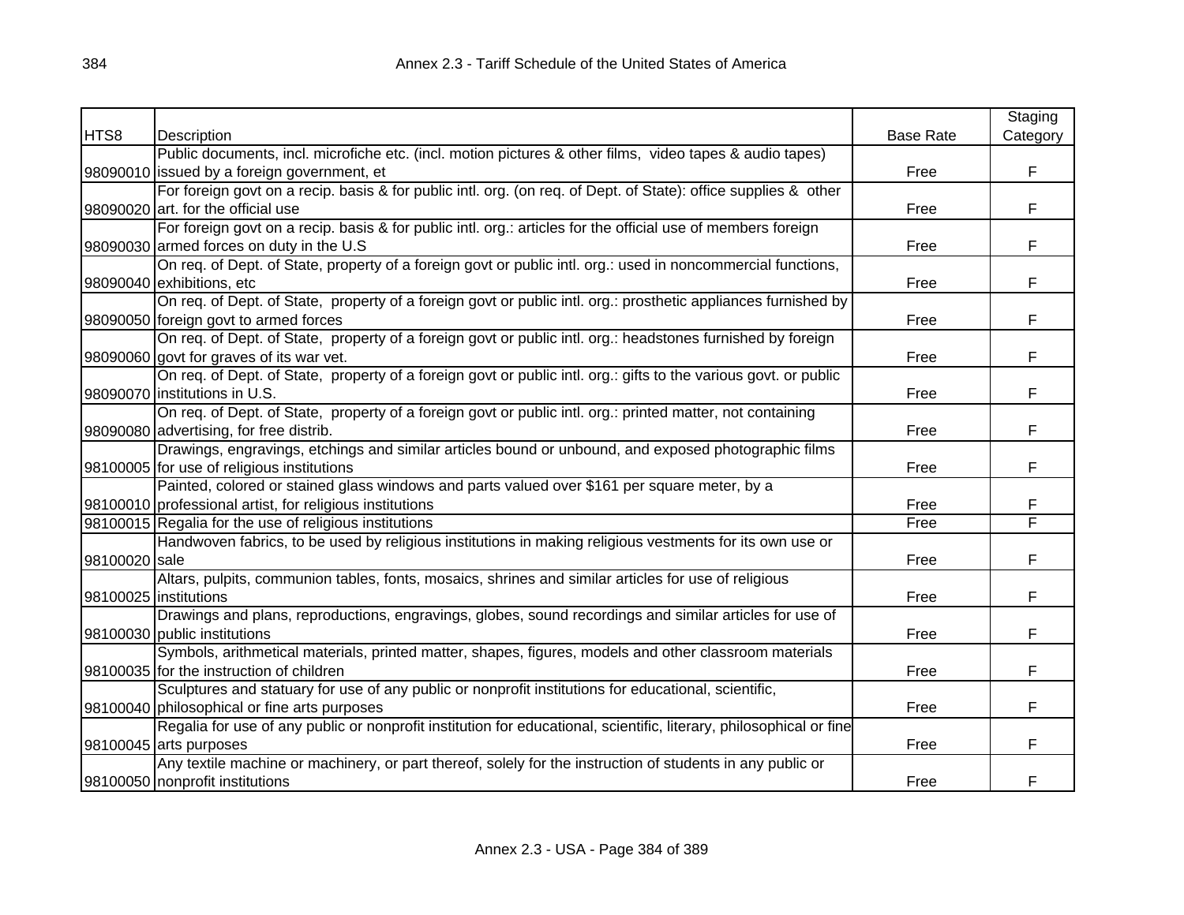| HTS8 | Description | Base Rate | Staging Category |
|---|---|---|---|
| 98090010 | Public documents, incl. microfiche etc. (incl. motion pictures & other films, video tapes & audio tapes) issued by a foreign government, et | Free | F |
| 98090020 | For foreign govt on a recip. basis & for public intl. org. (on req. of Dept. of State): office supplies & other art. for the official use | Free | F |
| 98090030 | For foreign govt on a recip. basis & for public intl. org.: articles for the official use of members foreign armed forces on duty in the U.S | Free | F |
| 98090040 | On req. of Dept. of State, property of a foreign govt or public intl. org.: used in noncommercial functions, exhibitions, etc | Free | F |
| 98090050 | On req. of Dept. of State, property of a foreign govt or public intl. org.: prosthetic appliances furnished by foreign govt to armed forces | Free | F |
| 98090060 | On req. of Dept. of State, property of a foreign govt or public intl. org.: headstones furnished by foreign govt for graves of its war vet. | Free | F |
| 98090070 | On req. of Dept. of State, property of a foreign govt or public intl. org.: gifts to the various govt. or public institutions in U.S. | Free | F |
| 98090080 | On req. of Dept. of State, property of a foreign govt or public intl. org.: printed matter, not containing advertising, for free distrib. | Free | F |
| 98100005 | Drawings, engravings, etchings and similar articles bound or unbound, and exposed photographic films for use of religious institutions | Free | F |
| 98100010 | Painted, colored or stained glass windows and parts valued over $161 per square meter, by a professional artist, for religious institutions | Free | F |
| 98100015 | Regalia for the use of religious institutions | Free | F |
| 98100020 | Handwoven fabrics, to be used by religious institutions in making religious vestments for its own use or sale | Free | F |
| 98100025 | Altars, pulpits, communion tables, fonts, mosaics, shrines and similar articles for use of religious institutions | Free | F |
| 98100030 | Drawings and plans, reproductions, engravings, globes, sound recordings and similar articles for use of public institutions | Free | F |
| 98100035 | Symbols, arithmetical materials, printed matter, shapes, figures, models and other classroom materials for the instruction of children | Free | F |
| 98100040 | Sculptures and statuary for use of any public or nonprofit institutions for educational, scientific, philosophical or fine arts purposes | Free | F |
| 98100045 | Regalia for use of any public or nonprofit institution for educational, scientific, literary, philosophical or fine arts purposes | Free | F |
| 98100050 | Any textile machine or machinery, or part thereof, solely for the instruction of students in any public or nonprofit institutions | Free | F |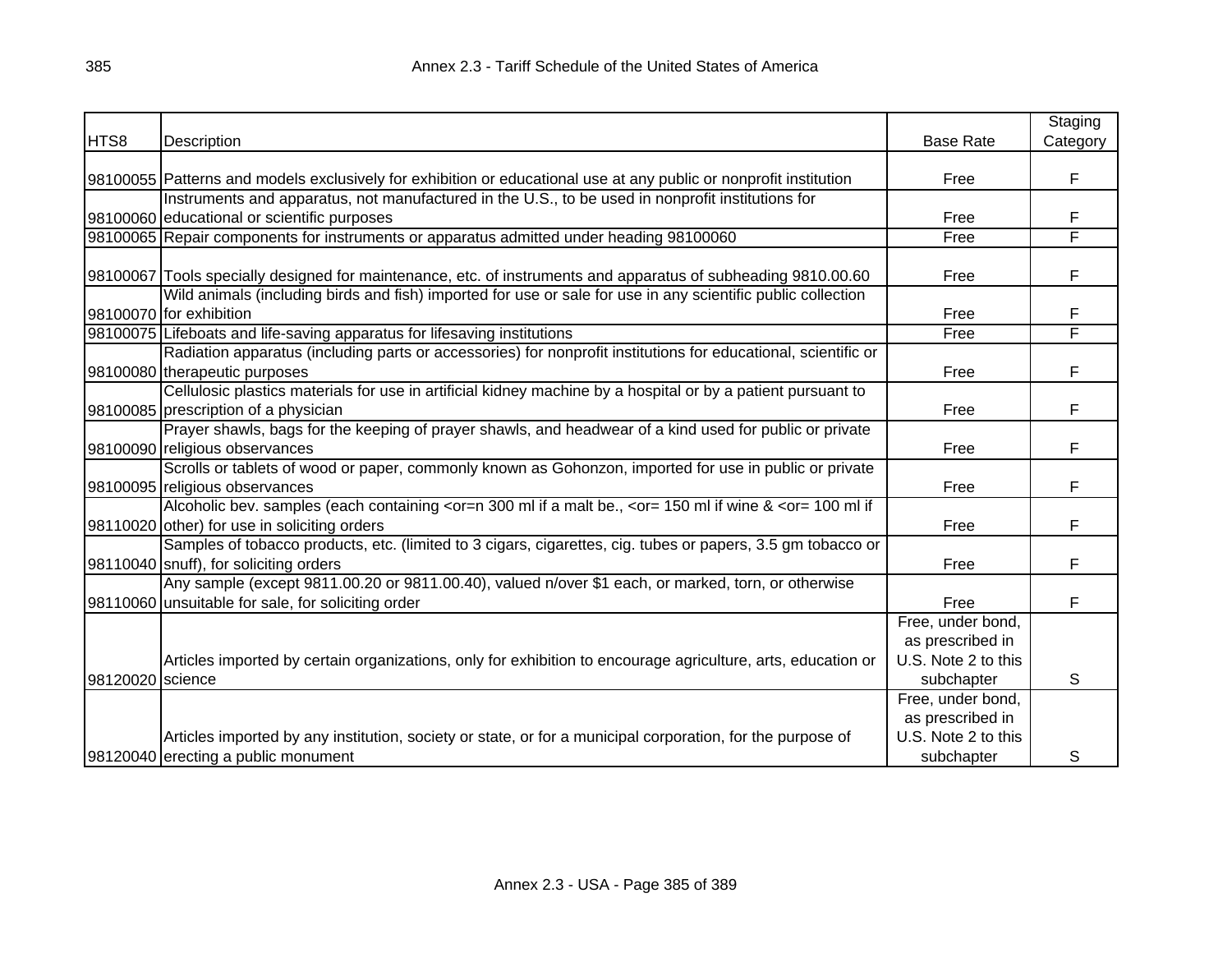| HTS8 | Description | Base Rate | Staging Category |
|---|---|---|---|
| 98100055 | Patterns and models exclusively for exhibition or educational use at any public or nonprofit institution | Free | F |
| 98100060 | Instruments and apparatus, not manufactured in the U.S., to be used in nonprofit institutions for educational or scientific purposes | Free | F |
| 98100065 | Repair components for instruments or apparatus admitted under heading 98100060 | Free | F |
| 98100067 | Tools specially designed for maintenance, etc. of instruments and apparatus of subheading 9810.00.60 | Free | F |
| 98100070 | Wild animals (including birds and fish) imported for use or sale for use in any scientific public collection for exhibition | Free | F |
| 98100075 | Lifeboats and life-saving apparatus for lifesaving institutions | Free | F |
| 98100080 | Radiation apparatus (including parts or accessories) for nonprofit institutions for educational, scientific or therapeutic purposes | Free | F |
| 98100085 | Cellulosic plastics materials for use in artificial kidney machine by a hospital or by a patient pursuant to prescription of a physician | Free | F |
| 98100090 | Prayer shawls, bags for the keeping of prayer shawls, and headwear of a kind used for public or private religious observances | Free | F |
| 98100095 | Scrolls or tablets of wood or paper, commonly known as Gohonzon, imported for use in public or private religious observances | Free | F |
| 98110020 | Alcoholic bev. samples (each containing <or=n 300 ml if a malt be., <or= 150 ml if wine & <or= 100 ml if other) for use in soliciting orders | Free | F |
| 98110040 | Samples of tobacco products, etc. (limited to 3 cigars, cigarettes, cig. tubes or papers, 3.5 gm tobacco or snuff), for soliciting orders | Free | F |
| 98110060 | Any sample (except 9811.00.20 or 9811.00.40), valued n/over $1 each, or marked, torn, or otherwise unsuitable for sale, for soliciting order | Free | F |
| 98120020 | Articles imported by certain organizations, only for exhibition to encourage agriculture, arts, education or science | Free, under bond, as prescribed in U.S. Note 2 to this subchapter | S |
| 98120040 | Articles imported by any institution, society or state, or for a municipal corporation, for the purpose of erecting a public monument | Free, under bond, as prescribed in U.S. Note 2 to this subchapter | S |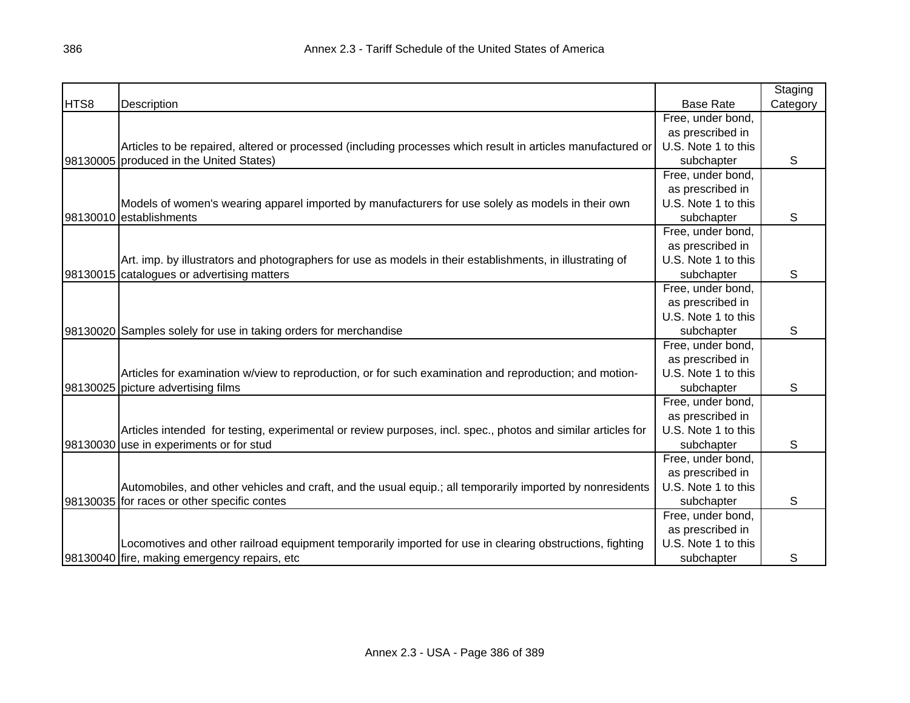| HTS8 | Description | Base Rate | Staging Category |
|---|---|---|---|
| 98130005 | Articles to be repaired, altered or processed (including processes which result in articles manufactured or produced in the United States) | Free, under bond, as prescribed in U.S. Note 1 to this subchapter | S |
| 98130010 | Models of women's wearing apparel imported by manufacturers for use solely as models in their own establishments | Free, under bond, as prescribed in U.S. Note 1 to this subchapter | S |
| 98130015 | Art. imp. by illustrators and photographers for use as models in their establishments, in illustrating of catalogues or advertising matters | Free, under bond, as prescribed in U.S. Note 1 to this subchapter | S |
| 98130020 | Samples solely for use in taking orders for merchandise | Free, under bond, as prescribed in U.S. Note 1 to this subchapter | S |
| 98130025 | Articles for examination w/view to reproduction, or for such examination and reproduction; and motion-picture advertising films | Free, under bond, as prescribed in U.S. Note 1 to this subchapter | S |
| 98130030 | Articles intended for testing, experimental or review purposes, incl. spec., photos and similar articles for use in experiments or for stud | Free, under bond, as prescribed in U.S. Note 1 to this subchapter | S |
| 98130035 | Automobiles, and other vehicles and craft, and the usual equip.; all temporarily imported by nonresidents for races or other specific contes | Free, under bond, as prescribed in U.S. Note 1 to this subchapter | S |
| 98130040 | Locomotives and other railroad equipment temporarily imported for use in clearing obstructions, fighting fire, making emergency repairs, etc | Free, under bond, as prescribed in U.S. Note 1 to this subchapter | S |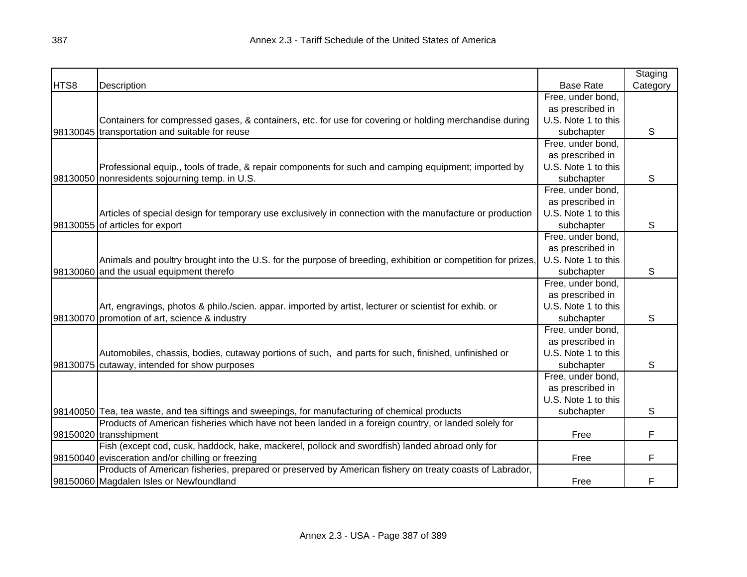| HTS8 | Description | Base Rate | Staging Category |
|---|---|---|---|
| 98130045 | Containers for compressed gases, & containers, etc. for use for covering or holding merchandise during transportation and suitable for reuse | Free, under bond, as prescribed in U.S. Note 1 to this subchapter | S |
| 98130050 | Professional equip., tools of trade, & repair components for such and camping equipment; imported by nonresidents sojourning temp. in U.S. | Free, under bond, as prescribed in U.S. Note 1 to this subchapter | S |
| 98130055 | Articles of special design for temporary use exclusively in connection with the manufacture or production of articles for export | Free, under bond, as prescribed in U.S. Note 1 to this subchapter | S |
| 98130060 | Animals and poultry brought into the U.S. for the purpose of breeding, exhibition or competition for prizes, and the usual equipment therefo | Free, under bond, as prescribed in U.S. Note 1 to this subchapter | S |
| 98130070 | Art, engravings, photos & philo./scien. appar. imported by artist, lecturer or scientist for exhib. or promotion of art, science & industry | Free, under bond, as prescribed in U.S. Note 1 to this subchapter | S |
| 98130075 | Automobiles, chassis, bodies, cutaway portions of such, and parts for such, finished, unfinished or cutaway, intended for show purposes | Free, under bond, as prescribed in U.S. Note 1 to this subchapter | S |
| 98140050 | Tea, tea waste, and tea siftings and sweepings, for manufacturing of chemical products | Free, under bond, as prescribed in U.S. Note 1 to this subchapter | S |
| 98150020 | Products of American fisheries which have not been landed in a foreign country, or landed solely for transshipment | Free | F |
| 98150040 | Fish (except cod, cusk, haddock, hake, mackerel, pollock and swordfish) landed abroad only for evisceration and/or chilling or freezing | Free | F |
| 98150060 | Products of American fisheries, prepared or preserved by American fishery on treaty coasts of Labrador, Magdalen Isles or Newfoundland | Free | F |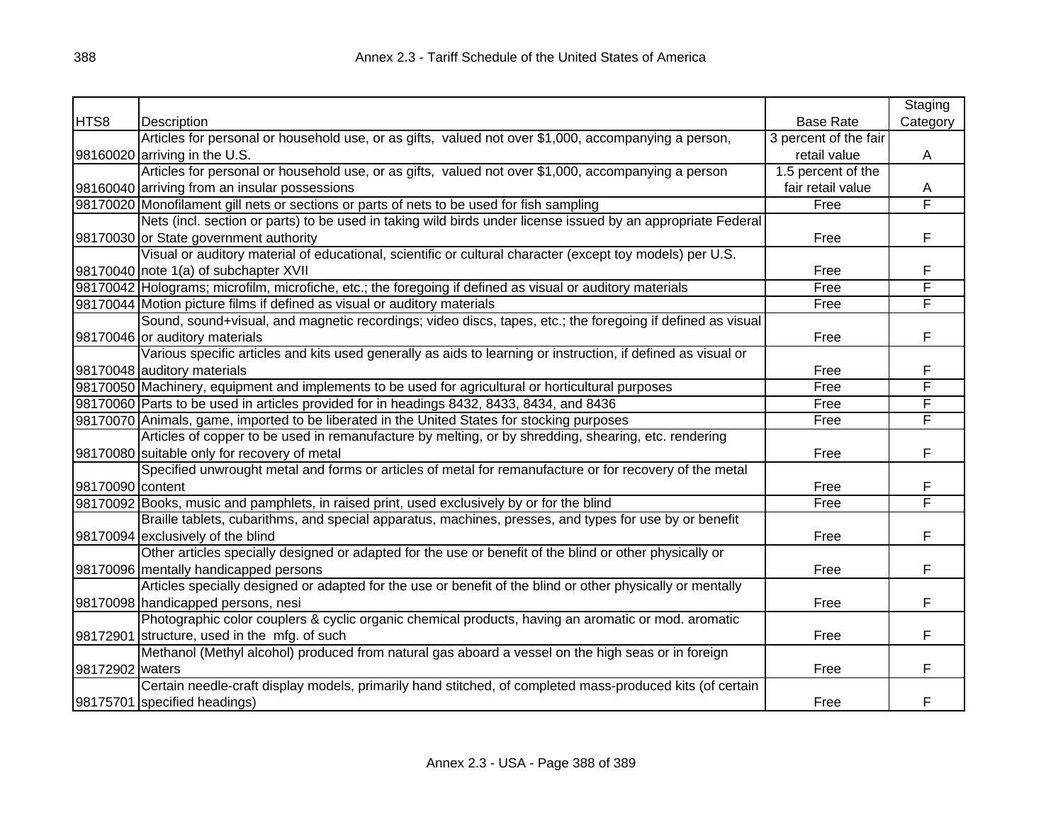| HTS8 | Description | Base Rate | Staging Category |
|---|---|---|---|
| 98160020 | Articles for personal or household use, or as gifts, valued not over $1,000, accompanying a person, arriving in the U.S. | 3 percent of the fair retail value | A |
| 98160040 | Articles for personal or household use, or as gifts, valued not over $1,000, accompanying a person arriving from an insular possessions | 1.5 percent of the fair retail value | A |
| 98170020 | Monofilament gill nets or sections or parts of nets to be used for fish sampling | Free | F |
| 98170030 | Nets (incl. section or parts) to be used in taking wild birds under license issued by an appropriate Federal or State government authority | Free | F |
| 98170040 | Visual or auditory material of educational, scientific or cultural character (except toy models) per U.S. note 1(a) of subchapter XVII | Free | F |
| 98170042 | Holograms; microfilm, microfiche, etc.; the foregoing if defined as visual or auditory materials | Free | F |
| 98170044 | Motion picture films if defined as visual or auditory materials | Free | F |
| 98170046 | Sound, sound+visual, and magnetic recordings; video discs, tapes, etc.; the foregoing if defined as visual or auditory materials | Free | F |
| 98170048 | Various specific articles and kits used generally as aids to learning or instruction, if defined as visual or auditory materials | Free | F |
| 98170050 | Machinery, equipment and implements to be used for agricultural or horticultural purposes | Free | F |
| 98170060 | Parts to be used in articles provided for in headings 8432, 8433, 8434, and 8436 | Free | F |
| 98170070 | Animals, game, imported to be liberated in the United States for stocking purposes | Free | F |
| 98170080 | Articles of copper to be used in remanufacture by melting, or by shredding, shearing, etc. rendering suitable only for recovery of metal | Free | F |
| 98170090 | Specified unwrought metal and forms or articles of metal for remanufacture or for recovery of the metal content | Free | F |
| 98170092 | Books, music and pamphlets, in raised print, used exclusively by or for the blind | Free | F |
| 98170094 | Braille tablets, cubarithms, and special apparatus, machines, presses, and types for use by or benefit exclusively of the blind | Free | F |
| 98170096 | Other articles specially designed or adapted for the use or benefit of the blind or other physically or mentally handicapped persons | Free | F |
| 98170098 | Articles specially designed or adapted for the use or benefit of the blind or other physically or mentally handicapped persons, nesi | Free | F |
| 98172901 | Photographic color couplers & cyclic organic chemical products, having an aromatic or mod. aromatic structure, used in the mfg. of such | Free | F |
| 98172902 | Methanol (Methyl alcohol) produced from natural gas aboard a vessel on the high seas or in foreign waters | Free | F |
| 98175701 | Certain needle-craft display models, primarily hand stitched, of completed mass-produced kits (of certain specified headings) | Free | F |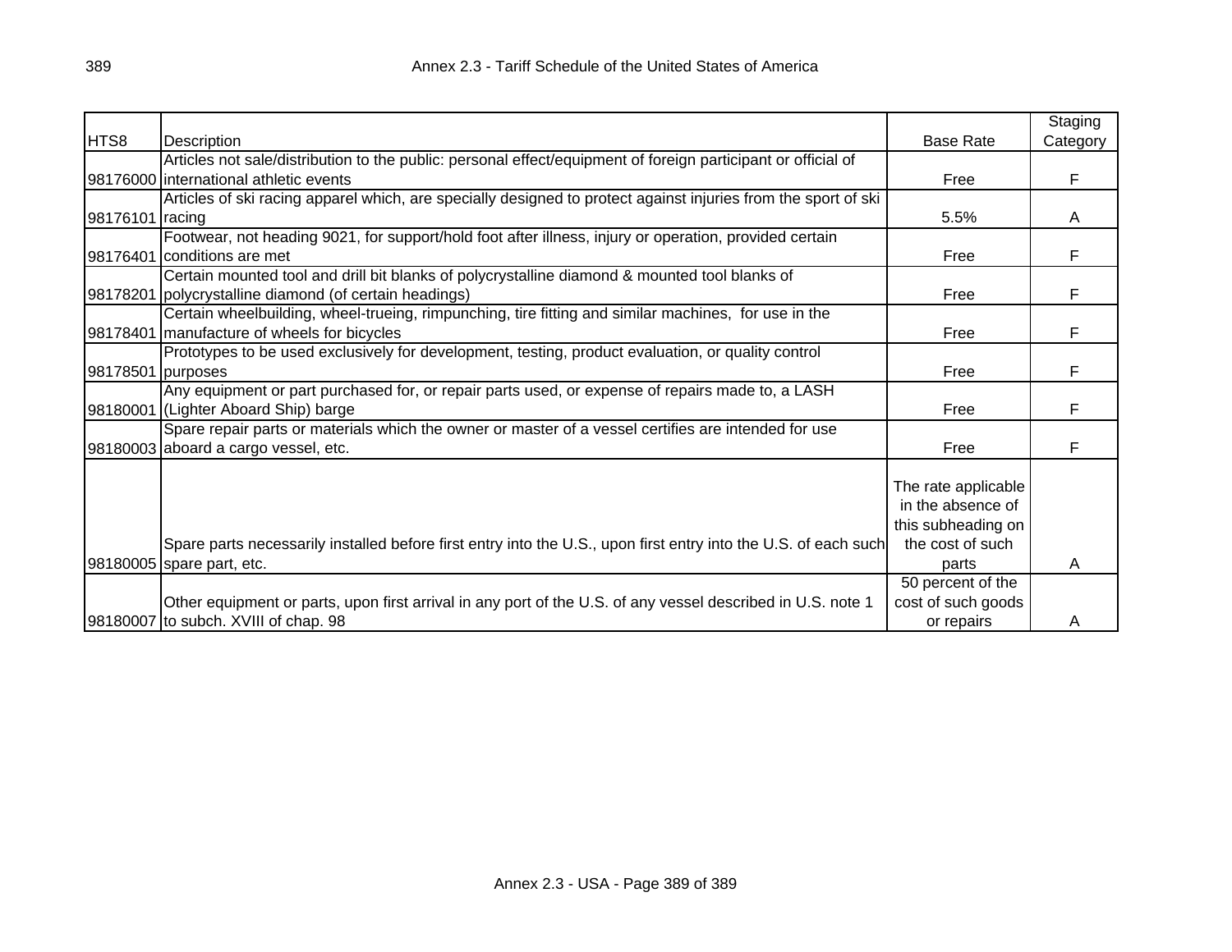| HTS8 | Description | Base Rate | Staging Category |
|---|---|---|---|
| 98176000 | Articles not sale/distribution to the public: personal effect/equipment of foreign participant or official of international athletic events | Free | F |
| 98176101 | Articles of ski racing apparel which, are specially designed to protect against injuries from the sport of ski racing | 5.5% | A |
| 98176401 | Footwear, not heading 9021, for support/hold foot after illness, injury or operation, provided certain conditions are met | Free | F |
| 98178201 | Certain mounted tool and drill bit blanks of polycrystalline diamond & mounted tool blanks of polycrystalline diamond (of certain headings) | Free | F |
| 98178401 | Certain wheelbuilding, wheel-trueing, rimpunching, tire fitting and similar machines, for use in the manufacture of wheels for bicycles | Free | F |
| 98178501 | Prototypes to be used exclusively for development, testing, product evaluation, or quality control purposes | Free | F |
| 98180001 | Any equipment or part purchased for, or repair parts used, or expense of repairs made to, a LASH (Lighter Aboard Ship) barge | Free | F |
| 98180003 | Spare repair parts or materials which the owner or master of a vessel certifies are intended for use aboard a cargo vessel, etc. | Free | F |
| 98180005 | Spare parts necessarily installed before first entry into the U.S., upon first entry into the U.S. of each such spare part, etc. | The rate applicable in the absence of this subheading on the cost of such parts | A |
| 98180007 | Other equipment or parts, upon first arrival in any port of the U.S. of any vessel described in U.S. note 1 to subch. XVIII of chap. 98 | 50 percent of the cost of such goods or repairs | A |